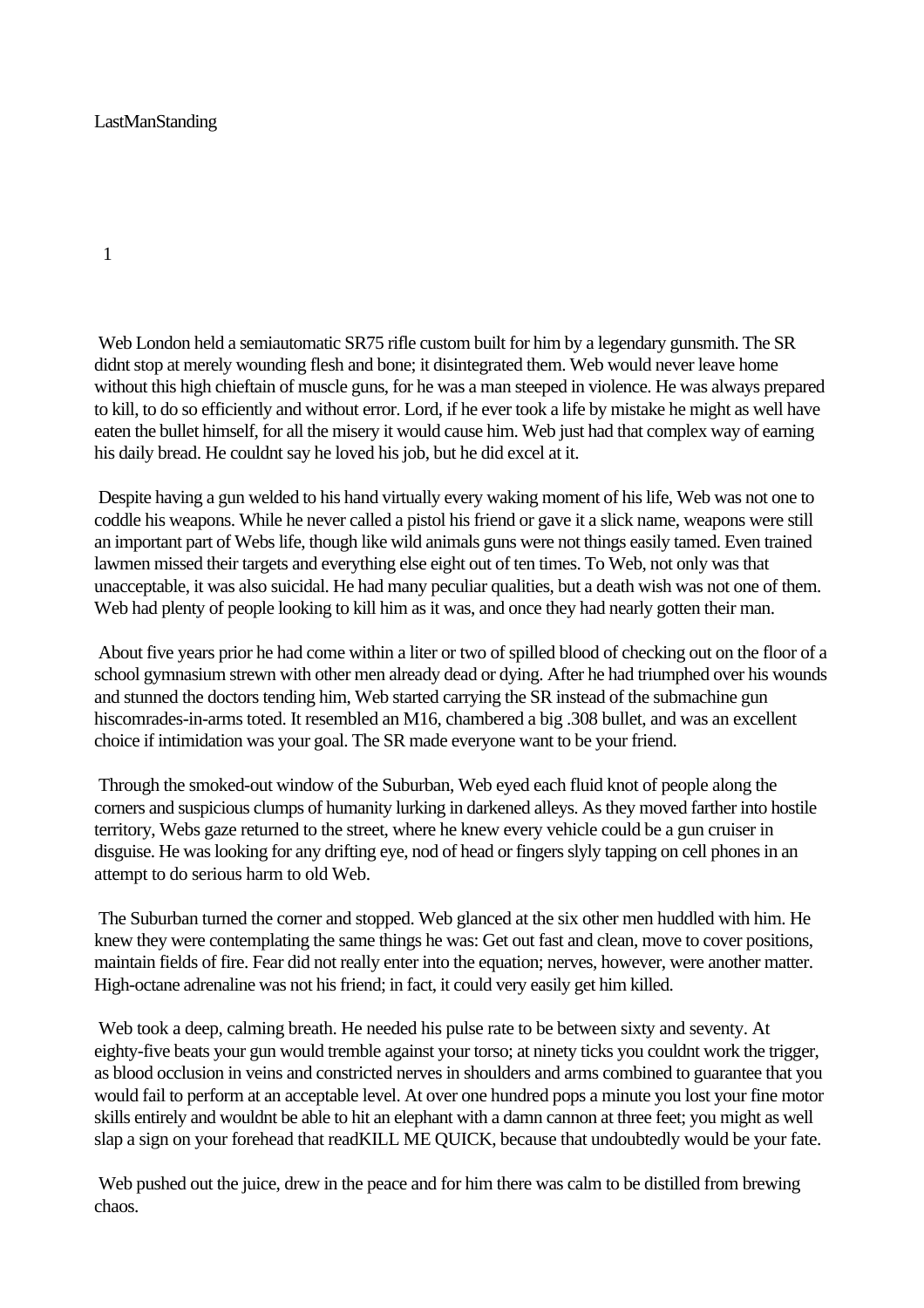LastManStanding

# 1

Web London held a semiautomatic SR75 rifle custom built for him by a legendary gunsmith. The SR didnt stop at merely wounding flesh and bone; it disintegrated them. Web would never leave home without this high chieftain of muscle guns, for he was a man steeped in violence. He was always prepared to kill, to do so efficiently and without error. Lord, if he ever took a life by mistake he might as well have eaten the bullet himself, for all the misery it would cause him. Web just had that complex way of earning his daily bread. He couldnt say he loved his job, but he did excel at it.

Despite having a gun welded to his hand virtually every waking moment of his life, Web was not one to coddle his weapons. While he never called a pistol his friend or gave it a slick name, weapons were still an important part of Webs life, though like wild animals guns were not things easily tamed. Even trained lawmen missed their targets and everything else eight out of ten times. To Web, not only was that unacceptable, it was also suicidal. He had many peculiar qualities, but a death wish was not one of them. Web had plenty of people looking to kill him as it was, and once they had nearly gotten their man.

About five years prior he had come within a liter or two of spilled blood of checking out on the floor of a school gymnasium strewn with other men already dead or dying. After he had triumphed over his wounds and stunned the doctors tending him, Web started carrying the SR instead of the submachine gun hiscomrades-in-arms toted. It resembled an M16, chambered a big .308 bullet, and was an excellent choice if intimidation was your goal. The SR made everyone want to be your friend.

Through the smoked-out window of the Suburban, Web eyed each fluid knot of people along the corners and suspicious clumps of humanity lurking in darkened alleys. As they moved farther into hostile territory, Webs gaze returned to the street, where he knew every vehicle could be a gun cruiser in disguise. He was looking for any drifting eye, nod of head or fingers slyly tapping on cell phones in an attempt to do serious harm to old Web.

The Suburban turned the corner and stopped. Web glanced at the six other men huddled with him. He knew they were contemplating the same things he was: Get out fast and clean, move to cover positions, maintain fields of fire. Fear did not really enter into the equation; nerves, however, were another matter. High-octane adrenaline was not his friend; in fact, it could very easily get him killed.

Web took a deep, calming breath. He needed his pulse rate to be between sixty and seventy. At eighty-five beats your gun would tremble against your torso; at ninety ticks you couldnt work the trigger, as blood occlusion in veins and constricted nerves in shoulders and arms combined to guarantee that you would fail to perform at an acceptable level. At over one hundred pops a minute you lost your fine motor skills entirely and wouldnt be able to hit an elephant with a damn cannon at three feet; you might as well slap a sign on your forehead that readKILL ME QUICK, because that undoubtedly would be your fate.

Web pushed out the juice, drew in the peace and for him there was calm to be distilled from brewing chaos.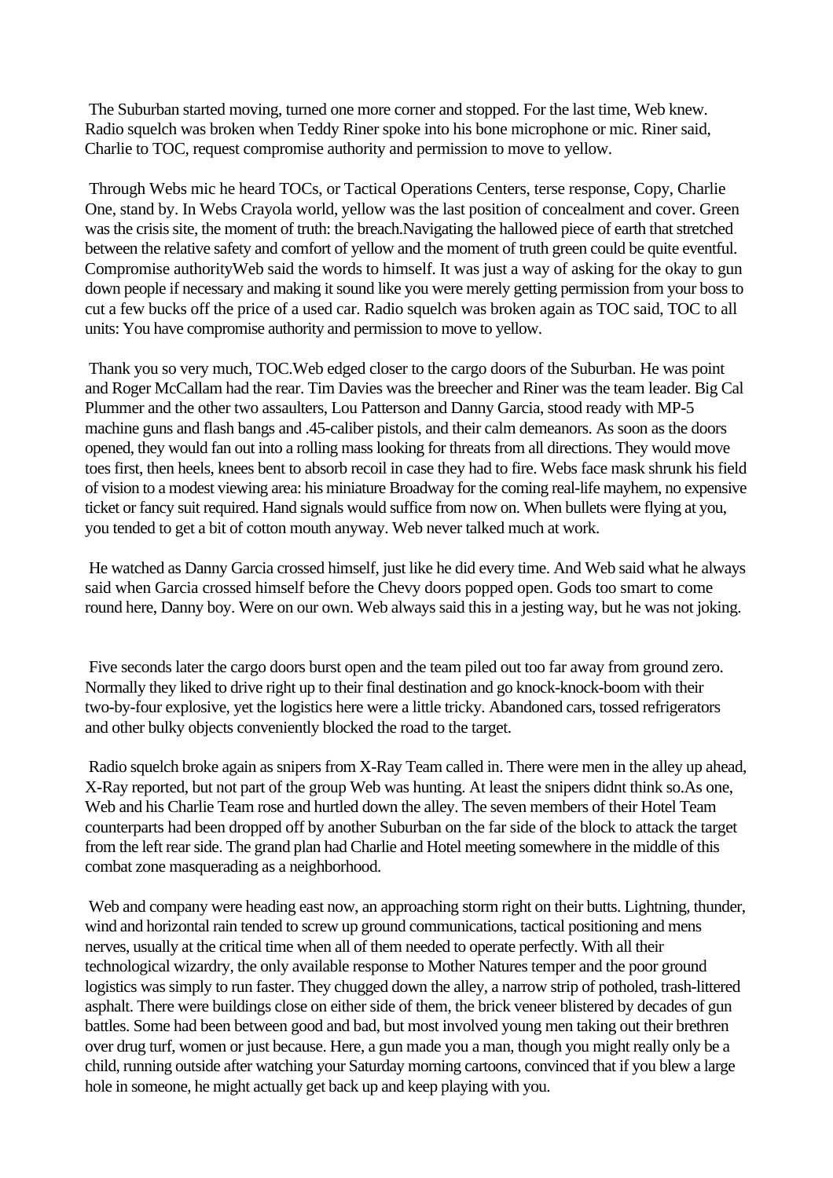The Suburban started moving, turned one more corner and stopped. For the last time, Web knew. Radio squelch was broken when Teddy Riner spoke into his bone microphone or mic. Riner said, Charlie to TOC, request compromise authority and permission to move to yellow.

Through Webs mic he heard TOCs, or Tactical Operations Centers, terse response, Copy, Charlie One, stand by. In Webs Crayola world, yellow was the last position of concealment and cover. Green was the crisis site, the moment of truth: the breach.Navigating the hallowed piece of earth that stretched between the relative safety and comfort of yellow and the moment of truth green could be quite eventful. Compromise authorityWeb said the words to himself. It was just a way of asking for the okay to gun down people if necessary and making it sound like you were merely getting permission from your boss to cut a few bucks off the price of a used car. Radio squelch was broken again as TOC said, TOC to all units: You have compromise authority and permission to move to yellow.

Thank you so very much, TOC.Web edged closer to the cargo doors of the Suburban. He was point and Roger McCallam had the rear. Tim Davies was the breecher and Riner was the team leader. Big Cal Plummer and the other two assaulters, Lou Patterson and Danny Garcia, stood ready with MP-5 machine guns and flash bangs and .45-caliber pistols, and their calm demeanors. As soon as the doors opened, they would fan out into a rolling mass looking for threats from all directions. They would move toes first, then heels, knees bent to absorb recoil in case they had to fire. Webs face mask shrunk his field of vision to a modest viewing area: his miniature Broadway for the coming real-life mayhem, no expensive ticket or fancy suit required. Hand signals would suffice from now on. When bullets were flying at you, you tended to get a bit of cotton mouth anyway. Web never talked much at work.

He watched as Danny Garcia crossed himself, just like he did every time. And Web said what he always said when Garcia crossed himself before the Chevy doors popped open. Gods too smart to come round here, Danny boy. Were on our own. Web always said this in a jesting way, but he was not joking.

Five seconds later the cargo doors burst open and the team piled out too far away from ground zero. Normally they liked to drive right up to their final destination and go knock-knock-boom with their two-by-four explosive, yet the logistics here were a little tricky. Abandoned cars, tossed refrigerators and other bulky objects conveniently blocked the road to the target.

Radio squelch broke again as snipers from X-Ray Team called in. There were men in the alley up ahead, X-Ray reported, but not part of the group Web was hunting. At least the snipers didnt think so.As one, Web and his Charlie Team rose and hurtled down the alley. The seven members of their Hotel Team counterparts had been dropped off by another Suburban on the far side of the block to attack the target from the left rear side. The grand plan had Charlie and Hotel meeting somewhere in the middle of this combat zone masquerading as a neighborhood.

Web and company were heading east now, an approaching storm right on their butts. Lightning, thunder, wind and horizontal rain tended to screw up ground communications, tactical positioning and mens nerves, usually at the critical time when all of them needed to operate perfectly. With all their technological wizardry, the only available response to Mother Natures temper and the poor ground logistics was simply to run faster. They chugged down the alley, a narrow strip of potholed, trash-littered asphalt. There were buildings close on either side of them, the brick veneer blistered by decades of gun battles. Some had been between good and bad, but most involved young men taking out their brethren over drug turf, women or just because. Here, a gun made you a man, though you might really only be a child, running outside after watching your Saturday morning cartoons, convinced that if you blew a large hole in someone, he might actually get back up and keep playing with you.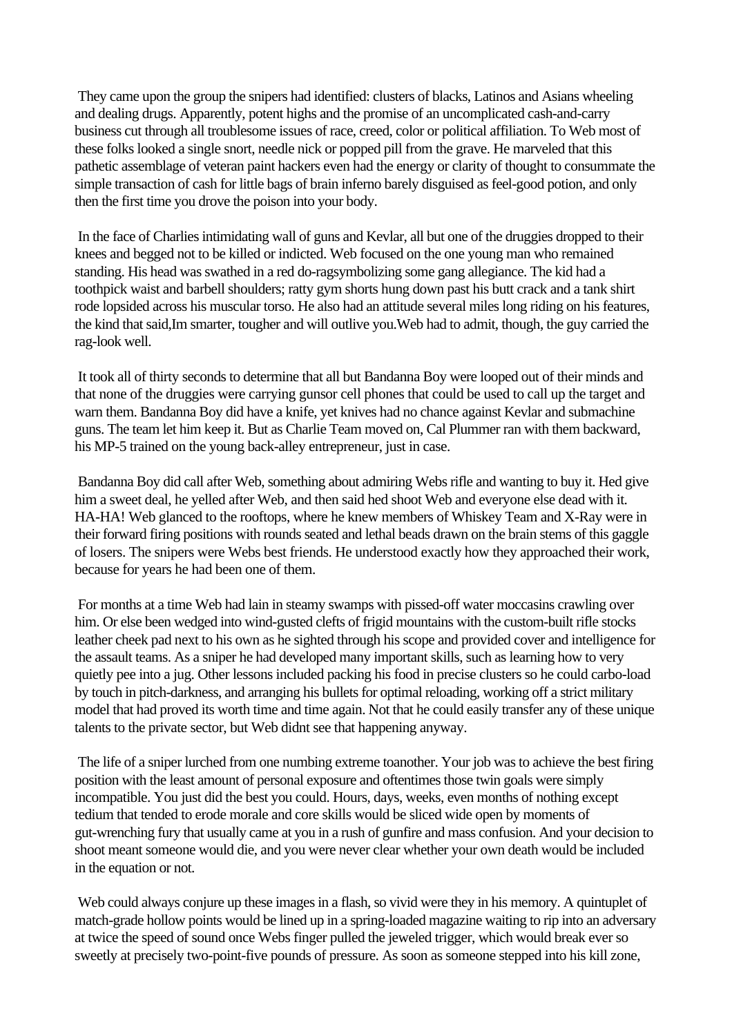They came upon the group the snipers had identified: clusters of blacks, Latinos and Asians wheeling and dealing drugs. Apparently, potent highs and the promise of an uncomplicated cash-and-carry business cut through all troublesome issues of race, creed, color or political affiliation. To Web most of these folks looked a single snort, needle nick or popped pill from the grave. He marveled that this pathetic assemblage of veteran paint hackers even had the energy or clarity of thought to consummate the simple transaction of cash for little bags of brain inferno barely disguised as feel-good potion, and only then the first time you drove the poison into your body.

In the face of Charlies intimidating wall of guns and Kevlar, all but one of the druggies dropped to their knees and begged not to be killed or indicted. Web focused on the one young man who remained standing. His head was swathed in a red do-ragsymbolizing some gang allegiance. The kid had a toothpick waist and barbell shoulders; ratty gym shorts hung down past his butt crack and a tank shirt rode lopsided across his muscular torso. He also had an attitude several miles long riding on his features, the kind that said,Im smarter, tougher and will outlive you.Web had to admit, though, the guy carried the rag-look well.

It took all of thirty seconds to determine that all but Bandanna Boy were looped out of their minds and that none of the druggies were carrying gunsor cell phones that could be used to call up the target and warn them. Bandanna Boy did have a knife, yet knives had no chance against Kevlar and submachine guns. The team let him keep it. But as Charlie Team moved on, Cal Plummer ran with them backward, his MP-5 trained on the young back-alley entrepreneur, just in case.

Bandanna Boy did call after Web, something about admiring Webs rifle and wanting to buy it. Hed give him a sweet deal, he yelled after Web, and then said hed shoot Web and everyone else dead with it. HA-HA! Web glanced to the rooftops, where he knew members of Whiskey Team and X-Ray were in their forward firing positions with rounds seated and lethal beads drawn on the brain stems of this gaggle of losers. The snipers were Webs best friends. He understood exactly how they approached their work, because for years he had been one of them.

For months at a time Web had lain in steamy swamps with pissed-off water moccasins crawling over him. Or else been wedged into wind-gusted clefts of frigid mountains with the custom-built rifle stocks leather cheek pad next to his own as he sighted through his scope and provided cover and intelligence for the assault teams. As a sniper he had developed many important skills, such as learning how to very quietly pee into a jug. Other lessons included packing his food in precise clusters so he could carbo-load by touch in pitch-darkness, and arranging his bullets for optimal reloading, working off a strict military model that had proved its worth time and time again. Not that he could easily transfer any of these unique talents to the private sector, but Web didnt see that happening anyway.

The life of a sniper lurched from one numbing extreme toanother. Your job was to achieve the best firing position with the least amount of personal exposure and oftentimes those twin goals were simply incompatible. You just did the best you could. Hours, days, weeks, even months of nothing except tedium that tended to erode morale and core skills would be sliced wide open by moments of gut-wrenching fury that usually came at you in a rush of gunfire and mass confusion. And your decision to shoot meant someone would die, and you were never clear whether your own death would be included in the equation or not.

Web could always conjure up these images in a flash, so vivid were they in his memory. A quintuplet of match-grade hollow points would be lined up in a spring-loaded magazine waiting to rip into an adversary at twice the speed of sound once Webs finger pulled the jeweled trigger, which would break ever so sweetly at precisely two-point-five pounds of pressure. As soon as someone stepped into his kill zone,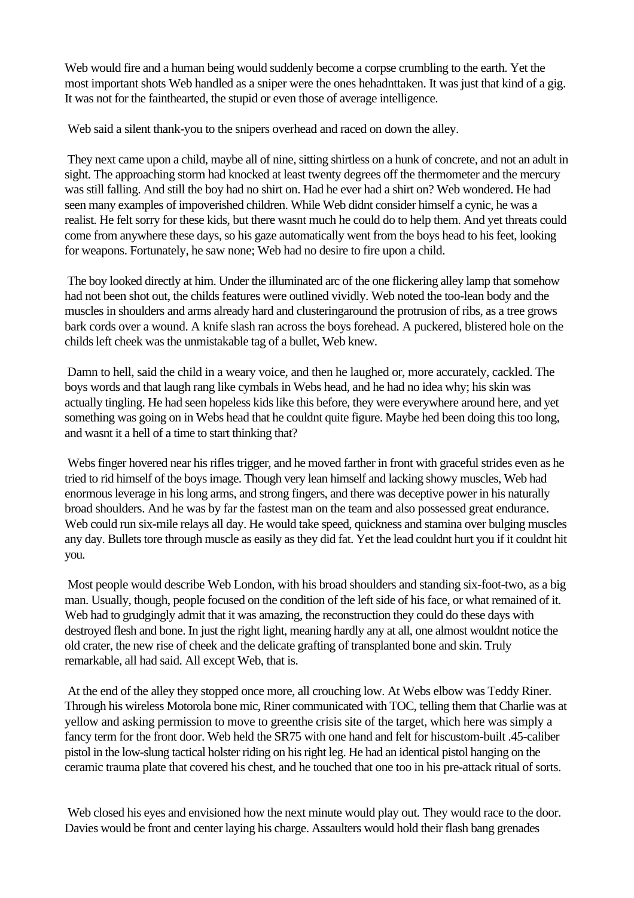Web would fire and a human being would suddenly become a corpse crumbling to the earth. Yet the most important shots Web handled as a sniper were the ones hehadnttaken. It was just that kind of a gig. It was not for the fainthearted, the stupid or even those of average intelligence.

Web said a silent thank-you to the snipers overhead and raced on down the alley.

They next came upon a child, maybe all of nine, sitting shirtless on a hunk of concrete, and not an adult in sight. The approaching storm had knocked at least twenty degrees off the thermometer and the mercury was still falling. And still the boy had no shirt on. Had he ever had a shirt on? Web wondered. He had seen many examples of impoverished children. While Web didnt consider himself a cynic, he was a realist. He felt sorry for these kids, but there wasnt much he could do to help them. And yet threats could come from anywhere these days, so his gaze automatically went from the boys head to his feet, looking for weapons. Fortunately, he saw none; Web had no desire to fire upon a child.

The boy looked directly at him. Under the illuminated arc of the one flickering alley lamp that somehow had not been shot out, the childs features were outlined vividly. Web noted the too-lean body and the muscles in shoulders and arms already hard and clusteringaround the protrusion of ribs, as a tree grows bark cords over a wound. A knife slash ran across the boys forehead. A puckered, blistered hole on the childs left cheek was the unmistakable tag of a bullet, Web knew.

Damn to hell, said the child in a weary voice, and then he laughed or, more accurately, cackled. The boys words and that laugh rang like cymbals in Webs head, and he had no idea why; his skin was actually tingling. He had seen hopeless kids like this before, they were everywhere around here, and yet something was going on in Webs head that he couldnt quite figure. Maybe hed been doing this too long, and wasnt it a hell of a time to start thinking that?

Webs finger hovered near his rifles trigger, and he moved farther in front with graceful strides even as he tried to rid himself of the boys image. Though very lean himself and lacking showy muscles, Web had enormous leverage in his long arms, and strong fingers, and there was deceptive power in his naturally broad shoulders. And he was by far the fastest man on the team and also possessed great endurance. Web could run six-mile relays all day. He would take speed, quickness and stamina over bulging muscles any day. Bullets tore through muscle as easily as they did fat. Yet the lead couldnt hurt you if it couldnt hit you.

Most people would describe Web London, with his broad shoulders and standing six-foot-two, as a big man. Usually, though, people focused on the condition of the left side of his face, or what remained of it. Web had to grudgingly admit that it was amazing, the reconstruction they could do these days with destroyed flesh and bone. In just the right light, meaning hardly any at all, one almost wouldnt notice the old crater, the new rise of cheek and the delicate grafting of transplanted bone and skin. Truly remarkable, all had said. All except Web, that is.

At the end of the alley they stopped once more, all crouching low. At Webs elbow was Teddy Riner. Through his wireless Motorola bone mic, Riner communicated with TOC, telling them that Charlie was at yellow and asking permission to move to greenthe crisis site of the target, which here was simply a fancy term for the front door. Web held the SR75 with one hand and felt for hiscustom-built .45-caliber pistol in the low-slung tactical holster riding on his right leg. He had an identical pistol hanging on the ceramic trauma plate that covered his chest, and he touched that one too in his pre-attack ritual of sorts.

Web closed his eyes and envisioned how the next minute would play out. They would race to the door. Davies would be front and center laying his charge. Assaulters would hold their flash bang grenades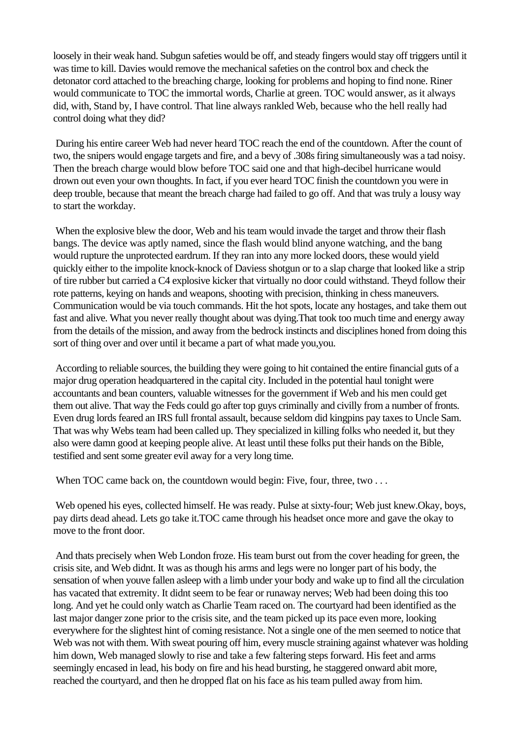loosely in their weak hand. Subgun safeties would be off, and steady fingers would stay off triggers until it was time to kill. Davies would remove the mechanical safeties on the control box and check the detonator cord attached to the breaching charge, looking for problems and hoping to find none. Riner would communicate to TOC the immortal words, Charlie at green. TOC would answer, as it always did, with, Stand by, I have control. That line always rankled Web, because who the hell really had control doing what they did?

During his entire career Web had never heard TOC reach the end of the countdown. After the count of two, the snipers would engage targets and fire, and a bevy of .308s firing simultaneously was a tad noisy. Then the breach charge would blow before TOC said one and that high-decibel hurricane would drown out even your own thoughts. In fact, if you ever heard TOC finish the countdown you were in deep trouble, because that meant the breach charge had failed to go off. And that was truly a lousy way to start the workday.

When the explosive blew the door, Web and his team would invade the target and throw their flash bangs. The device was aptly named, since the flash would blind anyone watching, and the bang would rupture the unprotected eardrum. If they ran into any more locked doors, these would yield quickly either to the impolite knock-knock of Daviess shotgun or to a slap charge that looked like a strip of tire rubber but carried a C4 explosive kicker that virtually no door could withstand. Theyd follow their rote patterns, keying on hands and weapons, shooting with precision, thinking in chess maneuvers. Communication would be via touch commands. Hit the hot spots, locate any hostages, and take them out fast and alive. What you never really thought about was dying.That took too much time and energy away from the details of the mission, and away from the bedrock instincts and disciplines honed from doing this sort of thing over and over until it became a part of what made you,you.

According to reliable sources, the building they were going to hit contained the entire financial guts of a major drug operation headquartered in the capital city. Included in the potential haul tonight were accountants and bean counters, valuable witnesses for the government if Web and his men could get them out alive. That way the Feds could go after top guys criminally and civilly from a number of fronts. Even drug lords feared an IRS full frontal assault, because seldom did kingpins pay taxes to Uncle Sam. That was why Webs team had been called up. They specialized in killing folks who needed it, but they also were damn good at keeping people alive. At least until these folks put their hands on the Bible, testified and sent some greater evil away for a very long time.

When TOC came back on, the countdown would begin: Five, four, three, two . . .

Web opened his eyes, collected himself. He was ready. Pulse at sixty-four; Web just knew.Okay, boys, pay dirts dead ahead. Lets go take it.TOC came through his headset once more and gave the okay to move to the front door.

And thats precisely when Web London froze. His team burst out from the cover heading for green, the crisis site, and Web didnt. It was as though his arms and legs were no longer part of his body, the sensation of when youve fallen asleep with a limb under your body and wake up to find all the circulation has vacated that extremity. It didnt seem to be fear or runaway nerves; Web had been doing this too long. And yet he could only watch as Charlie Team raced on. The courtyard had been identified as the last major danger zone prior to the crisis site, and the team picked up its pace even more, looking everywhere for the slightest hint of coming resistance. Not a single one of the men seemed to notice that Web was not with them. With sweat pouring off him, every muscle straining against whatever was holding him down, Web managed slowly to rise and take a few faltering steps forward. His feet and arms seemingly encased in lead, his body on fire and his head bursting, he staggered onward abit more, reached the courtyard, and then he dropped flat on his face as his team pulled away from him.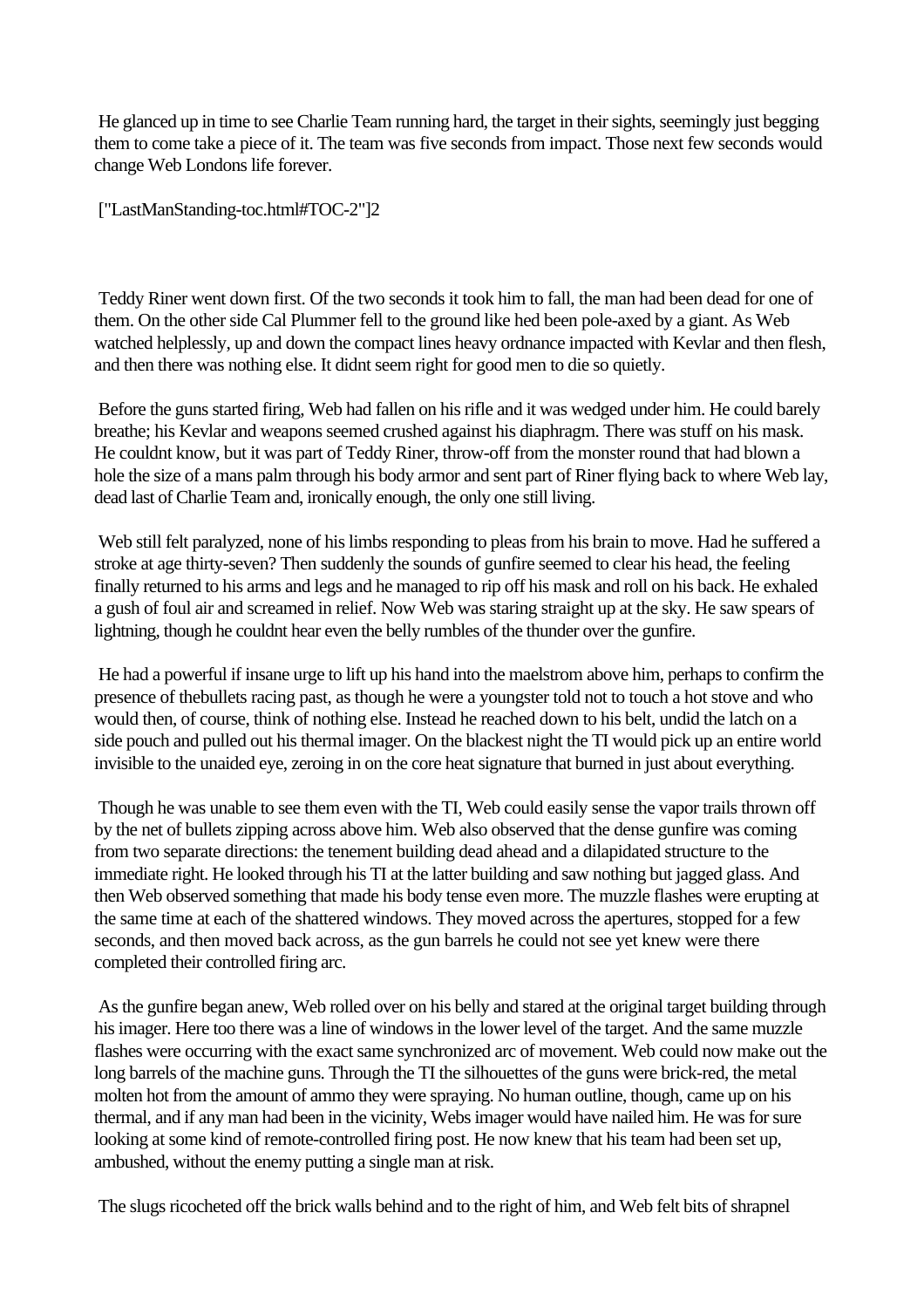He glanced up in time to see Charlie Team running hard, the target in their sights, seemingly just begging them to come take a piece of it. The team was five seconds from impact. Those next few seconds would change Web Londons life forever.

["LastManStanding-toc.html#TOC-2"]2

Teddy Riner went down first. Of the two seconds it took him to fall, the man had been dead for one of them. On the other side Cal Plummer fell to the ground like hed been pole-axed by a giant. As Web watched helplessly, up and down the compact lines heavy ordnance impacted with Kevlar and then flesh, and then there was nothing else. It didnt seem right for good men to die so quietly.

Before the guns started firing, Web had fallen on his rifle and it was wedged under him. He could barely breathe; his Kevlar and weapons seemed crushed against his diaphragm. There was stuff on his mask. He couldnt know, but it was part of Teddy Riner, throw-off from the monster round that had blown a hole the size of a mans palm through his body armor and sent part of Riner flying back to where Web lay, dead last of Charlie Team and, ironically enough, the only one still living.

Web still felt paralyzed, none of his limbs responding to pleas from his brain to move. Had he suffered a stroke at age thirty-seven? Then suddenly the sounds of gunfire seemed to clear his head, the feeling finally returned to his arms and legs and he managed to rip off his mask and roll on his back. He exhaled a gush of foul air and screamed in relief. Now Web was staring straight up at the sky. He saw spears of lightning, though he couldnt hear even the belly rumbles of the thunder over the gunfire.

He had a powerful if insane urge to lift up his hand into the maelstrom above him, perhaps to confirm the presence of thebullets racing past, as though he were a youngster told not to touch a hot stove and who would then, of course, think of nothing else. Instead he reached down to his belt, undid the latch on a side pouch and pulled out his thermal imager. On the blackest night the TI would pick up an entire world invisible to the unaided eye, zeroing in on the core heat signature that burned in just about everything.

Though he was unable to see them even with the TI, Web could easily sense the vapor trails thrown off by the net of bullets zipping across above him. Web also observed that the dense gunfire was coming from two separate directions: the tenement building dead ahead and a dilapidated structure to the immediate right. He looked through his TI at the latter building and saw nothing but jagged glass. And then Web observed something that made his body tense even more. The muzzle flashes were erupting at the same time at each of the shattered windows. They moved across the apertures, stopped for a few seconds, and then moved back across, as the gun barrels he could not see yet knew were there completed their controlled firing arc.

As the gunfire began anew, Web rolled over on his belly and stared at the original target building through his imager. Here too there was a line of windows in the lower level of the target. And the same muzzle flashes were occurring with the exact same synchronized arc of movement. Web could now make out the long barrels of the machine guns. Through the TI the silhouettes of the guns were brick-red, the metal molten hot from the amount of ammo they were spraying. No human outline, though, came up on his thermal, and if any man had been in the vicinity, Webs imager would have nailed him. He was for sure looking at some kind of remote-controlled firing post. He now knew that his team had been set up, ambushed, without the enemy putting a single man at risk.

The slugs ricocheted off the brick walls behind and to the right of him, and Web felt bits of shrapnel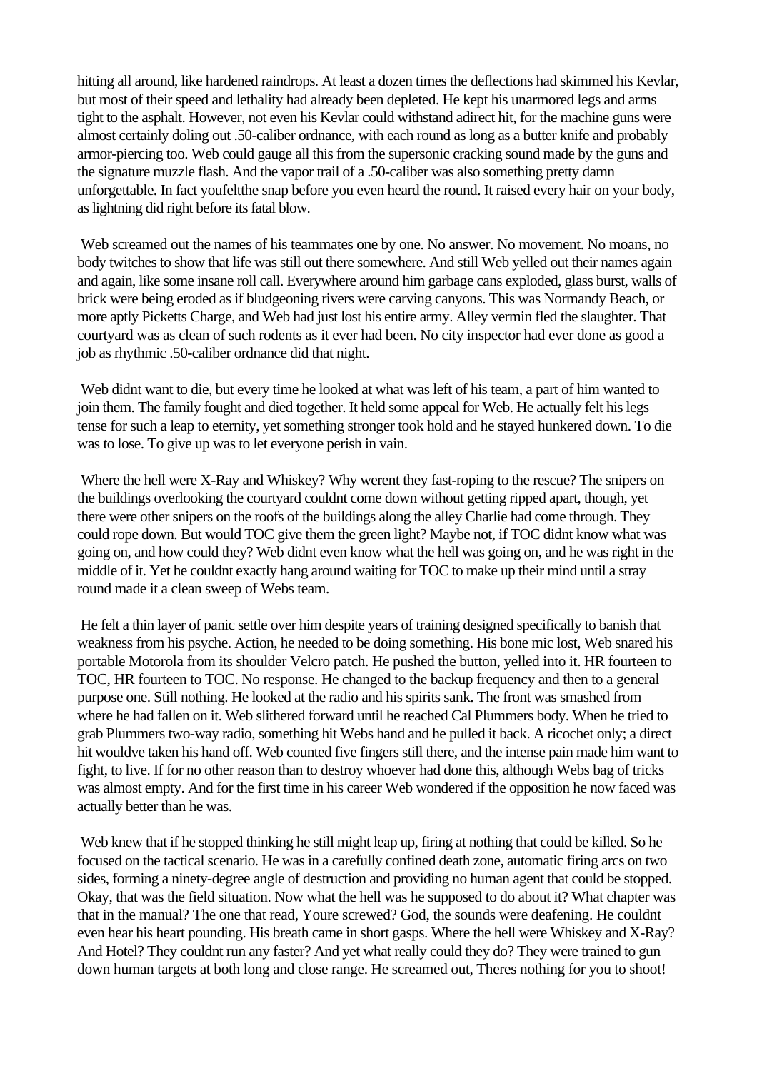hitting all around, like hardened raindrops. At least a dozen times the deflections had skimmed his Kevlar, but most of their speed and lethality had already been depleted. He kept his unarmored legs and arms tight to the asphalt. However, not even his Kevlar could withstand adirect hit, for the machine guns were almost certainly doling out .50-caliber ordnance, with each round as long as a butter knife and probably armor-piercing too. Web could gauge all this from the supersonic cracking sound made by the guns and the signature muzzle flash. And the vapor trail of a .50-caliber was also something pretty damn unforgettable. In fact youfeltthe snap before you even heard the round. It raised every hair on your body, as lightning did right before its fatal blow.

Web screamed out the names of his teammates one by one. No answer. No movement. No moans, no body twitches to show that life was still out there somewhere. And still Web yelled out their names again and again, like some insane roll call. Everywhere around him garbage cans exploded, glass burst, walls of brick were being eroded as if bludgeoning rivers were carving canyons. This was Normandy Beach, or more aptly Picketts Charge, and Web had just lost his entire army. Alley vermin fled the slaughter. That courtyard was as clean of such rodents as it ever had been. No city inspector had ever done as good a job as rhythmic .50-caliber ordnance did that night.

Web didnt want to die, but every time he looked at what was left of his team, a part of him wanted to join them. The family fought and died together. It held some appeal for Web. He actually felt his legs tense for such a leap to eternity, yet something stronger took hold and he stayed hunkered down. To die was to lose. To give up was to let everyone perish in vain.

Where the hell were X-Ray and Whiskey? Why werent they fast-roping to the rescue? The snipers on the buildings overlooking the courtyard couldnt come down without getting ripped apart, though, yet there were other snipers on the roofs of the buildings along the alley Charlie had come through. They could rope down. But would TOC give them the green light? Maybe not, if TOC didnt know what was going on, and how could they? Web didnt even know what the hell was going on, and he was right in the middle of it. Yet he couldnt exactly hang around waiting for TOC to make up their mind until a stray round made it a clean sweep of Webs team.

He felt a thin layer of panic settle over him despite years of training designed specifically to banish that weakness from his psyche. Action, he needed to be doing something. His bone mic lost, Web snared his portable Motorola from its shoulder Velcro patch. He pushed the button, yelled into it. HR fourteen to TOC, HR fourteen to TOC. No response. He changed to the backup frequency and then to a general purpose one. Still nothing. He looked at the radio and his spirits sank. The front was smashed from where he had fallen on it. Web slithered forward until he reached Cal Plummers body. When he tried to grab Plummers two-way radio, something hit Webs hand and he pulled it back. A ricochet only; a direct hit wouldve taken his hand off. Web counted five fingers still there, and the intense pain made him want to fight, to live. If for no other reason than to destroy whoever had done this, although Webs bag of tricks was almost empty. And for the first time in his career Web wondered if the opposition he now faced was actually better than he was.

Web knew that if he stopped thinking he still might leap up, firing at nothing that could be killed. So he focused on the tactical scenario. He was in a carefully confined death zone, automatic firing arcs on two sides, forming a ninety-degree angle of destruction and providing no human agent that could be stopped. Okay, that was the field situation. Now what the hell was he supposed to do about it? What chapter was that in the manual? The one that read, Youre screwed? God, the sounds were deafening. He couldnt even hear his heart pounding. His breath came in short gasps. Where the hell were Whiskey and X-Ray? And Hotel? They couldnt run any faster? And yet what really could they do? They were trained to gun down human targets at both long and close range. He screamed out, Theres nothing for you to shoot!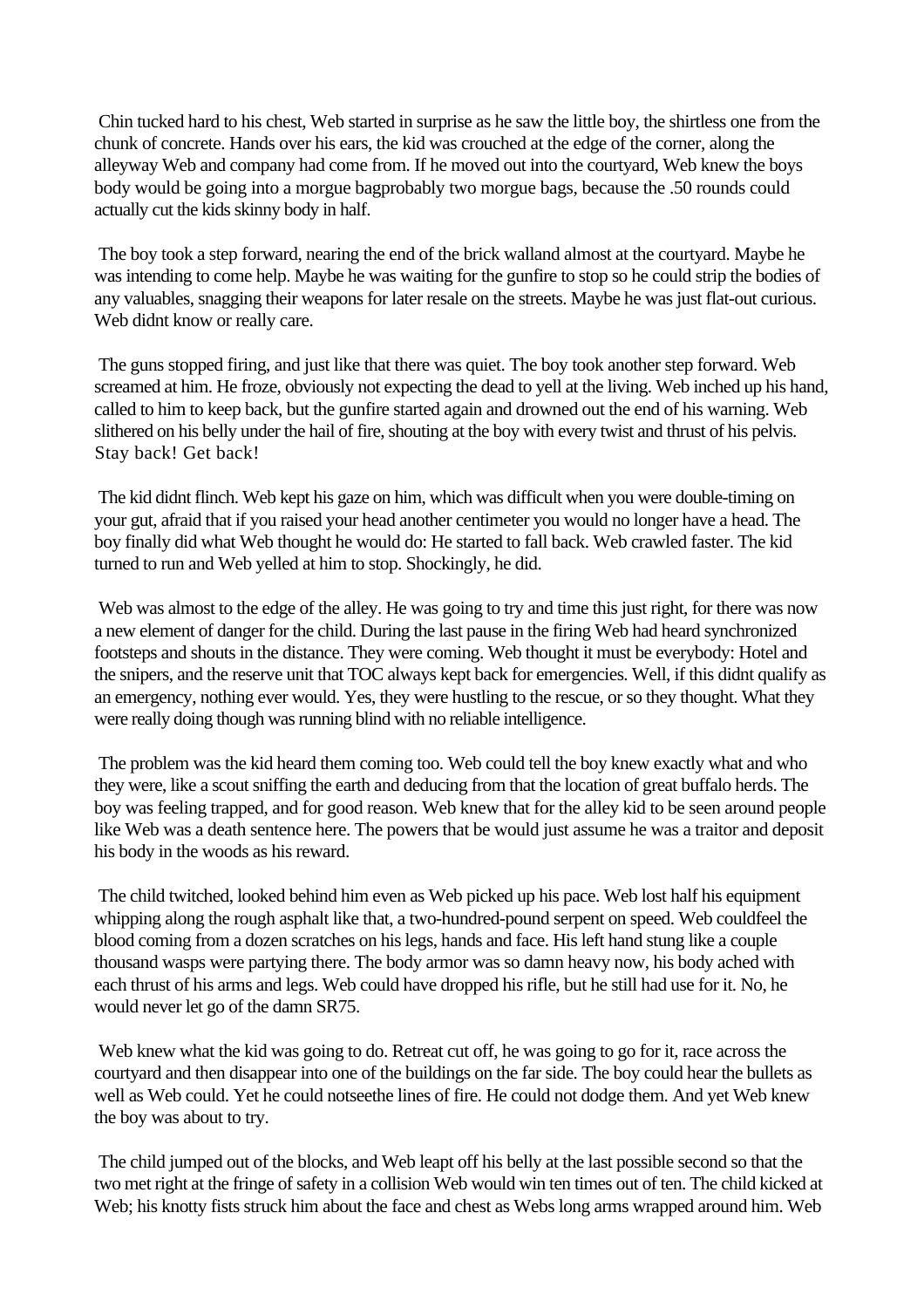Chin tucked hard to his chest, Web started in surprise as he saw the little boy, the shirtless one from the chunk of concrete. Hands over his ears, the kid was crouched at the edge of the corner, along the alleyway Web and company had come from. If he moved out into the courtyard, Web knew the boys body would be going into a morgue bagprobably two morgue bags, because the .50 rounds could actually cut the kids skinny body in half.

The boy took a step forward, nearing the end of the brick walland almost at the courtyard. Maybe he was intending to come help. Maybe he was waiting for the gunfire to stop so he could strip the bodies of any valuables, snagging their weapons for later resale on the streets. Maybe he was just flat-out curious. Web didnt know or really care.

The guns stopped firing, and just like that there was quiet. The boy took another step forward. Web screamed at him. He froze, obviously not expecting the dead to yell at the living. Web inched up his hand, called to him to keep back, but the gunfire started again and drowned out the end of his warning. Web slithered on his belly under the hail of fire, shouting at the boy with every twist and thrust of his pelvis. Stay back! Get back!

The kid didnt flinch. Web kept his gaze on him, which was difficult when you were double-timing on your gut, afraid that if you raised your head another centimeter you would no longer have a head. The boy finally did what Web thought he would do: He started to fall back. Web crawled faster. The kid turned to run and Web yelled at him to stop. Shockingly, he did.

Web was almost to the edge of the alley. He was going to try and time this just right, for there was now a new element of danger for the child. During the last pause in the firing Web had heard synchronized footsteps and shouts in the distance. They were coming. Web thought it must be everybody: Hotel and the snipers, and the reserve unit that TOC always kept back for emergencies. Well, if this didnt qualify as an emergency, nothing ever would. Yes, they were hustling to the rescue, or so they thought. What they were really doing though was running blind with no reliable intelligence.

The problem was the kid heard them coming too. Web could tell the boy knew exactly what and who they were, like a scout sniffing the earth and deducing from that the location of great buffalo herds. The boy was feeling trapped, and for good reason. Web knew that for the alley kid to be seen around people like Web was a death sentence here. The powers that be would just assume he was a traitor and deposit his body in the woods as his reward.

The child twitched, looked behind him even as Web picked up his pace. Web lost half his equipment whipping along the rough asphalt like that, a two-hundred-pound serpent on speed. Web couldfeel the blood coming from a dozen scratches on his legs, hands and face. His left hand stung like a couple thousand wasps were partying there. The body armor was so damn heavy now, his body ached with each thrust of his arms and legs. Web could have dropped his rifle, but he still had use for it. No, he would never let go of the damn SR75.

Web knew what the kid was going to do. Retreat cut off, he was going to go for it, race across the courtyard and then disappear into one of the buildings on the far side. The boy could hear the bullets as well as Web could. Yet he could notseethe lines of fire. He could not dodge them. And yet Web knew the boy was about to try.

The child jumped out of the blocks, and Web leapt off his belly at the last possible second so that the two met right at the fringe of safety in a collision Web would win ten times out of ten. The child kicked at Web; his knotty fists struck him about the face and chest as Webs long arms wrapped around him. Web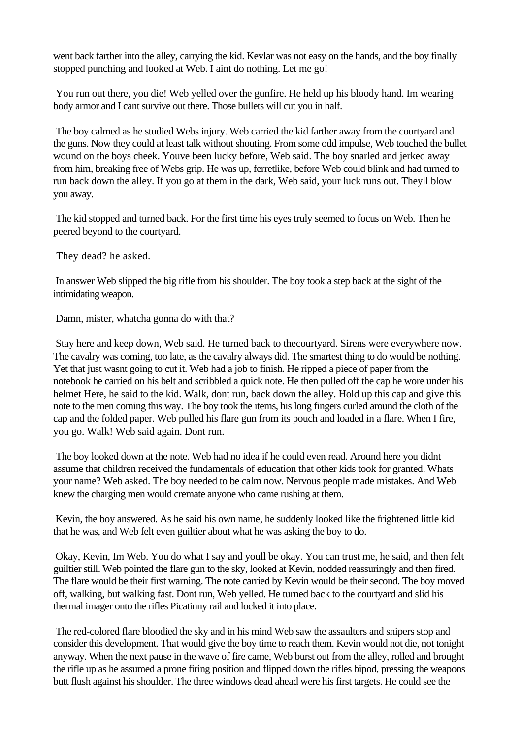went back farther into the alley, carrying the kid. Kevlar was not easy on the hands, and the boy finally stopped punching and looked at Web. I aint do nothing. Let me go!

You run out there, you die! Web yelled over the gunfire. He held up his bloody hand. Im wearing body armor and I cant survive out there. Those bullets will cut you in half.

The boy calmed as he studied Webs injury. Web carried the kid farther away from the courtyard and the guns. Now they could at least talk without shouting. From some odd impulse, Web touched the bullet wound on the boys cheek. Youve been lucky before, Web said. The boy snarled and jerked away from him, breaking free of Webs grip. He was up, ferretlike, before Web could blink and had turned to run back down the alley. If you go at them in the dark, Web said, your luck runs out. Theyll blow you away.

The kid stopped and turned back. For the first time his eyes truly seemed to focus on Web. Then he peered beyond to the courtyard.

They dead? he asked.

In answer Web slipped the big rifle from his shoulder. The boy took a step back at the sight of the intimidating weapon.

Damn, mister, whatcha gonna do with that?

Stay here and keep down, Web said. He turned back to thecourtyard. Sirens were everywhere now. The cavalry was coming, too late, as the cavalry always did. The smartest thing to do would be nothing. Yet that just wasnt going to cut it. Web had a job to finish. He ripped a piece of paper from the notebook he carried on his belt and scribbled a quick note. He then pulled off the cap he wore under his helmet Here, he said to the kid. Walk, dont run, back down the alley. Hold up this cap and give this note to the men coming this way. The boy took the items, his long fingers curled around the cloth of the cap and the folded paper. Web pulled his flare gun from its pouch and loaded in a flare. When I fire, you go. Walk! Web said again. Dont run.

The boy looked down at the note. Web had no idea if he could even read. Around here you didnt assume that children received the fundamentals of education that other kids took for granted. Whats your name? Web asked. The boy needed to be calm now. Nervous people made mistakes. And Web knew the charging men would cremate anyone who came rushing at them.

Kevin, the boy answered. As he said his own name, he suddenly looked like the frightened little kid that he was, and Web felt even guiltier about what he was asking the boy to do.

Okay, Kevin, Im Web. You do what I say and youll be okay. You can trust me, he said, and then felt guiltier still. Web pointed the flare gun to the sky, looked at Kevin, nodded reassuringly and then fired. The flare would be their first warning. The note carried by Kevin would be their second. The boy moved off, walking, but walking fast. Dont run, Web yelled. He turned back to the courtyard and slid his thermal imager onto the rifles Picatinny rail and locked it into place.

The red-colored flare bloodied the sky and in his mind Web saw the assaulters and snipers stop and consider this development. That would give the boy time to reach them. Kevin would not die, not tonight anyway. When the next pause in the wave of fire came, Web burst out from the alley, rolled and brought the rifle up as he assumed a prone firing position and flipped down the rifles bipod, pressing the weapons butt flush against his shoulder. The three windows dead ahead were his first targets. He could see the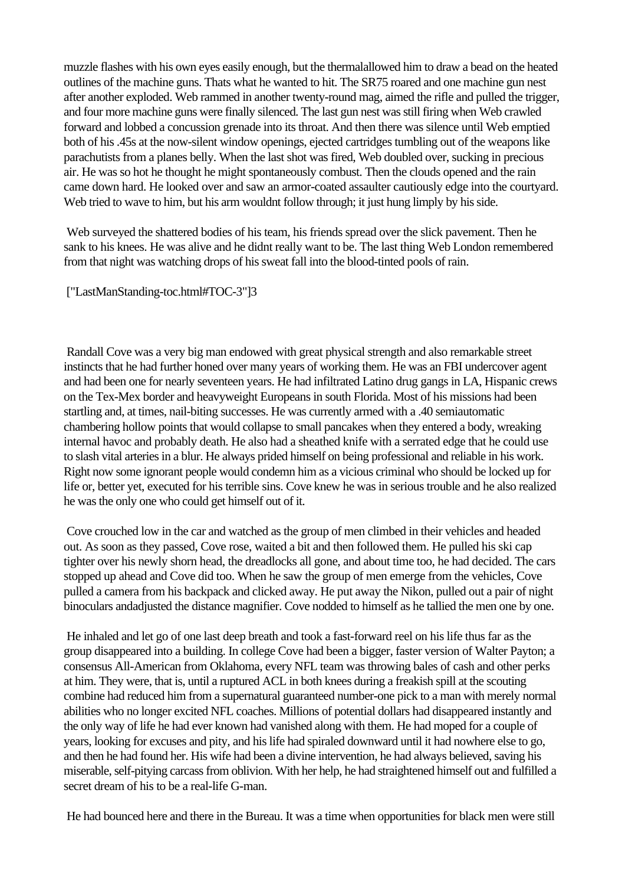muzzle flashes with his own eyes easily enough, but the thermalallowed him to draw a bead on the heated outlines of the machine guns. Thats what he wanted to hit. The SR75 roared and one machine gun nest after another exploded. Web rammed in another twenty-round mag, aimed the rifle and pulled the trigger, and four more machine guns were finally silenced. The last gun nest was still firing when Web crawled forward and lobbed a concussion grenade into its throat. And then there was silence until Web emptied both of his .45s at the now-silent window openings, ejected cartridges tumbling out of the weapons like parachutists from a planes belly. When the last shot was fired, Web doubled over, sucking in precious air. He was so hot he thought he might spontaneously combust. Then the clouds opened and the rain came down hard. He looked over and saw an armor-coated assaulter cautiously edge into the courtyard. Web tried to wave to him, but his arm wouldnt follow through; it just hung limply by his side.

Web surveyed the shattered bodies of his team, his friends spread over the slick pavement. Then he sank to his knees. He was alive and he didnt really want to be. The last thing Web London remembered from that night was watching drops of his sweat fall into the blood-tinted pools of rain.

["LastManStanding-toc.html#TOC-3"]3

Randall Cove was a very big man endowed with great physical strength and also remarkable street instincts that he had further honed over many years of working them. He was an FBI undercover agent and had been one for nearly seventeen years. He had infiltrated Latino drug gangs in LA, Hispanic crews on the Tex-Mex border and heavyweight Europeans in south Florida. Most of his missions had been startling and, at times, nail-biting successes. He was currently armed with a .40 semiautomatic chambering hollow points that would collapse to small pancakes when they entered a body, wreaking internal havoc and probably death. He also had a sheathed knife with a serrated edge that he could use to slash vital arteries in a blur. He always prided himself on being professional and reliable in his work. Right now some ignorant people would condemn him as a vicious criminal who should be locked up for life or, better yet, executed for his terrible sins. Cove knew he was in serious trouble and he also realized he was the only one who could get himself out of it.

Cove crouched low in the car and watched as the group of men climbed in their vehicles and headed out. As soon as they passed, Cove rose, waited a bit and then followed them. He pulled his ski cap tighter over his newly shorn head, the dreadlocks all gone, and about time too, he had decided. The cars stopped up ahead and Cove did too. When he saw the group of men emerge from the vehicles, Cove pulled a camera from his backpack and clicked away. He put away the Nikon, pulled out a pair of night binoculars andadjusted the distance magnifier. Cove nodded to himself as he tallied the men one by one.

He inhaled and let go of one last deep breath and took a fast-forward reel on his life thus far as the group disappeared into a building. In college Cove had been a bigger, faster version of Walter Payton; a consensus All-American from Oklahoma, every NFL team was throwing bales of cash and other perks at him. They were, that is, until a ruptured ACL in both knees during a freakish spill at the scouting combine had reduced him from a supernatural guaranteed number-one pick to a man with merely normal abilities who no longer excited NFL coaches. Millions of potential dollars had disappeared instantly and the only way of life he had ever known had vanished along with them. He had moped for a couple of years, looking for excuses and pity, and his life had spiraled downward until it had nowhere else to go, and then he had found her. His wife had been a divine intervention, he had always believed, saving his miserable, self-pitying carcass from oblivion. With her help, he had straightened himself out and fulfilled a secret dream of his to be a real-life G-man.

He had bounced here and there in the Bureau. It was a time when opportunities for black men were still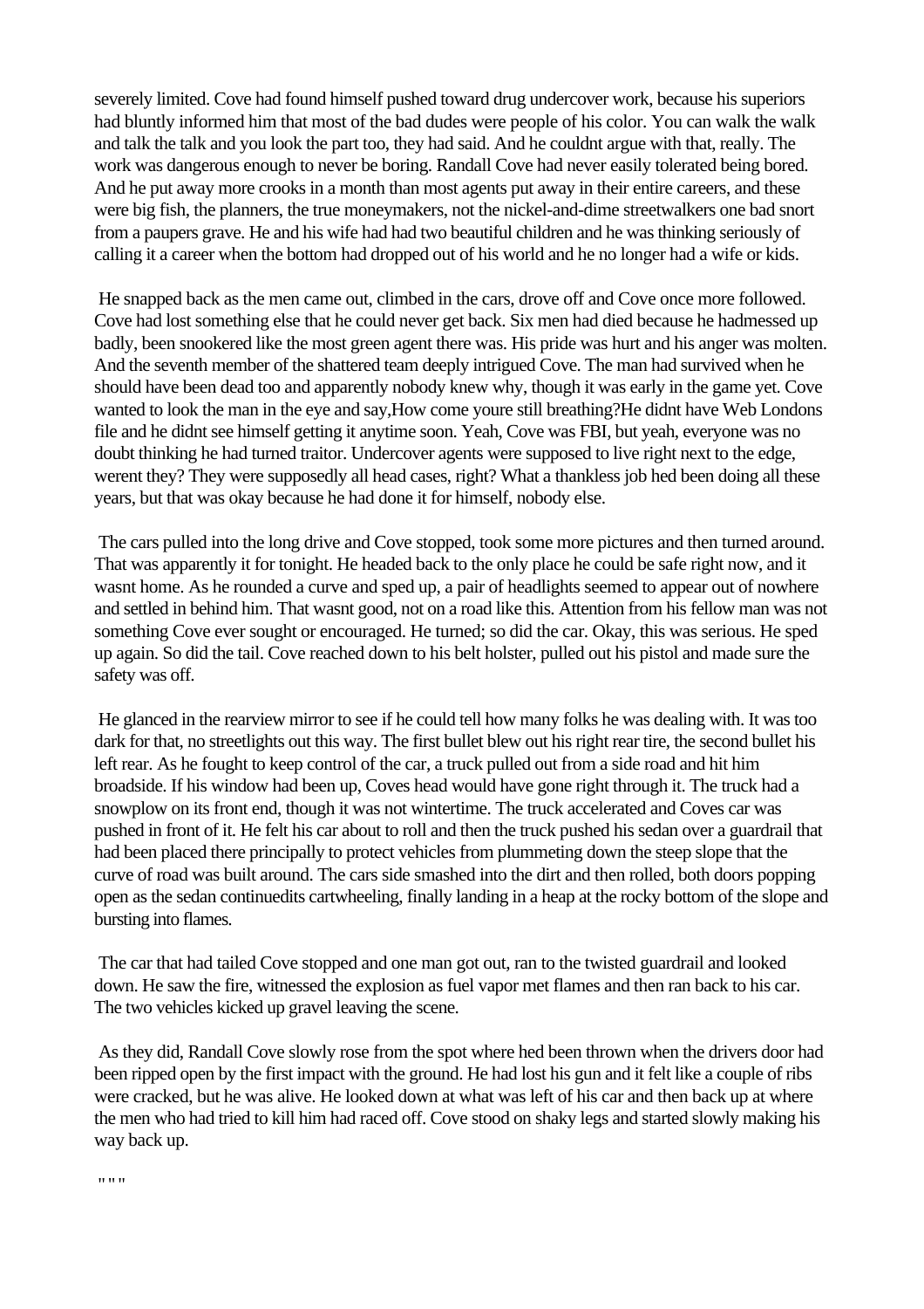severely limited. Cove had found himself pushed toward drug undercover work, because his superiors had bluntly informed him that most of the bad dudes were people of his color. You can walk the walk and talk the talk and you look the part too, they had said. And he couldnt argue with that, really. The work was dangerous enough to never be boring. Randall Cove had never easily tolerated being bored. And he put away more crooks in a month than most agents put away in their entire careers, and these were big fish, the planners, the true moneymakers, not the nickel-and-dime streetwalkers one bad snort from a paupers grave. He and his wife had had two beautiful children and he was thinking seriously of calling it a career when the bottom had dropped out of his world and he no longer had a wife or kids.

He snapped back as the men came out, climbed in the cars, drove off and Cove once more followed. Cove had lost something else that he could never get back. Six men had died because he hadmessed up badly, been snookered like the most green agent there was. His pride was hurt and his anger was molten. And the seventh member of the shattered team deeply intrigued Cove. The man had survived when he should have been dead too and apparently nobody knew why, though it was early in the game yet. Cove wanted to look the man in the eye and say,How come youre still breathing?He didnt have Web Londons file and he didnt see himself getting it anytime soon. Yeah, Cove was FBI, but yeah, everyone was no doubt thinking he had turned traitor. Undercover agents were supposed to live right next to the edge, werent they? They were supposedly all head cases, right? What a thankless job hed been doing all these years, but that was okay because he had done it for himself, nobody else.

The cars pulled into the long drive and Cove stopped, took some more pictures and then turned around. That was apparently it for tonight. He headed back to the only place he could be safe right now, and it wasnt home. As he rounded a curve and sped up, a pair of headlights seemed to appear out of nowhere and settled in behind him. That wasnt good, not on a road like this. Attention from his fellow man was not something Cove ever sought or encouraged. He turned; so did the car. Okay, this was serious. He sped up again. So did the tail. Cove reached down to his belt holster, pulled out his pistol and made sure the safety was off.

He glanced in the rearview mirror to see if he could tell how many folks he was dealing with. It was too dark for that, no streetlights out this way. The first bullet blew out his right rear tire, the second bullet his left rear. As he fought to keep control of the car, a truck pulled out from a side road and hit him broadside. If his window had been up, Coves head would have gone right through it. The truck had a snowplow on its front end, though it was not wintertime. The truck accelerated and Coves car was pushed in front of it. He felt his car about to roll and then the truck pushed his sedan over a guardrail that had been placed there principally to protect vehicles from plummeting down the steep slope that the curve of road was built around. The cars side smashed into the dirt and then rolled, both doors popping open as the sedan continuedits cartwheeling, finally landing in a heap at the rocky bottom of the slope and bursting into flames.

The car that had tailed Cove stopped and one man got out, ran to the twisted guardrail and looked down. He saw the fire, witnessed the explosion as fuel vapor met flames and then ran back to his car. The two vehicles kicked up gravel leaving the scene.

As they did, Randall Cove slowly rose from the spot where hed been thrown when the drivers door had been ripped open by the first impact with the ground. He had lost his gun and it felt like a couple of ribs were cracked, but he was alive. He looked down at what was left of his car and then back up at where the men who had tried to kill him had raced off. Cove stood on shaky legs and started slowly making his way back up.

" " "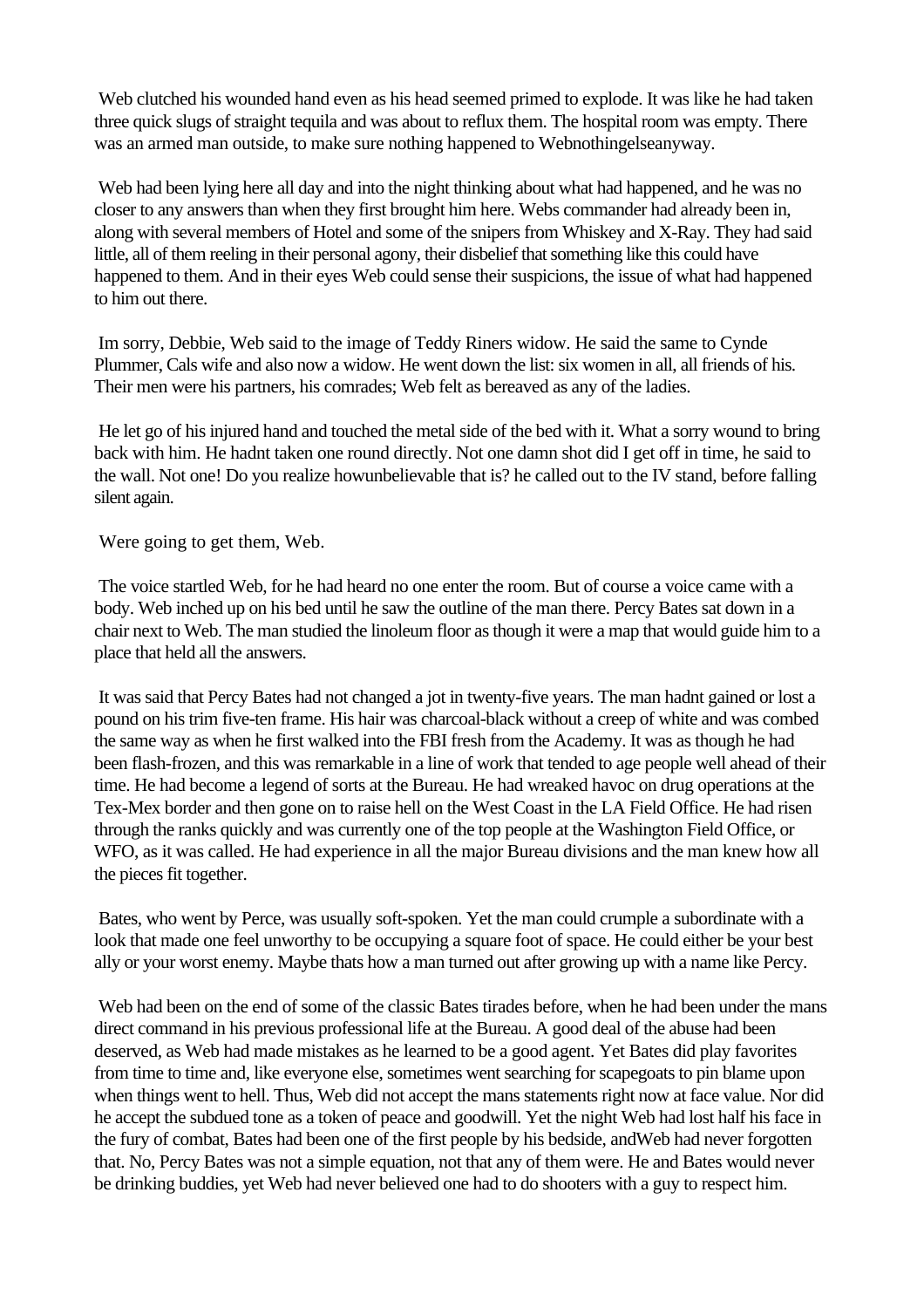Web clutched his wounded hand even as his head seemed primed to explode. It was like he had taken three quick slugs of straight tequila and was about to reflux them. The hospital room was empty. There was an armed man outside, to make sure nothing happened to Webnothingelseanyway.

Web had been lying here all day and into the night thinking about what had happened, and he was no closer to any answers than when they first brought him here. Webs commander had already been in, along with several members of Hotel and some of the snipers from Whiskey and X-Ray. They had said little, all of them reeling in their personal agony, their disbelief that something like this could have happened to them. And in their eyes Web could sense their suspicions, the issue of what had happened to him out there.

Im sorry, Debbie, Web said to the image of Teddy Riners widow. He said the same to Cynde Plummer, Cals wife and also now a widow. He went down the list: six women in all, all friends of his. Their men were his partners, his comrades; Web felt as bereaved as any of the ladies.

He let go of his injured hand and touched the metal side of the bed with it. What a sorry wound to bring back with him. He hadnt taken one round directly. Not one damn shot did I get off in time, he said to the wall. Not one! Do you realize howunbelievable that is? he called out to the IV stand, before falling silent again.

Were going to get them, Web.

The voice startled Web, for he had heard no one enter the room. But of course a voice came with a body. Web inched up on his bed until he saw the outline of the man there. Percy Bates sat down in a chair next to Web. The man studied the linoleum floor as though it were a map that would guide him to a place that held all the answers.

It was said that Percy Bates had not changed a jot in twenty-five years. The man hadnt gained or lost a pound on his trim five-ten frame. His hair was charcoal-black without a creep of white and was combed the same way as when he first walked into the FBI fresh from the Academy. It was as though he had been flash-frozen, and this was remarkable in a line of work that tended to age people well ahead of their time. He had become a legend of sorts at the Bureau. He had wreaked havoc on drug operations at the Tex-Mex border and then gone on to raise hell on the West Coast in the LA Field Office. He had risen through the ranks quickly and was currently one of the top people at the Washington Field Office, or WFO, as it was called. He had experience in all the major Bureau divisions and the man knew how all the pieces fit together.

Bates, who went by Perce, was usually soft-spoken. Yet the man could crumple a subordinate with a look that made one feel unworthy to be occupying a square foot of space. He could either be your best ally or your worst enemy. Maybe thats how a man turned out after growing up with a name like Percy.

Web had been on the end of some of the classic Bates tirades before, when he had been under the mans direct command in his previous professional life at the Bureau. A good deal of the abuse had been deserved, as Web had made mistakes as he learned to be a good agent. Yet Bates did play favorites from time to time and, like everyone else, sometimes went searching for scapegoats to pin blame upon when things went to hell. Thus, Web did not accept the mans statements right now at face value. Nor did he accept the subdued tone as a token of peace and goodwill. Yet the night Web had lost half his face in the fury of combat, Bates had been one of the first people by his bedside, andWeb had never forgotten that. No, Percy Bates was not a simple equation, not that any of them were. He and Bates would never be drinking buddies, yet Web had never believed one had to do shooters with a guy to respect him.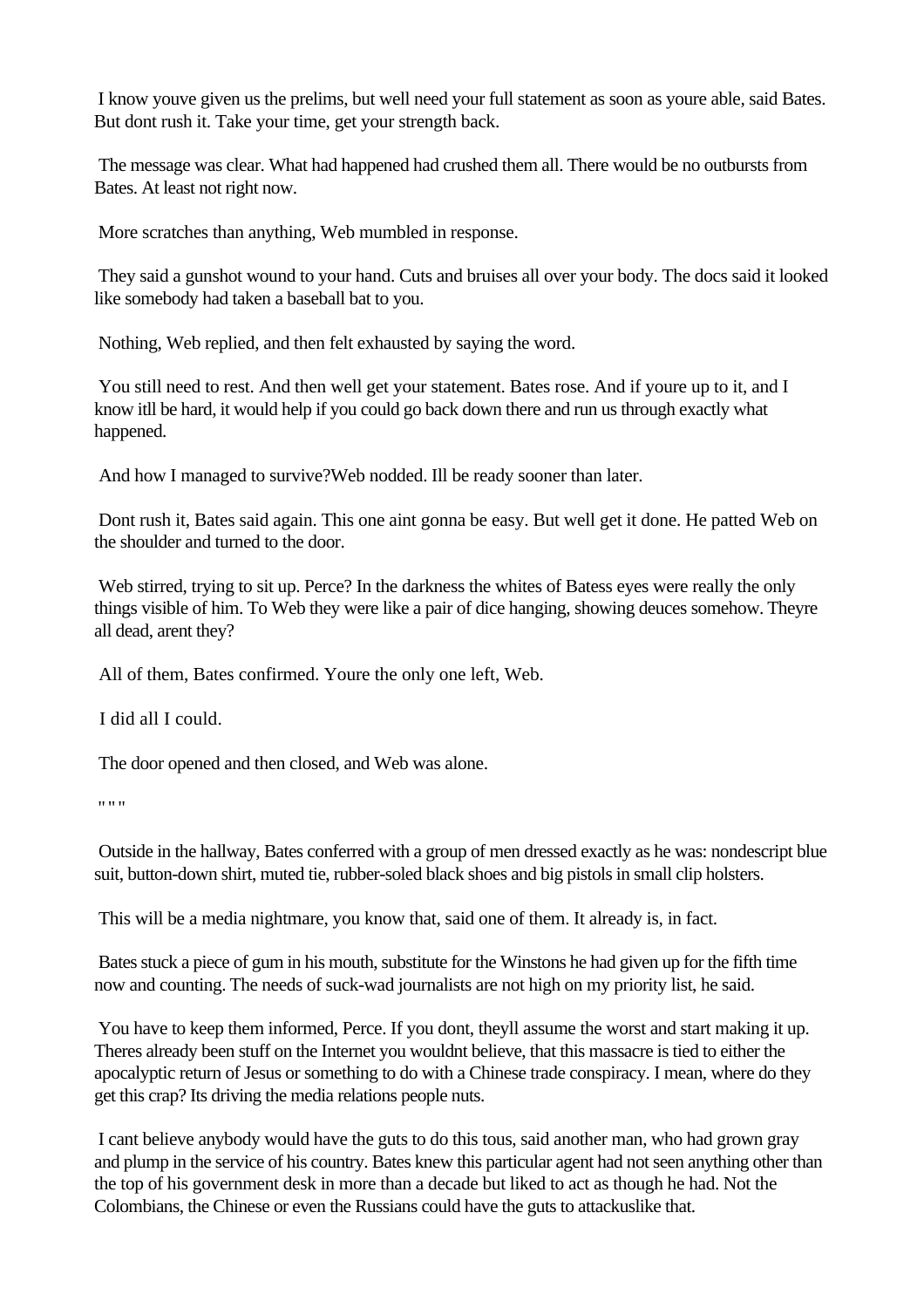I know youve given us the prelims, but well need your full statement as soon as youre able, said Bates. But dont rush it. Take your time, get your strength back.

The message was clear. What had happened had crushed them all. There would be no outbursts from Bates. At least not right now.

More scratches than anything, Web mumbled in response.

They said a gunshot wound to your hand. Cuts and bruises all over your body. The docs said it looked like somebody had taken a baseball bat to you.

Nothing, Web replied, and then felt exhausted by saying the word.

You still need to rest. And then well get your statement. Bates rose. And if youre up to it, and I know itll be hard, it would help if you could go back down there and run us through exactly what happened.

And how I managed to survive?Web nodded. Ill be ready sooner than later.

Dont rush it, Bates said again. This one aint gonna be easy. But well get it done. He patted Web on the shoulder and turned to the door.

Web stirred, trying to sit up. Perce? In the darkness the whites of Batess eyes were really the only things visible of him. To Web they were like a pair of dice hanging, showing deuces somehow. Theyre all dead, arent they?

All of them, Bates confirmed. Youre the only one left, Web.

I did all I could.

The door opened and then closed, and Web was alone.

" " "

Outside in the hallway, Bates conferred with a group of men dressed exactly as he was: nondescript blue suit, button-down shirt, muted tie, rubber-soled black shoes and big pistols in small clip holsters.

This will be a media nightmare, you know that, said one of them. It already is, in fact.

Bates stuck a piece of gum in his mouth, substitute for the Winstons he had given up for the fifth time now and counting. The needs of suck-wad journalists are not high on my priority list, he said.

You have to keep them informed, Perce. If you dont, theyll assume the worst and start making it up. Theres already been stuff on the Internet you wouldnt believe, that this massacre is tied to either the apocalyptic return of Jesus or something to do with a Chinese trade conspiracy. I mean, where do they get this crap? Its driving the media relations people nuts.

I cant believe anybody would have the guts to do this tous, said another man, who had grown gray and plump in the service of his country. Bates knew this particular agent had not seen anything other than the top of his government desk in more than a decade but liked to act as though he had. Not the Colombians, the Chinese or even the Russians could have the guts to attackuslike that.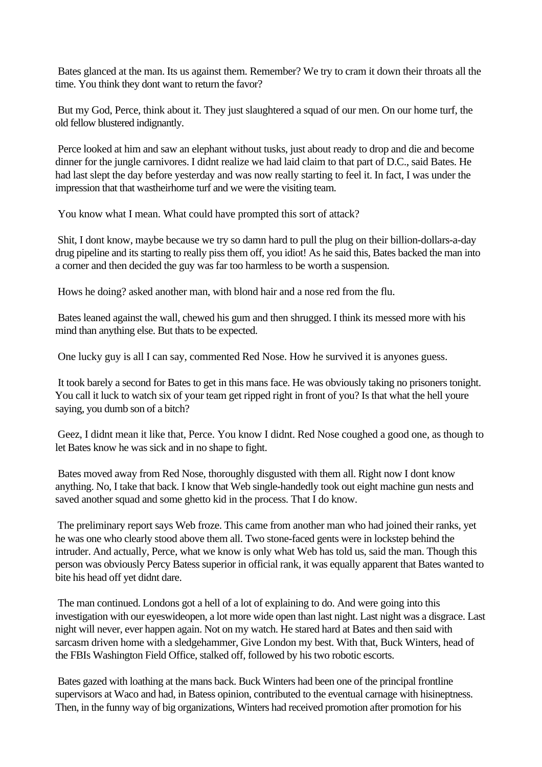Bates glanced at the man. Its us against them. Remember? We try to cram it down their throats all the time. You think they dont want to return the favor?

But my God, Perce, think about it. They just slaughtered a squad of our men. On our home turf, the old fellow blustered indignantly.

Perce looked at him and saw an elephant without tusks, just about ready to drop and die and become dinner for the jungle carnivores. I didnt realize we had laid claim to that part of D.C., said Bates. He had last slept the day before yesterday and was now really starting to feel it. In fact, I was under the impression that that wastheirhome turf and we were the visiting team.

You know what I mean. What could have prompted this sort of attack?

Shit, I dont know, maybe because we try so damn hard to pull the plug on their billion-dollars-a-day drug pipeline and its starting to really piss them off, you idiot! As he said this, Bates backed the man into a corner and then decided the guy was far too harmless to be worth a suspension.

Hows he doing? asked another man, with blond hair and a nose red from the flu.

Bates leaned against the wall, chewed his gum and then shrugged. I think its messed more with his mind than anything else. But thats to be expected.

One lucky guy is all I can say, commented Red Nose. How he survived it is anyones guess.

It took barely a second for Bates to get in this mans face. He was obviously taking no prisoners tonight. You call it luck to watch six of your team get ripped right in front of you? Is that what the hell youre saying, you dumb son of a bitch?

Geez, I didnt mean it like that, Perce. You know I didnt. Red Nose coughed a good one, as though to let Bates know he was sick and in no shape to fight.

Bates moved away from Red Nose, thoroughly disgusted with them all. Right now I dont know anything. No, I take that back. I know that Web single-handedly took out eight machine gun nests and saved another squad and some ghetto kid in the process. That I do know.

The preliminary report says Web froze. This came from another man who had joined their ranks, yet he was one who clearly stood above them all. Two stone-faced gents were in lockstep behind the intruder. And actually, Perce, what we know is only what Web has told us, said the man. Though this person was obviously Percy Batess superior in official rank, it was equally apparent that Bates wanted to bite his head off yet didnt dare.

The man continued. Londons got a hell of a lot of explaining to do. And were going into this investigation with our eyeswideopen, a lot more wide open than last night. Last night was a disgrace. Last night will never, ever happen again. Not on my watch. He stared hard at Bates and then said with sarcasm driven home with a sledgehammer, Give London my best. With that, Buck Winters, head of the FBIs Washington Field Office, stalked off, followed by his two robotic escorts.

Bates gazed with loathing at the mans back. Buck Winters had been one of the principal frontline supervisors at Waco and had, in Batess opinion, contributed to the eventual carnage with hisineptness. Then, in the funny way of big organizations, Winters had received promotion after promotion for his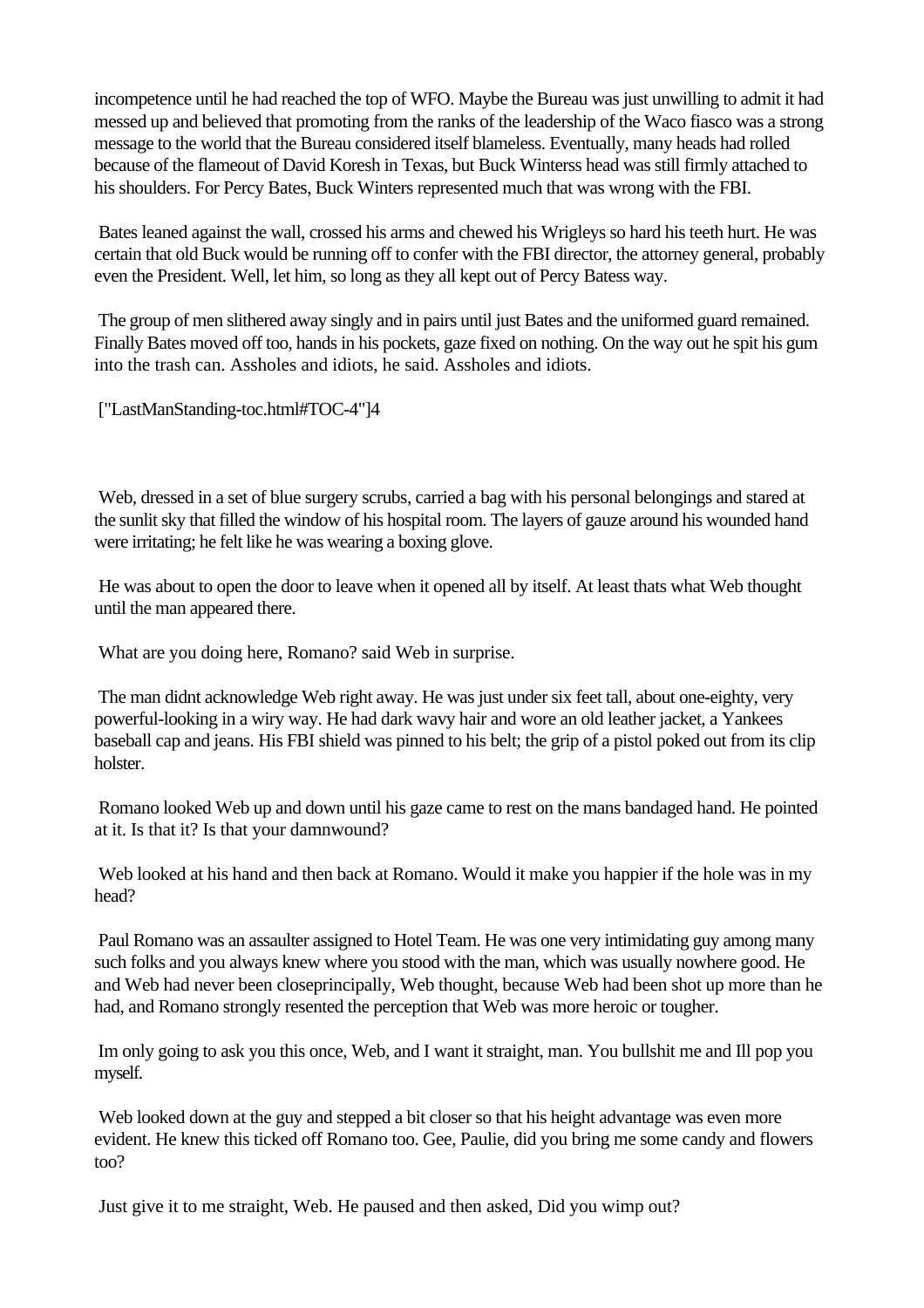incompetence until he had reached the top of WFO. Maybe the Bureau was just unwilling to admit it had messed up and believed that promoting from the ranks of the leadership of the Waco fiasco was a strong message to the world that the Bureau considered itself blameless. Eventually, many heads had rolled because of the flameout of David Koresh in Texas, but Buck Winterss head was still firmly attached to his shoulders. For Percy Bates, Buck Winters represented much that was wrong with the FBI.

Bates leaned against the wall, crossed his arms and chewed his Wrigleys so hard his teeth hurt. He was certain that old Buck would be running off to confer with the FBI director, the attorney general, probably even the President. Well, let him, so long as they all kept out of Percy Batess way.

The group of men slithered away singly and in pairs until just Bates and the uniformed guard remained. Finally Bates moved off too, hands in his pockets, gaze fixed on nothing. On the way out he spit his gum into the trash can. Assholes and idiots, he said. Assholes and idiots.

["LastManStanding-toc.html#TOC-4"]4

Web, dressed in a set of blue surgery scrubs, carried a bag with his personal belongings and stared at the sunlit sky that filled the window of his hospital room. The layers of gauze around his wounded hand were irritating; he felt like he was wearing a boxing glove.

He was about to open the door to leave when it opened all by itself. At least thats what Web thought until the man appeared there.

What are you doing here, Romano? said Web in surprise.

The man didnt acknowledge Web right away. He was just under six feet tall, about one-eighty, very powerful-looking in a wiry way. He had dark wavy hair and wore an old leather jacket, a Yankees baseball cap and jeans. His FBI shield was pinned to his belt; the grip of a pistol poked out from its clip holster.

Romano looked Web up and down until his gaze came to rest on the mans bandaged hand. He pointed at it. Is that it? Is that your damnwound?

Web looked at his hand and then back at Romano. Would it make you happier if the hole was in my head?

Paul Romano was an assaulter assigned to Hotel Team. He was one very intimidating guy among many such folks and you always knew where you stood with the man, which was usually nowhere good. He and Web had never been closeprincipally, Web thought, because Web had been shot up more than he had, and Romano strongly resented the perception that Web was more heroic or tougher.

Im only going to ask you this once, Web, and I want it straight, man. You bullshit me and Ill pop you myself.

Web looked down at the guy and stepped a bit closer so that his height advantage was even more evident. He knew this ticked off Romano too. Gee, Paulie, did you bring me some candy and flowers too?

Just give it to me straight, Web. He paused and then asked, Did you wimp out?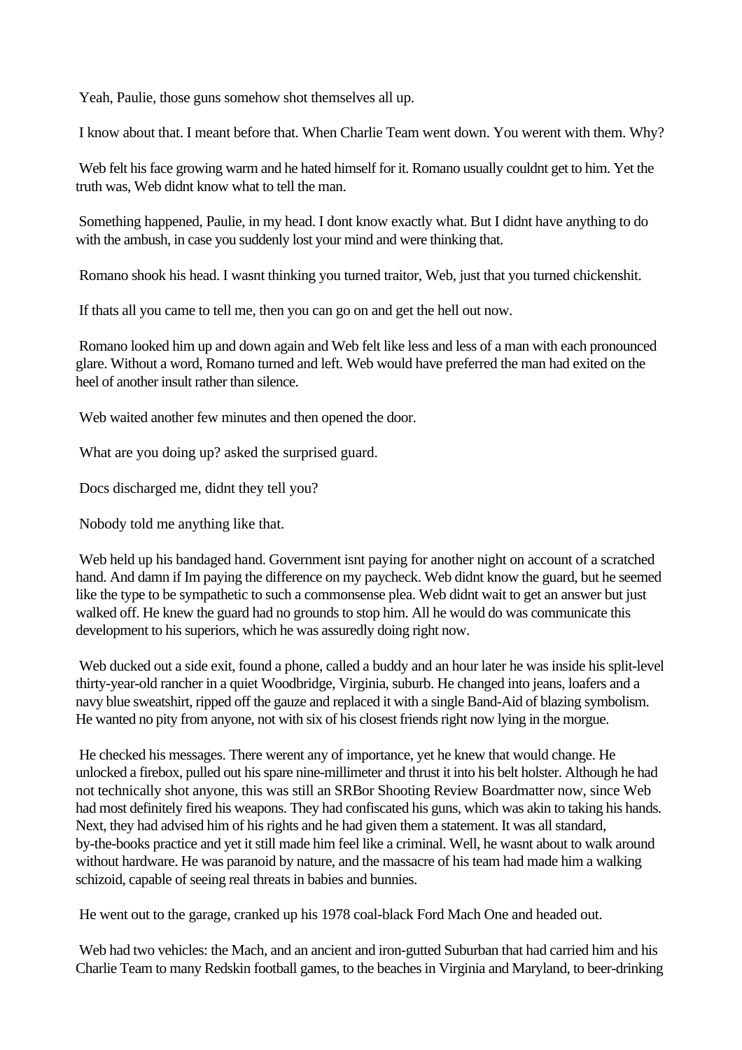Yeah, Paulie, those guns somehow shot themselves all up.

I know about that. I meant before that. When Charlie Team went down. You werent with them. Why?

Web felt his face growing warm and he hated himself for it. Romano usually couldnt get to him. Yet the truth was, Web didnt know what to tell the man.

Something happened, Paulie, in my head. I dont know exactly what. But I didnt have anything to do with the ambush, in case you suddenly lost your mind and were thinking that.

Romano shook his head. I wasnt thinking you turned traitor, Web, just that you turned chickenshit.

If thats all you came to tell me, then you can go on and get the hell out now.

Romano looked him up and down again and Web felt like less and less of a man with each pronounced glare. Without a word, Romano turned and left. Web would have preferred the man had exited on the heel of another insult rather than silence.

Web waited another few minutes and then opened the door.

What are you doing up? asked the surprised guard.

Docs discharged me, didnt they tell you?

Nobody told me anything like that.

Web held up his bandaged hand. Government isnt paying for another night on account of a scratched hand. And damn if Im paying the difference on my paycheck. Web didnt know the guard, but he seemed like the type to be sympathetic to such a commonsense plea. Web didnt wait to get an answer but just walked off. He knew the guard had no grounds to stop him. All he would do was communicate this development to his superiors, which he was assuredly doing right now.

Web ducked out a side exit, found a phone, called a buddy and an hour later he was inside his split-level thirty-year-old rancher in a quiet Woodbridge, Virginia, suburb. He changed into jeans, loafers and a navy blue sweatshirt, ripped off the gauze and replaced it with a single Band-Aid of blazing symbolism. He wanted no pity from anyone, not with six of his closest friends right now lying in the morgue.

He checked his messages. There werent any of importance, yet he knew that would change. He unlocked a firebox, pulled out his spare nine-millimeter and thrust it into his belt holster. Although he had not technically shot anyone, this was still an SRBor Shooting Review Boardmatter now, since Web had most definitely fired his weapons. They had confiscated his guns, which was akin to taking his hands. Next, they had advised him of his rights and he had given them a statement. It was all standard, by-the-books practice and yet it still made him feel like a criminal. Well, he wasnt about to walk around without hardware. He was paranoid by nature, and the massacre of his team had made him a walking schizoid, capable of seeing real threats in babies and bunnies.

He went out to the garage, cranked up his 1978 coal-black Ford Mach One and headed out.

Web had two vehicles: the Mach, and an ancient and iron-gutted Suburban that had carried him and his Charlie Team to many Redskin football games, to the beaches in Virginia and Maryland, to beer-drinking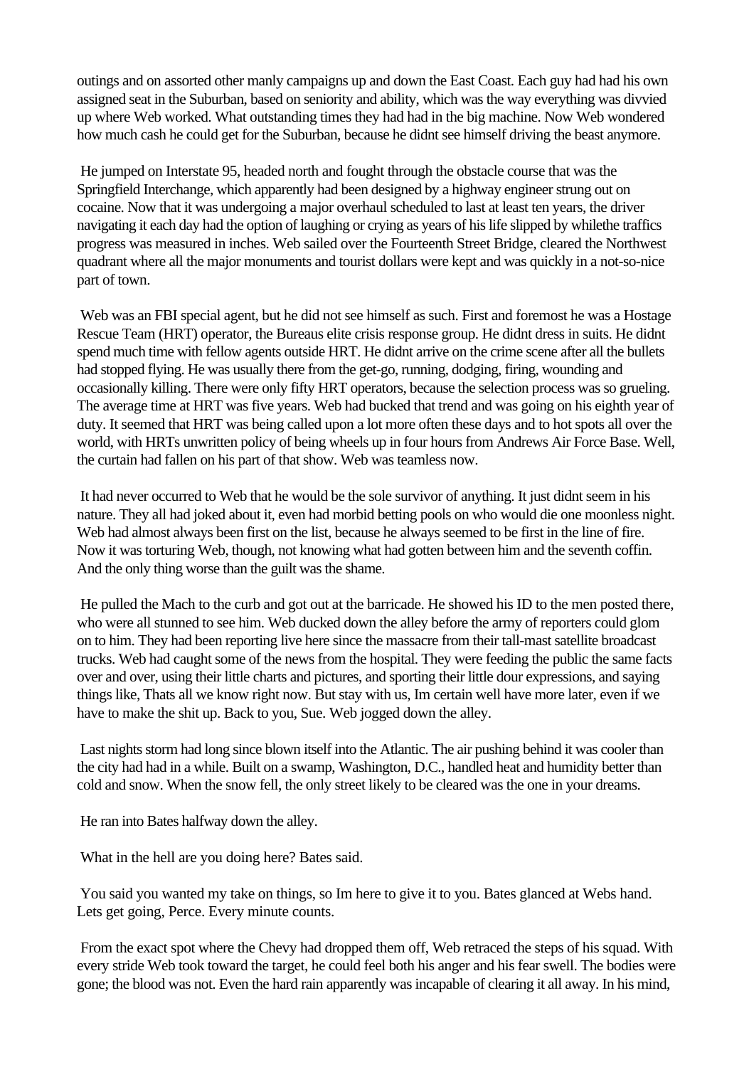outings and on assorted other manly campaigns up and down the East Coast. Each guy had had his own assigned seat in the Suburban, based on seniority and ability, which was the way everything was divvied up where Web worked. What outstanding times they had had in the big machine. Now Web wondered how much cash he could get for the Suburban, because he didnt see himself driving the beast anymore.

He jumped on Interstate 95, headed north and fought through the obstacle course that was the Springfield Interchange, which apparently had been designed by a highway engineer strung out on cocaine. Now that it was undergoing a major overhaul scheduled to last at least ten years, the driver navigating it each day had the option of laughing or crying as years of his life slipped by whilethe traffics progress was measured in inches. Web sailed over the Fourteenth Street Bridge, cleared the Northwest quadrant where all the major monuments and tourist dollars were kept and was quickly in a not-so-nice part of town.

Web was an FBI special agent, but he did not see himself as such. First and foremost he was a Hostage Rescue Team (HRT) operator, the Bureaus elite crisis response group. He didnt dress in suits. He didnt spend much time with fellow agents outside HRT. He didnt arrive on the crime scene after all the bullets had stopped flying. He was usually there from the get-go, running, dodging, firing, wounding and occasionally killing. There were only fifty HRT operators, because the selection process was so grueling. The average time at HRT was five years. Web had bucked that trend and was going on his eighth year of duty. It seemed that HRT was being called upon a lot more often these days and to hot spots all over the world, with HRTs unwritten policy of being wheels up in four hours from Andrews Air Force Base. Well, the curtain had fallen on his part of that show. Web was teamless now.

It had never occurred to Web that he would be the sole survivor of anything. It just didnt seem in his nature. They all had joked about it, even had morbid betting pools on who would die one moonless night. Web had almost always been first on the list, because he always seemed to be first in the line of fire. Now it was torturing Web, though, not knowing what had gotten between him and the seventh coffin. And the only thing worse than the guilt was the shame.

He pulled the Mach to the curb and got out at the barricade. He showed his ID to the men posted there, who were all stunned to see him. Web ducked down the alley before the army of reporters could glom on to him. They had been reporting live here since the massacre from their tall-mast satellite broadcast trucks. Web had caught some of the news from the hospital. They were feeding the public the same facts over and over, using their little charts and pictures, and sporting their little dour expressions, and saying things like, Thats all we know right now. But stay with us, Im certain well have more later, even if we have to make the shit up. Back to you, Sue. Web jogged down the alley.

Last nights storm had long since blown itself into the Atlantic. The air pushing behind it was cooler than the city had had in a while. Built on a swamp, Washington, D.C., handled heat and humidity better than cold and snow. When the snow fell, the only street likely to be cleared was the one in your dreams.

He ran into Bates halfway down the alley.

What in the hell are you doing here? Bates said.

You said you wanted my take on things, so Im here to give it to you. Bates glanced at Webs hand. Lets get going, Perce. Every minute counts.

From the exact spot where the Chevy had dropped them off, Web retraced the steps of his squad. With every stride Web took toward the target, he could feel both his anger and his fear swell. The bodies were gone; the blood was not. Even the hard rain apparently was incapable of clearing it all away. In his mind,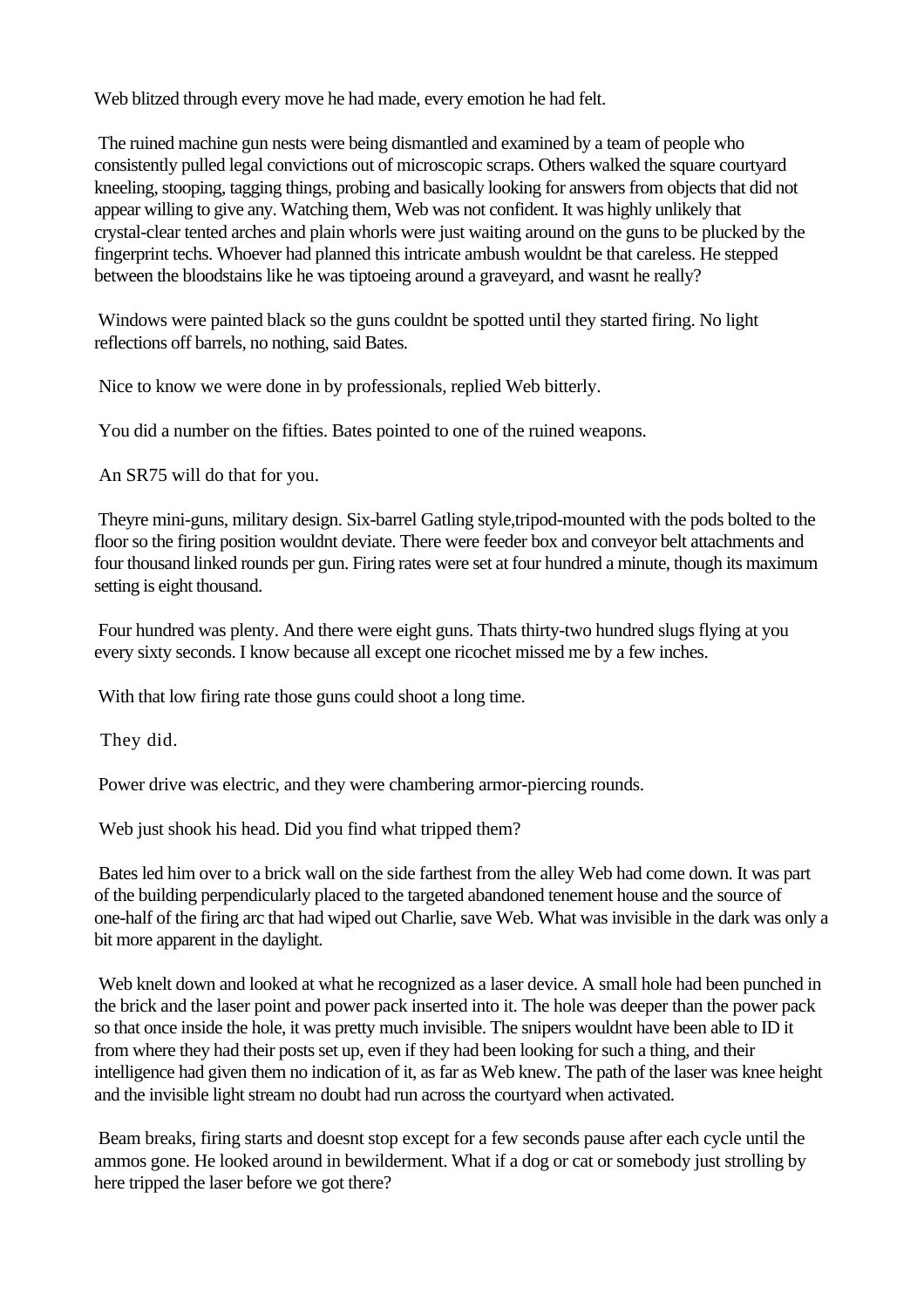Web blitzed through every move he had made, every emotion he had felt.

The ruined machine gun nests were being dismantled and examined by a team of people who consistently pulled legal convictions out of microscopic scraps. Others walked the square courtyard kneeling, stooping, tagging things, probing and basically looking for answers from objects that did not appear willing to give any. Watching them, Web was not confident. It was highly unlikely that crystal-clear tented arches and plain whorls were just waiting around on the guns to be plucked by the fingerprint techs. Whoever had planned this intricate ambush wouldnt be that careless. He stepped between the bloodstains like he was tiptoeing around a graveyard, and wasnt he really?

Windows were painted black so the guns couldnt be spotted until they started firing. No light reflections off barrels, no nothing, said Bates.

Nice to know we were done in by professionals, replied Web bitterly.

You did a number on the fifties. Bates pointed to one of the ruined weapons.

An SR75 will do that for you.

Theyre mini-guns, military design. Six-barrel Gatling style,tripod-mounted with the pods bolted to the floor so the firing position wouldnt deviate. There were feeder box and conveyor belt attachments and four thousand linked rounds per gun. Firing rates were set at four hundred a minute, though its maximum setting is eight thousand.

Four hundred was plenty. And there were eight guns. Thats thirty-two hundred slugs flying at you every sixty seconds. I know because all except one ricochet missed me by a few inches.

With that low firing rate those guns could shoot a long time.

They did.

Power drive was electric, and they were chambering armor-piercing rounds.

Web just shook his head. Did you find what tripped them?

Bates led him over to a brick wall on the side farthest from the alley Web had come down. It was part of the building perpendicularly placed to the targeted abandoned tenement house and the source of one-half of the firing arc that had wiped out Charlie, save Web. What was invisible in the dark was only a bit more apparent in the daylight.

Web knelt down and looked at what he recognized as a laser device. A small hole had been punched in the brick and the laser point and power pack inserted into it. The hole was deeper than the power pack so that once inside the hole, it was pretty much invisible. The snipers wouldnt have been able to ID it from where they had their posts set up, even if they had been looking for such a thing, and their intelligence had given them no indication of it, as far as Web knew. The path of the laser was knee height and the invisible light stream no doubt had run across the courtyard when activated.

Beam breaks, firing starts and doesnt stop except for a few seconds pause after each cycle until the ammos gone. He looked around in bewilderment. What if a dog or cat or somebody just strolling by here tripped the laser before we got there?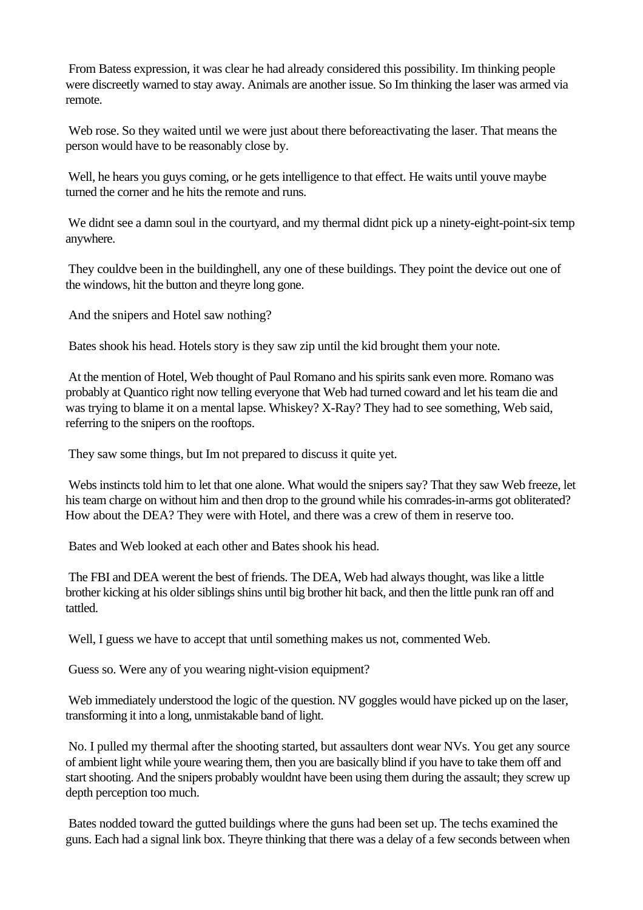From Batess expression, it was clear he had already considered this possibility. Im thinking people were discreetly warned to stay away. Animals are another issue. So Im thinking the laser was armed via remote.

Web rose. So they waited until we were just about there beforeactivating the laser. That means the person would have to be reasonably close by.

Well, he hears you guys coming, or he gets intelligence to that effect. He waits until youve maybe turned the corner and he hits the remote and runs.

We didnt see a damn soul in the courtyard, and my thermal didnt pick up a ninety-eight-point-six temp anywhere.

They couldve been in the buildinghell, any one of these buildings. They point the device out one of the windows, hit the button and theyre long gone.

And the snipers and Hotel saw nothing?

Bates shook his head. Hotels story is they saw zip until the kid brought them your note.

At the mention of Hotel, Web thought of Paul Romano and his spirits sank even more. Romano was probably at Quantico right now telling everyone that Web had turned coward and let his team die and was trying to blame it on a mental lapse. Whiskey? X-Ray? They had to see something, Web said, referring to the snipers on the rooftops.

They saw some things, but Im not prepared to discuss it quite yet.

Webs instincts told him to let that one alone. What would the snipers say? That they saw Web freeze, let his team charge on without him and then drop to the ground while his comrades-in-arms got obliterated? How about the DEA? They were with Hotel, and there was a crew of them in reserve too.

Bates and Web looked at each other and Bates shook his head.

The FBI and DEA werent the best of friends. The DEA, Web had always thought, was like a little brother kicking at his older siblings shins until big brother hit back, and then the little punk ran off and tattled.

Well, I guess we have to accept that until something makes us not, commented Web.

Guess so. Were any of you wearing night-vision equipment?

Web immediately understood the logic of the question. NV goggles would have picked up on the laser, transforming it into a long, unmistakable band of light.

No. I pulled my thermal after the shooting started, but assaulters dont wear NVs. You get any source of ambient light while youre wearing them, then you are basically blind if you have to take them off and start shooting. And the snipers probably wouldnt have been using them during the assault; they screw up depth perception too much.

Bates nodded toward the gutted buildings where the guns had been set up. The techs examined the guns. Each had a signal link box. Theyre thinking that there was a delay of a few seconds between when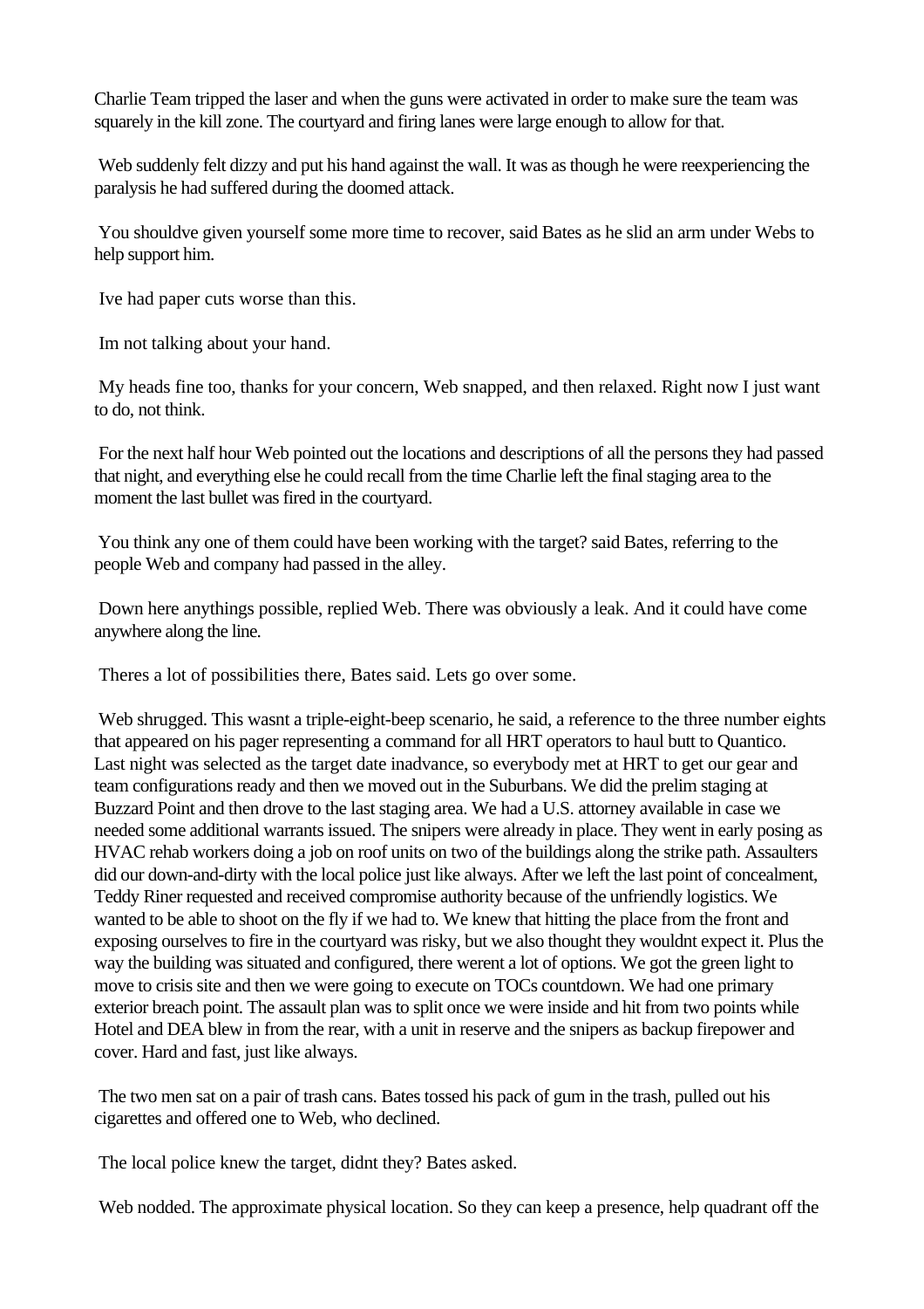Charlie Team tripped the laser and when the guns were activated in order to make sure the team was squarely in the kill zone. The courtyard and firing lanes were large enough to allow for that.

Web suddenly felt dizzy and put his hand against the wall. It was as though he were reexperiencing the paralysis he had suffered during the doomed attack.

You shouldve given yourself some more time to recover, said Bates as he slid an arm under Webs to help support him.

Ive had paper cuts worse than this.

Im not talking about your hand.

My heads fine too, thanks for your concern, Web snapped, and then relaxed. Right now I just want to do, not think.

For the next half hour Web pointed out the locations and descriptions of all the persons they had passed that night, and everything else he could recall from the time Charlie left the final staging area to the moment the last bullet was fired in the courtyard.

You think any one of them could have been working with the target? said Bates, referring to the people Web and company had passed in the alley.

Down here anythings possible, replied Web. There was obviously a leak. And it could have come anywhere along the line.

Theres a lot of possibilities there, Bates said. Lets go over some.

Web shrugged. This wasnt a triple-eight-beep scenario, he said, a reference to the three number eights that appeared on his pager representing a command for all HRT operators to haul butt to Quantico. Last night was selected as the target date inadvance, so everybody met at HRT to get our gear and team configurations ready and then we moved out in the Suburbans. We did the prelim staging at Buzzard Point and then drove to the last staging area. We had a U.S. attorney available in case we needed some additional warrants issued. The snipers were already in place. They went in early posing as HVAC rehab workers doing a job on roof units on two of the buildings along the strike path. Assaulters did our down-and-dirty with the local police just like always. After we left the last point of concealment, Teddy Riner requested and received compromise authority because of the unfriendly logistics. We wanted to be able to shoot on the fly if we had to. We knew that hitting the place from the front and exposing ourselves to fire in the courtyard was risky, but we also thought they wouldnt expect it. Plus the way the building was situated and configured, there werent a lot of options. We got the green light to move to crisis site and then we were going to execute on TOCs countdown. We had one primary exterior breach point. The assault plan was to split once we were inside and hit from two points while Hotel and DEA blew in from the rear, with a unit in reserve and the snipers as backup firepower and cover. Hard and fast, just like always.

The two men sat on a pair of trash cans. Bates tossed his pack of gum in the trash, pulled out his cigarettes and offered one to Web, who declined.

The local police knew the target, didnt they? Bates asked.

Web nodded. The approximate physical location. So they can keep a presence, help quadrant off the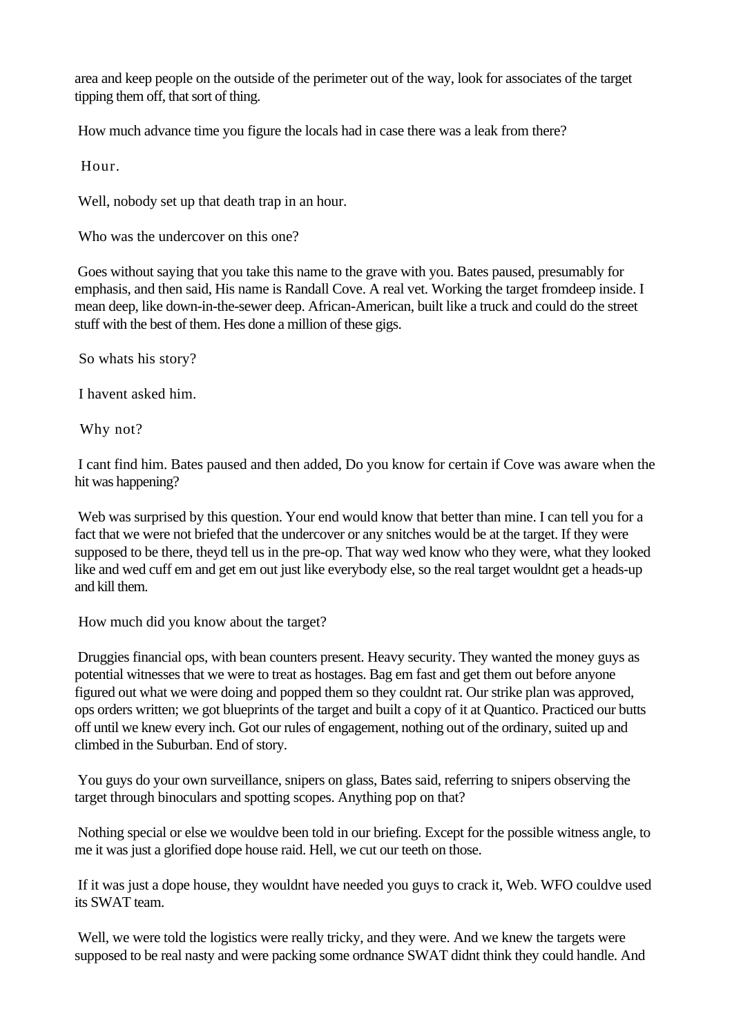area and keep people on the outside of the perimeter out of the way, look for associates of the target tipping them off, that sort of thing.

How much advance time you figure the locals had in case there was a leak from there?

Hour.

Well, nobody set up that death trap in an hour.

Who was the undercover on this one?

Goes without saying that you take this name to the grave with you. Bates paused, presumably for emphasis, and then said, His name is Randall Cove. A real vet. Working the target fromdeep inside. I mean deep, like down-in-the-sewer deep. African-American, built like a truck and could do the street stuff with the best of them. Hes done a million of these gigs.

So whats his story?

I havent asked him.

Why not?

I cant find him. Bates paused and then added, Do you know for certain if Cove was aware when the hit was happening?

Web was surprised by this question. Your end would know that better than mine. I can tell you for a fact that we were not briefed that the undercover or any snitches would be at the target. If they were supposed to be there, theyd tell us in the pre-op. That way wed know who they were, what they looked like and wed cuff em and get em out just like everybody else, so the real target wouldnt get a heads-up and kill them.

How much did you know about the target?

Druggies financial ops, with bean counters present. Heavy security. They wanted the money guys as potential witnesses that we were to treat as hostages. Bag em fast and get them out before anyone figured out what we were doing and popped them so they couldnt rat. Our strike plan was approved, ops orders written; we got blueprints of the target and built a copy of it at Quantico. Practiced our butts off until we knew every inch. Got our rules of engagement, nothing out of the ordinary, suited up and climbed in the Suburban. End of story.

You guys do your own surveillance, snipers on glass, Bates said, referring to snipers observing the target through binoculars and spotting scopes. Anything pop on that?

Nothing special or else we wouldve been told in our briefing. Except for the possible witness angle, to me it was just a glorified dope house raid. Hell, we cut our teeth on those.

If it was just a dope house, they wouldnt have needed you guys to crack it, Web. WFO couldve used its SWAT team.

Well, we were told the logistics were really tricky, and they were. And we knew the targets were supposed to be real nasty and were packing some ordnance SWAT didnt think they could handle. And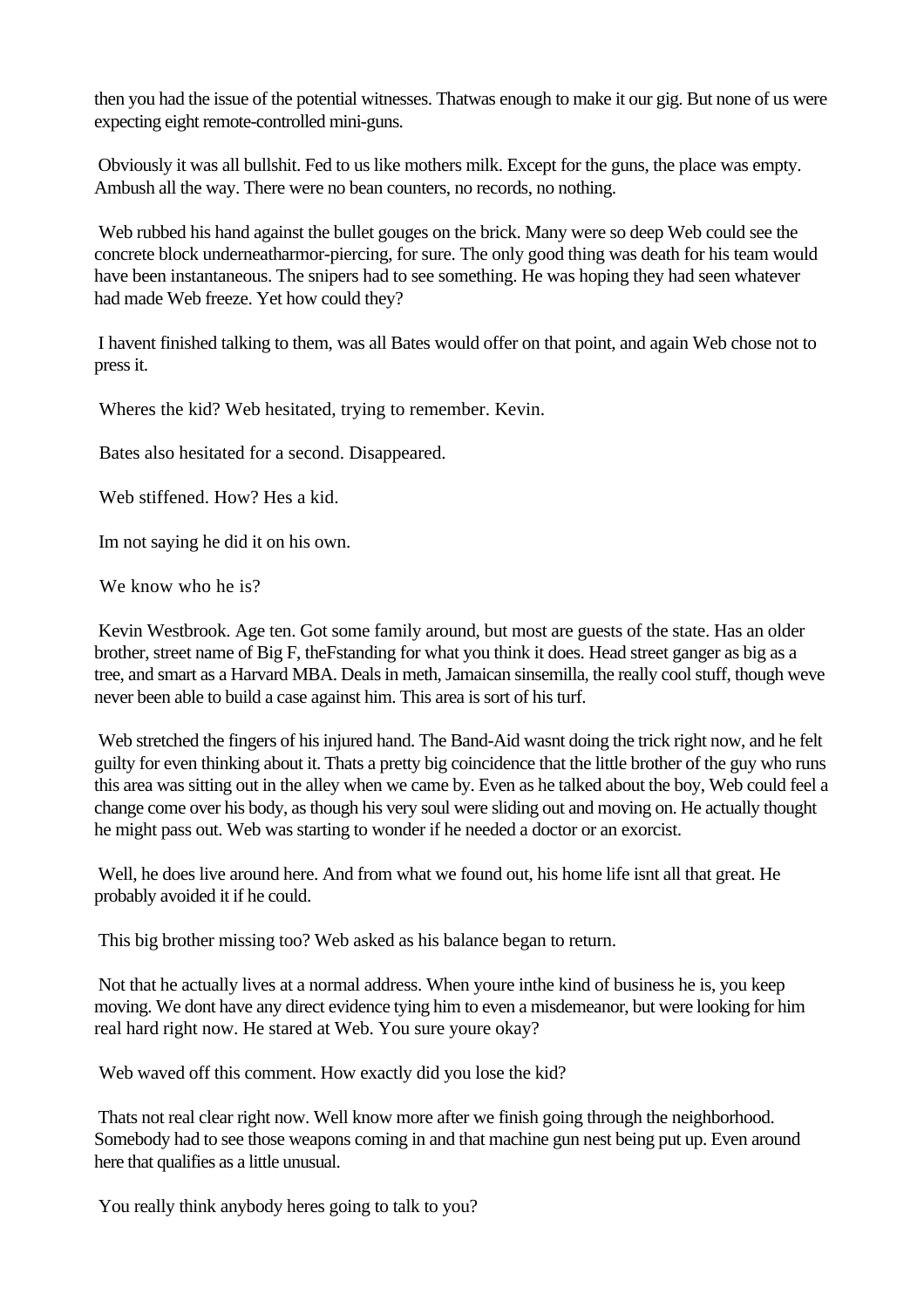then you had the issue of the potential witnesses. Thatwas enough to make it our gig. But none of us were expecting eight remote-controlled mini-guns.

Obviously it was all bullshit. Fed to us like mothers milk. Except for the guns, the place was empty. Ambush all the way. There were no bean counters, no records, no nothing.

Web rubbed his hand against the bullet gouges on the brick. Many were so deep Web could see the concrete block underneatharmor-piercing, for sure. The only good thing was death for his team would have been instantaneous. The snipers had to see something. He was hoping they had seen whatever had made Web freeze. Yet how could they?

I havent finished talking to them, was all Bates would offer on that point, and again Web chose not to press it.

Wheres the kid? Web hesitated, trying to remember. Kevin.

Bates also hesitated for a second. Disappeared.

Web stiffened. How? Hes a kid.

Im not saying he did it on his own.

We know who he is?

Kevin Westbrook. Age ten. Got some family around, but most are guests of the state. Has an older brother, street name of Big F, theFstanding for what you think it does. Head street ganger as big as a tree, and smart as a Harvard MBA. Deals in meth, Jamaican sinsemilla, the really cool stuff, though weve never been able to build a case against him. This area is sort of his turf.

Web stretched the fingers of his injured hand. The Band-Aid wasnt doing the trick right now, and he felt guilty for even thinking about it. Thats a pretty big coincidence that the little brother of the guy who runs this area was sitting out in the alley when we came by. Even as he talked about the boy, Web could feel a change come over his body, as though his very soul were sliding out and moving on. He actually thought he might pass out. Web was starting to wonder if he needed a doctor or an exorcist.

Well, he does live around here. And from what we found out, his home life isnt all that great. He probably avoided it if he could.

This big brother missing too? Web asked as his balance began to return.

Not that he actually lives at a normal address. When youre inthe kind of business he is, you keep moving. We dont have any direct evidence tying him to even a misdemeanor, but were looking for him real hard right now. He stared at Web. You sure youre okay?

Web waved off this comment. How exactly did you lose the kid?

Thats not real clear right now. Well know more after we finish going through the neighborhood. Somebody had to see those weapons coming in and that machine gun nest being put up. Even around here that qualifies as a little unusual.

You really think anybody heres going to talk to you?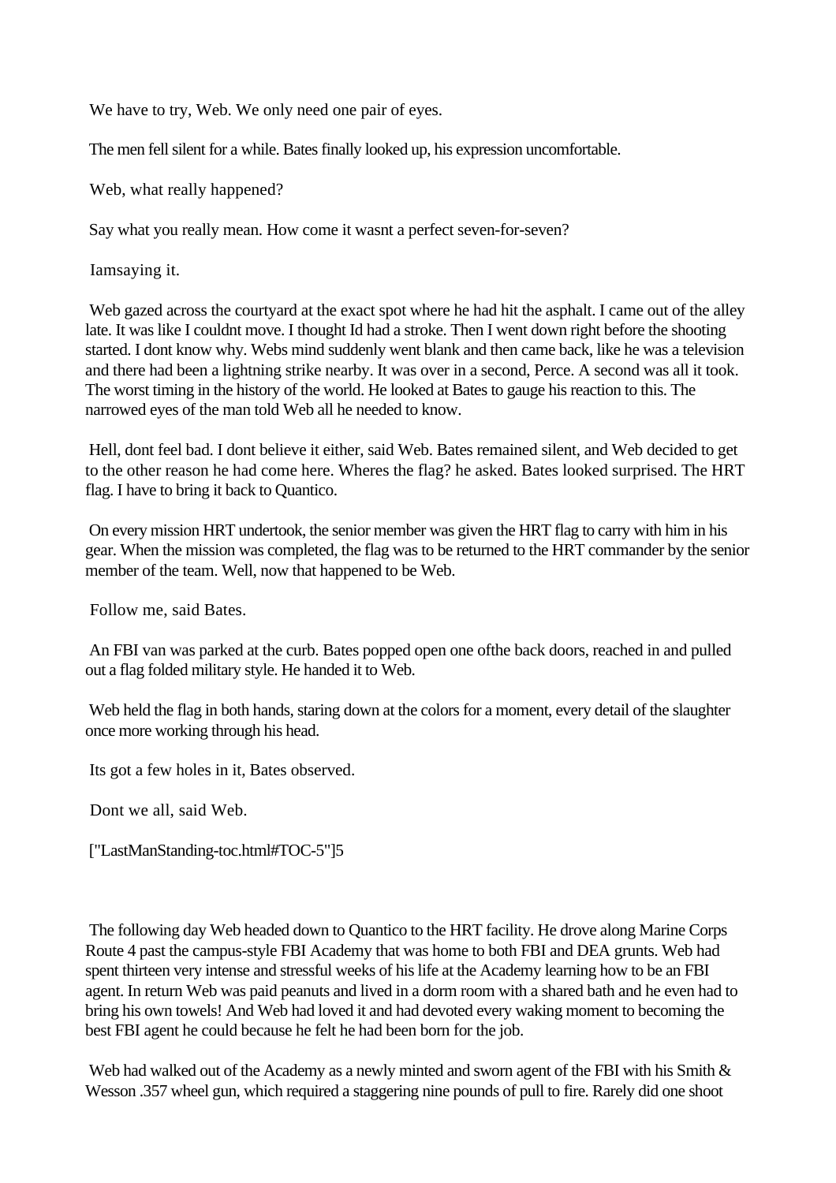We have to try, Web. We only need one pair of eyes.

The men fell silent for a while. Bates finally looked up, his expression uncomfortable.

Web, what really happened?

Say what you really mean. How come it wasnt a perfect seven-for-seven?

Iamsaying it.

Web gazed across the courtyard at the exact spot where he had hit the asphalt. I came out of the alley late. It was like I couldnt move. I thought Id had a stroke. Then I went down right before the shooting started. I dont know why. Webs mind suddenly went blank and then came back, like he was a television and there had been a lightning strike nearby. It was over in a second, Perce. A second was all it took. The worst timing in the history of the world. He looked at Bates to gauge his reaction to this. The narrowed eyes of the man told Web all he needed to know.

Hell, dont feel bad. I dont believe it either, said Web. Bates remained silent, and Web decided to get to the other reason he had come here. Wheres the flag? he asked. Bates looked surprised. The HRT flag. I have to bring it back to Quantico.

On every mission HRT undertook, the senior member was given the HRT flag to carry with him in his gear. When the mission was completed, the flag was to be returned to the HRT commander by the senior member of the team. Well, now that happened to be Web.

Follow me, said Bates.

An FBI van was parked at the curb. Bates popped open one ofthe back doors, reached in and pulled out a flag folded military style. He handed it to Web.

Web held the flag in both hands, staring down at the colors for a moment, every detail of the slaughter once more working through his head.

Its got a few holes in it, Bates observed.

Dont we all, said Web.

["LastManStanding-toc.html#TOC-5"]5

The following day Web headed down to Quantico to the HRT facility. He drove along Marine Corps Route 4 past the campus-style FBI Academy that was home to both FBI and DEA grunts. Web had spent thirteen very intense and stressful weeks of his life at the Academy learning how to be an FBI agent. In return Web was paid peanuts and lived in a dorm room with a shared bath and he even had to bring his own towels! And Web had loved it and had devoted every waking moment to becoming the best FBI agent he could because he felt he had been born for the job.

Web had walked out of the Academy as a newly minted and sworn agent of the FBI with his Smith & Wesson .357 wheel gun, which required a staggering nine pounds of pull to fire. Rarely did one shoot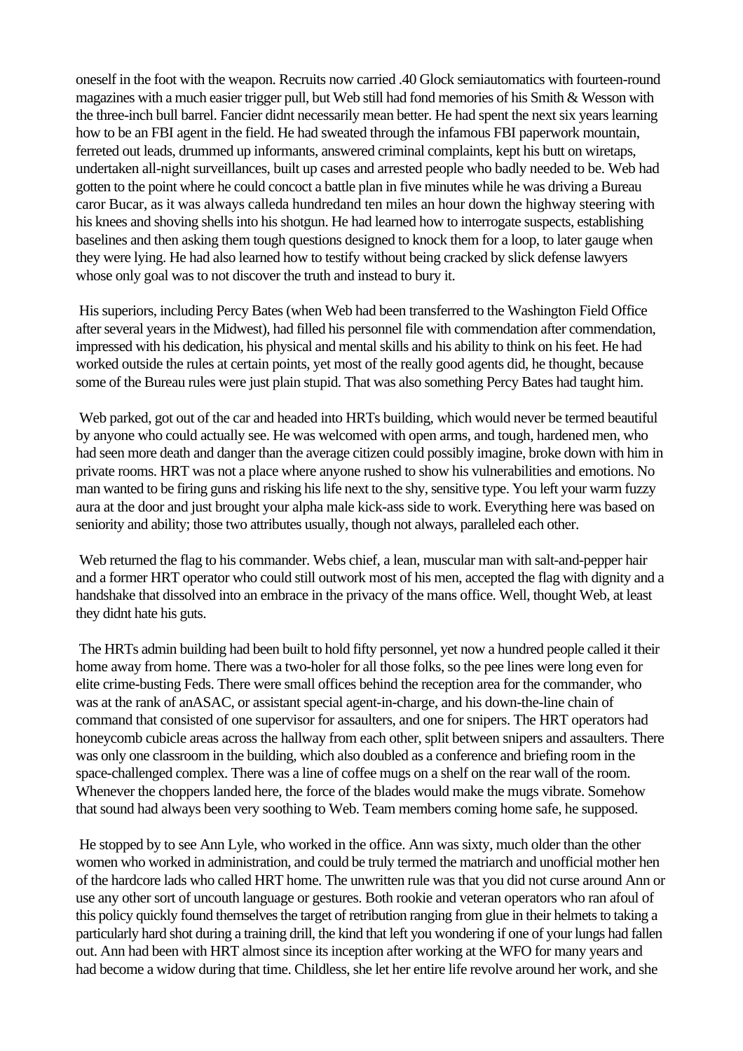oneself in the foot with the weapon. Recruits now carried .40 Glock semiautomatics with fourteen-round magazines with a much easier trigger pull, but Web still had fond memories of his Smith & Wesson with the three-inch bull barrel. Fancier didnt necessarily mean better. He had spent the next six years learning how to be an FBI agent in the field. He had sweated through the infamous FBI paperwork mountain, ferreted out leads, drummed up informants, answered criminal complaints, kept his butt on wiretaps, undertaken all-night surveillances, built up cases and arrested people who badly needed to be. Web had gotten to the point where he could concoct a battle plan in five minutes while he was driving a Bureau caror Bucar, as it was always calleda hundredand ten miles an hour down the highway steering with his knees and shoving shells into his shotgun. He had learned how to interrogate suspects, establishing baselines and then asking them tough questions designed to knock them for a loop, to later gauge when they were lying. He had also learned how to testify without being cracked by slick defense lawyers whose only goal was to not discover the truth and instead to bury it.

His superiors, including Percy Bates (when Web had been transferred to the Washington Field Office after several years in the Midwest), had filled his personnel file with commendation after commendation, impressed with his dedication, his physical and mental skills and his ability to think on his feet. He had worked outside the rules at certain points, yet most of the really good agents did, he thought, because some of the Bureau rules were just plain stupid. That was also something Percy Bates had taught him.

Web parked, got out of the car and headed into HRTs building, which would never be termed beautiful by anyone who could actually see. He was welcomed with open arms, and tough, hardened men, who had seen more death and danger than the average citizen could possibly imagine, broke down with him in private rooms. HRT was not a place where anyone rushed to show his vulnerabilities and emotions. No man wanted to be firing guns and risking his life next to the shy, sensitive type. You left your warm fuzzy aura at the door and just brought your alpha male kick-ass side to work. Everything here was based on seniority and ability; those two attributes usually, though not always, paralleled each other.

Web returned the flag to his commander. Webs chief, a lean, muscular man with salt-and-pepper hair and a former HRT operator who could still outwork most of his men, accepted the flag with dignity and a handshake that dissolved into an embrace in the privacy of the mans office. Well, thought Web, at least they didnt hate his guts.

The HRTs admin building had been built to hold fifty personnel, yet now a hundred people called it their home away from home. There was a two-holer for all those folks, so the pee lines were long even for elite crime-busting Feds. There were small offices behind the reception area for the commander, who was at the rank of anASAC, or assistant special agent-in-charge, and his down-the-line chain of command that consisted of one supervisor for assaulters, and one for snipers. The HRT operators had honeycomb cubicle areas across the hallway from each other, split between snipers and assaulters. There was only one classroom in the building, which also doubled as a conference and briefing room in the space-challenged complex. There was a line of coffee mugs on a shelf on the rear wall of the room. Whenever the choppers landed here, the force of the blades would make the mugs vibrate. Somehow that sound had always been very soothing to Web. Team members coming home safe, he supposed.

He stopped by to see Ann Lyle, who worked in the office. Ann was sixty, much older than the other women who worked in administration, and could be truly termed the matriarch and unofficial mother hen of the hardcore lads who called HRT home. The unwritten rule was that you did not curse around Ann or use any other sort of uncouth language or gestures. Both rookie and veteran operators who ran afoul of this policy quickly found themselves the target of retribution ranging from glue in their helmets to taking a particularly hard shot during a training drill, the kind that left you wondering if one of your lungs had fallen out. Ann had been with HRT almost since its inception after working at the WFO for many years and had become a widow during that time. Childless, she let her entire life revolve around her work, and she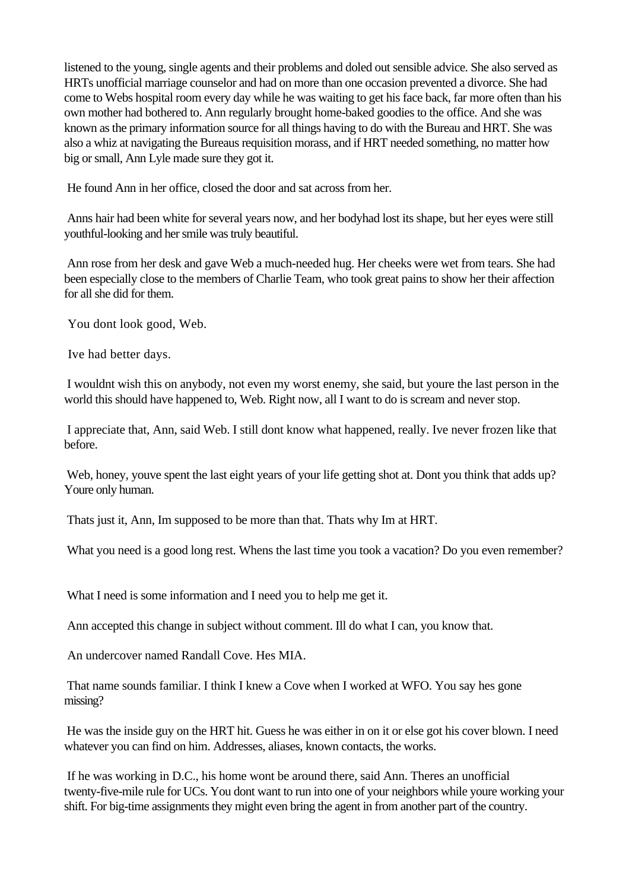listened to the young, single agents and their problems and doled out sensible advice. She also served as HRTs unofficial marriage counselor and had on more than one occasion prevented a divorce. She had come to Webs hospital room every day while he was waiting to get his face back, far more often than his own mother had bothered to. Ann regularly brought home-baked goodies to the office. And she was known as the primary information source for all things having to do with the Bureau and HRT. She was also a whiz at navigating the Bureaus requisition morass, and if HRT needed something, no matter how big or small, Ann Lyle made sure they got it.

He found Ann in her office, closed the door and sat across from her.

Anns hair had been white for several years now, and her bodyhad lost its shape, but her eyes were still youthful-looking and her smile was truly beautiful.

Ann rose from her desk and gave Web a much-needed hug. Her cheeks were wet from tears. She had been especially close to the members of Charlie Team, who took great pains to show her their affection for all she did for them.

You dont look good, Web.

Ive had better days.

I wouldnt wish this on anybody, not even my worst enemy, she said, but youre the last person in the world this should have happened to, Web. Right now, all I want to do is scream and never stop.

I appreciate that, Ann, said Web. I still dont know what happened, really. Ive never frozen like that before.

Web, honey, youve spent the last eight years of your life getting shot at. Dont you think that adds up? Youre only human.

Thats just it, Ann, Im supposed to be more than that. Thats why Im at HRT.

What you need is a good long rest. Whens the last time you took a vacation? Do you even remember?

What I need is some information and I need you to help me get it.

Ann accepted this change in subject without comment. Ill do what I can, you know that.

An undercover named Randall Cove. Hes MIA.

That name sounds familiar. I think I knew a Cove when I worked at WFO. You say hes gone missing?

He was the inside guy on the HRT hit. Guess he was either in on it or else got his cover blown. I need whatever you can find on him. Addresses, aliases, known contacts, the works.

If he was working in D.C., his home wont be around there, said Ann. Theres an unofficial twenty-five-mile rule for UCs. You dont want to run into one of your neighbors while youre working your shift. For big-time assignments they might even bring the agent in from another part of the country.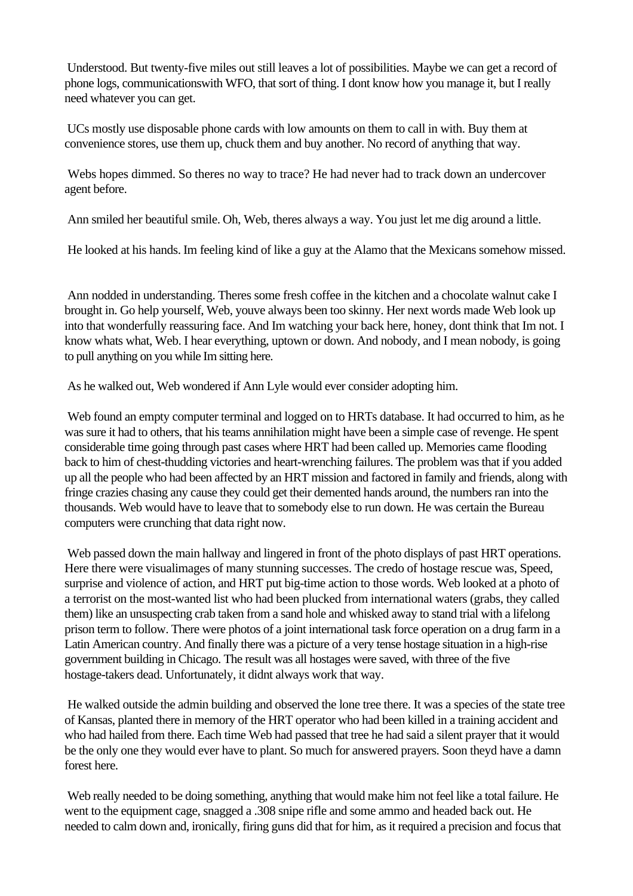Understood. But twenty-five miles out still leaves a lot of possibilities. Maybe we can get a record of phone logs, communicationswith WFO, that sort of thing. I dont know how you manage it, but I really need whatever you can get.

UCs mostly use disposable phone cards with low amounts on them to call in with. Buy them at convenience stores, use them up, chuck them and buy another. No record of anything that way.

Webs hopes dimmed. So theres no way to trace? He had never had to track down an undercover agent before.

Ann smiled her beautiful smile. Oh, Web, theres always a way. You just let me dig around a little.

He looked at his hands. Im feeling kind of like a guy at the Alamo that the Mexicans somehow missed.

Ann nodded in understanding. Theres some fresh coffee in the kitchen and a chocolate walnut cake I brought in. Go help yourself, Web, youve always been too skinny. Her next words made Web look up into that wonderfully reassuring face. And Im watching your back here, honey, dont think that Im not. I know whats what, Web. I hear everything, uptown or down. And nobody, and I mean nobody, is going to pull anything on you while Im sitting here.

As he walked out, Web wondered if Ann Lyle would ever consider adopting him.

Web found an empty computer terminal and logged on to HRTs database. It had occurred to him, as he was sure it had to others, that his teams annihilation might have been a simple case of revenge. He spent considerable time going through past cases where HRT had been called up. Memories came flooding back to him of chest-thudding victories and heart-wrenching failures. The problem was that if you added up all the people who had been affected by an HRT mission and factored in family and friends, along with fringe crazies chasing any cause they could get their demented hands around, the numbers ran into the thousands. Web would have to leave that to somebody else to run down. He was certain the Bureau computers were crunching that data right now.

Web passed down the main hallway and lingered in front of the photo displays of past HRT operations. Here there were visualimages of many stunning successes. The credo of hostage rescue was, Speed, surprise and violence of action, and HRT put big-time action to those words. Web looked at a photo of a terrorist on the most-wanted list who had been plucked from international waters (grabs, they called them) like an unsuspecting crab taken from a sand hole and whisked away to stand trial with a lifelong prison term to follow. There were photos of a joint international task force operation on a drug farm in a Latin American country. And finally there was a picture of a very tense hostage situation in a high-rise government building in Chicago. The result was all hostages were saved, with three of the five hostage-takers dead. Unfortunately, it didnt always work that way.

He walked outside the admin building and observed the lone tree there. It was a species of the state tree of Kansas, planted there in memory of the HRT operator who had been killed in a training accident and who had hailed from there. Each time Web had passed that tree he had said a silent prayer that it would be the only one they would ever have to plant. So much for answered prayers. Soon theyd have a damn forest here.

Web really needed to be doing something, anything that would make him not feel like a total failure. He went to the equipment cage, snagged a .308 snipe rifle and some ammo and headed back out. He needed to calm down and, ironically, firing guns did that for him, as it required a precision and focus that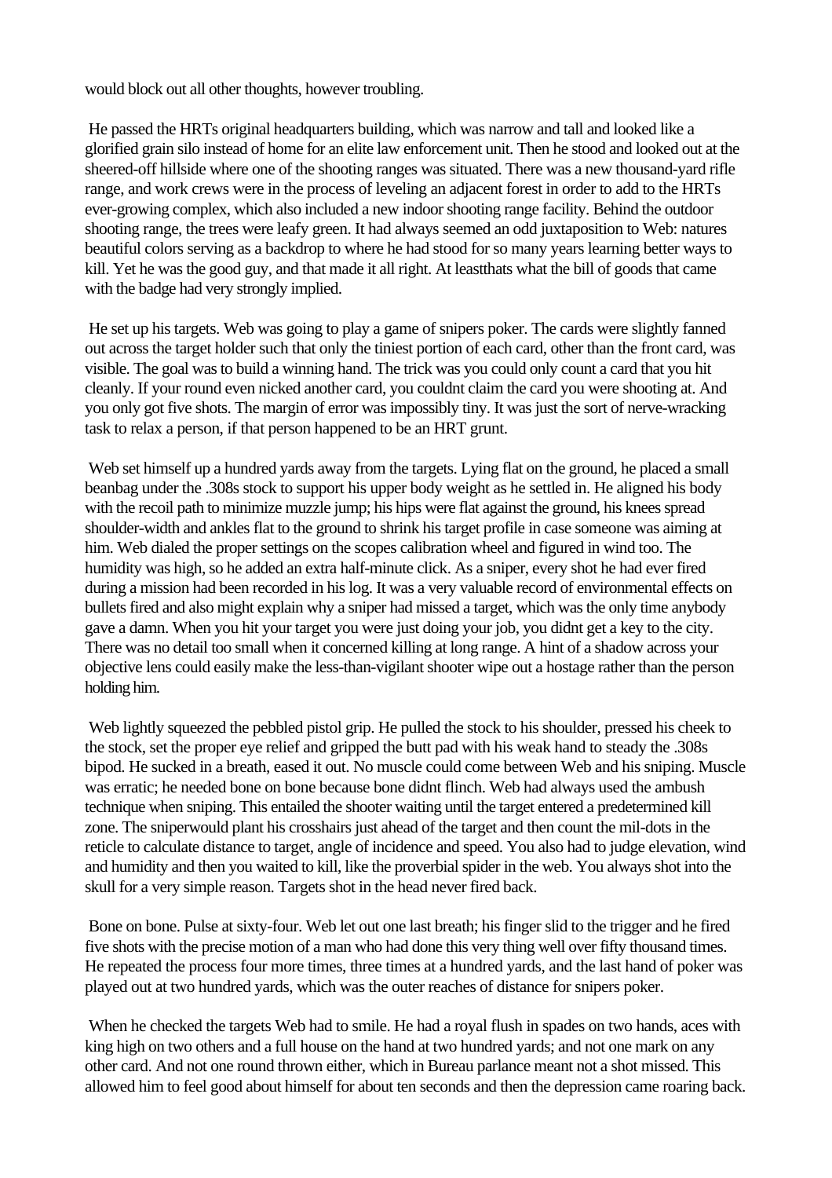would block out all other thoughts, however troubling.

He passed the HRTs original headquarters building, which was narrow and tall and looked like a glorified grain silo instead of home for an elite law enforcement unit. Then he stood and looked out at the sheered-off hillside where one of the shooting ranges was situated. There was a new thousand-yard rifle range, and work crews were in the process of leveling an adjacent forest in order to add to the HRTs ever-growing complex, which also included a new indoor shooting range facility. Behind the outdoor shooting range, the trees were leafy green. It had always seemed an odd juxtaposition to Web: natures beautiful colors serving as a backdrop to where he had stood for so many years learning better ways to kill. Yet he was the good guy, and that made it all right. At leastthats what the bill of goods that came with the badge had very strongly implied.

He set up his targets. Web was going to play a game of snipers poker. The cards were slightly fanned out across the target holder such that only the tiniest portion of each card, other than the front card, was visible. The goal was to build a winning hand. The trick was you could only count a card that you hit cleanly. If your round even nicked another card, you couldnt claim the card you were shooting at. And you only got five shots. The margin of error was impossibly tiny. It was just the sort of nerve-wracking task to relax a person, if that person happened to be an HRT grunt.

Web set himself up a hundred yards away from the targets. Lying flat on the ground, he placed a small beanbag under the .308s stock to support his upper body weight as he settled in. He aligned his body with the recoil path to minimize muzzle jump; his hips were flat against the ground, his knees spread shoulder-width and ankles flat to the ground to shrink his target profile in case someone was aiming at him. Web dialed the proper settings on the scopes calibration wheel and figured in wind too. The humidity was high, so he added an extra half-minute click. As a sniper, every shot he had ever fired during a mission had been recorded in his log. It was a very valuable record of environmental effects on bullets fired and also might explain why a sniper had missed a target, which was the only time anybody gave a damn. When you hit your target you were just doing your job, you didnt get a key to the city. There was no detail too small when it concerned killing at long range. A hint of a shadow across your objective lens could easily make the less-than-vigilant shooter wipe out a hostage rather than the person holding him.

Web lightly squeezed the pebbled pistol grip. He pulled the stock to his shoulder, pressed his cheek to the stock, set the proper eye relief and gripped the butt pad with his weak hand to steady the .308s bipod. He sucked in a breath, eased it out. No muscle could come between Web and his sniping. Muscle was erratic; he needed bone on bone because bone didnt flinch. Web had always used the ambush technique when sniping. This entailed the shooter waiting until the target entered a predetermined kill zone. The sniperwould plant his crosshairs just ahead of the target and then count the mil-dots in the reticle to calculate distance to target, angle of incidence and speed. You also had to judge elevation, wind and humidity and then you waited to kill, like the proverbial spider in the web. You always shot into the skull for a very simple reason. Targets shot in the head never fired back.

Bone on bone. Pulse at sixty-four. Web let out one last breath; his finger slid to the trigger and he fired five shots with the precise motion of a man who had done this very thing well over fifty thousand times. He repeated the process four more times, three times at a hundred yards, and the last hand of poker was played out at two hundred yards, which was the outer reaches of distance for snipers poker.

When he checked the targets Web had to smile. He had a royal flush in spades on two hands, aces with king high on two others and a full house on the hand at two hundred yards; and not one mark on any other card. And not one round thrown either, which in Bureau parlance meant not a shot missed. This allowed him to feel good about himself for about ten seconds and then the depression came roaring back.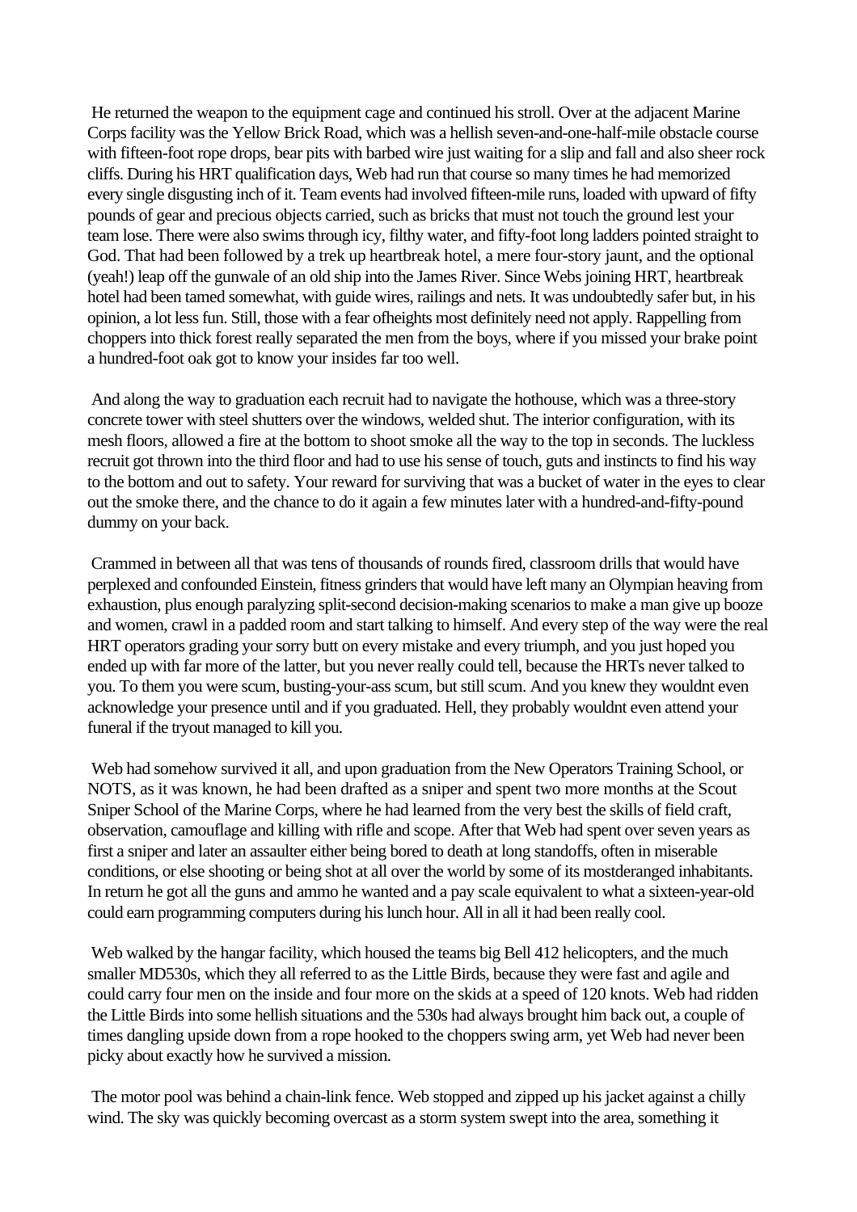He returned the weapon to the equipment cage and continued his stroll. Over at the adjacent Marine Corps facility was the Yellow Brick Road, which was a hellish seven-and-one-half-mile obstacle course with fifteen-foot rope drops, bear pits with barbed wire just waiting for a slip and fall and also sheer rock cliffs. During his HRT qualification days, Web had run that course so many times he had memorized every single disgusting inch of it. Team events had involved fifteen-mile runs, loaded with upward of fifty pounds of gear and precious objects carried, such as bricks that must not touch the ground lest your team lose. There were also swims through icy, filthy water, and fifty-foot long ladders pointed straight to God. That had been followed by a trek up heartbreak hotel, a mere four-story jaunt, and the optional (yeah!) leap off the gunwale of an old ship into the James River. Since Webs joining HRT, heartbreak hotel had been tamed somewhat, with guide wires, railings and nets. It was undoubtedly safer but, in his opinion, a lot less fun. Still, those with a fear ofheights most definitely need not apply. Rappelling from choppers into thick forest really separated the men from the boys, where if you missed your brake point a hundred-foot oak got to know your insides far too well.

And along the way to graduation each recruit had to navigate the hothouse, which was a three-story concrete tower with steel shutters over the windows, welded shut. The interior configuration, with its mesh floors, allowed a fire at the bottom to shoot smoke all the way to the top in seconds. The luckless recruit got thrown into the third floor and had to use his sense of touch, guts and instincts to find his way to the bottom and out to safety. Your reward for surviving that was a bucket of water in the eyes to clear out the smoke there, and the chance to do it again a few minutes later with a hundred-and-fifty-pound dummy on your back.

Crammed in between all that was tens of thousands of rounds fired, classroom drills that would have perplexed and confounded Einstein, fitness grinders that would have left many an Olympian heaving from exhaustion, plus enough paralyzing split-second decision-making scenarios to make a man give up booze and women, crawl in a padded room and start talking to himself. And every step of the way were the real HRT operators grading your sorry butt on every mistake and every triumph, and you just hoped you ended up with far more of the latter, but you never really could tell, because the HRTs never talked to you. To them you were scum, busting-your-ass scum, but still scum. And you knew they wouldnt even acknowledge your presence until and if you graduated. Hell, they probably wouldnt even attend your funeral if the tryout managed to kill you.

Web had somehow survived it all, and upon graduation from the New Operators Training School, or NOTS, as it was known, he had been drafted as a sniper and spent two more months at the Scout Sniper School of the Marine Corps, where he had learned from the very best the skills of field craft, observation, camouflage and killing with rifle and scope. After that Web had spent over seven years as first a sniper and later an assaulter either being bored to death at long standoffs, often in miserable conditions, or else shooting or being shot at all over the world by some of its mostderanged inhabitants. In return he got all the guns and ammo he wanted and a pay scale equivalent to what a sixteen-year-old could earn programming computers during his lunch hour. All in all it had been really cool.

Web walked by the hangar facility, which housed the teams big Bell 412 helicopters, and the much smaller MD530s, which they all referred to as the Little Birds, because they were fast and agile and could carry four men on the inside and four more on the skids at a speed of 120 knots. Web had ridden the Little Birds into some hellish situations and the 530s had always brought him back out, a couple of times dangling upside down from a rope hooked to the choppers swing arm, yet Web had never been picky about exactly how he survived a mission.

The motor pool was behind a chain-link fence. Web stopped and zipped up his jacket against a chilly wind. The sky was quickly becoming overcast as a storm system swept into the area, something it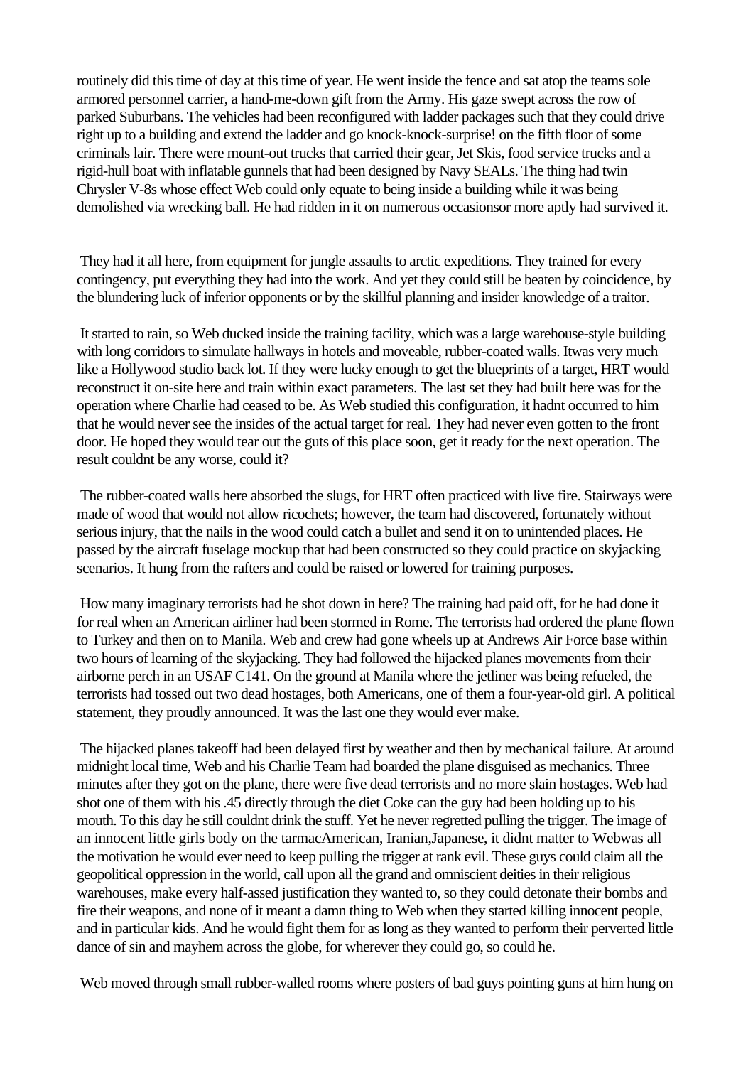routinely did this time of day at this time of year. He went inside the fence and sat atop the teams sole armored personnel carrier, a hand-me-down gift from the Army. His gaze swept across the row of parked Suburbans. The vehicles had been reconfigured with ladder packages such that they could drive right up to a building and extend the ladder and go knock-knock-surprise! on the fifth floor of some criminals lair. There were mount-out trucks that carried their gear, Jet Skis, food service trucks and a rigid-hull boat with inflatable gunnels that had been designed by Navy SEALs. The thing had twin Chrysler V-8s whose effect Web could only equate to being inside a building while it was being demolished via wrecking ball. He had ridden in it on numerous occasionsor more aptly had survived it.

They had it all here, from equipment for jungle assaults to arctic expeditions. They trained for every contingency, put everything they had into the work. And yet they could still be beaten by coincidence, by the blundering luck of inferior opponents or by the skillful planning and insider knowledge of a traitor.

It started to rain, so Web ducked inside the training facility, which was a large warehouse-style building with long corridors to simulate hallways in hotels and moveable, rubber-coated walls. Itwas very much like a Hollywood studio back lot. If they were lucky enough to get the blueprints of a target, HRT would reconstruct it on-site here and train within exact parameters. The last set they had built here was for the operation where Charlie had ceased to be. As Web studied this configuration, it hadnt occurred to him that he would never see the insides of the actual target for real. They had never even gotten to the front door. He hoped they would tear out the guts of this place soon, get it ready for the next operation. The result couldnt be any worse, could it?

The rubber-coated walls here absorbed the slugs, for HRT often practiced with live fire. Stairways were made of wood that would not allow ricochets; however, the team had discovered, fortunately without serious injury, that the nails in the wood could catch a bullet and send it on to unintended places. He passed by the aircraft fuselage mockup that had been constructed so they could practice on skyjacking scenarios. It hung from the rafters and could be raised or lowered for training purposes.

How many imaginary terrorists had he shot down in here? The training had paid off, for he had done it for real when an American airliner had been stormed in Rome. The terrorists had ordered the plane flown to Turkey and then on to Manila. Web and crew had gone wheels up at Andrews Air Force base within two hours of learning of the skyjacking. They had followed the hijacked planes movements from their airborne perch in an USAF C141. On the ground at Manila where the jetliner was being refueled, the terrorists had tossed out two dead hostages, both Americans, one of them a four-year-old girl. A political statement, they proudly announced. It was the last one they would ever make.

The hijacked planes takeoff had been delayed first by weather and then by mechanical failure. At around midnight local time, Web and his Charlie Team had boarded the plane disguised as mechanics. Three minutes after they got on the plane, there were five dead terrorists and no more slain hostages. Web had shot one of them with his .45 directly through the diet Coke can the guy had been holding up to his mouth. To this day he still couldnt drink the stuff. Yet he never regretted pulling the trigger. The image of an innocent little girls body on the tarmacAmerican, Iranian,Japanese, it didnt matter to Webwas all the motivation he would ever need to keep pulling the trigger at rank evil. These guys could claim all the geopolitical oppression in the world, call upon all the grand and omniscient deities in their religious warehouses, make every half-assed justification they wanted to, so they could detonate their bombs and fire their weapons, and none of it meant a damn thing to Web when they started killing innocent people, and in particular kids. And he would fight them for as long as they wanted to perform their perverted little dance of sin and mayhem across the globe, for wherever they could go, so could he.

Web moved through small rubber-walled rooms where posters of bad guys pointing guns at him hung on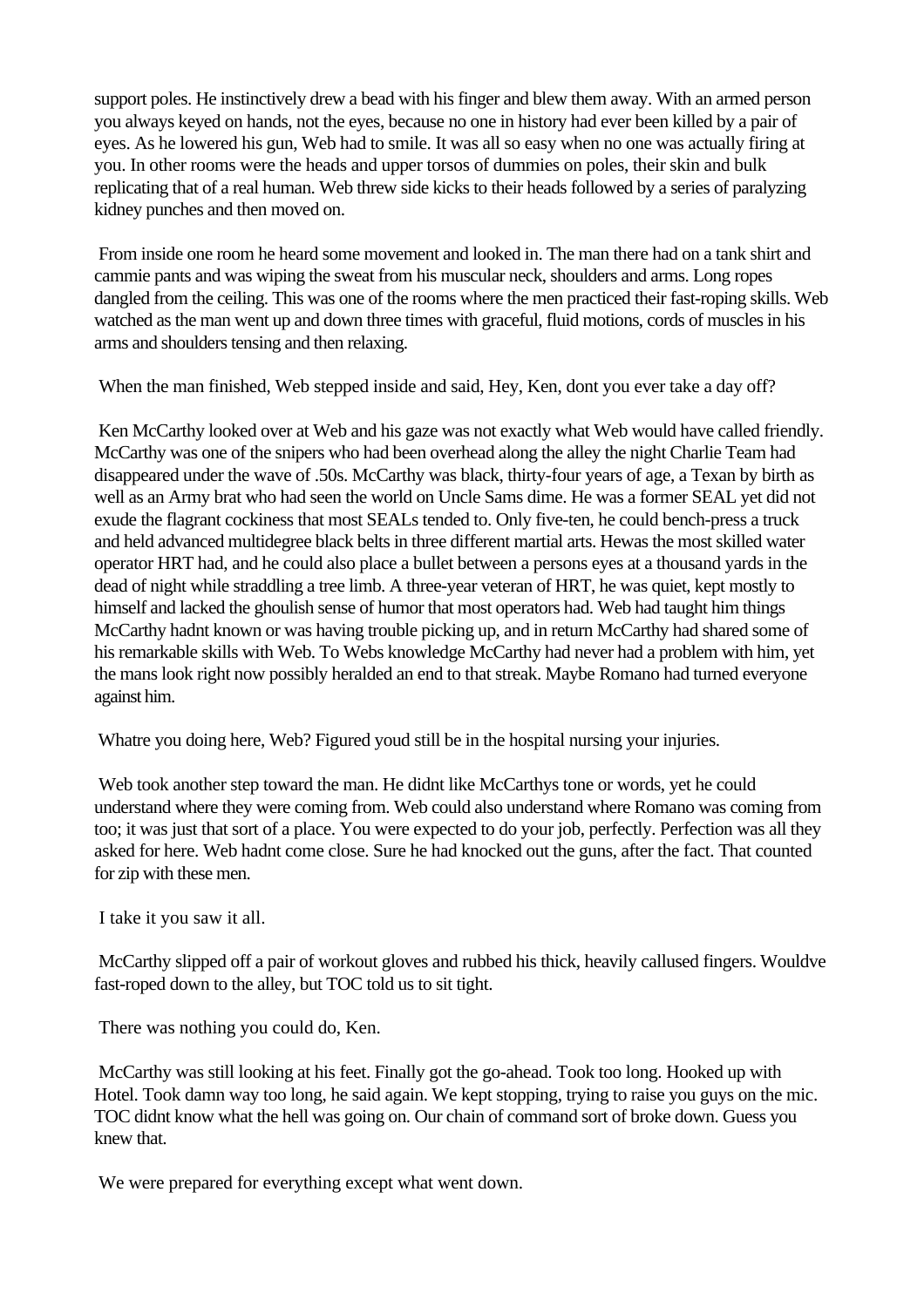support poles. He instinctively drew a bead with his finger and blew them away. With an armed person you always keyed on hands, not the eyes, because no one in history had ever been killed by a pair of eyes. As he lowered his gun, Web had to smile. It was all so easy when no one was actually firing at you. In other rooms were the heads and upper torsos of dummies on poles, their skin and bulk replicating that of a real human. Web threw side kicks to their heads followed by a series of paralyzing kidney punches and then moved on.

From inside one room he heard some movement and looked in. The man there had on a tank shirt and cammie pants and was wiping the sweat from his muscular neck, shoulders and arms. Long ropes dangled from the ceiling. This was one of the rooms where the men practiced their fast-roping skills. Web watched as the man went up and down three times with graceful, fluid motions, cords of muscles in his arms and shoulders tensing and then relaxing.

When the man finished, Web stepped inside and said, Hey, Ken, dont you ever take a day off?

Ken McCarthy looked over at Web and his gaze was not exactly what Web would have called friendly. McCarthy was one of the snipers who had been overhead along the alley the night Charlie Team had disappeared under the wave of .50s. McCarthy was black, thirty-four years of age, a Texan by birth as well as an Army brat who had seen the world on Uncle Sams dime. He was a former SEAL yet did not exude the flagrant cockiness that most SEALs tended to. Only five-ten, he could bench-press a truck and held advanced multidegree black belts in three different martial arts. Hewas the most skilled water operator HRT had, and he could also place a bullet between a persons eyes at a thousand yards in the dead of night while straddling a tree limb. A three-year veteran of HRT, he was quiet, kept mostly to himself and lacked the ghoulish sense of humor that most operators had. Web had taught him things McCarthy hadnt known or was having trouble picking up, and in return McCarthy had shared some of his remarkable skills with Web. To Webs knowledge McCarthy had never had a problem with him, yet the mans look right now possibly heralded an end to that streak. Maybe Romano had turned everyone against him.

Whatre you doing here, Web? Figured youd still be in the hospital nursing your injuries.

Web took another step toward the man. He didnt like McCarthys tone or words, yet he could understand where they were coming from. Web could also understand where Romano was coming from too; it was just that sort of a place. You were expected to do your job, perfectly. Perfection was all they asked for here. Web hadnt come close. Sure he had knocked out the guns, after the fact. That counted for zip with these men.

I take it you saw it all.

McCarthy slipped off a pair of workout gloves and rubbed his thick, heavily callused fingers. Wouldve fast-roped down to the alley, but TOC told us to sit tight.

There was nothing you could do, Ken.

McCarthy was still looking at his feet. Finally got the go-ahead. Took too long. Hooked up with Hotel. Took damn way too long, he said again. We kept stopping, trying to raise you guys on the mic. TOC didnt know what the hell was going on. Our chain of command sort of broke down. Guess you knew that.

We were prepared for everything except what went down.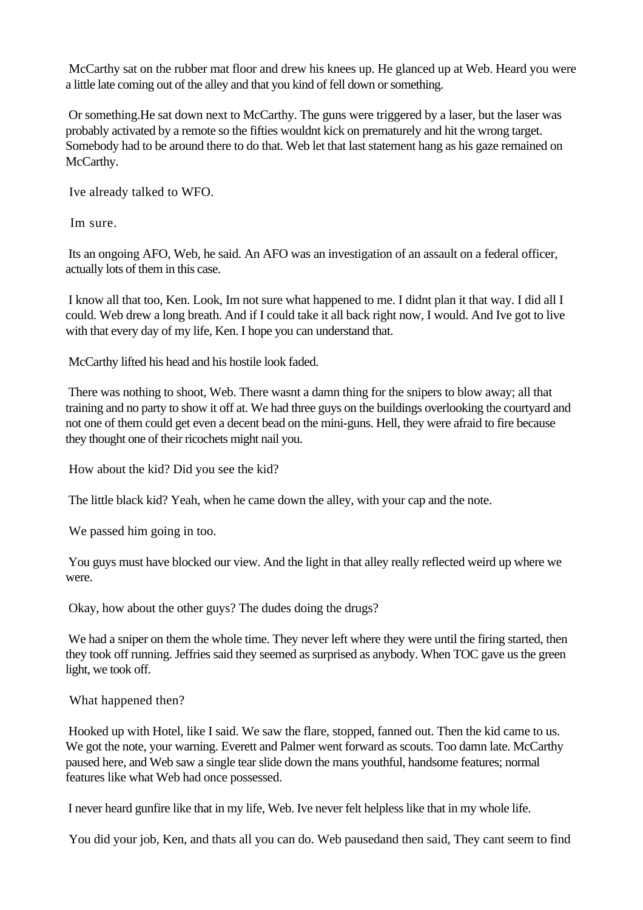McCarthy sat on the rubber mat floor and drew his knees up. He glanced up at Web. Heard you were a little late coming out of the alley and that you kind of fell down or something.

Or something.He sat down next to McCarthy. The guns were triggered by a laser, but the laser was probably activated by a remote so the fifties wouldnt kick on prematurely and hit the wrong target. Somebody had to be around there to do that. Web let that last statement hang as his gaze remained on McCarthy.

Ive already talked to WFO.

Im sure.

Its an ongoing AFO, Web, he said. An AFO was an investigation of an assault on a federal officer, actually lots of them in this case.

I know all that too, Ken. Look, Im not sure what happened to me. I didnt plan it that way. I did all I could. Web drew a long breath. And if I could take it all back right now, I would. And Ive got to live with that every day of my life, Ken. I hope you can understand that.

McCarthy lifted his head and his hostile look faded.

There was nothing to shoot, Web. There wasnt a damn thing for the snipers to blow away; all that training and no party to show it off at. We had three guys on the buildings overlooking the courtyard and not one of them could get even a decent bead on the mini-guns. Hell, they were afraid to fire because they thought one of their ricochets might nail you.

How about the kid? Did you see the kid?

The little black kid? Yeah, when he came down the alley, with your cap and the note.

We passed him going in too.

You guys must have blocked our view. And the light in that alley really reflected weird up where we were.

Okay, how about the other guys? The dudes doing the drugs?

We had a sniper on them the whole time. They never left where they were until the firing started, then they took off running. Jeffries said they seemed as surprised as anybody. When TOC gave us the green light, we took off.

What happened then?

Hooked up with Hotel, like I said. We saw the flare, stopped, fanned out. Then the kid came to us. We got the note, your warning. Everett and Palmer went forward as scouts. Too damn late. McCarthy paused here, and Web saw a single tear slide down the mans youthful, handsome features; normal features like what Web had once possessed.

I never heard gunfire like that in my life, Web. Ive never felt helpless like that in my whole life.

You did your job, Ken, and thats all you can do. Web pausedand then said, They cant seem to find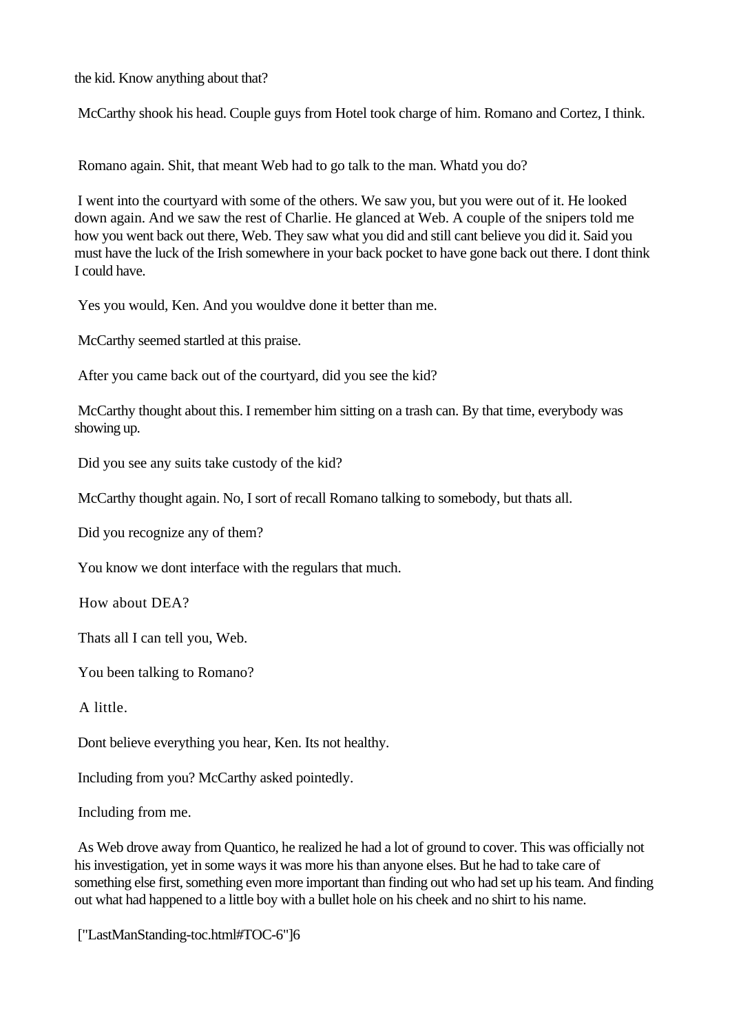the kid. Know anything about that?

McCarthy shook his head. Couple guys from Hotel took charge of him. Romano and Cortez, I think.

Romano again. Shit, that meant Web had to go talk to the man. Whatd you do?

I went into the courtyard with some of the others. We saw you, but you were out of it. He looked down again. And we saw the rest of Charlie. He glanced at Web. A couple of the snipers told me how you went back out there, Web. They saw what you did and still cant believe you did it. Said you must have the luck of the Irish somewhere in your back pocket to have gone back out there. I dont think I could have.

Yes you would, Ken. And you wouldve done it better than me.

McCarthy seemed startled at this praise.

After you came back out of the courtyard, did you see the kid?

McCarthy thought about this. I remember him sitting on a trash can. By that time, everybody was showing up.

Did you see any suits take custody of the kid?

McCarthy thought again. No, I sort of recall Romano talking to somebody, but thats all.

Did you recognize any of them?

You know we dont interface with the regulars that much.

How about DEA?

Thats all I can tell you, Web.

You been talking to Romano?

A little.

Dont believe everything you hear, Ken. Its not healthy.

Including from you? McCarthy asked pointedly.

Including from me.

As Web drove away from Quantico, he realized he had a lot of ground to cover. This was officially not his investigation, yet in some ways it was more his than anyone elses. But he had to take care of something else first, something even more important than finding out who had set up his team. And finding out what had happened to a little boy with a bullet hole on his cheek and no shirt to his name.

["LastManStanding-toc.html#TOC-6"]6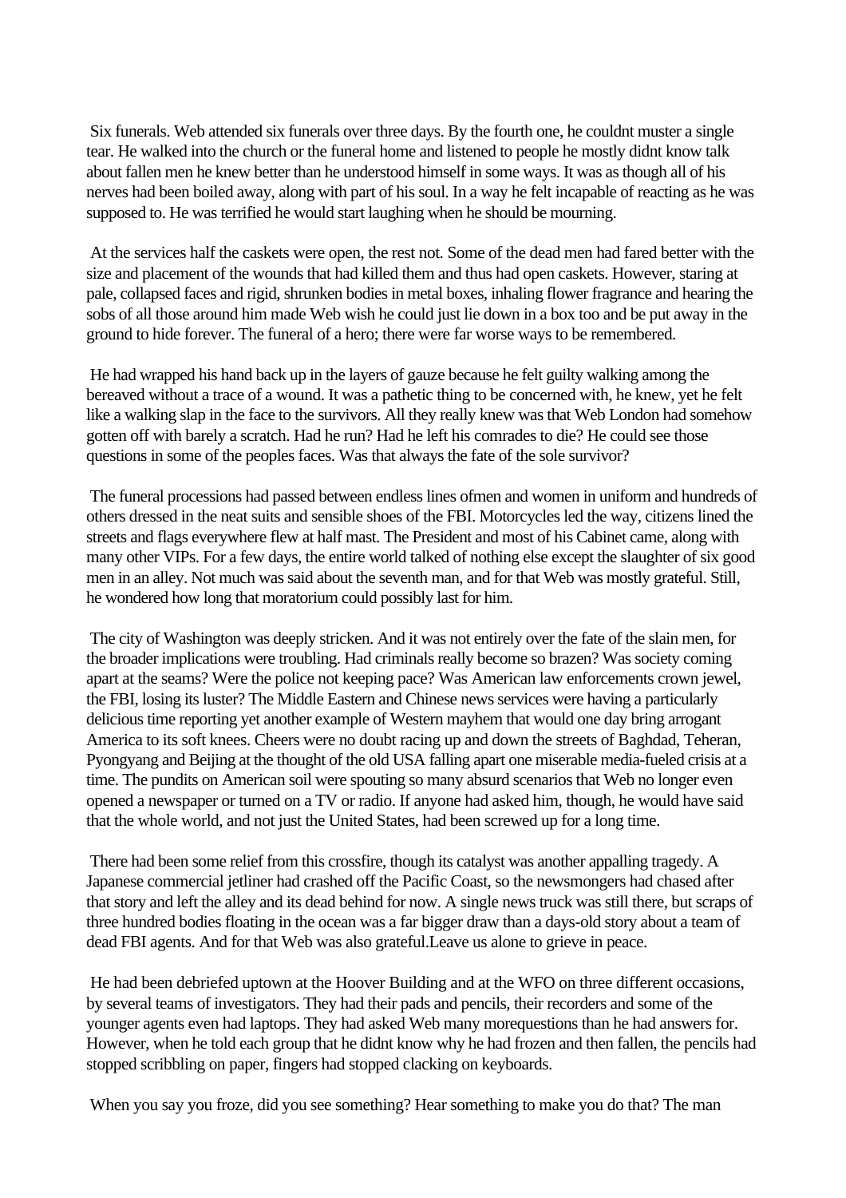Six funerals. Web attended six funerals over three days. By the fourth one, he couldnt muster a single tear. He walked into the church or the funeral home and listened to people he mostly didnt know talk about fallen men he knew better than he understood himself in some ways. It was as though all of his nerves had been boiled away, along with part of his soul. In a way he felt incapable of reacting as he was supposed to. He was terrified he would start laughing when he should be mourning.

At the services half the caskets were open, the rest not. Some of the dead men had fared better with the size and placement of the wounds that had killed them and thus had open caskets. However, staring at pale, collapsed faces and rigid, shrunken bodies in metal boxes, inhaling flower fragrance and hearing the sobs of all those around him made Web wish he could just lie down in a box too and be put away in the ground to hide forever. The funeral of a hero; there were far worse ways to be remembered.

He had wrapped his hand back up in the layers of gauze because he felt guilty walking among the bereaved without a trace of a wound. It was a pathetic thing to be concerned with, he knew, yet he felt like a walking slap in the face to the survivors. All they really knew was that Web London had somehow gotten off with barely a scratch. Had he run? Had he left his comrades to die? He could see those questions in some of the peoples faces. Was that always the fate of the sole survivor?

The funeral processions had passed between endless lines ofmen and women in uniform and hundreds of others dressed in the neat suits and sensible shoes of the FBI. Motorcycles led the way, citizens lined the streets and flags everywhere flew at half mast. The President and most of his Cabinet came, along with many other VIPs. For a few days, the entire world talked of nothing else except the slaughter of six good men in an alley. Not much was said about the seventh man, and for that Web was mostly grateful. Still, he wondered how long that moratorium could possibly last for him.

The city of Washington was deeply stricken. And it was not entirely over the fate of the slain men, for the broader implications were troubling. Had criminals really become so brazen? Was society coming apart at the seams? Were the police not keeping pace? Was American law enforcements crown jewel, the FBI, losing its luster? The Middle Eastern and Chinese news services were having a particularly delicious time reporting yet another example of Western mayhem that would one day bring arrogant America to its soft knees. Cheers were no doubt racing up and down the streets of Baghdad, Teheran, Pyongyang and Beijing at the thought of the old USA falling apart one miserable media-fueled crisis at a time. The pundits on American soil were spouting so many absurd scenarios that Web no longer even opened a newspaper or turned on a TV or radio. If anyone had asked him, though, he would have said that the whole world, and not just the United States, had been screwed up for a long time.

There had been some relief from this crossfire, though its catalyst was another appalling tragedy. A Japanese commercial jetliner had crashed off the Pacific Coast, so the newsmongers had chased after that story and left the alley and its dead behind for now. A single news truck was still there, but scraps of three hundred bodies floating in the ocean was a far bigger draw than a days-old story about a team of dead FBI agents. And for that Web was also grateful.Leave us alone to grieve in peace.

He had been debriefed uptown at the Hoover Building and at the WFO on three different occasions, by several teams of investigators. They had their pads and pencils, their recorders and some of the younger agents even had laptops. They had asked Web many morequestions than he had answers for. However, when he told each group that he didnt know why he had frozen and then fallen, the pencils had stopped scribbling on paper, fingers had stopped clacking on keyboards.

When you say you froze, did you see something? Hear something to make you do that? The man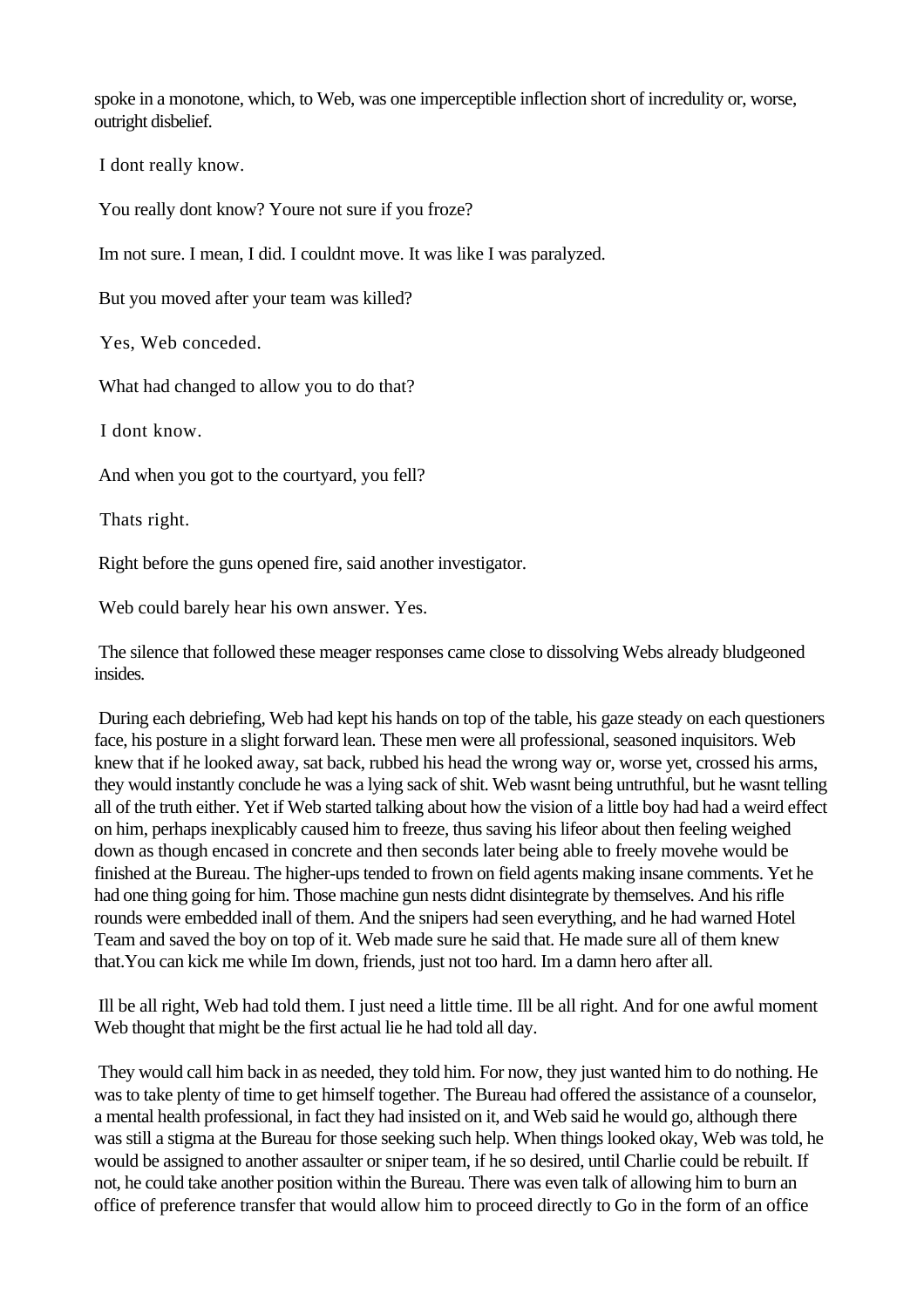spoke in a monotone, which, to Web, was one imperceptible inflection short of incredulity or, worse, outright disbelief.

I dont really know.

You really dont know? Youre not sure if you froze?

Im not sure. I mean, I did. I couldnt move. It was like I was paralyzed.

But you moved after your team was killed?

Yes, Web conceded.

What had changed to allow you to do that?

I dont know.

And when you got to the courtyard, you fell?

Thats right.

Right before the guns opened fire, said another investigator.

Web could barely hear his own answer. Yes.

The silence that followed these meager responses came close to dissolving Webs already bludgeoned insides.

During each debriefing, Web had kept his hands on top of the table, his gaze steady on each questioners face, his posture in a slight forward lean. These men were all professional, seasoned inquisitors. Web knew that if he looked away, sat back, rubbed his head the wrong way or, worse yet, crossed his arms, they would instantly conclude he was a lying sack of shit. Web wasnt being untruthful, but he wasnt telling all of the truth either. Yet if Web started talking about how the vision of a little boy had had a weird effect on him, perhaps inexplicably caused him to freeze, thus saving his lifeor about then feeling weighed down as though encased in concrete and then seconds later being able to freely movehe would be finished at the Bureau. The higher-ups tended to frown on field agents making insane comments. Yet he had one thing going for him. Those machine gun nests didnt disintegrate by themselves. And his rifle rounds were embedded inall of them. And the snipers had seen everything, and he had warned Hotel Team and saved the boy on top of it. Web made sure he said that. He made sure all of them knew that.You can kick me while Im down, friends, just not too hard. Im a damn hero after all.

Ill be all right, Web had told them. I just need a little time. Ill be all right. And for one awful moment Web thought that might be the first actual lie he had told all day.

They would call him back in as needed, they told him. For now, they just wanted him to do nothing. He was to take plenty of time to get himself together. The Bureau had offered the assistance of a counselor, a mental health professional, in fact they had insisted on it, and Web said he would go, although there was still a stigma at the Bureau for those seeking such help. When things looked okay, Web was told, he would be assigned to another assaulter or sniper team, if he so desired, until Charlie could be rebuilt. If not, he could take another position within the Bureau. There was even talk of allowing him to burn an office of preference transfer that would allow him to proceed directly to Go in the form of an office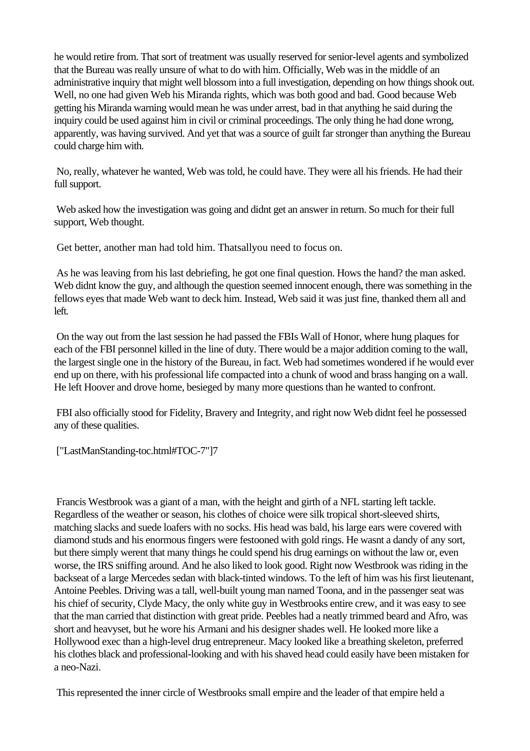he would retire from. That sort of treatment was usually reserved for senior-level agents and symbolized that the Bureau was really unsure of what to do with him. Officially, Web was in the middle of an administrative inquiry that might well blossom into a full investigation, depending on how things shook out. Well, no one had given Web his Miranda rights, which was both good and bad. Good because Web getting his Miranda warning would mean he was under arrest, bad in that anything he said during the inquiry could be used against him in civil or criminal proceedings. The only thing he had done wrong, apparently, was having survived. And yet that was a source of guilt far stronger than anything the Bureau could charge him with.

No, really, whatever he wanted, Web was told, he could have. They were all his friends. He had their full support.

Web asked how the investigation was going and didnt get an answer in return. So much for their full support, Web thought.

Get better, another man had told him. Thatsallyou need to focus on.

As he was leaving from his last debriefing, he got one final question. Hows the hand? the man asked. Web didnt know the guy, and although the question seemed innocent enough, there was something in the fellows eyes that made Web want to deck him. Instead, Web said it was just fine, thanked them all and left.

On the way out from the last session he had passed the FBIs Wall of Honor, where hung plaques for each of the FBI personnel killed in the line of duty. There would be a major addition coming to the wall, the largest single one in the history of the Bureau, in fact. Web had sometimes wondered if he would ever end up on there, with his professional life compacted into a chunk of wood and brass hanging on a wall. He left Hoover and drove home, besieged by many more questions than he wanted to confront.

FBI also officially stood for Fidelity, Bravery and Integrity, and right now Web didnt feel he possessed any of these qualities.

["LastManStanding-toc.html#TOC-7"]7

Francis Westbrook was a giant of a man, with the height and girth of a NFL starting left tackle. Regardless of the weather or season, his clothes of choice were silk tropical short-sleeved shirts, matching slacks and suede loafers with no socks. His head was bald, his large ears were covered with diamond studs and his enormous fingers were festooned with gold rings. He wasnt a dandy of any sort, but there simply werent that many things he could spend his drug earnings on without the law or, even worse, the IRS sniffing around. And he also liked to look good. Right now Westbrook was riding in the backseat of a large Mercedes sedan with black-tinted windows. To the left of him was his first lieutenant, Antoine Peebles. Driving was a tall, well-built young man named Toona, and in the passenger seat was his chief of security, Clyde Macy, the only white guy in Westbrooks entire crew, and it was easy to see that the man carried that distinction with great pride. Peebles had a neatly trimmed beard and Afro, was short and heavyset, but he wore his Armani and his designer shades well. He looked more like a Hollywood exec than a high-level drug entrepreneur. Macy looked like a breathing skeleton, preferred his clothes black and professional-looking and with his shaved head could easily have been mistaken for a neo-Nazi.

This represented the inner circle of Westbrooks small empire and the leader of that empire held a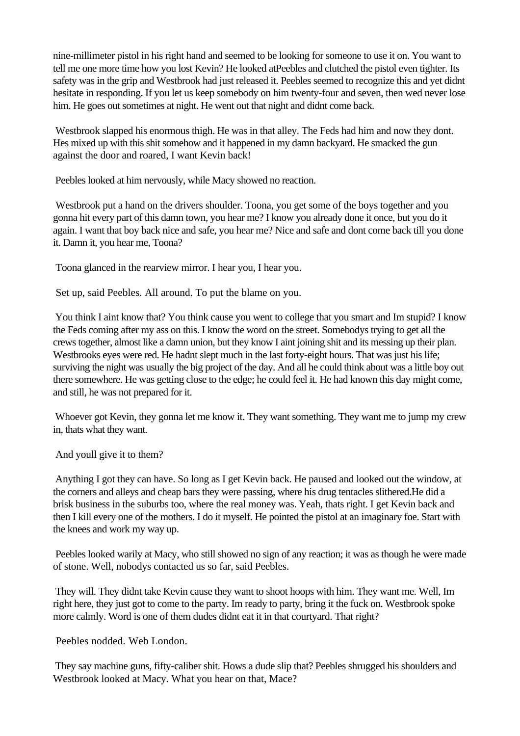nine-millimeter pistol in his right hand and seemed to be looking for someone to use it on. You want to tell me one more time how you lost Kevin? He looked atPeebles and clutched the pistol even tighter. Its safety was in the grip and Westbrook had just released it. Peebles seemed to recognize this and yet didnt hesitate in responding. If you let us keep somebody on him twenty-four and seven, then wed never lose him. He goes out sometimes at night. He went out that night and didnt come back.

Westbrook slapped his enormous thigh. He was in that alley. The Feds had him and now they dont. Hes mixed up with this shit somehow and it happened in my damn backyard. He smacked the gun against the door and roared, I want Kevin back!

Peebles looked at him nervously, while Macy showed no reaction.

Westbrook put a hand on the drivers shoulder. Toona, you get some of the boys together and you gonna hit every part of this damn town, you hear me? I know you already done it once, but you do it again. I want that boy back nice and safe, you hear me? Nice and safe and dont come back till you done it. Damn it, you hear me, Toona?

Toona glanced in the rearview mirror. I hear you, I hear you.

Set up, said Peebles. All around. To put the blame on you.

You think I aint know that? You think cause you went to college that you smart and Im stupid? I know the Feds coming after my ass on this. I know the word on the street. Somebodys trying to get all the crews together, almost like a damn union, but they know I aint joining shit and its messing up their plan. Westbrooks eyes were red. He hadnt slept much in the last forty-eight hours. That was just his life; surviving the night was usually the big project of the day. And all he could think about was a little boy out there somewhere. He was getting close to the edge; he could feel it. He had known this day might come, and still, he was not prepared for it.

Whoever got Kevin, they gonna let me know it. They want something. They want me to jump my crew in, thats what they want.

And youll give it to them?

Anything I got they can have. So long as I get Kevin back. He paused and looked out the window, at the corners and alleys and cheap bars they were passing, where his drug tentacles slithered.He did a brisk business in the suburbs too, where the real money was. Yeah, thats right. I get Kevin back and then I kill every one of the mothers. I do it myself. He pointed the pistol at an imaginary foe. Start with the knees and work my way up.

Peebles looked warily at Macy, who still showed no sign of any reaction; it was as though he were made of stone. Well, nobodys contacted us so far, said Peebles.

They will. They didnt take Kevin cause they want to shoot hoops with him. They want me. Well, Im right here, they just got to come to the party. Im ready to party, bring it the fuck on. Westbrook spoke more calmly. Word is one of them dudes didnt eat it in that courtyard. That right?

Peebles nodded. Web London.

They say machine guns, fifty-caliber shit. Hows a dude slip that? Peebles shrugged his shoulders and Westbrook looked at Macy. What you hear on that, Mace?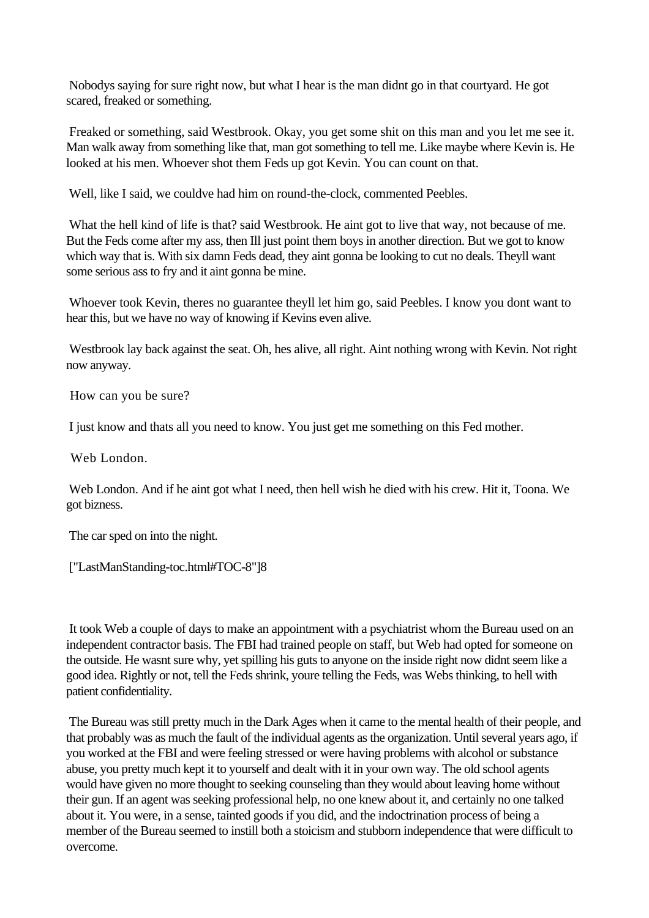Nobodys saying for sure right now, but what I hear is the man didnt go in that courtyard. He got scared, freaked or something.

Freaked or something, said Westbrook. Okay, you get some shit on this man and you let me see it. Man walk away from something like that, man got something to tell me. Like maybe where Kevin is. He looked at his men. Whoever shot them Feds up got Kevin. You can count on that.

Well, like I said, we couldve had him on round-the-clock, commented Peebles.

What the hell kind of life is that? said Westbrook. He aint got to live that way, not because of me. But the Feds come after my ass, then Ill just point them boys in another direction. But we got to know which way that is. With six damn Feds dead, they aint gonna be looking to cut no deals. Theyll want some serious ass to fry and it aint gonna be mine.

Whoever took Kevin, theres no guarantee theyll let him go, said Peebles. I know you dont want to hear this, but we have no way of knowing if Kevins even alive.

Westbrook lay back against the seat. Oh, hes alive, all right. Aint nothing wrong with Kevin. Not right now anyway.

How can you be sure?

I just know and thats all you need to know. You just get me something on this Fed mother.

Web London.

Web London. And if he aint got what I need, then hell wish he died with his crew. Hit it, Toona. We got bizness.

The car sped on into the night.

["LastManStanding-toc.html#TOC-8"]8

It took Web a couple of days to make an appointment with a psychiatrist whom the Bureau used on an independent contractor basis. The FBI had trained people on staff, but Web had opted for someone on the outside. He wasnt sure why, yet spilling his guts to anyone on the inside right now didnt seem like a good idea. Rightly or not, tell the Feds shrink, youre telling the Feds, was Webs thinking, to hell with patient confidentiality.

The Bureau was still pretty much in the Dark Ages when it came to the mental health of their people, and that probably was as much the fault of the individual agents as the organization. Until several years ago, if you worked at the FBI and were feeling stressed or were having problems with alcohol or substance abuse, you pretty much kept it to yourself and dealt with it in your own way. The old school agents would have given no more thought to seeking counseling than they would about leaving home without their gun. If an agent was seeking professional help, no one knew about it, and certainly no one talked about it. You were, in a sense, tainted goods if you did, and the indoctrination process of being a member of the Bureau seemed to instill both a stoicism and stubborn independence that were difficult to overcome.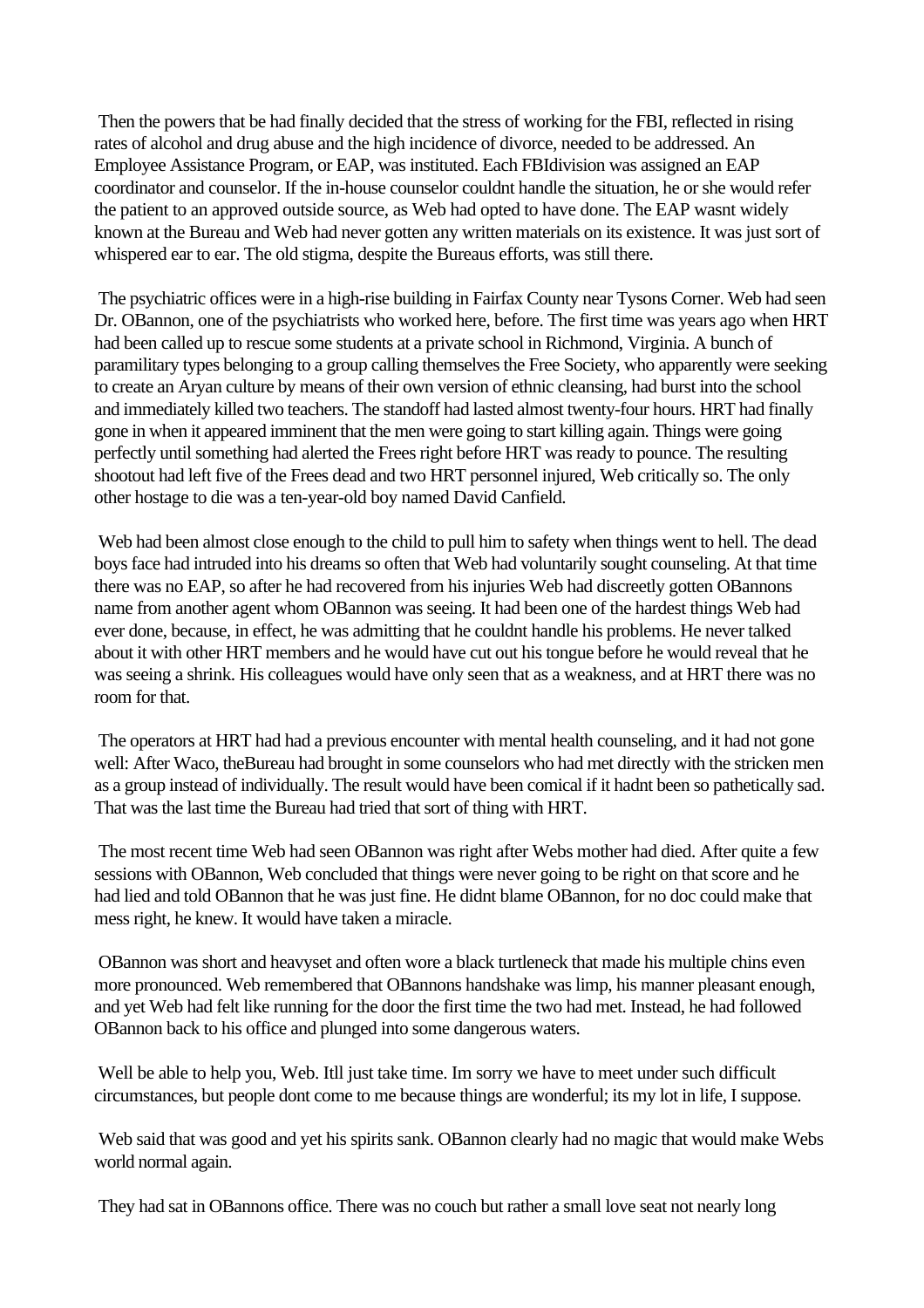Then the powers that be had finally decided that the stress of working for the FBI, reflected in rising rates of alcohol and drug abuse and the high incidence of divorce, needed to be addressed. An Employee Assistance Program, or EAP, was instituted. Each FBIdivision was assigned an EAP coordinator and counselor. If the in-house counselor couldnt handle the situation, he or she would refer the patient to an approved outside source, as Web had opted to have done. The EAP wasnt widely known at the Bureau and Web had never gotten any written materials on its existence. It was just sort of whispered ear to ear. The old stigma, despite the Bureaus efforts, was still there.

The psychiatric offices were in a high-rise building in Fairfax County near Tysons Corner. Web had seen Dr. OBannon, one of the psychiatrists who worked here, before. The first time was years ago when HRT had been called up to rescue some students at a private school in Richmond, Virginia. A bunch of paramilitary types belonging to a group calling themselves the Free Society, who apparently were seeking to create an Aryan culture by means of their own version of ethnic cleansing, had burst into the school and immediately killed two teachers. The standoff had lasted almost twenty-four hours. HRT had finally gone in when it appeared imminent that the men were going to start killing again. Things were going perfectly until something had alerted the Frees right before HRT was ready to pounce. The resulting shootout had left five of the Frees dead and two HRT personnel injured, Web critically so. The only other hostage to die was a ten-year-old boy named David Canfield.

Web had been almost close enough to the child to pull him to safety when things went to hell. The dead boys face had intruded into his dreams so often that Web had voluntarily sought counseling. At that time there was no EAP, so after he had recovered from his injuries Web had discreetly gotten OBannons name from another agent whom OBannon was seeing. It had been one of the hardest things Web had ever done, because, in effect, he was admitting that he couldnt handle his problems. He never talked about it with other HRT members and he would have cut out his tongue before he would reveal that he was seeing a shrink. His colleagues would have only seen that as a weakness, and at HRT there was no room for that.

The operators at HRT had had a previous encounter with mental health counseling, and it had not gone well: After Waco, theBureau had brought in some counselors who had met directly with the stricken men as a group instead of individually. The result would have been comical if it hadnt been so pathetically sad. That was the last time the Bureau had tried that sort of thing with HRT.

The most recent time Web had seen OBannon was right after Webs mother had died. After quite a few sessions with OBannon, Web concluded that things were never going to be right on that score and he had lied and told OBannon that he was just fine. He didnt blame OBannon, for no doc could make that mess right, he knew. It would have taken a miracle.

OBannon was short and heavyset and often wore a black turtleneck that made his multiple chins even more pronounced. Web remembered that OBannons handshake was limp, his manner pleasant enough, and yet Web had felt like running for the door the first time the two had met. Instead, he had followed OBannon back to his office and plunged into some dangerous waters.

Well be able to help you, Web. Itll just take time. Im sorry we have to meet under such difficult circumstances, but people dont come to me because things are wonderful; its my lot in life, I suppose.

Web said that was good and yet his spirits sank. OBannon clearly had no magic that would make Webs world normal again.

They had sat in OBannons office. There was no couch but rather a small love seat not nearly long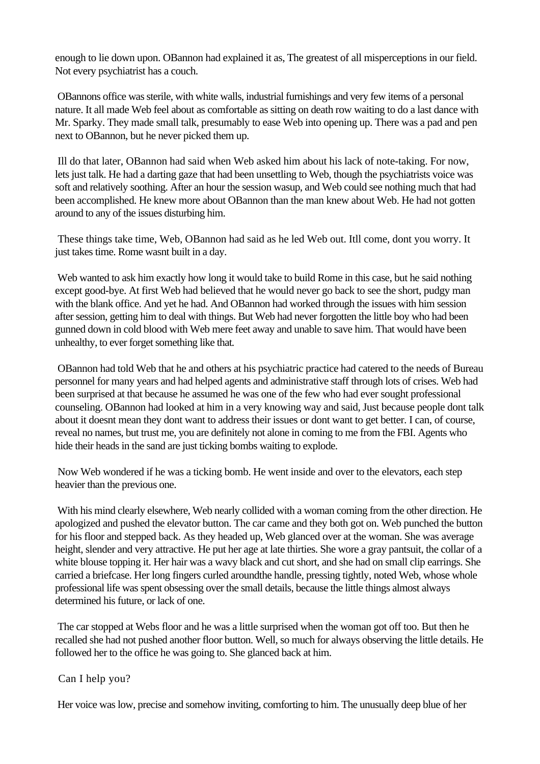enough to lie down upon. OBannon had explained it as, The greatest of all misperceptions in our field. Not every psychiatrist has a couch.

OBannons office was sterile, with white walls, industrial furnishings and very few items of a personal nature. It all made Web feel about as comfortable as sitting on death row waiting to do a last dance with Mr. Sparky. They made small talk, presumably to ease Web into opening up. There was a pad and pen next to OBannon, but he never picked them up.

Ill do that later, OBannon had said when Web asked him about his lack of note-taking. For now, lets just talk. He had a darting gaze that had been unsettling to Web, though the psychiatrists voice was soft and relatively soothing. After an hour the session wasup, and Web could see nothing much that had been accomplished. He knew more about OBannon than the man knew about Web. He had not gotten around to any of the issues disturbing him.

These things take time, Web, OBannon had said as he led Web out. Itll come, dont you worry. It just takes time. Rome wasnt built in a day.

Web wanted to ask him exactly how long it would take to build Rome in this case, but he said nothing except good-bye. At first Web had believed that he would never go back to see the short, pudgy man with the blank office. And yet he had. And OBannon had worked through the issues with him session after session, getting him to deal with things. But Web had never forgotten the little boy who had been gunned down in cold blood with Web mere feet away and unable to save him. That would have been unhealthy, to ever forget something like that.

OBannon had told Web that he and others at his psychiatric practice had catered to the needs of Bureau personnel for many years and had helped agents and administrative staff through lots of crises. Web had been surprised at that because he assumed he was one of the few who had ever sought professional counseling. OBannon had looked at him in a very knowing way and said, Just because people dont talk about it doesnt mean they dont want to address their issues or dont want to get better. I can, of course, reveal no names, but trust me, you are definitely not alone in coming to me from the FBI. Agents who hide their heads in the sand are just ticking bombs waiting to explode.

Now Web wondered if he was a ticking bomb. He went inside and over to the elevators, each step heavier than the previous one.

With his mind clearly elsewhere, Web nearly collided with a woman coming from the other direction. He apologized and pushed the elevator button. The car came and they both got on. Web punched the button for his floor and stepped back. As they headed up, Web glanced over at the woman. She was average height, slender and very attractive. He put her age at late thirties. She wore a gray pantsuit, the collar of a white blouse topping it. Her hair was a wavy black and cut short, and she had on small clip earrings. She carried a briefcase. Her long fingers curled aroundthe handle, pressing tightly, noted Web, whose whole professional life was spent obsessing over the small details, because the little things almost always determined his future, or lack of one.

The car stopped at Webs floor and he was a little surprised when the woman got off too. But then he recalled she had not pushed another floor button. Well, so much for always observing the little details. He followed her to the office he was going to. She glanced back at him.

Can I help you?

Her voice was low, precise and somehow inviting, comforting to him. The unusually deep blue of her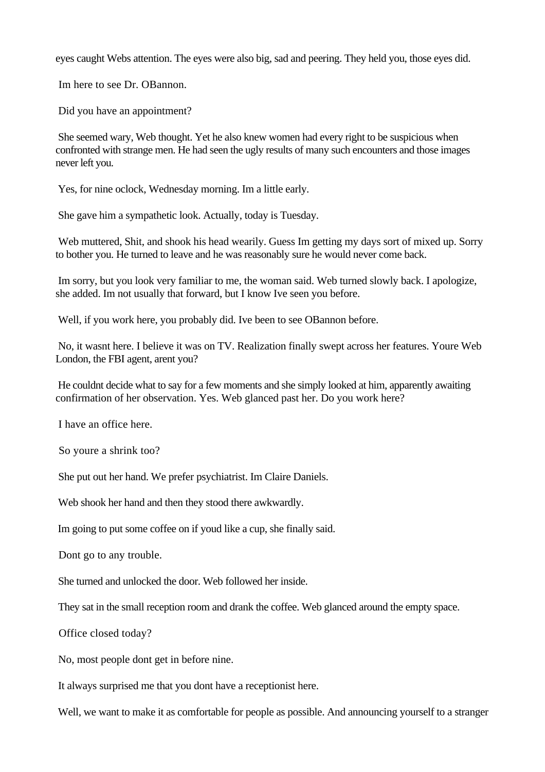eyes caught Webs attention. The eyes were also big, sad and peering. They held you, those eyes did.

Im here to see Dr. OBannon.

Did you have an appointment?

She seemed wary, Web thought. Yet he also knew women had every right to be suspicious when confronted with strange men. He had seen the ugly results of many such encounters and those images never left you.

Yes, for nine oclock, Wednesday morning. Im a little early.

She gave him a sympathetic look. Actually, today is Tuesday.

Web muttered, Shit, and shook his head wearily. Guess Im getting my days sort of mixed up. Sorry to bother you. He turned to leave and he was reasonably sure he would never come back.

Im sorry, but you look very familiar to me, the woman said. Web turned slowly back. I apologize, she added. Im not usually that forward, but I know Ive seen you before.

Well, if you work here, you probably did. Ive been to see OBannon before.

No, it wasnt here. I believe it was on TV. Realization finally swept across her features. Youre Web London, the FBI agent, arent you?

He couldnt decide what to say for a few moments and she simply looked at him, apparently awaiting confirmation of her observation. Yes. Web glanced past her. Do you work here?

I have an office here.

So youre a shrink too?

She put out her hand. We prefer psychiatrist. Im Claire Daniels.

Web shook her hand and then they stood there awkwardly.

Im going to put some coffee on if youd like a cup, she finally said.

Dont go to any trouble.

She turned and unlocked the door. Web followed her inside.

They sat in the small reception room and drank the coffee. Web glanced around the empty space.

Office closed today?

No, most people dont get in before nine.

It always surprised me that you dont have a receptionist here.

Well, we want to make it as comfortable for people as possible. And announcing yourself to a stranger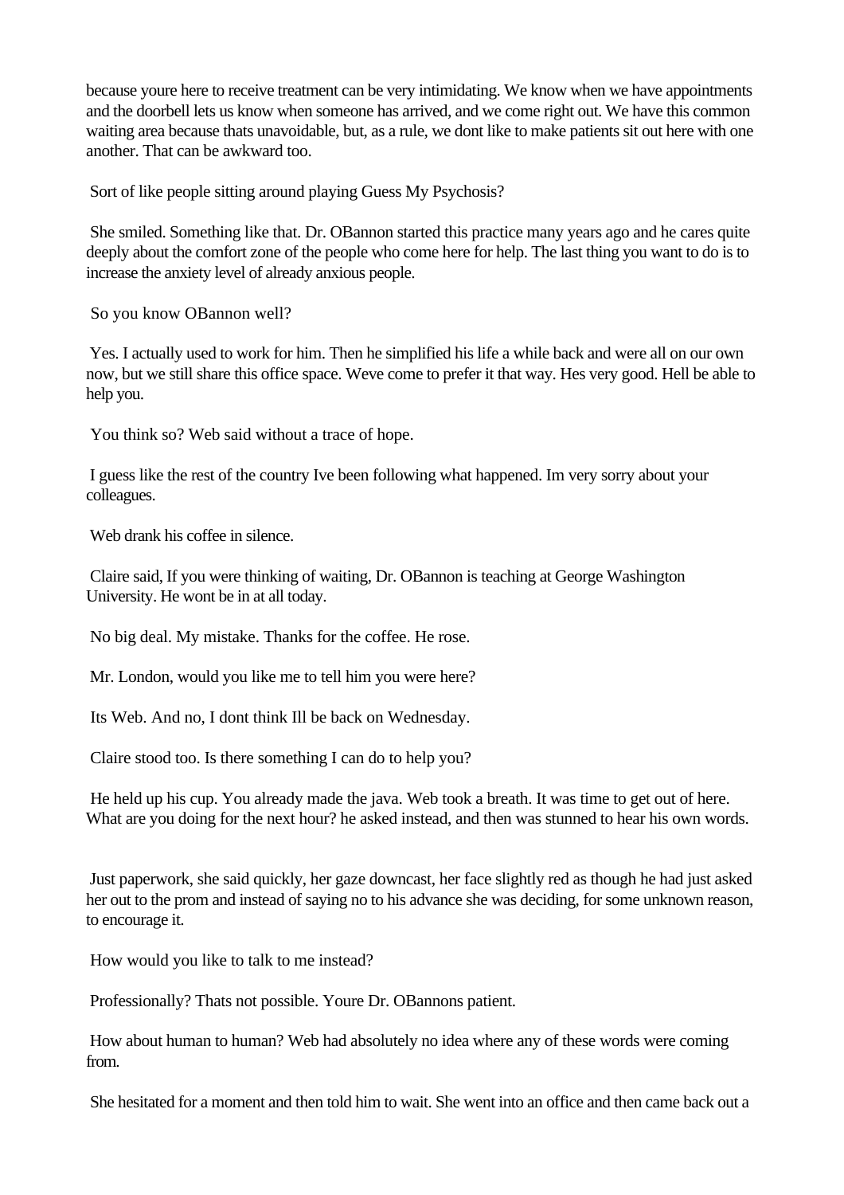because youre here to receive treatment can be very intimidating. We know when we have appointments and the doorbell lets us know when someone has arrived, and we come right out. We have this common waiting area because thats unavoidable, but, as a rule, we dont like to make patients sit out here with one another. That can be awkward too.

Sort of like people sitting around playing Guess My Psychosis?

She smiled. Something like that. Dr. OBannon started this practice many years ago and he cares quite deeply about the comfort zone of the people who come here for help. The last thing you want to do is to increase the anxiety level of already anxious people.

So you know OBannon well?

Yes. I actually used to work for him. Then he simplified his life a while back and were all on our own now, but we still share this office space. Weve come to prefer it that way. Hes very good. Hell be able to help you.

You think so? Web said without a trace of hope.

I guess like the rest of the country Ive been following what happened. Im very sorry about your colleagues.

Web drank his coffee in silence.

Claire said, If you were thinking of waiting, Dr. OBannon is teaching at George Washington University. He wont be in at all today.

No big deal. My mistake. Thanks for the coffee. He rose.

Mr. London, would you like me to tell him you were here?

Its Web. And no, I dont think Ill be back on Wednesday.

Claire stood too. Is there something I can do to help you?

He held up his cup. You already made the java. Web took a breath. It was time to get out of here. What are you doing for the next hour? he asked instead, and then was stunned to hear his own words.

Just paperwork, she said quickly, her gaze downcast, her face slightly red as though he had just asked her out to the prom and instead of saying no to his advance she was deciding, for some unknown reason, to encourage it.

How would you like to talk to me instead?

Professionally? Thats not possible. Youre Dr. OBannons patient.

How about human to human? Web had absolutely no idea where any of these words were coming from.

She hesitated for a moment and then told him to wait. She went into an office and then came back out a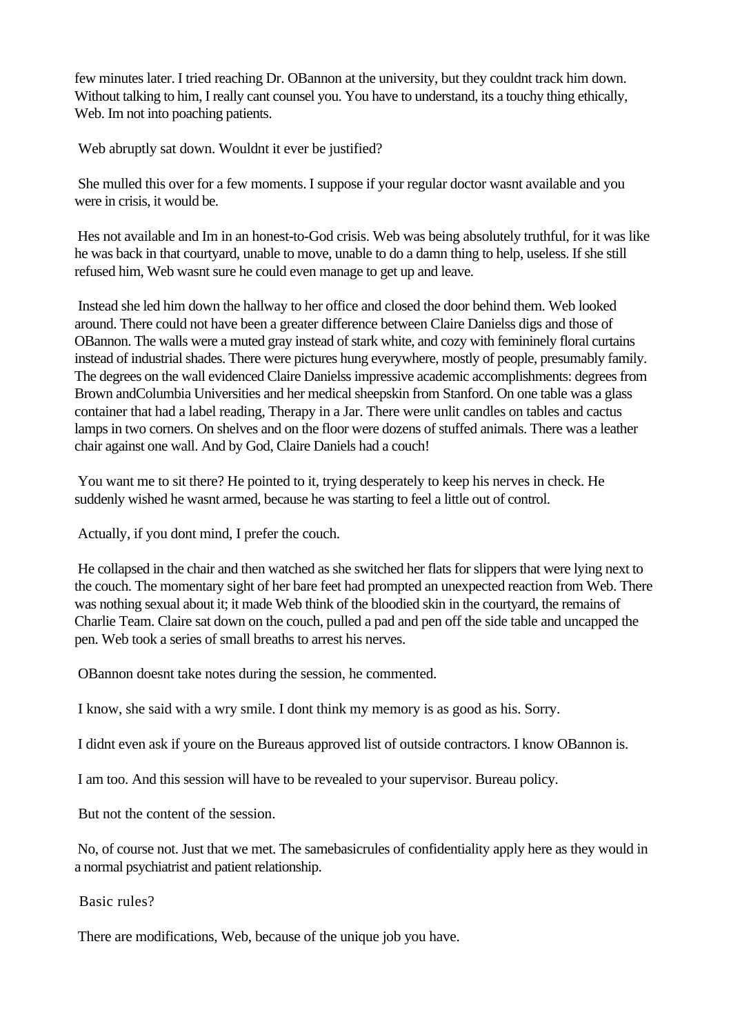few minutes later. I tried reaching Dr. OBannon at the university, but they couldnt track him down. Without talking to him, I really cant counsel you. You have to understand, its a touchy thing ethically, Web. Im not into poaching patients.

Web abruptly sat down. Wouldnt it ever be justified?

She mulled this over for a few moments. I suppose if your regular doctor wasnt available and you were in crisis, it would be.

Hes not available and Im in an honest-to-God crisis. Web was being absolutely truthful, for it was like he was back in that courtyard, unable to move, unable to do a damn thing to help, useless. If she still refused him, Web wasnt sure he could even manage to get up and leave.

Instead she led him down the hallway to her office and closed the door behind them. Web looked around. There could not have been a greater difference between Claire Danielss digs and those of OBannon. The walls were a muted gray instead of stark white, and cozy with femininely floral curtains instead of industrial shades. There were pictures hung everywhere, mostly of people, presumably family. The degrees on the wall evidenced Claire Danielss impressive academic accomplishments: degrees from Brown andColumbia Universities and her medical sheepskin from Stanford. On one table was a glass container that had a label reading, Therapy in a Jar. There were unlit candles on tables and cactus lamps in two corners. On shelves and on the floor were dozens of stuffed animals. There was a leather chair against one wall. And by God, Claire Daniels had a couch!

You want me to sit there? He pointed to it, trying desperately to keep his nerves in check. He suddenly wished he wasnt armed, because he was starting to feel a little out of control.

Actually, if you dont mind, I prefer the couch.

He collapsed in the chair and then watched as she switched her flats for slippers that were lying next to the couch. The momentary sight of her bare feet had prompted an unexpected reaction from Web. There was nothing sexual about it; it made Web think of the bloodied skin in the courtyard, the remains of Charlie Team. Claire sat down on the couch, pulled a pad and pen off the side table and uncapped the pen. Web took a series of small breaths to arrest his nerves.

OBannon doesnt take notes during the session, he commented.

I know, she said with a wry smile. I dont think my memory is as good as his. Sorry.

I didnt even ask if youre on the Bureaus approved list of outside contractors. I know OBannon is.

I am too. And this session will have to be revealed to your supervisor. Bureau policy.

But not the content of the session.

No, of course not. Just that we met. The samebasicrules of confidentiality apply here as they would in a normal psychiatrist and patient relationship.

Basic rules?

There are modifications, Web, because of the unique job you have.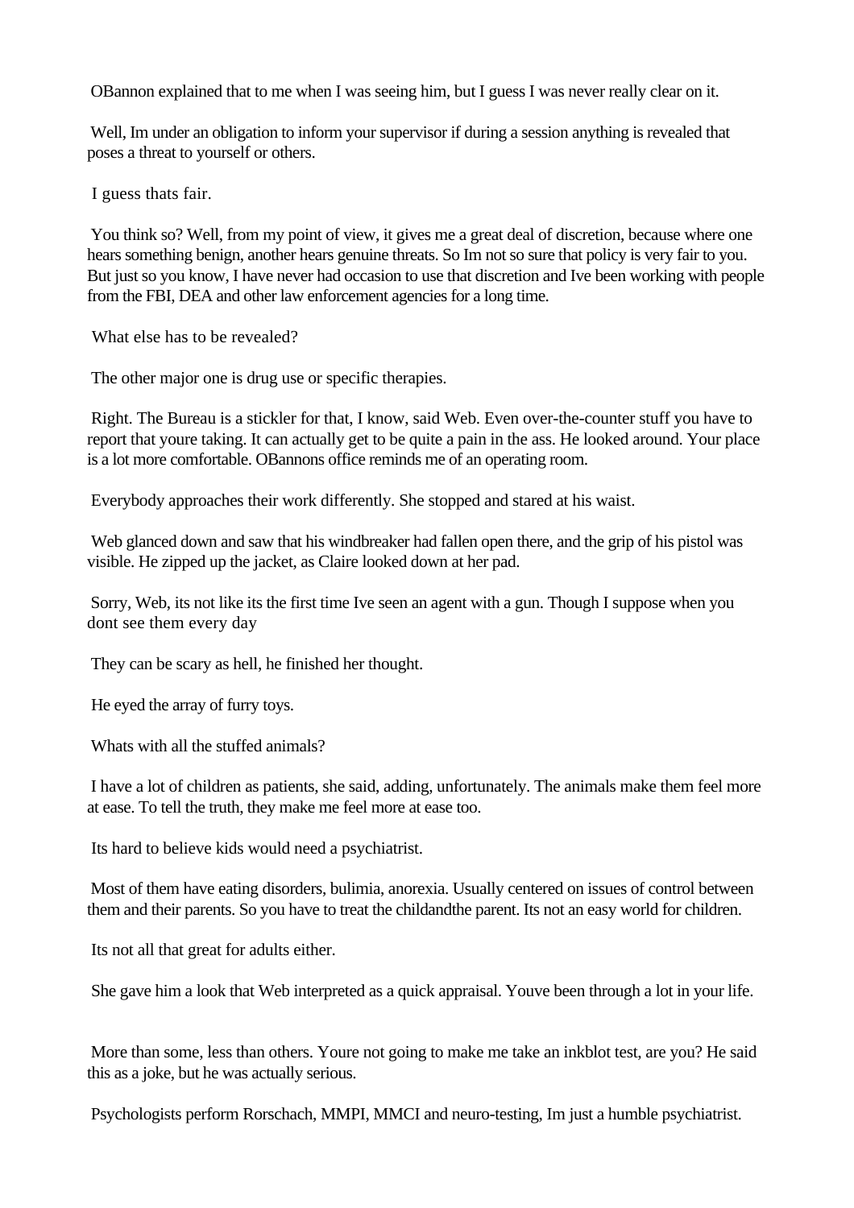OBannon explained that to me when I was seeing him, but I guess I was never really clear on it.

Well, Im under an obligation to inform your supervisor if during a session anything is revealed that poses a threat to yourself or others.

I guess thats fair.

You think so? Well, from my point of view, it gives me a great deal of discretion, because where one hears something benign, another hears genuine threats. So Im not so sure that policy is very fair to you. But just so you know, I have never had occasion to use that discretion and Ive been working with people from the FBI, DEA and other law enforcement agencies for a long time.

What else has to be revealed?

The other major one is drug use or specific therapies.

Right. The Bureau is a stickler for that, I know, said Web. Even over-the-counter stuff you have to report that youre taking. It can actually get to be quite a pain in the ass. He looked around. Your place is a lot more comfortable. OBannons office reminds me of an operating room.

Everybody approaches their work differently. She stopped and stared at his waist.

Web glanced down and saw that his windbreaker had fallen open there, and the grip of his pistol was visible. He zipped up the jacket, as Claire looked down at her pad.

Sorry, Web, its not like its the first time Ive seen an agent with a gun. Though I suppose when you dont see them every day

They can be scary as hell, he finished her thought.

He eyed the array of furry toys.

Whats with all the stuffed animals?

I have a lot of children as patients, she said, adding, unfortunately. The animals make them feel more at ease. To tell the truth, they make me feel more at ease too.

Its hard to believe kids would need a psychiatrist.

Most of them have eating disorders, bulimia, anorexia. Usually centered on issues of control between them and their parents. So you have to treat the childandthe parent. Its not an easy world for children.

Its not all that great for adults either.

She gave him a look that Web interpreted as a quick appraisal. Youve been through a lot in your life.

More than some, less than others. Youre not going to make me take an inkblot test, are you? He said this as a joke, but he was actually serious.

Psychologists perform Rorschach, MMPI, MMCI and neuro-testing, Im just a humble psychiatrist.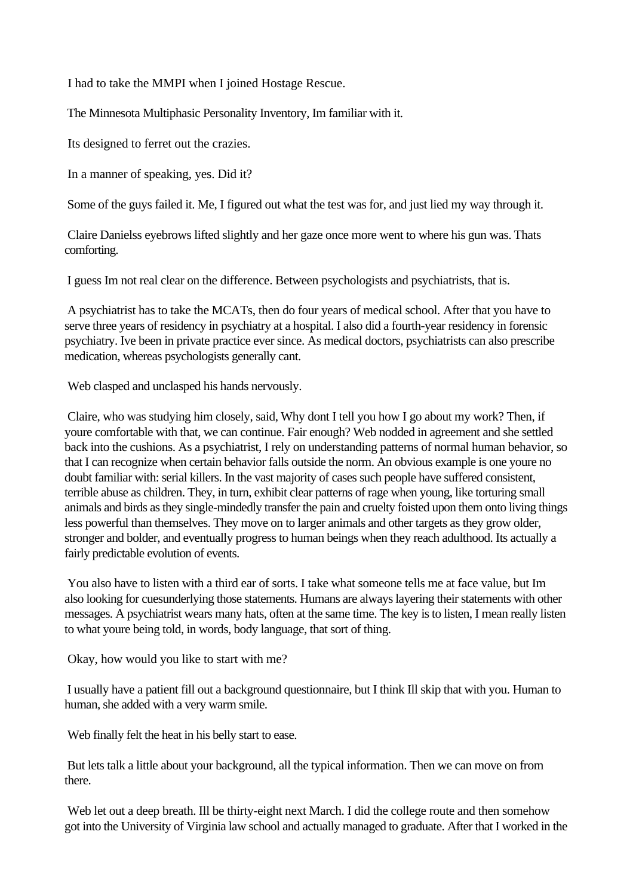I had to take the MMPI when I joined Hostage Rescue.

The Minnesota Multiphasic Personality Inventory, Im familiar with it.

Its designed to ferret out the crazies.

In a manner of speaking, yes. Did it?

Some of the guys failed it. Me, I figured out what the test was for, and just lied my way through it.

Claire Danielss eyebrows lifted slightly and her gaze once more went to where his gun was. Thats comforting.

I guess Im not real clear on the difference. Between psychologists and psychiatrists, that is.

A psychiatrist has to take the MCATs, then do four years of medical school. After that you have to serve three years of residency in psychiatry at a hospital. I also did a fourth-year residency in forensic psychiatry. Ive been in private practice ever since. As medical doctors, psychiatrists can also prescribe medication, whereas psychologists generally cant.

Web clasped and unclasped his hands nervously.

Claire, who was studying him closely, said, Why dont I tell you how I go about my work? Then, if youre comfortable with that, we can continue. Fair enough? Web nodded in agreement and she settled back into the cushions. As a psychiatrist, I rely on understanding patterns of normal human behavior, so that I can recognize when certain behavior falls outside the norm. An obvious example is one youre no doubt familiar with: serial killers. In the vast majority of cases such people have suffered consistent, terrible abuse as children. They, in turn, exhibit clear patterns of rage when young, like torturing small animals and birds as they single-mindedly transfer the pain and cruelty foisted upon them onto living things less powerful than themselves. They move on to larger animals and other targets as they grow older, stronger and bolder, and eventually progress to human beings when they reach adulthood. Its actually a fairly predictable evolution of events.

You also have to listen with a third ear of sorts. I take what someone tells me at face value, but Im also looking for cuesunderlying those statements. Humans are always layering their statements with other messages. A psychiatrist wears many hats, often at the same time. The key is to listen, I mean really listen to what youre being told, in words, body language, that sort of thing.

Okay, how would you like to start with me?

I usually have a patient fill out a background questionnaire, but I think Ill skip that with you. Human to human, she added with a very warm smile.

Web finally felt the heat in his belly start to ease.

But lets talk a little about your background, all the typical information. Then we can move on from there.

Web let out a deep breath. Ill be thirty-eight next March. I did the college route and then somehow got into the University of Virginia law school and actually managed to graduate. After that I worked in the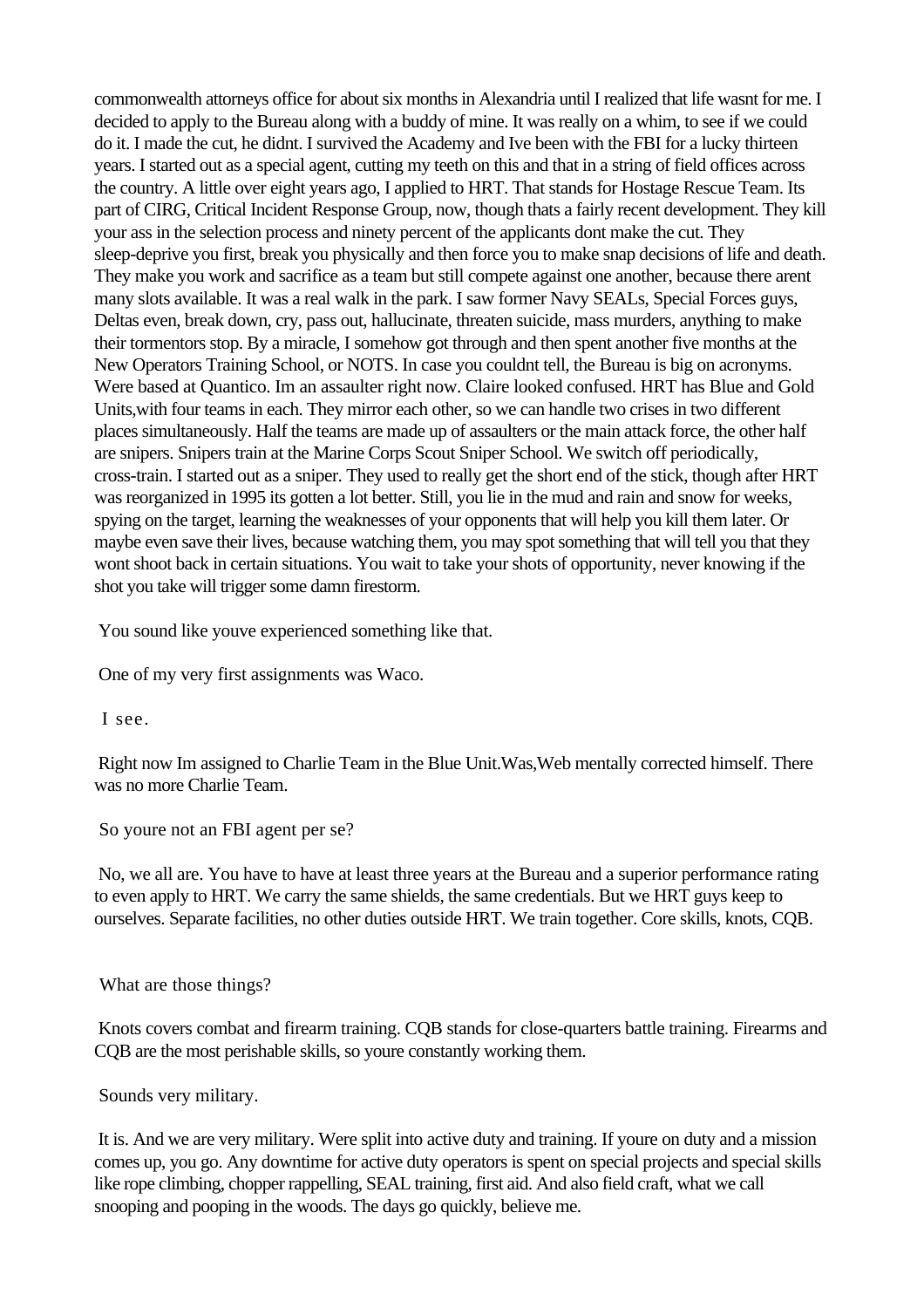commonwealth attorneys office for about six months in Alexandria until I realized that life wasnt for me. I decided to apply to the Bureau along with a buddy of mine. It was really on a whim, to see if we could do it. I made the cut, he didnt. I survived the Academy and Ive been with the FBI for a lucky thirteen years. I started out as a special agent, cutting my teeth on this and that in a string of field offices across the country. A little over eight years ago, I applied to HRT. That stands for Hostage Rescue Team. Its part of CIRG, Critical Incident Response Group, now, though thats a fairly recent development. They kill your ass in the selection process and ninety percent of the applicants dont make the cut. They sleep-deprive you first, break you physically and then force you to make snap decisions of life and death. They make you work and sacrifice as a team but still compete against one another, because there arent many slots available. It was a real walk in the park. I saw former Navy SEALs, Special Forces guys, Deltas even, break down, cry, pass out, hallucinate, threaten suicide, mass murders, anything to make their tormentors stop. By a miracle, I somehow got through and then spent another five months at the New Operators Training School, or NOTS. In case you couldnt tell, the Bureau is big on acronyms. Were based at Quantico. Im an assaulter right now. Claire looked confused. HRT has Blue and Gold Units,with four teams in each. They mirror each other, so we can handle two crises in two different places simultaneously. Half the teams are made up of assaulters or the main attack force, the other half are snipers. Snipers train at the Marine Corps Scout Sniper School. We switch off periodically, cross-train. I started out as a sniper. They used to really get the short end of the stick, though after HRT was reorganized in 1995 its gotten a lot better. Still, you lie in the mud and rain and snow for weeks, spying on the target, learning the weaknesses of your opponents that will help you kill them later. Or maybe even save their lives, because watching them, you may spot something that will tell you that they wont shoot back in certain situations. You wait to take your shots of opportunity, never knowing if the shot you take will trigger some damn firestorm.

You sound like youve experienced something like that.

One of my very first assignments was Waco.

I see.

Right now Im assigned to Charlie Team in the Blue Unit.Was,Web mentally corrected himself. There was no more Charlie Team.

So youre not an FBI agent per se?

No, we all are. You have to have at least three years at the Bureau and a superior performance rating to even apply to HRT. We carry the same shields, the same credentials. But we HRT guys keep to ourselves. Separate facilities, no other duties outside HRT. We train together. Core skills, knots, CQB.

What are those things?

Knots covers combat and firearm training. CQB stands for close-quarters battle training. Firearms and CQB are the most perishable skills, so youre constantly working them.

Sounds very military.

It is. And we are very military. Were split into active duty and training. If youre on duty and a mission comes up, you go. Any downtime for active duty operators is spent on special projects and special skills like rope climbing, chopper rappelling, SEAL training, first aid. And also field craft, what we call snooping and pooping in the woods. The days go quickly, believe me.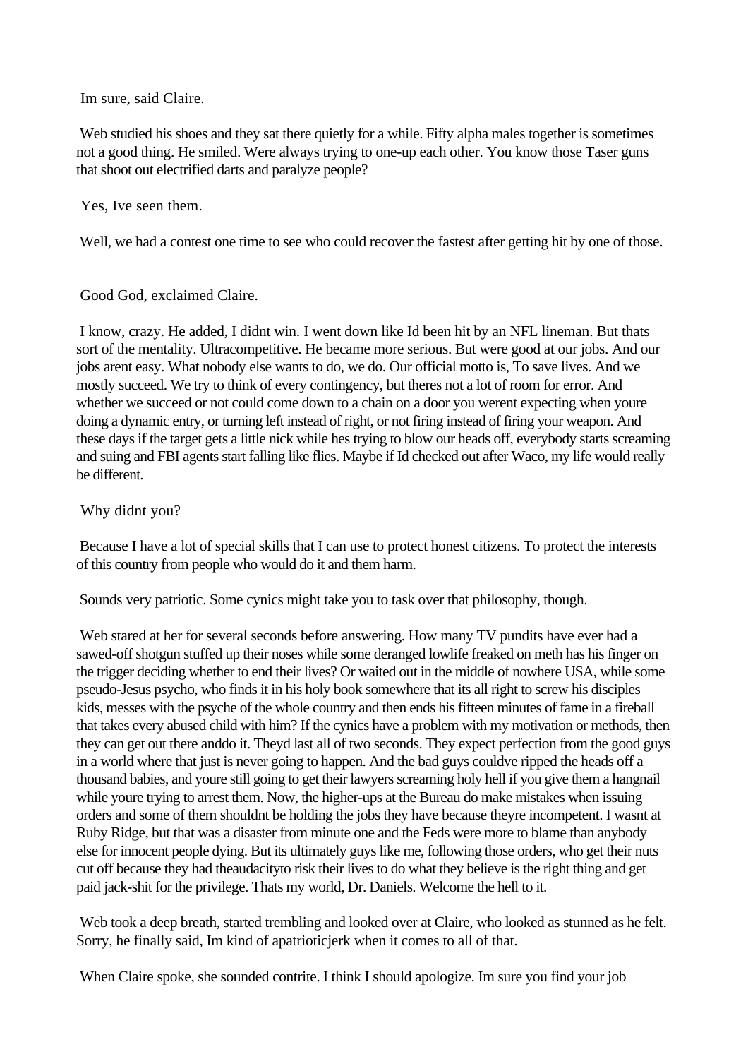Im sure, said Claire.

Web studied his shoes and they sat there quietly for a while. Fifty alpha males together is sometimes not a good thing. He smiled. Were always trying to one-up each other. You know those Taser guns that shoot out electrified darts and paralyze people?

Yes, Ive seen them.

Well, we had a contest one time to see who could recover the fastest after getting hit by one of those.

Good God, exclaimed Claire.

I know, crazy. He added, I didnt win. I went down like Id been hit by an NFL lineman. But thats sort of the mentality. Ultracompetitive. He became more serious. But were good at our jobs. And our jobs arent easy. What nobody else wants to do, we do. Our official motto is, To save lives. And we mostly succeed. We try to think of every contingency, but theres not a lot of room for error. And whether we succeed or not could come down to a chain on a door you werent expecting when youre doing a dynamic entry, or turning left instead of right, or not firing instead of firing your weapon. And these days if the target gets a little nick while hes trying to blow our heads off, everybody starts screaming and suing and FBI agents start falling like flies. Maybe if Id checked out after Waco, my life would really be different.

Why didnt you?

Because I have a lot of special skills that I can use to protect honest citizens. To protect the interests of this country from people who would do it and them harm.

Sounds very patriotic. Some cynics might take you to task over that philosophy, though.

Web stared at her for several seconds before answering. How many TV pundits have ever had a sawed-off shotgun stuffed up their noses while some deranged lowlife freaked on meth has his finger on the trigger deciding whether to end their lives? Or waited out in the middle of nowhere USA, while some pseudo-Jesus psycho, who finds it in his holy book somewhere that its all right to screw his disciples kids, messes with the psyche of the whole country and then ends his fifteen minutes of fame in a fireball that takes every abused child with him? If the cynics have a problem with my motivation or methods, then they can get out there anddo it. Theyd last all of two seconds. They expect perfection from the good guys in a world where that just is never going to happen. And the bad guys couldve ripped the heads off a thousand babies, and youre still going to get their lawyers screaming holy hell if you give them a hangnail while youre trying to arrest them. Now, the higher-ups at the Bureau do make mistakes when issuing orders and some of them shouldnt be holding the jobs they have because theyre incompetent. I wasnt at Ruby Ridge, but that was a disaster from minute one and the Feds were more to blame than anybody else for innocent people dying. But its ultimately guys like me, following those orders, who get their nuts cut off because they had theaudacityto risk their lives to do what they believe is the right thing and get paid jack-shit for the privilege. Thats my world, Dr. Daniels. Welcome the hell to it.

Web took a deep breath, started trembling and looked over at Claire, who looked as stunned as he felt. Sorry, he finally said, Im kind of apatrioticjerk when it comes to all of that.

When Claire spoke, she sounded contrite. I think I should apologize. Im sure you find your job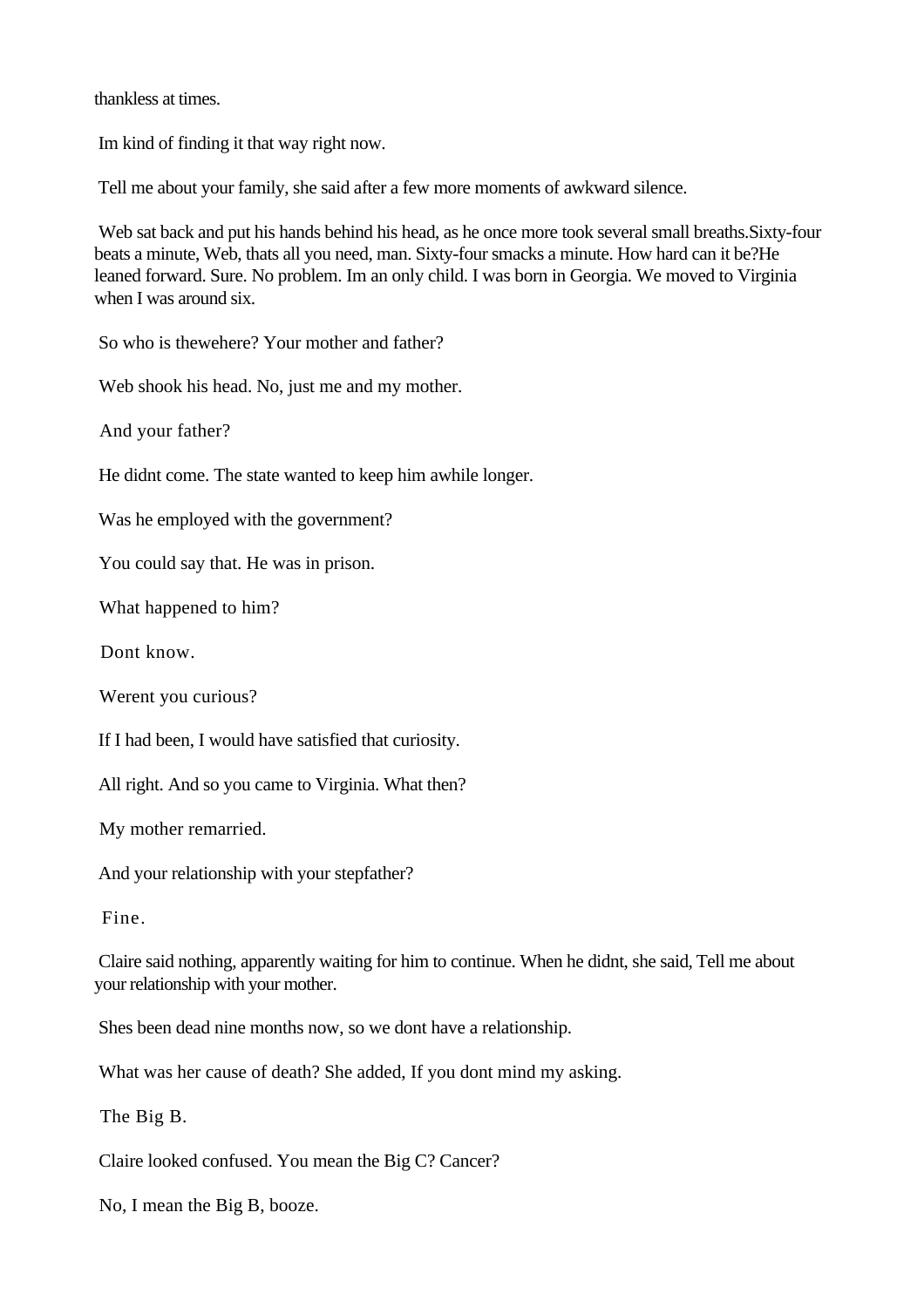thankless at times.

Im kind of finding it that way right now.

Tell me about your family, she said after a few more moments of awkward silence.

Web sat back and put his hands behind his head, as he once more took several small breaths.Sixty-four beats a minute, Web, thats all you need, man. Sixty-four smacks a minute. How hard can it be?He leaned forward. Sure. No problem. Im an only child. I was born in Georgia. We moved to Virginia when I was around six.

So who is thewehere? Your mother and father?

Web shook his head. No, just me and my mother.

And your father?

He didnt come. The state wanted to keep him awhile longer.

Was he employed with the government?

You could say that. He was in prison.

What happened to him?

Dont know.

Werent you curious?

If I had been, I would have satisfied that curiosity.

All right. And so you came to Virginia. What then?

My mother remarried.

And your relationship with your stepfather?

Fine.

Claire said nothing, apparently waiting for him to continue. When he didnt, she said, Tell me about your relationship with your mother.

Shes been dead nine months now, so we dont have a relationship.

What was her cause of death? She added, If you dont mind my asking.

The Big B.

Claire looked confused. You mean the Big C? Cancer?

No, I mean the Big B, booze.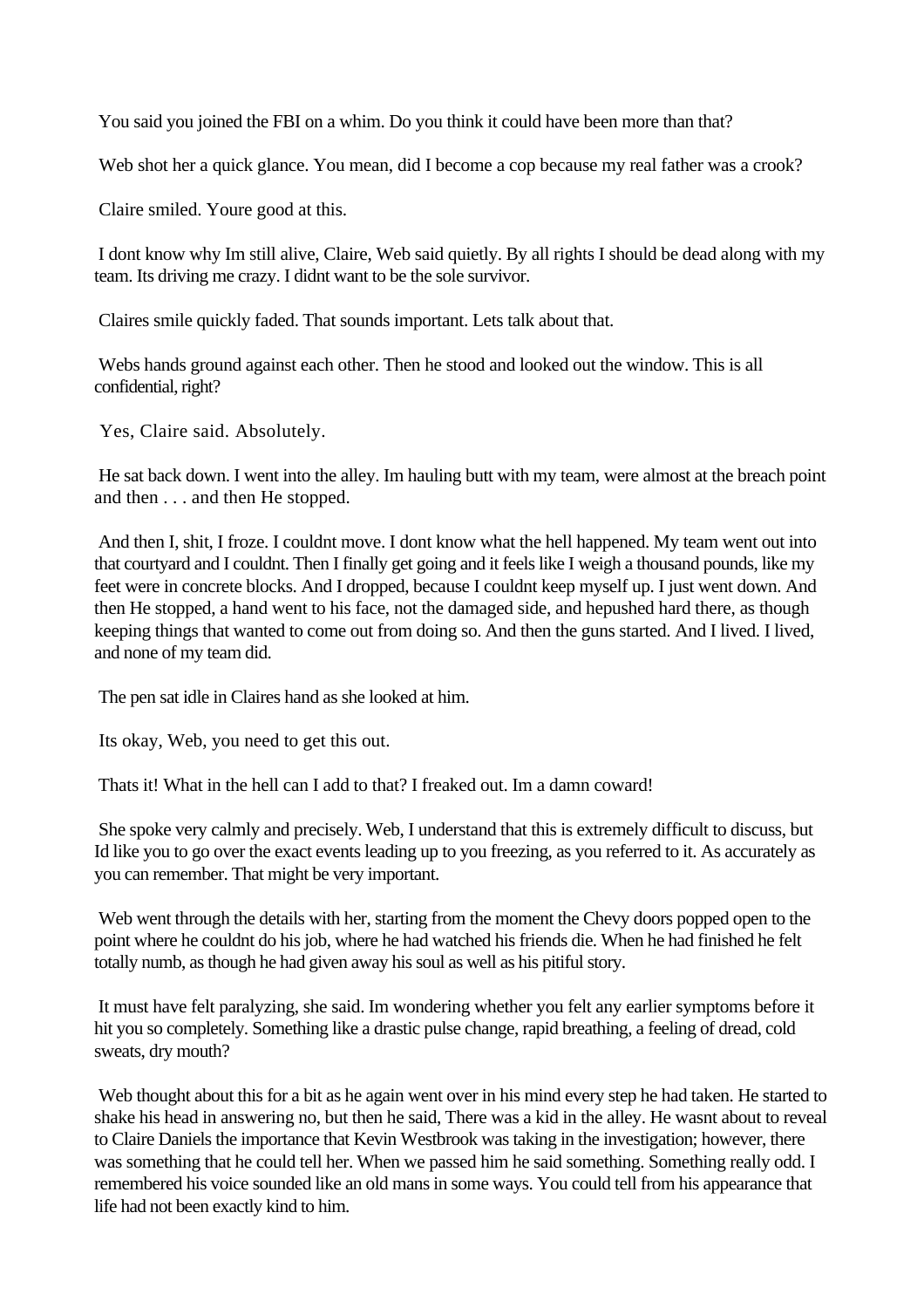You said you joined the FBI on a whim. Do you think it could have been more than that?

Web shot her a quick glance. You mean, did I become a cop because my real father was a crook?

Claire smiled. Youre good at this.

I dont know why Im still alive, Claire, Web said quietly. By all rights I should be dead along with my team. Its driving me crazy. I didnt want to be the sole survivor.

Claires smile quickly faded. That sounds important. Lets talk about that.

Webs hands ground against each other. Then he stood and looked out the window. This is all confidential, right?

Yes, Claire said. Absolutely.

He sat back down. I went into the alley. Im hauling butt with my team, were almost at the breach point and then . . . and then He stopped.

And then I, shit, I froze. I couldnt move. I dont know what the hell happened. My team went out into that courtyard and I couldnt. Then I finally get going and it feels like I weigh a thousand pounds, like my feet were in concrete blocks. And I dropped, because I couldnt keep myself up. I just went down. And then He stopped, a hand went to his face, not the damaged side, and hepushed hard there, as though keeping things that wanted to come out from doing so. And then the guns started. And I lived. I lived, and none of my team did.

The pen sat idle in Claires hand as she looked at him.

Its okay, Web, you need to get this out.

Thats it! What in the hell can I add to that? I freaked out. Im a damn coward!

She spoke very calmly and precisely. Web, I understand that this is extremely difficult to discuss, but Id like you to go over the exact events leading up to you freezing, as you referred to it. As accurately as you can remember. That might be very important.

Web went through the details with her, starting from the moment the Chevy doors popped open to the point where he couldnt do his job, where he had watched his friends die. When he had finished he felt totally numb, as though he had given away his soul as well as his pitiful story.

It must have felt paralyzing, she said. Im wondering whether you felt any earlier symptoms before it hit you so completely. Something like a drastic pulse change, rapid breathing, a feeling of dread, cold sweats, dry mouth?

Web thought about this for a bit as he again went over in his mind every step he had taken. He started to shake his head in answering no, but then he said, There was a kid in the alley. He wasnt about to reveal to Claire Daniels the importance that Kevin Westbrook was taking in the investigation; however, there was something that he could tell her. When we passed him he said something. Something really odd. I remembered his voice sounded like an old mans in some ways. You could tell from his appearance that life had not been exactly kind to him.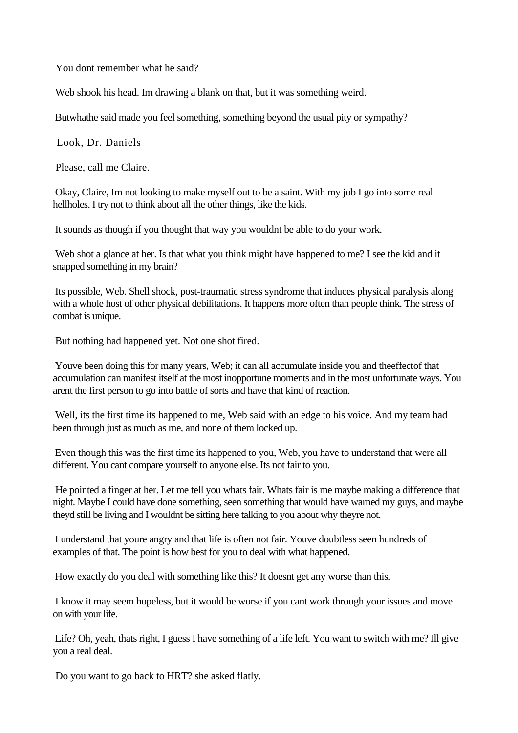You dont remember what he said?

Web shook his head. Im drawing a blank on that, but it was something weird.

Butwhathe said made you feel something, something beyond the usual pity or sympathy?

Look, Dr. Daniels

Please, call me Claire.

Okay, Claire, Im not looking to make myself out to be a saint. With my job I go into some real hellholes. I try not to think about all the other things, like the kids.

It sounds as though if you thought that way you wouldnt be able to do your work.

Web shot a glance at her. Is that what you think might have happened to me? I see the kid and it snapped something in my brain?

Its possible, Web. Shell shock, post-traumatic stress syndrome that induces physical paralysis along with a whole host of other physical debilitations. It happens more often than people think. The stress of combat is unique.

But nothing had happened yet. Not one shot fired.

Youve been doing this for many years, Web; it can all accumulate inside you and theeffectof that accumulation can manifest itself at the most inopportune moments and in the most unfortunate ways. You arent the first person to go into battle of sorts and have that kind of reaction.

Well, its the first time its happened to me, Web said with an edge to his voice. And my team had been through just as much as me, and none of them locked up.

Even though this was the first time its happened to you, Web, you have to understand that were all different. You cant compare yourself to anyone else. Its not fair to you.

He pointed a finger at her. Let me tell you whats fair. Whats fair is me maybe making a difference that night. Maybe I could have done something, seen something that would have warned my guys, and maybe theyd still be living and I wouldnt be sitting here talking to you about why theyre not.

I understand that youre angry and that life is often not fair. Youve doubtless seen hundreds of examples of that. The point is how best for you to deal with what happened.

How exactly do you deal with something like this? It doesnt get any worse than this.

I know it may seem hopeless, but it would be worse if you cant work through your issues and move on with your life.

Life? Oh, yeah, thats right, I guess I have something of a life left. You want to switch with me? Ill give you a real deal.

Do you want to go back to HRT? she asked flatly.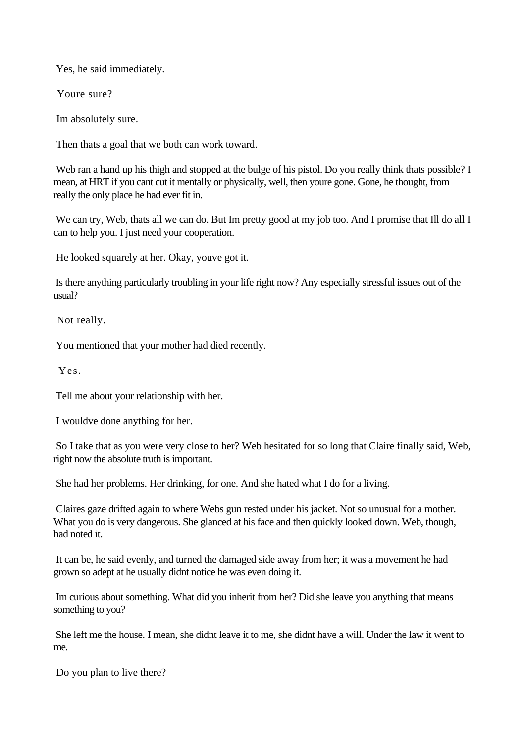Yes, he said immediately.

Youre sure?

Im absolutely sure.

Then thats a goal that we both can work toward.

Web ran a hand up his thigh and stopped at the bulge of his pistol. Do you really think thats possible? I mean, at HRT if you cant cut it mentally or physically, well, then youre gone. Gone, he thought, from really the only place he had ever fit in.

We can try, Web, thats all we can do. But Im pretty good at my job too. And I promise that Ill do all I can to help you. I just need your cooperation.

He looked squarely at her. Okay, youve got it.

Is there anything particularly troubling in your life right now? Any especially stressful issues out of the usual?

Not really.

You mentioned that your mother had died recently.

Yes.

Tell me about your relationship with her.

I wouldve done anything for her.

So I take that as you were very close to her? Web hesitated for so long that Claire finally said, Web, right now the absolute truth is important.

She had her problems. Her drinking, for one. And she hated what I do for a living.

Claires gaze drifted again to where Webs gun rested under his jacket. Not so unusual for a mother. What you do is very dangerous. She glanced at his face and then quickly looked down. Web, though, had noted it.

It can be, he said evenly, and turned the damaged side away from her; it was a movement he had grown so adept at he usually didnt notice he was even doing it.

Im curious about something. What did you inherit from her? Did she leave you anything that means something to you?

She left me the house. I mean, she didnt leave it to me, she didnt have a will. Under the law it went to me.

Do you plan to live there?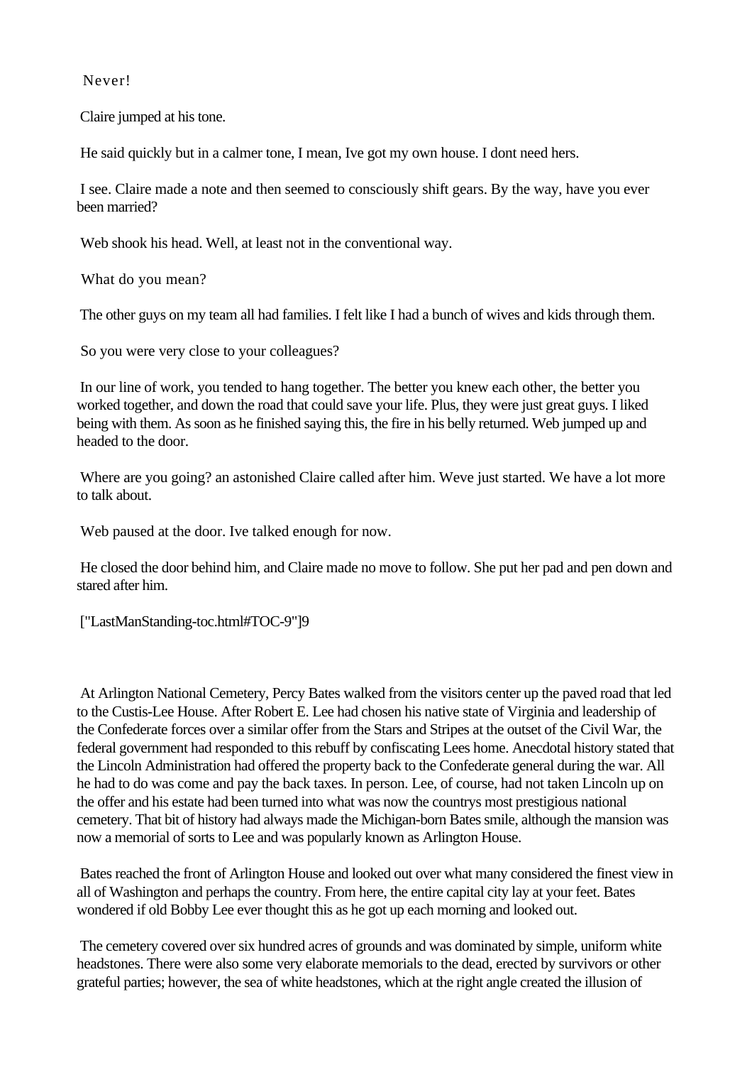Never!

Claire jumped at his tone.

He said quickly but in a calmer tone, I mean, Ive got my own house. I dont need hers.

I see. Claire made a note and then seemed to consciously shift gears. By the way, have you ever been married?

Web shook his head. Well, at least not in the conventional way.

What do you mean?

The other guys on my team all had families. I felt like I had a bunch of wives and kids through them.

So you were very close to your colleagues?

In our line of work, you tended to hang together. The better you knew each other, the better you worked together, and down the road that could save your life. Plus, they were just great guys. I liked being with them. As soon as he finished saying this, the fire in his belly returned. Web jumped up and headed to the door.

Where are you going? an astonished Claire called after him. Weve just started. We have a lot more to talk about.

Web paused at the door. Ive talked enough for now.

He closed the door behind him, and Claire made no move to follow. She put her pad and pen down and stared after him.

["LastManStanding-toc.html#TOC-9"]9

At Arlington National Cemetery, Percy Bates walked from the visitors center up the paved road that led to the Custis-Lee House. After Robert E. Lee had chosen his native state of Virginia and leadership of the Confederate forces over a similar offer from the Stars and Stripes at the outset of the Civil War, the federal government had responded to this rebuff by confiscating Lees home. Anecdotal history stated that the Lincoln Administration had offered the property back to the Confederate general during the war. All he had to do was come and pay the back taxes. In person. Lee, of course, had not taken Lincoln up on the offer and his estate had been turned into what was now the countrys most prestigious national cemetery. That bit of history had always made the Michigan-born Bates smile, although the mansion was now a memorial of sorts to Lee and was popularly known as Arlington House.

Bates reached the front of Arlington House and looked out over what many considered the finest view in all of Washington and perhaps the country. From here, the entire capital city lay at your feet. Bates wondered if old Bobby Lee ever thought this as he got up each morning and looked out.

The cemetery covered over six hundred acres of grounds and was dominated by simple, uniform white headstones. There were also some very elaborate memorials to the dead, erected by survivors or other grateful parties; however, the sea of white headstones, which at the right angle created the illusion of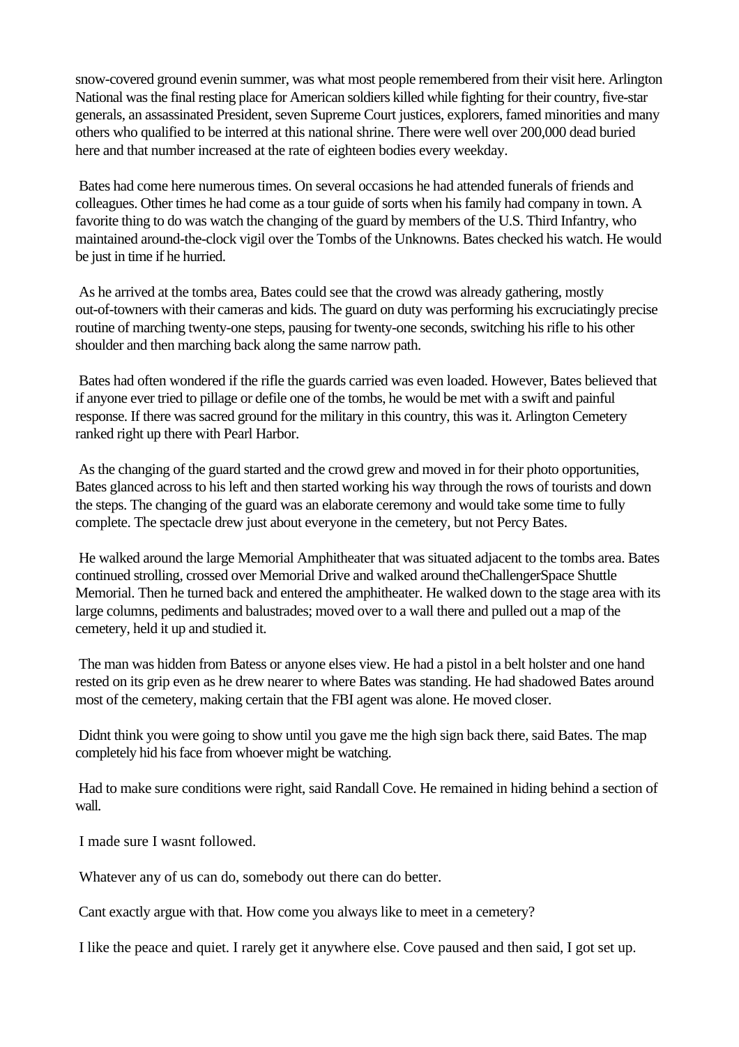snow-covered ground evenin summer, was what most people remembered from their visit here. Arlington National was the final resting place for American soldiers killed while fighting for their country, five-star generals, an assassinated President, seven Supreme Court justices, explorers, famed minorities and many others who qualified to be interred at this national shrine. There were well over 200,000 dead buried here and that number increased at the rate of eighteen bodies every weekday.

Bates had come here numerous times. On several occasions he had attended funerals of friends and colleagues. Other times he had come as a tour guide of sorts when his family had company in town. A favorite thing to do was watch the changing of the guard by members of the U.S. Third Infantry, who maintained around-the-clock vigil over the Tombs of the Unknowns. Bates checked his watch. He would be just in time if he hurried.

As he arrived at the tombs area, Bates could see that the crowd was already gathering, mostly out-of-towners with their cameras and kids. The guard on duty was performing his excruciatingly precise routine of marching twenty-one steps, pausing for twenty-one seconds, switching his rifle to his other shoulder and then marching back along the same narrow path.

Bates had often wondered if the rifle the guards carried was even loaded. However, Bates believed that if anyone ever tried to pillage or defile one of the tombs, he would be met with a swift and painful response. If there was sacred ground for the military in this country, this was it. Arlington Cemetery ranked right up there with Pearl Harbor.

As the changing of the guard started and the crowd grew and moved in for their photo opportunities, Bates glanced across to his left and then started working his way through the rows of tourists and down the steps. The changing of the guard was an elaborate ceremony and would take some time to fully complete. The spectacle drew just about everyone in the cemetery, but not Percy Bates.

He walked around the large Memorial Amphitheater that was situated adjacent to the tombs area. Bates continued strolling, crossed over Memorial Drive and walked around theChallengerSpace Shuttle Memorial. Then he turned back and entered the amphitheater. He walked down to the stage area with its large columns, pediments and balustrades; moved over to a wall there and pulled out a map of the cemetery, held it up and studied it.

The man was hidden from Batess or anyone elses view. He had a pistol in a belt holster and one hand rested on its grip even as he drew nearer to where Bates was standing. He had shadowed Bates around most of the cemetery, making certain that the FBI agent was alone. He moved closer.

Didnt think you were going to show until you gave me the high sign back there, said Bates. The map completely hid his face from whoever might be watching.

Had to make sure conditions were right, said Randall Cove. He remained in hiding behind a section of wall.

I made sure I wasnt followed.

Whatever any of us can do, somebody out there can do better.

Cant exactly argue with that. How come you always like to meet in a cemetery?

I like the peace and quiet. I rarely get it anywhere else. Cove paused and then said, I got set up.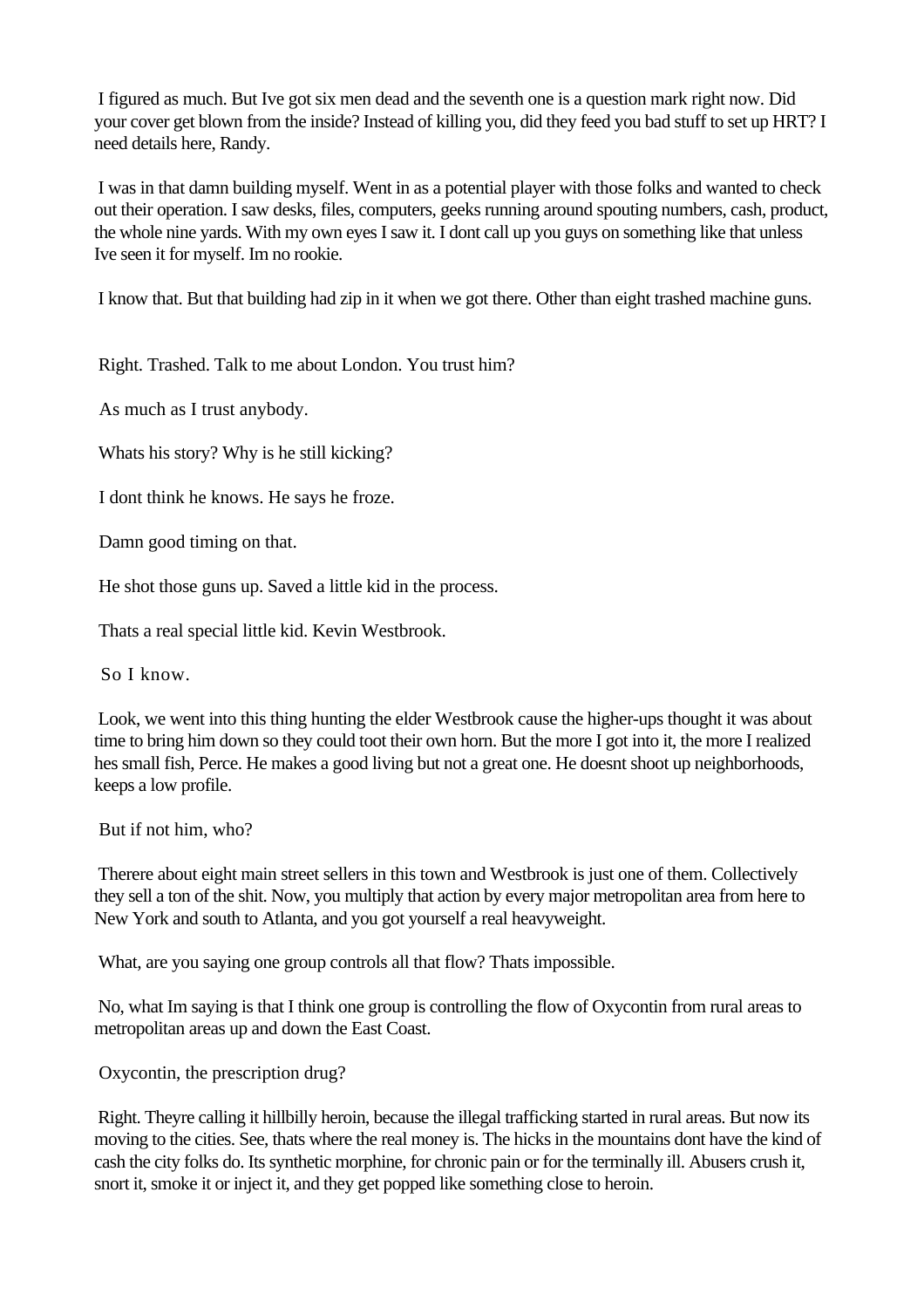I figured as much. But Ive got six men dead and the seventh one is a question mark right now. Did your cover get blown from the inside? Instead of killing you, did they feed you bad stuff to set up HRT? I need details here, Randy.

I was in that damn building myself. Went in as a potential player with those folks and wanted to check out their operation. I saw desks, files, computers, geeks running around spouting numbers, cash, product, the whole nine yards. With my own eyes I saw it. I dont call up you guys on something like that unless Ive seen it for myself. Im no rookie.

I know that. But that building had zip in it when we got there. Other than eight trashed machine guns.

Right. Trashed. Talk to me about London. You trust him?

As much as I trust anybody.

Whats his story? Why is he still kicking?

I dont think he knows. He says he froze.

Damn good timing on that.

He shot those guns up. Saved a little kid in the process.

Thats a real special little kid. Kevin Westbrook.

So I know.

Look, we went into this thing hunting the elder Westbrook cause the higher-ups thought it was about time to bring him down so they could toot their own horn. But the more I got into it, the more I realized hes small fish, Perce. He makes a good living but not a great one. He doesnt shoot up neighborhoods, keeps a low profile.

But if not him, who?

Therere about eight main street sellers in this town and Westbrook is just one of them. Collectively they sell a ton of the shit. Now, you multiply that action by every major metropolitan area from here to New York and south to Atlanta, and you got yourself a real heavyweight.

What, are you saying one group controls all that flow? Thats impossible.

No, what Im saying is that I think one group is controlling the flow of Oxycontin from rural areas to metropolitan areas up and down the East Coast.

Oxycontin, the prescription drug?

Right. Theyre calling it hillbilly heroin, because the illegal trafficking started in rural areas. But now its moving to the cities. See, thats where the real money is. The hicks in the mountains dont have the kind of cash the city folks do. Its synthetic morphine, for chronic pain or for the terminally ill. Abusers crush it, snort it, smoke it or inject it, and they get popped like something close to heroin.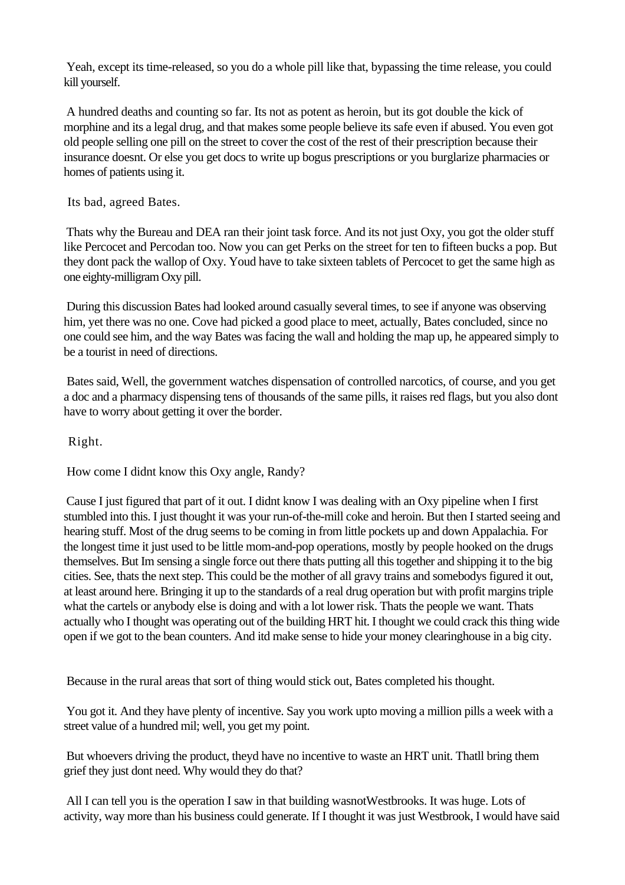Yeah, except its time-released, so you do a whole pill like that, bypassing the time release, you could kill yourself.

A hundred deaths and counting so far. Its not as potent as heroin, but its got double the kick of morphine and its a legal drug, and that makes some people believe its safe even if abused. You even got old people selling one pill on the street to cover the cost of the rest of their prescription because their insurance doesnt. Or else you get docs to write up bogus prescriptions or you burglarize pharmacies or homes of patients using it.

Its bad, agreed Bates.

Thats why the Bureau and DEA ran their joint task force. And its not just Oxy, you got the older stuff like Percocet and Percodan too. Now you can get Perks on the street for ten to fifteen bucks a pop. But they dont pack the wallop of Oxy. Youd have to take sixteen tablets of Percocet to get the same high as one eighty-milligram Oxy pill.

During this discussion Bates had looked around casually several times, to see if anyone was observing him, yet there was no one. Cove had picked a good place to meet, actually, Bates concluded, since no one could see him, and the way Bates was facing the wall and holding the map up, he appeared simply to be a tourist in need of directions.

Bates said, Well, the government watches dispensation of controlled narcotics, of course, and you get a doc and a pharmacy dispensing tens of thousands of the same pills, it raises red flags, but you also dont have to worry about getting it over the border.

Right.

How come I didnt know this Oxy angle, Randy?

Cause I just figured that part of it out. I didnt know I was dealing with an Oxy pipeline when I first stumbled into this. I just thought it was your run-of-the-mill coke and heroin. But then I started seeing and hearing stuff. Most of the drug seems to be coming in from little pockets up and down Appalachia. For the longest time it just used to be little mom-and-pop operations, mostly by people hooked on the drugs themselves. But Im sensing a single force out there thats putting all this together and shipping it to the big cities. See, thats the next step. This could be the mother of all gravy trains and somebodys figured it out, at least around here. Bringing it up to the standards of a real drug operation but with profit margins triple what the cartels or anybody else is doing and with a lot lower risk. Thats the people we want. Thats actually who I thought was operating out of the building HRT hit. I thought we could crack this thing wide open if we got to the bean counters. And itd make sense to hide your money clearinghouse in a big city.

Because in the rural areas that sort of thing would stick out, Bates completed his thought.

You got it. And they have plenty of incentive. Say you work upto moving a million pills a week with a street value of a hundred mil; well, you get my point.

But whoevers driving the product, theyd have no incentive to waste an HRT unit. Thatll bring them grief they just dont need. Why would they do that?

All I can tell you is the operation I saw in that building wasnotWestbrooks. It was huge. Lots of activity, way more than his business could generate. If I thought it was just Westbrook, I would have said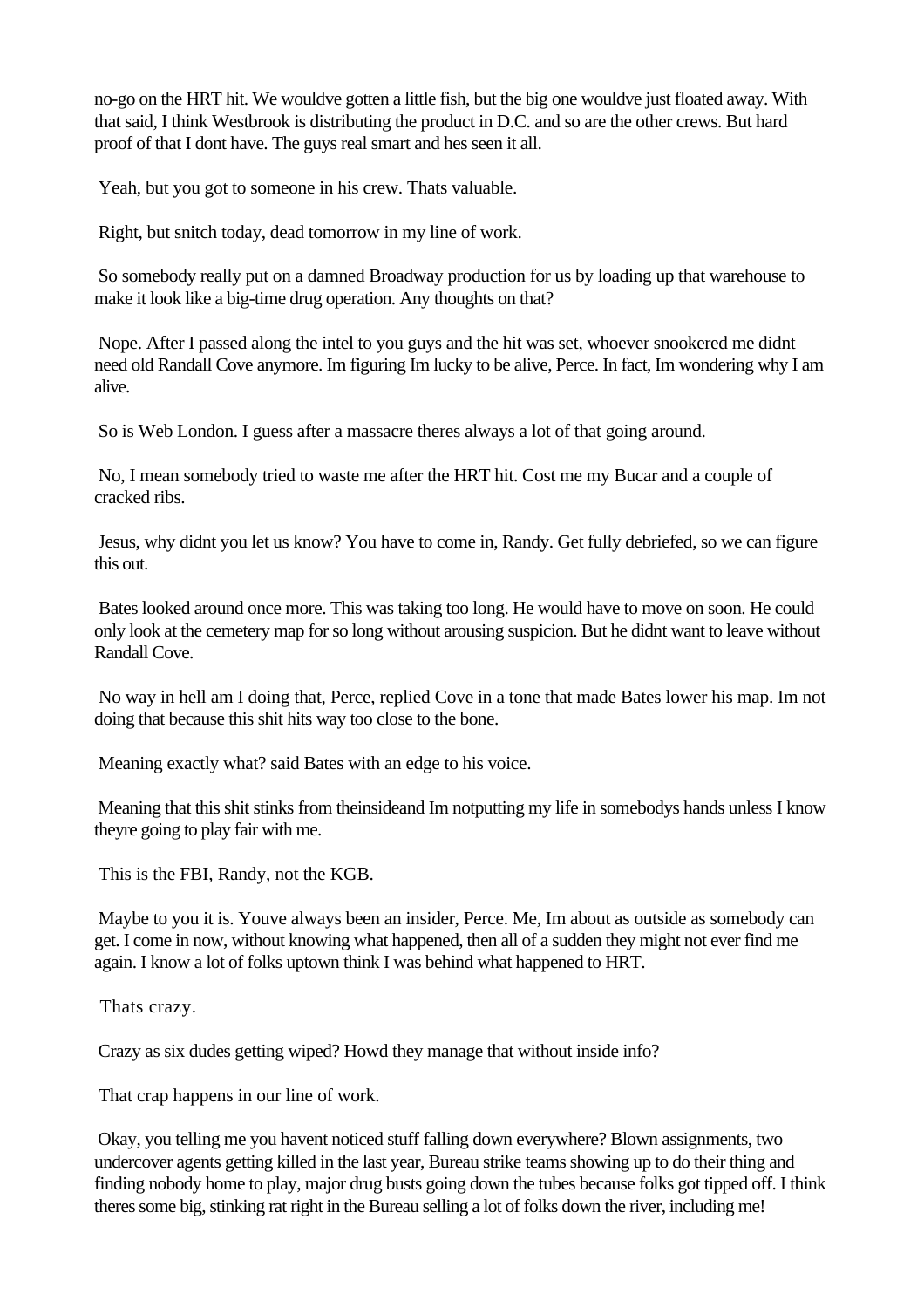no-go on the HRT hit. We wouldve gotten a little fish, but the big one wouldve just floated away. With that said, I think Westbrook is distributing the product in D.C. and so are the other crews. But hard proof of that I dont have. The guys real smart and hes seen it all.

Yeah, but you got to someone in his crew. Thats valuable.

Right, but snitch today, dead tomorrow in my line of work.

So somebody really put on a damned Broadway production for us by loading up that warehouse to make it look like a big-time drug operation. Any thoughts on that?

Nope. After I passed along the intel to you guys and the hit was set, whoever snookered me didnt need old Randall Cove anymore. Im figuring Im lucky to be alive, Perce. In fact, Im wondering why I am alive.

So is Web London. I guess after a massacre theres always a lot of that going around.

No, I mean somebody tried to waste me after the HRT hit. Cost me my Bucar and a couple of cracked ribs.

Jesus, why didnt you let us know? You have to come in, Randy. Get fully debriefed, so we can figure this out.

Bates looked around once more. This was taking too long. He would have to move on soon. He could only look at the cemetery map for so long without arousing suspicion. But he didnt want to leave without Randall Cove.

No way in hell am I doing that, Perce, replied Cove in a tone that made Bates lower his map. Im not doing that because this shit hits way too close to the bone.

Meaning exactly what? said Bates with an edge to his voice.

Meaning that this shit stinks from theinsideand Im notputting my life in somebodys hands unless I know theyre going to play fair with me.

This is the FBI, Randy, not the KGB.

Maybe to you it is. Youve always been an insider, Perce. Me, Im about as outside as somebody can get. I come in now, without knowing what happened, then all of a sudden they might not ever find me again. I know a lot of folks uptown think I was behind what happened to HRT.

Thats crazy.

Crazy as six dudes getting wiped? Howd they manage that without inside info?

That crap happens in our line of work.

Okay, you telling me you havent noticed stuff falling down everywhere? Blown assignments, two undercover agents getting killed in the last year, Bureau strike teams showing up to do their thing and finding nobody home to play, major drug busts going down the tubes because folks got tipped off. I think theres some big, stinking rat right in the Bureau selling a lot of folks down the river, including me!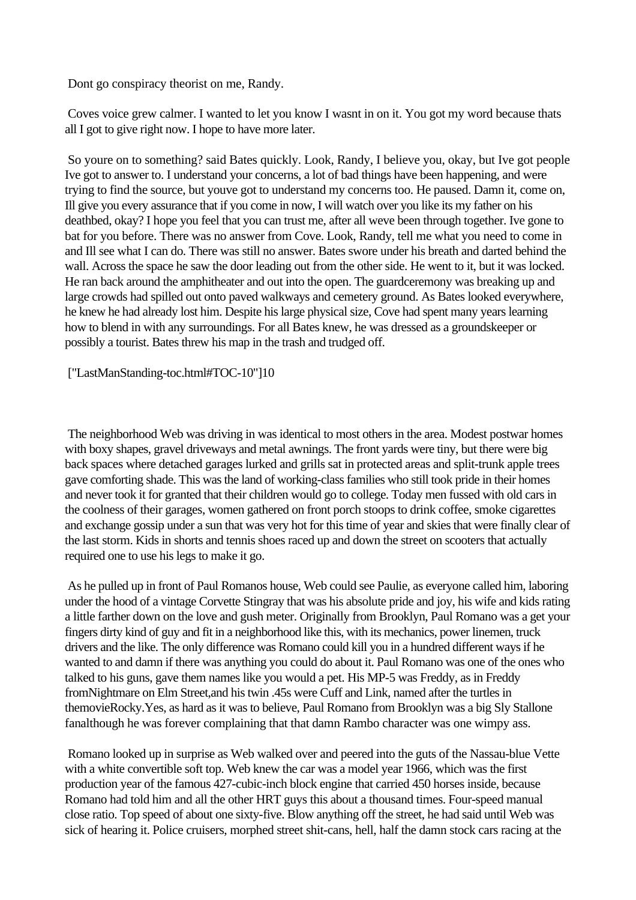Dont go conspiracy theorist on me, Randy.

Coves voice grew calmer. I wanted to let you know I wasnt in on it. You got my word because thats all I got to give right now. I hope to have more later.

So youre on to something? said Bates quickly. Look, Randy, I believe you, okay, but Ive got people Ive got to answer to. I understand your concerns, a lot of bad things have been happening, and were trying to find the source, but youve got to understand my concerns too. He paused. Damn it, come on, Ill give you every assurance that if you come in now, I will watch over you like its my father on his deathbed, okay? I hope you feel that you can trust me, after all weve been through together. Ive gone to bat for you before. There was no answer from Cove. Look, Randy, tell me what you need to come in and Ill see what I can do. There was still no answer. Bates swore under his breath and darted behind the wall. Across the space he saw the door leading out from the other side. He went to it, but it was locked. He ran back around the amphitheater and out into the open. The guardceremony was breaking up and large crowds had spilled out onto paved walkways and cemetery ground. As Bates looked everywhere, he knew he had already lost him. Despite his large physical size, Cove had spent many years learning how to blend in with any surroundings. For all Bates knew, he was dressed as a groundskeeper or possibly a tourist. Bates threw his map in the trash and trudged off.

["LastManStanding-toc.html#TOC-10"]10

The neighborhood Web was driving in was identical to most others in the area. Modest postwar homes with boxy shapes, gravel driveways and metal awnings. The front yards were tiny, but there were big back spaces where detached garages lurked and grills sat in protected areas and split-trunk apple trees gave comforting shade. This was the land of working-class families who still took pride in their homes and never took it for granted that their children would go to college. Today men fussed with old cars in the coolness of their garages, women gathered on front porch stoops to drink coffee, smoke cigarettes and exchange gossip under a sun that was very hot for this time of year and skies that were finally clear of the last storm. Kids in shorts and tennis shoes raced up and down the street on scooters that actually required one to use his legs to make it go.

As he pulled up in front of Paul Romanos house, Web could see Paulie, as everyone called him, laboring under the hood of a vintage Corvette Stingray that was his absolute pride and joy, his wife and kids rating a little farther down on the love and gush meter. Originally from Brooklyn, Paul Romano was a get your fingers dirty kind of guy and fit in a neighborhood like this, with its mechanics, power linemen, truck drivers and the like. The only difference was Romano could kill you in a hundred different ways if he wanted to and damn if there was anything you could do about it. Paul Romano was one of the ones who talked to his guns, gave them names like you would a pet. His MP-5 was Freddy, as in Freddy fromNightmare on Elm Street,and his twin .45s were Cuff and Link, named after the turtles in themovieRocky.Yes, as hard as it was to believe, Paul Romano from Brooklyn was a big Sly Stallone fanalthough he was forever complaining that that damn Rambo character was one wimpy ass.

Romano looked up in surprise as Web walked over and peered into the guts of the Nassau-blue Vette with a white convertible soft top. Web knew the car was a model year 1966, which was the first production year of the famous 427-cubic-inch block engine that carried 450 horses inside, because Romano had told him and all the other HRT guys this about a thousand times. Four-speed manual close ratio. Top speed of about one sixty-five. Blow anything off the street, he had said until Web was sick of hearing it. Police cruisers, morphed street shit-cans, hell, half the damn stock cars racing at the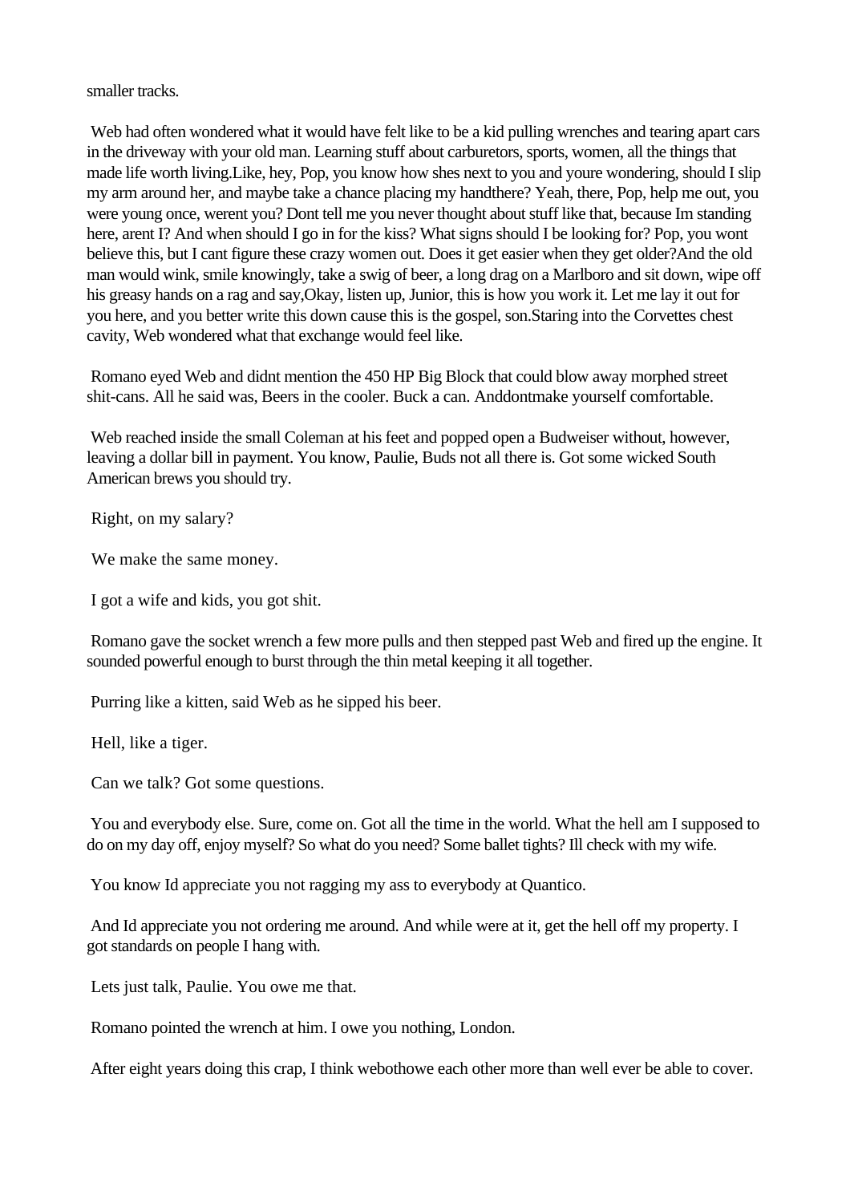smaller tracks.

Web had often wondered what it would have felt like to be a kid pulling wrenches and tearing apart cars in the driveway with your old man. Learning stuff about carburetors, sports, women, all the things that made life worth living.Like, hey, Pop, you know how shes next to you and youre wondering, should I slip my arm around her, and maybe take a chance placing my handthere? Yeah, there, Pop, help me out, you were young once, werent you? Dont tell me you never thought about stuff like that, because Im standing here, arent I? And when should I go in for the kiss? What signs should I be looking for? Pop, you wont believe this, but I cant figure these crazy women out. Does it get easier when they get older?And the old man would wink, smile knowingly, take a swig of beer, a long drag on a Marlboro and sit down, wipe off his greasy hands on a rag and say,Okay, listen up, Junior, this is how you work it. Let me lay it out for you here, and you better write this down cause this is the gospel, son.Staring into the Corvettes chest cavity, Web wondered what that exchange would feel like.

Romano eyed Web and didnt mention the 450 HP Big Block that could blow away morphed street shit-cans. All he said was, Beers in the cooler. Buck a can. Anddontmake yourself comfortable.

Web reached inside the small Coleman at his feet and popped open a Budweiser without, however, leaving a dollar bill in payment. You know, Paulie, Buds not all there is. Got some wicked South American brews you should try.

Right, on my salary?

We make the same money.

I got a wife and kids, you got shit.

Romano gave the socket wrench a few more pulls and then stepped past Web and fired up the engine. It sounded powerful enough to burst through the thin metal keeping it all together.

Purring like a kitten, said Web as he sipped his beer.

Hell, like a tiger.

Can we talk? Got some questions.

You and everybody else. Sure, come on. Got all the time in the world. What the hell am I supposed to do on my day off, enjoy myself? So what do you need? Some ballet tights? Ill check with my wife.

You know Id appreciate you not ragging my ass to everybody at Quantico.

And Id appreciate you not ordering me around. And while were at it, get the hell off my property. I got standards on people I hang with.

Lets just talk, Paulie. You owe me that.

Romano pointed the wrench at him. I owe you nothing, London.

After eight years doing this crap, I think webothowe each other more than well ever be able to cover.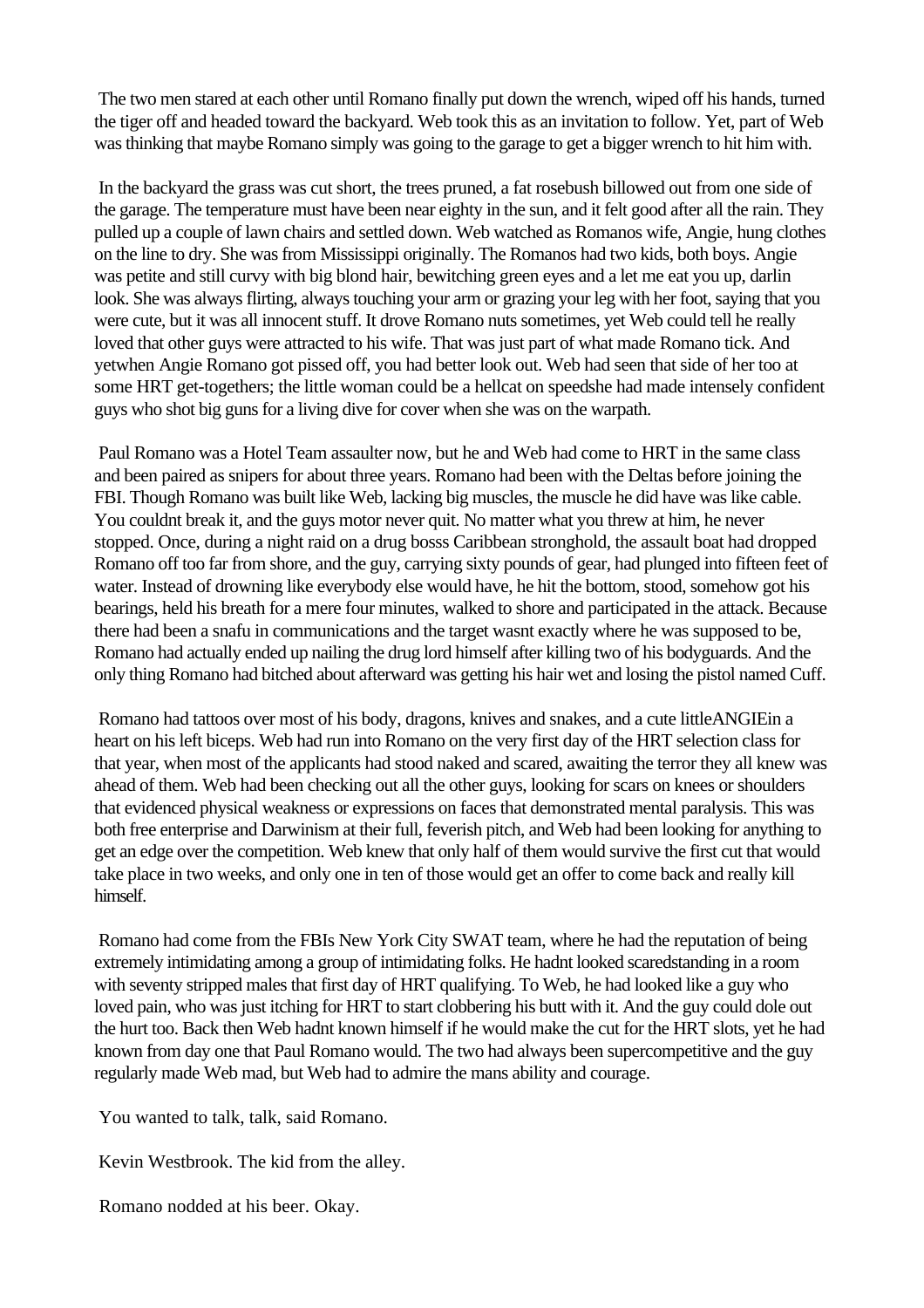The two men stared at each other until Romano finally put down the wrench, wiped off his hands, turned the tiger off and headed toward the backyard. Web took this as an invitation to follow. Yet, part of Web was thinking that maybe Romano simply was going to the garage to get a bigger wrench to hit him with.

In the backyard the grass was cut short, the trees pruned, a fat rosebush billowed out from one side of the garage. The temperature must have been near eighty in the sun, and it felt good after all the rain. They pulled up a couple of lawn chairs and settled down. Web watched as Romanos wife, Angie, hung clothes on the line to dry. She was from Mississippi originally. The Romanos had two kids, both boys. Angie was petite and still curvy with big blond hair, bewitching green eyes and a let me eat you up, darlin look. She was always flirting, always touching your arm or grazing your leg with her foot, saying that you were cute, but it was all innocent stuff. It drove Romano nuts sometimes, yet Web could tell he really loved that other guys were attracted to his wife. That was just part of what made Romano tick. And yetwhen Angie Romano got pissed off, you had better look out. Web had seen that side of her too at some HRT get-togethers; the little woman could be a hellcat on speedshe had made intensely confident guys who shot big guns for a living dive for cover when she was on the warpath.

Paul Romano was a Hotel Team assaulter now, but he and Web had come to HRT in the same class and been paired as snipers for about three years. Romano had been with the Deltas before joining the FBI. Though Romano was built like Web, lacking big muscles, the muscle he did have was like cable. You couldnt break it, and the guys motor never quit. No matter what you threw at him, he never stopped. Once, during a night raid on a drug bosss Caribbean stronghold, the assault boat had dropped Romano off too far from shore, and the guy, carrying sixty pounds of gear, had plunged into fifteen feet of water. Instead of drowning like everybody else would have, he hit the bottom, stood, somehow got his bearings, held his breath for a mere four minutes, walked to shore and participated in the attack. Because there had been a snafu in communications and the target wasnt exactly where he was supposed to be, Romano had actually ended up nailing the drug lord himself after killing two of his bodyguards. And the only thing Romano had bitched about afterward was getting his hair wet and losing the pistol named Cuff.

Romano had tattoos over most of his body, dragons, knives and snakes, and a cute littleANGIEin a heart on his left biceps. Web had run into Romano on the very first day of the HRT selection class for that year, when most of the applicants had stood naked and scared, awaiting the terror they all knew was ahead of them. Web had been checking out all the other guys, looking for scars on knees or shoulders that evidenced physical weakness or expressions on faces that demonstrated mental paralysis. This was both free enterprise and Darwinism at their full, feverish pitch, and Web had been looking for anything to get an edge over the competition. Web knew that only half of them would survive the first cut that would take place in two weeks, and only one in ten of those would get an offer to come back and really kill himself.

Romano had come from the FBIs New York City SWAT team, where he had the reputation of being extremely intimidating among a group of intimidating folks. He hadnt looked scaredstanding in a room with seventy stripped males that first day of HRT qualifying. To Web, he had looked like a guy who loved pain, who was just itching for HRT to start clobbering his butt with it. And the guy could dole out the hurt too. Back then Web hadnt known himself if he would make the cut for the HRT slots, yet he had known from day one that Paul Romano would. The two had always been supercompetitive and the guy regularly made Web mad, but Web had to admire the mans ability and courage.

You wanted to talk, talk, said Romano.

Kevin Westbrook. The kid from the alley.

Romano nodded at his beer. Okay.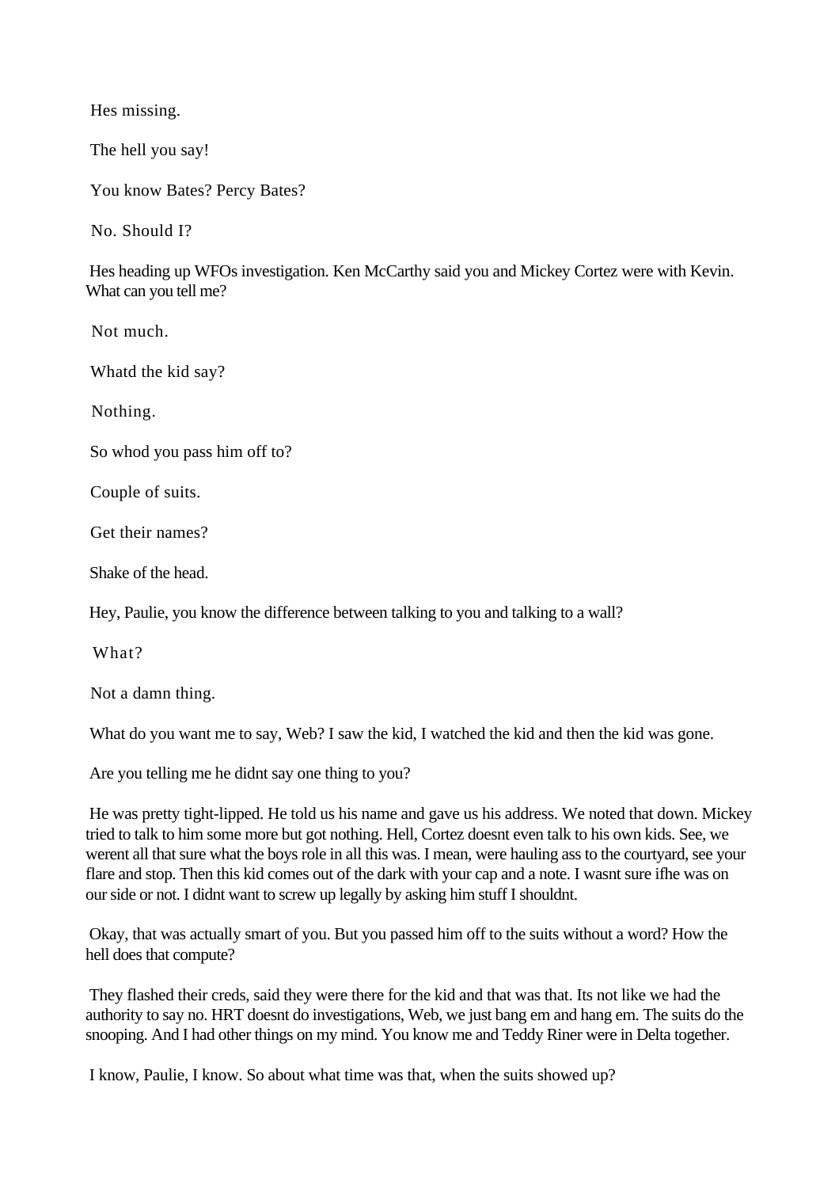Hes missing.

The hell you say!

You know Bates? Percy Bates?

No. Should I?

Hes heading up WFOs investigation. Ken McCarthy said you and Mickey Cortez were with Kevin. What can you tell me?

Not much.

Whatd the kid say?

Nothing.

So whod you pass him off to?

Couple of suits.

Get their names?

Shake of the head.

Hey, Paulie, you know the difference between talking to you and talking to a wall?

What?

Not a damn thing.

What do you want me to say, Web? I saw the kid, I watched the kid and then the kid was gone.

Are you telling me he didnt say one thing to you?

He was pretty tight-lipped. He told us his name and gave us his address. We noted that down. Mickey tried to talk to him some more but got nothing. Hell, Cortez doesnt even talk to his own kids. See, we werent all that sure what the boys role in all this was. I mean, were hauling ass to the courtyard, see your flare and stop. Then this kid comes out of the dark with your cap and a note. I wasnt sure ifhe was on our side or not. I didnt want to screw up legally by asking him stuff I shouldnt.

Okay, that was actually smart of you. But you passed him off to the suits without a word? How the hell does that compute?

They flashed their creds, said they were there for the kid and that was that. Its not like we had the authority to say no. HRT doesnt do investigations, Web, we just bang em and hang em. The suits do the snooping. And I had other things on my mind. You know me and Teddy Riner were in Delta together.

I know, Paulie, I know. So about what time was that, when the suits showed up?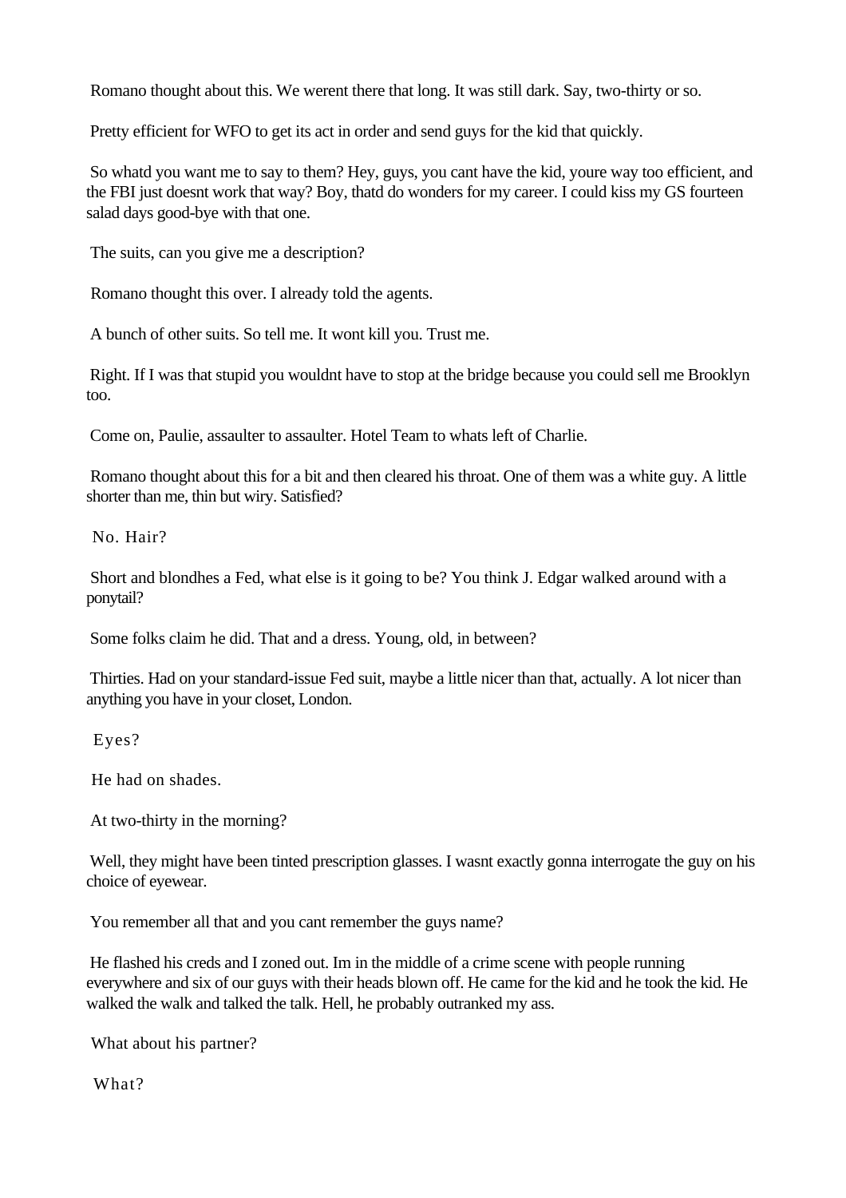Romano thought about this. We werent there that long. It was still dark. Say, two-thirty or so.

Pretty efficient for WFO to get its act in order and send guys for the kid that quickly.

So whatd you want me to say to them? Hey, guys, you cant have the kid, youre way too efficient, and the FBI just doesnt work that way? Boy, thatd do wonders for my career. I could kiss my GS fourteen salad days good-bye with that one.

The suits, can you give me a description?

Romano thought this over. I already told the agents.

A bunch of other suits. So tell me. It wont kill you. Trust me.

Right. If I was that stupid you wouldnt have to stop at the bridge because you could sell me Brooklyn too.

Come on, Paulie, assaulter to assaulter. Hotel Team to whats left of Charlie.

Romano thought about this for a bit and then cleared his throat. One of them was a white guy. A little shorter than me, thin but wiry. Satisfied?

No. Hair?

Short and blondhes a Fed, what else is it going to be? You think J. Edgar walked around with a ponytail?

Some folks claim he did. That and a dress. Young, old, in between?

Thirties. Had on your standard-issue Fed suit, maybe a little nicer than that, actually. A lot nicer than anything you have in your closet, London.

Eyes?

He had on shades.

At two-thirty in the morning?

Well, they might have been tinted prescription glasses. I wasnt exactly gonna interrogate the guy on his choice of eyewear.

You remember all that and you cant remember the guys name?

He flashed his creds and I zoned out. Im in the middle of a crime scene with people running everywhere and six of our guys with their heads blown off. He came for the kid and he took the kid. He walked the walk and talked the talk. Hell, he probably outranked my ass.

What about his partner?

What?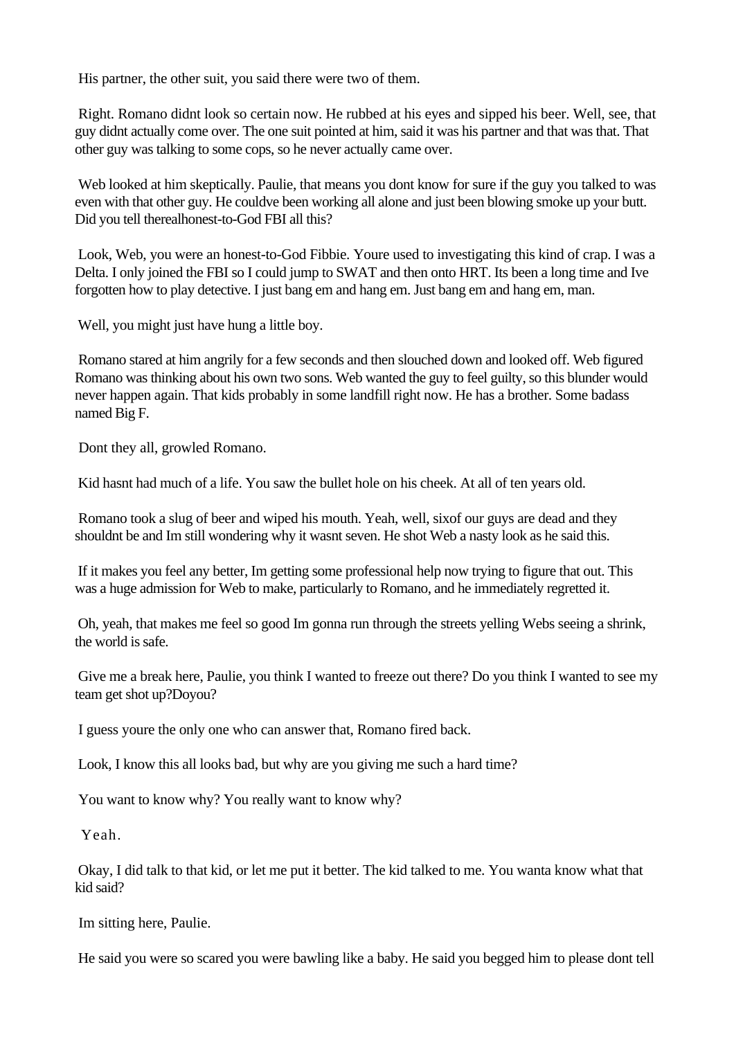His partner, the other suit, you said there were two of them.

Right. Romano didnt look so certain now. He rubbed at his eyes and sipped his beer. Well, see, that guy didnt actually come over. The one suit pointed at him, said it was his partner and that was that. That other guy was talking to some cops, so he never actually came over.

Web looked at him skeptically. Paulie, that means you dont know for sure if the guy you talked to was even with that other guy. He couldve been working all alone and just been blowing smoke up your butt. Did you tell therealhonest-to-God FBI all this?

Look, Web, you were an honest-to-God Fibbie. Youre used to investigating this kind of crap. I was a Delta. I only joined the FBI so I could jump to SWAT and then onto HRT. Its been a long time and Ive forgotten how to play detective. I just bang em and hang em. Just bang em and hang em, man.

Well, you might just have hung a little boy.

Romano stared at him angrily for a few seconds and then slouched down and looked off. Web figured Romano was thinking about his own two sons. Web wanted the guy to feel guilty, so this blunder would never happen again. That kids probably in some landfill right now. He has a brother. Some badass named Big F.

Dont they all, growled Romano.

Kid hasnt had much of a life. You saw the bullet hole on his cheek. At all of ten years old.

Romano took a slug of beer and wiped his mouth. Yeah, well, sixof our guys are dead and they shouldnt be and Im still wondering why it wasnt seven. He shot Web a nasty look as he said this.

If it makes you feel any better, Im getting some professional help now trying to figure that out. This was a huge admission for Web to make, particularly to Romano, and he immediately regretted it.

Oh, yeah, that makes me feel so good Im gonna run through the streets yelling Webs seeing a shrink, the world is safe.

Give me a break here, Paulie, you think I wanted to freeze out there? Do you think I wanted to see my team get shot up?Doyou?

I guess youre the only one who can answer that, Romano fired back.

Look, I know this all looks bad, but why are you giving me such a hard time?

You want to know why? You really want to know why?

Yeah.

Okay, I did talk to that kid, or let me put it better. The kid talked to me. You wanta know what that kid said?

Im sitting here, Paulie.

He said you were so scared you were bawling like a baby. He said you begged him to please dont tell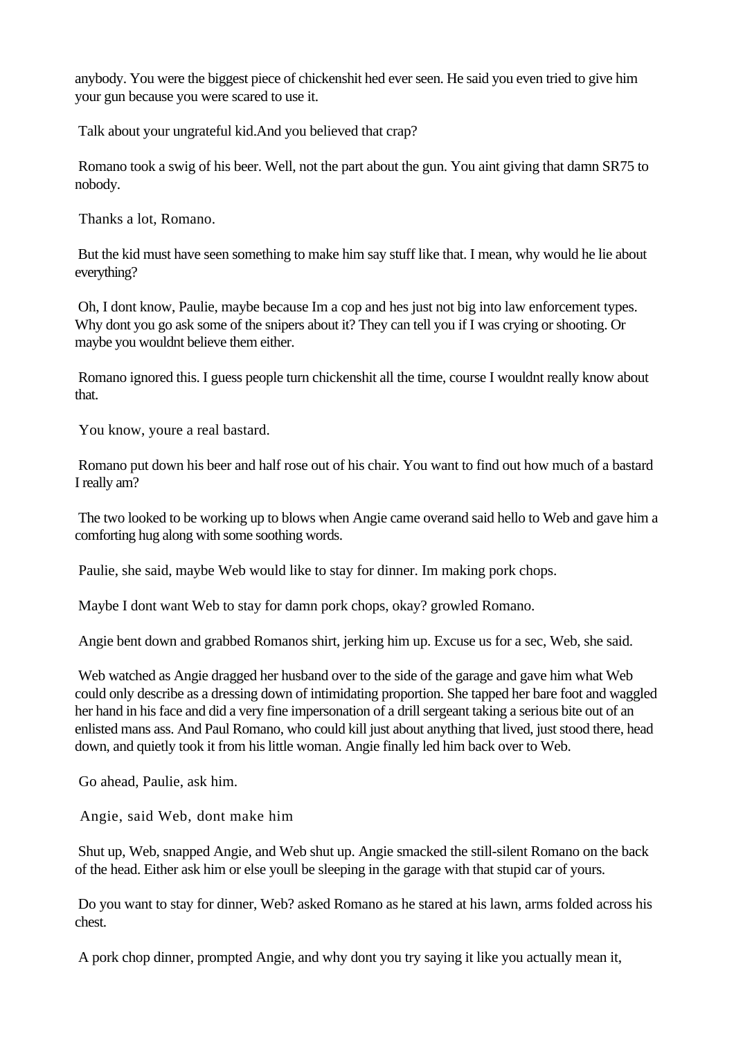anybody. You were the biggest piece of chickenshit hed ever seen. He said you even tried to give him your gun because you were scared to use it.

Talk about your ungrateful kid.And you believed that crap?

Romano took a swig of his beer. Well, not the part about the gun. You aint giving that damn SR75 to nobody.

Thanks a lot, Romano.

But the kid must have seen something to make him say stuff like that. I mean, why would he lie about everything?

Oh, I dont know, Paulie, maybe because Im a cop and hes just not big into law enforcement types. Why dont you go ask some of the snipers about it? They can tell you if I was crying or shooting. Or maybe you wouldnt believe them either.

Romano ignored this. I guess people turn chickenshit all the time, course I wouldnt really know about that.

You know, youre a real bastard.

Romano put down his beer and half rose out of his chair. You want to find out how much of a bastard I really am?

The two looked to be working up to blows when Angie came overand said hello to Web and gave him a comforting hug along with some soothing words.

Paulie, she said, maybe Web would like to stay for dinner. Im making pork chops.

Maybe I dont want Web to stay for damn pork chops, okay? growled Romano.

Angie bent down and grabbed Romanos shirt, jerking him up. Excuse us for a sec, Web, she said.

Web watched as Angie dragged her husband over to the side of the garage and gave him what Web could only describe as a dressing down of intimidating proportion. She tapped her bare foot and waggled her hand in his face and did a very fine impersonation of a drill sergeant taking a serious bite out of an enlisted mans ass. And Paul Romano, who could kill just about anything that lived, just stood there, head down, and quietly took it from his little woman. Angie finally led him back over to Web.

Go ahead, Paulie, ask him.

Angie, said Web, dont make him

Shut up, Web, snapped Angie, and Web shut up. Angie smacked the still-silent Romano on the back of the head. Either ask him or else youll be sleeping in the garage with that stupid car of yours.

Do you want to stay for dinner, Web? asked Romano as he stared at his lawn, arms folded across his chest.

A pork chop dinner, prompted Angie, and why dont you try saying it like you actually mean it,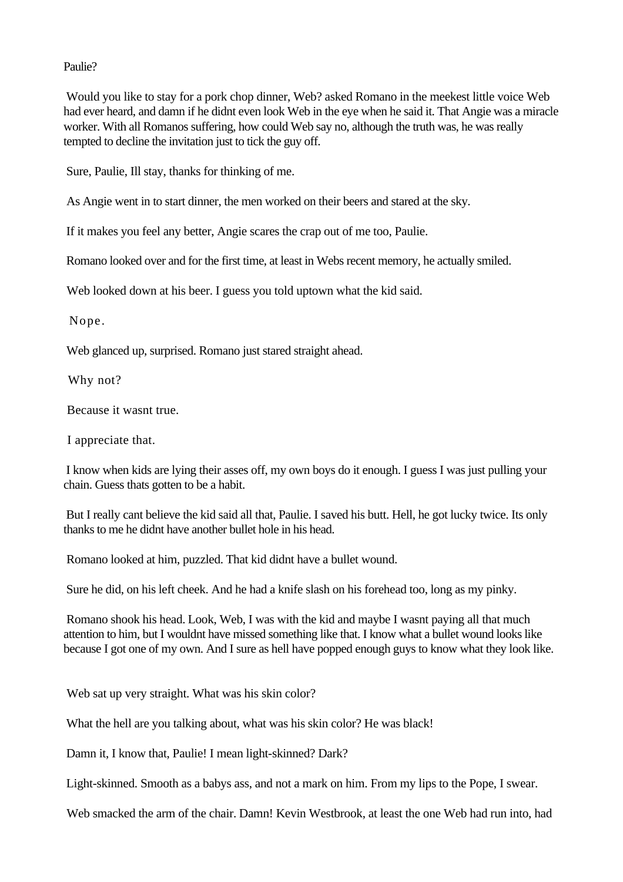Paulie?

Would you like to stay for a pork chop dinner, Web? asked Romano in the meekest little voice Web had ever heard, and damn if he didnt even look Web in the eye when he said it. That Angie was a miracle worker. With all Romanos suffering, how could Web say no, although the truth was, he was really tempted to decline the invitation just to tick the guy off.

Sure, Paulie, Ill stay, thanks for thinking of me.

As Angie went in to start dinner, the men worked on their beers and stared at the sky.

If it makes you feel any better, Angie scares the crap out of me too, Paulie.

Romano looked over and for the first time, at least in Webs recent memory, he actually smiled.

Web looked down at his beer. I guess you told uptown what the kid said.

Nope.

Web glanced up, surprised. Romano just stared straight ahead.

Why not?

Because it wasnt true.

I appreciate that.

I know when kids are lying their asses off, my own boys do it enough. I guess I was just pulling your chain. Guess thats gotten to be a habit.

But I really cant believe the kid said all that, Paulie. I saved his butt. Hell, he got lucky twice. Its only thanks to me he didnt have another bullet hole in his head.

Romano looked at him, puzzled. That kid didnt have a bullet wound.

Sure he did, on his left cheek. And he had a knife slash on his forehead too, long as my pinky.

Romano shook his head. Look, Web, I was with the kid and maybe I wasnt paying all that much attention to him, but I wouldnt have missed something like that. I know what a bullet wound looks like because I got one of my own. And I sure as hell have popped enough guys to know what they look like.

Web sat up very straight. What was his skin color?

What the hell are you talking about, what was his skin color? He was black!

Damn it, I know that, Paulie! I mean light-skinned? Dark?

Light-skinned. Smooth as a babys ass, and not a mark on him. From my lips to the Pope, I swear.

Web smacked the arm of the chair. Damn! Kevin Westbrook, at least the one Web had run into, had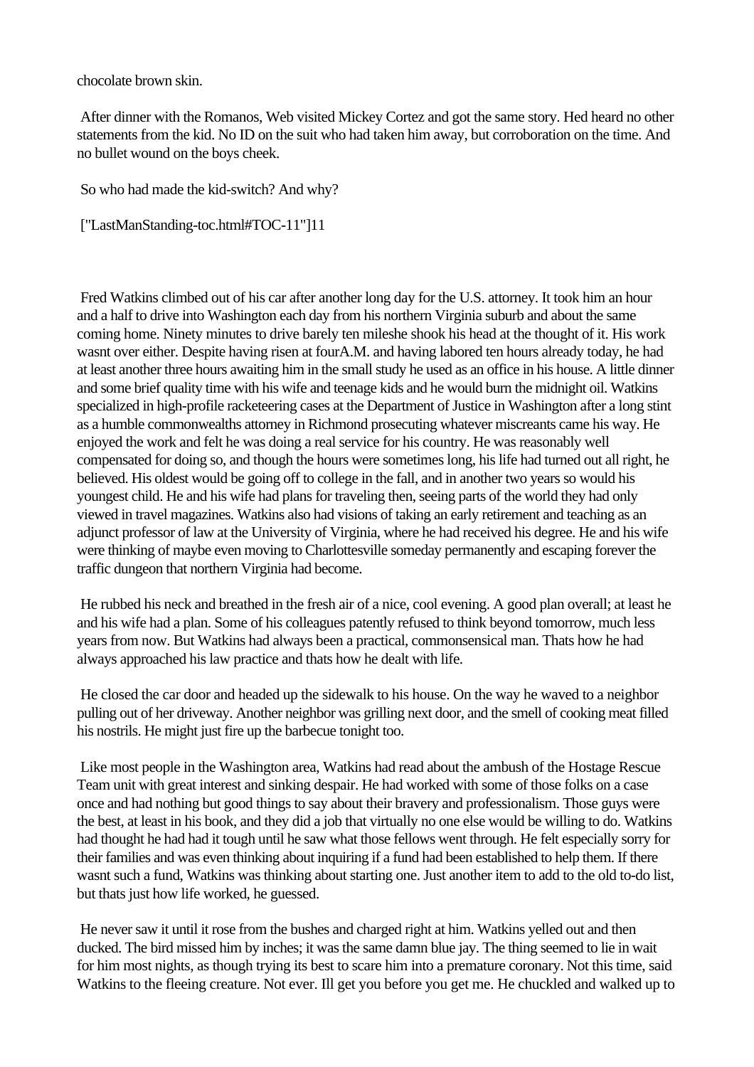chocolate brown skin.

After dinner with the Romanos, Web visited Mickey Cortez and got the same story. Hed heard no other statements from the kid. No ID on the suit who had taken him away, but corroboration on the time. And no bullet wound on the boys cheek.

So who had made the kid-switch? And why?

["LastManStanding-toc.html#TOC-11"]11

Fred Watkins climbed out of his car after another long day for the U.S. attorney. It took him an hour and a half to drive into Washington each day from his northern Virginia suburb and about the same coming home. Ninety minutes to drive barely ten mileshe shook his head at the thought of it. His work wasnt over either. Despite having risen at fourA.M. and having labored ten hours already today, he had at least another three hours awaiting him in the small study he used as an office in his house. A little dinner and some brief quality time with his wife and teenage kids and he would burn the midnight oil. Watkins specialized in high-profile racketeering cases at the Department of Justice in Washington after a long stint as a humble commonwealths attorney in Richmond prosecuting whatever miscreants came his way. He enjoyed the work and felt he was doing a real service for his country. He was reasonably well compensated for doing so, and though the hours were sometimes long, his life had turned out all right, he believed. His oldest would be going off to college in the fall, and in another two years so would his youngest child. He and his wife had plans for traveling then, seeing parts of the world they had only viewed in travel magazines. Watkins also had visions of taking an early retirement and teaching as an adjunct professor of law at the University of Virginia, where he had received his degree. He and his wife were thinking of maybe even moving to Charlottesville someday permanently and escaping forever the traffic dungeon that northern Virginia had become.

He rubbed his neck and breathed in the fresh air of a nice, cool evening. A good plan overall; at least he and his wife had a plan. Some of his colleagues patently refused to think beyond tomorrow, much less years from now. But Watkins had always been a practical, commonsensical man. Thats how he had always approached his law practice and thats how he dealt with life.

He closed the car door and headed up the sidewalk to his house. On the way he waved to a neighbor pulling out of her driveway. Another neighbor was grilling next door, and the smell of cooking meat filled his nostrils. He might just fire up the barbecue tonight too.

Like most people in the Washington area, Watkins had read about the ambush of the Hostage Rescue Team unit with great interest and sinking despair. He had worked with some of those folks on a case once and had nothing but good things to say about their bravery and professionalism. Those guys were the best, at least in his book, and they did a job that virtually no one else would be willing to do. Watkins had thought he had had it tough until he saw what those fellows went through. He felt especially sorry for their families and was even thinking about inquiring if a fund had been established to help them. If there wasnt such a fund, Watkins was thinking about starting one. Just another item to add to the old to-do list, but thats just how life worked, he guessed.

He never saw it until it rose from the bushes and charged right at him. Watkins yelled out and then ducked. The bird missed him by inches; it was the same damn blue jay. The thing seemed to lie in wait for him most nights, as though trying its best to scare him into a premature coronary. Not this time, said Watkins to the fleeing creature. Not ever. Ill get you before you get me. He chuckled and walked up to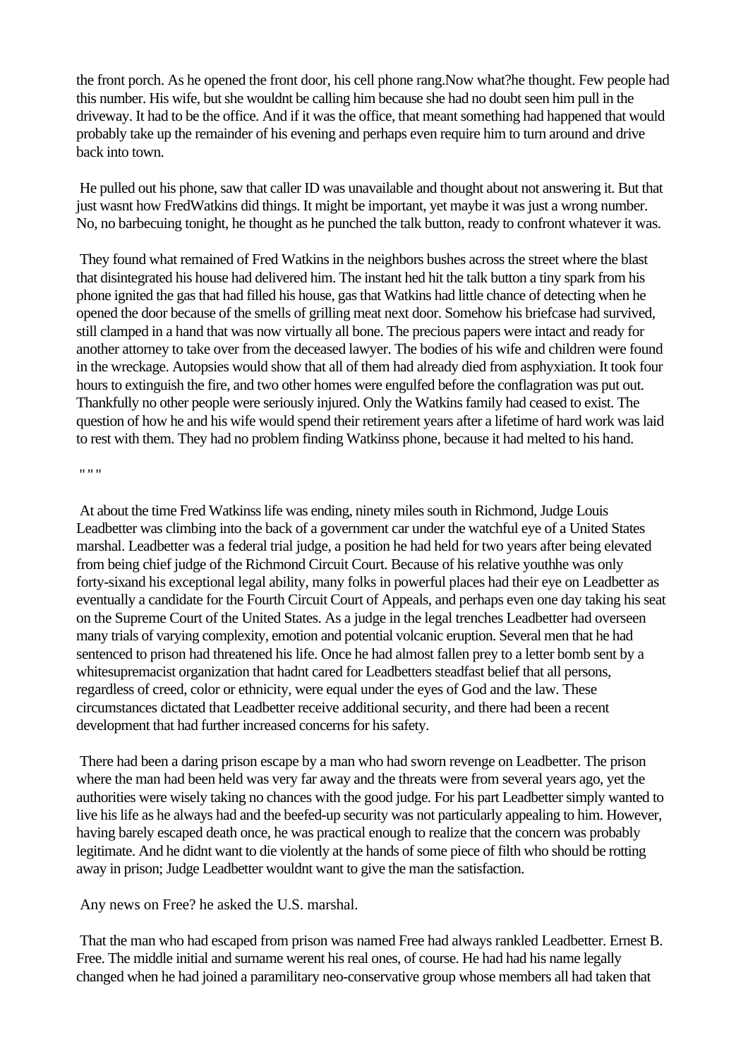the front porch. As he opened the front door, his cell phone rang.Now what?he thought. Few people had this number. His wife, but she wouldnt be calling him because she had no doubt seen him pull in the driveway. It had to be the office. And if it was the office, that meant something had happened that would probably take up the remainder of his evening and perhaps even require him to turn around and drive back into town.

He pulled out his phone, saw that caller ID was unavailable and thought about not answering it. But that just wasnt how FredWatkins did things. It might be important, yet maybe it was just a wrong number. No, no barbecuing tonight, he thought as he punched the talk button, ready to confront whatever it was.

They found what remained of Fred Watkins in the neighbors bushes across the street where the blast that disintegrated his house had delivered him. The instant hed hit the talk button a tiny spark from his phone ignited the gas that had filled his house, gas that Watkins had little chance of detecting when he opened the door because of the smells of grilling meat next door. Somehow his briefcase had survived, still clamped in a hand that was now virtually all bone. The precious papers were intact and ready for another attorney to take over from the deceased lawyer. The bodies of his wife and children were found in the wreckage. Autopsies would show that all of them had already died from asphyxiation. It took four hours to extinguish the fire, and two other homes were engulfed before the conflagration was put out. Thankfully no other people were seriously injured. Only the Watkins family had ceased to exist. The question of how he and his wife would spend their retirement years after a lifetime of hard work was laid to rest with them. They had no problem finding Watkinss phone, because it had melted to his hand.

" " "

At about the time Fred Watkinss life was ending, ninety miles south in Richmond, Judge Louis Leadbetter was climbing into the back of a government car under the watchful eye of a United States marshal. Leadbetter was a federal trial judge, a position he had held for two years after being elevated from being chief judge of the Richmond Circuit Court. Because of his relative youthhe was only forty-sixand his exceptional legal ability, many folks in powerful places had their eye on Leadbetter as eventually a candidate for the Fourth Circuit Court of Appeals, and perhaps even one day taking his seat on the Supreme Court of the United States. As a judge in the legal trenches Leadbetter had overseen many trials of varying complexity, emotion and potential volcanic eruption. Several men that he had sentenced to prison had threatened his life. Once he had almost fallen prey to a letter bomb sent by a whitesupremacist organization that hadnt cared for Leadbetters steadfast belief that all persons, regardless of creed, color or ethnicity, were equal under the eyes of God and the law. These circumstances dictated that Leadbetter receive additional security, and there had been a recent development that had further increased concerns for his safety.

There had been a daring prison escape by a man who had sworn revenge on Leadbetter. The prison where the man had been held was very far away and the threats were from several years ago, yet the authorities were wisely taking no chances with the good judge. For his part Leadbetter simply wanted to live his life as he always had and the beefed-up security was not particularly appealing to him. However, having barely escaped death once, he was practical enough to realize that the concern was probably legitimate. And he didnt want to die violently at the hands of some piece of filth who should be rotting away in prison; Judge Leadbetter wouldnt want to give the man the satisfaction.

Any news on Free? he asked the U.S. marshal.

That the man who had escaped from prison was named Free had always rankled Leadbetter. Ernest B. Free. The middle initial and surname werent his real ones, of course. He had had his name legally changed when he had joined a paramilitary neo-conservative group whose members all had taken that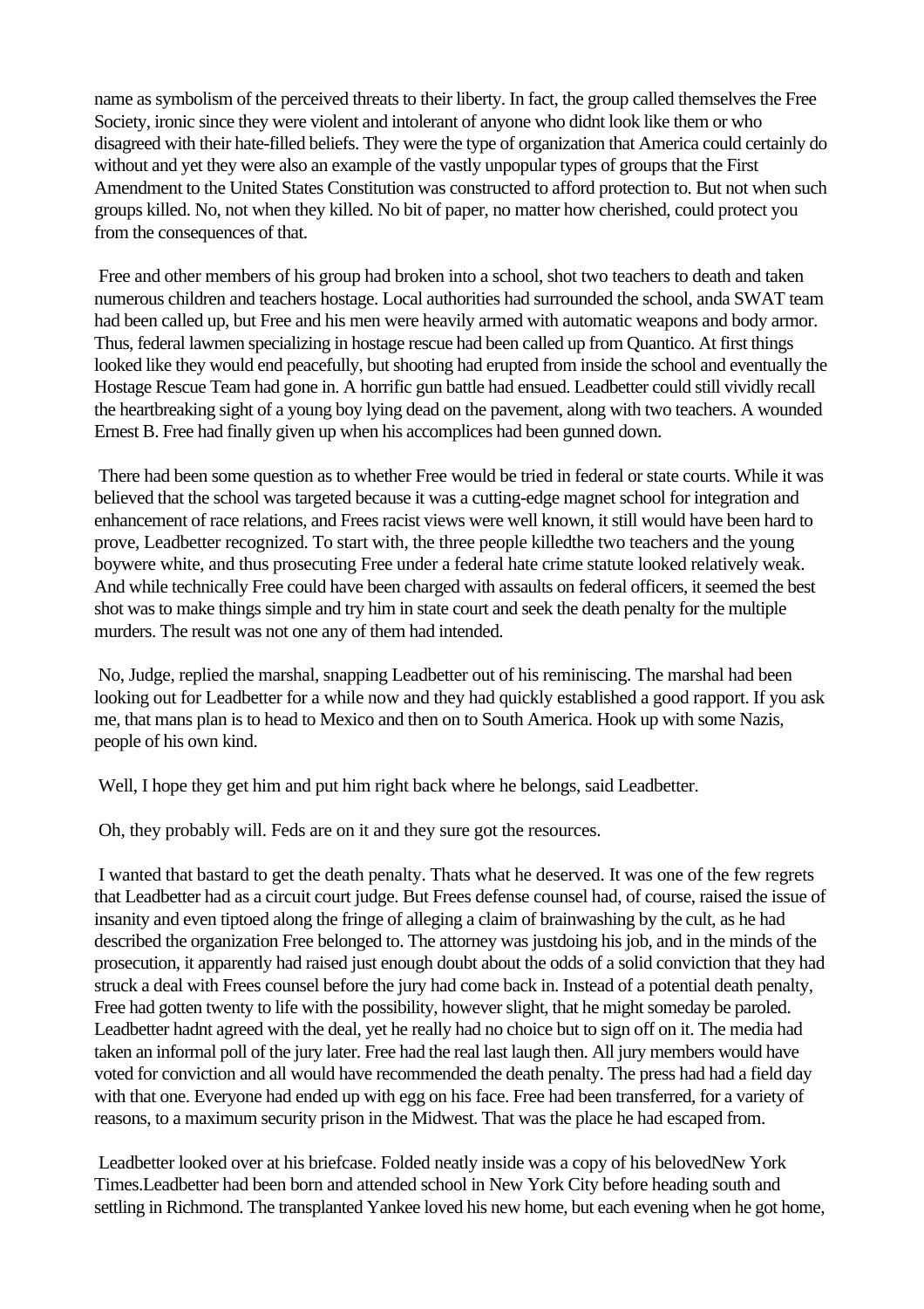name as symbolism of the perceived threats to their liberty. In fact, the group called themselves the Free Society, ironic since they were violent and intolerant of anyone who didnt look like them or who disagreed with their hate-filled beliefs. They were the type of organization that America could certainly do without and yet they were also an example of the vastly unpopular types of groups that the First Amendment to the United States Constitution was constructed to afford protection to. But not when such groups killed. No, not when they killed. No bit of paper, no matter how cherished, could protect you from the consequences of that.

Free and other members of his group had broken into a school, shot two teachers to death and taken numerous children and teachers hostage. Local authorities had surrounded the school, anda SWAT team had been called up, but Free and his men were heavily armed with automatic weapons and body armor. Thus, federal lawmen specializing in hostage rescue had been called up from Quantico. At first things looked like they would end peacefully, but shooting had erupted from inside the school and eventually the Hostage Rescue Team had gone in. A horrific gun battle had ensued. Leadbetter could still vividly recall the heartbreaking sight of a young boy lying dead on the pavement, along with two teachers. A wounded Ernest B. Free had finally given up when his accomplices had been gunned down.

There had been some question as to whether Free would be tried in federal or state courts. While it was believed that the school was targeted because it was a cutting-edge magnet school for integration and enhancement of race relations, and Frees racist views were well known, it still would have been hard to prove, Leadbetter recognized. To start with, the three people killedthe two teachers and the young boywere white, and thus prosecuting Free under a federal hate crime statute looked relatively weak. And while technically Free could have been charged with assaults on federal officers, it seemed the best shot was to make things simple and try him in state court and seek the death penalty for the multiple murders. The result was not one any of them had intended.

No, Judge, replied the marshal, snapping Leadbetter out of his reminiscing. The marshal had been looking out for Leadbetter for a while now and they had quickly established a good rapport. If you ask me, that mans plan is to head to Mexico and then on to South America. Hook up with some Nazis, people of his own kind.

Well, I hope they get him and put him right back where he belongs, said Leadbetter.

Oh, they probably will. Feds are on it and they sure got the resources.

I wanted that bastard to get the death penalty. Thats what he deserved. It was one of the few regrets that Leadbetter had as a circuit court judge. But Frees defense counsel had, of course, raised the issue of insanity and even tiptoed along the fringe of alleging a claim of brainwashing by the cult, as he had described the organization Free belonged to. The attorney was justdoing his job, and in the minds of the prosecution, it apparently had raised just enough doubt about the odds of a solid conviction that they had struck a deal with Frees counsel before the jury had come back in. Instead of a potential death penalty, Free had gotten twenty to life with the possibility, however slight, that he might someday be paroled. Leadbetter hadnt agreed with the deal, yet he really had no choice but to sign off on it. The media had taken an informal poll of the jury later. Free had the real last laugh then. All jury members would have voted for conviction and all would have recommended the death penalty. The press had had a field day with that one. Everyone had ended up with egg on his face. Free had been transferred, for a variety of reasons, to a maximum security prison in the Midwest. That was the place he had escaped from.

Leadbetter looked over at his briefcase. Folded neatly inside was a copy of his belovedNew York Times.Leadbetter had been born and attended school in New York City before heading south and settling in Richmond. The transplanted Yankee loved his new home, but each evening when he got home,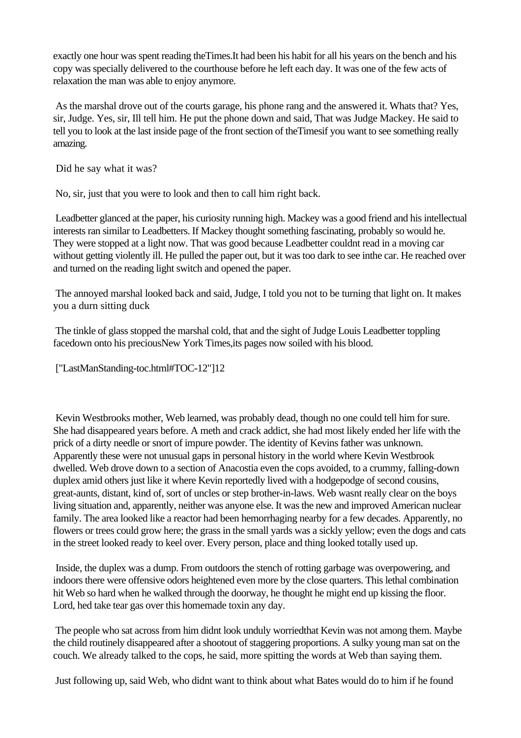exactly one hour was spent reading theTimes.It had been his habit for all his years on the bench and his copy was specially delivered to the courthouse before he left each day. It was one of the few acts of relaxation the man was able to enjoy anymore.

As the marshal drove out of the courts garage, his phone rang and the answered it. Whats that? Yes, sir, Judge. Yes, sir, Ill tell him. He put the phone down and said, That was Judge Mackey. He said to tell you to look at the last inside page of the front section of theTimesif you want to see something really amazing.

Did he say what it was?

No, sir, just that you were to look and then to call him right back.

Leadbetter glanced at the paper, his curiosity running high. Mackey was a good friend and his intellectual interests ran similar to Leadbetters. If Mackey thought something fascinating, probably so would he. They were stopped at a light now. That was good because Leadbetter couldnt read in a moving car without getting violently ill. He pulled the paper out, but it was too dark to see inthe car. He reached over and turned on the reading light switch and opened the paper.

The annoyed marshal looked back and said, Judge, I told you not to be turning that light on. It makes you a durn sitting duck

The tinkle of glass stopped the marshal cold, that and the sight of Judge Louis Leadbetter toppling facedown onto his preciousNew York Times,its pages now soiled with his blood.

["LastManStanding-toc.html#TOC-12"]12

Kevin Westbrooks mother, Web learned, was probably dead, though no one could tell him for sure. She had disappeared years before. A meth and crack addict, she had most likely ended her life with the prick of a dirty needle or snort of impure powder. The identity of Kevins father was unknown. Apparently these were not unusual gaps in personal history in the world where Kevin Westbrook dwelled. Web drove down to a section of Anacostia even the cops avoided, to a crummy, falling-down duplex amid others just like it where Kevin reportedly lived with a hodgepodge of second cousins, great-aunts, distant, kind of, sort of uncles or step brother-in-laws. Web wasnt really clear on the boys living situation and, apparently, neither was anyone else. It was the new and improved American nuclear family. The area looked like a reactor had been hemorrhaging nearby for a few decades. Apparently, no flowers or trees could grow here; the grass in the small yards was a sickly yellow; even the dogs and cats in the street looked ready to keel over. Every person, place and thing looked totally used up.

Inside, the duplex was a dump. From outdoors the stench of rotting garbage was overpowering, and indoors there were offensive odors heightened even more by the close quarters. This lethal combination hit Web so hard when he walked through the doorway, he thought he might end up kissing the floor. Lord, hed take tear gas over this homemade toxin any day.

The people who sat across from him didnt look unduly worriedthat Kevin was not among them. Maybe the child routinely disappeared after a shootout of staggering proportions. A sulky young man sat on the couch. We already talked to the cops, he said, more spitting the words at Web than saying them.

Just following up, said Web, who didnt want to think about what Bates would do to him if he found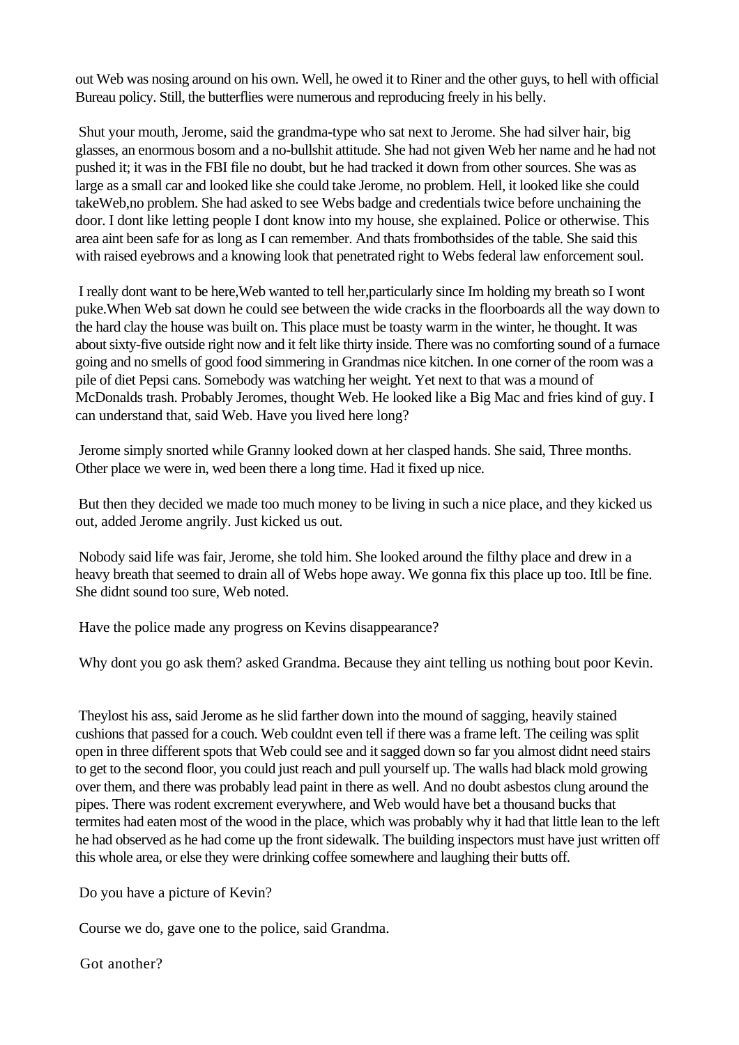out Web was nosing around on his own. Well, he owed it to Riner and the other guys, to hell with official Bureau policy. Still, the butterflies were numerous and reproducing freely in his belly.

Shut your mouth, Jerome, said the grandma-type who sat next to Jerome. She had silver hair, big glasses, an enormous bosom and a no-bullshit attitude. She had not given Web her name and he had not pushed it; it was in the FBI file no doubt, but he had tracked it down from other sources. She was as large as a small car and looked like she could take Jerome, no problem. Hell, it looked like she could takeWeb,no problem. She had asked to see Webs badge and credentials twice before unchaining the door. I dont like letting people I dont know into my house, she explained. Police or otherwise. This area aint been safe for as long as I can remember. And thats frombothsides of the table. She said this with raised eyebrows and a knowing look that penetrated right to Webs federal law enforcement soul.

I really dont want to be here,Web wanted to tell her,particularly since Im holding my breath so I wont puke.When Web sat down he could see between the wide cracks in the floorboards all the way down to the hard clay the house was built on. This place must be toasty warm in the winter, he thought. It was about sixty-five outside right now and it felt like thirty inside. There was no comforting sound of a furnace going and no smells of good food simmering in Grandmas nice kitchen. In one corner of the room was a pile of diet Pepsi cans. Somebody was watching her weight. Yet next to that was a mound of McDonalds trash. Probably Jeromes, thought Web. He looked like a Big Mac and fries kind of guy. I can understand that, said Web. Have you lived here long?

Jerome simply snorted while Granny looked down at her clasped hands. She said, Three months. Other place we were in, wed been there a long time. Had it fixed up nice.

But then they decided we made too much money to be living in such a nice place, and they kicked us out, added Jerome angrily. Just kicked us out.

Nobody said life was fair, Jerome, she told him. She looked around the filthy place and drew in a heavy breath that seemed to drain all of Webs hope away. We gonna fix this place up too. Itll be fine. She didnt sound too sure, Web noted.

Have the police made any progress on Kevins disappearance?

Why dont you go ask them? asked Grandma. Because they aint telling us nothing bout poor Kevin.

Theylost his ass, said Jerome as he slid farther down into the mound of sagging, heavily stained cushions that passed for a couch. Web couldnt even tell if there was a frame left. The ceiling was split open in three different spots that Web could see and it sagged down so far you almost didnt need stairs to get to the second floor, you could just reach and pull yourself up. The walls had black mold growing over them, and there was probably lead paint in there as well. And no doubt asbestos clung around the pipes. There was rodent excrement everywhere, and Web would have bet a thousand bucks that termites had eaten most of the wood in the place, which was probably why it had that little lean to the left he had observed as he had come up the front sidewalk. The building inspectors must have just written off this whole area, or else they were drinking coffee somewhere and laughing their butts off.

Do you have a picture of Kevin?

Course we do, gave one to the police, said Grandma.

Got another?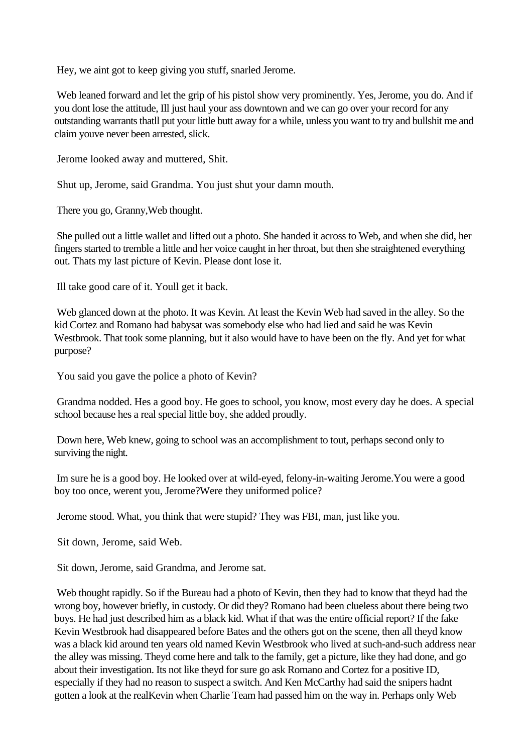Hey, we aint got to keep giving you stuff, snarled Jerome.

Web leaned forward and let the grip of his pistol show very prominently. Yes, Jerome, you do. And if you dont lose the attitude, Ill just haul your ass downtown and we can go over your record for any outstanding warrants thatll put your little butt away for a while, unless you want to try and bullshit me and claim youve never been arrested, slick.

Jerome looked away and muttered, Shit.

Shut up, Jerome, said Grandma. You just shut your damn mouth.

There you go, Granny,Web thought.

She pulled out a little wallet and lifted out a photo. She handed it across to Web, and when she did, her fingers started to tremble a little and her voice caught in her throat, but then she straightened everything out. Thats my last picture of Kevin. Please dont lose it.

Ill take good care of it. Youll get it back.

Web glanced down at the photo. It was Kevin. At least the Kevin Web had saved in the alley. So the kid Cortez and Romano had babysat was somebody else who had lied and said he was Kevin Westbrook. That took some planning, but it also would have to have been on the fly. And yet for what purpose?

You said you gave the police a photo of Kevin?

Grandma nodded. Hes a good boy. He goes to school, you know, most every day he does. A special school because hes a real special little boy, she added proudly.

Down here, Web knew, going to school was an accomplishment to tout, perhaps second only to surviving the night.

Im sure he is a good boy. He looked over at wild-eyed, felony-in-waiting Jerome.You were a good boy too once, werent you, Jerome?Were they uniformed police?

Jerome stood. What, you think that were stupid? They was FBI, man, just like you.

Sit down, Jerome, said Web.

Sit down, Jerome, said Grandma, and Jerome sat.

Web thought rapidly. So if the Bureau had a photo of Kevin, then they had to know that theyd had the wrong boy, however briefly, in custody. Or did they? Romano had been clueless about there being two boys. He had just described him as a black kid. What if that was the entire official report? If the fake Kevin Westbrook had disappeared before Bates and the others got on the scene, then all theyd know was a black kid around ten years old named Kevin Westbrook who lived at such-and-such address near the alley was missing. Theyd come here and talk to the family, get a picture, like they had done, and go about their investigation. Its not like theyd for sure go ask Romano and Cortez for a positive ID, especially if they had no reason to suspect a switch. And Ken McCarthy had said the snipers hadnt gotten a look at the realKevin when Charlie Team had passed him on the way in. Perhaps only Web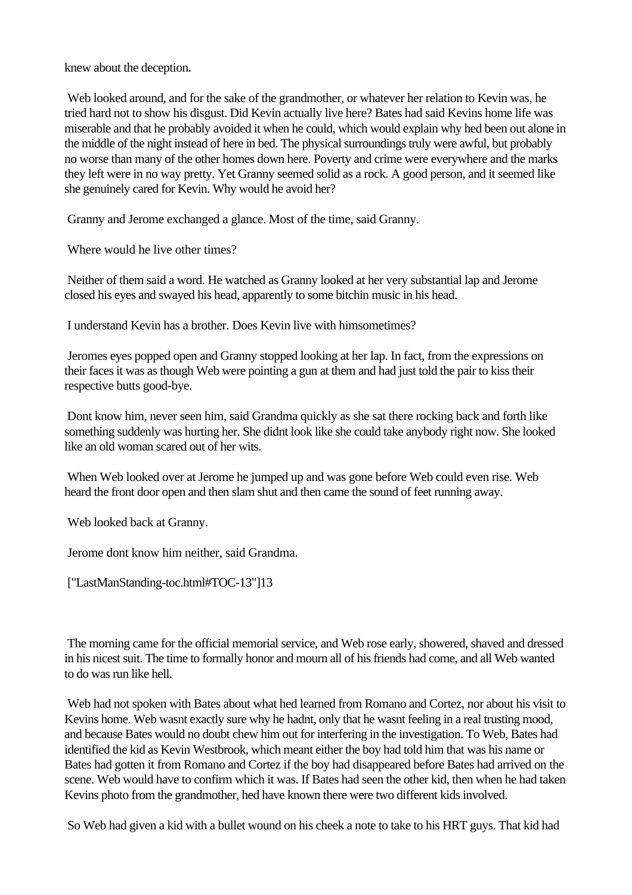knew about the deception.

Web looked around, and for the sake of the grandmother, or whatever her relation to Kevin was, he tried hard not to show his disgust. Did Kevin actually live here? Bates had said Kevins home life was miserable and that he probably avoided it when he could, which would explain why hed been out alone in the middle of the night instead of here in bed. The physical surroundings truly were awful, but probably no worse than many of the other homes down here. Poverty and crime were everywhere and the marks they left were in no way pretty. Yet Granny seemed solid as a rock. A good person, and it seemed like she genuinely cared for Kevin. Why would he avoid her?

Granny and Jerome exchanged a glance. Most of the time, said Granny.

Where would he live other times?

Neither of them said a word. He watched as Granny looked at her very substantial lap and Jerome closed his eyes and swayed his head, apparently to some bitchin music in his head.

I understand Kevin has a brother. Does Kevin live with himsometimes?

Jeromes eyes popped open and Granny stopped looking at her lap. In fact, from the expressions on their faces it was as though Web were pointing a gun at them and had just told the pair to kiss their respective butts good-bye.

Dont know him, never seen him, said Grandma quickly as she sat there rocking back and forth like something suddenly was hurting her. She didnt look like she could take anybody right now. She looked like an old woman scared out of her wits.

When Web looked over at Jerome he jumped up and was gone before Web could even rise. Web heard the front door open and then slam shut and then came the sound of feet running away.

Web looked back at Granny.

Jerome dont know him neither, said Grandma.

["LastManStanding-toc.html#TOC-13"]13

The morning came for the official memorial service, and Web rose early, showered, shaved and dressed in his nicest suit. The time to formally honor and mourn all of his friends had come, and all Web wanted to do was run like hell.

Web had not spoken with Bates about what hed learned from Romano and Cortez, nor about his visit to Kevins home. Web wasnt exactly sure why he hadnt, only that he wasnt feeling in a real trusting mood, and because Bates would no doubt chew him out for interfering in the investigation. To Web, Bates had identified the kid as Kevin Westbrook, which meant either the boy had told him that was his name or Bates had gotten it from Romano and Cortez if the boy had disappeared before Bates had arrived on the scene. Web would have to confirm which it was. If Bates had seen the other kid, then when he had taken Kevins photo from the grandmother, hed have known there were two different kids involved.

So Web had given a kid with a bullet wound on his cheek a note to take to his HRT guys. That kid had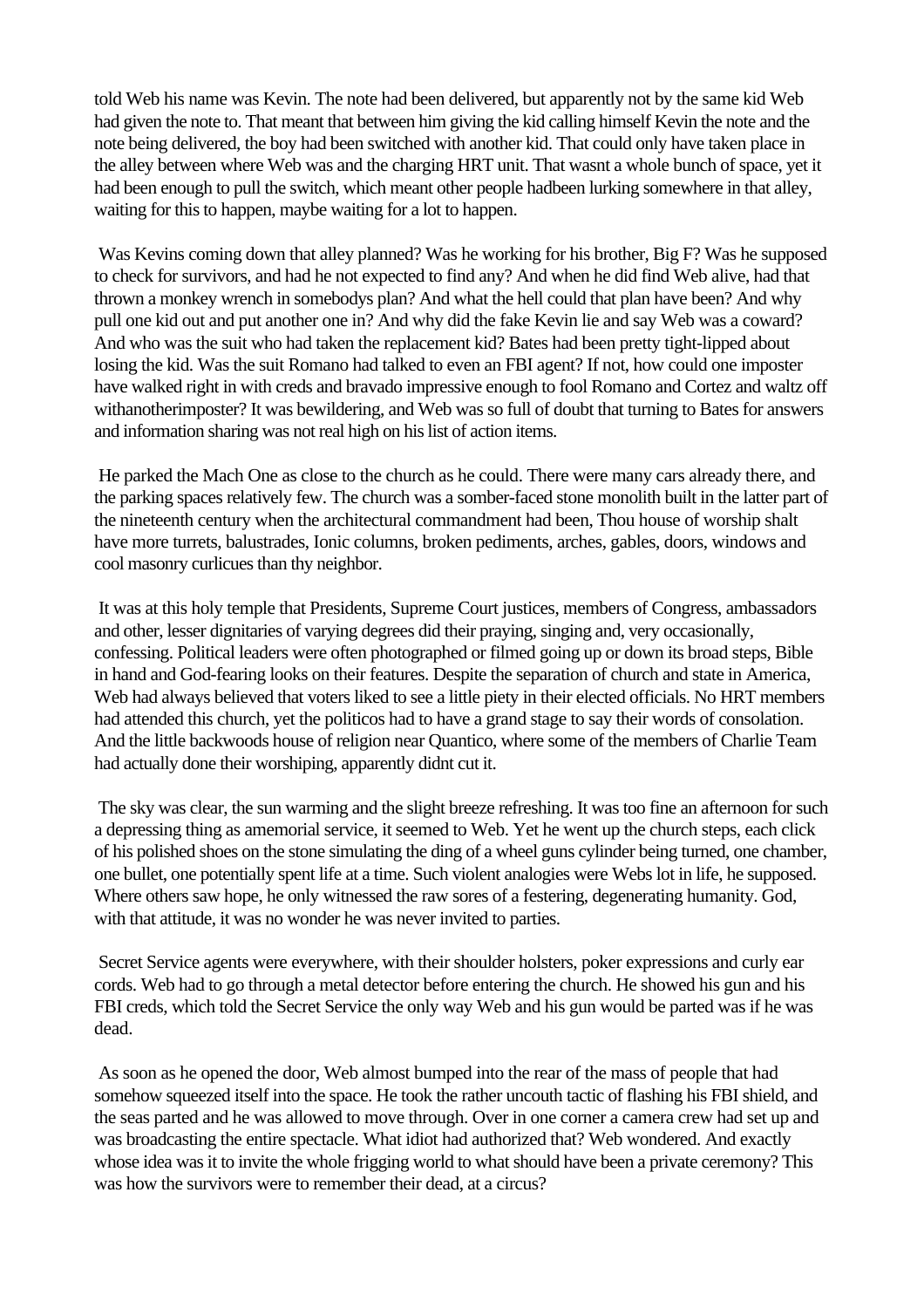told Web his name was Kevin. The note had been delivered, but apparently not by the same kid Web had given the note to. That meant that between him giving the kid calling himself Kevin the note and the note being delivered, the boy had been switched with another kid. That could only have taken place in the alley between where Web was and the charging HRT unit. That wasnt a whole bunch of space, yet it had been enough to pull the switch, which meant other people hadbeen lurking somewhere in that alley, waiting for this to happen, maybe waiting for a lot to happen.

Was Kevins coming down that alley planned? Was he working for his brother, Big F? Was he supposed to check for survivors, and had he not expected to find any? And when he did find Web alive, had that thrown a monkey wrench in somebodys plan? And what the hell could that plan have been? And why pull one kid out and put another one in? And why did the fake Kevin lie and say Web was a coward? And who was the suit who had taken the replacement kid? Bates had been pretty tight-lipped about losing the kid. Was the suit Romano had talked to even an FBI agent? If not, how could one imposter have walked right in with creds and bravado impressive enough to fool Romano and Cortez and waltz off withanotherimposter? It was bewildering, and Web was so full of doubt that turning to Bates for answers and information sharing was not real high on his list of action items.

He parked the Mach One as close to the church as he could. There were many cars already there, and the parking spaces relatively few. The church was a somber-faced stone monolith built in the latter part of the nineteenth century when the architectural commandment had been, Thou house of worship shalt have more turrets, balustrades, Ionic columns, broken pediments, arches, gables, doors, windows and cool masonry curlicues than thy neighbor.

It was at this holy temple that Presidents, Supreme Court justices, members of Congress, ambassadors and other, lesser dignitaries of varying degrees did their praying, singing and, very occasionally, confessing. Political leaders were often photographed or filmed going up or down its broad steps, Bible in hand and God-fearing looks on their features. Despite the separation of church and state in America, Web had always believed that voters liked to see a little piety in their elected officials. No HRT members had attended this church, yet the politicos had to have a grand stage to say their words of consolation. And the little backwoods house of religion near Quantico, where some of the members of Charlie Team had actually done their worshiping, apparently didnt cut it.

The sky was clear, the sun warming and the slight breeze refreshing. It was too fine an afternoon for such a depressing thing as amemorial service, it seemed to Web. Yet he went up the church steps, each click of his polished shoes on the stone simulating the ding of a wheel guns cylinder being turned, one chamber, one bullet, one potentially spent life at a time. Such violent analogies were Webs lot in life, he supposed. Where others saw hope, he only witnessed the raw sores of a festering, degenerating humanity. God, with that attitude, it was no wonder he was never invited to parties.

Secret Service agents were everywhere, with their shoulder holsters, poker expressions and curly ear cords. Web had to go through a metal detector before entering the church. He showed his gun and his FBI creds, which told the Secret Service the only way Web and his gun would be parted was if he was dead.

As soon as he opened the door, Web almost bumped into the rear of the mass of people that had somehow squeezed itself into the space. He took the rather uncouth tactic of flashing his FBI shield, and the seas parted and he was allowed to move through. Over in one corner a camera crew had set up and was broadcasting the entire spectacle. What idiot had authorized that? Web wondered. And exactly whose idea was it to invite the whole frigging world to what should have been a private ceremony? This was how the survivors were to remember their dead, at a circus?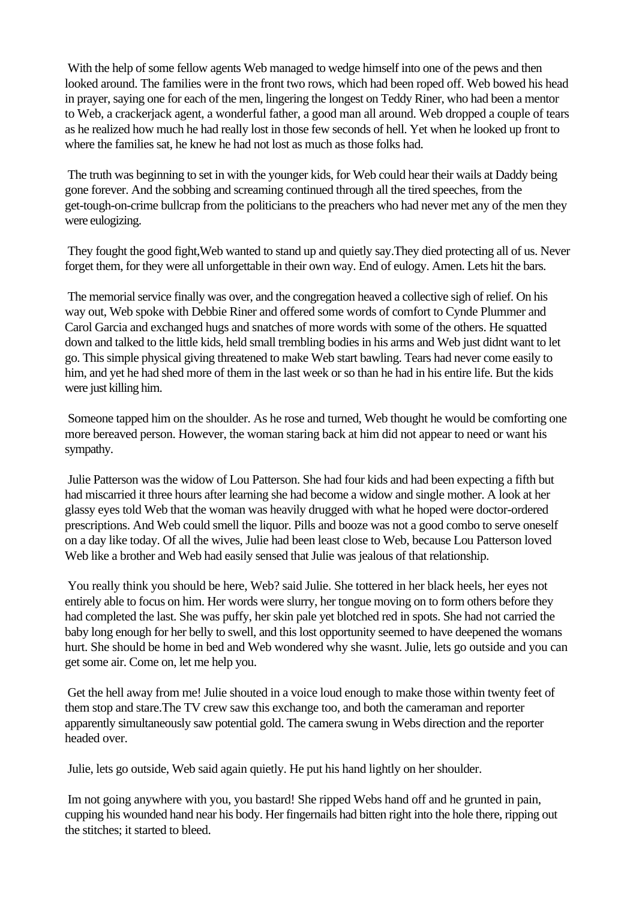With the help of some fellow agents Web managed to wedge himself into one of the pews and then looked around. The families were in the front two rows, which had been roped off. Web bowed his head in prayer, saying one for each of the men, lingering the longest on Teddy Riner, who had been a mentor to Web, a crackerjack agent, a wonderful father, a good man all around. Web dropped a couple of tears as he realized how much he had really lost in those few seconds of hell. Yet when he looked up front to where the families sat, he knew he had not lost as much as those folks had.

The truth was beginning to set in with the younger kids, for Web could hear their wails at Daddy being gone forever. And the sobbing and screaming continued through all the tired speeches, from the get-tough-on-crime bullcrap from the politicians to the preachers who had never met any of the men they were eulogizing.

They fought the good fight,Web wanted to stand up and quietly say.They died protecting all of us. Never forget them, for they were all unforgettable in their own way. End of eulogy. Amen. Lets hit the bars.

The memorial service finally was over, and the congregation heaved a collective sigh of relief. On his way out, Web spoke with Debbie Riner and offered some words of comfort to Cynde Plummer and Carol Garcia and exchanged hugs and snatches of more words with some of the others. He squatted down and talked to the little kids, held small trembling bodies in his arms and Web just didnt want to let go. This simple physical giving threatened to make Web start bawling. Tears had never come easily to him, and yet he had shed more of them in the last week or so than he had in his entire life. But the kids were just killing him.

Someone tapped him on the shoulder. As he rose and turned, Web thought he would be comforting one more bereaved person. However, the woman staring back at him did not appear to need or want his sympathy.

Julie Patterson was the widow of Lou Patterson. She had four kids and had been expecting a fifth but had miscarried it three hours after learning she had become a widow and single mother. A look at her glassy eyes told Web that the woman was heavily drugged with what he hoped were doctor-ordered prescriptions. And Web could smell the liquor. Pills and booze was not a good combo to serve oneself on a day like today. Of all the wives, Julie had been least close to Web, because Lou Patterson loved Web like a brother and Web had easily sensed that Julie was jealous of that relationship.

You really think you should be here, Web? said Julie. She tottered in her black heels, her eyes not entirely able to focus on him. Her words were slurry, her tongue moving on to form others before they had completed the last. She was puffy, her skin pale yet blotched red in spots. She had not carried the baby long enough for her belly to swell, and this lost opportunity seemed to have deepened the womans hurt. She should be home in bed and Web wondered why she wasnt. Julie, lets go outside and you can get some air. Come on, let me help you.

Get the hell away from me! Julie shouted in a voice loud enough to make those within twenty feet of them stop and stare.The TV crew saw this exchange too, and both the cameraman and reporter apparently simultaneously saw potential gold. The camera swung in Webs direction and the reporter headed over.

Julie, lets go outside, Web said again quietly. He put his hand lightly on her shoulder.

Im not going anywhere with you, you bastard! She ripped Webs hand off and he grunted in pain, cupping his wounded hand near his body. Her fingernails had bitten right into the hole there, ripping out the stitches; it started to bleed.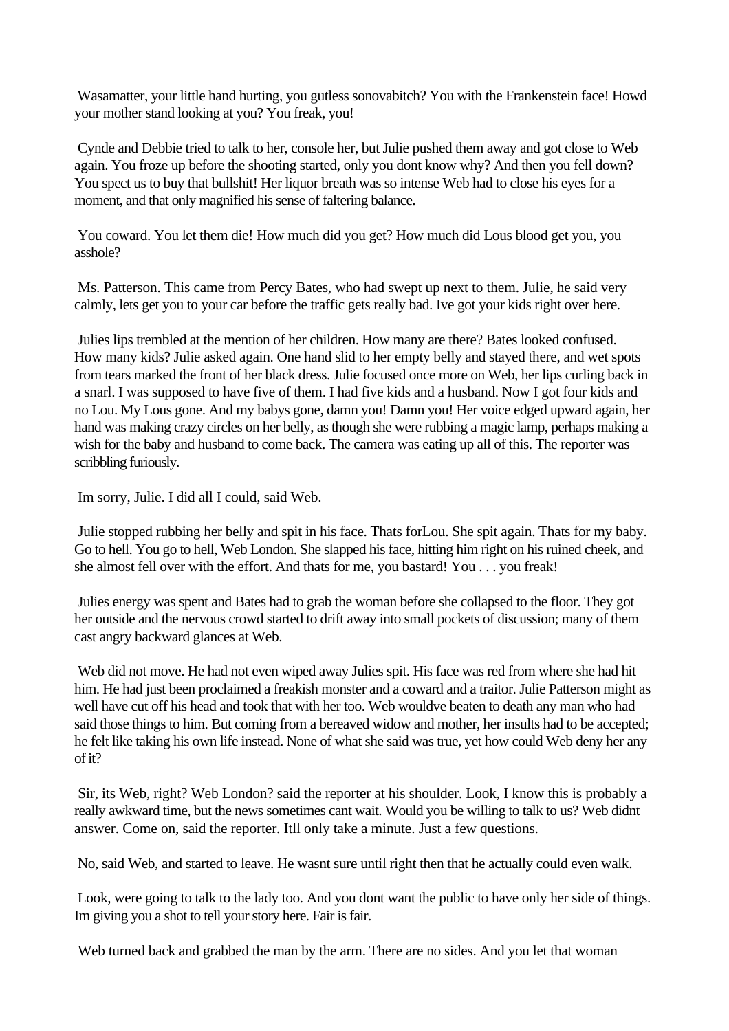Wasamatter, your little hand hurting, you gutless sonovabitch? You with the Frankenstein face! Howd your mother stand looking at you? You freak, you!

Cynde and Debbie tried to talk to her, console her, but Julie pushed them away and got close to Web again. You froze up before the shooting started, only you dont know why? And then you fell down? You spect us to buy that bullshit! Her liquor breath was so intense Web had to close his eyes for a moment, and that only magnified his sense of faltering balance.

You coward. You let them die! How much did you get? How much did Lous blood get you, you asshole?

Ms. Patterson. This came from Percy Bates, who had swept up next to them. Julie, he said very calmly, lets get you to your car before the traffic gets really bad. Ive got your kids right over here.

Julies lips trembled at the mention of her children. How many are there? Bates looked confused. How many kids? Julie asked again. One hand slid to her empty belly and stayed there, and wet spots from tears marked the front of her black dress. Julie focused once more on Web, her lips curling back in a snarl. I was supposed to have five of them. I had five kids and a husband. Now I got four kids and no Lou. My Lous gone. And my babys gone, damn you! Damn you! Her voice edged upward again, her hand was making crazy circles on her belly, as though she were rubbing a magic lamp, perhaps making a wish for the baby and husband to come back. The camera was eating up all of this. The reporter was scribbling furiously.

Im sorry, Julie. I did all I could, said Web.

Julie stopped rubbing her belly and spit in his face. Thats forLou. She spit again. Thats for my baby. Go to hell. You go to hell, Web London. She slapped his face, hitting him right on his ruined cheek, and she almost fell over with the effort. And thats for me, you bastard! You . . . you freak!

Julies energy was spent and Bates had to grab the woman before she collapsed to the floor. They got her outside and the nervous crowd started to drift away into small pockets of discussion; many of them cast angry backward glances at Web.

Web did not move. He had not even wiped away Julies spit. His face was red from where she had hit him. He had just been proclaimed a freakish monster and a coward and a traitor. Julie Patterson might as well have cut off his head and took that with her too. Web wouldve beaten to death any man who had said those things to him. But coming from a bereaved widow and mother, her insults had to be accepted; he felt like taking his own life instead. None of what she said was true, yet how could Web deny her any of it?

Sir, its Web, right? Web London? said the reporter at his shoulder. Look, I know this is probably a really awkward time, but the news sometimes cant wait. Would you be willing to talk to us? Web didnt answer. Come on, said the reporter. Itll only take a minute. Just a few questions.

No, said Web, and started to leave. He wasnt sure until right then that he actually could even walk.

Look, were going to talk to the lady too. And you dont want the public to have only her side of things. Im giving you a shot to tell your story here. Fair is fair.

Web turned back and grabbed the man by the arm. There are no sides. And you let that woman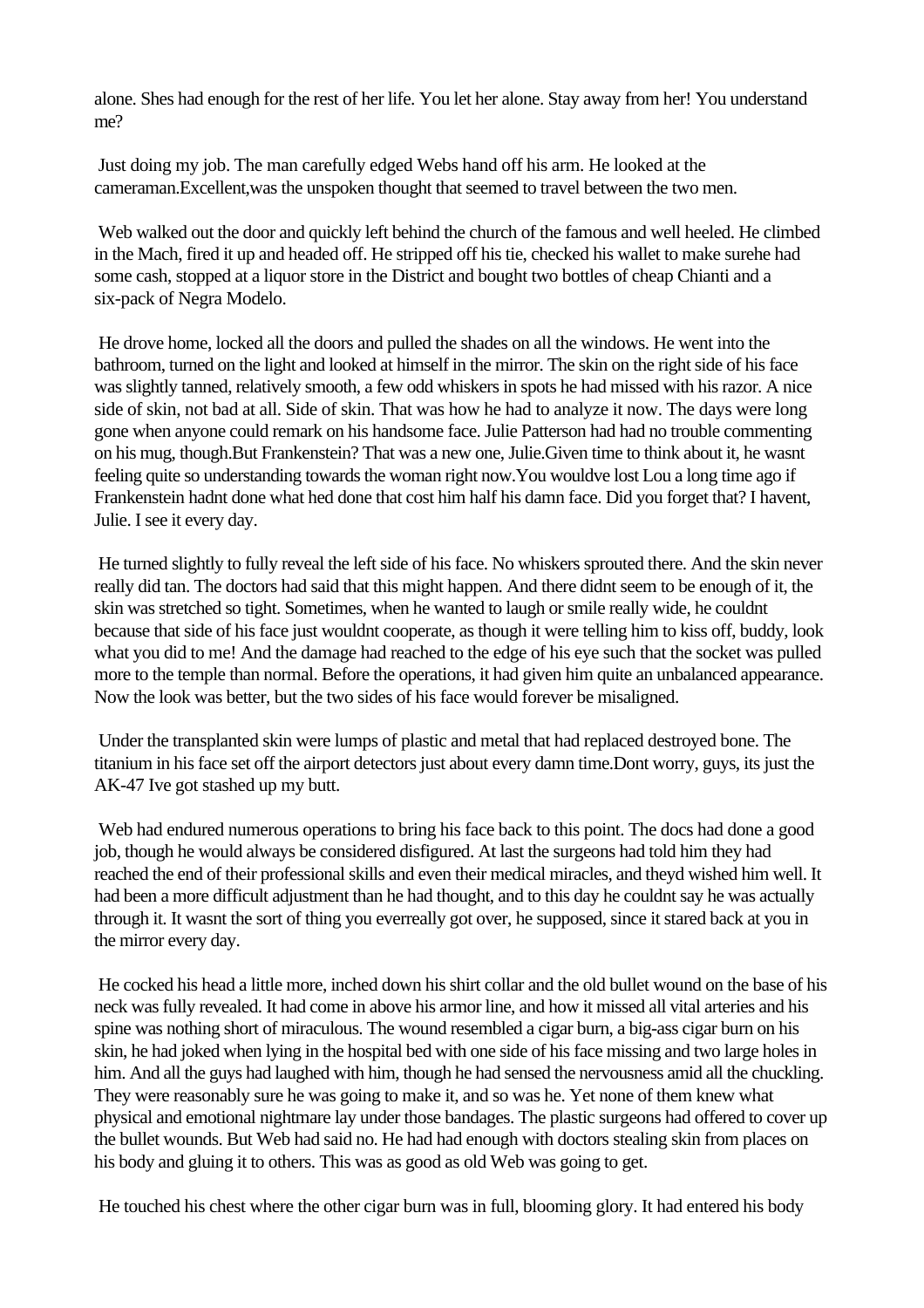alone. Shes had enough for the rest of her life. You let her alone. Stay away from her! You understand me?

Just doing my job. The man carefully edged Webs hand off his arm. He looked at the cameraman.Excellent,was the unspoken thought that seemed to travel between the two men.

Web walked out the door and quickly left behind the church of the famous and well heeled. He climbed in the Mach, fired it up and headed off. He stripped off his tie, checked his wallet to make surehe had some cash, stopped at a liquor store in the District and bought two bottles of cheap Chianti and a six-pack of Negra Modelo.

He drove home, locked all the doors and pulled the shades on all the windows. He went into the bathroom, turned on the light and looked at himself in the mirror. The skin on the right side of his face was slightly tanned, relatively smooth, a few odd whiskers in spots he had missed with his razor. A nice side of skin, not bad at all. Side of skin. That was how he had to analyze it now. The days were long gone when anyone could remark on his handsome face. Julie Patterson had had no trouble commenting on his mug, though.But Frankenstein? That was a new one, Julie.Given time to think about it, he wasnt feeling quite so understanding towards the woman right now.You wouldve lost Lou a long time ago if Frankenstein hadnt done what hed done that cost him half his damn face. Did you forget that? I havent, Julie. I see it every day.

He turned slightly to fully reveal the left side of his face. No whiskers sprouted there. And the skin never really did tan. The doctors had said that this might happen. And there didnt seem to be enough of it, the skin was stretched so tight. Sometimes, when he wanted to laugh or smile really wide, he couldnt because that side of his face just wouldnt cooperate, as though it were telling him to kiss off, buddy, look what you did to me! And the damage had reached to the edge of his eye such that the socket was pulled more to the temple than normal. Before the operations, it had given him quite an unbalanced appearance. Now the look was better, but the two sides of his face would forever be misaligned.

Under the transplanted skin were lumps of plastic and metal that had replaced destroyed bone. The titanium in his face set off the airport detectors just about every damn time.Dont worry, guys, its just the AK-47 Ive got stashed up my butt.

Web had endured numerous operations to bring his face back to this point. The docs had done a good job, though he would always be considered disfigured. At last the surgeons had told him they had reached the end of their professional skills and even their medical miracles, and theyd wished him well. It had been a more difficult adjustment than he had thought, and to this day he couldnt say he was actually through it. It wasnt the sort of thing you everreally got over, he supposed, since it stared back at you in the mirror every day.

He cocked his head a little more, inched down his shirt collar and the old bullet wound on the base of his neck was fully revealed. It had come in above his armor line, and how it missed all vital arteries and his spine was nothing short of miraculous. The wound resembled a cigar burn, a big-ass cigar burn on his skin, he had joked when lying in the hospital bed with one side of his face missing and two large holes in him. And all the guys had laughed with him, though he had sensed the nervousness amid all the chuckling. They were reasonably sure he was going to make it, and so was he. Yet none of them knew what physical and emotional nightmare lay under those bandages. The plastic surgeons had offered to cover up the bullet wounds. But Web had said no. He had had enough with doctors stealing skin from places on his body and gluing it to others. This was as good as old Web was going to get.

He touched his chest where the other cigar burn was in full, blooming glory. It had entered his body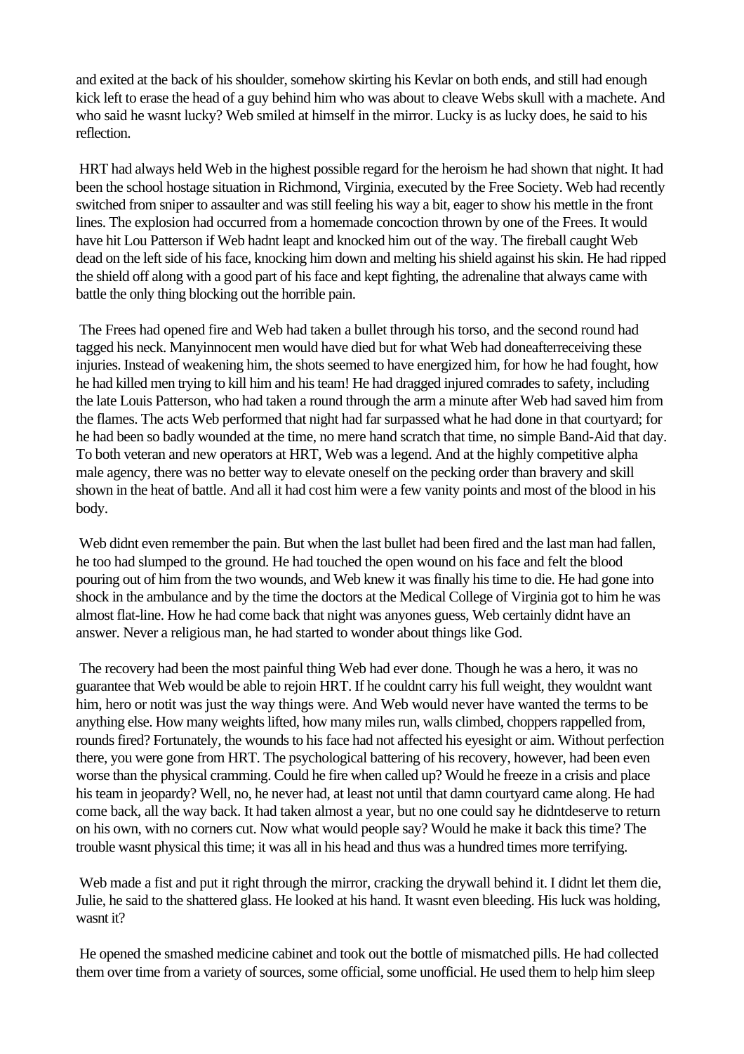and exited at the back of his shoulder, somehow skirting his Kevlar on both ends, and still had enough kick left to erase the head of a guy behind him who was about to cleave Webs skull with a machete. And who said he wasnt lucky? Web smiled at himself in the mirror. Lucky is as lucky does, he said to his reflection.

HRT had always held Web in the highest possible regard for the heroism he had shown that night. It had been the school hostage situation in Richmond, Virginia, executed by the Free Society. Web had recently switched from sniper to assaulter and was still feeling his way a bit, eager to show his mettle in the front lines. The explosion had occurred from a homemade concoction thrown by one of the Frees. It would have hit Lou Patterson if Web hadnt leapt and knocked him out of the way. The fireball caught Web dead on the left side of his face, knocking him down and melting his shield against his skin. He had ripped the shield off along with a good part of his face and kept fighting, the adrenaline that always came with battle the only thing blocking out the horrible pain.

The Frees had opened fire and Web had taken a bullet through his torso, and the second round had tagged his neck. Manyinnocent men would have died but for what Web had doneafterreceiving these injuries. Instead of weakening him, the shots seemed to have energized him, for how he had fought, how he had killed men trying to kill him and his team! He had dragged injured comrades to safety, including the late Louis Patterson, who had taken a round through the arm a minute after Web had saved him from the flames. The acts Web performed that night had far surpassed what he had done in that courtyard; for he had been so badly wounded at the time, no mere hand scratch that time, no simple Band-Aid that day. To both veteran and new operators at HRT, Web was a legend. And at the highly competitive alpha male agency, there was no better way to elevate oneself on the pecking order than bravery and skill shown in the heat of battle. And all it had cost him were a few vanity points and most of the blood in his body.

Web didnt even remember the pain. But when the last bullet had been fired and the last man had fallen, he too had slumped to the ground. He had touched the open wound on his face and felt the blood pouring out of him from the two wounds, and Web knew it was finally his time to die. He had gone into shock in the ambulance and by the time the doctors at the Medical College of Virginia got to him he was almost flat-line. How he had come back that night was anyones guess, Web certainly didnt have an answer. Never a religious man, he had started to wonder about things like God.

The recovery had been the most painful thing Web had ever done. Though he was a hero, it was no guarantee that Web would be able to rejoin HRT. If he couldnt carry his full weight, they wouldnt want him, hero or notit was just the way things were. And Web would never have wanted the terms to be anything else. How many weights lifted, how many miles run, walls climbed, choppers rappelled from, rounds fired? Fortunately, the wounds to his face had not affected his eyesight or aim. Without perfection there, you were gone from HRT. The psychological battering of his recovery, however, had been even worse than the physical cramming. Could he fire when called up? Would he freeze in a crisis and place his team in jeopardy? Well, no, he never had, at least not until that damn courtyard came along. He had come back, all the way back. It had taken almost a year, but no one could say he didntdeserve to return on his own, with no corners cut. Now what would people say? Would he make it back this time? The trouble wasnt physical this time; it was all in his head and thus was a hundred times more terrifying.

Web made a fist and put it right through the mirror, cracking the drywall behind it. I didnt let them die, Julie, he said to the shattered glass. He looked at his hand. It wasnt even bleeding. His luck was holding, wasnt it?

He opened the smashed medicine cabinet and took out the bottle of mismatched pills. He had collected them over time from a variety of sources, some official, some unofficial. He used them to help him sleep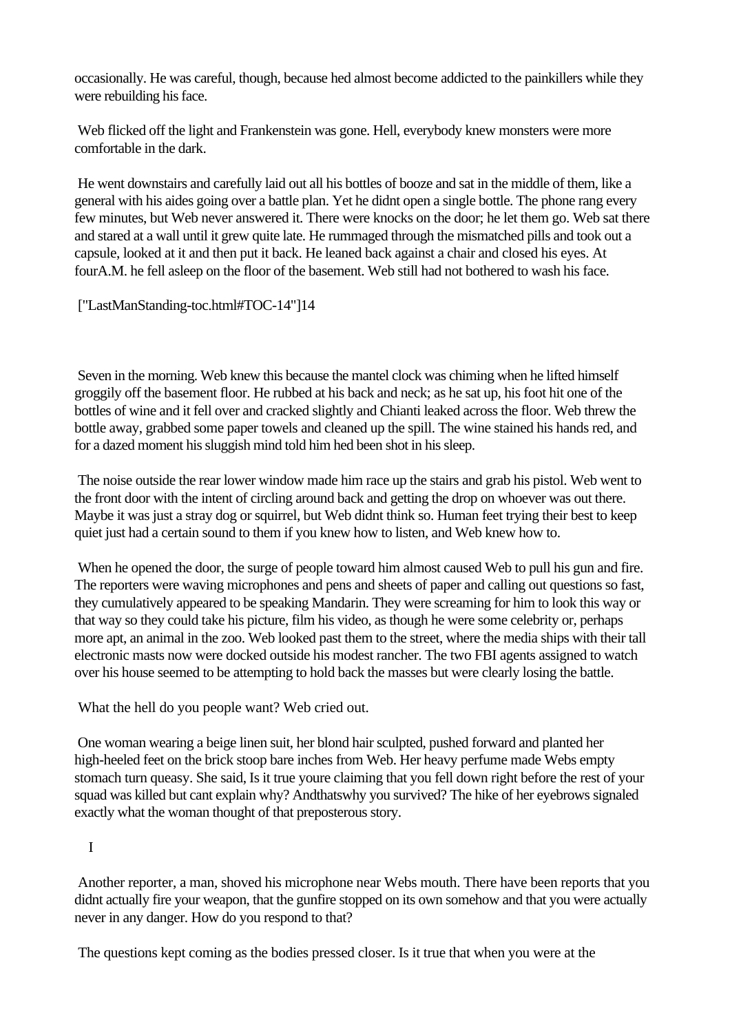occasionally. He was careful, though, because hed almost become addicted to the painkillers while they were rebuilding his face.

Web flicked off the light and Frankenstein was gone. Hell, everybody knew monsters were more comfortable in the dark.

He went downstairs and carefully laid out all his bottles of booze and sat in the middle of them, like a general with his aides going over a battle plan. Yet he didnt open a single bottle. The phone rang every few minutes, but Web never answered it. There were knocks on the door; he let them go. Web sat there and stared at a wall until it grew quite late. He rummaged through the mismatched pills and took out a capsule, looked at it and then put it back. He leaned back against a chair and closed his eyes. At fourA.M. he fell asleep on the floor of the basement. Web still had not bothered to wash his face.

["LastManStanding-toc.html#TOC-14"]14

Seven in the morning. Web knew this because the mantel clock was chiming when he lifted himself groggily off the basement floor. He rubbed at his back and neck; as he sat up, his foot hit one of the bottles of wine and it fell over and cracked slightly and Chianti leaked across the floor. Web threw the bottle away, grabbed some paper towels and cleaned up the spill. The wine stained his hands red, and for a dazed moment his sluggish mind told him hed been shot in his sleep.

The noise outside the rear lower window made him race up the stairs and grab his pistol. Web went to the front door with the intent of circling around back and getting the drop on whoever was out there. Maybe it was just a stray dog or squirrel, but Web didnt think so. Human feet trying their best to keep quiet just had a certain sound to them if you knew how to listen, and Web knew how to.

When he opened the door, the surge of people toward him almost caused Web to pull his gun and fire. The reporters were waving microphones and pens and sheets of paper and calling out questions so fast, they cumulatively appeared to be speaking Mandarin. They were screaming for him to look this way or that way so they could take his picture, film his video, as though he were some celebrity or, perhaps more apt, an animal in the zoo. Web looked past them to the street, where the media ships with their tall electronic masts now were docked outside his modest rancher. The two FBI agents assigned to watch over his house seemed to be attempting to hold back the masses but were clearly losing the battle.

What the hell do you people want? Web cried out.

One woman wearing a beige linen suit, her blond hair sculpted, pushed forward and planted her high-heeled feet on the brick stoop bare inches from Web. Her heavy perfume made Webs empty stomach turn queasy. She said, Is it true youre claiming that you fell down right before the rest of your squad was killed but cant explain why? Andthatswhy you survived? The hike of her eyebrows signaled exactly what the woman thought of that preposterous story.

I

Another reporter, a man, shoved his microphone near Webs mouth. There have been reports that you didnt actually fire your weapon, that the gunfire stopped on its own somehow and that you were actually never in any danger. How do you respond to that?

The questions kept coming as the bodies pressed closer. Is it true that when you were at the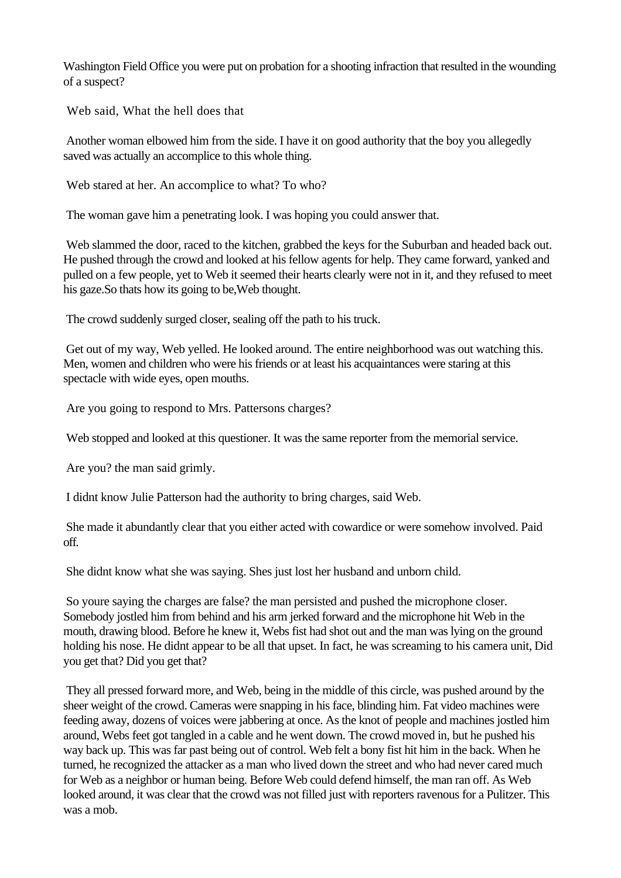Washington Field Office you were put on probation for a shooting infraction that resulted in the wounding of a suspect?

Web said, What the hell does that

Another woman elbowed him from the side. I have it on good authority that the boy you allegedly saved was actually an accomplice to this whole thing.

Web stared at her. An accomplice to what? To who?

The woman gave him a penetrating look. I was hoping you could answer that.

Web slammed the door, raced to the kitchen, grabbed the keys for the Suburban and headed back out. He pushed through the crowd and looked at his fellow agents for help. They came forward, yanked and pulled on a few people, yet to Web it seemed their hearts clearly were not in it, and they refused to meet his gaze.So thats how its going to be,Web thought.

The crowd suddenly surged closer, sealing off the path to his truck.

Get out of my way, Web yelled. He looked around. The entire neighborhood was out watching this. Men, women and children who were his friends or at least his acquaintances were staring at this spectacle with wide eyes, open mouths.

Are you going to respond to Mrs. Pattersons charges?

Web stopped and looked at this questioner. It was the same reporter from the memorial service.

Are you? the man said grimly.

I didnt know Julie Patterson had the authority to bring charges, said Web.

She made it abundantly clear that you either acted with cowardice or were somehow involved. Paid off.

She didnt know what she was saying. Shes just lost her husband and unborn child.

So youre saying the charges are false? the man persisted and pushed the microphone closer. Somebody jostled him from behind and his arm jerked forward and the microphone hit Web in the mouth, drawing blood. Before he knew it, Webs fist had shot out and the man was lying on the ground holding his nose. He didnt appear to be all that upset. In fact, he was screaming to his camera unit, Did you get that? Did you get that?

They all pressed forward more, and Web, being in the middle of this circle, was pushed around by the sheer weight of the crowd. Cameras were snapping in his face, blinding him. Fat video machines were feeding away, dozens of voices were jabbering at once. As the knot of people and machines jostled him around, Webs feet got tangled in a cable and he went down. The crowd moved in, but he pushed his way back up. This was far past being out of control. Web felt a bony fist hit him in the back. When he turned, he recognized the attacker as a man who lived down the street and who had never cared much for Web as a neighbor or human being. Before Web could defend himself, the man ran off. As Web looked around, it was clear that the crowd was not filled just with reporters ravenous for a Pulitzer. This was a mob.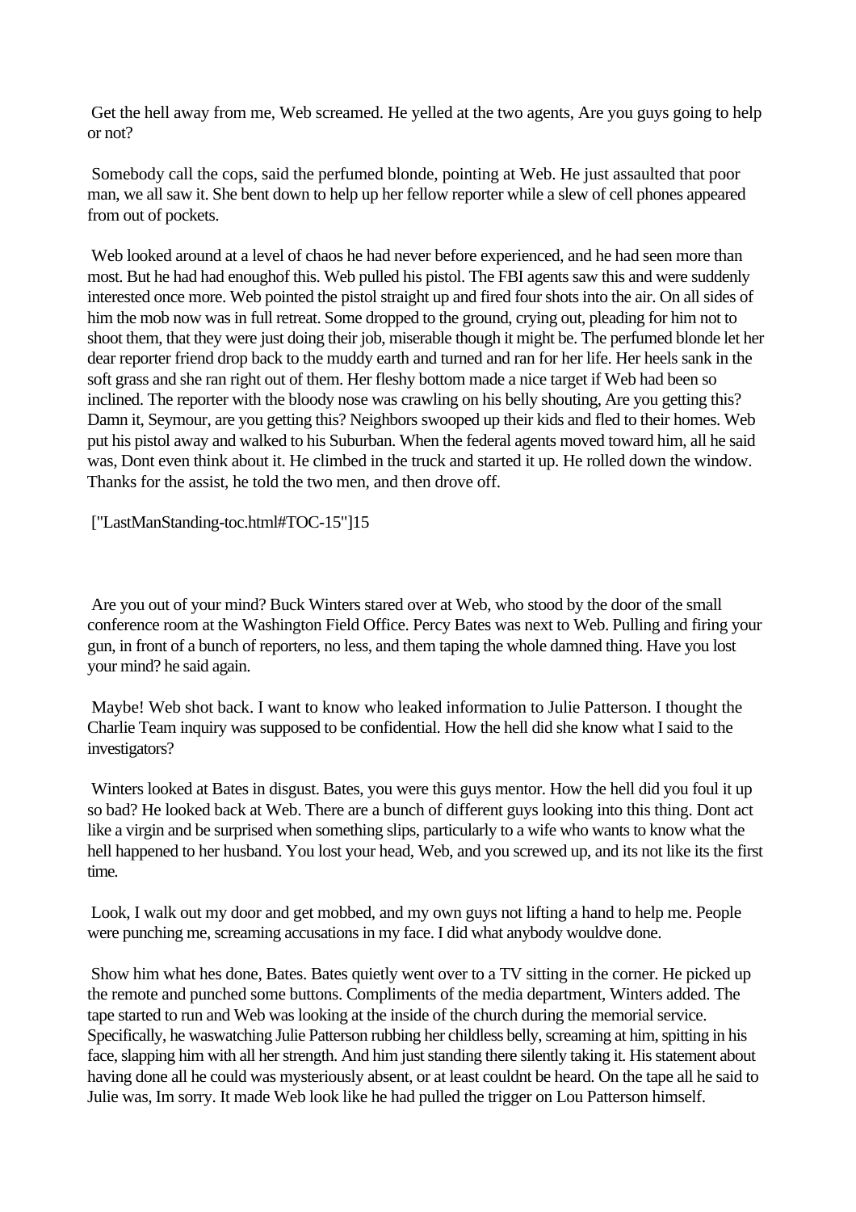Get the hell away from me, Web screamed. He yelled at the two agents, Are you guys going to help or not?

Somebody call the cops, said the perfumed blonde, pointing at Web. He just assaulted that poor man, we all saw it. She bent down to help up her fellow reporter while a slew of cell phones appeared from out of pockets.

Web looked around at a level of chaos he had never before experienced, and he had seen more than most. But he had had enoughof this. Web pulled his pistol. The FBI agents saw this and were suddenly interested once more. Web pointed the pistol straight up and fired four shots into the air. On all sides of him the mob now was in full retreat. Some dropped to the ground, crying out, pleading for him not to shoot them, that they were just doing their job, miserable though it might be. The perfumed blonde let her dear reporter friend drop back to the muddy earth and turned and ran for her life. Her heels sank in the soft grass and she ran right out of them. Her fleshy bottom made a nice target if Web had been so inclined. The reporter with the bloody nose was crawling on his belly shouting, Are you getting this? Damn it, Seymour, are you getting this? Neighbors swooped up their kids and fled to their homes. Web put his pistol away and walked to his Suburban. When the federal agents moved toward him, all he said was, Dont even think about it. He climbed in the truck and started it up. He rolled down the window. Thanks for the assist, he told the two men, and then drove off.

["LastManStanding-toc.html#TOC-15"]15

Are you out of your mind? Buck Winters stared over at Web, who stood by the door of the small conference room at the Washington Field Office. Percy Bates was next to Web. Pulling and firing your gun, in front of a bunch of reporters, no less, and them taping the whole damned thing. Have you lost your mind? he said again.

Maybe! Web shot back. I want to know who leaked information to Julie Patterson. I thought the Charlie Team inquiry was supposed to be confidential. How the hell did she know what I said to the investigators?

Winters looked at Bates in disgust. Bates, you were this guys mentor. How the hell did you foul it up so bad? He looked back at Web. There are a bunch of different guys looking into this thing. Dont act like a virgin and be surprised when something slips, particularly to a wife who wants to know what the hell happened to her husband. You lost your head, Web, and you screwed up, and its not like its the first time.

Look, I walk out my door and get mobbed, and my own guys not lifting a hand to help me. People were punching me, screaming accusations in my face. I did what anybody wouldve done.

Show him what hes done, Bates. Bates quietly went over to a TV sitting in the corner. He picked up the remote and punched some buttons. Compliments of the media department, Winters added. The tape started to run and Web was looking at the inside of the church during the memorial service. Specifically, he waswatching Julie Patterson rubbing her childless belly, screaming at him, spitting in his face, slapping him with all her strength. And him just standing there silently taking it. His statement about having done all he could was mysteriously absent, or at least couldnt be heard. On the tape all he said to Julie was, Im sorry. It made Web look like he had pulled the trigger on Lou Patterson himself.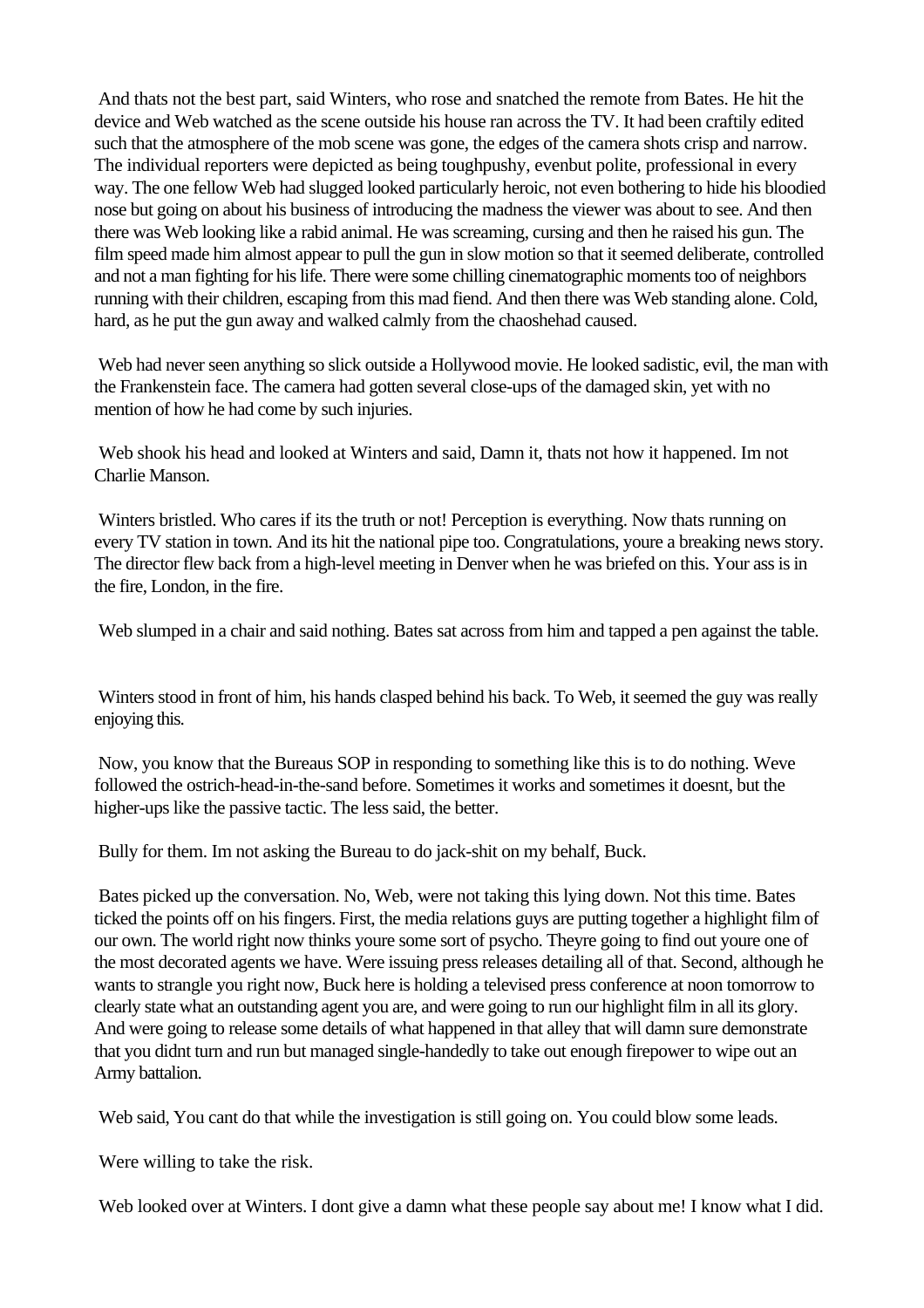And thats not the best part, said Winters, who rose and snatched the remote from Bates. He hit the device and Web watched as the scene outside his house ran across the TV. It had been craftily edited such that the atmosphere of the mob scene was gone, the edges of the camera shots crisp and narrow. The individual reporters were depicted as being toughpushy, evenbut polite, professional in every way. The one fellow Web had slugged looked particularly heroic, not even bothering to hide his bloodied nose but going on about his business of introducing the madness the viewer was about to see. And then there was Web looking like a rabid animal. He was screaming, cursing and then he raised his gun. The film speed made him almost appear to pull the gun in slow motion so that it seemed deliberate, controlled and not a man fighting for his life. There were some chilling cinematographic moments too of neighbors running with their children, escaping from this mad fiend. And then there was Web standing alone. Cold, hard, as he put the gun away and walked calmly from the chaoshehad caused.

Web had never seen anything so slick outside a Hollywood movie. He looked sadistic, evil, the man with the Frankenstein face. The camera had gotten several close-ups of the damaged skin, yet with no mention of how he had come by such injuries.

Web shook his head and looked at Winters and said, Damn it, thats not how it happened. Im not Charlie Manson.

Winters bristled. Who cares if its the truth or not! Perception is everything. Now thats running on every TV station in town. And its hit the national pipe too. Congratulations, youre a breaking news story. The director flew back from a high-level meeting in Denver when he was briefed on this. Your ass is in the fire, London, in the fire.

Web slumped in a chair and said nothing. Bates sat across from him and tapped a pen against the table.

Winters stood in front of him, his hands clasped behind his back. To Web, it seemed the guy was really enjoying this.

Now, you know that the Bureaus SOP in responding to something like this is to do nothing. Weve followed the ostrich-head-in-the-sand before. Sometimes it works and sometimes it doesnt, but the higher-ups like the passive tactic. The less said, the better.

Bully for them. Im not asking the Bureau to do jack-shit on my behalf, Buck.

Bates picked up the conversation. No, Web, were not taking this lying down. Not this time. Bates ticked the points off on his fingers. First, the media relations guys are putting together a highlight film of our own. The world right now thinks youre some sort of psycho. Theyre going to find out youre one of the most decorated agents we have. Were issuing press releases detailing all of that. Second, although he wants to strangle you right now, Buck here is holding a televised press conference at noon tomorrow to clearly state what an outstanding agent you are, and were going to run our highlight film in all its glory. And were going to release some details of what happened in that alley that will damn sure demonstrate that you didnt turn and run but managed single-handedly to take out enough firepower to wipe out an Army battalion.

Web said, You cant do that while the investigation is still going on. You could blow some leads.

Were willing to take the risk.

Web looked over at Winters. I dont give a damn what these people say about me! I know what I did.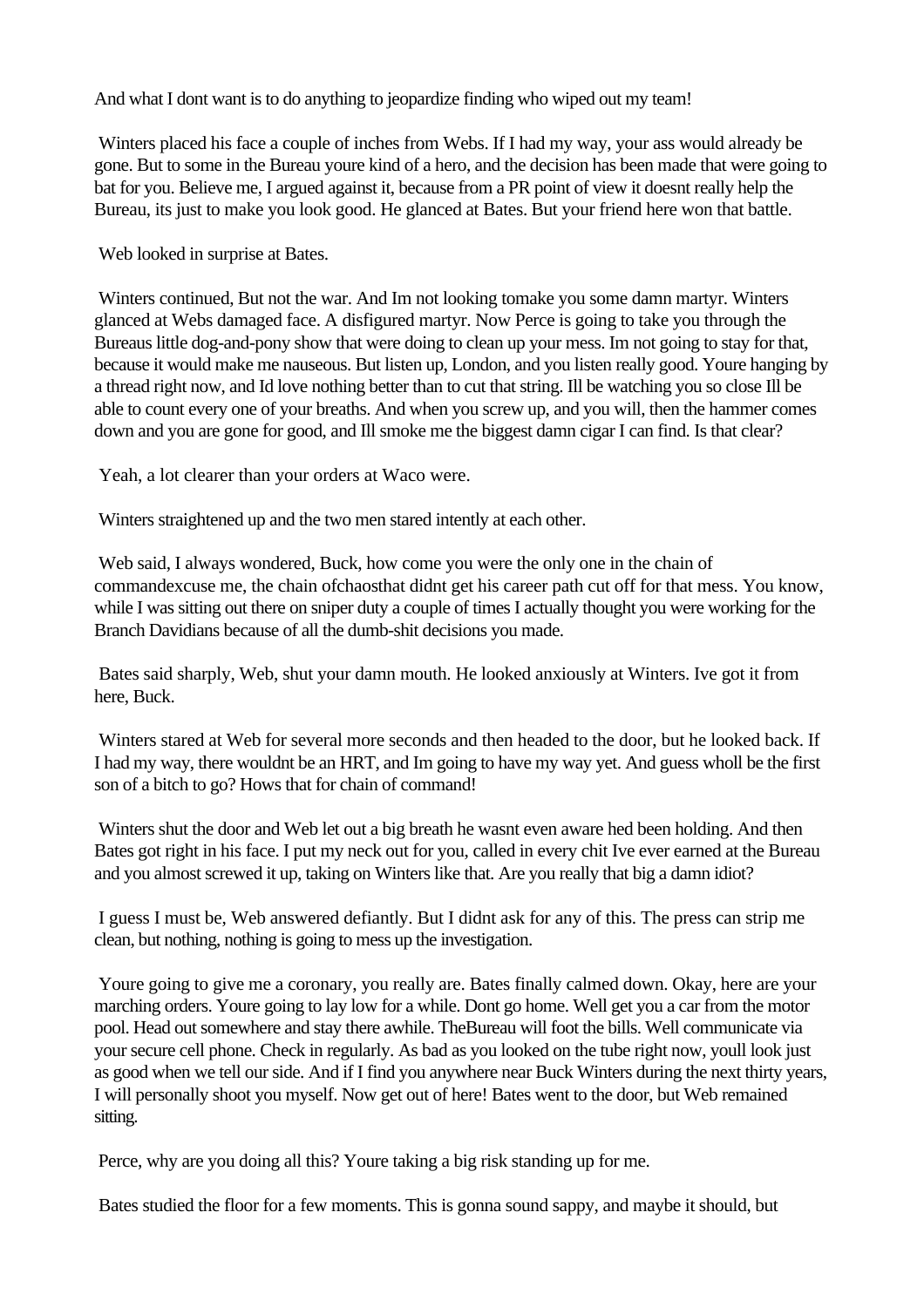And what I dont want is to do anything to jeopardize finding who wiped out my team!

Winters placed his face a couple of inches from Webs. If I had my way, your ass would already be gone. But to some in the Bureau youre kind of a hero, and the decision has been made that were going to bat for you. Believe me, I argued against it, because from a PR point of view it doesnt really help the Bureau, its just to make you look good. He glanced at Bates. But your friend here won that battle.

Web looked in surprise at Bates.

Winters continued, But not the war. And Im not looking tomake you some damn martyr. Winters glanced at Webs damaged face. A disfigured martyr. Now Perce is going to take you through the Bureaus little dog-and-pony show that were doing to clean up your mess. Im not going to stay for that, because it would make me nauseous. But listen up, London, and you listen really good. Youre hanging by a thread right now, and Id love nothing better than to cut that string. Ill be watching you so close Ill be able to count every one of your breaths. And when you screw up, and you will, then the hammer comes down and you are gone for good, and Ill smoke me the biggest damn cigar I can find. Is that clear?

Yeah, a lot clearer than your orders at Waco were.

Winters straightened up and the two men stared intently at each other.

Web said, I always wondered, Buck, how come you were the only one in the chain of commandexcuse me, the chain ofchaosthat didnt get his career path cut off for that mess. You know, while I was sitting out there on sniper duty a couple of times I actually thought you were working for the Branch Davidians because of all the dumb-shit decisions you made.

Bates said sharply, Web, shut your damn mouth. He looked anxiously at Winters. Ive got it from here, Buck.

Winters stared at Web for several more seconds and then headed to the door, but he looked back. If I had my way, there wouldnt be an HRT, and Im going to have my way yet. And guess wholl be the first son of a bitch to go? Hows that for chain of command!

Winters shut the door and Web let out a big breath he wasnt even aware hed been holding. And then Bates got right in his face. I put my neck out for you, called in every chit Ive ever earned at the Bureau and you almost screwed it up, taking on Winters like that. Are you really that big a damn idiot?

I guess I must be, Web answered defiantly. But I didnt ask for any of this. The press can strip me clean, but nothing, nothing is going to mess up the investigation.

Youre going to give me a coronary, you really are. Bates finally calmed down. Okay, here are your marching orders. Youre going to lay low for a while. Dont go home. Well get you a car from the motor pool. Head out somewhere and stay there awhile. TheBureau will foot the bills. Well communicate via your secure cell phone. Check in regularly. As bad as you looked on the tube right now, youll look just as good when we tell our side. And if I find you anywhere near Buck Winters during the next thirty years, I will personally shoot you myself. Now get out of here! Bates went to the door, but Web remained sitting.

Perce, why are you doing all this? Youre taking a big risk standing up for me.

Bates studied the floor for a few moments. This is gonna sound sappy, and maybe it should, but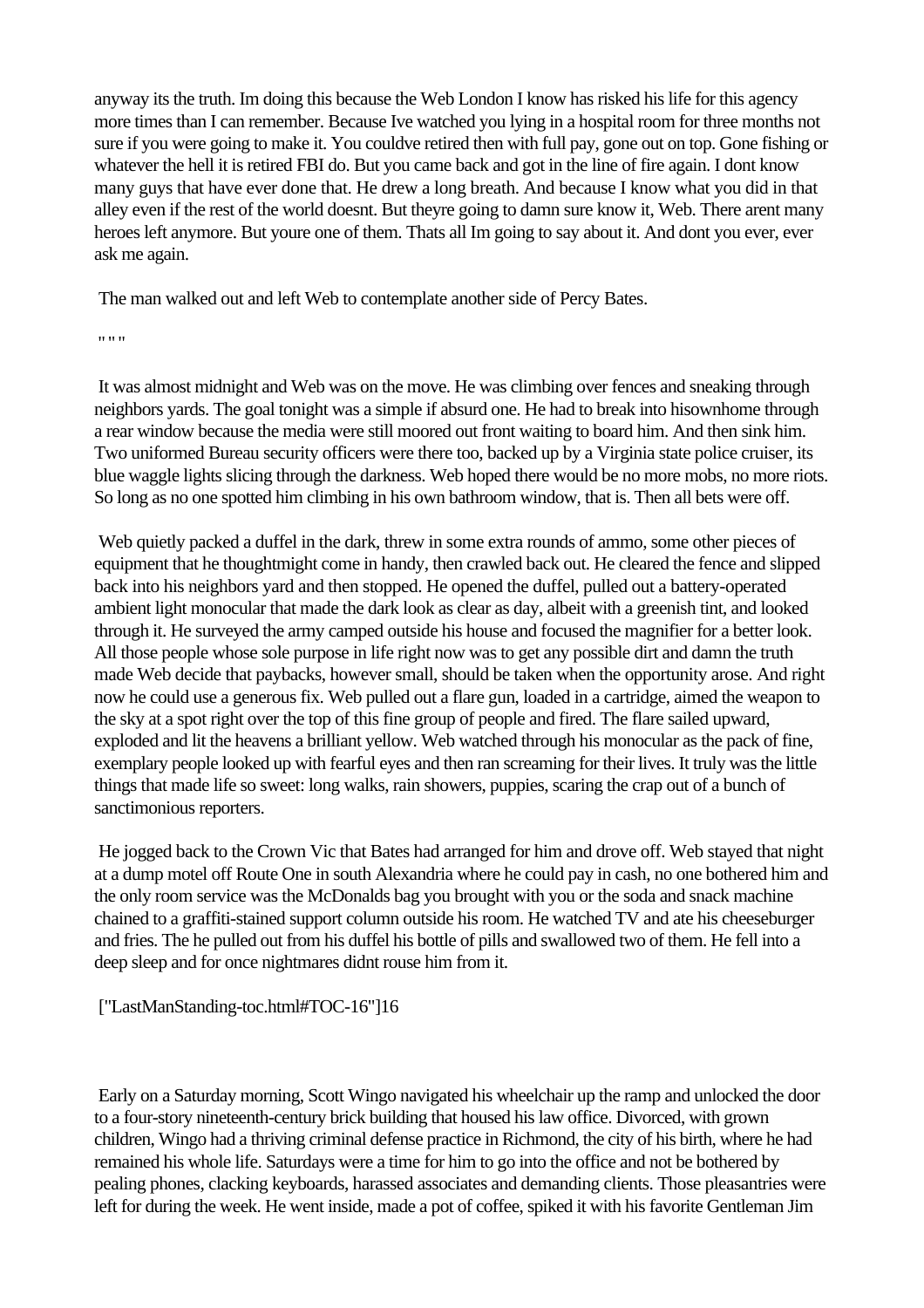anyway its the truth. Im doing this because the Web London I know has risked his life for this agency more times than I can remember. Because Ive watched you lying in a hospital room for three months not sure if you were going to make it. You couldve retired then with full pay, gone out on top. Gone fishing or whatever the hell it is retired FBI do. But you came back and got in the line of fire again. I dont know many guys that have ever done that. He drew a long breath. And because I know what you did in that alley even if the rest of the world doesnt. But theyre going to damn sure know it, Web. There arent many heroes left anymore. But youre one of them. Thats all Im going to say about it. And dont you ever, ever ask me again.

The man walked out and left Web to contemplate another side of Percy Bates.

" " "

It was almost midnight and Web was on the move. He was climbing over fences and sneaking through neighbors yards. The goal tonight was a simple if absurd one. He had to break into hisownhome through a rear window because the media were still moored out front waiting to board him. And then sink him. Two uniformed Bureau security officers were there too, backed up by a Virginia state police cruiser, its blue waggle lights slicing through the darkness. Web hoped there would be no more mobs, no more riots. So long as no one spotted him climbing in his own bathroom window, that is. Then all bets were off.

Web quietly packed a duffel in the dark, threw in some extra rounds of ammo, some other pieces of equipment that he thoughtmight come in handy, then crawled back out. He cleared the fence and slipped back into his neighbors yard and then stopped. He opened the duffel, pulled out a battery-operated ambient light monocular that made the dark look as clear as day, albeit with a greenish tint, and looked through it. He surveyed the army camped outside his house and focused the magnifier for a better look. All those people whose sole purpose in life right now was to get any possible dirt and damn the truth made Web decide that paybacks, however small, should be taken when the opportunity arose. And right now he could use a generous fix. Web pulled out a flare gun, loaded in a cartridge, aimed the weapon to the sky at a spot right over the top of this fine group of people and fired. The flare sailed upward, exploded and lit the heavens a brilliant yellow. Web watched through his monocular as the pack of fine, exemplary people looked up with fearful eyes and then ran screaming for their lives. It truly was the little things that made life so sweet: long walks, rain showers, puppies, scaring the crap out of a bunch of sanctimonious reporters.

He jogged back to the Crown Vic that Bates had arranged for him and drove off. Web stayed that night at a dump motel off Route One in south Alexandria where he could pay in cash, no one bothered him and the only room service was the McDonalds bag you brought with you or the soda and snack machine chained to a graffiti-stained support column outside his room. He watched TV and ate his cheeseburger and fries. The he pulled out from his duffel his bottle of pills and swallowed two of them. He fell into a deep sleep and for once nightmares didnt rouse him from it.

["LastManStanding-toc.html#TOC-16"]16

Early on a Saturday morning, Scott Wingo navigated his wheelchair up the ramp and unlocked the door to a four-story nineteenth-century brick building that housed his law office. Divorced, with grown children, Wingo had a thriving criminal defense practice in Richmond, the city of his birth, where he had remained his whole life. Saturdays were a time for him to go into the office and not be bothered by pealing phones, clacking keyboards, harassed associates and demanding clients. Those pleasantries were left for during the week. He went inside, made a pot of coffee, spiked it with his favorite Gentleman Jim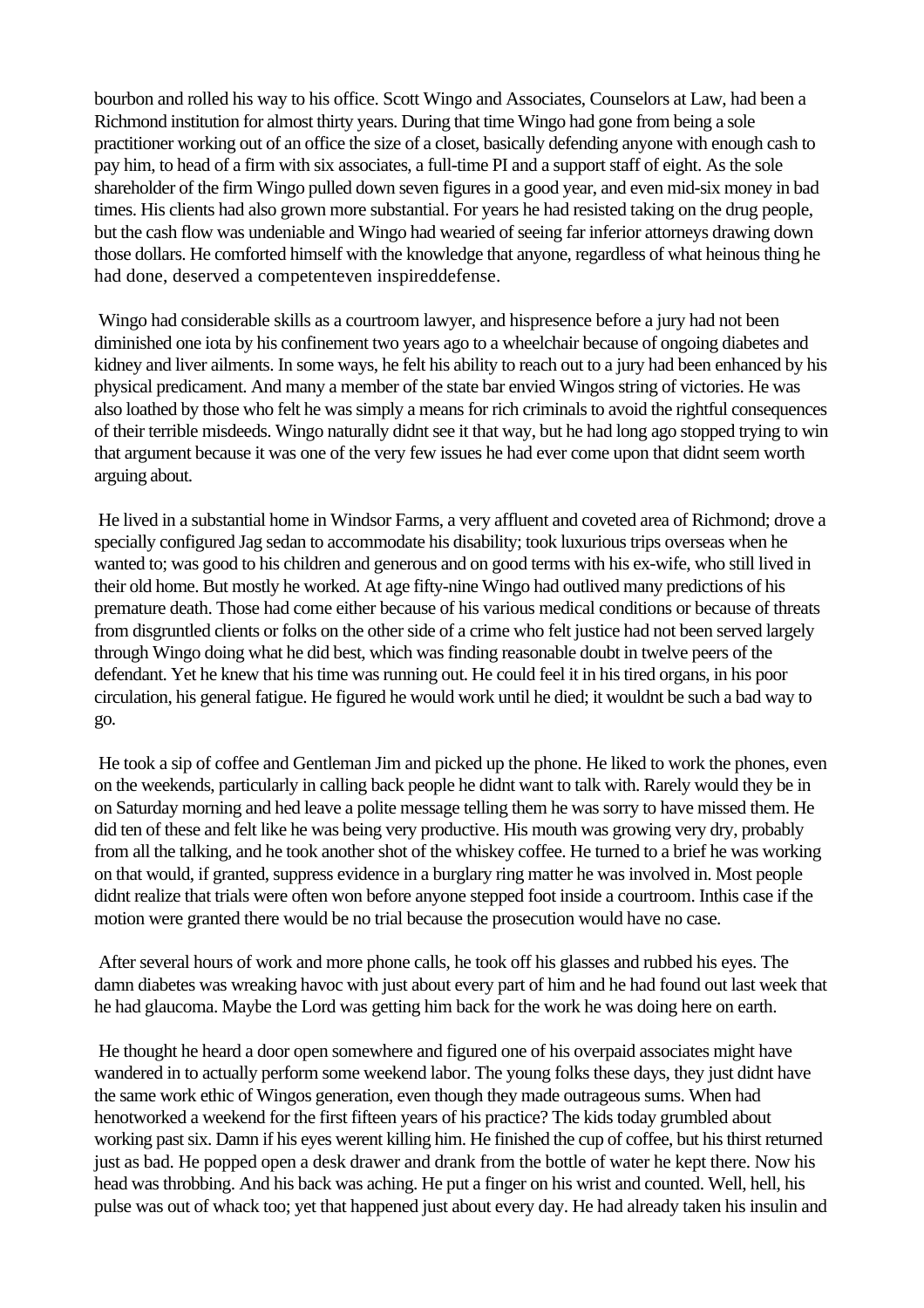bourbon and rolled his way to his office. Scott Wingo and Associates, Counselors at Law, had been a Richmond institution for almost thirty years. During that time Wingo had gone from being a sole practitioner working out of an office the size of a closet, basically defending anyone with enough cash to pay him, to head of a firm with six associates, a full-time PI and a support staff of eight. As the sole shareholder of the firm Wingo pulled down seven figures in a good year, and even mid-six money in bad times. His clients had also grown more substantial. For years he had resisted taking on the drug people, but the cash flow was undeniable and Wingo had wearied of seeing far inferior attorneys drawing down those dollars. He comforted himself with the knowledge that anyone, regardless of what heinous thing he had done, deserved a competenteven inspireddefense.

Wingo had considerable skills as a courtroom lawyer, and hispresence before a jury had not been diminished one iota by his confinement two years ago to a wheelchair because of ongoing diabetes and kidney and liver ailments. In some ways, he felt his ability to reach out to a jury had been enhanced by his physical predicament. And many a member of the state bar envied Wingos string of victories. He was also loathed by those who felt he was simply a means for rich criminals to avoid the rightful consequences of their terrible misdeeds. Wingo naturally didnt see it that way, but he had long ago stopped trying to win that argument because it was one of the very few issues he had ever come upon that didnt seem worth arguing about.

He lived in a substantial home in Windsor Farms, a very affluent and coveted area of Richmond; drove a specially configured Jag sedan to accommodate his disability; took luxurious trips overseas when he wanted to; was good to his children and generous and on good terms with his ex-wife, who still lived in their old home. But mostly he worked. At age fifty-nine Wingo had outlived many predictions of his premature death. Those had come either because of his various medical conditions or because of threats from disgruntled clients or folks on the other side of a crime who felt justice had not been served largely through Wingo doing what he did best, which was finding reasonable doubt in twelve peers of the defendant. Yet he knew that his time was running out. He could feel it in his tired organs, in his poor circulation, his general fatigue. He figured he would work until he died; it wouldnt be such a bad way to go.

He took a sip of coffee and Gentleman Jim and picked up the phone. He liked to work the phones, even on the weekends, particularly in calling back people he didnt want to talk with. Rarely would they be in on Saturday morning and hed leave a polite message telling them he was sorry to have missed them. He did ten of these and felt like he was being very productive. His mouth was growing very dry, probably from all the talking, and he took another shot of the whiskey coffee. He turned to a brief he was working on that would, if granted, suppress evidence in a burglary ring matter he was involved in. Most people didnt realize that trials were often won before anyone stepped foot inside a courtroom. Inthis case if the motion were granted there would be no trial because the prosecution would have no case.

After several hours of work and more phone calls, he took off his glasses and rubbed his eyes. The damn diabetes was wreaking havoc with just about every part of him and he had found out last week that he had glaucoma. Maybe the Lord was getting him back for the work he was doing here on earth.

He thought he heard a door open somewhere and figured one of his overpaid associates might have wandered in to actually perform some weekend labor. The young folks these days, they just didnt have the same work ethic of Wingos generation, even though they made outrageous sums. When had henotworked a weekend for the first fifteen years of his practice? The kids today grumbled about working past six. Damn if his eyes werent killing him. He finished the cup of coffee, but his thirst returned just as bad. He popped open a desk drawer and drank from the bottle of water he kept there. Now his head was throbbing. And his back was aching. He put a finger on his wrist and counted. Well, hell, his pulse was out of whack too; yet that happened just about every day. He had already taken his insulin and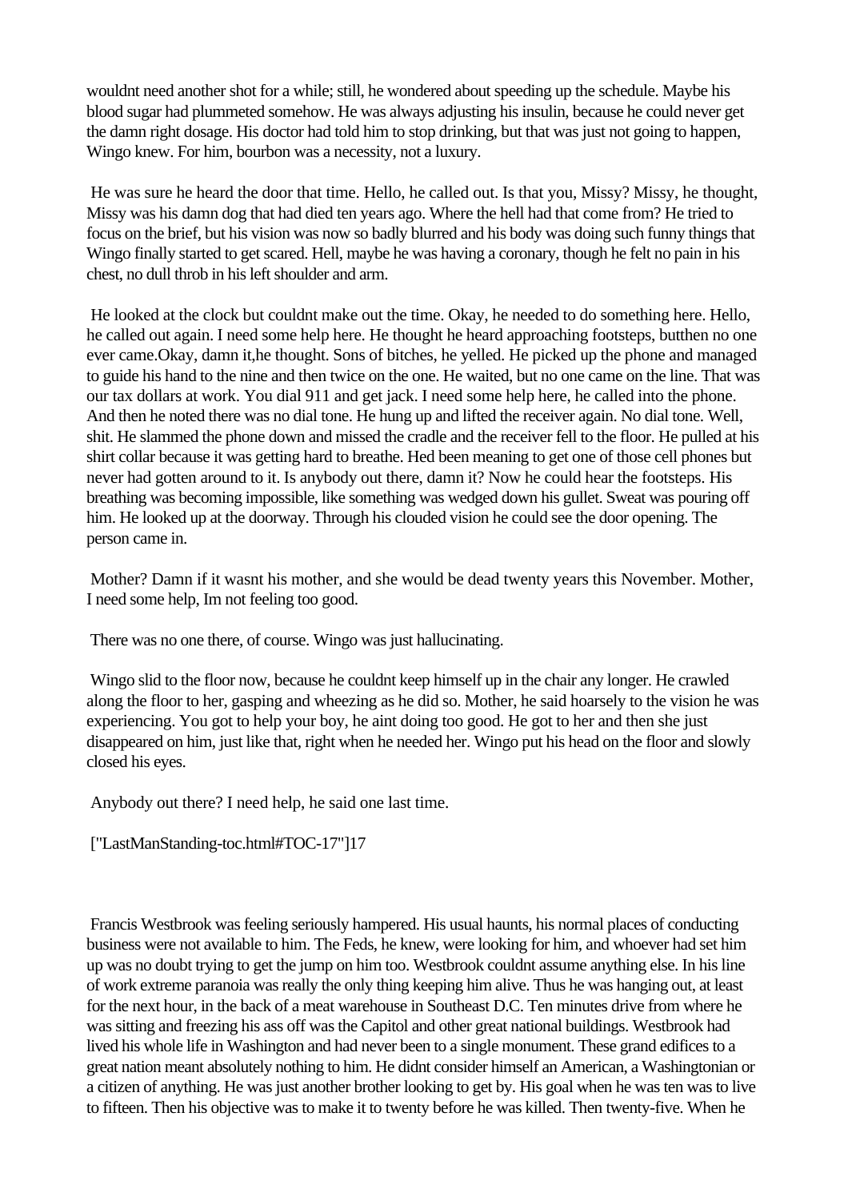wouldnt need another shot for a while; still, he wondered about speeding up the schedule. Maybe his blood sugar had plummeted somehow. He was always adjusting his insulin, because he could never get the damn right dosage. His doctor had told him to stop drinking, but that was just not going to happen, Wingo knew. For him, bourbon was a necessity, not a luxury.

He was sure he heard the door that time. Hello, he called out. Is that you, Missy? Missy, he thought, Missy was his damn dog that had died ten years ago. Where the hell had that come from? He tried to focus on the brief, but his vision was now so badly blurred and his body was doing such funny things that Wingo finally started to get scared. Hell, maybe he was having a coronary, though he felt no pain in his chest, no dull throb in his left shoulder and arm.

He looked at the clock but couldnt make out the time. Okay, he needed to do something here. Hello, he called out again. I need some help here. He thought he heard approaching footsteps, butthen no one ever came.Okay, damn it,he thought. Sons of bitches, he yelled. He picked up the phone and managed to guide his hand to the nine and then twice on the one. He waited, but no one came on the line. That was our tax dollars at work. You dial 911 and get jack. I need some help here, he called into the phone. And then he noted there was no dial tone. He hung up and lifted the receiver again. No dial tone. Well, shit. He slammed the phone down and missed the cradle and the receiver fell to the floor. He pulled at his shirt collar because it was getting hard to breathe. Hed been meaning to get one of those cell phones but never had gotten around to it. Is anybody out there, damn it? Now he could hear the footsteps. His breathing was becoming impossible, like something was wedged down his gullet. Sweat was pouring off him. He looked up at the doorway. Through his clouded vision he could see the door opening. The person came in.

Mother? Damn if it wasnt his mother, and she would be dead twenty years this November. Mother, I need some help, Im not feeling too good.

There was no one there, of course. Wingo was just hallucinating.

Wingo slid to the floor now, because he couldnt keep himself up in the chair any longer. He crawled along the floor to her, gasping and wheezing as he did so. Mother, he said hoarsely to the vision he was experiencing. You got to help your boy, he aint doing too good. He got to her and then she just disappeared on him, just like that, right when he needed her. Wingo put his head on the floor and slowly closed his eyes.

Anybody out there? I need help, he said one last time.

["LastManStanding-toc.html#TOC-17"]17

Francis Westbrook was feeling seriously hampered. His usual haunts, his normal places of conducting business were not available to him. The Feds, he knew, were looking for him, and whoever had set him up was no doubt trying to get the jump on him too. Westbrook couldnt assume anything else. In his line of work extreme paranoia was really the only thing keeping him alive. Thus he was hanging out, at least for the next hour, in the back of a meat warehouse in Southeast D.C. Ten minutes drive from where he was sitting and freezing his ass off was the Capitol and other great national buildings. Westbrook had lived his whole life in Washington and had never been to a single monument. These grand edifices to a great nation meant absolutely nothing to him. He didnt consider himself an American, a Washingtonian or a citizen of anything. He was just another brother looking to get by. His goal when he was ten was to live to fifteen. Then his objective was to make it to twenty before he was killed. Then twenty-five. When he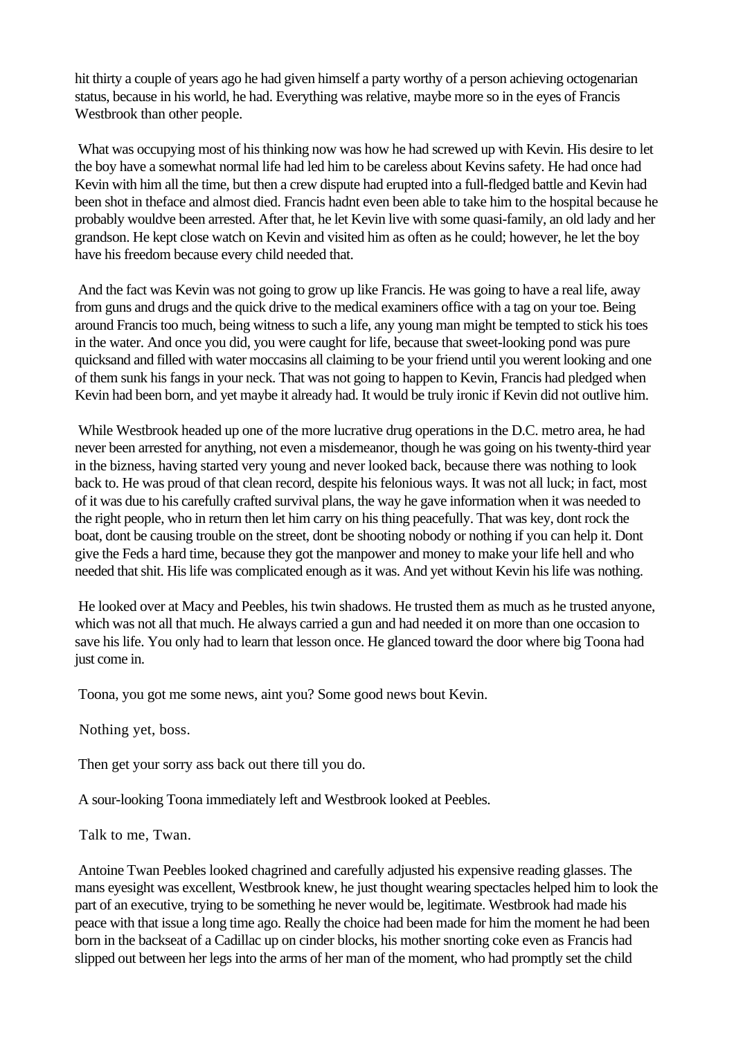hit thirty a couple of years ago he had given himself a party worthy of a person achieving octogenarian status, because in his world, he had. Everything was relative, maybe more so in the eyes of Francis Westbrook than other people.

What was occupying most of his thinking now was how he had screwed up with Kevin. His desire to let the boy have a somewhat normal life had led him to be careless about Kevins safety. He had once had Kevin with him all the time, but then a crew dispute had erupted into a full-fledged battle and Kevin had been shot in theface and almost died. Francis hadnt even been able to take him to the hospital because he probably wouldve been arrested. After that, he let Kevin live with some quasi-family, an old lady and her grandson. He kept close watch on Kevin and visited him as often as he could; however, he let the boy have his freedom because every child needed that.

And the fact was Kevin was not going to grow up like Francis. He was going to have a real life, away from guns and drugs and the quick drive to the medical examiners office with a tag on your toe. Being around Francis too much, being witness to such a life, any young man might be tempted to stick his toes in the water. And once you did, you were caught for life, because that sweet-looking pond was pure quicksand and filled with water moccasins all claiming to be your friend until you werent looking and one of them sunk his fangs in your neck. That was not going to happen to Kevin, Francis had pledged when Kevin had been born, and yet maybe it already had. It would be truly ironic if Kevin did not outlive him.

While Westbrook headed up one of the more lucrative drug operations in the D.C. metro area, he had never been arrested for anything, not even a misdemeanor, though he was going on his twenty-third year in the bizness, having started very young and never looked back, because there was nothing to look back to. He was proud of that clean record, despite his felonious ways. It was not all luck; in fact, most of it was due to his carefully crafted survival plans, the way he gave information when it was needed to the right people, who in return then let him carry on his thing peacefully. That was key, dont rock the boat, dont be causing trouble on the street, dont be shooting nobody or nothing if you can help it. Dont give the Feds a hard time, because they got the manpower and money to make your life hell and who needed that shit. His life was complicated enough as it was. And yet without Kevin his life was nothing.

He looked over at Macy and Peebles, his twin shadows. He trusted them as much as he trusted anyone, which was not all that much. He always carried a gun and had needed it on more than one occasion to save his life. You only had to learn that lesson once. He glanced toward the door where big Toona had just come in.

Toona, you got me some news, aint you? Some good news bout Kevin.

Nothing yet, boss.

Then get your sorry ass back out there till you do.

A sour-looking Toona immediately left and Westbrook looked at Peebles.

Talk to me, Twan.

Antoine Twan Peebles looked chagrined and carefully adjusted his expensive reading glasses. The mans eyesight was excellent, Westbrook knew, he just thought wearing spectacles helped him to look the part of an executive, trying to be something he never would be, legitimate. Westbrook had made his peace with that issue a long time ago. Really the choice had been made for him the moment he had been born in the backseat of a Cadillac up on cinder blocks, his mother snorting coke even as Francis had slipped out between her legs into the arms of her man of the moment, who had promptly set the child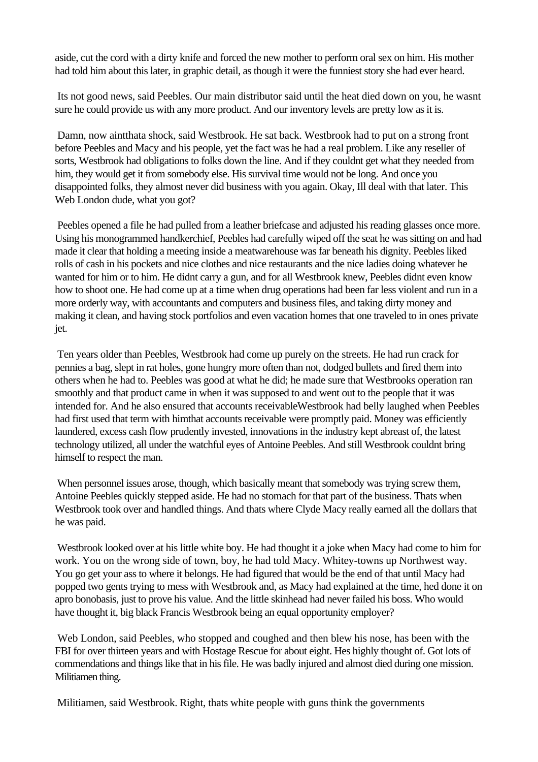aside, cut the cord with a dirty knife and forced the new mother to perform oral sex on him. His mother had told him about this later, in graphic detail, as though it were the funniest story she had ever heard.

Its not good news, said Peebles. Our main distributor said until the heat died down on you, he wasnt sure he could provide us with any more product. And our inventory levels are pretty low as it is.

Damn, now aintthata shock, said Westbrook. He sat back. Westbrook had to put on a strong front before Peebles and Macy and his people, yet the fact was he had a real problem. Like any reseller of sorts, Westbrook had obligations to folks down the line. And if they couldnt get what they needed from him, they would get it from somebody else. His survival time would not be long. And once you disappointed folks, they almost never did business with you again. Okay, Ill deal with that later. This Web London dude, what you got?

Peebles opened a file he had pulled from a leather briefcase and adjusted his reading glasses once more. Using his monogrammed handkerchief, Peebles had carefully wiped off the seat he was sitting on and had made it clear that holding a meeting inside a meatwarehouse was far beneath his dignity. Peebles liked rolls of cash in his pockets and nice clothes and nice restaurants and the nice ladies doing whatever he wanted for him or to him. He didnt carry a gun, and for all Westbrook knew, Peebles didnt even know how to shoot one. He had come up at a time when drug operations had been far less violent and run in a more orderly way, with accountants and computers and business files, and taking dirty money and making it clean, and having stock portfolios and even vacation homes that one traveled to in ones private jet.

Ten years older than Peebles, Westbrook had come up purely on the streets. He had run crack for pennies a bag, slept in rat holes, gone hungry more often than not, dodged bullets and fired them into others when he had to. Peebles was good at what he did; he made sure that Westbrooks operation ran smoothly and that product came in when it was supposed to and went out to the people that it was intended for. And he also ensured that accounts receivableWestbrook had belly laughed when Peebles had first used that term with himthat accounts receivable were promptly paid. Money was efficiently laundered, excess cash flow prudently invested, innovations in the industry kept abreast of, the latest technology utilized, all under the watchful eyes of Antoine Peebles. And still Westbrook couldnt bring himself to respect the man.

When personnel issues arose, though, which basically meant that somebody was trying screw them, Antoine Peebles quickly stepped aside. He had no stomach for that part of the business. Thats when Westbrook took over and handled things. And thats where Clyde Macy really earned all the dollars that he was paid.

Westbrook looked over at his little white boy. He had thought it a joke when Macy had come to him for work. You on the wrong side of town, boy, he had told Macy. Whitey-towns up Northwest way. You go get your ass to where it belongs. He had figured that would be the end of that until Macy had popped two gents trying to mess with Westbrook and, as Macy had explained at the time, hed done it on apro bonobasis, just to prove his value. And the little skinhead had never failed his boss. Who would have thought it, big black Francis Westbrook being an equal opportunity employer?

Web London, said Peebles, who stopped and coughed and then blew his nose, has been with the FBI for over thirteen years and with Hostage Rescue for about eight. Hes highly thought of. Got lots of commendations and things like that in his file. He was badly injured and almost died during one mission. Militiamen thing.

Militiamen, said Westbrook. Right, thats white people with guns think the governments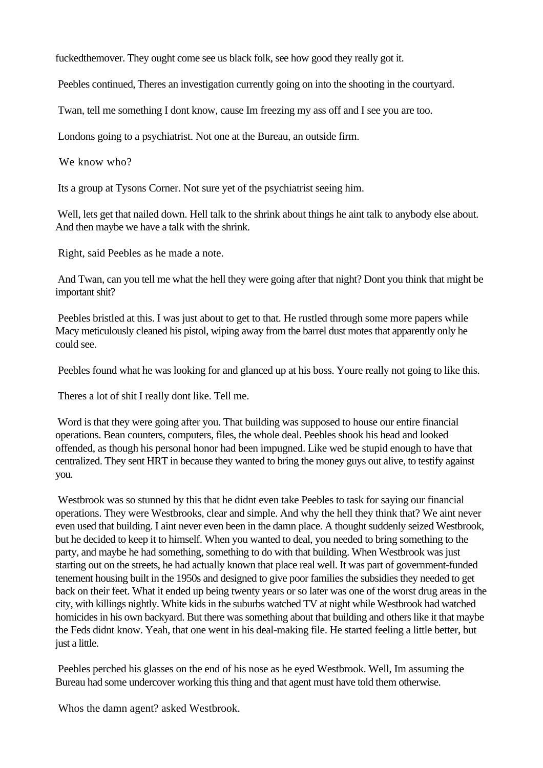fuckedthemover. They ought come see us black folk, see how good they really got it.

Peebles continued, Theres an investigation currently going on into the shooting in the courtyard.

Twan, tell me something I dont know, cause Im freezing my ass off and I see you are too.

Londons going to a psychiatrist. Not one at the Bureau, an outside firm.

We know who?

Its a group at Tysons Corner. Not sure yet of the psychiatrist seeing him.

Well, lets get that nailed down. Hell talk to the shrink about things he aint talk to anybody else about. And then maybe we have a talk with the shrink.

Right, said Peebles as he made a note.

And Twan, can you tell me what the hell they were going after that night? Dont you think that might be important shit?

Peebles bristled at this. I was just about to get to that. He rustled through some more papers while Macy meticulously cleaned his pistol, wiping away from the barrel dust motes that apparently only he could see.

Peebles found what he was looking for and glanced up at his boss. Youre really not going to like this.

Theres a lot of shit I really dont like. Tell me.

Word is that they were going after you. That building was supposed to house our entire financial operations. Bean counters, computers, files, the whole deal. Peebles shook his head and looked offended, as though his personal honor had been impugned. Like wed be stupid enough to have that centralized. They sent HRT in because they wanted to bring the money guys out alive, to testify against you.

Westbrook was so stunned by this that he didnt even take Peebles to task for saying our financial operations. They were Westbrooks, clear and simple. And why the hell they think that? We aint never even used that building. I aint never even been in the damn place. A thought suddenly seized Westbrook, but he decided to keep it to himself. When you wanted to deal, you needed to bring something to the party, and maybe he had something, something to do with that building. When Westbrook was just starting out on the streets, he had actually known that place real well. It was part of government-funded tenement housing built in the 1950s and designed to give poor families the subsidies they needed to get back on their feet. What it ended up being twenty years or so later was one of the worst drug areas in the city, with killings nightly. White kids in the suburbs watched TV at night while Westbrook had watched homicides in his own backyard. But there was something about that building and others like it that maybe the Feds didnt know. Yeah, that one went in his deal-making file. He started feeling a little better, but just a little.

Peebles perched his glasses on the end of his nose as he eyed Westbrook. Well, Im assuming the Bureau had some undercover working this thing and that agent must have told them otherwise.

Whos the damn agent? asked Westbrook.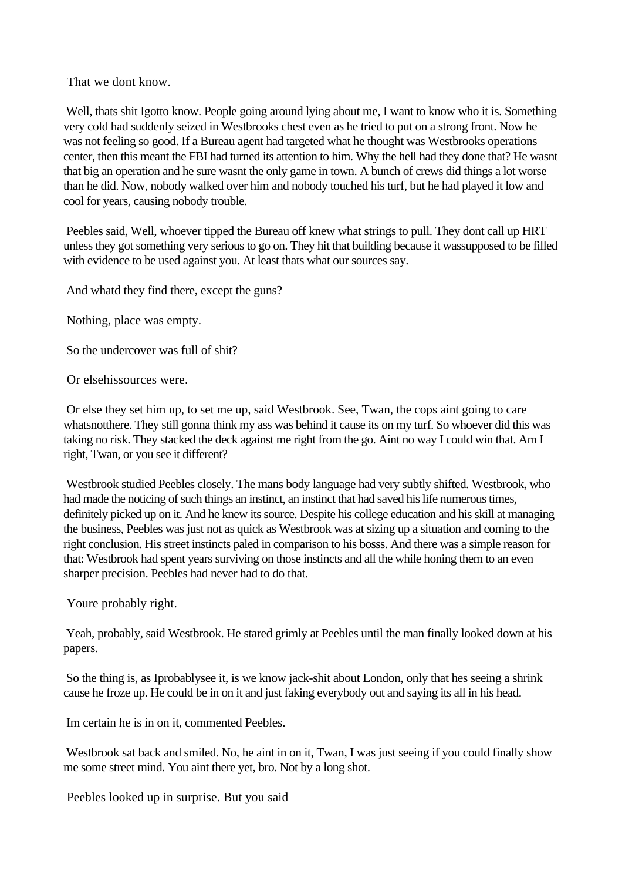That we dont know.

Well, thats shit Igotto know. People going around lying about me, I want to know who it is. Something very cold had suddenly seized in Westbrooks chest even as he tried to put on a strong front. Now he was not feeling so good. If a Bureau agent had targeted what he thought was Westbrooks operations center, then this meant the FBI had turned its attention to him. Why the hell had they done that? He wasnt that big an operation and he sure wasnt the only game in town. A bunch of crews did things a lot worse than he did. Now, nobody walked over him and nobody touched his turf, but he had played it low and cool for years, causing nobody trouble.

Peebles said, Well, whoever tipped the Bureau off knew what strings to pull. They dont call up HRT unless they got something very serious to go on. They hit that building because it wassupposed to be filled with evidence to be used against you. At least thats what our sources say.

And whatd they find there, except the guns?

Nothing, place was empty.

So the undercover was full of shit?

Or elsehissources were.

Or else they set him up, to set me up, said Westbrook. See, Twan, the cops aint going to care whatsnotthere. They still gonna think my ass was behind it cause its on my turf. So whoever did this was taking no risk. They stacked the deck against me right from the go. Aint no way I could win that. Am I right, Twan, or you see it different?

Westbrook studied Peebles closely. The mans body language had very subtly shifted. Westbrook, who had made the noticing of such things an instinct, an instinct that had saved his life numerous times, definitely picked up on it. And he knew its source. Despite his college education and his skill at managing the business, Peebles was just not as quick as Westbrook was at sizing up a situation and coming to the right conclusion. His street instincts paled in comparison to his bosss. And there was a simple reason for that: Westbrook had spent years surviving on those instincts and all the while honing them to an even sharper precision. Peebles had never had to do that.

Youre probably right.

Yeah, probably, said Westbrook. He stared grimly at Peebles until the man finally looked down at his papers.

So the thing is, as Iprobablysee it, is we know jack-shit about London, only that hes seeing a shrink cause he froze up. He could be in on it and just faking everybody out and saying its all in his head.

Im certain he is in on it, commented Peebles.

Westbrook sat back and smiled. No, he aint in on it, Twan, I was just seeing if you could finally show me some street mind. You aint there yet, bro. Not by a long shot.

Peebles looked up in surprise. But you said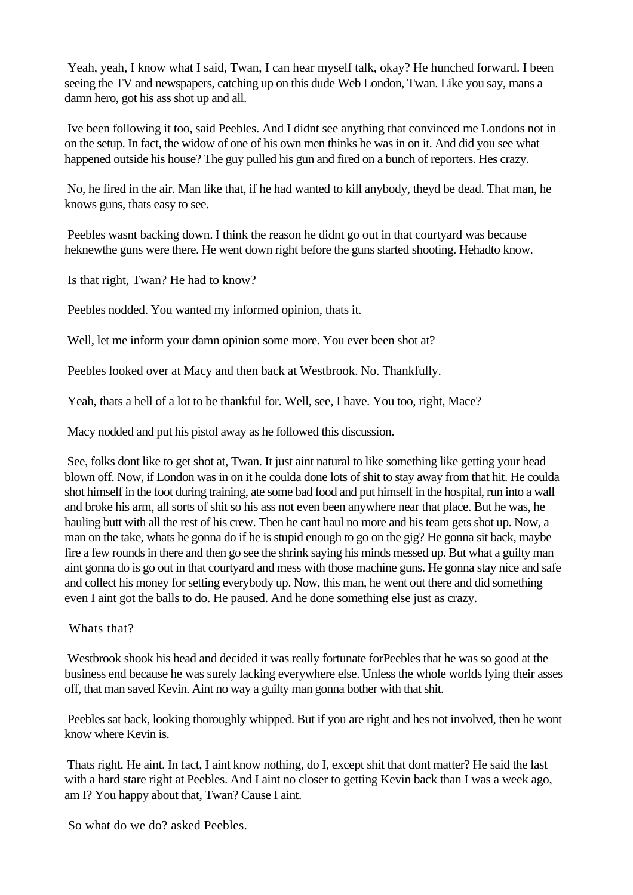Yeah, yeah, I know what I said, Twan, I can hear myself talk, okay? He hunched forward. I been seeing the TV and newspapers, catching up on this dude Web London, Twan. Like you say, mans a damn hero, got his ass shot up and all.

Ive been following it too, said Peebles. And I didnt see anything that convinced me Londons not in on the setup. In fact, the widow of one of his own men thinks he was in on it. And did you see what happened outside his house? The guy pulled his gun and fired on a bunch of reporters. Hes crazy.

No, he fired in the air. Man like that, if he had wanted to kill anybody, theyd be dead. That man, he knows guns, thats easy to see.

Peebles wasnt backing down. I think the reason he didnt go out in that courtyard was because he*knew*the guns were there. He went down right before the guns started shooting. He*had*to know.

Is that right, Twan? He had to know?

Peebles nodded. You wanted my informed opinion, thats it.

Well, let me inform your damn opinion some more. You ever been shot at?

Peebles looked over at Macy and then back at Westbrook. No. Thankfully.

Yeah, thats a hell of a lot to be thankful for. Well, see, I have. You too, right, Mace?

Macy nodded and put his pistol away as he followed this discussion.

See, folks dont like to get shot at, Twan. It just aint natural to like something like getting your head blown off. Now, if London was in on it he coulda done lots of shit to stay away from that hit. He coulda shot himself in the foot during training, ate some bad food and put himself in the hospital, run into a wall and broke his arm, all sorts of shit so his ass not even been anywhere near that place. But he was, he hauling butt with all the rest of his crew. Then he cant haul no more and his team gets shot up. Now, a man on the take, whats he gonna do if he is stupid enough to go on the gig? He gonna sit back, maybe fire a few rounds in there and then go see the shrink saying his minds messed up. But what a guilty man aint gonna do is go out in that courtyard and mess with those machine guns. He gonna stay nice and safe and collect his money for setting everybody up. Now, this man, he went out there and did something even I aint got the balls to do. He paused. And he done something else just as crazy.

Whats that?

Westbrook shook his head and decided it was really fortunate forPeebles that he was so good at the business end because he was surely lacking everywhere else. Unless the whole worlds lying their asses off, that man saved Kevin. Aint no way a guilty man gonna bother with that shit.

Peebles sat back, looking thoroughly whipped. But if you are right and hes not involved, then he wont know where Kevin is.

Thats right. He aint. In fact, I aint know nothing, do I, except shit that dont matter? He said the last with a hard stare right at Peebles. And I aint no closer to getting Kevin back than I was a week ago, am I? You happy about that, Twan? Cause I aint.

So what do we do? asked Peebles.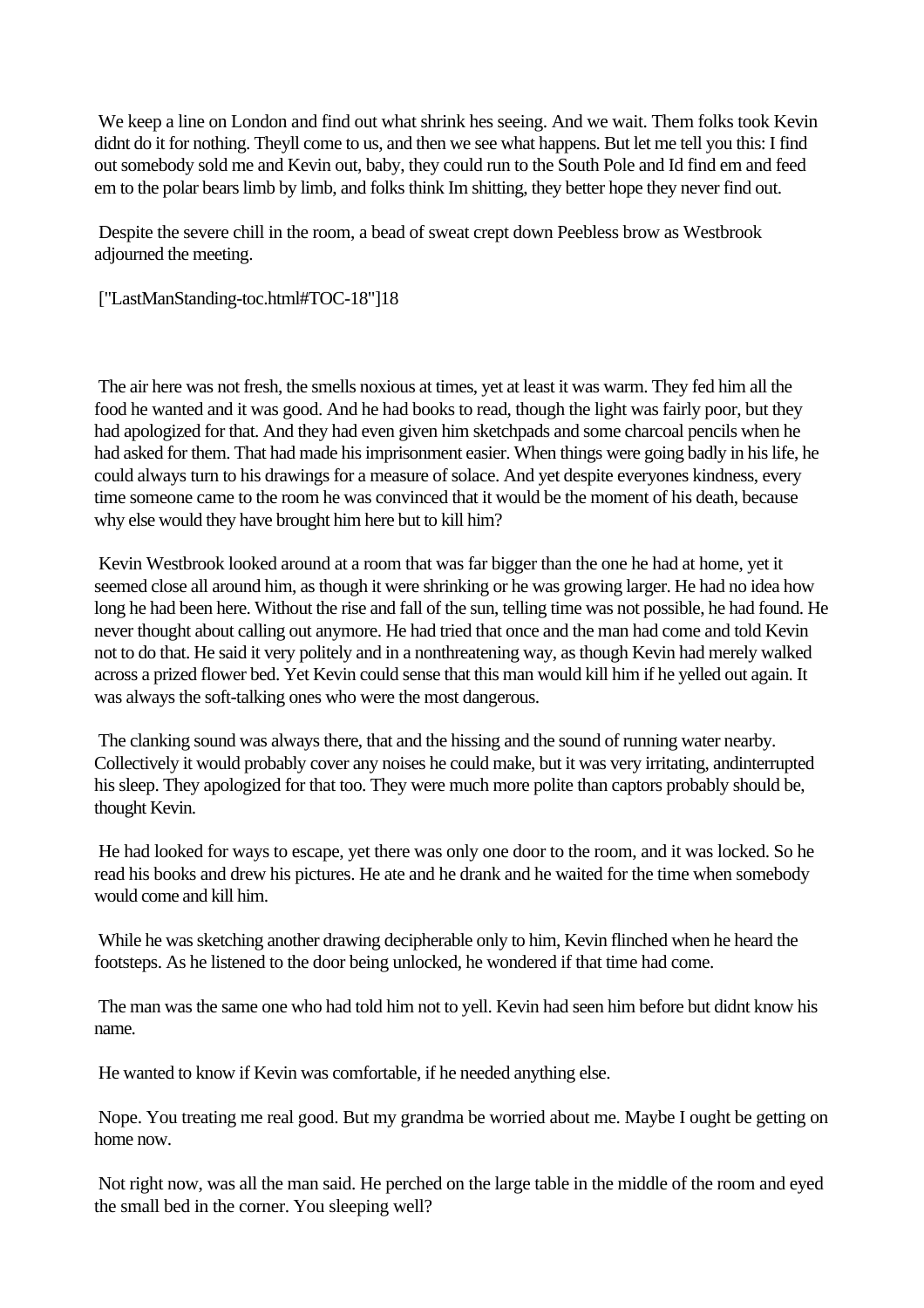We keep a line on London and find out what shrink hes seeing. And we wait. Them folks took Kevin didnt do it for nothing. Theyll come to us, and then we see what happens. But let me tell you this: I find out somebody sold me and Kevin out, baby, they could run to the South Pole and Id find em and feed em to the polar bears limb by limb, and folks think Im shitting, they better hope they never find out.

Despite the severe chill in the room, a bead of sweat crept down Peebless brow as Westbrook adjourned the meeting.

["LastManStanding-toc.html#TOC-18"]18

The air here was not fresh, the smells noxious at times, yet at least it was warm. They fed him all the food he wanted and it was good. And he had books to read, though the light was fairly poor, but they had apologized for that. And they had even given him sketchpads and some charcoal pencils when he had asked for them. That had made his imprisonment easier. When things were going badly in his life, he could always turn to his drawings for a measure of solace. And yet despite everyones kindness, every time someone came to the room he was convinced that it would be the moment of his death, because why else would they have brought him here but to kill him?

Kevin Westbrook looked around at a room that was far bigger than the one he had at home, yet it seemed close all around him, as though it were shrinking or he was growing larger. He had no idea how long he had been here. Without the rise and fall of the sun, telling time was not possible, he had found. He never thought about calling out anymore. He had tried that once and the man had come and told Kevin not to do that. He said it very politely and in a nonthreatening way, as though Kevin had merely walked across a prized flower bed. Yet Kevin could sense that this man would kill him if he yelled out again. It was always the soft-talking ones who were the most dangerous.

The clanking sound was always there, that and the hissing and the sound of running water nearby. Collectively it would probably cover any noises he could make, but it was very irritating, andinterrupted his sleep. They apologized for that too. They were much more polite than captors probably should be, thought Kevin.

He had looked for ways to escape, yet there was only one door to the room, and it was locked. So he read his books and drew his pictures. He ate and he drank and he waited for the time when somebody would come and kill him.

While he was sketching another drawing decipherable only to him, Kevin flinched when he heard the footsteps. As he listened to the door being unlocked, he wondered if that time had come.

The man was the same one who had told him not to yell. Kevin had seen him before but didnt know his name.

He wanted to know if Kevin was comfortable, if he needed anything else.

Nope. You treating me real good. But my grandma be worried about me. Maybe I ought be getting on home now.

Not right now, was all the man said. He perched on the large table in the middle of the room and eyed the small bed in the corner. You sleeping well?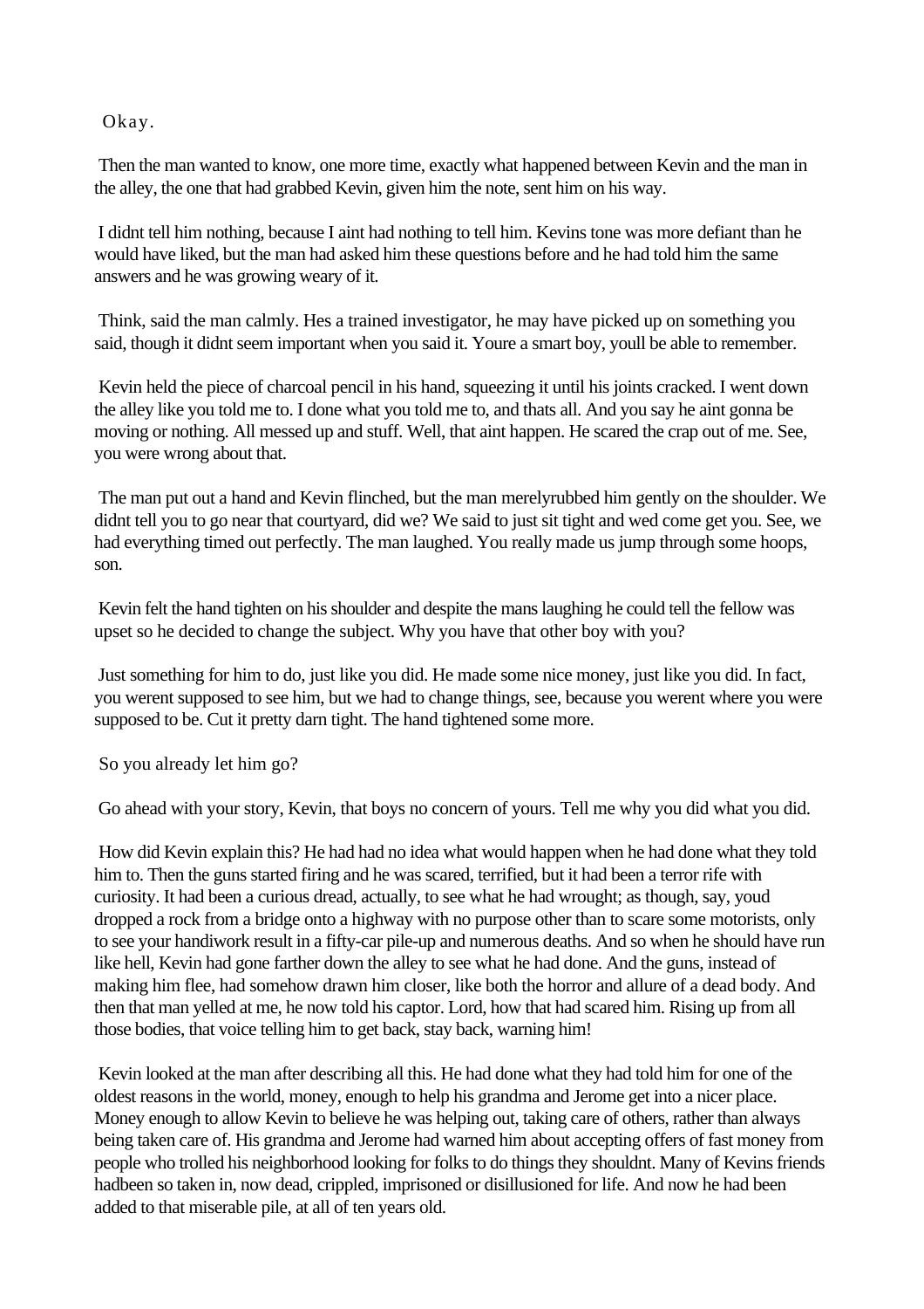Okay.

Then the man wanted to know, one more time, exactly what happened between Kevin and the man in the alley, the one that had grabbed Kevin, given him the note, sent him on his way.

I didnt tell him nothing, because I aint had nothing to tell him. Kevins tone was more defiant than he would have liked, but the man had asked him these questions before and he had told him the same answers and he was growing weary of it.

Think, said the man calmly. Hes a trained investigator, he may have picked up on something you said, though it didnt seem important when you said it. Youre a smart boy, youll be able to remember.

Kevin held the piece of charcoal pencil in his hand, squeezing it until his joints cracked. I went down the alley like you told me to. I done what you told me to, and thats all. And you say he aint gonna be moving or nothing. All messed up and stuff. Well, that aint happen. He scared the crap out of me. See, you were wrong about that.

The man put out a hand and Kevin flinched, but the man merelyrubbed him gently on the shoulder. We didnt tell you to go near that courtyard, did we? We said to just sit tight and wed come get you. See, we had everything timed out perfectly. The man laughed. You really made us jump through some hoops, son.

Kevin felt the hand tighten on his shoulder and despite the mans laughing he could tell the fellow was upset so he decided to change the subject. Why you have that other boy with you?

Just something for him to do, just like you did. He made some nice money, just like you did. In fact, you werent supposed to see him, but we had to change things, see, because you werent where you were supposed to be. Cut it pretty darn tight. The hand tightened some more.

So you already let him go?

Go ahead with your story, Kevin, that boys no concern of yours. Tell me why you did what you did.

How did Kevin explain this? He had had no idea what would happen when he had done what they told him to. Then the guns started firing and he was scared, terrified, but it had been a terror rife with curiosity. It had been a curious dread, actually, to see what he had wrought; as though, say, youd dropped a rock from a bridge onto a highway with no purpose other than to scare some motorists, only to see your handiwork result in a fifty-car pile-up and numerous deaths. And so when he should have run like hell, Kevin had gone farther down the alley to see what he had done. And the guns, instead of making him flee, had somehow drawn him closer, like both the horror and allure of a dead body. And then that man yelled at me, he now told his captor. Lord, how that had scared him. Rising up from all those bodies, that voice telling him to get back, stay back, warning him!

Kevin looked at the man after describing all this. He had done what they had told him for one of the oldest reasons in the world, money, enough to help his grandma and Jerome get into a nicer place. Money enough to allow Kevin to believe he was helping out, taking care of others, rather than always being taken care of. His grandma and Jerome had warned him about accepting offers of fast money from people who trolled his neighborhood looking for folks to do things they shouldnt. Many of Kevins friends hadbeen so taken in, now dead, crippled, imprisoned or disillusioned for life. And now he had been added to that miserable pile, at all of ten years old.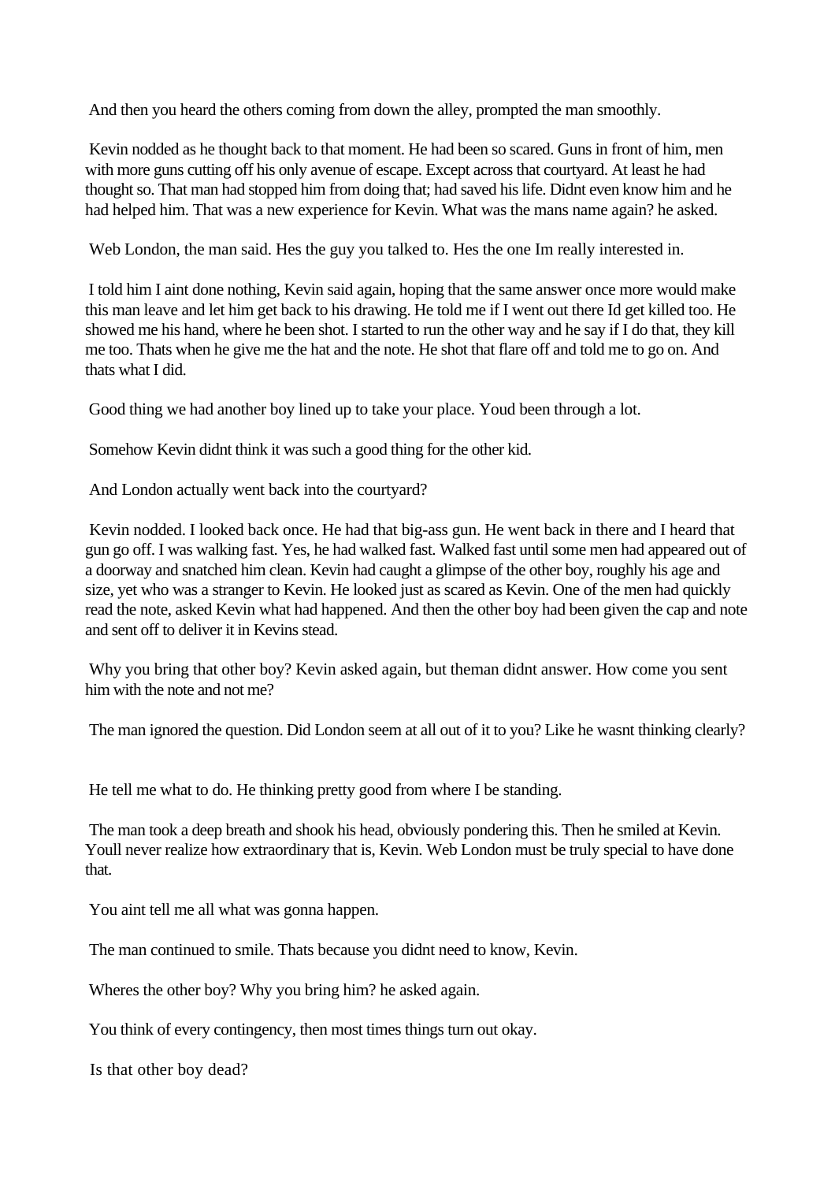And then you heard the others coming from down the alley, prompted the man smoothly.

Kevin nodded as he thought back to that moment. He had been so scared. Guns in front of him, men with more guns cutting off his only avenue of escape. Except across that courtyard. At least he had thought so. That man had stopped him from doing that; had saved his life. Didnt even know him and he had helped him. That was a new experience for Kevin. What was the mans name again? he asked.

Web London, the man said. Hes the guy you talked to. Hes the one Im really interested in.

I told him I aint done nothing, Kevin said again, hoping that the same answer once more would make this man leave and let him get back to his drawing. He told me if I went out there Id get killed too. He showed me his hand, where he been shot. I started to run the other way and he say if I do that, they kill me too. Thats when he give me the hat and the note. He shot that flare off and told me to go on. And thats what I did.

Good thing we had another boy lined up to take your place. Youd been through a lot.

Somehow Kevin didnt think it was such a good thing for the other kid.

And London actually went back into the courtyard?

Kevin nodded. I looked back once. He had that big-ass gun. He went back in there and I heard that gun go off. I was walking fast. Yes, he had walked fast. Walked fast until some men had appeared out of a doorway and snatched him clean. Kevin had caught a glimpse of the other boy, roughly his age and size, yet who was a stranger to Kevin. He looked just as scared as Kevin. One of the men had quickly read the note, asked Kevin what had happened. And then the other boy had been given the cap and note and sent off to deliver it in Kevins stead.

Why you bring that other boy? Kevin asked again, but theman didnt answer. How come you sent him with the note and not me?

The man ignored the question. Did London seem at all out of it to you? Like he wasnt thinking clearly?

He tell me what to do. He thinking pretty good from where I be standing.

The man took a deep breath and shook his head, obviously pondering this. Then he smiled at Kevin. Youll never realize how extraordinary that is, Kevin. Web London must be truly special to have done that.

You aint tell me all what was gonna happen.

The man continued to smile. Thats because you didnt need to know, Kevin.

Wheres the other boy? Why you bring him? he asked again.

You think of every contingency, then most times things turn out okay.

Is that other boy dead?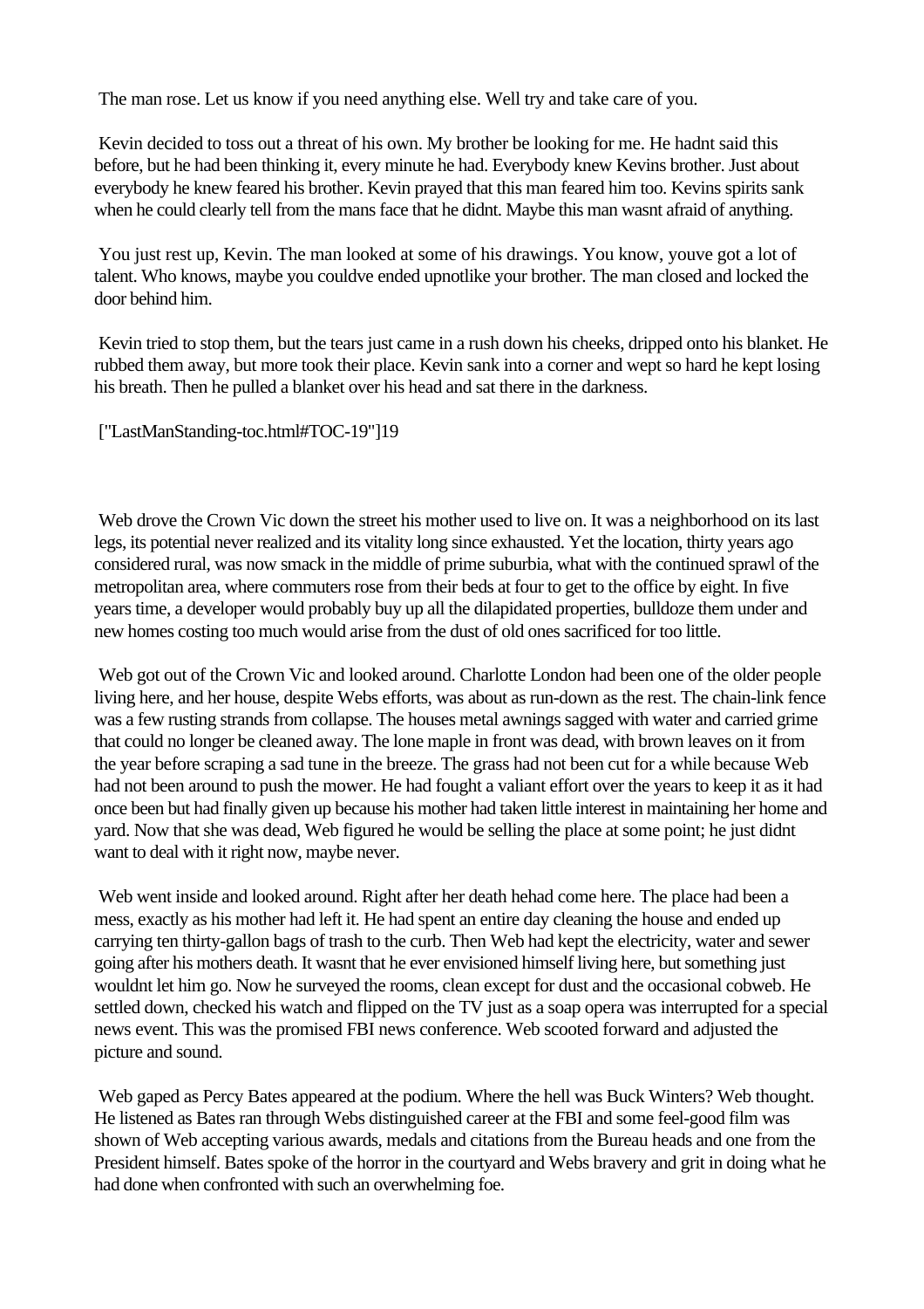The man rose. Let us know if you need anything else. Well try and take care of you.

Kevin decided to toss out a threat of his own. My brother be looking for me. He hadnt said this before, but he had been thinking it, every minute he had. Everybody knew Kevins brother. Just about everybody he knew feared his brother. Kevin prayed that this man feared him too. Kevins spirits sank when he could clearly tell from the mans face that he didnt. Maybe this man wasnt afraid of anything.

You just rest up, Kevin. The man looked at some of his drawings. You know, youve got a lot of talent. Who knows, maybe you couldve ended upnotlike your brother. The man closed and locked the door behind him.

Kevin tried to stop them, but the tears just came in a rush down his cheeks, dripped onto his blanket. He rubbed them away, but more took their place. Kevin sank into a corner and wept so hard he kept losing his breath. Then he pulled a blanket over his head and sat there in the darkness.

["LastManStanding-toc.html#TOC-19"]19

Web drove the Crown Vic down the street his mother used to live on. It was a neighborhood on its last legs, its potential never realized and its vitality long since exhausted. Yet the location, thirty years ago considered rural, was now smack in the middle of prime suburbia, what with the continued sprawl of the metropolitan area, where commuters rose from their beds at four to get to the office by eight. In five years time, a developer would probably buy up all the dilapidated properties, bulldoze them under and new homes costing too much would arise from the dust of old ones sacrificed for too little.

Web got out of the Crown Vic and looked around. Charlotte London had been one of the older people living here, and her house, despite Webs efforts, was about as run-down as the rest. The chain-link fence was a few rusting strands from collapse. The houses metal awnings sagged with water and carried grime that could no longer be cleaned away. The lone maple in front was dead, with brown leaves on it from the year before scraping a sad tune in the breeze. The grass had not been cut for a while because Web had not been around to push the mower. He had fought a valiant effort over the years to keep it as it had once been but had finally given up because his mother had taken little interest in maintaining her home and yard. Now that she was dead, Web figured he would be selling the place at some point; he just didnt want to deal with it right now, maybe never.

Web went inside and looked around. Right after her death hehad come here. The place had been a mess, exactly as his mother had left it. He had spent an entire day cleaning the house and ended up carrying ten thirty-gallon bags of trash to the curb. Then Web had kept the electricity, water and sewer going after his mothers death. It wasnt that he ever envisioned himself living here, but something just wouldnt let him go. Now he surveyed the rooms, clean except for dust and the occasional cobweb. He settled down, checked his watch and flipped on the TV just as a soap opera was interrupted for a special news event. This was the promised FBI news conference. Web scooted forward and adjusted the picture and sound.

Web gaped as Percy Bates appeared at the podium. Where the hell was Buck Winters? Web thought. He listened as Bates ran through Webs distinguished career at the FBI and some feel-good film was shown of Web accepting various awards, medals and citations from the Bureau heads and one from the President himself. Bates spoke of the horror in the courtyard and Webs bravery and grit in doing what he had done when confronted with such an overwhelming foe.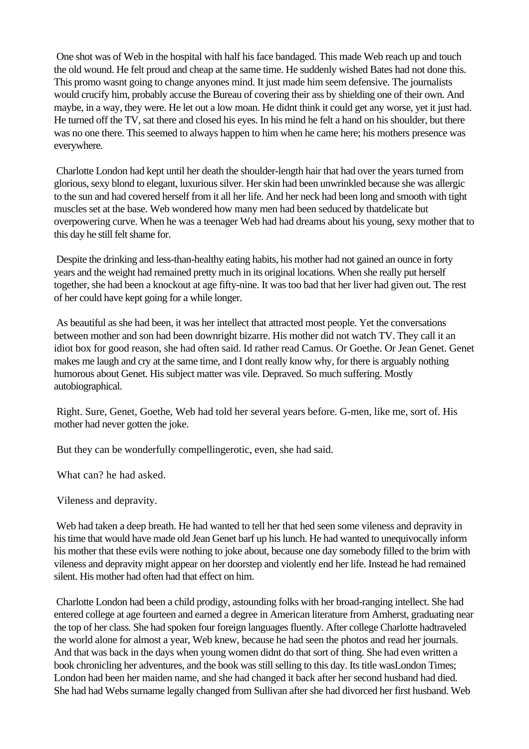One shot was of Web in the hospital with half his face bandaged. This made Web reach up and touch the old wound. He felt proud and cheap at the same time. He suddenly wished Bates had not done this. This promo wasnt going to change anyones mind. It just made him seem defensive. The journalists would crucify him, probably accuse the Bureau of covering their ass by shielding one of their own. And maybe, in a way, they were. He let out a low moan. He didnt think it could get any worse, yet it just had. He turned off the TV, sat there and closed his eyes. In his mind he felt a hand on his shoulder, but there was no one there. This seemed to always happen to him when he came here; his mothers presence was everywhere.

Charlotte London had kept until her death the shoulder-length hair that had over the years turned from glorious, sexy blond to elegant, luxurious silver. Her skin had been unwrinkled because she was allergic to the sun and had covered herself from it all her life. And her neck had been long and smooth with tight muscles set at the base. Web wondered how many men had been seduced by thatdelicate but overpowering curve. When he was a teenager Web had had dreams about his young, sexy mother that to this day he still felt shame for.

Despite the drinking and less-than-healthy eating habits, his mother had not gained an ounce in forty years and the weight had remained pretty much in its original locations. When she really put herself together, she had been a knockout at age fifty-nine. It was too bad that her liver had given out. The rest of her could have kept going for a while longer.

As beautiful as she had been, it was her intellect that attracted most people. Yet the conversations between mother and son had been downright bizarre. His mother did not watch TV. They call it an idiot box for good reason, she had often said. Id rather read Camus. Or Goethe. Or Jean Genet. Genet makes me laugh and cry at the same time, and I dont really know why, for there is arguably nothing humorous about Genet. His subject matter was vile. Depraved. So much suffering. Mostly autobiographical.

Right. Sure, Genet, Goethe, Web had told her several years before. G-men, like me, sort of. His mother had never gotten the joke.

But they can be wonderfully compellingerotic, even, she had said.

What can? he had asked.

Vileness and depravity.

Web had taken a deep breath. He had wanted to tell her that hed seen some vileness and depravity in his time that would have made old Jean Genet barf up his lunch. He had wanted to unequivocally inform his mother that these evils were nothing to joke about, because one day somebody filled to the brim with vileness and depravity might appear on her doorstep and violently end her life. Instead he had remained silent. His mother had often had that effect on him.

Charlotte London had been a child prodigy, astounding folks with her broad-ranging intellect. She had entered college at age fourteen and earned a degree in American literature from Amherst, graduating near the top of her class. She had spoken four foreign languages fluently. After college Charlotte hadtraveled the world alone for almost a year, Web knew, because he had seen the photos and read her journals. And that was back in the days when young women didnt do that sort of thing. She had even written a book chronicling her adventures, and the book was still selling to this day. Its title wasLondon Times; London had been her maiden name, and she had changed it back after her second husband had died. She had had Webs surname legally changed from Sullivan after she had divorced her first husband. Web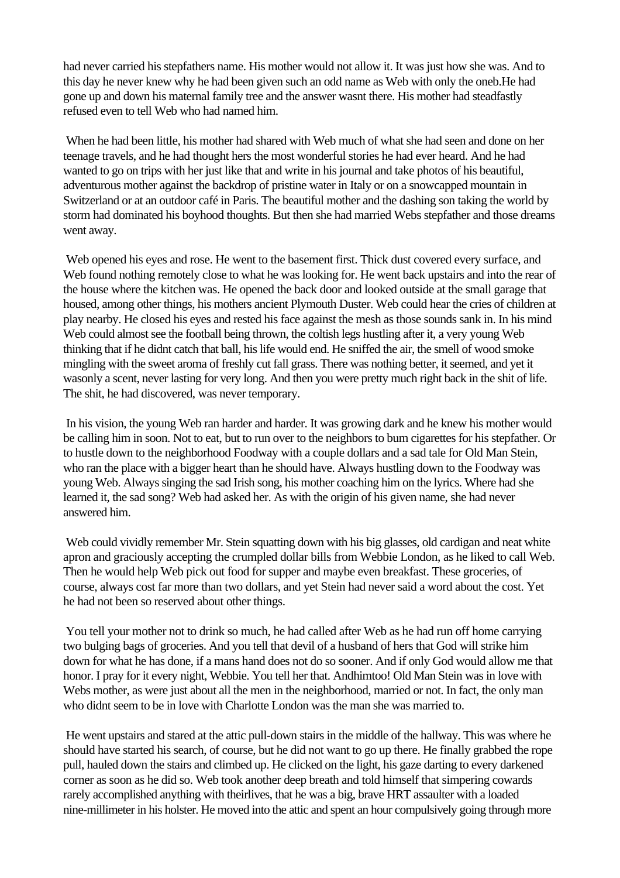had never carried his stepfathers name. His mother would not allow it. It was just how she was. And to this day he never knew why he had been given such an odd name as Web with only the oneb.He had gone up and down his maternal family tree and the answer wasnt there. His mother had steadfastly refused even to tell Web who had named him.

When he had been little, his mother had shared with Web much of what she had seen and done on her teenage travels, and he had thought hers the most wonderful stories he had ever heard. And he had wanted to go on trips with her just like that and write in his journal and take photos of his beautiful, adventurous mother against the backdrop of pristine water in Italy or on a snowcapped mountain in Switzerland or at an outdoor café in Paris. The beautiful mother and the dashing son taking the world by storm had dominated his boyhood thoughts. But then she had married Webs stepfather and those dreams went away.

Web opened his eyes and rose. He went to the basement first. Thick dust covered every surface, and Web found nothing remotely close to what he was looking for. He went back upstairs and into the rear of the house where the kitchen was. He opened the back door and looked outside at the small garage that housed, among other things, his mothers ancient Plymouth Duster. Web could hear the cries of children at play nearby. He closed his eyes and rested his face against the mesh as those sounds sank in. In his mind Web could almost see the football being thrown, the coltish legs hustling after it, a very young Web thinking that if he didnt catch that ball, his life would end. He sniffed the air, the smell of wood smoke mingling with the sweet aroma of freshly cut fall grass. There was nothing better, it seemed, and yet it wasonly a scent, never lasting for very long. And then you were pretty much right back in the shit of life. The shit, he had discovered, was never temporary.

In his vision, the young Web ran harder and harder. It was growing dark and he knew his mother would be calling him in soon. Not to eat, but to run over to the neighbors to bum cigarettes for his stepfather. Or to hustle down to the neighborhood Foodway with a couple dollars and a sad tale for Old Man Stein, who ran the place with a bigger heart than he should have. Always hustling down to the Foodway was young Web. Always singing the sad Irish song, his mother coaching him on the lyrics. Where had she learned it, the sad song? Web had asked her. As with the origin of his given name, she had never answered him.

Web could vividly remember Mr. Stein squatting down with his big glasses, old cardigan and neat white apron and graciously accepting the crumpled dollar bills from Webbie London, as he liked to call Web. Then he would help Web pick out food for supper and maybe even breakfast. These groceries, of course, always cost far more than two dollars, and yet Stein had never said a word about the cost. Yet he had not been so reserved about other things.

You tell your mother not to drink so much, he had called after Web as he had run off home carrying two bulging bags of groceries. And you tell that devil of a husband of hers that God will strike him down for what he has done, if a mans hand does not do so sooner. And if only God would allow me that honor. I pray for it every night, Webbie. You tell her that. Andhimtoo! Old Man Stein was in love with Webs mother, as were just about all the men in the neighborhood, married or not. In fact, the only man who didnt seem to be in love with Charlotte London was the man she was married to.

He went upstairs and stared at the attic pull-down stairs in the middle of the hallway. This was where he should have started his search, of course, but he did not want to go up there. He finally grabbed the rope pull, hauled down the stairs and climbed up. He clicked on the light, his gaze darting to every darkened corner as soon as he did so. Web took another deep breath and told himself that simpering cowards rarely accomplished anything with theirlives, that he was a big, brave HRT assaulter with a loaded nine-millimeter in his holster. He moved into the attic and spent an hour compulsively going through more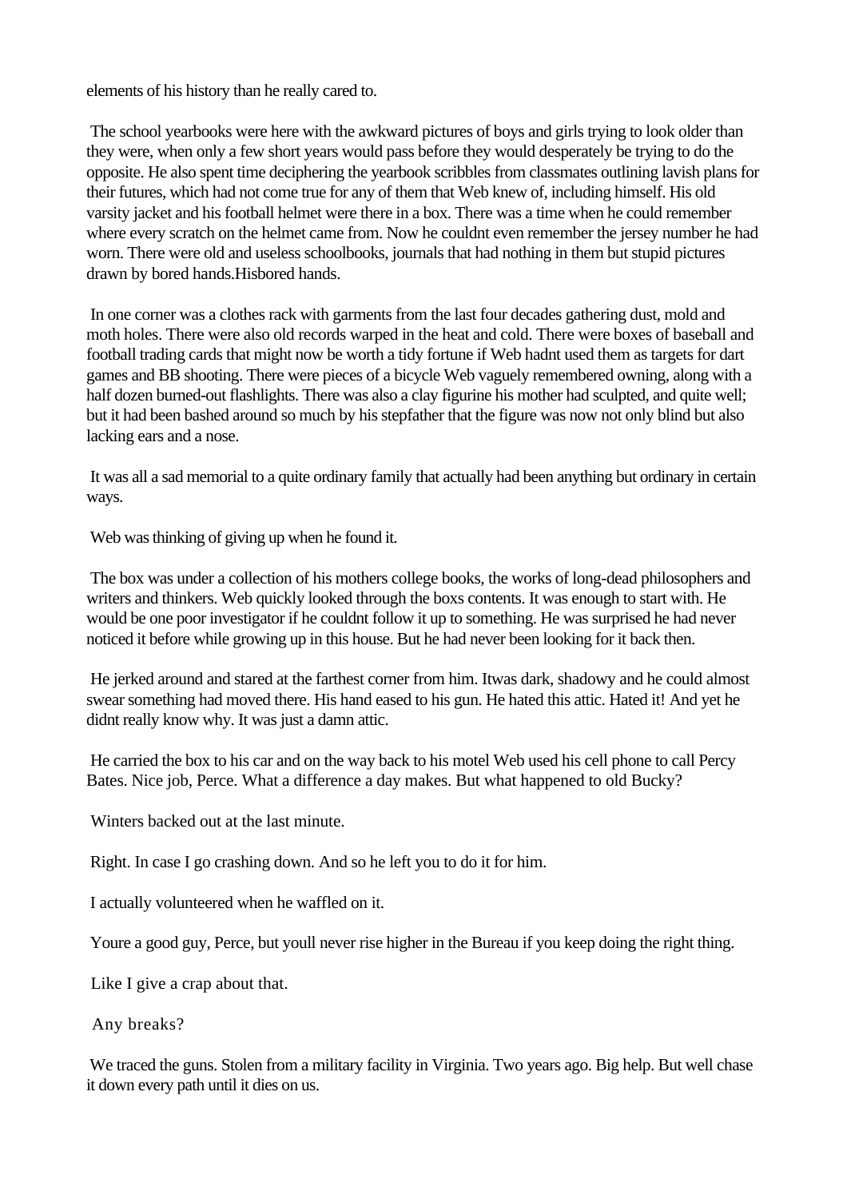elements of his history than he really cared to.

The school yearbooks were here with the awkward pictures of boys and girls trying to look older than they were, when only a few short years would pass before they would desperately be trying to do the opposite. He also spent time deciphering the yearbook scribbles from classmates outlining lavish plans for their futures, which had not come true for any of them that Web knew of, including himself. His old varsity jacket and his football helmet were there in a box. There was a time when he could remember where every scratch on the helmet came from. Now he couldnt even remember the jersey number he had worn. There were old and useless schoolbooks, journals that had nothing in them but stupid pictures drawn by bored hands.Hisbored hands.

In one corner was a clothes rack with garments from the last four decades gathering dust, mold and moth holes. There were also old records warped in the heat and cold. There were boxes of baseball and football trading cards that might now be worth a tidy fortune if Web hadnt used them as targets for dart games and BB shooting. There were pieces of a bicycle Web vaguely remembered owning, along with a half dozen burned-out flashlights. There was also a clay figurine his mother had sculpted, and quite well; but it had been bashed around so much by his stepfather that the figure was now not only blind but also lacking ears and a nose.

It was all a sad memorial to a quite ordinary family that actually had been anything but ordinary in certain ways.

Web was thinking of giving up when he found it.

The box was under a collection of his mothers college books, the works of long-dead philosophers and writers and thinkers. Web quickly looked through the boxs contents. It was enough to start with. He would be one poor investigator if he couldnt follow it up to something. He was surprised he had never noticed it before while growing up in this house. But he had never been looking for it back then.

He jerked around and stared at the farthest corner from him. Itwas dark, shadowy and he could almost swear something had moved there. His hand eased to his gun. He hated this attic. Hated it! And yet he didnt really know why. It was just a damn attic.

He carried the box to his car and on the way back to his motel Web used his cell phone to call Percy Bates. Nice job, Perce. What a difference a day makes. But what happened to old Bucky?

Winters backed out at the last minute.

Right. In case I go crashing down. And so he left you to do it for him.

I actually volunteered when he waffled on it.

Youre a good guy, Perce, but youll never rise higher in the Bureau if you keep doing the right thing.

Like I give a crap about that.

Any breaks?

We traced the guns. Stolen from a military facility in Virginia. Two years ago. Big help. But well chase it down every path until it dies on us.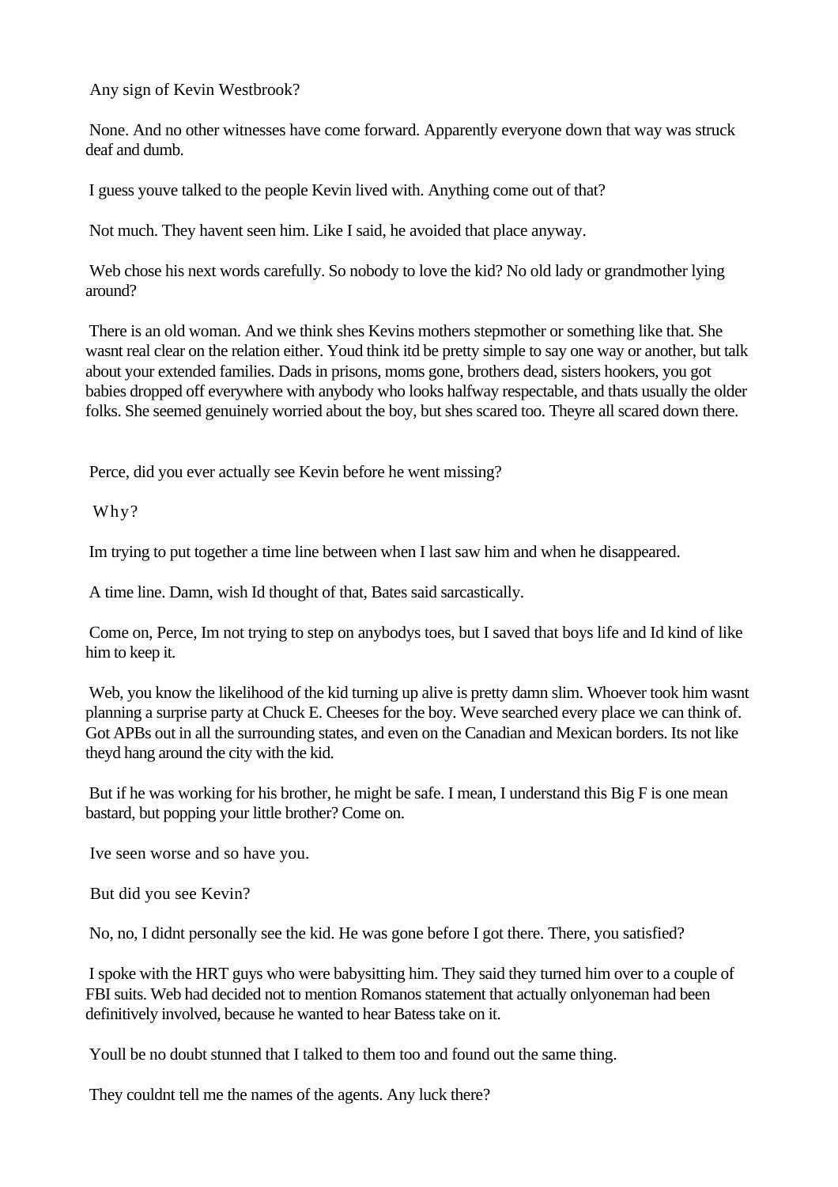Any sign of Kevin Westbrook?

None. And no other witnesses have come forward. Apparently everyone down that way was struck deaf and dumb.

I guess youve talked to the people Kevin lived with. Anything come out of that?

Not much. They havent seen him. Like I said, he avoided that place anyway.

Web chose his next words carefully. So nobody to love the kid? No old lady or grandmother lying around?

There is an old woman. And we think shes Kevins mothers stepmother or something like that. She wasnt real clear on the relation either. Youd think itd be pretty simple to say one way or another, but talk about your extended families. Dads in prisons, moms gone, brothers dead, sisters hookers, you got babies dropped off everywhere with anybody who looks halfway respectable, and thats usually the older folks. She seemed genuinely worried about the boy, but shes scared too. Theyre all scared down there.

Perce, did you ever actually see Kevin before he went missing?

Why?

Im trying to put together a time line between when I last saw him and when he disappeared.

A time line. Damn, wish Id thought of that, Bates said sarcastically.

Come on, Perce, Im not trying to step on anybodys toes, but I saved that boys life and Id kind of like him to keep it.

Web, you know the likelihood of the kid turning up alive is pretty damn slim. Whoever took him wasnt planning a surprise party at Chuck E. Cheeses for the boy. Weve searched every place we can think of. Got APBs out in all the surrounding states, and even on the Canadian and Mexican borders. Its not like theyd hang around the city with the kid.

But if he was working for his brother, he might be safe. I mean, I understand this Big F is one mean bastard, but popping your little brother? Come on.

Ive seen worse and so have you.

But did you see Kevin?

No, no, I didnt personally see the kid. He was gone before I got there. There, you satisfied?

I spoke with the HRT guys who were babysitting him. They said they turned him over to a couple of FBI suits. Web had decided not to mention Romanos statement that actually onlyoneman had been definitively involved, because he wanted to hear Batess take on it.

Youll be no doubt stunned that I talked to them too and found out the same thing.

They couldnt tell me the names of the agents. Any luck there?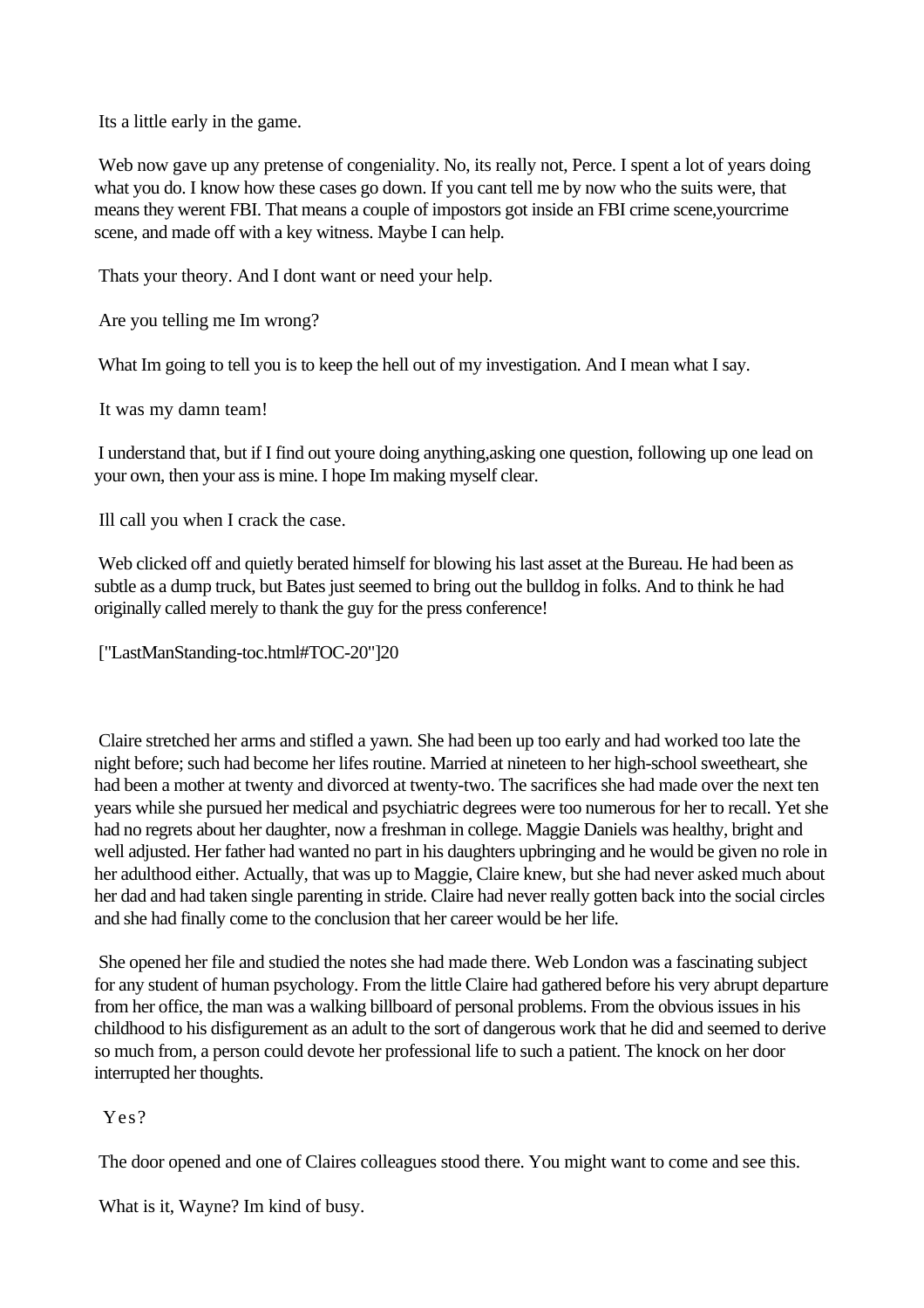Its a little early in the game.

Web now gave up any pretense of congeniality. No, its really not, Perce. I spent a lot of years doing what you do. I know how these cases go down. If you cant tell me by now who the suits were, that means they werent FBI. That means a couple of impostors got inside an FBI crime scene,yourcrime scene, and made off with a key witness. Maybe I can help.

Thats your theory. And I dont want or need your help.

Are you telling me Im wrong?

What Im going to tell you is to keep the hell out of my investigation. And I mean what I say.

It was my damn team!

I understand that, but if I find out youre doing anything,asking one question, following up one lead on your own, then your ass is mine. I hope Im making myself clear.

Ill call you when I crack the case.

Web clicked off and quietly berated himself for blowing his last asset at the Bureau. He had been as subtle as a dump truck, but Bates just seemed to bring out the bulldog in folks. And to think he had originally called merely to thank the guy for the press conference!

["LastManStanding-toc.html#TOC-20"]20

Claire stretched her arms and stifled a yawn. She had been up too early and had worked too late the night before; such had become her lifes routine. Married at nineteen to her high-school sweetheart, she had been a mother at twenty and divorced at twenty-two. The sacrifices she had made over the next ten years while she pursued her medical and psychiatric degrees were too numerous for her to recall. Yet she had no regrets about her daughter, now a freshman in college. Maggie Daniels was healthy, bright and well adjusted. Her father had wanted no part in his daughters upbringing and he would be given no role in her adulthood either. Actually, that was up to Maggie, Claire knew, but she had never asked much about her dad and had taken single parenting in stride. Claire had never really gotten back into the social circles and she had finally come to the conclusion that her career would be her life.

She opened her file and studied the notes she had made there. Web London was a fascinating subject for any student of human psychology. From the little Claire had gathered before his very abrupt departure from her office, the man was a walking billboard of personal problems. From the obvious issues in his childhood to his disfigurement as an adult to the sort of dangerous work that he did and seemed to derive so much from, a person could devote her professional life to such a patient. The knock on her door interrupted her thoughts.

Yes?

The door opened and one of Claires colleagues stood there. You might want to come and see this.

What is it, Wayne? Im kind of busy.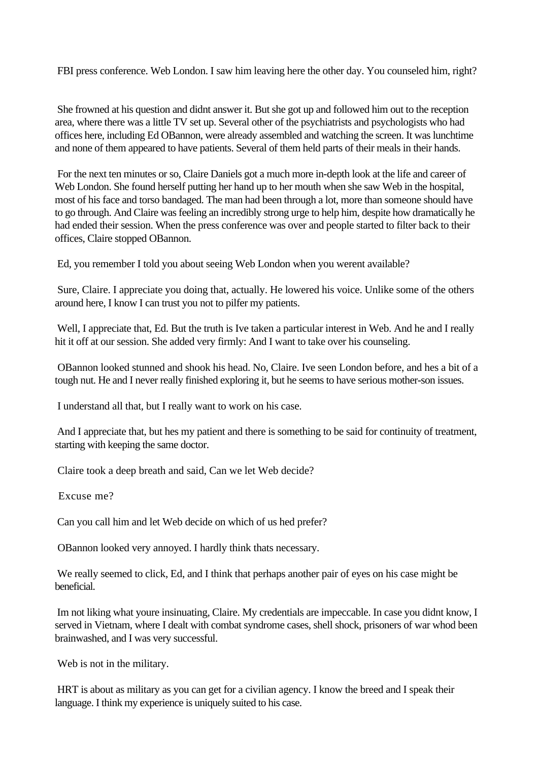FBI press conference. Web London. I saw him leaving here the other day. You counseled him, right?

She frowned at his question and didnt answer it. But she got up and followed him out to the reception area, where there was a little TV set up. Several other of the psychiatrists and psychologists who had offices here, including Ed OBannon, were already assembled and watching the screen. It was lunchtime and none of them appeared to have patients. Several of them held parts of their meals in their hands.

For the next ten minutes or so, Claire Daniels got a much more in-depth look at the life and career of Web London. She found herself putting her hand up to her mouth when she saw Web in the hospital, most of his face and torso bandaged. The man had been through a lot, more than someone should have to go through. And Claire was feeling an incredibly strong urge to help him, despite how dramatically he had ended their session. When the press conference was over and people started to filter back to their offices, Claire stopped OBannon.

Ed, you remember I told you about seeing Web London when you werent available?

Sure, Claire. I appreciate you doing that, actually. He lowered his voice. Unlike some of the others around here, I know I can trust you not to pilfer my patients.

Well, I appreciate that, Ed. But the truth is Ive taken a particular interest in Web. And he and I really hit it off at our session. She added very firmly: And I want to take over his counseling.

OBannon looked stunned and shook his head. No, Claire. Ive seen London before, and hes a bit of a tough nut. He and I never really finished exploring it, but he seems to have serious mother-son issues.

I understand all that, but I really want to work on his case.

And I appreciate that, but hes my patient and there is something to be said for continuity of treatment, starting with keeping the same doctor.

Claire took a deep breath and said, Can we let Web decide?

Excuse me?

Can you call him and let Web decide on which of us hed prefer?

OBannon looked very annoyed. I hardly think thats necessary.

We really seemed to click, Ed, and I think that perhaps another pair of eyes on his case might be beneficial.

Im not liking what youre insinuating, Claire. My credentials are impeccable. In case you didnt know, I served in Vietnam, where I dealt with combat syndrome cases, shell shock, prisoners of war whod been brainwashed, and I was very successful.

Web is not in the military.

HRT is about as military as you can get for a civilian agency. I know the breed and I speak their language. I think my experience is uniquely suited to his case.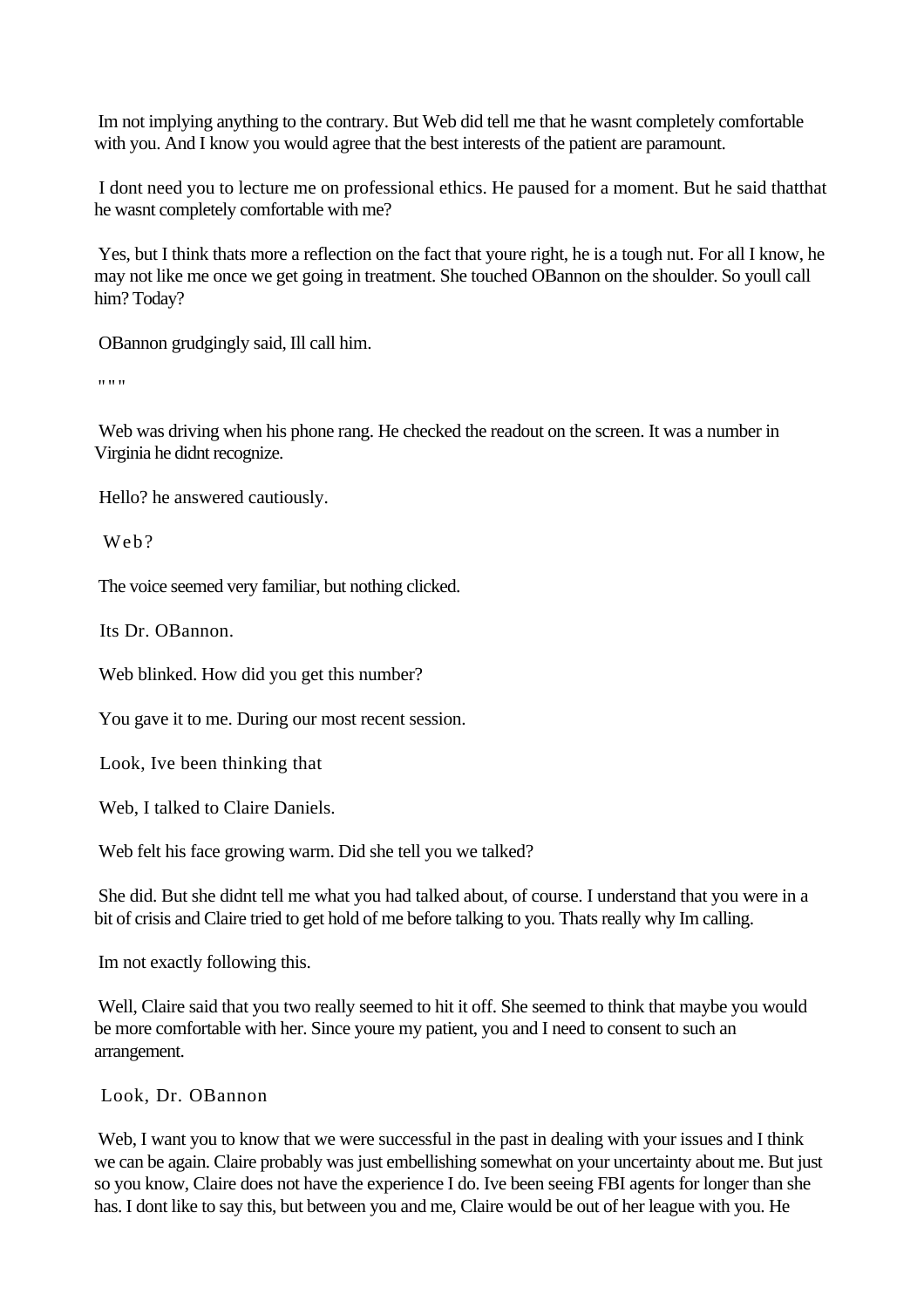Im not implying anything to the contrary. But Web did tell me that he wasnt completely comfortable with you. And I know you would agree that the best interests of the patient are paramount.

I dont need you to lecture me on professional ethics. He paused for a moment. But he said thatthat he wasnt completely comfortable with me?

Yes, but I think thats more a reflection on the fact that youre right, he is a tough nut. For all I know, he may not like me once we get going in treatment. She touched OBannon on the shoulder. So youll call him? Today?

OBannon grudgingly said, Ill call him.

" " "

Web was driving when his phone rang. He checked the readout on the screen. It was a number in Virginia he didnt recognize.

Hello? he answered cautiously.

Web?

The voice seemed very familiar, but nothing clicked.

Its Dr. OBannon.

Web blinked. How did you get this number?

You gave it to me. During our most recent session.

Look, Ive been thinking that

Web, I talked to Claire Daniels.

Web felt his face growing warm. Did she tell you we talked?

She did. But she didnt tell me what you had talked about, of course. I understand that you were in a bit of crisis and Claire tried to get hold of me before talking to you. Thats really why Im calling.

Im not exactly following this.

Well, Claire said that you two really seemed to hit it off. She seemed to think that maybe you would be more comfortable with her. Since youre my patient, you and I need to consent to such an arrangement.

Look, Dr. OBannon

Web, I want you to know that we were successful in the past in dealing with your issues and I think we can be again. Claire probably was just embellishing somewhat on your uncertainty about me. But just so you know, Claire does not have the experience I do. Ive been seeing FBI agents for longer than she has. I dont like to say this, but between you and me, Claire would be out of her league with you. He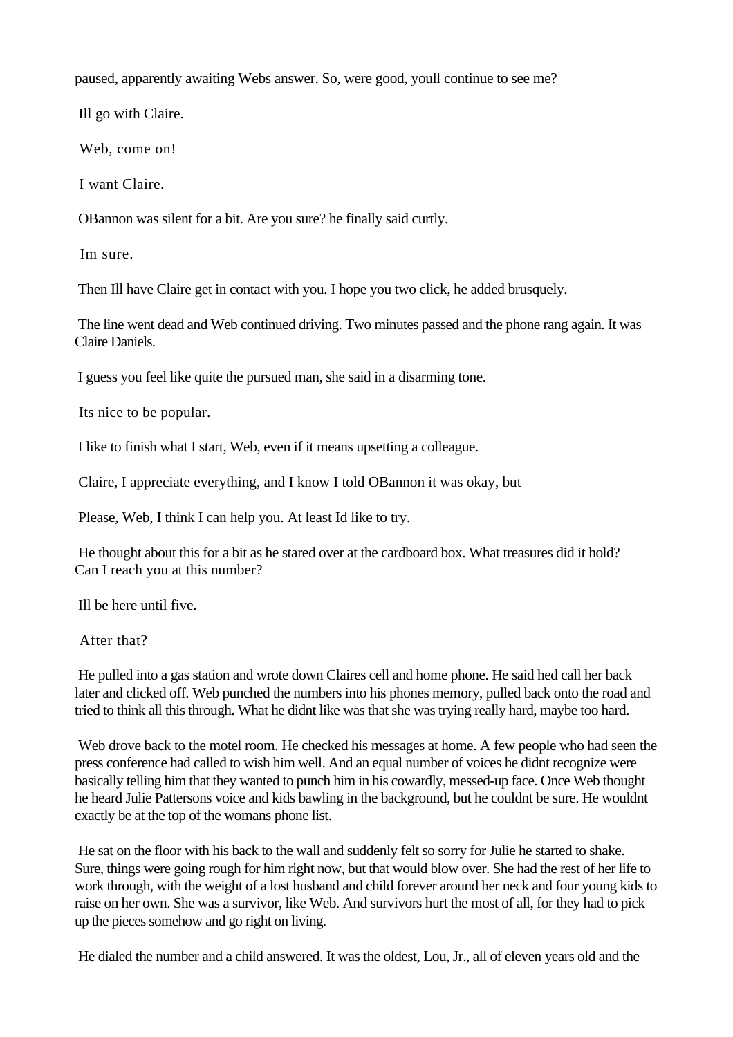paused, apparently awaiting Webs answer. So, were good, youll continue to see me?

Ill go with Claire.

Web, come on!

I want Claire.

OBannon was silent for a bit. Are you sure? he finally said curtly.

Im sure.

Then Ill have Claire get in contact with you. I hope you two click, he added brusquely.

The line went dead and Web continued driving. Two minutes passed and the phone rang again. It was Claire Daniels.

I guess you feel like quite the pursued man, she said in a disarming tone.

Its nice to be popular.

I like to finish what I start, Web, even if it means upsetting a colleague.

Claire, I appreciate everything, and I know I told OBannon it was okay, but

Please, Web, I think I can help you. At least Id like to try.

He thought about this for a bit as he stared over at the cardboard box. What treasures did it hold? Can I reach you at this number?

Ill be here until five.

After that?

He pulled into a gas station and wrote down Claires cell and home phone. He said hed call her back later and clicked off. Web punched the numbers into his phones memory, pulled back onto the road and tried to think all this through. What he didnt like was that she was trying really hard, maybe too hard.

Web drove back to the motel room. He checked his messages at home. A few people who had seen the press conference had called to wish him well. And an equal number of voices he didnt recognize were basically telling him that they wanted to punch him in his cowardly, messed-up face. Once Web thought he heard Julie Pattersons voice and kids bawling in the background, but he couldnt be sure. He wouldnt exactly be at the top of the womans phone list.

He sat on the floor with his back to the wall and suddenly felt so sorry for Julie he started to shake. Sure, things were going rough for him right now, but that would blow over. She had the rest of her life to work through, with the weight of a lost husband and child forever around her neck and four young kids to raise on her own. She was a survivor, like Web. And survivors hurt the most of all, for they had to pick up the pieces somehow and go right on living.

He dialed the number and a child answered. It was the oldest, Lou, Jr., all of eleven years old and the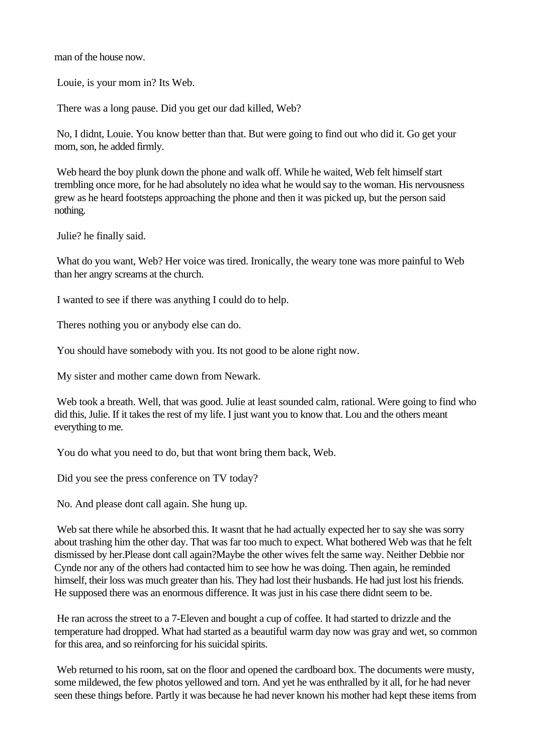man of the house now.

Louie, is your mom in? Its Web.

There was a long pause. Did you get our dad killed, Web?

No, I didnt, Louie. You know better than that. But were going to find out who did it. Go get your mom, son, he added firmly.

Web heard the boy plunk down the phone and walk off. While he waited, Web felt himself start trembling once more, for he had absolutely no idea what he would say to the woman. His nervousness grew as he heard footsteps approaching the phone and then it was picked up, but the person said nothing.

Julie? he finally said.

What do you want, Web? Her voice was tired. Ironically, the weary tone was more painful to Web than her angry screams at the church.

I wanted to see if there was anything I could do to help.

Theres nothing you or anybody else can do.

You should have somebody with you. Its not good to be alone right now.

My sister and mother came down from Newark.

Web took a breath. Well, that was good. Julie at least sounded calm, rational. Were going to find who did this, Julie. If it takes the rest of my life. I just want you to know that. Lou and the others meant everything to me.

You do what you need to do, but that wont bring them back, Web.

Did you see the press conference on TV today?

No. And please dont call again. She hung up.

Web sat there while he absorbed this. It wasnt that he had actually expected her to say she was sorry about trashing him the other day. That was far too much to expect. What bothered Web was that he felt dismissed by her.Please dont call again?Maybe the other wives felt the same way. Neither Debbie nor Cynde nor any of the others had contacted him to see how he was doing. Then again, he reminded himself, their loss was much greater than his. They had lost their husbands. He had just lost his friends. He supposed there was an enormous difference. It was just in his case there didnt seem to be.

He ran across the street to a 7-Eleven and bought a cup of coffee. It had started to drizzle and the temperature had dropped. What had started as a beautiful warm day now was gray and wet, so common for this area, and so reinforcing for his suicidal spirits.

Web returned to his room, sat on the floor and opened the cardboard box. The documents were musty, some mildewed, the few photos yellowed and torn. And yet he was enthralled by it all, for he had never seen these things before. Partly it was because he had never known his mother had kept these items from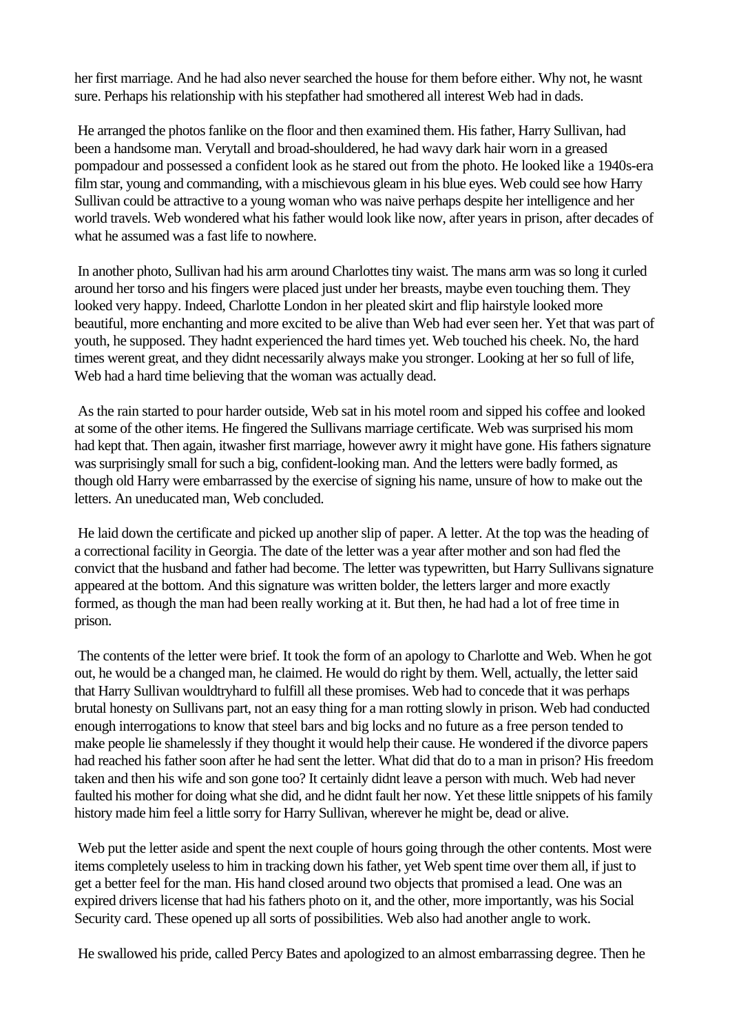her first marriage. And he had also never searched the house for them before either. Why not, he wasnt sure. Perhaps his relationship with his stepfather had smothered all interest Web had in dads.

He arranged the photos fanlike on the floor and then examined them. His father, Harry Sullivan, had been a handsome man. Verytall and broad-shouldered, he had wavy dark hair worn in a greased pompadour and possessed a confident look as he stared out from the photo. He looked like a 1940s-era film star, young and commanding, with a mischievous gleam in his blue eyes. Web could see how Harry Sullivan could be attractive to a young woman who was naive perhaps despite her intelligence and her world travels. Web wondered what his father would look like now, after years in prison, after decades of what he assumed was a fast life to nowhere.

In another photo, Sullivan had his arm around Charlottes tiny waist. The mans arm was so long it curled around her torso and his fingers were placed just under her breasts, maybe even touching them. They looked very happy. Indeed, Charlotte London in her pleated skirt and flip hairstyle looked more beautiful, more enchanting and more excited to be alive than Web had ever seen her. Yet that was part of youth, he supposed. They hadnt experienced the hard times yet. Web touched his cheek. No, the hard times werent great, and they didnt necessarily always make you stronger. Looking at her so full of life, Web had a hard time believing that the woman was actually dead.

As the rain started to pour harder outside, Web sat in his motel room and sipped his coffee and looked at some of the other items. He fingered the Sullivans marriage certificate. Web was surprised his mom had kept that. Then again, itwasher first marriage, however awry it might have gone. His fathers signature was surprisingly small for such a big, confident-looking man. And the letters were badly formed, as though old Harry were embarrassed by the exercise of signing his name, unsure of how to make out the letters. An uneducated man, Web concluded.

He laid down the certificate and picked up another slip of paper. A letter. At the top was the heading of a correctional facility in Georgia. The date of the letter was a year after mother and son had fled the convict that the husband and father had become. The letter was typewritten, but Harry Sullivans signature appeared at the bottom. And this signature was written bolder, the letters larger and more exactly formed, as though the man had been really working at it. But then, he had had a lot of free time in prison.

The contents of the letter were brief. It took the form of an apology to Charlotte and Web. When he got out, he would be a changed man, he claimed. He would do right by them. Well, actually, the letter said that Harry Sullivan wouldtryhard to fulfill all these promises. Web had to concede that it was perhaps brutal honesty on Sullivans part, not an easy thing for a man rotting slowly in prison. Web had conducted enough interrogations to know that steel bars and big locks and no future as a free person tended to make people lie shamelessly if they thought it would help their cause. He wondered if the divorce papers had reached his father soon after he had sent the letter. What did that do to a man in prison? His freedom taken and then his wife and son gone too? It certainly didnt leave a person with much. Web had never faulted his mother for doing what she did, and he didnt fault her now. Yet these little snippets of his family history made him feel a little sorry for Harry Sullivan, wherever he might be, dead or alive.

Web put the letter aside and spent the next couple of hours going through the other contents. Most were items completely useless to him in tracking down his father, yet Web spent time over them all, if just to get a better feel for the man. His hand closed around two objects that promised a lead. One was an expired drivers license that had his fathers photo on it, and the other, more importantly, was his Social Security card. These opened up all sorts of possibilities. Web also had another angle to work.

He swallowed his pride, called Percy Bates and apologized to an almost embarrassing degree. Then he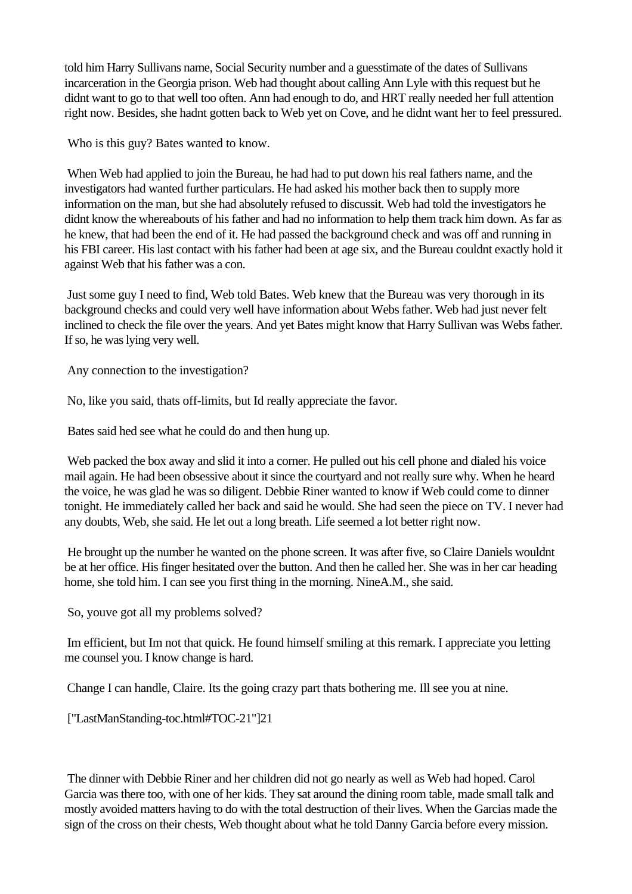told him Harry Sullivans name, Social Security number and a guesstimate of the dates of Sullivans incarceration in the Georgia prison. Web had thought about calling Ann Lyle with this request but he didnt want to go to that well too often. Ann had enough to do, and HRT really needed her full attention right now. Besides, she hadnt gotten back to Web yet on Cove, and he didnt want her to feel pressured.

Who is this guy? Bates wanted to know.

When Web had applied to join the Bureau, he had had to put down his real fathers name, and the investigators had wanted further particulars. He had asked his mother back then to supply more information on the man, but she had absolutely refused to discussit. Web had told the investigators he didnt know the whereabouts of his father and had no information to help them track him down. As far as he knew, that had been the end of it. He had passed the background check and was off and running in his FBI career. His last contact with his father had been at age six, and the Bureau couldnt exactly hold it against Web that his father was a con.

Just some guy I need to find, Web told Bates. Web knew that the Bureau was very thorough in its background checks and could very well have information about Webs father. Web had just never felt inclined to check the file over the years. And yet Bates might know that Harry Sullivan was Webs father. If so, he was lying very well.

Any connection to the investigation?

No, like you said, thats off-limits, but Id really appreciate the favor.

Bates said hed see what he could do and then hung up.

Web packed the box away and slid it into a corner. He pulled out his cell phone and dialed his voice mail again. He had been obsessive about it since the courtyard and not really sure why. When he heard the voice, he was glad he was so diligent. Debbie Riner wanted to know if Web could come to dinner tonight. He immediately called her back and said he would. She had seen the piece on TV. I never had any doubts, Web, she said. He let out a long breath. Life seemed a lot better right now.

He brought up the number he wanted on the phone screen. It was after five, so Claire Daniels wouldnt be at her office. His finger hesitated over the button. And then he called her. She was in her car heading home, she told him. I can see you first thing in the morning. NineA.M., she said.

So, youve got all my problems solved?

Im efficient, but Im not that quick. He found himself smiling at this remark. I appreciate you letting me counsel you. I know change is hard.

Change I can handle, Claire. Its the going crazy part thats bothering me. Ill see you at nine.

["LastManStanding-toc.html#TOC-21"]21

The dinner with Debbie Riner and her children did not go nearly as well as Web had hoped. Carol Garcia was there too, with one of her kids. They sat around the dining room table, made small talk and mostly avoided matters having to do with the total destruction of their lives. When the Garcias made the sign of the cross on their chests, Web thought about what he told Danny Garcia before every mission.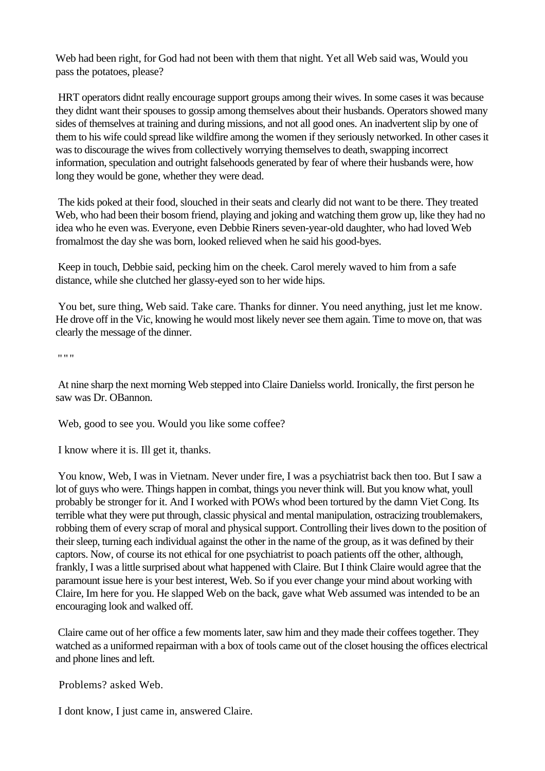Web had been right, for God had not been with them that night. Yet all Web said was, Would you pass the potatoes, please?

HRT operators didnt really encourage support groups among their wives. In some cases it was because they didnt want their spouses to gossip among themselves about their husbands. Operators showed many sides of themselves at training and during missions, and not all good ones. An inadvertent slip by one of them to his wife could spread like wildfire among the women if they seriously networked. In other cases it was to discourage the wives from collectively worrying themselves to death, swapping incorrect information, speculation and outright falsehoods generated by fear of where their husbands were, how long they would be gone, whether they were dead.

The kids poked at their food, slouched in their seats and clearly did not want to be there. They treated Web, who had been their bosom friend, playing and joking and watching them grow up, like they had no idea who he even was. Everyone, even Debbie Riners seven-year-old daughter, who had loved Web fromalmost the day she was born, looked relieved when he said his good-byes.

Keep in touch, Debbie said, pecking him on the cheek. Carol merely waved to him from a safe distance, while she clutched her glassy-eyed son to her wide hips.

You bet, sure thing, Web said. Take care. Thanks for dinner. You need anything, just let me know. He drove off in the Vic, knowing he would most likely never see them again. Time to move on, that was clearly the message of the dinner.

" " "

At nine sharp the next morning Web stepped into Claire Danielss world. Ironically, the first person he saw was Dr. OBannon.

Web, good to see you. Would you like some coffee?

I know where it is. Ill get it, thanks.

You know, Web, I was in Vietnam. Never under fire, I was a psychiatrist back then too. But I saw a lot of guys who were. Things happen in combat, things you never think will. But you know what, youll probably be stronger for it. And I worked with POWs whod been tortured by the damn Viet Cong. Its terrible what they were put through, classic physical and mental manipulation, ostracizing troublemakers, robbing them of every scrap of moral and physical support. Controlling their lives down to the position of their sleep, turning each individual against the other in the name of the group, as it was defined by their captors. Now, of course its not ethical for one psychiatrist to poach patients off the other, although, frankly, I was a little surprised about what happened with Claire. But I think Claire would agree that the paramount issue here is your best interest, Web. So if you ever change your mind about working with Claire, Im here for you. He slapped Web on the back, gave what Web assumed was intended to be an encouraging look and walked off.

Claire came out of her office a few moments later, saw him and they made their coffees together. They watched as a uniformed repairman with a box of tools came out of the closet housing the offices electrical and phone lines and left.

Problems? asked Web.

I dont know, I just came in, answered Claire.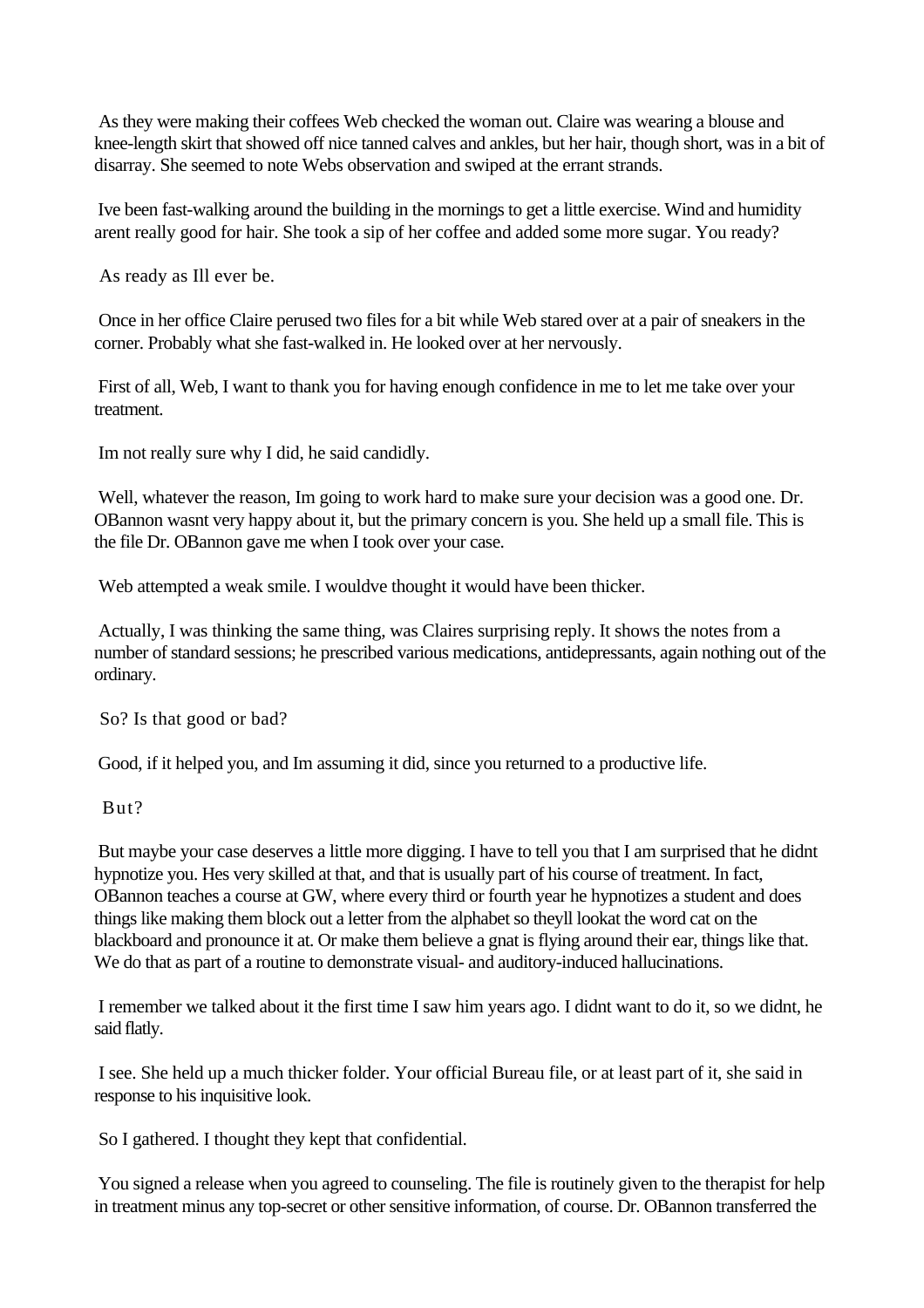As they were making their coffees Web checked the woman out. Claire was wearing a blouse and knee-length skirt that showed off nice tanned calves and ankles, but her hair, though short, was in a bit of disarray. She seemed to note Webs observation and swiped at the errant strands.

Ive been fast-walking around the building in the mornings to get a little exercise. Wind and humidity arent really good for hair. She took a sip of her coffee and added some more sugar. You ready?

As ready as Ill ever be.

Once in her office Claire perused two files for a bit while Web stared over at a pair of sneakers in the corner. Probably what she fast-walked in. He looked over at her nervously.

First of all, Web, I want to thank you for having enough confidence in me to let me take over your treatment.

Im not really sure why I did, he said candidly.

Well, whatever the reason, Im going to work hard to make sure your decision was a good one. Dr. OBannon wasnt very happy about it, but the primary concern is you. She held up a small file. This is the file Dr. OBannon gave me when I took over your case.

Web attempted a weak smile. I wouldve thought it would have been thicker.

Actually, I was thinking the same thing, was Claires surprising reply. It shows the notes from a number of standard sessions; he prescribed various medications, antidepressants, again nothing out of the ordinary.

So? Is that good or bad?

Good, if it helped you, and Im assuming it did, since you returned to a productive life.

But?

But maybe your case deserves a little more digging. I have to tell you that I am surprised that he didnt hypnotize you. Hes very skilled at that, and that is usually part of his course of treatment. In fact, OBannon teaches a course at GW, where every third or fourth year he hypnotizes a student and does things like making them block out a letter from the alphabet so theyll lookat the word cat on the blackboard and pronounce it at. Or make them believe a gnat is flying around their ear, things like that. We do that as part of a routine to demonstrate visual- and auditory-induced hallucinations.

I remember we talked about it the first time I saw him years ago. I didnt want to do it, so we didnt, he said flatly.

I see. She held up a much thicker folder. Your official Bureau file, or at least part of it, she said in response to his inquisitive look.

So I gathered. I thought they kept that confidential.

You signed a release when you agreed to counseling. The file is routinely given to the therapist for help in treatment minus any top-secret or other sensitive information, of course. Dr. OBannon transferred the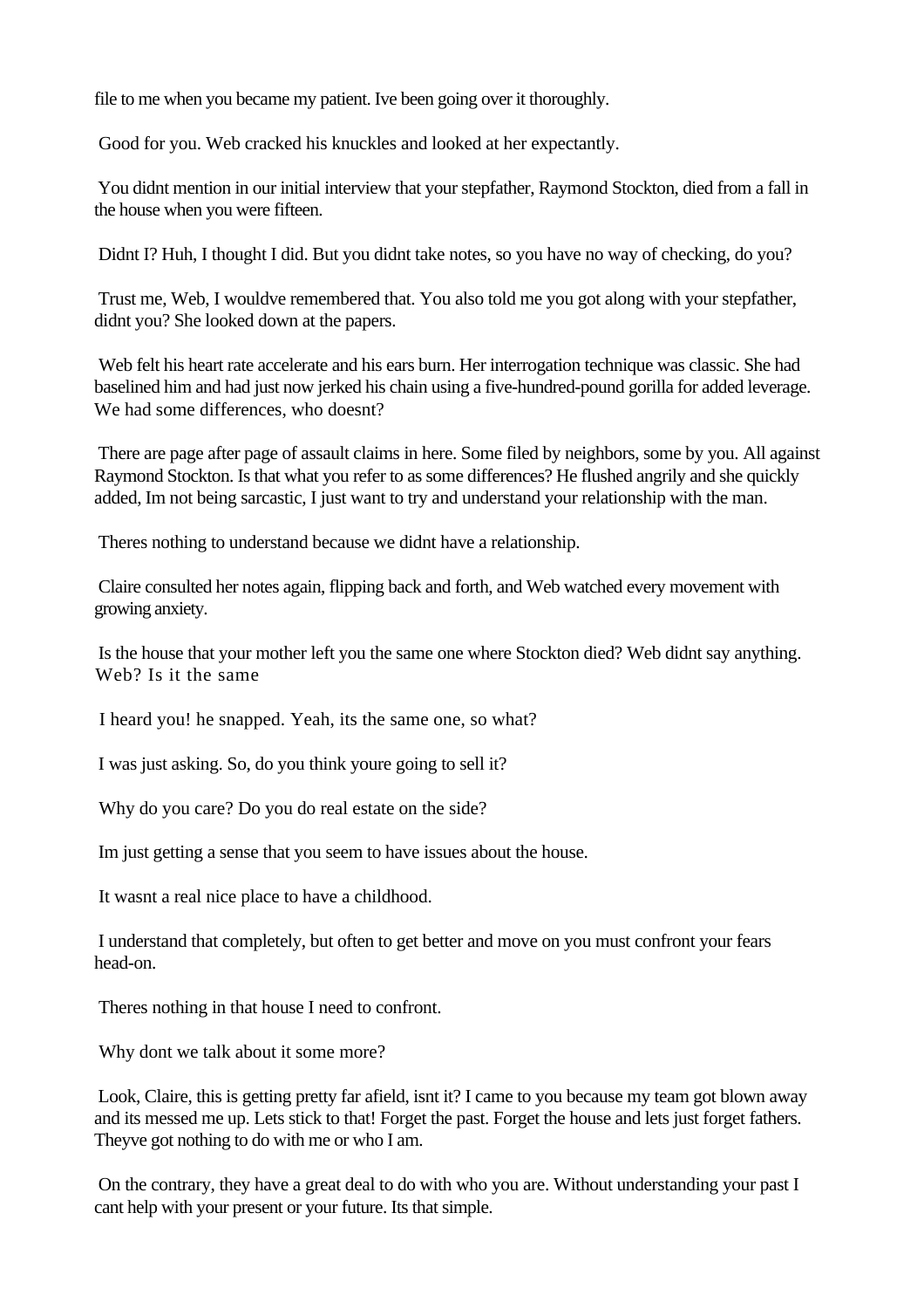file to me when you became my patient. Ive been going over it thoroughly.

Good for you. Web cracked his knuckles and looked at her expectantly.

You didnt mention in our initial interview that your stepfather, Raymond Stockton, died from a fall in the house when you were fifteen.

Didnt I? Huh, I thought I did. But you didnt take notes, so you have no way of checking, do you?

Trust me, Web, I wouldve remembered that. You also told me you got along with your stepfather, didnt you? She looked down at the papers.

Web felt his heart rate accelerate and his ears burn. Her interrogation technique was classic. She had baselined him and had just now jerked his chain using a five-hundred-pound gorilla for added leverage. We had some differences, who doesnt?

There are page after page of assault claims in here. Some filed by neighbors, some by you. All against Raymond Stockton. Is that what you refer to as some differences? He flushed angrily and she quickly added, Im not being sarcastic, I just want to try and understand your relationship with the man.

Theres nothing to understand because we didnt have a relationship.

Claire consulted her notes again, flipping back and forth, and Web watched every movement with growing anxiety.

Is the house that your mother left you the same one where Stockton died? Web didnt say anything. Web? Is it the same

I heard you! he snapped. Yeah, its the same one, so what?

I was just asking. So, do you think youre going to sell it?

Why do you care? Do you do real estate on the side?

Im just getting a sense that you seem to have issues about the house.

It wasnt a real nice place to have a childhood.

I understand that completely, but often to get better and move on you must confront your fears head-on.

Theres nothing in that house I need to confront.

Why dont we talk about it some more?

Look, Claire, this is getting pretty far afield, isnt it? I came to you because my team got blown away and its messed me up. Lets stick to that! Forget the past. Forget the house and lets just forget fathers. Theyve got nothing to do with me or who I am.

On the contrary, they have a great deal to do with who you are. Without understanding your past I cant help with your present or your future. Its that simple.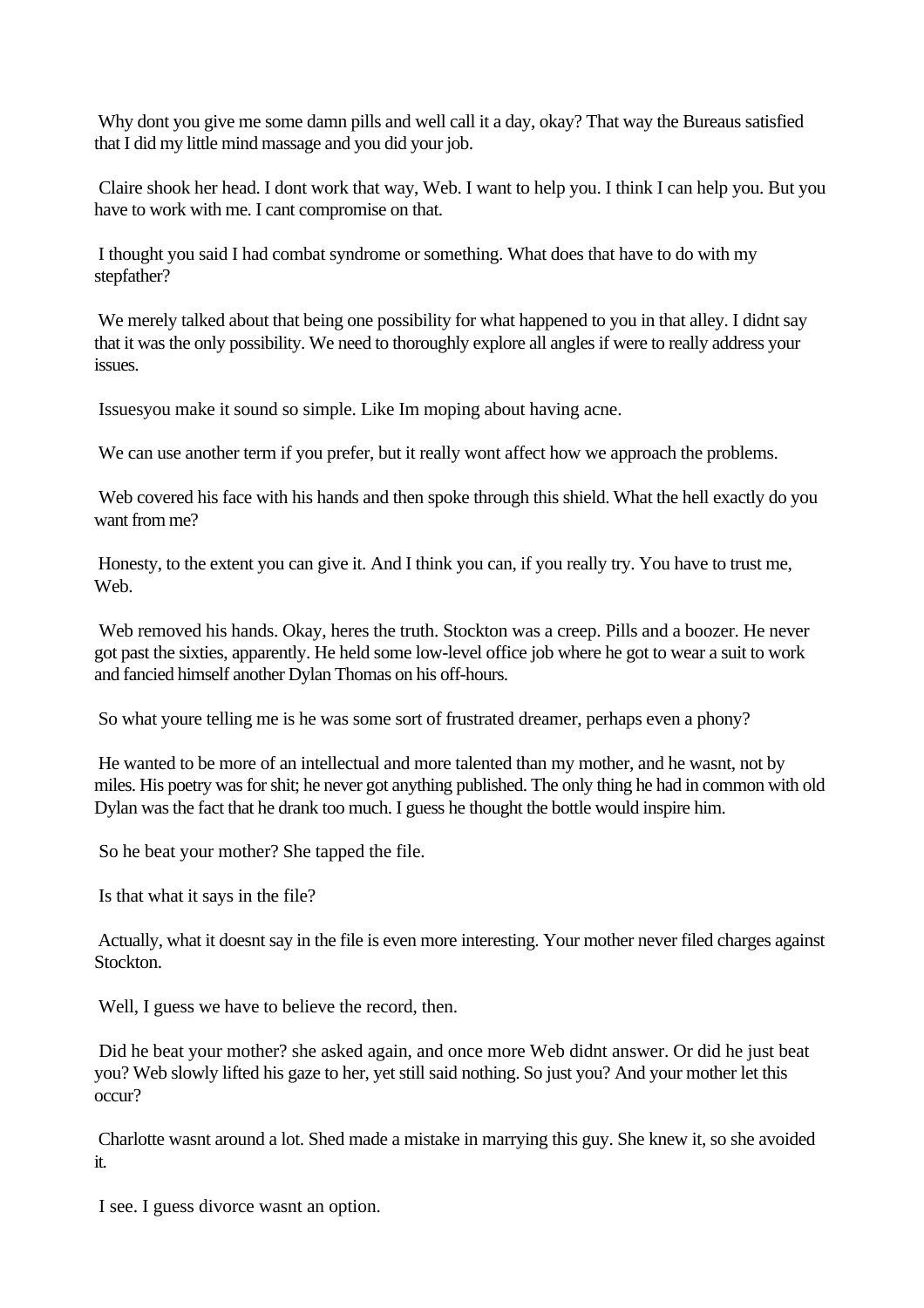Why dont you give me some damn pills and well call it a day, okay? That way the Bureaus satisfied that I did my little mind massage and you did your job.

Claire shook her head. I dont work that way, Web. I want to help you. I think I can help you. But you have to work with me. I cant compromise on that.

I thought you said I had combat syndrome or something. What does that have to do with my stepfather?

We merely talked about that being one possibility for what happened to you in that alley. I didnt say that it was the only possibility. We need to thoroughly explore all angles if were to really address your issues.

Issuesyou make it sound so simple. Like Im moping about having acne.

We can use another term if you prefer, but it really wont affect how we approach the problems.

Web covered his face with his hands and then spoke through this shield. What the hell exactly do you want from me?

Honesty, to the extent you can give it. And I think you can, if you really try. You have to trust me, Web.

Web removed his hands. Okay, heres the truth. Stockton was a creep. Pills and a boozer. He never got past the sixties, apparently. He held some low-level office job where he got to wear a suit to work and fancied himself another Dylan Thomas on his off-hours.

So what youre telling me is he was some sort of frustrated dreamer, perhaps even a phony?

He wanted to be more of an intellectual and more talented than my mother, and he wasnt, not by miles. His poetry was for shit; he never got anything published. The only thing he had in common with old Dylan was the fact that he drank too much. I guess he thought the bottle would inspire him.

So he beat your mother? She tapped the file.

Is that what it says in the file?

Actually, what it doesnt say in the file is even more interesting. Your mother never filed charges against Stockton.

Well, I guess we have to believe the record, then.

Did he beat your mother? she asked again, and once more Web didnt answer. Or did he just beat you? Web slowly lifted his gaze to her, yet still said nothing. So just you? And your mother let this occur?

Charlotte wasnt around a lot. Shed made a mistake in marrying this guy. She knew it, so she avoided it.

I see. I guess divorce wasnt an option.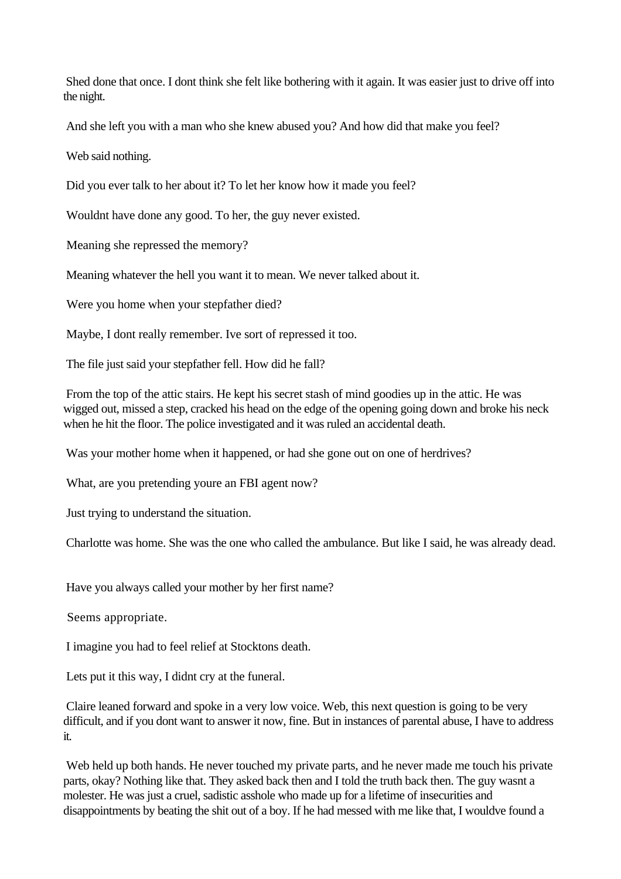Shed done that once. I dont think she felt like bothering with it again. It was easier just to drive off into the night.

And she left you with a man who she knew abused you? And how did that make you feel?

Web said nothing.

Did you ever talk to her about it? To let her know how it made you feel?

Wouldnt have done any good. To her, the guy never existed.

Meaning she repressed the memory?

Meaning whatever the hell you want it to mean. We never talked about it.

Were you home when your stepfather died?

Maybe, I dont really remember. Ive sort of repressed it too.

The file just said your stepfather fell. How did he fall?

From the top of the attic stairs. He kept his secret stash of mind goodies up in the attic. He was wigged out, missed a step, cracked his head on the edge of the opening going down and broke his neck when he hit the floor. The police investigated and it was ruled an accidental death.

Was your mother home when it happened, or had she gone out on one of herdrives?

What, are you pretending youre an FBI agent now?

Just trying to understand the situation.

Charlotte was home. She was the one who called the ambulance. But like I said, he was already dead.

Have you always called your mother by her first name?

Seems appropriate.

I imagine you had to feel relief at Stocktons death.

Lets put it this way, I didnt cry at the funeral.

Claire leaned forward and spoke in a very low voice. Web, this next question is going to be very difficult, and if you dont want to answer it now, fine. But in instances of parental abuse, I have to address it.

Web held up both hands. He never touched my private parts, and he never made me touch his private parts, okay? Nothing like that. They asked back then and I told the truth back then. The guy wasnt a molester. He was just a cruel, sadistic asshole who made up for a lifetime of insecurities and disappointments by beating the shit out of a boy. If he had messed with me like that, I wouldve found a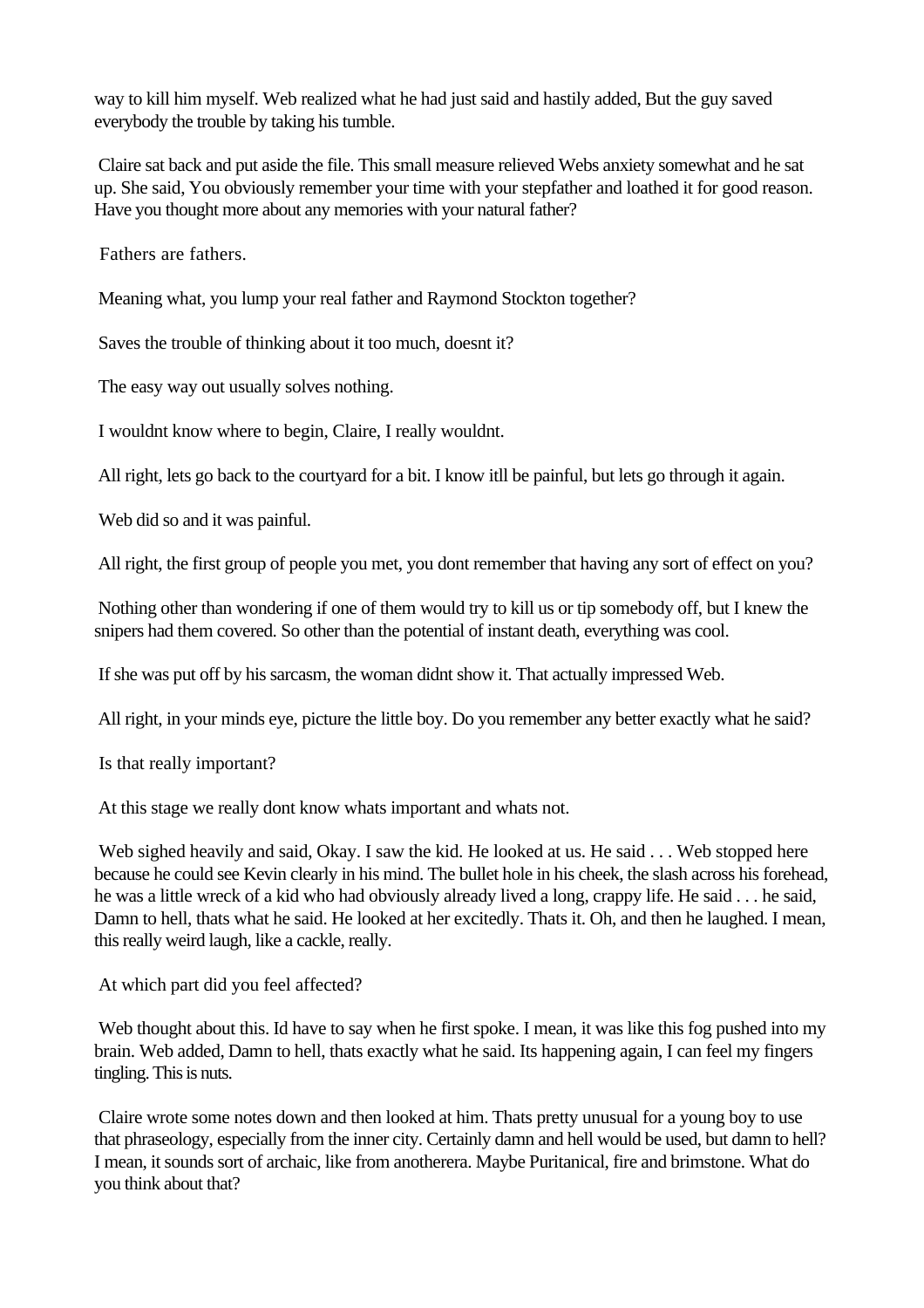way to kill him myself. Web realized what he had just said and hastily added, But the guy saved everybody the trouble by taking his tumble.

Claire sat back and put aside the file. This small measure relieved Webs anxiety somewhat and he sat up. She said, You obviously remember your time with your stepfather and loathed it for good reason. Have you thought more about any memories with your natural father?

Fathers are fathers.

Meaning what, you lump your real father and Raymond Stockton together?

Saves the trouble of thinking about it too much, doesnt it?

The easy way out usually solves nothing.

I wouldnt know where to begin, Claire, I really wouldnt.

All right, lets go back to the courtyard for a bit. I know itll be painful, but lets go through it again.

Web did so and it was painful.

All right, the first group of people you met, you dont remember that having any sort of effect on you?

Nothing other than wondering if one of them would try to kill us or tip somebody off, but I knew the snipers had them covered. So other than the potential of instant death, everything was cool.

If she was put off by his sarcasm, the woman didnt show it. That actually impressed Web.

All right, in your minds eye, picture the little boy. Do you remember any better exactly what he said?

Is that really important?

At this stage we really dont know whats important and whats not.

Web sighed heavily and said, Okay. I saw the kid. He looked at us. He said . . . Web stopped here because he could see Kevin clearly in his mind. The bullet hole in his cheek, the slash across his forehead, he was a little wreck of a kid who had obviously already lived a long, crappy life. He said . . . he said, Damn to hell, thats what he said. He looked at her excitedly. Thats it. Oh, and then he laughed. I mean, this really weird laugh, like a cackle, really.

At which part did you feel affected?

Web thought about this. Id have to say when he first spoke. I mean, it was like this fog pushed into my brain. Web added, Damn to hell, thats exactly what he said. Its happening again, I can feel my fingers tingling. This is nuts.

Claire wrote some notes down and then looked at him. Thats pretty unusual for a young boy to use that phraseology, especially from the inner city. Certainly damn and hell would be used, but damn to hell? I mean, it sounds sort of archaic, like from anotherera. Maybe Puritanical, fire and brimstone. What do you think about that?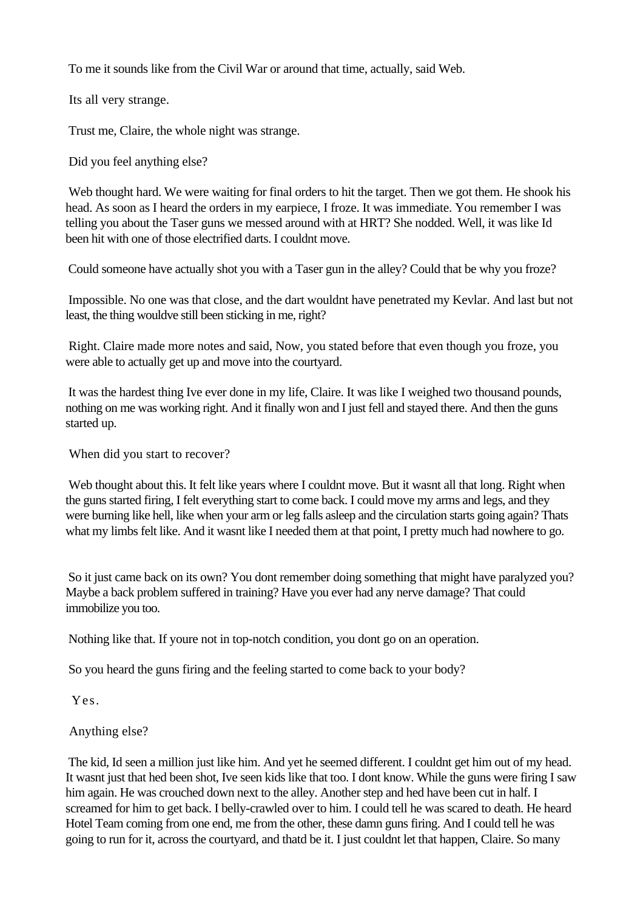To me it sounds like from the Civil War or around that time, actually, said Web.

Its all very strange.

Trust me, Claire, the whole night was strange.

Did you feel anything else?

Web thought hard. We were waiting for final orders to hit the target. Then we got them. He shook his head. As soon as I heard the orders in my earpiece, I froze. It was immediate. You remember I was telling you about the Taser guns we messed around with at HRT? She nodded. Well, it was like Id been hit with one of those electrified darts. I couldnt move.

Could someone have actually shot you with a Taser gun in the alley? Could that be why you froze?

Impossible. No one was that close, and the dart wouldnt have penetrated my Kevlar. And last but not least, the thing wouldve still been sticking in me, right?

Right. Claire made more notes and said, Now, you stated before that even though you froze, you were able to actually get up and move into the courtyard.

It was the hardest thing Ive ever done in my life, Claire. It was like I weighed two thousand pounds, nothing on me was working right. And it finally won and I just fell and stayed there. And then the guns started up.

When did you start to recover?

Web thought about this. It felt like years where I couldnt move. But it wasnt all that long. Right when the guns started firing, I felt everything start to come back. I could move my arms and legs, and they were burning like hell, like when your arm or leg falls asleep and the circulation starts going again? Thats what my limbs felt like. And it wasnt like I needed them at that point, I pretty much had nowhere to go.

So it just came back on its own? You dont remember doing something that might have paralyzed you? Maybe a back problem suffered in training? Have you ever had any nerve damage? That could immobilize you too.

Nothing like that. If youre not in top-notch condition, you dont go on an operation.

So you heard the guns firing and the feeling started to come back to your body?

Yes.

Anything else?

The kid, Id seen a million just like him. And yet he seemed different. I couldnt get him out of my head. It wasnt just that hed been shot, Ive seen kids like that too. I dont know. While the guns were firing I saw him again. He was crouched down next to the alley. Another step and hed have been cut in half. I screamed for him to get back. I belly-crawled over to him. I could tell he was scared to death. He heard Hotel Team coming from one end, me from the other, these damn guns firing. And I could tell he was going to run for it, across the courtyard, and thatd be it. I just couldnt let that happen, Claire. So many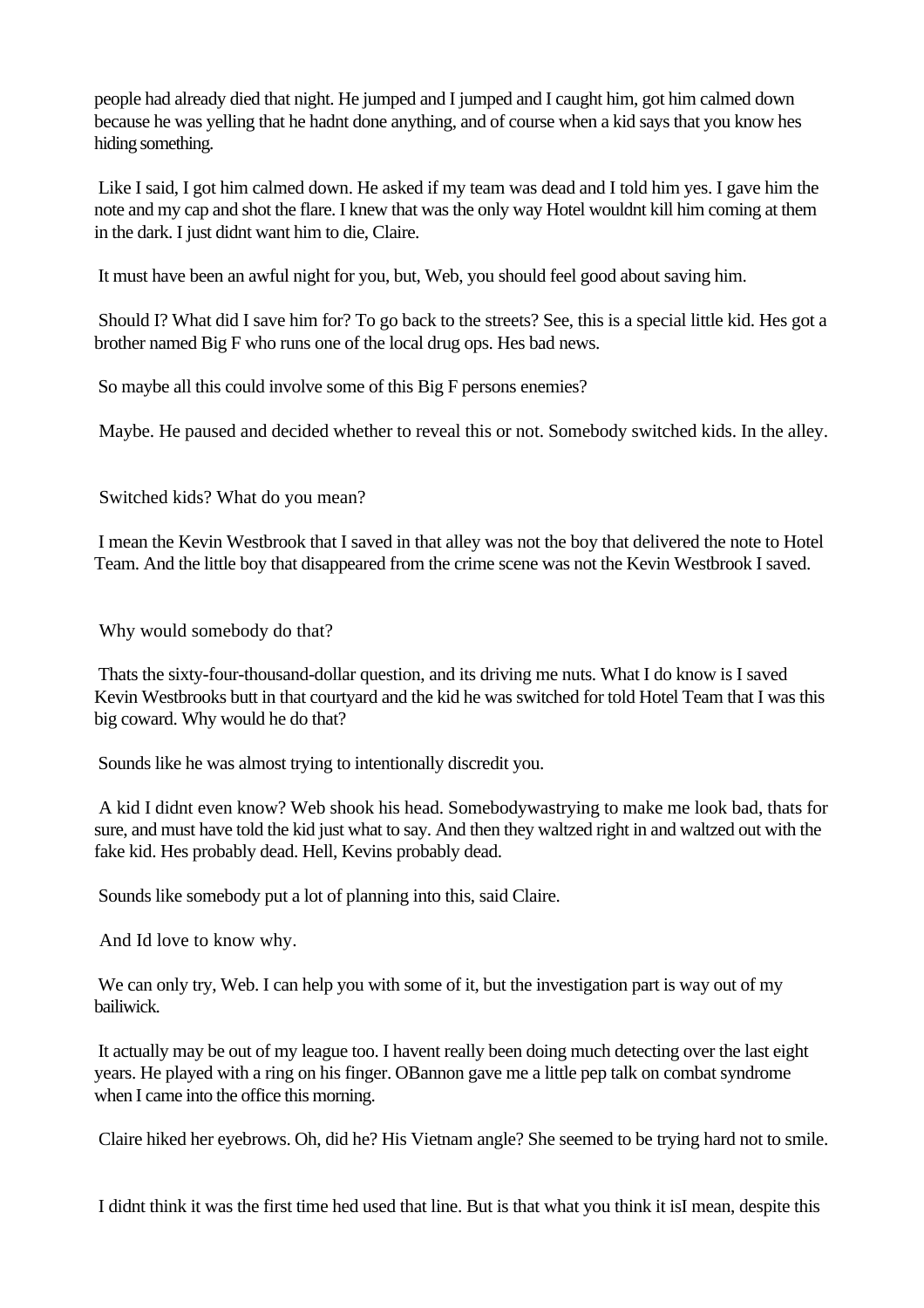people had already died that night. He jumped and I jumped and I caught him, got him calmed down because he was yelling that he hadnt done anything, and of course when a kid says that you know hes hiding something.

Like I said, I got him calmed down. He asked if my team was dead and I told him yes. I gave him the note and my cap and shot the flare. I knew that was the only way Hotel wouldnt kill him coming at them in the dark. I just didnt want him to die, Claire.

It must have been an awful night for you, but, Web, you should feel good about saving him.

Should I? What did I save him for? To go back to the streets? See, this is a special little kid. Hes got a brother named Big F who runs one of the local drug ops. Hes bad news.

So maybe all this could involve some of this Big F persons enemies?

Maybe. He paused and decided whether to reveal this or not. Somebody switched kids. In the alley.

Switched kids? What do you mean?

I mean the Kevin Westbrook that I saved in that alley was not the boy that delivered the note to Hotel Team. And the little boy that disappeared from the crime scene was not the Kevin Westbrook I saved.

Why would somebody do that?

Thats the sixty-four-thousand-dollar question, and its driving me nuts. What I do know is I saved Kevin Westbrooks butt in that courtyard and the kid he was switched for told Hotel Team that I was this big coward. Why would he do that?

Sounds like he was almost trying to intentionally discredit you.

A kid I didnt even know? Web shook his head. Somebodywastrying to make me look bad, thats for sure, and must have told the kid just what to say. And then they waltzed right in and waltzed out with the fake kid. Hes probably dead. Hell, Kevins probably dead.

Sounds like somebody put a lot of planning into this, said Claire.

And Id love to know why.

We can only try, Web. I can help you with some of it, but the investigation part is way out of my bailiwick.

It actually may be out of my league too. I havent really been doing much detecting over the last eight years. He played with a ring on his finger. OBannon gave me a little pep talk on combat syndrome when I came into the office this morning.

Claire hiked her eyebrows. Oh, did he? His Vietnam angle? She seemed to be trying hard not to smile.

I didnt think it was the first time hed used that line. But is that what you think it isI mean, despite this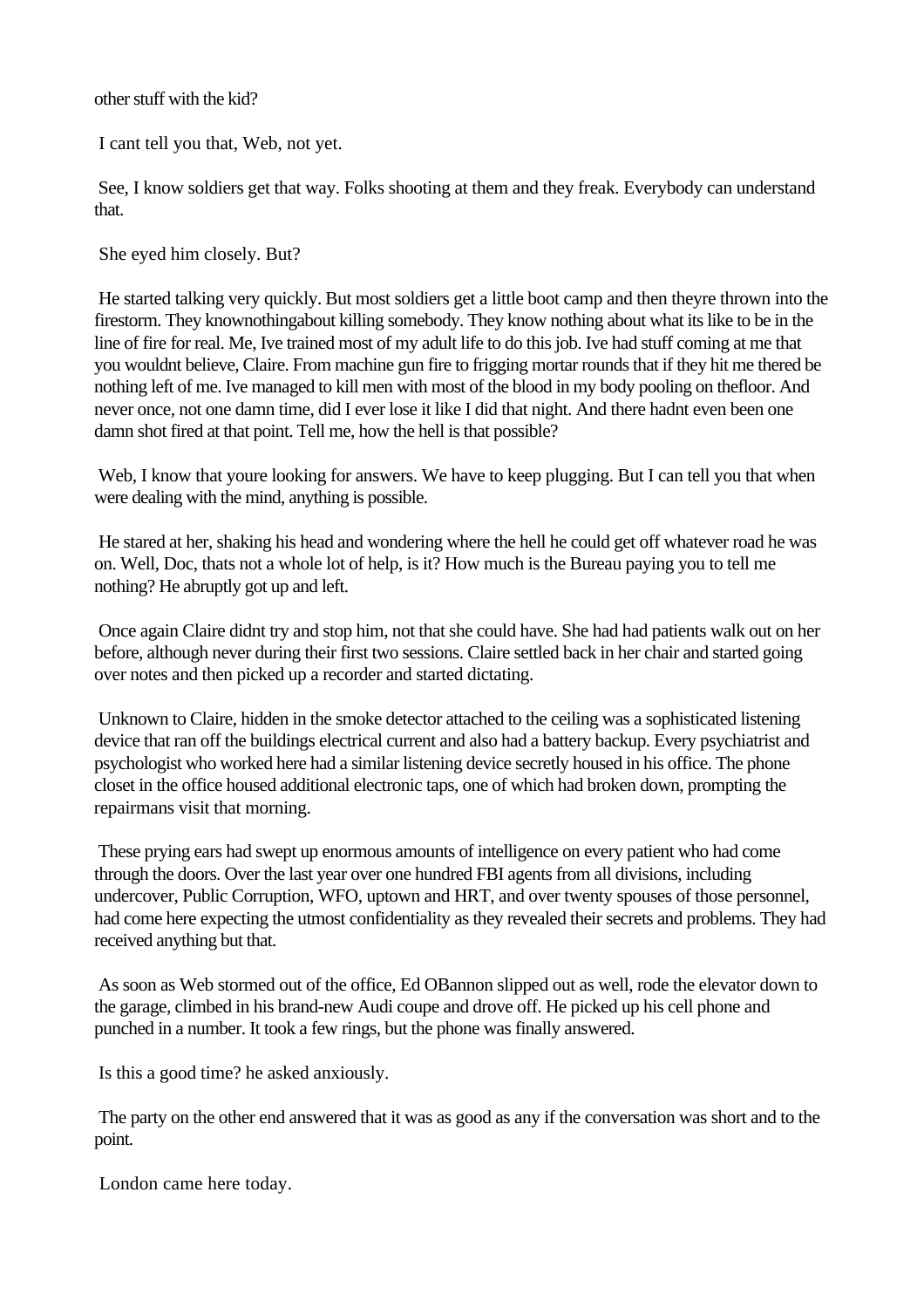other stuff with the kid?

I cant tell you that, Web, not yet.

See, I know soldiers get that way. Folks shooting at them and they freak. Everybody can understand that.

She eyed him closely. But?

He started talking very quickly. But most soldiers get a little boot camp and then theyre thrown into the firestorm. They knownothingabout killing somebody. They know nothing about what its like to be in the line of fire for real. Me, Ive trained most of my adult life to do this job. Ive had stuff coming at me that you wouldnt believe, Claire. From machine gun fire to frigging mortar rounds that if they hit me thered be nothing left of me. Ive managed to kill men with most of the blood in my body pooling on thefloor. And never once, not one damn time, did I ever lose it like I did that night. And there hadnt even been one damn shot fired at that point. Tell me, how the hell is that possible?

Web, I know that youre looking for answers. We have to keep plugging. But I can tell you that when were dealing with the mind, anything is possible.

He stared at her, shaking his head and wondering where the hell he could get off whatever road he was on. Well, Doc, thats not a whole lot of help, is it? How much is the Bureau paying you to tell me nothing? He abruptly got up and left.

Once again Claire didnt try and stop him, not that she could have. She had had patients walk out on her before, although never during their first two sessions. Claire settled back in her chair and started going over notes and then picked up a recorder and started dictating.

Unknown to Claire, hidden in the smoke detector attached to the ceiling was a sophisticated listening device that ran off the buildings electrical current and also had a battery backup. Every psychiatrist and psychologist who worked here had a similar listening device secretly housed in his office. The phone closet in the office housed additional electronic taps, one of which had broken down, prompting the repairmans visit that morning.

These prying ears had swept up enormous amounts of intelligence on every patient who had come through the doors. Over the last year over one hundred FBI agents from all divisions, including undercover, Public Corruption, WFO, uptown and HRT, and over twenty spouses of those personnel, had come here expecting the utmost confidentiality as they revealed their secrets and problems. They had received anything but that.

As soon as Web stormed out of the office, Ed OBannon slipped out as well, rode the elevator down to the garage, climbed in his brand-new Audi coupe and drove off. He picked up his cell phone and punched in a number. It took a few rings, but the phone was finally answered.

Is this a good time? he asked anxiously.

The party on the other end answered that it was as good as any if the conversation was short and to the point.

London came here today.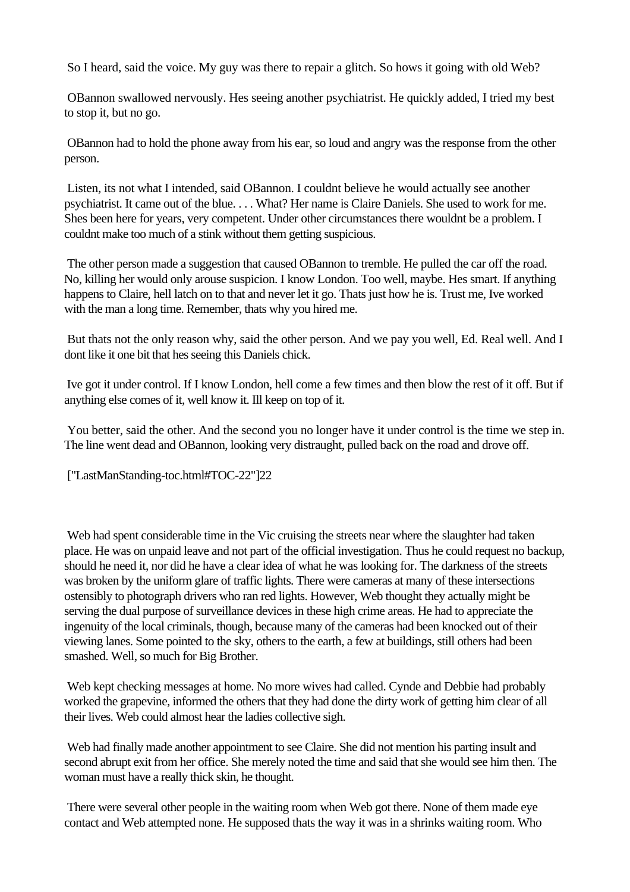So I heard, said the voice. My guy was there to repair a glitch. So hows it going with old Web?

OBannon swallowed nervously. Hes seeing another psychiatrist. He quickly added, I tried my best to stop it, but no go.

OBannon had to hold the phone away from his ear, so loud and angry was the response from the other person.

Listen, its not what I intended, said OBannon. I couldnt believe he would actually see another psychiatrist. It came out of the blue. . . . What? Her name is Claire Daniels. She used to work for me. Shes been here for years, very competent. Under other circumstances there wouldnt be a problem. I couldnt make too much of a stink without them getting suspicious.

The other person made a suggestion that caused OBannon to tremble. He pulled the car off the road. No, killing her would only arouse suspicion. I know London. Too well, maybe. Hes smart. If anything happens to Claire, hell latch on to that and never let it go. Thats just how he is. Trust me, Ive worked with the man a long time. Remember, thats why you hired me.

But thats not the only reason why, said the other person. And we pay you well, Ed. Real well. And I dont like it one bit that hes seeing this Daniels chick.

Ive got it under control. If I know London, hell come a few times and then blow the rest of it off. But if anything else comes of it, well know it. Ill keep on top of it.

You better, said the other. And the second you no longer have it under control is the time we step in. The line went dead and OBannon, looking very distraught, pulled back on the road and drove off.

["LastManStanding-toc.html#TOC-22"]22

Web had spent considerable time in the Vic cruising the streets near where the slaughter had taken place. He was on unpaid leave and not part of the official investigation. Thus he could request no backup, should he need it, nor did he have a clear idea of what he was looking for. The darkness of the streets was broken by the uniform glare of traffic lights. There were cameras at many of these intersections ostensibly to photograph drivers who ran red lights. However, Web thought they actually might be serving the dual purpose of surveillance devices in these high crime areas. He had to appreciate the ingenuity of the local criminals, though, because many of the cameras had been knocked out of their viewing lanes. Some pointed to the sky, others to the earth, a few at buildings, still others had been smashed. Well, so much for Big Brother.

Web kept checking messages at home. No more wives had called. Cynde and Debbie had probably worked the grapevine, informed the others that they had done the dirty work of getting him clear of all their lives. Web could almost hear the ladies collective sigh.

Web had finally made another appointment to see Claire. She did not mention his parting insult and second abrupt exit from her office. She merely noted the time and said that she would see him then. The woman must have a really thick skin, he thought.

There were several other people in the waiting room when Web got there. None of them made eye contact and Web attempted none. He supposed thats the way it was in a shrinks waiting room. Who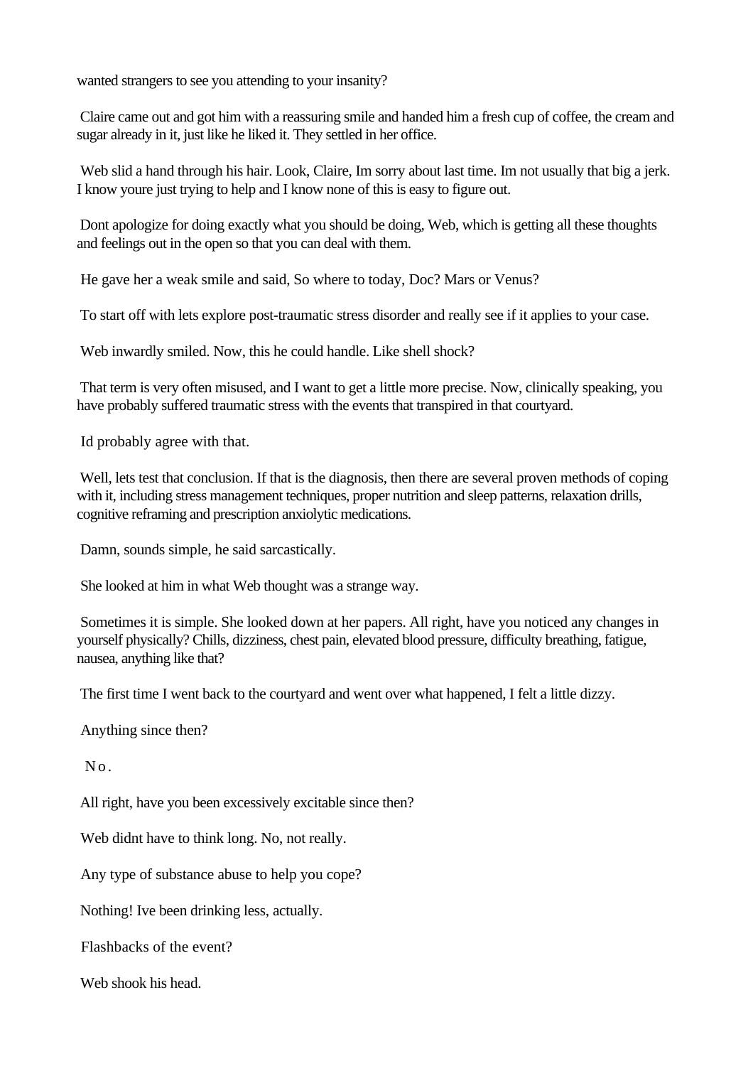wanted strangers to see you attending to your insanity?

Claire came out and got him with a reassuring smile and handed him a fresh cup of coffee, the cream and sugar already in it, just like he liked it. They settled in her office.

Web slid a hand through his hair. Look, Claire, Im sorry about last time. Im not usually that big a jerk. I know youre just trying to help and I know none of this is easy to figure out.

Dont apologize for doing exactly what you should be doing, Web, which is getting all these thoughts and feelings out in the open so that you can deal with them.

He gave her a weak smile and said, So where to today, Doc? Mars or Venus?

To start off with lets explore post-traumatic stress disorder and really see if it applies to your case.

Web inwardly smiled. Now, this he could handle. Like shell shock?

That term is very often misused, and I want to get a little more precise. Now, clinically speaking, you have probably suffered traumatic stress with the events that transpired in that courtyard.

Id probably agree with that.

Well, lets test that conclusion. If that is the diagnosis, then there are several proven methods of coping with it, including stress management techniques, proper nutrition and sleep patterns, relaxation drills, cognitive reframing and prescription anxiolytic medications.

Damn, sounds simple, he said sarcastically.

She looked at him in what Web thought was a strange way.

Sometimes it is simple. She looked down at her papers. All right, have you noticed any changes in yourself physically? Chills, dizziness, chest pain, elevated blood pressure, difficulty breathing, fatigue, nausea, anything like that?

The first time I went back to the courtyard and went over what happened, I felt a little dizzy.

Anything since then?

No.

All right, have you been excessively excitable since then?

Web didnt have to think long. No, not really.

Any type of substance abuse to help you cope?

Nothing! Ive been drinking less, actually.

Flashbacks of the event?

Web shook his head.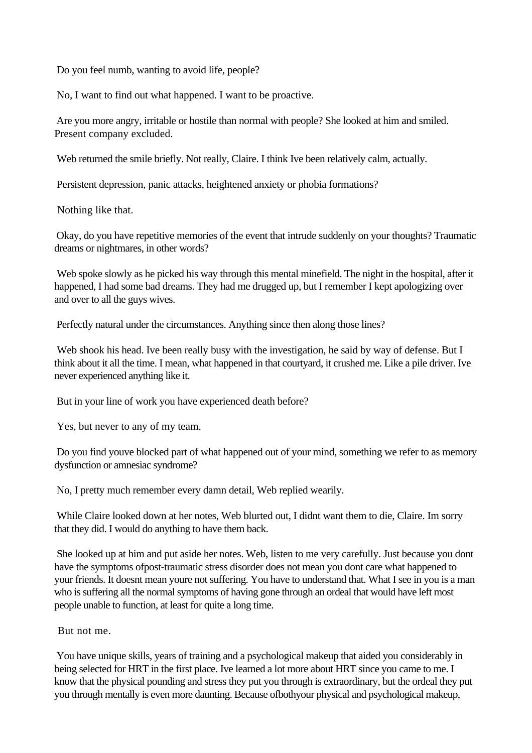Do you feel numb, wanting to avoid life, people?

No, I want to find out what happened. I want to be proactive.

Are you more angry, irritable or hostile than normal with people? She looked at him and smiled. Present company excluded.

Web returned the smile briefly. Not really, Claire. I think Ive been relatively calm, actually.

Persistent depression, panic attacks, heightened anxiety or phobia formations?

Nothing like that.

Okay, do you have repetitive memories of the event that intrude suddenly on your thoughts? Traumatic dreams or nightmares, in other words?

Web spoke slowly as he picked his way through this mental minefield. The night in the hospital, after it happened, I had some bad dreams. They had me drugged up, but I remember I kept apologizing over and over to all the guys wives.

Perfectly natural under the circumstances. Anything since then along those lines?

Web shook his head. Ive been really busy with the investigation, he said by way of defense. But I think about it all the time. I mean, what happened in that courtyard, it crushed me. Like a pile driver. Ive never experienced anything like it.

But in your line of work you have experienced death before?

Yes, but never to any of my team.

Do you find youve blocked part of what happened out of your mind, something we refer to as memory dysfunction or amnesiac syndrome?

No, I pretty much remember every damn detail, Web replied wearily.

While Claire looked down at her notes, Web blurted out, I didnt want them to die, Claire. Im sorry that they did. I would do anything to have them back.

She looked up at him and put aside her notes. Web, listen to me very carefully. Just because you dont have the symptoms ofpost-traumatic stress disorder does not mean you dont care what happened to your friends. It doesnt mean youre not suffering. You have to understand that. What I see in you is a man who is suffering all the normal symptoms of having gone through an ordeal that would have left most people unable to function, at least for quite a long time.

But not me.

You have unique skills, years of training and a psychological makeup that aided you considerably in being selected for HRT in the first place. Ive learned a lot more about HRT since you came to me. I know that the physical pounding and stress they put you through is extraordinary, but the ordeal they put you through mentally is even more daunting. Because ofbothyour physical and psychological makeup,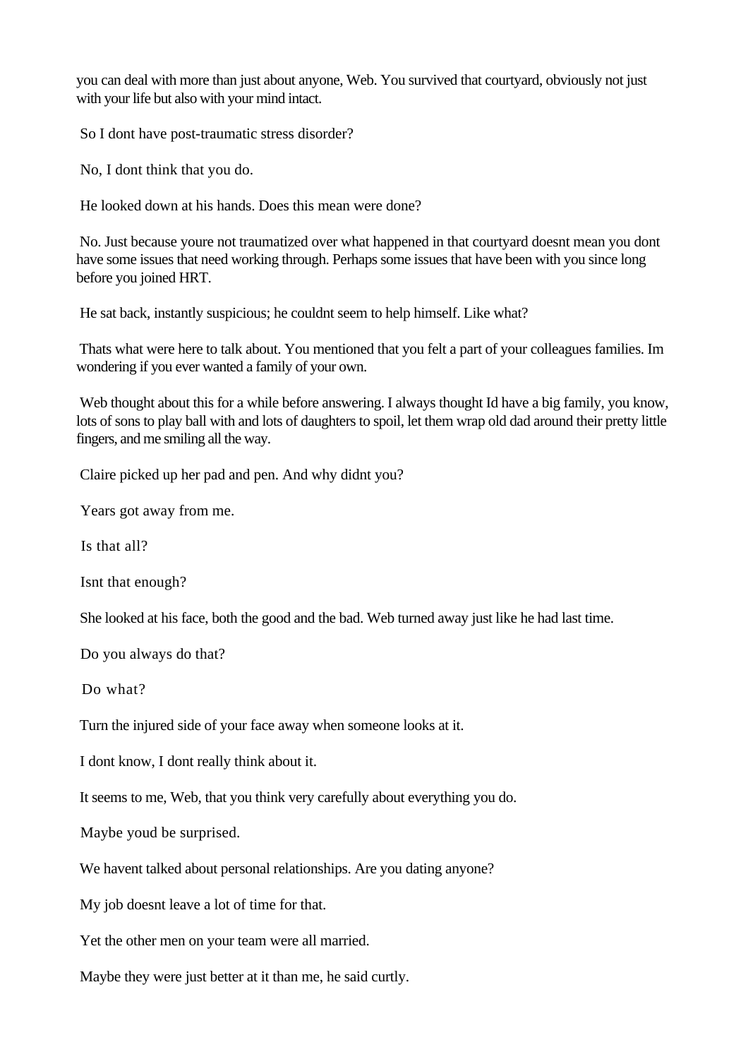you can deal with more than just about anyone, Web. You survived that courtyard, obviously not just with your life but also with your mind intact.

So I dont have post-traumatic stress disorder?

No, I dont think that you do.

He looked down at his hands. Does this mean were done?

No. Just because youre not traumatized over what happened in that courtyard doesnt mean you dont have some issues that need working through. Perhaps some issues that have been with you since long before you joined HRT.

He sat back, instantly suspicious; he couldnt seem to help himself. Like what?

Thats what were here to talk about. You mentioned that you felt a part of your colleagues families. Im wondering if you ever wanted a family of your own.

Web thought about this for a while before answering. I always thought Id have a big family, you know, lots of sons to play ball with and lots of daughters to spoil, let them wrap old dad around their pretty little fingers, and me smiling all the way.

Claire picked up her pad and pen. And why didnt you?

Years got away from me.

Is that all?

Isnt that enough?

She looked at his face, both the good and the bad. Web turned away just like he had last time.

Do you always do that?

Do what?

Turn the injured side of your face away when someone looks at it.

I dont know, I dont really think about it.

It seems to me, Web, that you think very carefully about everything you do.

Maybe youd be surprised.

We havent talked about personal relationships. Are you dating anyone?

My job doesnt leave a lot of time for that.

Yet the other men on your team were all married.

Maybe they were just better at it than me, he said curtly.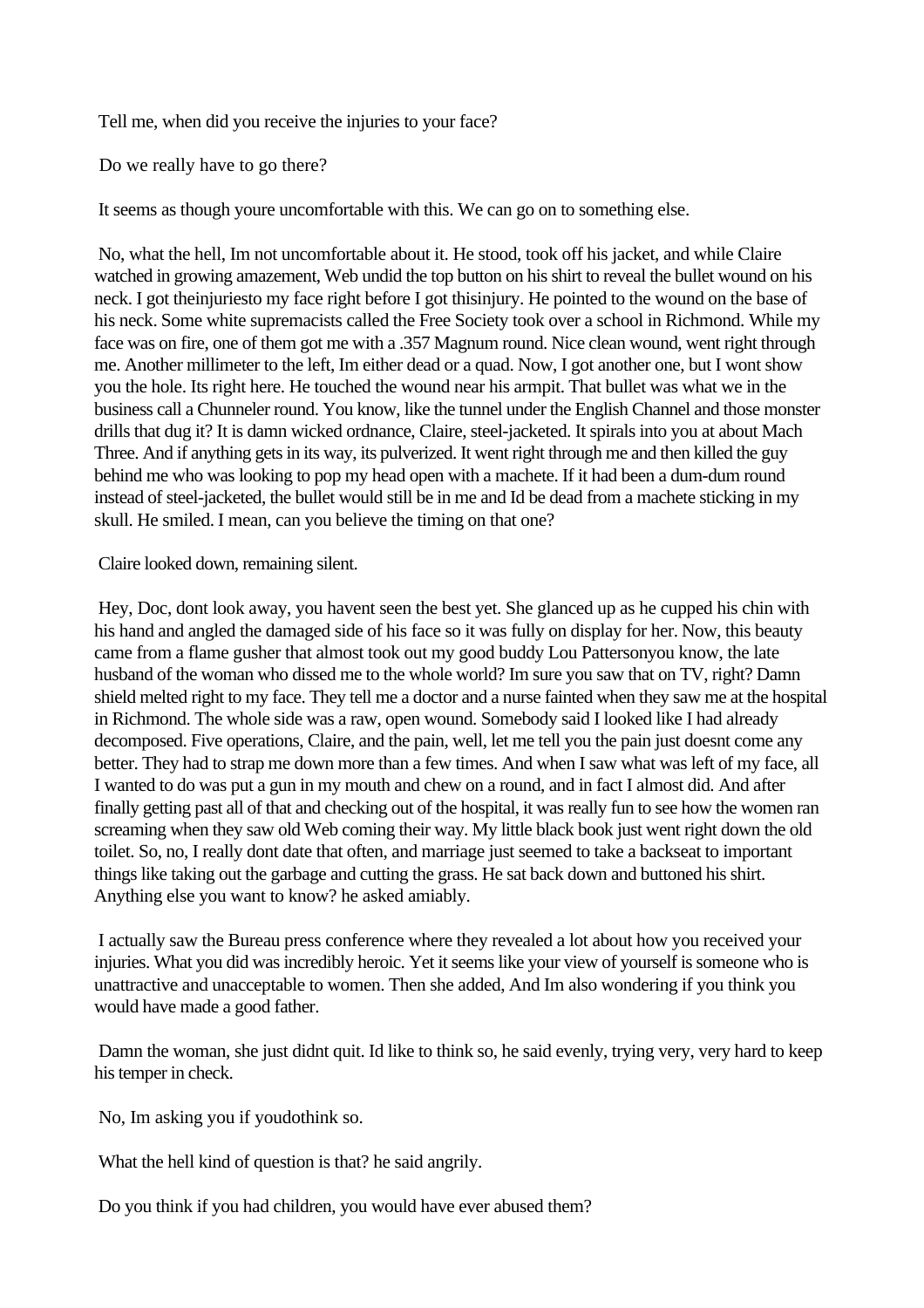Tell me, when did you receive the injuries to your face?

Do we really have to go there?

It seems as though youre uncomfortable with this. We can go on to something else.

No, what the hell, Im not uncomfortable about it. He stood, took off his jacket, and while Claire watched in growing amazement, Web undid the top button on his shirt to reveal the bullet wound on his neck. I got theinjuriesto my face right before I got thisinjury. He pointed to the wound on the base of his neck. Some white supremacists called the Free Society took over a school in Richmond. While my face was on fire, one of them got me with a .357 Magnum round. Nice clean wound, went right through me. Another millimeter to the left, Im either dead or a quad. Now, I got another one, but I wont show you the hole. Its right here. He touched the wound near his armpit. That bullet was what we in the business call a Chunneler round. You know, like the tunnel under the English Channel and those monster drills that dug it? It is damn wicked ordnance, Claire, steel-jacketed. It spirals into you at about Mach Three. And if anything gets in its way, its pulverized. It went right through me and then killed the guy behind me who was looking to pop my head open with a machete. If it had been a dum-dum round instead of steel-jacketed, the bullet would still be in me and Id be dead from a machete sticking in my skull. He smiled. I mean, can you believe the timing on that one?

Claire looked down, remaining silent.

Hey, Doc, dont look away, you havent seen the best yet. She glanced up as he cupped his chin with his hand and angled the damaged side of his face so it was fully on display for her. Now, this beauty came from a flame gusher that almost took out my good buddy Lou Pattersonyou know, the late husband of the woman who dissed me to the whole world? Im sure you saw that on TV, right? Damn shield melted right to my face. They tell me a doctor and a nurse fainted when they saw me at the hospital in Richmond. The whole side was a raw, open wound. Somebody said I looked like I had already decomposed. Five operations, Claire, and the pain, well, let me tell you the pain just doesnt come any better. They had to strap me down more than a few times. And when I saw what was left of my face, all I wanted to do was put a gun in my mouth and chew on a round, and in fact I almost did. And after finally getting past all of that and checking out of the hospital, it was really fun to see how the women ran screaming when they saw old Web coming their way. My little black book just went right down the old toilet. So, no, I really dont date that often, and marriage just seemed to take a backseat to important things like taking out the garbage and cutting the grass. He sat back down and buttoned his shirt. Anything else you want to know? he asked amiably.

I actually saw the Bureau press conference where they revealed a lot about how you received your injuries. What you did was incredibly heroic. Yet it seems like your view of yourself is someone who is unattractive and unacceptable to women. Then she added, And Im also wondering if you think you would have made a good father.

Damn the woman, she just didnt quit. Id like to think so, he said evenly, trying very, very hard to keep his temper in check.

No, Im asking you if youdothink so.

What the hell kind of question is that? he said angrily.

Do you think if you had children, you would have ever abused them?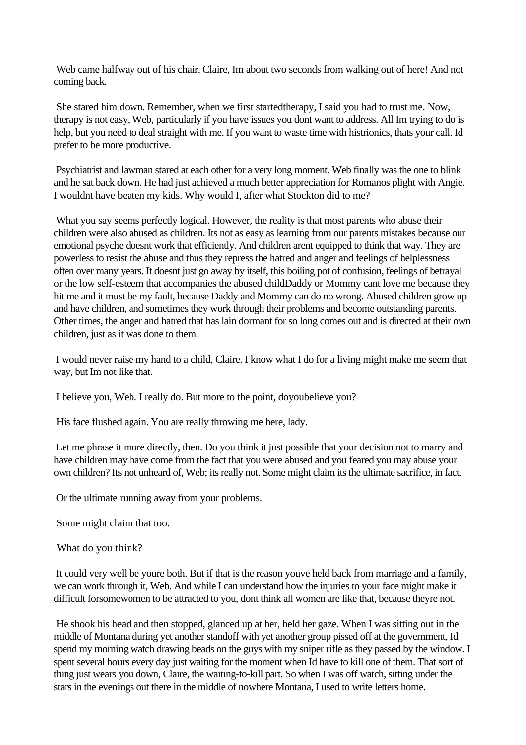Web came halfway out of his chair. Claire, Im about two seconds from walking out of here! And not coming back.

She stared him down. Remember, when we first startedtherapy, I said you had to trust me. Now, therapy is not easy, Web, particularly if you have issues you dont want to address. All Im trying to do is help, but you need to deal straight with me. If you want to waste time with histrionics, thats your call. Id prefer to be more productive.

Psychiatrist and lawman stared at each other for a very long moment. Web finally was the one to blink and he sat back down. He had just achieved a much better appreciation for Romanos plight with Angie. I wouldnt have beaten my kids. Why would I, after what Stockton did to me?

What you say seems perfectly logical. However, the reality is that most parents who abuse their children were also abused as children. Its not as easy as learning from our parents mistakes because our emotional psyche doesnt work that efficiently. And children arent equipped to think that way. They are powerless to resist the abuse and thus they repress the hatred and anger and feelings of helplessness often over many years. It doesnt just go away by itself, this boiling pot of confusion, feelings of betrayal or the low self-esteem that accompanies the abused childDaddy or Mommy cant love me because they hit me and it must be my fault, because Daddy and Mommy can do no wrong. Abused children grow up and have children, and sometimes they work through their problems and become outstanding parents. Other times, the anger and hatred that has lain dormant for so long comes out and is directed at their own children, just as it was done to them.

I would never raise my hand to a child, Claire. I know what I do for a living might make me seem that way, but Im not like that.

I believe you, Web. I really do. But more to the point, doyoubelieve you?

His face flushed again. You are really throwing me here, lady.

Let me phrase it more directly, then. Do you think it just possible that your decision not to marry and have children may have come from the fact that you were abused and you feared you may abuse your own children? Its not unheard of, Web; its really not. Some might claim its the ultimate sacrifice, in fact.

Or the ultimate running away from your problems.

Some might claim that too.

What do you think?

It could very well be youre both. But if that is the reason youve held back from marriage and a family, we can work through it, Web. And while I can understand how the injuries to your face might make it difficult forsomewomen to be attracted to you, dont think all women are like that, because theyre not.

He shook his head and then stopped, glanced up at her, held her gaze. When I was sitting out in the middle of Montana during yet another standoff with yet another group pissed off at the government, Id spend my morning watch drawing beads on the guys with my sniper rifle as they passed by the window. I spent several hours every day just waiting for the moment when Id have to kill one of them. That sort of thing just wears you down, Claire, the waiting-to-kill part. So when I was off watch, sitting under the stars in the evenings out there in the middle of nowhere Montana, I used to write letters home.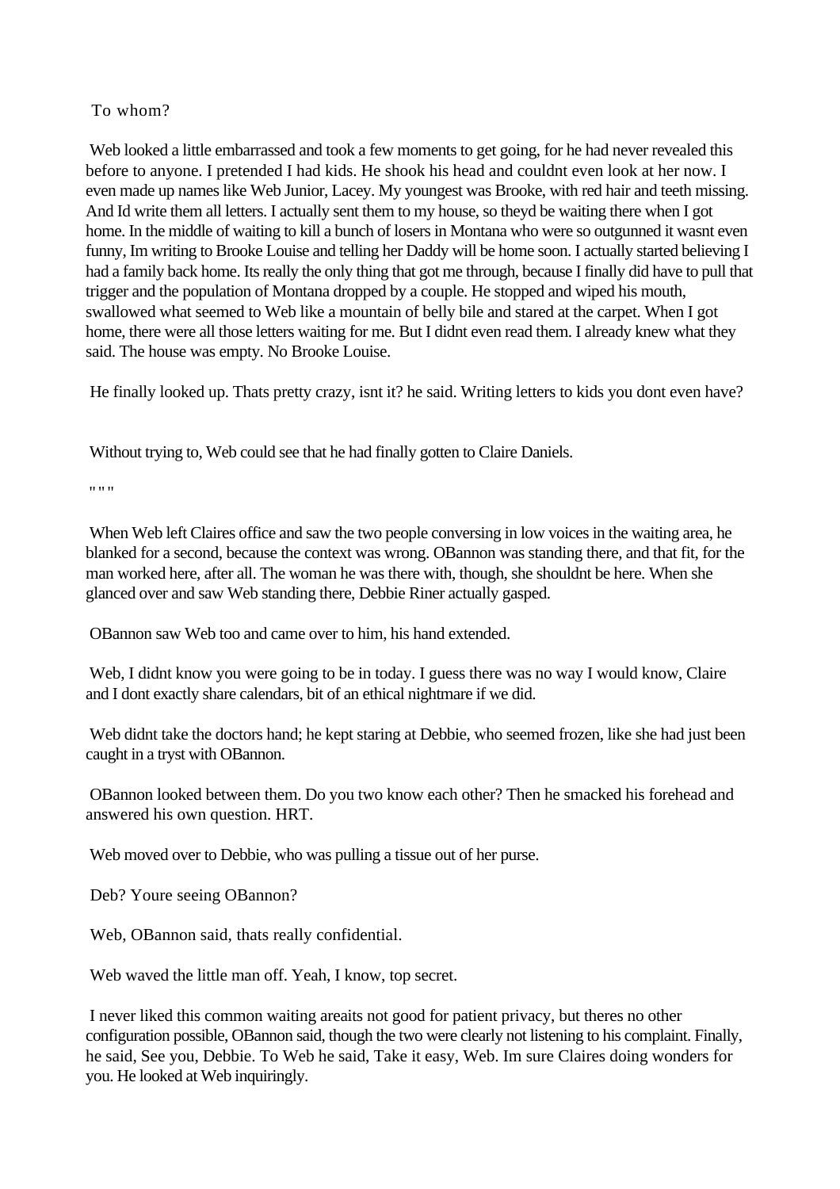To whom?

Web looked a little embarrassed and took a few moments to get going, for he had never revealed this before to anyone. I pretended I had kids. He shook his head and couldnt even look at her now. I even made up names like Web Junior, Lacey. My youngest was Brooke, with red hair and teeth missing. And Id write them all letters. I actually sent them to my house, so theyd be waiting there when I got home. In the middle of waiting to kill a bunch of losers in Montana who were so outgunned it wasnt even funny, Im writing to Brooke Louise and telling her Daddy will be home soon. I actually started believing I had a family back home. Its really the only thing that got me through, because I finally did have to pull that trigger and the population of Montana dropped by a couple. He stopped and wiped his mouth, swallowed what seemed to Web like a mountain of belly bile and stared at the carpet. When I got home, there were all those letters waiting for me. But I didnt even read them. I already knew what they said. The house was empty. No Brooke Louise.

He finally looked up. Thats pretty crazy, isnt it? he said. Writing letters to kids you dont even have?

Without trying to, Web could see that he had finally gotten to Claire Daniels.

" " "

When Web left Claires office and saw the two people conversing in low voices in the waiting area, he blanked for a second, because the context was wrong. OBannon was standing there, and that fit, for the man worked here, after all. The woman he was there with, though, she shouldnt be here. When she glanced over and saw Web standing there, Debbie Riner actually gasped.

OBannon saw Web too and came over to him, his hand extended.

Web, I didnt know you were going to be in today. I guess there was no way I would know, Claire and I dont exactly share calendars, bit of an ethical nightmare if we did.

Web didnt take the doctors hand; he kept staring at Debbie, who seemed frozen, like she had just been caught in a tryst with OBannon.

OBannon looked between them. Do you two know each other? Then he smacked his forehead and answered his own question. HRT.

Web moved over to Debbie, who was pulling a tissue out of her purse.

Deb? Youre seeing OBannon?

Web, OBannon said, thats really confidential.

Web waved the little man off. Yeah, I know, top secret.

I never liked this common waiting areaits not good for patient privacy, but theres no other configuration possible, OBannon said, though the two were clearly not listening to his complaint. Finally, he said, See you, Debbie. To Web he said, Take it easy, Web. Im sure Claires doing wonders for you. He looked at Web inquiringly.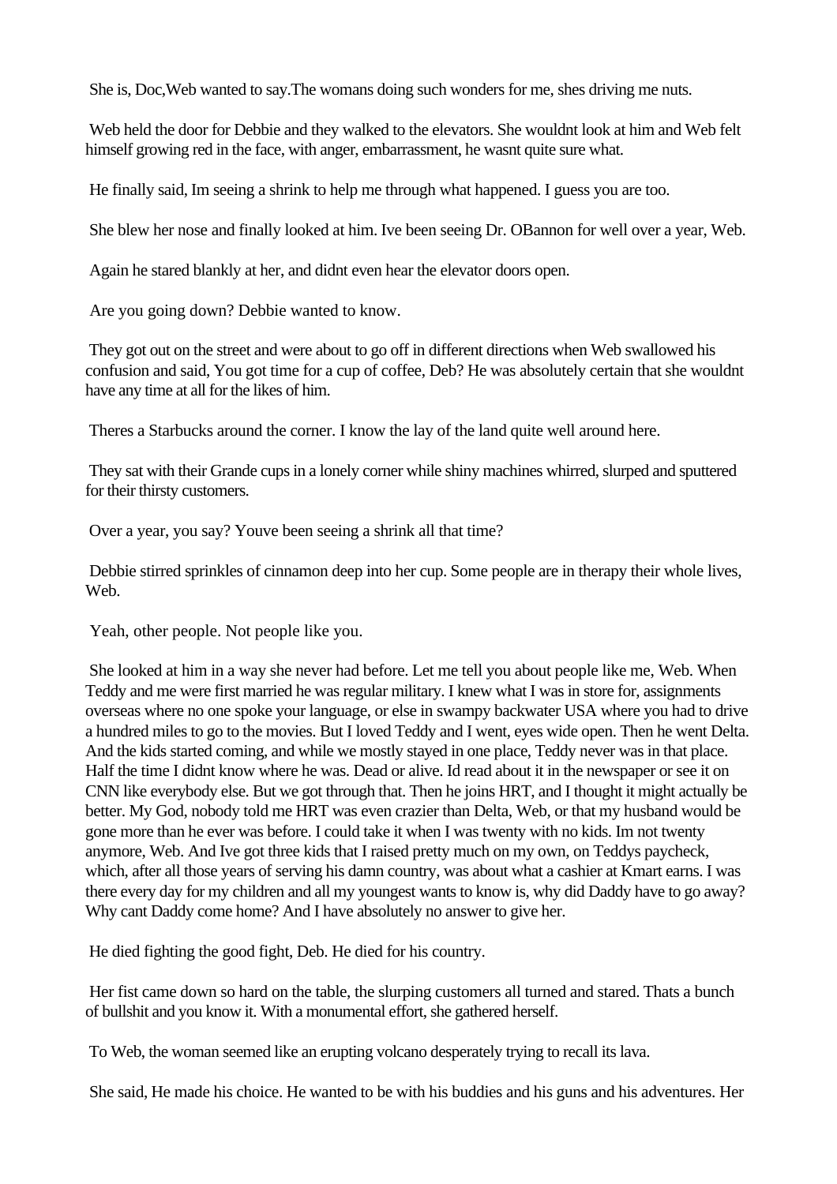She is, Doc,Web wanted to say.The womans doing such wonders for me, shes driving me nuts.

Web held the door for Debbie and they walked to the elevators. She wouldnt look at him and Web felt himself growing red in the face, with anger, embarrassment, he wasnt quite sure what.

He finally said, Im seeing a shrink to help me through what happened. I guess you are too.

She blew her nose and finally looked at him. Ive been seeing Dr. OBannon for well over a year, Web.

Again he stared blankly at her, and didnt even hear the elevator doors open.

Are you going down? Debbie wanted to know.

They got out on the street and were about to go off in different directions when Web swallowed his confusion and said, You got time for a cup of coffee, Deb? He was absolutely certain that she wouldnt have any time at all for the likes of him.

Theres a Starbucks around the corner. I know the lay of the land quite well around here.

They sat with their Grande cups in a lonely corner while shiny machines whirred, slurped and sputtered for their thirsty customers.

Over a year, you say? Youve been seeing a shrink all that time?

Debbie stirred sprinkles of cinnamon deep into her cup. Some people are in therapy their whole lives, Web.

Yeah, other people. Not people like you.

She looked at him in a way she never had before. Let me tell you about people like me, Web. When Teddy and me were first married he was regular military. I knew what I was in store for, assignments overseas where no one spoke your language, or else in swampy backwater USA where you had to drive a hundred miles to go to the movies. But I loved Teddy and I went, eyes wide open. Then he went Delta. And the kids started coming, and while we mostly stayed in one place, Teddy never was in that place. Half the time I didnt know where he was. Dead or alive. Id read about it in the newspaper or see it on CNN like everybody else. But we got through that. Then he joins HRT, and I thought it might actually be better. My God, nobody told me HRT was even crazier than Delta, Web, or that my husband would be gone more than he ever was before. I could take it when I was twenty with no kids. Im not twenty anymore, Web. And Ive got three kids that I raised pretty much on my own, on Teddys paycheck, which, after all those years of serving his damn country, was about what a cashier at Kmart earns. I was there every day for my children and all my youngest wants to know is, why did Daddy have to go away? Why cant Daddy come home? And I have absolutely no answer to give her.

He died fighting the good fight, Deb. He died for his country.

Her fist came down so hard on the table, the slurping customers all turned and stared. Thats a bunch of bullshit and you know it. With a monumental effort, she gathered herself.

To Web, the woman seemed like an erupting volcano desperately trying to recall its lava.

She said, He made his choice. He wanted to be with his buddies and his guns and his adventures. Her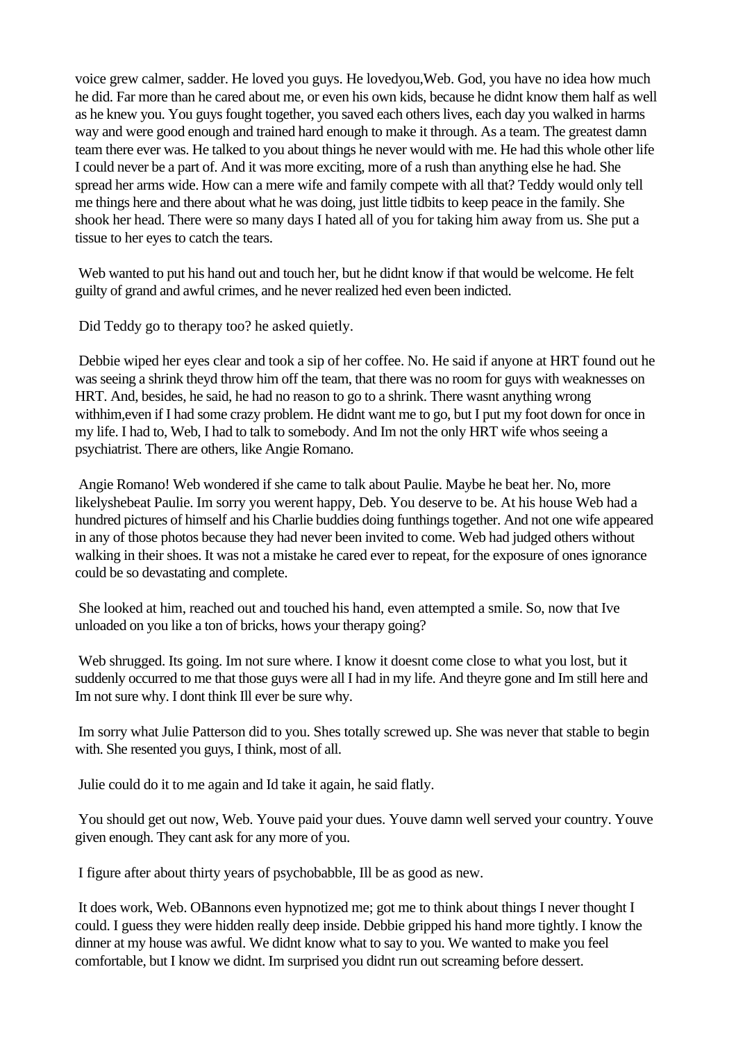voice grew calmer, sadder. He loved you guys. He lovedyou,Web. God, you have no idea how much he did. Far more than he cared about me, or even his own kids, because he didnt know them half as well as he knew you. You guys fought together, you saved each others lives, each day you walked in harms way and were good enough and trained hard enough to make it through. As a team. The greatest damn team there ever was. He talked to you about things he never would with me. He had this whole other life I could never be a part of. And it was more exciting, more of a rush than anything else he had. She spread her arms wide. How can a mere wife and family compete with all that? Teddy would only tell me things here and there about what he was doing, just little tidbits to keep peace in the family. She shook her head. There were so many days I hated all of you for taking him away from us. She put a tissue to her eyes to catch the tears.

Web wanted to put his hand out and touch her, but he didnt know if that would be welcome. He felt guilty of grand and awful crimes, and he never realized hed even been indicted.

Did Teddy go to therapy too? he asked quietly.

Debbie wiped her eyes clear and took a sip of her coffee. No. He said if anyone at HRT found out he was seeing a shrink theyd throw him off the team, that there was no room for guys with weaknesses on HRT. And, besides, he said, he had no reason to go to a shrink. There wasnt anything wrong withhim,even if I had some crazy problem. He didnt want me to go, but I put my foot down for once in my life. I had to, Web, I had to talk to somebody. And Im not the only HRT wife whos seeing a psychiatrist. There are others, like Angie Romano.

Angie Romano! Web wondered if she came to talk about Paulie. Maybe he beat her. No, more likelyshebeat Paulie. Im sorry you werent happy, Deb. You deserve to be. At his house Web had a hundred pictures of himself and his Charlie buddies doing funthings together. And not one wife appeared in any of those photos because they had never been invited to come. Web had judged others without walking in their shoes. It was not a mistake he cared ever to repeat, for the exposure of ones ignorance could be so devastating and complete.

She looked at him, reached out and touched his hand, even attempted a smile. So, now that Ive unloaded on you like a ton of bricks, hows your therapy going?

Web shrugged. Its going. Im not sure where. I know it doesnt come close to what you lost, but it suddenly occurred to me that those guys were all I had in my life. And theyre gone and Im still here and Im not sure why. I dont think Ill ever be sure why.

Im sorry what Julie Patterson did to you. Shes totally screwed up. She was never that stable to begin with. She resented you guys, I think, most of all.

Julie could do it to me again and Id take it again, he said flatly.

You should get out now, Web. Youve paid your dues. Youve damn well served your country. Youve given enough. They cant ask for any more of you.

I figure after about thirty years of psychobabble, Ill be as good as new.

It does work, Web. OBannons even hypnotized me; got me to think about things I never thought I could. I guess they were hidden really deep inside. Debbie gripped his hand more tightly. I know the dinner at my house was awful. We didnt know what to say to you. We wanted to make you feel comfortable, but I know we didnt. Im surprised you didnt run out screaming before dessert.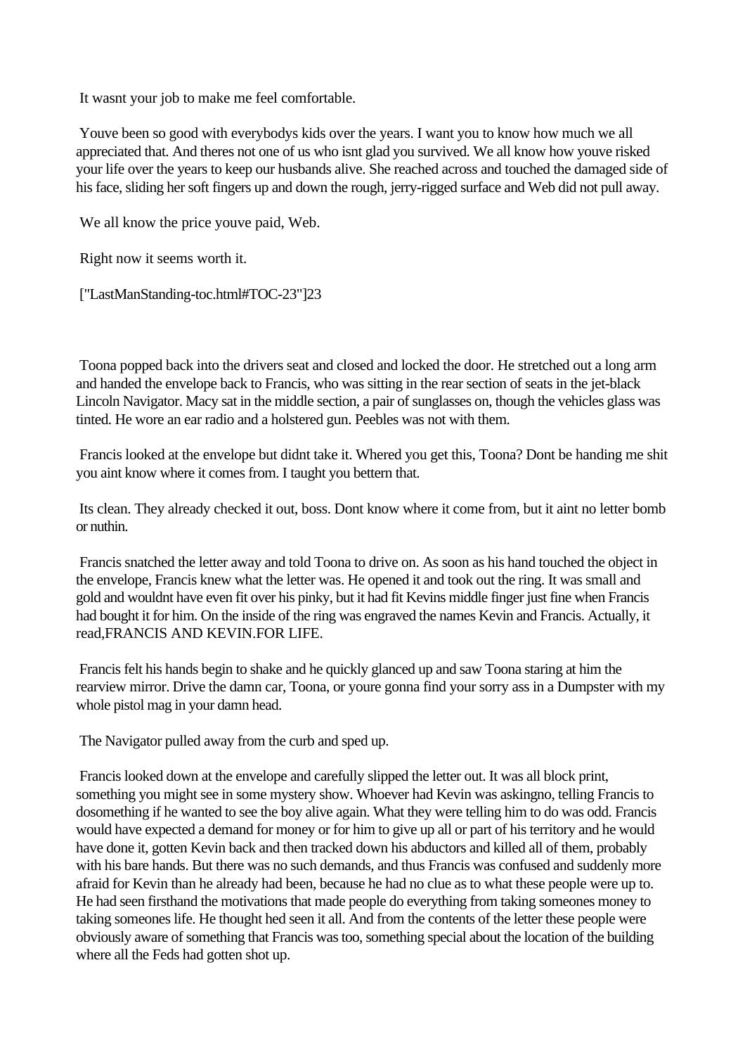It wasnt your job to make me feel comfortable.

Youve been so good with everybodys kids over the years. I want you to know how much we all appreciated that. And theres not one of us who isnt glad you survived. We all know how youve risked your life over the years to keep our husbands alive. She reached across and touched the damaged side of his face, sliding her soft fingers up and down the rough, jerry-rigged surface and Web did not pull away.

We all know the price youve paid, Web.

Right now it seems worth it.

["LastManStanding-toc.html#TOC-23"]23

Toona popped back into the drivers seat and closed and locked the door. He stretched out a long arm and handed the envelope back to Francis, who was sitting in the rear section of seats in the jet-black Lincoln Navigator. Macy sat in the middle section, a pair of sunglasses on, though the vehicles glass was tinted. He wore an ear radio and a holstered gun. Peebles was not with them.

Francis looked at the envelope but didnt take it. Whered you get this, Toona? Dont be handing me shit you aint know where it comes from. I taught you bettern that.

Its clean. They already checked it out, boss. Dont know where it come from, but it aint no letter bomb or nuthin.

Francis snatched the letter away and told Toona to drive on. As soon as his hand touched the object in the envelope, Francis knew what the letter was. He opened it and took out the ring. It was small and gold and wouldnt have even fit over his pinky, but it had fit Kevins middle finger just fine when Francis had bought it for him. On the inside of the ring was engraved the names Kevin and Francis. Actually, it read,FRANCIS AND KEVIN.FOR LIFE.

Francis felt his hands begin to shake and he quickly glanced up and saw Toona staring at him the rearview mirror. Drive the damn car, Toona, or youre gonna find your sorry ass in a Dumpster with my whole pistol mag in your damn head.

The Navigator pulled away from the curb and sped up.

Francis looked down at the envelope and carefully slipped the letter out. It was all block print, something you might see in some mystery show. Whoever had Kevin was askingno, telling Francis to dosomething if he wanted to see the boy alive again. What they were telling him to do was odd. Francis would have expected a demand for money or for him to give up all or part of his territory and he would have done it, gotten Kevin back and then tracked down his abductors and killed all of them, probably with his bare hands. But there was no such demands, and thus Francis was confused and suddenly more afraid for Kevin than he already had been, because he had no clue as to what these people were up to. He had seen firsthand the motivations that made people do everything from taking someones money to taking someones life. He thought hed seen it all. And from the contents of the letter these people were obviously aware of something that Francis was too, something special about the location of the building where all the Feds had gotten shot up.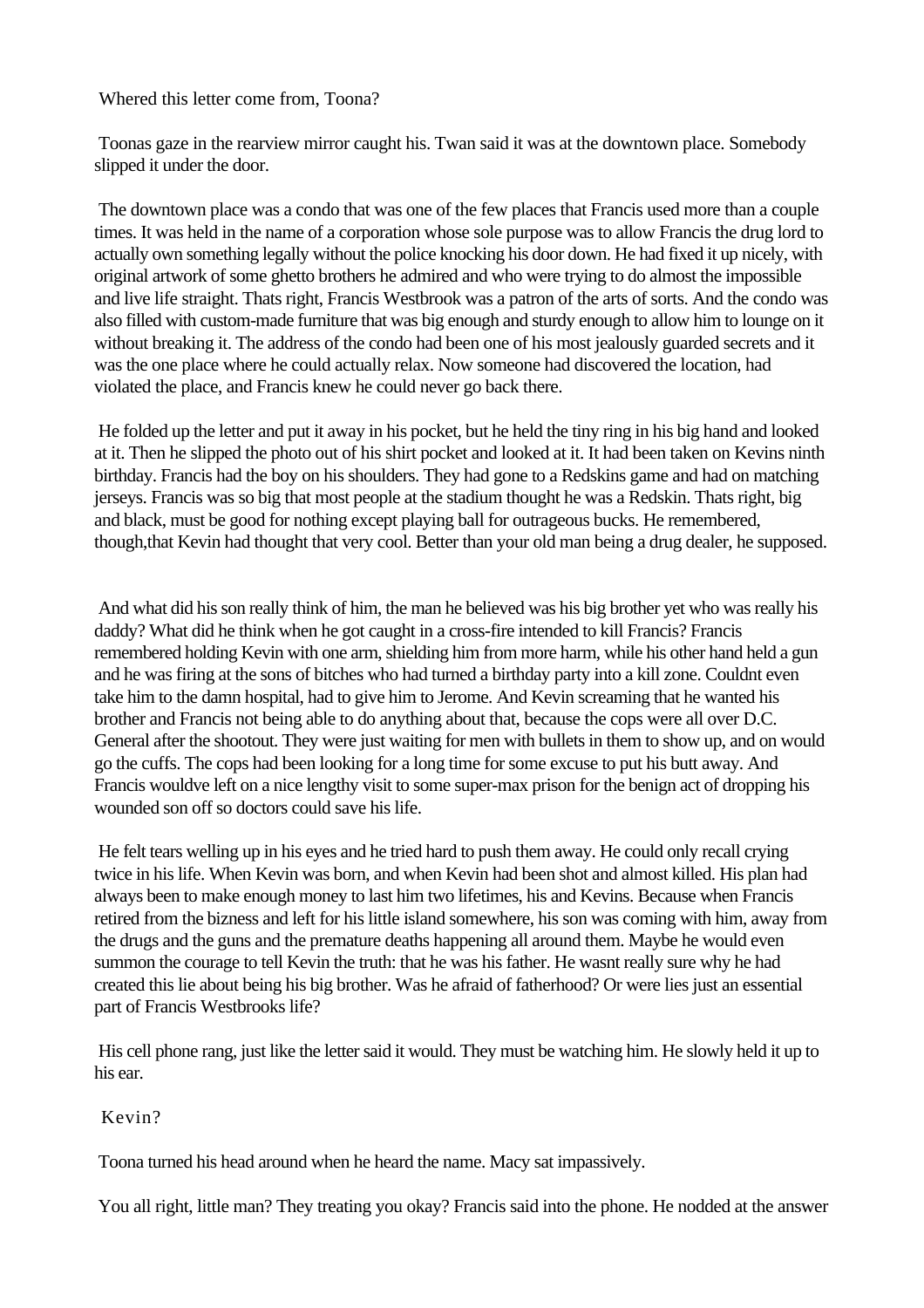Whered this letter come from, Toona?

Toonas gaze in the rearview mirror caught his. Twan said it was at the downtown place. Somebody slipped it under the door.

The downtown place was a condo that was one of the few places that Francis used more than a couple times. It was held in the name of a corporation whose sole purpose was to allow Francis the drug lord to actually own something legally without the police knocking his door down. He had fixed it up nicely, with original artwork of some ghetto brothers he admired and who were trying to do almost the impossible and live life straight. Thats right, Francis Westbrook was a patron of the arts of sorts. And the condo was also filled with custom-made furniture that was big enough and sturdy enough to allow him to lounge on it without breaking it. The address of the condo had been one of his most jealously guarded secrets and it was the one place where he could actually relax. Now someone had discovered the location, had violated the place, and Francis knew he could never go back there.

He folded up the letter and put it away in his pocket, but he held the tiny ring in his big hand and looked at it. Then he slipped the photo out of his shirt pocket and looked at it. It had been taken on Kevins ninth birthday. Francis had the boy on his shoulders. They had gone to a Redskins game and had on matching jerseys. Francis was so big that most people at the stadium thought he was a Redskin. Thats right, big and black, must be good for nothing except playing ball for outrageous bucks. He remembered, though,that Kevin had thought that very cool. Better than your old man being a drug dealer, he supposed.

And what did his son really think of him, the man he believed was his big brother yet who was really his daddy? What did he think when he got caught in a cross-fire intended to kill Francis? Francis remembered holding Kevin with one arm, shielding him from more harm, while his other hand held a gun and he was firing at the sons of bitches who had turned a birthday party into a kill zone. Couldnt even take him to the damn hospital, had to give him to Jerome. And Kevin screaming that he wanted his brother and Francis not being able to do anything about that, because the cops were all over D.C. General after the shootout. They were just waiting for men with bullets in them to show up, and on would go the cuffs. The cops had been looking for a long time for some excuse to put his butt away. And Francis wouldve left on a nice lengthy visit to some super-max prison for the benign act of dropping his wounded son off so doctors could save his life.

He felt tears welling up in his eyes and he tried hard to push them away. He could only recall crying twice in his life. When Kevin was born, and when Kevin had been shot and almost killed. His plan had always been to make enough money to last him two lifetimes, his and Kevins. Because when Francis retired from the bizness and left for his little island somewhere, his son was coming with him, away from the drugs and the guns and the premature deaths happening all around them. Maybe he would even summon the courage to tell Kevin the truth: that he was his father. He wasnt really sure why he had created this lie about being his big brother. Was he afraid of fatherhood? Or were lies just an essential part of Francis Westbrooks life?

His cell phone rang, just like the letter said it would. They must be watching him. He slowly held it up to his ear.

Kevin?

Toona turned his head around when he heard the name. Macy sat impassively.

You all right, little man? They treating you okay? Francis said into the phone. He nodded at the answer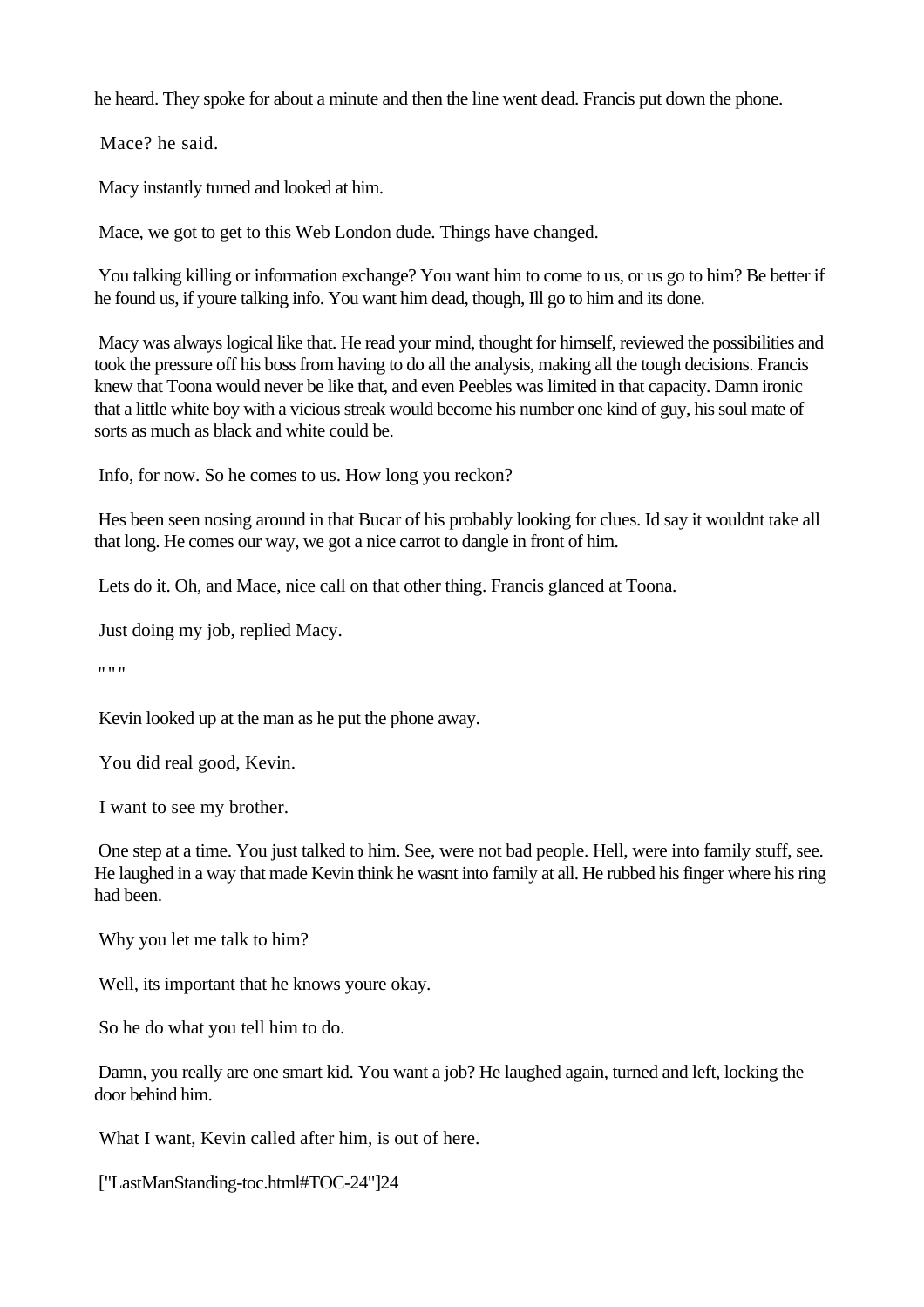he heard. They spoke for about a minute and then the line went dead. Francis put down the phone.

Mace? he said.

Macy instantly turned and looked at him.

Mace, we got to get to this Web London dude. Things have changed.

You talking killing or information exchange? You want him to come to us, or us go to him? Be better if he found us, if youre talking info. You want him dead, though, Ill go to him and its done.

Macy was always logical like that. He read your mind, thought for himself, reviewed the possibilities and took the pressure off his boss from having to do all the analysis, making all the tough decisions. Francis knew that Toona would never be like that, and even Peebles was limited in that capacity. Damn ironic that a little white boy with a vicious streak would become his number one kind of guy, his soul mate of sorts as much as black and white could be.

Info, for now. So he comes to us. How long you reckon?

Hes been seen nosing around in that Bucar of his probably looking for clues. Id say it wouldnt take all that long. He comes our way, we got a nice carrot to dangle in front of him.

Lets do it. Oh, and Mace, nice call on that other thing. Francis glanced at Toona.

Just doing my job, replied Macy.

" " "

Kevin looked up at the man as he put the phone away.

You did real good, Kevin.

I want to see my brother.

One step at a time. You just talked to him. See, were not bad people. Hell, were into family stuff, see. He laughed in a way that made Kevin think he wasnt into family at all. He rubbed his finger where his ring had been.

Why you let me talk to him?

Well, its important that he knows youre okay.

So he do what you tell him to do.

Damn, you really are one smart kid. You want a job? He laughed again, turned and left, locking the door behind him.

What I want, Kevin called after him, is out of here.

["LastManStanding-toc.html#TOC-24"]24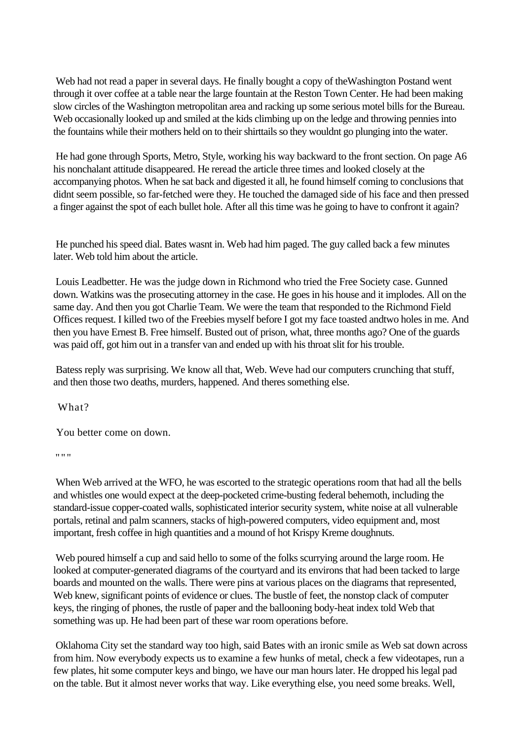Web had not read a paper in several days. He finally bought a copy of theWashington Postand went through it over coffee at a table near the large fountain at the Reston Town Center. He had been making slow circles of the Washington metropolitan area and racking up some serious motel bills for the Bureau. Web occasionally looked up and smiled at the kids climbing up on the ledge and throwing pennies into the fountains while their mothers held on to their shirttails so they wouldnt go plunging into the water.

He had gone through Sports, Metro, Style, working his way backward to the front section. On page A6 his nonchalant attitude disappeared. He reread the article three times and looked closely at the accompanying photos. When he sat back and digested it all, he found himself coming to conclusions that didnt seem possible, so far-fetched were they. He touched the damaged side of his face and then pressed a finger against the spot of each bullet hole. After all this time was he going to have to confront it again?

He punched his speed dial. Bates wasnt in. Web had him paged. The guy called back a few minutes later. Web told him about the article.

Louis Leadbetter. He was the judge down in Richmond who tried the Free Society case. Gunned down. Watkins was the prosecuting attorney in the case. He goes in his house and it implodes. All on the same day. And then you got Charlie Team. We were the team that responded to the Richmond Field Offices request. I killed two of the Freebies myself before I got my face toasted andtwo holes in me. And then you have Ernest B. Free himself. Busted out of prison, what, three months ago? One of the guards was paid off, got him out in a transfer van and ended up with his throat slit for his trouble.

Batess reply was surprising. We know all that, Web. Weve had our computers crunching that stuff, and then those two deaths, murders, happened. And theres something else.

What?

You better come on down.

"""

When Web arrived at the WFO, he was escorted to the strategic operations room that had all the bells and whistles one would expect at the deep-pocketed crime-busting federal behemoth, including the standard-issue copper-coated walls, sophisticated interior security system, white noise at all vulnerable portals, retinal and palm scanners, stacks of high-powered computers, video equipment and, most important, fresh coffee in high quantities and a mound of hot Krispy Kreme doughnuts.

Web poured himself a cup and said hello to some of the folks scurrying around the large room. He looked at computer-generated diagrams of the courtyard and its environs that had been tacked to large boards and mounted on the walls. There were pins at various places on the diagrams that represented, Web knew, significant points of evidence or clues. The bustle of feet, the nonstop clack of computer keys, the ringing of phones, the rustle of paper and the ballooning body-heat index told Web that something was up. He had been part of these war room operations before.

Oklahoma City set the standard way too high, said Bates with an ironic smile as Web sat down across from him. Now everybody expects us to examine a few hunks of metal, check a few videotapes, run a few plates, hit some computer keys and bingo, we have our man hours later. He dropped his legal pad on the table. But it almost never works that way. Like everything else, you need some breaks. Well,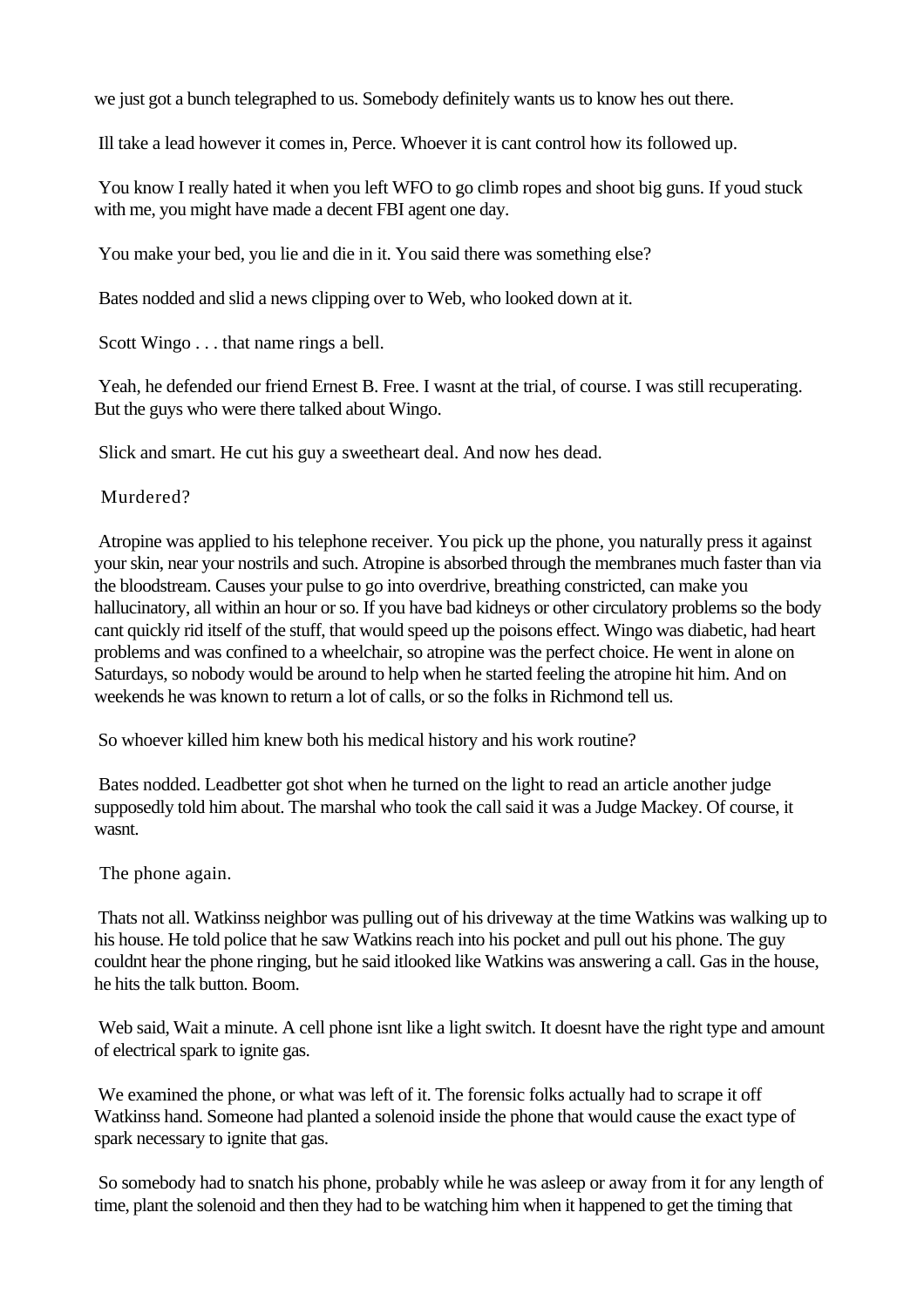we just got a bunch telegraphed to us. Somebody definitely wants us to know hes out there.

Ill take a lead however it comes in, Perce. Whoever it is cant control how its followed up.

You know I really hated it when you left WFO to go climb ropes and shoot big guns. If youd stuck with me, you might have made a decent FBI agent one day.

You make your bed, you lie and die in it. You said there was something else?

Bates nodded and slid a news clipping over to Web, who looked down at it.

Scott Wingo . . . that name rings a bell.

Yeah, he defended our friend Ernest B. Free. I wasnt at the trial, of course. I was still recuperating. But the guys who were there talked about Wingo.

Slick and smart. He cut his guy a sweetheart deal. And now hes dead.

Murdered?

Atropine was applied to his telephone receiver. You pick up the phone, you naturally press it against your skin, near your nostrils and such. Atropine is absorbed through the membranes much faster than via the bloodstream. Causes your pulse to go into overdrive, breathing constricted, can make you hallucinatory, all within an hour or so. If you have bad kidneys or other circulatory problems so the body cant quickly rid itself of the stuff, that would speed up the poisons effect. Wingo was diabetic, had heart problems and was confined to a wheelchair, so atropine was the perfect choice. He went in alone on Saturdays, so nobody would be around to help when he started feeling the atropine hit him. And on weekends he was known to return a lot of calls, or so the folks in Richmond tell us.

So whoever killed him knew both his medical history and his work routine?

Bates nodded. Leadbetter got shot when he turned on the light to read an article another judge supposedly told him about. The marshal who took the call said it was a Judge Mackey. Of course, it wasnt.

The phone again.

Thats not all. Watkinss neighbor was pulling out of his driveway at the time Watkins was walking up to his house. He told police that he saw Watkins reach into his pocket and pull out his phone. The guy couldnt hear the phone ringing, but he said itlooked like Watkins was answering a call. Gas in the house, he hits the talk button. Boom.

Web said, Wait a minute. A cell phone isnt like a light switch. It doesnt have the right type and amount of electrical spark to ignite gas.

We examined the phone, or what was left of it. The forensic folks actually had to scrape it off Watkinss hand. Someone had planted a solenoid inside the phone that would cause the exact type of spark necessary to ignite that gas.

So somebody had to snatch his phone, probably while he was asleep or away from it for any length of time, plant the solenoid and then they had to be watching him when it happened to get the timing that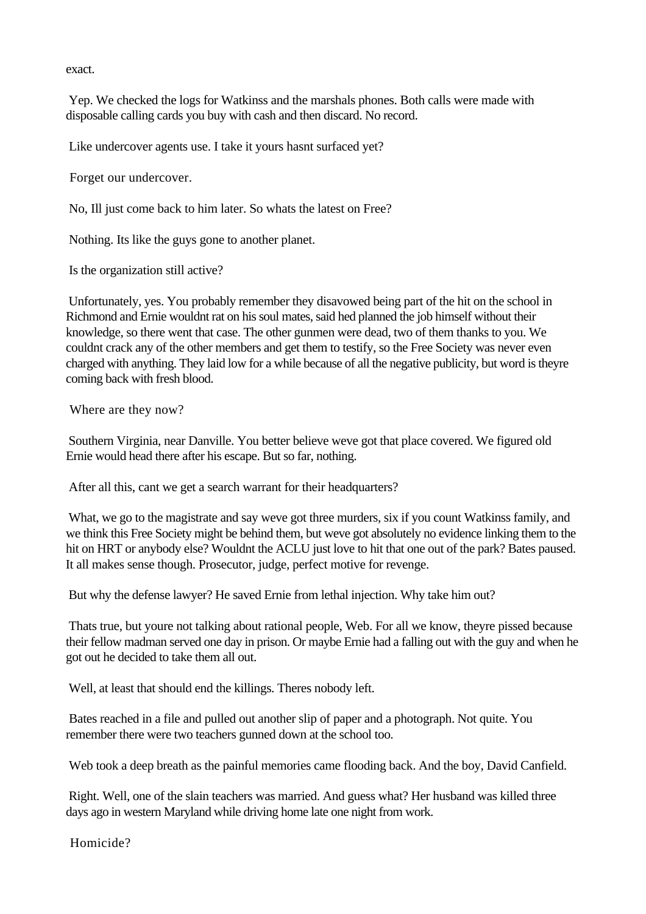exact.

Yep. We checked the logs for Watkinss and the marshals phones. Both calls were made with disposable calling cards you buy with cash and then discard. No record.

Like undercover agents use. I take it yours hasnt surfaced yet?

Forget our undercover.

No, Ill just come back to him later. So whats the latest on Free?

Nothing. Its like the guys gone to another planet.

Is the organization still active?

Unfortunately, yes. You probably remember they disavowed being part of the hit on the school in Richmond and Ernie wouldnt rat on his soul mates, said hed planned the job himself without their knowledge, so there went that case. The other gunmen were dead, two of them thanks to you. We couldnt crack any of the other members and get them to testify, so the Free Society was never even charged with anything. They laid low for a while because of all the negative publicity, but word is theyre coming back with fresh blood.

Where are they now?

Southern Virginia, near Danville. You better believe weve got that place covered. We figured old Ernie would head there after his escape. But so far, nothing.

After all this, cant we get a search warrant for their headquarters?

What, we go to the magistrate and say weve got three murders, six if you count Watkinss family, and we think this Free Society might be behind them, but weve got absolutely no evidence linking them to the hit on HRT or anybody else? Wouldnt the ACLU just love to hit that one out of the park? Bates paused. It all makes sense though. Prosecutor, judge, perfect motive for revenge.

But why the defense lawyer? He saved Ernie from lethal injection. Why take him out?

Thats true, but youre not talking about rational people, Web. For all we know, theyre pissed because their fellow madman served one day in prison. Or maybe Ernie had a falling out with the guy and when he got out he decided to take them all out.

Well, at least that should end the killings. Theres nobody left.

Bates reached in a file and pulled out another slip of paper and a photograph. Not quite. You remember there were two teachers gunned down at the school too.

Web took a deep breath as the painful memories came flooding back. And the boy, David Canfield.

Right. Well, one of the slain teachers was married. And guess what? Her husband was killed three days ago in western Maryland while driving home late one night from work.

Homicide?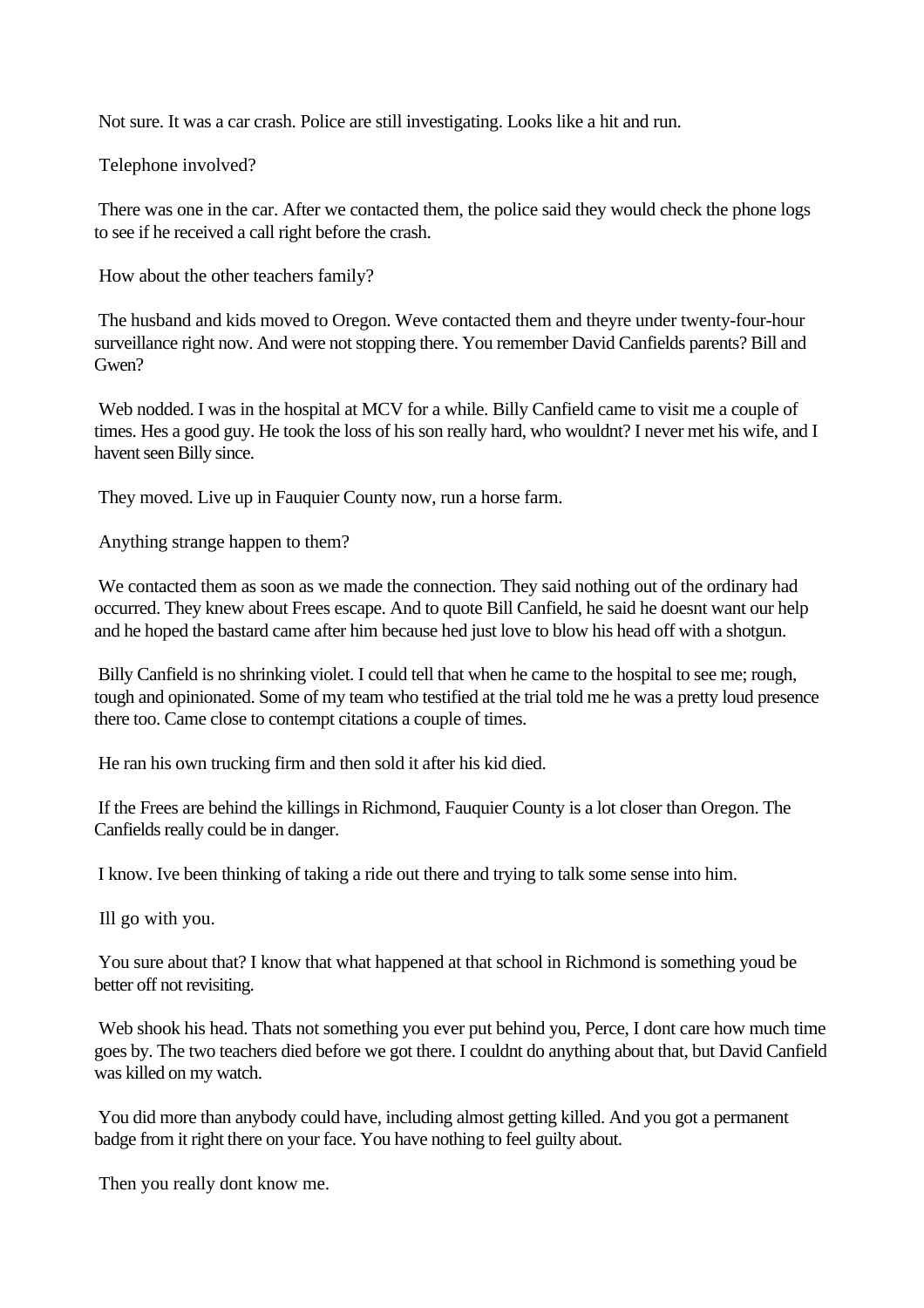Not sure. It was a car crash. Police are still investigating. Looks like a hit and run.

Telephone involved?

There was one in the car. After we contacted them, the police said they would check the phone logs to see if he received a call right before the crash.

How about the other teachers family?

The husband and kids moved to Oregon. Weve contacted them and theyre under twenty-four-hour surveillance right now. And were not stopping there. You remember David Canfields parents? Bill and Gwen?

Web nodded. I was in the hospital at MCV for a while. Billy Canfield came to visit me a couple of times. Hes a good guy. He took the loss of his son really hard, who wouldnt? I never met his wife, and I havent seen Billy since.

They moved. Live up in Fauquier County now, run a horse farm.

Anything strange happen to them?

We contacted them as soon as we made the connection. They said nothing out of the ordinary had occurred. They knew about Frees escape. And to quote Bill Canfield, he said he doesnt want our help and he hoped the bastard came after him because hed just love to blow his head off with a shotgun.

Billy Canfield is no shrinking violet. I could tell that when he came to the hospital to see me; rough, tough and opinionated. Some of my team who testified at the trial told me he was a pretty loud presence there too. Came close to contempt citations a couple of times.

He ran his own trucking firm and then sold it after his kid died.

If the Frees are behind the killings in Richmond, Fauquier County is a lot closer than Oregon. The Canfields really could be in danger.

I know. Ive been thinking of taking a ride out there and trying to talk some sense into him.

Ill go with you.

You sure about that? I know that what happened at that school in Richmond is something youd be better off not revisiting.

Web shook his head. Thats not something you ever put behind you, Perce, I dont care how much time goes by. The two teachers died before we got there. I couldnt do anything about that, but David Canfield was killed on my watch.

You did more than anybody could have, including almost getting killed. And you got a permanent badge from it right there on your face. You have nothing to feel guilty about.

Then you really dont know me.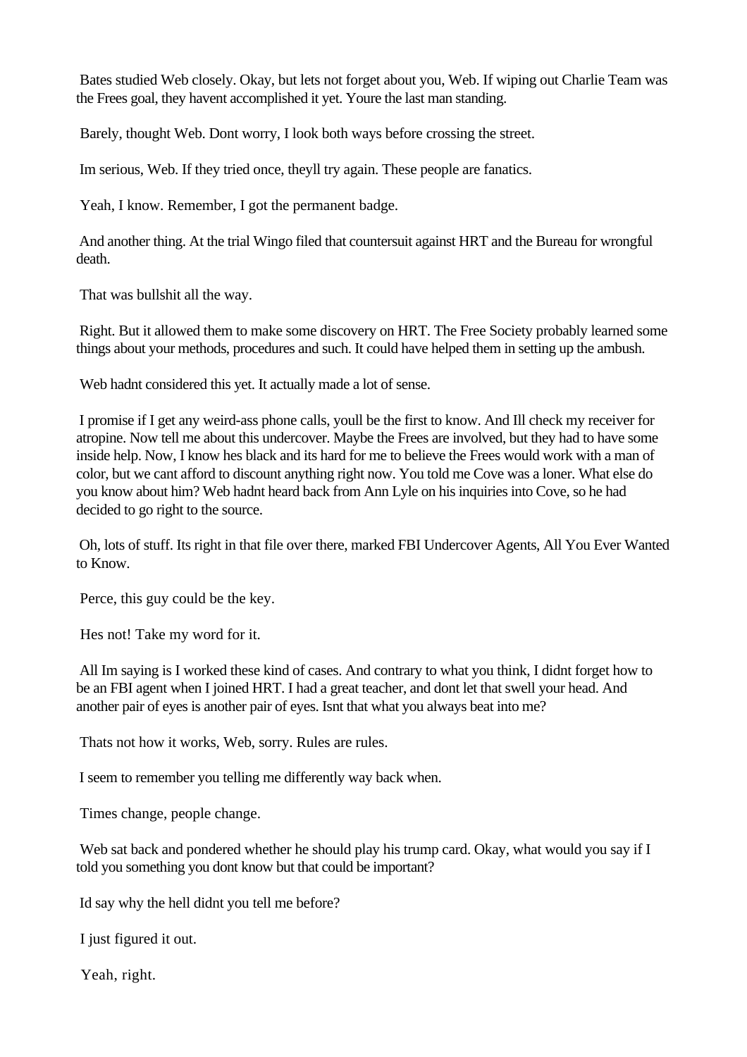Bates studied Web closely. Okay, but lets not forget about you, Web. If wiping out Charlie Team was the Frees goal, they havent accomplished it yet. Youre the last man standing.

Barely, thought Web. Dont worry, I look both ways before crossing the street.

Im serious, Web. If they tried once, theyll try again. These people are fanatics.

Yeah, I know. Remember, I got the permanent badge.

And another thing. At the trial Wingo filed that countersuit against HRT and the Bureau for wrongful death.

That was bullshit all the way.

Right. But it allowed them to make some discovery on HRT. The Free Society probably learned some things about your methods, procedures and such. It could have helped them in setting up the ambush.

Web hadnt considered this yet. It actually made a lot of sense.

I promise if I get any weird-ass phone calls, youll be the first to know. And Ill check my receiver for atropine. Now tell me about this undercover. Maybe the Frees are involved, but they had to have some inside help. Now, I know hes black and its hard for me to believe the Frees would work with a man of color, but we cant afford to discount anything right now. You told me Cove was a loner. What else do you know about him? Web hadnt heard back from Ann Lyle on his inquiries into Cove, so he had decided to go right to the source.

Oh, lots of stuff. Its right in that file over there, marked FBI Undercover Agents, All You Ever Wanted to Know.

Perce, this guy could be the key.

Hes not! Take my word for it.

All Im saying is I worked these kind of cases. And contrary to what you think, I didnt forget how to be an FBI agent when I joined HRT. I had a great teacher, and dont let that swell your head. And another pair of eyes is another pair of eyes. Isnt that what you always beat into me?

Thats not how it works, Web, sorry. Rules are rules.

I seem to remember you telling me differently way back when.

Times change, people change.

Web sat back and pondered whether he should play his trump card. Okay, what would you say if I told you something you dont know but that could be important?

Id say why the hell didnt you tell me before?

I just figured it out.

Yeah, right.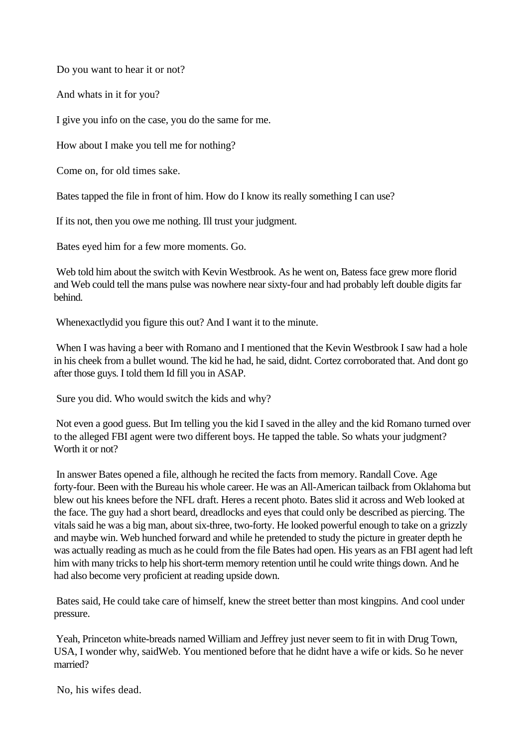Do you want to hear it or not?

And whats in it for you?

I give you info on the case, you do the same for me.

How about I make you tell me for nothing?

Come on, for old times sake.

Bates tapped the file in front of him. How do I know its really something I can use?

If its not, then you owe me nothing. Ill trust your judgment.

Bates eyed him for a few more moments. Go.

Web told him about the switch with Kevin Westbrook. As he went on, Batess face grew more florid and Web could tell the mans pulse was nowhere near sixty-four and had probably left double digits far behind.

Whenexactlydid you figure this out? And I want it to the minute.

When I was having a beer with Romano and I mentioned that the Kevin Westbrook I saw had a hole in his cheek from a bullet wound. The kid he had, he said, didnt. Cortez corroborated that. And dont go after those guys. I told them Id fill you in ASAP.

Sure you did. Who would switch the kids and why?

Not even a good guess. But Im telling you the kid I saved in the alley and the kid Romano turned over to the alleged FBI agent were two different boys. He tapped the table. So whats your judgment? Worth it or not?

In answer Bates opened a file, although he recited the facts from memory. Randall Cove. Age forty-four. Been with the Bureau his whole career. He was an All-American tailback from Oklahoma but blew out his knees before the NFL draft. Heres a recent photo. Bates slid it across and Web looked at the face. The guy had a short beard, dreadlocks and eyes that could only be described as piercing. The vitals said he was a big man, about six-three, two-forty. He looked powerful enough to take on a grizzly and maybe win. Web hunched forward and while he pretended to study the picture in greater depth he was actually reading as much as he could from the file Bates had open. His years as an FBI agent had left him with many tricks to help his short-term memory retention until he could write things down. And he had also become very proficient at reading upside down.

Bates said, He could take care of himself, knew the street better than most kingpins. And cool under pressure.

Yeah, Princeton white-breads named William and Jeffrey just never seem to fit in with Drug Town, USA, I wonder why, saidWeb. You mentioned before that he didnt have a wife or kids. So he never married?

No, his wifes dead.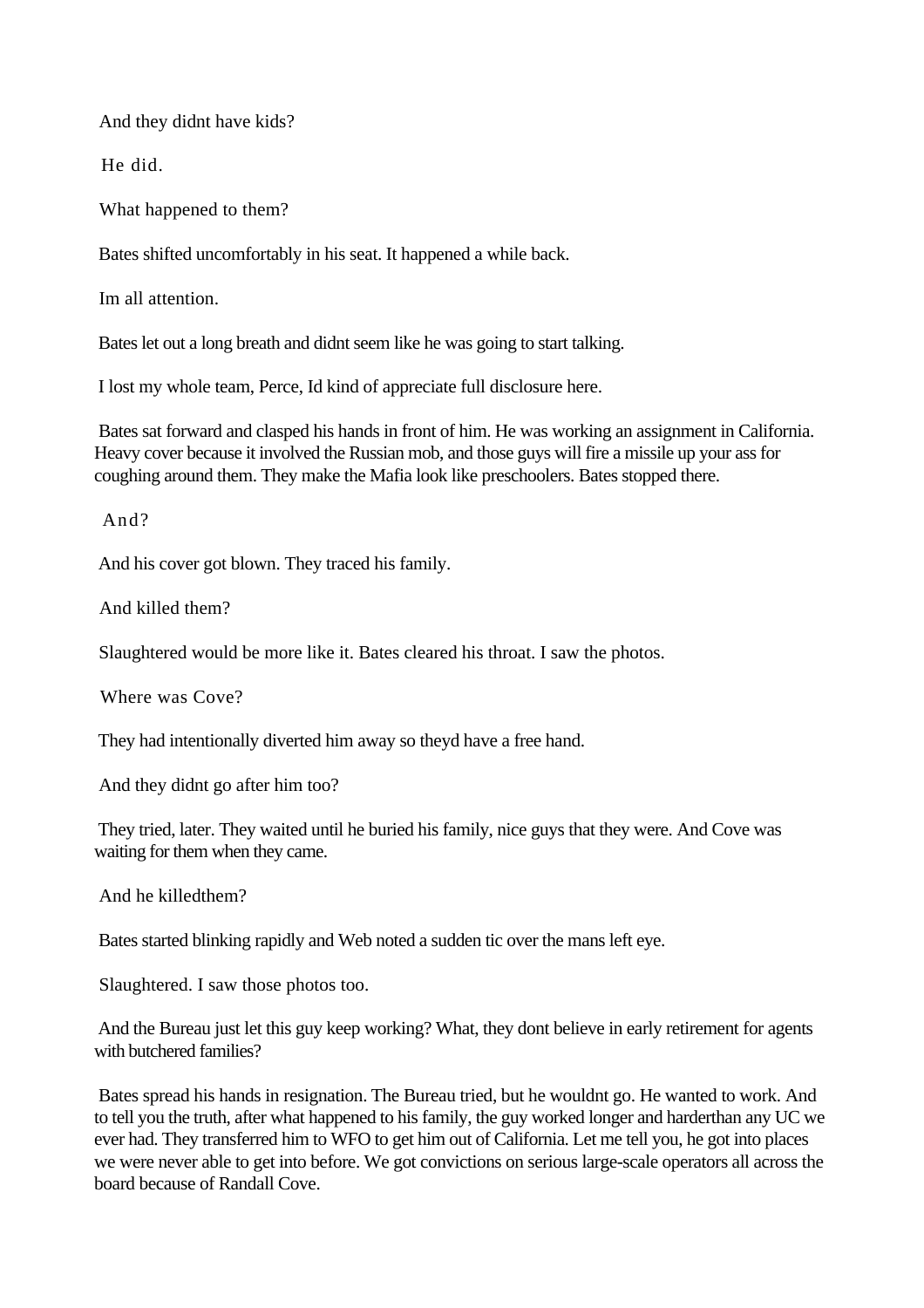And they didnt have kids?

He did.

What happened to them?

Bates shifted uncomfortably in his seat. It happened a while back.

Im all attention.

Bates let out a long breath and didnt seem like he was going to start talking.

I lost my whole team, Perce, Id kind of appreciate full disclosure here.

Bates sat forward and clasped his hands in front of him. He was working an assignment in California. Heavy cover because it involved the Russian mob, and those guys will fire a missile up your ass for coughing around them. They make the Mafia look like preschoolers. Bates stopped there.

And?

And his cover got blown. They traced his family.

And killed them?

Slaughtered would be more like it. Bates cleared his throat. I saw the photos.

Where was Cove?

They had intentionally diverted him away so theyd have a free hand.

And they didnt go after him too?

They tried, later. They waited until he buried his family, nice guys that they were. And Cove was waiting for them when they came.

And he killedthem?

Bates started blinking rapidly and Web noted a sudden tic over the mans left eye.

Slaughtered. I saw those photos too.

And the Bureau just let this guy keep working? What, they dont believe in early retirement for agents with butchered families?

Bates spread his hands in resignation. The Bureau tried, but he wouldnt go. He wanted to work. And to tell you the truth, after what happened to his family, the guy worked longer and harderthan any UC we ever had. They transferred him to WFO to get him out of California. Let me tell you, he got into places we were never able to get into before. We got convictions on serious large-scale operators all across the board because of Randall Cove.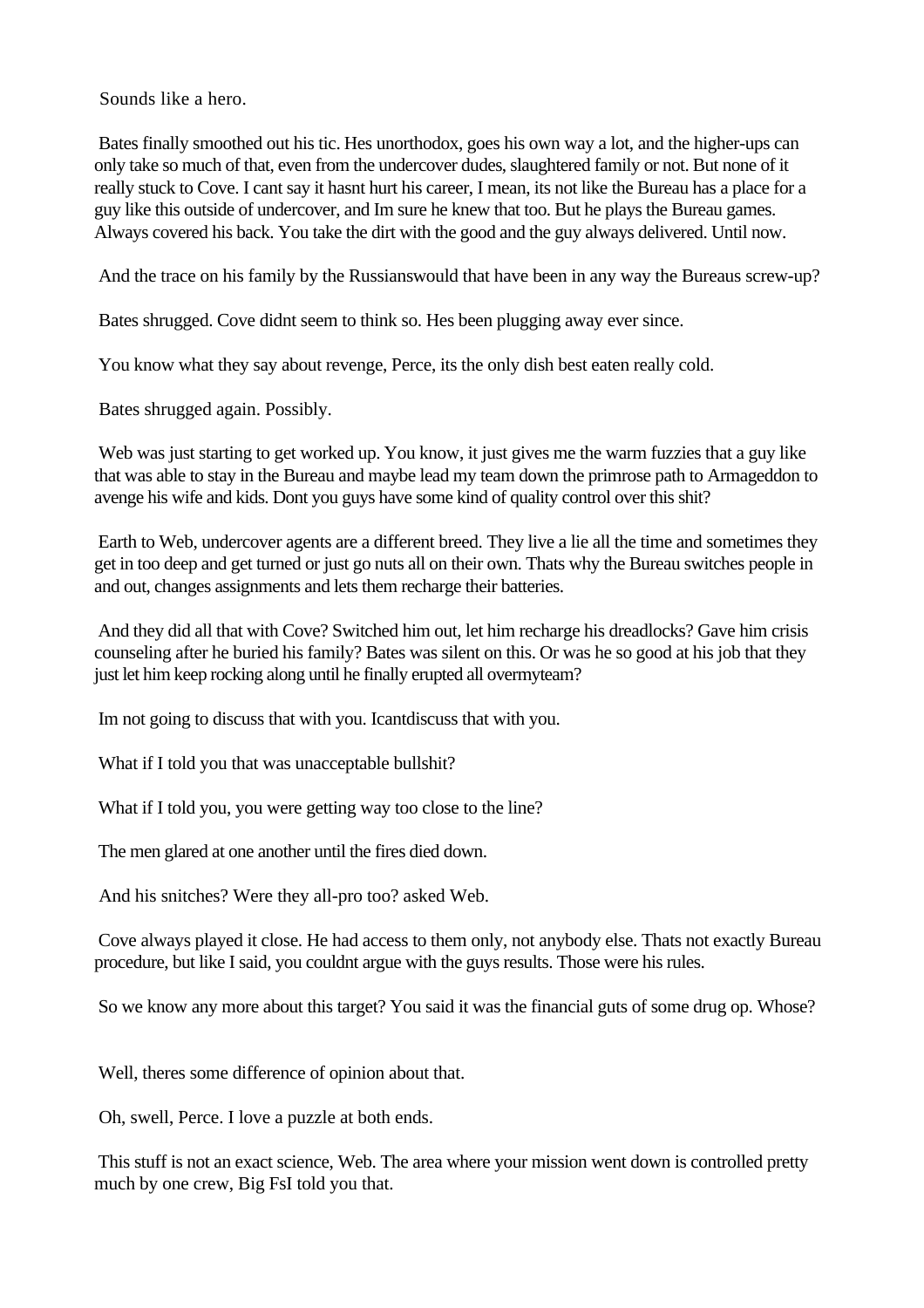Sounds like a hero.

Bates finally smoothed out his tic. Hes unorthodox, goes his own way a lot, and the higher-ups can only take so much of that, even from the undercover dudes, slaughtered family or not. But none of it really stuck to Cove. I cant say it hasnt hurt his career, I mean, its not like the Bureau has a place for a guy like this outside of undercover, and Im sure he knew that too. But he plays the Bureau games. Always covered his back. You take the dirt with the good and the guy always delivered. Until now.

And the trace on his family by the Russianswould that have been in any way the Bureaus screw-up?

Bates shrugged. Cove didnt seem to think so. Hes been plugging away ever since.

You know what they say about revenge, Perce, its the only dish best eaten really cold.

Bates shrugged again. Possibly.

Web was just starting to get worked up. You know, it just gives me the warm fuzzies that a guy like that was able to stay in the Bureau and maybe lead my team down the primrose path to Armageddon to avenge his wife and kids. Dont you guys have some kind of quality control over this shit?

Earth to Web, undercover agents are a different breed. They live a lie all the time and sometimes they get in too deep and get turned or just go nuts all on their own. Thats why the Bureau switches people in and out, changes assignments and lets them recharge their batteries.

And they did all that with Cove? Switched him out, let him recharge his dreadlocks? Gave him crisis counseling after he buried his family? Bates was silent on this. Or was he so good at his job that they just let him keep rocking along until he finally erupted all overmyteam?

Im not going to discuss that with you. Icantdiscuss that with you.

What if I told you that was unacceptable bullshit?

What if I told you, you were getting way too close to the line?

The men glared at one another until the fires died down.

And his snitches? Were they all-pro too? asked Web.

Cove always played it close. He had access to them only, not anybody else. Thats not exactly Bureau procedure, but like I said, you couldnt argue with the guys results. Those were his rules.

So we know any more about this target? You said it was the financial guts of some drug op. Whose?

Well, theres some difference of opinion about that.

Oh, swell, Perce. I love a puzzle at both ends.

This stuff is not an exact science, Web. The area where your mission went down is controlled pretty much by one crew, Big FsI told you that.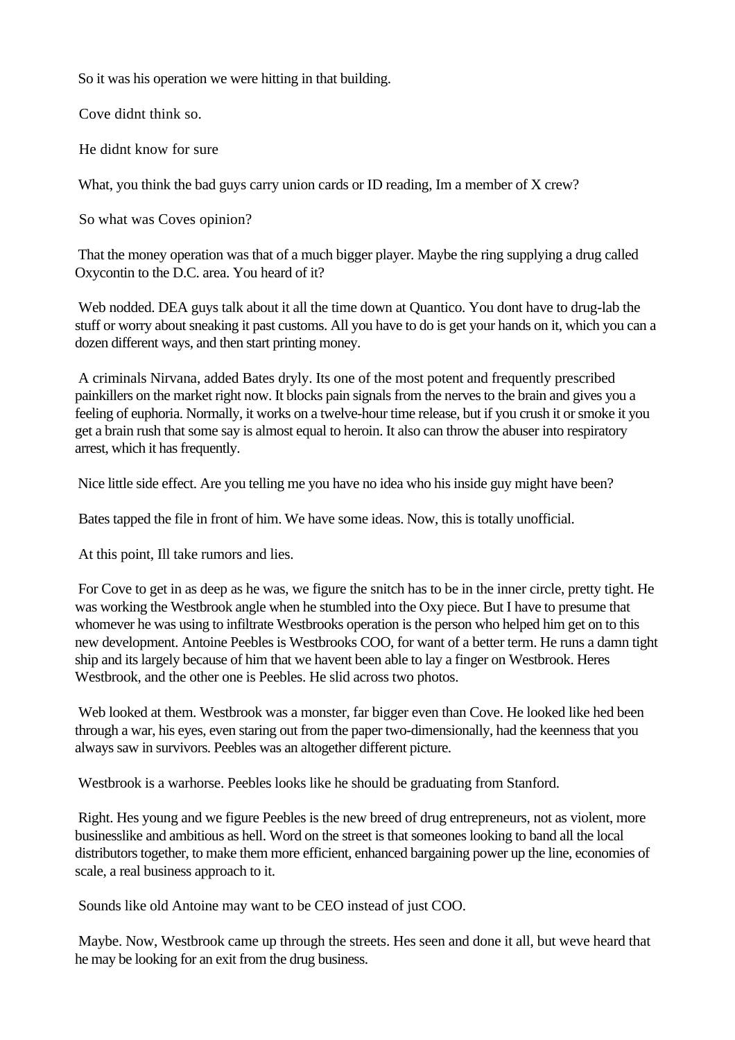So it was his operation we were hitting in that building.

Cove didnt think so.

He didnt know for sure

What, you think the bad guys carry union cards or ID reading, Im a member of X crew?

So what was Coves opinion?

That the money operation was that of a much bigger player. Maybe the ring supplying a drug called Oxycontin to the D.C. area. You heard of it?

Web nodded. DEA guys talk about it all the time down at Quantico. You dont have to drug-lab the stuff or worry about sneaking it past customs. All you have to do is get your hands on it, which you can a dozen different ways, and then start printing money.

A criminals Nirvana, added Bates dryly. Its one of the most potent and frequently prescribed painkillers on the market right now. It blocks pain signals from the nerves to the brain and gives you a feeling of euphoria. Normally, it works on a twelve-hour time release, but if you crush it or smoke it you get a brain rush that some say is almost equal to heroin. It also can throw the abuser into respiratory arrest, which it has frequently.

Nice little side effect. Are you telling me you have no idea who his inside guy might have been?

Bates tapped the file in front of him. We have some ideas. Now, this is totally unofficial.

At this point, Ill take rumors and lies.

For Cove to get in as deep as he was, we figure the snitch has to be in the inner circle, pretty tight. He was working the Westbrook angle when he stumbled into the Oxy piece. But I have to presume that whomever he was using to infiltrate Westbrooks operation is the person who helped him get on to this new development. Antoine Peebles is Westbrooks COO, for want of a better term. He runs a damn tight ship and its largely because of him that we havent been able to lay a finger on Westbrook. Heres Westbrook, and the other one is Peebles. He slid across two photos.

Web looked at them. Westbrook was a monster, far bigger even than Cove. He looked like hed been through a war, his eyes, even staring out from the paper two-dimensionally, had the keenness that you always saw in survivors. Peebles was an altogether different picture.

Westbrook is a warhorse. Peebles looks like he should be graduating from Stanford.

Right. Hes young and we figure Peebles is the new breed of drug entrepreneurs, not as violent, more businesslike and ambitious as hell. Word on the street is that someones looking to band all the local distributors together, to make them more efficient, enhanced bargaining power up the line, economies of scale, a real business approach to it.

Sounds like old Antoine may want to be CEO instead of just COO.

Maybe. Now, Westbrook came up through the streets. Hes seen and done it all, but weve heard that he may be looking for an exit from the drug business.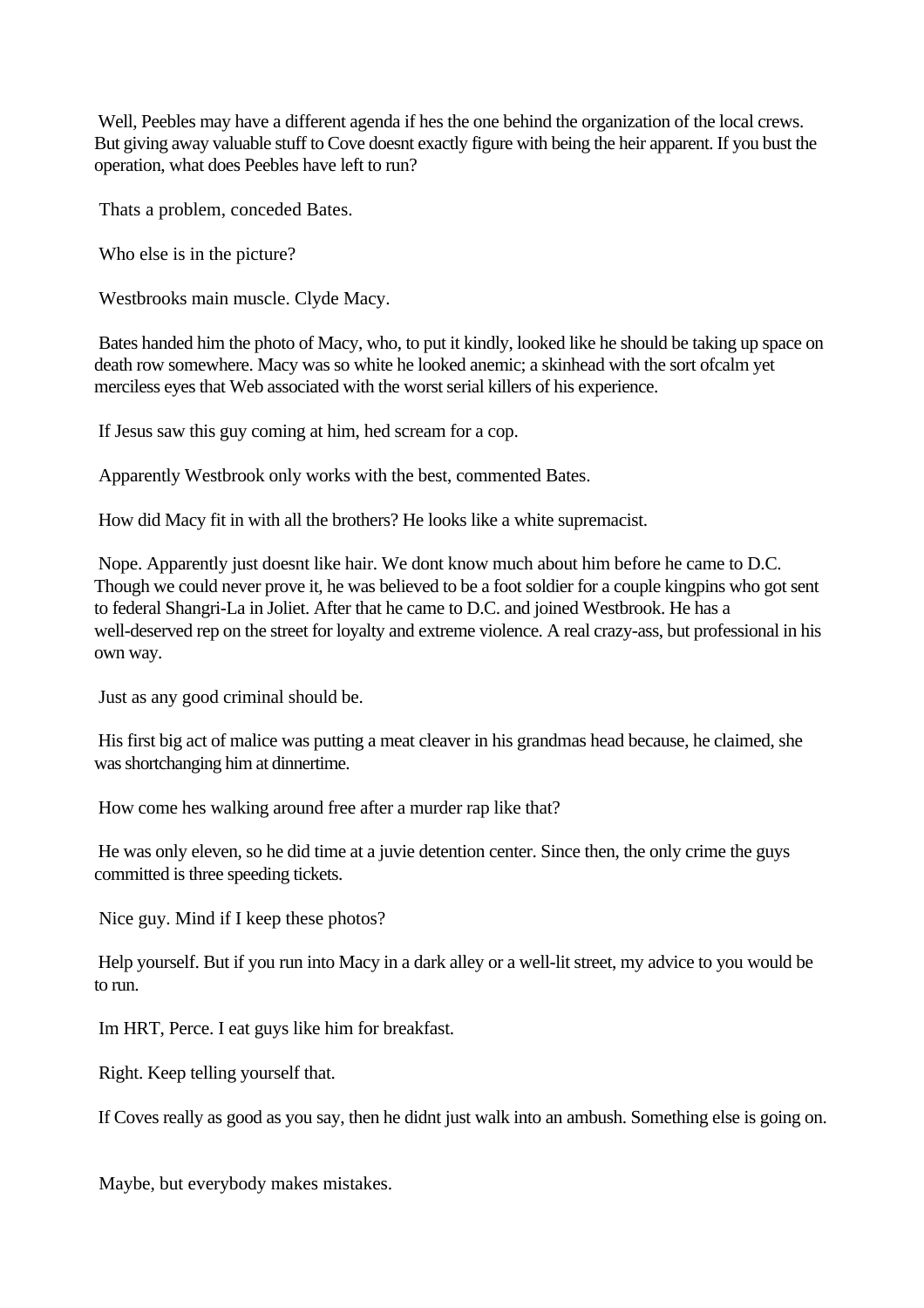Well, Peebles may have a different agenda if hes the one behind the organization of the local crews. But giving away valuable stuff to Cove doesnt exactly figure with being the heir apparent. If you bust the operation, what does Peebles have left to run?

Thats a problem, conceded Bates.

Who else is in the picture?

Westbrooks main muscle. Clyde Macy.

Bates handed him the photo of Macy, who, to put it kindly, looked like he should be taking up space on death row somewhere. Macy was so white he looked anemic; a skinhead with the sort ofcalm yet merciless eyes that Web associated with the worst serial killers of his experience.

If Jesus saw this guy coming at him, hed scream for a cop.

Apparently Westbrook only works with the best, commented Bates.

How did Macy fit in with all the brothers? He looks like a white supremacist.

Nope. Apparently just doesnt like hair. We dont know much about him before he came to D.C. Though we could never prove it, he was believed to be a foot soldier for a couple kingpins who got sent to federal Shangri-La in Joliet. After that he came to D.C. and joined Westbrook. He has a well-deserved rep on the street for loyalty and extreme violence. A real crazy-ass, but professional in his own way.

Just as any good criminal should be.

His first big act of malice was putting a meat cleaver in his grandmas head because, he claimed, she was shortchanging him at dinnertime.

How come hes walking around free after a murder rap like that?

He was only eleven, so he did time at a juvie detention center. Since then, the only crime the guys committed is three speeding tickets.

Nice guy. Mind if I keep these photos?

Help yourself. But if you run into Macy in a dark alley or a well-lit street, my advice to you would be to run.

Im HRT, Perce. I eat guys like him for breakfast.

Right. Keep telling yourself that.

If Coves really as good as you say, then he didnt just walk into an ambush. Something else is going on.

Maybe, but everybody makes mistakes.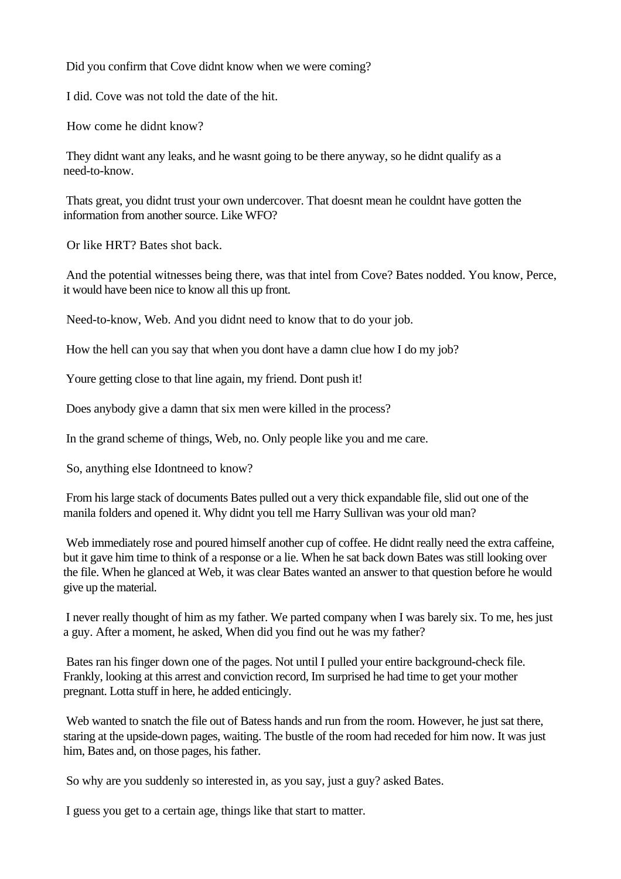Did you confirm that Cove didnt know when we were coming?

I did. Cove was not told the date of the hit.

How come he didnt know?

They didnt want any leaks, and he wasnt going to be there anyway, so he didnt qualify as a need-to-know.

Thats great, you didnt trust your own undercover. That doesnt mean he couldnt have gotten the information from another source. Like WFO?

Or like HRT? Bates shot back.

And the potential witnesses being there, was that intel from Cove? Bates nodded. You know, Perce, it would have been nice to know all this up front.

Need-to-know, Web. And you didnt need to know that to do your job.

How the hell can you say that when you dont have a damn clue how I do my job?

Youre getting close to that line again, my friend. Dont push it!

Does anybody give a damn that six men were killed in the process?

In the grand scheme of things, Web, no. Only people like you and me care.

So, anything else Idontneed to know?

From his large stack of documents Bates pulled out a very thick expandable file, slid out one of the manila folders and opened it. Why didnt you tell me Harry Sullivan was your old man?

Web immediately rose and poured himself another cup of coffee. He didnt really need the extra caffeine, but it gave him time to think of a response or a lie. When he sat back down Bates was still looking over the file. When he glanced at Web, it was clear Bates wanted an answer to that question before he would give up the material.

I never really thought of him as my father. We parted company when I was barely six. To me, hes just a guy. After a moment, he asked, When did you find out he was my father?

Bates ran his finger down one of the pages. Not until I pulled your entire background-check file. Frankly, looking at this arrest and conviction record, Im surprised he had time to get your mother pregnant. Lotta stuff in here, he added enticingly.

Web wanted to snatch the file out of Batess hands and run from the room. However, he just sat there, staring at the upside-down pages, waiting. The bustle of the room had receded for him now. It was just him, Bates and, on those pages, his father.

So why are you suddenly so interested in, as you say, just a guy? asked Bates.

I guess you get to a certain age, things like that start to matter.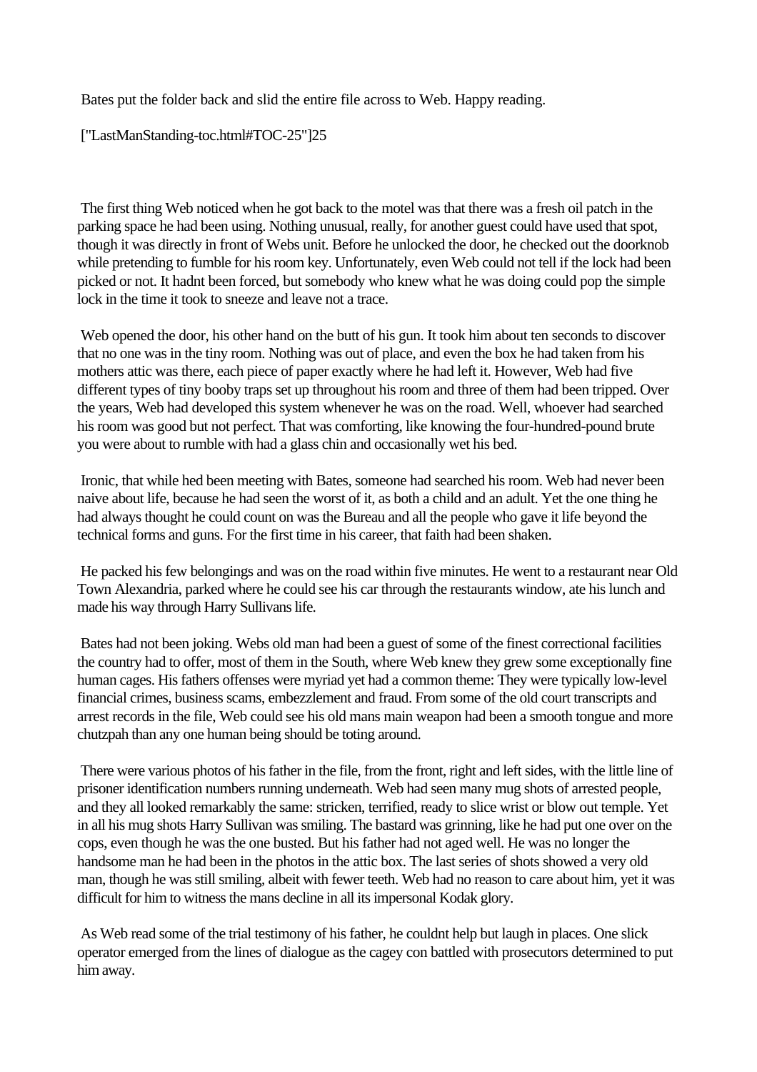Bates put the folder back and slid the entire file across to Web. Happy reading.

["LastManStanding-toc.html#TOC-25"]25

The first thing Web noticed when he got back to the motel was that there was a fresh oil patch in the parking space he had been using. Nothing unusual, really, for another guest could have used that spot, though it was directly in front of Webs unit. Before he unlocked the door, he checked out the doorknob while pretending to fumble for his room key. Unfortunately, even Web could not tell if the lock had been picked or not. It hadnt been forced, but somebody who knew what he was doing could pop the simple lock in the time it took to sneeze and leave not a trace.

Web opened the door, his other hand on the butt of his gun. It took him about ten seconds to discover that no one was in the tiny room. Nothing was out of place, and even the box he had taken from his mothers attic was there, each piece of paper exactly where he had left it. However, Web had five different types of tiny booby traps set up throughout his room and three of them had been tripped. Over the years, Web had developed this system whenever he was on the road. Well, whoever had searched his room was good but not perfect. That was comforting, like knowing the four-hundred-pound brute you were about to rumble with had a glass chin and occasionally wet his bed.

Ironic, that while hed been meeting with Bates, someone had searched his room. Web had never been naive about life, because he had seen the worst of it, as both a child and an adult. Yet the one thing he had always thought he could count on was the Bureau and all the people who gave it life beyond the technical forms and guns. For the first time in his career, that faith had been shaken.

He packed his few belongings and was on the road within five minutes. He went to a restaurant near Old Town Alexandria, parked where he could see his car through the restaurants window, ate his lunch and made his way through Harry Sullivans life.

Bates had not been joking. Webs old man had been a guest of some of the finest correctional facilities the country had to offer, most of them in the South, where Web knew they grew some exceptionally fine human cages. His fathers offenses were myriad yet had a common theme: They were typically low-level financial crimes, business scams, embezzlement and fraud. From some of the old court transcripts and arrest records in the file, Web could see his old mans main weapon had been a smooth tongue and more chutzpah than any one human being should be toting around.

There were various photos of his father in the file, from the front, right and left sides, with the little line of prisoner identification numbers running underneath. Web had seen many mug shots of arrested people, and they all looked remarkably the same: stricken, terrified, ready to slice wrist or blow out temple. Yet in all his mug shots Harry Sullivan was smiling. The bastard was grinning, like he had put one over on the cops, even though he was the one busted. But his father had not aged well. He was no longer the handsome man he had been in the photos in the attic box. The last series of shots showed a very old man, though he was still smiling, albeit with fewer teeth. Web had no reason to care about him, yet it was difficult for him to witness the mans decline in all its impersonal Kodak glory.

As Web read some of the trial testimony of his father, he couldnt help but laugh in places. One slick operator emerged from the lines of dialogue as the cagey con battled with prosecutors determined to put him away.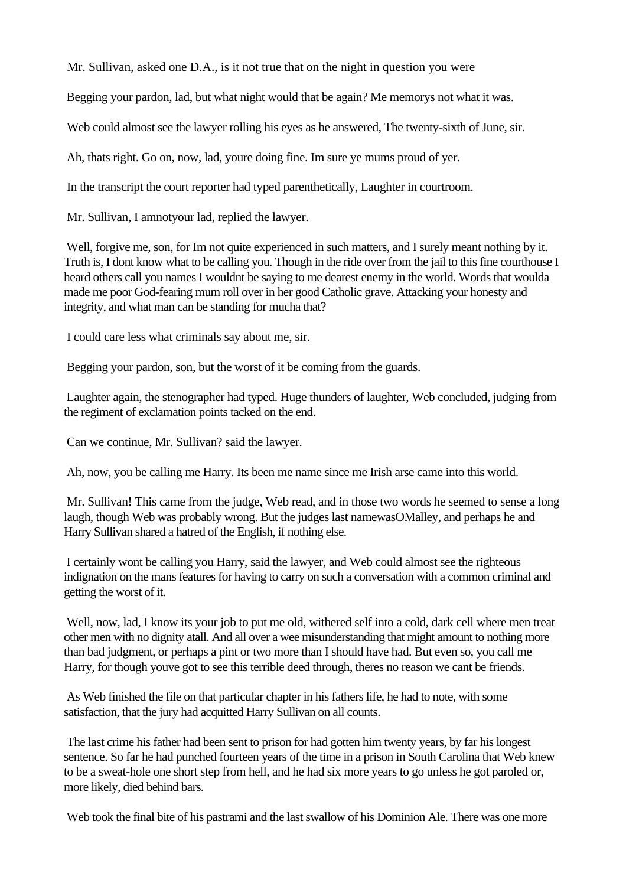Mr. Sullivan, asked one D.A., is it not true that on the night in question you were

Begging your pardon, lad, but what night would that be again? Me memorys not what it was.

Web could almost see the lawyer rolling his eyes as he answered, The twenty-sixth of June, sir.

Ah, thats right. Go on, now, lad, youre doing fine. Im sure ye mums proud of yer.

In the transcript the court reporter had typed parenthetically, Laughter in courtroom.

Mr. Sullivan, I amnotyour lad, replied the lawyer.

Well, forgive me, son, for Im not quite experienced in such matters, and I surely meant nothing by it. Truth is, I dont know what to be calling you. Though in the ride over from the jail to this fine courthouse I heard others call you names I wouldnt be saying to me dearest enemy in the world. Words that woulda made me poor God-fearing mum roll over in her good Catholic grave. Attacking your honesty and integrity, and what man can be standing for mucha that?

I could care less what criminals say about me, sir.

Begging your pardon, son, but the worst of it be coming from the guards.

Laughter again, the stenographer had typed. Huge thunders of laughter, Web concluded, judging from the regiment of exclamation points tacked on the end.

Can we continue, Mr. Sullivan? said the lawyer.

Ah, now, you be calling me Harry. Its been me name since me Irish arse came into this world.

Mr. Sullivan! This came from the judge, Web read, and in those two words he seemed to sense a long laugh, though Web was probably wrong. But the judges last namewasOMalley, and perhaps he and Harry Sullivan shared a hatred of the English, if nothing else.

I certainly wont be calling you Harry, said the lawyer, and Web could almost see the righteous indignation on the mans features for having to carry on such a conversation with a common criminal and getting the worst of it.

Well, now, lad, I know its your job to put me old, withered self into a cold, dark cell where men treat other men with no dignity atall. And all over a wee misunderstanding that might amount to nothing more than bad judgment, or perhaps a pint or two more than I should have had. But even so, you call me Harry, for though youve got to see this terrible deed through, theres no reason we cant be friends.

As Web finished the file on that particular chapter in his fathers life, he had to note, with some satisfaction, that the jury had acquitted Harry Sullivan on all counts.

The last crime his father had been sent to prison for had gotten him twenty years, by far his longest sentence. So far he had punched fourteen years of the time in a prison in South Carolina that Web knew to be a sweat-hole one short step from hell, and he had six more years to go unless he got paroled or, more likely, died behind bars.

Web took the final bite of his pastrami and the last swallow of his Dominion Ale. There was one more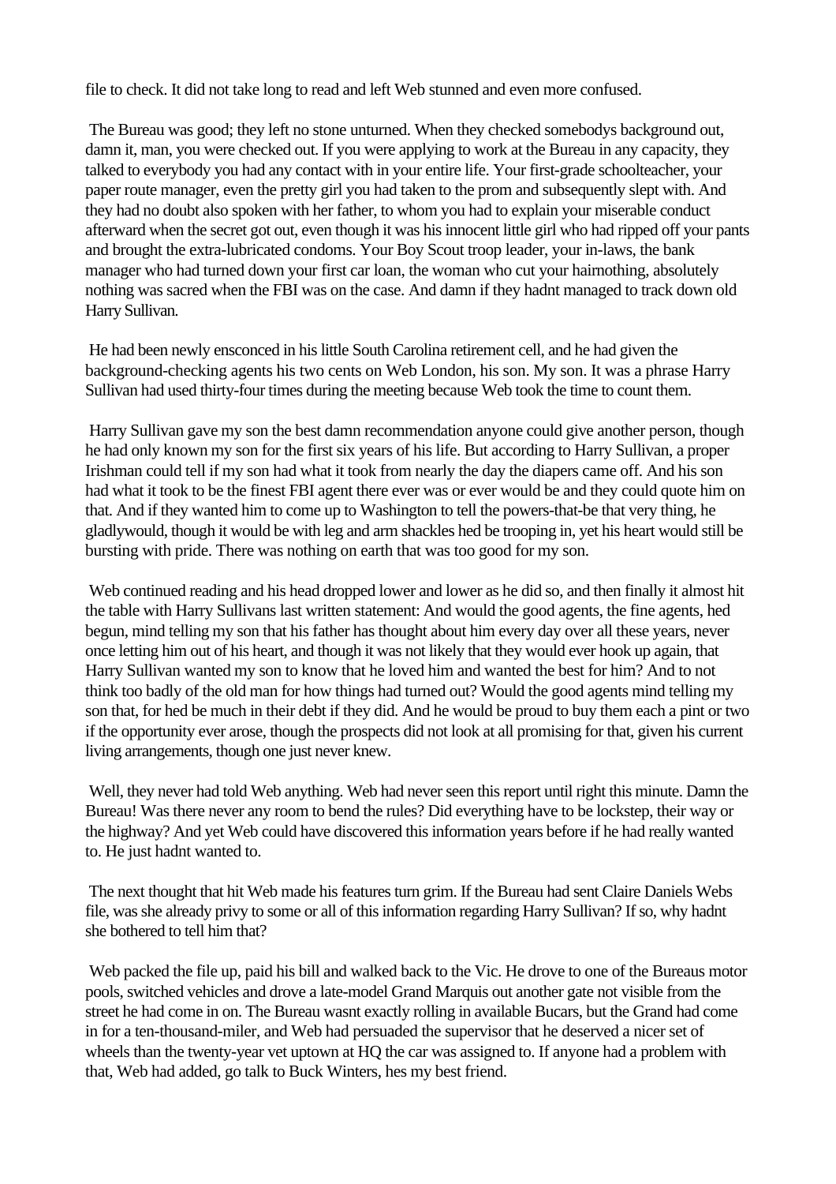file to check. It did not take long to read and left Web stunned and even more confused.

The Bureau was good; they left no stone unturned. When they checked somebodys background out, damn it, man, you were checked out. If you were applying to work at the Bureau in any capacity, they talked to everybody you had any contact with in your entire life. Your first-grade schoolteacher, your paper route manager, even the pretty girl you had taken to the prom and subsequently slept with. And they had no doubt also spoken with her father, to whom you had to explain your miserable conduct afterward when the secret got out, even though it was his innocent little girl who had ripped off your pants and brought the extra-lubricated condoms. Your Boy Scout troop leader, your in-laws, the bank manager who had turned down your first car loan, the woman who cut your hairnothing, absolutely nothing was sacred when the FBI was on the case. And damn if they hadnt managed to track down old Harry Sullivan.

He had been newly ensconced in his little South Carolina retirement cell, and he had given the background-checking agents his two cents on Web London, his son. My son. It was a phrase Harry Sullivan had used thirty-four times during the meeting because Web took the time to count them.

Harry Sullivan gave my son the best damn recommendation anyone could give another person, though he had only known my son for the first six years of his life. But according to Harry Sullivan, a proper Irishman could tell if my son had what it took from nearly the day the diapers came off. And his son had what it took to be the finest FBI agent there ever was or ever would be and they could quote him on that. And if they wanted him to come up to Washington to tell the powers-that-be that very thing, he gladlywould, though it would be with leg and arm shackles hed be trooping in, yet his heart would still be bursting with pride. There was nothing on earth that was too good for my son.

Web continued reading and his head dropped lower and lower as he did so, and then finally it almost hit the table with Harry Sullivans last written statement: And would the good agents, the fine agents, hed begun, mind telling my son that his father has thought about him every day over all these years, never once letting him out of his heart, and though it was not likely that they would ever hook up again, that Harry Sullivan wanted my son to know that he loved him and wanted the best for him? And to not think too badly of the old man for how things had turned out? Would the good agents mind telling my son that, for hed be much in their debt if they did. And he would be proud to buy them each a pint or two if the opportunity ever arose, though the prospects did not look at all promising for that, given his current living arrangements, though one just never knew.

Well, they never had told Web anything. Web had never seen this report until right this minute. Damn the Bureau! Was there never any room to bend the rules? Did everything have to be lockstep, their way or the highway? And yet Web could have discovered this information years before if he had really wanted to. He just hadnt wanted to.

The next thought that hit Web made his features turn grim. If the Bureau had sent Claire Daniels Webs file, was she already privy to some or all of this information regarding Harry Sullivan? If so, why hadnt she bothered to tell him that?

Web packed the file up, paid his bill and walked back to the Vic. He drove to one of the Bureaus motor pools, switched vehicles and drove a late-model Grand Marquis out another gate not visible from the street he had come in on. The Bureau wasnt exactly rolling in available Bucars, but the Grand had come in for a ten-thousand-miler, and Web had persuaded the supervisor that he deserved a nicer set of wheels than the twenty-year vet uptown at HQ the car was assigned to. If anyone had a problem with that, Web had added, go talk to Buck Winters, hes my best friend.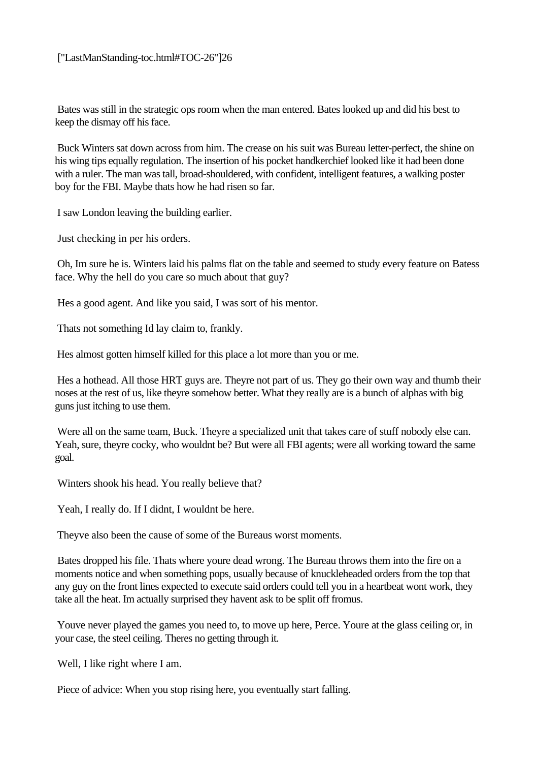["LastManStanding-toc.html#TOC-26"]26

Bates was still in the strategic ops room when the man entered. Bates looked up and did his best to keep the dismay off his face.

Buck Winters sat down across from him. The crease on his suit was Bureau letter-perfect, the shine on his wing tips equally regulation. The insertion of his pocket handkerchief looked like it had been done with a ruler. The man was tall, broad-shouldered, with confident, intelligent features, a walking poster boy for the FBI. Maybe thats how he had risen so far.

I saw London leaving the building earlier.

Just checking in per his orders.

Oh, Im sure he is. Winters laid his palms flat on the table and seemed to study every feature on Batess face. Why the hell do you care so much about that guy?

Hes a good agent. And like you said, I was sort of his mentor.

Thats not something Id lay claim to, frankly.

Hes almost gotten himself killed for this place a lot more than you or me.

Hes a hothead. All those HRT guys are. Theyre not part of us. They go their own way and thumb their noses at the rest of us, like theyre somehow better. What they really are is a bunch of alphas with big guns just itching to use them.

Were all on the same team, Buck. Theyre a specialized unit that takes care of stuff nobody else can. Yeah, sure, theyre cocky, who wouldnt be? But were all FBI agents; were all working toward the same goal.

Winters shook his head. You really believe that?

Yeah, I really do. If I didnt, I wouldnt be here.

Theyve also been the cause of some of the Bureaus worst moments.

Bates dropped his file. Thats where youre dead wrong. The Bureau throws them into the fire on a moments notice and when something pops, usually because of knuckleheaded orders from the top that any guy on the front lines expected to execute said orders could tell you in a heartbeat wont work, they take all the heat. Im actually surprised they havent ask to be split off fromus.

Youve never played the games you need to, to move up here, Perce. Youre at the glass ceiling or, in your case, the steel ceiling. Theres no getting through it.

Well, I like right where I am.

Piece of advice: When you stop rising here, you eventually start falling.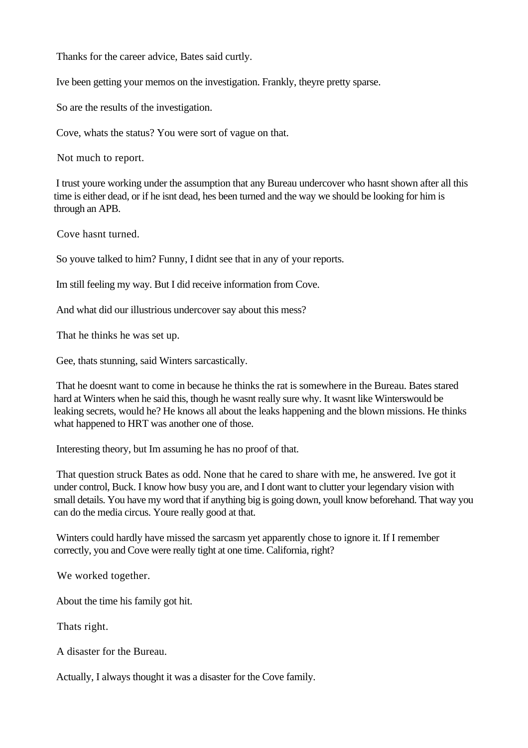Thanks for the career advice, Bates said curtly.

Ive been getting your memos on the investigation. Frankly, theyre pretty sparse.

So are the results of the investigation.

Cove, whats the status? You were sort of vague on that.

Not much to report.

I trust youre working under the assumption that any Bureau undercover who hasnt shown after all this time is either dead, or if he isnt dead, hes been turned and the way we should be looking for him is through an APB.

Cove hasnt turned.

So youve talked to him? Funny, I didnt see that in any of your reports.

Im still feeling my way. But I did receive information from Cove.

And what did our illustrious undercover say about this mess?

That he thinks he was set up.

Gee, thats stunning, said Winters sarcastically.

That he doesnt want to come in because he thinks the rat is somewhere in the Bureau. Bates stared hard at Winters when he said this, though he wasnt really sure why. It wasnt like Winterswould be leaking secrets, would he? He knows all about the leaks happening and the blown missions. He thinks what happened to HRT was another one of those.

Interesting theory, but Im assuming he has no proof of that.

That question struck Bates as odd. None that he cared to share with me, he answered. Ive got it under control, Buck. I know how busy you are, and I dont want to clutter your legendary vision with small details. You have my word that if anything big is going down, youll know beforehand. That way you can do the media circus. Youre really good at that.

Winters could hardly have missed the sarcasm yet apparently chose to ignore it. If I remember correctly, you and Cove were really tight at one time. California, right?

We worked together.

About the time his family got hit.

Thats right.

A disaster for the Bureau.

Actually, I always thought it was a disaster for the Cove family.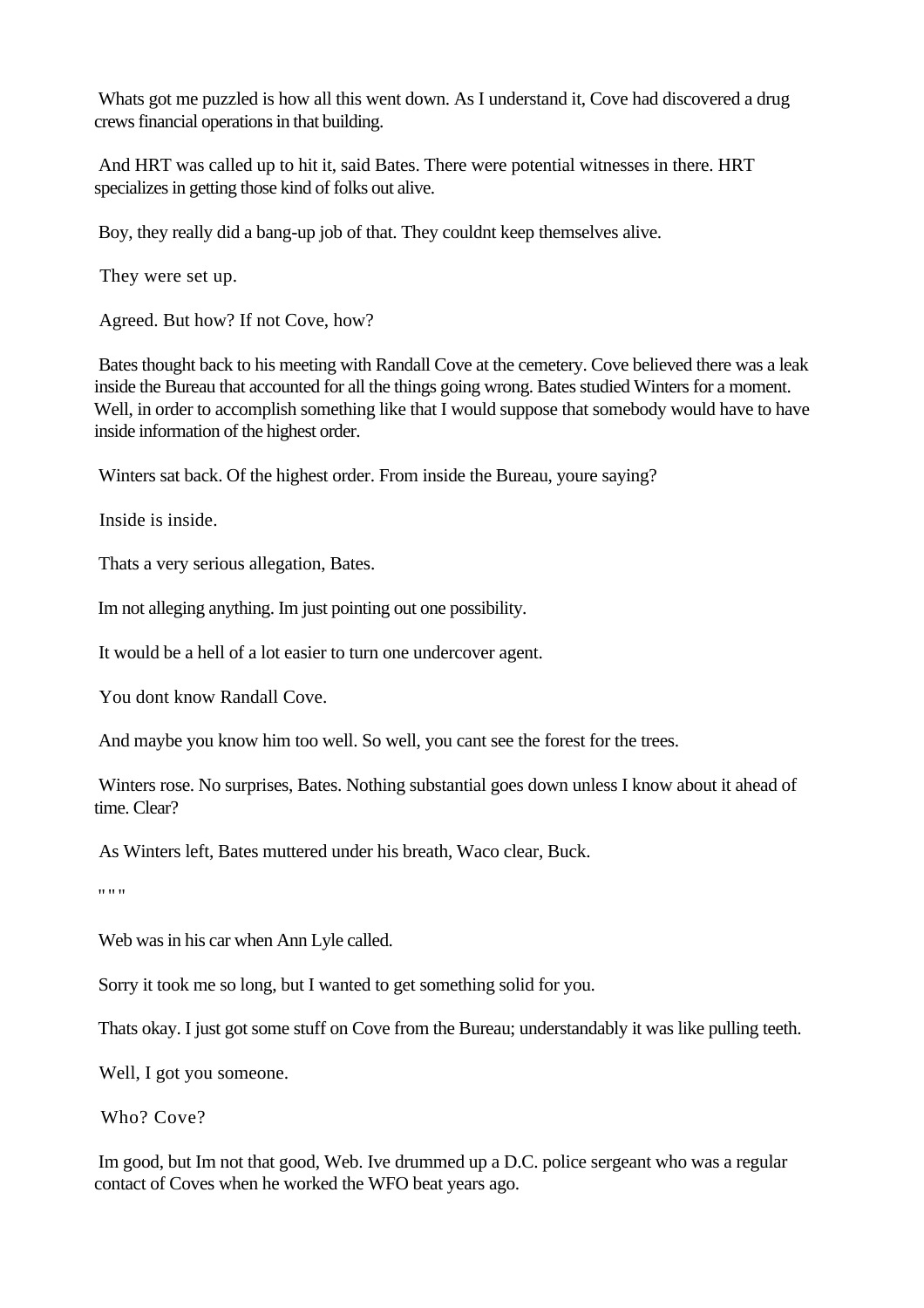Whats got me puzzled is how all this went down. As I understand it, Cove had discovered a drug crews financial operations in that building.

And HRT was called up to hit it, said Bates. There were potential witnesses in there. HRT specializes in getting those kind of folks out alive.

Boy, they really did a bang-up job of that. They couldnt keep themselves alive.

They were set up.

Agreed. But how? If not Cove, how?

Bates thought back to his meeting with Randall Cove at the cemetery. Cove believed there was a leak inside the Bureau that accounted for all the things going wrong. Bates studied Winters for a moment. Well, in order to accomplish something like that I would suppose that somebody would have to have inside information of the highest order.

Winters sat back. Of the highest order. From inside the Bureau, youre saying?

Inside is inside.

Thats a very serious allegation, Bates.

Im not alleging anything. Im just pointing out one possibility.

It would be a hell of a lot easier to turn one undercover agent.

You dont know Randall Cove.

And maybe you know him too well. So well, you cant see the forest for the trees.

Winters rose. No surprises, Bates. Nothing substantial goes down unless I know about it ahead of time. Clear?

As Winters left, Bates muttered under his breath, Waco clear, Buck.

" " "

Web was in his car when Ann Lyle called.

Sorry it took me so long, but I wanted to get something solid for you.

Thats okay. I just got some stuff on Cove from the Bureau; understandably it was like pulling teeth.

Well, I got you someone.

Who? Cove?

Im good, but Im not that good, Web. Ive drummed up a D.C. police sergeant who was a regular contact of Coves when he worked the WFO beat years ago.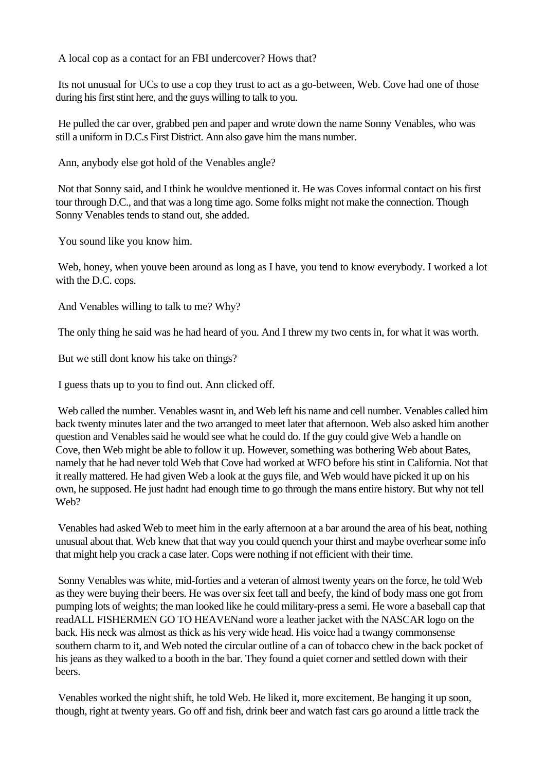A local cop as a contact for an FBI undercover? Hows that?

Its not unusual for UCs to use a cop they trust to act as a go-between, Web. Cove had one of those during his first stint here, and the guys willing to talk to you.

He pulled the car over, grabbed pen and paper and wrote down the name Sonny Venables, who was still a uniform in D.C.s First District. Ann also gave him the mans number.

Ann, anybody else got hold of the Venables angle?

Not that Sonny said, and I think he wouldve mentioned it. He was Coves informal contact on his first tour through D.C., and that was a long time ago. Some folks might not make the connection. Though Sonny Venables tends to stand out, she added.

You sound like you know him.

Web, honey, when youve been around as long as I have, you tend to know everybody. I worked a lot with the D.C. cops.

And Venables willing to talk to me? Why?

The only thing he said was he had heard of you. And I threw my two cents in, for what it was worth.

But we still dont know his take on things?

I guess thats up to you to find out. Ann clicked off.

Web called the number. Venables wasnt in, and Web left his name and cell number. Venables called him back twenty minutes later and the two arranged to meet later that afternoon. Web also asked him another question and Venables said he would see what he could do. If the guy could give Web a handle on Cove, then Web might be able to follow it up. However, something was bothering Web about Bates, namely that he had never told Web that Cove had worked at WFO before his stint in California. Not that it really mattered. He had given Web a look at the guys file, and Web would have picked it up on his own, he supposed. He just hadnt had enough time to go through the mans entire history. But why not tell Web?

Venables had asked Web to meet him in the early afternoon at a bar around the area of his beat, nothing unusual about that. Web knew that that way you could quench your thirst and maybe overhear some info that might help you crack a case later. Cops were nothing if not efficient with their time.

Sonny Venables was white, mid-forties and a veteran of almost twenty years on the force, he told Web as they were buying their beers. He was over six feet tall and beefy, the kind of body mass one got from pumping lots of weights; the man looked like he could military-press a semi. He wore a baseball cap that readALL FISHERMEN GO TO HEAVENand wore a leather jacket with the NASCAR logo on the back. His neck was almost as thick as his very wide head. His voice had a twangy commonsense southern charm to it, and Web noted the circular outline of a can of tobacco chew in the back pocket of his jeans as they walked to a booth in the bar. They found a quiet corner and settled down with their beers.

Venables worked the night shift, he told Web. He liked it, more excitement. Be hanging it up soon, though, right at twenty years. Go off and fish, drink beer and watch fast cars go around a little track the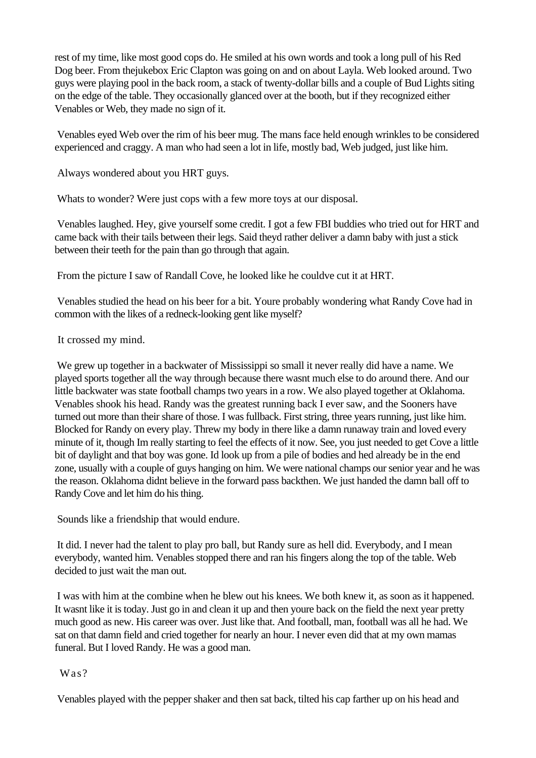rest of my time, like most good cops do. He smiled at his own words and took a long pull of his Red Dog beer. From thejukebox Eric Clapton was going on and on about Layla. Web looked around. Two guys were playing pool in the back room, a stack of twenty-dollar bills and a couple of Bud Lights siting on the edge of the table. They occasionally glanced over at the booth, but if they recognized either Venables or Web, they made no sign of it.

Venables eyed Web over the rim of his beer mug. The mans face held enough wrinkles to be considered experienced and craggy. A man who had seen a lot in life, mostly bad, Web judged, just like him.

Always wondered about you HRT guys.

Whats to wonder? Were just cops with a few more toys at our disposal.

Venables laughed. Hey, give yourself some credit. I got a few FBI buddies who tried out for HRT and came back with their tails between their legs. Said theyd rather deliver a damn baby with just a stick between their teeth for the pain than go through that again.

From the picture I saw of Randall Cove, he looked like he couldve cut it at HRT.

Venables studied the head on his beer for a bit. Youre probably wondering what Randy Cove had in common with the likes of a redneck-looking gent like myself?

It crossed my mind.

We grew up together in a backwater of Mississippi so small it never really did have a name. We played sports together all the way through because there wasnt much else to do around there. And our little backwater was state football champs two years in a row. We also played together at Oklahoma. Venables shook his head. Randy was the greatest running back I ever saw, and the Sooners have turned out more than their share of those. I was fullback. First string, three years running, just like him. Blocked for Randy on every play. Threw my body in there like a damn runaway train and loved every minute of it, though Im really starting to feel the effects of it now. See, you just needed to get Cove a little bit of daylight and that boy was gone. Id look up from a pile of bodies and hed already be in the end zone, usually with a couple of guys hanging on him. We were national champs our senior year and he was the reason. Oklahoma didnt believe in the forward pass backthen. We just handed the damn ball off to Randy Cove and let him do his thing.

Sounds like a friendship that would endure.

It did. I never had the talent to play pro ball, but Randy sure as hell did. Everybody, and I mean everybody, wanted him. Venables stopped there and ran his fingers along the top of the table. Web decided to just wait the man out.

I was with him at the combine when he blew out his knees. We both knew it, as soon as it happened. It wasnt like it is today. Just go in and clean it up and then youre back on the field the next year pretty much good as new. His career was over. Just like that. And football, man, football was all he had. We sat on that damn field and cried together for nearly an hour. I never even did that at my own mamas funeral. But I loved Randy. He was a good man.

Was?

Venables played with the pepper shaker and then sat back, tilted his cap farther up on his head and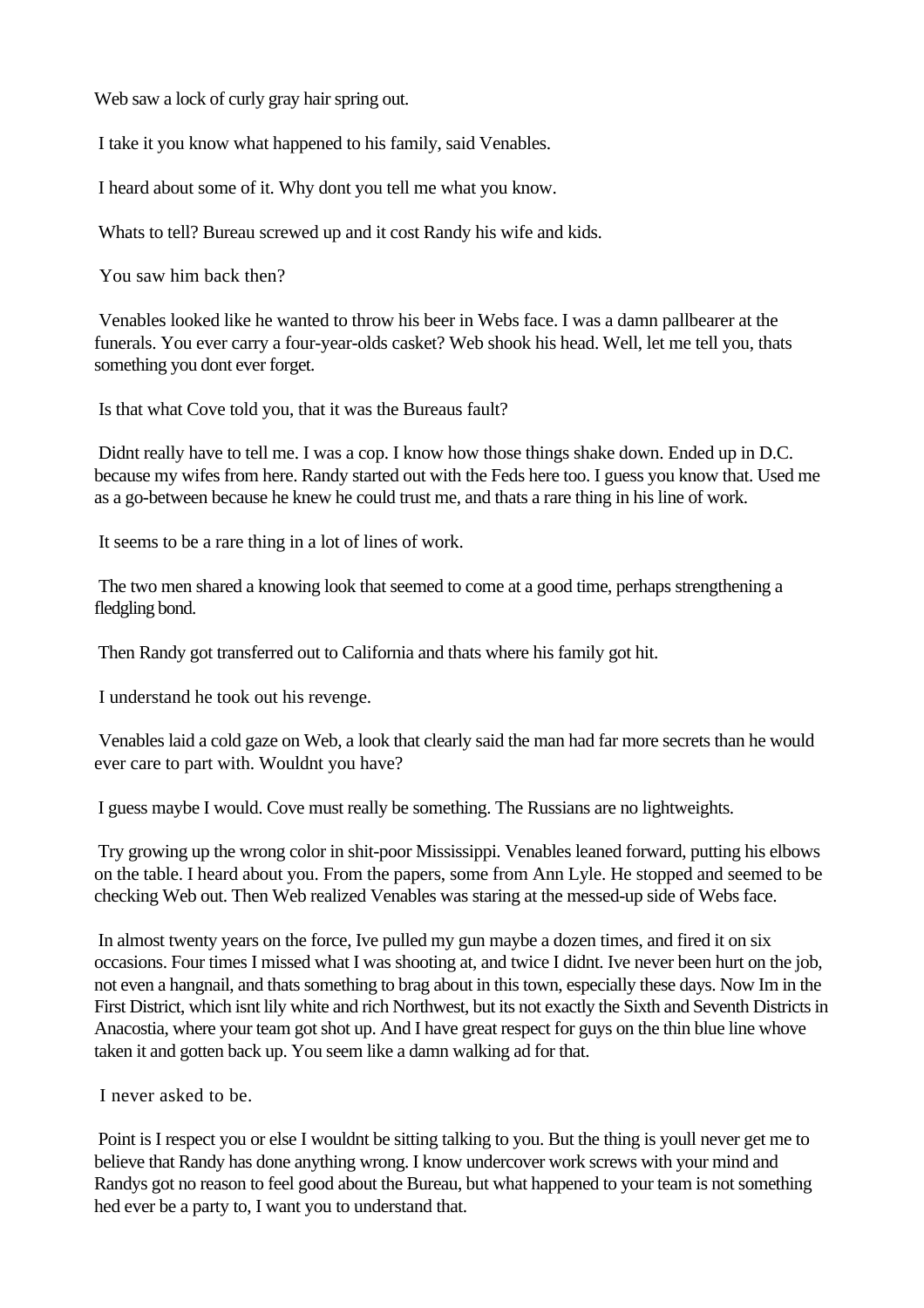Web saw a lock of curly gray hair spring out.

I take it you know what happened to his family, said Venables.

I heard about some of it. Why dont you tell me what you know.

Whats to tell? Bureau screwed up and it cost Randy his wife and kids.

You saw him back then?

Venables looked like he wanted to throw his beer in Webs face. I was a damn pallbearer at the funerals. You ever carry a four-year-olds casket? Web shook his head. Well, let me tell you, thats something you dont ever forget.

Is that what Cove told you, that it was the Bureaus fault?

Didnt really have to tell me. I was a cop. I know how those things shake down. Ended up in D.C. because my wifes from here. Randy started out with the Feds here too. I guess you know that. Used me as a go-between because he knew he could trust me, and thats a rare thing in his line of work.

It seems to be a rare thing in a lot of lines of work.

The two men shared a knowing look that seemed to come at a good time, perhaps strengthening a fledgling bond.

Then Randy got transferred out to California and thats where his family got hit.

I understand he took out his revenge.

Venables laid a cold gaze on Web, a look that clearly said the man had far more secrets than he would ever care to part with. Wouldnt you have?

I guess maybe I would. Cove must really be something. The Russians are no lightweights.

Try growing up the wrong color in shit-poor Mississippi. Venables leaned forward, putting his elbows on the table. I heard about you. From the papers, some from Ann Lyle. He stopped and seemed to be checking Web out. Then Web realized Venables was staring at the messed-up side of Webs face.

In almost twenty years on the force, Ive pulled my gun maybe a dozen times, and fired it on six occasions. Four times I missed what I was shooting at, and twice I didnt. Ive never been hurt on the job, not even a hangnail, and thats something to brag about in this town, especially these days. Now Im in the First District, which isnt lily white and rich Northwest, but its not exactly the Sixth and Seventh Districts in Anacostia, where your team got shot up. And I have great respect for guys on the thin blue line whove taken it and gotten back up. You seem like a damn walking ad for that.

I never asked to be.

Point is I respect you or else I wouldnt be sitting talking to you. But the thing is youll never get me to believe that Randy has done anything wrong. I know undercover work screws with your mind and Randys got no reason to feel good about the Bureau, but what happened to your team is not something hed ever be a party to, I want you to understand that.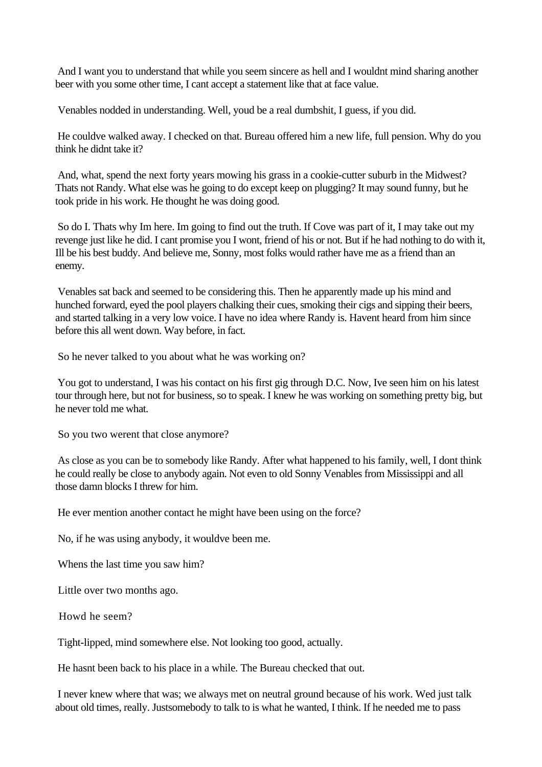And I want you to understand that while you seem sincere as hell and I wouldnt mind sharing another beer with you some other time, I cant accept a statement like that at face value.

Venables nodded in understanding. Well, youd be a real dumbshit, I guess, if you did.

He couldve walked away. I checked on that. Bureau offered him a new life, full pension. Why do you think he didnt take it?

And, what, spend the next forty years mowing his grass in a cookie-cutter suburb in the Midwest? Thats not Randy. What else was he going to do except keep on plugging? It may sound funny, but he took pride in his work. He thought he was doing good.

So do I. Thats why Im here. Im going to find out the truth. If Cove was part of it, I may take out my revenge just like he did. I cant promise you I wont, friend of his or not. But if he had nothing to do with it, Ill be his best buddy. And believe me, Sonny, most folks would rather have me as a friend than an enemy.

Venables sat back and seemed to be considering this. Then he apparently made up his mind and hunched forward, eyed the pool players chalking their cues, smoking their cigs and sipping their beers, and started talking in a very low voice. I have no idea where Randy is. Havent heard from him since before this all went down. Way before, in fact.

So he never talked to you about what he was working on?

You got to understand, I was his contact on his first gig through D.C. Now, Ive seen him on his latest tour through here, but not for business, so to speak. I knew he was working on something pretty big, but he never told me what.

So you two werent that close anymore?

As close as you can be to somebody like Randy. After what happened to his family, well, I dont think he could really be close to anybody again. Not even to old Sonny Venables from Mississippi and all those damn blocks I threw for him.

He ever mention another contact he might have been using on the force?

No, if he was using anybody, it wouldve been me.

Whens the last time you saw him?

Little over two months ago.

Howd he seem?

Tight-lipped, mind somewhere else. Not looking too good, actually.

He hasnt been back to his place in a while. The Bureau checked that out.

I never knew where that was; we always met on neutral ground because of his work. Wed just talk about old times, really. Justsomebody to talk to is what he wanted, I think. If he needed me to pass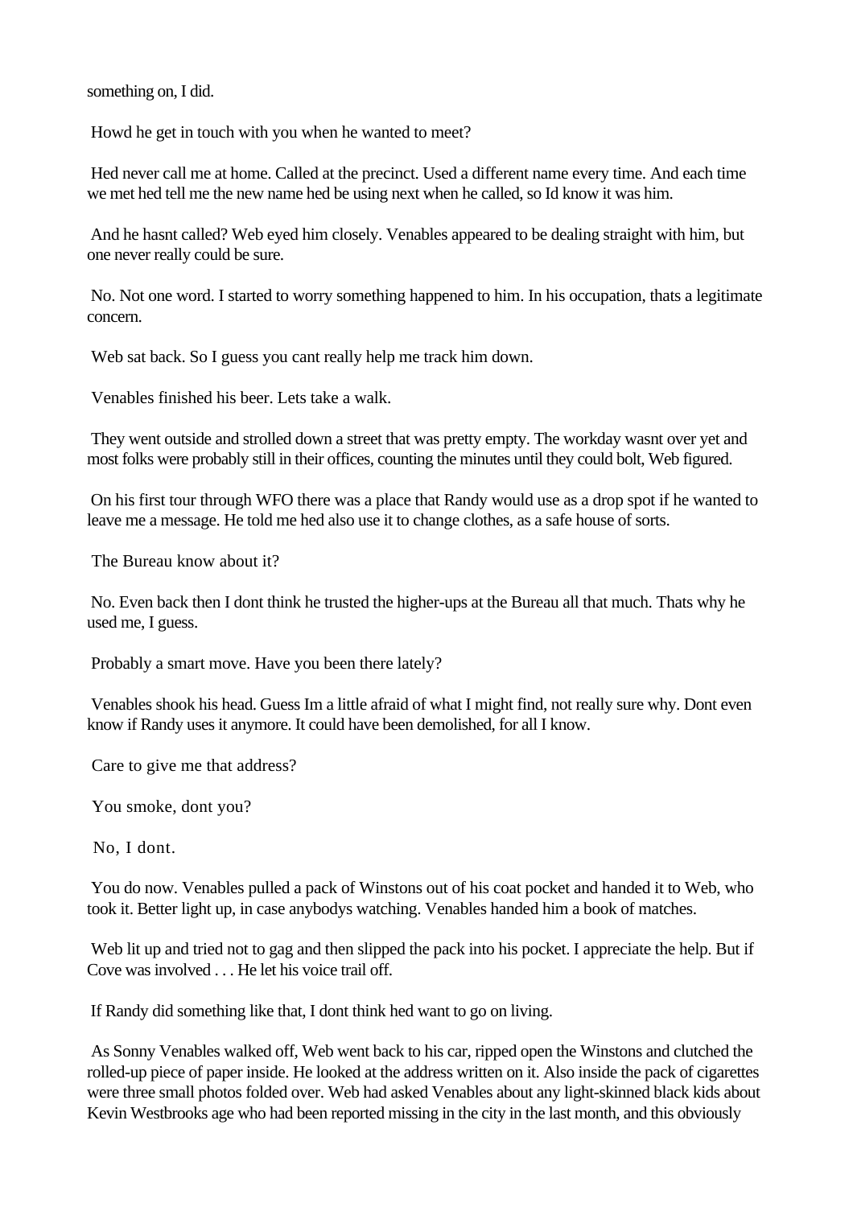something on, I did.

Howd he get in touch with you when he wanted to meet?

Hed never call me at home. Called at the precinct. Used a different name every time. And each time we met hed tell me the new name hed be using next when he called, so Id know it was him.

And he hasnt called? Web eyed him closely. Venables appeared to be dealing straight with him, but one never really could be sure.

No. Not one word. I started to worry something happened to him. In his occupation, thats a legitimate concern.

Web sat back. So I guess you cant really help me track him down.

Venables finished his beer. Lets take a walk.

They went outside and strolled down a street that was pretty empty. The workday wasnt over yet and most folks were probably still in their offices, counting the minutes until they could bolt, Web figured.

On his first tour through WFO there was a place that Randy would use as a drop spot if he wanted to leave me a message. He told me hed also use it to change clothes, as a safe house of sorts.

The Bureau know about it?

No. Even back then I dont think he trusted the higher-ups at the Bureau all that much. Thats why he used me, I guess.

Probably a smart move. Have you been there lately?

Venables shook his head. Guess Im a little afraid of what I might find, not really sure why. Dont even know if Randy uses it anymore. It could have been demolished, for all I know.

Care to give me that address?

You smoke, dont you?

No, I dont.

You do now. Venables pulled a pack of Winstons out of his coat pocket and handed it to Web, who took it. Better light up, in case anybodys watching. Venables handed him a book of matches.

Web lit up and tried not to gag and then slipped the pack into his pocket. I appreciate the help. But if Cove was involved . . . He let his voice trail off.

If Randy did something like that, I dont think hed want to go on living.

As Sonny Venables walked off, Web went back to his car, ripped open the Winstons and clutched the rolled-up piece of paper inside. He looked at the address written on it. Also inside the pack of cigarettes were three small photos folded over. Web had asked Venables about any light-skinned black kids about Kevin Westbrooks age who had been reported missing in the city in the last month, and this obviously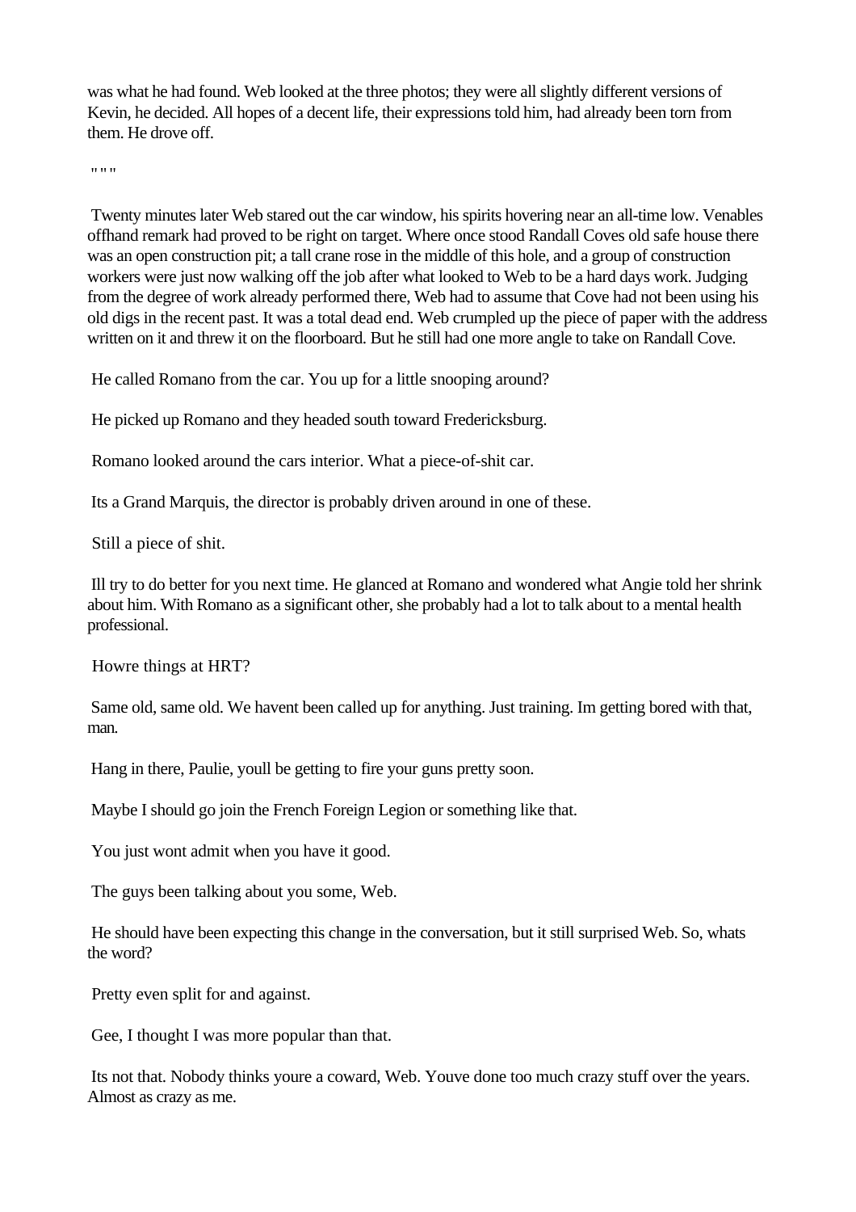was what he had found. Web looked at the three photos; they were all slightly different versions of Kevin, he decided. All hopes of a decent life, their expressions told him, had already been torn from them. He drove off.

" " "

Twenty minutes later Web stared out the car window, his spirits hovering near an all-time low. Venables offhand remark had proved to be right on target. Where once stood Randall Coves old safe house there was an open construction pit; a tall crane rose in the middle of this hole, and a group of construction workers were just now walking off the job after what looked to Web to be a hard days work. Judging from the degree of work already performed there, Web had to assume that Cove had not been using his old digs in the recent past. It was a total dead end. Web crumpled up the piece of paper with the address written on it and threw it on the floorboard. But he still had one more angle to take on Randall Cove.

He called Romano from the car. You up for a little snooping around?

He picked up Romano and they headed south toward Fredericksburg.

Romano looked around the cars interior. What a piece-of-shit car.

Its a Grand Marquis, the director is probably driven around in one of these.

Still a piece of shit.

Ill try to do better for you next time. He glanced at Romano and wondered what Angie told her shrink about him. With Romano as a significant other, she probably had a lot to talk about to a mental health professional.

Howre things at HRT?

Same old, same old. We havent been called up for anything. Just training. Im getting bored with that, man.

Hang in there, Paulie, youll be getting to fire your guns pretty soon.

Maybe I should go join the French Foreign Legion or something like that.

You just wont admit when you have it good.

The guys been talking about you some, Web.

He should have been expecting this change in the conversation, but it still surprised Web. So, whats the word?

Pretty even split for and against.

Gee, I thought I was more popular than that.

Its not that. Nobody thinks youre a coward, Web. Youve done too much crazy stuff over the years. Almost as crazy as me.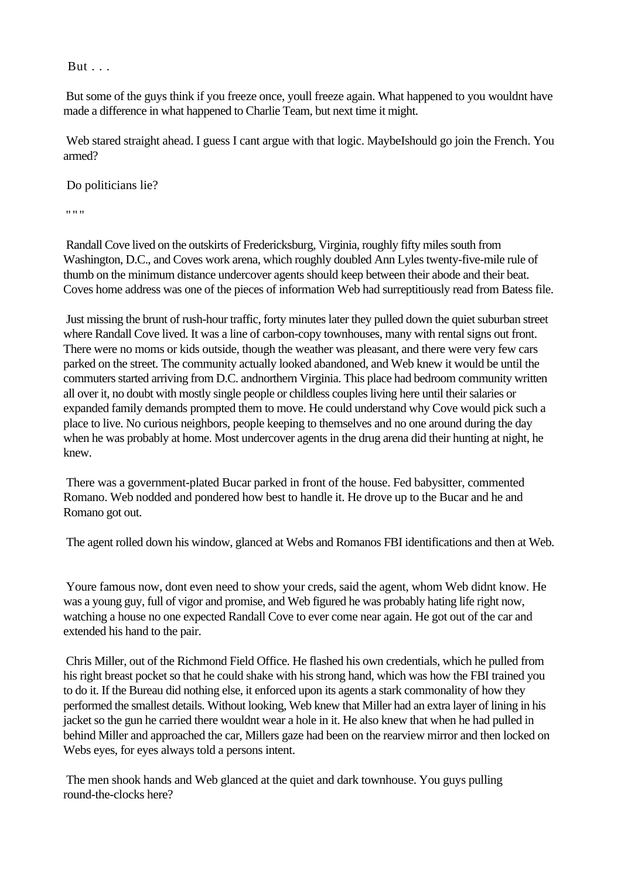But . . .

But some of the guys think if you freeze once, youll freeze again. What happened to you wouldnt have made a difference in what happened to Charlie Team, but next time it might.

Web stared straight ahead. I guess I cant argue with that logic. MaybeIshould go join the French. You armed?

Do politicians lie?

" " "

Randall Cove lived on the outskirts of Fredericksburg, Virginia, roughly fifty miles south from Washington, D.C., and Coves work arena, which roughly doubled Ann Lyles twenty-five-mile rule of thumb on the minimum distance undercover agents should keep between their abode and their beat. Coves home address was one of the pieces of information Web had surreptitiously read from Batess file.

Just missing the brunt of rush-hour traffic, forty minutes later they pulled down the quiet suburban street where Randall Cove lived. It was a line of carbon-copy townhouses, many with rental signs out front. There were no moms or kids outside, though the weather was pleasant, and there were very few cars parked on the street. The community actually looked abandoned, and Web knew it would be until the commuters started arriving from D.C. andnorthern Virginia. This place had bedroom community written all over it, no doubt with mostly single people or childless couples living here until their salaries or expanded family demands prompted them to move. He could understand why Cove would pick such a place to live. No curious neighbors, people keeping to themselves and no one around during the day when he was probably at home. Most undercover agents in the drug arena did their hunting at night, he knew.

There was a government-plated Bucar parked in front of the house. Fed babysitter, commented Romano. Web nodded and pondered how best to handle it. He drove up to the Bucar and he and Romano got out.

The agent rolled down his window, glanced at Webs and Romanos FBI identifications and then at Web.

Youre famous now, dont even need to show your creds, said the agent, whom Web didnt know. He was a young guy, full of vigor and promise, and Web figured he was probably hating life right now, watching a house no one expected Randall Cove to ever come near again. He got out of the car and extended his hand to the pair.

Chris Miller, out of the Richmond Field Office. He flashed his own credentials, which he pulled from his right breast pocket so that he could shake with his strong hand, which was how the FBI trained you to do it. If the Bureau did nothing else, it enforced upon its agents a stark commonality of how they performed the smallest details. Without looking, Web knew that Miller had an extra layer of lining in his jacket so the gun he carried there wouldnt wear a hole in it. He also knew that when he had pulled in behind Miller and approached the car, Millers gaze had been on the rearview mirror and then locked on Webs eyes, for eyes always told a persons intent.

The men shook hands and Web glanced at the quiet and dark townhouse. You guys pulling round-the-clocks here?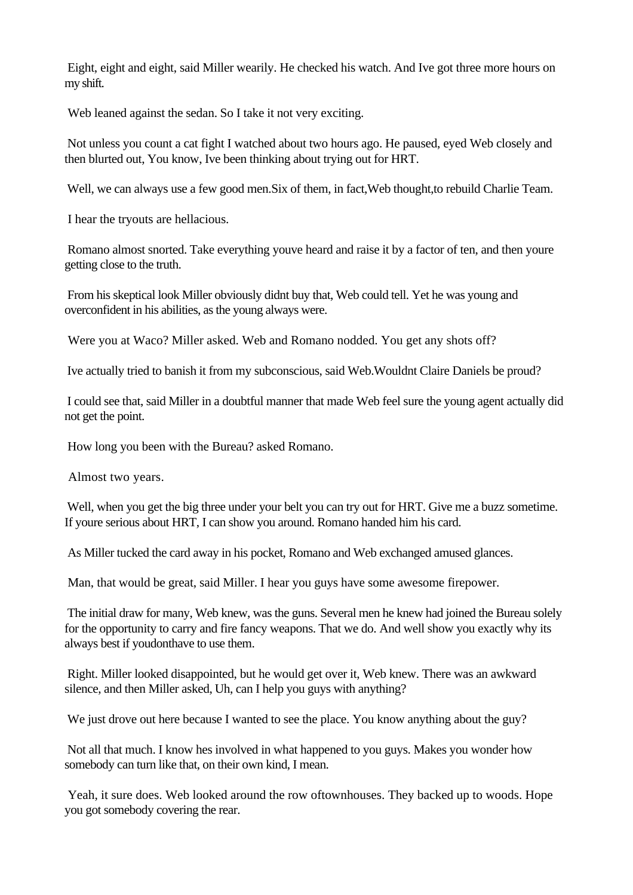Eight, eight and eight, said Miller wearily. He checked his watch. And Ive got three more hours on my shift.

Web leaned against the sedan. So I take it not very exciting.

Not unless you count a cat fight I watched about two hours ago. He paused, eyed Web closely and then blurted out, You know, Ive been thinking about trying out for HRT.

Well, we can always use a few good men.Six of them, in fact,Web thought,to rebuild Charlie Team.

I hear the tryouts are hellacious.

Romano almost snorted. Take everything youve heard and raise it by a factor of ten, and then youre getting close to the truth.

From his skeptical look Miller obviously didnt buy that, Web could tell. Yet he was young and overconfident in his abilities, as the young always were.

Were you at Waco? Miller asked. Web and Romano nodded. You get any shots off?

Ive actually tried to banish it from my subconscious, said Web.Wouldnt Claire Daniels be proud?

I could see that, said Miller in a doubtful manner that made Web feel sure the young agent actually did not get the point.

How long you been with the Bureau? asked Romano.

Almost two years.

Well, when you get the big three under your belt you can try out for HRT. Give me a buzz sometime. If youre serious about HRT, I can show you around. Romano handed him his card.

As Miller tucked the card away in his pocket, Romano and Web exchanged amused glances.

Man, that would be great, said Miller. I hear you guys have some awesome firepower.

The initial draw for many, Web knew, was the guns. Several men he knew had joined the Bureau solely for the opportunity to carry and fire fancy weapons. That we do. And well show you exactly why its always best if youdonthave to use them.

Right. Miller looked disappointed, but he would get over it, Web knew. There was an awkward silence, and then Miller asked, Uh, can I help you guys with anything?

We just drove out here because I wanted to see the place. You know anything about the guy?

Not all that much. I know hes involved in what happened to you guys. Makes you wonder how somebody can turn like that, on their own kind, I mean.

Yeah, it sure does. Web looked around the row oftownhouses. They backed up to woods. Hope you got somebody covering the rear.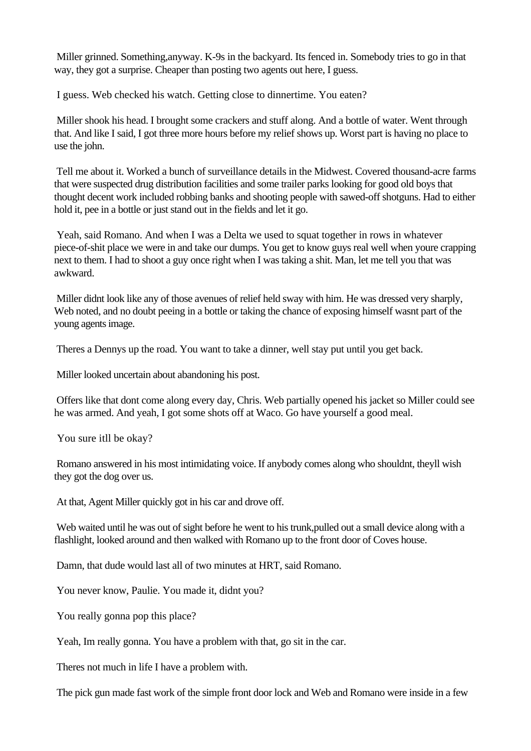Miller grinned. Something,anyway. K-9s in the backyard. Its fenced in. Somebody tries to go in that way, they got a surprise. Cheaper than posting two agents out here, I guess.

I guess. Web checked his watch. Getting close to dinnertime. You eaten?

Miller shook his head. I brought some crackers and stuff along. And a bottle of water. Went through that. And like I said, I got three more hours before my relief shows up. Worst part is having no place to use the john.

Tell me about it. Worked a bunch of surveillance details in the Midwest. Covered thousand-acre farms that were suspected drug distribution facilities and some trailer parks looking for good old boys that thought decent work included robbing banks and shooting people with sawed-off shotguns. Had to either hold it, pee in a bottle or just stand out in the fields and let it go.

Yeah, said Romano. And when I was a Delta we used to squat together in rows in whatever piece-of-shit place we were in and take our dumps. You get to know guys real well when youre crapping next to them. I had to shoot a guy once right when I was taking a shit. Man, let me tell you that was awkward.

Miller didnt look like any of those avenues of relief held sway with him. He was dressed very sharply, Web noted, and no doubt peeing in a bottle or taking the chance of exposing himself wasnt part of the young agents image.

Theres a Dennys up the road. You want to take a dinner, well stay put until you get back.

Miller looked uncertain about abandoning his post.

Offers like that dont come along every day, Chris. Web partially opened his jacket so Miller could see he was armed. And yeah, I got some shots off at Waco. Go have yourself a good meal.

You sure itll be okay?

Romano answered in his most intimidating voice. If anybody comes along who shouldnt, theyll wish they got the dog over us.

At that, Agent Miller quickly got in his car and drove off.

Web waited until he was out of sight before he went to his trunk,pulled out a small device along with a flashlight, looked around and then walked with Romano up to the front door of Coves house.

Damn, that dude would last all of two minutes at HRT, said Romano.

You never know, Paulie. You made it, didnt you?

You really gonna pop this place?

Yeah, Im really gonna. You have a problem with that, go sit in the car.

Theres not much in life I have a problem with.

The pick gun made fast work of the simple front door lock and Web and Romano were inside in a few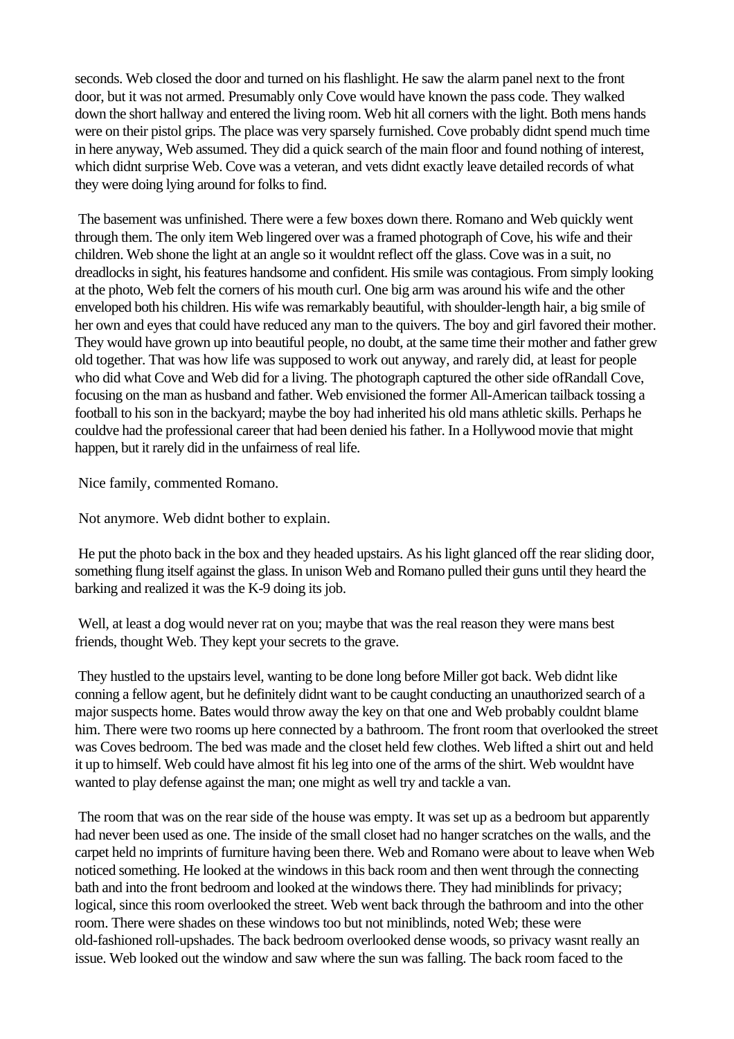seconds. Web closed the door and turned on his flashlight. He saw the alarm panel next to the front door, but it was not armed. Presumably only Cove would have known the pass code. They walked down the short hallway and entered the living room. Web hit all corners with the light. Both mens hands were on their pistol grips. The place was very sparsely furnished. Cove probably didnt spend much time in here anyway, Web assumed. They did a quick search of the main floor and found nothing of interest, which didnt surprise Web. Cove was a veteran, and vets didnt exactly leave detailed records of what they were doing lying around for folks to find.

The basement was unfinished. There were a few boxes down there. Romano and Web quickly went through them. The only item Web lingered over was a framed photograph of Cove, his wife and their children. Web shone the light at an angle so it wouldnt reflect off the glass. Cove was in a suit, no dreadlocks in sight, his features handsome and confident. His smile was contagious. From simply looking at the photo, Web felt the corners of his mouth curl. One big arm was around his wife and the other enveloped both his children. His wife was remarkably beautiful, with shoulder-length hair, a big smile of her own and eyes that could have reduced any man to the quivers. The boy and girl favored their mother. They would have grown up into beautiful people, no doubt, at the same time their mother and father grew old together. That was how life was supposed to work out anyway, and rarely did, at least for people who did what Cove and Web did for a living. The photograph captured the other side ofRandall Cove, focusing on the man as husband and father. Web envisioned the former All-American tailback tossing a football to his son in the backyard; maybe the boy had inherited his old mans athletic skills. Perhaps he couldve had the professional career that had been denied his father. In a Hollywood movie that might happen, but it rarely did in the unfairness of real life.

Nice family, commented Romano.

Not anymore. Web didnt bother to explain.

He put the photo back in the box and they headed upstairs. As his light glanced off the rear sliding door, something flung itself against the glass. In unison Web and Romano pulled their guns until they heard the barking and realized it was the K-9 doing its job.

Well, at least a dog would never rat on you; maybe that was the real reason they were mans best friends, thought Web. They kept your secrets to the grave.

They hustled to the upstairs level, wanting to be done long before Miller got back. Web didnt like conning a fellow agent, but he definitely didnt want to be caught conducting an unauthorized search of a major suspects home. Bates would throw away the key on that one and Web probably couldnt blame him. There were two rooms up here connected by a bathroom. The front room that overlooked the street was Coves bedroom. The bed was made and the closet held few clothes. Web lifted a shirt out and held it up to himself. Web could have almost fit his leg into one of the arms of the shirt. Web wouldnt have wanted to play defense against the man; one might as well try and tackle a van.

The room that was on the rear side of the house was empty. It was set up as a bedroom but apparently had never been used as one. The inside of the small closet had no hanger scratches on the walls, and the carpet held no imprints of furniture having been there. Web and Romano were about to leave when Web noticed something. He looked at the windows in this back room and then went through the connecting bath and into the front bedroom and looked at the windows there. They had miniblinds for privacy; logical, since this room overlooked the street. Web went back through the bathroom and into the other room. There were shades on these windows too but not miniblinds, noted Web; these were old-fashioned roll-upshades. The back bedroom overlooked dense woods, so privacy wasnt really an issue. Web looked out the window and saw where the sun was falling. The back room faced to the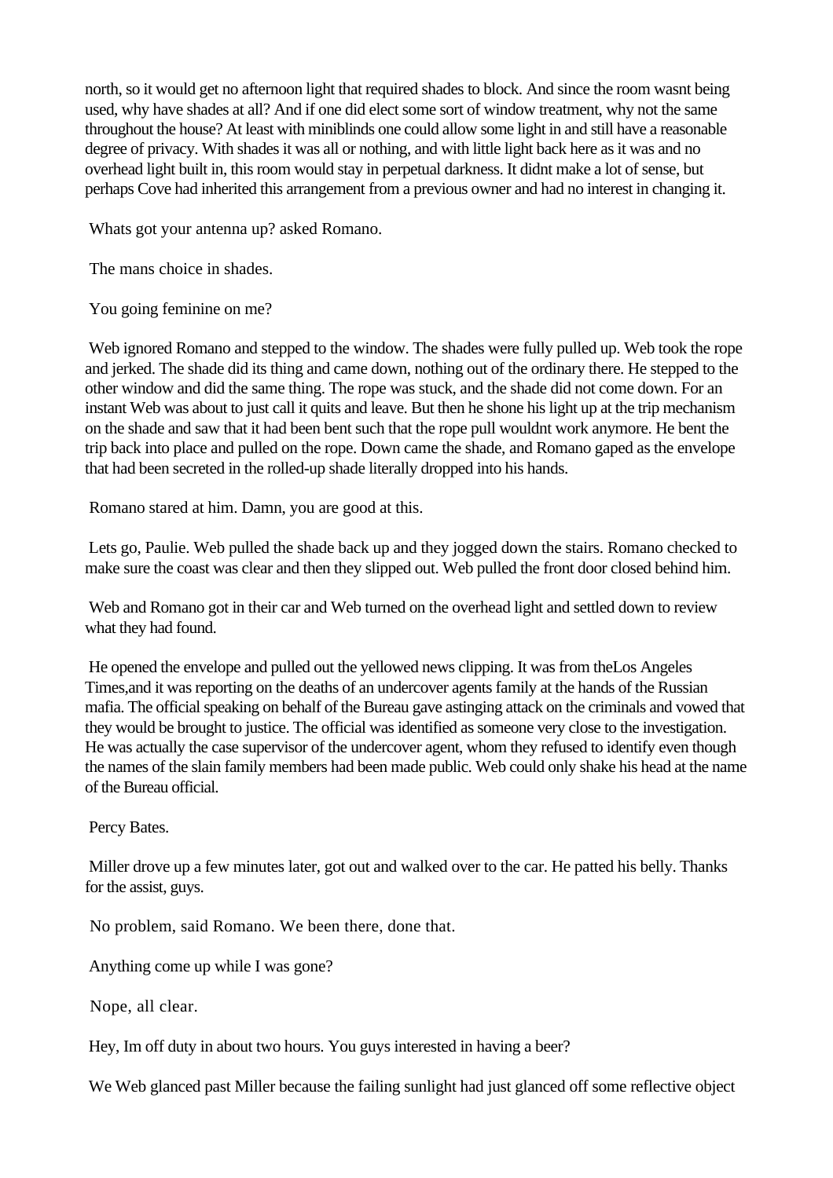north, so it would get no afternoon light that required shades to block. And since the room wasnt being used, why have shades at all? And if one did elect some sort of window treatment, why not the same throughout the house? At least with miniblinds one could allow some light in and still have a reasonable degree of privacy. With shades it was all or nothing, and with little light back here as it was and no overhead light built in, this room would stay in perpetual darkness. It didnt make a lot of sense, but perhaps Cove had inherited this arrangement from a previous owner and had no interest in changing it.

Whats got your antenna up? asked Romano.

The mans choice in shades.

You going feminine on me?

Web ignored Romano and stepped to the window. The shades were fully pulled up. Web took the rope and jerked. The shade did its thing and came down, nothing out of the ordinary there. He stepped to the other window and did the same thing. The rope was stuck, and the shade did not come down. For an instant Web was about to just call it quits and leave. But then he shone his light up at the trip mechanism on the shade and saw that it had been bent such that the rope pull wouldnt work anymore. He bent the trip back into place and pulled on the rope. Down came the shade, and Romano gaped as the envelope that had been secreted in the rolled-up shade literally dropped into his hands.

Romano stared at him. Damn, you are good at this.

Lets go, Paulie. Web pulled the shade back up and they jogged down the stairs. Romano checked to make sure the coast was clear and then they slipped out. Web pulled the front door closed behind him.

Web and Romano got in their car and Web turned on the overhead light and settled down to review what they had found.

He opened the envelope and pulled out the yellowed news clipping. It was from the*Los Angeles Times,*and it was reporting on the deaths of an undercover agents family at the hands of the Russian mafia. The official speaking on behalf of the Bureau gave astinging attack on the criminals and vowed that they would be brought to justice. The official was identified as someone very close to the investigation. He was actually the case supervisor of the undercover agent, whom they refused to identify even though the names of the slain family members had been made public. Web could only shake his head at the name of the Bureau official.

Percy Bates.

Miller drove up a few minutes later, got out and walked over to the car. He patted his belly. Thanks for the assist, guys.

No problem, said Romano. We been there, done that.

Anything come up while I was gone?

Nope, all clear.

Hey, Im off duty in about two hours. You guys interested in having a beer?

We Web glanced past Miller because the failing sunlight had just glanced off some reflective object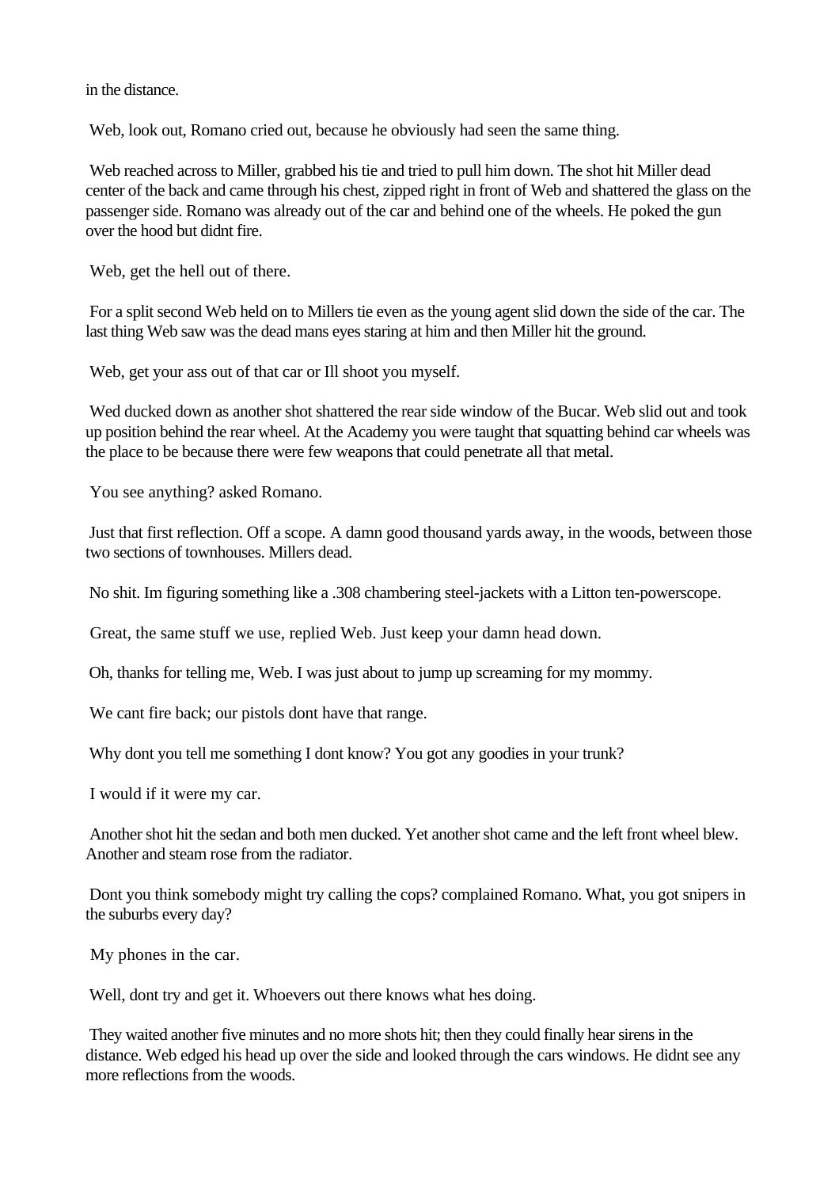in the distance.

Web, look out, Romano cried out, because he obviously had seen the same thing.

Web reached across to Miller, grabbed his tie and tried to pull him down. The shot hit Miller dead center of the back and came through his chest, zipped right in front of Web and shattered the glass on the passenger side. Romano was already out of the car and behind one of the wheels. He poked the gun over the hood but didnt fire.

Web, get the hell out of there.

For a split second Web held on to Millers tie even as the young agent slid down the side of the car. The last thing Web saw was the dead mans eyes staring at him and then Miller hit the ground.

Web, get your ass out of that car or Ill shoot you myself.

Wed ducked down as another shot shattered the rear side window of the Bucar. Web slid out and took up position behind the rear wheel. At the Academy you were taught that squatting behind car wheels was the place to be because there were few weapons that could penetrate all that metal.

You see anything? asked Romano.

Just that first reflection. Off a scope. A damn good thousand yards away, in the woods, between those two sections of townhouses. Millers dead.

No shit. Im figuring something like a .308 chambering steel-jackets with a Litton ten-powerscope.

Great, the same stuff we use, replied Web. Just keep your damn head down.

Oh, thanks for telling me, Web. I was just about to jump up screaming for my mommy.

We cant fire back; our pistols dont have that range.

Why dont you tell me something I dont know? You got any goodies in your trunk?

I would if it were my car.

Another shot hit the sedan and both men ducked. Yet another shot came and the left front wheel blew. Another and steam rose from the radiator.

Dont you think somebody might try calling the cops? complained Romano. What, you got snipers in the suburbs every day?

My phones in the car.

Well, dont try and get it. Whoevers out there knows what hes doing.

They waited another five minutes and no more shots hit; then they could finally hear sirens in the distance. Web edged his head up over the side and looked through the cars windows. He didnt see any more reflections from the woods.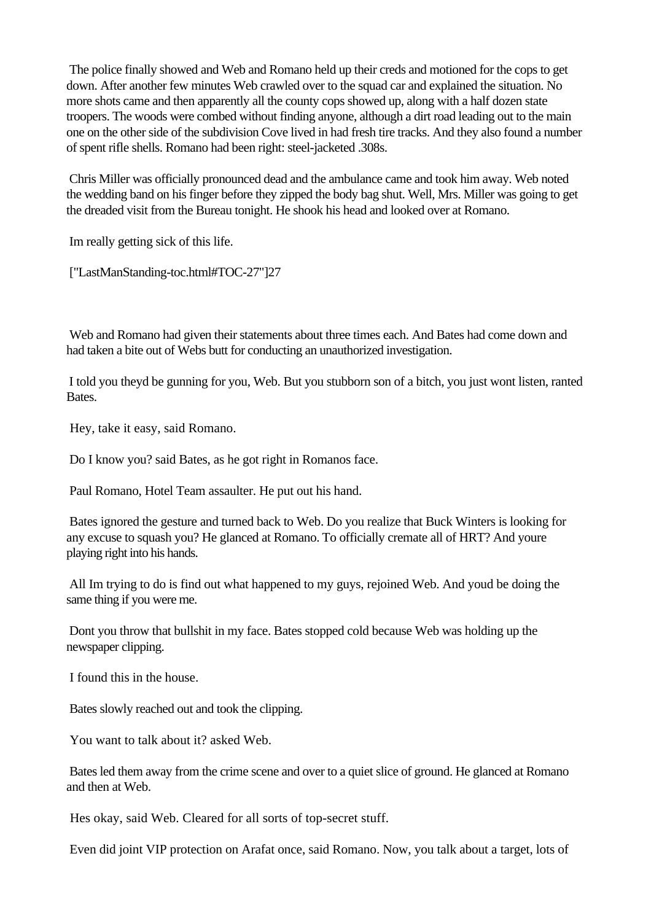The police finally showed and Web and Romano held up their creds and motioned for the cops to get down. After another few minutes Web crawled over to the squad car and explained the situation. No more shots came and then apparently all the county cops showed up, along with a half dozen state troopers. The woods were combed without finding anyone, although a dirt road leading out to the main one on the other side of the subdivision Cove lived in had fresh tire tracks. And they also found a number of spent rifle shells. Romano had been right: steel-jacketed .308s.

Chris Miller was officially pronounced dead and the ambulance came and took him away. Web noted the wedding band on his finger before they zipped the body bag shut. Well, Mrs. Miller was going to get the dreaded visit from the Bureau tonight. He shook his head and looked over at Romano.

Im really getting sick of this life.

["LastManStanding-toc.html#TOC-27"]27

Web and Romano had given their statements about three times each. And Bates had come down and had taken a bite out of Webs butt for conducting an unauthorized investigation.

I told you theyd be gunning for you, Web. But you stubborn son of a bitch, you just wont listen, ranted Bates.

Hey, take it easy, said Romano.

Do I know you? said Bates, as he got right in Romanos face.

Paul Romano, Hotel Team assaulter. He put out his hand.

Bates ignored the gesture and turned back to Web. Do you realize that Buck Winters is looking for any excuse to squash you? He glanced at Romano. To officially cremate all of HRT? And youre playing right into his hands.

All Im trying to do is find out what happened to my guys, rejoined Web. And youd be doing the same thing if you were me.

Dont you throw that bullshit in my face. Bates stopped cold because Web was holding up the newspaper clipping.

I found this in the house.

Bates slowly reached out and took the clipping.

You want to talk about it? asked Web.

Bates led them away from the crime scene and over to a quiet slice of ground. He glanced at Romano and then at Web.

Hes okay, said Web. Cleared for all sorts of top-secret stuff.

Even did joint VIP protection on Arafat once, said Romano. Now, you talk about a target, lots of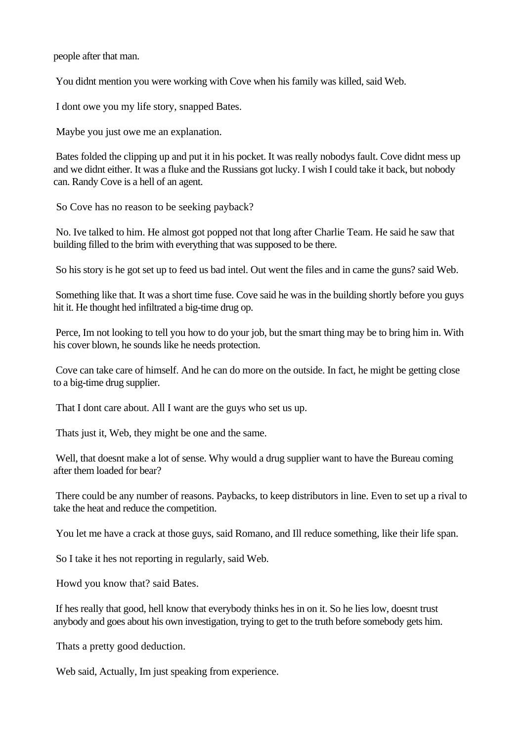people after that man.

You didnt mention you were working with Cove when his family was killed, said Web.

I dont owe you my life story, snapped Bates.

Maybe you just owe me an explanation.

Bates folded the clipping up and put it in his pocket. It was really nobodys fault. Cove didnt mess up and we didnt either. It was a fluke and the Russians got lucky. I wish I could take it back, but nobody can. Randy Cove is a hell of an agent.

So Cove has no reason to be seeking payback?

No. Ive talked to him. He almost got popped not that long after Charlie Team. He said he saw that building filled to the brim with everything that was supposed to be there.

So his story is he got set up to feed us bad intel. Out went the files and in came the guns? said Web.

Something like that. It was a short time fuse. Cove said he was in the building shortly before you guys hit it. He thought hed infiltrated a big-time drug op.

Perce, Im not looking to tell you how to do your job, but the smart thing may be to bring him in. With his cover blown, he sounds like he needs protection.

Cove can take care of himself. And he can do more on the outside. In fact, he might be getting close to a big-time drug supplier.

That I dont care about. All I want are the guys who set us up.

Thats just it, Web, they might be one and the same.

Well, that doesnt make a lot of sense. Why would a drug supplier want to have the Bureau coming after them loaded for bear?

There could be any number of reasons. Paybacks, to keep distributors in line. Even to set up a rival to take the heat and reduce the competition.

You let me have a crack at those guys, said Romano, and Ill reduce something, like their life span.

So I take it hes not reporting in regularly, said Web.

Howd you know that? said Bates.

If hes really that good, hell know that everybody thinks hes in on it. So he lies low, doesnt trust anybody and goes about his own investigation, trying to get to the truth before somebody gets him.

Thats a pretty good deduction.

Web said, Actually, Im just speaking from experience.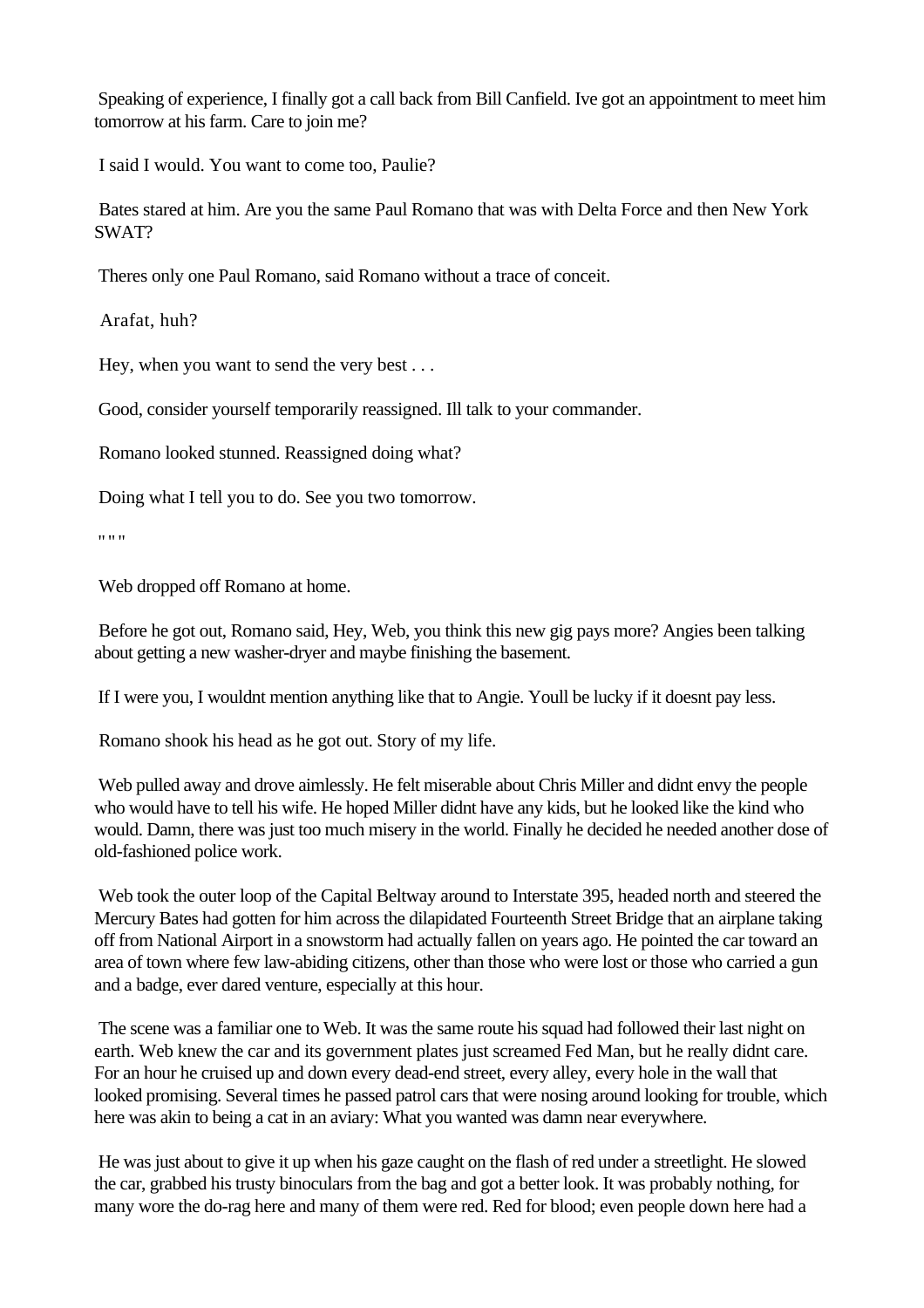Speaking of experience, I finally got a call back from Bill Canfield. Ive got an appointment to meet him tomorrow at his farm. Care to join me?

I said I would. You want to come too, Paulie?

Bates stared at him. Are you the same Paul Romano that was with Delta Force and then New York SWAT?

Theres only one Paul Romano, said Romano without a trace of conceit.

Arafat, huh?

Hey, when you want to send the very best . . .

Good, consider yourself temporarily reassigned. Ill talk to your commander.

Romano looked stunned. Reassigned doing what?

Doing what I tell you to do. See you two tomorrow.

" " "

Web dropped off Romano at home.

Before he got out, Romano said, Hey, Web, you think this new gig pays more? Angies been talking about getting a new washer-dryer and maybe finishing the basement.

If I were you, I wouldnt mention anything like that to Angie. Youll be lucky if it doesnt pay less.

Romano shook his head as he got out. Story of my life.

Web pulled away and drove aimlessly. He felt miserable about Chris Miller and didnt envy the people who would have to tell his wife. He hoped Miller didnt have any kids, but he looked like the kind who would. Damn, there was just too much misery in the world. Finally he decided he needed another dose of old-fashioned police work.

Web took the outer loop of the Capital Beltway around to Interstate 395, headed north and steered the Mercury Bates had gotten for him across the dilapidated Fourteenth Street Bridge that an airplane taking off from National Airport in a snowstorm had actually fallen on years ago. He pointed the car toward an area of town where few law-abiding citizens, other than those who were lost or those who carried a gun and a badge, ever dared venture, especially at this hour.

The scene was a familiar one to Web. It was the same route his squad had followed their last night on earth. Web knew the car and its government plates just screamed Fed Man, but he really didnt care. For an hour he cruised up and down every dead-end street, every alley, every hole in the wall that looked promising. Several times he passed patrol cars that were nosing around looking for trouble, which here was akin to being a cat in an aviary: What you wanted was damn near everywhere.

He was just about to give it up when his gaze caught on the flash of red under a streetlight. He slowed the car, grabbed his trusty binoculars from the bag and got a better look. It was probably nothing, for many wore the do-rag here and many of them were red. Red for blood; even people down here had a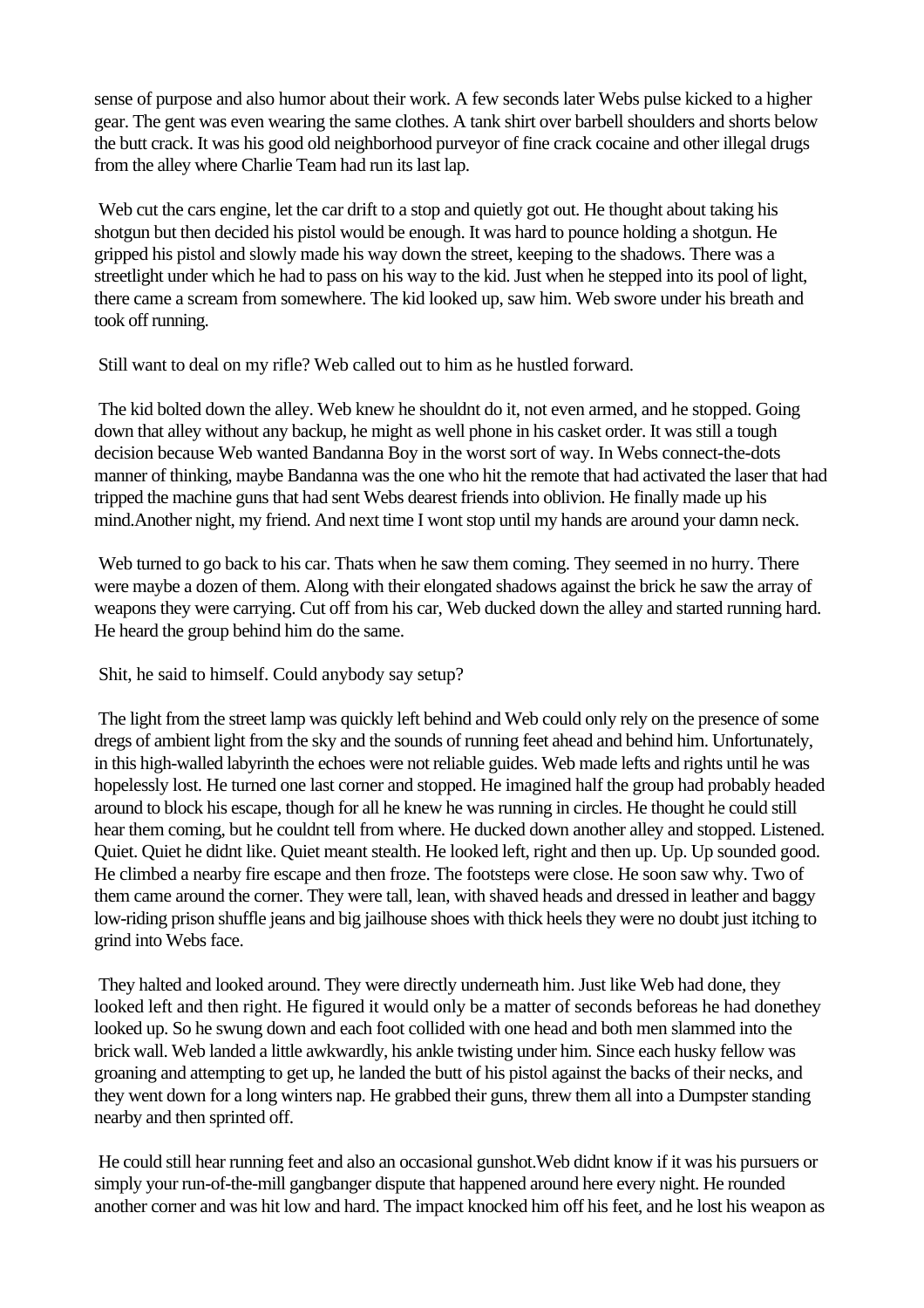sense of purpose and also humor about their work. A few seconds later Webs pulse kicked to a higher gear. The gent was even wearing the same clothes. A tank shirt over barbell shoulders and shorts below the butt crack. It was his good old neighborhood purveyor of fine crack cocaine and other illegal drugs from the alley where Charlie Team had run its last lap.

Web cut the cars engine, let the car drift to a stop and quietly got out. He thought about taking his shotgun but then decided his pistol would be enough. It was hard to pounce holding a shotgun. He gripped his pistol and slowly made his way down the street, keeping to the shadows. There was a streetlight under which he had to pass on his way to the kid. Just when he stepped into its pool of light, there came a scream from somewhere. The kid looked up, saw him. Web swore under his breath and took off running.

Still want to deal on my rifle? Web called out to him as he hustled forward.

The kid bolted down the alley. Web knew he shouldnt do it, not even armed, and he stopped. Going down that alley without any backup, he might as well phone in his casket order. It was still a tough decision because Web wanted Bandanna Boy in the worst sort of way. In Webs connect-the-dots manner of thinking, maybe Bandanna was the one who hit the remote that had activated the laser that had tripped the machine guns that had sent Webs dearest friends into oblivion. He finally made up his mind.Another night, my friend. And next time I wont stop until my hands are around your damn neck.

Web turned to go back to his car. Thats when he saw them coming. They seemed in no hurry. There were maybe a dozen of them. Along with their elongated shadows against the brick he saw the array of weapons they were carrying. Cut off from his car, Web ducked down the alley and started running hard. He heard the group behind him do the same.

Shit, he said to himself. Could anybody say setup?

The light from the street lamp was quickly left behind and Web could only rely on the presence of some dregs of ambient light from the sky and the sounds of running feet ahead and behind him. Unfortunately, in this high-walled labyrinth the echoes were not reliable guides. Web made lefts and rights until he was hopelessly lost. He turned one last corner and stopped. He imagined half the group had probably headed around to block his escape, though for all he knew he was running in circles. He thought he could still hear them coming, but he couldnt tell from where. He ducked down another alley and stopped. Listened. Quiet. Quiet he didnt like. Quiet meant stealth. He looked left, right and then up. Up. Up sounded good. He climbed a nearby fire escape and then froze. The footsteps were close. He soon saw why. Two of them came around the corner. They were tall, lean, with shaved heads and dressed in leather and baggy low-riding prison shuffle jeans and big jailhouse shoes with thick heels they were no doubt just itching to grind into Webs face.

They halted and looked around. They were directly underneath him. Just like Web had done, they looked left and then right. He figured it would only be a matter of seconds beforeas he had donethey looked up. So he swung down and each foot collided with one head and both men slammed into the brick wall. Web landed a little awkwardly, his ankle twisting under him. Since each husky fellow was groaning and attempting to get up, he landed the butt of his pistol against the backs of their necks, and they went down for a long winters nap. He grabbed their guns, threw them all into a Dumpster standing nearby and then sprinted off.

He could still hear running feet and also an occasional gunshot.Web didnt know if it was his pursuers or simply your run-of-the-mill gangbanger dispute that happened around here every night. He rounded another corner and was hit low and hard. The impact knocked him off his feet, and he lost his weapon as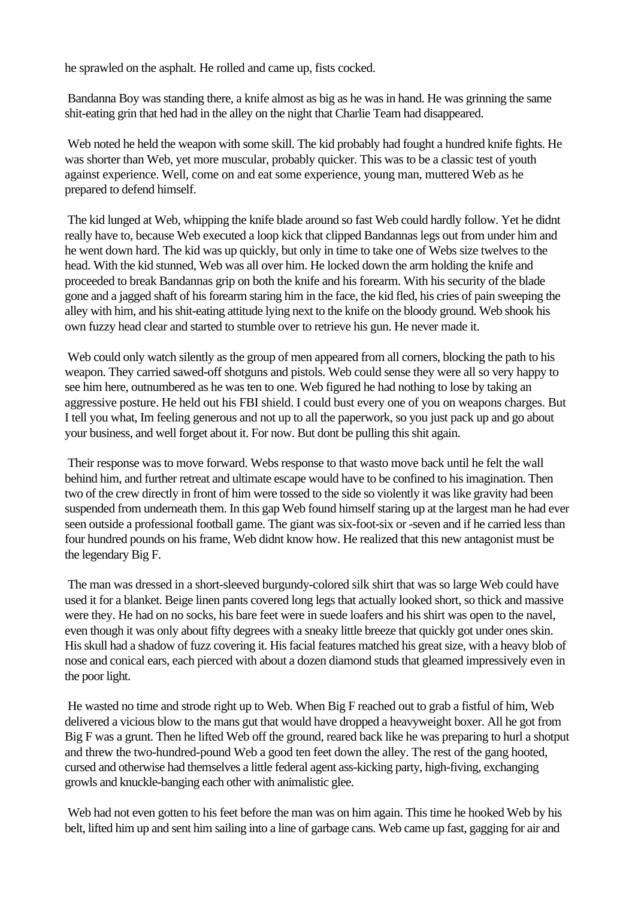he sprawled on the asphalt. He rolled and came up, fists cocked.

Bandanna Boy was standing there, a knife almost as big as he was in hand. He was grinning the same shit-eating grin that hed had in the alley on the night that Charlie Team had disappeared.

Web noted he held the weapon with some skill. The kid probably had fought a hundred knife fights. He was shorter than Web, yet more muscular, probably quicker. This was to be a classic test of youth against experience. Well, come on and eat some experience, young man, muttered Web as he prepared to defend himself.

The kid lunged at Web, whipping the knife blade around so fast Web could hardly follow. Yet he didnt really have to, because Web executed a loop kick that clipped Bandannas legs out from under him and he went down hard. The kid was up quickly, but only in time to take one of Webs size twelves to the head. With the kid stunned, Web was all over him. He locked down the arm holding the knife and proceeded to break Bandannas grip on both the knife and his forearm. With his security of the blade gone and a jagged shaft of his forearm staring him in the face, the kid fled, his cries of pain sweeping the alley with him, and his shit-eating attitude lying next to the knife on the bloody ground. Web shook his own fuzzy head clear and started to stumble over to retrieve his gun. He never made it.

Web could only watch silently as the group of men appeared from all corners, blocking the path to his weapon. They carried sawed-off shotguns and pistols. Web could sense they were all so very happy to see him here, outnumbered as he was ten to one. Web figured he had nothing to lose by taking an aggressive posture. He held out his FBI shield. I could bust every one of you on weapons charges. But I tell you what, Im feeling generous and not up to all the paperwork, so you just pack up and go about your business, and well forget about it. For now. But dont be pulling this shit again.

Their response was to move forward. Webs response to that wasto move back until he felt the wall behind him, and further retreat and ultimate escape would have to be confined to his imagination. Then two of the crew directly in front of him were tossed to the side so violently it was like gravity had been suspended from underneath them. In this gap Web found himself staring up at the largest man he had ever seen outside a professional football game. The giant was six-foot-six or -seven and if he carried less than four hundred pounds on his frame, Web didnt know how. He realized that this new antagonist must be the legendary Big F.

The man was dressed in a short-sleeved burgundy-colored silk shirt that was so large Web could have used it for a blanket. Beige linen pants covered long legs that actually looked short, so thick and massive were they. He had on no socks, his bare feet were in suede loafers and his shirt was open to the navel, even though it was only about fifty degrees with a sneaky little breeze that quickly got under ones skin. His skull had a shadow of fuzz covering it. His facial features matched his great size, with a heavy blob of nose and conical ears, each pierced with about a dozen diamond studs that gleamed impressively even in the poor light.

He wasted no time and strode right up to Web. When Big F reached out to grab a fistful of him, Web delivered a vicious blow to the mans gut that would have dropped a heavyweight boxer. All he got from Big F was a grunt. Then he lifted Web off the ground, reared back like he was preparing to hurl a shotput and threw the two-hundred-pound Web a good ten feet down the alley. The rest of the gang hooted, cursed and otherwise had themselves a little federal agent ass-kicking party, high-fiving, exchanging growls and knuckle-banging each other with animalistic glee.

Web had not even gotten to his feet before the man was on him again. This time he hooked Web by his belt, lifted him up and sent him sailing into a line of garbage cans. Web came up fast, gagging for air and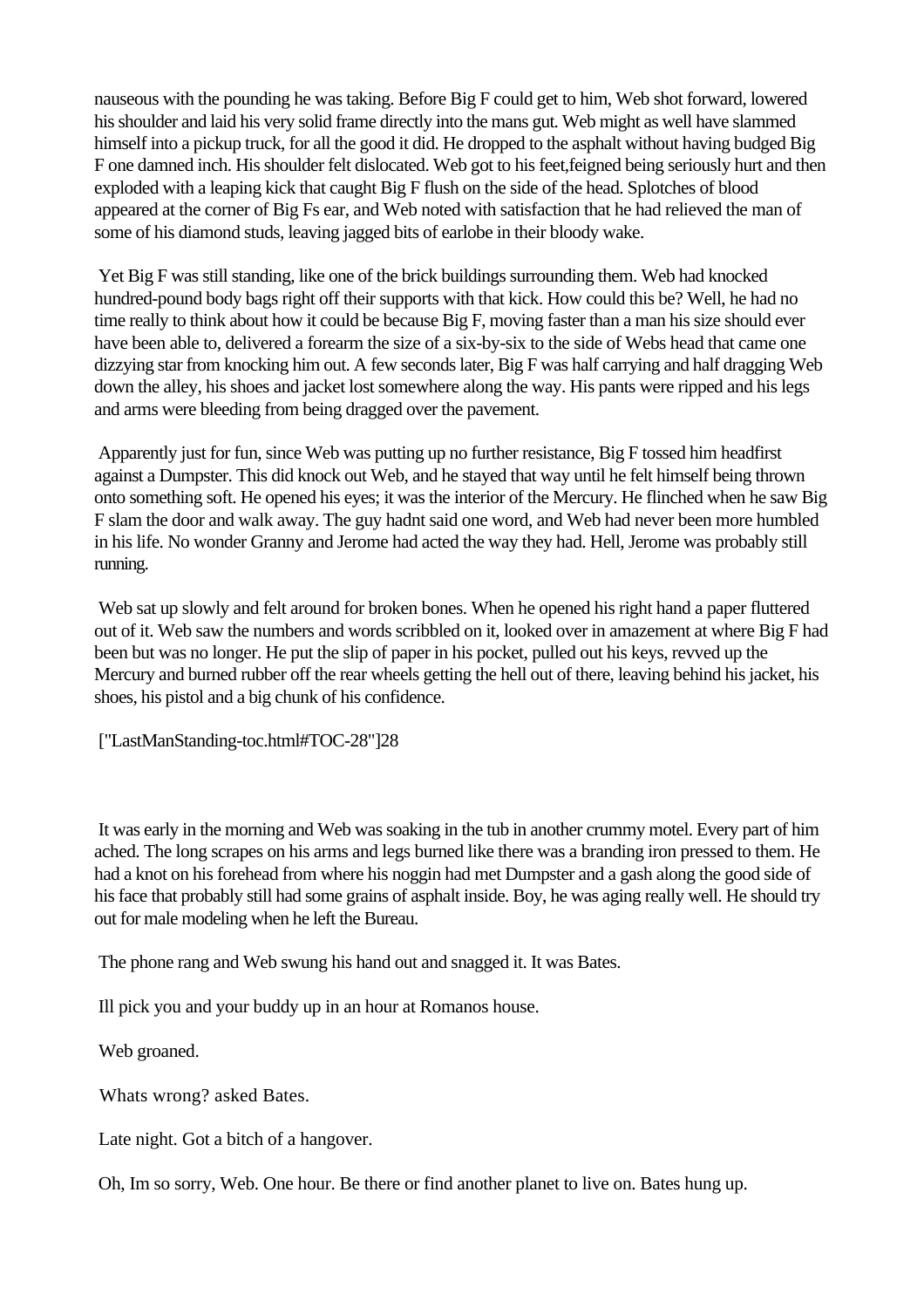nauseous with the pounding he was taking. Before Big F could get to him, Web shot forward, lowered his shoulder and laid his very solid frame directly into the mans gut. Web might as well have slammed himself into a pickup truck, for all the good it did. He dropped to the asphalt without having budged Big F one damned inch. His shoulder felt dislocated. Web got to his feet,feigned being seriously hurt and then exploded with a leaping kick that caught Big F flush on the side of the head. Splotches of blood appeared at the corner of Big Fs ear, and Web noted with satisfaction that he had relieved the man of some of his diamond studs, leaving jagged bits of earlobe in their bloody wake.

Yet Big F was still standing, like one of the brick buildings surrounding them. Web had knocked hundred-pound body bags right off their supports with that kick. How could this be? Well, he had no time really to think about how it could be because Big F, moving faster than a man his size should ever have been able to, delivered a forearm the size of a six-by-six to the side of Webs head that came one dizzying star from knocking him out. A few seconds later, Big F was half carrying and half dragging Web down the alley, his shoes and jacket lost somewhere along the way. His pants were ripped and his legs and arms were bleeding from being dragged over the pavement.

Apparently just for fun, since Web was putting up no further resistance, Big F tossed him headfirst against a Dumpster. This did knock out Web, and he stayed that way until he felt himself being thrown onto something soft. He opened his eyes; it was the interior of the Mercury. He flinched when he saw Big F slam the door and walk away. The guy hadnt said one word, and Web had never been more humbled in his life. No wonder Granny and Jerome had acted the way they had. Hell, Jerome was probably still running.

Web sat up slowly and felt around for broken bones. When he opened his right hand a paper fluttered out of it. Web saw the numbers and words scribbled on it, looked over in amazement at where Big F had been but was no longer. He put the slip of paper in his pocket, pulled out his keys, revved up the Mercury and burned rubber off the rear wheels getting the hell out of there, leaving behind his jacket, his shoes, his pistol and a big chunk of his confidence.

["LastManStanding-toc.html#TOC-28"]28

It was early in the morning and Web was soaking in the tub in another crummy motel. Every part of him ached. The long scrapes on his arms and legs burned like there was a branding iron pressed to them. He had a knot on his forehead from where his noggin had met Dumpster and a gash along the good side of his face that probably still had some grains of asphalt inside. Boy, he was aging really well. He should try out for male modeling when he left the Bureau.

The phone rang and Web swung his hand out and snagged it. It was Bates.

Ill pick you and your buddy up in an hour at Romanos house.

Web groaned.

Whats wrong? asked Bates.

Late night. Got a bitch of a hangover.

Oh, Im so sorry, Web. One hour. Be there or find another planet to live on. Bates hung up.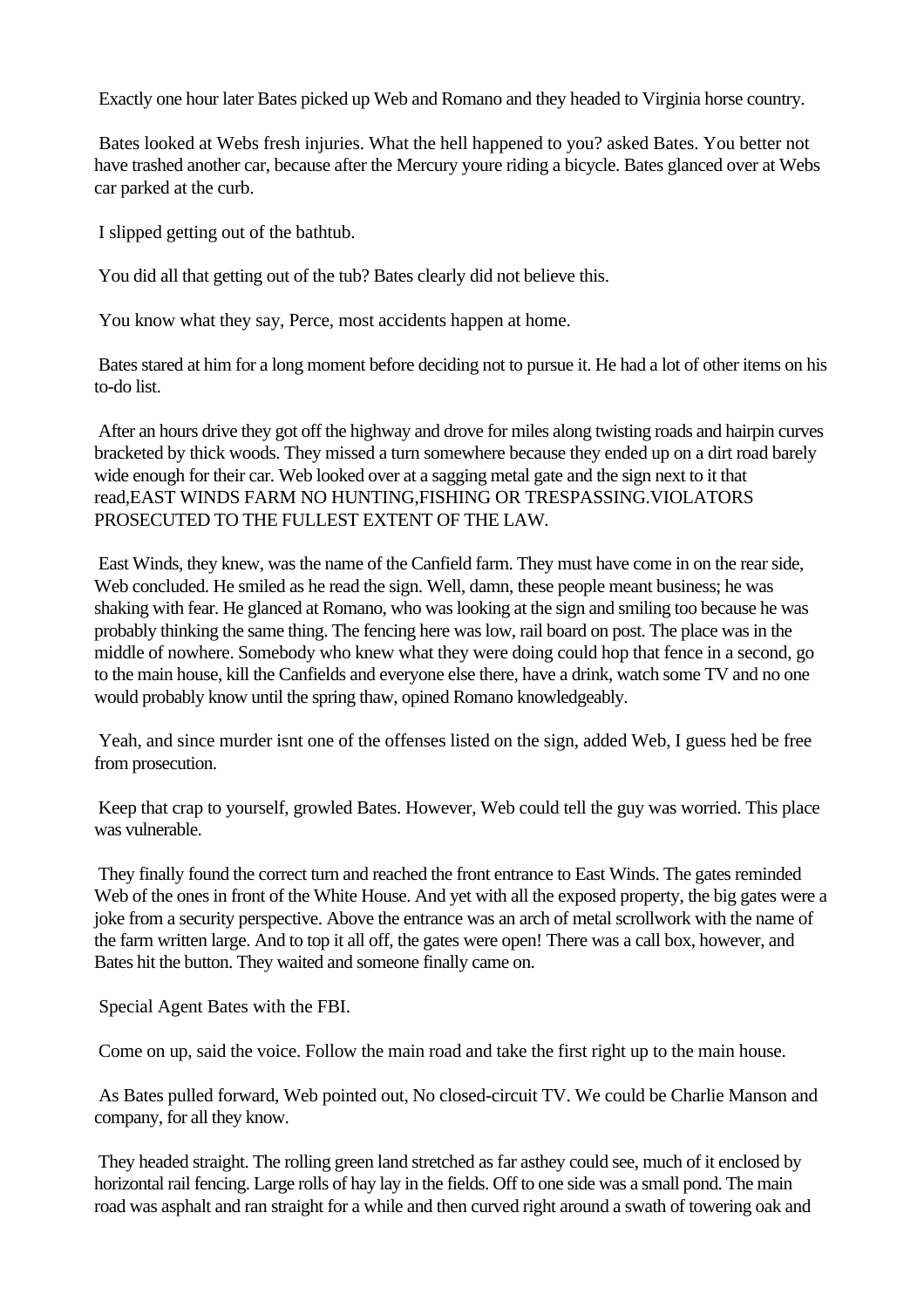Exactly one hour later Bates picked up Web and Romano and they headed to Virginia horse country.

Bates looked at Webs fresh injuries. What the hell happened to you? asked Bates. You better not have trashed another car, because after the Mercury youre riding a bicycle. Bates glanced over at Webs car parked at the curb.

I slipped getting out of the bathtub.

You did all that getting out of the tub? Bates clearly did not believe this.

You know what they say, Perce, most accidents happen at home.

Bates stared at him for a long moment before deciding not to pursue it. He had a lot of other items on his to-do list.

After an hours drive they got off the highway and drove for miles along twisting roads and hairpin curves bracketed by thick woods. They missed a turn somewhere because they ended up on a dirt road barely wide enough for their car. Web looked over at a sagging metal gate and the sign next to it that read,EAST WINDS FARM NO HUNTING,FISHING OR TRESPASSING.VIOLATORS PROSECUTED TO THE FULLEST EXTENT OF THE LAW.

East Winds, they knew, was the name of the Canfield farm. They must have come in on the rear side, Web concluded. He smiled as he read the sign. Well, damn, these people meant business; he was shaking with fear. He glanced at Romano, who was looking at the sign and smiling too because he was probably thinking the same thing. The fencing here was low, rail board on post. The place was in the middle of nowhere. Somebody who knew what they were doing could hop that fence in a second, go to the main house, kill the Canfields and everyone else there, have a drink, watch some TV and no one would probably know until the spring thaw, opined Romano knowledgeably.

Yeah, and since murder isnt one of the offenses listed on the sign, added Web, I guess hed be free from prosecution.

Keep that crap to yourself, growled Bates. However, Web could tell the guy was worried. This place was vulnerable.

They finally found the correct turn and reached the front entrance to East Winds. The gates reminded Web of the ones in front of the White House. And yet with all the exposed property, the big gates were a joke from a security perspective. Above the entrance was an arch of metal scrollwork with the name of the farm written large. And to top it all off, the gates were open! There was a call box, however, and Bates hit the button. They waited and someone finally came on.

Special Agent Bates with the FBI.

Come on up, said the voice. Follow the main road and take the first right up to the main house.

As Bates pulled forward, Web pointed out, No closed-circuit TV. We could be Charlie Manson and company, for all they know.

They headed straight. The rolling green land stretched as far asthey could see, much of it enclosed by horizontal rail fencing. Large rolls of hay lay in the fields. Off to one side was a small pond. The main road was asphalt and ran straight for a while and then curved right around a swath of towering oak and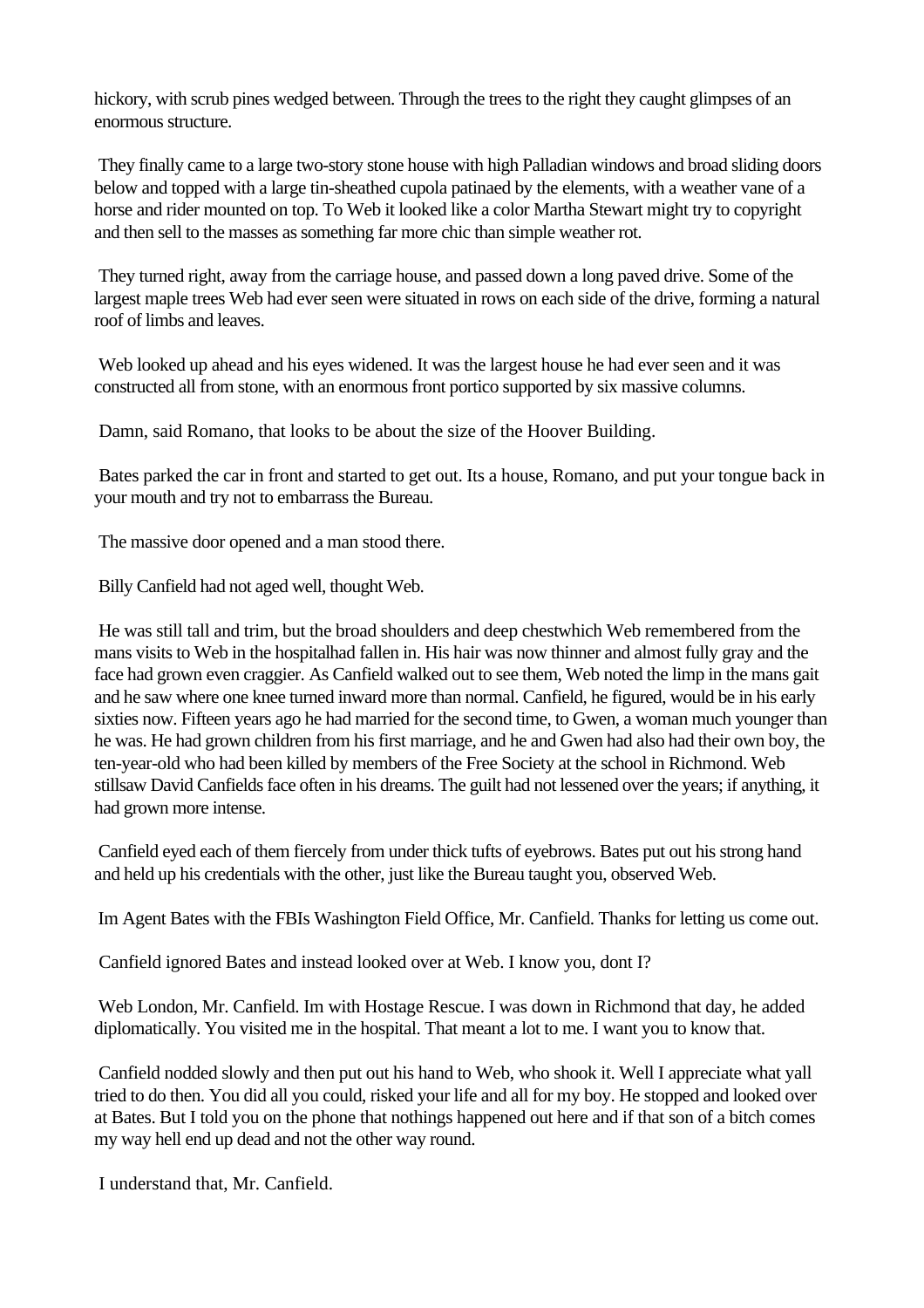hickory, with scrub pines wedged between. Through the trees to the right they caught glimpses of an enormous structure.

They finally came to a large two-story stone house with high Palladian windows and broad sliding doors below and topped with a large tin-sheathed cupola patinaed by the elements, with a weather vane of a horse and rider mounted on top. To Web it looked like a color Martha Stewart might try to copyright and then sell to the masses as something far more chic than simple weather rot.

They turned right, away from the carriage house, and passed down a long paved drive. Some of the largest maple trees Web had ever seen were situated in rows on each side of the drive, forming a natural roof of limbs and leaves.

Web looked up ahead and his eyes widened. It was the largest house he had ever seen and it was constructed all from stone, with an enormous front portico supported by six massive columns.

Damn, said Romano, that looks to be about the size of the Hoover Building.

Bates parked the car in front and started to get out. Its a house, Romano, and put your tongue back in your mouth and try not to embarrass the Bureau.

The massive door opened and a man stood there.

Billy Canfield had not aged well, thought Web.

He was still tall and trim, but the broad shoulders and deep chestwhich Web remembered from the mans visits to Web in the hospitalhad fallen in. His hair was now thinner and almost fully gray and the face had grown even craggier. As Canfield walked out to see them, Web noted the limp in the mans gait and he saw where one knee turned inward more than normal. Canfield, he figured, would be in his early sixties now. Fifteen years ago he had married for the second time, to Gwen, a woman much younger than he was. He had grown children from his first marriage, and he and Gwen had also had their own boy, the ten-year-old who had been killed by members of the Free Society at the school in Richmond. Web stillsaw David Canfields face often in his dreams. The guilt had not lessened over the years; if anything, it had grown more intense.

Canfield eyed each of them fiercely from under thick tufts of eyebrows. Bates put out his strong hand and held up his credentials with the other, just like the Bureau taught you, observed Web.

Im Agent Bates with the FBIs Washington Field Office, Mr. Canfield. Thanks for letting us come out.

Canfield ignored Bates and instead looked over at Web. I know you, dont I?

Web London, Mr. Canfield. Im with Hostage Rescue. I was down in Richmond that day, he added diplomatically. You visited me in the hospital. That meant a lot to me. I want you to know that.

Canfield nodded slowly and then put out his hand to Web, who shook it. Well I appreciate what yall tried to do then. You did all you could, risked your life and all for my boy. He stopped and looked over at Bates. But I told you on the phone that nothings happened out here and if that son of a bitch comes my way hell end up dead and not the other way round.

I understand that, Mr. Canfield.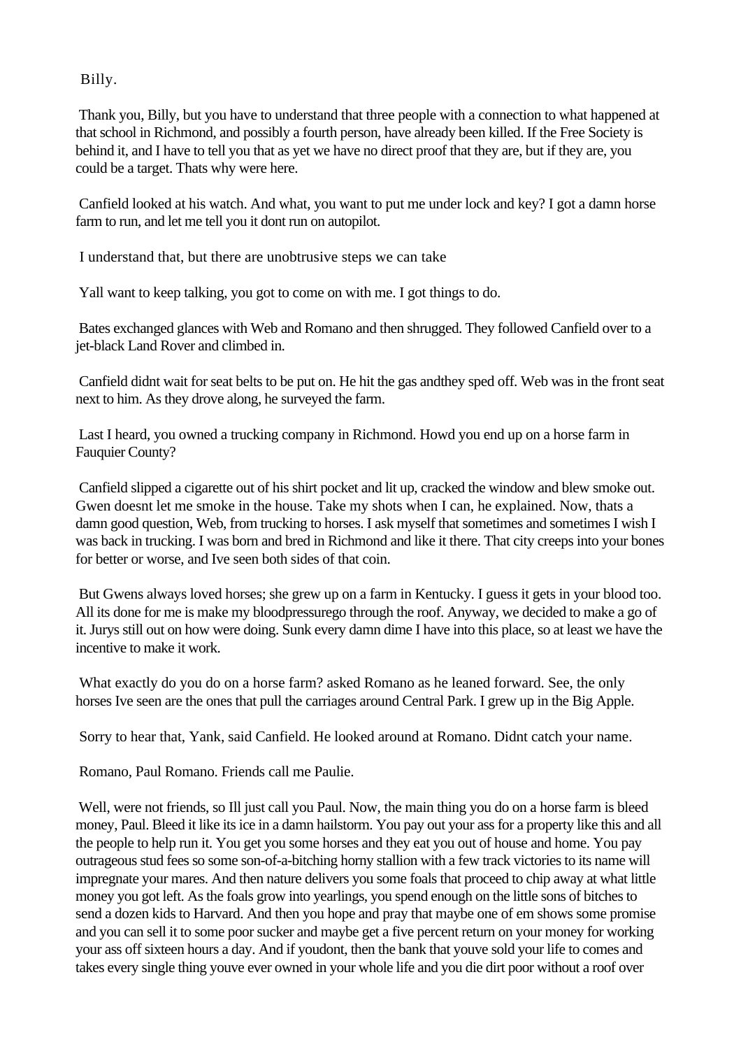Billy.

Thank you, Billy, but you have to understand that three people with a connection to what happened at that school in Richmond, and possibly a fourth person, have already been killed. If the Free Society is behind it, and I have to tell you that as yet we have no direct proof that they are, but if they are, you could be a target. Thats why were here.

Canfield looked at his watch. And what, you want to put me under lock and key? I got a damn horse farm to run, and let me tell you it dont run on autopilot.

I understand that, but there are unobtrusive steps we can take

Yall want to keep talking, you got to come on with me. I got things to do.

Bates exchanged glances with Web and Romano and then shrugged. They followed Canfield over to a jet-black Land Rover and climbed in.

Canfield didnt wait for seat belts to be put on. He hit the gas andthey sped off. Web was in the front seat next to him. As they drove along, he surveyed the farm.

Last I heard, you owned a trucking company in Richmond. Howd you end up on a horse farm in Fauquier County?

Canfield slipped a cigarette out of his shirt pocket and lit up, cracked the window and blew smoke out. Gwen doesnt let me smoke in the house. Take my shots when I can, he explained. Now, thats a damn good question, Web, from trucking to horses. I ask myself that sometimes and sometimes I wish I was back in trucking. I was born and bred in Richmond and like it there. That city creeps into your bones for better or worse, and Ive seen both sides of that coin.

But Gwens always loved horses; she grew up on a farm in Kentucky. I guess it gets in your blood too. All its done for me is make my bloodpressurego through the roof. Anyway, we decided to make a go of it. Jurys still out on how were doing. Sunk every damn dime I have into this place, so at least we have the incentive to make it work.

What exactly do you do on a horse farm? asked Romano as he leaned forward. See, the only horses Ive seen are the ones that pull the carriages around Central Park. I grew up in the Big Apple.

Sorry to hear that, Yank, said Canfield. He looked around at Romano. Didnt catch your name.

Romano, Paul Romano. Friends call me Paulie.

Well, were not friends, so Ill just call you Paul. Now, the main thing you do on a horse farm is bleed money, Paul. Bleed it like its ice in a damn hailstorm. You pay out your ass for a property like this and all the people to help run it. You get you some horses and they eat you out of house and home. You pay outrageous stud fees so some son-of-a-bitching horny stallion with a few track victories to its name will impregnate your mares. And then nature delivers you some foals that proceed to chip away at what little money you got left. As the foals grow into yearlings, you spend enough on the little sons of bitches to send a dozen kids to Harvard. And then you hope and pray that maybe one of em shows some promise and you can sell it to some poor sucker and maybe get a five percent return on your money for working your ass off sixteen hours a day. And if youdont, then the bank that youve sold your life to comes and takes every single thing youve ever owned in your whole life and you die dirt poor without a roof over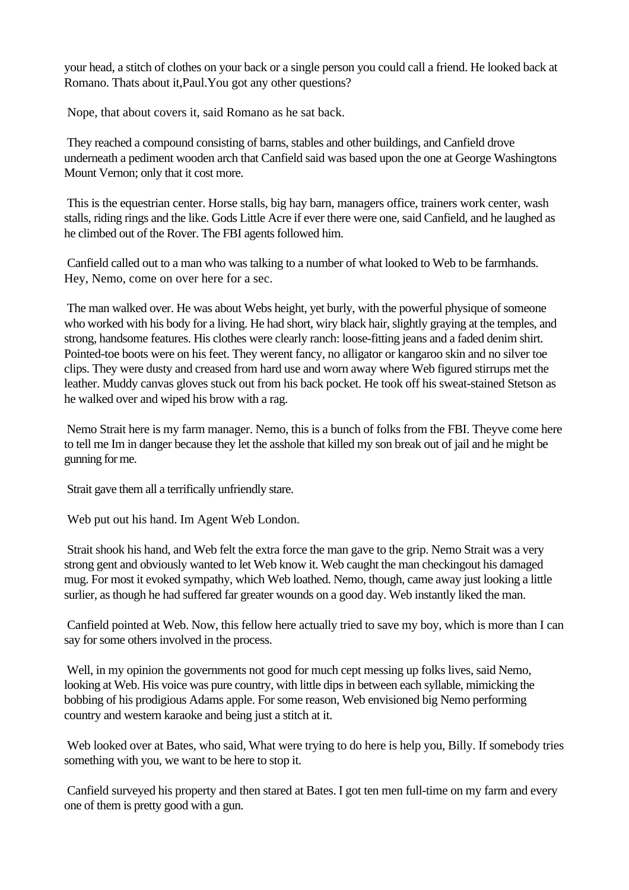your head, a stitch of clothes on your back or a single person you could call a friend. He looked back at Romano. Thats about it,Paul.You got any other questions?

Nope, that about covers it, said Romano as he sat back.

They reached a compound consisting of barns, stables and other buildings, and Canfield drove underneath a pediment wooden arch that Canfield said was based upon the one at George Washingtons Mount Vernon; only that it cost more.

This is the equestrian center. Horse stalls, big hay barn, managers office, trainers work center, wash stalls, riding rings and the like. Gods Little Acre if ever there were one, said Canfield, and he laughed as he climbed out of the Rover. The FBI agents followed him.

Canfield called out to a man who was talking to a number of what looked to Web to be farmhands. Hey, Nemo, come on over here for a sec.

The man walked over. He was about Webs height, yet burly, with the powerful physique of someone who worked with his body for a living. He had short, wiry black hair, slightly graying at the temples, and strong, handsome features. His clothes were clearly ranch: loose-fitting jeans and a faded denim shirt. Pointed-toe boots were on his feet. They werent fancy, no alligator or kangaroo skin and no silver toe clips. They were dusty and creased from hard use and worn away where Web figured stirrups met the leather. Muddy canvas gloves stuck out from his back pocket. He took off his sweat-stained Stetson as he walked over and wiped his brow with a rag.

Nemo Strait here is my farm manager. Nemo, this is a bunch of folks from the FBI. Theyve come here to tell me Im in danger because they let the asshole that killed my son break out of jail and he might be gunning for me.

Strait gave them all a terrifically unfriendly stare.

Web put out his hand. Im Agent Web London.

Strait shook his hand, and Web felt the extra force the man gave to the grip. Nemo Strait was a very strong gent and obviously wanted to let Web know it. Web caught the man checkingout his damaged mug. For most it evoked sympathy, which Web loathed. Nemo, though, came away just looking a little surlier, as though he had suffered far greater wounds on a good day. Web instantly liked the man.

Canfield pointed at Web. Now, this fellow here actually tried to save my boy, which is more than I can say for some others involved in the process.

Well, in my opinion the governments not good for much cept messing up folks lives, said Nemo, looking at Web. His voice was pure country, with little dips in between each syllable, mimicking the bobbing of his prodigious Adams apple. For some reason, Web envisioned big Nemo performing country and western karaoke and being just a stitch at it.

Web looked over at Bates, who said, What were trying to do here is help you, Billy. If somebody tries something with you, we want to be here to stop it.

Canfield surveyed his property and then stared at Bates. I got ten men full-time on my farm and every one of them is pretty good with a gun.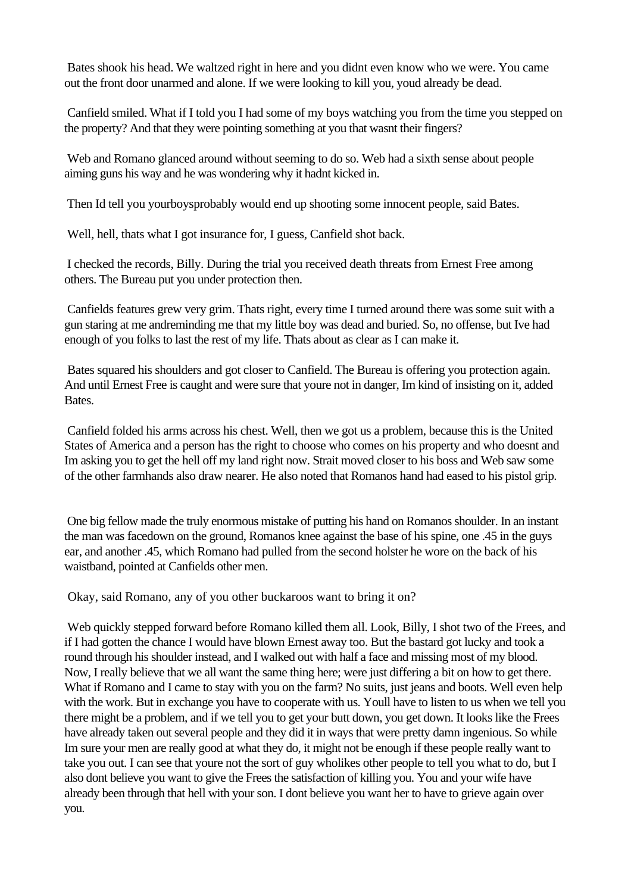Bates shook his head. We waltzed right in here and you didnt even know who we were. You came out the front door unarmed and alone. If we were looking to kill you, youd already be dead.

Canfield smiled. What if I told you I had some of my boys watching you from the time you stepped on the property? And that they were pointing something at you that wasnt their fingers?

Web and Romano glanced around without seeming to do so. Web had a sixth sense about people aiming guns his way and he was wondering why it hadnt kicked in.

Then Id tell you yourboysprobably would end up shooting some innocent people, said Bates.

Well, hell, thats what I got insurance for, I guess, Canfield shot back.

I checked the records, Billy. During the trial you received death threats from Ernest Free among others. The Bureau put you under protection then.

Canfields features grew very grim. Thats right, every time I turned around there was some suit with a gun staring at me andreminding me that my little boy was dead and buried. So, no offense, but Ive had enough of you folks to last the rest of my life. Thats about as clear as I can make it.

Bates squared his shoulders and got closer to Canfield. The Bureau is offering you protection again. And until Ernest Free is caught and were sure that youre not in danger, Im kind of insisting on it, added Bates.

Canfield folded his arms across his chest. Well, then we got us a problem, because this is the United States of America and a person has the right to choose who comes on his property and who doesnt and Im asking you to get the hell off my land right now. Strait moved closer to his boss and Web saw some of the other farmhands also draw nearer. He also noted that Romanos hand had eased to his pistol grip.

One big fellow made the truly enormous mistake of putting his hand on Romanos shoulder. In an instant the man was facedown on the ground, Romanos knee against the base of his spine, one .45 in the guys ear, and another .45, which Romano had pulled from the second holster he wore on the back of his waistband, pointed at Canfields other men.

Okay, said Romano, any of you other buckaroos want to bring it on?

Web quickly stepped forward before Romano killed them all. Look, Billy, I shot two of the Frees, and if I had gotten the chance I would have blown Ernest away too. But the bastard got lucky and took a round through his shoulder instead, and I walked out with half a face and missing most of my blood. Now, I really believe that we all want the same thing here; were just differing a bit on how to get there. What if Romano and I came to stay with you on the farm? No suits, just jeans and boots. Well even help with the work. But in exchange you have to cooperate with us. Youll have to listen to us when we tell you there might be a problem, and if we tell you to get your butt down, you get down. It looks like the Frees have already taken out several people and they did it in ways that were pretty damn ingenious. So while Im sure your men are really good at what they do, it might not be enough if these people really want to take you out. I can see that youre not the sort of guy wholikes other people to tell you what to do, but I also dont believe you want to give the Frees the satisfaction of killing you. You and your wife have already been through that hell with your son. I dont believe you want her to have to grieve again over you.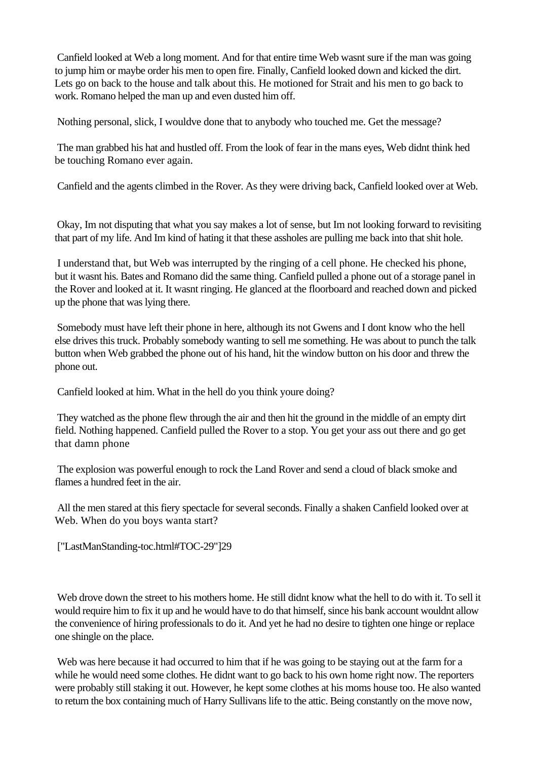Canfield looked at Web a long moment. And for that entire time Web wasnt sure if the man was going to jump him or maybe order his men to open fire. Finally, Canfield looked down and kicked the dirt. Lets go on back to the house and talk about this. He motioned for Strait and his men to go back to work. Romano helped the man up and even dusted him off.

Nothing personal, slick, I wouldve done that to anybody who touched me. Get the message?

The man grabbed his hat and hustled off. From the look of fear in the mans eyes, Web didnt think hed be touching Romano ever again.

Canfield and the agents climbed in the Rover. As they were driving back, Canfield looked over at Web.

Okay, Im not disputing that what you say makes a lot of sense, but Im not looking forward to revisiting that part of my life. And Im kind of hating it that these assholes are pulling me back into that shit hole.

I understand that, but Web was interrupted by the ringing of a cell phone. He checked his phone, but it wasnt his. Bates and Romano did the same thing. Canfield pulled a phone out of a storage panel in the Rover and looked at it. It wasnt ringing. He glanced at the floorboard and reached down and picked up the phone that was lying there.

Somebody must have left their phone in here, although its not Gwens and I dont know who the hell else drives this truck. Probably somebody wanting to sell me something. He was about to punch the talk button when Web grabbed the phone out of his hand, hit the window button on his door and threw the phone out.

Canfield looked at him. What in the hell do you think youre doing?

They watched as the phone flew through the air and then hit the ground in the middle of an empty dirt field. Nothing happened. Canfield pulled the Rover to a stop. You get your ass out there and go get that damn phone

The explosion was powerful enough to rock the Land Rover and send a cloud of black smoke and flames a hundred feet in the air.

All the men stared at this fiery spectacle for several seconds. Finally a shaken Canfield looked over at Web. When do you boys wanta start?

["LastManStanding-toc.html#TOC-29"]29

Web drove down the street to his mothers home. He still didnt know what the hell to do with it. To sell it would require him to fix it up and he would have to do that himself, since his bank account wouldnt allow the convenience of hiring professionals to do it. And yet he had no desire to tighten one hinge or replace one shingle on the place.

Web was here because it had occurred to him that if he was going to be staying out at the farm for a while he would need some clothes. He didnt want to go back to his own home right now. The reporters were probably still staking it out. However, he kept some clothes at his moms house too. He also wanted to return the box containing much of Harry Sullivans life to the attic. Being constantly on the move now,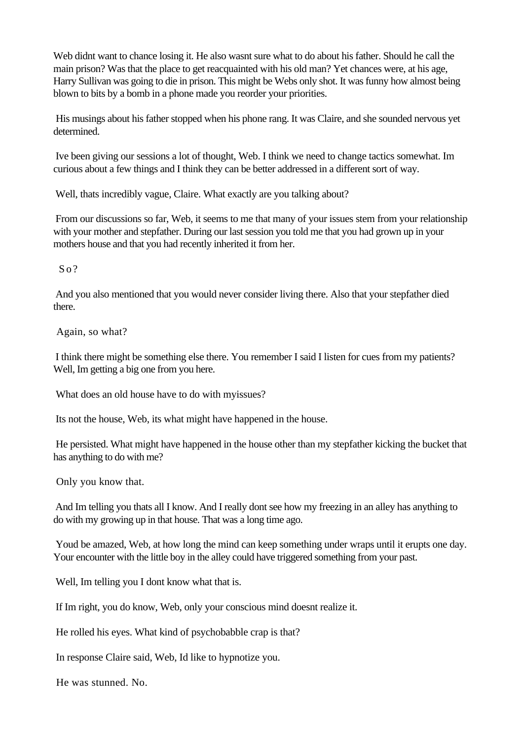Web didnt want to chance losing it. He also wasnt sure what to do about his father. Should he call the main prison? Was that the place to get reacquainted with his old man? Yet chances were, at his age, Harry Sullivan was going to die in prison. This might be Webs only shot. It was funny how almost being blown to bits by a bomb in a phone made you reorder your priorities.

His musings about his father stopped when his phone rang. It was Claire, and she sounded nervous yet determined.

Ive been giving our sessions a lot of thought, Web. I think we need to change tactics somewhat. Im curious about a few things and I think they can be better addressed in a different sort of way.

Well, thats incredibly vague, Claire. What exactly are you talking about?

From our discussions so far, Web, it seems to me that many of your issues stem from your relationship with your mother and stepfather. During our last session you told me that you had grown up in your mothers house and that you had recently inherited it from her.

So?

And you also mentioned that you would never consider living there. Also that your stepfather died there.

Again, so what?

I think there might be something else there. You remember I said I listen for cues from my patients? Well, Im getting a big one from you here.

What does an old house have to do with myissues?

Its not the house, Web, its what might have happened in the house.

He persisted. What might have happened in the house other than my stepfather kicking the bucket that has anything to do with me?

Only you know that.

And Im telling you thats all I know. And I really dont see how my freezing in an alley has anything to do with my growing up in that house. That was a long time ago.

Youd be amazed, Web, at how long the mind can keep something under wraps until it erupts one day. Your encounter with the little boy in the alley could have triggered something from your past.

Well, Im telling you I dont know what that is.

If Im right, you do know, Web, only your conscious mind doesnt realize it.

He rolled his eyes. What kind of psychobabble crap is that?

In response Claire said, Web, Id like to hypnotize you.

He was stunned. No.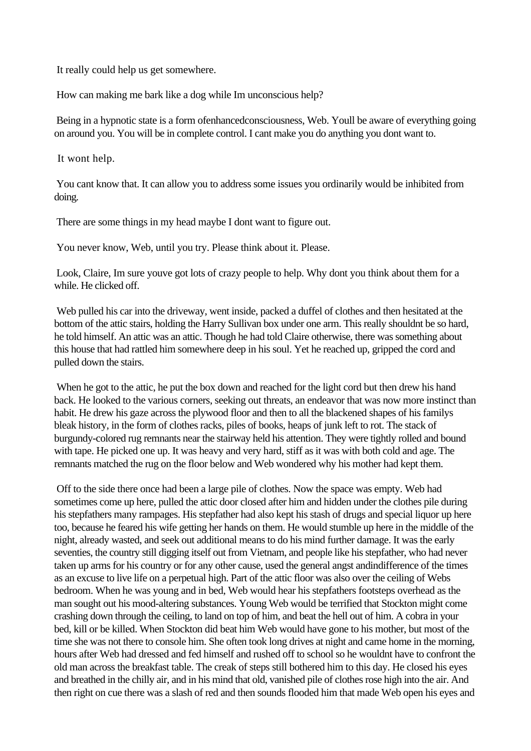It really could help us get somewhere.

How can making me bark like a dog while Im unconscious help?

Being in a hypnotic state is a form ofenhancedconsciousness, Web. Youll be aware of everything going on around you. You will be in complete control. I cant make you do anything you dont want to.

It wont help.

You cant know that. It can allow you to address some issues you ordinarily would be inhibited from doing.

There are some things in my head maybe I dont want to figure out.

You never know, Web, until you try. Please think about it. Please.

Look, Claire, Im sure youve got lots of crazy people to help. Why dont you think about them for a while. He clicked off.

Web pulled his car into the driveway, went inside, packed a duffel of clothes and then hesitated at the bottom of the attic stairs, holding the Harry Sullivan box under one arm. This really shouldnt be so hard, he told himself. An attic was an attic. Though he had told Claire otherwise, there was something about this house that had rattled him somewhere deep in his soul. Yet he reached up, gripped the cord and pulled down the stairs.

When he got to the attic, he put the box down and reached for the light cord but then drew his hand back. He looked to the various corners, seeking out threats, an endeavor that was now more instinct than habit. He drew his gaze across the plywood floor and then to all the blackened shapes of his familys bleak history, in the form of clothes racks, piles of books, heaps of junk left to rot. The stack of burgundy-colored rug remnants near the stairway held his attention. They were tightly rolled and bound with tape. He picked one up. It was heavy and very hard, stiff as it was with both cold and age. The remnants matched the rug on the floor below and Web wondered why his mother had kept them.

Off to the side there once had been a large pile of clothes. Now the space was empty. Web had sometimes come up here, pulled the attic door closed after him and hidden under the clothes pile during his stepfathers many rampages. His stepfather had also kept his stash of drugs and special liquor up here too, because he feared his wife getting her hands on them. He would stumble up here in the middle of the night, already wasted, and seek out additional means to do his mind further damage. It was the early seventies, the country still digging itself out from Vietnam, and people like his stepfather, who had never taken up arms for his country or for any other cause, used the general angst andindifference of the times as an excuse to live life on a perpetual high. Part of the attic floor was also over the ceiling of Webs bedroom. When he was young and in bed, Web would hear his stepfathers footsteps overhead as the man sought out his mood-altering substances. Young Web would be terrified that Stockton might come crashing down through the ceiling, to land on top of him, and beat the hell out of him. A cobra in your bed, kill or be killed. When Stockton did beat him Web would have gone to his mother, but most of the time she was not there to console him. She often took long drives at night and came home in the morning, hours after Web had dressed and fed himself and rushed off to school so he wouldnt have to confront the old man across the breakfast table. The creak of steps still bothered him to this day. He closed his eyes and breathed in the chilly air, and in his mind that old, vanished pile of clothes rose high into the air. And then right on cue there was a slash of red and then sounds flooded him that made Web open his eyes and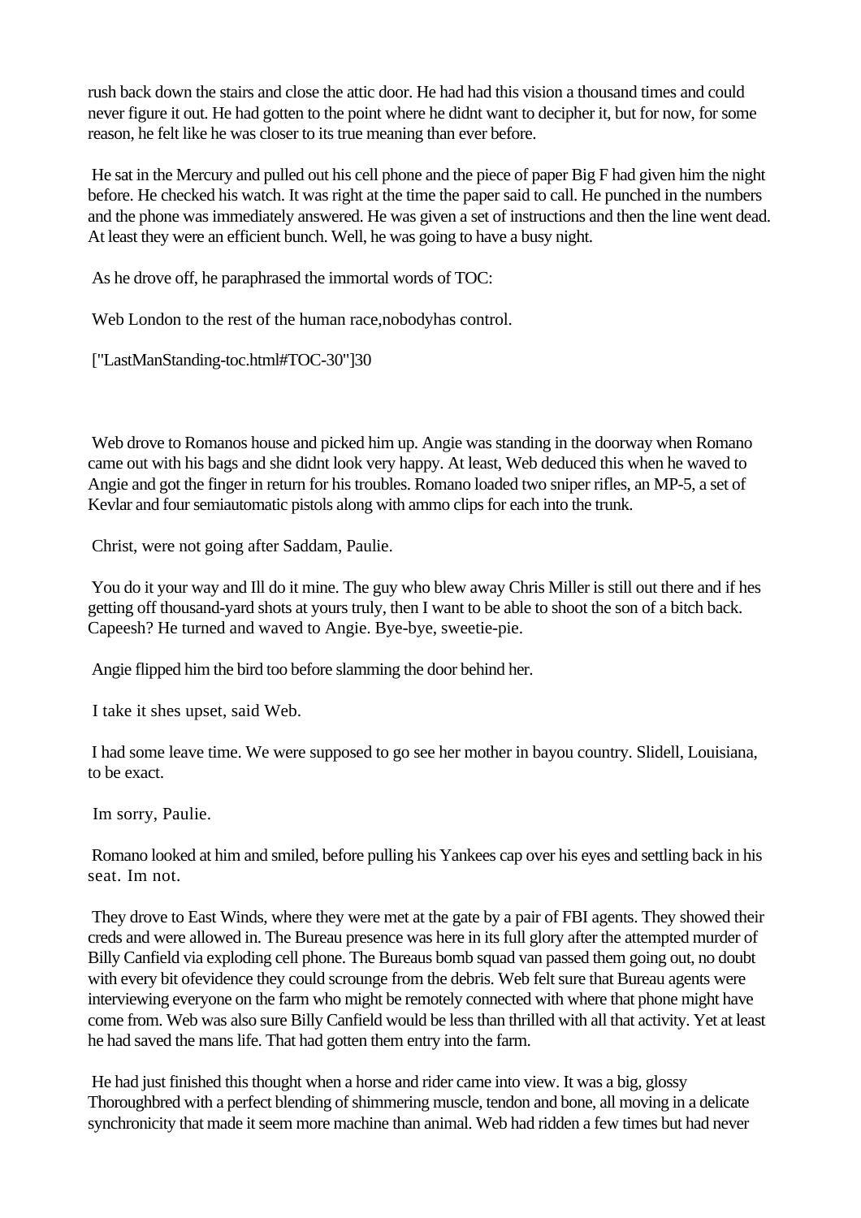rush back down the stairs and close the attic door. He had had this vision a thousand times and could never figure it out. He had gotten to the point where he didnt want to decipher it, but for now, for some reason, he felt like he was closer to its true meaning than ever before.

He sat in the Mercury and pulled out his cell phone and the piece of paper Big F had given him the night before. He checked his watch. It was right at the time the paper said to call. He punched in the numbers and the phone was immediately answered. He was given a set of instructions and then the line went dead. At least they were an efficient bunch. Well, he was going to have a busy night.

As he drove off, he paraphrased the immortal words of TOC:

Web London to the rest of the human race,nobodyhas control.

["LastManStanding-toc.html#TOC-30"]30

Web drove to Romanos house and picked him up. Angie was standing in the doorway when Romano came out with his bags and she didnt look very happy. At least, Web deduced this when he waved to Angie and got the finger in return for his troubles. Romano loaded two sniper rifles, an MP-5, a set of Kevlar and four semiautomatic pistols along with ammo clips for each into the trunk.

Christ, were not going after Saddam, Paulie.

You do it your way and Ill do it mine. The guy who blew away Chris Miller is still out there and if hes getting off thousand-yard shots at yours truly, then I want to be able to shoot the son of a bitch back. Capeesh? He turned and waved to Angie. Bye-bye, sweetie-pie.

Angie flipped him the bird too before slamming the door behind her.

I take it shes upset, said Web.

I had some leave time. We were supposed to go see her mother in bayou country. Slidell, Louisiana, to be exact.

Im sorry, Paulie.

Romano looked at him and smiled, before pulling his Yankees cap over his eyes and settling back in his seat. Im not.

They drove to East Winds, where they were met at the gate by a pair of FBI agents. They showed their creds and were allowed in. The Bureau presence was here in its full glory after the attempted murder of Billy Canfield via exploding cell phone. The Bureaus bomb squad van passed them going out, no doubt with every bit ofevidence they could scrounge from the debris. Web felt sure that Bureau agents were interviewing everyone on the farm who might be remotely connected with where that phone might have come from. Web was also sure Billy Canfield would be less than thrilled with all that activity. Yet at least he had saved the mans life. That had gotten them entry into the farm.

He had just finished this thought when a horse and rider came into view. It was a big, glossy Thoroughbred with a perfect blending of shimmering muscle, tendon and bone, all moving in a delicate synchronicity that made it seem more machine than animal. Web had ridden a few times but had never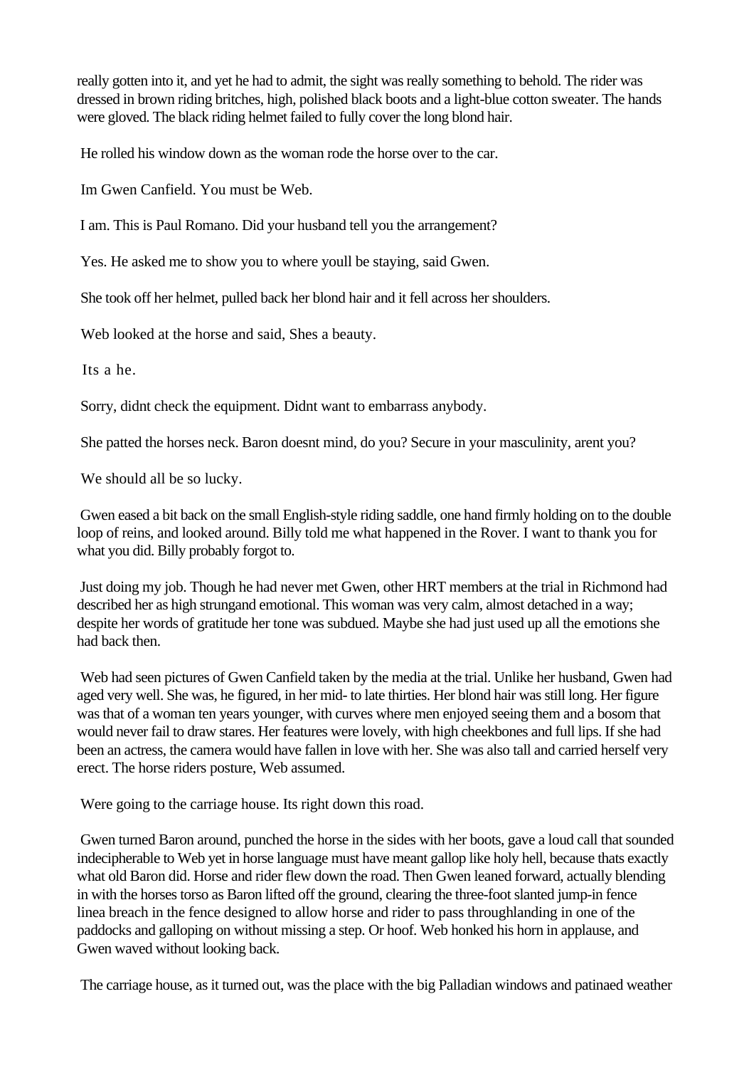really gotten into it, and yet he had to admit, the sight was really something to behold. The rider was dressed in brown riding britches, high, polished black boots and a light-blue cotton sweater. The hands were gloved. The black riding helmet failed to fully cover the long blond hair.

He rolled his window down as the woman rode the horse over to the car.

Im Gwen Canfield. You must be Web.

I am. This is Paul Romano. Did your husband tell you the arrangement?

Yes. He asked me to show you to where youll be staying, said Gwen.

She took off her helmet, pulled back her blond hair and it fell across her shoulders.

Web looked at the horse and said, Shes a beauty.

Its a he.

Sorry, didnt check the equipment. Didnt want to embarrass anybody.

She patted the horses neck. Baron doesnt mind, do you? Secure in your masculinity, arent you?

We should all be so lucky.

Gwen eased a bit back on the small English-style riding saddle, one hand firmly holding on to the double loop of reins, and looked around. Billy told me what happened in the Rover. I want to thank you for what you did. Billy probably forgot to.

Just doing my job. Though he had never met Gwen, other HRT members at the trial in Richmond had described her as high strungand emotional. This woman was very calm, almost detached in a way; despite her words of gratitude her tone was subdued. Maybe she had just used up all the emotions she had back then.

Web had seen pictures of Gwen Canfield taken by the media at the trial. Unlike her husband, Gwen had aged very well. She was, he figured, in her mid- to late thirties. Her blond hair was still long. Her figure was that of a woman ten years younger, with curves where men enjoyed seeing them and a bosom that would never fail to draw stares. Her features were lovely, with high cheekbones and full lips. If she had been an actress, the camera would have fallen in love with her. She was also tall and carried herself very erect. The horse riders posture, Web assumed.

Were going to the carriage house. Its right down this road.

Gwen turned Baron around, punched the horse in the sides with her boots, gave a loud call that sounded indecipherable to Web yet in horse language must have meant gallop like holy hell, because thats exactly what old Baron did. Horse and rider flew down the road. Then Gwen leaned forward, actually blending in with the horses torso as Baron lifted off the ground, clearing the three-foot slanted jump-in fence linea breach in the fence designed to allow horse and rider to pass throughlanding in one of the paddocks and galloping on without missing a step. Or hoof. Web honked his horn in applause, and Gwen waved without looking back.

The carriage house, as it turned out, was the place with the big Palladian windows and patinaed weather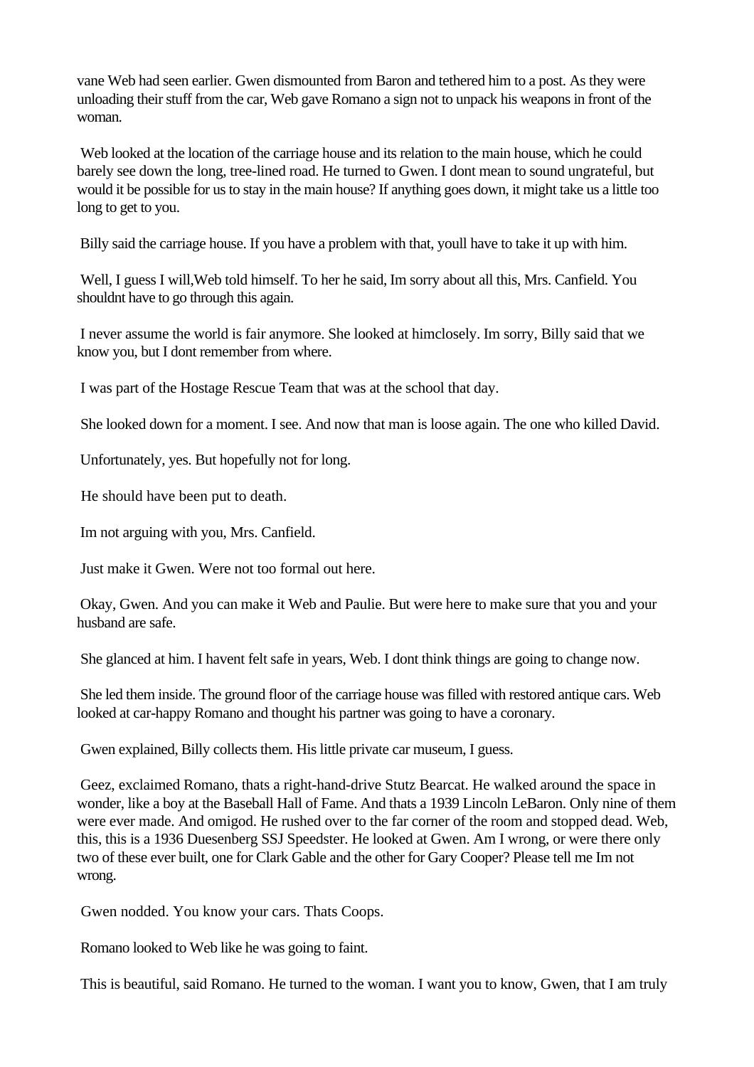vane Web had seen earlier. Gwen dismounted from Baron and tethered him to a post. As they were unloading their stuff from the car, Web gave Romano a sign not to unpack his weapons in front of the woman.

Web looked at the location of the carriage house and its relation to the main house, which he could barely see down the long, tree-lined road. He turned to Gwen. I dont mean to sound ungrateful, but would it be possible for us to stay in the main house? If anything goes down, it might take us a little too long to get to you.

Billy said the carriage house. If you have a problem with that, youll have to take it up with him.

Well, I guess I will,Web told himself. To her he said, Im sorry about all this, Mrs. Canfield. You shouldnt have to go through this again.

I never assume the world is fair anymore. She looked at himclosely. Im sorry, Billy said that we know you, but I dont remember from where.

I was part of the Hostage Rescue Team that was at the school that day.

She looked down for a moment. I see. And now that man is loose again. The one who killed David.

Unfortunately, yes. But hopefully not for long.

He should have been put to death.

Im not arguing with you, Mrs. Canfield.

Just make it Gwen. Were not too formal out here.

Okay, Gwen. And you can make it Web and Paulie. But were here to make sure that you and your husband are safe.

She glanced at him. I havent felt safe in years, Web. I dont think things are going to change now.

She led them inside. The ground floor of the carriage house was filled with restored antique cars. Web looked at car-happy Romano and thought his partner was going to have a coronary.

Gwen explained, Billy collects them. His little private car museum, I guess.

Geez, exclaimed Romano, thats a right-hand-drive Stutz Bearcat. He walked around the space in wonder, like a boy at the Baseball Hall of Fame. And thats a 1939 Lincoln LeBaron. Only nine of them were ever made. And omigod. He rushed over to the far corner of the room and stopped dead. Web, this, this is a 1936 Duesenberg SSJ Speedster. He looked at Gwen. Am I wrong, or were there only two of these ever built, one for Clark Gable and the other for Gary Cooper? Please tell me Im not wrong.

Gwen nodded. You know your cars. Thats Coops.

Romano looked to Web like he was going to faint.

This is beautiful, said Romano. He turned to the woman. I want you to know, Gwen, that I am truly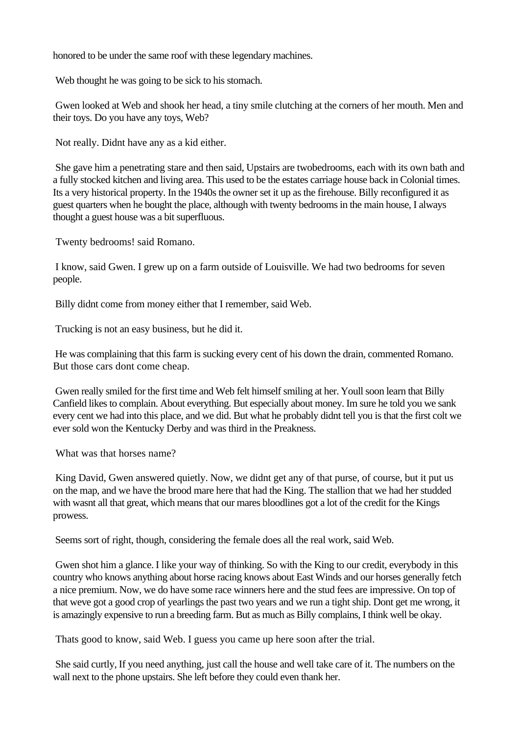honored to be under the same roof with these legendary machines.

Web thought he was going to be sick to his stomach.

Gwen looked at Web and shook her head, a tiny smile clutching at the corners of her mouth. Men and their toys. Do you have any toys, Web?

Not really. Didnt have any as a kid either.

She gave him a penetrating stare and then said, Upstairs are twobedrooms, each with its own bath and a fully stocked kitchen and living area. This used to be the estates carriage house back in Colonial times. Its a very historical property. In the 1940s the owner set it up as the firehouse. Billy reconfigured it as guest quarters when he bought the place, although with twenty bedrooms in the main house, I always thought a guest house was a bit superfluous.

Twenty bedrooms! said Romano.

I know, said Gwen. I grew up on a farm outside of Louisville. We had two bedrooms for seven people.

Billy didnt come from money either that I remember, said Web.

Trucking is not an easy business, but he did it.

He was complaining that this farm is sucking every cent of his down the drain, commented Romano. But those cars dont come cheap.

Gwen really smiled for the first time and Web felt himself smiling at her. Youll soon learn that Billy Canfield likes to complain. About everything. But especially about money. Im sure he told you we sank every cent we had into this place, and we did. But what he probably didnt tell you is that the first colt we ever sold won the Kentucky Derby and was third in the Preakness.

What was that horses name?

King David, Gwen answered quietly. Now, we didnt get any of that purse, of course, but it put us on the map, and we have the brood mare here that had the King. The stallion that we had her studded with wasnt all that great, which means that our mares bloodlines got a lot of the credit for the Kings prowess.

Seems sort of right, though, considering the female does all the real work, said Web.

Gwen shot him a glance. I like your way of thinking. So with the King to our credit, everybody in this country who knows anything about horse racing knows about East Winds and our horses generally fetch a nice premium. Now, we do have some race winners here and the stud fees are impressive. On top of that weve got a good crop of yearlings the past two years and we run a tight ship. Dont get me wrong, it is amazingly expensive to run a breeding farm. But as much as Billy complains, I think well be okay.

Thats good to know, said Web. I guess you came up here soon after the trial.

She said curtly, If you need anything, just call the house and well take care of it. The numbers on the wall next to the phone upstairs. She left before they could even thank her.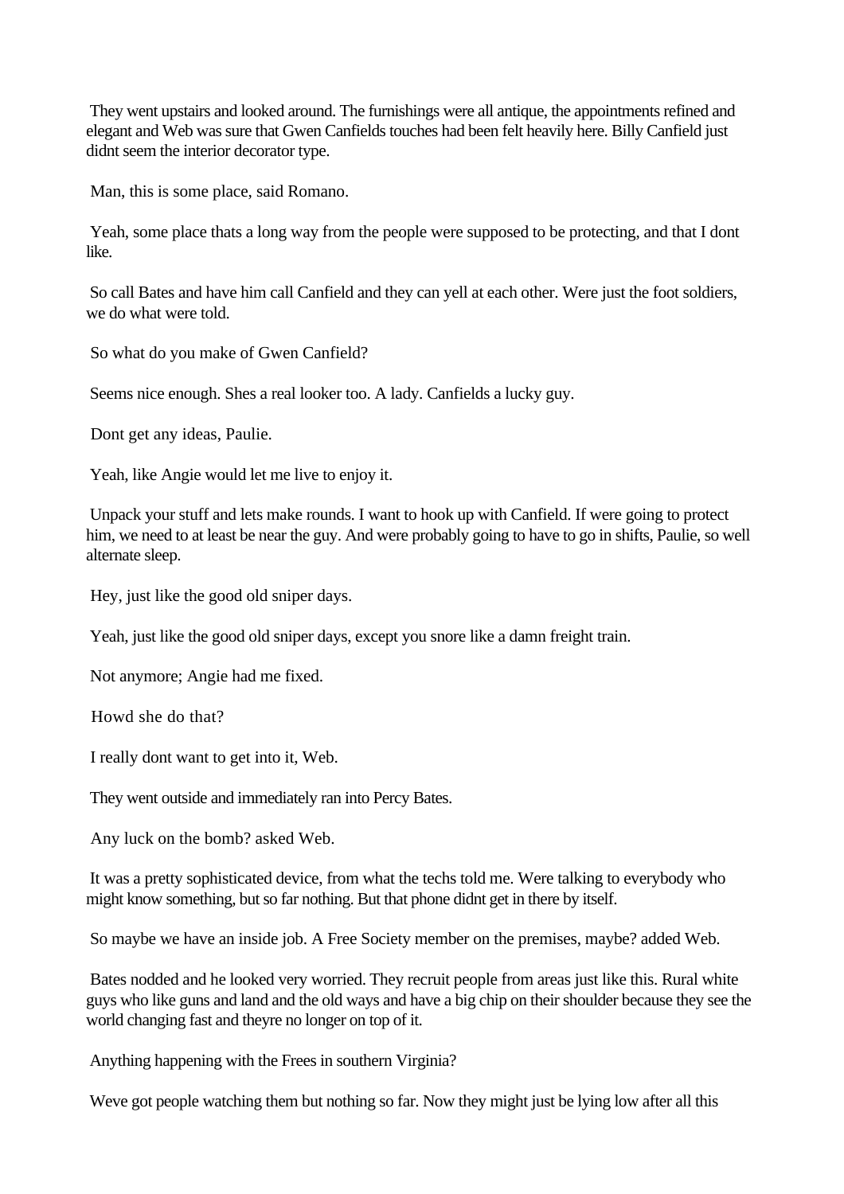They went upstairs and looked around. The furnishings were all antique, the appointments refined and elegant and Web was sure that Gwen Canfields touches had been felt heavily here. Billy Canfield just didnt seem the interior decorator type.

Man, this is some place, said Romano.

Yeah, some place thats a long way from the people were supposed to be protecting, and that I dont like.

So call Bates and have him call Canfield and they can yell at each other. Were just the foot soldiers, we do what were told.

So what do you make of Gwen Canfield?

Seems nice enough. Shes a real looker too. A lady. Canfields a lucky guy.

Dont get any ideas, Paulie.

Yeah, like Angie would let me live to enjoy it.

Unpack your stuff and lets make rounds. I want to hook up with Canfield. If were going to protect him, we need to at least be near the guy. And were probably going to have to go in shifts, Paulie, so well alternate sleep.

Hey, just like the good old sniper days.

Yeah, just like the good old sniper days, except you snore like a damn freight train.

Not anymore; Angie had me fixed.

Howd she do that?

I really dont want to get into it, Web.

They went outside and immediately ran into Percy Bates.

Any luck on the bomb? asked Web.

It was a pretty sophisticated device, from what the techs told me. Were talking to everybody who might know something, but so far nothing. But that phone didnt get in there by itself.

So maybe we have an inside job. A Free Society member on the premises, maybe? added Web.

Bates nodded and he looked very worried. They recruit people from areas just like this. Rural white guys who like guns and land and the old ways and have a big chip on their shoulder because they see the world changing fast and theyre no longer on top of it.

Anything happening with the Frees in southern Virginia?

Weve got people watching them but nothing so far. Now they might just be lying low after all this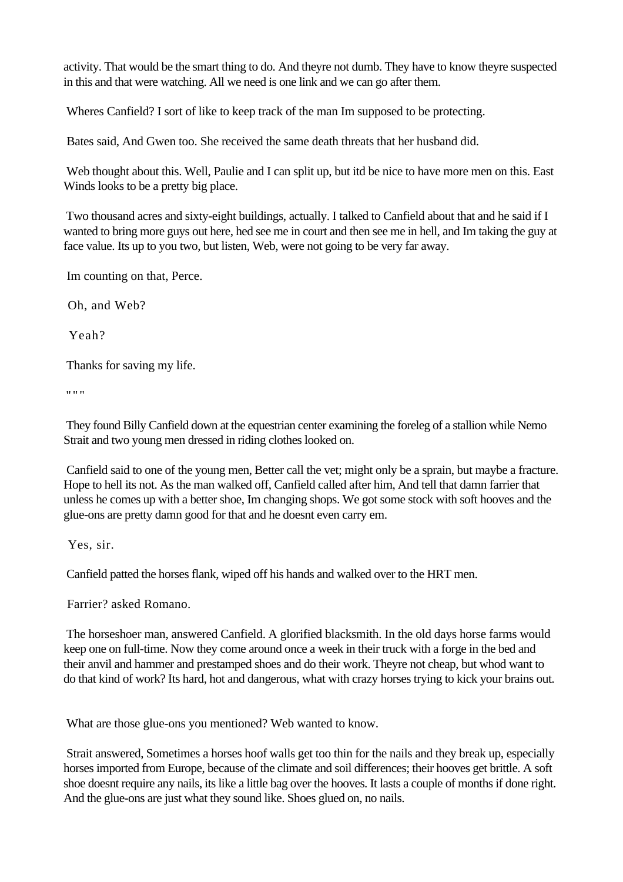activity. That would be the smart thing to do. And theyre not dumb. They have to know theyre suspected in this and that were watching. All we need is one link and we can go after them.

Wheres Canfield? I sort of like to keep track of the man Im supposed to be protecting.

Bates said, And Gwen too. She received the same death threats that her husband did.

Web thought about this. Well, Paulie and I can split up, but itd be nice to have more men on this. East Winds looks to be a pretty big place.

Two thousand acres and sixty-eight buildings, actually. I talked to Canfield about that and he said if I wanted to bring more guys out here, hed see me in court and then see me in hell, and Im taking the guy at face value. Its up to you two, but listen, Web, were not going to be very far away.

Im counting on that, Perce.

Oh, and Web?

Yeah?

Thanks for saving my life.

"""

They found Billy Canfield down at the equestrian center examining the foreleg of a stallion while Nemo Strait and two young men dressed in riding clothes looked on.

Canfield said to one of the young men, Better call the vet; might only be a sprain, but maybe a fracture. Hope to hell its not. As the man walked off, Canfield called after him, And tell that damn farrier that unless he comes up with a better shoe, Im changing shops. We got some stock with soft hooves and the glue-ons are pretty damn good for that and he doesnt even carry em.

Yes, sir.

Canfield patted the horses flank, wiped off his hands and walked over to the HRT men.

Farrier? asked Romano.

The horseshoer man, answered Canfield. A glorified blacksmith. In the old days horse farms would keep one on full-time. Now they come around once a week in their truck with a forge in the bed and their anvil and hammer and prestamped shoes and do their work. Theyre not cheap, but whod want to do that kind of work? Its hard, hot and dangerous, what with crazy horses trying to kick your brains out.

What are those glue-ons you mentioned? Web wanted to know.

Strait answered, Sometimes a horses hoof walls get too thin for the nails and they break up, especially horses imported from Europe, because of the climate and soil differences; their hooves get brittle. A soft shoe doesnt require any nails, its like a little bag over the hooves. It lasts a couple of months if done right. And the glue-ons are just what they sound like. Shoes glued on, no nails.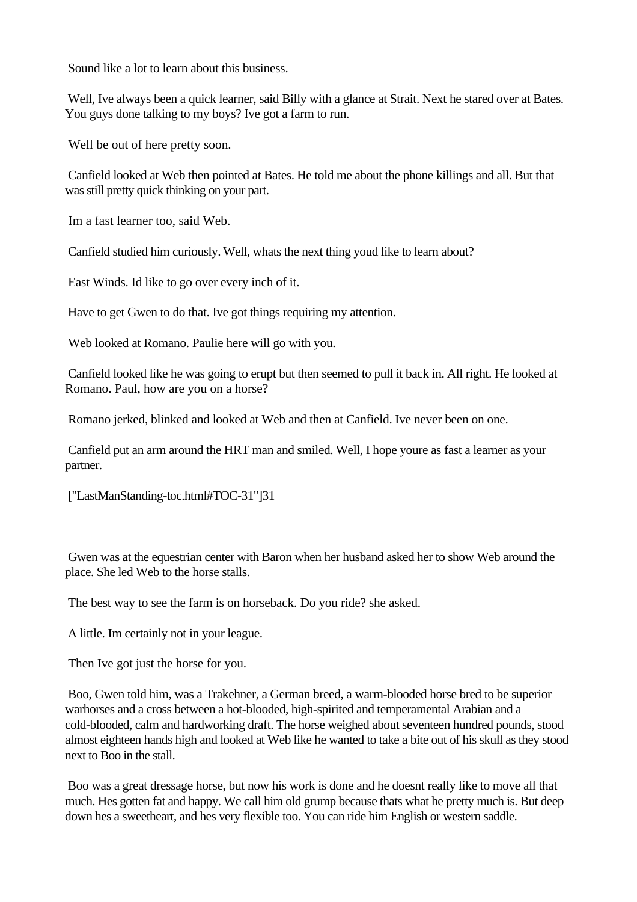Sound like a lot to learn about this business.

Well, Ive always been a quick learner, said Billy with a glance at Strait. Next he stared over at Bates. You guys done talking to my boys? Ive got a farm to run.

Well be out of here pretty soon.

Canfield looked at Web then pointed at Bates. He told me about the phone killings and all. But that was still pretty quick thinking on your part.

Im a fast learner too, said Web.

Canfield studied him curiously. Well, whats the next thing youd like to learn about?

East Winds. Id like to go over every inch of it.

Have to get Gwen to do that. Ive got things requiring my attention.

Web looked at Romano. Paulie here will go with you.

Canfield looked like he was going to erupt but then seemed to pull it back in. All right. He looked at Romano. Paul, how are you on a horse?

Romano jerked, blinked and looked at Web and then at Canfield. Ive never been on one.

Canfield put an arm around the HRT man and smiled. Well, I hope youre as fast a learner as your partner.

["LastManStanding-toc.html#TOC-31"]31

Gwen was at the equestrian center with Baron when her husband asked her to show Web around the place. She led Web to the horse stalls.

The best way to see the farm is on horseback. Do you ride? she asked.

A little. Im certainly not in your league.

Then Ive got just the horse for you.

Boo, Gwen told him, was a Trakehner, a German breed, a warm-blooded horse bred to be superior warhorses and a cross between a hot-blooded, high-spirited and temperamental Arabian and a cold-blooded, calm and hardworking draft. The horse weighed about seventeen hundred pounds, stood almost eighteen hands high and looked at Web like he wanted to take a bite out of his skull as they stood next to Boo in the stall.

Boo was a great dressage horse, but now his work is done and he doesnt really like to move all that much. Hes gotten fat and happy. We call him old grump because thats what he pretty much is. But deep down hes a sweetheart, and hes very flexible too. You can ride him English or western saddle.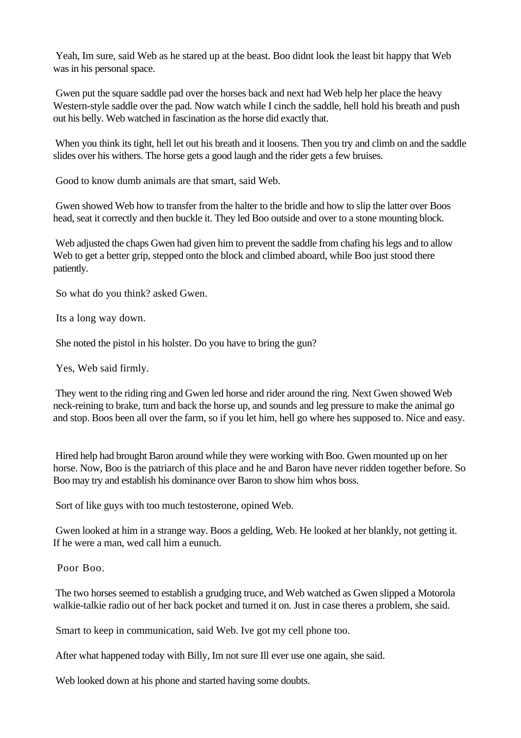Yeah, Im sure, said Web as he stared up at the beast. Boo didnt look the least bit happy that Web was in his personal space.

Gwen put the square saddle pad over the horses back and next had Web help her place the heavy Western-style saddle over the pad. Now watch while I cinch the saddle, hell hold his breath and push out his belly. Web watched in fascination as the horse did exactly that.

When you think its tight, hell let out his breath and it loosens. Then you try and climb on and the saddle slides over his withers. The horse gets a good laugh and the rider gets a few bruises.

Good to know dumb animals are that smart, said Web.

Gwen showed Web how to transfer from the halter to the bridle and how to slip the latter over Boos head, seat it correctly and then buckle it. They led Boo outside and over to a stone mounting block.

Web adjusted the chaps Gwen had given him to prevent the saddle from chafing his legs and to allow Web to get a better grip, stepped onto the block and climbed aboard, while Boo just stood there patiently.

So what do you think? asked Gwen.

Its a long way down.

She noted the pistol in his holster. Do you have to bring the gun?

Yes, Web said firmly.

They went to the riding ring and Gwen led horse and rider around the ring. Next Gwen showed Web neck-reining to brake, turn and back the horse up, and sounds and leg pressure to make the animal go and stop. Boos been all over the farm, so if you let him, hell go where hes supposed to. Nice and easy.

Hired help had brought Baron around while they were working with Boo. Gwen mounted up on her horse. Now, Boo is the patriarch of this place and he and Baron have never ridden together before. So Boo may try and establish his dominance over Baron to show him whos boss.

Sort of like guys with too much testosterone, opined Web.

Gwen looked at him in a strange way. Boos a gelding, Web. He looked at her blankly, not getting it. If he were a man, wed call him a eunuch.

Poor Boo.

The two horses seemed to establish a grudging truce, and Web watched as Gwen slipped a Motorola walkie-talkie radio out of her back pocket and turned it on. Just in case theres a problem, she said.

Smart to keep in communication, said Web. Ive got my cell phone too.

After what happened today with Billy, Im not sure Ill ever use one again, she said.

Web looked down at his phone and started having some doubts.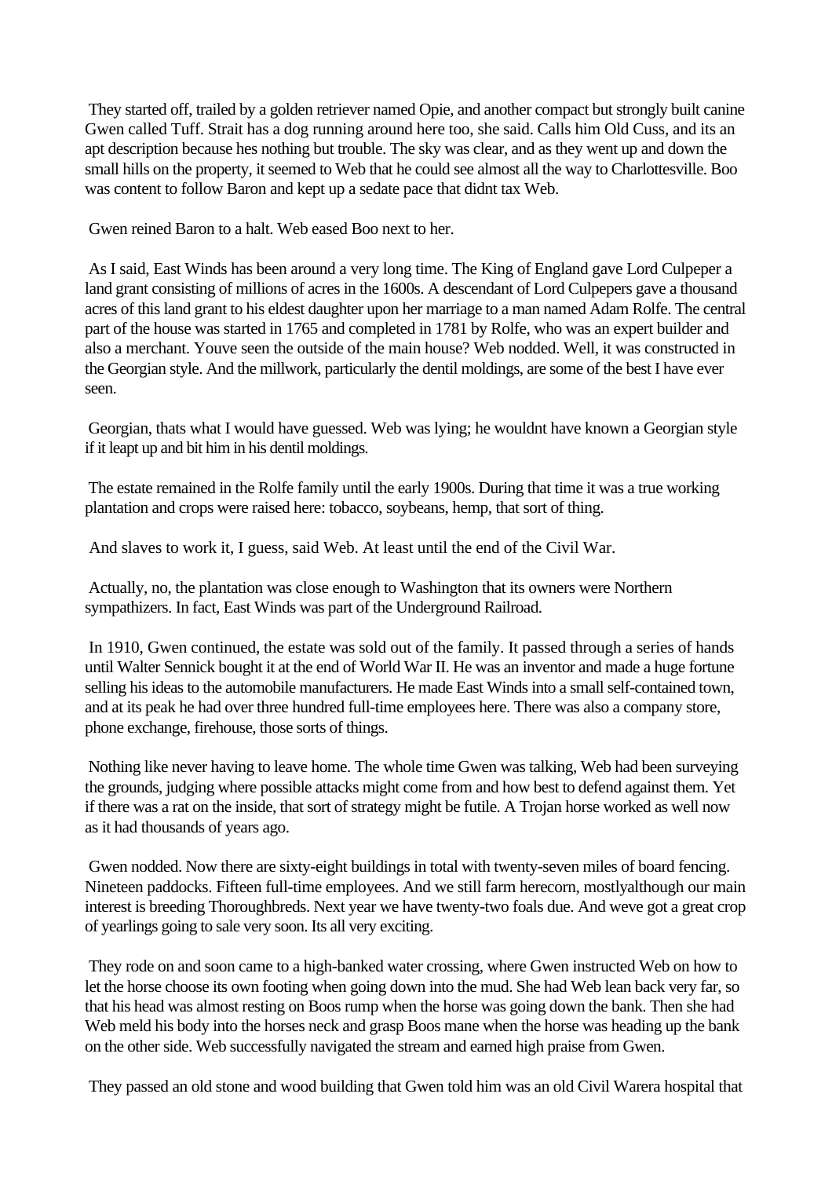They started off, trailed by a golden retriever named Opie, and another compact but strongly built canine Gwen called Tuff. Strait has a dog running around here too, she said. Calls him Old Cuss, and its an apt description because hes nothing but trouble. The sky was clear, and as they went up and down the small hills on the property, it seemed to Web that he could see almost all the way to Charlottesville. Boo was content to follow Baron and kept up a sedate pace that didnt tax Web.

Gwen reined Baron to a halt. Web eased Boo next to her.

As I said, East Winds has been around a very long time. The King of England gave Lord Culpeper a land grant consisting of millions of acres in the 1600s. A descendant of Lord Culpepers gave a thousand acres of this land grant to his eldest daughter upon her marriage to a man named Adam Rolfe. The central part of the house was started in 1765 and completed in 1781 by Rolfe, who was an expert builder and also a merchant. Youve seen the outside of the main house? Web nodded. Well, it was constructed in the Georgian style. And the millwork, particularly the dentil moldings, are some of the best I have ever seen.

Georgian, thats what I would have guessed. Web was lying; he wouldnt have known a Georgian style if it leapt up and bit him in his dentil moldings.

The estate remained in the Rolfe family until the early 1900s. During that time it was a true working plantation and crops were raised here: tobacco, soybeans, hemp, that sort of thing.

And slaves to work it, I guess, said Web. At least until the end of the Civil War.

Actually, no, the plantation was close enough to Washington that its owners were Northern sympathizers. In fact, East Winds was part of the Underground Railroad.

In 1910, Gwen continued, the estate was sold out of the family. It passed through a series of hands until Walter Sennick bought it at the end of World War II. He was an inventor and made a huge fortune selling his ideas to the automobile manufacturers. He made East Winds into a small self-contained town, and at its peak he had over three hundred full-time employees here. There was also a company store, phone exchange, firehouse, those sorts of things.

Nothing like never having to leave home. The whole time Gwen was talking, Web had been surveying the grounds, judging where possible attacks might come from and how best to defend against them. Yet if there was a rat on the inside, that sort of strategy might be futile. A Trojan horse worked as well now as it had thousands of years ago.

Gwen nodded. Now there are sixty-eight buildings in total with twenty-seven miles of board fencing. Nineteen paddocks. Fifteen full-time employees. And we still farm herecorn, mostlyalthough our main interest is breeding Thoroughbreds. Next year we have twenty-two foals due. And weve got a great crop of yearlings going to sale very soon. Its all very exciting.

They rode on and soon came to a high-banked water crossing, where Gwen instructed Web on how to let the horse choose its own footing when going down into the mud. She had Web lean back very far, so that his head was almost resting on Boos rump when the horse was going down the bank. Then she had Web meld his body into the horses neck and grasp Boos mane when the horse was heading up the bank on the other side. Web successfully navigated the stream and earned high praise from Gwen.

They passed an old stone and wood building that Gwen told him was an old Civil Warera hospital that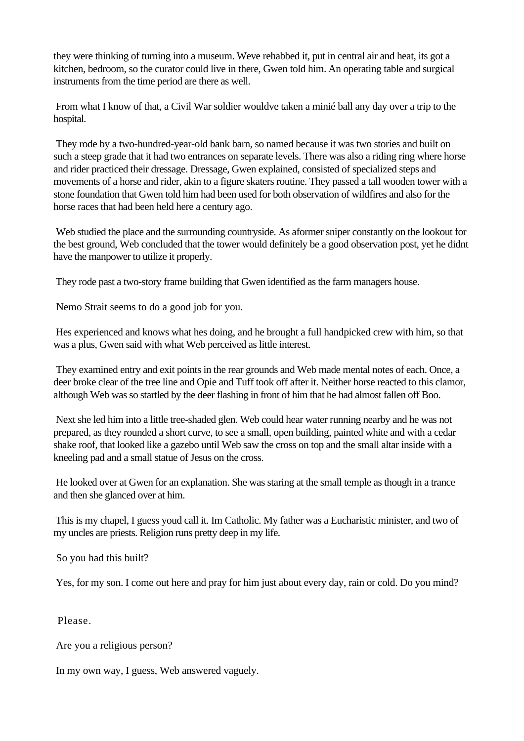they were thinking of turning into a museum. Weve rehabbed it, put in central air and heat, its got a kitchen, bedroom, so the curator could live in there, Gwen told him. An operating table and surgical instruments from the time period are there as well.

From what I know of that, a Civil War soldier wouldve taken a minié ball any day over a trip to the hospital.

They rode by a two-hundred-year-old bank barn, so named because it was two stories and built on such a steep grade that it had two entrances on separate levels. There was also a riding ring where horse and rider practiced their dressage. Dressage, Gwen explained, consisted of specialized steps and movements of a horse and rider, akin to a figure skaters routine. They passed a tall wooden tower with a stone foundation that Gwen told him had been used for both observation of wildfires and also for the horse races that had been held here a century ago.

Web studied the place and the surrounding countryside. As aformer sniper constantly on the lookout for the best ground, Web concluded that the tower would definitely be a good observation post, yet he didnt have the manpower to utilize it properly.

They rode past a two-story frame building that Gwen identified as the farm managers house.

Nemo Strait seems to do a good job for you.

Hes experienced and knows what hes doing, and he brought a full handpicked crew with him, so that was a plus, Gwen said with what Web perceived as little interest.

They examined entry and exit points in the rear grounds and Web made mental notes of each. Once, a deer broke clear of the tree line and Opie and Tuff took off after it. Neither horse reacted to this clamor, although Web was so startled by the deer flashing in front of him that he had almost fallen off Boo.

Next she led him into a little tree-shaded glen. Web could hear water running nearby and he was not prepared, as they rounded a short curve, to see a small, open building, painted white and with a cedar shake roof, that looked like a gazebo until Web saw the cross on top and the small altar inside with a kneeling pad and a small statue of Jesus on the cross.

He looked over at Gwen for an explanation. She was staring at the small temple as though in a trance and then she glanced over at him.

This is my chapel, I guess youd call it. Im Catholic. My father was a Eucharistic minister, and two of my uncles are priests. Religion runs pretty deep in my life.

So you had this built?

Yes, for my son. I come out here and pray for him just about every day, rain or cold. Do you mind?

Please.

Are you a religious person?

In my own way, I guess, Web answered vaguely.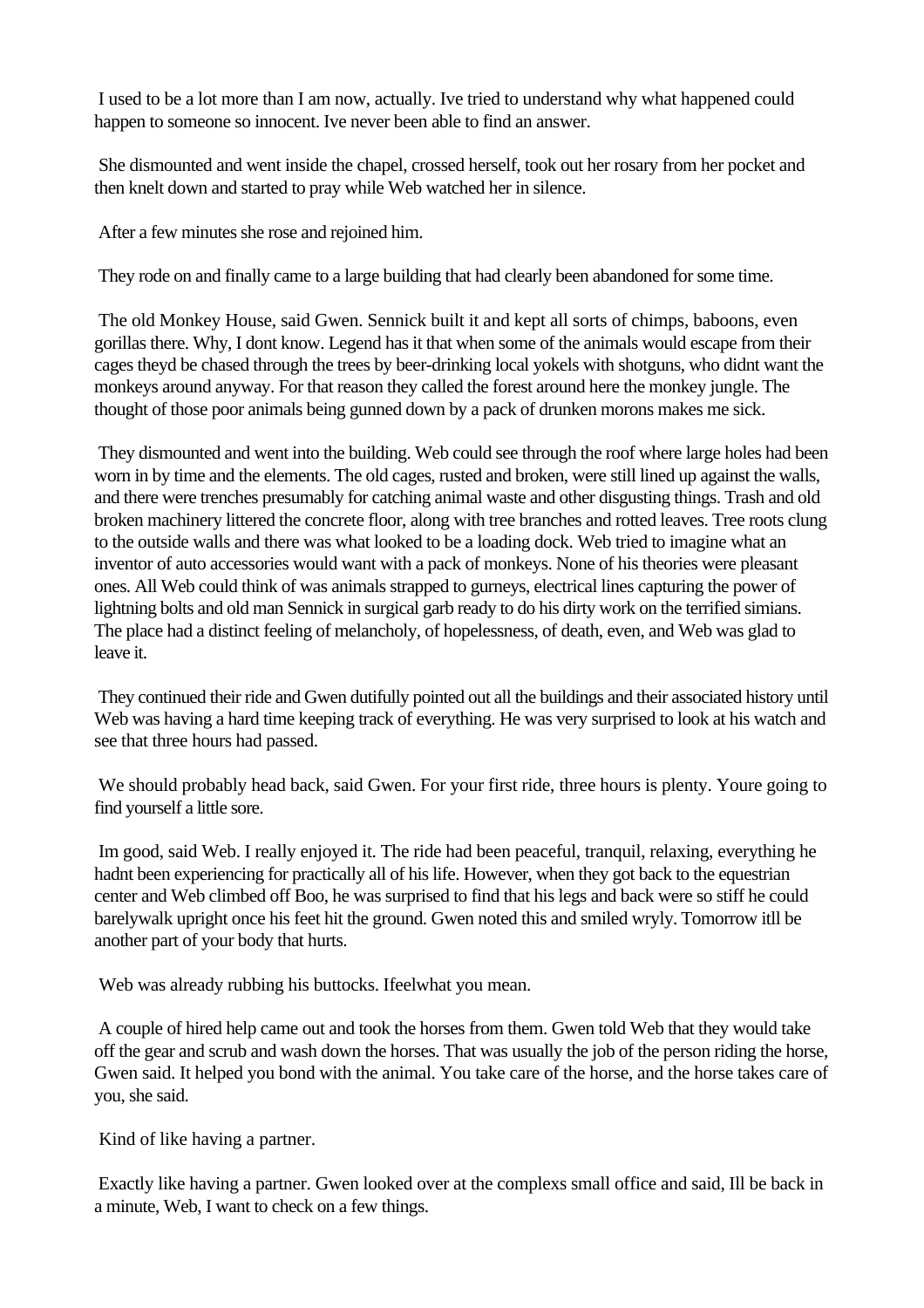I used to be a lot more than I am now, actually. Ive tried to understand why what happened could happen to someone so innocent. Ive never been able to find an answer.

She dismounted and went inside the chapel, crossed herself, took out her rosary from her pocket and then knelt down and started to pray while Web watched her in silence.

After a few minutes she rose and rejoined him.

They rode on and finally came to a large building that had clearly been abandoned for some time.

The old Monkey House, said Gwen. Sennick built it and kept all sorts of chimps, baboons, even gorillas there. Why, I dont know. Legend has it that when some of the animals would escape from their cages theyd be chased through the trees by beer-drinking local yokels with shotguns, who didnt want the monkeys around anyway. For that reason they called the forest around here the monkey jungle. The thought of those poor animals being gunned down by a pack of drunken morons makes me sick.

They dismounted and went into the building. Web could see through the roof where large holes had been worn in by time and the elements. The old cages, rusted and broken, were still lined up against the walls, and there were trenches presumably for catching animal waste and other disgusting things. Trash and old broken machinery littered the concrete floor, along with tree branches and rotted leaves. Tree roots clung to the outside walls and there was what looked to be a loading dock. Web tried to imagine what an inventor of auto accessories would want with a pack of monkeys. None of his theories were pleasant ones. All Web could think of was animals strapped to gurneys, electrical lines capturing the power of lightning bolts and old man Sennick in surgical garb ready to do his dirty work on the terrified simians. The place had a distinct feeling of melancholy, of hopelessness, of death, even, and Web was glad to leave it.

They continued their ride and Gwen dutifully pointed out all the buildings and their associated history until Web was having a hard time keeping track of everything. He was very surprised to look at his watch and see that three hours had passed.

We should probably head back, said Gwen. For your first ride, three hours is plenty. Youre going to find yourself a little sore.

Im good, said Web. I really enjoyed it. The ride had been peaceful, tranquil, relaxing, everything he hadnt been experiencing for practically all of his life. However, when they got back to the equestrian center and Web climbed off Boo, he was surprised to find that his legs and back were so stiff he could barelywalk upright once his feet hit the ground. Gwen noted this and smiled wryly. Tomorrow itll be another part of your body that hurts.

Web was already rubbing his buttocks. Ifeelwhat you mean.

A couple of hired help came out and took the horses from them. Gwen told Web that they would take off the gear and scrub and wash down the horses. That was usually the job of the person riding the horse, Gwen said. It helped you bond with the animal. You take care of the horse, and the horse takes care of you, she said.

Kind of like having a partner.

Exactly like having a partner. Gwen looked over at the complexs small office and said, Ill be back in a minute, Web, I want to check on a few things.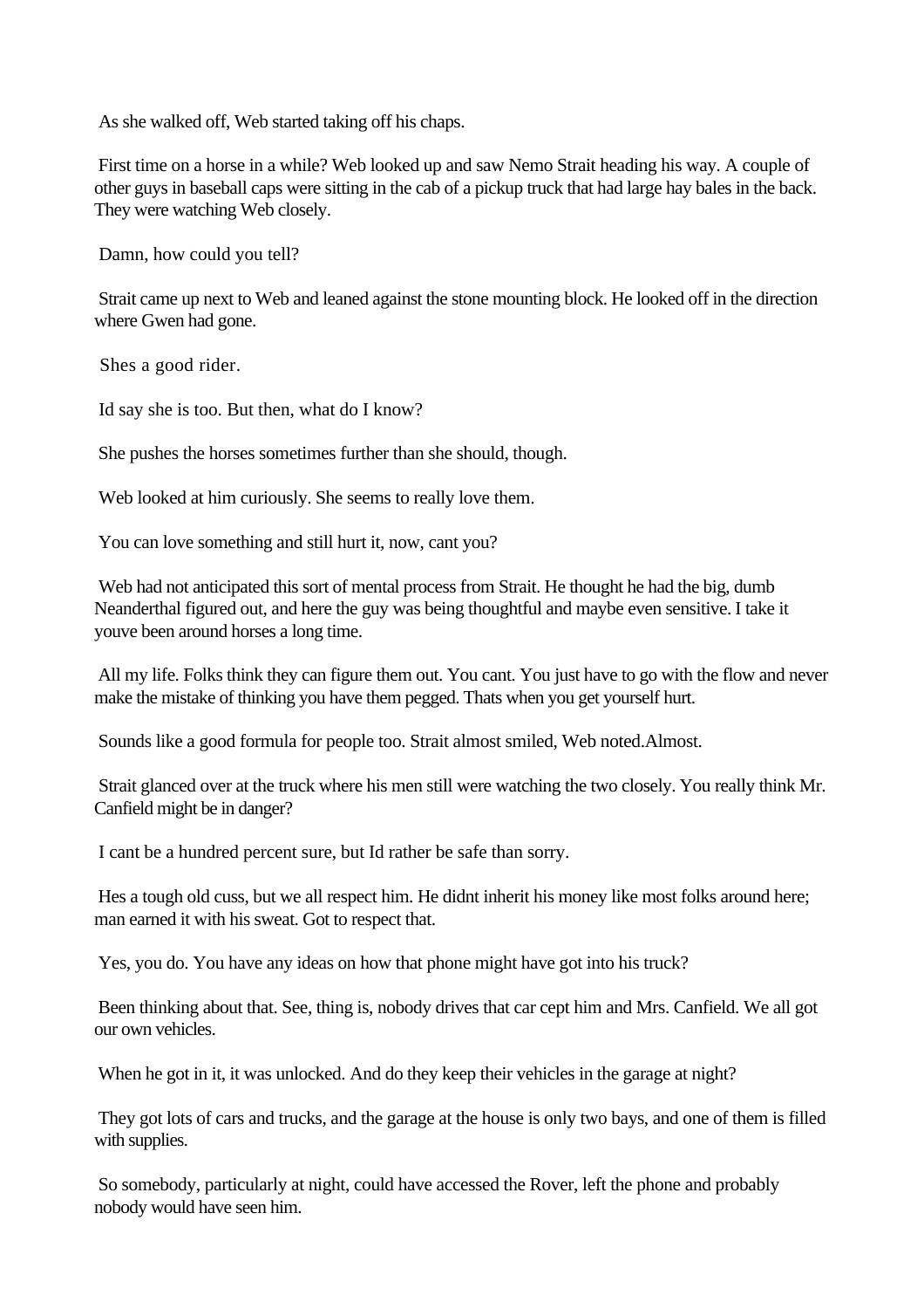As she walked off, Web started taking off his chaps.

First time on a horse in a while? Web looked up and saw Nemo Strait heading his way. A couple of other guys in baseball caps were sitting in the cab of a pickup truck that had large hay bales in the back. They were watching Web closely.

Damn, how could you tell?

Strait came up next to Web and leaned against the stone mounting block. He looked off in the direction where Gwen had gone.

Shes a good rider.

Id say she is too. But then, what do I know?

She pushes the horses sometimes further than she should, though.

Web looked at him curiously. She seems to really love them.

You can love something and still hurt it, now, cant you?

Web had not anticipated this sort of mental process from Strait. He thought he had the big, dumb Neanderthal figured out, and here the guy was being thoughtful and maybe even sensitive. I take it youve been around horses a long time.

All my life. Folks think they can figure them out. You cant. You just have to go with the flow and never make the mistake of thinking you have them pegged. Thats when you get yourself hurt.

Sounds like a good formula for people too. Strait almost smiled, Web noted.Almost.

Strait glanced over at the truck where his men still were watching the two closely. You really think Mr. Canfield might be in danger?

I cant be a hundred percent sure, but Id rather be safe than sorry.

Hes a tough old cuss, but we all respect him. He didnt inherit his money like most folks around here; man earned it with his sweat. Got to respect that.

Yes, you do. You have any ideas on how that phone might have got into his truck?

Been thinking about that. See, thing is, nobody drives that car cept him and Mrs. Canfield. We all got our own vehicles.

When he got in it, it was unlocked. And do they keep their vehicles in the garage at night?

They got lots of cars and trucks, and the garage at the house is only two bays, and one of them is filled with supplies.

So somebody, particularly at night, could have accessed the Rover, left the phone and probably nobody would have seen him.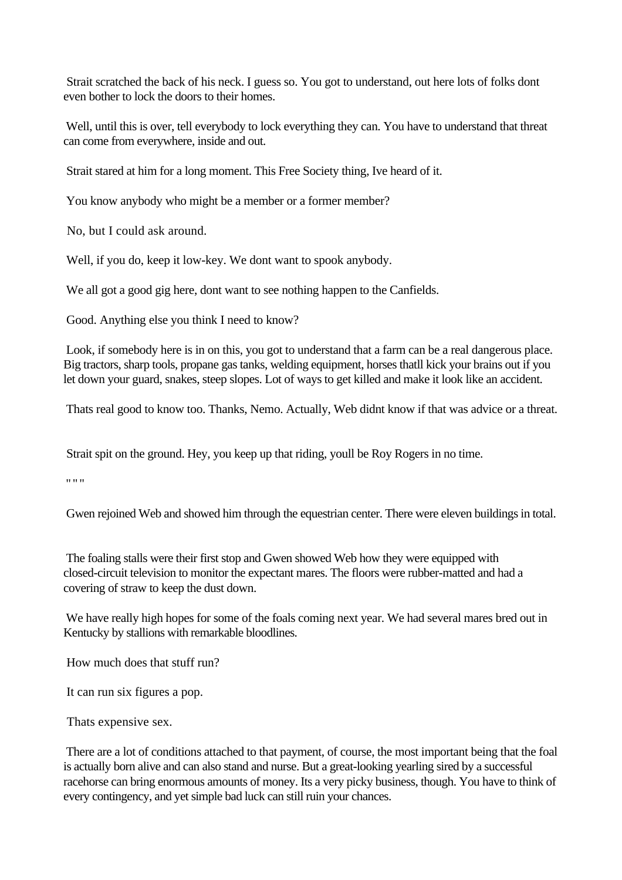Strait scratched the back of his neck. I guess so. You got to understand, out here lots of folks dont even bother to lock the doors to their homes.

Well, until this is over, tell everybody to lock everything they can. You have to understand that threat can come from everywhere, inside and out.

Strait stared at him for a long moment. This Free Society thing, Ive heard of it.

You know anybody who might be a member or a former member?

No, but I could ask around.

Well, if you do, keep it low-key. We dont want to spook anybody.

We all got a good gig here, dont want to see nothing happen to the Canfields.

Good. Anything else you think I need to know?

Look, if somebody here is in on this, you got to understand that a farm can be a real dangerous place. Big tractors, sharp tools, propane gas tanks, welding equipment, horses thatll kick your brains out if you let down your guard, snakes, steep slopes. Lot of ways to get killed and make it look like an accident.

Thats real good to know too. Thanks, Nemo. Actually, Web didnt know if that was advice or a threat.

Strait spit on the ground. Hey, you keep up that riding, youll be Roy Rogers in no time.

" " "

Gwen rejoined Web and showed him through the equestrian center. There were eleven buildings in total.

The foaling stalls were their first stop and Gwen showed Web how they were equipped with closed-circuit television to monitor the expectant mares. The floors were rubber-matted and had a covering of straw to keep the dust down.

We have really high hopes for some of the foals coming next year. We had several mares bred out in Kentucky by stallions with remarkable bloodlines.

How much does that stuff run?

It can run six figures a pop.

Thats expensive sex.

There are a lot of conditions attached to that payment, of course, the most important being that the foal is actually born alive and can also stand and nurse. But a great-looking yearling sired by a successful racehorse can bring enormous amounts of money. Its a very picky business, though. You have to think of every contingency, and yet simple bad luck can still ruin your chances.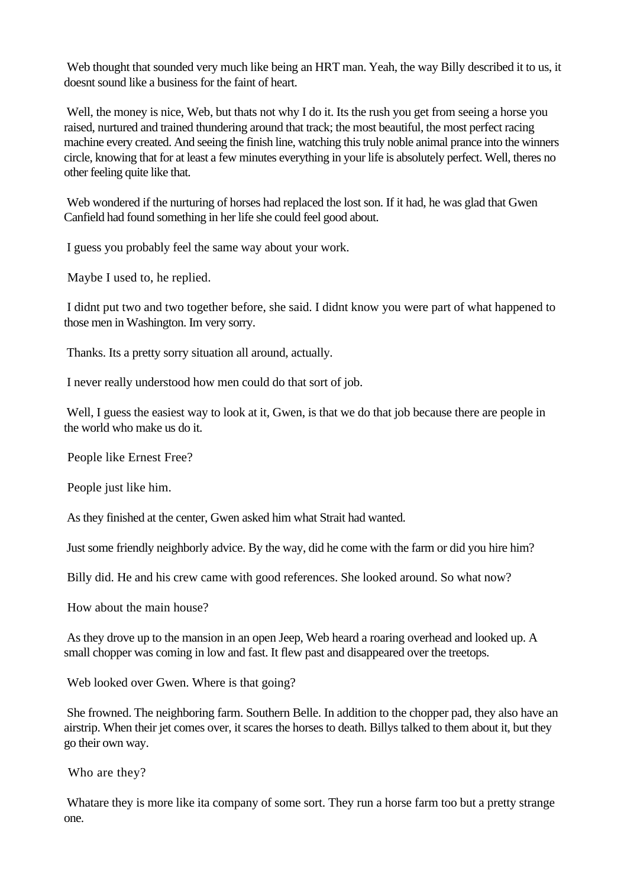Web thought that sounded very much like being an HRT man. Yeah, the way Billy described it to us, it doesnt sound like a business for the faint of heart.

Well, the money is nice, Web, but thats not why I do it. Its the rush you get from seeing a horse you raised, nurtured and trained thundering around that track; the most beautiful, the most perfect racing machine every created. And seeing the finish line, watching this truly noble animal prance into the winners circle, knowing that for at least a few minutes everything in your life is absolutely perfect. Well, theres no other feeling quite like that.

Web wondered if the nurturing of horses had replaced the lost son. If it had, he was glad that Gwen Canfield had found something in her life she could feel good about.

I guess you probably feel the same way about your work.

Maybe I used to, he replied.

I didnt put two and two together before, she said. I didnt know you were part of what happened to those men in Washington. Im very sorry.

Thanks. Its a pretty sorry situation all around, actually.

I never really understood how men could do that sort of job.

Well, I guess the easiest way to look at it, Gwen, is that we do that job because there are people in the world who make us do it.

People like Ernest Free?

People just like him.

As they finished at the center, Gwen asked him what Strait had wanted.

Just some friendly neighborly advice. By the way, did he come with the farm or did you hire him?

Billy did. He and his crew came with good references. She looked around. So what now?

How about the main house?

As they drove up to the mansion in an open Jeep, Web heard a roaring overhead and looked up. A small chopper was coming in low and fast. It flew past and disappeared over the treetops.

Web looked over Gwen. Where is that going?

She frowned. The neighboring farm. Southern Belle. In addition to the chopper pad, they also have an airstrip. When their jet comes over, it scares the horses to death. Billys talked to them about it, but they go their own way.

Who are they?

Whatare they is more like ita company of some sort. They run a horse farm too but a pretty strange one.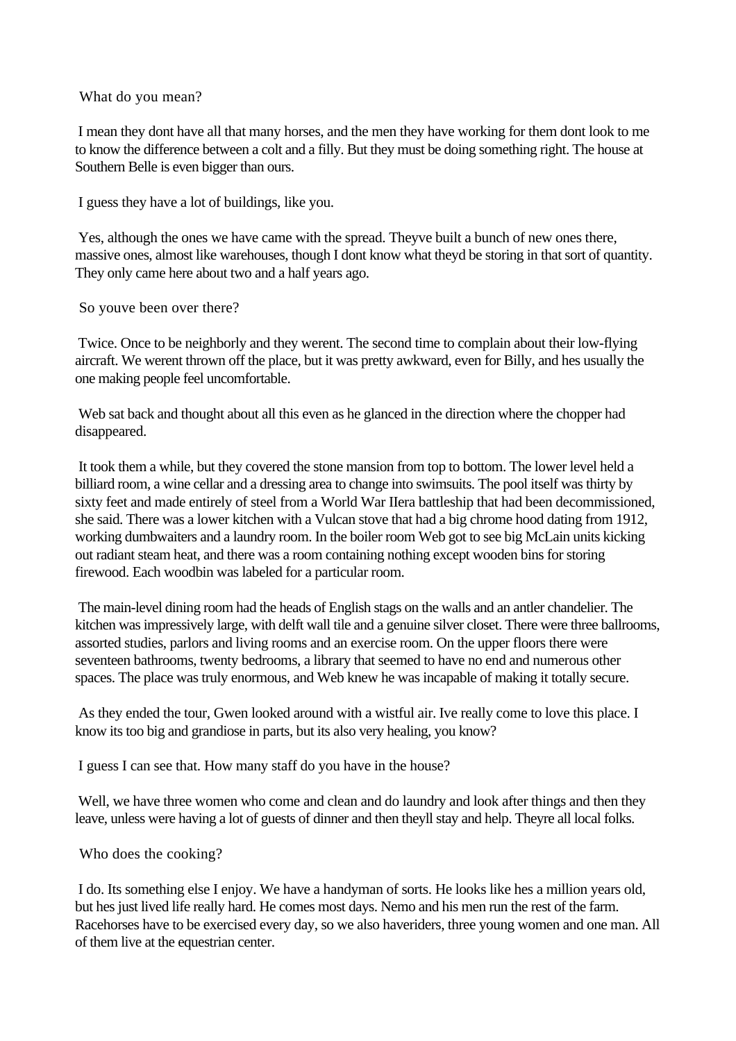What do you mean?

I mean they dont have all that many horses, and the men they have working for them dont look to me to know the difference between a colt and a filly. But they must be doing something right. The house at Southern Belle is even bigger than ours.

I guess they have a lot of buildings, like you.

Yes, although the ones we have came with the spread. Theyve built a bunch of new ones there, massive ones, almost like warehouses, though I dont know what theyd be storing in that sort of quantity. They only came here about two and a half years ago.

So youve been over there?

Twice. Once to be neighborly and they werent. The second time to complain about their low-flying aircraft. We werent thrown off the place, but it was pretty awkward, even for Billy, and hes usually the one making people feel uncomfortable.

Web sat back and thought about all this even as he glanced in the direction where the chopper had disappeared.

It took them a while, but they covered the stone mansion from top to bottom. The lower level held a billiard room, a wine cellar and a dressing area to change into swimsuits. The pool itself was thirty by sixty feet and made entirely of steel from a World War IIera battleship that had been decommissioned, she said. There was a lower kitchen with a Vulcan stove that had a big chrome hood dating from 1912, working dumbwaiters and a laundry room. In the boiler room Web got to see big McLain units kicking out radiant steam heat, and there was a room containing nothing except wooden bins for storing firewood. Each woodbin was labeled for a particular room.

The main-level dining room had the heads of English stags on the walls and an antler chandelier. The kitchen was impressively large, with delft wall tile and a genuine silver closet. There were three ballrooms, assorted studies, parlors and living rooms and an exercise room. On the upper floors there were seventeen bathrooms, twenty bedrooms, a library that seemed to have no end and numerous other spaces. The place was truly enormous, and Web knew he was incapable of making it totally secure.

As they ended the tour, Gwen looked around with a wistful air. Ive really come to love this place. I know its too big and grandiose in parts, but its also very healing, you know?

I guess I can see that. How many staff do you have in the house?

Well, we have three women who come and clean and do laundry and look after things and then they leave, unless were having a lot of guests of dinner and then theyll stay and help. Theyre all local folks.

Who does the cooking?

I do. Its something else I enjoy. We have a handyman of sorts. He looks like hes a million years old, but hes just lived life really hard. He comes most days. Nemo and his men run the rest of the farm. Racehorses have to be exercised every day, so we also haveriders, three young women and one man. All of them live at the equestrian center.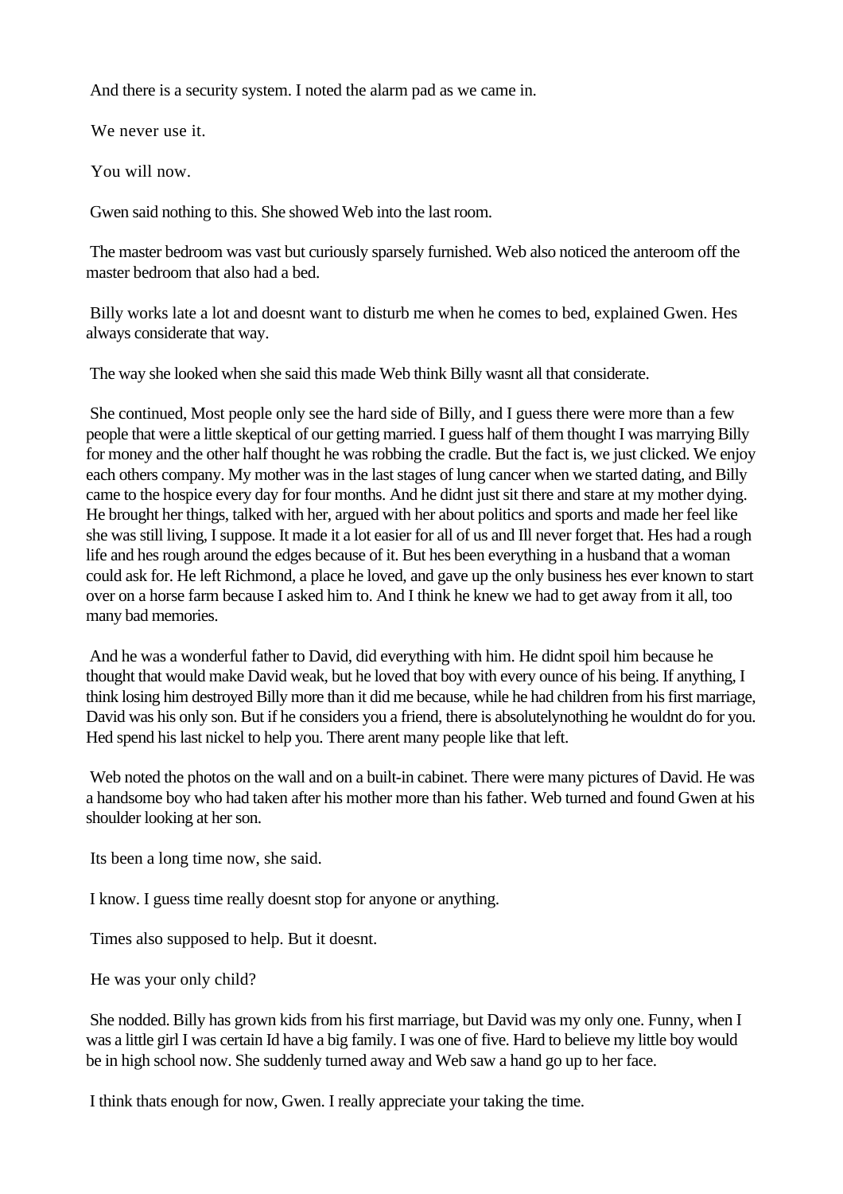And there is a security system. I noted the alarm pad as we came in.

We never use it.

You will now.

Gwen said nothing to this. She showed Web into the last room.

The master bedroom was vast but curiously sparsely furnished. Web also noticed the anteroom off the master bedroom that also had a bed.

Billy works late a lot and doesnt want to disturb me when he comes to bed, explained Gwen. Hes always considerate that way.

The way she looked when she said this made Web think Billy wasnt all that considerate.

She continued, Most people only see the hard side of Billy, and I guess there were more than a few people that were a little skeptical of our getting married. I guess half of them thought I was marrying Billy for money and the other half thought he was robbing the cradle. But the fact is, we just clicked. We enjoy each others company. My mother was in the last stages of lung cancer when we started dating, and Billy came to the hospice every day for four months. And he didnt just sit there and stare at my mother dying. He brought her things, talked with her, argued with her about politics and sports and made her feel like she was still living, I suppose. It made it a lot easier for all of us and Ill never forget that. Hes had a rough life and hes rough around the edges because of it. But hes been everything in a husband that a woman could ask for. He left Richmond, a place he loved, and gave up the only business hes ever known to start over on a horse farm because I asked him to. And I think he knew we had to get away from it all, too many bad memories.

And he was a wonderful father to David, did everything with him. He didnt spoil him because he thought that would make David weak, but he loved that boy with every ounce of his being. If anything, I think losing him destroyed Billy more than it did me because, while he had children from his first marriage, David was his only son. But if he considers you a friend, there is absolutelynothing he wouldnt do for you. Hed spend his last nickel to help you. There arent many people like that left.

Web noted the photos on the wall and on a built-in cabinet. There were many pictures of David. He was a handsome boy who had taken after his mother more than his father. Web turned and found Gwen at his shoulder looking at her son.

Its been a long time now, she said.

I know. I guess time really doesnt stop for anyone or anything.

Times also supposed to help. But it doesnt.

He was your only child?

She nodded. Billy has grown kids from his first marriage, but David was my only one. Funny, when I was a little girl I was certain Id have a big family. I was one of five. Hard to believe my little boy would be in high school now. She suddenly turned away and Web saw a hand go up to her face.

I think thats enough for now, Gwen. I really appreciate your taking the time.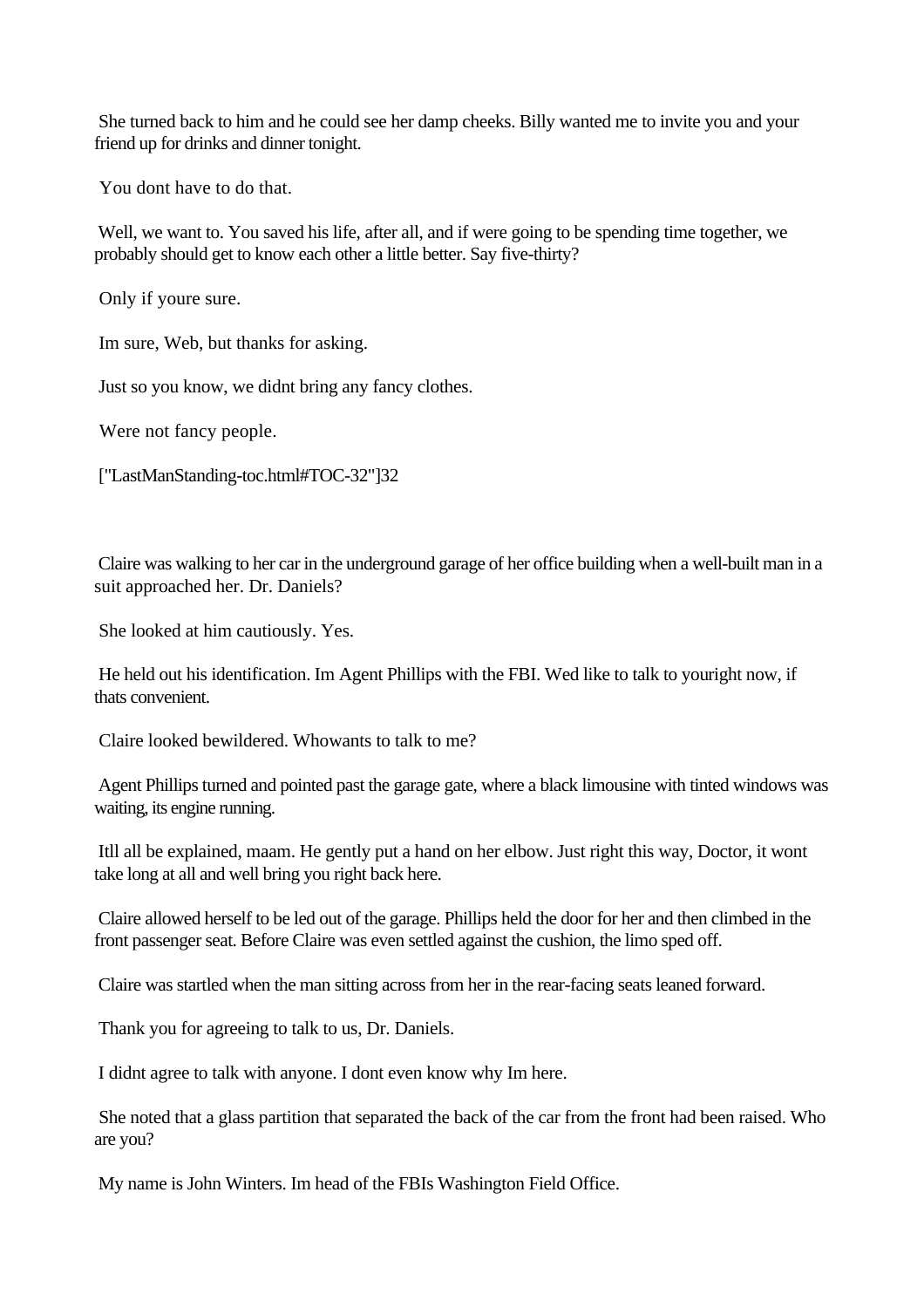She turned back to him and he could see her damp cheeks. Billy wanted me to invite you and your friend up for drinks and dinner tonight.

You dont have to do that.

Well, we want to. You saved his life, after all, and if were going to be spending time together, we probably should get to know each other a little better. Say five-thirty?

Only if youre sure.

Im sure, Web, but thanks for asking.

Just so you know, we didnt bring any fancy clothes.

Were not fancy people.

["LastManStanding-toc.html#TOC-32"]32

Claire was walking to her car in the underground garage of her office building when a well-built man in a suit approached her. Dr. Daniels?

She looked at him cautiously. Yes.

He held out his identification. Im Agent Phillips with the FBI. Wed like to talk to youright now, if thats convenient.

Claire looked bewildered. Whowants to talk to me?

Agent Phillips turned and pointed past the garage gate, where a black limousine with tinted windows was waiting, its engine running.

Itll all be explained, maam. He gently put a hand on her elbow. Just right this way, Doctor, it wont take long at all and well bring you right back here.

Claire allowed herself to be led out of the garage. Phillips held the door for her and then climbed in the front passenger seat. Before Claire was even settled against the cushion, the limo sped off.

Claire was startled when the man sitting across from her in the rear-facing seats leaned forward.

Thank you for agreeing to talk to us, Dr. Daniels.

I didnt agree to talk with anyone. I dont even know why Im here.

She noted that a glass partition that separated the back of the car from the front had been raised. Who are you?

My name is John Winters. Im head of the FBIs Washington Field Office.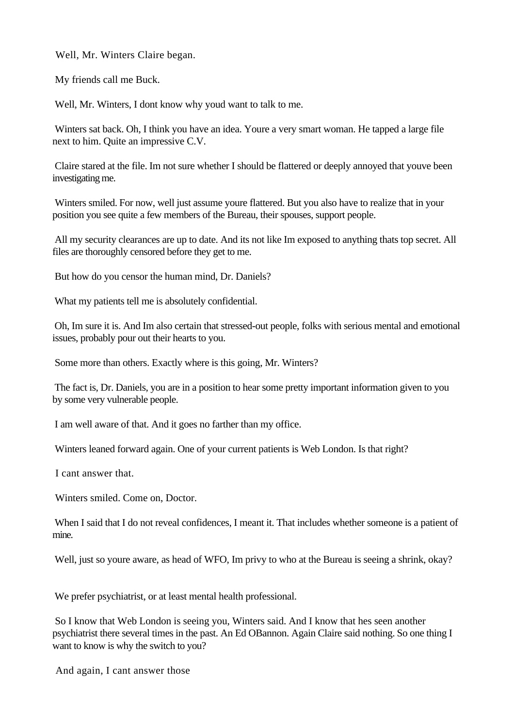Well, Mr. Winters Claire began.

My friends call me Buck.

Well, Mr. Winters, I dont know why youd want to talk to me.

Winters sat back. Oh, I think you have an idea. Youre a very smart woman. He tapped a large file next to him. Quite an impressive C.V.

Claire stared at the file. Im not sure whether I should be flattered or deeply annoyed that youve been investigating me.

Winters smiled. For now, well just assume youre flattered. But you also have to realize that in your position you see quite a few members of the Bureau, their spouses, support people.

All my security clearances are up to date. And its not like Im exposed to anything thats top secret. All files are thoroughly censored before they get to me.

But how do you censor the human mind, Dr. Daniels?

What my patients tell me is absolutely confidential.

Oh, Im sure it is. And Im also certain that stressed-out people, folks with serious mental and emotional issues, probably pour out their hearts to you.

Some more than others. Exactly where is this going, Mr. Winters?

The fact is, Dr. Daniels, you are in a position to hear some pretty important information given to you by some very vulnerable people.

I am well aware of that. And it goes no farther than my office.

Winters leaned forward again. One of your current patients is Web London. Is that right?

I cant answer that.

Winters smiled. Come on, Doctor.

When I said that I do not reveal confidences, I meant it. That includes whether someone is a patient of mine.

Well, just so youre aware, as head of WFO, Im privy to who at the Bureau is seeing a shrink, okay?

We prefer psychiatrist, or at least mental health professional.

So I know that Web London is seeing you, Winters said. And I know that hes seen another psychiatrist there several times in the past. An Ed OBannon. Again Claire said nothing. So one thing I want to know is why the switch to you?

And again, I cant answer those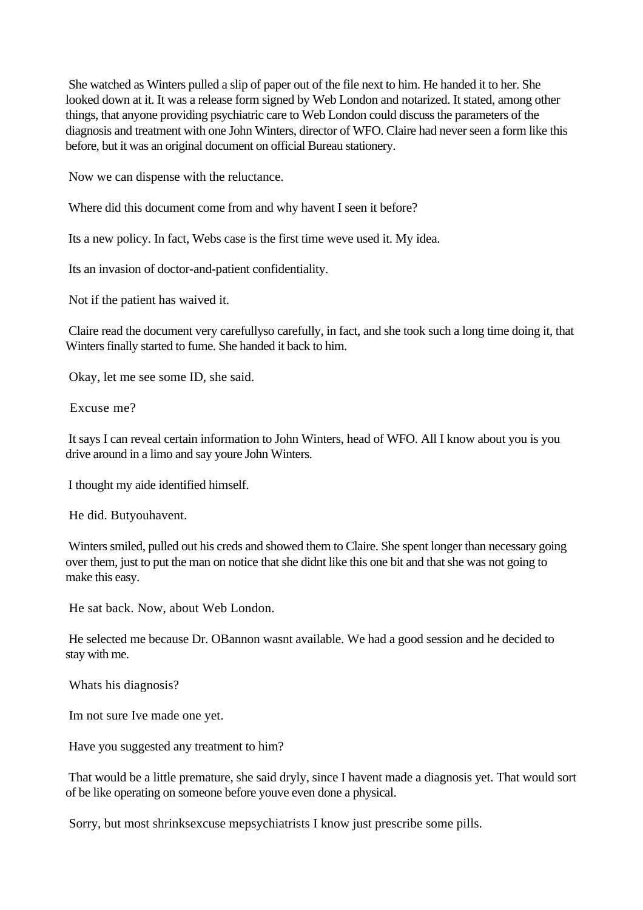She watched as Winters pulled a slip of paper out of the file next to him. He handed it to her. She looked down at it. It was a release form signed by Web London and notarized. It stated, among other things, that anyone providing psychiatric care to Web London could discuss the parameters of the diagnosis and treatment with one John Winters, director of WFO. Claire had never seen a form like this before, but it was an original document on official Bureau stationery.

Now we can dispense with the reluctance.

Where did this document come from and why havent I seen it before?

Its a new policy. In fact, Webs case is the first time weve used it. My idea.

Its an invasion of doctor-and-patient confidentiality.

Not if the patient has waived it.

Claire read the document very carefullyso carefully, in fact, and she took such a long time doing it, that Winters finally started to fume. She handed it back to him.

Okay, let me see some ID, she said.

Excuse me?

It says I can reveal certain information to John Winters, head of WFO. All I know about you is you drive around in a limo and say youre John Winters.

I thought my aide identified himself.

He did. Butyouhavent.

Winters smiled, pulled out his creds and showed them to Claire. She spent longer than necessary going over them, just to put the man on notice that she didnt like this one bit and that she was not going to make this easy.

He sat back. Now, about Web London.

He selected me because Dr. OBannon wasnt available. We had a good session and he decided to stay with me.

Whats his diagnosis?

Im not sure Ive made one yet.

Have you suggested any treatment to him?

That would be a little premature, she said dryly, since I havent made a diagnosis yet. That would sort of be like operating on someone before youve even done a physical.

Sorry, but most shrinksexcuse mepsychiatrists I know just prescribe some pills.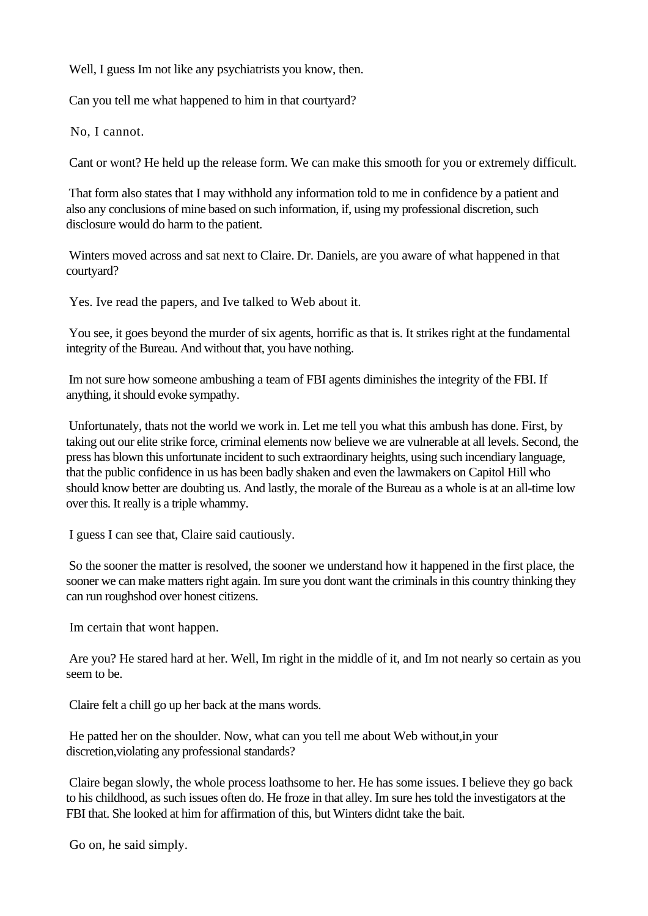Well, I guess Im not like any psychiatrists you know, then.

Can you tell me what happened to him in that courtyard?

No, I cannot.

Cant or wont? He held up the release form. We can make this smooth for you or extremely difficult.

That form also states that I may withhold any information told to me in confidence by a patient and also any conclusions of mine based on such information, if, using my professional discretion, such disclosure would do harm to the patient.

Winters moved across and sat next to Claire. Dr. Daniels, are you aware of what happened in that courtyard?

Yes. Ive read the papers, and Ive talked to Web about it.

You see, it goes beyond the murder of six agents, horrific as that is. It strikes right at the fundamental integrity of the Bureau. And without that, you have nothing.

Im not sure how someone ambushing a team of FBI agents diminishes the integrity of the FBI. If anything, it should evoke sympathy.

Unfortunately, thats not the world we work in. Let me tell you what this ambush has done. First, by taking out our elite strike force, criminal elements now believe we are vulnerable at all levels. Second, the press has blown this unfortunate incident to such extraordinary heights, using such incendiary language, that the public confidence in us has been badly shaken and even the lawmakers on Capitol Hill who should know better are doubting us. And lastly, the morale of the Bureau as a whole is at an all-time low over this. It really is a triple whammy.

I guess I can see that, Claire said cautiously.

So the sooner the matter is resolved, the sooner we understand how it happened in the first place, the sooner we can make matters right again. Im sure you dont want the criminals in this country thinking they can run roughshod over honest citizens.

Im certain that wont happen.

Are you? He stared hard at her. Well, Im right in the middle of it, and Im not nearly so certain as you seem to be.

Claire felt a chill go up her back at the mans words.

He patted her on the shoulder. Now, what can you tell me about Web without,in your discretion,violating any professional standards?

Claire began slowly, the whole process loathsome to her. He has some issues. I believe they go back to his childhood, as such issues often do. He froze in that alley. Im sure hes told the investigators at the FBI that. She looked at him for affirmation of this, but Winters didnt take the bait.

Go on, he said simply.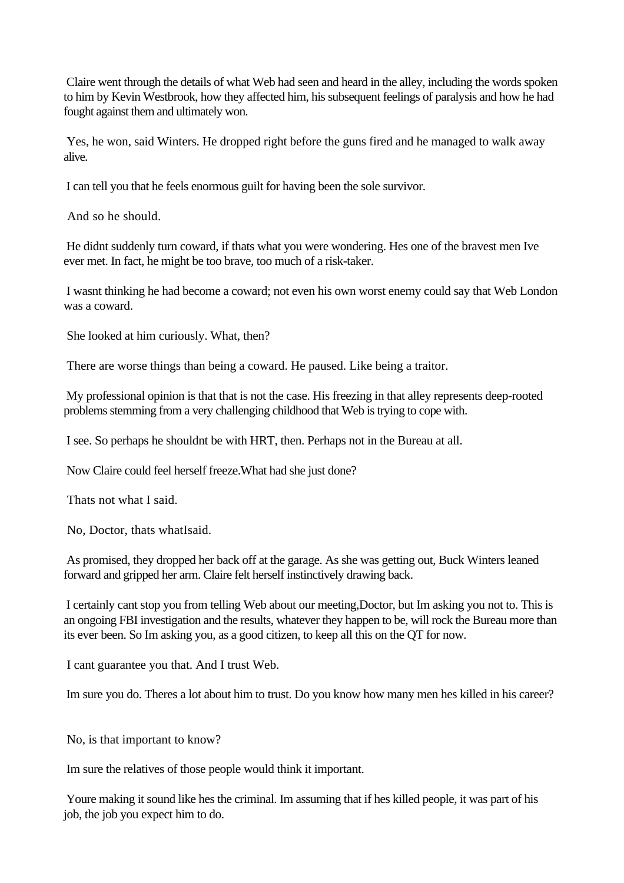Claire went through the details of what Web had seen and heard in the alley, including the words spoken to him by Kevin Westbrook, how they affected him, his subsequent feelings of paralysis and how he had fought against them and ultimately won.

Yes, he won, said Winters. He dropped right before the guns fired and he managed to walk away alive.

I can tell you that he feels enormous guilt for having been the sole survivor.

And so he should.

He didnt suddenly turn coward, if thats what you were wondering. Hes one of the bravest men Ive ever met. In fact, he might be too brave, too much of a risk-taker.

I wasnt thinking he had become a coward; not even his own worst enemy could say that Web London was a coward.

She looked at him curiously. What, then?

There are worse things than being a coward. He paused. Like being a traitor.

My professional opinion is that that is not the case. His freezing in that alley represents deep-rooted problems stemming from a very challenging childhood that Web is trying to cope with.

I see. So perhaps he shouldnt be with HRT, then. Perhaps not in the Bureau at all.

Now Claire could feel herself freeze.What had she just done?

Thats not what I said.

No, Doctor, thats whatIsaid.

As promised, they dropped her back off at the garage. As she was getting out, Buck Winters leaned forward and gripped her arm. Claire felt herself instinctively drawing back.

I certainly cant stop you from telling Web about our meeting,Doctor, but Im asking you not to. This is an ongoing FBI investigation and the results, whatever they happen to be, will rock the Bureau more than its ever been. So Im asking you, as a good citizen, to keep all this on the QT for now.

I cant guarantee you that. And I trust Web.

Im sure you do. Theres a lot about him to trust. Do you know how many men hes killed in his career?

No, is that important to know?

Im sure the relatives of those people would think it important.

Youre making it sound like hes the criminal. Im assuming that if hes killed people, it was part of his job, the job you expect him to do.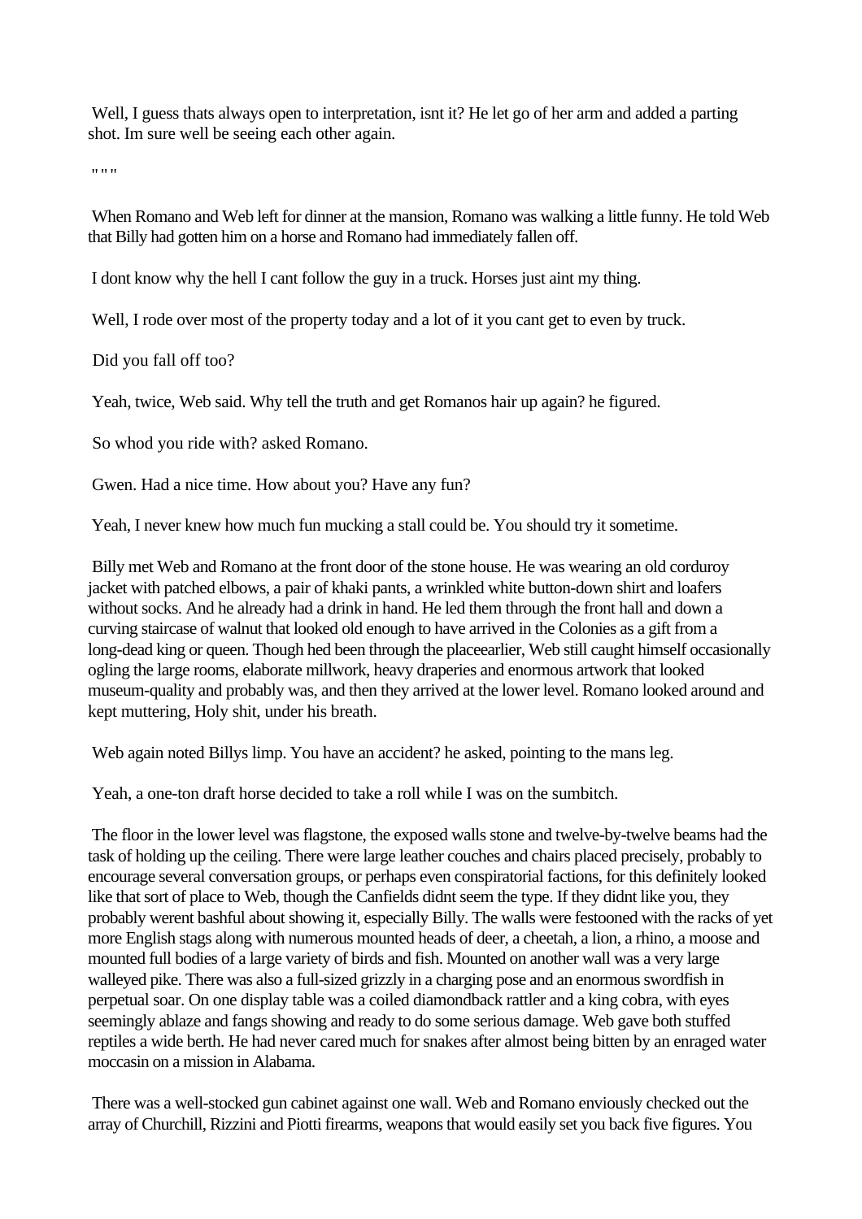Well, I guess thats always open to interpretation, isnt it? He let go of her arm and added a parting shot. Im sure well be seeing each other again.

" " "

When Romano and Web left for dinner at the mansion, Romano was walking a little funny. He told Web that Billy had gotten him on a horse and Romano had immediately fallen off.

I dont know why the hell I cant follow the guy in a truck. Horses just aint my thing.

Well, I rode over most of the property today and a lot of it you cant get to even by truck.

Did you fall off too?

Yeah, twice, Web said. Why tell the truth and get Romanos hair up again? he figured.

So whod you ride with? asked Romano.

Gwen. Had a nice time. How about you? Have any fun?

Yeah, I never knew how much fun mucking a stall could be. You should try it sometime.

Billy met Web and Romano at the front door of the stone house. He was wearing an old corduroy jacket with patched elbows, a pair of khaki pants, a wrinkled white button-down shirt and loafers without socks. And he already had a drink in hand. He led them through the front hall and down a curving staircase of walnut that looked old enough to have arrived in the Colonies as a gift from a long-dead king or queen. Though hed been through the placeearlier, Web still caught himself occasionally ogling the large rooms, elaborate millwork, heavy draperies and enormous artwork that looked museum-quality and probably was, and then they arrived at the lower level. Romano looked around and kept muttering, Holy shit, under his breath.

Web again noted Billys limp. You have an accident? he asked, pointing to the mans leg.

Yeah, a one-ton draft horse decided to take a roll while I was on the sumbitch.

The floor in the lower level was flagstone, the exposed walls stone and twelve-by-twelve beams had the task of holding up the ceiling. There were large leather couches and chairs placed precisely, probably to encourage several conversation groups, or perhaps even conspiratorial factions, for this definitely looked like that sort of place to Web, though the Canfields didnt seem the type. If they didnt like you, they probably werent bashful about showing it, especially Billy. The walls were festooned with the racks of yet more English stags along with numerous mounted heads of deer, a cheetah, a lion, a rhino, a moose and mounted full bodies of a large variety of birds and fish. Mounted on another wall was a very large walleyed pike. There was also a full-sized grizzly in a charging pose and an enormous swordfish in perpetual soar. On one display table was a coiled diamondback rattler and a king cobra, with eyes seemingly ablaze and fangs showing and ready to do some serious damage. Web gave both stuffed reptiles a wide berth. He had never cared much for snakes after almost being bitten by an enraged water moccasin on a mission in Alabama.

There was a well-stocked gun cabinet against one wall. Web and Romano enviously checked out the array of Churchill, Rizzini and Piotti firearms, weapons that would easily set you back five figures. You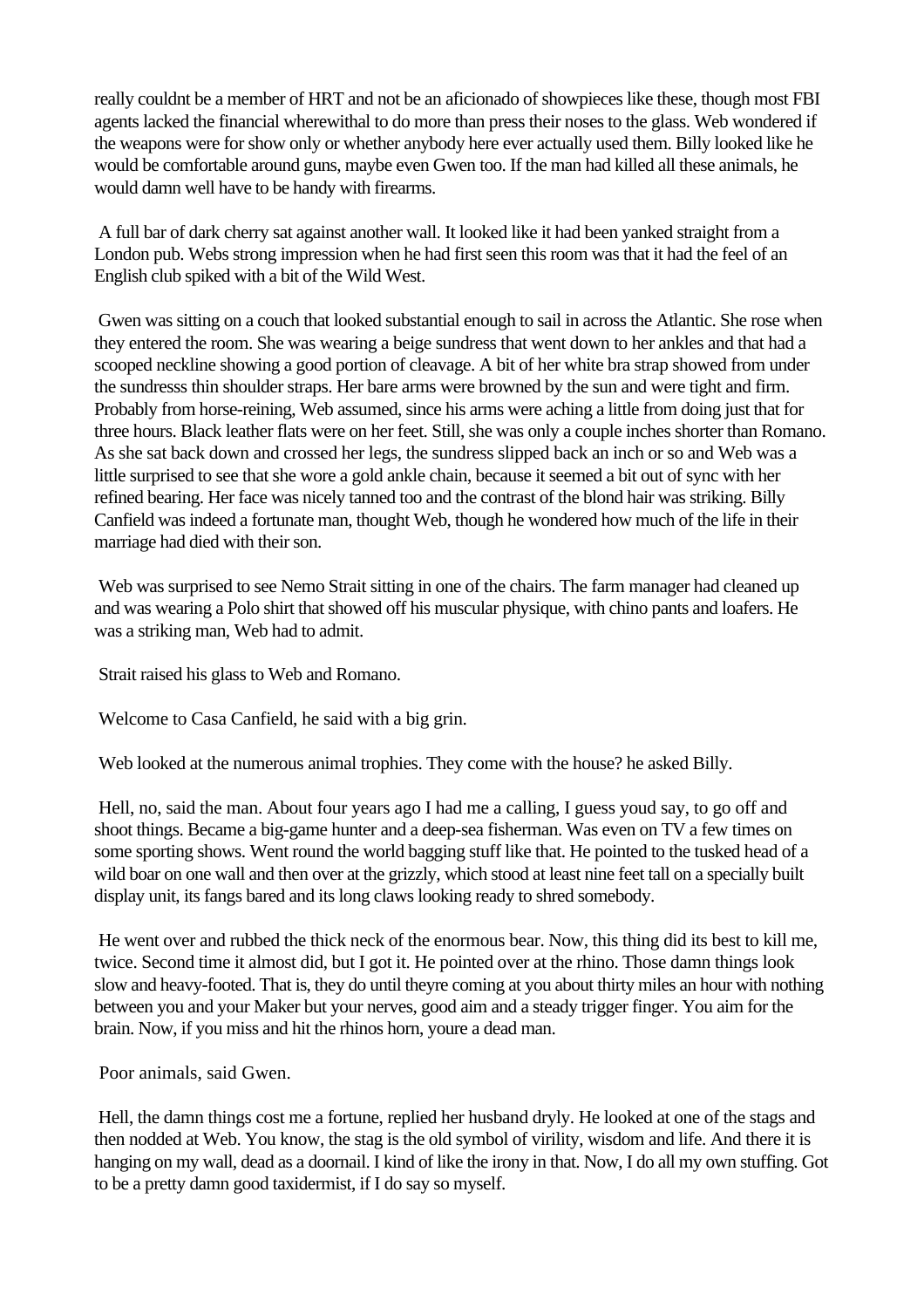really couldnt be a member of HRT and not be an aficionado of showpieces like these, though most FBI agents lacked the financial wherewithal to do more than press their noses to the glass. Web wondered if the weapons were for show only or whether anybody here ever actually used them. Billy looked like he would be comfortable around guns, maybe even Gwen too. If the man had killed all these animals, he would damn well have to be handy with firearms.

A full bar of dark cherry sat against another wall. It looked like it had been yanked straight from a London pub. Webs strong impression when he had first seen this room was that it had the feel of an English club spiked with a bit of the Wild West.

Gwen was sitting on a couch that looked substantial enough to sail in across the Atlantic. She rose when they entered the room. She was wearing a beige sundress that went down to her ankles and that had a scooped neckline showing a good portion of cleavage. A bit of her white bra strap showed from under the sundresss thin shoulder straps. Her bare arms were browned by the sun and were tight and firm. Probably from horse-reining, Web assumed, since his arms were aching a little from doing just that for three hours. Black leather flats were on her feet. Still, she was only a couple inches shorter than Romano. As she sat back down and crossed her legs, the sundress slipped back an inch or so and Web was a little surprised to see that she wore a gold ankle chain, because it seemed a bit out of sync with her refined bearing. Her face was nicely tanned too and the contrast of the blond hair was striking. Billy Canfield was indeed a fortunate man, thought Web, though he wondered how much of the life in their marriage had died with their son.

Web was surprised to see Nemo Strait sitting in one of the chairs. The farm manager had cleaned up and was wearing a Polo shirt that showed off his muscular physique, with chino pants and loafers. He was a striking man, Web had to admit.

Strait raised his glass to Web and Romano.

Welcome to Casa Canfield, he said with a big grin.

Web looked at the numerous animal trophies. They come with the house? he asked Billy.

Hell, no, said the man. About four years ago I had me a calling, I guess youd say, to go off and shoot things. Became a big-game hunter and a deep-sea fisherman. Was even on TV a few times on some sporting shows. Went round the world bagging stuff like that. He pointed to the tusked head of a wild boar on one wall and then over at the grizzly, which stood at least nine feet tall on a specially built display unit, its fangs bared and its long claws looking ready to shred somebody.

He went over and rubbed the thick neck of the enormous bear. Now, this thing did its best to kill me, twice. Second time it almost did, but I got it. He pointed over at the rhino. Those damn things look slow and heavy-footed. That is, they do until theyre coming at you about thirty miles an hour with nothing between you and your Maker but your nerves, good aim and a steady trigger finger. You aim for the brain. Now, if you miss and hit the rhinos horn, youre a dead man.

Poor animals, said Gwen.

Hell, the damn things cost me a fortune, replied her husband dryly. He looked at one of the stags and then nodded at Web. You know, the stag is the old symbol of virility, wisdom and life. And there it is hanging on my wall, dead as a doornail. I kind of like the irony in that. Now, I do all my own stuffing. Got to be a pretty damn good taxidermist, if I do say so myself.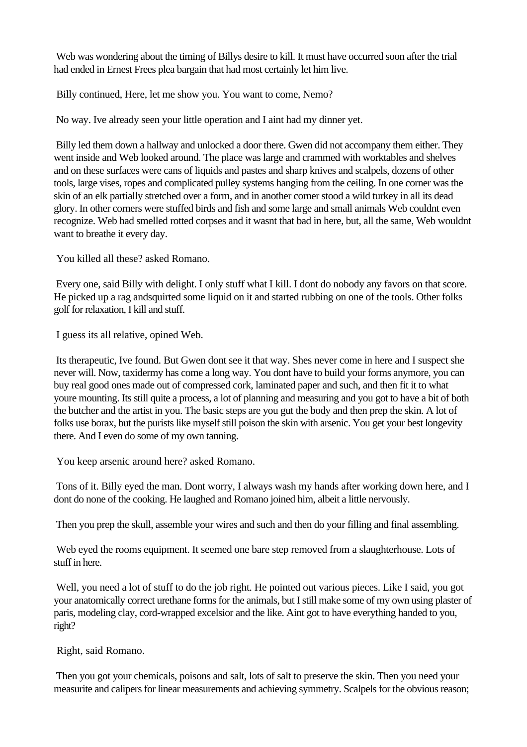Web was wondering about the timing of Billys desire to kill. It must have occurred soon after the trial had ended in Ernest Frees plea bargain that had most certainly let him live.

Billy continued, Here, let me show you. You want to come, Nemo?

No way. Ive already seen your little operation and I aint had my dinner yet.

Billy led them down a hallway and unlocked a door there. Gwen did not accompany them either. They went inside and Web looked around. The place was large and crammed with worktables and shelves and on these surfaces were cans of liquids and pastes and sharp knives and scalpels, dozens of other tools, large vises, ropes and complicated pulley systems hanging from the ceiling. In one corner was the skin of an elk partially stretched over a form, and in another corner stood a wild turkey in all its dead glory. In other corners were stuffed birds and fish and some large and small animals Web couldnt even recognize. Web had smelled rotted corpses and it wasnt that bad in here, but, all the same, Web wouldnt want to breathe it every day.

You killed all these? asked Romano.

Every one, said Billy with delight. I only stuff what I kill. I dont do nobody any favors on that score. He picked up a rag andsquirted some liquid on it and started rubbing on one of the tools. Other folks golf for relaxation, I kill and stuff.

I guess its all relative, opined Web.

Its therapeutic, Ive found. But Gwen dont see it that way. Shes never come in here and I suspect she never will. Now, taxidermy has come a long way. You dont have to build your forms anymore, you can buy real good ones made out of compressed cork, laminated paper and such, and then fit it to what youre mounting. Its still quite a process, a lot of planning and measuring and you got to have a bit of both the butcher and the artist in you. The basic steps are you gut the body and then prep the skin. A lot of folks use borax, but the purists like myself still poison the skin with arsenic. You get your best longevity there. And I even do some of my own tanning.

You keep arsenic around here? asked Romano.

Tons of it. Billy eyed the man. Dont worry, I always wash my hands after working down here, and I dont do none of the cooking. He laughed and Romano joined him, albeit a little nervously.

Then you prep the skull, assemble your wires and such and then do your filling and final assembling.

Web eyed the rooms equipment. It seemed one bare step removed from a slaughterhouse. Lots of stuff in here.

Well, you need a lot of stuff to do the job right. He pointed out various pieces. Like I said, you got your anatomically correct urethane forms for the animals, but I still make some of my own using plaster of paris, modeling clay, cord-wrapped excelsior and the like. Aint got to have everything handed to you, right?

Right, said Romano.

Then you got your chemicals, poisons and salt, lots of salt to preserve the skin. Then you need your measurite and calipers for linear measurements and achieving symmetry. Scalpels for the obvious reason;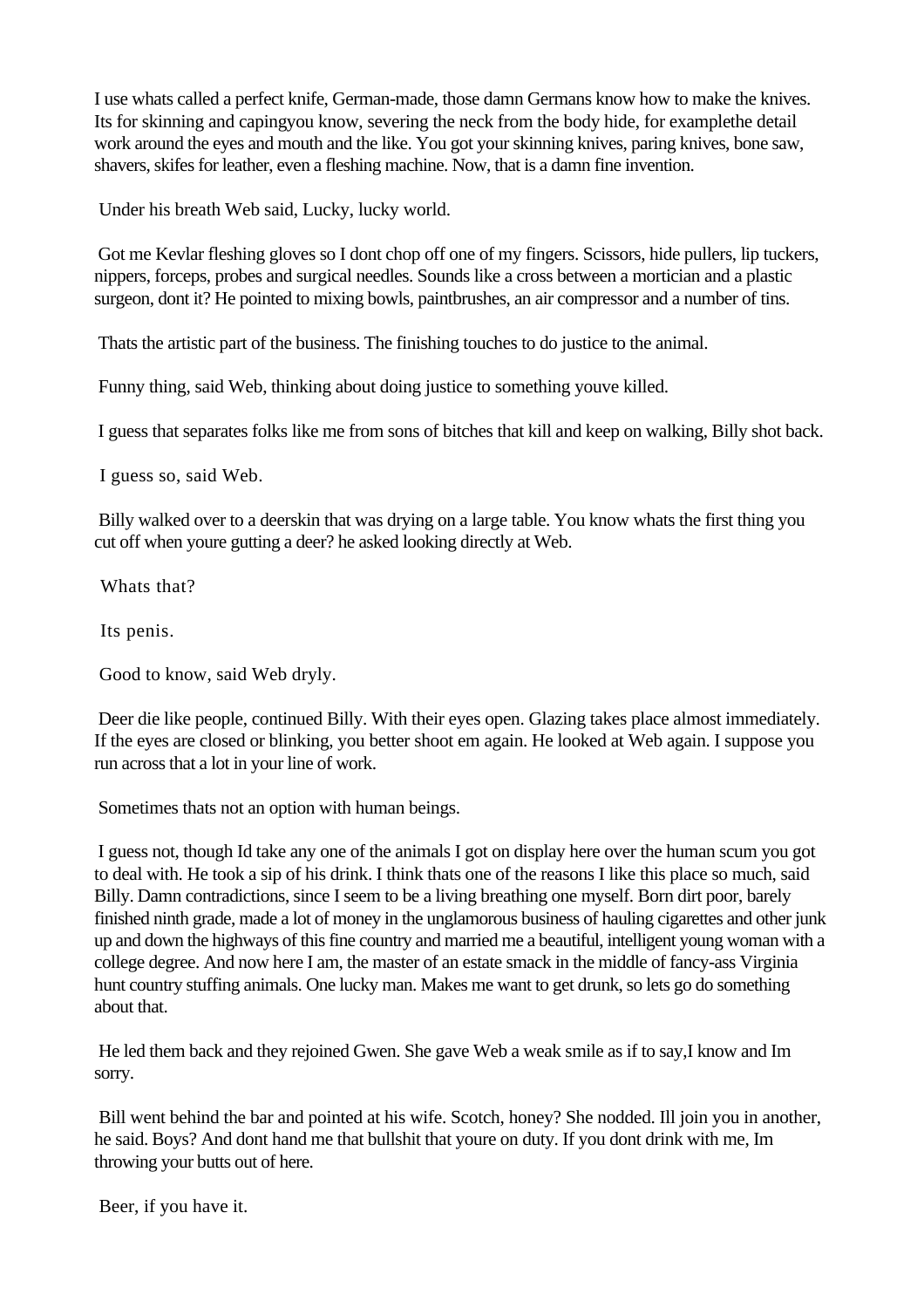I use whats called a perfect knife, German-made, those damn Germans know how to make the knives. Its for skinning and capingyou know, severing the neck from the body hide, for examplethe detail work around the eyes and mouth and the like. You got your skinning knives, paring knives, bone saw, shavers, skifes for leather, even a fleshing machine. Now, that is a damn fine invention.

Under his breath Web said, Lucky, lucky world.

Got me Kevlar fleshing gloves so I dont chop off one of my fingers. Scissors, hide pullers, lip tuckers, nippers, forceps, probes and surgical needles. Sounds like a cross between a mortician and a plastic surgeon, dont it? He pointed to mixing bowls, paintbrushes, an air compressor and a number of tins.

Thats the artistic part of the business. The finishing touches to do justice to the animal.

Funny thing, said Web, thinking about doing justice to something youve killed.

I guess that separates folks like me from sons of bitches that kill and keep on walking, Billy shot back.

I guess so, said Web.

Billy walked over to a deerskin that was drying on a large table. You know whats the first thing you cut off when youre gutting a deer? he asked looking directly at Web.

Whats that?

Its penis.

Good to know, said Web dryly.

Deer die like people, continued Billy. With their eyes open. Glazing takes place almost immediately. If the eyes are closed or blinking, you better shoot em again. He looked at Web again. I suppose you run across that a lot in your line of work.

Sometimes thats not an option with human beings.

I guess not, though Id take any one of the animals I got on display here over the human scum you got to deal with. He took a sip of his drink. I think thats one of the reasons I like this place so much, said Billy. Damn contradictions, since I seem to be a living breathing one myself. Born dirt poor, barely finished ninth grade, made a lot of money in the unglamorous business of hauling cigarettes and other junk up and down the highways of this fine country and married me a beautiful, intelligent young woman with a college degree. And now here I am, the master of an estate smack in the middle of fancy-ass Virginia hunt country stuffing animals. One lucky man. Makes me want to get drunk, so lets go do something about that.

He led them back and they rejoined Gwen. She gave Web a weak smile as if to say,I know and Im sorry.

Bill went behind the bar and pointed at his wife. Scotch, honey? She nodded. Ill join you in another, he said. Boys? And dont hand me that bullshit that youre on duty. If you dont drink with me, Im throwing your butts out of here.

Beer, if you have it.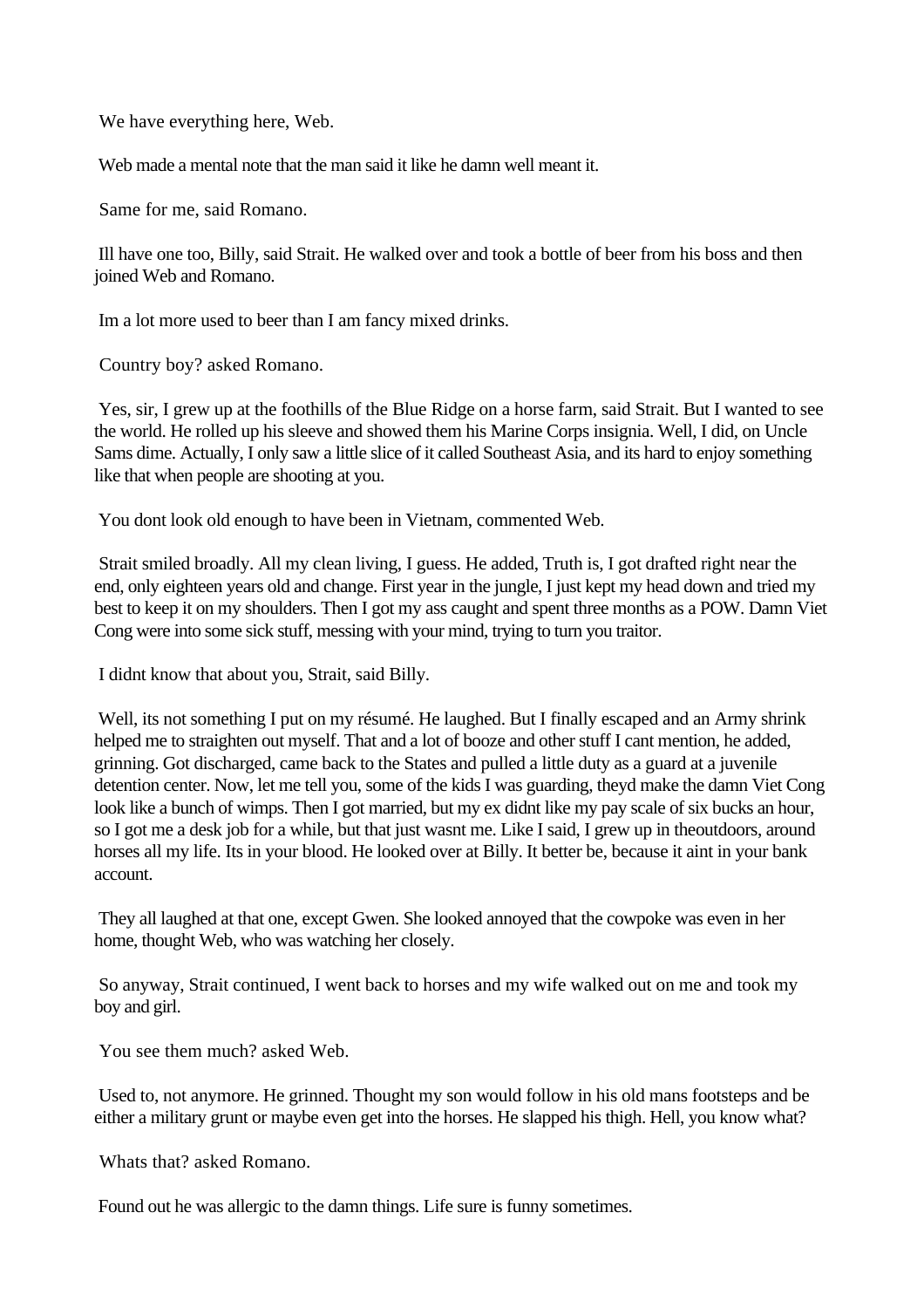We have everything here, Web.

Web made a mental note that the man said it like he damn well meant it.

Same for me, said Romano.

Ill have one too, Billy, said Strait. He walked over and took a bottle of beer from his boss and then joined Web and Romano.

Im a lot more used to beer than I am fancy mixed drinks.

Country boy? asked Romano.

Yes, sir, I grew up at the foothills of the Blue Ridge on a horse farm, said Strait. But I wanted to see the world. He rolled up his sleeve and showed them his Marine Corps insignia. Well, I did, on Uncle Sams dime. Actually, I only saw a little slice of it called Southeast Asia, and its hard to enjoy something like that when people are shooting at you.

You dont look old enough to have been in Vietnam, commented Web.

Strait smiled broadly. All my clean living, I guess. He added, Truth is, I got drafted right near the end, only eighteen years old and change. First year in the jungle, I just kept my head down and tried my best to keep it on my shoulders. Then I got my ass caught and spent three months as a POW. Damn Viet Cong were into some sick stuff, messing with your mind, trying to turn you traitor.

I didnt know that about you, Strait, said Billy.

Well, its not something I put on my résumé. He laughed. But I finally escaped and an Army shrink helped me to straighten out myself. That and a lot of booze and other stuff I cant mention, he added, grinning. Got discharged, came back to the States and pulled a little duty as a guard at a juvenile detention center. Now, let me tell you, some of the kids I was guarding, theyd make the damn Viet Cong look like a bunch of wimps. Then I got married, but my ex didnt like my pay scale of six bucks an hour, so I got me a desk job for a while, but that just wasnt me. Like I said, I grew up in theoutdoors, around horses all my life. Its in your blood. He looked over at Billy. It better be, because it aint in your bank account.

They all laughed at that one, except Gwen. She looked annoyed that the cowpoke was even in her home, thought Web, who was watching her closely.

So anyway, Strait continued, I went back to horses and my wife walked out on me and took my boy and girl.

You see them much? asked Web.

Used to, not anymore. He grinned. Thought my son would follow in his old mans footsteps and be either a military grunt or maybe even get into the horses. He slapped his thigh. Hell, you know what?

Whats that? asked Romano.

Found out he was allergic to the damn things. Life sure is funny sometimes.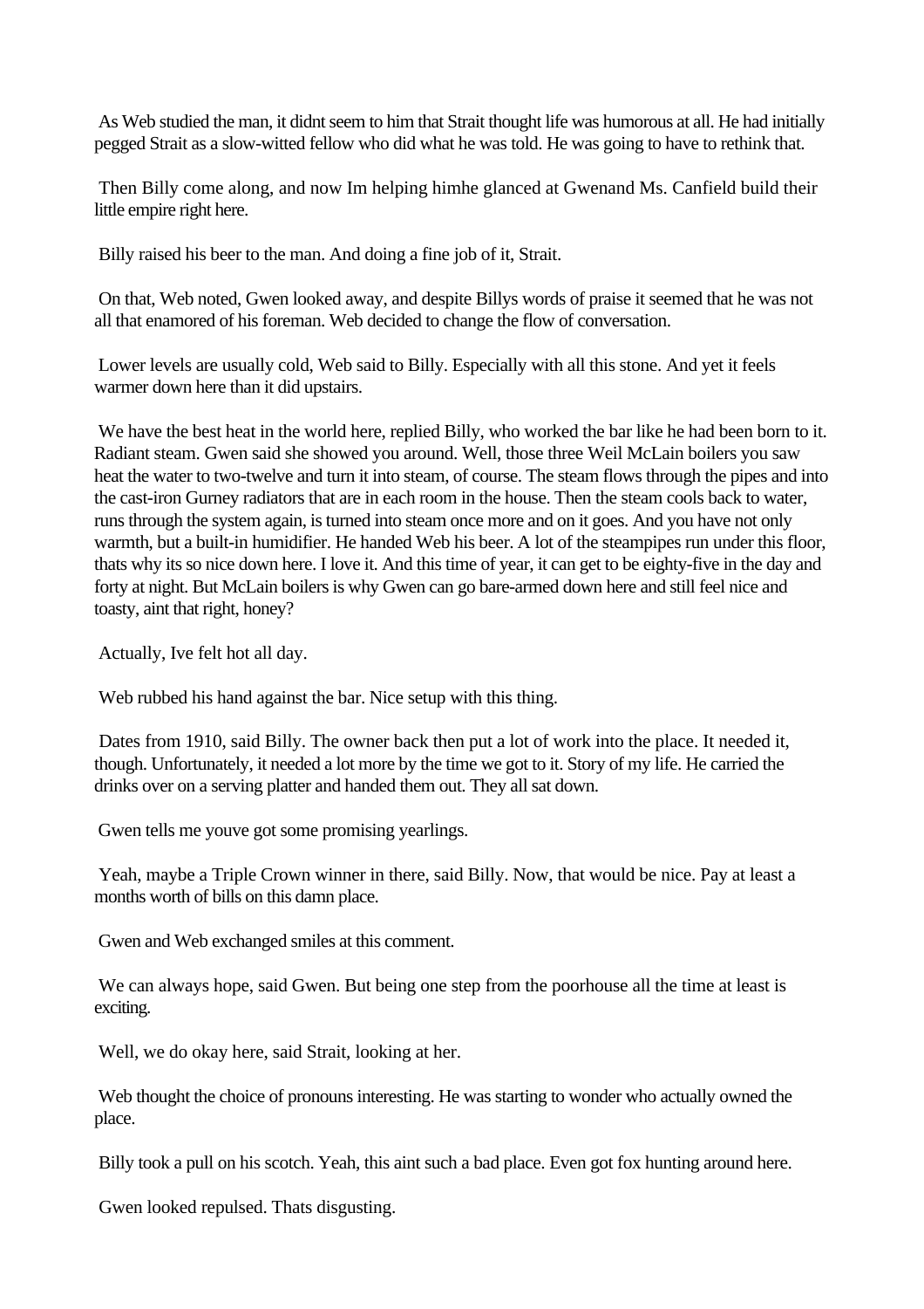As Web studied the man, it didnt seem to him that Strait thought life was humorous at all. He had initially pegged Strait as a slow-witted fellow who did what he was told. He was going to have to rethink that.

Then Billy come along, and now Im helping himhe glanced at Gwenand Ms. Canfield build their little empire right here.

Billy raised his beer to the man. And doing a fine job of it, Strait.

On that, Web noted, Gwen looked away, and despite Billys words of praise it seemed that he was not all that enamored of his foreman. Web decided to change the flow of conversation.

Lower levels are usually cold, Web said to Billy. Especially with all this stone. And yet it feels warmer down here than it did upstairs.

We have the best heat in the world here, replied Billy, who worked the bar like he had been born to it. Radiant steam. Gwen said she showed you around. Well, those three Weil McLain boilers you saw heat the water to two-twelve and turn it into steam, of course. The steam flows through the pipes and into the cast-iron Gurney radiators that are in each room in the house. Then the steam cools back to water, runs through the system again, is turned into steam once more and on it goes. And you have not only warmth, but a built-in humidifier. He handed Web his beer. A lot of the steampipes run under this floor, thats why its so nice down here. I love it. And this time of year, it can get to be eighty-five in the day and forty at night. But McLain boilers is why Gwen can go bare-armed down here and still feel nice and toasty, aint that right, honey?

Actually, Ive felt hot all day.

Web rubbed his hand against the bar. Nice setup with this thing.

Dates from 1910, said Billy. The owner back then put a lot of work into the place. It needed it, though. Unfortunately, it needed a lot more by the time we got to it. Story of my life. He carried the drinks over on a serving platter and handed them out. They all sat down.

Gwen tells me youve got some promising yearlings.

Yeah, maybe a Triple Crown winner in there, said Billy. Now, that would be nice. Pay at least a months worth of bills on this damn place.

Gwen and Web exchanged smiles at this comment.

We can always hope, said Gwen. But being one step from the poorhouse all the time at least is exciting.

Well, we do okay here, said Strait, looking at her.

Web thought the choice of pronouns interesting. He was starting to wonder who actually owned the place.

Billy took a pull on his scotch. Yeah, this aint such a bad place. Even got fox hunting around here.

Gwen looked repulsed. Thats disgusting.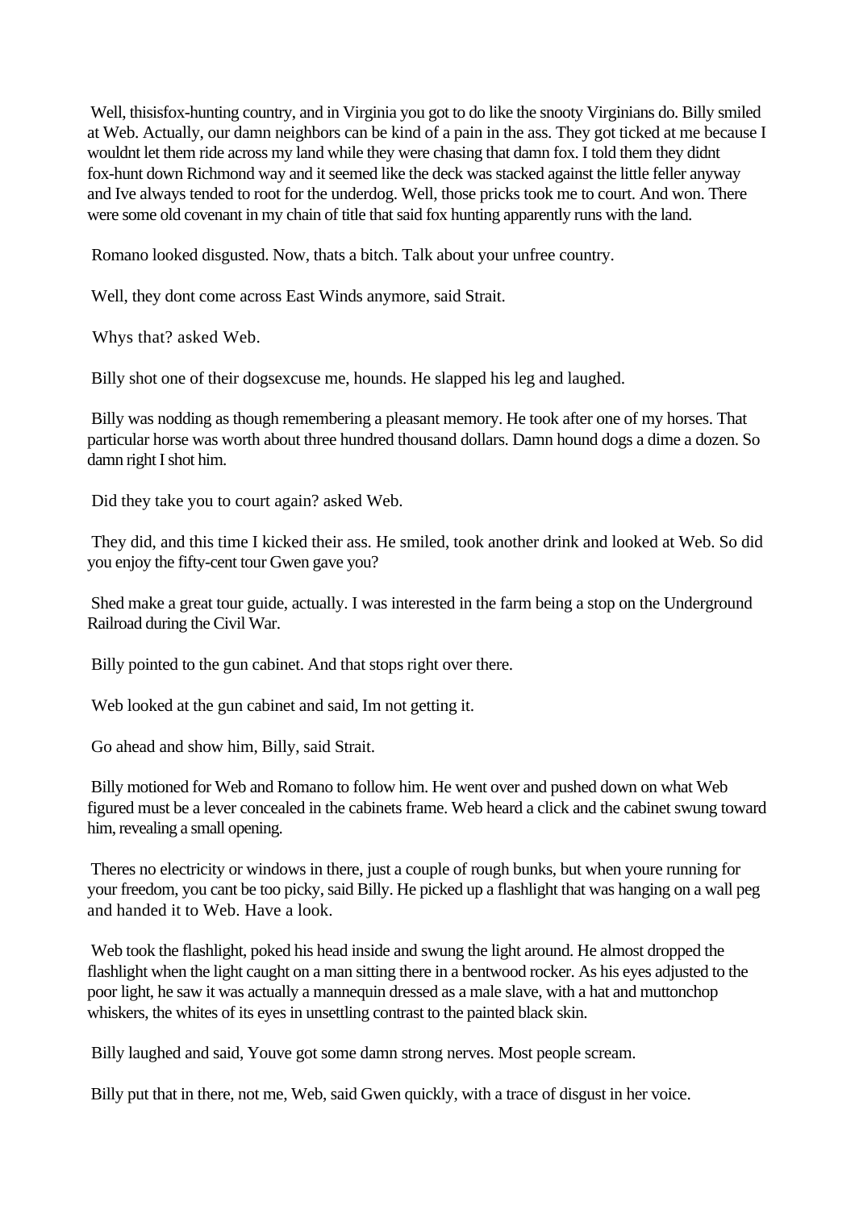Well, thisisfox-hunting country, and in Virginia you got to do like the snooty Virginians do. Billy smiled at Web. Actually, our damn neighbors can be kind of a pain in the ass. They got ticked at me because I wouldnt let them ride across my land while they were chasing that damn fox. I told them they didnt fox-hunt down Richmond way and it seemed like the deck was stacked against the little feller anyway and Ive always tended to root for the underdog. Well, those pricks took me to court. And won. There were some old covenant in my chain of title that said fox hunting apparently runs with the land.

Romano looked disgusted. Now, thats a bitch. Talk about your unfree country.

Well, they dont come across East Winds anymore, said Strait.

Whys that? asked Web.

Billy shot one of their dogsexcuse me, hounds. He slapped his leg and laughed.

Billy was nodding as though remembering a pleasant memory. He took after one of my horses. That particular horse was worth about three hundred thousand dollars. Damn hound dogs a dime a dozen. So damn right I shot him.

Did they take you to court again? asked Web.

They did, and this time I kicked their ass. He smiled, took another drink and looked at Web. So did you enjoy the fifty-cent tour Gwen gave you?

Shed make a great tour guide, actually. I was interested in the farm being a stop on the Underground Railroad during the Civil War.

Billy pointed to the gun cabinet. And that stops right over there.

Web looked at the gun cabinet and said, Im not getting it.

Go ahead and show him, Billy, said Strait.

Billy motioned for Web and Romano to follow him. He went over and pushed down on what Web figured must be a lever concealed in the cabinets frame. Web heard a click and the cabinet swung toward him, revealing a small opening.

Theres no electricity or windows in there, just a couple of rough bunks, but when youre running for your freedom, you cant be too picky, said Billy. He picked up a flashlight that was hanging on a wall peg and handed it to Web. Have a look.

Web took the flashlight, poked his head inside and swung the light around. He almost dropped the flashlight when the light caught on a man sitting there in a bentwood rocker. As his eyes adjusted to the poor light, he saw it was actually a mannequin dressed as a male slave, with a hat and muttonchop whiskers, the whites of its eyes in unsettling contrast to the painted black skin.

Billy laughed and said, Youve got some damn strong nerves. Most people scream.

Billy put that in there, not me, Web, said Gwen quickly, with a trace of disgust in her voice.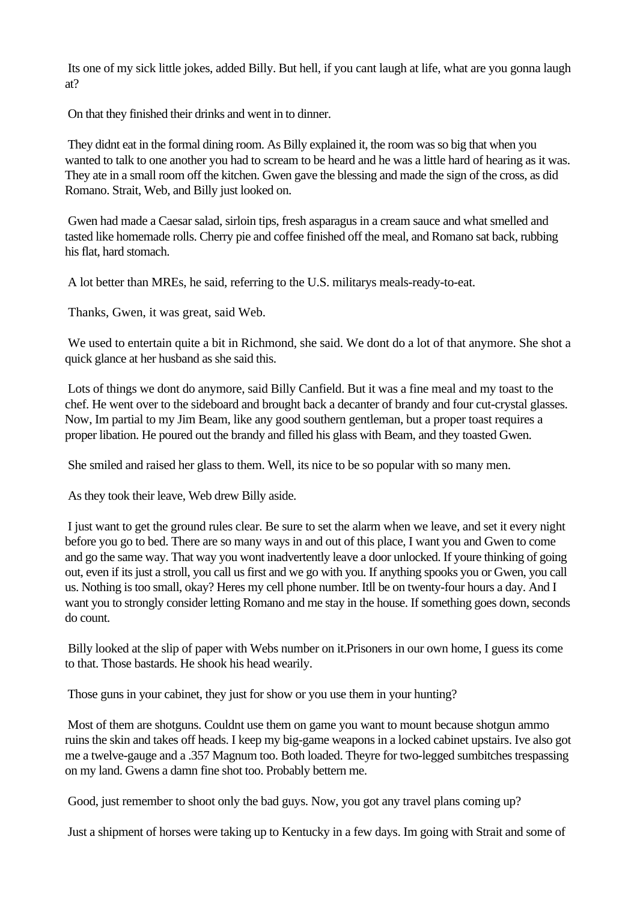Its one of my sick little jokes, added Billy. But hell, if you cant laugh at life, what are you gonna laugh at?

On that they finished their drinks and went in to dinner.

They didnt eat in the formal dining room. As Billy explained it, the room was so big that when you wanted to talk to one another you had to scream to be heard and he was a little hard of hearing as it was. They ate in a small room off the kitchen. Gwen gave the blessing and made the sign of the cross, as did Romano. Strait, Web, and Billy just looked on.

Gwen had made a Caesar salad, sirloin tips, fresh asparagus in a cream sauce and what smelled and tasted like homemade rolls. Cherry pie and coffee finished off the meal, and Romano sat back, rubbing his flat, hard stomach.

A lot better than MREs, he said, referring to the U.S. militarys meals-ready-to-eat.

Thanks, Gwen, it was great, said Web.

We used to entertain quite a bit in Richmond, she said. We dont do a lot of that anymore. She shot a quick glance at her husband as she said this.

Lots of things we dont do anymore, said Billy Canfield. But it was a fine meal and my toast to the chef. He went over to the sideboard and brought back a decanter of brandy and four cut-crystal glasses. Now, Im partial to my Jim Beam, like any good southern gentleman, but a proper toast requires a proper libation. He poured out the brandy and filled his glass with Beam, and they toasted Gwen.

She smiled and raised her glass to them. Well, its nice to be so popular with so many men.

As they took their leave, Web drew Billy aside.

I just want to get the ground rules clear. Be sure to set the alarm when we leave, and set it every night before you go to bed. There are so many ways in and out of this place, I want you and Gwen to come and go the same way. That way you wont inadvertently leave a door unlocked. If youre thinking of going out, even if its just a stroll, you call us first and we go with you. If anything spooks you or Gwen, you call us. Nothing is too small, okay? Heres my cell phone number. Itll be on twenty-four hours a day. And I want you to strongly consider letting Romano and me stay in the house. If something goes down, seconds do count.

Billy looked at the slip of paper with Webs number on it.Prisoners in our own home, I guess its come to that. Those bastards. He shook his head wearily.

Those guns in your cabinet, they just for show or you use them in your hunting?

Most of them are shotguns. Couldnt use them on game you want to mount because shotgun ammo ruins the skin and takes off heads. I keep my big-game weapons in a locked cabinet upstairs. Ive also got me a twelve-gauge and a .357 Magnum too. Both loaded. Theyre for two-legged sumbitches trespassing on my land. Gwens a damn fine shot too. Probably bettern me.

Good, just remember to shoot only the bad guys. Now, you got any travel plans coming up?

Just a shipment of horses were taking up to Kentucky in a few days. Im going with Strait and some of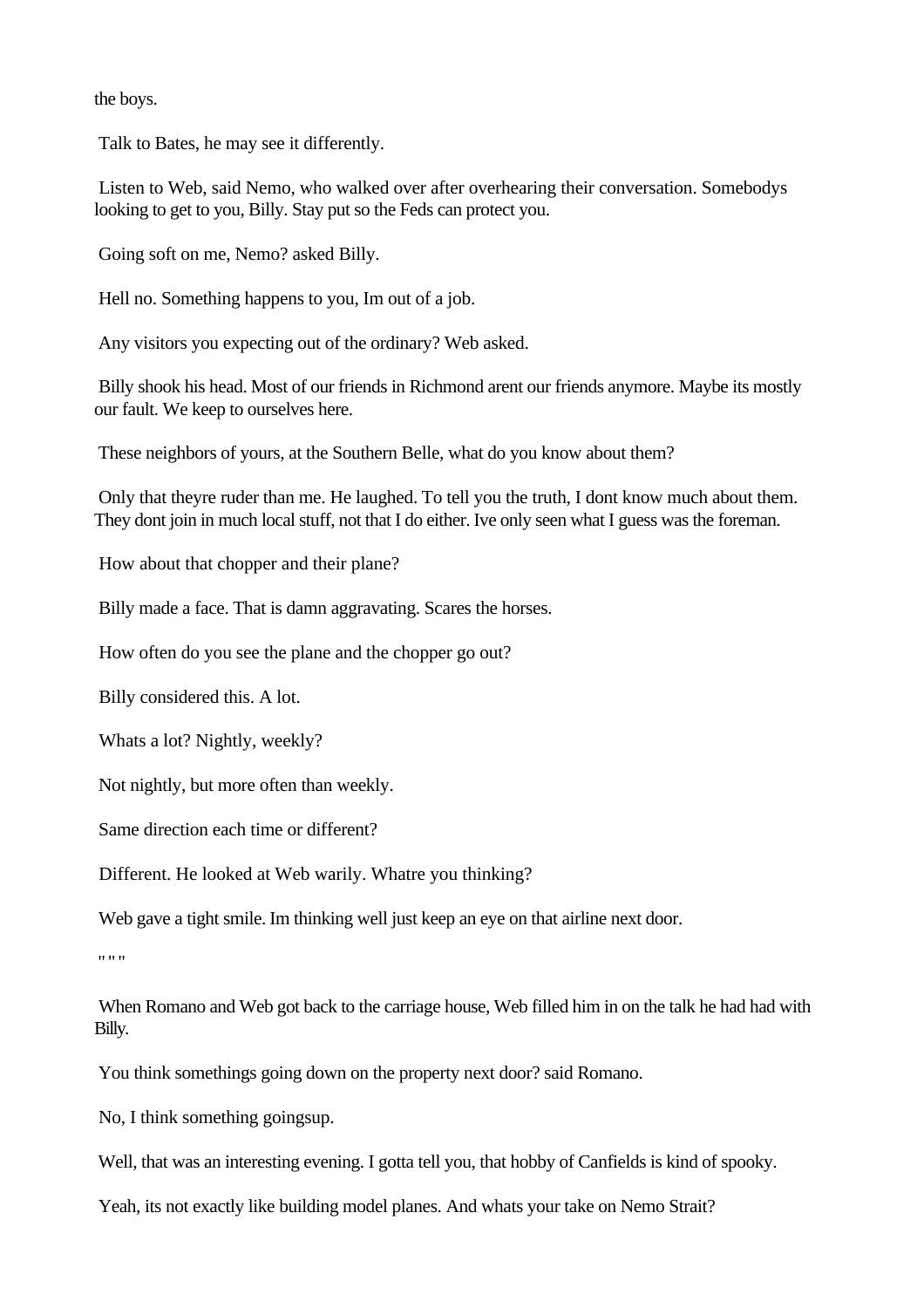the boys.

Talk to Bates, he may see it differently.

Listen to Web, said Nemo, who walked over after overhearing their conversation. Somebodys looking to get to you, Billy. Stay put so the Feds can protect you.

Going soft on me, Nemo? asked Billy.

Hell no. Something happens to you, Im out of a job.

Any visitors you expecting out of the ordinary? Web asked.

Billy shook his head. Most of our friends in Richmond arent our friends anymore. Maybe its mostly our fault. We keep to ourselves here.

These neighbors of yours, at the Southern Belle, what do you know about them?

Only that theyre ruder than me. He laughed. To tell you the truth, I dont know much about them. They dont join in much local stuff, not that I do either. Ive only seen what I guess was the foreman.

How about that chopper and their plane?

Billy made a face. That is damn aggravating. Scares the horses.

How often do you see the plane and the chopper go out?

Billy considered this. A lot.

Whats a lot? Nightly, weekly?

Not nightly, but more often than weekly.

Same direction each time or different?

Different. He looked at Web warily. Whatre you thinking?

Web gave a tight smile. Im thinking well just keep an eye on that airline next door.

" " "

When Romano and Web got back to the carriage house, Web filled him in on the talk he had had with Billy.

You think somethings going down on the property next door? said Romano.

No, I think something goingsup.

Well, that was an interesting evening. I gotta tell you, that hobby of Canfields is kind of spooky.

Yeah, its not exactly like building model planes. And whats your take on Nemo Strait?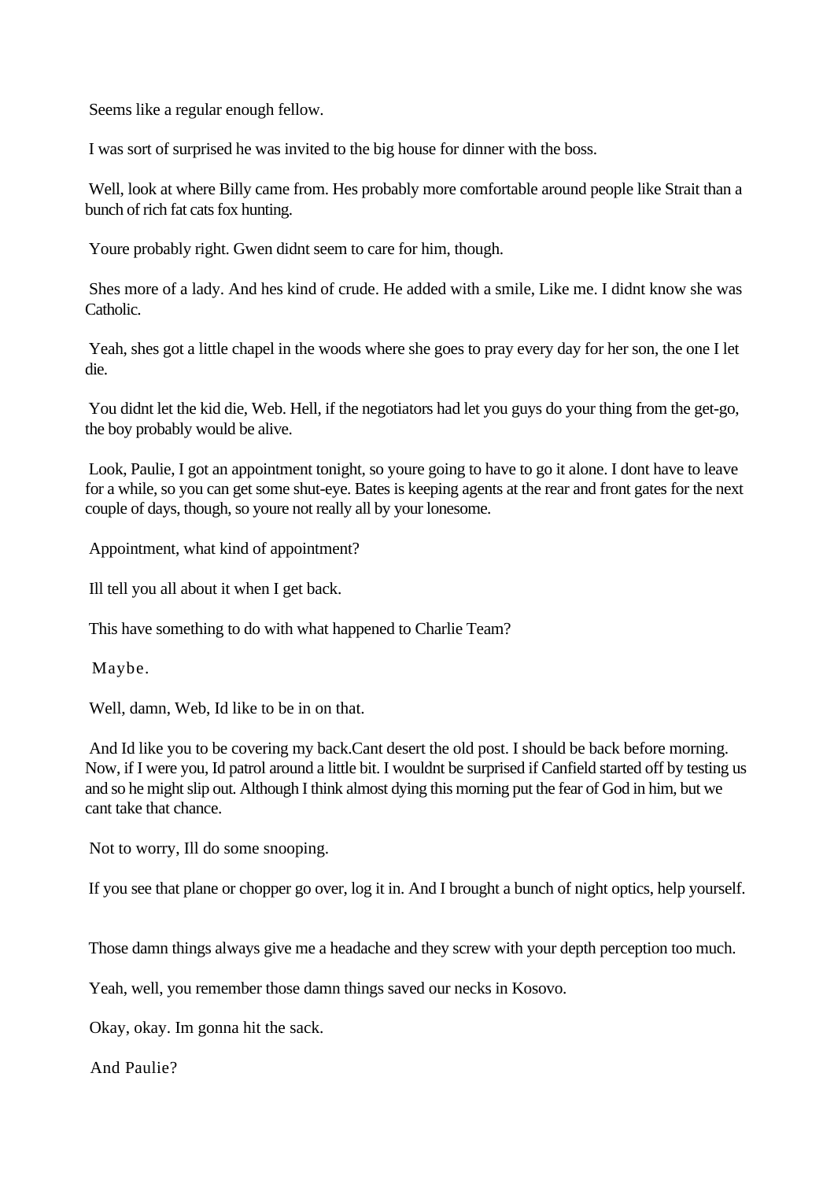Seems like a regular enough fellow.

I was sort of surprised he was invited to the big house for dinner with the boss.

Well, look at where Billy came from. Hes probably more comfortable around people like Strait than a bunch of rich fat cats fox hunting.

Youre probably right. Gwen didnt seem to care for him, though.

Shes more of a lady. And hes kind of crude. He added with a smile, Like me. I didnt know she was Catholic.

Yeah, shes got a little chapel in the woods where she goes to pray every day for her son, the one I let die.

You didnt let the kid die, Web. Hell, if the negotiators had let you guys do your thing from the get-go, the boy probably would be alive.

Look, Paulie, I got an appointment tonight, so youre going to have to go it alone. I dont have to leave for a while, so you can get some shut-eye. Bates is keeping agents at the rear and front gates for the next couple of days, though, so youre not really all by your lonesome.

Appointment, what kind of appointment?

Ill tell you all about it when I get back.

This have something to do with what happened to Charlie Team?

Maybe.

Well, damn, Web, Id like to be in on that.

And Id like you to be covering my back.Cant desert the old post. I should be back before morning. Now, if I were you, Id patrol around a little bit. I wouldnt be surprised if Canfield started off by testing us and so he might slip out. Although I think almost dying this morning put the fear of God in him, but we cant take that chance.

Not to worry, Ill do some snooping.

If you see that plane or chopper go over, log it in. And I brought a bunch of night optics, help yourself.

Those damn things always give me a headache and they screw with your depth perception too much.

Yeah, well, you remember those damn things saved our necks in Kosovo.

Okay, okay. Im gonna hit the sack.

And Paulie?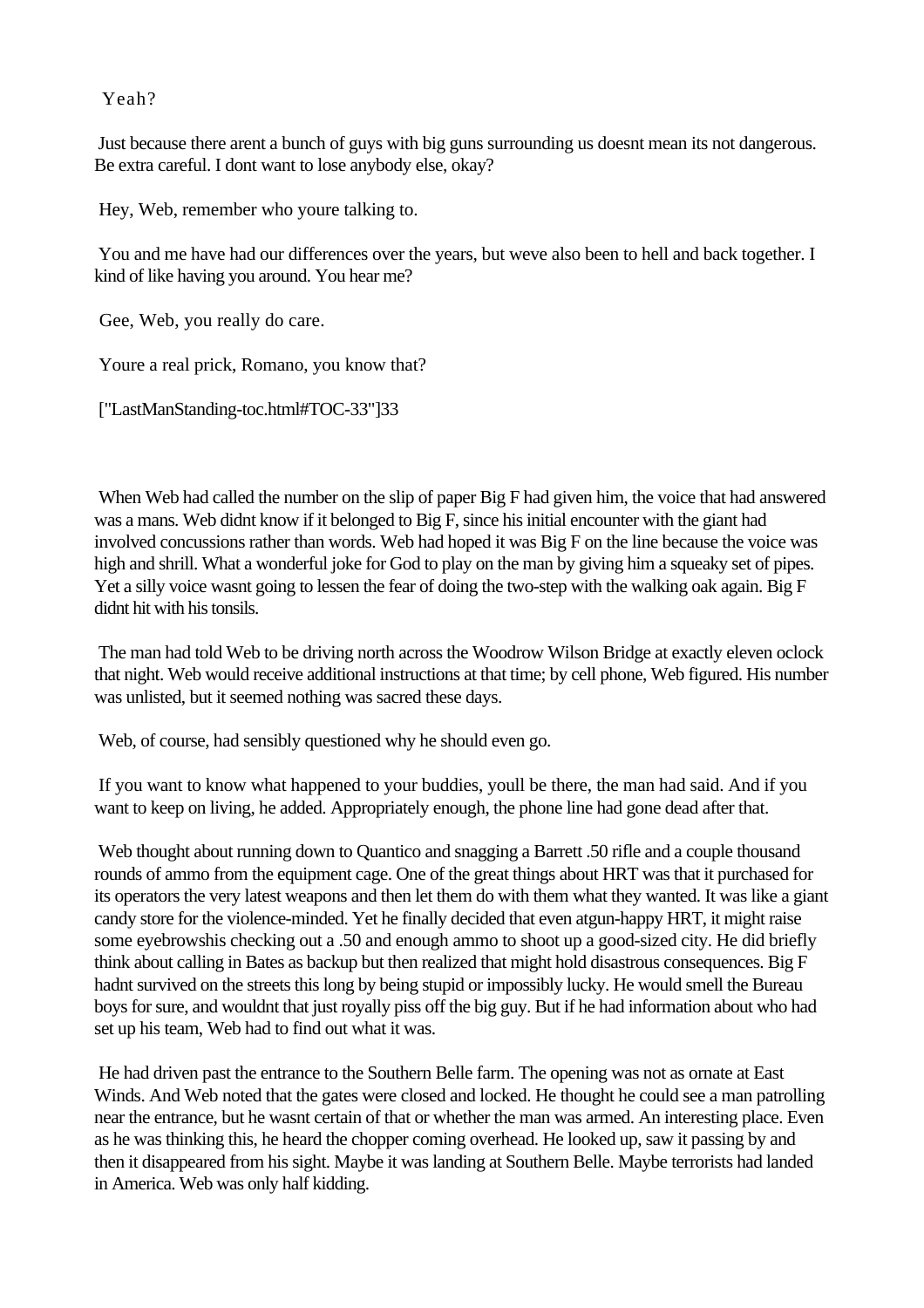Yeah?

Just because there arent a bunch of guys with big guns surrounding us doesnt mean its not dangerous. Be extra careful. I dont want to lose anybody else, okay?

Hey, Web, remember who youre talking to.

You and me have had our differences over the years, but weve also been to hell and back together. I kind of like having you around. You hear me?

Gee, Web, you really do care.

Youre a real prick, Romano, you know that?

["LastManStanding-toc.html#TOC-33"]33

When Web had called the number on the slip of paper Big F had given him, the voice that had answered was a mans. Web didnt know if it belonged to Big F, since his initial encounter with the giant had involved concussions rather than words. Web had hoped it was Big F on the line because the voice was high and shrill. What a wonderful joke for God to play on the man by giving him a squeaky set of pipes. Yet a silly voice wasnt going to lessen the fear of doing the two-step with the walking oak again. Big F didnt hit with his tonsils.

The man had told Web to be driving north across the Woodrow Wilson Bridge at exactly eleven oclock that night. Web would receive additional instructions at that time; by cell phone, Web figured. His number was unlisted, but it seemed nothing was sacred these days.

Web, of course, had sensibly questioned why he should even go.

If you want to know what happened to your buddies, youll be there, the man had said. And if you want to keep on living, he added. Appropriately enough, the phone line had gone dead after that.

Web thought about running down to Quantico and snagging a Barrett .50 rifle and a couple thousand rounds of ammo from the equipment cage. One of the great things about HRT was that it purchased for its operators the very latest weapons and then let them do with them what they wanted. It was like a giant candy store for the violence-minded. Yet he finally decided that even atgun-happy HRT, it might raise some eyebrowshis checking out a .50 and enough ammo to shoot up a good-sized city. He did briefly think about calling in Bates as backup but then realized that might hold disastrous consequences. Big F hadnt survived on the streets this long by being stupid or impossibly lucky. He would smell the Bureau boys for sure, and wouldnt that just royally piss off the big guy. But if he had information about who had set up his team, Web had to find out what it was.

He had driven past the entrance to the Southern Belle farm. The opening was not as ornate at East Winds. And Web noted that the gates were closed and locked. He thought he could see a man patrolling near the entrance, but he wasnt certain of that or whether the man was armed. An interesting place. Even as he was thinking this, he heard the chopper coming overhead. He looked up, saw it passing by and then it disappeared from his sight. Maybe it was landing at Southern Belle. Maybe terrorists had landed in America. Web was only half kidding.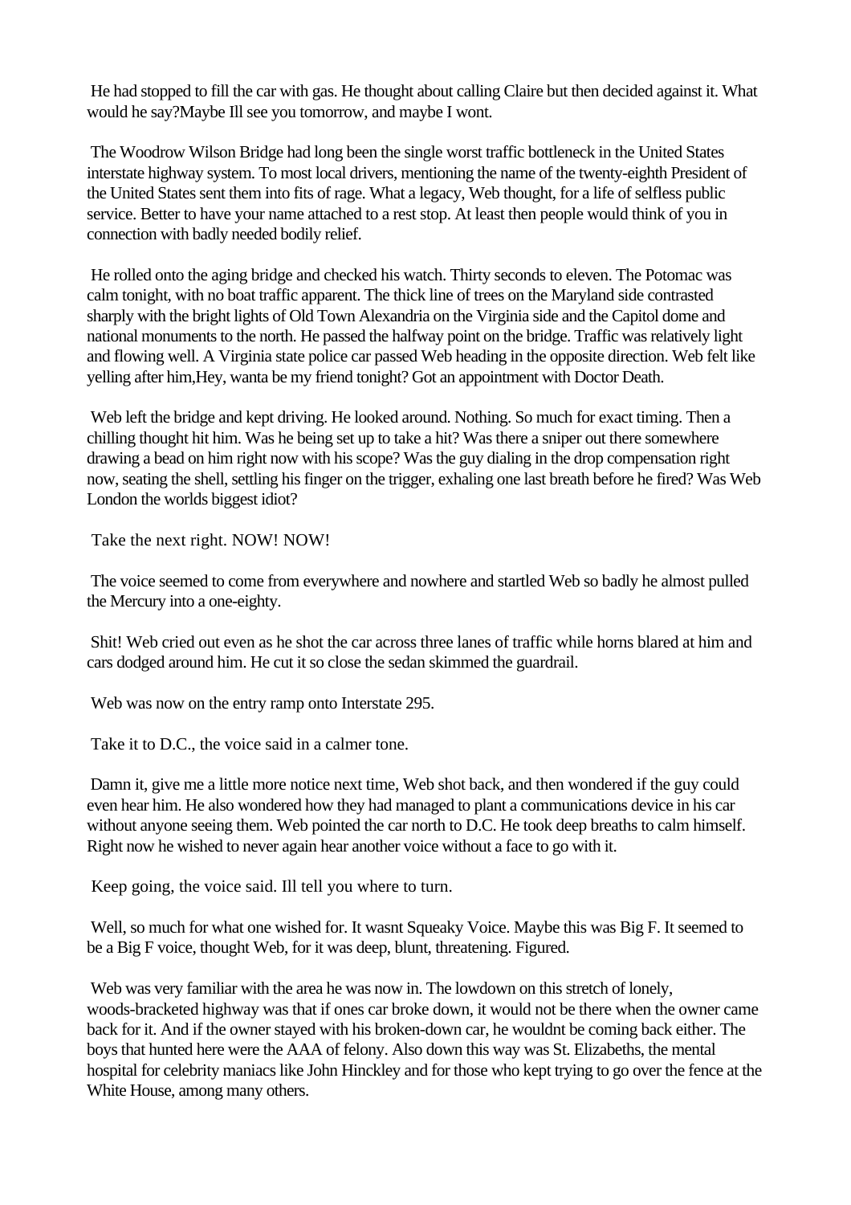He had stopped to fill the car with gas. He thought about calling Claire but then decided against it. What would he say?Maybe Ill see you tomorrow, and maybe I wont.

The Woodrow Wilson Bridge had long been the single worst traffic bottleneck in the United States interstate highway system. To most local drivers, mentioning the name of the twenty-eighth President of the United States sent them into fits of rage. What a legacy, Web thought, for a life of selfless public service. Better to have your name attached to a rest stop. At least then people would think of you in connection with badly needed bodily relief.

He rolled onto the aging bridge and checked his watch. Thirty seconds to eleven. The Potomac was calm tonight, with no boat traffic apparent. The thick line of trees on the Maryland side contrasted sharply with the bright lights of Old Town Alexandria on the Virginia side and the Capitol dome and national monuments to the north. He passed the halfway point on the bridge. Traffic was relatively light and flowing well. A Virginia state police car passed Web heading in the opposite direction. Web felt like yelling after him,Hey, wanta be my friend tonight? Got an appointment with Doctor Death.

Web left the bridge and kept driving. He looked around. Nothing. So much for exact timing. Then a chilling thought hit him. Was he being set up to take a hit? Was there a sniper out there somewhere drawing a bead on him right now with his scope? Was the guy dialing in the drop compensation right now, seating the shell, settling his finger on the trigger, exhaling one last breath before he fired? Was Web London the worlds biggest idiot?

Take the next right. NOW! NOW!

The voice seemed to come from everywhere and nowhere and startled Web so badly he almost pulled the Mercury into a one-eighty.

Shit! Web cried out even as he shot the car across three lanes of traffic while horns blared at him and cars dodged around him. He cut it so close the sedan skimmed the guardrail.

Web was now on the entry ramp onto Interstate 295.

Take it to D.C., the voice said in a calmer tone.

Damn it, give me a little more notice next time, Web shot back, and then wondered if the guy could even hear him. He also wondered how they had managed to plant a communications device in his car without anyone seeing them. Web pointed the car north to D.C. He took deep breaths to calm himself. Right now he wished to never again hear another voice without a face to go with it.

Keep going, the voice said. Ill tell you where to turn.

Well, so much for what one wished for. It wasnt Squeaky Voice. Maybe this was Big F. It seemed to be a Big F voice, thought Web, for it was deep, blunt, threatening. Figured.

Web was very familiar with the area he was now in. The lowdown on this stretch of lonely, woods-bracketed highway was that if ones car broke down, it would not be there when the owner came back for it. And if the owner stayed with his broken-down car, he wouldnt be coming back either. The boys that hunted here were the AAA of felony. Also down this way was St. Elizabeths, the mental hospital for celebrity maniacs like John Hinckley and for those who kept trying to go over the fence at the White House, among many others.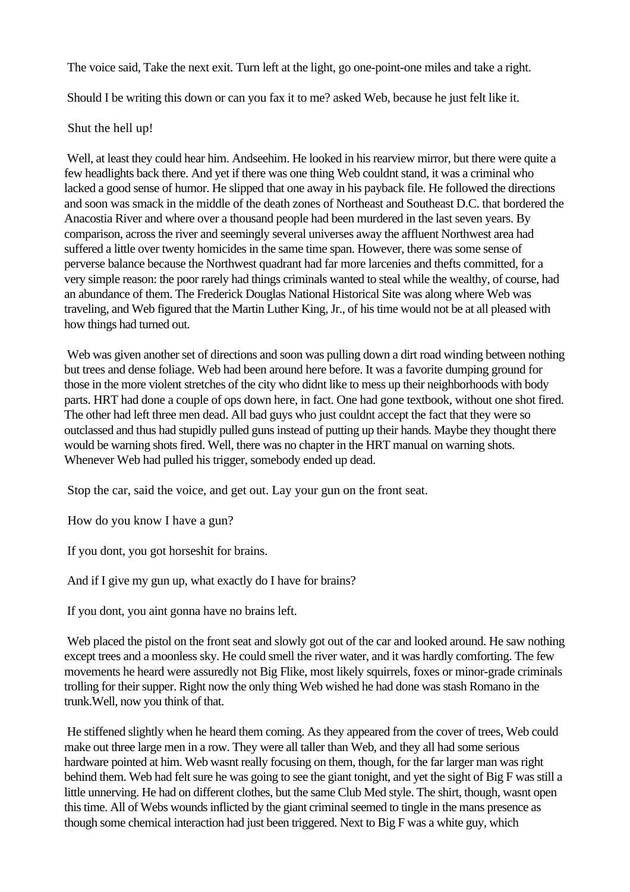The voice said, Take the next exit. Turn left at the light, go one-point-one miles and take a right.

Should I be writing this down or can you fax it to me? asked Web, because he just felt like it.

Shut the hell up!

Well, at least they could hear him. Andseehim. He looked in his rearview mirror, but there were quite a few headlights back there. And yet if there was one thing Web couldnt stand, it was a criminal who lacked a good sense of humor. He slipped that one away in his payback file. He followed the directions and soon was smack in the middle of the death zones of Northeast and Southeast D.C. that bordered the Anacostia River and where over a thousand people had been murdered in the last seven years. By comparison, across the river and seemingly several universes away the affluent Northwest area had suffered a little over twenty homicides in the same time span. However, there was some sense of perverse balance because the Northwest quadrant had far more larcenies and thefts committed, for a very simple reason: the poor rarely had things criminals wanted to steal while the wealthy, of course, had an abundance of them. The Frederick Douglas National Historical Site was along where Web was traveling, and Web figured that the Martin Luther King, Jr., of his time would not be at all pleased with how things had turned out.

Web was given another set of directions and soon was pulling down a dirt road winding between nothing but trees and dense foliage. Web had been around here before. It was a favorite dumping ground for those in the more violent stretches of the city who didnt like to mess up their neighborhoods with body parts. HRT had done a couple of ops down here, in fact. One had gone textbook, without one shot fired. The other had left three men dead. All bad guys who just couldnt accept the fact that they were so outclassed and thus had stupidly pulled guns instead of putting up their hands. Maybe they thought there would be warning shots fired. Well, there was no chapter in the HRT manual on warning shots. Whenever Web had pulled his trigger, somebody ended up dead.

Stop the car, said the voice, and get out. Lay your gun on the front seat.

How do you know I have a gun?

If you dont, you got horseshit for brains.

And if I give my gun up, what exactly do I have for brains?

If you dont, you aint gonna have no brains left.

Web placed the pistol on the front seat and slowly got out of the car and looked around. He saw nothing except trees and a moonless sky. He could smell the river water, and it was hardly comforting. The few movements he heard were assuredly not Big Flike, most likely squirrels, foxes or minor-grade criminals trolling for their supper. Right now the only thing Web wished he had done was stash Romano in the trunk.Well, now you think of that.

He stiffened slightly when he heard them coming. As they appeared from the cover of trees, Web could make out three large men in a row. They were all taller than Web, and they all had some serious hardware pointed at him. Web wasnt really focusing on them, though, for the far larger man was right behind them. Web had felt sure he was going to see the giant tonight, and yet the sight of Big F was still a little unnerving. He had on different clothes, but the same Club Med style. The shirt, though, wasnt open this time. All of Webs wounds inflicted by the giant criminal seemed to tingle in the mans presence as though some chemical interaction had just been triggered. Next to Big F was a white guy, which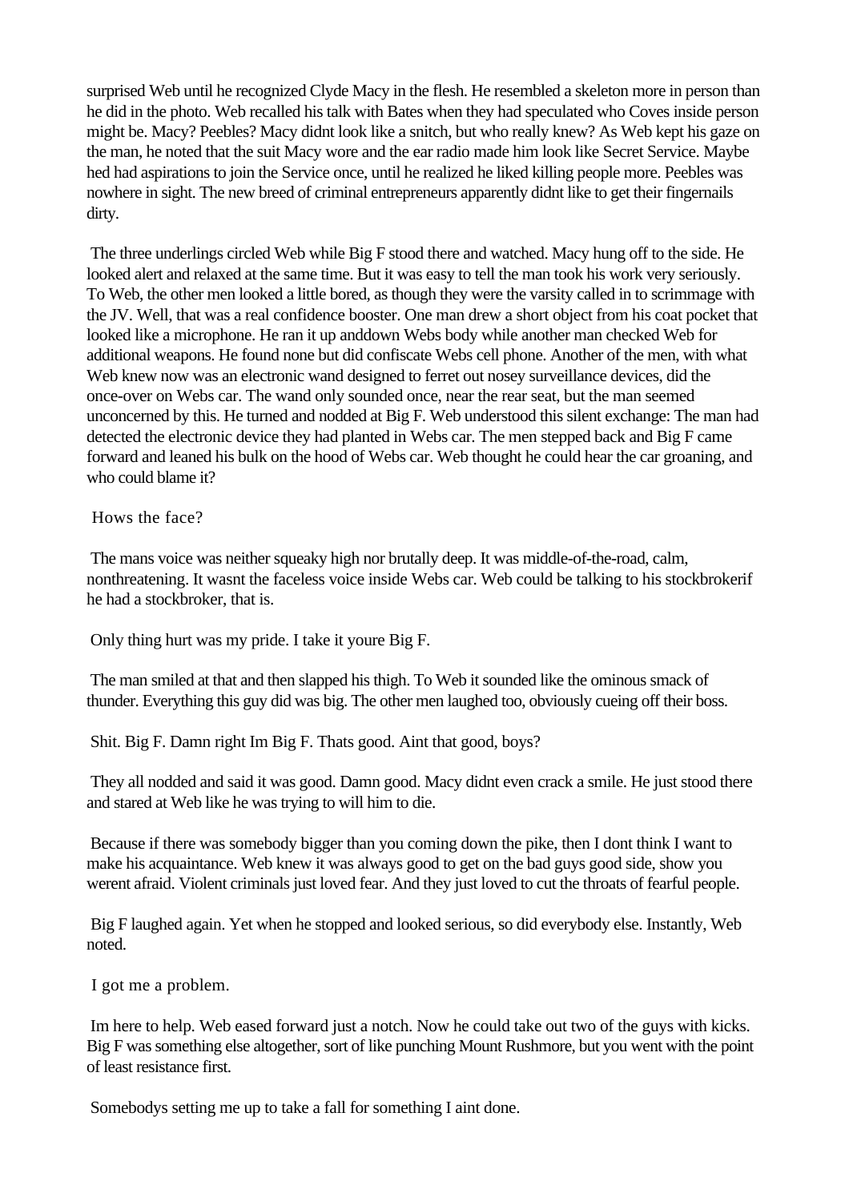surprised Web until he recognized Clyde Macy in the flesh. He resembled a skeleton more in person than he did in the photo. Web recalled his talk with Bates when they had speculated who Coves inside person might be. Macy? Peebles? Macy didnt look like a snitch, but who really knew? As Web kept his gaze on the man, he noted that the suit Macy wore and the ear radio made him look like Secret Service. Maybe hed had aspirations to join the Service once, until he realized he liked killing people more. Peebles was nowhere in sight. The new breed of criminal entrepreneurs apparently didnt like to get their fingernails dirty.

The three underlings circled Web while Big F stood there and watched. Macy hung off to the side. He looked alert and relaxed at the same time. But it was easy to tell the man took his work very seriously. To Web, the other men looked a little bored, as though they were the varsity called in to scrimmage with the JV. Well, that was a real confidence booster. One man drew a short object from his coat pocket that looked like a microphone. He ran it up anddown Webs body while another man checked Web for additional weapons. He found none but did confiscate Webs cell phone. Another of the men, with what Web knew now was an electronic wand designed to ferret out nosey surveillance devices, did the once-over on Webs car. The wand only sounded once, near the rear seat, but the man seemed unconcerned by this. He turned and nodded at Big F. Web understood this silent exchange: The man had detected the electronic device they had planted in Webs car. The men stepped back and Big F came forward and leaned his bulk on the hood of Webs car. Web thought he could hear the car groaning, and who could blame it?

Hows the face?

The mans voice was neither squeaky high nor brutally deep. It was middle-of-the-road, calm, nonthreatening. It wasnt the faceless voice inside Webs car. Web could be talking to his stockbrokerif he had a stockbroker, that is.

Only thing hurt was my pride. I take it youre Big F.

The man smiled at that and then slapped his thigh. To Web it sounded like the ominous smack of thunder. Everything this guy did was big. The other men laughed too, obviously cueing off their boss.

Shit. Big F. Damn right Im Big F. Thats good. Aint that good, boys?

They all nodded and said it was good. Damn good. Macy didnt even crack a smile. He just stood there and stared at Web like he was trying to will him to die.

Because if there was somebody bigger than you coming down the pike, then I dont think I want to make his acquaintance. Web knew it was always good to get on the bad guys good side, show you werent afraid. Violent criminals just loved fear. And they just loved to cut the throats of fearful people.

Big F laughed again. Yet when he stopped and looked serious, so did everybody else. Instantly, Web noted.

I got me a problem.

Im here to help. Web eased forward just a notch. Now he could take out two of the guys with kicks. Big F was something else altogether, sort of like punching Mount Rushmore, but you went with the point of least resistance first.

Somebodys setting me up to take a fall for something I aint done.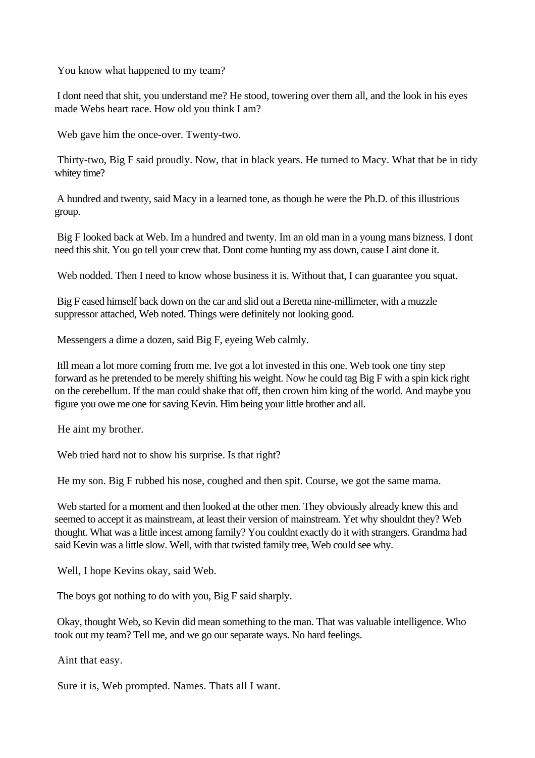You know what happened to my team?

I dont need that shit, you understand me? He stood, towering over them all, and the look in his eyes made Webs heart race. How old you think I am?

Web gave him the once-over. Twenty-two.

Thirty-two, Big F said proudly. Now, that in black years. He turned to Macy. What that be in tidy whitey time?

A hundred and twenty, said Macy in a learned tone, as though he were the Ph.D. of this illustrious group.

Big F looked back at Web. Im a hundred and twenty. Im an old man in a young mans bizness. I dont need this shit. You go tell your crew that. Dont come hunting my ass down, cause I aint done it.

Web nodded. Then I need to know whose business it is. Without that, I can guarantee you squat.

Big F eased himself back down on the car and slid out a Beretta nine-millimeter, with a muzzle suppressor attached, Web noted. Things were definitely not looking good.

Messengers a dime a dozen, said Big F, eyeing Web calmly.

Itll mean a lot more coming from me. Ive got a lot invested in this one. Web took one tiny step forward as he pretended to be merely shifting his weight. Now he could tag Big F with a spin kick right on the cerebellum. If the man could shake that off, then crown him king of the world. And maybe you figure you owe me one for saving Kevin. Him being your little brother and all.

He aint my brother.

Web tried hard not to show his surprise. Is that right?

He my son. Big F rubbed his nose, coughed and then spit. Course, we got the same mama.

Web started for a moment and then looked at the other men. They obviously already knew this and seemed to accept it as mainstream, at least their version of mainstream. Yet why shouldnt they? Web thought. What was a little incest among family? You couldnt exactly do it with strangers. Grandma had said Kevin was a little slow. Well, with that twisted family tree, Web could see why.

Well, I hope Kevins okay, said Web.

The boys got nothing to do with you, Big F said sharply.

Okay, thought Web, so Kevin did mean something to the man. That was valuable intelligence. Who took out my team? Tell me, and we go our separate ways. No hard feelings.

Aint that easy.

Sure it is, Web prompted. Names. Thats all I want.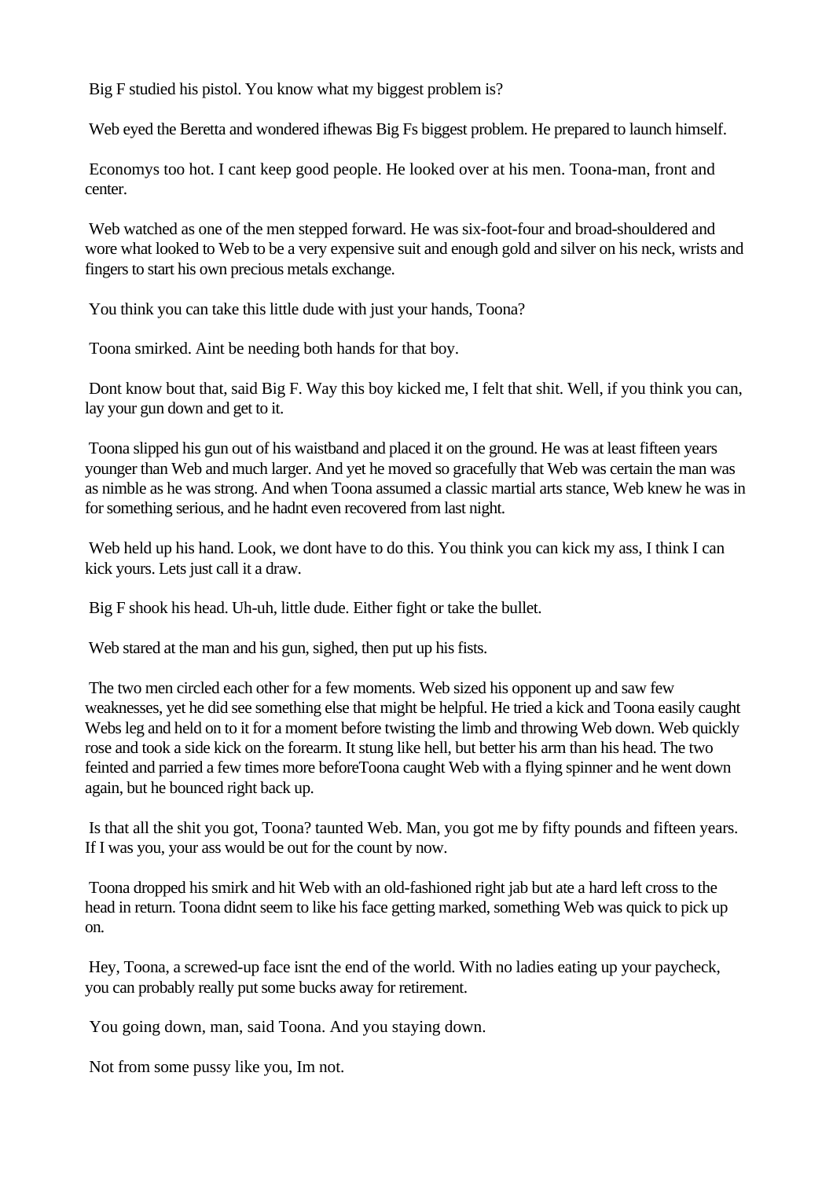Big F studied his pistol. You know what my biggest problem is?

Web eyed the Beretta and wondered ifhewas Big Fs biggest problem. He prepared to launch himself.

Economys too hot. I cant keep good people. He looked over at his men. Toona-man, front and center.

Web watched as one of the men stepped forward. He was six-foot-four and broad-shouldered and wore what looked to Web to be a very expensive suit and enough gold and silver on his neck, wrists and fingers to start his own precious metals exchange.

You think you can take this little dude with just your hands, Toona?

Toona smirked. Aint be needing both hands for that boy.

Dont know bout that, said Big F. Way this boy kicked me, I felt that shit. Well, if you think you can, lay your gun down and get to it.

Toona slipped his gun out of his waistband and placed it on the ground. He was at least fifteen years younger than Web and much larger. And yet he moved so gracefully that Web was certain the man was as nimble as he was strong. And when Toona assumed a classic martial arts stance, Web knew he was in for something serious, and he hadnt even recovered from last night.

Web held up his hand. Look, we dont have to do this. You think you can kick my ass, I think I can kick yours. Lets just call it a draw.

Big F shook his head. Uh-uh, little dude. Either fight or take the bullet.

Web stared at the man and his gun, sighed, then put up his fists.

The two men circled each other for a few moments. Web sized his opponent up and saw few weaknesses, yet he did see something else that might be helpful. He tried a kick and Toona easily caught Webs leg and held on to it for a moment before twisting the limb and throwing Web down. Web quickly rose and took a side kick on the forearm. It stung like hell, but better his arm than his head. The two feinted and parried a few times more beforeToona caught Web with a flying spinner and he went down again, but he bounced right back up.

Is that all the shit you got, Toona? taunted Web. Man, you got me by fifty pounds and fifteen years. If I was you, your ass would be out for the count by now.

Toona dropped his smirk and hit Web with an old-fashioned right jab but ate a hard left cross to the head in return. Toona didnt seem to like his face getting marked, something Web was quick to pick up on.

Hey, Toona, a screwed-up face isnt the end of the world. With no ladies eating up your paycheck, you can probably really put some bucks away for retirement.

You going down, man, said Toona. And you staying down.

Not from some pussy like you, Im not.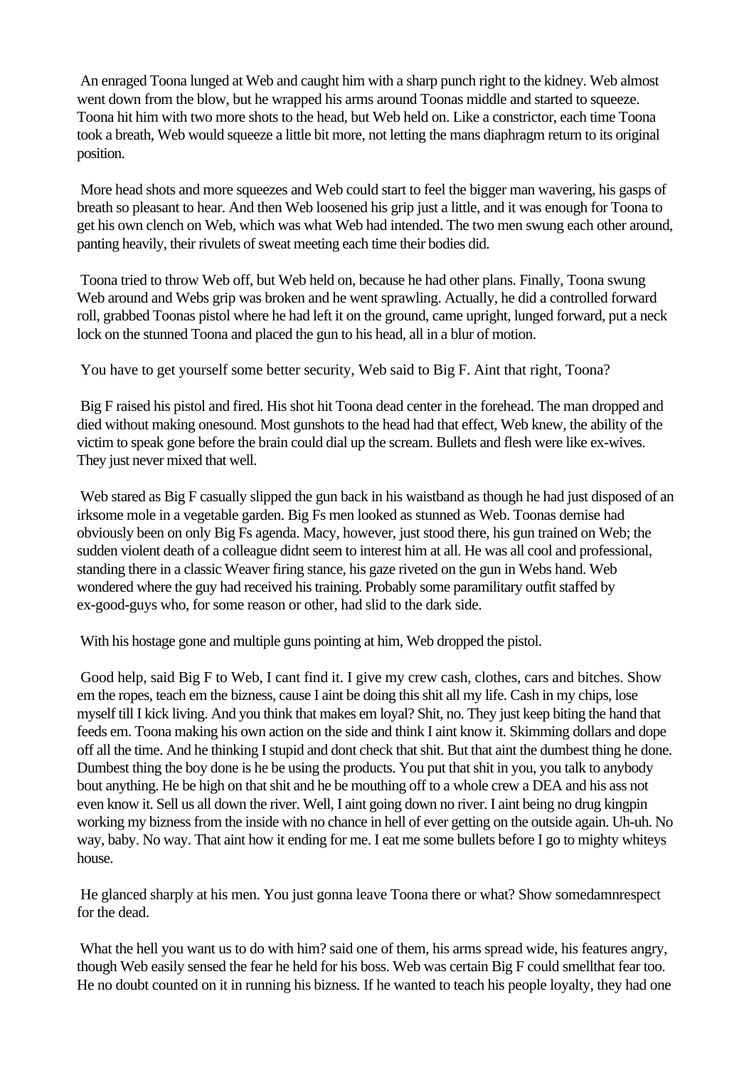An enraged Toona lunged at Web and caught him with a sharp punch right to the kidney. Web almost went down from the blow, but he wrapped his arms around Toonas middle and started to squeeze. Toona hit him with two more shots to the head, but Web held on. Like a constrictor, each time Toona took a breath, Web would squeeze a little bit more, not letting the mans diaphragm return to its original position.

More head shots and more squeezes and Web could start to feel the bigger man wavering, his gasps of breath so pleasant to hear. And then Web loosened his grip just a little, and it was enough for Toona to get his own clench on Web, which was what Web had intended. The two men swung each other around, panting heavily, their rivulets of sweat meeting each time their bodies did.

Toona tried to throw Web off, but Web held on, because he had other plans. Finally, Toona swung Web around and Webs grip was broken and he went sprawling. Actually, he did a controlled forward roll, grabbed Toonas pistol where he had left it on the ground, came upright, lunged forward, put a neck lock on the stunned Toona and placed the gun to his head, all in a blur of motion.

You have to get yourself some better security, Web said to Big F. Aint that right, Toona?

Big F raised his pistol and fired. His shot hit Toona dead center in the forehead. The man dropped and died without making onesound. Most gunshots to the head had that effect, Web knew, the ability of the victim to speak gone before the brain could dial up the scream. Bullets and flesh were like ex-wives. They just never mixed that well.

Web stared as Big F casually slipped the gun back in his waistband as though he had just disposed of an irksome mole in a vegetable garden. Big Fs men looked as stunned as Web. Toonas demise had obviously been on only Big Fs agenda. Macy, however, just stood there, his gun trained on Web; the sudden violent death of a colleague didnt seem to interest him at all. He was all cool and professional, standing there in a classic Weaver firing stance, his gaze riveted on the gun in Webs hand. Web wondered where the guy had received his training. Probably some paramilitary outfit staffed by ex-good-guys who, for some reason or other, had slid to the dark side.

With his hostage gone and multiple guns pointing at him, Web dropped the pistol.

Good help, said Big F to Web, I cant find it. I give my crew cash, clothes, cars and bitches. Show em the ropes, teach em the bizness, cause I aint be doing this shit all my life. Cash in my chips, lose myself till I kick living. And you think that makes em loyal? Shit, no. They just keep biting the hand that feeds em. Toona making his own action on the side and think I aint know it. Skimming dollars and dope off all the time. And he thinking I stupid and dont check that shit. But that aint the dumbest thing he done. Dumbest thing the boy done is he be using the products. You put that shit in you, you talk to anybody bout anything. He be high on that shit and he be mouthing off to a whole crew a DEA and his ass not even know it. Sell us all down the river. Well, I aint going down no river. I aint being no drug kingpin working my bizness from the inside with no chance in hell of ever getting on the outside again. Uh-uh. No way, baby. No way. That aint how it ending for me. I eat me some bullets before I go to mighty whiteys house.

He glanced sharply at his men. You just gonna leave Toona there or what? Show somedamnrespect for the dead.

What the hell you want us to do with him? said one of them, his arms spread wide, his features angry, though Web easily sensed the fear he held for his boss. Web was certain Big F could smellthat fear too. He no doubt counted on it in running his bizness. If he wanted to teach his people loyalty, they had one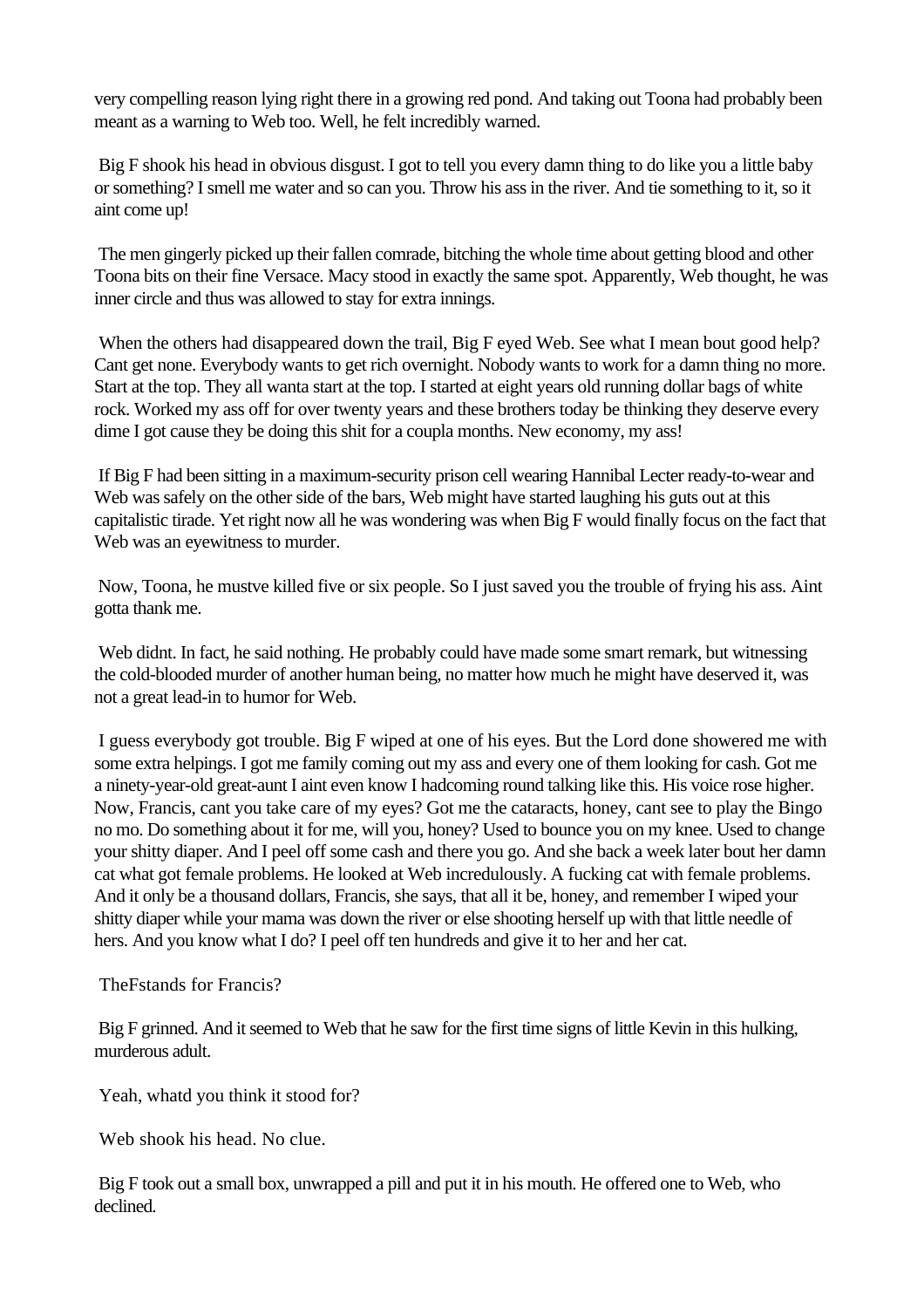very compelling reason lying right there in a growing red pond. And taking out Toona had probably been meant as a warning to Web too. Well, he felt incredibly warned.

Big F shook his head in obvious disgust. I got to tell you every damn thing to do like you a little baby or something? I smell me water and so can you. Throw his ass in the river. And tie something to it, so it aint come up!

The men gingerly picked up their fallen comrade, bitching the whole time about getting blood and other Toona bits on their fine Versace. Macy stood in exactly the same spot. Apparently, Web thought, he was inner circle and thus was allowed to stay for extra innings.

When the others had disappeared down the trail, Big F eyed Web. See what I mean bout good help? Cant get none. Everybody wants to get rich overnight. Nobody wants to work for a damn thing no more. Start at the top. They all wanta start at the top. I started at eight years old running dollar bags of white rock. Worked my ass off for over twenty years and these brothers today be thinking they deserve every dime I got cause they be doing this shit for a coupla months. New economy, my ass!

If Big F had been sitting in a maximum-security prison cell wearing Hannibal Lecter ready-to-wear and Web was safely on the other side of the bars, Web might have started laughing his guts out at this capitalistic tirade. Yet right now all he was wondering was when Big F would finally focus on the fact that Web was an eyewitness to murder.

Now, Toona, he mustve killed five or six people. So I just saved you the trouble of frying his ass. Aint gotta thank me.

Web didnt. In fact, he said nothing. He probably could have made some smart remark, but witnessing the cold-blooded murder of another human being, no matter how much he might have deserved it, was not a great lead-in to humor for Web.

I guess everybody got trouble. Big F wiped at one of his eyes. But the Lord done showered me with some extra helpings. I got me family coming out my ass and every one of them looking for cash. Got me a ninety-year-old great-aunt I aint even know I hadcoming round talking like this. His voice rose higher. Now, Francis, cant you take care of my eyes? Got me the cataracts, honey, cant see to play the Bingo no mo. Do something about it for me, will you, honey? Used to bounce you on my knee. Used to change your shitty diaper. And I peel off some cash and there you go. And she back a week later bout her damn cat what got female problems. He looked at Web incredulously. A fucking cat with female problems. And it only be a thousand dollars, Francis, she says, that all it be, honey, and remember I wiped your shitty diaper while your mama was down the river or else shooting herself up with that little needle of hers. And you know what I do? I peel off ten hundreds and give it to her and her cat.

TheFstands for Francis?

Big F grinned. And it seemed to Web that he saw for the first time signs of little Kevin in this hulking, murderous adult.

Yeah, whatd you think it stood for?

Web shook his head. No clue.

Big F took out a small box, unwrapped a pill and put it in his mouth. He offered one to Web, who declined.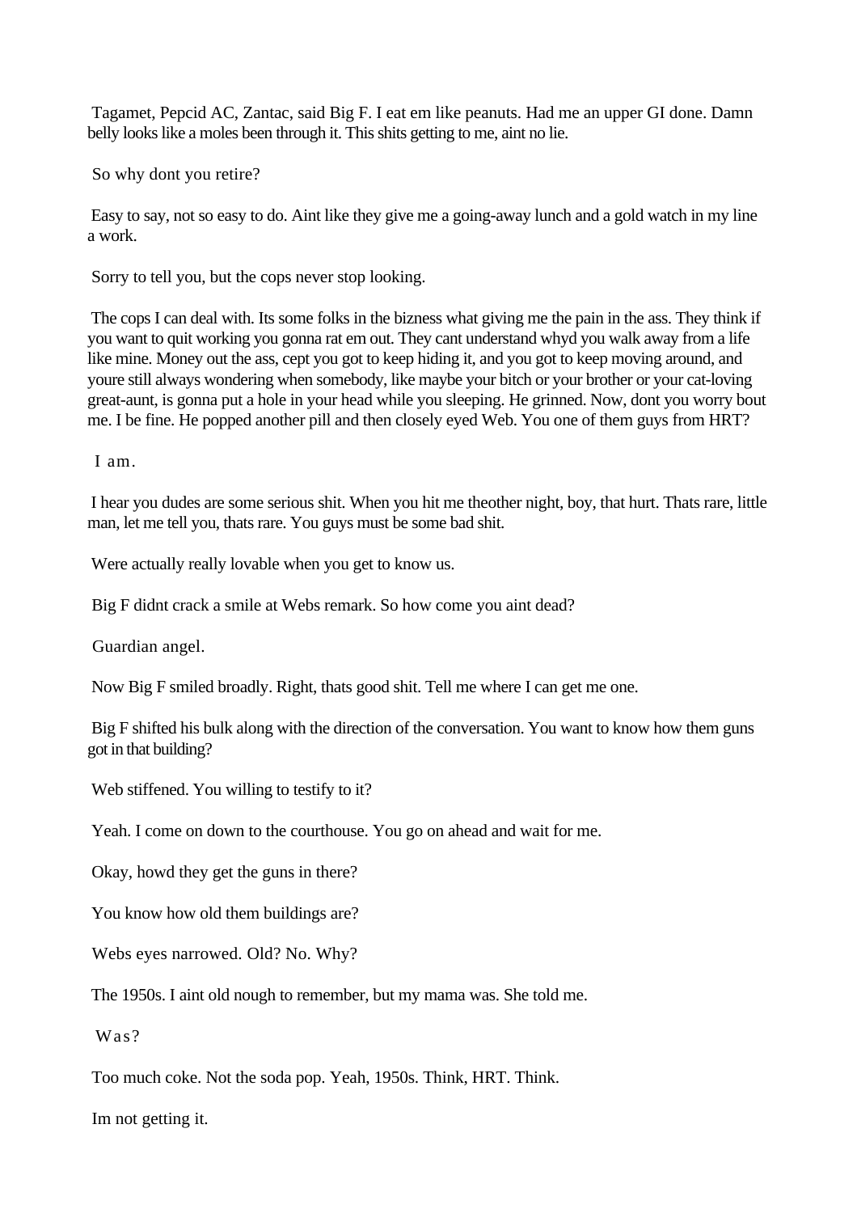Tagamet, Pepcid AC, Zantac, said Big F. I eat em like peanuts. Had me an upper GI done. Damn belly looks like a moles been through it. This shits getting to me, aint no lie.

So why dont you retire?

Easy to say, not so easy to do. Aint like they give me a going-away lunch and a gold watch in my line a work.

Sorry to tell you, but the cops never stop looking.

The cops I can deal with. Its some folks in the bizness what giving me the pain in the ass. They think if you want to quit working you gonna rat em out. They cant understand whyd you walk away from a life like mine. Money out the ass, cept you got to keep hiding it, and you got to keep moving around, and youre still always wondering when somebody, like maybe your bitch or your brother or your cat-loving great-aunt, is gonna put a hole in your head while you sleeping. He grinned. Now, dont you worry bout me. I be fine. He popped another pill and then closely eyed Web. You one of them guys from HRT?

I am.

I hear you dudes are some serious shit. When you hit me theother night, boy, that hurt. Thats rare, little man, let me tell you, thats rare. You guys must be some bad shit.

Were actually really lovable when you get to know us.

Big F didnt crack a smile at Webs remark. So how come you aint dead?

Guardian angel.

Now Big F smiled broadly. Right, thats good shit. Tell me where I can get me one.

Big F shifted his bulk along with the direction of the conversation. You want to know how them guns got in that building?

Web stiffened. You willing to testify to it?

Yeah. I come on down to the courthouse. You go on ahead and wait for me.

Okay, howd they get the guns in there?

You know how old them buildings are?

Webs eyes narrowed. Old? No. Why?

The 1950s. I aint old nough to remember, but my mama was. She told me.

Was?

Too much coke. Not the soda pop. Yeah, 1950s. Think, HRT. Think.

Im not getting it.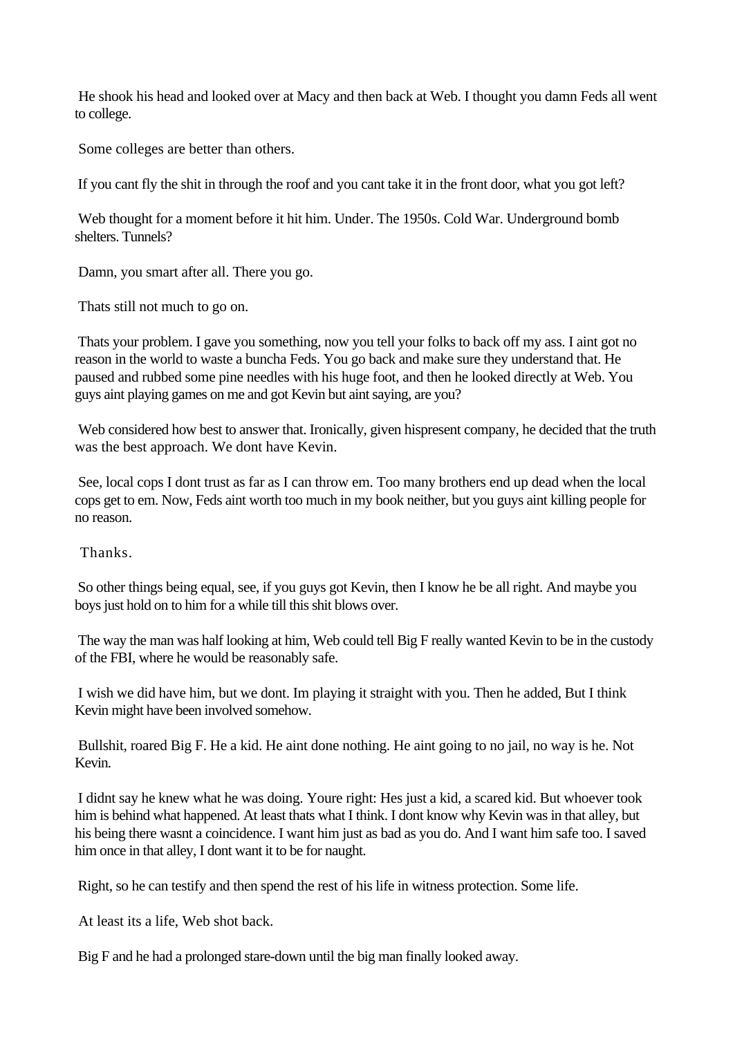He shook his head and looked over at Macy and then back at Web. I thought you damn Feds all went to college.

Some colleges are better than others.

If you cant fly the shit in through the roof and you cant take it in the front door, what you got left?

Web thought for a moment before it hit him. Under. The 1950s. Cold War. Underground bomb shelters. Tunnels?

Damn, you smart after all. There you go.

Thats still not much to go on.

Thats your problem. I gave you something, now you tell your folks to back off my ass. I aint got no reason in the world to waste a buncha Feds. You go back and make sure they understand that. He paused and rubbed some pine needles with his huge foot, and then he looked directly at Web. You guys aint playing games on me and got Kevin but aint saying, are you?

Web considered how best to answer that. Ironically, given hispresent company, he decided that the truth was the best approach. We dont have Kevin.

See, local cops I dont trust as far as I can throw em. Too many brothers end up dead when the local cops get to em. Now, Feds aint worth too much in my book neither, but you guys aint killing people for no reason.

Thanks.

So other things being equal, see, if you guys got Kevin, then I know he be all right. And maybe you boys just hold on to him for a while till this shit blows over.

The way the man was half looking at him, Web could tell Big F really wanted Kevin to be in the custody of the FBI, where he would be reasonably safe.

I wish we did have him, but we dont. Im playing it straight with you. Then he added, But I think Kevin might have been involved somehow.

Bullshit, roared Big F. He a kid. He aint done nothing. He aint going to no jail, no way is he. Not Kevin.

I didnt say he knew what he was doing. Youre right: Hes just a kid, a scared kid. But whoever took him is behind what happened. At least thats what I think. I dont know why Kevin was in that alley, but his being there wasnt a coincidence. I want him just as bad as you do. And I want him safe too. I saved him once in that alley, I dont want it to be for naught.

Right, so he can testify and then spend the rest of his life in witness protection. Some life.

At least its a life, Web shot back.

Big F and he had a prolonged stare-down until the big man finally looked away.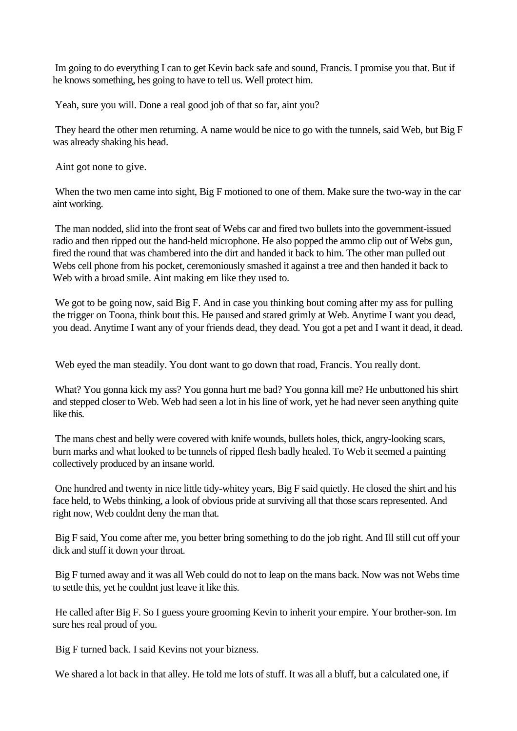Im going to do everything I can to get Kevin back safe and sound, Francis. I promise you that. But if he knows something, hes going to have to tell us. Well protect him.

Yeah, sure you will. Done a real good job of that so far, aint you?

They heard the other men returning. A name would be nice to go with the tunnels, said Web, but Big F was already shaking his head.

Aint got none to give.

When the two men came into sight, Big F motioned to one of them. Make sure the two-way in the car aint working.

The man nodded, slid into the front seat of Webs car and fired two bullets into the government-issued radio and then ripped out the hand-held microphone. He also popped the ammo clip out of Webs gun, fired the round that was chambered into the dirt and handed it back to him. The other man pulled out Webs cell phone from his pocket, ceremoniously smashed it against a tree and then handed it back to Web with a broad smile. Aint making em like they used to.

We got to be going now, said Big F. And in case you thinking bout coming after my ass for pulling the trigger on Toona, think bout this. He paused and stared grimly at Web. Anytime I want you dead, you dead. Anytime I want any of your friends dead, they dead. You got a pet and I want it dead, it dead.

Web eyed the man steadily. You dont want to go down that road, Francis. You really dont.

What? You gonna kick my ass? You gonna hurt me bad? You gonna kill me? He unbuttoned his shirt and stepped closer to Web. Web had seen a lot in his line of work, yet he had never seen anything quite like this.

The mans chest and belly were covered with knife wounds, bullets holes, thick, angry-looking scars, burn marks and what looked to be tunnels of ripped flesh badly healed. To Web it seemed a painting collectively produced by an insane world.

One hundred and twenty in nice little tidy-whitey years, Big F said quietly. He closed the shirt and his face held, to Webs thinking, a look of obvious pride at surviving all that those scars represented. And right now, Web couldnt deny the man that.

Big F said, You come after me, you better bring something to do the job right. And Ill still cut off your dick and stuff it down your throat.

Big F turned away and it was all Web could do not to leap on the mans back. Now was not Webs time to settle this, yet he couldnt just leave it like this.

He called after Big F. So I guess youre grooming Kevin to inherit your empire. Your brother-son. Im sure hes real proud of you.

Big F turned back. I said Kevins not your bizness.

We shared a lot back in that alley. He told me lots of stuff. It was all a bluff, but a calculated one, if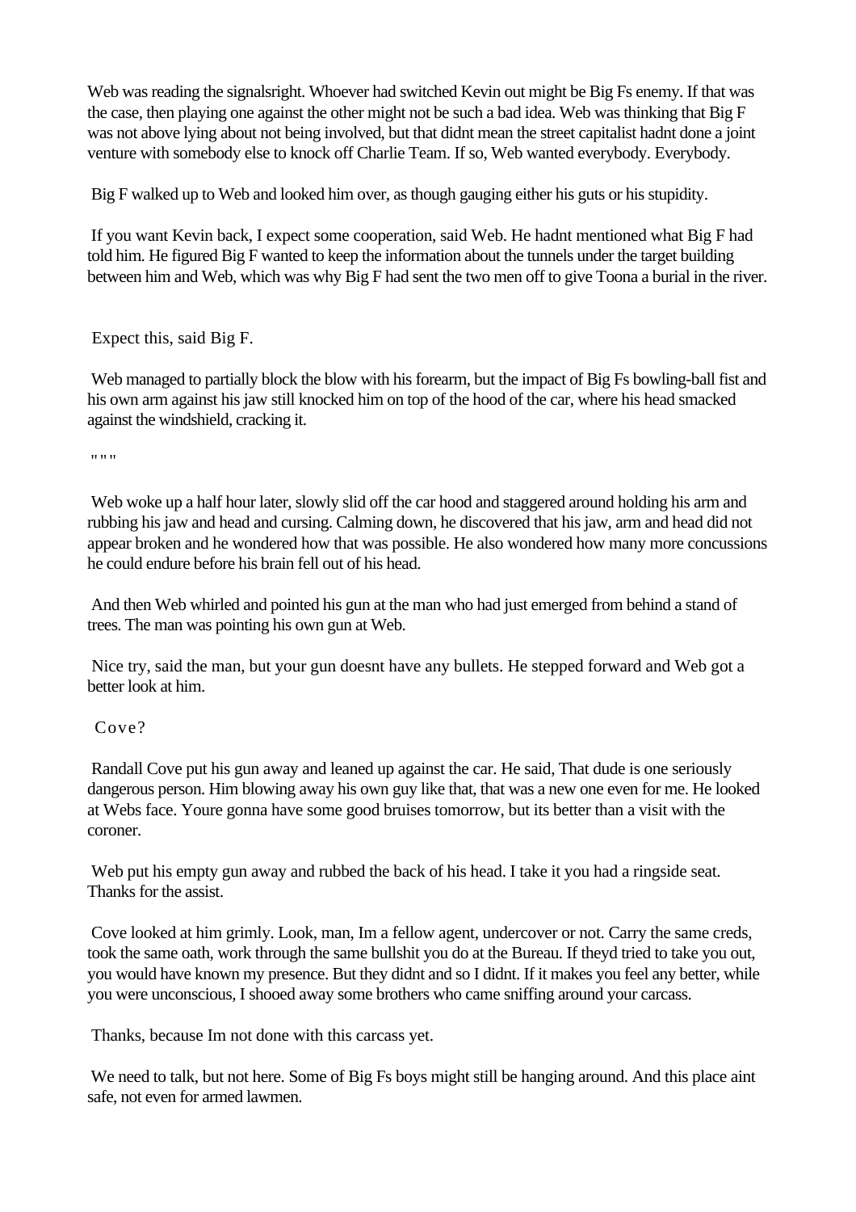Web was reading the signalsright. Whoever had switched Kevin out might be Big Fs enemy. If that was the case, then playing one against the other might not be such a bad idea. Web was thinking that Big F was not above lying about not being involved, but that didnt mean the street capitalist hadnt done a joint venture with somebody else to knock off Charlie Team. If so, Web wanted everybody. Everybody.

Big F walked up to Web and looked him over, as though gauging either his guts or his stupidity.

If you want Kevin back, I expect some cooperation, said Web. He hadnt mentioned what Big F had told him. He figured Big F wanted to keep the information about the tunnels under the target building between him and Web, which was why Big F had sent the two men off to give Toona a burial in the river.

Expect this, said Big F.

Web managed to partially block the blow with his forearm, but the impact of Big Fs bowling-ball fist and his own arm against his jaw still knocked him on top of the hood of the car, where his head smacked against the windshield, cracking it.

" " "

Web woke up a half hour later, slowly slid off the car hood and staggered around holding his arm and rubbing his jaw and head and cursing. Calming down, he discovered that his jaw, arm and head did not appear broken and he wondered how that was possible. He also wondered how many more concussions he could endure before his brain fell out of his head.

And then Web whirled and pointed his gun at the man who had just emerged from behind a stand of trees. The man was pointing his own gun at Web.

Nice try, said the man, but your gun doesnt have any bullets. He stepped forward and Web got a better look at him.

Cove?

Randall Cove put his gun away and leaned up against the car. He said, That dude is one seriously dangerous person. Him blowing away his own guy like that, that was a new one even for me. He looked at Webs face. Youre gonna have some good bruises tomorrow, but its better than a visit with the coroner.

Web put his empty gun away and rubbed the back of his head. I take it you had a ringside seat. Thanks for the assist.

Cove looked at him grimly. Look, man, Im a fellow agent, undercover or not. Carry the same creds, took the same oath, work through the same bullshit you do at the Bureau. If theyd tried to take you out, you would have known my presence. But they didnt and so I didnt. If it makes you feel any better, while you were unconscious, I shooed away some brothers who came sniffing around your carcass.

Thanks, because Im not done with this carcass yet.

We need to talk, but not here. Some of Big Fs boys might still be hanging around. And this place aint safe, not even for armed lawmen.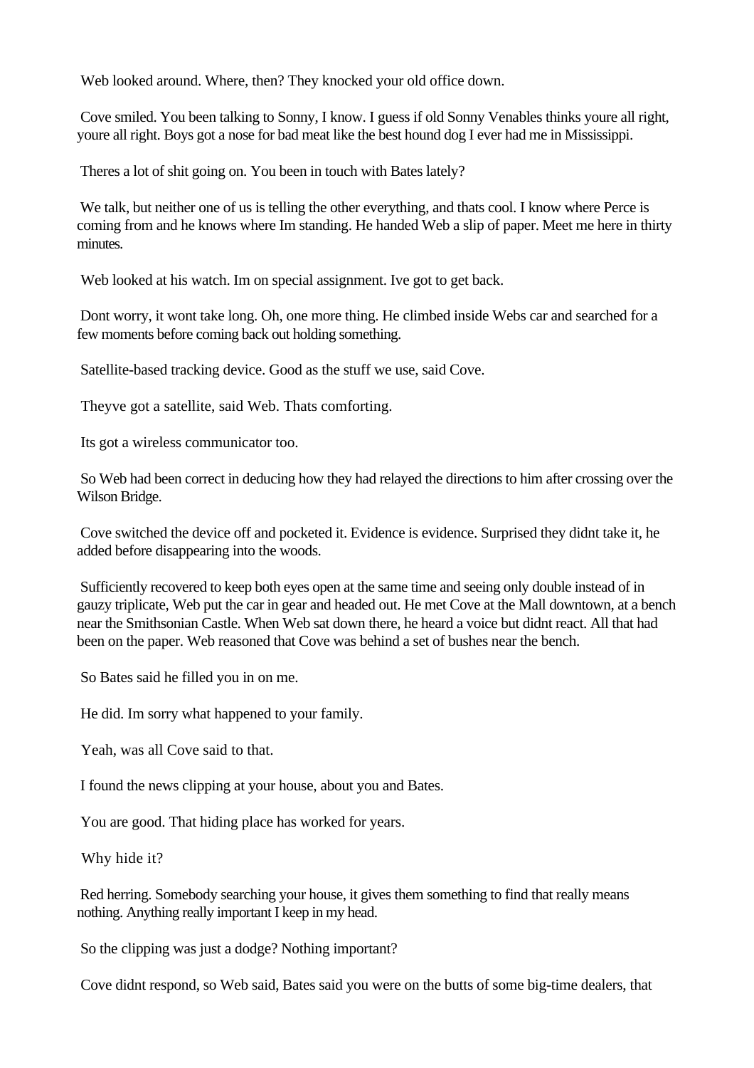Web looked around. Where, then? They knocked your old office down.

Cove smiled. You been talking to Sonny, I know. I guess if old Sonny Venables thinks youre all right, youre all right. Boys got a nose for bad meat like the best hound dog I ever had me in Mississippi.

Theres a lot of shit going on. You been in touch with Bates lately?

We talk, but neither one of us is telling the other everything, and thats cool. I know where Perce is coming from and he knows where Im standing. He handed Web a slip of paper. Meet me here in thirty minutes.

Web looked at his watch. Im on special assignment. Ive got to get back.

Dont worry, it wont take long. Oh, one more thing. He climbed inside Webs car and searched for a few moments before coming back out holding something.

Satellite-based tracking device. Good as the stuff we use, said Cove.

Theyve got a satellite, said Web. Thats comforting.

Its got a wireless communicator too.

So Web had been correct in deducing how they had relayed the directions to him after crossing over the Wilson Bridge.

Cove switched the device off and pocketed it. Evidence is evidence. Surprised they didnt take it, he added before disappearing into the woods.

Sufficiently recovered to keep both eyes open at the same time and seeing only double instead of in gauzy triplicate, Web put the car in gear and headed out. He met Cove at the Mall downtown, at a bench near the Smithsonian Castle. When Web sat down there, he heard a voice but didnt react. All that had been on the paper. Web reasoned that Cove was behind a set of bushes near the bench.

So Bates said he filled you in on me.

He did. Im sorry what happened to your family.

Yeah, was all Cove said to that.

I found the news clipping at your house, about you and Bates.

You are good. That hiding place has worked for years.

Why hide it?

Red herring. Somebody searching your house, it gives them something to find that really means nothing. Anything really important I keep in my head.

So the clipping was just a dodge? Nothing important?

Cove didnt respond, so Web said, Bates said you were on the butts of some big-time dealers, that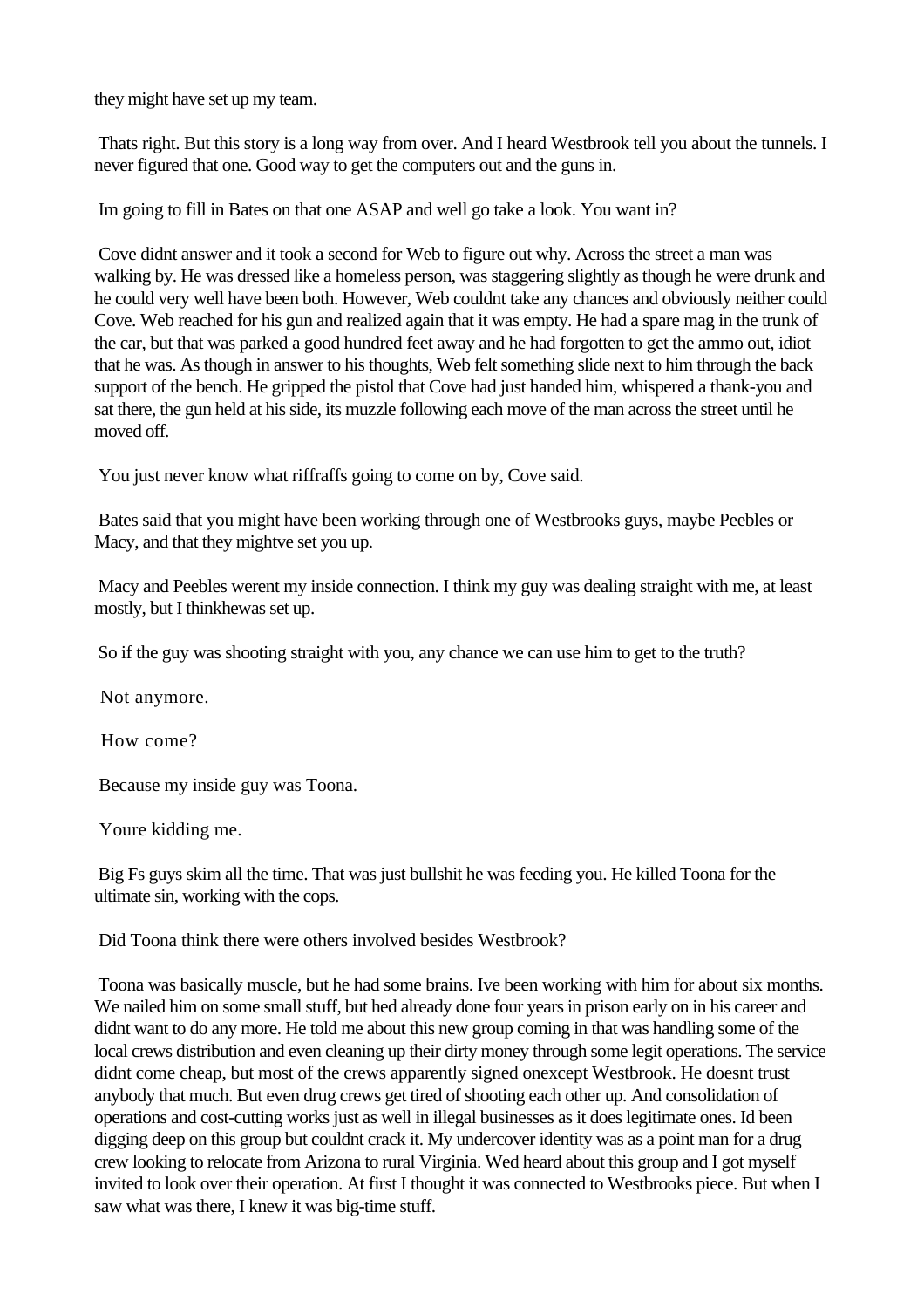they might have set up my team.

Thats right. But this story is a long way from over. And I heard Westbrook tell you about the tunnels. I never figured that one. Good way to get the computers out and the guns in.

Im going to fill in Bates on that one ASAP and well go take a look. You want in?

Cove didnt answer and it took a second for Web to figure out why. Across the street a man was walking by. He was dressed like a homeless person, was staggering slightly as though he were drunk and he could very well have been both. However, Web couldnt take any chances and obviously neither could Cove. Web reached for his gun and realized again that it was empty. He had a spare mag in the trunk of the car, but that was parked a good hundred feet away and he had forgotten to get the ammo out, idiot that he was. As though in answer to his thoughts, Web felt something slide next to him through the back support of the bench. He gripped the pistol that Cove had just handed him, whispered a thank-you and sat there, the gun held at his side, its muzzle following each move of the man across the street until he moved off.

You just never know what riffraffs going to come on by, Cove said.

Bates said that you might have been working through one of Westbrooks guys, maybe Peebles or Macy, and that they mightve set you up.

Macy and Peebles werent my inside connection. I think my guy was dealing straight with me, at least mostly, but I thinkhewas set up.

So if the guy was shooting straight with you, any chance we can use him to get to the truth?

Not anymore.

How come?

Because my inside guy was Toona.

Youre kidding me.

Big Fs guys skim all the time. That was just bullshit he was feeding you. He killed Toona for the ultimate sin, working with the cops.

Did Toona think there were others involved besides Westbrook?

Toona was basically muscle, but he had some brains. Ive been working with him for about six months. We nailed him on some small stuff, but hed already done four years in prison early on in his career and didnt want to do any more. He told me about this new group coming in that was handling some of the local crews distribution and even cleaning up their dirty money through some legit operations. The service didnt come cheap, but most of the crews apparently signed onexcept Westbrook. He doesnt trust anybody that much. But even drug crews get tired of shooting each other up. And consolidation of operations and cost-cutting works just as well in illegal businesses as it does legitimate ones. Id been digging deep on this group but couldnt crack it. My undercover identity was as a point man for a drug crew looking to relocate from Arizona to rural Virginia. Wed heard about this group and I got myself invited to look over their operation. At first I thought it was connected to Westbrooks piece. But when I saw what was there, I knew it was big-time stuff.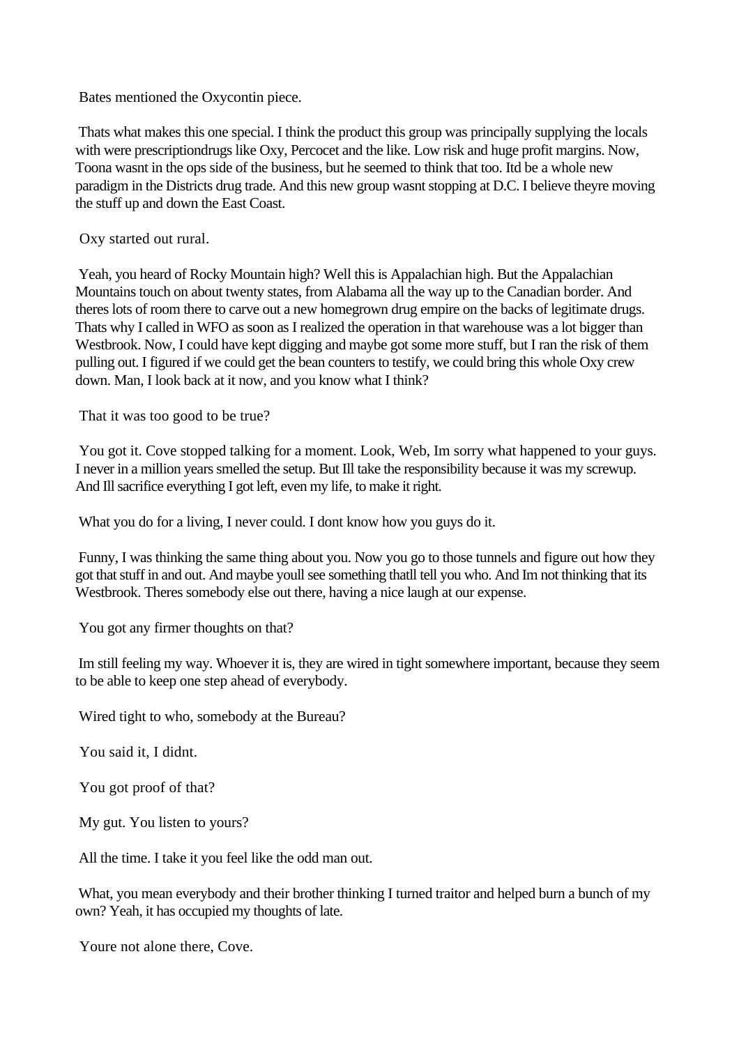Bates mentioned the Oxycontin piece.

Thats what makes this one special. I think the product this group was principally supplying the locals with were prescriptiondrugs like Oxy, Percocet and the like. Low risk and huge profit margins. Now, Toona wasnt in the ops side of the business, but he seemed to think that too. Itd be a whole new paradigm in the Districts drug trade. And this new group wasnt stopping at D.C. I believe theyre moving the stuff up and down the East Coast.

Oxy started out rural.

Yeah, you heard of Rocky Mountain high? Well this is Appalachian high. But the Appalachian Mountains touch on about twenty states, from Alabama all the way up to the Canadian border. And theres lots of room there to carve out a new homegrown drug empire on the backs of legitimate drugs. Thats why I called in WFO as soon as I realized the operation in that warehouse was a lot bigger than Westbrook. Now, I could have kept digging and maybe got some more stuff, but I ran the risk of them pulling out. I figured if we could get the bean counters to testify, we could bring this whole Oxy crew down. Man, I look back at it now, and you know what I think?

That it was too good to be true?

You got it. Cove stopped talking for a moment. Look, Web, Im sorry what happened to your guys. I never in a million years smelled the setup. But Ill take the responsibility because it was my screwup. And Ill sacrifice everything I got left, even my life, to make it right.

What you do for a living, I never could. I dont know how you guys do it.

Funny, I was thinking the same thing about you. Now you go to those tunnels and figure out how they got that stuff in and out. And maybe youll see something thatll tell you who. And Im not thinking that its Westbrook. Theres somebody else out there, having a nice laugh at our expense.

You got any firmer thoughts on that?

Im still feeling my way. Whoever it is, they are wired in tight somewhere important, because they seem to be able to keep one step ahead of everybody.

Wired tight to who, somebody at the Bureau?

You said it, I didnt.

You got proof of that?

My gut. You listen to yours?

All the time. I take it you feel like the odd man out.

What, you mean everybody and their brother thinking I turned traitor and helped burn a bunch of my own? Yeah, it has occupied my thoughts of late.

Youre not alone there, Cove.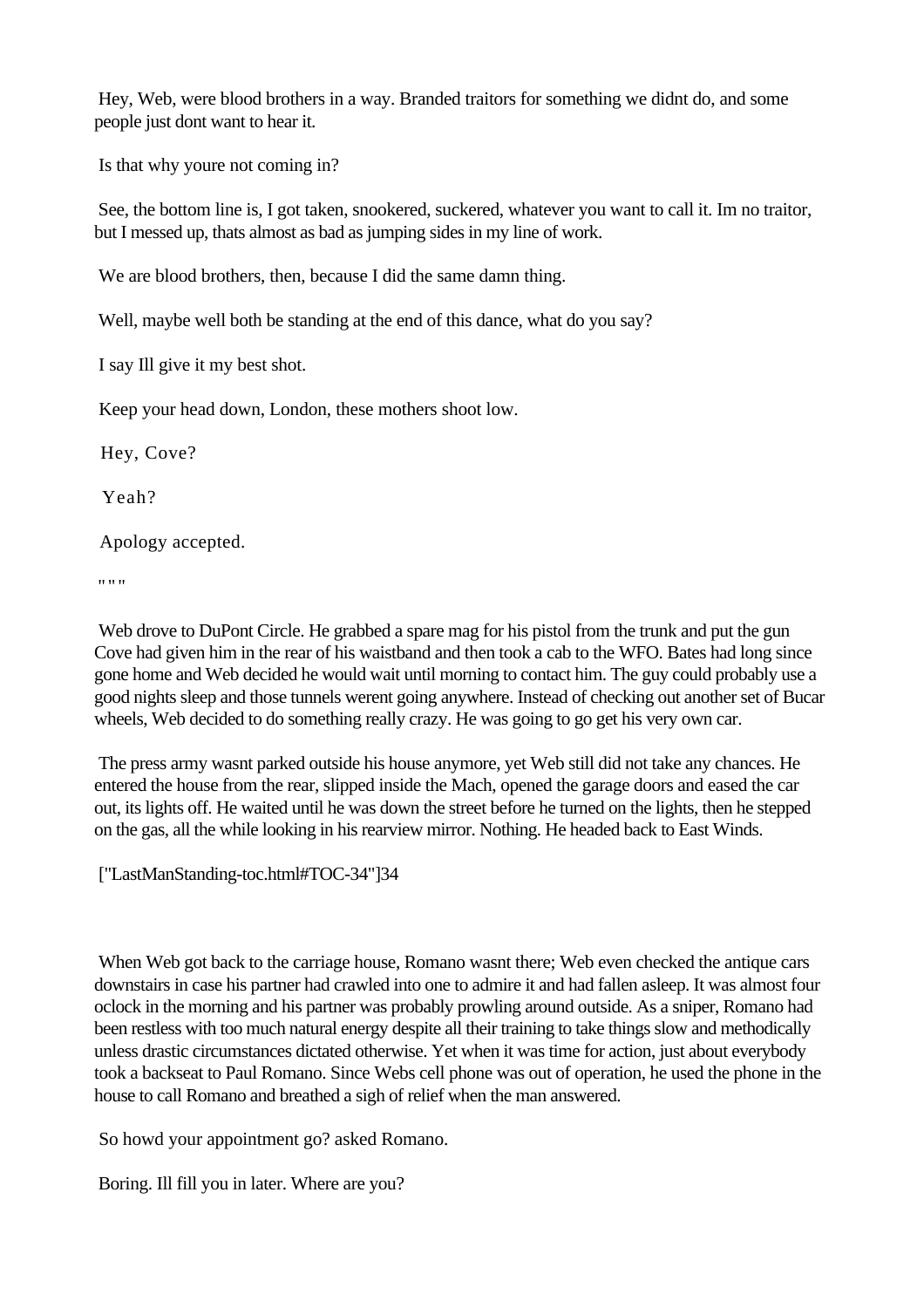Hey, Web, were blood brothers in a way. Branded traitors for something we didnt do, and some people just dont want to hear it.

Is that why youre not coming in?

See, the bottom line is, I got taken, snookered, suckered, whatever you want to call it. Im no traitor, but I messed up, thats almost as bad as jumping sides in my line of work.

We are blood brothers, then, because I did the same damn thing.

Well, maybe well both be standing at the end of this dance, what do you say?

I say Ill give it my best shot.

Keep your head down, London, these mothers shoot low.

Hey, Cove?

Yeah?

Apology accepted.

"""

Web drove to DuPont Circle. He grabbed a spare mag for his pistol from the trunk and put the gun Cove had given him in the rear of his waistband and then took a cab to the WFO. Bates had long since gone home and Web decided he would wait until morning to contact him. The guy could probably use a good nights sleep and those tunnels werent going anywhere. Instead of checking out another set of Bucar wheels, Web decided to do something really crazy. He was going to go get his very own car.

The press army wasnt parked outside his house anymore, yet Web still did not take any chances. He entered the house from the rear, slipped inside the Mach, opened the garage doors and eased the car out, its lights off. He waited until he was down the street before he turned on the lights, then he stepped on the gas, all the while looking in his rearview mirror. Nothing. He headed back to East Winds.

["LastManStanding-toc.html#TOC-34"]34

When Web got back to the carriage house, Romano wasnt there; Web even checked the antique cars downstairs in case his partner had crawled into one to admire it and had fallen asleep. It was almost four oclock in the morning and his partner was probably prowling around outside. As a sniper, Romano had been restless with too much natural energy despite all their training to take things slow and methodically unless drastic circumstances dictated otherwise. Yet when it was time for action, just about everybody took a backseat to Paul Romano. Since Webs cell phone was out of operation, he used the phone in the house to call Romano and breathed a sigh of relief when the man answered.

So howd your appointment go? asked Romano.

Boring. Ill fill you in later. Where are you?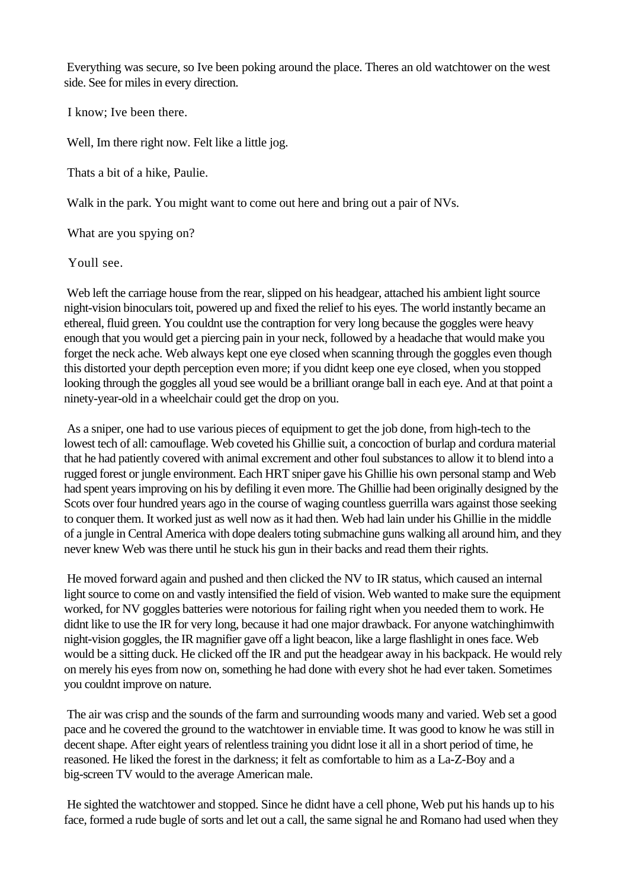Everything was secure, so Ive been poking around the place. Theres an old watchtower on the west side. See for miles in every direction.

I know; Ive been there.

Well, Im there right now. Felt like a little jog.

Thats a bit of a hike, Paulie.

Walk in the park. You might want to come out here and bring out a pair of NVs.

What are you spying on?

Youll see.

Web left the carriage house from the rear, slipped on his headgear, attached his ambient light source night-vision binoculars toit, powered up and fixed the relief to his eyes. The world instantly became an ethereal, fluid green. You couldnt use the contraption for very long because the goggles were heavy enough that you would get a piercing pain in your neck, followed by a headache that would make you forget the neck ache. Web always kept one eye closed when scanning through the goggles even though this distorted your depth perception even more; if you didnt keep one eye closed, when you stopped looking through the goggles all youd see would be a brilliant orange ball in each eye. And at that point a ninety-year-old in a wheelchair could get the drop on you.

As a sniper, one had to use various pieces of equipment to get the job done, from high-tech to the lowest tech of all: camouflage. Web coveted his Ghillie suit, a concoction of burlap and cordura material that he had patiently covered with animal excrement and other foul substances to allow it to blend into a rugged forest or jungle environment. Each HRT sniper gave his Ghillie his own personal stamp and Web had spent years improving on his by defiling it even more. The Ghillie had been originally designed by the Scots over four hundred years ago in the course of waging countless guerrilla wars against those seeking to conquer them. It worked just as well now as it had then. Web had lain under his Ghillie in the middle of a jungle in Central America with dope dealers toting submachine guns walking all around him, and they never knew Web was there until he stuck his gun in their backs and read them their rights.

He moved forward again and pushed and then clicked the NV to IR status, which caused an internal light source to come on and vastly intensified the field of vision. Web wanted to make sure the equipment worked, for NV goggles batteries were notorious for failing right when you needed them to work. He didnt like to use the IR for very long, because it had one major drawback. For anyone watchinghimwith night-vision goggles, the IR magnifier gave off a light beacon, like a large flashlight in ones face. Web would be a sitting duck. He clicked off the IR and put the headgear away in his backpack. He would rely on merely his eyes from now on, something he had done with every shot he had ever taken. Sometimes you couldnt improve on nature.

The air was crisp and the sounds of the farm and surrounding woods many and varied. Web set a good pace and he covered the ground to the watchtower in enviable time. It was good to know he was still in decent shape. After eight years of relentless training you didnt lose it all in a short period of time, he reasoned. He liked the forest in the darkness; it felt as comfortable to him as a La-Z-Boy and a big-screen TV would to the average American male.

He sighted the watchtower and stopped. Since he didnt have a cell phone, Web put his hands up to his face, formed a rude bugle of sorts and let out a call, the same signal he and Romano had used when they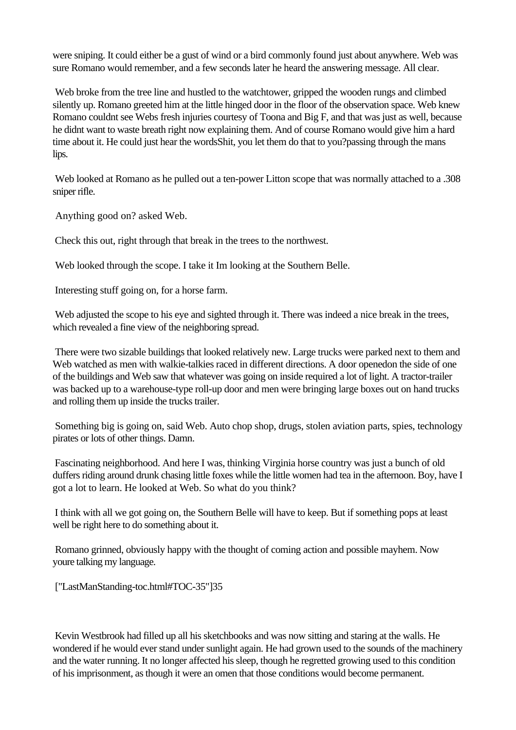were sniping. It could either be a gust of wind or a bird commonly found just about anywhere. Web was sure Romano would remember, and a few seconds later he heard the answering message. All clear.

Web broke from the tree line and hustled to the watchtower, gripped the wooden rungs and climbed silently up. Romano greeted him at the little hinged door in the floor of the observation space. Web knew Romano couldnt see Webs fresh injuries courtesy of Toona and Big F, and that was just as well, because he didnt want to waste breath right now explaining them. And of course Romano would give him a hard time about it. He could just hear the wordsShit, you let them do that to you?passing through the mans lips.

Web looked at Romano as he pulled out a ten-power Litton scope that was normally attached to a .308 sniper rifle.

Anything good on? asked Web.

Check this out, right through that break in the trees to the northwest.

Web looked through the scope. I take it Im looking at the Southern Belle.

Interesting stuff going on, for a horse farm.

Web adjusted the scope to his eye and sighted through it. There was indeed a nice break in the trees, which revealed a fine view of the neighboring spread.

There were two sizable buildings that looked relatively new. Large trucks were parked next to them and Web watched as men with walkie-talkies raced in different directions. A door openedon the side of one of the buildings and Web saw that whatever was going on inside required a lot of light. A tractor-trailer was backed up to a warehouse-type roll-up door and men were bringing large boxes out on hand trucks and rolling them up inside the trucks trailer.

Something big is going on, said Web. Auto chop shop, drugs, stolen aviation parts, spies, technology pirates or lots of other things. Damn.

Fascinating neighborhood. And here I was, thinking Virginia horse country was just a bunch of old duffers riding around drunk chasing little foxes while the little women had tea in the afternoon. Boy, have I got a lot to learn. He looked at Web. So what do you think?

I think with all we got going on, the Southern Belle will have to keep. But if something pops at least well be right here to do something about it.

Romano grinned, obviously happy with the thought of coming action and possible mayhem. Now youre talking my language.

["LastManStanding-toc.html#TOC-35"]35

Kevin Westbrook had filled up all his sketchbooks and was now sitting and staring at the walls. He wondered if he would ever stand under sunlight again. He had grown used to the sounds of the machinery and the water running. It no longer affected his sleep, though he regretted growing used to this condition of his imprisonment, as though it were an omen that those conditions would become permanent.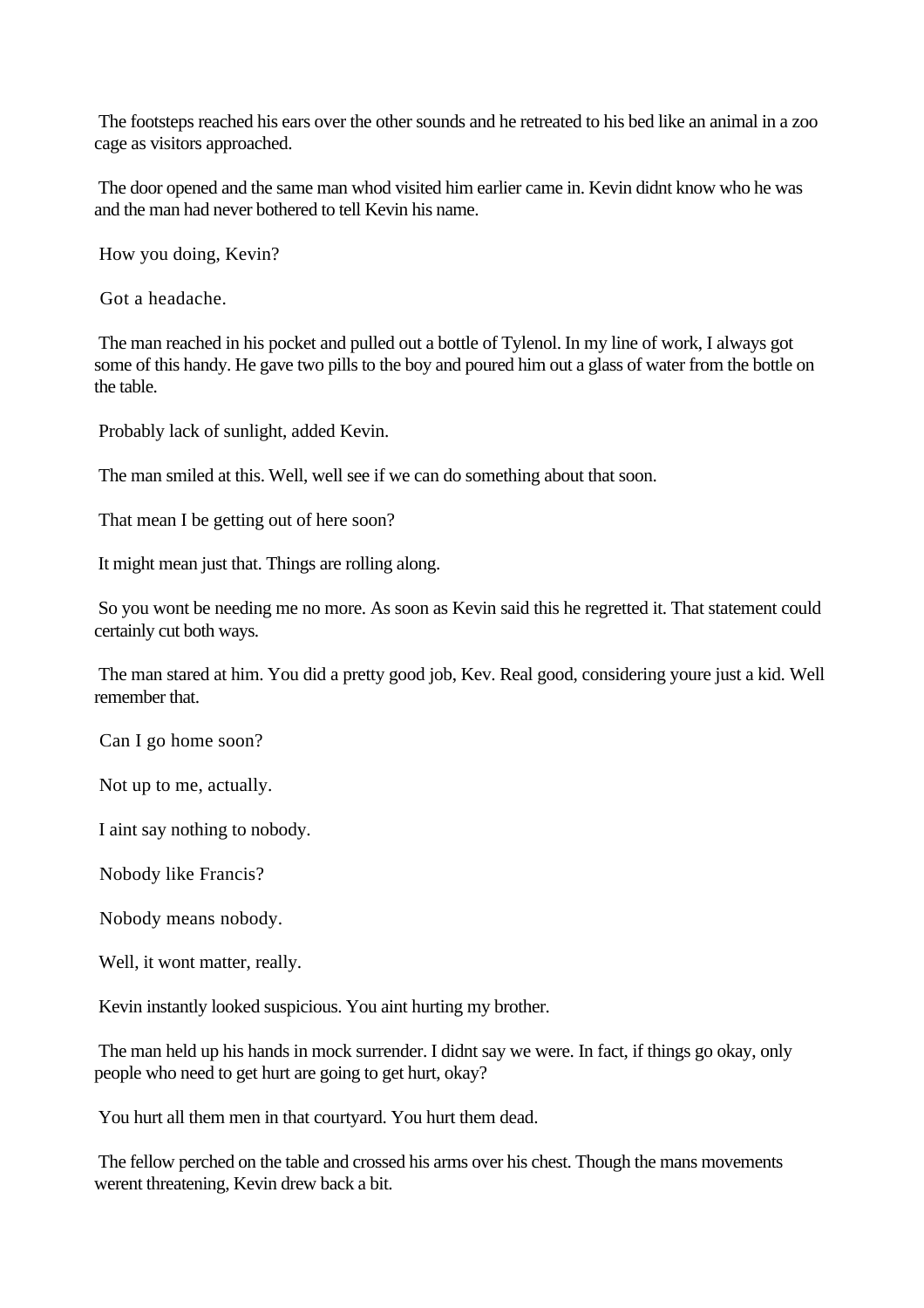The footsteps reached his ears over the other sounds and he retreated to his bed like an animal in a zoo cage as visitors approached.

The door opened and the same man whod visited him earlier came in. Kevin didnt know who he was and the man had never bothered to tell Kevin his name.

How you doing, Kevin?

Got a headache.

The man reached in his pocket and pulled out a bottle of Tylenol. In my line of work, I always got some of this handy. He gave two pills to the boy and poured him out a glass of water from the bottle on the table.

Probably lack of sunlight, added Kevin.

The man smiled at this. Well, well see if we can do something about that soon.

That mean I be getting out of here soon?

It might mean just that. Things are rolling along.

So you wont be needing me no more. As soon as Kevin said this he regretted it. That statement could certainly cut both ways.

The man stared at him. You did a pretty good job, Kev. Real good, considering youre just a kid. Well remember that.

Can I go home soon?

Not up to me, actually.

I aint say nothing to nobody.

Nobody like Francis?

Nobody means nobody.

Well, it wont matter, really.

Kevin instantly looked suspicious. You aint hurting my brother.

The man held up his hands in mock surrender. I didnt say we were. In fact, if things go okay, only people who need to get hurt are going to get hurt, okay?

You hurt all them men in that courtyard. You hurt them dead.

The fellow perched on the table and crossed his arms over his chest. Though the mans movements werent threatening, Kevin drew back a bit.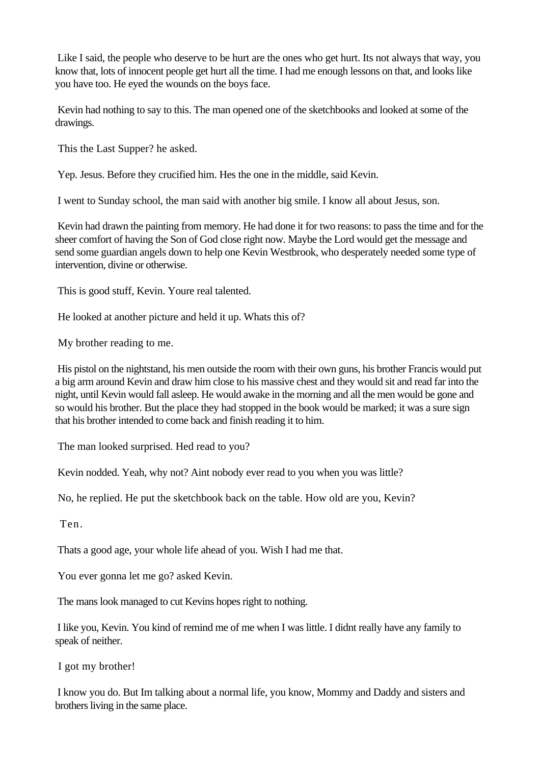Like I said, the people who deserve to be hurt are the ones who get hurt. Its not always that way, you know that, lots of innocent people get hurt all the time. I had me enough lessons on that, and looks like you have too. He eyed the wounds on the boys face.

Kevin had nothing to say to this. The man opened one of the sketchbooks and looked at some of the drawings.

This the Last Supper? he asked.

Yep. Jesus. Before they crucified him. Hes the one in the middle, said Kevin.

I went to Sunday school, the man said with another big smile. I know all about Jesus, son.

Kevin had drawn the painting from memory. He had done it for two reasons: to pass the time and for the sheer comfort of having the Son of God close right now. Maybe the Lord would get the message and send some guardian angels down to help one Kevin Westbrook, who desperately needed some type of intervention, divine or otherwise.

This is good stuff, Kevin. Youre real talented.

He looked at another picture and held it up. Whats this of?

My brother reading to me.

His pistol on the nightstand, his men outside the room with their own guns, his brother Francis would put a big arm around Kevin and draw him close to his massive chest and they would sit and read far into the night, until Kevin would fall asleep. He would awake in the morning and all the men would be gone and so would his brother. But the place they had stopped in the book would be marked; it was a sure sign that his brother intended to come back and finish reading it to him.

The man looked surprised. Hed read to you?

Kevin nodded. Yeah, why not? Aint nobody ever read to you when you was little?

No, he replied. He put the sketchbook back on the table. How old are you, Kevin?

Ten.

Thats a good age, your whole life ahead of you. Wish I had me that.

You ever gonna let me go? asked Kevin.

The mans look managed to cut Kevins hopes right to nothing.

I like you, Kevin. You kind of remind me of me when I was little. I didnt really have any family to speak of neither.

I got my brother!

I know you do. But Im talking about a normal life, you know, Mommy and Daddy and sisters and brothers living in the same place.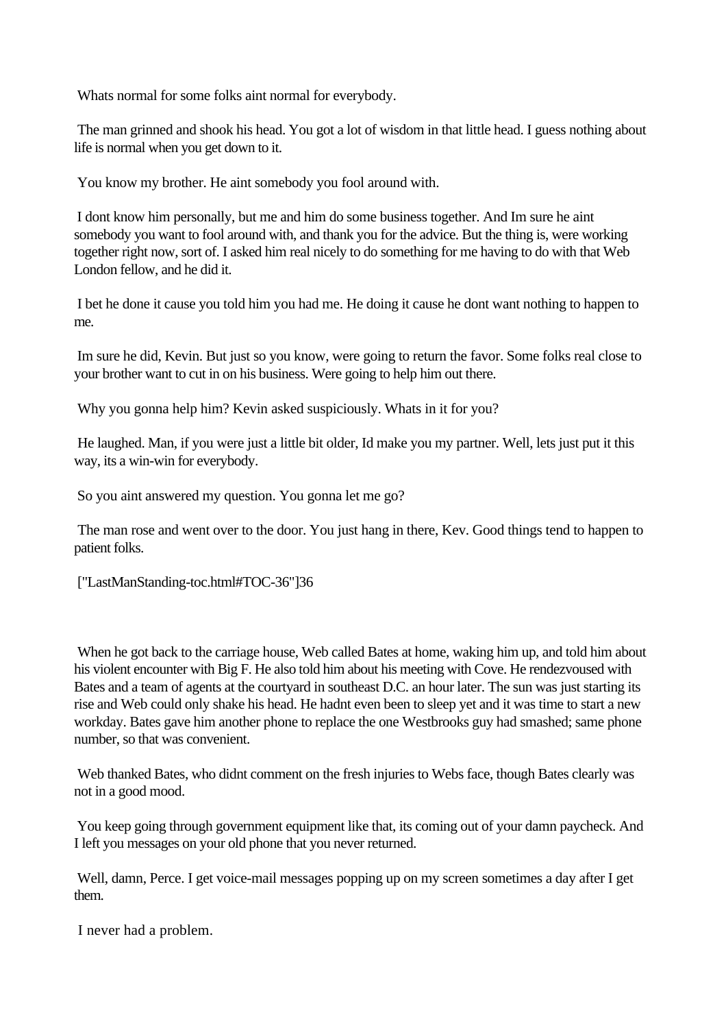Whats normal for some folks aint normal for everybody.

The man grinned and shook his head. You got a lot of wisdom in that little head. I guess nothing about life is normal when you get down to it.

You know my brother. He aint somebody you fool around with.

I dont know him personally, but me and him do some business together. And Im sure he aint somebody you want to fool around with, and thank you for the advice. But the thing is, were working together right now, sort of. I asked him real nicely to do something for me having to do with that Web London fellow, and he did it.

I bet he done it cause you told him you had me. He doing it cause he dont want nothing to happen to me.

Im sure he did, Kevin. But just so you know, were going to return the favor. Some folks real close to your brother want to cut in on his business. Were going to help him out there.

Why you gonna help him? Kevin asked suspiciously. Whats in it for you?

He laughed. Man, if you were just a little bit older, Id make you my partner. Well, lets just put it this way, its a win-win for everybody.

So you aint answered my question. You gonna let me go?

The man rose and went over to the door. You just hang in there, Kev. Good things tend to happen to patient folks.

["LastManStanding-toc.html#TOC-36"]36

When he got back to the carriage house, Web called Bates at home, waking him up, and told him about his violent encounter with Big F. He also told him about his meeting with Cove. He rendezvoused with Bates and a team of agents at the courtyard in southeast D.C. an hour later. The sun was just starting its rise and Web could only shake his head. He hadnt even been to sleep yet and it was time to start a new workday. Bates gave him another phone to replace the one Westbrooks guy had smashed; same phone number, so that was convenient.

Web thanked Bates, who didnt comment on the fresh injuries to Webs face, though Bates clearly was not in a good mood.

You keep going through government equipment like that, its coming out of your damn paycheck. And I left you messages on your old phone that you never returned.

Well, damn, Perce. I get voice-mail messages popping up on my screen sometimes a day after I get them.

I never had a problem.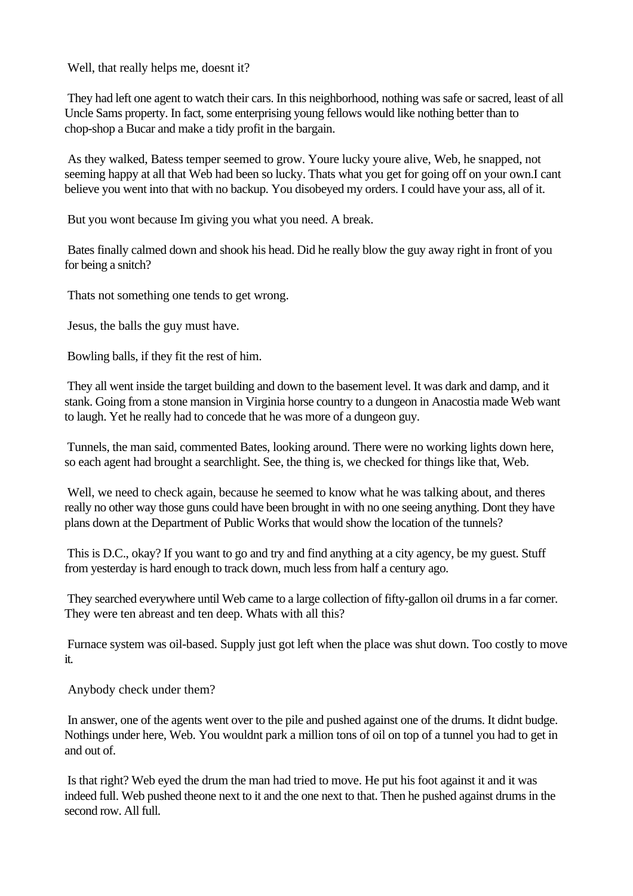Well, that really helps me, doesnt it?

They had left one agent to watch their cars. In this neighborhood, nothing was safe or sacred, least of all Uncle Sams property. In fact, some enterprising young fellows would like nothing better than to chop-shop a Bucar and make a tidy profit in the bargain.

As they walked, Batess temper seemed to grow. Youre lucky youre alive, Web, he snapped, not seeming happy at all that Web had been so lucky. Thats what you get for going off on your own.I cant believe you went into that with no backup. You disobeyed my orders. I could have your ass, all of it.

But you wont because Im giving you what you need. A break.

Bates finally calmed down and shook his head. Did he really blow the guy away right in front of you for being a snitch?

Thats not something one tends to get wrong.

Jesus, the balls the guy must have.

Bowling balls, if they fit the rest of him.

They all went inside the target building and down to the basement level. It was dark and damp, and it stank. Going from a stone mansion in Virginia horse country to a dungeon in Anacostia made Web want to laugh. Yet he really had to concede that he was more of a dungeon guy.

Tunnels, the man said, commented Bates, looking around. There were no working lights down here, so each agent had brought a searchlight. See, the thing is, we checked for things like that, Web.

Well, we need to check again, because he seemed to know what he was talking about, and theres really no other way those guns could have been brought in with no one seeing anything. Dont they have plans down at the Department of Public Works that would show the location of the tunnels?

This is D.C., okay? If you want to go and try and find anything at a city agency, be my guest. Stuff from yesterday is hard enough to track down, much less from half a century ago.

They searched everywhere until Web came to a large collection of fifty-gallon oil drums in a far corner. They were ten abreast and ten deep. Whats with all this?

Furnace system was oil-based. Supply just got left when the place was shut down. Too costly to move it.

Anybody check under them?

In answer, one of the agents went over to the pile and pushed against one of the drums. It didnt budge. Nothings under here, Web. You wouldnt park a million tons of oil on top of a tunnel you had to get in and out of.

Is that right? Web eyed the drum the man had tried to move. He put his foot against it and it was indeed full. Web pushed theone next to it and the one next to that. Then he pushed against drums in the second row. All full.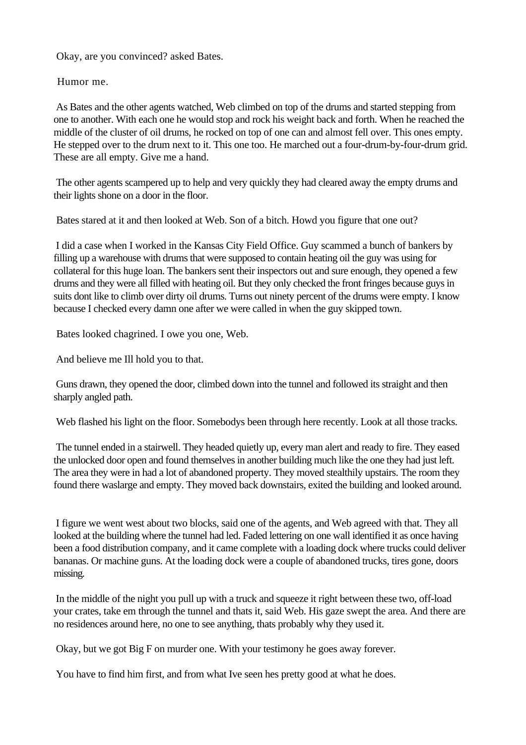Okay, are you convinced? asked Bates.

Humor me.

As Bates and the other agents watched, Web climbed on top of the drums and started stepping from one to another. With each one he would stop and rock his weight back and forth. When he reached the middle of the cluster of oil drums, he rocked on top of one can and almost fell over. This ones empty. He stepped over to the drum next to it. This one too. He marched out a four-drum-by-four-drum grid. These are all empty. Give me a hand.

The other agents scampered up to help and very quickly they had cleared away the empty drums and their lights shone on a door in the floor.

Bates stared at it and then looked at Web. Son of a bitch. Howd you figure that one out?

I did a case when I worked in the Kansas City Field Office. Guy scammed a bunch of bankers by filling up a warehouse with drums that were supposed to contain heating oil the guy was using for collateral for this huge loan. The bankers sent their inspectors out and sure enough, they opened a few drums and they were all filled with heating oil. But they only checked the front fringes because guys in suits dont like to climb over dirty oil drums. Turns out ninety percent of the drums were empty. I know because I checked every damn one after we were called in when the guy skipped town.

Bates looked chagrined. I owe you one, Web.

And believe me Ill hold you to that.

Guns drawn, they opened the door, climbed down into the tunnel and followed its straight and then sharply angled path.

Web flashed his light on the floor. Somebodys been through here recently. Look at all those tracks.

The tunnel ended in a stairwell. They headed quietly up, every man alert and ready to fire. They eased the unlocked door open and found themselves in another building much like the one they had just left. The area they were in had a lot of abandoned property. They moved stealthily upstairs. The room they found there waslarge and empty. They moved back downstairs, exited the building and looked around.

I figure we went west about two blocks, said one of the agents, and Web agreed with that. They all looked at the building where the tunnel had led. Faded lettering on one wall identified it as once having been a food distribution company, and it came complete with a loading dock where trucks could deliver bananas. Or machine guns. At the loading dock were a couple of abandoned trucks, tires gone, doors missing.

In the middle of the night you pull up with a truck and squeeze it right between these two, off-load your crates, take em through the tunnel and thats it, said Web. His gaze swept the area. And there are no residences around here, no one to see anything, thats probably why they used it.

Okay, but we got Big F on murder one. With your testimony he goes away forever.

You have to find him first, and from what Ive seen hes pretty good at what he does.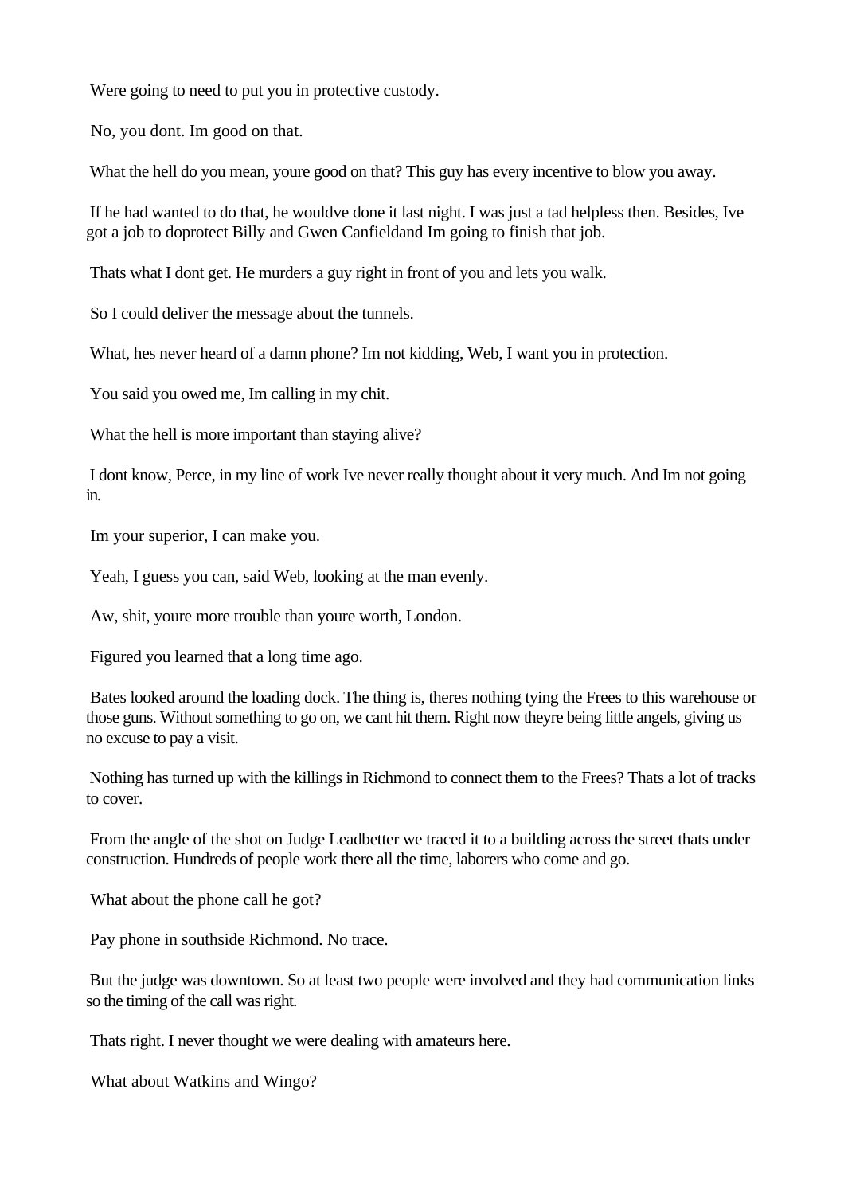Were going to need to put you in protective custody.

No, you dont. Im good on that.

What the hell do you mean, youre good on that? This guy has every incentive to blow you away.

If he had wanted to do that, he wouldve done it last night. I was just a tad helpless then. Besides, Ive got a job to doprotect Billy and Gwen Canfieldand Im going to finish that job.

Thats what I dont get. He murders a guy right in front of you and lets you walk.

So I could deliver the message about the tunnels.

What, hes never heard of a damn phone? Im not kidding, Web, I want you in protection.

You said you owed me, Im calling in my chit.

What the hell is more important than staying alive?

I dont know, Perce, in my line of work Ive never really thought about it very much. And Im not going in.

Im your superior, I can make you.

Yeah, I guess you can, said Web, looking at the man evenly.

Aw, shit, youre more trouble than youre worth, London.

Figured you learned that a long time ago.

Bates looked around the loading dock. The thing is, theres nothing tying the Frees to this warehouse or those guns. Without something to go on, we cant hit them. Right now theyre being little angels, giving us no excuse to pay a visit.

Nothing has turned up with the killings in Richmond to connect them to the Frees? Thats a lot of tracks to cover.

From the angle of the shot on Judge Leadbetter we traced it to a building across the street thats under construction. Hundreds of people work there all the time, laborers who come and go.

What about the phone call he got?

Pay phone in southside Richmond. No trace.

But the judge was downtown. So at least two people were involved and they had communication links so the timing of the call was right.

Thats right. I never thought we were dealing with amateurs here.

What about Watkins and Wingo?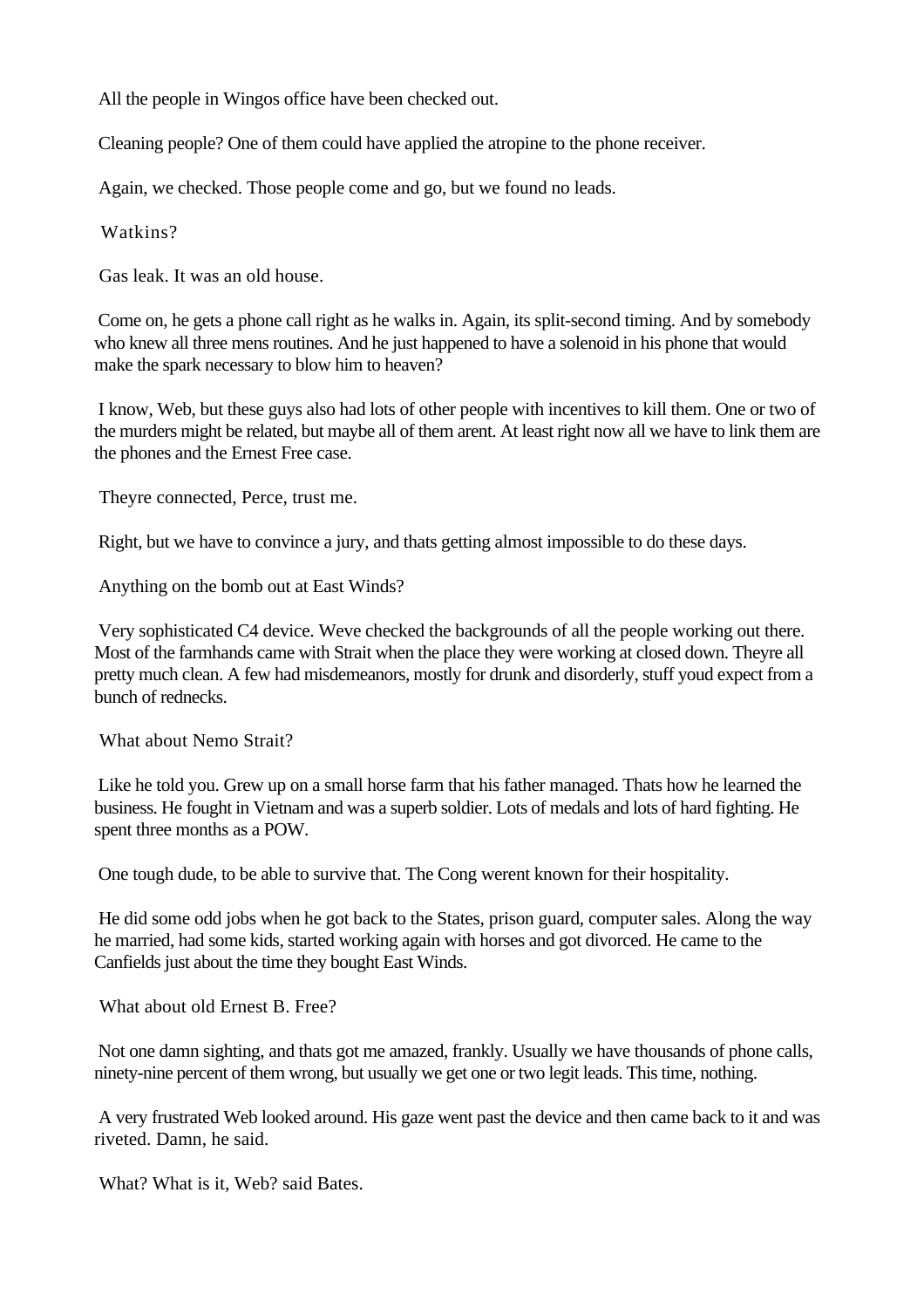All the people in Wingos office have been checked out.

Cleaning people? One of them could have applied the atropine to the phone receiver.

Again, we checked. Those people come and go, but we found no leads.

Watkins?

Gas leak. It was an old house.

Come on, he gets a phone call right as he walks in. Again, its split-second timing. And by somebody who knew all three mens routines. And he just happened to have a solenoid in his phone that would make the spark necessary to blow him to heaven?

I know, Web, but these guys also had lots of other people with incentives to kill them. One or two of the murders might be related, but maybe all of them arent. At least right now all we have to link them are the phones and the Ernest Free case.

Theyre connected, Perce, trust me.

Right, but we have to convince a jury, and thats getting almost impossible to do these days.

Anything on the bomb out at East Winds?

Very sophisticated C4 device. Weve checked the backgrounds of all the people working out there. Most of the farmhands came with Strait when the place they were working at closed down. Theyre all pretty much clean. A few had misdemeanors, mostly for drunk and disorderly, stuff youd expect from a bunch of rednecks.

What about Nemo Strait?

Like he told you. Grew up on a small horse farm that his father managed. Thats how he learned the business. He fought in Vietnam and was a superb soldier. Lots of medals and lots of hard fighting. He spent three months as a POW.

One tough dude, to be able to survive that. The Cong werent known for their hospitality.

He did some odd jobs when he got back to the States, prison guard, computer sales. Along the way he married, had some kids, started working again with horses and got divorced. He came to the Canfields just about the time they bought East Winds.

What about old Ernest B. Free?

Not one damn sighting, and thats got me amazed, frankly. Usually we have thousands of phone calls, ninety-nine percent of them wrong, but usually we get one or two legit leads. This time, nothing.

A very frustrated Web looked around. His gaze went past the device and then came back to it and was riveted. Damn, he said.

What? What is it, Web? said Bates.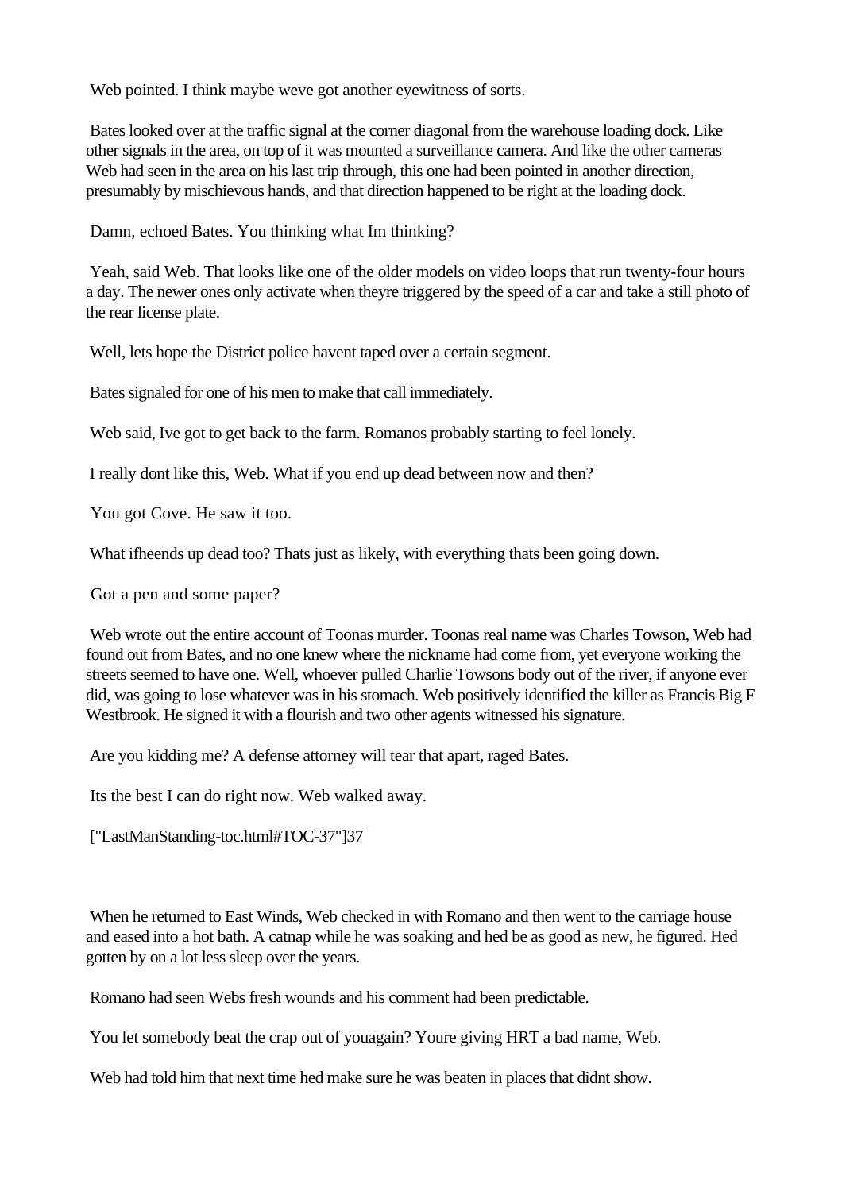Web pointed. I think maybe weve got another eyewitness of sorts.

Bates looked over at the traffic signal at the corner diagonal from the warehouse loading dock. Like other signals in the area, on top of it was mounted a surveillance camera. And like the other cameras Web had seen in the area on his last trip through, this one had been pointed in another direction, presumably by mischievous hands, and that direction happened to be right at the loading dock.

Damn, echoed Bates. You thinking what Im thinking?

Yeah, said Web. That looks like one of the older models on video loops that run twenty-four hours a day. The newer ones only activate when theyre triggered by the speed of a car and take a still photo of the rear license plate.

Well, lets hope the District police havent taped over a certain segment.

Bates signaled for one of his men to make that call immediately.

Web said, Ive got to get back to the farm. Romanos probably starting to feel lonely.

I really dont like this, Web. What if you end up dead between now and then?

You got Cove. He saw it too.

What ifheends up dead too? Thats just as likely, with everything thats been going down.

Got a pen and some paper?

Web wrote out the entire account of Toonas murder. Toonas real name was Charles Towson, Web had found out from Bates, and no one knew where the nickname had come from, yet everyone working the streets seemed to have one. Well, whoever pulled Charlie Towsons body out of the river, if anyone ever did, was going to lose whatever was in his stomach. Web positively identified the killer as Francis Big F Westbrook. He signed it with a flourish and two other agents witnessed his signature.

Are you kidding me? A defense attorney will tear that apart, raged Bates.

Its the best I can do right now. Web walked away.

["LastManStanding-toc.html#TOC-37"]37

When he returned to East Winds, Web checked in with Romano and then went to the carriage house and eased into a hot bath. A catnap while he was soaking and hed be as good as new, he figured. Hed gotten by on a lot less sleep over the years.

Romano had seen Webs fresh wounds and his comment had been predictable.

You let somebody beat the crap out of youagain? Youre giving HRT a bad name, Web.

Web had told him that next time hed make sure he was beaten in places that didnt show.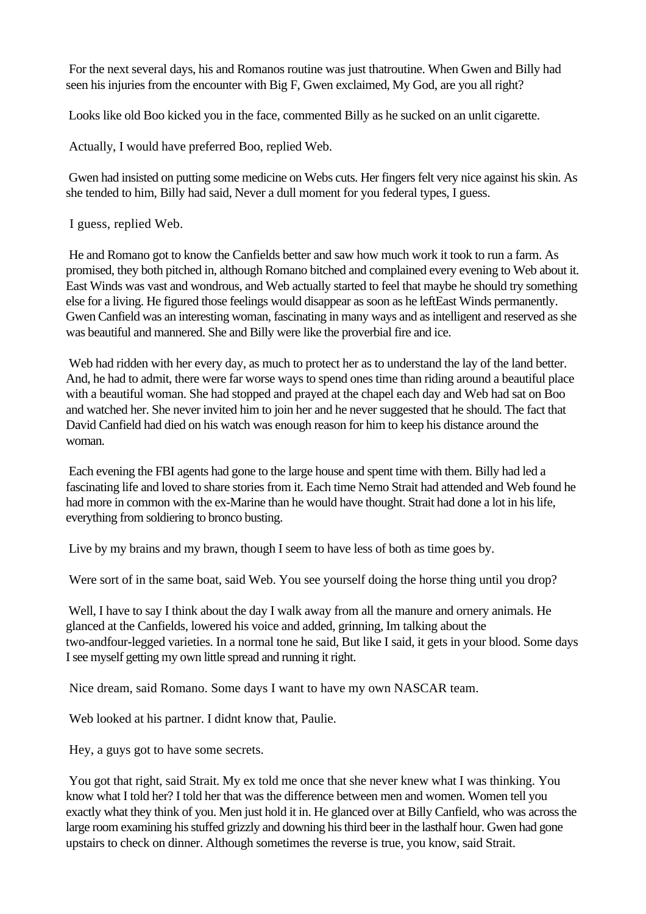For the next several days, his and Romanos routine was just thatroutine. When Gwen and Billy had seen his injuries from the encounter with Big F, Gwen exclaimed, My God, are you all right?

Looks like old Boo kicked you in the face, commented Billy as he sucked on an unlit cigarette.

Actually, I would have preferred Boo, replied Web.

Gwen had insisted on putting some medicine on Webs cuts. Her fingers felt very nice against his skin. As she tended to him, Billy had said, Never a dull moment for you federal types, I guess.

I guess, replied Web.

He and Romano got to know the Canfields better and saw how much work it took to run a farm. As promised, they both pitched in, although Romano bitched and complained every evening to Web about it. East Winds was vast and wondrous, and Web actually started to feel that maybe he should try something else for a living. He figured those feelings would disappear as soon as he leftEast Winds permanently. Gwen Canfield was an interesting woman, fascinating in many ways and as intelligent and reserved as she was beautiful and mannered. She and Billy were like the proverbial fire and ice.

Web had ridden with her every day, as much to protect her as to understand the lay of the land better. And, he had to admit, there were far worse ways to spend ones time than riding around a beautiful place with a beautiful woman. She had stopped and prayed at the chapel each day and Web had sat on Boo and watched her. She never invited him to join her and he never suggested that he should. The fact that David Canfield had died on his watch was enough reason for him to keep his distance around the woman.

Each evening the FBI agents had gone to the large house and spent time with them. Billy had led a fascinating life and loved to share stories from it. Each time Nemo Strait had attended and Web found he had more in common with the ex-Marine than he would have thought. Strait had done a lot in his life, everything from soldiering to bronco busting.

Live by my brains and my brawn, though I seem to have less of both as time goes by.

Were sort of in the same boat, said Web. You see yourself doing the horse thing until you drop?

Well, I have to say I think about the day I walk away from all the manure and ornery animals. He glanced at the Canfields, lowered his voice and added, grinning, Im talking about the two-andfour-legged varieties. In a normal tone he said, But like I said, it gets in your blood. Some days I see myself getting my own little spread and running it right.

Nice dream, said Romano. Some days I want to have my own NASCAR team.

Web looked at his partner. I didnt know that, Paulie.

Hey, a guys got to have some secrets.

You got that right, said Strait. My ex told me once that she never knew what I was thinking. You know what I told her? I told her that was the difference between men and women. Women tell you exactly what they think of you. Men just hold it in. He glanced over at Billy Canfield, who was across the large room examining his stuffed grizzly and downing his third beer in the lasthalf hour. Gwen had gone upstairs to check on dinner. Although sometimes the reverse is true, you know, said Strait.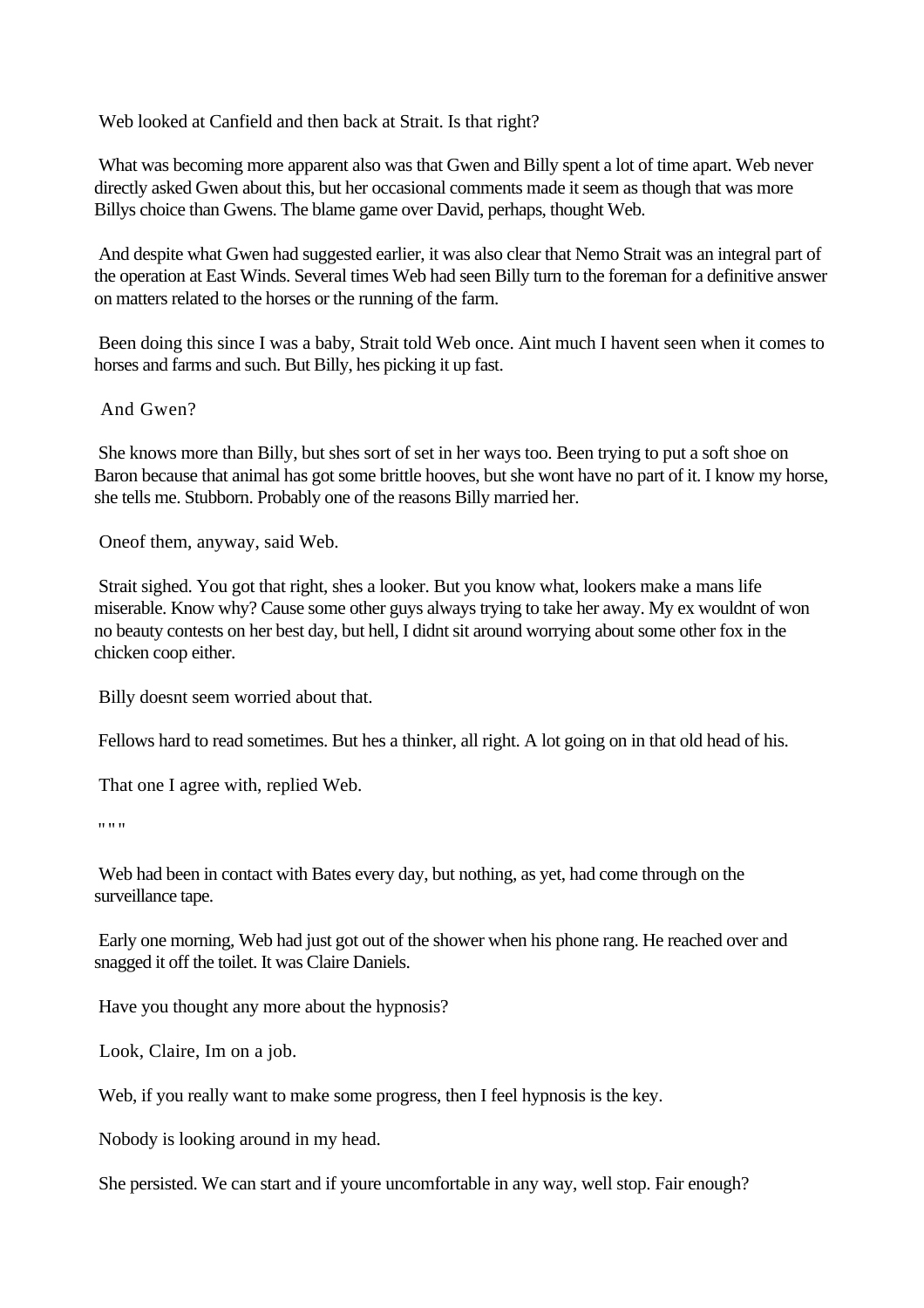Web looked at Canfield and then back at Strait. Is that right?

What was becoming more apparent also was that Gwen and Billy spent a lot of time apart. Web never directly asked Gwen about this, but her occasional comments made it seem as though that was more Billys choice than Gwens. The blame game over David, perhaps, thought Web.

And despite what Gwen had suggested earlier, it was also clear that Nemo Strait was an integral part of the operation at East Winds. Several times Web had seen Billy turn to the foreman for a definitive answer on matters related to the horses or the running of the farm.

Been doing this since I was a baby, Strait told Web once. Aint much I havent seen when it comes to horses and farms and such. But Billy, hes picking it up fast.

And Gwen?

She knows more than Billy, but shes sort of set in her ways too. Been trying to put a soft shoe on Baron because that animal has got some brittle hooves, but she wont have no part of it. I know my horse, she tells me. Stubborn. Probably one of the reasons Billy married her.

Oneof them, anyway, said Web.

Strait sighed. You got that right, shes a looker. But you know what, lookers make a mans life miserable. Know why? Cause some other guys always trying to take her away. My ex wouldnt of won no beauty contests on her best day, but hell, I didnt sit around worrying about some other fox in the chicken coop either.

Billy doesnt seem worried about that.

Fellows hard to read sometimes. But hes a thinker, all right. A lot going on in that old head of his.

That one I agree with, replied Web.

" " "

Web had been in contact with Bates every day, but nothing, as yet, had come through on the surveillance tape.

Early one morning, Web had just got out of the shower when his phone rang. He reached over and snagged it off the toilet. It was Claire Daniels.

Have you thought any more about the hypnosis?

Look, Claire, Im on a job.

Web, if you really want to make some progress, then I feel hypnosis is the key.

Nobody is looking around in my head.

She persisted. We can start and if youre uncomfortable in any way, well stop. Fair enough?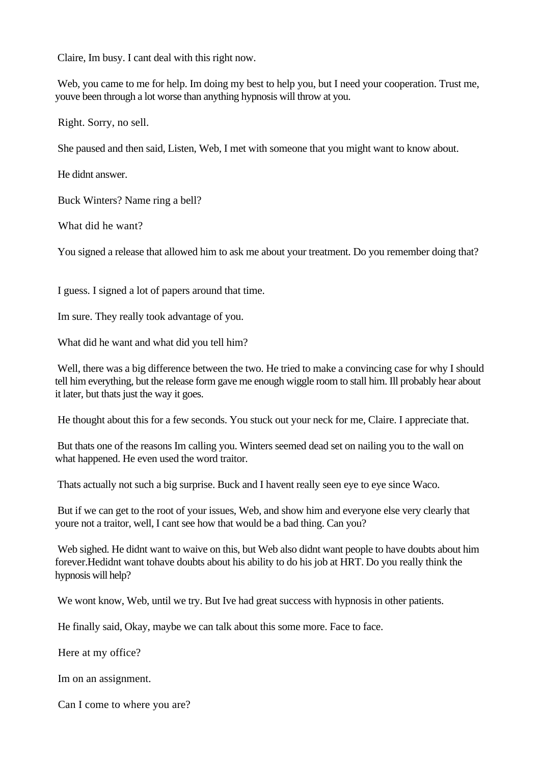Claire, Im busy. I cant deal with this right now.

Web, you came to me for help. Im doing my best to help you, but I need your cooperation. Trust me, youve been through a lot worse than anything hypnosis will throw at you.

Right. Sorry, no sell.

She paused and then said, Listen, Web, I met with someone that you might want to know about.

He didnt answer.

Buck Winters? Name ring a bell?

What did he want?

You signed a release that allowed him to ask me about your treatment. Do you remember doing that?

I guess. I signed a lot of papers around that time.

Im sure. They really took advantage of you.

What did he want and what did you tell him?

Well, there was a big difference between the two. He tried to make a convincing case for why I should tell him everything, but the release form gave me enough wiggle room to stall him. Ill probably hear about it later, but thats just the way it goes.

He thought about this for a few seconds. You stuck out your neck for me, Claire. I appreciate that.

But thats one of the reasons Im calling you. Winters seemed dead set on nailing you to the wall on what happened. He even used the word traitor.

Thats actually not such a big surprise. Buck and I havent really seen eye to eye since Waco.

But if we can get to the root of your issues, Web, and show him and everyone else very clearly that youre not a traitor, well, I cant see how that would be a bad thing. Can you?

Web sighed. He didnt want to waive on this, but Web also didnt want people to have doubts about him forever.Hedidnt want tohave doubts about his ability to do his job at HRT. Do you really think the hypnosis will help?

We wont know, Web, until we try. But Ive had great success with hypnosis in other patients.

He finally said, Okay, maybe we can talk about this some more. Face to face.

Here at my office?

Im on an assignment.

Can I come to where you are?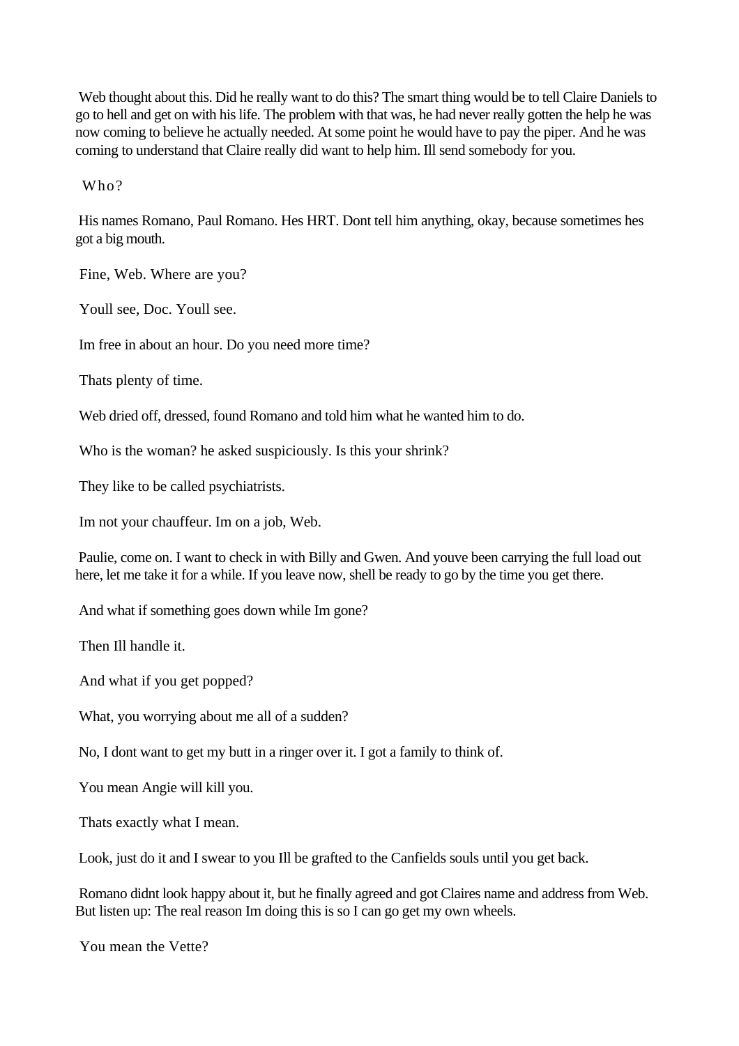Web thought about this. Did he really want to do this? The smart thing would be to tell Claire Daniels to go to hell and get on with his life. The problem with that was, he had never really gotten the help he was now coming to believe he actually needed. At some point he would have to pay the piper. And he was coming to understand that Claire really did want to help him. Ill send somebody for you.

Who?

His names Romano, Paul Romano. Hes HRT. Dont tell him anything, okay, because sometimes hes got a big mouth.

Fine, Web. Where are you?

Youll see, Doc. Youll see.

Im free in about an hour. Do you need more time?

Thats plenty of time.

Web dried off, dressed, found Romano and told him what he wanted him to do.

Who is the woman? he asked suspiciously. Is this your shrink?

They like to be called psychiatrists.

Im not your chauffeur. Im on a job, Web.

Paulie, come on. I want to check in with Billy and Gwen. And youve been carrying the full load out here, let me take it for a while. If you leave now, shell be ready to go by the time you get there.

And what if something goes down while Im gone?

Then Ill handle it.

And what if you get popped?

What, you worrying about me all of a sudden?

No, I dont want to get my butt in a ringer over it. I got a family to think of.

You mean Angie will kill you.

Thats exactly what I mean.

Look, just do it and I swear to you Ill be grafted to the Canfields souls until you get back.

Romano didnt look happy about it, but he finally agreed and got Claires name and address from Web. But listen up: The real reason Im doing this is so I can go get my own wheels.

You mean the Vette?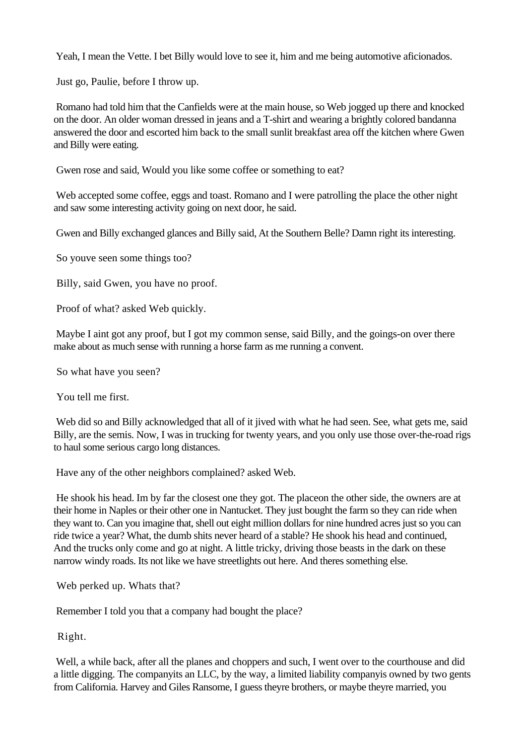Yeah, I mean the Vette. I bet Billy would love to see it, him and me being automotive aficionados.

Just go, Paulie, before I throw up.

Romano had told him that the Canfields were at the main house, so Web jogged up there and knocked on the door. An older woman dressed in jeans and a T-shirt and wearing a brightly colored bandanna answered the door and escorted him back to the small sunlit breakfast area off the kitchen where Gwen and Billy were eating.

Gwen rose and said, Would you like some coffee or something to eat?

Web accepted some coffee, eggs and toast. Romano and I were patrolling the place the other night and saw some interesting activity going on next door, he said.

Gwen and Billy exchanged glances and Billy said, At the Southern Belle? Damn right its interesting.

So youve seen some things too?

Billy, said Gwen, you have no proof.

Proof of what? asked Web quickly.

Maybe I aint got any proof, but I got my common sense, said Billy, and the goings-on over there make about as much sense with running a horse farm as me running a convent.

So what have you seen?

You tell me first.

Web did so and Billy acknowledged that all of it jived with what he had seen. See, what gets me, said Billy, are the semis. Now, I was in trucking for twenty years, and you only use those over-the-road rigs to haul some serious cargo long distances.

Have any of the other neighbors complained? asked Web.

He shook his head. Im by far the closest one they got. The placeon the other side, the owners are at their home in Naples or their other one in Nantucket. They just bought the farm so they can ride when they want to. Can you imagine that, shell out eight million dollars for nine hundred acres just so you can ride twice a year? What, the dumb shits never heard of a stable? He shook his head and continued, And the trucks only come and go at night. A little tricky, driving those beasts in the dark on these narrow windy roads. Its not like we have streetlights out here. And theres something else.

Web perked up. Whats that?

Remember I told you that a company had bought the place?

Right.

Well, a while back, after all the planes and choppers and such, I went over to the courthouse and did a little digging. The companyits an LLC, by the way, a limited liability companyis owned by two gents from California. Harvey and Giles Ransome, I guess theyre brothers, or maybe theyre married, you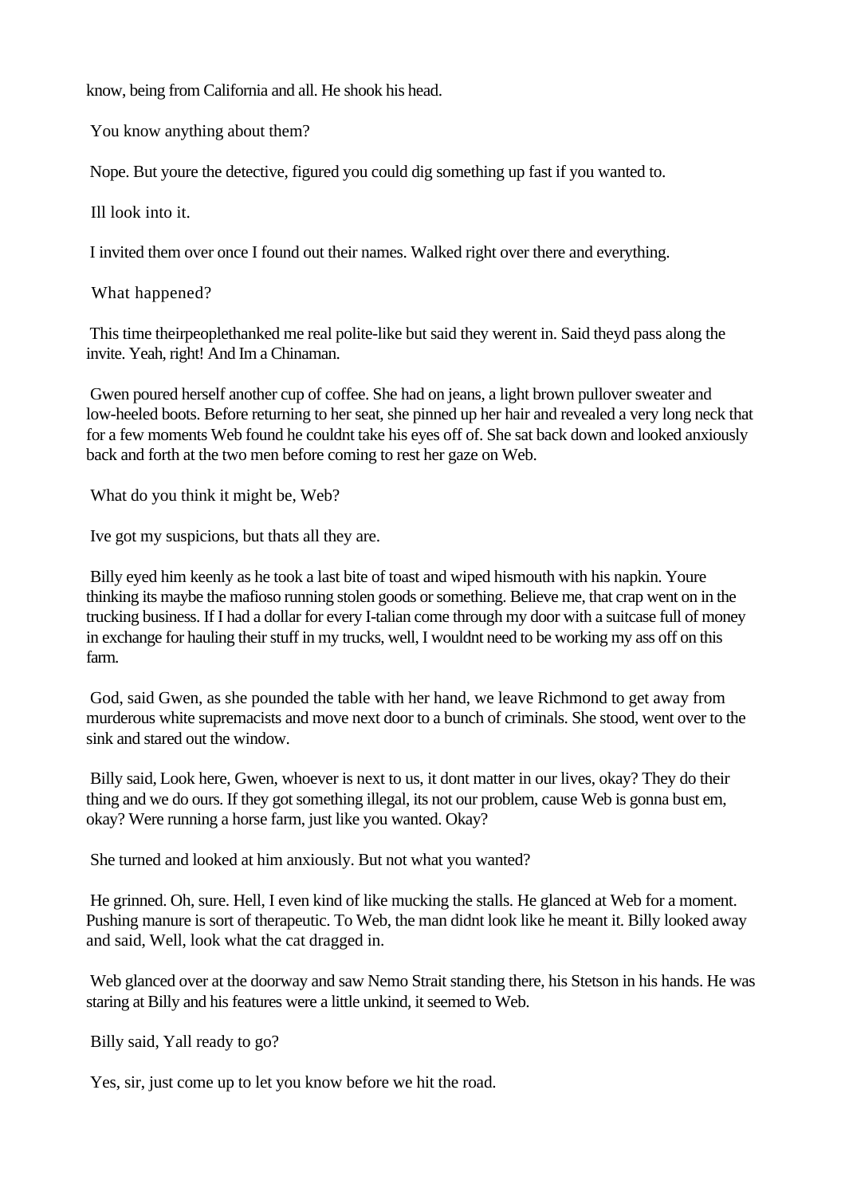know, being from California and all. He shook his head.

You know anything about them?

Nope. But youre the detective, figured you could dig something up fast if you wanted to.

Ill look into it.

I invited them over once I found out their names. Walked right over there and everything.

What happened?

This time theirpeoplethanked me real polite-like but said they werent in. Said theyd pass along the invite. Yeah, right! And Im a Chinaman.

Gwen poured herself another cup of coffee. She had on jeans, a light brown pullover sweater and low-heeled boots. Before returning to her seat, she pinned up her hair and revealed a very long neck that for a few moments Web found he couldnt take his eyes off of. She sat back down and looked anxiously back and forth at the two men before coming to rest her gaze on Web.

What do you think it might be, Web?

Ive got my suspicions, but thats all they are.

Billy eyed him keenly as he took a last bite of toast and wiped hismouth with his napkin. Youre thinking its maybe the mafioso running stolen goods or something. Believe me, that crap went on in the trucking business. If I had a dollar for every I-talian come through my door with a suitcase full of money in exchange for hauling their stuff in my trucks, well, I wouldnt need to be working my ass off on this farm.

God, said Gwen, as she pounded the table with her hand, we leave Richmond to get away from murderous white supremacists and move next door to a bunch of criminals. She stood, went over to the sink and stared out the window.

Billy said, Look here, Gwen, whoever is next to us, it dont matter in our lives, okay? They do their thing and we do ours. If they got something illegal, its not our problem, cause Web is gonna bust em, okay? Were running a horse farm, just like you wanted. Okay?

She turned and looked at him anxiously. But not what you wanted?

He grinned. Oh, sure. Hell, I even kind of like mucking the stalls. He glanced at Web for a moment. Pushing manure is sort of therapeutic. To Web, the man didnt look like he meant it. Billy looked away and said, Well, look what the cat dragged in.

Web glanced over at the doorway and saw Nemo Strait standing there, his Stetson in his hands. He was staring at Billy and his features were a little unkind, it seemed to Web.

Billy said, Yall ready to go?

Yes, sir, just come up to let you know before we hit the road.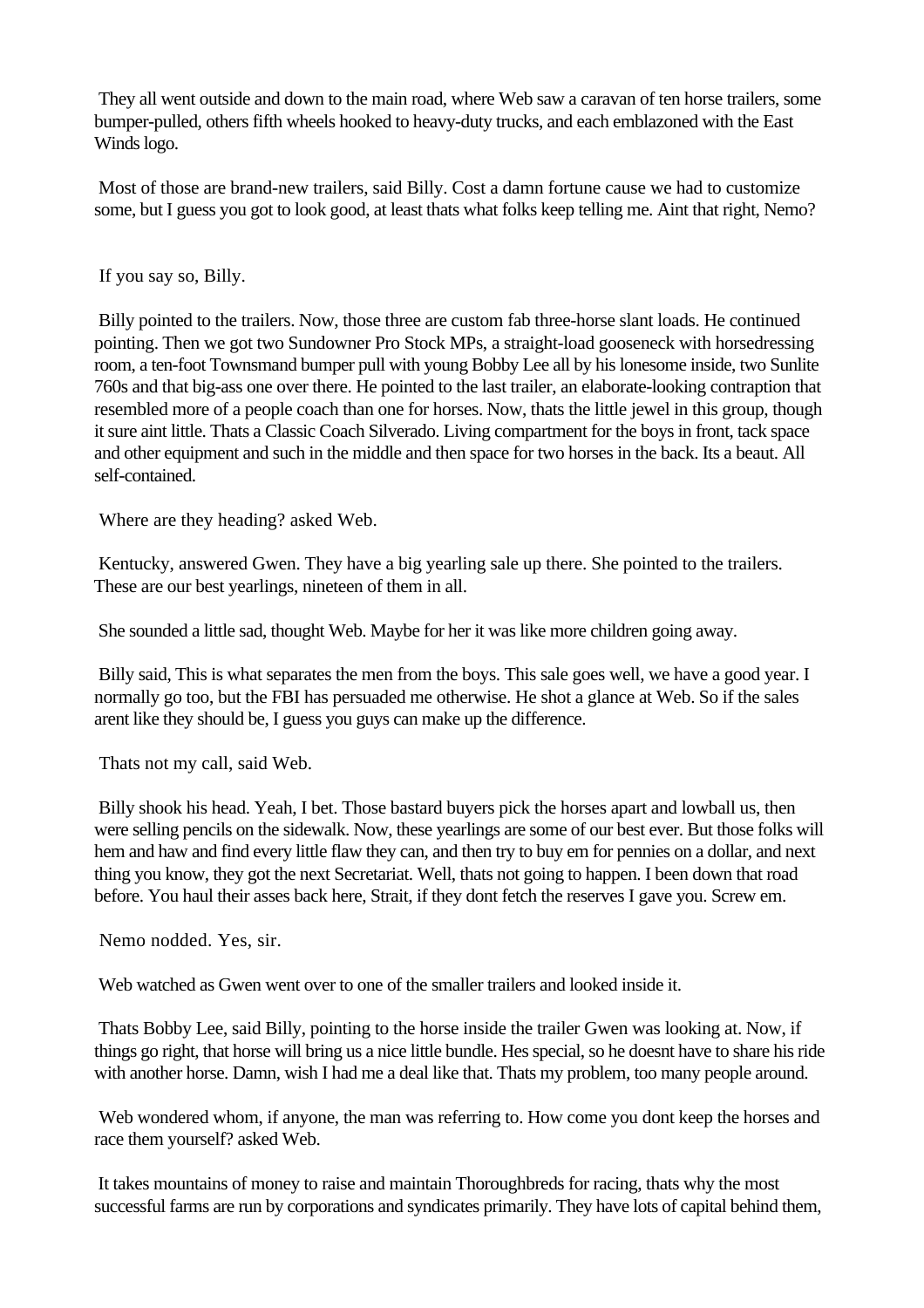They all went outside and down to the main road, where Web saw a caravan of ten horse trailers, some bumper-pulled, others fifth wheels hooked to heavy-duty trucks, and each emblazoned with the East Winds logo.

Most of those are brand-new trailers, said Billy. Cost a damn fortune cause we had to customize some, but I guess you got to look good, at least thats what folks keep telling me. Aint that right, Nemo?

If you say so, Billy.

Billy pointed to the trailers. Now, those three are custom fab three-horse slant loads. He continued pointing. Then we got two Sundowner Pro Stock MPs, a straight-load gooseneck with horsedressing room, a ten-foot Townsmand bumper pull with young Bobby Lee all by his lonesome inside, two Sunlite 760s and that big-ass one over there. He pointed to the last trailer, an elaborate-looking contraption that resembled more of a people coach than one for horses. Now, thats the little jewel in this group, though it sure aint little. Thats a Classic Coach Silverado. Living compartment for the boys in front, tack space and other equipment and such in the middle and then space for two horses in the back. Its a beaut. All self-contained.

Where are they heading? asked Web.

Kentucky, answered Gwen. They have a big yearling sale up there. She pointed to the trailers. These are our best yearlings, nineteen of them in all.

She sounded a little sad, thought Web. Maybe for her it was like more children going away.

Billy said, This is what separates the men from the boys. This sale goes well, we have a good year. I normally go too, but the FBI has persuaded me otherwise. He shot a glance at Web. So if the sales arent like they should be, I guess you guys can make up the difference.

Thats not my call, said Web.

Billy shook his head. Yeah, I bet. Those bastard buyers pick the horses apart and lowball us, then were selling pencils on the sidewalk. Now, these yearlings are some of our best ever. But those folks will hem and haw and find every little flaw they can, and then try to buy em for pennies on a dollar, and next thing you know, they got the next Secretariat. Well, thats not going to happen. I been down that road before. You haul their asses back here, Strait, if they dont fetch the reserves I gave you. Screw em.

Nemo nodded. Yes, sir.

Web watched as Gwen went over to one of the smaller trailers and looked inside it.

Thats Bobby Lee, said Billy, pointing to the horse inside the trailer Gwen was looking at. Now, if things go right, that horse will bring us a nice little bundle. Hes special, so he doesnt have to share his ride with another horse. Damn, wish I had me a deal like that. Thats my problem, too many people around.

Web wondered whom, if anyone, the man was referring to. How come you dont keep the horses and race them yourself? asked Web.

It takes mountains of money to raise and maintain Thoroughbreds for racing, thats why the most successful farms are run by corporations and syndicates primarily. They have lots of capital behind them,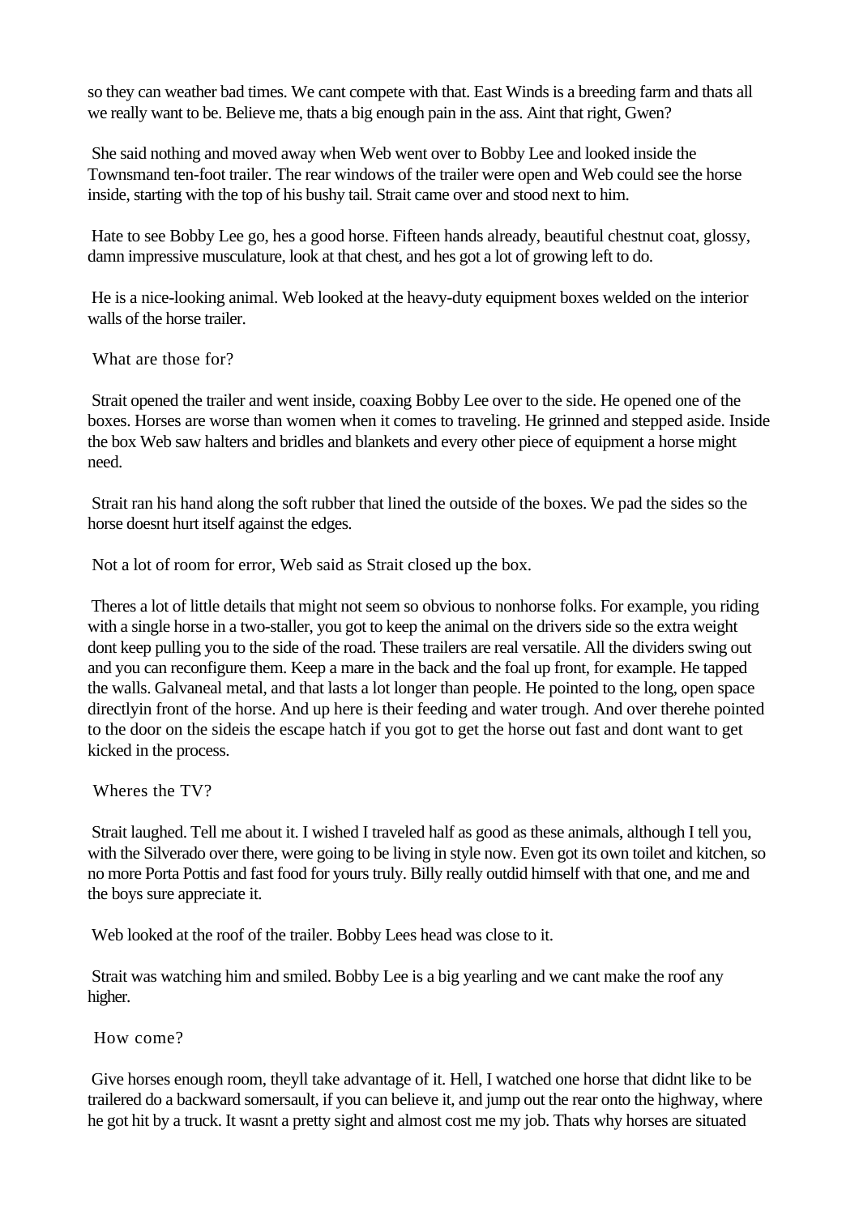so they can weather bad times. We cant compete with that. East Winds is a breeding farm and thats all we really want to be. Believe me, thats a big enough pain in the ass. Aint that right, Gwen?

She said nothing and moved away when Web went over to Bobby Lee and looked inside the Townsmand ten-foot trailer. The rear windows of the trailer were open and Web could see the horse inside, starting with the top of his bushy tail. Strait came over and stood next to him.

Hate to see Bobby Lee go, hes a good horse. Fifteen hands already, beautiful chestnut coat, glossy, damn impressive musculature, look at that chest, and hes got a lot of growing left to do.

He is a nice-looking animal. Web looked at the heavy-duty equipment boxes welded on the interior walls of the horse trailer.

What are those for?

Strait opened the trailer and went inside, coaxing Bobby Lee over to the side. He opened one of the boxes. Horses are worse than women when it comes to traveling. He grinned and stepped aside. Inside the box Web saw halters and bridles and blankets and every other piece of equipment a horse might need.

Strait ran his hand along the soft rubber that lined the outside of the boxes. We pad the sides so the horse doesnt hurt itself against the edges.

Not a lot of room for error, Web said as Strait closed up the box.

Theres a lot of little details that might not seem so obvious to nonhorse folks. For example, you riding with a single horse in a two-staller, you got to keep the animal on the drivers side so the extra weight dont keep pulling you to the side of the road. These trailers are real versatile. All the dividers swing out and you can reconfigure them. Keep a mare in the back and the foal up front, for example. He tapped the walls. Galvaneal metal, and that lasts a lot longer than people. He pointed to the long, open space directlyin front of the horse. And up here is their feeding and water trough. And over therehe pointed to the door on the sideis the escape hatch if you got to get the horse out fast and dont want to get kicked in the process.

Wheres the TV?

Strait laughed. Tell me about it. I wished I traveled half as good as these animals, although I tell you, with the Silverado over there, were going to be living in style now. Even got its own toilet and kitchen, so no more Porta Pottis and fast food for yours truly. Billy really outdid himself with that one, and me and the boys sure appreciate it.

Web looked at the roof of the trailer. Bobby Lees head was close to it.

Strait was watching him and smiled. Bobby Lee is a big yearling and we cant make the roof any higher.

How come?

Give horses enough room, theyll take advantage of it. Hell, I watched one horse that didnt like to be trailered do a backward somersault, if you can believe it, and jump out the rear onto the highway, where he got hit by a truck. It wasnt a pretty sight and almost cost me my job. Thats why horses are situated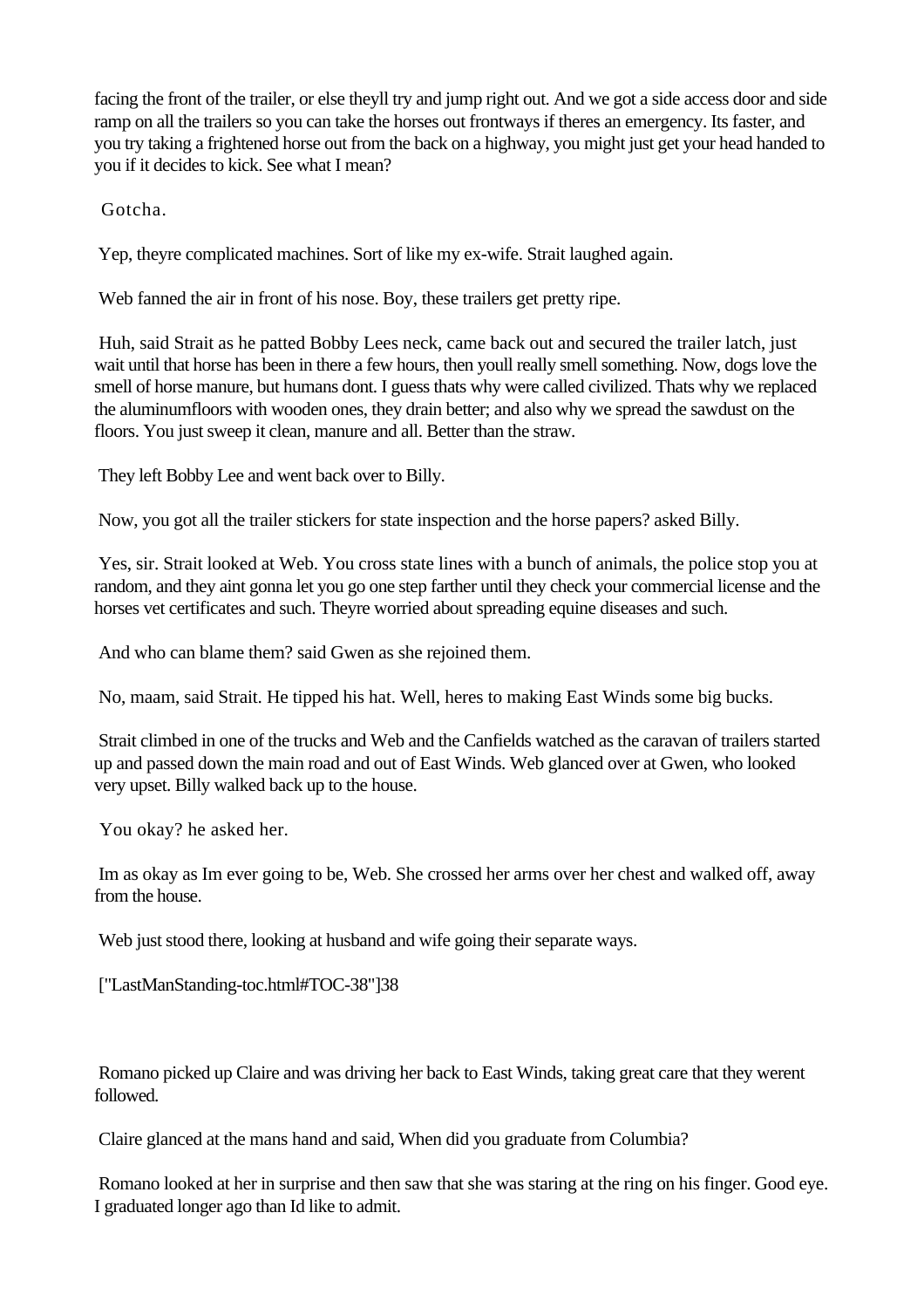facing the front of the trailer, or else theyll try and jump right out. And we got a side access door and side ramp on all the trailers so you can take the horses out frontways if theres an emergency. Its faster, and you try taking a frightened horse out from the back on a highway, you might just get your head handed to you if it decides to kick. See what I mean?

Gotcha.

Yep, theyre complicated machines. Sort of like my ex-wife. Strait laughed again.

Web fanned the air in front of his nose. Boy, these trailers get pretty ripe.

Huh, said Strait as he patted Bobby Lees neck, came back out and secured the trailer latch, just wait until that horse has been in there a few hours, then youll really smell something. Now, dogs love the smell of horse manure, but humans dont. I guess thats why were called civilized. Thats why we replaced the aluminumfloors with wooden ones, they drain better; and also why we spread the sawdust on the floors. You just sweep it clean, manure and all. Better than the straw.

They left Bobby Lee and went back over to Billy.

Now, you got all the trailer stickers for state inspection and the horse papers? asked Billy.

Yes, sir. Strait looked at Web. You cross state lines with a bunch of animals, the police stop you at random, and they aint gonna let you go one step farther until they check your commercial license and the horses vet certificates and such. Theyre worried about spreading equine diseases and such.

And who can blame them? said Gwen as she rejoined them.

No, maam, said Strait. He tipped his hat. Well, heres to making East Winds some big bucks.

Strait climbed in one of the trucks and Web and the Canfields watched as the caravan of trailers started up and passed down the main road and out of East Winds. Web glanced over at Gwen, who looked very upset. Billy walked back up to the house.

You okay? he asked her.

Im as okay as Im ever going to be, Web. She crossed her arms over her chest and walked off, away from the house.

Web just stood there, looking at husband and wife going their separate ways.

["LastManStanding-toc.html#TOC-38"]38

Romano picked up Claire and was driving her back to East Winds, taking great care that they werent followed.

Claire glanced at the mans hand and said, When did you graduate from Columbia?

Romano looked at her in surprise and then saw that she was staring at the ring on his finger. Good eye. I graduated longer ago than Id like to admit.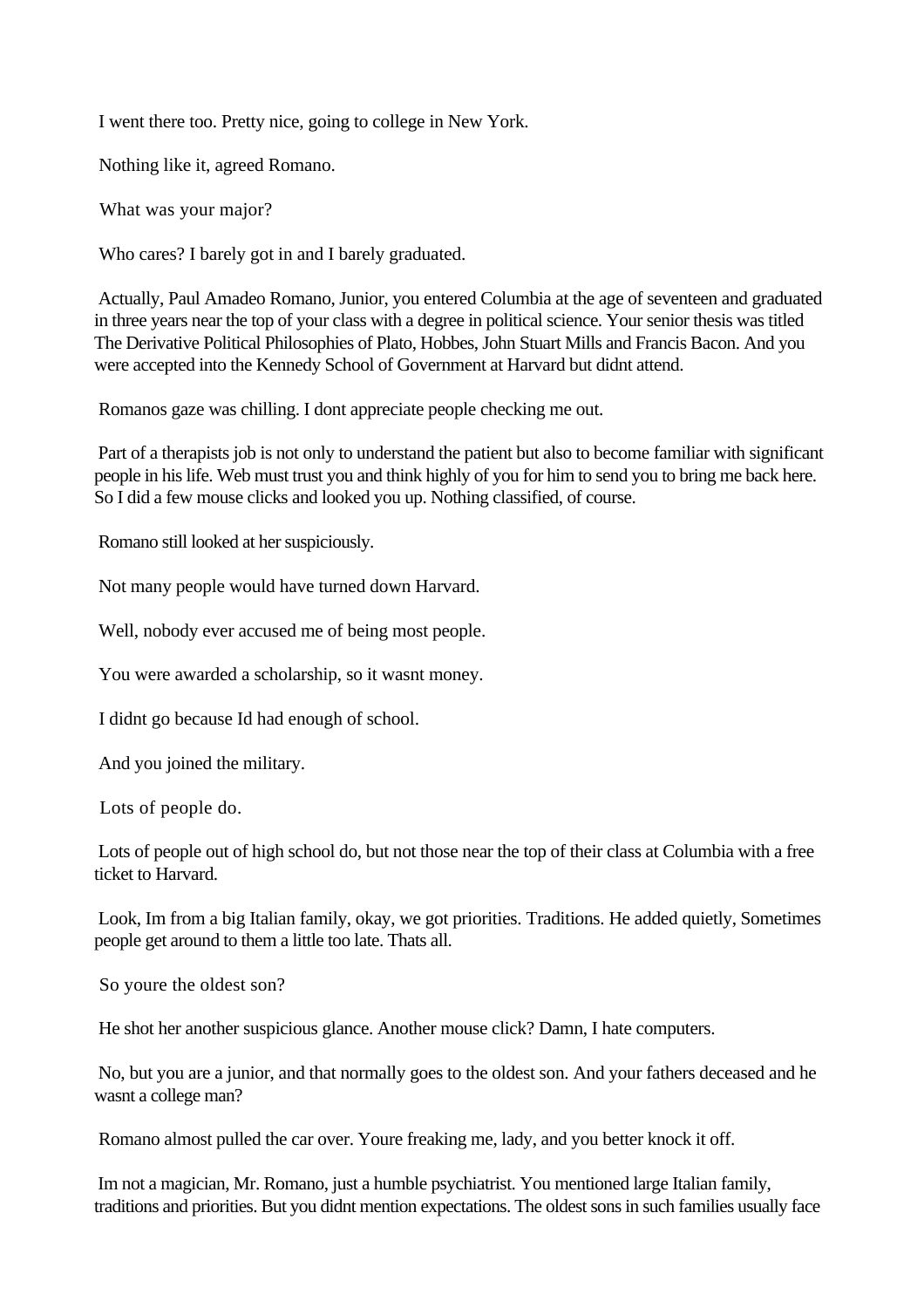I went there too. Pretty nice, going to college in New York.

Nothing like it, agreed Romano.

What was your major?

Who cares? I barely got in and I barely graduated.

Actually, Paul Amadeo Romano, Junior, you entered Columbia at the age of seventeen and graduated in three years near the top of your class with a degree in political science. Your senior thesis was titled The Derivative Political Philosophies of Plato, Hobbes, John Stuart Mills and Francis Bacon. And you were accepted into the Kennedy School of Government at Harvard but didnt attend.

Romanos gaze was chilling. I dont appreciate people checking me out.

Part of a therapists job is not only to understand the patient but also to become familiar with significant people in his life. Web must trust you and think highly of you for him to send you to bring me back here. So I did a few mouse clicks and looked you up. Nothing classified, of course.

Romano still looked at her suspiciously.

Not many people would have turned down Harvard.

Well, nobody ever accused me of being most people.

You were awarded a scholarship, so it wasnt money.

I didnt go because Id had enough of school.

And you joined the military.

Lots of people do.

Lots of people out of high school do, but not those near the top of their class at Columbia with a free ticket to Harvard.

Look, Im from a big Italian family, okay, we got priorities. Traditions. He added quietly, Sometimes people get around to them a little too late. Thats all.

So youre the oldest son?

He shot her another suspicious glance. Another mouse click? Damn, I hate computers.

No, but you are a junior, and that normally goes to the oldest son. And your fathers deceased and he wasnt a college man?

Romano almost pulled the car over. Youre freaking me, lady, and you better knock it off.

Im not a magician, Mr. Romano, just a humble psychiatrist. You mentioned large Italian family, traditions and priorities. But you didnt mention expectations. The oldest sons in such families usually face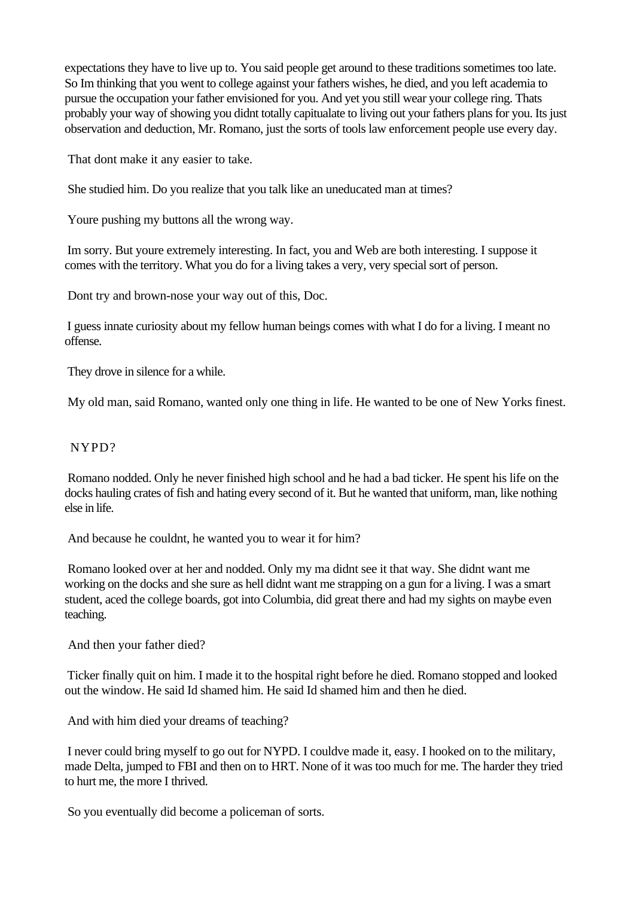expectations they have to live up to. You said people get around to these traditions sometimes too late. So Im thinking that you went to college against your fathers wishes, he died, and you left academia to pursue the occupation your father envisioned for you. And yet you still wear your college ring. Thats probably your way of showing you didnt totally capitualate to living out your fathers plans for you. Its just observation and deduction, Mr. Romano, just the sorts of tools law enforcement people use every day.

That dont make it any easier to take.

She studied him. Do you realize that you talk like an uneducated man at times?

Youre pushing my buttons all the wrong way.

Im sorry. But youre extremely interesting. In fact, you and Web are both interesting. I suppose it comes with the territory. What you do for a living takes a very, very special sort of person.

Dont try and brown-nose your way out of this, Doc.

I guess innate curiosity about my fellow human beings comes with what I do for a living. I meant no offense.

They drove in silence for a while.

My old man, said Romano, wanted only one thing in life. He wanted to be one of New Yorks finest.

NYPD?

Romano nodded. Only he never finished high school and he had a bad ticker. He spent his life on the docks hauling crates of fish and hating every second of it. But he wanted that uniform, man, like nothing else in life.

And because he couldnt, he wanted you to wear it for him?

Romano looked over at her and nodded. Only my ma didnt see it that way. She didnt want me working on the docks and she sure as hell didnt want me strapping on a gun for a living. I was a smart student, aced the college boards, got into Columbia, did great there and had my sights on maybe even teaching.

And then your father died?

Ticker finally quit on him. I made it to the hospital right before he died. Romano stopped and looked out the window. He said Id shamed him. He said Id shamed him and then he died.

And with him died your dreams of teaching?

I never could bring myself to go out for NYPD. I couldve made it, easy. I hooked on to the military, made Delta, jumped to FBI and then on to HRT. None of it was too much for me. The harder they tried to hurt me, the more I thrived.

So you eventually did become a policeman of sorts.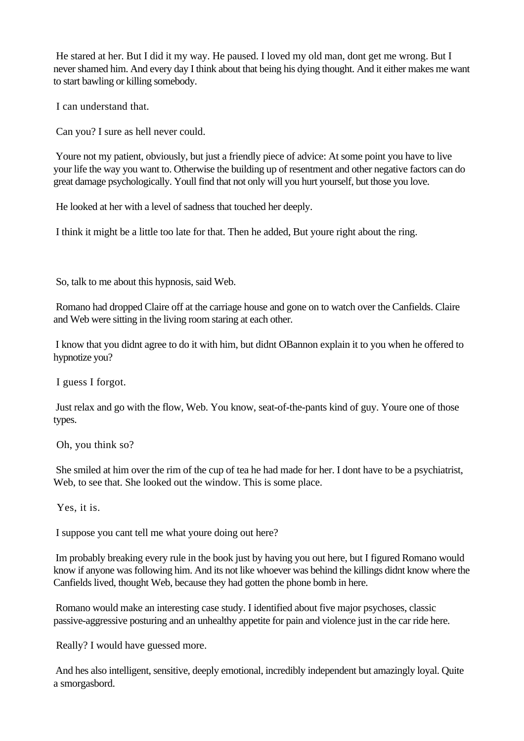He stared at her. But I did it my way. He paused. I loved my old man, dont get me wrong. But I never shamed him. And every day I think about that being his dying thought. And it either makes me want to start bawling or killing somebody.

I can understand that.

Can you? I sure as hell never could.

Youre not my patient, obviously, but just a friendly piece of advice: At some point you have to live your life the way you want to. Otherwise the building up of resentment and other negative factors can do great damage psychologically. Youll find that not only will you hurt yourself, but those you love.

He looked at her with a level of sadness that touched her deeply.

I think it might be a little too late for that. Then he added, But youre right about the ring.

So, talk to me about this hypnosis, said Web.

Romano had dropped Claire off at the carriage house and gone on to watch over the Canfields. Claire and Web were sitting in the living room staring at each other.

I know that you didnt agree to do it with him, but didnt OBannon explain it to you when he offered to hypnotize you?

I guess I forgot.

Just relax and go with the flow, Web. You know, seat-of-the-pants kind of guy. Youre one of those types.

Oh, you think so?

She smiled at him over the rim of the cup of tea he had made for her. I dont have to be a psychiatrist, Web, to see that. She looked out the window. This is some place.

Yes, it is.

I suppose you cant tell me what youre doing out here?

Im probably breaking every rule in the book just by having you out here, but I figured Romano would know if anyone was following him. And its not like whoever was behind the killings didnt know where the Canfields lived, thought Web, because they had gotten the phone bomb in here.

Romano would make an interesting case study. I identified about five major psychoses, classic passive-aggressive posturing and an unhealthy appetite for pain and violence just in the car ride here.

Really? I would have guessed more.

And hes also intelligent, sensitive, deeply emotional, incredibly independent but amazingly loyal. Quite a smorgasbord.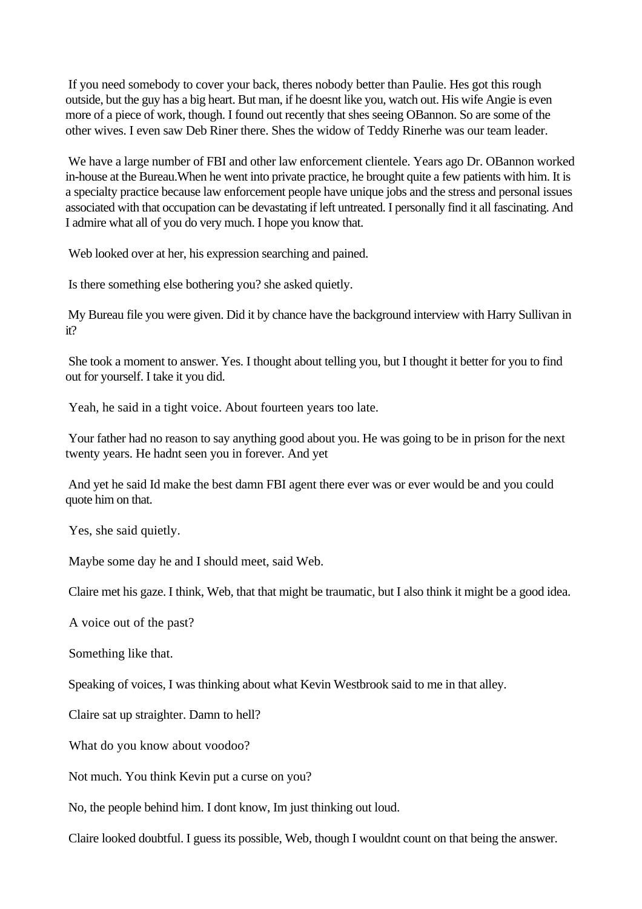If you need somebody to cover your back, theres nobody better than Paulie. Hes got this rough outside, but the guy has a big heart. But man, if he doesnt like you, watch out. His wife Angie is even more of a piece of work, though. I found out recently that shes seeing OBannon. So are some of the other wives. I even saw Deb Riner there. Shes the widow of Teddy Rinerhe was our team leader.

We have a large number of FBI and other law enforcement clientele. Years ago Dr. OBannon worked in-house at the Bureau.When he went into private practice, he brought quite a few patients with him. It is a specialty practice because law enforcement people have unique jobs and the stress and personal issues associated with that occupation can be devastating if left untreated. I personally find it all fascinating. And I admire what all of you do very much. I hope you know that.

Web looked over at her, his expression searching and pained.

Is there something else bothering you? she asked quietly.

My Bureau file you were given. Did it by chance have the background interview with Harry Sullivan in it?

She took a moment to answer. Yes. I thought about telling you, but I thought it better for you to find out for yourself. I take it you did.

Yeah, he said in a tight voice. About fourteen years too late.

Your father had no reason to say anything good about you. He was going to be in prison for the next twenty years. He hadnt seen you in forever. And yet

And yet he said Id make the best damn FBI agent there ever was or ever would be and you could quote him on that.

Yes, she said quietly.

Maybe some day he and I should meet, said Web.

Claire met his gaze. I think, Web, that that might be traumatic, but I also think it might be a good idea.

A voice out of the past?

Something like that.

Speaking of voices, I was thinking about what Kevin Westbrook said to me in that alley.

Claire sat up straighter. Damn to hell?

What do you know about voodoo?

Not much. You think Kevin put a curse on you?

No, the people behind him. I dont know, Im just thinking out loud.

Claire looked doubtful. I guess its possible, Web, though I wouldnt count on that being the answer.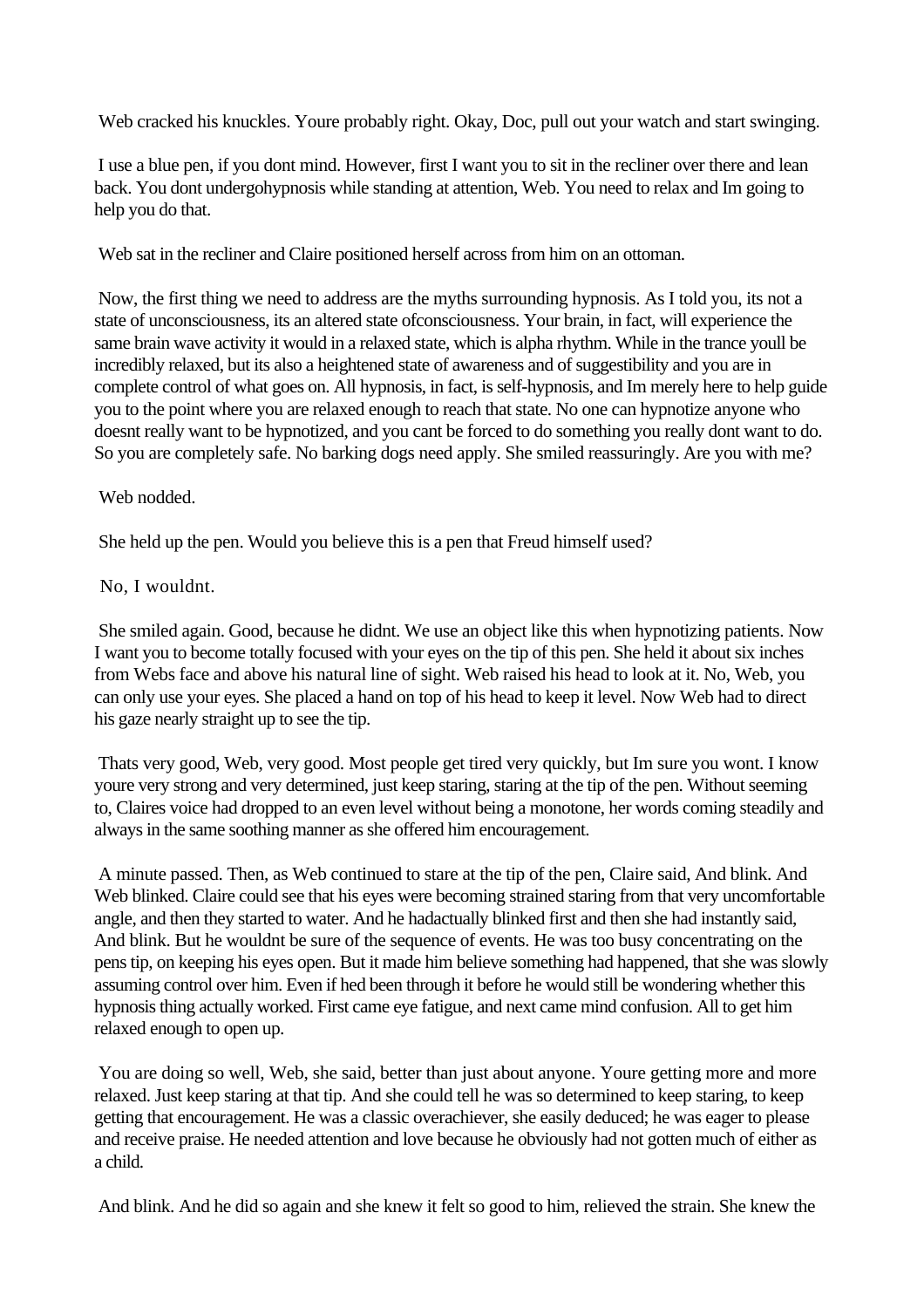Web cracked his knuckles. Youre probably right. Okay, Doc, pull out your watch and start swinging.

I use a blue pen, if you dont mind. However, first I want you to sit in the recliner over there and lean back. You dont undergohypnosis while standing at attention, Web. You need to relax and Im going to help you do that.

Web sat in the recliner and Claire positioned herself across from him on an ottoman.

Now, the first thing we need to address are the myths surrounding hypnosis. As I told you, its not a state of unconsciousness, its an altered state ofconsciousness. Your brain, in fact, will experience the same brain wave activity it would in a relaxed state, which is alpha rhythm. While in the trance youll be incredibly relaxed, but its also a heightened state of awareness and of suggestibility and you are in complete control of what goes on. All hypnosis, in fact, is self-hypnosis, and Im merely here to help guide you to the point where you are relaxed enough to reach that state. No one can hypnotize anyone who doesnt really want to be hypnotized, and you cant be forced to do something you really dont want to do. So you are completely safe. No barking dogs need apply. She smiled reassuringly. Are you with me?

Web nodded.

She held up the pen. Would you believe this is a pen that Freud himself used?

No, I wouldnt.

She smiled again. Good, because he didnt. We use an object like this when hypnotizing patients. Now I want you to become totally focused with your eyes on the tip of this pen. She held it about six inches from Webs face and above his natural line of sight. Web raised his head to look at it. No, Web, you can only use your eyes. She placed a hand on top of his head to keep it level. Now Web had to direct his gaze nearly straight up to see the tip.

Thats very good, Web, very good. Most people get tired very quickly, but Im sure you wont. I know youre very strong and very determined, just keep staring, staring at the tip of the pen. Without seeming to, Claires voice had dropped to an even level without being a monotone, her words coming steadily and always in the same soothing manner as she offered him encouragement.

A minute passed. Then, as Web continued to stare at the tip of the pen, Claire said, And blink. And Web blinked. Claire could see that his eyes were becoming strained staring from that very uncomfortable angle, and then they started to water. And he hadactually blinked first and then she had instantly said, And blink. But he wouldnt be sure of the sequence of events. He was too busy concentrating on the pens tip, on keeping his eyes open. But it made him believe something had happened, that she was slowly assuming control over him. Even if hed been through it before he would still be wondering whether this hypnosis thing actually worked. First came eye fatigue, and next came mind confusion. All to get him relaxed enough to open up.

You are doing so well, Web, she said, better than just about anyone. Youre getting more and more relaxed. Just keep staring at that tip. And she could tell he was so determined to keep staring, to keep getting that encouragement. He was a classic overachiever, she easily deduced; he was eager to please and receive praise. He needed attention and love because he obviously had not gotten much of either as a child.

And blink. And he did so again and she knew it felt so good to him, relieved the strain. She knew the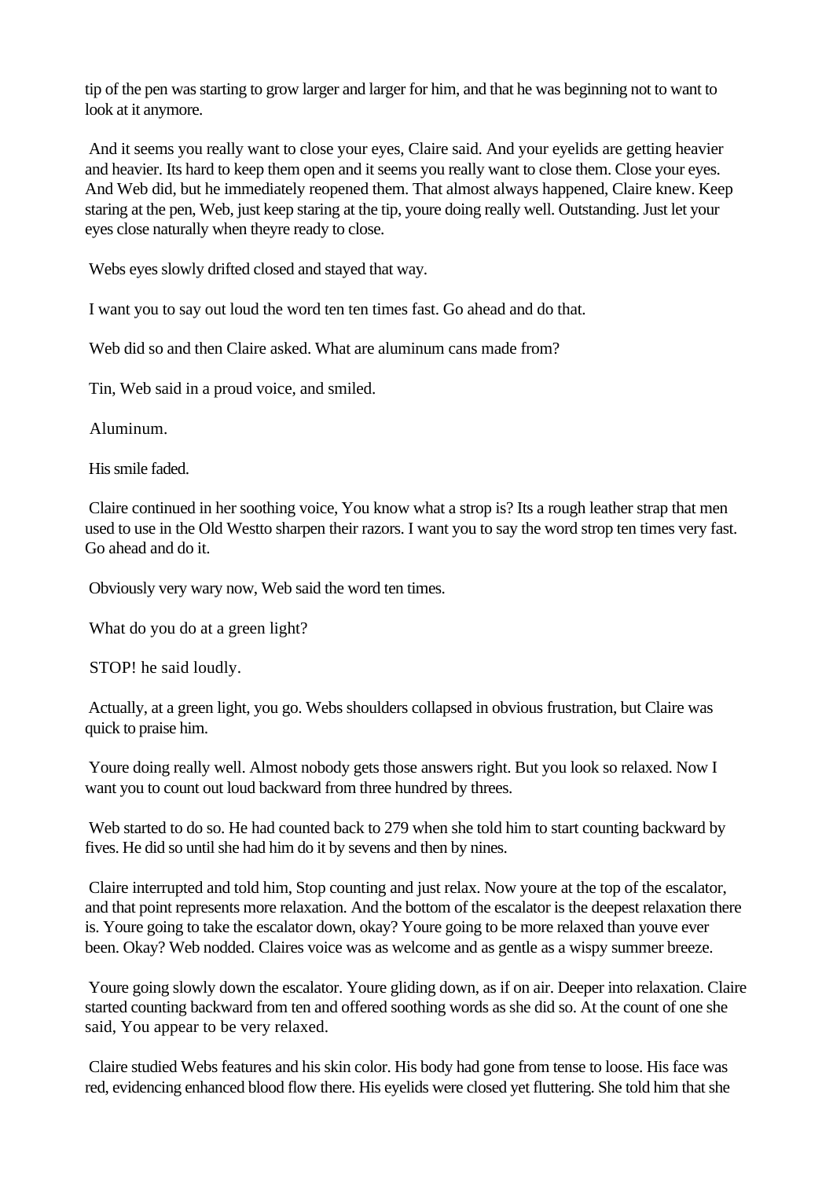tip of the pen was starting to grow larger and larger for him, and that he was beginning not to want to look at it anymore.

And it seems you really want to close your eyes, Claire said. And your eyelids are getting heavier and heavier. Its hard to keep them open and it seems you really want to close them. Close your eyes. And Web did, but he immediately reopened them. That almost always happened, Claire knew. Keep staring at the pen, Web, just keep staring at the tip, youre doing really well. Outstanding. Just let your eyes close naturally when theyre ready to close.

Webs eyes slowly drifted closed and stayed that way.

I want you to say out loud the word ten ten times fast. Go ahead and do that.

Web did so and then Claire asked. What are aluminum cans made from?

Tin, Web said in a proud voice, and smiled.

Aluminum.

His smile faded.

Claire continued in her soothing voice, You know what a strop is? Its a rough leather strap that men used to use in the Old Westto sharpen their razors. I want you to say the word strop ten times very fast. Go ahead and do it.

Obviously very wary now, Web said the word ten times.

What do you do at a green light?

STOP! he said loudly.

Actually, at a green light, you go. Webs shoulders collapsed in obvious frustration, but Claire was quick to praise him.

Youre doing really well. Almost nobody gets those answers right. But you look so relaxed. Now I want you to count out loud backward from three hundred by threes.

Web started to do so. He had counted back to 279 when she told him to start counting backward by fives. He did so until she had him do it by sevens and then by nines.

Claire interrupted and told him, Stop counting and just relax. Now youre at the top of the escalator, and that point represents more relaxation. And the bottom of the escalator is the deepest relaxation there is. Youre going to take the escalator down, okay? Youre going to be more relaxed than youve ever been. Okay? Web nodded. Claires voice was as welcome and as gentle as a wispy summer breeze.

Youre going slowly down the escalator. Youre gliding down, as if on air. Deeper into relaxation. Claire started counting backward from ten and offered soothing words as she did so. At the count of one she said, You appear to be very relaxed.

Claire studied Webs features and his skin color. His body had gone from tense to loose. His face was red, evidencing enhanced blood flow there. His eyelids were closed yet fluttering. She told him that she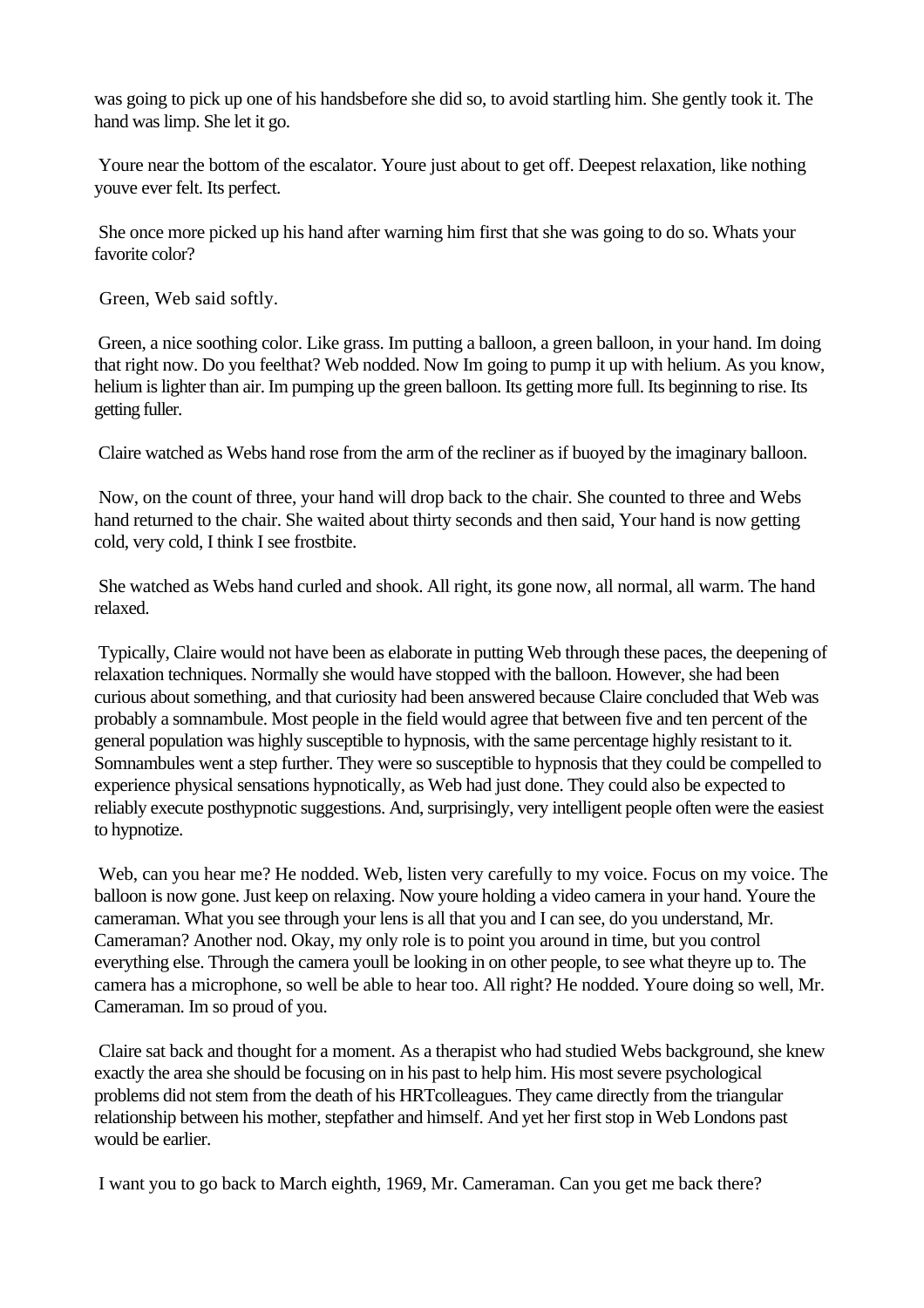was going to pick up one of his handsbefore she did so, to avoid startling him. She gently took it. The hand was limp. She let it go.

Youre near the bottom of the escalator. Youre just about to get off. Deepest relaxation, like nothing youve ever felt. Its perfect.

She once more picked up his hand after warning him first that she was going to do so. Whats your favorite color?

Green, Web said softly.

Green, a nice soothing color. Like grass. Im putting a balloon, a green balloon, in your hand. Im doing that right now. Do you feelthat? Web nodded. Now Im going to pump it up with helium. As you know, helium is lighter than air. Im pumping up the green balloon. Its getting more full. Its beginning to rise. Its getting fuller.

Claire watched as Webs hand rose from the arm of the recliner as if buoyed by the imaginary balloon.

Now, on the count of three, your hand will drop back to the chair. She counted to three and Webs hand returned to the chair. She waited about thirty seconds and then said, Your hand is now getting cold, very cold, I think I see frostbite.

She watched as Webs hand curled and shook. All right, its gone now, all normal, all warm. The hand relaxed.

Typically, Claire would not have been as elaborate in putting Web through these paces, the deepening of relaxation techniques. Normally she would have stopped with the balloon. However, she had been curious about something, and that curiosity had been answered because Claire concluded that Web was probably a somnambule. Most people in the field would agree that between five and ten percent of the general population was highly susceptible to hypnosis, with the same percentage highly resistant to it. Somnambules went a step further. They were so susceptible to hypnosis that they could be compelled to experience physical sensations hypnotically, as Web had just done. They could also be expected to reliably execute posthypnotic suggestions. And, surprisingly, very intelligent people often were the easiest to hypnotize.

Web, can you hear me? He nodded. Web, listen very carefully to my voice. Focus on my voice. The balloon is now gone. Just keep on relaxing. Now youre holding a video camera in your hand. Youre the cameraman. What you see through your lens is all that you and I can see, do you understand, Mr. Cameraman? Another nod. Okay, my only role is to point you around in time, but you control everything else. Through the camera youll be looking in on other people, to see what theyre up to. The camera has a microphone, so well be able to hear too. All right? He nodded. Youre doing so well, Mr. Cameraman. Im so proud of you.

Claire sat back and thought for a moment. As a therapist who had studied Webs background, she knew exactly the area she should be focusing on in his past to help him. His most severe psychological problems did not stem from the death of his HRTcolleagues. They came directly from the triangular relationship between his mother, stepfather and himself. And yet her first stop in Web Londons past would be earlier.

I want you to go back to March eighth, 1969, Mr. Cameraman. Can you get me back there?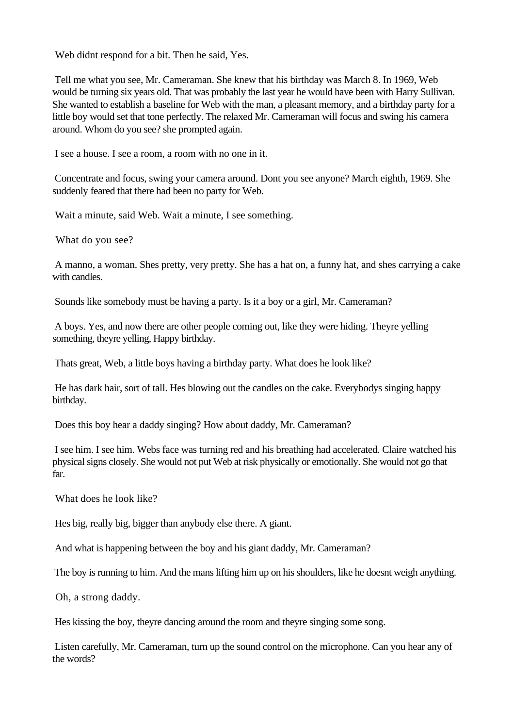Web didnt respond for a bit. Then he said, Yes.

Tell me what you see, Mr. Cameraman. She knew that his birthday was March 8. In 1969, Web would be turning six years old. That was probably the last year he would have been with Harry Sullivan. She wanted to establish a baseline for Web with the man, a pleasant memory, and a birthday party for a little boy would set that tone perfectly. The relaxed Mr. Cameraman will focus and swing his camera around. Whom do you see? she prompted again.

I see a house. I see a room, a room with no one in it.

Concentrate and focus, swing your camera around. Dont you see anyone? March eighth, 1969. She suddenly feared that there had been no party for Web.

Wait a minute, said Web. Wait a minute, I see something.

What do you see?

A manno, a woman. Shes pretty, very pretty. She has a hat on, a funny hat, and shes carrying a cake with candles.

Sounds like somebody must be having a party. Is it a boy or a girl, Mr. Cameraman?

A boys. Yes, and now there are other people coming out, like they were hiding. Theyre yelling something, theyre yelling, Happy birthday.

Thats great, Web, a little boys having a birthday party. What does he look like?

He has dark hair, sort of tall. Hes blowing out the candles on the cake. Everybodys singing happy birthday.

Does this boy hear a daddy singing? How about daddy, Mr. Cameraman?

I see him. I see him. Webs face was turning red and his breathing had accelerated. Claire watched his physical signs closely. She would not put Web at risk physically or emotionally. She would not go that far.

What does he look like?

Hes big, really big, bigger than anybody else there. A giant.

And what is happening between the boy and his giant daddy, Mr. Cameraman?

The boy is running to him. And the mans lifting him up on his shoulders, like he doesnt weigh anything.

Oh, a strong daddy.

Hes kissing the boy, theyre dancing around the room and theyre singing some song.

Listen carefully, Mr. Cameraman, turn up the sound control on the microphone. Can you hear any of the words?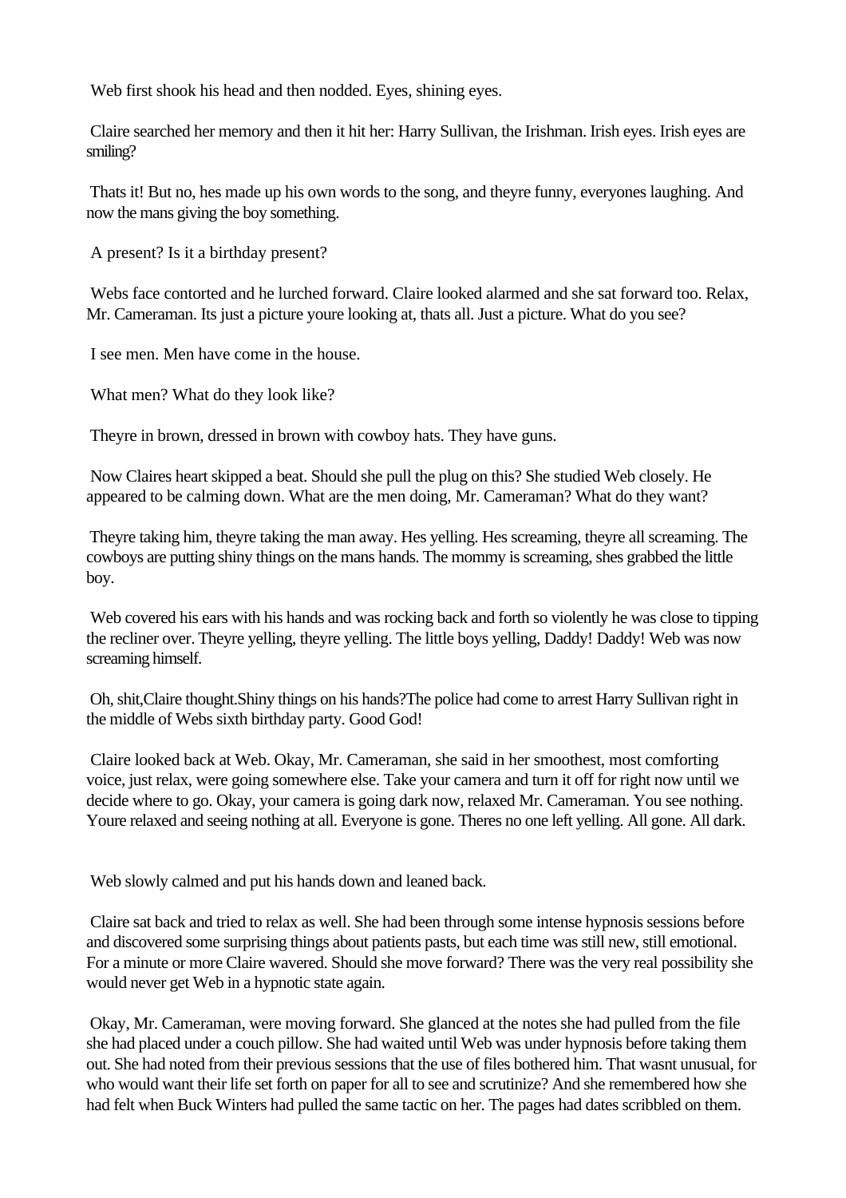Web first shook his head and then nodded. Eyes, shining eyes.

Claire searched her memory and then it hit her: Harry Sullivan, the Irishman. Irish eyes. Irish eyes are smiling?

Thats it! But no, hes made up his own words to the song, and theyre funny, everyones laughing. And now the mans giving the boy something.

A present? Is it a birthday present?

Webs face contorted and he lurched forward. Claire looked alarmed and she sat forward too. Relax, Mr. Cameraman. Its just a picture youre looking at, thats all. Just a picture. What do you see?

I see men. Men have come in the house.

What men? What do they look like?

Theyre in brown, dressed in brown with cowboy hats. They have guns.

Now Claires heart skipped a beat. Should she pull the plug on this? She studied Web closely. He appeared to be calming down. What are the men doing, Mr. Cameraman? What do they want?

Theyre taking him, theyre taking the man away. Hes yelling. Hes screaming, theyre all screaming. The cowboys are putting shiny things on the mans hands. The mommy is screaming, shes grabbed the little boy.

Web covered his ears with his hands and was rocking back and forth so violently he was close to tipping the recliner over. Theyre yelling, theyre yelling. The little boys yelling, Daddy! Daddy! Web was now screaming himself.

Oh, shit,Claire thought.Shiny things on his hands?The police had come to arrest Harry Sullivan right in the middle of Webs sixth birthday party. Good God!

Claire looked back at Web. Okay, Mr. Cameraman, she said in her smoothest, most comforting voice, just relax, were going somewhere else. Take your camera and turn it off for right now until we decide where to go. Okay, your camera is going dark now, relaxed Mr. Cameraman. You see nothing. Youre relaxed and seeing nothing at all. Everyone is gone. Theres no one left yelling. All gone. All dark.

Web slowly calmed and put his hands down and leaned back.

Claire sat back and tried to relax as well. She had been through some intense hypnosis sessions before and discovered some surprising things about patients pasts, but each time was still new, still emotional. For a minute or more Claire wavered. Should she move forward? There was the very real possibility she would never get Web in a hypnotic state again.

Okay, Mr. Cameraman, were moving forward. She glanced at the notes she had pulled from the file she had placed under a couch pillow. She had waited until Web was under hypnosis before taking them out. She had noted from their previous sessions that the use of files bothered him. That wasnt unusual, for who would want their life set forth on paper for all to see and scrutinize? And she remembered how she had felt when Buck Winters had pulled the same tactic on her. The pages had dates scribbled on them.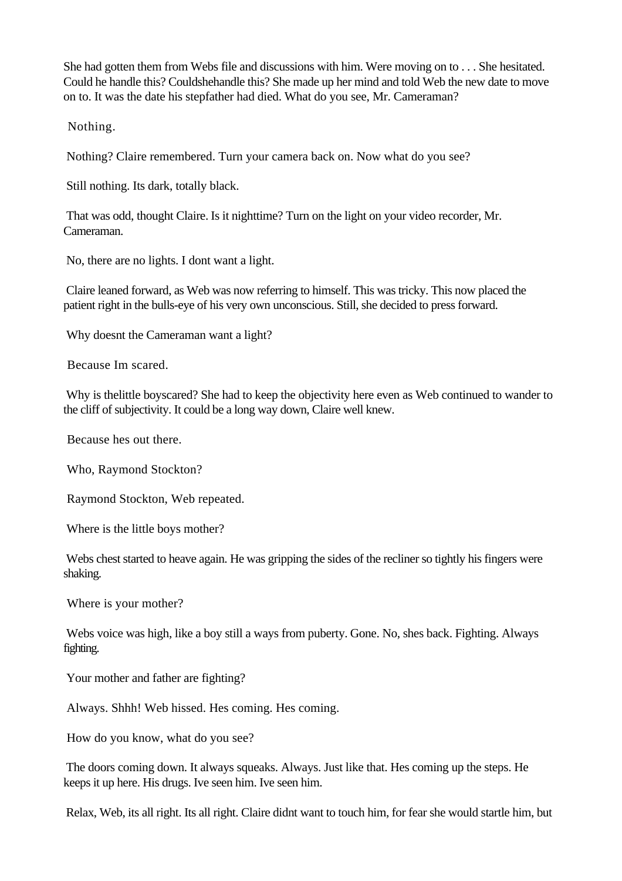She had gotten them from Webs file and discussions with him. Were moving on to . . . She hesitated. Could he handle this? Couldshehandle this? She made up her mind and told Web the new date to move on to. It was the date his stepfather had died. What do you see, Mr. Cameraman?

Nothing.

Nothing? Claire remembered. Turn your camera back on. Now what do you see?

Still nothing. Its dark, totally black.

That was odd, thought Claire. Is it nighttime? Turn on the light on your video recorder, Mr. Cameraman.

No, there are no lights. I dont want a light.

Claire leaned forward, as Web was now referring to himself. This was tricky. This now placed the patient right in the bulls-eye of his very own unconscious. Still, she decided to press forward.

Why doesnt the Cameraman want a light?

Because Im scared.

Why is thelittle boyscared? She had to keep the objectivity here even as Web continued to wander to the cliff of subjectivity. It could be a long way down, Claire well knew.

Because hes out there.

Who, Raymond Stockton?

Raymond Stockton, Web repeated.

Where is the little boys mother?

Webs chest started to heave again. He was gripping the sides of the recliner so tightly his fingers were shaking.

Where is your mother?

Webs voice was high, like a boy still a ways from puberty. Gone. No, shes back. Fighting. Always fighting.

Your mother and father are fighting?

Always. Shhh! Web hissed. Hes coming. Hes coming.

How do you know, what do you see?

The doors coming down. It always squeaks. Always. Just like that. Hes coming up the steps. He keeps it up here. His drugs. Ive seen him. Ive seen him.

Relax, Web, its all right. Its all right. Claire didnt want to touch him, for fear she would startle him, but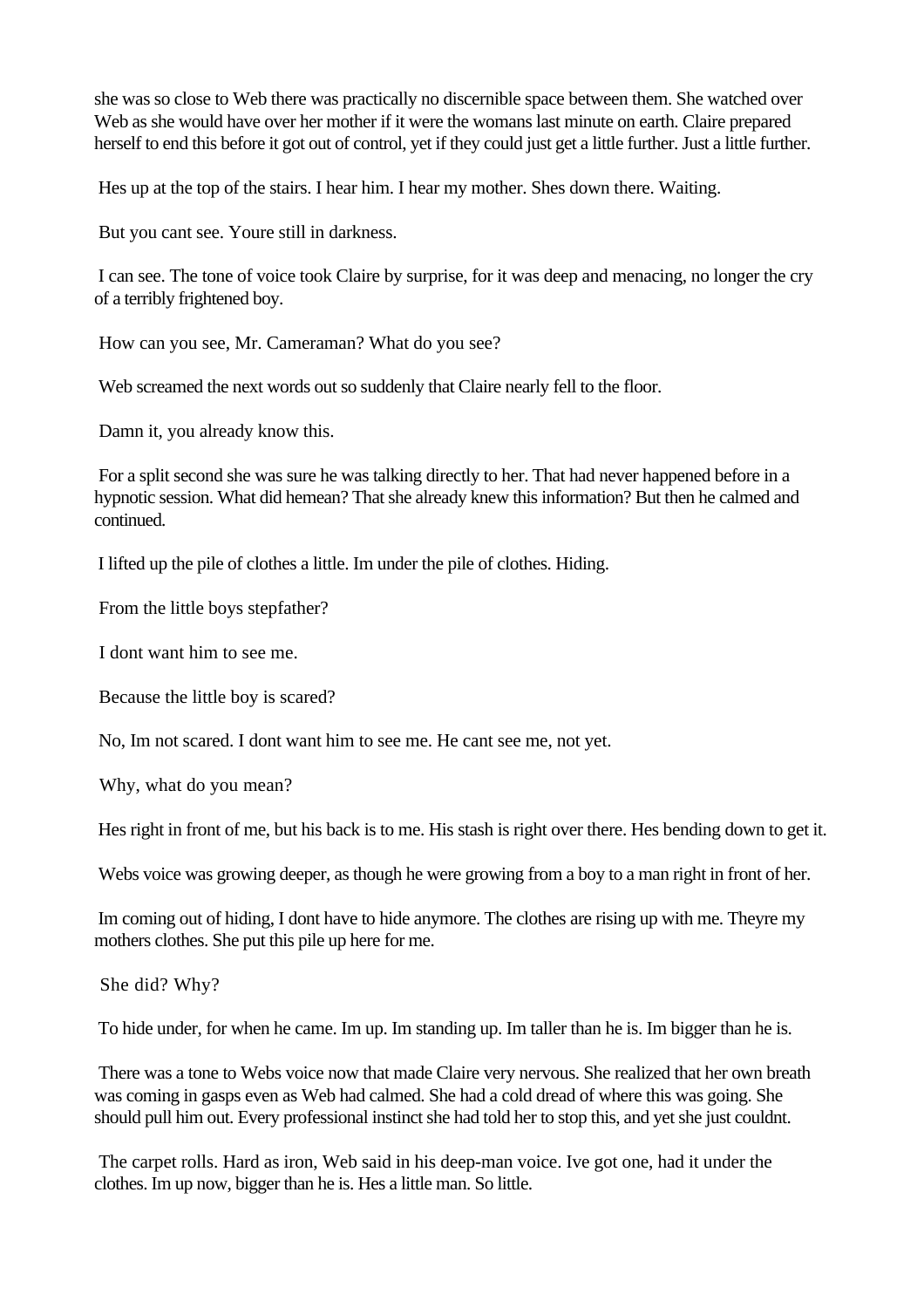she was so close to Web there was practically no discernible space between them. She watched over Web as she would have over her mother if it were the womans last minute on earth. Claire prepared herself to end this before it got out of control, yet if they could just get a little further. Just a little further.

Hes up at the top of the stairs. I hear him. I hear my mother. Shes down there. Waiting.

But you cant see. Youre still in darkness.

I can see. The tone of voice took Claire by surprise, for it was deep and menacing, no longer the cry of a terribly frightened boy.

How can you see, Mr. Cameraman? What do you see?

Web screamed the next words out so suddenly that Claire nearly fell to the floor.

Damn it, you already know this.

For a split second she was sure he was talking directly to her. That had never happened before in a hypnotic session. What did hemean? That she already knew this information? But then he calmed and continued.

I lifted up the pile of clothes a little. Im under the pile of clothes. Hiding.

From the little boys stepfather?

I dont want him to see me.

Because the little boy is scared?

No, Im not scared. I dont want him to see me. He cant see me, not yet.

Why, what do you mean?

Hes right in front of me, but his back is to me. His stash is right over there. Hes bending down to get it.

Webs voice was growing deeper, as though he were growing from a boy to a man right in front of her.

Im coming out of hiding, I dont have to hide anymore. The clothes are rising up with me. Theyre my mothers clothes. She put this pile up here for me.

She did? Why?

To hide under, for when he came. Im up. Im standing up. Im taller than he is. Im bigger than he is.

There was a tone to Webs voice now that made Claire very nervous. She realized that her own breath was coming in gasps even as Web had calmed. She had a cold dread of where this was going. She should pull him out. Every professional instinct she had told her to stop this, and yet she just couldnt.

The carpet rolls. Hard as iron, Web said in his deep-man voice. Ive got one, had it under the clothes. Im up now, bigger than he is. Hes a little man. So little.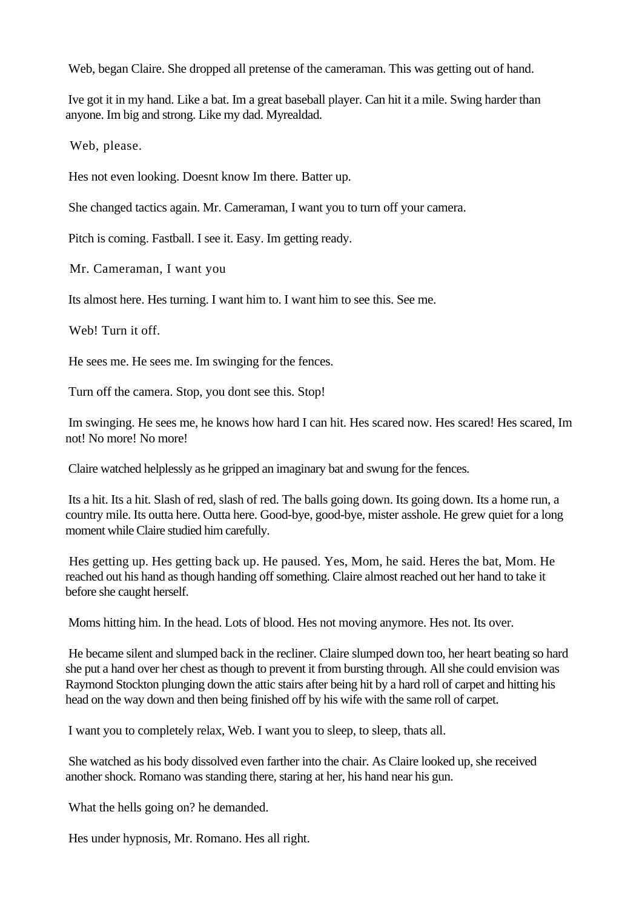Web, began Claire. She dropped all pretense of the cameraman. This was getting out of hand.

Ive got it in my hand. Like a bat. Im a great baseball player. Can hit it a mile. Swing harder than anyone. Im big and strong. Like my dad. Myrealdad.

Web, please.

Hes not even looking. Doesnt know Im there. Batter up.

She changed tactics again. Mr. Cameraman, I want you to turn off your camera.

Pitch is coming. Fastball. I see it. Easy. Im getting ready.

Mr. Cameraman, I want you

Its almost here. Hes turning. I want him to. I want him to see this. See me.

Web! Turn it off.

He sees me. He sees me. Im swinging for the fences.

Turn off the camera. Stop, you dont see this. Stop!

Im swinging. He sees me, he knows how hard I can hit. Hes scared now. Hes scared! Hes scared, Im not! No more! No more!

Claire watched helplessly as he gripped an imaginary bat and swung for the fences.

Its a hit. Its a hit. Slash of red, slash of red. The balls going down. Its going down. Its a home run, a country mile. Its outta here. Outta here. Good-bye, good-bye, mister asshole. He grew quiet for a long moment while Claire studied him carefully.

Hes getting up. Hes getting back up. He paused. Yes, Mom, he said. Heres the bat, Mom. He reached out his hand as though handing off something. Claire almost reached out her hand to take it before she caught herself.

Moms hitting him. In the head. Lots of blood. Hes not moving anymore. Hes not. Its over.

He became silent and slumped back in the recliner. Claire slumped down too, her heart beating so hard she put a hand over her chest as though to prevent it from bursting through. All she could envision was Raymond Stockton plunging down the attic stairs after being hit by a hard roll of carpet and hitting his head on the way down and then being finished off by his wife with the same roll of carpet.

I want you to completely relax, Web. I want you to sleep, to sleep, thats all.

She watched as his body dissolved even farther into the chair. As Claire looked up, she received another shock. Romano was standing there, staring at her, his hand near his gun.

What the hells going on? he demanded.

Hes under hypnosis, Mr. Romano. Hes all right.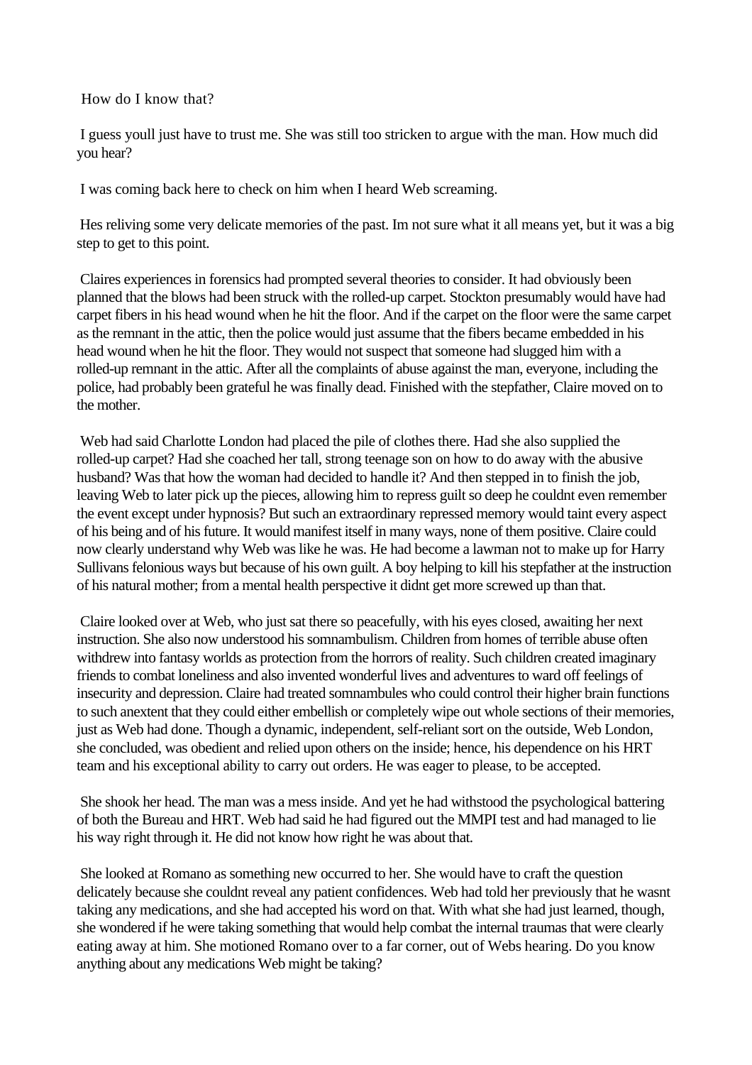How do I know that?

I guess youll just have to trust me. She was still too stricken to argue with the man. How much did you hear?

I was coming back here to check on him when I heard Web screaming.

Hes reliving some very delicate memories of the past. Im not sure what it all means yet, but it was a big step to get to this point.

Claires experiences in forensics had prompted several theories to consider. It had obviously been planned that the blows had been struck with the rolled-up carpet. Stockton presumably would have had carpet fibers in his head wound when he hit the floor. And if the carpet on the floor were the same carpet as the remnant in the attic, then the police would just assume that the fibers became embedded in his head wound when he hit the floor. They would not suspect that someone had slugged him with a rolled-up remnant in the attic. After all the complaints of abuse against the man, everyone, including the police, had probably been grateful he was finally dead. Finished with the stepfather, Claire moved on to the mother.

Web had said Charlotte London had placed the pile of clothes there. Had she also supplied the rolled-up carpet? Had she coached her tall, strong teenage son on how to do away with the abusive husband? Was that how the woman had decided to handle it? And then stepped in to finish the job, leaving Web to later pick up the pieces, allowing him to repress guilt so deep he couldnt even remember the event except under hypnosis? But such an extraordinary repressed memory would taint every aspect of his being and of his future. It would manifest itself in many ways, none of them positive. Claire could now clearly understand why Web was like he was. He had become a lawman not to make up for Harry Sullivans felonious ways but because of his own guilt. A boy helping to kill his stepfather at the instruction of his natural mother; from a mental health perspective it didnt get more screwed up than that.

Claire looked over at Web, who just sat there so peacefully, with his eyes closed, awaiting her next instruction. She also now understood his somnambulism. Children from homes of terrible abuse often withdrew into fantasy worlds as protection from the horrors of reality. Such children created imaginary friends to combat loneliness and also invented wonderful lives and adventures to ward off feelings of insecurity and depression. Claire had treated somnambules who could control their higher brain functions to such anextent that they could either embellish or completely wipe out whole sections of their memories, just as Web had done. Though a dynamic, independent, self-reliant sort on the outside, Web London, she concluded, was obedient and relied upon others on the inside; hence, his dependence on his HRT team and his exceptional ability to carry out orders. He was eager to please, to be accepted.

She shook her head. The man was a mess inside. And yet he had withstood the psychological battering of both the Bureau and HRT. Web had said he had figured out the MMPI test and had managed to lie his way right through it. He did not know how right he was about that.

She looked at Romano as something new occurred to her. She would have to craft the question delicately because she couldnt reveal any patient confidences. Web had told her previously that he wasnt taking any medications, and she had accepted his word on that. With what she had just learned, though, she wondered if he were taking something that would help combat the internal traumas that were clearly eating away at him. She motioned Romano over to a far corner, out of Webs hearing. Do you know anything about any medications Web might be taking?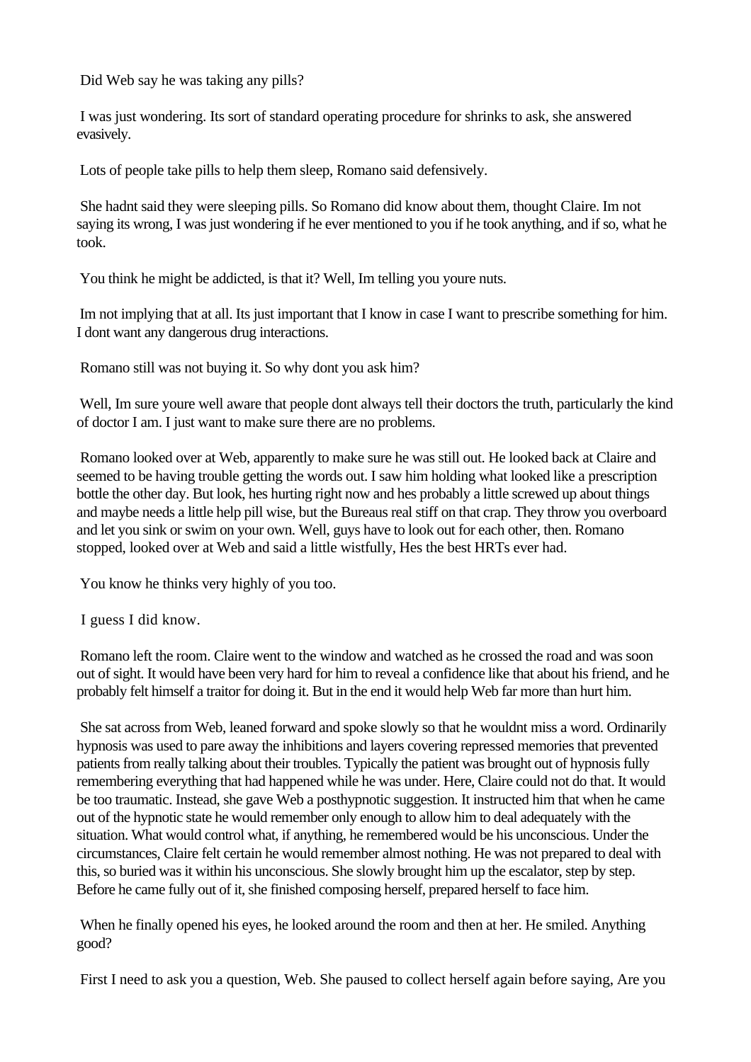Did Web say he was taking any pills?

I was just wondering. Its sort of standard operating procedure for shrinks to ask, she answered evasively.

Lots of people take pills to help them sleep, Romano said defensively.

She hadnt said they were sleeping pills. So Romano did know about them, thought Claire. Im not saying its wrong, I was just wondering if he ever mentioned to you if he took anything, and if so, what he took.

You think he might be addicted, is that it? Well, Im telling you youre nuts.

Im not implying that at all. Its just important that I know in case I want to prescribe something for him. I dont want any dangerous drug interactions.

Romano still was not buying it. So why dont you ask him?

Well, Im sure youre well aware that people dont always tell their doctors the truth, particularly the kind of doctor I am. I just want to make sure there are no problems.

Romano looked over at Web, apparently to make sure he was still out. He looked back at Claire and seemed to be having trouble getting the words out. I saw him holding what looked like a prescription bottle the other day. But look, hes hurting right now and hes probably a little screwed up about things and maybe needs a little help pill wise, but the Bureaus real stiff on that crap. They throw you overboard and let you sink or swim on your own. Well, guys have to look out for each other, then. Romano stopped, looked over at Web and said a little wistfully, Hes the best HRTs ever had.

You know he thinks very highly of you too.

I guess I did know.

Romano left the room. Claire went to the window and watched as he crossed the road and was soon out of sight. It would have been very hard for him to reveal a confidence like that about his friend, and he probably felt himself a traitor for doing it. But in the end it would help Web far more than hurt him.

She sat across from Web, leaned forward and spoke slowly so that he wouldnt miss a word. Ordinarily hypnosis was used to pare away the inhibitions and layers covering repressed memories that prevented patients from really talking about their troubles. Typically the patient was brought out of hypnosis fully remembering everything that had happened while he was under. Here, Claire could not do that. It would be too traumatic. Instead, she gave Web a posthypnotic suggestion. It instructed him that when he came out of the hypnotic state he would remember only enough to allow him to deal adequately with the situation. What would control what, if anything, he remembered would be his unconscious. Under the circumstances, Claire felt certain he would remember almost nothing. He was not prepared to deal with this, so buried was it within his unconscious. She slowly brought him up the escalator, step by step. Before he came fully out of it, she finished composing herself, prepared herself to face him.

When he finally opened his eyes, he looked around the room and then at her. He smiled. Anything good?

First I need to ask you a question, Web. She paused to collect herself again before saying, Are you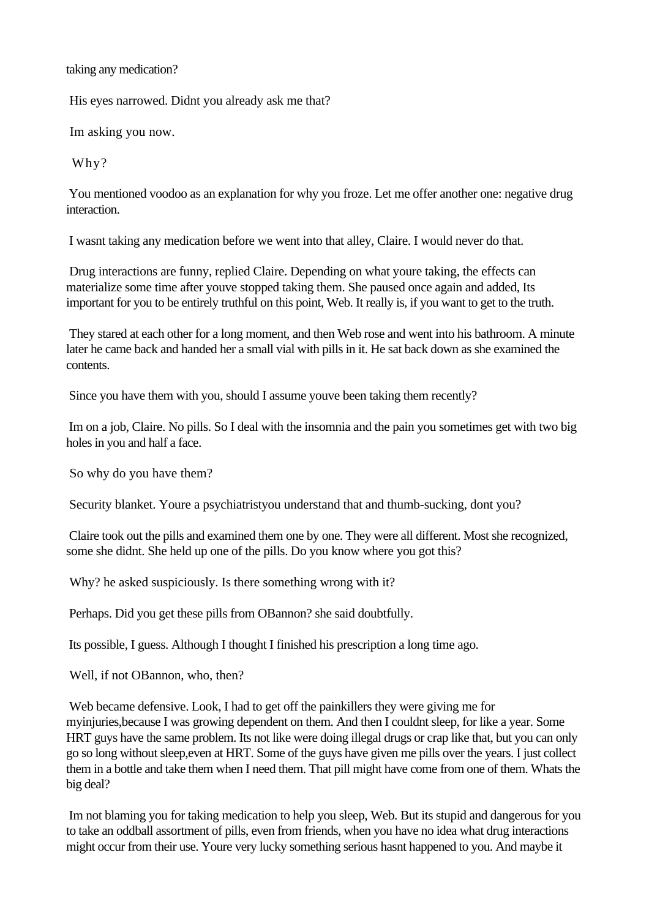taking any medication?

His eyes narrowed. Didnt you already ask me that?

Im asking you now.

Why?

You mentioned voodoo as an explanation for why you froze. Let me offer another one: negative drug interaction.

I wasnt taking any medication before we went into that alley, Claire. I would never do that.

Drug interactions are funny, replied Claire. Depending on what youre taking, the effects can materialize some time after youve stopped taking them. She paused once again and added, Its important for you to be entirely truthful on this point, Web. It really is, if you want to get to the truth.

They stared at each other for a long moment, and then Web rose and went into his bathroom. A minute later he came back and handed her a small vial with pills in it. He sat back down as she examined the contents.

Since you have them with you, should I assume youve been taking them recently?

Im on a job, Claire. No pills. So I deal with the insomnia and the pain you sometimes get with two big holes in you and half a face.

So why do you have them?

Security blanket. Youre a psychiatristyou understand that and thumb-sucking, dont you?

Claire took out the pills and examined them one by one. They were all different. Most she recognized, some she didnt. She held up one of the pills. Do you know where you got this?

Why? he asked suspiciously. Is there something wrong with it?

Perhaps. Did you get these pills from OBannon? she said doubtfully.

Its possible, I guess. Although I thought I finished his prescription a long time ago.

Well, if not OBannon, who, then?

Web became defensive. Look, I had to get off the painkillers they were giving me for myinjuries,because I was growing dependent on them. And then I couldnt sleep, for like a year. Some HRT guys have the same problem. Its not like were doing illegal drugs or crap like that, but you can only go so long without sleep,even at HRT. Some of the guys have given me pills over the years. I just collect them in a bottle and take them when I need them. That pill might have come from one of them. Whats the big deal?

Im not blaming you for taking medication to help you sleep, Web. But its stupid and dangerous for you to take an oddball assortment of pills, even from friends, when you have no idea what drug interactions might occur from their use. Youre very lucky something serious hasnt happened to you. And maybe it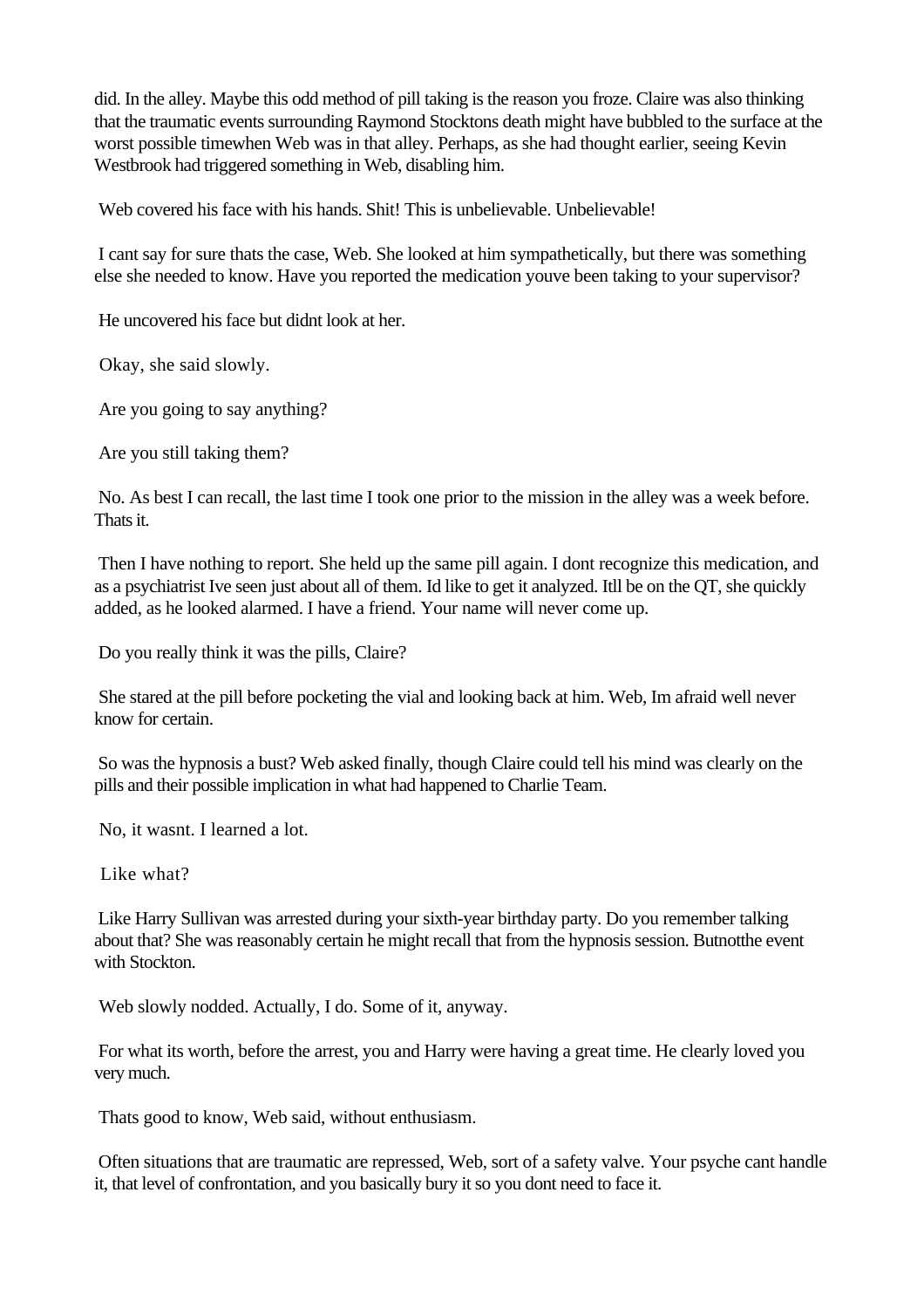did. In the alley. Maybe this odd method of pill taking is the reason you froze. Claire was also thinking that the traumatic events surrounding Raymond Stocktons death might have bubbled to the surface at the worst possible timewhen Web was in that alley. Perhaps, as she had thought earlier, seeing Kevin Westbrook had triggered something in Web, disabling him.

Web covered his face with his hands. Shit! This is unbelievable. Unbelievable!

I cant say for sure thats the case, Web. She looked at him sympathetically, but there was something else she needed to know. Have you reported the medication youve been taking to your supervisor?

He uncovered his face but didnt look at her.

Okay, she said slowly.

Are you going to say anything?

Are you still taking them?

No. As best I can recall, the last time I took one prior to the mission in the alley was a week before. Thats it.

Then I have nothing to report. She held up the same pill again. I dont recognize this medication, and as a psychiatrist Ive seen just about all of them. Id like to get it analyzed. Itll be on the QT, she quickly added, as he looked alarmed. I have a friend. Your name will never come up.

Do you really think it was the pills, Claire?

She stared at the pill before pocketing the vial and looking back at him. Web, Im afraid well never know for certain.

So was the hypnosis a bust? Web asked finally, though Claire could tell his mind was clearly on the pills and their possible implication in what had happened to Charlie Team.

No, it wasnt. I learned a lot.

Like what?

Like Harry Sullivan was arrested during your sixth-year birthday party. Do you remember talking about that? She was reasonably certain he might recall that from the hypnosis session. Butnotthe event with Stockton.

Web slowly nodded. Actually, I do. Some of it, anyway.

For what its worth, before the arrest, you and Harry were having a great time. He clearly loved you very much.

Thats good to know, Web said, without enthusiasm.

Often situations that are traumatic are repressed, Web, sort of a safety valve. Your psyche cant handle it, that level of confrontation, and you basically bury it so you dont need to face it.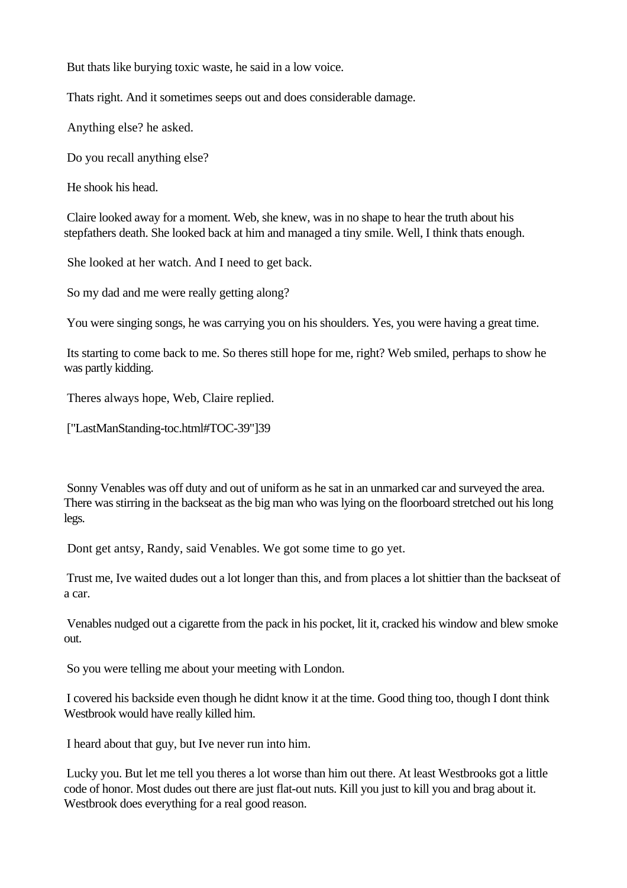But thats like burying toxic waste, he said in a low voice.

Thats right. And it sometimes seeps out and does considerable damage.

Anything else? he asked.

Do you recall anything else?

He shook his head.

Claire looked away for a moment. Web, she knew, was in no shape to hear the truth about his stepfathers death. She looked back at him and managed a tiny smile. Well, I think thats enough.

She looked at her watch. And I need to get back.

So my dad and me were really getting along?

You were singing songs, he was carrying you on his shoulders. Yes, you were having a great time.

Its starting to come back to me. So theres still hope for me, right? Web smiled, perhaps to show he was partly kidding.

Theres always hope, Web, Claire replied.

["LastManStanding-toc.html#TOC-39"]39

Sonny Venables was off duty and out of uniform as he sat in an unmarked car and surveyed the area. There was stirring in the backseat as the big man who was lying on the floorboard stretched out his long legs.

Dont get antsy, Randy, said Venables. We got some time to go yet.

Trust me, Ive waited dudes out a lot longer than this, and from places a lot shittier than the backseat of a car.

Venables nudged out a cigarette from the pack in his pocket, lit it, cracked his window and blew smoke out.

So you were telling me about your meeting with London.

I covered his backside even though he didnt know it at the time. Good thing too, though I dont think Westbrook would have really killed him.

I heard about that guy, but Ive never run into him.

Lucky you. But let me tell you theres a lot worse than him out there. At least Westbrooks got a little code of honor. Most dudes out there are just flat-out nuts. Kill you just to kill you and brag about it. Westbrook does everything for a real good reason.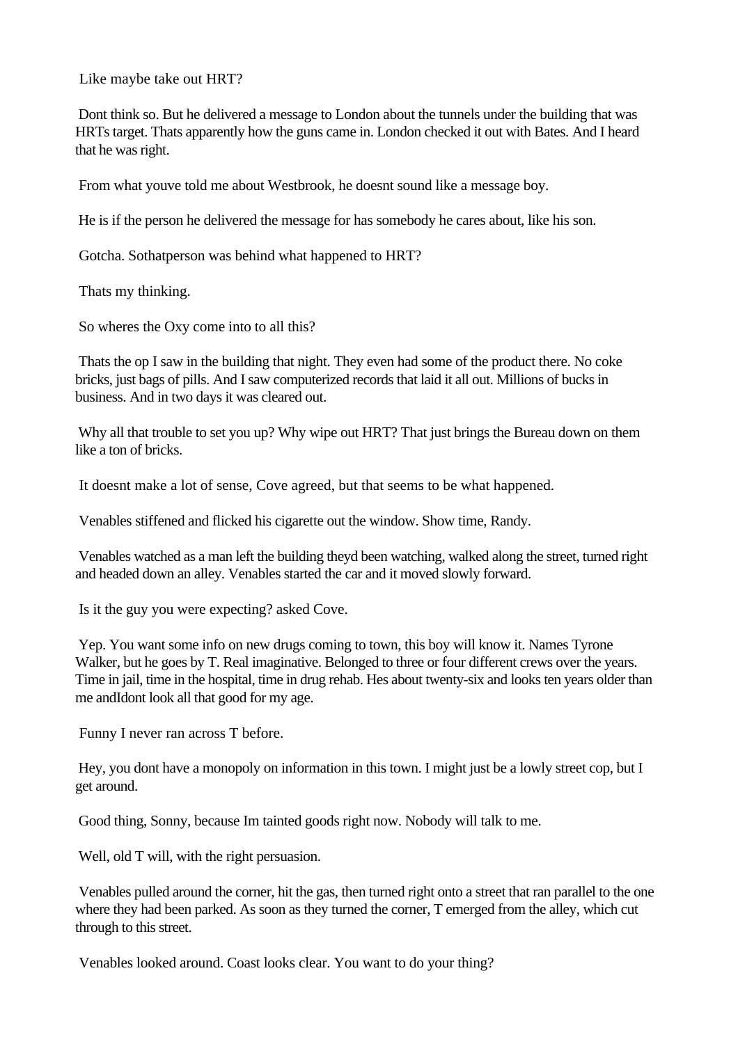Like maybe take out HRT?

Dont think so. But he delivered a message to London about the tunnels under the building that was HRTs target. Thats apparently how the guns came in. London checked it out with Bates. And I heard that he was right.

From what youve told me about Westbrook, he doesnt sound like a message boy.

He is if the person he delivered the message for has somebody he cares about, like his son.

Gotcha. Sothatperson was behind what happened to HRT?

Thats my thinking.

So wheres the Oxy come into to all this?

Thats the op I saw in the building that night. They even had some of the product there. No coke bricks, just bags of pills. And I saw computerized records that laid it all out. Millions of bucks in business. And in two days it was cleared out.

Why all that trouble to set you up? Why wipe out HRT? That just brings the Bureau down on them like a ton of bricks.

It doesnt make a lot of sense, Cove agreed, but that seems to be what happened.

Venables stiffened and flicked his cigarette out the window. Show time, Randy.

Venables watched as a man left the building theyd been watching, walked along the street, turned right and headed down an alley. Venables started the car and it moved slowly forward.

Is it the guy you were expecting? asked Cove.

Yep. You want some info on new drugs coming to town, this boy will know it. Names Tyrone Walker, but he goes by T. Real imaginative. Belonged to three or four different crews over the years. Time in jail, time in the hospital, time in drug rehab. Hes about twenty-six and looks ten years older than me andIdont look all that good for my age.

Funny I never ran across T before.

Hey, you dont have a monopoly on information in this town. I might just be a lowly street cop, but I get around.

Good thing, Sonny, because Im tainted goods right now. Nobody will talk to me.

Well, old T will, with the right persuasion.

Venables pulled around the corner, hit the gas, then turned right onto a street that ran parallel to the one where they had been parked. As soon as they turned the corner, T emerged from the alley, which cut through to this street.

Venables looked around. Coast looks clear. You want to do your thing?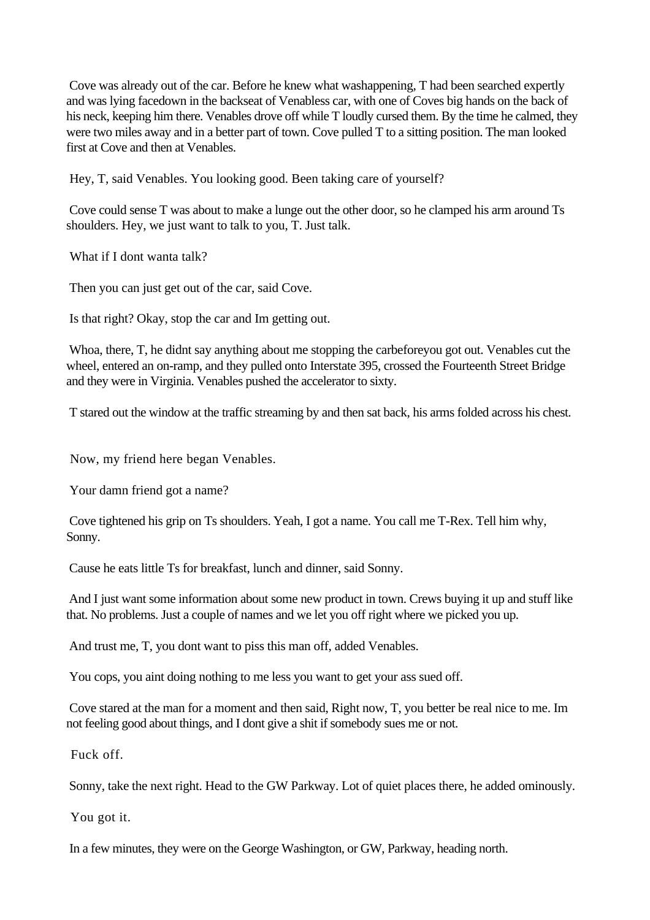Cove was already out of the car. Before he knew what washappening, T had been searched expertly and was lying facedown in the backseat of Venabless car, with one of Coves big hands on the back of his neck, keeping him there. Venables drove off while T loudly cursed them. By the time he calmed, they were two miles away and in a better part of town. Cove pulled T to a sitting position. The man looked first at Cove and then at Venables.

Hey, T, said Venables. You looking good. Been taking care of yourself?

Cove could sense T was about to make a lunge out the other door, so he clamped his arm around Ts shoulders. Hey, we just want to talk to you, T. Just talk.

What if I dont wanta talk?

Then you can just get out of the car, said Cove.

Is that right? Okay, stop the car and Im getting out.

Whoa, there, T, he didnt say anything about me stopping the carbeforeyou got out. Venables cut the wheel, entered an on-ramp, and they pulled onto Interstate 395, crossed the Fourteenth Street Bridge and they were in Virginia. Venables pushed the accelerator to sixty.

T stared out the window at the traffic streaming by and then sat back, his arms folded across his chest.

Now, my friend here began Venables.

Your damn friend got a name?

Cove tightened his grip on Ts shoulders. Yeah, I got a name. You call me T-Rex. Tell him why, Sonny.

Cause he eats little Ts for breakfast, lunch and dinner, said Sonny.

And I just want some information about some new product in town. Crews buying it up and stuff like that. No problems. Just a couple of names and we let you off right where we picked you up.

And trust me, T, you dont want to piss this man off, added Venables.

You cops, you aint doing nothing to me less you want to get your ass sued off.

Cove stared at the man for a moment and then said, Right now, T, you better be real nice to me. Im not feeling good about things, and I dont give a shit if somebody sues me or not.

Fuck off.

Sonny, take the next right. Head to the GW Parkway. Lot of quiet places there, he added ominously.

You got it.

In a few minutes, they were on the George Washington, or GW, Parkway, heading north.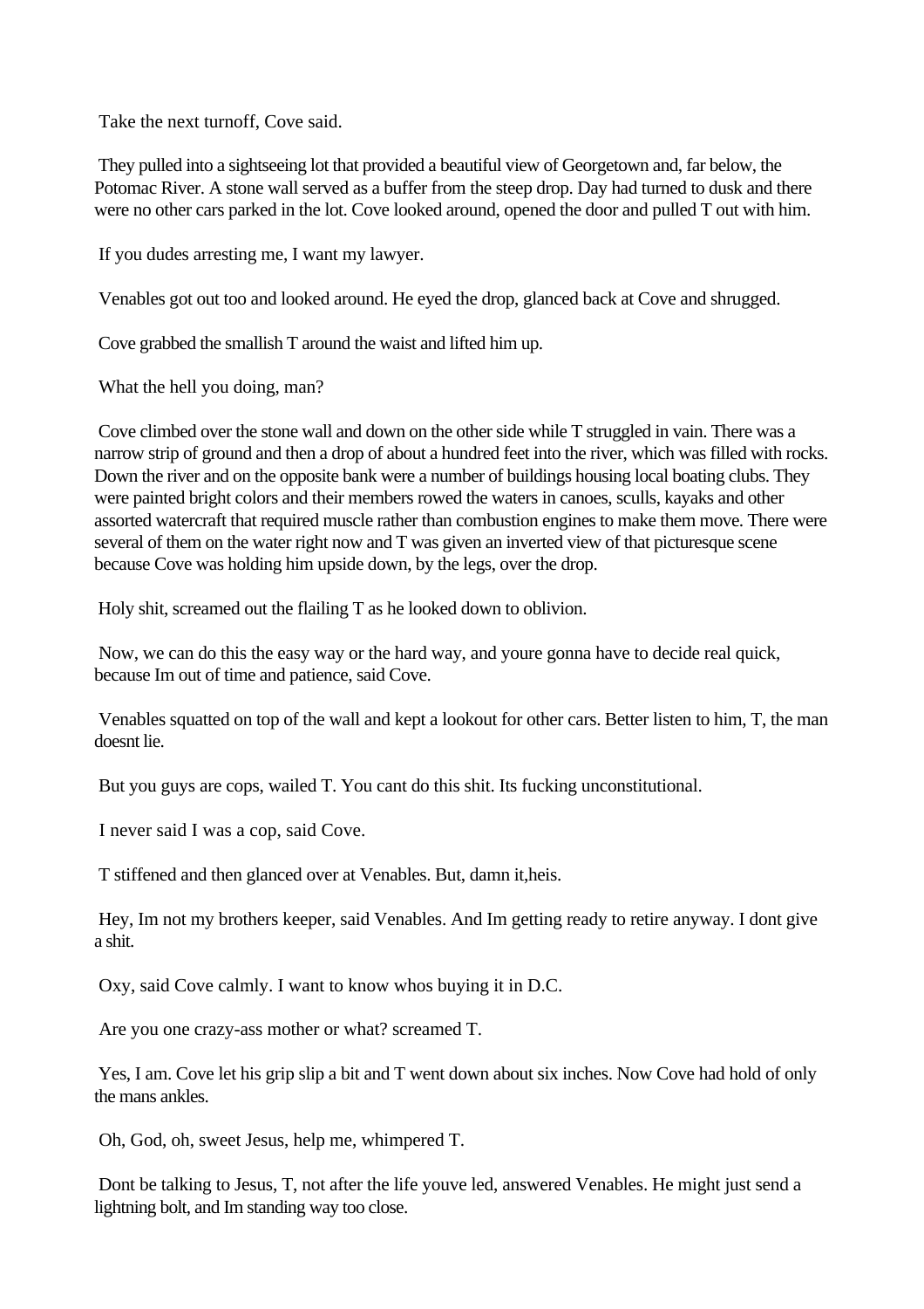Take the next turnoff, Cove said.

They pulled into a sightseeing lot that provided a beautiful view of Georgetown and, far below, the Potomac River. A stone wall served as a buffer from the steep drop. Day had turned to dusk and there were no other cars parked in the lot. Cove looked around, opened the door and pulled T out with him.

If you dudes arresting me, I want my lawyer.

Venables got out too and looked around. He eyed the drop, glanced back at Cove and shrugged.

Cove grabbed the smallish T around the waist and lifted him up.

What the hell you doing, man?

Cove climbed over the stone wall and down on the other side while T struggled in vain. There was a narrow strip of ground and then a drop of about a hundred feet into the river, which was filled with rocks. Down the river and on the opposite bank were a number of buildings housing local boating clubs. They were painted bright colors and their members rowed the waters in canoes, sculls, kayaks and other assorted watercraft that required muscle rather than combustion engines to make them move. There were several of them on the water right now and T was given an inverted view of that picturesque scene because Cove was holding him upside down, by the legs, over the drop.

Holy shit, screamed out the flailing T as he looked down to oblivion.

Now, we can do this the easy way or the hard way, and youre gonna have to decide real quick, because Im out of time and patience, said Cove.

Venables squatted on top of the wall and kept a lookout for other cars. Better listen to him, T, the man doesnt lie.

But you guys are cops, wailed T. You cant do this shit. Its fucking unconstitutional.

I never said I was a cop, said Cove.

T stiffened and then glanced over at Venables. But, damn it,heis.

Hey, Im not my brothers keeper, said Venables. And Im getting ready to retire anyway. I dont give a shit.

Oxy, said Cove calmly. I want to know whos buying it in D.C.

Are you one crazy-ass mother or what? screamed T.

Yes, I am. Cove let his grip slip a bit and T went down about six inches. Now Cove had hold of only the mans ankles.

Oh, God, oh, sweet Jesus, help me, whimpered T.

Dont be talking to Jesus, T, not after the life youve led, answered Venables. He might just send a lightning bolt, and Im standing way too close.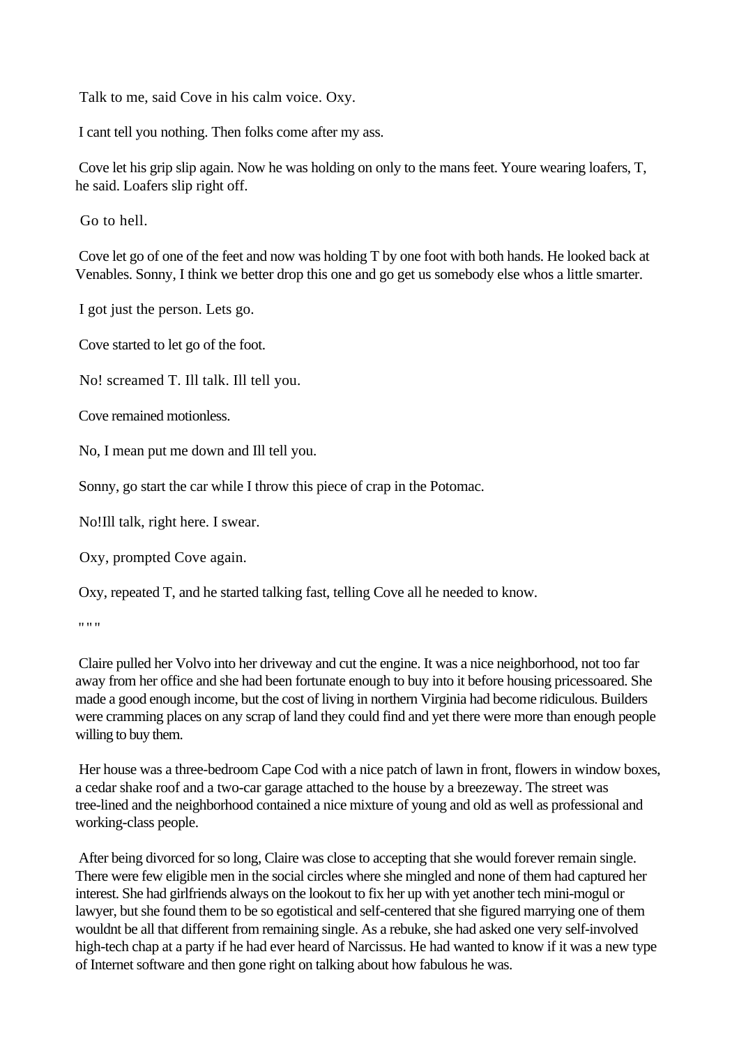Talk to me, said Cove in his calm voice. Oxy.

I cant tell you nothing. Then folks come after my ass.

Cove let his grip slip again. Now he was holding on only to the mans feet. Youre wearing loafers, T, he said. Loafers slip right off.

Go to hell.

Cove let go of one of the feet and now was holding T by one foot with both hands. He looked back at Venables. Sonny, I think we better drop this one and go get us somebody else whos a little smarter.

I got just the person. Lets go.

Cove started to let go of the foot.

No! screamed T. Ill talk. Ill tell you.

Cove remained motionless.

No, I mean put me down and Ill tell you.

Sonny, go start the car while I throw this piece of crap in the Potomac.

No!Ill talk, right here. I swear.

Oxy, prompted Cove again.

Oxy, repeated T, and he started talking fast, telling Cove all he needed to know.

" " "

Claire pulled her Volvo into her driveway and cut the engine. It was a nice neighborhood, not too far away from her office and she had been fortunate enough to buy into it before housing pricessoared. She made a good enough income, but the cost of living in northern Virginia had become ridiculous. Builders were cramming places on any scrap of land they could find and yet there were more than enough people willing to buy them.

Her house was a three-bedroom Cape Cod with a nice patch of lawn in front, flowers in window boxes, a cedar shake roof and a two-car garage attached to the house by a breezeway. The street was tree-lined and the neighborhood contained a nice mixture of young and old as well as professional and working-class people.

After being divorced for so long, Claire was close to accepting that she would forever remain single. There were few eligible men in the social circles where she mingled and none of them had captured her interest. She had girlfriends always on the lookout to fix her up with yet another tech mini-mogul or lawyer, but she found them to be so egotistical and self-centered that she figured marrying one of them wouldnt be all that different from remaining single. As a rebuke, she had asked one very self-involved high-tech chap at a party if he had ever heard of Narcissus. He had wanted to know if it was a new type of Internet software and then gone right on talking about how fabulous he was.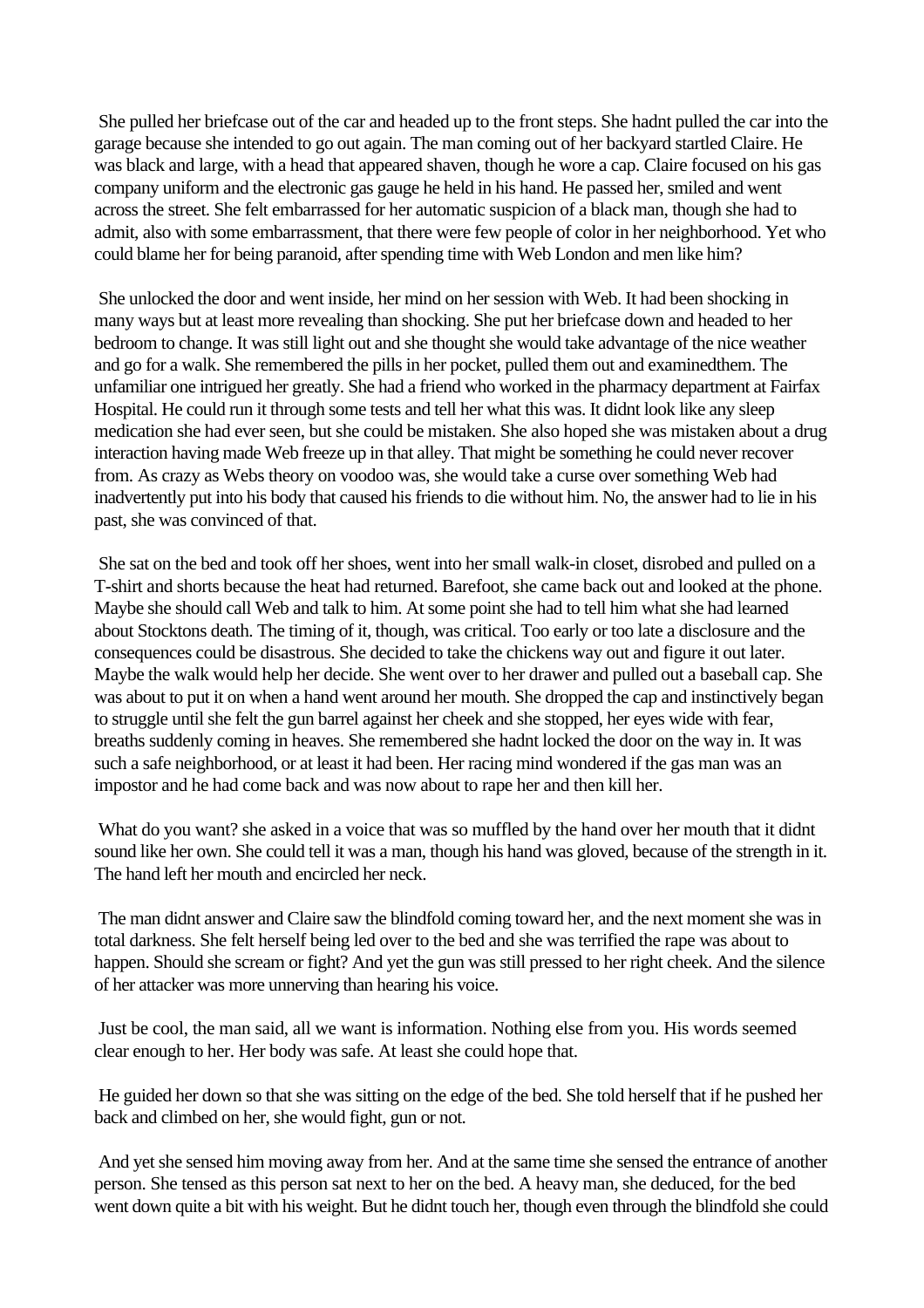She pulled her briefcase out of the car and headed up to the front steps. She hadnt pulled the car into the garage because she intended to go out again. The man coming out of her backyard startled Claire. He was black and large, with a head that appeared shaven, though he wore a cap. Claire focused on his gas company uniform and the electronic gas gauge he held in his hand. He passed her, smiled and went across the street. She felt embarrassed for her automatic suspicion of a black man, though she had to admit, also with some embarrassment, that there were few people of color in her neighborhood. Yet who could blame her for being paranoid, after spending time with Web London and men like him?

She unlocked the door and went inside, her mind on her session with Web. It had been shocking in many ways but at least more revealing than shocking. She put her briefcase down and headed to her bedroom to change. It was still light out and she thought she would take advantage of the nice weather and go for a walk. She remembered the pills in her pocket, pulled them out and examinedthem. The unfamiliar one intrigued her greatly. She had a friend who worked in the pharmacy department at Fairfax Hospital. He could run it through some tests and tell her what this was. It didnt look like any sleep medication she had ever seen, but she could be mistaken. She also hoped she was mistaken about a drug interaction having made Web freeze up in that alley. That might be something he could never recover from. As crazy as Webs theory on voodoo was, she would take a curse over something Web had inadvertently put into his body that caused his friends to die without him. No, the answer had to lie in his past, she was convinced of that.

She sat on the bed and took off her shoes, went into her small walk-in closet, disrobed and pulled on a T-shirt and shorts because the heat had returned. Barefoot, she came back out and looked at the phone. Maybe she should call Web and talk to him. At some point she had to tell him what she had learned about Stocktons death. The timing of it, though, was critical. Too early or too late a disclosure and the consequences could be disastrous. She decided to take the chickens way out and figure it out later. Maybe the walk would help her decide. She went over to her drawer and pulled out a baseball cap. She was about to put it on when a hand went around her mouth. She dropped the cap and instinctively began to struggle until she felt the gun barrel against her cheek and she stopped, her eyes wide with fear, breaths suddenly coming in heaves. She remembered she hadnt locked the door on the way in. It was such a safe neighborhood, or at least it had been. Her racing mind wondered if the gas man was an impostor and he had come back and was now about to rape her and then kill her.

What do you want? she asked in a voice that was so muffled by the hand over her mouth that it didnt sound like her own. She could tell it was a man, though his hand was gloved, because of the strength in it. The hand left her mouth and encircled her neck.

The man didnt answer and Claire saw the blindfold coming toward her, and the next moment she was in total darkness. She felt herself being led over to the bed and she was terrified the rape was about to happen. Should she scream or fight? And yet the gun was still pressed to her right cheek. And the silence of her attacker was more unnerving than hearing his voice.

Just be cool, the man said, all we want is information. Nothing else from you. His words seemed clear enough to her. Her body was safe. At least she could hope that.

He guided her down so that she was sitting on the edge of the bed. She told herself that if he pushed her back and climbed on her, she would fight, gun or not.

And yet she sensed him moving away from her. And at the same time she sensed the entrance of another person. She tensed as this person sat next to her on the bed. A heavy man, she deduced, for the bed went down quite a bit with his weight. But he didnt touch her, though even through the blindfold she could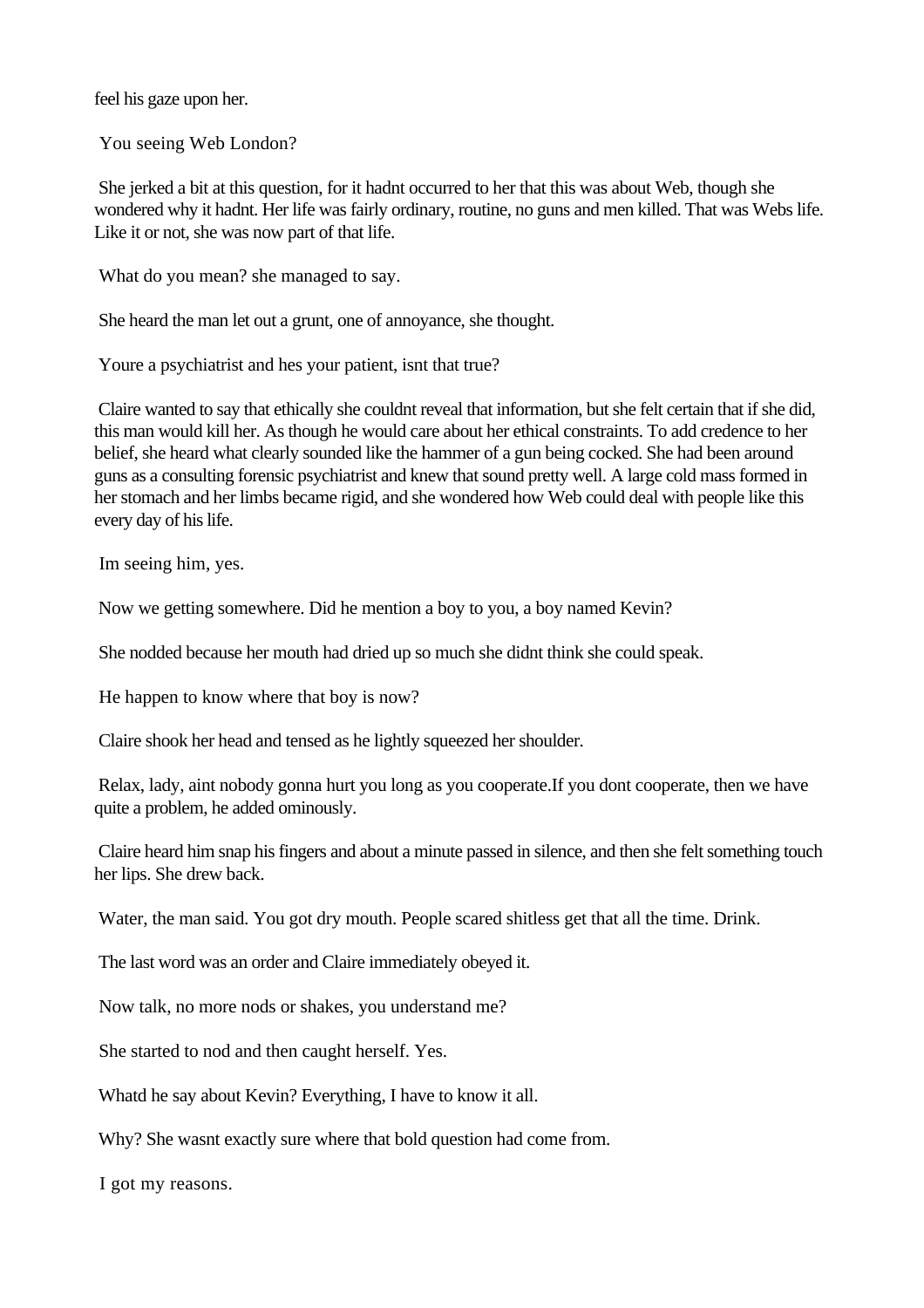feel his gaze upon her.

You seeing Web London?

She jerked a bit at this question, for it hadnt occurred to her that this was about Web, though she wondered why it hadnt. Her life was fairly ordinary, routine, no guns and men killed. That was Webs life. Like it or not, she was now part of that life.

What do you mean? she managed to say.

She heard the man let out a grunt, one of annoyance, she thought.

Youre a psychiatrist and hes your patient, isnt that true?

Claire wanted to say that ethically she couldnt reveal that information, but she felt certain that if she did, this man would kill her. As though he would care about her ethical constraints. To add credence to her belief, she heard what clearly sounded like the hammer of a gun being cocked. She had been around guns as a consulting forensic psychiatrist and knew that sound pretty well. A large cold mass formed in her stomach and her limbs became rigid, and she wondered how Web could deal with people like this every day of his life.

Im seeing him, yes.

Now we getting somewhere. Did he mention a boy to you, a boy named Kevin?

She nodded because her mouth had dried up so much she didnt think she could speak.

He happen to know where that boy is now?

Claire shook her head and tensed as he lightly squeezed her shoulder.

Relax, lady, aint nobody gonna hurt you long as you cooperate.If you dont cooperate, then we have quite a problem, he added ominously.

Claire heard him snap his fingers and about a minute passed in silence, and then she felt something touch her lips. She drew back.

Water, the man said. You got dry mouth. People scared shitless get that all the time. Drink.

The last word was an order and Claire immediately obeyed it.

Now talk, no more nods or shakes, you understand me?

She started to nod and then caught herself. Yes.

Whatd he say about Kevin? Everything, I have to know it all.

Why? She wasnt exactly sure where that bold question had come from.

I got my reasons.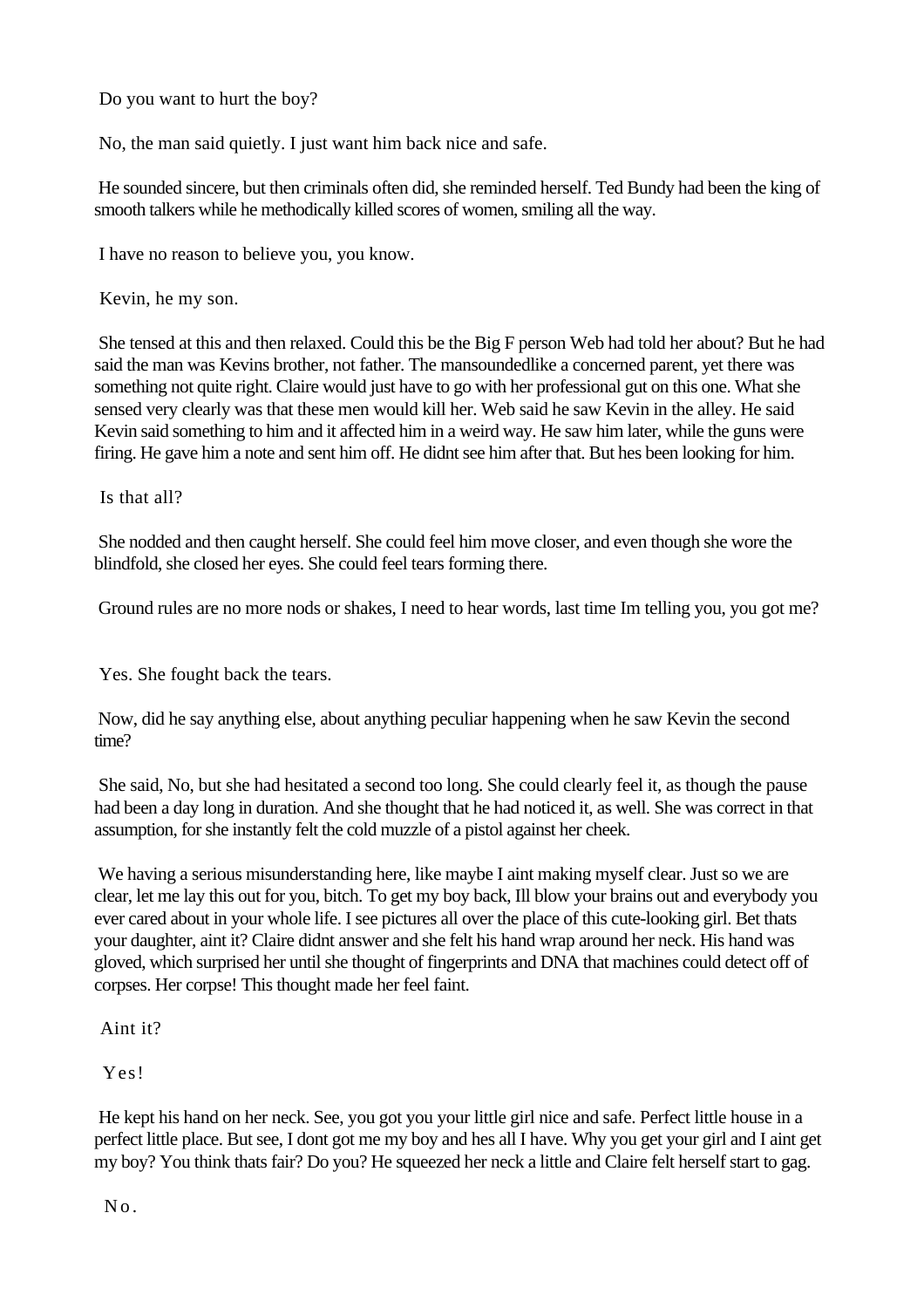Do you want to hurt the boy?

No, the man said quietly. I just want him back nice and safe.

He sounded sincere, but then criminals often did, she reminded herself. Ted Bundy had been the king of smooth talkers while he methodically killed scores of women, smiling all the way.

I have no reason to believe you, you know.

Kevin, he my son.

She tensed at this and then relaxed. Could this be the Big F person Web had told her about? But he had said the man was Kevins brother, not father. The mansoundedlike a concerned parent, yet there was something not quite right. Claire would just have to go with her professional gut on this one. What she sensed very clearly was that these men would kill her. Web said he saw Kevin in the alley. He said Kevin said something to him and it affected him in a weird way. He saw him later, while the guns were firing. He gave him a note and sent him off. He didnt see him after that. But hes been looking for him.

Is that all?

She nodded and then caught herself. She could feel him move closer, and even though she wore the blindfold, she closed her eyes. She could feel tears forming there.

Ground rules are no more nods or shakes, I need to hear words, last time Im telling you, you got me?

Yes. She fought back the tears.

Now, did he say anything else, about anything peculiar happening when he saw Kevin the second time?

She said, No, but she had hesitated a second too long. She could clearly feel it, as though the pause had been a day long in duration. And she thought that he had noticed it, as well. She was correct in that assumption, for she instantly felt the cold muzzle of a pistol against her cheek.

We having a serious misunderstanding here, like maybe I aint making myself clear. Just so we are clear, let me lay this out for you, bitch. To get my boy back, Ill blow your brains out and everybody you ever cared about in your whole life. I see pictures all over the place of this cute-looking girl. Bet thats your daughter, aint it? Claire didnt answer and she felt his hand wrap around her neck. His hand was gloved, which surprised her until she thought of fingerprints and DNA that machines could detect off of corpses. Her corpse! This thought made her feel faint.

Aint it?

Yes!

He kept his hand on her neck. See, you got you your little girl nice and safe. Perfect little house in a perfect little place. But see, I dont got me my boy and hes all I have. Why you get your girl and I aint get my boy? You think thats fair? Do you? He squeezed her neck a little and Claire felt herself start to gag.

No.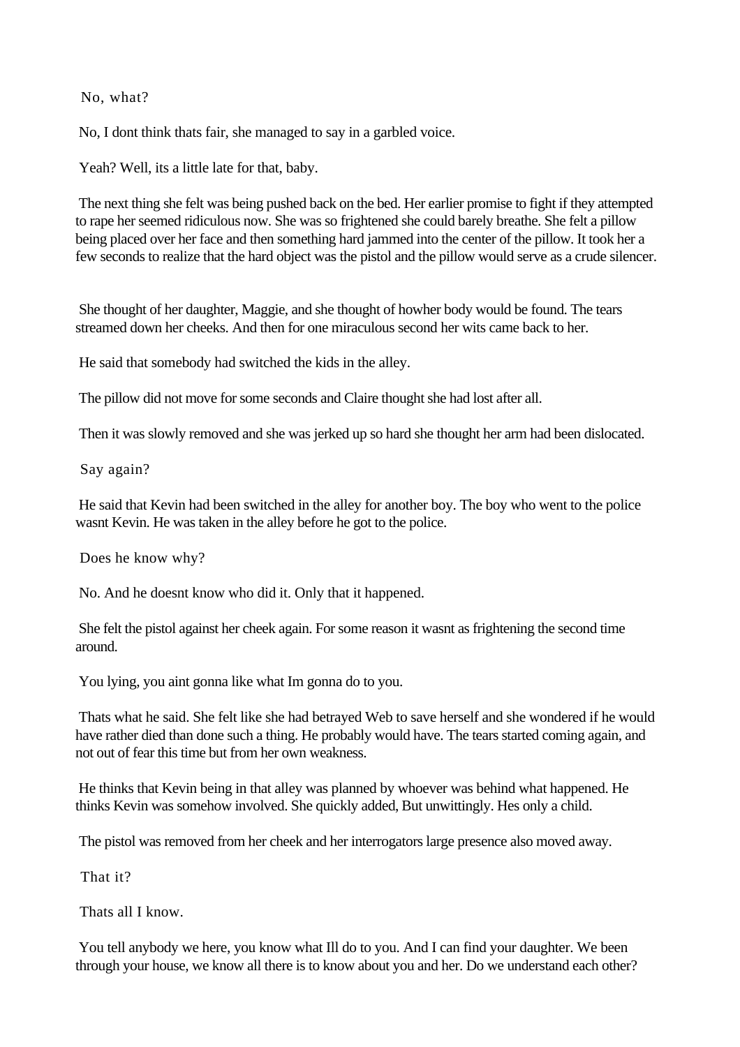No, what?

No, I dont think thats fair, she managed to say in a garbled voice.

Yeah? Well, its a little late for that, baby.

The next thing she felt was being pushed back on the bed. Her earlier promise to fight if they attempted to rape her seemed ridiculous now. She was so frightened she could barely breathe. She felt a pillow being placed over her face and then something hard jammed into the center of the pillow. It took her a few seconds to realize that the hard object was the pistol and the pillow would serve as a crude silencer.

She thought of her daughter, Maggie, and she thought of howher body would be found. The tears streamed down her cheeks. And then for one miraculous second her wits came back to her.

He said that somebody had switched the kids in the alley.

The pillow did not move for some seconds and Claire thought she had lost after all.

Then it was slowly removed and she was jerked up so hard she thought her arm had been dislocated.

Say again?

He said that Kevin had been switched in the alley for another boy. The boy who went to the police wasnt Kevin. He was taken in the alley before he got to the police.

Does he know why?

No. And he doesnt know who did it. Only that it happened.

She felt the pistol against her cheek again. For some reason it wasnt as frightening the second time around.

You lying, you aint gonna like what Im gonna do to you.

Thats what he said. She felt like she had betrayed Web to save herself and she wondered if he would have rather died than done such a thing. He probably would have. The tears started coming again, and not out of fear this time but from her own weakness.

He thinks that Kevin being in that alley was planned by whoever was behind what happened. He thinks Kevin was somehow involved. She quickly added, But unwittingly. Hes only a child.

The pistol was removed from her cheek and her interrogators large presence also moved away.

That it?

Thats all I know.

You tell anybody we here, you know what Ill do to you. And I can find your daughter. We been through your house, we know all there is to know about you and her. Do we understand each other?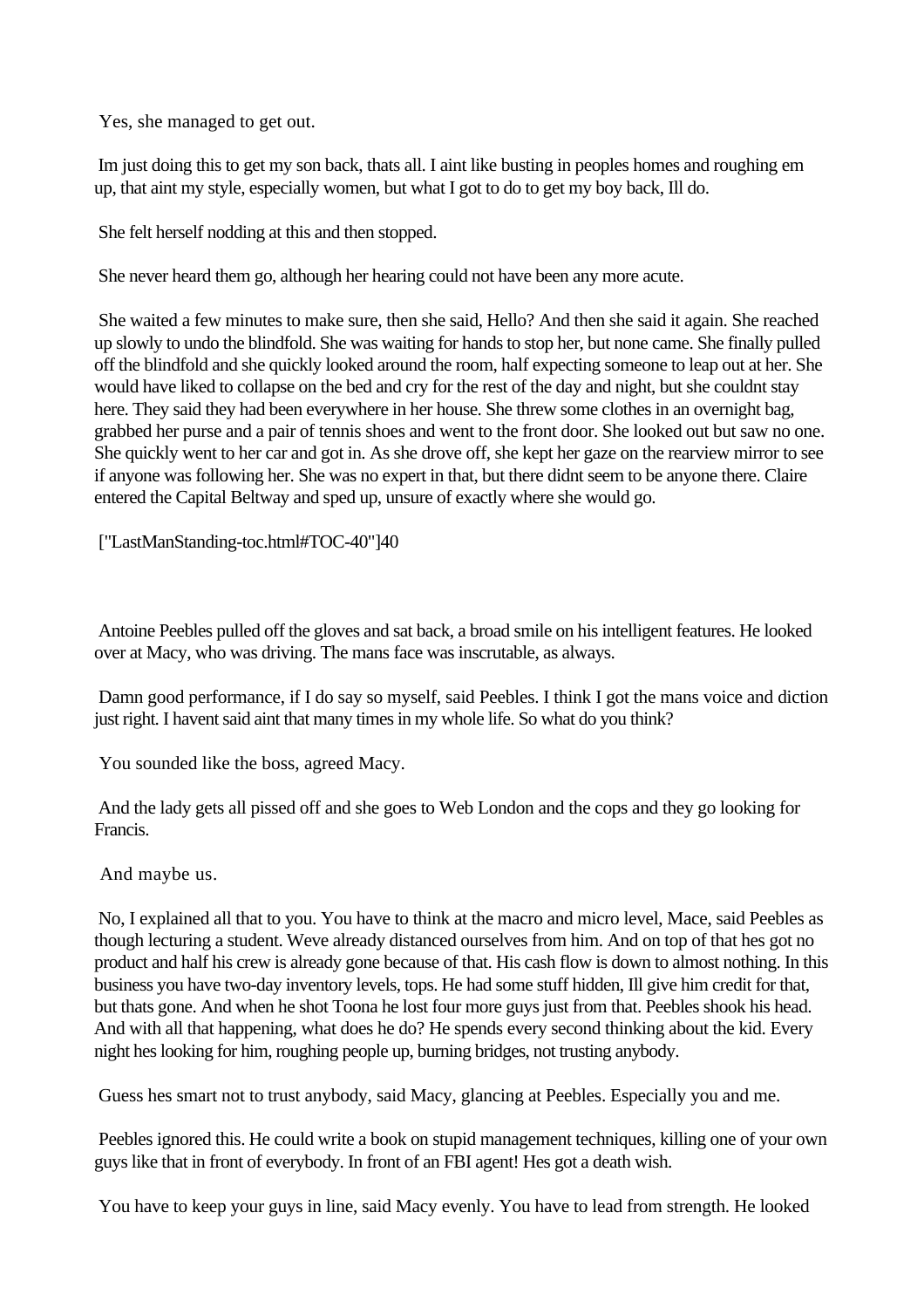Yes, she managed to get out.

Im just doing this to get my son back, thats all. I aint like busting in peoples homes and roughing em up, that aint my style, especially women, but what I got to do to get my boy back, Ill do.

She felt herself nodding at this and then stopped.

She never heard them go, although her hearing could not have been any more acute.

She waited a few minutes to make sure, then she said, Hello? And then she said it again. She reached up slowly to undo the blindfold. She was waiting for hands to stop her, but none came. She finally pulled off the blindfold and she quickly looked around the room, half expecting someone to leap out at her. She would have liked to collapse on the bed and cry for the rest of the day and night, but she couldnt stay here. They said they had been everywhere in her house. She threw some clothes in an overnight bag, grabbed her purse and a pair of tennis shoes and went to the front door. She looked out but saw no one. She quickly went to her car and got in. As she drove off, she kept her gaze on the rearview mirror to see if anyone was following her. She was no expert in that, but there didnt seem to be anyone there. Claire entered the Capital Beltway and sped up, unsure of exactly where she would go.

["LastManStanding-toc.html#TOC-40"]40

Antoine Peebles pulled off the gloves and sat back, a broad smile on his intelligent features. He looked over at Macy, who was driving. The mans face was inscrutable, as always.

Damn good performance, if I do say so myself, said Peebles. I think I got the mans voice and diction just right. I havent said aint that many times in my whole life. So what do you think?

You sounded like the boss, agreed Macy.

And the lady gets all pissed off and she goes to Web London and the cops and they go looking for Francis.

And maybe us.

No, I explained all that to you. You have to think at the macro and micro level, Mace, said Peebles as though lecturing a student. Weve already distanced ourselves from him. And on top of that hes got no product and half his crew is already gone because of that. His cash flow is down to almost nothing. In this business you have two-day inventory levels, tops. He had some stuff hidden, Ill give him credit for that, but thats gone. And when he shot Toona he lost four more guys just from that. Peebles shook his head. And with all that happening, what does he do? He spends every second thinking about the kid. Every night hes looking for him, roughing people up, burning bridges, not trusting anybody.

Guess hes smart not to trust anybody, said Macy, glancing at Peebles. Especially you and me.

Peebles ignored this. He could write a book on stupid management techniques, killing one of your own guys like that in front of everybody. In front of an FBI agent! Hes got a death wish.

You have to keep your guys in line, said Macy evenly. You have to lead from strength. He looked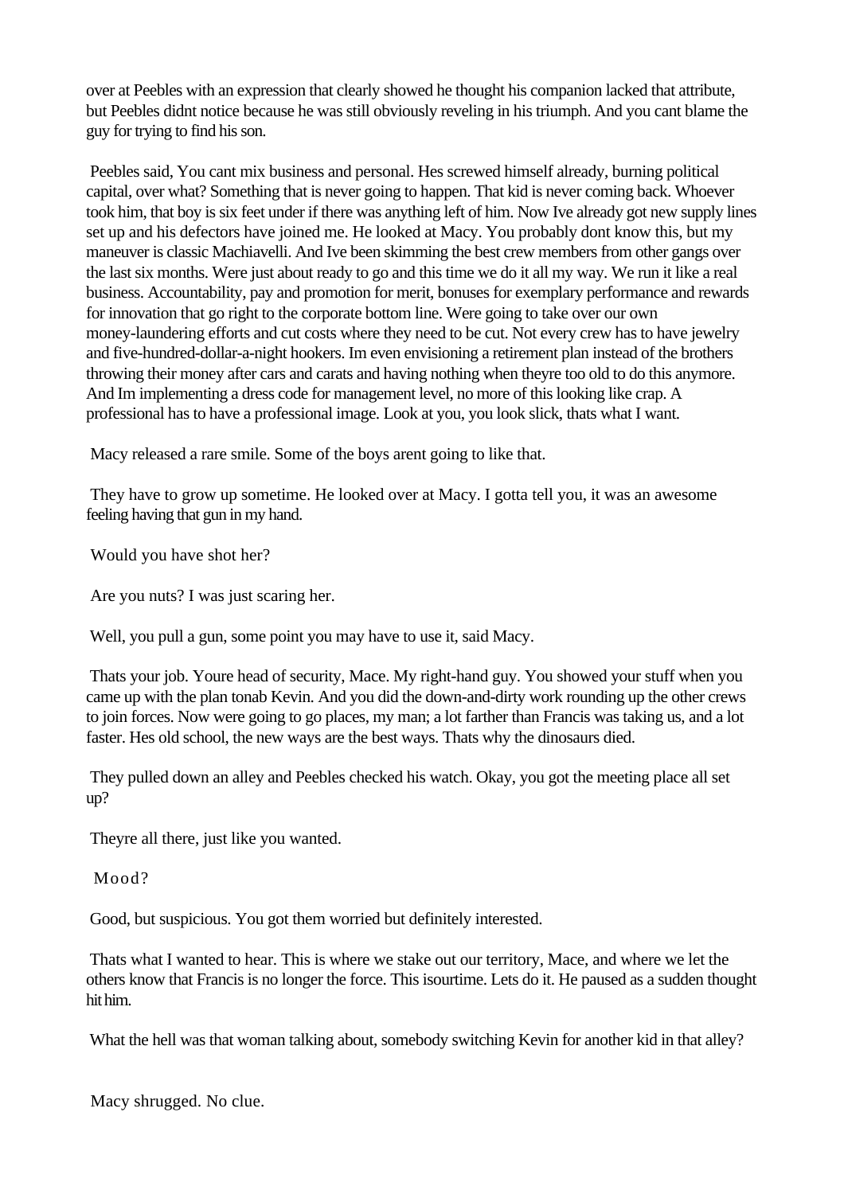over at Peebles with an expression that clearly showed he thought his companion lacked that attribute, but Peebles didnt notice because he was still obviously reveling in his triumph. And you cant blame the guy for trying to find his son.

Peebles said, You cant mix business and personal. Hes screwed himself already, burning political capital, over what? Something that is never going to happen. That kid is never coming back. Whoever took him, that boy is six feet under if there was anything left of him. Now Ive already got new supply lines set up and his defectors have joined me. He looked at Macy. You probably dont know this, but my maneuver is classic Machiavelli. And Ive been skimming the best crew members from other gangs over the last six months. Were just about ready to go and this time we do it all my way. We run it like a real business. Accountability, pay and promotion for merit, bonuses for exemplary performance and rewards for innovation that go right to the corporate bottom line. Were going to take over our own money-laundering efforts and cut costs where they need to be cut. Not every crew has to have jewelry and five-hundred-dollar-a-night hookers. Im even envisioning a retirement plan instead of the brothers throwing their money after cars and carats and having nothing when theyre too old to do this anymore. And Im implementing a dress code for management level, no more of this looking like crap. A professional has to have a professional image. Look at you, you look slick, thats what I want.

Macy released a rare smile. Some of the boys arent going to like that.

They have to grow up sometime. He looked over at Macy. I gotta tell you, it was an awesome feeling having that gun in my hand.

Would you have shot her?

Are you nuts? I was just scaring her.

Well, you pull a gun, some point you may have to use it, said Macy.

Thats your job. Youre head of security, Mace. My right-hand guy. You showed your stuff when you came up with the plan tonab Kevin. And you did the down-and-dirty work rounding up the other crews to join forces. Now were going to go places, my man; a lot farther than Francis was taking us, and a lot faster. Hes old school, the new ways are the best ways. Thats why the dinosaurs died.

They pulled down an alley and Peebles checked his watch. Okay, you got the meeting place all set up?

Theyre all there, just like you wanted.

Mood?

Good, but suspicious. You got them worried but definitely interested.

Thats what I wanted to hear. This is where we stake out our territory, Mace, and where we let the others know that Francis is no longer the force. This isourtime. Lets do it. He paused as a sudden thought hit him.

What the hell was that woman talking about, somebody switching Kevin for another kid in that alley?

Macy shrugged. No clue.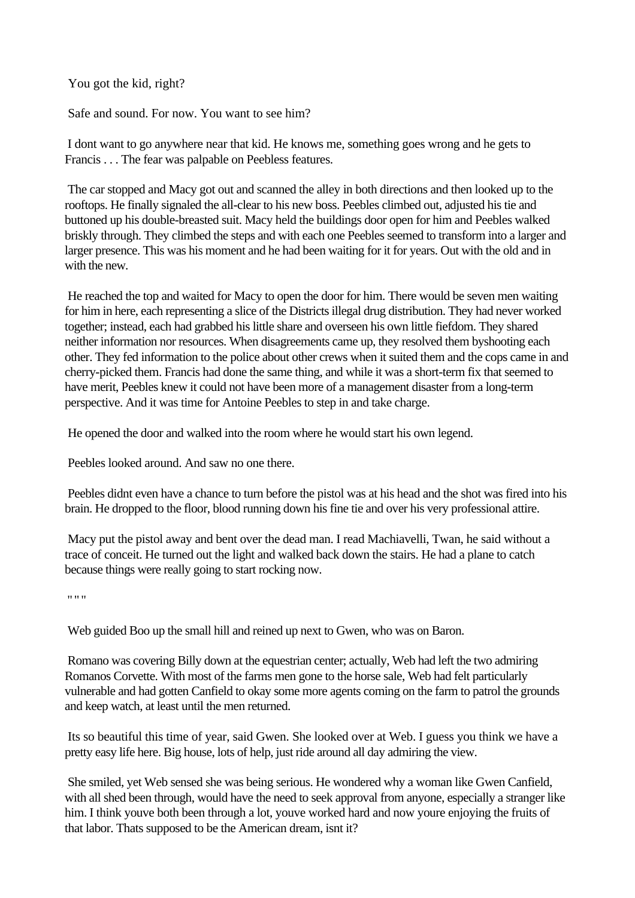You got the kid, right?

Safe and sound. For now. You want to see him?

I dont want to go anywhere near that kid. He knows me, something goes wrong and he gets to Francis . . . The fear was palpable on Peebless features.

The car stopped and Macy got out and scanned the alley in both directions and then looked up to the rooftops. He finally signaled the all-clear to his new boss. Peebles climbed out, adjusted his tie and buttoned up his double-breasted suit. Macy held the buildings door open for him and Peebles walked briskly through. They climbed the steps and with each one Peebles seemed to transform into a larger and larger presence. This was his moment and he had been waiting for it for years. Out with the old and in with the new.

He reached the top and waited for Macy to open the door for him. There would be seven men waiting for him in here, each representing a slice of the Districts illegal drug distribution. They had never worked together; instead, each had grabbed his little share and overseen his own little fiefdom. They shared neither information nor resources. When disagreements came up, they resolved them byshooting each other. They fed information to the police about other crews when it suited them and the cops came in and cherry-picked them. Francis had done the same thing, and while it was a short-term fix that seemed to have merit, Peebles knew it could not have been more of a management disaster from a long-term perspective. And it was time for Antoine Peebles to step in and take charge.

He opened the door and walked into the room where he would start his own legend.

Peebles looked around. And saw no one there.

Peebles didnt even have a chance to turn before the pistol was at his head and the shot was fired into his brain. He dropped to the floor, blood running down his fine tie and over his very professional attire.

Macy put the pistol away and bent over the dead man. I read Machiavelli, Twan, he said without a trace of conceit. He turned out the light and walked back down the stairs. He had a plane to catch because things were really going to start rocking now.

" " "

Web guided Boo up the small hill and reined up next to Gwen, who was on Baron.

Romano was covering Billy down at the equestrian center; actually, Web had left the two admiring Romanos Corvette. With most of the farms men gone to the horse sale, Web had felt particularly vulnerable and had gotten Canfield to okay some more agents coming on the farm to patrol the grounds and keep watch, at least until the men returned.

Its so beautiful this time of year, said Gwen. She looked over at Web. I guess you think we have a pretty easy life here. Big house, lots of help, just ride around all day admiring the view.

She smiled, yet Web sensed she was being serious. He wondered why a woman like Gwen Canfield, with all shed been through, would have the need to seek approval from anyone, especially a stranger like him. I think youve both been through a lot, youve worked hard and now youre enjoying the fruits of that labor. Thats supposed to be the American dream, isnt it?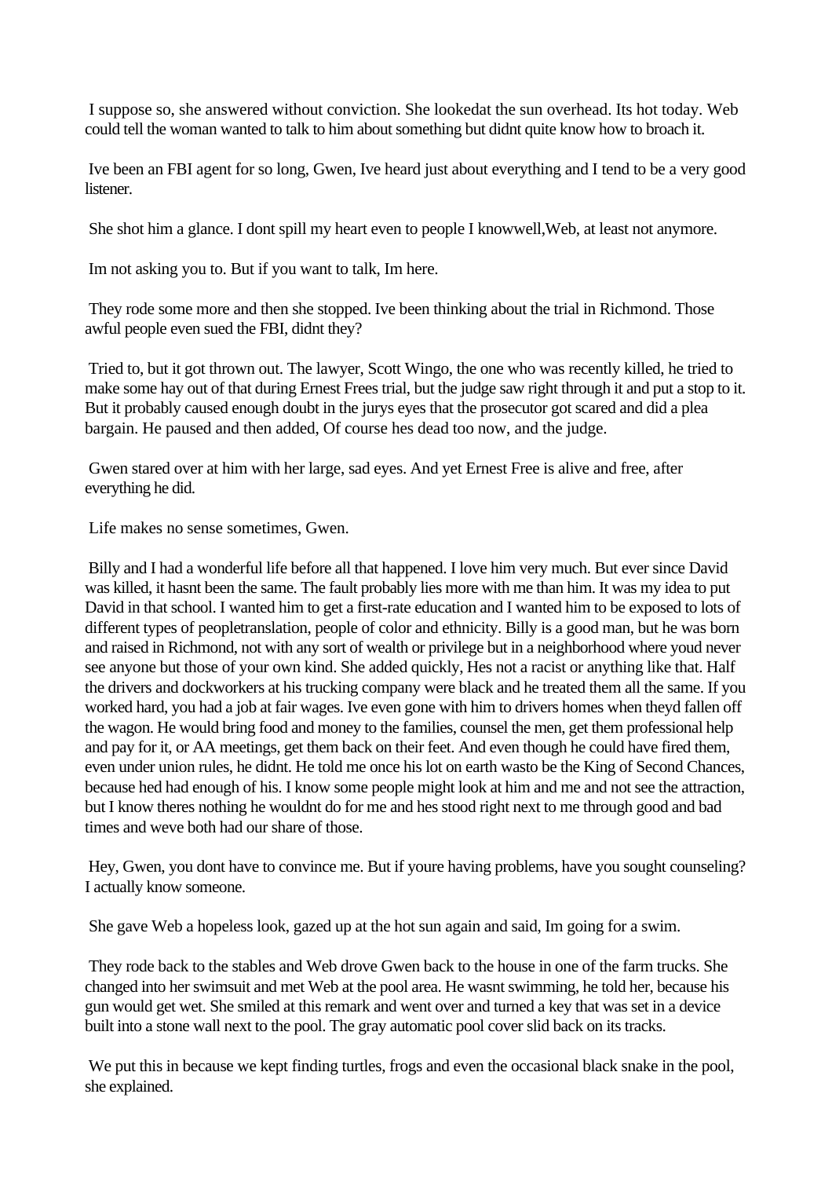I suppose so, she answered without conviction. She lookedat the sun overhead. Its hot today. Web could tell the woman wanted to talk to him about something but didnt quite know how to broach it.

Ive been an FBI agent for so long, Gwen, Ive heard just about everything and I tend to be a very good listener.

She shot him a glance. I dont spill my heart even to people I knowwell,Web, at least not anymore.

Im not asking you to. But if you want to talk, Im here.

They rode some more and then she stopped. Ive been thinking about the trial in Richmond. Those awful people even sued the FBI, didnt they?

Tried to, but it got thrown out. The lawyer, Scott Wingo, the one who was recently killed, he tried to make some hay out of that during Ernest Frees trial, but the judge saw right through it and put a stop to it. But it probably caused enough doubt in the jurys eyes that the prosecutor got scared and did a plea bargain. He paused and then added, Of course hes dead too now, and the judge.

Gwen stared over at him with her large, sad eyes. And yet Ernest Free is alive and free, after everything he did.

Life makes no sense sometimes, Gwen.

Billy and I had a wonderful life before all that happened. I love him very much. But ever since David was killed, it hasnt been the same. The fault probably lies more with me than him. It was my idea to put David in that school. I wanted him to get a first-rate education and I wanted him to be exposed to lots of different types of peopletranslation, people of color and ethnicity. Billy is a good man, but he was born and raised in Richmond, not with any sort of wealth or privilege but in a neighborhood where youd never see anyone but those of your own kind. She added quickly, Hes not a racist or anything like that. Half the drivers and dockworkers at his trucking company were black and he treated them all the same. If you worked hard, you had a job at fair wages. Ive even gone with him to drivers homes when theyd fallen off the wagon. He would bring food and money to the families, counsel the men, get them professional help and pay for it, or AA meetings, get them back on their feet. And even though he could have fired them, even under union rules, he didnt. He told me once his lot on earth wasto be the King of Second Chances, because hed had enough of his. I know some people might look at him and me and not see the attraction, but I know theres nothing he wouldnt do for me and hes stood right next to me through good and bad times and weve both had our share of those.

Hey, Gwen, you dont have to convince me. But if youre having problems, have you sought counseling? I actually know someone.

She gave Web a hopeless look, gazed up at the hot sun again and said, Im going for a swim.

They rode back to the stables and Web drove Gwen back to the house in one of the farm trucks. She changed into her swimsuit and met Web at the pool area. He wasnt swimming, he told her, because his gun would get wet. She smiled at this remark and went over and turned a key that was set in a device built into a stone wall next to the pool. The gray automatic pool cover slid back on its tracks.

We put this in because we kept finding turtles, frogs and even the occasional black snake in the pool, she explained.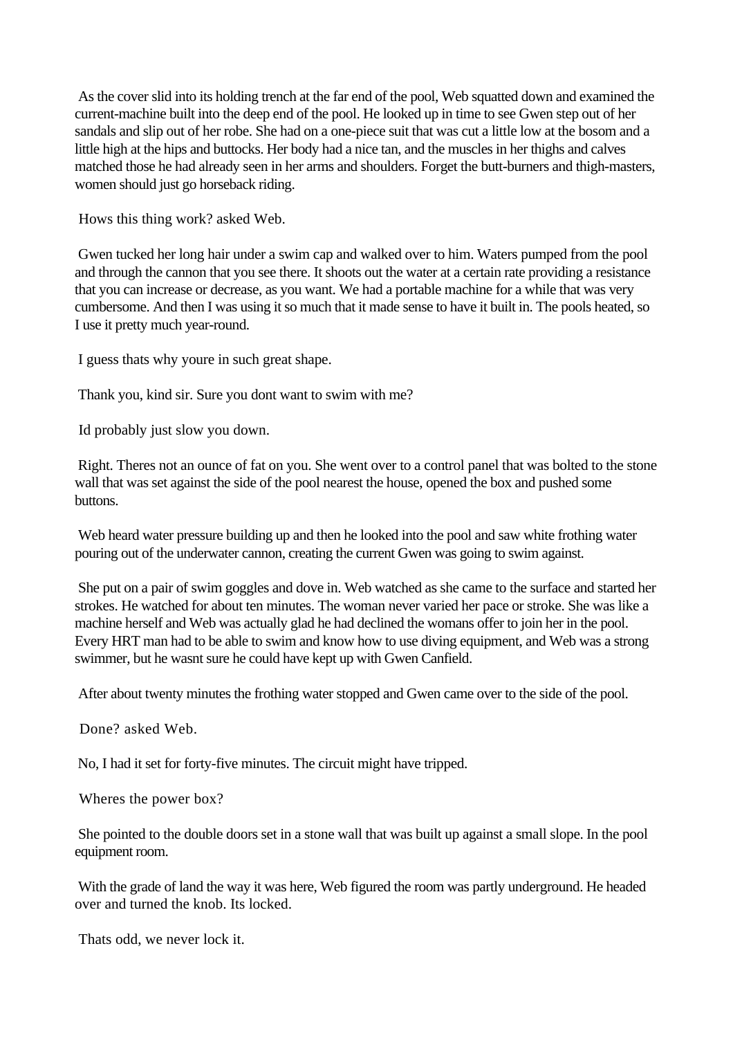As the cover slid into its holding trench at the far end of the pool, Web squatted down and examined the current-machine built into the deep end of the pool. He looked up in time to see Gwen step out of her sandals and slip out of her robe. She had on a one-piece suit that was cut a little low at the bosom and a little high at the hips and buttocks. Her body had a nice tan, and the muscles in her thighs and calves matched those he had already seen in her arms and shoulders. Forget the butt-burners and thigh-masters, women should just go horseback riding.

Hows this thing work? asked Web.

Gwen tucked her long hair under a swim cap and walked over to him. Waters pumped from the pool and through the cannon that you see there. It shoots out the water at a certain rate providing a resistance that you can increase or decrease, as you want. We had a portable machine for a while that was very cumbersome. And then I was using it so much that it made sense to have it built in. The pools heated, so I use it pretty much year-round.

I guess thats why youre in such great shape.

Thank you, kind sir. Sure you dont want to swim with me?

Id probably just slow you down.

Right. Theres not an ounce of fat on you. She went over to a control panel that was bolted to the stone wall that was set against the side of the pool nearest the house, opened the box and pushed some buttons.

Web heard water pressure building up and then he looked into the pool and saw white frothing water pouring out of the underwater cannon, creating the current Gwen was going to swim against.

She put on a pair of swim goggles and dove in. Web watched as she came to the surface and started her strokes. He watched for about ten minutes. The woman never varied her pace or stroke. She was like a machine herself and Web was actually glad he had declined the womans offer to join her in the pool. Every HRT man had to be able to swim and know how to use diving equipment, and Web was a strong swimmer, but he wasnt sure he could have kept up with Gwen Canfield.

After about twenty minutes the frothing water stopped and Gwen came over to the side of the pool.

Done? asked Web.

No, I had it set for forty-five minutes. The circuit might have tripped.

Wheres the power box?

She pointed to the double doors set in a stone wall that was built up against a small slope. In the pool equipment room.

With the grade of land the way it was here, Web figured the room was partly underground. He headed over and turned the knob. Its locked.

Thats odd, we never lock it.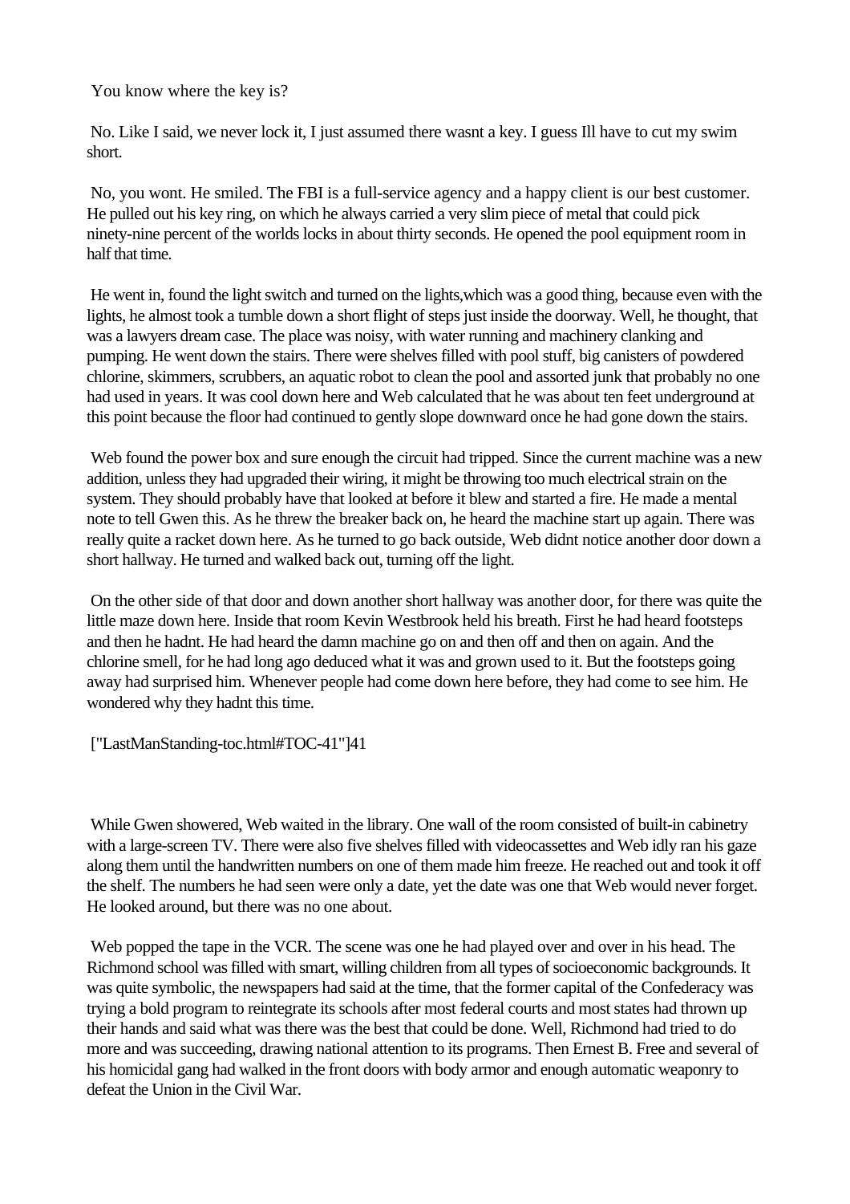You know where the key is?

No. Like I said, we never lock it, I just assumed there wasnt a key. I guess Ill have to cut my swim short.

No, you wont. He smiled. The FBI is a full-service agency and a happy client is our best customer. He pulled out his key ring, on which he always carried a very slim piece of metal that could pick ninety-nine percent of the worlds locks in about thirty seconds. He opened the pool equipment room in half that time.

He went in, found the light switch and turned on the lights,which was a good thing, because even with the lights, he almost took a tumble down a short flight of steps just inside the doorway. Well, he thought, that was a lawyers dream case. The place was noisy, with water running and machinery clanking and pumping. He went down the stairs. There were shelves filled with pool stuff, big canisters of powdered chlorine, skimmers, scrubbers, an aquatic robot to clean the pool and assorted junk that probably no one had used in years. It was cool down here and Web calculated that he was about ten feet underground at this point because the floor had continued to gently slope downward once he had gone down the stairs.

Web found the power box and sure enough the circuit had tripped. Since the current machine was a new addition, unless they had upgraded their wiring, it might be throwing too much electrical strain on the system. They should probably have that looked at before it blew and started a fire. He made a mental note to tell Gwen this. As he threw the breaker back on, he heard the machine start up again. There was really quite a racket down here. As he turned to go back outside, Web didnt notice another door down a short hallway. He turned and walked back out, turning off the light.

On the other side of that door and down another short hallway was another door, for there was quite the little maze down here. Inside that room Kevin Westbrook held his breath. First he had heard footsteps and then he hadnt. He had heard the damn machine go on and then off and then on again. And the chlorine smell, for he had long ago deduced what it was and grown used to it. But the footsteps going away had surprised him. Whenever people had come down here before, they had come to see him. He wondered why they hadnt this time.

["LastManStanding-toc.html#TOC-41"]41

While Gwen showered, Web waited in the library. One wall of the room consisted of built-in cabinetry with a large-screen TV. There were also five shelves filled with videocassettes and Web idly ran his gaze along them until the handwritten numbers on one of them made him freeze. He reached out and took it off the shelf. The numbers he had seen were only a date, yet the date was one that Web would never forget. He looked around, but there was no one about.

Web popped the tape in the VCR. The scene was one he had played over and over in his head. The Richmond school was filled with smart, willing children from all types of socioeconomic backgrounds. It was quite symbolic, the newspapers had said at the time, that the former capital of the Confederacy was trying a bold program to reintegrate its schools after most federal courts and most states had thrown up their hands and said what was there was the best that could be done. Well, Richmond had tried to do more and was succeeding, drawing national attention to its programs. Then Ernest B. Free and several of his homicidal gang had walked in the front doors with body armor and enough automatic weaponry to defeat the Union in the Civil War.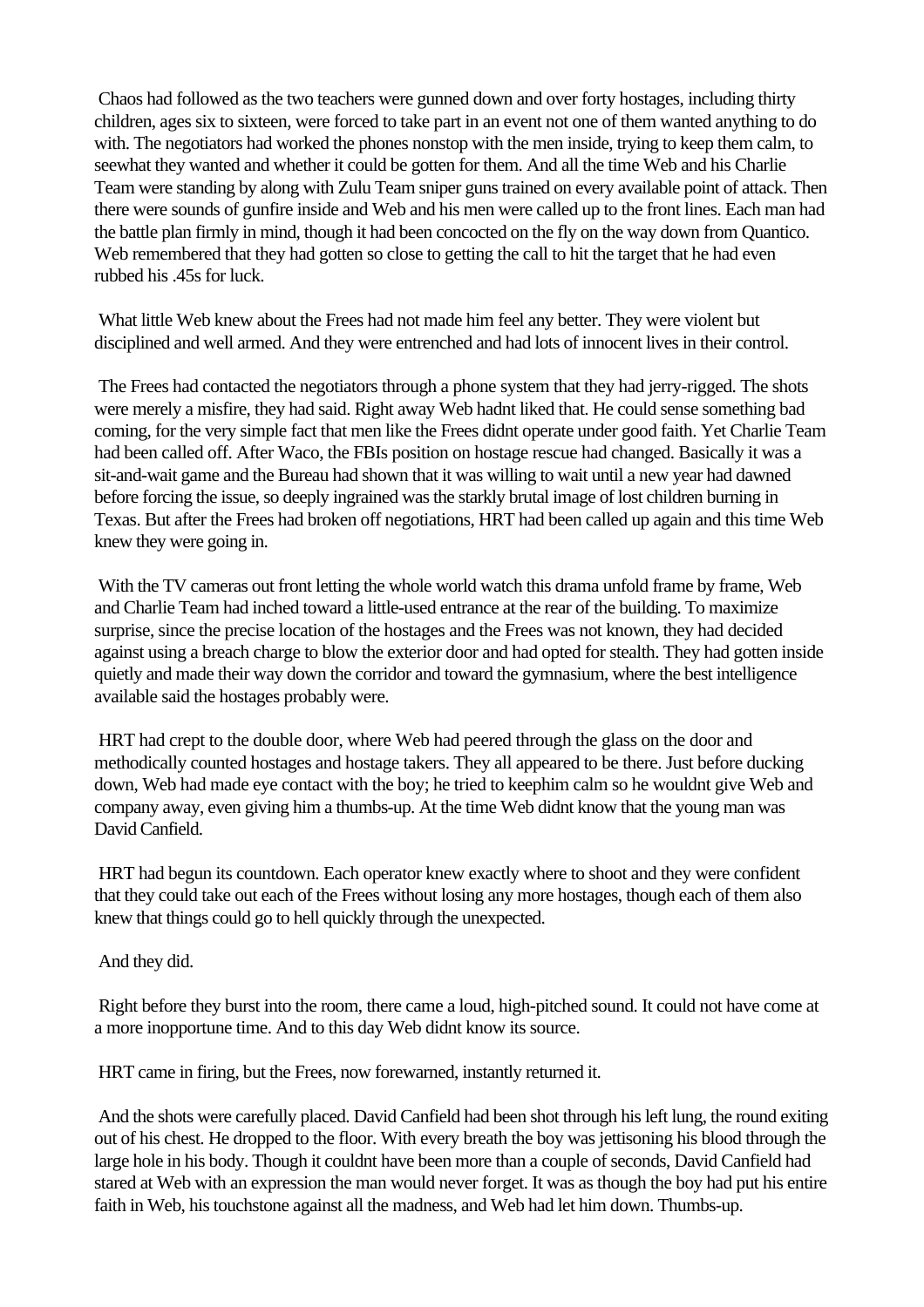Chaos had followed as the two teachers were gunned down and over forty hostages, including thirty children, ages six to sixteen, were forced to take part in an event not one of them wanted anything to do with. The negotiators had worked the phones nonstop with the men inside, trying to keep them calm, to seewhat they wanted and whether it could be gotten for them. And all the time Web and his Charlie Team were standing by along with Zulu Team sniper guns trained on every available point of attack. Then there were sounds of gunfire inside and Web and his men were called up to the front lines. Each man had the battle plan firmly in mind, though it had been concocted on the fly on the way down from Quantico. Web remembered that they had gotten so close to getting the call to hit the target that he had even rubbed his .45s for luck.

What little Web knew about the Frees had not made him feel any better. They were violent but disciplined and well armed. And they were entrenched and had lots of innocent lives in their control.

The Frees had contacted the negotiators through a phone system that they had jerry-rigged. The shots were merely a misfire, they had said. Right away Web hadnt liked that. He could sense something bad coming, for the very simple fact that men like the Frees didnt operate under good faith. Yet Charlie Team had been called off. After Waco, the FBIs position on hostage rescue had changed. Basically it was a sit-and-wait game and the Bureau had shown that it was willing to wait until a new year had dawned before forcing the issue, so deeply ingrained was the starkly brutal image of lost children burning in Texas. But after the Frees had broken off negotiations, HRT had been called up again and this time Web knew they were going in.

With the TV cameras out front letting the whole world watch this drama unfold frame by frame, Web and Charlie Team had inched toward a little-used entrance at the rear of the building. To maximize surprise, since the precise location of the hostages and the Frees was not known, they had decided against using a breach charge to blow the exterior door and had opted for stealth. They had gotten inside quietly and made their way down the corridor and toward the gymnasium, where the best intelligence available said the hostages probably were.

HRT had crept to the double door, where Web had peered through the glass on the door and methodically counted hostages and hostage takers. They all appeared to be there. Just before ducking down, Web had made eye contact with the boy; he tried to keephim calm so he wouldnt give Web and company away, even giving him a thumbs-up. At the time Web didnt know that the young man was David Canfield.

HRT had begun its countdown. Each operator knew exactly where to shoot and they were confident that they could take out each of the Frees without losing any more hostages, though each of them also knew that things could go to hell quickly through the unexpected.

And they did.

Right before they burst into the room, there came a loud, high-pitched sound. It could not have come at a more inopportune time. And to this day Web didnt know its source.

HRT came in firing, but the Frees, now forewarned, instantly returned it.

And the shots were carefully placed. David Canfield had been shot through his left lung, the round exiting out of his chest. He dropped to the floor. With every breath the boy was jettisoning his blood through the large hole in his body. Though it couldnt have been more than a couple of seconds, David Canfield had stared at Web with an expression the man would never forget. It was as though the boy had put his entire faith in Web, his touchstone against all the madness, and Web had let him down. Thumbs-up.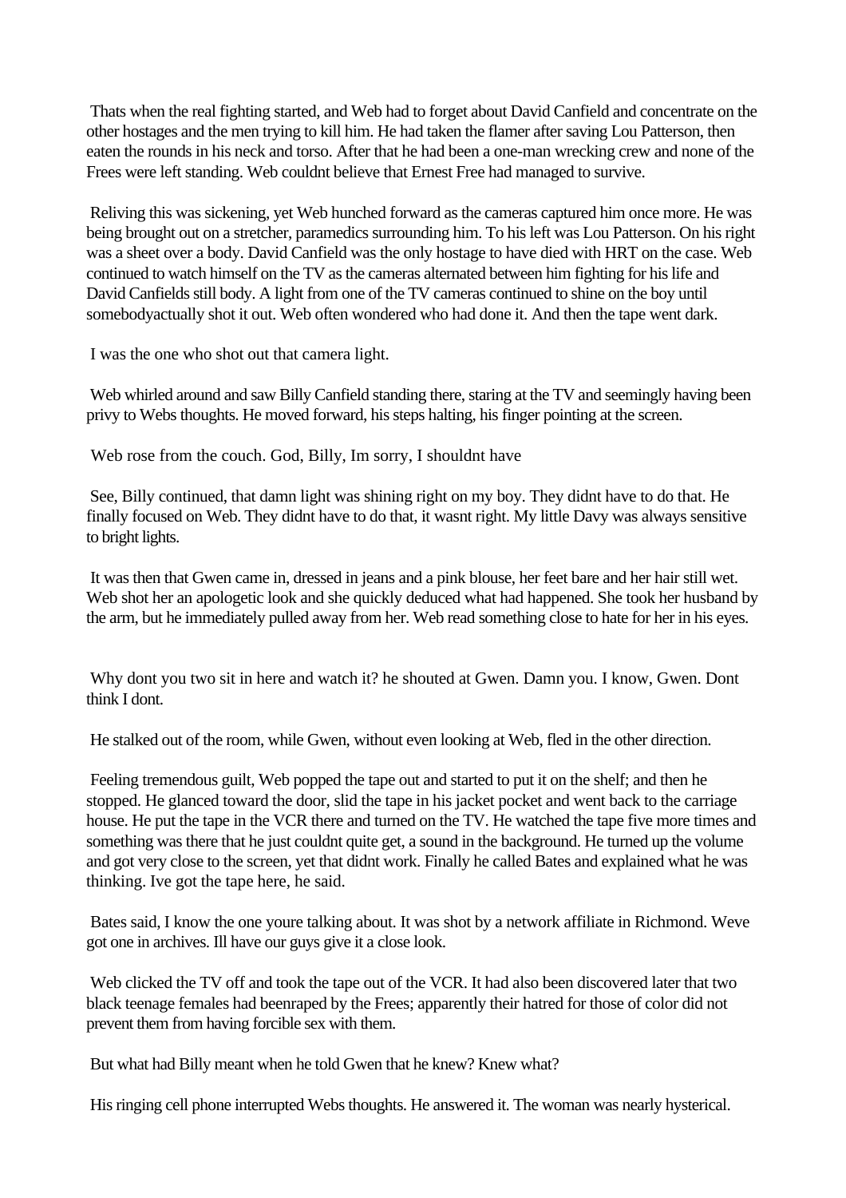Thats when the real fighting started, and Web had to forget about David Canfield and concentrate on the other hostages and the men trying to kill him. He had taken the flamer after saving Lou Patterson, then eaten the rounds in his neck and torso. After that he had been a one-man wrecking crew and none of the Frees were left standing. Web couldnt believe that Ernest Free had managed to survive.

Reliving this was sickening, yet Web hunched forward as the cameras captured him once more. He was being brought out on a stretcher, paramedics surrounding him. To his left was Lou Patterson. On his right was a sheet over a body. David Canfield was the only hostage to have died with HRT on the case. Web continued to watch himself on the TV as the cameras alternated between him fighting for his life and David Canfields still body. A light from one of the TV cameras continued to shine on the boy until somebodyactually shot it out. Web often wondered who had done it. And then the tape went dark.

I was the one who shot out that camera light.

Web whirled around and saw Billy Canfield standing there, staring at the TV and seemingly having been privy to Webs thoughts. He moved forward, his steps halting, his finger pointing at the screen.

Web rose from the couch. God, Billy, Im sorry, I shouldnt have

See, Billy continued, that damn light was shining right on my boy. They didnt have to do that. He finally focused on Web. They didnt have to do that, it wasnt right. My little Davy was always sensitive to bright lights.

It was then that Gwen came in, dressed in jeans and a pink blouse, her feet bare and her hair still wet. Web shot her an apologetic look and she quickly deduced what had happened. She took her husband by the arm, but he immediately pulled away from her. Web read something close to hate for her in his eyes.

Why dont you two sit in here and watch it? he shouted at Gwen. Damn you. I know, Gwen. Dont think I dont.

He stalked out of the room, while Gwen, without even looking at Web, fled in the other direction.

Feeling tremendous guilt, Web popped the tape out and started to put it on the shelf; and then he stopped. He glanced toward the door, slid the tape in his jacket pocket and went back to the carriage house. He put the tape in the VCR there and turned on the TV. He watched the tape five more times and something was there that he just couldnt quite get, a sound in the background. He turned up the volume and got very close to the screen, yet that didnt work. Finally he called Bates and explained what he was thinking. Ive got the tape here, he said.

Bates said, I know the one youre talking about. It was shot by a network affiliate in Richmond. Weve got one in archives. Ill have our guys give it a close look.

Web clicked the TV off and took the tape out of the VCR. It had also been discovered later that two black teenage females had beenraped by the Frees; apparently their hatred for those of color did not prevent them from having forcible sex with them.

But what had Billy meant when he told Gwen that he knew? Knew what?

His ringing cell phone interrupted Webs thoughts. He answered it. The woman was nearly hysterical.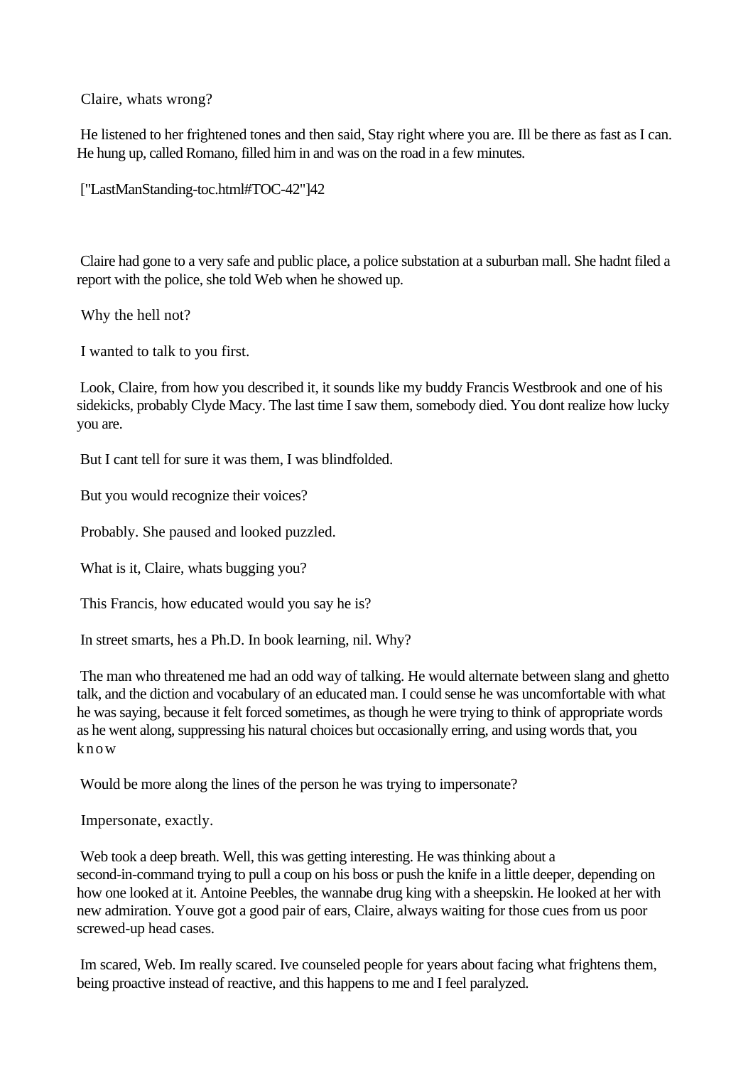Claire, whats wrong?

He listened to her frightened tones and then said, Stay right where you are. Ill be there as fast as I can. He hung up, called Romano, filled him in and was on the road in a few minutes.

["LastManStanding-toc.html#TOC-42"]42

Claire had gone to a very safe and public place, a police substation at a suburban mall. She hadnt filed a report with the police, she told Web when he showed up.

Why the hell not?

I wanted to talk to you first.

Look, Claire, from how you described it, it sounds like my buddy Francis Westbrook and one of his sidekicks, probably Clyde Macy. The last time I saw them, somebody died. You dont realize how lucky you are.

But I cant tell for sure it was them, I was blindfolded.

But you would recognize their voices?

Probably. She paused and looked puzzled.

What is it, Claire, whats bugging you?

This Francis, how educated would you say he is?

In street smarts, hes a Ph.D. In book learning, nil. Why?

The man who threatened me had an odd way of talking. He would alternate between slang and ghetto talk, and the diction and vocabulary of an educated man. I could sense he was uncomfortable with what he was saying, because it felt forced sometimes, as though he were trying to think of appropriate words as he went along, suppressing his natural choices but occasionally erring, and using words that, you know

Would be more along the lines of the person he was trying to impersonate?

Impersonate, exactly.

Web took a deep breath. Well, this was getting interesting. He was thinking about a second-in-command trying to pull a coup on his boss or push the knife in a little deeper, depending on how one looked at it. Antoine Peebles, the wannabe drug king with a sheepskin. He looked at her with new admiration. Youve got a good pair of ears, Claire, always waiting for those cues from us poor screwed-up head cases.

Im scared, Web. Im really scared. Ive counseled people for years about facing what frightens them, being proactive instead of reactive, and this happens to me and I feel paralyzed.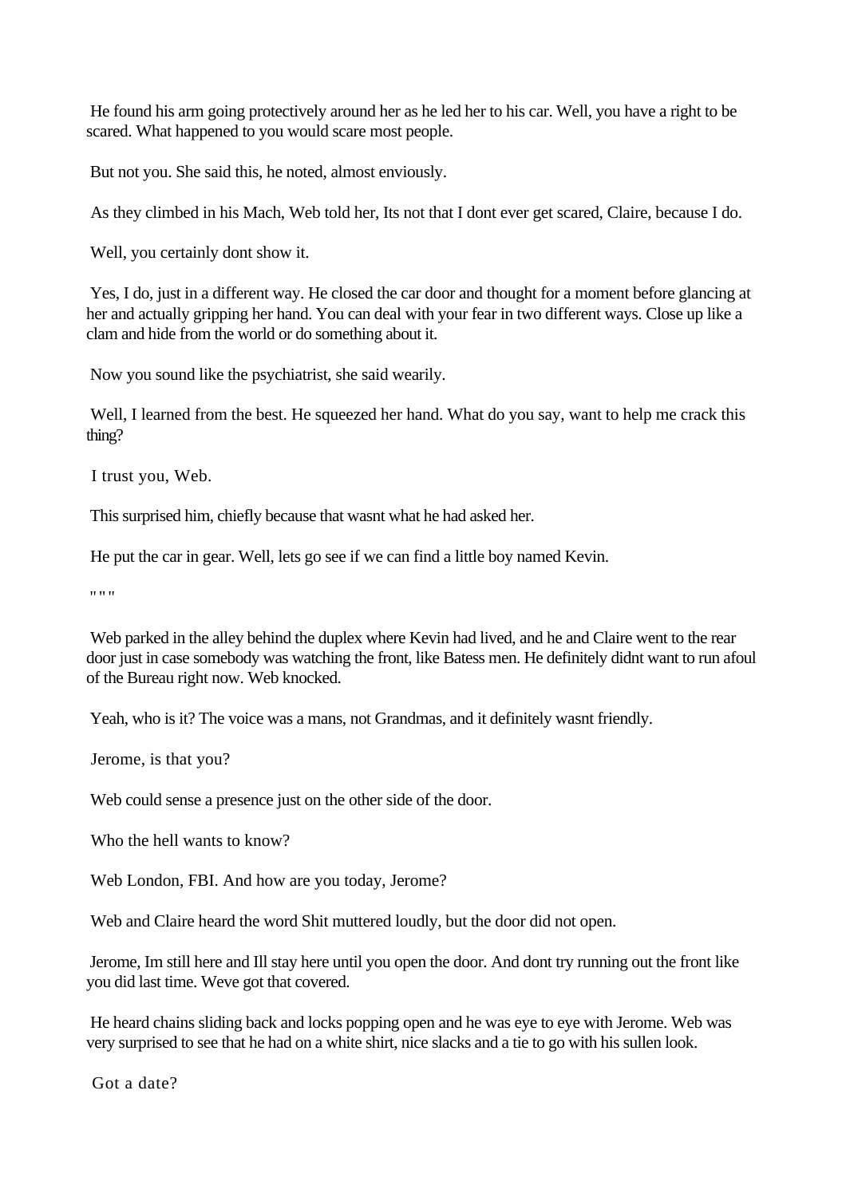He found his arm going protectively around her as he led her to his car. Well, you have a right to be scared. What happened to you would scare most people.

But not you. She said this, he noted, almost enviously.

As they climbed in his Mach, Web told her, Its not that I dont ever get scared, Claire, because I do.

Well, you certainly dont show it.

Yes, I do, just in a different way. He closed the car door and thought for a moment before glancing at her and actually gripping her hand. You can deal with your fear in two different ways. Close up like a clam and hide from the world or do something about it.

Now you sound like the psychiatrist, she said wearily.

Well, I learned from the best. He squeezed her hand. What do you say, want to help me crack this thing?

I trust you, Web.

This surprised him, chiefly because that wasnt what he had asked her.

He put the car in gear. Well, lets go see if we can find a little boy named Kevin.

" " "

Web parked in the alley behind the duplex where Kevin had lived, and he and Claire went to the rear door just in case somebody was watching the front, like Batess men. He definitely didnt want to run afoul of the Bureau right now. Web knocked.

Yeah, who is it? The voice was a mans, not Grandmas, and it definitely wasnt friendly.

Jerome, is that you?

Web could sense a presence just on the other side of the door.

Who the hell wants to know?

Web London, FBI. And how are you today, Jerome?

Web and Claire heard the word Shit muttered loudly, but the door did not open.

Jerome, Im still here and Ill stay here until you open the door. And dont try running out the front like you did last time. Weve got that covered.

He heard chains sliding back and locks popping open and he was eye to eye with Jerome. Web was very surprised to see that he had on a white shirt, nice slacks and a tie to go with his sullen look.

Got a date?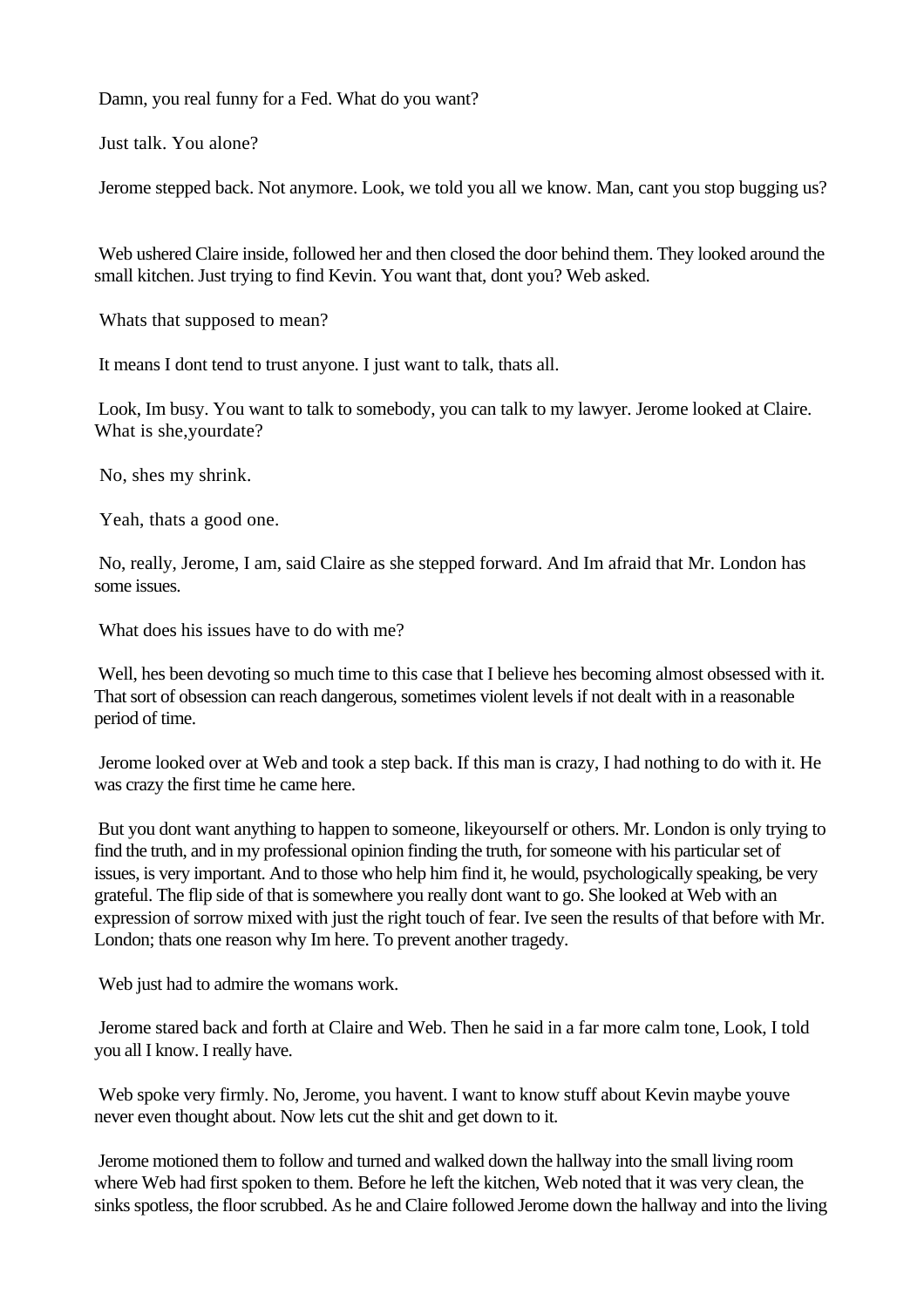Damn, you real funny for a Fed. What do you want?

Just talk. You alone?

Jerome stepped back. Not anymore. Look, we told you all we know. Man, cant you stop bugging us?

Web ushered Claire inside, followed her and then closed the door behind them. They looked around the small kitchen. Just trying to find Kevin. You want that, dont you? Web asked.

Whats that supposed to mean?

It means I dont tend to trust anyone. I just want to talk, thats all.

Look, Im busy. You want to talk to somebody, you can talk to my lawyer. Jerome looked at Claire. What is she,yourdate?

No, shes my shrink.

Yeah, thats a good one.

No, really, Jerome, I am, said Claire as she stepped forward. And Im afraid that Mr. London has some issues.

What does his issues have to do with me?

Well, hes been devoting so much time to this case that I believe hes becoming almost obsessed with it. That sort of obsession can reach dangerous, sometimes violent levels if not dealt with in a reasonable period of time.

Jerome looked over at Web and took a step back. If this man is crazy, I had nothing to do with it. He was crazy the first time he came here.

But you dont want anything to happen to someone, likeyourself or others. Mr. London is only trying to find the truth, and in my professional opinion finding the truth, for someone with his particular set of issues, is very important. And to those who help him find it, he would, psychologically speaking, be very grateful. The flip side of that is somewhere you really dont want to go. She looked at Web with an expression of sorrow mixed with just the right touch of fear. Ive seen the results of that before with Mr. London; thats one reason why Im here. To prevent another tragedy.

Web just had to admire the womans work.

Jerome stared back and forth at Claire and Web. Then he said in a far more calm tone, Look, I told you all I know. I really have.

Web spoke very firmly. No, Jerome, you havent. I want to know stuff about Kevin maybe youve never even thought about. Now lets cut the shit and get down to it.

Jerome motioned them to follow and turned and walked down the hallway into the small living room where Web had first spoken to them. Before he left the kitchen, Web noted that it was very clean, the sinks spotless, the floor scrubbed. As he and Claire followed Jerome down the hallway and into the living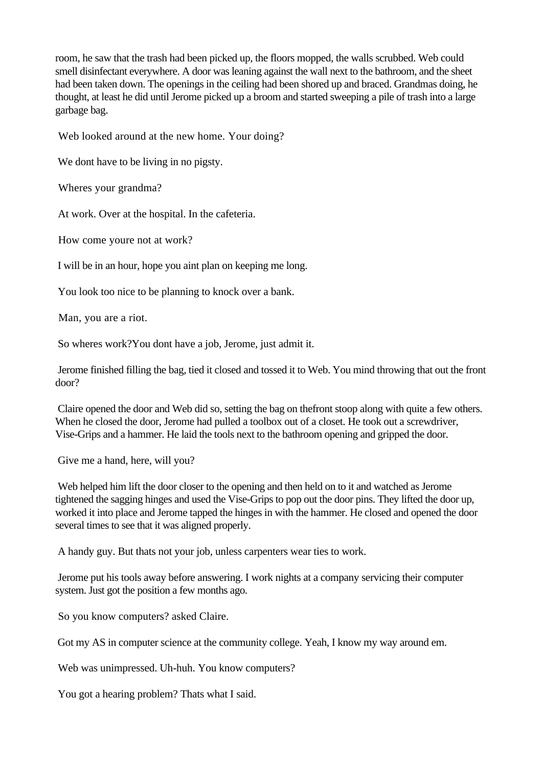room, he saw that the trash had been picked up, the floors mopped, the walls scrubbed. Web could smell disinfectant everywhere. A door was leaning against the wall next to the bathroom, and the sheet had been taken down. The openings in the ceiling had been shored up and braced. Grandmas doing, he thought, at least he did until Jerome picked up a broom and started sweeping a pile of trash into a large garbage bag.

Web looked around at the new home. Your doing?

We dont have to be living in no pigsty.

Wheres your grandma?

At work. Over at the hospital. In the cafeteria.

How come youre not at work?

I will be in an hour, hope you aint plan on keeping me long.

You look too nice to be planning to knock over a bank.

Man, you are a riot.

So wheres work?You dont have a job, Jerome, just admit it.

Jerome finished filling the bag, tied it closed and tossed it to Web. You mind throwing that out the front door?

Claire opened the door and Web did so, setting the bag on thefront stoop along with quite a few others. When he closed the door, Jerome had pulled a toolbox out of a closet. He took out a screwdriver, Vise-Grips and a hammer. He laid the tools next to the bathroom opening and gripped the door.

Give me a hand, here, will you?

Web helped him lift the door closer to the opening and then held on to it and watched as Jerome tightened the sagging hinges and used the Vise-Grips to pop out the door pins. They lifted the door up, worked it into place and Jerome tapped the hinges in with the hammer. He closed and opened the door several times to see that it was aligned properly.

A handy guy. But thats not your job, unless carpenters wear ties to work.

Jerome put his tools away before answering. I work nights at a company servicing their computer system. Just got the position a few months ago.

So you know computers? asked Claire.

Got my AS in computer science at the community college. Yeah, I know my way around em.

Web was unimpressed. Uh-huh. You know computers?

You got a hearing problem? Thats what I said.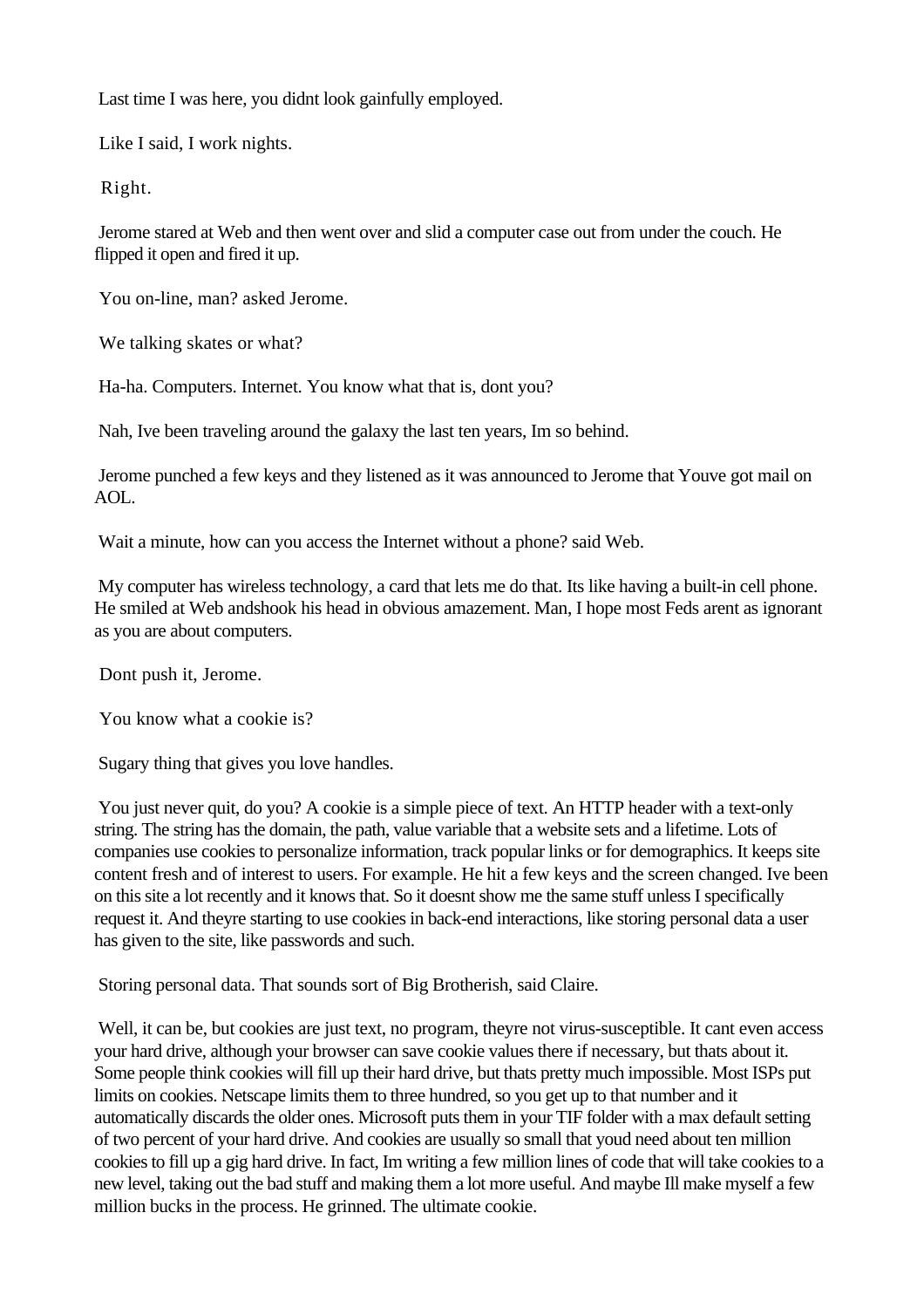Last time I was here, you didnt look gainfully employed.

Like I said, I work nights.

Right.

Jerome stared at Web and then went over and slid a computer case out from under the couch. He flipped it open and fired it up.

You on-line, man? asked Jerome.

We talking skates or what?

Ha-ha. Computers. Internet. You know what that is, dont you?

Nah, Ive been traveling around the galaxy the last ten years, Im so behind.

Jerome punched a few keys and they listened as it was announced to Jerome that Youve got mail on AOL.

Wait a minute, how can you access the Internet without a phone? said Web.

My computer has wireless technology, a card that lets me do that. Its like having a built-in cell phone. He smiled at Web andshook his head in obvious amazement. Man, I hope most Feds arent as ignorant as you are about computers.

Dont push it, Jerome.

You know what a cookie is?

Sugary thing that gives you love handles.

You just never quit, do you? A cookie is a simple piece of text. An HTTP header with a text-only string. The string has the domain, the path, value variable that a website sets and a lifetime. Lots of companies use cookies to personalize information, track popular links or for demographics. It keeps site content fresh and of interest to users. For example. He hit a few keys and the screen changed. Ive been on this site a lot recently and it knows that. So it doesnt show me the same stuff unless I specifically request it. And theyre starting to use cookies in back-end interactions, like storing personal data a user has given to the site, like passwords and such.

Storing personal data. That sounds sort of Big Brotherish, said Claire.

Well, it can be, but cookies are just text, no program, theyre not virus-susceptible. It cant even access your hard drive, although your browser can save cookie values there if necessary, but thats about it. Some people think cookies will fill up their hard drive, but thats pretty much impossible. Most ISPs put limits on cookies. Netscape limits them to three hundred, so you get up to that number and it automatically discards the older ones. Microsoft puts them in your TIF folder with a max default setting of two percent of your hard drive. And cookies are usually so small that youd need about ten million cookies to fill up a gig hard drive. In fact, Im writing a few million lines of code that will take cookies to a new level, taking out the bad stuff and making them a lot more useful. And maybe Ill make myself a few million bucks in the process. He grinned. The ultimate cookie.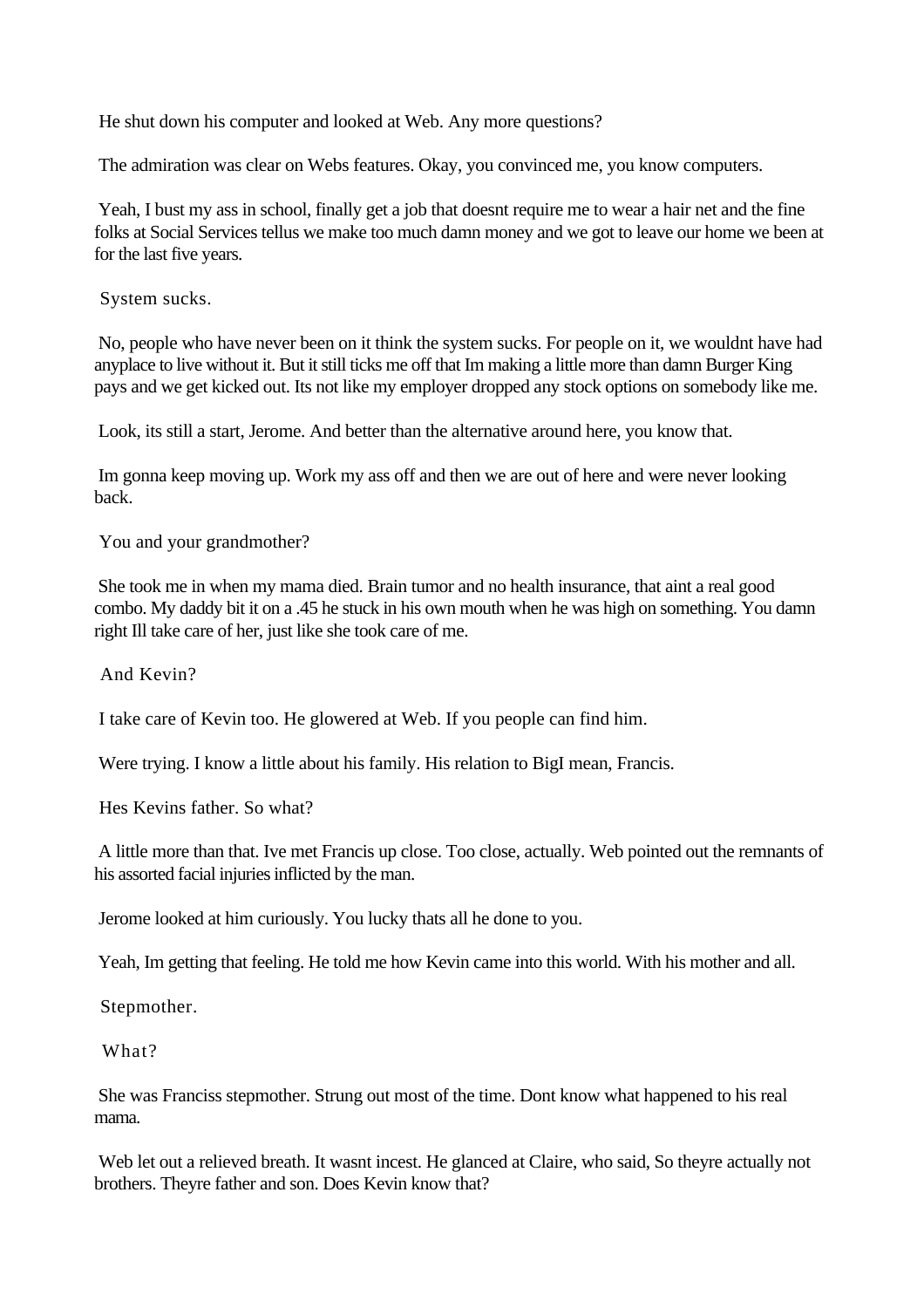He shut down his computer and looked at Web. Any more questions?

The admiration was clear on Webs features. Okay, you convinced me, you know computers.

Yeah, I bust my ass in school, finally get a job that doesnt require me to wear a hair net and the fine folks at Social Services tellus we make too much damn money and we got to leave our home we been at for the last five years.

System sucks.

No, people who have never been on it think the system sucks. For people on it, we wouldnt have had anyplace to live without it. But it still ticks me off that Im making a little more than damn Burger King pays and we get kicked out. Its not like my employer dropped any stock options on somebody like me.

Look, its still a start, Jerome. And better than the alternative around here, you know that.

Im gonna keep moving up. Work my ass off and then we are out of here and were never looking back.

You and your grandmother?

She took me in when my mama died. Brain tumor and no health insurance, that aint a real good combo. My daddy bit it on a .45 he stuck in his own mouth when he was high on something. You damn right Ill take care of her, just like she took care of me.

And Kevin?

I take care of Kevin too. He glowered at Web. If you people can find him.

Were trying. I know a little about his family. His relation to BigI mean, Francis.

Hes Kevins father. So what?

A little more than that. Ive met Francis up close. Too close, actually. Web pointed out the remnants of his assorted facial injuries inflicted by the man.

Jerome looked at him curiously. You lucky thats all he done to you.

Yeah, Im getting that feeling. He told me how Kevin came into this world. With his mother and all.

Stepmother.

What?

She was Franciss stepmother. Strung out most of the time. Dont know what happened to his real mama.

Web let out a relieved breath. It wasnt incest. He glanced at Claire, who said, So theyre actually not brothers. Theyre father and son. Does Kevin know that?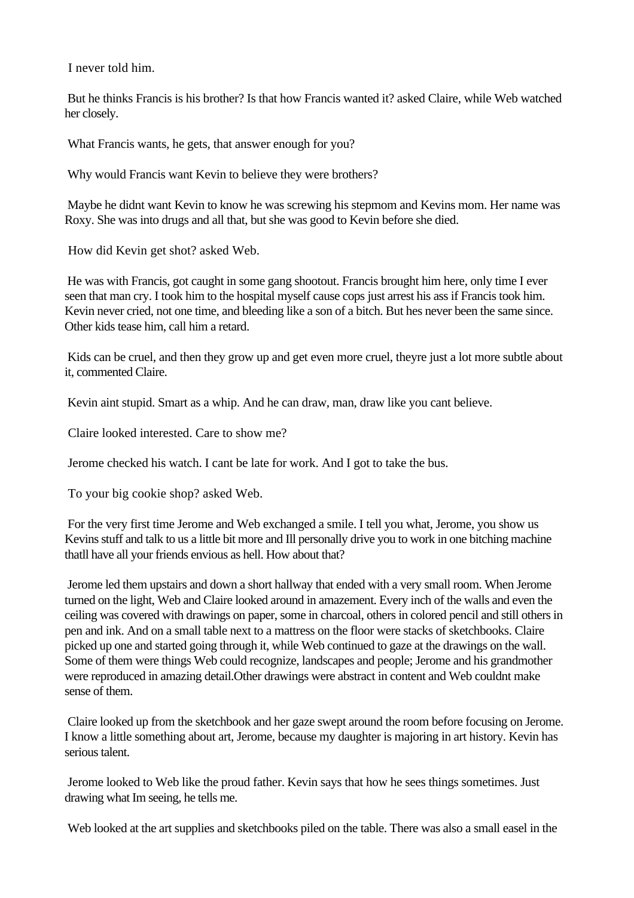I never told him.

But he thinks Francis is his brother? Is that how Francis wanted it? asked Claire, while Web watched her closely.

What Francis wants, he gets, that answer enough for you?

Why would Francis want Kevin to believe they were brothers?

Maybe he didnt want Kevin to know he was screwing his stepmom and Kevins mom. Her name was Roxy. She was into drugs and all that, but she was good to Kevin before she died.

How did Kevin get shot? asked Web.

He was with Francis, got caught in some gang shootout. Francis brought him here, only time I ever seen that man cry. I took him to the hospital myself cause cops just arrest his ass if Francis took him. Kevin never cried, not one time, and bleeding like a son of a bitch. But hes never been the same since. Other kids tease him, call him a retard.

Kids can be cruel, and then they grow up and get even more cruel, theyre just a lot more subtle about it, commented Claire.

Kevin aint stupid. Smart as a whip. And he can draw, man, draw like you cant believe.

Claire looked interested. Care to show me?

Jerome checked his watch. I cant be late for work. And I got to take the bus.

To your big cookie shop? asked Web.

For the very first time Jerome and Web exchanged a smile. I tell you what, Jerome, you show us Kevins stuff and talk to us a little bit more and Ill personally drive you to work in one bitching machine thatll have all your friends envious as hell. How about that?

Jerome led them upstairs and down a short hallway that ended with a very small room. When Jerome turned on the light, Web and Claire looked around in amazement. Every inch of the walls and even the ceiling was covered with drawings on paper, some in charcoal, others in colored pencil and still others in pen and ink. And on a small table next to a mattress on the floor were stacks of sketchbooks. Claire picked up one and started going through it, while Web continued to gaze at the drawings on the wall. Some of them were things Web could recognize, landscapes and people; Jerome and his grandmother were reproduced in amazing detail.Other drawings were abstract in content and Web couldnt make sense of them.

Claire looked up from the sketchbook and her gaze swept around the room before focusing on Jerome. I know a little something about art, Jerome, because my daughter is majoring in art history. Kevin has serious talent.

Jerome looked to Web like the proud father. Kevin says that how he sees things sometimes. Just drawing what Im seeing, he tells me.

Web looked at the art supplies and sketchbooks piled on the table. There was also a small easel in the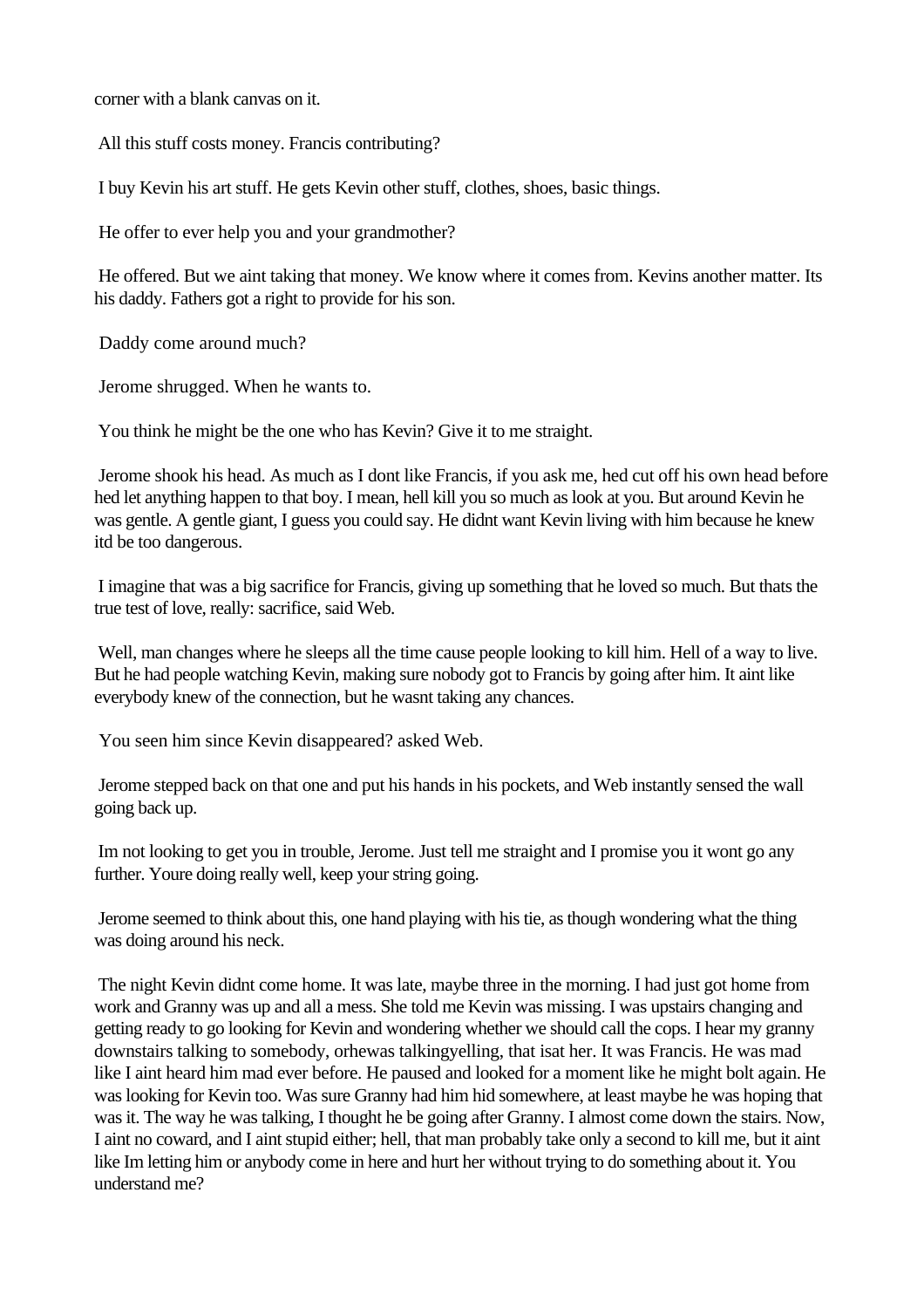corner with a blank canvas on it.

All this stuff costs money. Francis contributing?

I buy Kevin his art stuff. He gets Kevin other stuff, clothes, shoes, basic things.

He offer to ever help you and your grandmother?

He offered. But we aint taking that money. We know where it comes from. Kevins another matter. Its his daddy. Fathers got a right to provide for his son.

Daddy come around much?

Jerome shrugged. When he wants to.

You think he might be the one who has Kevin? Give it to me straight.

Jerome shook his head. As much as I dont like Francis, if you ask me, hed cut off his own head before hed let anything happen to that boy. I mean, hell kill you so much as look at you. But around Kevin he was gentle. A gentle giant, I guess you could say. He didnt want Kevin living with him because he knew itd be too dangerous.

I imagine that was a big sacrifice for Francis, giving up something that he loved so much. But thats the true test of love, really: sacrifice, said Web.

Well, man changes where he sleeps all the time cause people looking to kill him. Hell of a way to live. But he had people watching Kevin, making sure nobody got to Francis by going after him. It aint like everybody knew of the connection, but he wasnt taking any chances.

You seen him since Kevin disappeared? asked Web.

Jerome stepped back on that one and put his hands in his pockets, and Web instantly sensed the wall going back up.

Im not looking to get you in trouble, Jerome. Just tell me straight and I promise you it wont go any further. Youre doing really well, keep your string going.

Jerome seemed to think about this, one hand playing with his tie, as though wondering what the thing was doing around his neck.

The night Kevin didnt come home. It was late, maybe three in the morning. I had just got home from work and Granny was up and all a mess. She told me Kevin was missing. I was upstairs changing and getting ready to go looking for Kevin and wondering whether we should call the cops. I hear my granny downstairs talking to somebody, orhewas talkingyelling, that isat her. It was Francis. He was mad like I aint heard him mad ever before. He paused and looked for a moment like he might bolt again. He was looking for Kevin too. Was sure Granny had him hid somewhere, at least maybe he was hoping that was it. The way he was talking, I thought he be going after Granny. I almost come down the stairs. Now, I aint no coward, and I aint stupid either; hell, that man probably take only a second to kill me, but it aint like Im letting him or anybody come in here and hurt her without trying to do something about it. You understand me?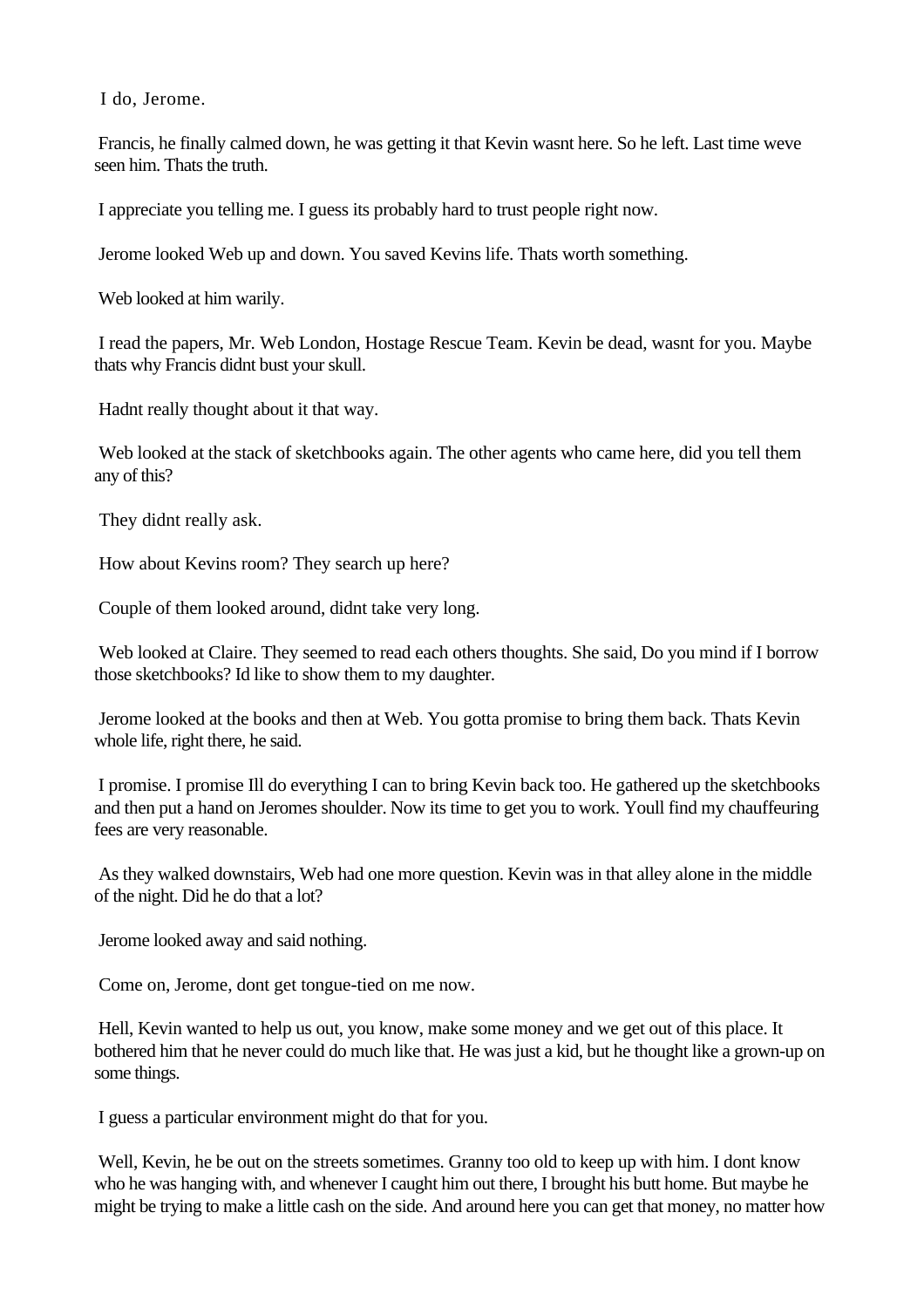I do, Jerome.

Francis, he finally calmed down, he was getting it that Kevin wasnt here. So he left. Last time weve seen him. Thats the truth.

I appreciate you telling me. I guess its probably hard to trust people right now.

Jerome looked Web up and down. You saved Kevins life. Thats worth something.

Web looked at him warily.

I read the papers, Mr. Web London, Hostage Rescue Team. Kevin be dead, wasnt for you. Maybe thats why Francis didnt bust your skull.

Hadnt really thought about it that way.

Web looked at the stack of sketchbooks again. The other agents who came here, did you tell them any of this?

They didnt really ask.

How about Kevins room? They search up here?

Couple of them looked around, didnt take very long.

Web looked at Claire. They seemed to read each others thoughts. She said, Do you mind if I borrow those sketchbooks? Id like to show them to my daughter.

Jerome looked at the books and then at Web. You gotta promise to bring them back. Thats Kevin whole life, right there, he said.

I promise. I promise Ill do everything I can to bring Kevin back too. He gathered up the sketchbooks and then put a hand on Jeromes shoulder. Now its time to get you to work. Youll find my chauffeuring fees are very reasonable.

As they walked downstairs, Web had one more question. Kevin was in that alley alone in the middle of the night. Did he do that a lot?

Jerome looked away and said nothing.

Come on, Jerome, dont get tongue-tied on me now.

Hell, Kevin wanted to help us out, you know, make some money and we get out of this place. It bothered him that he never could do much like that. He was just a kid, but he thought like a grown-up on some things.

I guess a particular environment might do that for you.

Well, Kevin, he be out on the streets sometimes. Granny too old to keep up with him. I dont know who he was hanging with, and whenever I caught him out there, I brought his butt home. But maybe he might be trying to make a little cash on the side. And around here you can get that money, no matter how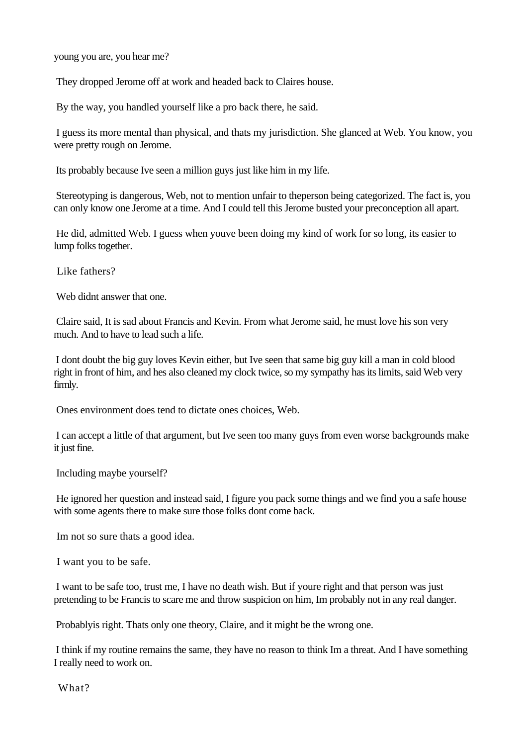young you are, you hear me?

They dropped Jerome off at work and headed back to Claires house.

By the way, you handled yourself like a pro back there, he said.

I guess its more mental than physical, and thats my jurisdiction. She glanced at Web. You know, you were pretty rough on Jerome.

Its probably because Ive seen a million guys just like him in my life.

Stereotyping is dangerous, Web, not to mention unfair to theperson being categorized. The fact is, you can only know one Jerome at a time. And I could tell this Jerome busted your preconception all apart.

He did, admitted Web. I guess when youve been doing my kind of work for so long, its easier to lump folks together.

Like fathers?

Web didnt answer that one.

Claire said, It is sad about Francis and Kevin. From what Jerome said, he must love his son very much. And to have to lead such a life.

I dont doubt the big guy loves Kevin either, but Ive seen that same big guy kill a man in cold blood right in front of him, and hes also cleaned my clock twice, so my sympathy has its limits, said Web very firmly.

Ones environment does tend to dictate ones choices, Web.

I can accept a little of that argument, but Ive seen too many guys from even worse backgrounds make it just fine.

Including maybe yourself?

He ignored her question and instead said, I figure you pack some things and we find you a safe house with some agents there to make sure those folks dont come back.

Im not so sure thats a good idea.

I want you to be safe.

I want to be safe too, trust me, I have no death wish. But if youre right and that person was just pretending to be Francis to scare me and throw suspicion on him, Im probably not in any real danger.

Probablyis right. Thats only one theory, Claire, and it might be the wrong one.

I think if my routine remains the same, they have no reason to think Im a threat. And I have something I really need to work on.

What?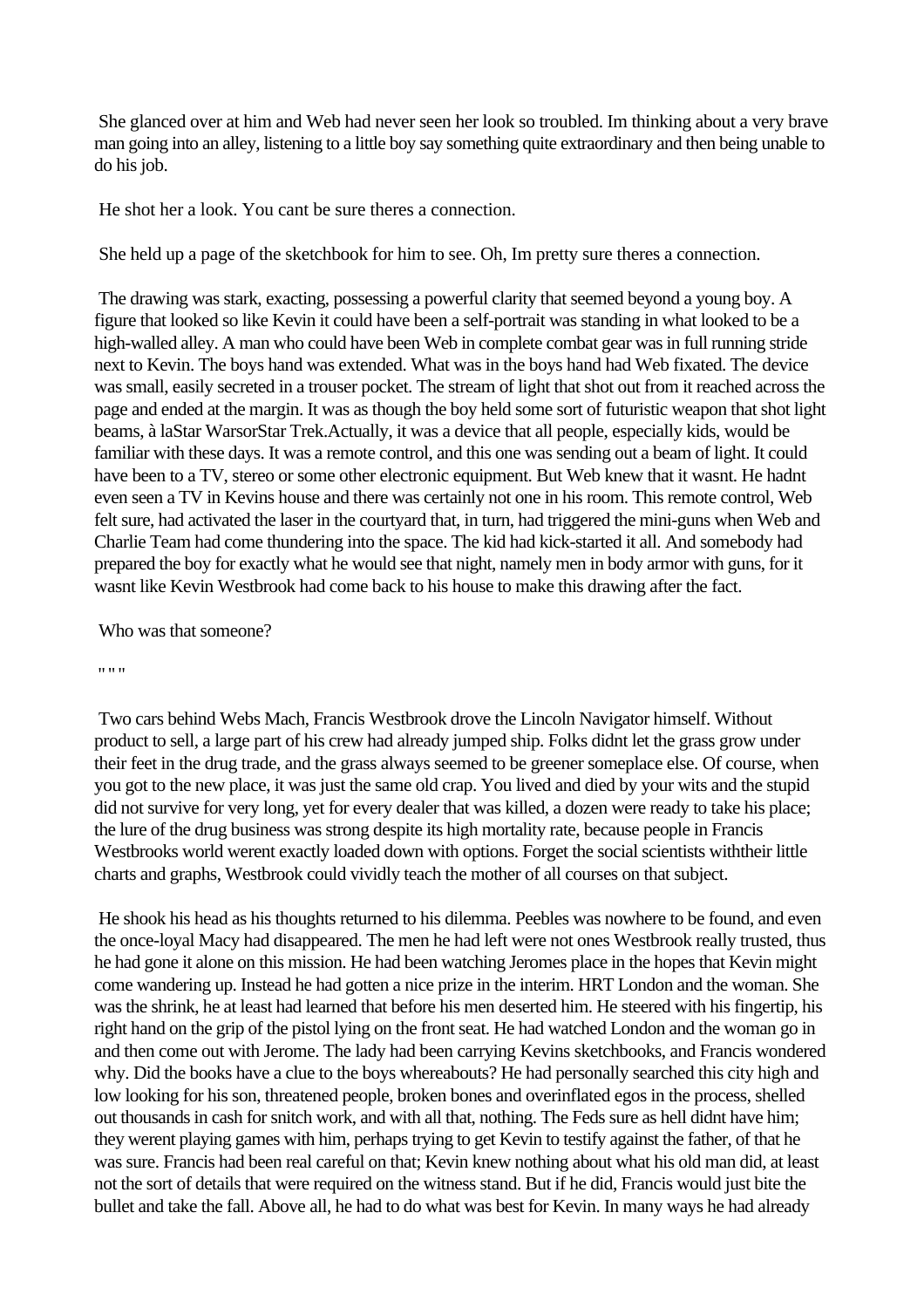She glanced over at him and Web had never seen her look so troubled. Im thinking about a very brave man going into an alley, listening to a little boy say something quite extraordinary and then being unable to do his job.

He shot her a look. You cant be sure theres a connection.

She held up a page of the sketchbook for him to see. Oh, Im pretty sure theres a connection.

The drawing was stark, exacting, possessing a powerful clarity that seemed beyond a young boy. A figure that looked so like Kevin it could have been a self-portrait was standing in what looked to be a high-walled alley. A man who could have been Web in complete combat gear was in full running stride next to Kevin. The boys hand was extended. What was in the boys hand had Web fixated. The device was small, easily secreted in a trouser pocket. The stream of light that shot out from it reached across the page and ended at the margin. It was as though the boy held some sort of futuristic weapon that shot light beams, à laStar WarsorStar Trek.Actually, it was a device that all people, especially kids, would be familiar with these days. It was a remote control, and this one was sending out a beam of light. It could have been to a TV, stereo or some other electronic equipment. But Web knew that it wasnt. He hadnt even seen a TV in Kevins house and there was certainly not one in his room. This remote control, Web felt sure, had activated the laser in the courtyard that, in turn, had triggered the mini-guns when Web and Charlie Team had come thundering into the space. The kid had kick-started it all. And somebody had prepared the boy for exactly what he would see that night, namely men in body armor with guns, for it wasnt like Kevin Westbrook had come back to his house to make this drawing after the fact.

Who was that someone?

" " "

Two cars behind Webs Mach, Francis Westbrook drove the Lincoln Navigator himself. Without product to sell, a large part of his crew had already jumped ship. Folks didnt let the grass grow under their feet in the drug trade, and the grass always seemed to be greener someplace else. Of course, when you got to the new place, it was just the same old crap. You lived and died by your wits and the stupid did not survive for very long, yet for every dealer that was killed, a dozen were ready to take his place; the lure of the drug business was strong despite its high mortality rate, because people in Francis Westbrooks world werent exactly loaded down with options. Forget the social scientists withtheir little charts and graphs, Westbrook could vividly teach the mother of all courses on that subject.

He shook his head as his thoughts returned to his dilemma. Peebles was nowhere to be found, and even the once-loyal Macy had disappeared. The men he had left were not ones Westbrook really trusted, thus he had gone it alone on this mission. He had been watching Jeromes place in the hopes that Kevin might come wandering up. Instead he had gotten a nice prize in the interim. HRT London and the woman. She was the shrink, he at least had learned that before his men deserted him. He steered with his fingertip, his right hand on the grip of the pistol lying on the front seat. He had watched London and the woman go in and then come out with Jerome. The lady had been carrying Kevins sketchbooks, and Francis wondered why. Did the books have a clue to the boys whereabouts? He had personally searched this city high and low looking for his son, threatened people, broken bones and overinflated egos in the process, shelled out thousands in cash for snitch work, and with all that, nothing. The Feds sure as hell didnt have him; they werent playing games with him, perhaps trying to get Kevin to testify against the father, of that he was sure. Francis had been real careful on that; Kevin knew nothing about what his old man did, at least not the sort of details that were required on the witness stand. But if he did, Francis would just bite the bullet and take the fall. Above all, he had to do what was best for Kevin. In many ways he had already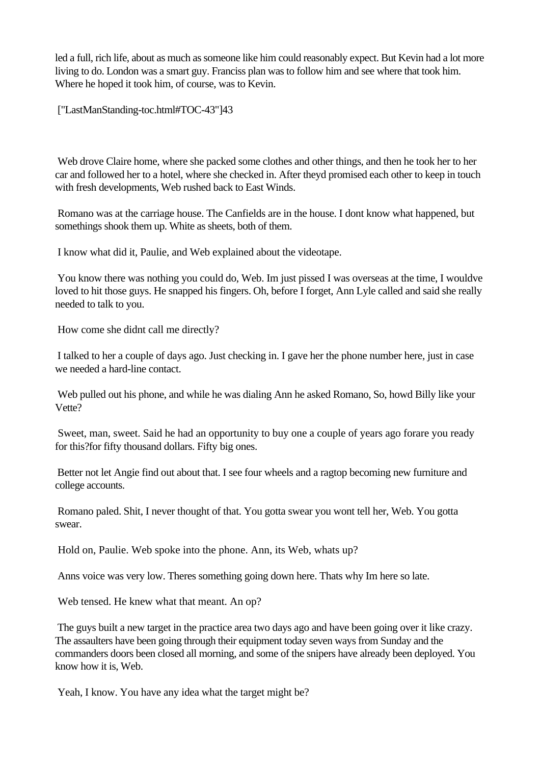led a full, rich life, about as much as someone like him could reasonably expect. But Kevin had a lot more living to do. London was a smart guy. Franciss plan was to follow him and see where that took him. Where he hoped it took him, of course, was to Kevin.

["LastManStanding-toc.html#TOC-43"]43

Web drove Claire home, where she packed some clothes and other things, and then he took her to her car and followed her to a hotel, where she checked in. After theyd promised each other to keep in touch with fresh developments, Web rushed back to East Winds.

Romano was at the carriage house. The Canfields are in the house. I dont know what happened, but somethings shook them up. White as sheets, both of them.

I know what did it, Paulie, and Web explained about the videotape.

You know there was nothing you could do, Web. Im just pissed I was overseas at the time, I wouldve loved to hit those guys. He snapped his fingers. Oh, before I forget, Ann Lyle called and said she really needed to talk to you.

How come she didnt call me directly?

I talked to her a couple of days ago. Just checking in. I gave her the phone number here, just in case we needed a hard-line contact.

Web pulled out his phone, and while he was dialing Ann he asked Romano, So, howd Billy like your Vette?

Sweet, man, sweet. Said he had an opportunity to buy one a couple of years ago forare you ready for this?for fifty thousand dollars. Fifty big ones.

Better not let Angie find out about that. I see four wheels and a ragtop becoming new furniture and college accounts.

Romano paled. Shit, I never thought of that. You gotta swear you wont tell her, Web. You gotta swear.

Hold on, Paulie. Web spoke into the phone. Ann, its Web, whats up?

Anns voice was very low. Theres something going down here. Thats why Im here so late.

Web tensed. He knew what that meant. An op?

The guys built a new target in the practice area two days ago and have been going over it like crazy. The assaulters have been going through their equipment today seven ways from Sunday and the commanders doors been closed all morning, and some of the snipers have already been deployed. You know how it is, Web.

Yeah, I know. You have any idea what the target might be?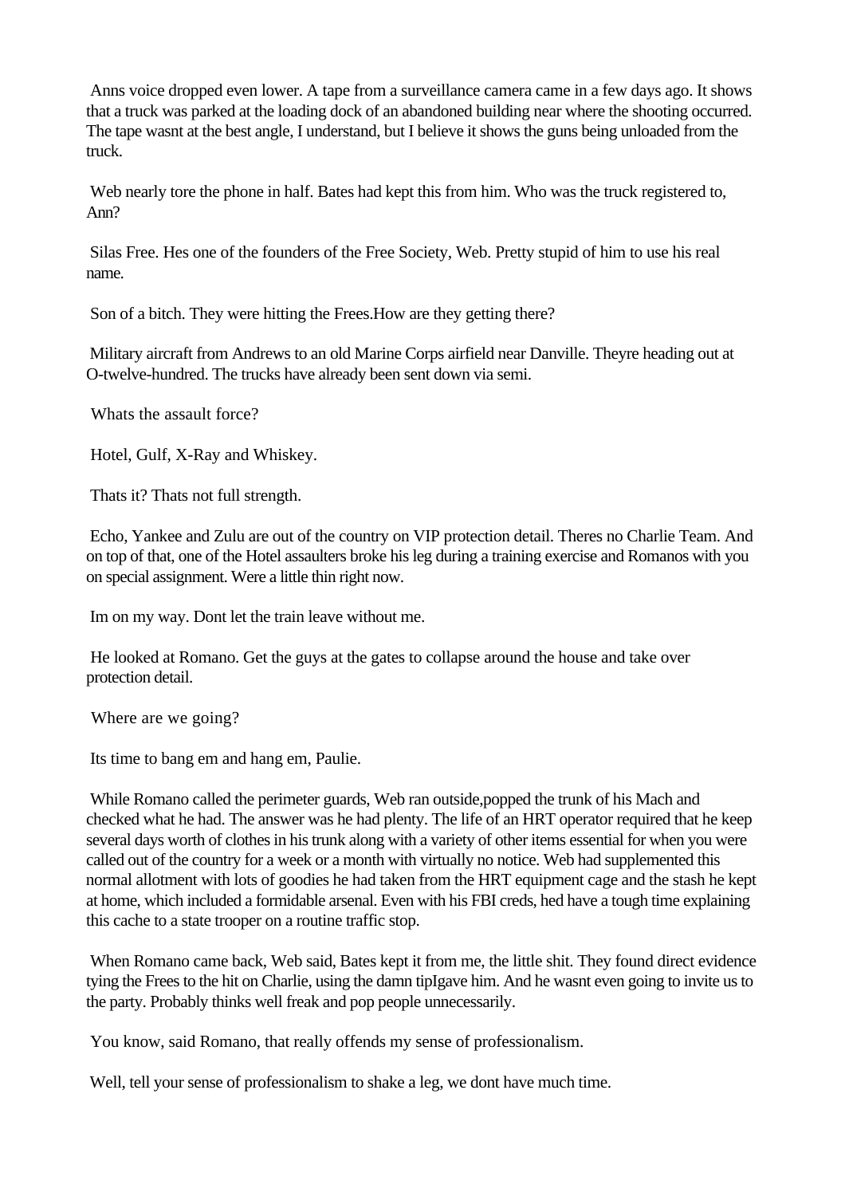Anns voice dropped even lower. A tape from a surveillance camera came in a few days ago. It shows that a truck was parked at the loading dock of an abandoned building near where the shooting occurred. The tape wasnt at the best angle, I understand, but I believe it shows the guns being unloaded from the truck.

Web nearly tore the phone in half. Bates had kept this from him. Who was the truck registered to, Ann?

Silas Free. Hes one of the founders of the Free Society, Web. Pretty stupid of him to use his real name.

Son of a bitch. They were hitting the Frees.How are they getting there?

Military aircraft from Andrews to an old Marine Corps airfield near Danville. Theyre heading out at O-twelve-hundred. The trucks have already been sent down via semi.

Whats the assault force?

Hotel, Gulf, X-Ray and Whiskey.

Thats it? Thats not full strength.

Echo, Yankee and Zulu are out of the country on VIP protection detail. Theres no Charlie Team. And on top of that, one of the Hotel assaulters broke his leg during a training exercise and Romanos with you on special assignment. Were a little thin right now.

Im on my way. Dont let the train leave without me.

He looked at Romano. Get the guys at the gates to collapse around the house and take over protection detail.

Where are we going?

Its time to bang em and hang em, Paulie.

While Romano called the perimeter guards, Web ran outside,popped the trunk of his Mach and checked what he had. The answer was he had plenty. The life of an HRT operator required that he keep several days worth of clothes in his trunk along with a variety of other items essential for when you were called out of the country for a week or a month with virtually no notice. Web had supplemented this normal allotment with lots of goodies he had taken from the HRT equipment cage and the stash he kept at home, which included a formidable arsenal. Even with his FBI creds, hed have a tough time explaining this cache to a state trooper on a routine traffic stop.

When Romano came back, Web said, Bates kept it from me, the little shit. They found direct evidence tying the Frees to the hit on Charlie, using the damn tipIgave him. And he wasnt even going to invite us to the party. Probably thinks well freak and pop people unnecessarily.

You know, said Romano, that really offends my sense of professionalism.

Well, tell your sense of professionalism to shake a leg, we dont have much time.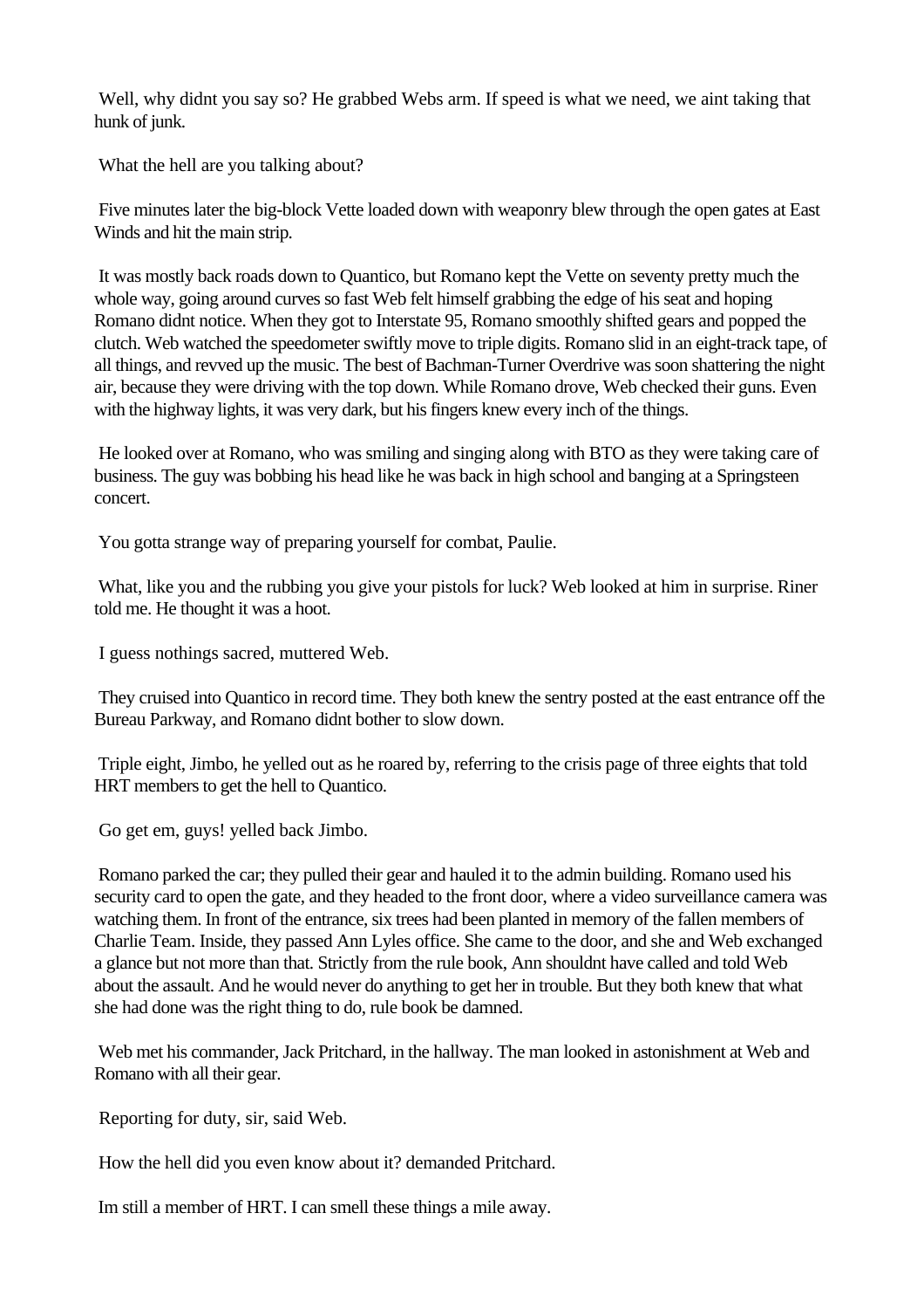Well, why didnt you say so? He grabbed Webs arm. If speed is what we need, we aint taking that hunk of junk.

What the hell are you talking about?

Five minutes later the big-block Vette loaded down with weaponry blew through the open gates at East Winds and hit the main strip.

It was mostly back roads down to Quantico, but Romano kept the Vette on seventy pretty much the whole way, going around curves so fast Web felt himself grabbing the edge of his seat and hoping Romano didnt notice. When they got to Interstate 95, Romano smoothly shifted gears and popped the clutch. Web watched the speedometer swiftly move to triple digits. Romano slid in an eight-track tape, of all things, and revved up the music. The best of Bachman-Turner Overdrive was soon shattering the night air, because they were driving with the top down. While Romano drove, Web checked their guns. Even with the highway lights, it was very dark, but his fingers knew every inch of the things.

He looked over at Romano, who was smiling and singing along with BTO as they were taking care of business. The guy was bobbing his head like he was back in high school and banging at a Springsteen concert.

You gotta strange way of preparing yourself for combat, Paulie.

What, like you and the rubbing you give your pistols for luck? Web looked at him in surprise. Riner told me. He thought it was a hoot.

I guess nothings sacred, muttered Web.

They cruised into Quantico in record time. They both knew the sentry posted at the east entrance off the Bureau Parkway, and Romano didnt bother to slow down.

Triple eight, Jimbo, he yelled out as he roared by, referring to the crisis page of three eights that told HRT members to get the hell to Quantico.

Go get em, guys! yelled back Jimbo.

Romano parked the car; they pulled their gear and hauled it to the admin building. Romano used his security card to open the gate, and they headed to the front door, where a video surveillance camera was watching them. In front of the entrance, six trees had been planted in memory of the fallen members of Charlie Team. Inside, they passed Ann Lyles office. She came to the door, and she and Web exchanged a glance but not more than that. Strictly from the rule book, Ann shouldnt have called and told Web about the assault. And he would never do anything to get her in trouble. But they both knew that what she had done was the right thing to do, rule book be damned.

Web met his commander, Jack Pritchard, in the hallway. The man looked in astonishment at Web and Romano with all their gear.

Reporting for duty, sir, said Web.

How the hell did you even know about it? demanded Pritchard.

Im still a member of HRT. I can smell these things a mile away.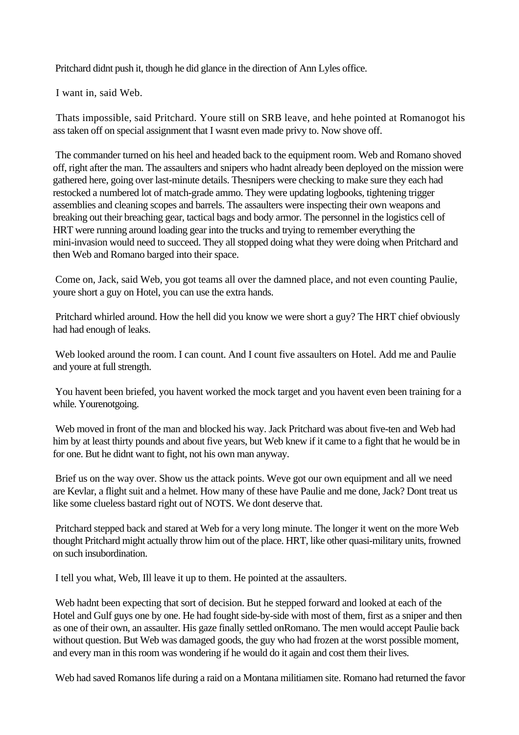Pritchard didnt push it, though he did glance in the direction of Ann Lyles office.

I want in, said Web.

Thats impossible, said Pritchard. Youre still on SRB leave, and hehe pointed at Romanogot his ass taken off on special assignment that I wasnt even made privy to. Now shove off.

The commander turned on his heel and headed back to the equipment room. Web and Romano shoved off, right after the man. The assaulters and snipers who hadnt already been deployed on the mission were gathered here, going over last-minute details. Thesnipers were checking to make sure they each had restocked a numbered lot of match-grade ammo. They were updating logbooks, tightening trigger assemblies and cleaning scopes and barrels. The assaulters were inspecting their own weapons and breaking out their breaching gear, tactical bags and body armor. The personnel in the logistics cell of HRT were running around loading gear into the trucks and trying to remember everything the mini-invasion would need to succeed. They all stopped doing what they were doing when Pritchard and then Web and Romano barged into their space.

Come on, Jack, said Web, you got teams all over the damned place, and not even counting Paulie, youre short a guy on Hotel, you can use the extra hands.

Pritchard whirled around. How the hell did you know we were short a guy? The HRT chief obviously had had enough of leaks.

Web looked around the room. I can count. And I count five assaulters on Hotel. Add me and Paulie and youre at full strength.

You havent been briefed, you havent worked the mock target and you havent even been training for a while. Yourenotgoing.

Web moved in front of the man and blocked his way. Jack Pritchard was about five-ten and Web had him by at least thirty pounds and about five years, but Web knew if it came to a fight that he would be in for one. But he didnt want to fight, not his own man anyway.

Brief us on the way over. Show us the attack points. Weve got our own equipment and all we need are Kevlar, a flight suit and a helmet. How many of these have Paulie and me done, Jack? Dont treat us like some clueless bastard right out of NOTS. We dont deserve that.

Pritchard stepped back and stared at Web for a very long minute. The longer it went on the more Web thought Pritchard might actually throw him out of the place. HRT, like other quasi-military units, frowned on such insubordination.

I tell you what, Web, Ill leave it up to them. He pointed at the assaulters.

Web hadnt been expecting that sort of decision. But he stepped forward and looked at each of the Hotel and Gulf guys one by one. He had fought side-by-side with most of them, first as a sniper and then as one of their own, an assaulter. His gaze finally settled onRomano. The men would accept Paulie back without question. But Web was damaged goods, the guy who had frozen at the worst possible moment, and every man in this room was wondering if he would do it again and cost them their lives.

Web had saved Romanos life during a raid on a Montana militiamen site. Romano had returned the favor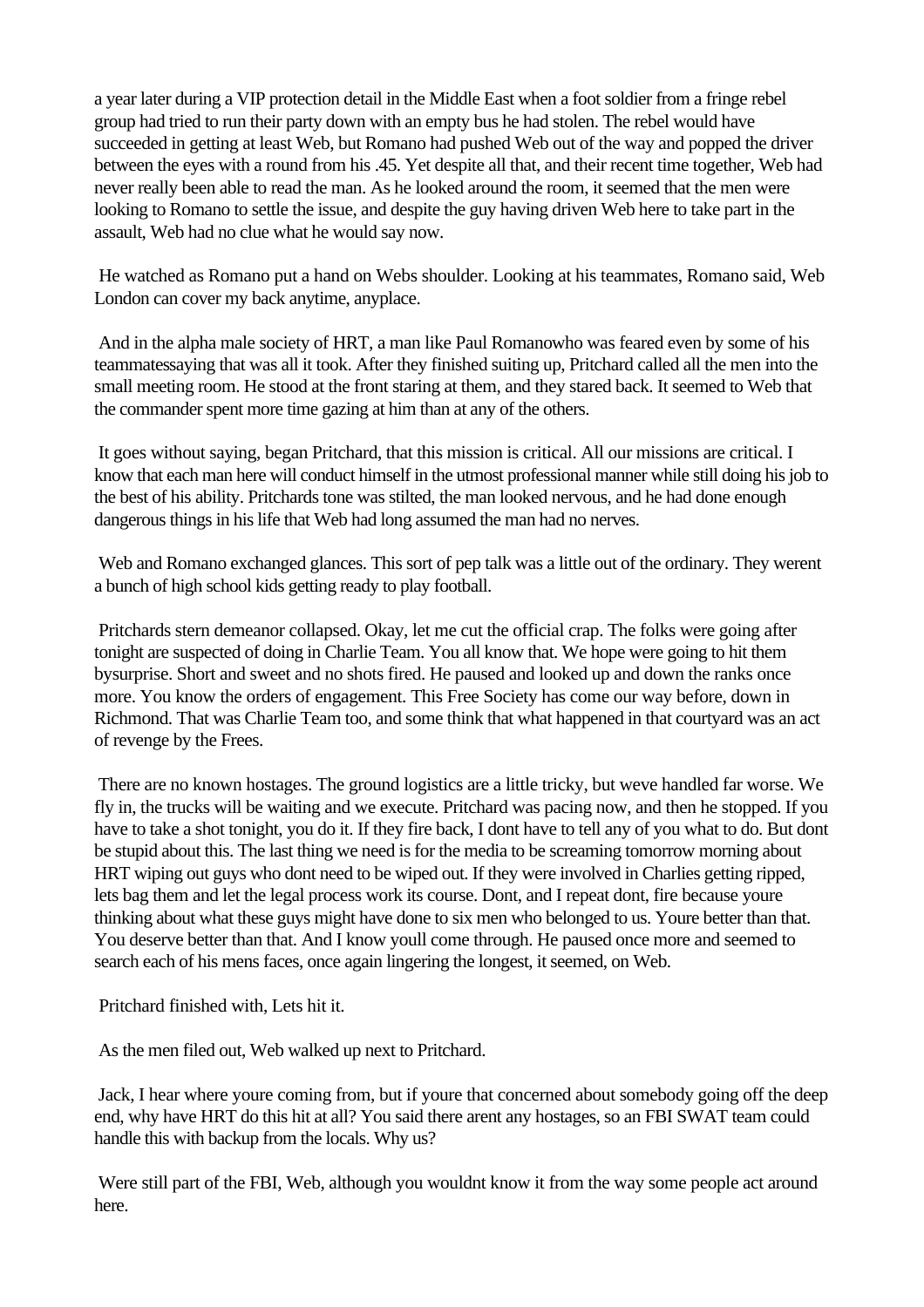a year later during a VIP protection detail in the Middle East when a foot soldier from a fringe rebel group had tried to run their party down with an empty bus he had stolen. The rebel would have succeeded in getting at least Web, but Romano had pushed Web out of the way and popped the driver between the eyes with a round from his .45. Yet despite all that, and their recent time together, Web had never really been able to read the man. As he looked around the room, it seemed that the men were looking to Romano to settle the issue, and despite the guy having driven Web here to take part in the assault, Web had no clue what he would say now.

He watched as Romano put a hand on Webs shoulder. Looking at his teammates, Romano said, Web London can cover my back anytime, anyplace.

And in the alpha male society of HRT, a man like Paul Romanowho was feared even by some of his teammatessaying that was all it took. After they finished suiting up, Pritchard called all the men into the small meeting room. He stood at the front staring at them, and they stared back. It seemed to Web that the commander spent more time gazing at him than at any of the others.

It goes without saying, began Pritchard, that this mission is critical. All our missions are critical. I know that each man here will conduct himself in the utmost professional manner while still doing his job to the best of his ability. Pritchards tone was stilted, the man looked nervous, and he had done enough dangerous things in his life that Web had long assumed the man had no nerves.

Web and Romano exchanged glances. This sort of pep talk was a little out of the ordinary. They werent a bunch of high school kids getting ready to play football.

Pritchards stern demeanor collapsed. Okay, let me cut the official crap. The folks were going after tonight are suspected of doing in Charlie Team. You all know that. We hope were going to hit them bysurprise. Short and sweet and no shots fired. He paused and looked up and down the ranks once more. You know the orders of engagement. This Free Society has come our way before, down in Richmond. That was Charlie Team too, and some think that what happened in that courtyard was an act of revenge by the Frees.

There are no known hostages. The ground logistics are a little tricky, but weve handled far worse. We fly in, the trucks will be waiting and we execute. Pritchard was pacing now, and then he stopped. If you have to take a shot tonight, you do it. If they fire back, I dont have to tell any of you what to do. But dont be stupid about this. The last thing we need is for the media to be screaming tomorrow morning about HRT wiping out guys who dont need to be wiped out. If they were involved in Charlies getting ripped, lets bag them and let the legal process work its course. Dont, and I repeat dont, fire because youre thinking about what these guys might have done to six men who belonged to us. Youre better than that. You deserve better than that. And I know youll come through. He paused once more and seemed to search each of his mens faces, once again lingering the longest, it seemed, on Web.

Pritchard finished with, Lets hit it.

As the men filed out, Web walked up next to Pritchard.

Jack, I hear where youre coming from, but if youre that concerned about somebody going off the deep end, why have HRT do this hit at all? You said there arent any hostages, so an FBI SWAT team could handle this with backup from the locals. Why us?

Were still part of the FBI, Web, although you wouldnt know it from the way some people act around here.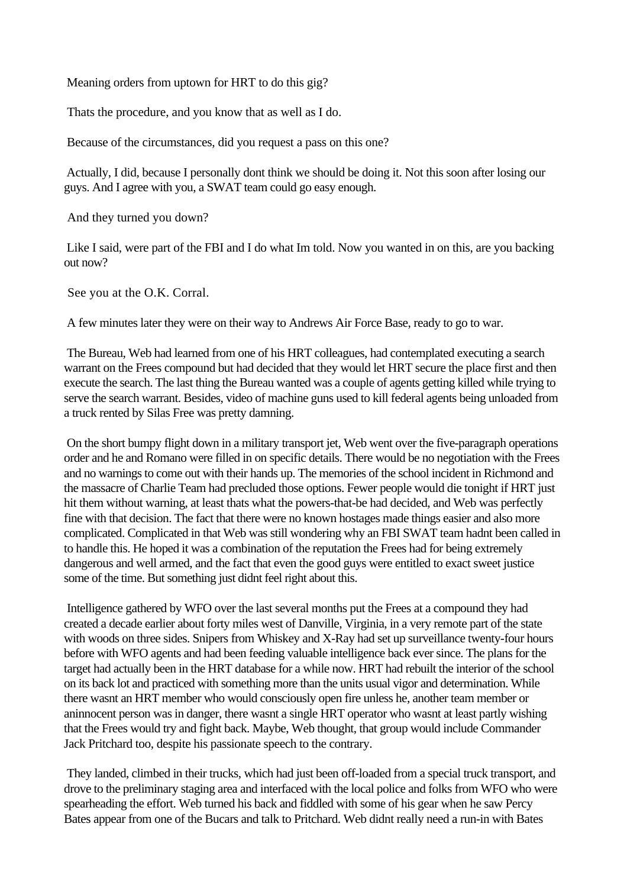Meaning orders from uptown for HRT to do this gig?

Thats the procedure, and you know that as well as I do.

Because of the circumstances, did you request a pass on this one?

Actually, I did, because I personally dont think we should be doing it. Not this soon after losing our guys. And I agree with you, a SWAT team could go easy enough.

And they turned you down?

Like I said, were part of the FBI and I do what Im told. Now you wanted in on this, are you backing out now?

See you at the O.K. Corral.

A few minutes later they were on their way to Andrews Air Force Base, ready to go to war.

The Bureau, Web had learned from one of his HRT colleagues, had contemplated executing a search warrant on the Frees compound but had decided that they would let HRT secure the place first and then execute the search. The last thing the Bureau wanted was a couple of agents getting killed while trying to serve the search warrant. Besides, video of machine guns used to kill federal agents being unloaded from a truck rented by Silas Free was pretty damning.

On the short bumpy flight down in a military transport jet, Web went over the five-paragraph operations order and he and Romano were filled in on specific details. There would be no negotiation with the Frees and no warnings to come out with their hands up. The memories of the school incident in Richmond and the massacre of Charlie Team had precluded those options. Fewer people would die tonight if HRT just hit them without warning, at least thats what the powers-that-be had decided, and Web was perfectly fine with that decision. The fact that there were no known hostages made things easier and also more complicated. Complicated in that Web was still wondering why an FBI SWAT team hadnt been called in to handle this. He hoped it was a combination of the reputation the Frees had for being extremely dangerous and well armed, and the fact that even the good guys were entitled to exact sweet justice some of the time. But something just didnt feel right about this.

Intelligence gathered by WFO over the last several months put the Frees at a compound they had created a decade earlier about forty miles west of Danville, Virginia, in a very remote part of the state with woods on three sides. Snipers from Whiskey and X-Ray had set up surveillance twenty-four hours before with WFO agents and had been feeding valuable intelligence back ever since. The plans for the target had actually been in the HRT database for a while now. HRT had rebuilt the interior of the school on its back lot and practiced with something more than the units usual vigor and determination. While there wasnt an HRT member who would consciously open fire unless he, another team member or aninnocent person was in danger, there wasnt a single HRT operator who wasnt at least partly wishing that the Frees would try and fight back. Maybe, Web thought, that group would include Commander Jack Pritchard too, despite his passionate speech to the contrary.

They landed, climbed in their trucks, which had just been off-loaded from a special truck transport, and drove to the preliminary staging area and interfaced with the local police and folks from WFO who were spearheading the effort. Web turned his back and fiddled with some of his gear when he saw Percy Bates appear from one of the Bucars and talk to Pritchard. Web didnt really need a run-in with Bates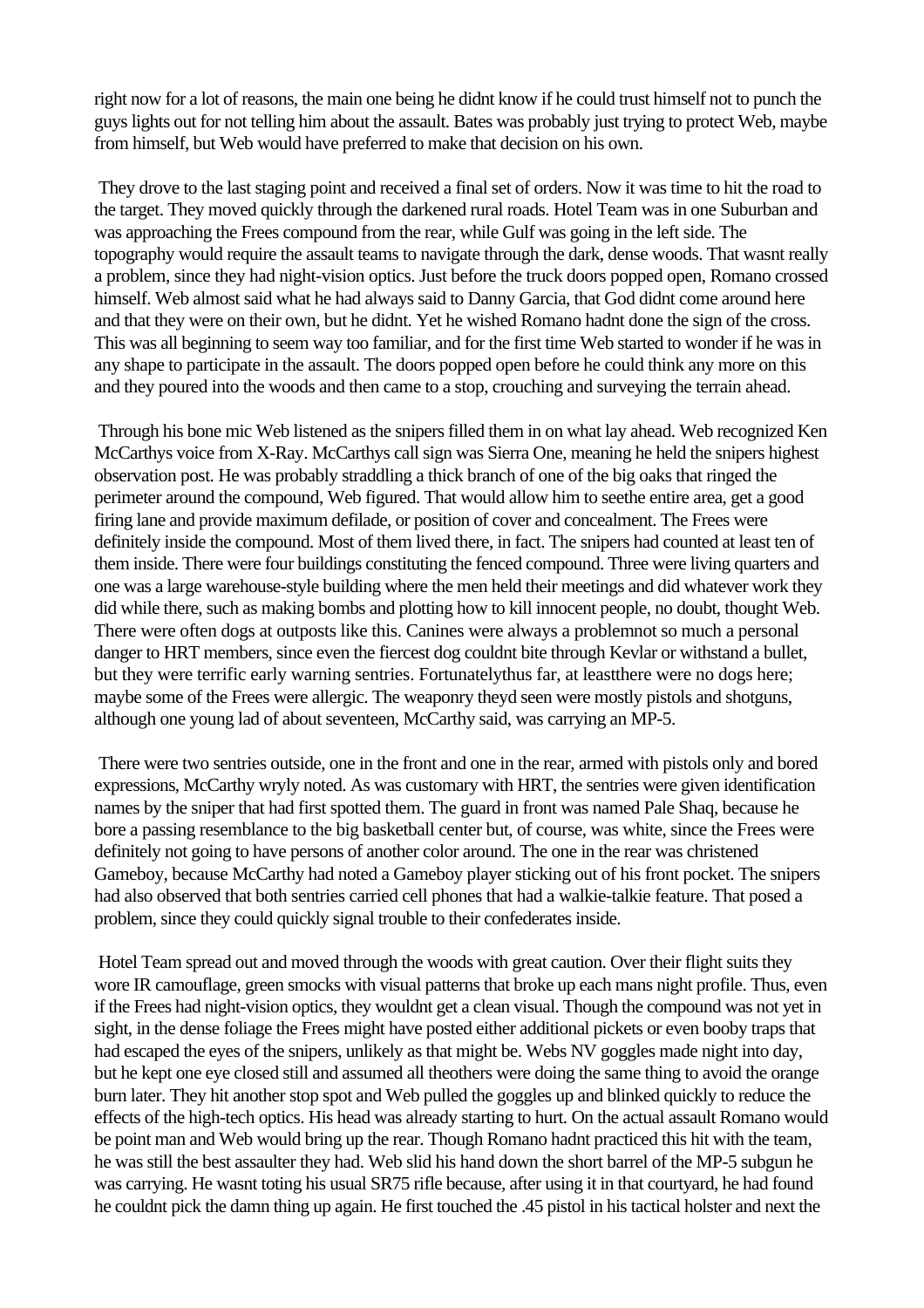right now for a lot of reasons, the main one being he didnt know if he could trust himself not to punch the guys lights out for not telling him about the assault. Bates was probably just trying to protect Web, maybe from himself, but Web would have preferred to make that decision on his own.

They drove to the last staging point and received a final set of orders. Now it was time to hit the road to the target. They moved quickly through the darkened rural roads. Hotel Team was in one Suburban and was approaching the Frees compound from the rear, while Gulf was going in the left side. The topography would require the assault teams to navigate through the dark, dense woods. That wasnt really a problem, since they had night-vision optics. Just before the truck doors popped open, Romano crossed himself. Web almost said what he had always said to Danny Garcia, that God didnt come around here and that they were on their own, but he didnt. Yet he wished Romano hadnt done the sign of the cross. This was all beginning to seem way too familiar, and for the first time Web started to wonder if he was in any shape to participate in the assault. The doors popped open before he could think any more on this and they poured into the woods and then came to a stop, crouching and surveying the terrain ahead.

Through his bone mic Web listened as the snipers filled them in on what lay ahead. Web recognized Ken McCarthys voice from X-Ray. McCarthys call sign was Sierra One, meaning he held the snipers highest observation post. He was probably straddling a thick branch of one of the big oaks that ringed the perimeter around the compound, Web figured. That would allow him to seethe entire area, get a good firing lane and provide maximum defilade, or position of cover and concealment. The Frees were definitely inside the compound. Most of them lived there, in fact. The snipers had counted at least ten of them inside. There were four buildings constituting the fenced compound. Three were living quarters and one was a large warehouse-style building where the men held their meetings and did whatever work they did while there, such as making bombs and plotting how to kill innocent people, no doubt, thought Web. There were often dogs at outposts like this. Canines were always a problemnot so much a personal danger to HRT members, since even the fiercest dog couldnt bite through Kevlar or withstand a bullet, but they were terrific early warning sentries. Fortunatelythus far, at leastthere were no dogs here; maybe some of the Frees were allergic. The weaponry theyd seen were mostly pistols and shotguns, although one young lad of about seventeen, McCarthy said, was carrying an MP-5.

There were two sentries outside, one in the front and one in the rear, armed with pistols only and bored expressions, McCarthy wryly noted. As was customary with HRT, the sentries were given identification names by the sniper that had first spotted them. The guard in front was named Pale Shaq, because he bore a passing resemblance to the big basketball center but, of course, was white, since the Frees were definitely not going to have persons of another color around. The one in the rear was christened Gameboy, because McCarthy had noted a Gameboy player sticking out of his front pocket. The snipers had also observed that both sentries carried cell phones that had a walkie-talkie feature. That posed a problem, since they could quickly signal trouble to their confederates inside.

Hotel Team spread out and moved through the woods with great caution. Over their flight suits they wore IR camouflage, green smocks with visual patterns that broke up each mans night profile. Thus, even if the Frees had night-vision optics, they wouldnt get a clean visual. Though the compound was not yet in sight, in the dense foliage the Frees might have posted either additional pickets or even booby traps that had escaped the eyes of the snipers, unlikely as that might be. Webs NV goggles made night into day, but he kept one eye closed still and assumed all theothers were doing the same thing to avoid the orange burn later. They hit another stop spot and Web pulled the goggles up and blinked quickly to reduce the effects of the high-tech optics. His head was already starting to hurt. On the actual assault Romano would be point man and Web would bring up the rear. Though Romano hadnt practiced this hit with the team, he was still the best assaulter they had. Web slid his hand down the short barrel of the MP-5 subgun he was carrying. He wasnt toting his usual SR75 rifle because, after using it in that courtyard, he had found he couldnt pick the damn thing up again. He first touched the .45 pistol in his tactical holster and next the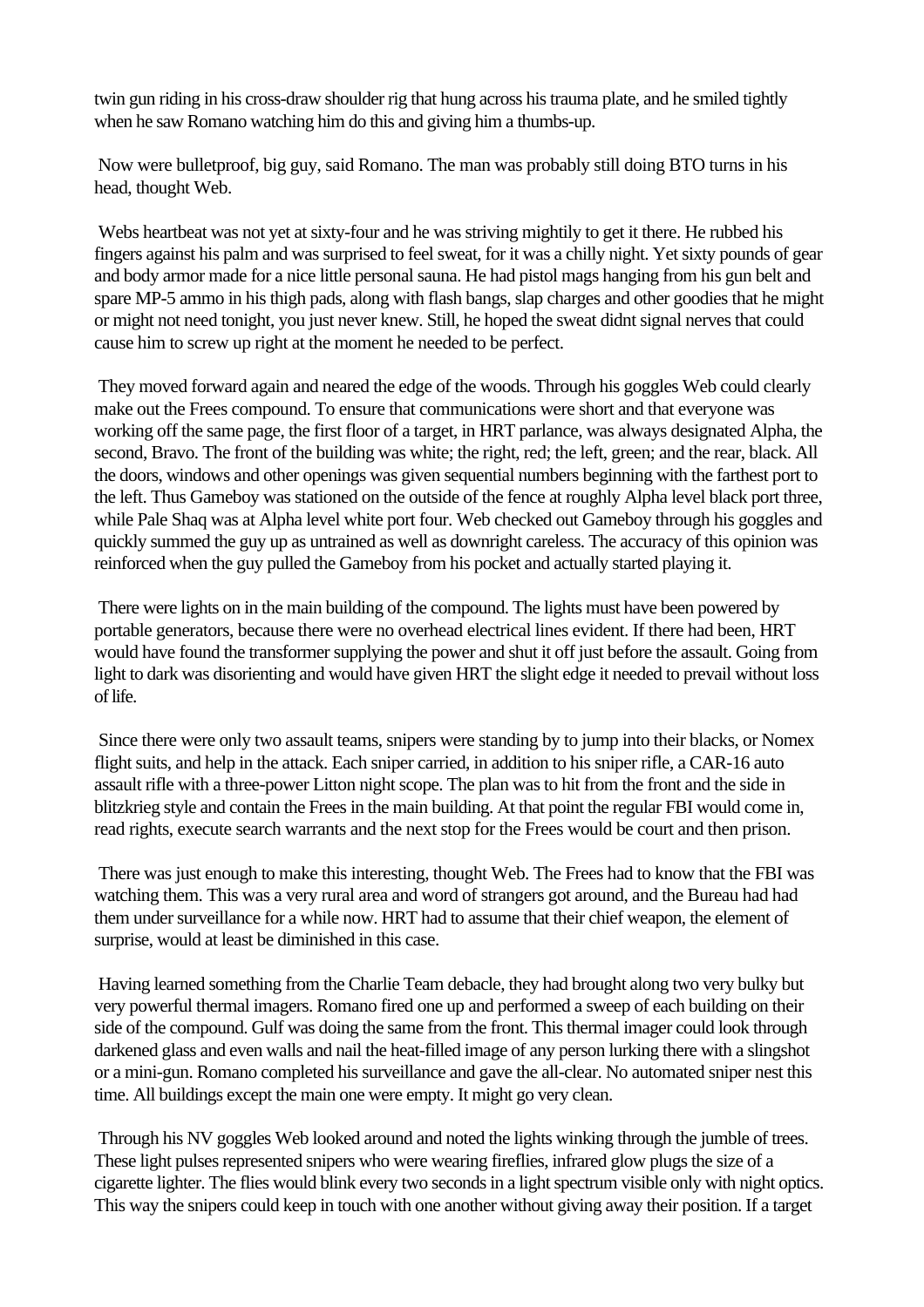twin gun riding in his cross-draw shoulder rig that hung across his trauma plate, and he smiled tightly when he saw Romano watching him do this and giving him a thumbs-up.

Now were bulletproof, big guy, said Romano. The man was probably still doing BTO turns in his head, thought Web.

Webs heartbeat was not yet at sixty-four and he was striving mightily to get it there. He rubbed his fingers against his palm and was surprised to feel sweat, for it was a chilly night. Yet sixty pounds of gear and body armor made for a nice little personal sauna. He had pistol mags hanging from his gun belt and spare MP-5 ammo in his thigh pads, along with flash bangs, slap charges and other goodies that he might or might not need tonight, you just never knew. Still, he hoped the sweat didnt signal nerves that could cause him to screw up right at the moment he needed to be perfect.

They moved forward again and neared the edge of the woods. Through his goggles Web could clearly make out the Frees compound. To ensure that communications were short and that everyone was working off the same page, the first floor of a target, in HRT parlance, was always designated Alpha, the second, Bravo. The front of the building was white; the right, red; the left, green; and the rear, black. All the doors, windows and other openings was given sequential numbers beginning with the farthest port to the left. Thus Gameboy was stationed on the outside of the fence at roughly Alpha level black port three, while Pale Shaq was at Alpha level white port four. Web checked out Gameboy through his goggles and quickly summed the guy up as untrained as well as downright careless. The accuracy of this opinion was reinforced when the guy pulled the Gameboy from his pocket and actually started playing it.

There were lights on in the main building of the compound. The lights must have been powered by portable generators, because there were no overhead electrical lines evident. If there had been, HRT would have found the transformer supplying the power and shut it off just before the assault. Going from light to dark was disorienting and would have given HRT the slight edge it needed to prevail without loss of life.

Since there were only two assault teams, snipers were standing by to jump into their blacks, or Nomex flight suits, and help in the attack. Each sniper carried, in addition to his sniper rifle, a CAR-16 auto assault rifle with a three-power Litton night scope. The plan was to hit from the front and the side in blitzkrieg style and contain the Frees in the main building. At that point the regular FBI would come in, read rights, execute search warrants and the next stop for the Frees would be court and then prison.

There was just enough to make this interesting, thought Web. The Frees had to know that the FBI was watching them. This was a very rural area and word of strangers got around, and the Bureau had had them under surveillance for a while now. HRT had to assume that their chief weapon, the element of surprise, would at least be diminished in this case.

Having learned something from the Charlie Team debacle, they had brought along two very bulky but very powerful thermal imagers. Romano fired one up and performed a sweep of each building on their side of the compound. Gulf was doing the same from the front. This thermal imager could look through darkened glass and even walls and nail the heat-filled image of any person lurking there with a slingshot or a mini-gun. Romano completed his surveillance and gave the all-clear. No automated sniper nest this time. All buildings except the main one were empty. It might go very clean.

Through his NV goggles Web looked around and noted the lights winking through the jumble of trees. These light pulses represented snipers who were wearing fireflies, infrared glow plugs the size of a cigarette lighter. The flies would blink every two seconds in a light spectrum visible only with night optics. This way the snipers could keep in touch with one another without giving away their position. If a target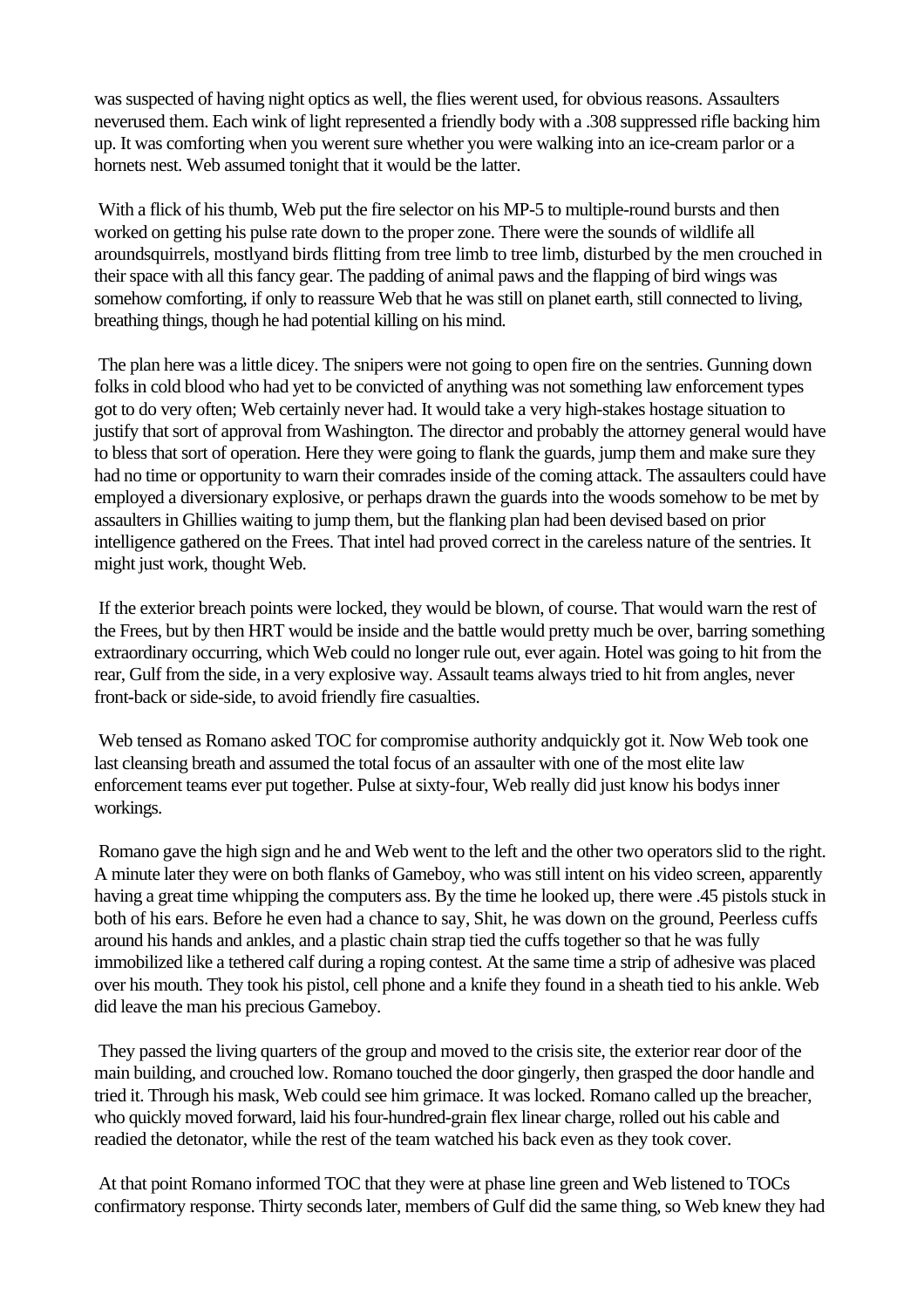was suspected of having night optics as well, the flies werent used, for obvious reasons. Assaulters neverused them. Each wink of light represented a friendly body with a .308 suppressed rifle backing him up. It was comforting when you werent sure whether you were walking into an ice-cream parlor or a hornets nest. Web assumed tonight that it would be the latter.

With a flick of his thumb, Web put the fire selector on his MP-5 to multiple-round bursts and then worked on getting his pulse rate down to the proper zone. There were the sounds of wildlife all aroundsquirrels, mostlyand birds flitting from tree limb to tree limb, disturbed by the men crouched in their space with all this fancy gear. The padding of animal paws and the flapping of bird wings was somehow comforting, if only to reassure Web that he was still on planet earth, still connected to living, breathing things, though he had potential killing on his mind.

The plan here was a little dicey. The snipers were not going to open fire on the sentries. Gunning down folks in cold blood who had yet to be convicted of anything was not something law enforcement types got to do very often; Web certainly never had. It would take a very high-stakes hostage situation to justify that sort of approval from Washington. The director and probably the attorney general would have to bless that sort of operation. Here they were going to flank the guards, jump them and make sure they had no time or opportunity to warn their comrades inside of the coming attack. The assaulters could have employed a diversionary explosive, or perhaps drawn the guards into the woods somehow to be met by assaulters in Ghillies waiting to jump them, but the flanking plan had been devised based on prior intelligence gathered on the Frees. That intel had proved correct in the careless nature of the sentries. It might just work, thought Web.

If the exterior breach points were locked, they would be blown, of course. That would warn the rest of the Frees, but by then HRT would be inside and the battle would pretty much be over, barring something extraordinary occurring, which Web could no longer rule out, ever again. Hotel was going to hit from the rear, Gulf from the side, in a very explosive way. Assault teams always tried to hit from angles, never front-back or side-side, to avoid friendly fire casualties.

Web tensed as Romano asked TOC for compromise authority andquickly got it. Now Web took one last cleansing breath and assumed the total focus of an assaulter with one of the most elite law enforcement teams ever put together. Pulse at sixty-four, Web really did just know his bodys inner workings.

Romano gave the high sign and he and Web went to the left and the other two operators slid to the right. A minute later they were on both flanks of Gameboy, who was still intent on his video screen, apparently having a great time whipping the computers ass. By the time he looked up, there were .45 pistols stuck in both of his ears. Before he even had a chance to say, Shit, he was down on the ground, Peerless cuffs around his hands and ankles, and a plastic chain strap tied the cuffs together so that he was fully immobilized like a tethered calf during a roping contest. At the same time a strip of adhesive was placed over his mouth. They took his pistol, cell phone and a knife they found in a sheath tied to his ankle. Web did leave the man his precious Gameboy.

They passed the living quarters of the group and moved to the crisis site, the exterior rear door of the main building, and crouched low. Romano touched the door gingerly, then grasped the door handle and tried it. Through his mask, Web could see him grimace. It was locked. Romano called up the breacher, who quickly moved forward, laid his four-hundred-grain flex linear charge, rolled out his cable and readied the detonator, while the rest of the team watched his back even as they took cover.

At that point Romano informed TOC that they were at phase line green and Web listened to TOCs confirmatory response. Thirty seconds later, members of Gulf did the same thing, so Web knew they had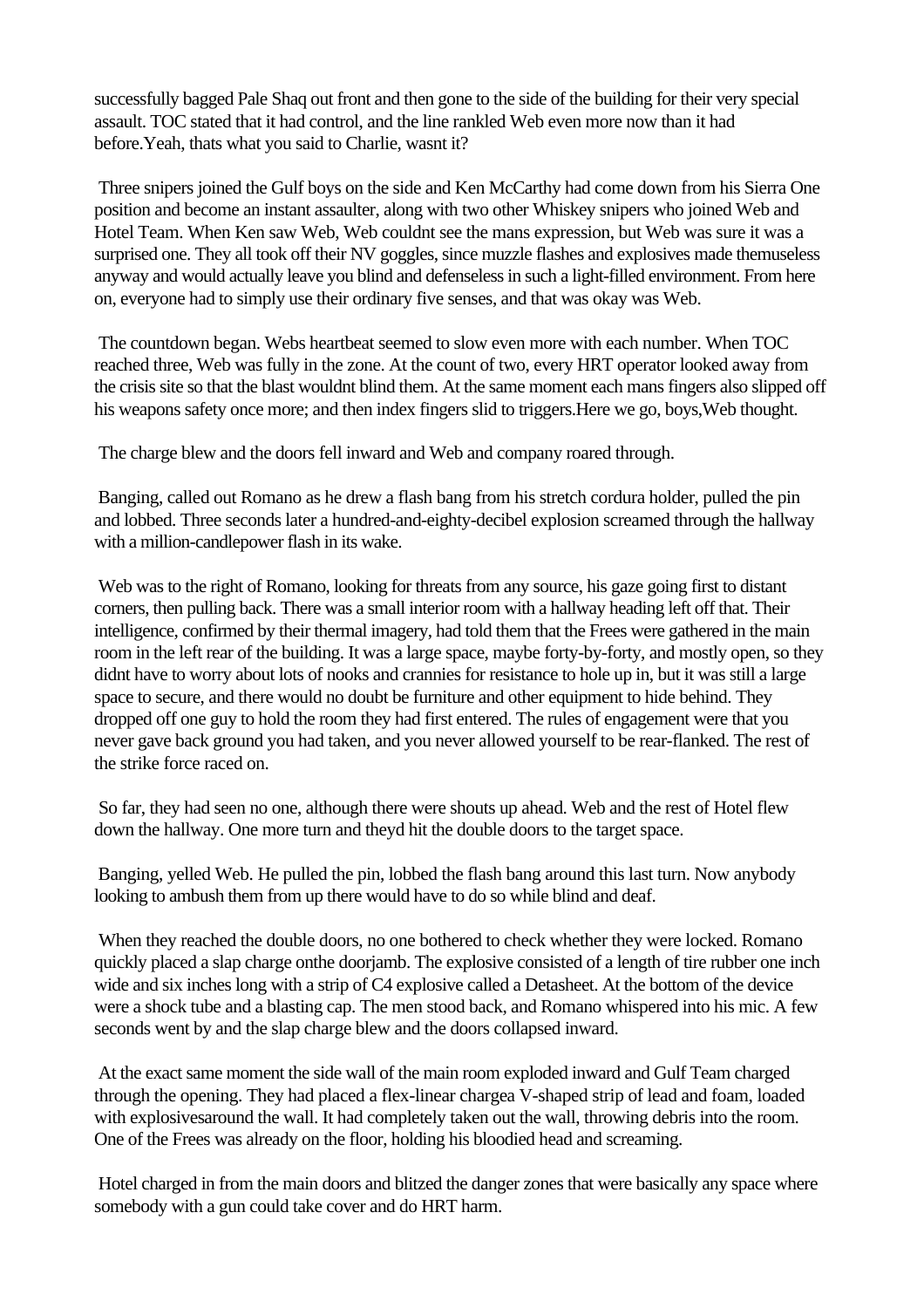successfully bagged Pale Shaq out front and then gone to the side of the building for their very special assault. TOC stated that it had control, and the line rankled Web even more now than it had before.Yeah, thats what you said to Charlie, wasnt it?

Three snipers joined the Gulf boys on the side and Ken McCarthy had come down from his Sierra One position and become an instant assaulter, along with two other Whiskey snipers who joined Web and Hotel Team. When Ken saw Web, Web couldnt see the mans expression, but Web was sure it was a surprised one. They all took off their NV goggles, since muzzle flashes and explosives made themuseless anyway and would actually leave you blind and defenseless in such a light-filled environment. From here on, everyone had to simply use their ordinary five senses, and that was okay was Web.

The countdown began. Webs heartbeat seemed to slow even more with each number. When TOC reached three, Web was fully in the zone. At the count of two, every HRT operator looked away from the crisis site so that the blast wouldnt blind them. At the same moment each mans fingers also slipped off his weapons safety once more; and then index fingers slid to triggers.Here we go, boys,Web thought.

The charge blew and the doors fell inward and Web and company roared through.

Banging, called out Romano as he drew a flash bang from his stretch cordura holder, pulled the pin and lobbed. Three seconds later a hundred-and-eighty-decibel explosion screamed through the hallway with a million-candlepower flash in its wake.

Web was to the right of Romano, looking for threats from any source, his gaze going first to distant corners, then pulling back. There was a small interior room with a hallway heading left off that. Their intelligence, confirmed by their thermal imagery, had told them that the Frees were gathered in the main room in the left rear of the building. It was a large space, maybe forty-by-forty, and mostly open, so they didnt have to worry about lots of nooks and crannies for resistance to hole up in, but it was still a large space to secure, and there would no doubt be furniture and other equipment to hide behind. They dropped off one guy to hold the room they had first entered. The rules of engagement were that you never gave back ground you had taken, and you never allowed yourself to be rear-flanked. The rest of the strike force raced on.

So far, they had seen no one, although there were shouts up ahead. Web and the rest of Hotel flew down the hallway. One more turn and theyd hit the double doors to the target space.

Banging, yelled Web. He pulled the pin, lobbed the flash bang around this last turn. Now anybody looking to ambush them from up there would have to do so while blind and deaf.

When they reached the double doors, no one bothered to check whether they were locked. Romano quickly placed a slap charge onthe doorjamb. The explosive consisted of a length of tire rubber one inch wide and six inches long with a strip of C4 explosive called a Detasheet. At the bottom of the device were a shock tube and a blasting cap. The men stood back, and Romano whispered into his mic. A few seconds went by and the slap charge blew and the doors collapsed inward.

At the exact same moment the side wall of the main room exploded inward and Gulf Team charged through the opening. They had placed a flex-linear chargea V-shaped strip of lead and foam, loaded with explosivesaround the wall. It had completely taken out the wall, throwing debris into the room. One of the Frees was already on the floor, holding his bloodied head and screaming.

Hotel charged in from the main doors and blitzed the danger zones that were basically any space where somebody with a gun could take cover and do HRT harm.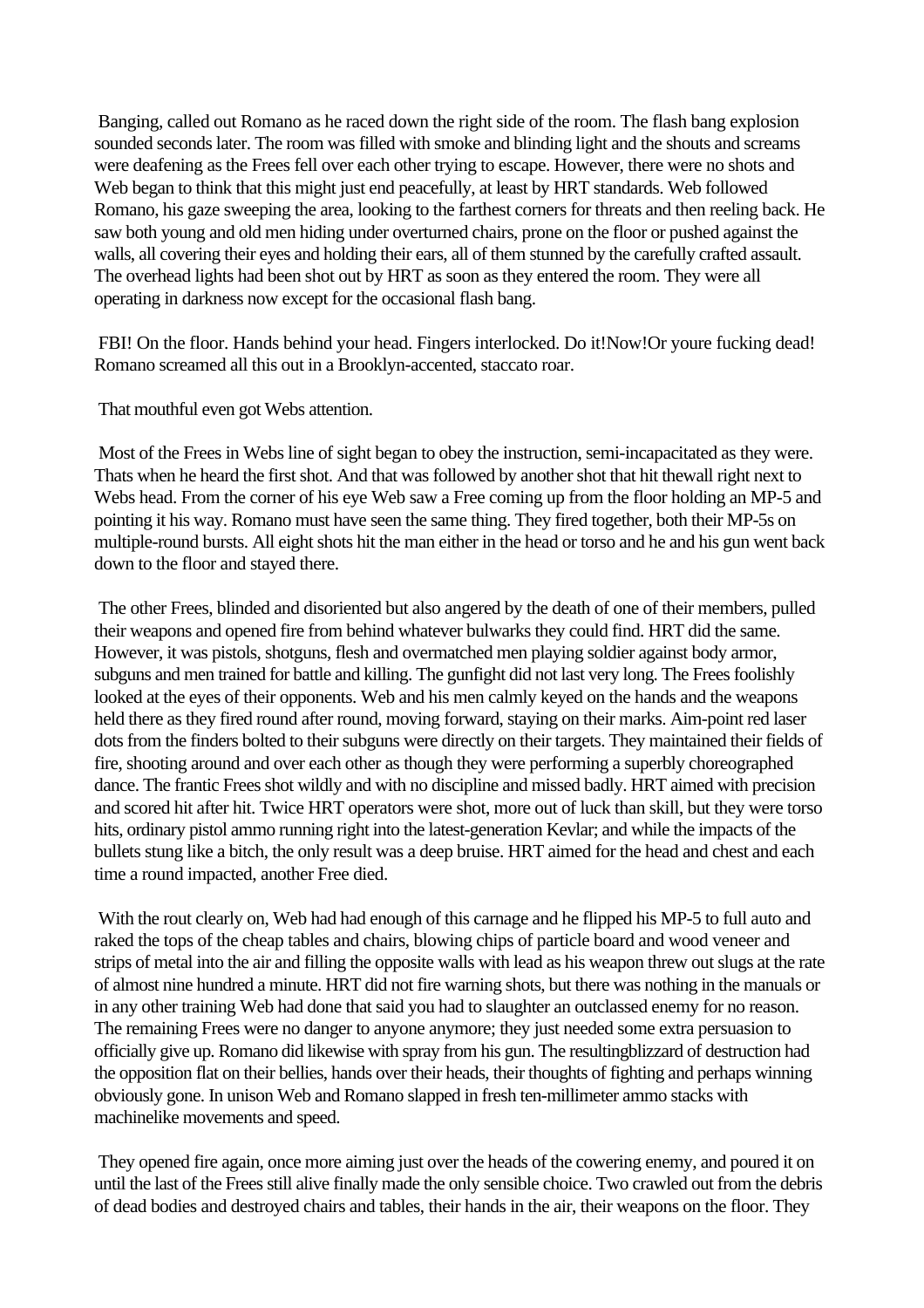Banging, called out Romano as he raced down the right side of the room. The flash bang explosion sounded seconds later. The room was filled with smoke and blinding light and the shouts and screams were deafening as the Frees fell over each other trying to escape. However, there were no shots and Web began to think that this might just end peacefully, at least by HRT standards. Web followed Romano, his gaze sweeping the area, looking to the farthest corners for threats and then reeling back. He saw both young and old men hiding under overturned chairs, prone on the floor or pushed against the walls, all covering their eyes and holding their ears, all of them stunned by the carefully crafted assault. The overhead lights had been shot out by HRT as soon as they entered the room. They were all operating in darkness now except for the occasional flash bang.

FBI! On the floor. Hands behind your head. Fingers interlocked. Do it!Now!Or youre fucking dead! Romano screamed all this out in a Brooklyn-accented, staccato roar.

That mouthful even got Webs attention.

Most of the Frees in Webs line of sight began to obey the instruction, semi-incapacitated as they were. Thats when he heard the first shot. And that was followed by another shot that hit thewall right next to Webs head. From the corner of his eye Web saw a Free coming up from the floor holding an MP-5 and pointing it his way. Romano must have seen the same thing. They fired together, both their MP-5s on multiple-round bursts. All eight shots hit the man either in the head or torso and he and his gun went back down to the floor and stayed there.

The other Frees, blinded and disoriented but also angered by the death of one of their members, pulled their weapons and opened fire from behind whatever bulwarks they could find. HRT did the same. However, it was pistols, shotguns, flesh and overmatched men playing soldier against body armor, subguns and men trained for battle and killing. The gunfight did not last very long. The Frees foolishly looked at the eyes of their opponents. Web and his men calmly keyed on the hands and the weapons held there as they fired round after round, moving forward, staying on their marks. Aim-point red laser dots from the finders bolted to their subguns were directly on their targets. They maintained their fields of fire, shooting around and over each other as though they were performing a superbly choreographed dance. The frantic Frees shot wildly and with no discipline and missed badly. HRT aimed with precision and scored hit after hit. Twice HRT operators were shot, more out of luck than skill, but they were torso hits, ordinary pistol ammo running right into the latest-generation Kevlar; and while the impacts of the bullets stung like a bitch, the only result was a deep bruise. HRT aimed for the head and chest and each time a round impacted, another Free died.

With the rout clearly on, Web had had enough of this carnage and he flipped his MP-5 to full auto and raked the tops of the cheap tables and chairs, blowing chips of particle board and wood veneer and strips of metal into the air and filling the opposite walls with lead as his weapon threw out slugs at the rate of almost nine hundred a minute. HRT did not fire warning shots, but there was nothing in the manuals or in any other training Web had done that said you had to slaughter an outclassed enemy for no reason. The remaining Frees were no danger to anyone anymore; they just needed some extra persuasion to officially give up. Romano did likewise with spray from his gun. The resultingblizzard of destruction had the opposition flat on their bellies, hands over their heads, their thoughts of fighting and perhaps winning obviously gone. In unison Web and Romano slapped in fresh ten-millimeter ammo stacks with machinelike movements and speed.

They opened fire again, once more aiming just over the heads of the cowering enemy, and poured it on until the last of the Frees still alive finally made the only sensible choice. Two crawled out from the debris of dead bodies and destroyed chairs and tables, their hands in the air, their weapons on the floor. They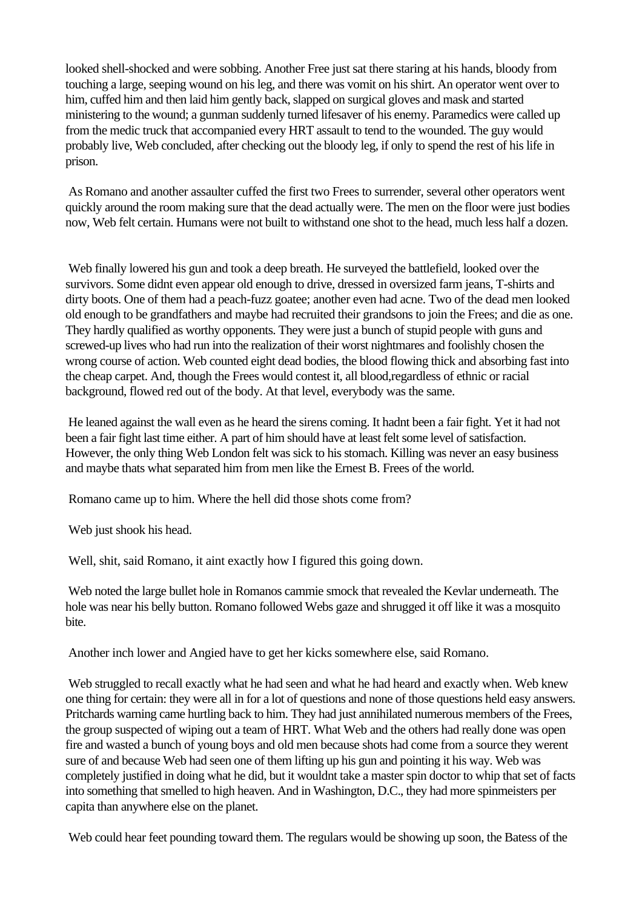looked shell-shocked and were sobbing. Another Free just sat there staring at his hands, bloody from touching a large, seeping wound on his leg, and there was vomit on his shirt. An operator went over to him, cuffed him and then laid him gently back, slapped on surgical gloves and mask and started ministering to the wound; a gunman suddenly turned lifesaver of his enemy. Paramedics were called up from the medic truck that accompanied every HRT assault to tend to the wounded. The guy would probably live, Web concluded, after checking out the bloody leg, if only to spend the rest of his life in prison.

As Romano and another assaulter cuffed the first two Frees to surrender, several other operators went quickly around the room making sure that the dead actually were. The men on the floor were just bodies now, Web felt certain. Humans were not built to withstand one shot to the head, much less half a dozen.

Web finally lowered his gun and took a deep breath. He surveyed the battlefield, looked over the survivors. Some didnt even appear old enough to drive, dressed in oversized farm jeans, T-shirts and dirty boots. One of them had a peach-fuzz goatee; another even had acne. Two of the dead men looked old enough to be grandfathers and maybe had recruited their grandsons to join the Frees; and die as one. They hardly qualified as worthy opponents. They were just a bunch of stupid people with guns and screwed-up lives who had run into the realization of their worst nightmares and foolishly chosen the wrong course of action. Web counted eight dead bodies, the blood flowing thick and absorbing fast into the cheap carpet. And, though the Frees would contest it, all blood,regardless of ethnic or racial background, flowed red out of the body. At that level, everybody was the same.

He leaned against the wall even as he heard the sirens coming. It hadnt been a fair fight. Yet it had not been a fair fight last time either. A part of him should have at least felt some level of satisfaction. However, the only thing Web London felt was sick to his stomach. Killing was never an easy business and maybe thats what separated him from men like the Ernest B. Frees of the world.

Romano came up to him. Where the hell did those shots come from?

Web just shook his head.

Well, shit, said Romano, it aint exactly how I figured this going down.

Web noted the large bullet hole in Romanos cammie smock that revealed the Kevlar underneath. The hole was near his belly button. Romano followed Webs gaze and shrugged it off like it was a mosquito bite.

Another inch lower and Angied have to get her kicks somewhere else, said Romano.

Web struggled to recall exactly what he had seen and what he had heard and exactly when. Web knew one thing for certain: they were all in for a lot of questions and none of those questions held easy answers. Pritchards warning came hurtling back to him. They had just annihilated numerous members of the Frees, the group suspected of wiping out a team of HRT. What Web and the others had really done was open fire and wasted a bunch of young boys and old men because shots had come from a source they werent sure of and because Web had seen one of them lifting up his gun and pointing it his way. Web was completely justified in doing what he did, but it wouldnt take a master spin doctor to whip that set of facts into something that smelled to high heaven. And in Washington, D.C., they had more spinmeisters per capita than anywhere else on the planet.

Web could hear feet pounding toward them. The regulars would be showing up soon, the Batess of the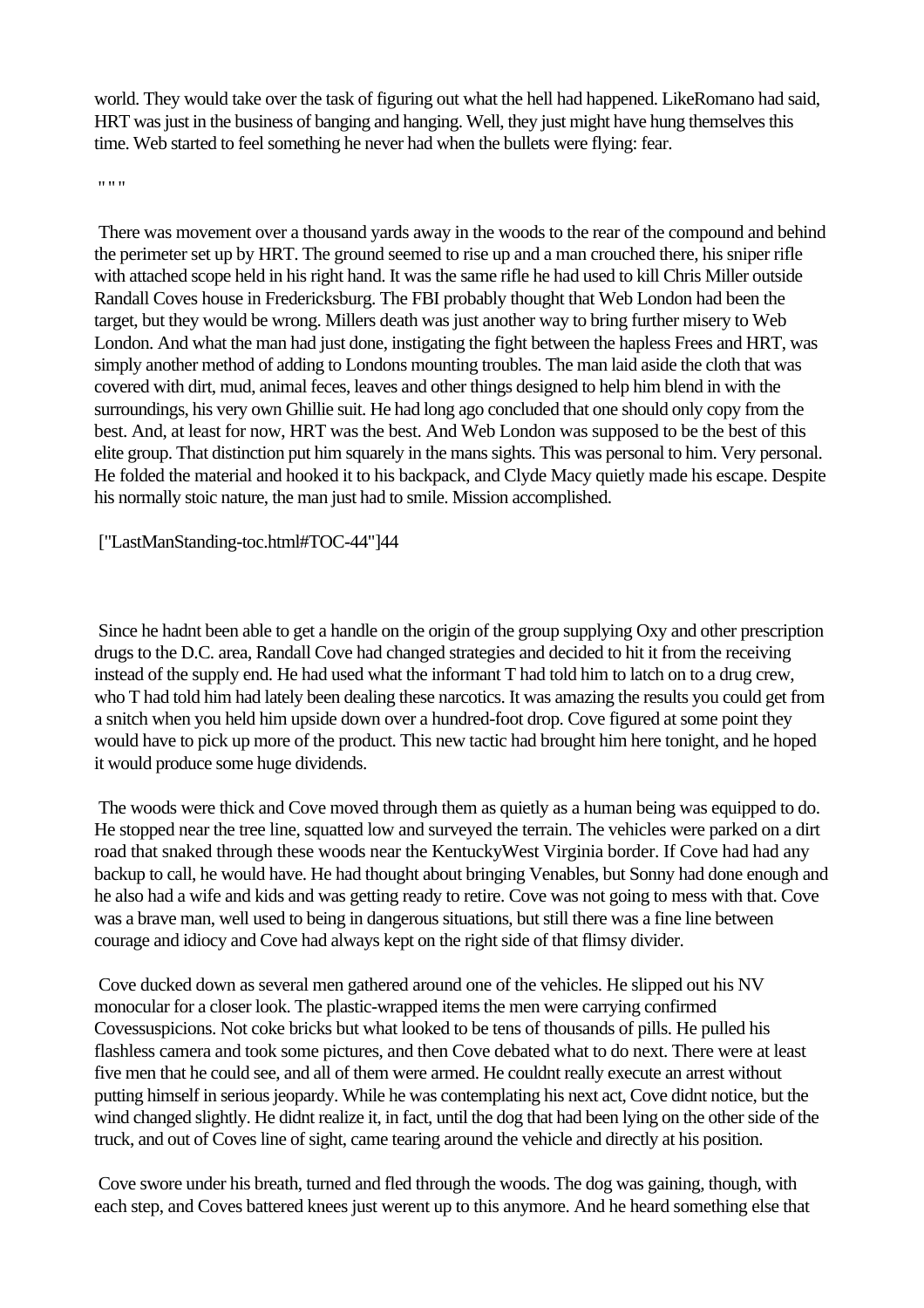world. They would take over the task of figuring out what the hell had happened. LikeRomano had said, HRT was just in the business of banging and hanging. Well, they just might have hung themselves this time. Web started to feel something he never had when the bullets were flying: fear.

" " "

There was movement over a thousand yards away in the woods to the rear of the compound and behind the perimeter set up by HRT. The ground seemed to rise up and a man crouched there, his sniper rifle with attached scope held in his right hand. It was the same rifle he had used to kill Chris Miller outside Randall Coves house in Fredericksburg. The FBI probably thought that Web London had been the target, but they would be wrong. Millers death was just another way to bring further misery to Web London. And what the man had just done, instigating the fight between the hapless Frees and HRT, was simply another method of adding to Londons mounting troubles. The man laid aside the cloth that was covered with dirt, mud, animal feces, leaves and other things designed to help him blend in with the surroundings, his very own Ghillie suit. He had long ago concluded that one should only copy from the best. And, at least for now, HRT was the best. And Web London was supposed to be the best of this elite group. That distinction put him squarely in the mans sights. This was personal to him. Very personal. He folded the material and hooked it to his backpack, and Clyde Macy quietly made his escape. Despite his normally stoic nature, the man just had to smile. Mission accomplished.

["LastManStanding-toc.html#TOC-44"]44

Since he hadnt been able to get a handle on the origin of the group supplying Oxy and other prescription drugs to the D.C. area, Randall Cove had changed strategies and decided to hit it from the receiving instead of the supply end. He had used what the informant T had told him to latch on to a drug crew, who T had told him had lately been dealing these narcotics. It was amazing the results you could get from a snitch when you held him upside down over a hundred-foot drop. Cove figured at some point they would have to pick up more of the product. This new tactic had brought him here tonight, and he hoped it would produce some huge dividends.

The woods were thick and Cove moved through them as quietly as a human being was equipped to do. He stopped near the tree line, squatted low and surveyed the terrain. The vehicles were parked on a dirt road that snaked through these woods near the KentuckyWest Virginia border. If Cove had had any backup to call, he would have. He had thought about bringing Venables, but Sonny had done enough and he also had a wife and kids and was getting ready to retire. Cove was not going to mess with that. Cove was a brave man, well used to being in dangerous situations, but still there was a fine line between courage and idiocy and Cove had always kept on the right side of that flimsy divider.

Cove ducked down as several men gathered around one of the vehicles. He slipped out his NV monocular for a closer look. The plastic-wrapped items the men were carrying confirmed Covessuspicions. Not coke bricks but what looked to be tens of thousands of pills. He pulled his flashless camera and took some pictures, and then Cove debated what to do next. There were at least five men that he could see, and all of them were armed. He couldnt really execute an arrest without putting himself in serious jeopardy. While he was contemplating his next act, Cove didnt notice, but the wind changed slightly. He didnt realize it, in fact, until the dog that had been lying on the other side of the truck, and out of Coves line of sight, came tearing around the vehicle and directly at his position.

Cove swore under his breath, turned and fled through the woods. The dog was gaining, though, with each step, and Coves battered knees just werent up to this anymore. And he heard something else that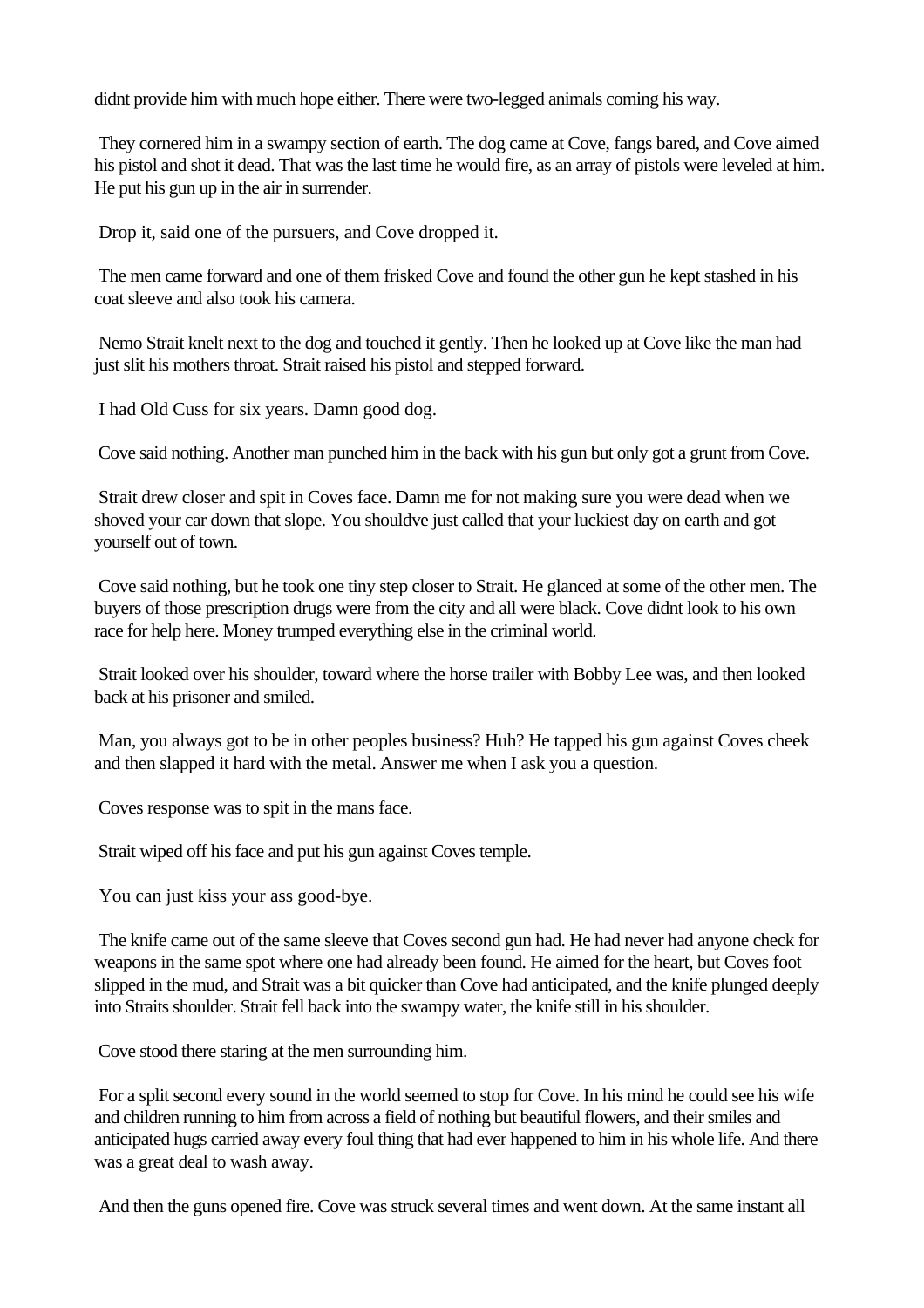didnt provide him with much hope either. There were two-legged animals coming his way.

They cornered him in a swampy section of earth. The dog came at Cove, fangs bared, and Cove aimed his pistol and shot it dead. That was the last time he would fire, as an array of pistols were leveled at him. He put his gun up in the air in surrender.

Drop it, said one of the pursuers, and Cove dropped it.

The men came forward and one of them frisked Cove and found the other gun he kept stashed in his coat sleeve and also took his camera.

Nemo Strait knelt next to the dog and touched it gently. Then he looked up at Cove like the man had just slit his mothers throat. Strait raised his pistol and stepped forward.

I had Old Cuss for six years. Damn good dog.

Cove said nothing. Another man punched him in the back with his gun but only got a grunt from Cove.

Strait drew closer and spit in Coves face. Damn me for not making sure you were dead when we shoved your car down that slope. You shouldve just called that your luckiest day on earth and got yourself out of town.

Cove said nothing, but he took one tiny step closer to Strait. He glanced at some of the other men. The buyers of those prescription drugs were from the city and all were black. Cove didnt look to his own race for help here. Money trumped everything else in the criminal world.

Strait looked over his shoulder, toward where the horse trailer with Bobby Lee was, and then looked back at his prisoner and smiled.

Man, you always got to be in other peoples business? Huh? He tapped his gun against Coves cheek and then slapped it hard with the metal. Answer me when I ask you a question.

Coves response was to spit in the mans face.

Strait wiped off his face and put his gun against Coves temple.

You can just kiss your ass good-bye.

The knife came out of the same sleeve that Coves second gun had. He had never had anyone check for weapons in the same spot where one had already been found. He aimed for the heart, but Coves foot slipped in the mud, and Strait was a bit quicker than Cove had anticipated, and the knife plunged deeply into Straits shoulder. Strait fell back into the swampy water, the knife still in his shoulder.

Cove stood there staring at the men surrounding him.

For a split second every sound in the world seemed to stop for Cove. In his mind he could see his wife and children running to him from across a field of nothing but beautiful flowers, and their smiles and anticipated hugs carried away every foul thing that had ever happened to him in his whole life. And there was a great deal to wash away.

And then the guns opened fire. Cove was struck several times and went down. At the same instant all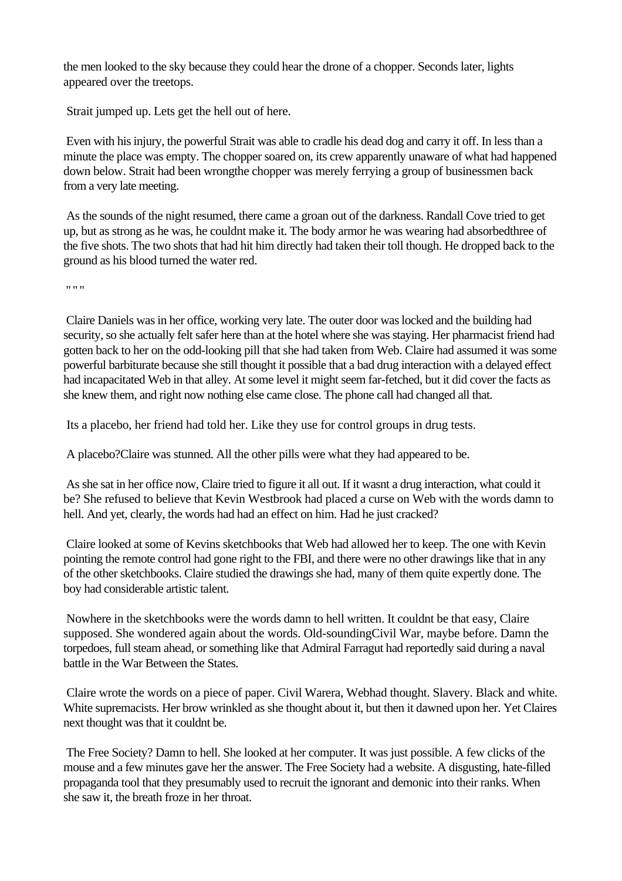the men looked to the sky because they could hear the drone of a chopper. Seconds later, lights appeared over the treetops.

Strait jumped up. Lets get the hell out of here.

Even with his injury, the powerful Strait was able to cradle his dead dog and carry it off. In less than a minute the place was empty. The chopper soared on, its crew apparently unaware of what had happened down below. Strait had been wrongthe chopper was merely ferrying a group of businessmen back from a very late meeting.

As the sounds of the night resumed, there came a groan out of the darkness. Randall Cove tried to get up, but as strong as he was, he couldnt make it. The body armor he was wearing had absorbedthree of the five shots. The two shots that had hit him directly had taken their toll though. He dropped back to the ground as his blood turned the water red.

" " "

Claire Daniels was in her office, working very late. The outer door was locked and the building had security, so she actually felt safer here than at the hotel where she was staying. Her pharmacist friend had gotten back to her on the odd-looking pill that she had taken from Web. Claire had assumed it was some powerful barbiturate because she still thought it possible that a bad drug interaction with a delayed effect had incapacitated Web in that alley. At some level it might seem far-fetched, but it did cover the facts as she knew them, and right now nothing else came close. The phone call had changed all that.

Its a placebo, her friend had told her. Like they use for control groups in drug tests.

A placebo?Claire was stunned. All the other pills were what they had appeared to be.

As she sat in her office now, Claire tried to figure it all out. If it wasnt a drug interaction, what could it be? She refused to believe that Kevin Westbrook had placed a curse on Web with the words damn to hell. And yet, clearly, the words had had an effect on him. Had he just cracked?

Claire looked at some of Kevins sketchbooks that Web had allowed her to keep. The one with Kevin pointing the remote control had gone right to the FBI, and there were no other drawings like that in any of the other sketchbooks. Claire studied the drawings she had, many of them quite expertly done. The boy had considerable artistic talent.

Nowhere in the sketchbooks were the words damn to hell written. It couldnt be that easy, Claire supposed. She wondered again about the words. Old-soundingCivil War, maybe before. Damn the torpedoes, full steam ahead, or something like that Admiral Farragut had reportedly said during a naval battle in the War Between the States.

Claire wrote the words on a piece of paper. Civil Warera, Webhad thought. Slavery. Black and white. White supremacists. Her brow wrinkled as she thought about it, but then it dawned upon her. Yet Claires next thought was that it couldnt be.

The Free Society? Damn to hell. She looked at her computer. It was just possible. A few clicks of the mouse and a few minutes gave her the answer. The Free Society had a website. A disgusting, hate-filled propaganda tool that they presumably used to recruit the ignorant and demonic into their ranks. When she saw it, the breath froze in her throat.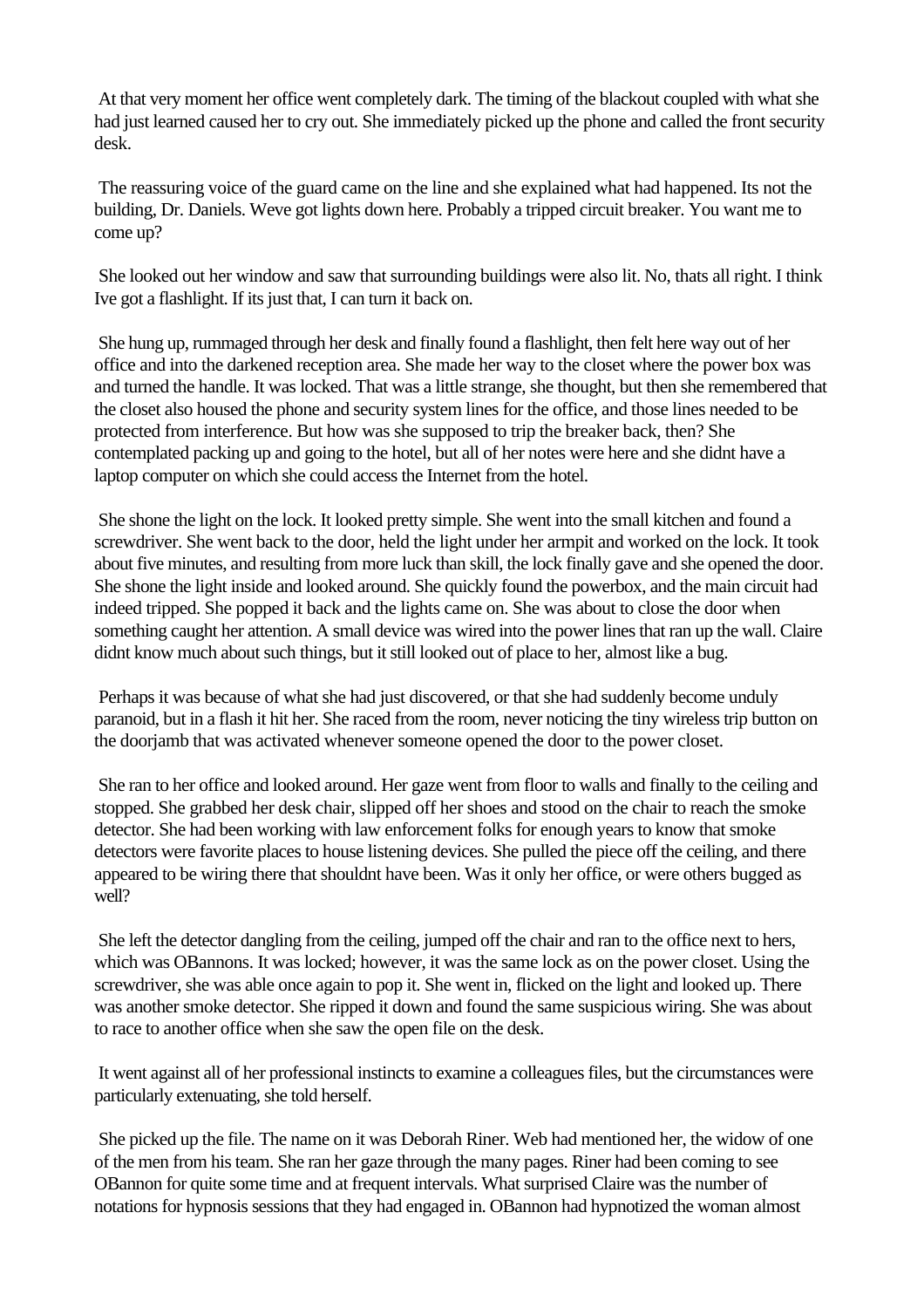At that very moment her office went completely dark. The timing of the blackout coupled with what she had just learned caused her to cry out. She immediately picked up the phone and called the front security desk.

The reassuring voice of the guard came on the line and she explained what had happened. Its not the building, Dr. Daniels. Weve got lights down here. Probably a tripped circuit breaker. You want me to come up?

She looked out her window and saw that surrounding buildings were also lit. No, thats all right. I think Ive got a flashlight. If its just that, I can turn it back on.

She hung up, rummaged through her desk and finally found a flashlight, then felt here way out of her office and into the darkened reception area. She made her way to the closet where the power box was and turned the handle. It was locked. That was a little strange, she thought, but then she remembered that the closet also housed the phone and security system lines for the office, and those lines needed to be protected from interference. But how was she supposed to trip the breaker back, then? She contemplated packing up and going to the hotel, but all of her notes were here and she didnt have a laptop computer on which she could access the Internet from the hotel.

She shone the light on the lock. It looked pretty simple. She went into the small kitchen and found a screwdriver. She went back to the door, held the light under her armpit and worked on the lock. It took about five minutes, and resulting from more luck than skill, the lock finally gave and she opened the door. She shone the light inside and looked around. She quickly found the powerbox, and the main circuit had indeed tripped. She popped it back and the lights came on. She was about to close the door when something caught her attention. A small device was wired into the power lines that ran up the wall. Claire didnt know much about such things, but it still looked out of place to her, almost like a bug.

Perhaps it was because of what she had just discovered, or that she had suddenly become unduly paranoid, but in a flash it hit her. She raced from the room, never noticing the tiny wireless trip button on the doorjamb that was activated whenever someone opened the door to the power closet.

She ran to her office and looked around. Her gaze went from floor to walls and finally to the ceiling and stopped. She grabbed her desk chair, slipped off her shoes and stood on the chair to reach the smoke detector. She had been working with law enforcement folks for enough years to know that smoke detectors were favorite places to house listening devices. She pulled the piece off the ceiling, and there appeared to be wiring there that shouldnt have been. Was it only her office, or were others bugged as well?

She left the detector dangling from the ceiling, jumped off the chair and ran to the office next to hers, which was OBannons. It was locked; however, it was the same lock as on the power closet. Using the screwdriver, she was able once again to pop it. She went in, flicked on the light and looked up. There was another smoke detector. She ripped it down and found the same suspicious wiring. She was about to race to another office when she saw the open file on the desk.

It went against all of her professional instincts to examine a colleagues files, but the circumstances were particularly extenuating, she told herself.

She picked up the file. The name on it was Deborah Riner. Web had mentioned her, the widow of one of the men from his team. She ran her gaze through the many pages. Riner had been coming to see OBannon for quite some time and at frequent intervals. What surprised Claire was the number of notations for hypnosis sessions that they had engaged in. OBannon had hypnotized the woman almost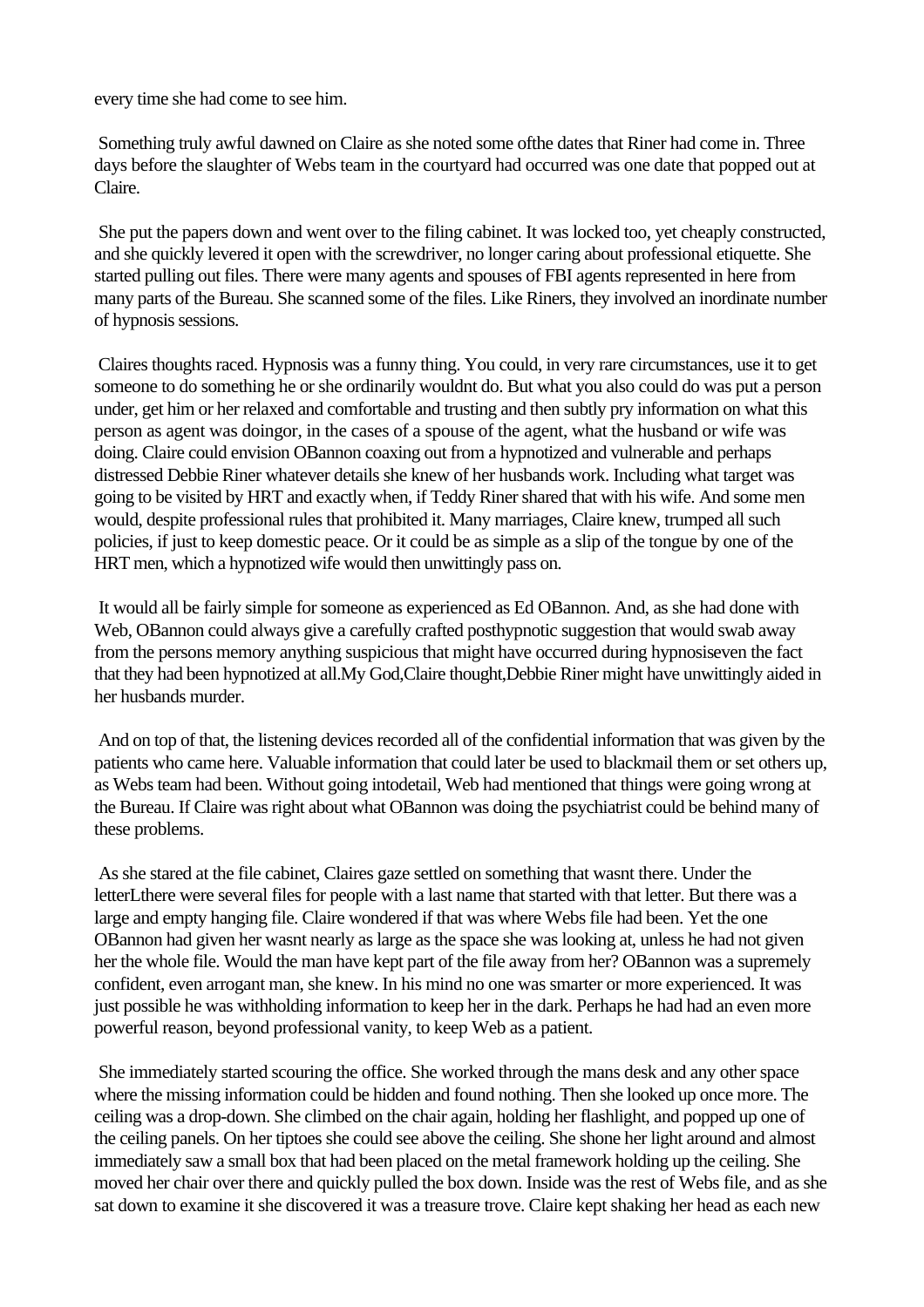every time she had come to see him.

Something truly awful dawned on Claire as she noted some ofthe dates that Riner had come in. Three days before the slaughter of Webs team in the courtyard had occurred was one date that popped out at Claire.

She put the papers down and went over to the filing cabinet. It was locked too, yet cheaply constructed, and she quickly levered it open with the screwdriver, no longer caring about professional etiquette. She started pulling out files. There were many agents and spouses of FBI agents represented in here from many parts of the Bureau. She scanned some of the files. Like Riners, they involved an inordinate number of hypnosis sessions.

Claires thoughts raced. Hypnosis was a funny thing. You could, in very rare circumstances, use it to get someone to do something he or she ordinarily wouldnt do. But what you also could do was put a person under, get him or her relaxed and comfortable and trusting and then subtly pry information on what this person as agent was doingor, in the cases of a spouse of the agent, what the husband or wife was doing. Claire could envision OBannon coaxing out from a hypnotized and vulnerable and perhaps distressed Debbie Riner whatever details she knew of her husbands work. Including what target was going to be visited by HRT and exactly when, if Teddy Riner shared that with his wife. And some men would, despite professional rules that prohibited it. Many marriages, Claire knew, trumped all such policies, if just to keep domestic peace. Or it could be as simple as a slip of the tongue by one of the HRT men, which a hypnotized wife would then unwittingly pass on.

It would all be fairly simple for someone as experienced as Ed OBannon. And, as she had done with Web, OBannon could always give a carefully crafted posthypnotic suggestion that would swab away from the persons memory anything suspicious that might have occurred during hypnosiseven the fact that they had been hypnotized at all.My God,Claire thought,Debbie Riner might have unwittingly aided in her husbands murder.

And on top of that, the listening devices recorded all of the confidential information that was given by the patients who came here. Valuable information that could later be used to blackmail them or set others up, as Webs team had been. Without going intodetail, Web had mentioned that things were going wrong at the Bureau. If Claire was right about what OBannon was doing the psychiatrist could be behind many of these problems.

As she stared at the file cabinet, Claires gaze settled on something that wasnt there. Under the letterLthere were several files for people with a last name that started with that letter. But there was a large and empty hanging file. Claire wondered if that was where Webs file had been. Yet the one OBannon had given her wasnt nearly as large as the space she was looking at, unless he had not given her the whole file. Would the man have kept part of the file away from her? OBannon was a supremely confident, even arrogant man, she knew. In his mind no one was smarter or more experienced. It was just possible he was withholding information to keep her in the dark. Perhaps he had had an even more powerful reason, beyond professional vanity, to keep Web as a patient.

She immediately started scouring the office. She worked through the mans desk and any other space where the missing information could be hidden and found nothing. Then she looked up once more. The ceiling was a drop-down. She climbed on the chair again, holding her flashlight, and popped up one of the ceiling panels. On her tiptoes she could see above the ceiling. She shone her light around and almost immediately saw a small box that had been placed on the metal framework holding up the ceiling. She moved her chair over there and quickly pulled the box down. Inside was the rest of Webs file, and as she sat down to examine it she discovered it was a treasure trove. Claire kept shaking her head as each new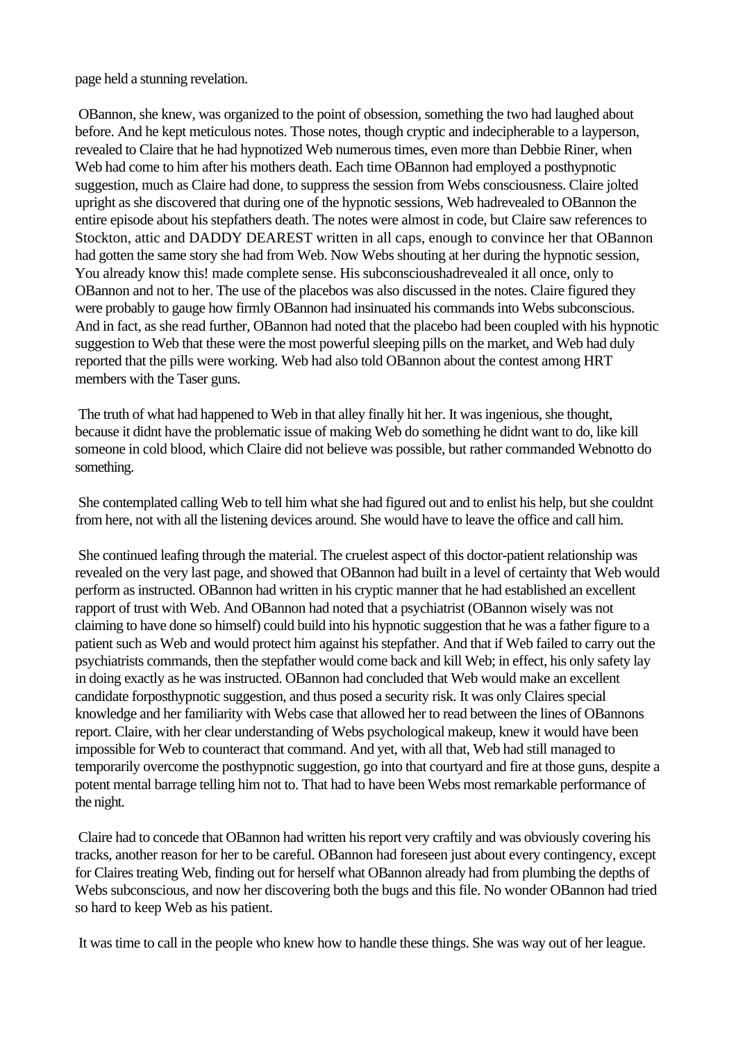page held a stunning revelation.

OBannon, she knew, was organized to the point of obsession, something the two had laughed about before. And he kept meticulous notes. Those notes, though cryptic and indecipherable to a layperson, revealed to Claire that he had hypnotized Web numerous times, even more than Debbie Riner, when Web had come to him after his mothers death. Each time OBannon had employed a posthypnotic suggestion, much as Claire had done, to suppress the session from Webs consciousness. Claire jolted upright as she discovered that during one of the hypnotic sessions, Web hadrevealed to OBannon the entire episode about his stepfathers death. The notes were almost in code, but Claire saw references to Stockton, attic and DADDY DEAREST written in all caps, enough to convince her that OBannon had gotten the same story she had from Web. Now Webs shouting at her during the hypnotic session, You already know this! made complete sense. His subconscioushadrevealed it all once, only to OBannon and not to her. The use of the placebos was also discussed in the notes. Claire figured they were probably to gauge how firmly OBannon had insinuated his commands into Webs subconscious. And in fact, as she read further, OBannon had noted that the placebo had been coupled with his hypnotic suggestion to Web that these were the most powerful sleeping pills on the market, and Web had duly reported that the pills were working. Web had also told OBannon about the contest among HRT members with the Taser guns.

The truth of what had happened to Web in that alley finally hit her. It was ingenious, she thought, because it didnt have the problematic issue of making Web do something he didnt want to do, like kill someone in cold blood, which Claire did not believe was possible, but rather commanded Webnotto do something.

She contemplated calling Web to tell him what she had figured out and to enlist his help, but she couldnt from here, not with all the listening devices around. She would have to leave the office and call him.

She continued leafing through the material. The cruelest aspect of this doctor-patient relationship was revealed on the very last page, and showed that OBannon had built in a level of certainty that Web would perform as instructed. OBannon had written in his cryptic manner that he had established an excellent rapport of trust with Web. And OBannon had noted that a psychiatrist (OBannon wisely was not claiming to have done so himself) could build into his hypnotic suggestion that he was a father figure to a patient such as Web and would protect him against his stepfather. And that if Web failed to carry out the psychiatrists commands, then the stepfather would come back and kill Web; in effect, his only safety lay in doing exactly as he was instructed. OBannon had concluded that Web would make an excellent candidate forposthypnotic suggestion, and thus posed a security risk. It was only Claires special knowledge and her familiarity with Webs case that allowed her to read between the lines of OBannons report. Claire, with her clear understanding of Webs psychological makeup, knew it would have been impossible for Web to counteract that command. And yet, with all that, Web had still managed to temporarily overcome the posthypnotic suggestion, go into that courtyard and fire at those guns, despite a potent mental barrage telling him not to. That had to have been Webs most remarkable performance of the night.

Claire had to concede that OBannon had written his report very craftily and was obviously covering his tracks, another reason for her to be careful. OBannon had foreseen just about every contingency, except for Claires treating Web, finding out for herself what OBannon already had from plumbing the depths of Webs subconscious, and now her discovering both the bugs and this file. No wonder OBannon had tried so hard to keep Web as his patient.

It was time to call in the people who knew how to handle these things. She was way out of her league.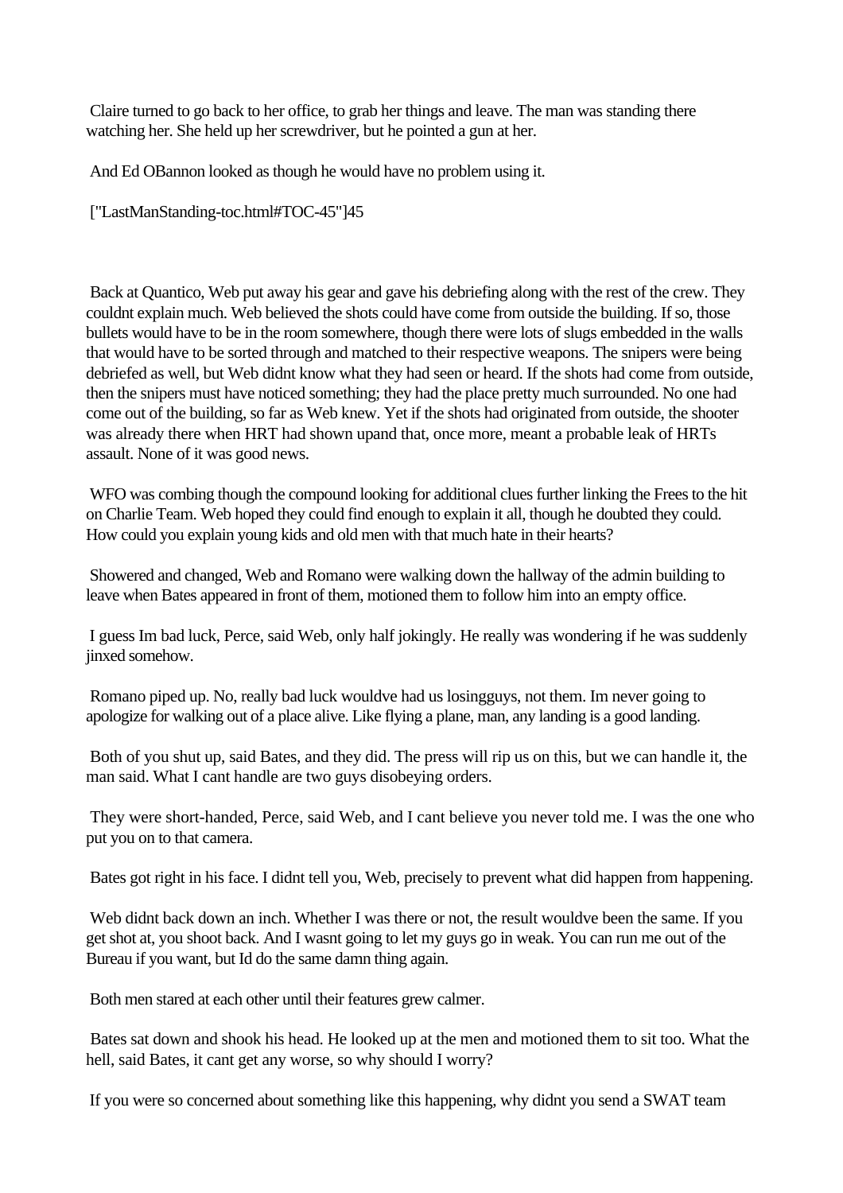Claire turned to go back to her office, to grab her things and leave. The man was standing there watching her. She held up her screwdriver, but he pointed a gun at her.

And Ed OBannon looked as though he would have no problem using it.

["LastManStanding-toc.html#TOC-45"]45

Back at Quantico, Web put away his gear and gave his debriefing along with the rest of the crew. They couldnt explain much. Web believed the shots could have come from outside the building. If so, those bullets would have to be in the room somewhere, though there were lots of slugs embedded in the walls that would have to be sorted through and matched to their respective weapons. The snipers were being debriefed as well, but Web didnt know what they had seen or heard. If the shots had come from outside, then the snipers must have noticed something; they had the place pretty much surrounded. No one had come out of the building, so far as Web knew. Yet if the shots had originated from outside, the shooter was already there when HRT had shown upand that, once more, meant a probable leak of HRTs assault. None of it was good news.

WFO was combing though the compound looking for additional clues further linking the Frees to the hit on Charlie Team. Web hoped they could find enough to explain it all, though he doubted they could. How could you explain young kids and old men with that much hate in their hearts?

Showered and changed, Web and Romano were walking down the hallway of the admin building to leave when Bates appeared in front of them, motioned them to follow him into an empty office.

I guess Im bad luck, Perce, said Web, only half jokingly. He really was wondering if he was suddenly jinxed somehow.

Romano piped up. No, really bad luck wouldve had us losingguys, not them. Im never going to apologize for walking out of a place alive. Like flying a plane, man, any landing is a good landing.

Both of you shut up, said Bates, and they did. The press will rip us on this, but we can handle it, the man said. What I cant handle are two guys disobeying orders.

They were short-handed, Perce, said Web, and I cant believe you never told me. I was the one who put you on to that camera.

Bates got right in his face. I didnt tell you, Web, precisely to prevent what did happen from happening.

Web didnt back down an inch. Whether I was there or not, the result wouldve been the same. If you get shot at, you shoot back. And I wasnt going to let my guys go in weak. You can run me out of the Bureau if you want, but Id do the same damn thing again.

Both men stared at each other until their features grew calmer.

Bates sat down and shook his head. He looked up at the men and motioned them to sit too. What the hell, said Bates, it cant get any worse, so why should I worry?

If you were so concerned about something like this happening, why didnt you send a SWAT team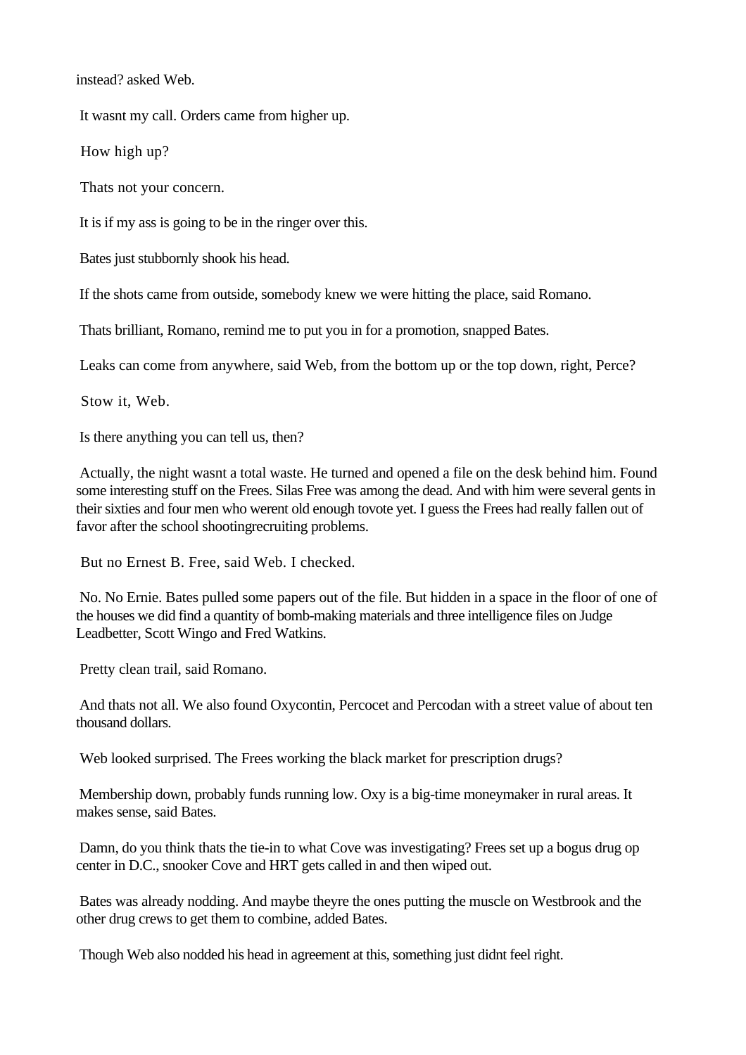instead? asked Web.

It wasnt my call. Orders came from higher up.

How high up?

Thats not your concern.

It is if my ass is going to be in the ringer over this.

Bates just stubbornly shook his head.

If the shots came from outside, somebody knew we were hitting the place, said Romano.

Thats brilliant, Romano, remind me to put you in for a promotion, snapped Bates.

Leaks can come from anywhere, said Web, from the bottom up or the top down, right, Perce?

Stow it, Web.

Is there anything you can tell us, then?

Actually, the night wasnt a total waste. He turned and opened a file on the desk behind him. Found some interesting stuff on the Frees. Silas Free was among the dead. And with him were several gents in their sixties and four men who werent old enough tovote yet. I guess the Frees had really fallen out of favor after the school shootingrecruiting problems.

But no Ernest B. Free, said Web. I checked.

No. No Ernie. Bates pulled some papers out of the file. But hidden in a space in the floor of one of the houses we did find a quantity of bomb-making materials and three intelligence files on Judge Leadbetter, Scott Wingo and Fred Watkins.

Pretty clean trail, said Romano.

And thats not all. We also found Oxycontin, Percocet and Percodan with a street value of about ten thousand dollars.

Web looked surprised. The Frees working the black market for prescription drugs?

Membership down, probably funds running low. Oxy is a big-time moneymaker in rural areas. It makes sense, said Bates.

Damn, do you think thats the tie-in to what Cove was investigating? Frees set up a bogus drug op center in D.C., snooker Cove and HRT gets called in and then wiped out.

Bates was already nodding. And maybe theyre the ones putting the muscle on Westbrook and the other drug crews to get them to combine, added Bates.

Though Web also nodded his head in agreement at this, something just didnt feel right.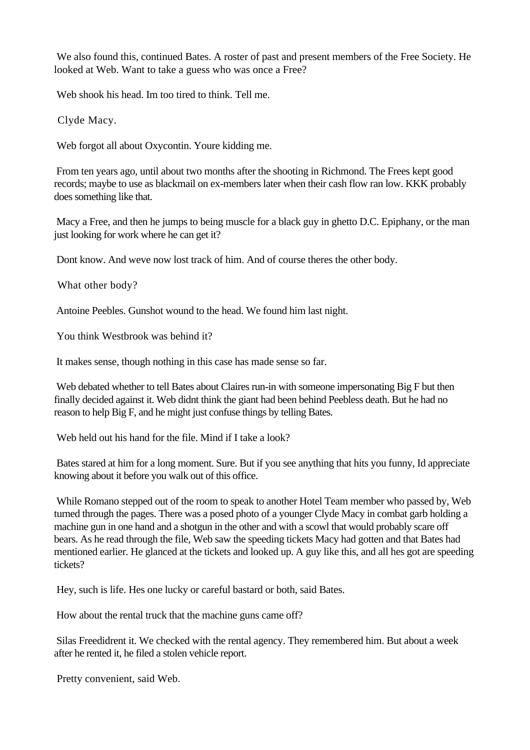We also found this, continued Bates. A roster of past and present members of the Free Society. He looked at Web. Want to take a guess who was once a Free?

Web shook his head. Im too tired to think. Tell me.

Clyde Macy.

Web forgot all about Oxycontin. Youre kidding me.

From ten years ago, until about two months after the shooting in Richmond. The Frees kept good records; maybe to use as blackmail on ex-members later when their cash flow ran low. KKK probably does something like that.

Macy a Free, and then he jumps to being muscle for a black guy in ghetto D.C. Epiphany, or the man just looking for work where he can get it?

Dont know. And weve now lost track of him. And of course theres the other body.

What other body?

Antoine Peebles. Gunshot wound to the head. We found him last night.

You think Westbrook was behind it?

It makes sense, though nothing in this case has made sense so far.

Web debated whether to tell Bates about Claires run-in with someone impersonating Big F but then finally decided against it. Web didnt think the giant had been behind Peebless death. But he had no reason to help Big F, and he might just confuse things by telling Bates.

Web held out his hand for the file. Mind if I take a look?

Bates stared at him for a long moment. Sure. But if you see anything that hits you funny, Id appreciate knowing about it before you walk out of this office.

While Romano stepped out of the room to speak to another Hotel Team member who passed by, Web turned through the pages. There was a posed photo of a younger Clyde Macy in combat garb holding a machine gun in one hand and a shotgun in the other and with a scowl that would probably scare off bears. As he read through the file, Web saw the speeding tickets Macy had gotten and that Bates had mentioned earlier. He glanced at the tickets and looked up. A guy like this, and all hes got are speeding tickets?

Hey, such is life. Hes one lucky or careful bastard or both, said Bates.

How about the rental truck that the machine guns came off?

Silas Freedidrent it. We checked with the rental agency. They remembered him. But about a week after he rented it, he filed a stolen vehicle report.

Pretty convenient, said Web.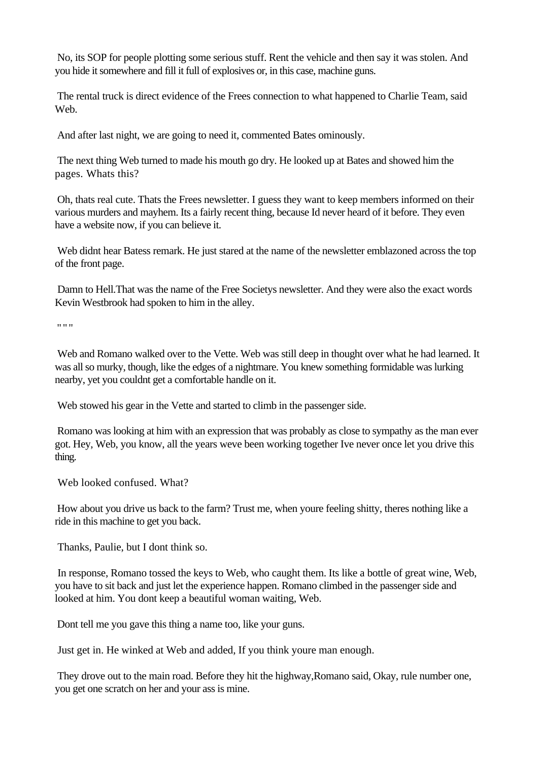No, its SOP for people plotting some serious stuff. Rent the vehicle and then say it was stolen. And you hide it somewhere and fill it full of explosives or, in this case, machine guns.

The rental truck is direct evidence of the Frees connection to what happened to Charlie Team, said Web.

And after last night, we are going to need it, commented Bates ominously.

The next thing Web turned to made his mouth go dry. He looked up at Bates and showed him the pages. Whats this?

Oh, thats real cute. Thats the Frees newsletter. I guess they want to keep members informed on their various murders and mayhem. Its a fairly recent thing, because Id never heard of it before. They even have a website now, if you can believe it.

Web didnt hear Batess remark. He just stared at the name of the newsletter emblazoned across the top of the front page.

Damn to Hell.That was the name of the Free Societys newsletter. And they were also the exact words Kevin Westbrook had spoken to him in the alley.

" " "

Web and Romano walked over to the Vette. Web was still deep in thought over what he had learned. It was all so murky, though, like the edges of a nightmare. You knew something formidable was lurking nearby, yet you couldnt get a comfortable handle on it.

Web stowed his gear in the Vette and started to climb in the passenger side.

Romano was looking at him with an expression that was probably as close to sympathy as the man ever got. Hey, Web, you know, all the years weve been working together Ive never once let you drive this thing.

Web looked confused. What?

How about you drive us back to the farm? Trust me, when youre feeling shitty, theres nothing like a ride in this machine to get you back.

Thanks, Paulie, but I dont think so.

In response, Romano tossed the keys to Web, who caught them. Its like a bottle of great wine, Web, you have to sit back and just let the experience happen. Romano climbed in the passenger side and looked at him. You dont keep a beautiful woman waiting, Web.

Dont tell me you gave this thing a name too, like your guns.

Just get in. He winked at Web and added, If you think youre man enough.

They drove out to the main road. Before they hit the highway,Romano said, Okay, rule number one, you get one scratch on her and your ass is mine.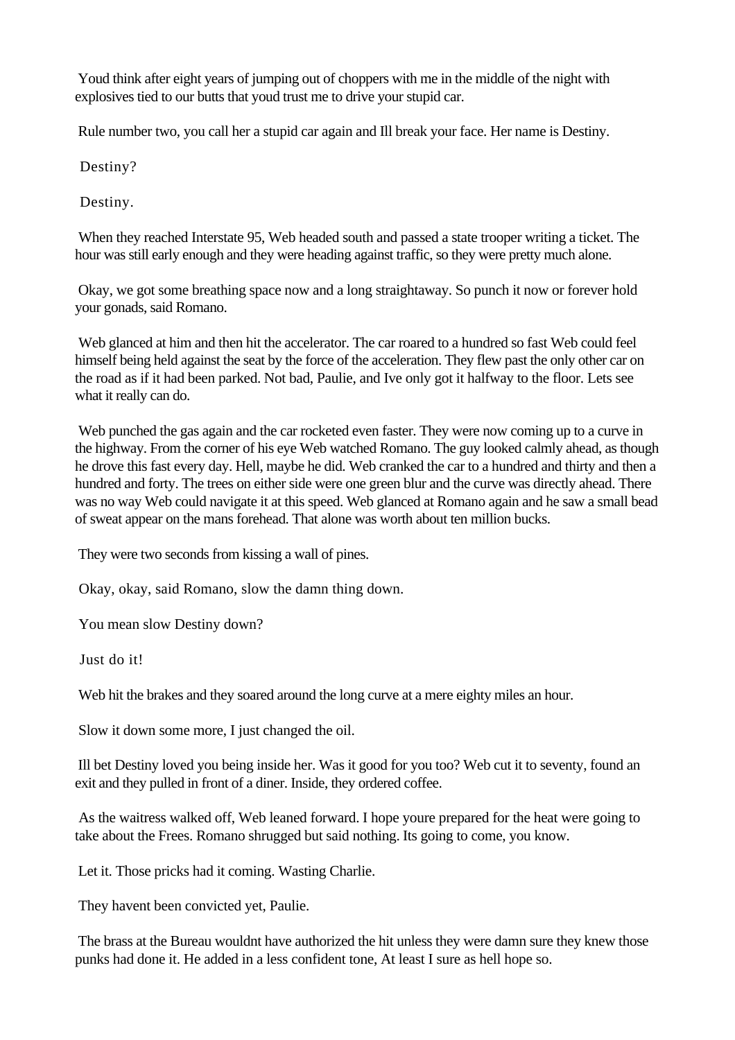Youd think after eight years of jumping out of choppers with me in the middle of the night with explosives tied to our butts that youd trust me to drive your stupid car.

Rule number two, you call her a stupid car again and Ill break your face. Her name is Destiny.

Destiny?

Destiny.

When they reached Interstate 95, Web headed south and passed a state trooper writing a ticket. The hour was still early enough and they were heading against traffic, so they were pretty much alone.

Okay, we got some breathing space now and a long straightaway. So punch it now or forever hold your gonads, said Romano.

Web glanced at him and then hit the accelerator. The car roared to a hundred so fast Web could feel himself being held against the seat by the force of the acceleration. They flew past the only other car on the road as if it had been parked. Not bad, Paulie, and Ive only got it halfway to the floor. Lets see what it really can do.

Web punched the gas again and the car rocketed even faster. They were now coming up to a curve in the highway. From the corner of his eye Web watched Romano. The guy looked calmly ahead, as though he drove this fast every day. Hell, maybe he did. Web cranked the car to a hundred and thirty and then a hundred and forty. The trees on either side were one green blur and the curve was directly ahead. There was no way Web could navigate it at this speed. Web glanced at Romano again and he saw a small bead of sweat appear on the mans forehead. That alone was worth about ten million bucks.

They were two seconds from kissing a wall of pines.

Okay, okay, said Romano, slow the damn thing down.

You mean slow Destiny down?

Just do it!

Web hit the brakes and they soared around the long curve at a mere eighty miles an hour.

Slow it down some more, I just changed the oil.

Ill bet Destiny loved you being inside her. Was it good for you too? Web cut it to seventy, found an exit and they pulled in front of a diner. Inside, they ordered coffee.

As the waitress walked off, Web leaned forward. I hope youre prepared for the heat were going to take about the Frees. Romano shrugged but said nothing. Its going to come, you know.

Let it. Those pricks had it coming. Wasting Charlie.

They havent been convicted yet, Paulie.

The brass at the Bureau wouldnt have authorized the hit unless they were damn sure they knew those punks had done it. He added in a less confident tone, At least I sure as hell hope so.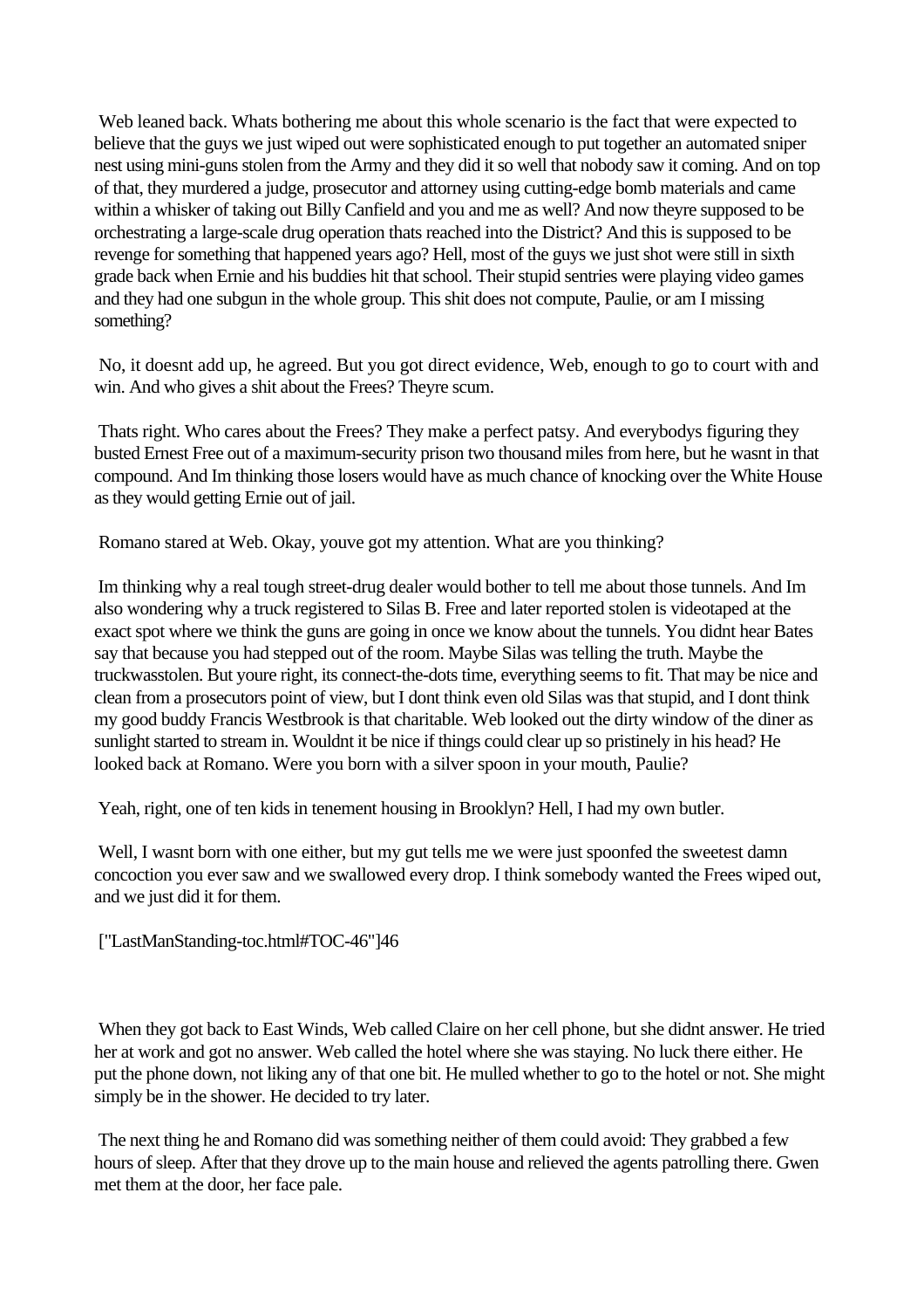Web leaned back. Whats bothering me about this whole scenario is the fact that were expected to believe that the guys we just wiped out were sophisticated enough to put together an automated sniper nest using mini-guns stolen from the Army and they did it so well that nobody saw it coming. And on top of that, they murdered a judge, prosecutor and attorney using cutting-edge bomb materials and came within a whisker of taking out Billy Canfield and you and me as well? And now theyre supposed to be orchestrating a large-scale drug operation thats reached into the District? And this is supposed to be revenge for something that happened years ago? Hell, most of the guys we just shot were still in sixth grade back when Ernie and his buddies hit that school. Their stupid sentries were playing video games and they had one subgun in the whole group. This shit does not compute, Paulie, or am I missing something?

No, it doesnt add up, he agreed. But you got direct evidence, Web, enough to go to court with and win. And who gives a shit about the Frees? Theyre scum.

Thats right. Who cares about the Frees? They make a perfect patsy. And everybodys figuring they busted Ernest Free out of a maximum-security prison two thousand miles from here, but he wasnt in that compound. And Im thinking those losers would have as much chance of knocking over the White House as they would getting Ernie out of jail.

Romano stared at Web. Okay, youve got my attention. What are you thinking?

Im thinking why a real tough street-drug dealer would bother to tell me about those tunnels. And Im also wondering why a truck registered to Silas B. Free and later reported stolen is videotaped at the exact spot where we think the guns are going in once we know about the tunnels. You didnt hear Bates say that because you had stepped out of the room. Maybe Silas was telling the truth. Maybe the truckwasstolen. But youre right, its connect-the-dots time, everything seems to fit. That may be nice and clean from a prosecutors point of view, but I dont think even old Silas was that stupid, and I dont think my good buddy Francis Westbrook is that charitable. Web looked out the dirty window of the diner as sunlight started to stream in. Wouldnt it be nice if things could clear up so pristinely in his head? He looked back at Romano. Were you born with a silver spoon in your mouth, Paulie?

Yeah, right, one of ten kids in tenement housing in Brooklyn? Hell, I had my own butler.

Well, I wasnt born with one either, but my gut tells me we were just spoonfed the sweetest damn concoction you ever saw and we swallowed every drop. I think somebody wanted the Frees wiped out, and we just did it for them.

["LastManStanding-toc.html#TOC-46"]46

When they got back to East Winds, Web called Claire on her cell phone, but she didnt answer. He tried her at work and got no answer. Web called the hotel where she was staying. No luck there either. He put the phone down, not liking any of that one bit. He mulled whether to go to the hotel or not. She might simply be in the shower. He decided to try later.

The next thing he and Romano did was something neither of them could avoid: They grabbed a few hours of sleep. After that they drove up to the main house and relieved the agents patrolling there. Gwen met them at the door, her face pale.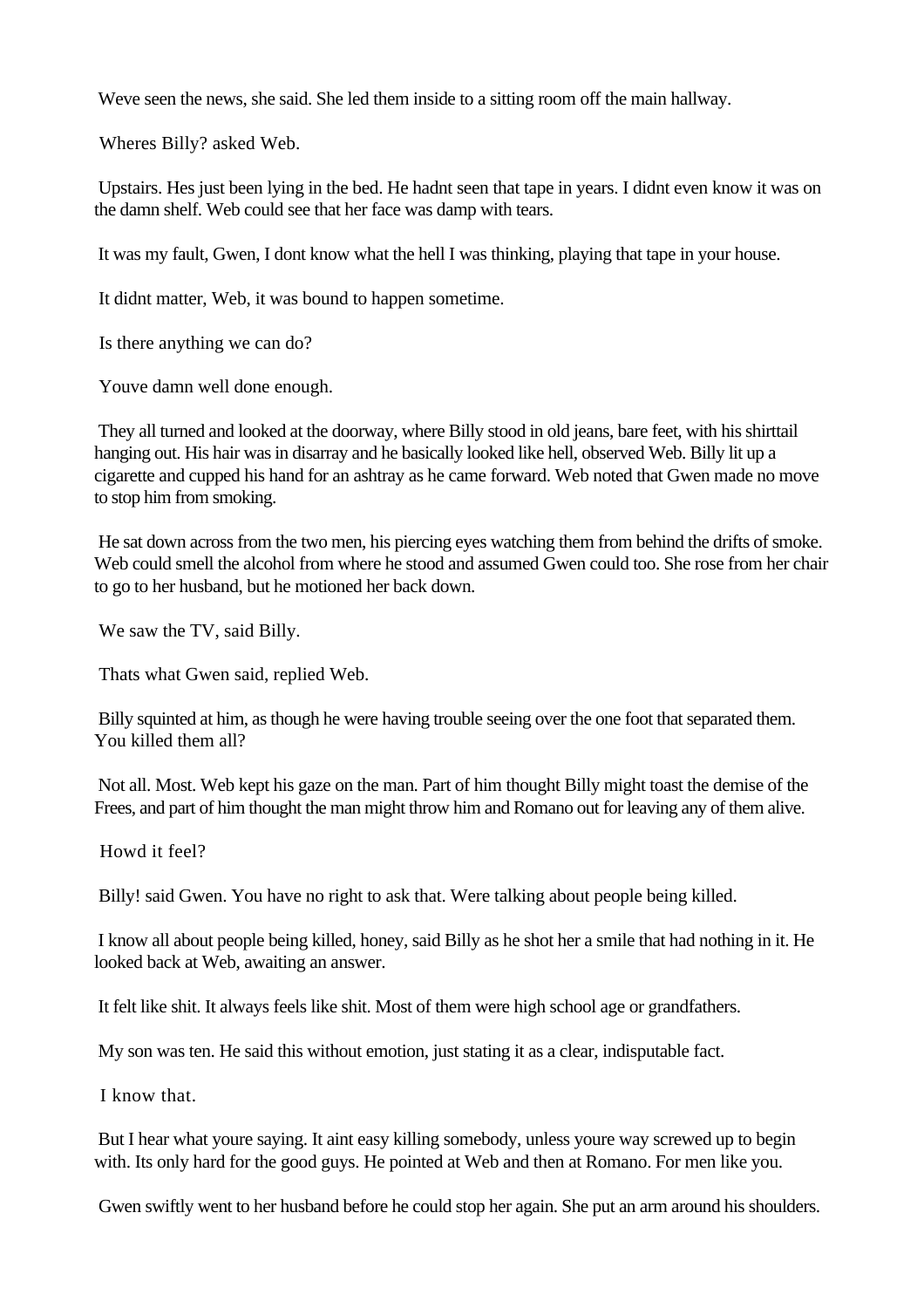Weve seen the news, she said. She led them inside to a sitting room off the main hallway.

Wheres Billy? asked Web.

Upstairs. Hes just been lying in the bed. He hadnt seen that tape in years. I didnt even know it was on the damn shelf. Web could see that her face was damp with tears.

It was my fault, Gwen, I dont know what the hell I was thinking, playing that tape in your house.

It didnt matter, Web, it was bound to happen sometime.

Is there anything we can do?

Youve damn well done enough.

They all turned and looked at the doorway, where Billy stood in old jeans, bare feet, with his shirttail hanging out. His hair was in disarray and he basically looked like hell, observed Web. Billy lit up a cigarette and cupped his hand for an ashtray as he came forward. Web noted that Gwen made no move to stop him from smoking.

He sat down across from the two men, his piercing eyes watching them from behind the drifts of smoke. Web could smell the alcohol from where he stood and assumed Gwen could too. She rose from her chair to go to her husband, but he motioned her back down.

We saw the TV, said Billy.

Thats what Gwen said, replied Web.

Billy squinted at him, as though he were having trouble seeing over the one foot that separated them. You killed them all?

Not all. Most. Web kept his gaze on the man. Part of him thought Billy might toast the demise of the Frees, and part of him thought the man might throw him and Romano out for leaving any of them alive.

Howd it feel?

Billy! said Gwen. You have no right to ask that. Were talking about people being killed.

I know all about people being killed, honey, said Billy as he shot her a smile that had nothing in it. He looked back at Web, awaiting an answer.

It felt like shit. It always feels like shit. Most of them were high school age or grandfathers.

My son was ten. He said this without emotion, just stating it as a clear, indisputable fact.

I know that.

But I hear what youre saying. It aint easy killing somebody, unless youre way screwed up to begin with. Its only hard for the good guys. He pointed at Web and then at Romano. For men like you.

Gwen swiftly went to her husband before he could stop her again. She put an arm around his shoulders.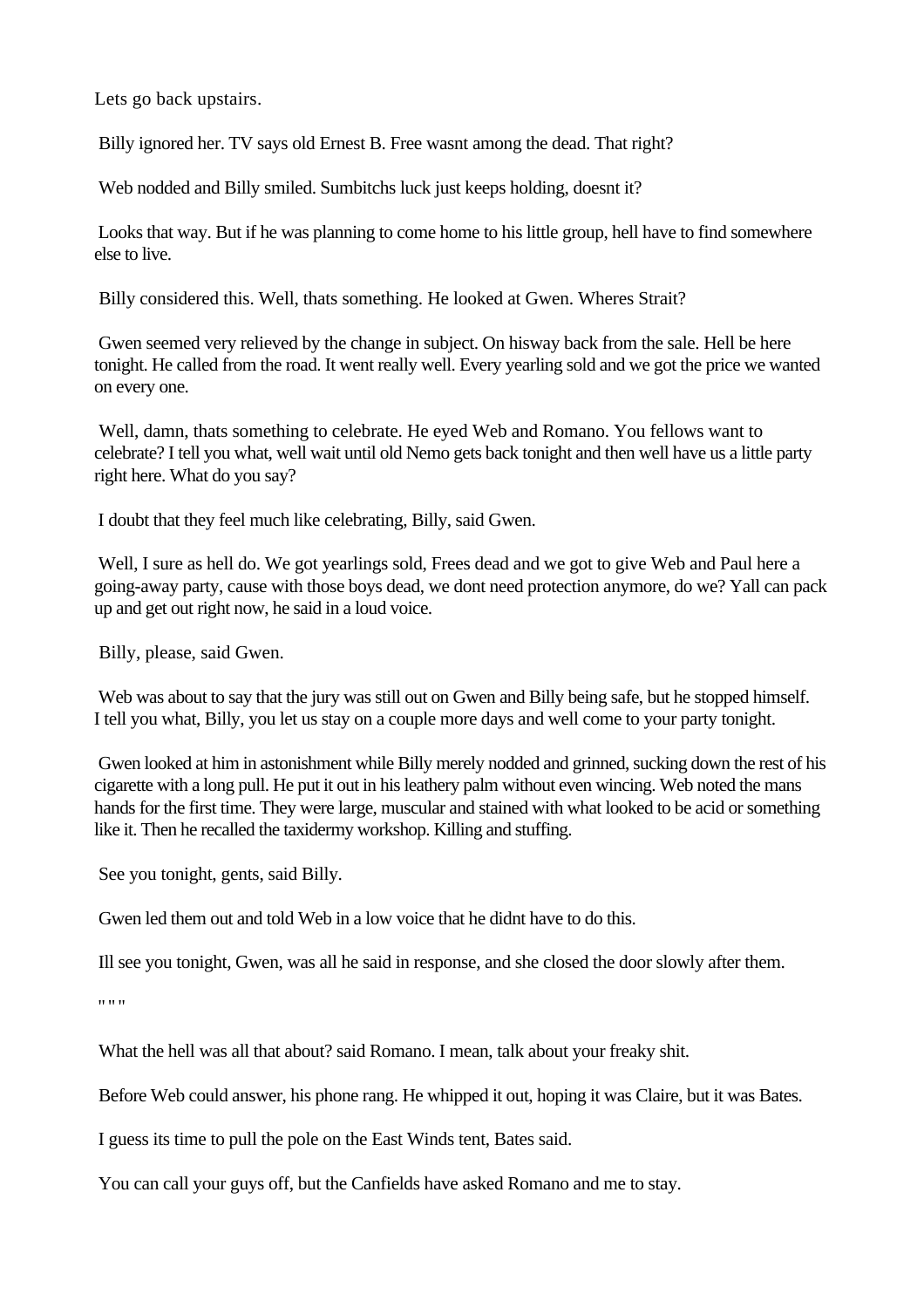Lets go back upstairs.

Billy ignored her. TV says old Ernest B. Free wasnt among the dead. That right?

Web nodded and Billy smiled. Sumbitchs luck just keeps holding, doesnt it?

Looks that way. But if he was planning to come home to his little group, hell have to find somewhere else to live.

Billy considered this. Well, thats something. He looked at Gwen. Wheres Strait?

Gwen seemed very relieved by the change in subject. On hisway back from the sale. Hell be here tonight. He called from the road. It went really well. Every yearling sold and we got the price we wanted on every one.

Well, damn, thats something to celebrate. He eyed Web and Romano. You fellows want to celebrate? I tell you what, well wait until old Nemo gets back tonight and then well have us a little party right here. What do you say?

I doubt that they feel much like celebrating, Billy, said Gwen.

Well, I sure as hell do. We got yearlings sold, Frees dead and we got to give Web and Paul here a going-away party, cause with those boys dead, we dont need protection anymore, do we? Yall can pack up and get out right now, he said in a loud voice.

Billy, please, said Gwen.

Web was about to say that the jury was still out on Gwen and Billy being safe, but he stopped himself. I tell you what, Billy, you let us stay on a couple more days and well come to your party tonight.

Gwen looked at him in astonishment while Billy merely nodded and grinned, sucking down the rest of his cigarette with a long pull. He put it out in his leathery palm without even wincing. Web noted the mans hands for the first time. They were large, muscular and stained with what looked to be acid or something like it. Then he recalled the taxidermy workshop. Killing and stuffing.

See you tonight, gents, said Billy.

Gwen led them out and told Web in a low voice that he didnt have to do this.

Ill see you tonight, Gwen, was all he said in response, and she closed the door slowly after them.

" " "

What the hell was all that about? said Romano. I mean, talk about your freaky shit.

Before Web could answer, his phone rang. He whipped it out, hoping it was Claire, but it was Bates.

I guess its time to pull the pole on the East Winds tent, Bates said.

You can call your guys off, but the Canfields have asked Romano and me to stay.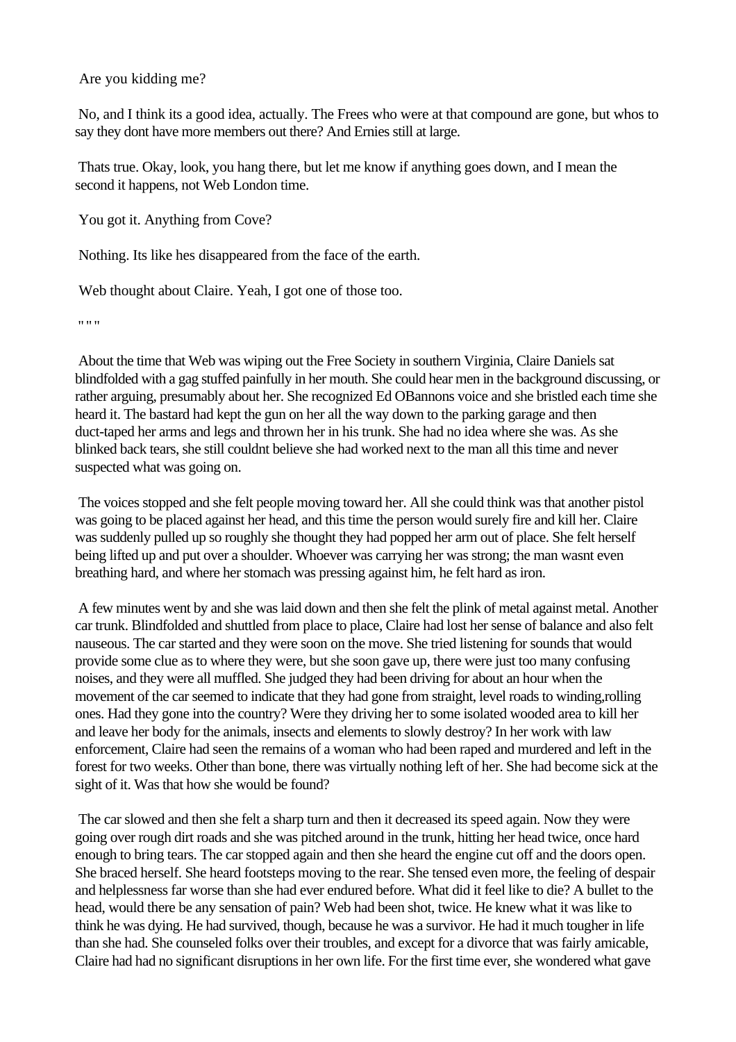Are you kidding me?

No, and I think its a good idea, actually. The Frees who were at that compound are gone, but whos to say they dont have more members out there? And Ernies still at large.

Thats true. Okay, look, you hang there, but let me know if anything goes down, and I mean the second it happens, not Web London time.

You got it. Anything from Cove?

Nothing. Its like hes disappeared from the face of the earth.

Web thought about Claire. Yeah, I got one of those too.

" " "

About the time that Web was wiping out the Free Society in southern Virginia, Claire Daniels sat blindfolded with a gag stuffed painfully in her mouth. She could hear men in the background discussing, or rather arguing, presumably about her. She recognized Ed OBannons voice and she bristled each time she heard it. The bastard had kept the gun on her all the way down to the parking garage and then duct-taped her arms and legs and thrown her in his trunk. She had no idea where she was. As she blinked back tears, she still couldnt believe she had worked next to the man all this time and never suspected what was going on.

The voices stopped and she felt people moving toward her. All she could think was that another pistol was going to be placed against her head, and this time the person would surely fire and kill her. Claire was suddenly pulled up so roughly she thought they had popped her arm out of place. She felt herself being lifted up and put over a shoulder. Whoever was carrying her was strong; the man wasnt even breathing hard, and where her stomach was pressing against him, he felt hard as iron.

A few minutes went by and she was laid down and then she felt the plink of metal against metal. Another car trunk. Blindfolded and shuttled from place to place, Claire had lost her sense of balance and also felt nauseous. The car started and they were soon on the move. She tried listening for sounds that would provide some clue as to where they were, but she soon gave up, there were just too many confusing noises, and they were all muffled. She judged they had been driving for about an hour when the movement of the car seemed to indicate that they had gone from straight, level roads to winding,rolling ones. Had they gone into the country? Were they driving her to some isolated wooded area to kill her and leave her body for the animals, insects and elements to slowly destroy? In her work with law enforcement, Claire had seen the remains of a woman who had been raped and murdered and left in the forest for two weeks. Other than bone, there was virtually nothing left of her. She had become sick at the sight of it. Was that how she would be found?

The car slowed and then she felt a sharp turn and then it decreased its speed again. Now they were going over rough dirt roads and she was pitched around in the trunk, hitting her head twice, once hard enough to bring tears. The car stopped again and then she heard the engine cut off and the doors open. She braced herself. She heard footsteps moving to the rear. She tensed even more, the feeling of despair and helplessness far worse than she had ever endured before. What did it feel like to die? A bullet to the head, would there be any sensation of pain? Web had been shot, twice. He knew what it was like to think he was dying. He had survived, though, because he was a survivor. He had it much tougher in life than she had. She counseled folks over their troubles, and except for a divorce that was fairly amicable, Claire had had no significant disruptions in her own life. For the first time ever, she wondered what gave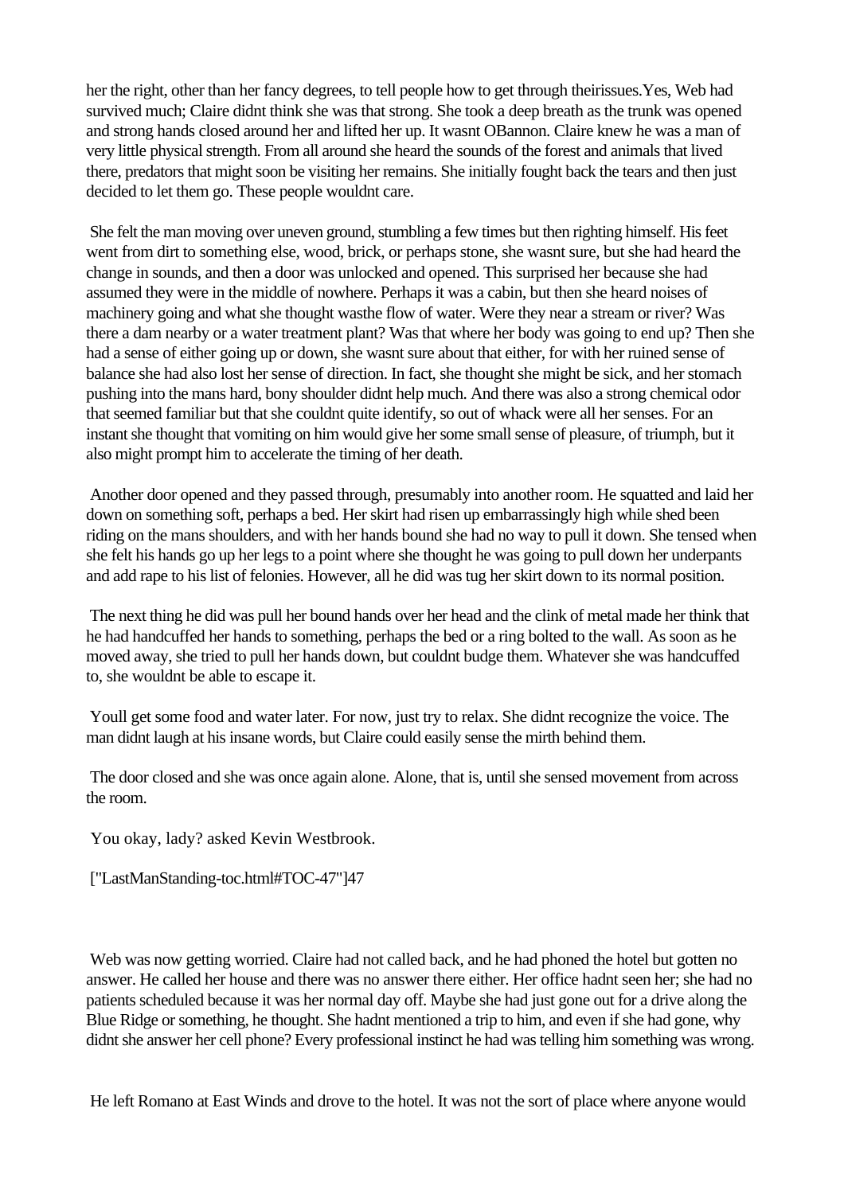her the right, other than her fancy degrees, to tell people how to get through theirissues.Yes, Web had survived much; Claire didnt think she was that strong. She took a deep breath as the trunk was opened and strong hands closed around her and lifted her up. It wasnt OBannon. Claire knew he was a man of very little physical strength. From all around she heard the sounds of the forest and animals that lived there, predators that might soon be visiting her remains. She initially fought back the tears and then just decided to let them go. These people wouldnt care.

She felt the man moving over uneven ground, stumbling a few times but then righting himself. His feet went from dirt to something else, wood, brick, or perhaps stone, she wasnt sure, but she had heard the change in sounds, and then a door was unlocked and opened. This surprised her because she had assumed they were in the middle of nowhere. Perhaps it was a cabin, but then she heard noises of machinery going and what she thought wasthe flow of water. Were they near a stream or river? Was there a dam nearby or a water treatment plant? Was that where her body was going to end up? Then she had a sense of either going up or down, she wasnt sure about that either, for with her ruined sense of balance she had also lost her sense of direction. In fact, she thought she might be sick, and her stomach pushing into the mans hard, bony shoulder didnt help much. And there was also a strong chemical odor that seemed familiar but that she couldnt quite identify, so out of whack were all her senses. For an instant she thought that vomiting on him would give her some small sense of pleasure, of triumph, but it also might prompt him to accelerate the timing of her death.

Another door opened and they passed through, presumably into another room. He squatted and laid her down on something soft, perhaps a bed. Her skirt had risen up embarrassingly high while shed been riding on the mans shoulders, and with her hands bound she had no way to pull it down. She tensed when she felt his hands go up her legs to a point where she thought he was going to pull down her underpants and add rape to his list of felonies. However, all he did was tug her skirt down to its normal position.

The next thing he did was pull her bound hands over her head and the clink of metal made her think that he had handcuffed her hands to something, perhaps the bed or a ring bolted to the wall. As soon as he moved away, she tried to pull her hands down, but couldnt budge them. Whatever she was handcuffed to, she wouldnt be able to escape it.

Youll get some food and water later. For now, just try to relax. She didnt recognize the voice. The man didnt laugh at his insane words, but Claire could easily sense the mirth behind them.

The door closed and she was once again alone. Alone, that is, until she sensed movement from across the room.

You okay, lady? asked Kevin Westbrook.

["LastManStanding-toc.html#TOC-47"]47

Web was now getting worried. Claire had not called back, and he had phoned the hotel but gotten no answer. He called her house and there was no answer there either. Her office hadnt seen her; she had no patients scheduled because it was her normal day off. Maybe she had just gone out for a drive along the Blue Ridge or something, he thought. She hadnt mentioned a trip to him, and even if she had gone, why didnt she answer her cell phone? Every professional instinct he had was telling him something was wrong.

He left Romano at East Winds and drove to the hotel. It was not the sort of place where anyone would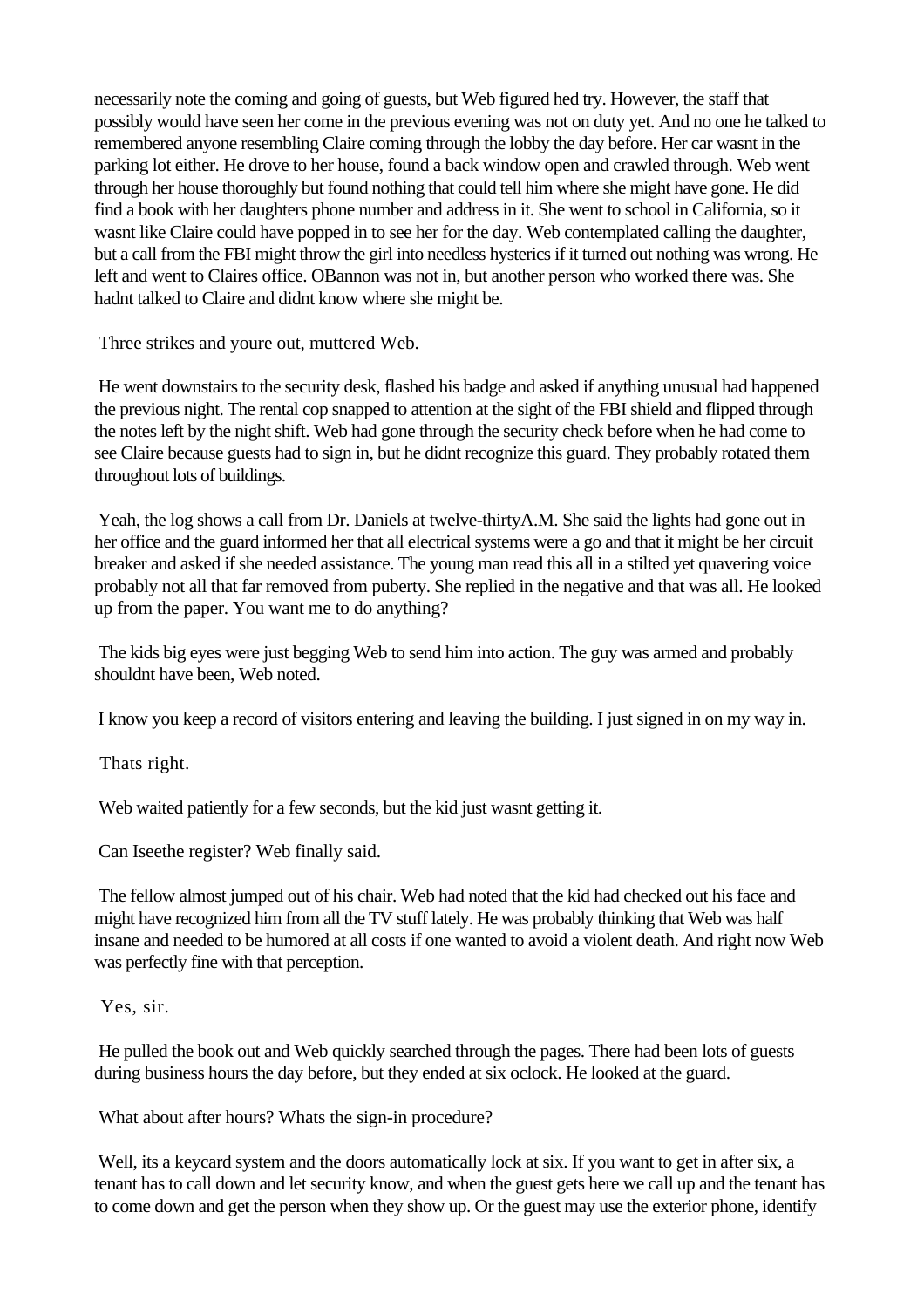necessarily note the coming and going of guests, but Web figured hed try. However, the staff that possibly would have seen her come in the previous evening was not on duty yet. And no one he talked to remembered anyone resembling Claire coming through the lobby the day before. Her car wasnt in the parking lot either. He drove to her house, found a back window open and crawled through. Web went through her house thoroughly but found nothing that could tell him where she might have gone. He did find a book with her daughters phone number and address in it. She went to school in California, so it wasnt like Claire could have popped in to see her for the day. Web contemplated calling the daughter, but a call from the FBI might throw the girl into needless hysterics if it turned out nothing was wrong. He left and went to Claires office. OBannon was not in, but another person who worked there was. She hadnt talked to Claire and didnt know where she might be.

Three strikes and youre out, muttered Web.

He went downstairs to the security desk, flashed his badge and asked if anything unusual had happened the previous night. The rental cop snapped to attention at the sight of the FBI shield and flipped through the notes left by the night shift. Web had gone through the security check before when he had come to see Claire because guests had to sign in, but he didnt recognize this guard. They probably rotated them throughout lots of buildings.

Yeah, the log shows a call from Dr. Daniels at twelve-thirtyA.M. She said the lights had gone out in her office and the guard informed her that all electrical systems were a go and that it might be her circuit breaker and asked if she needed assistance. The young man read this all in a stilted yet quavering voice probably not all that far removed from puberty. She replied in the negative and that was all. He looked up from the paper. You want me to do anything?

The kids big eyes were just begging Web to send him into action. The guy was armed and probably shouldnt have been, Web noted.

I know you keep a record of visitors entering and leaving the building. I just signed in on my way in.

Thats right.

Web waited patiently for a few seconds, but the kid just wasnt getting it.

Can Iseethe register? Web finally said.

The fellow almost jumped out of his chair. Web had noted that the kid had checked out his face and might have recognized him from all the TV stuff lately. He was probably thinking that Web was half insane and needed to be humored at all costs if one wanted to avoid a violent death. And right now Web was perfectly fine with that perception.

Yes, sir.

He pulled the book out and Web quickly searched through the pages. There had been lots of guests during business hours the day before, but they ended at six oclock. He looked at the guard.

What about after hours? Whats the sign-in procedure?

Well, its a keycard system and the doors automatically lock at six. If you want to get in after six, a tenant has to call down and let security know, and when the guest gets here we call up and the tenant has to come down and get the person when they show up. Or the guest may use the exterior phone, identify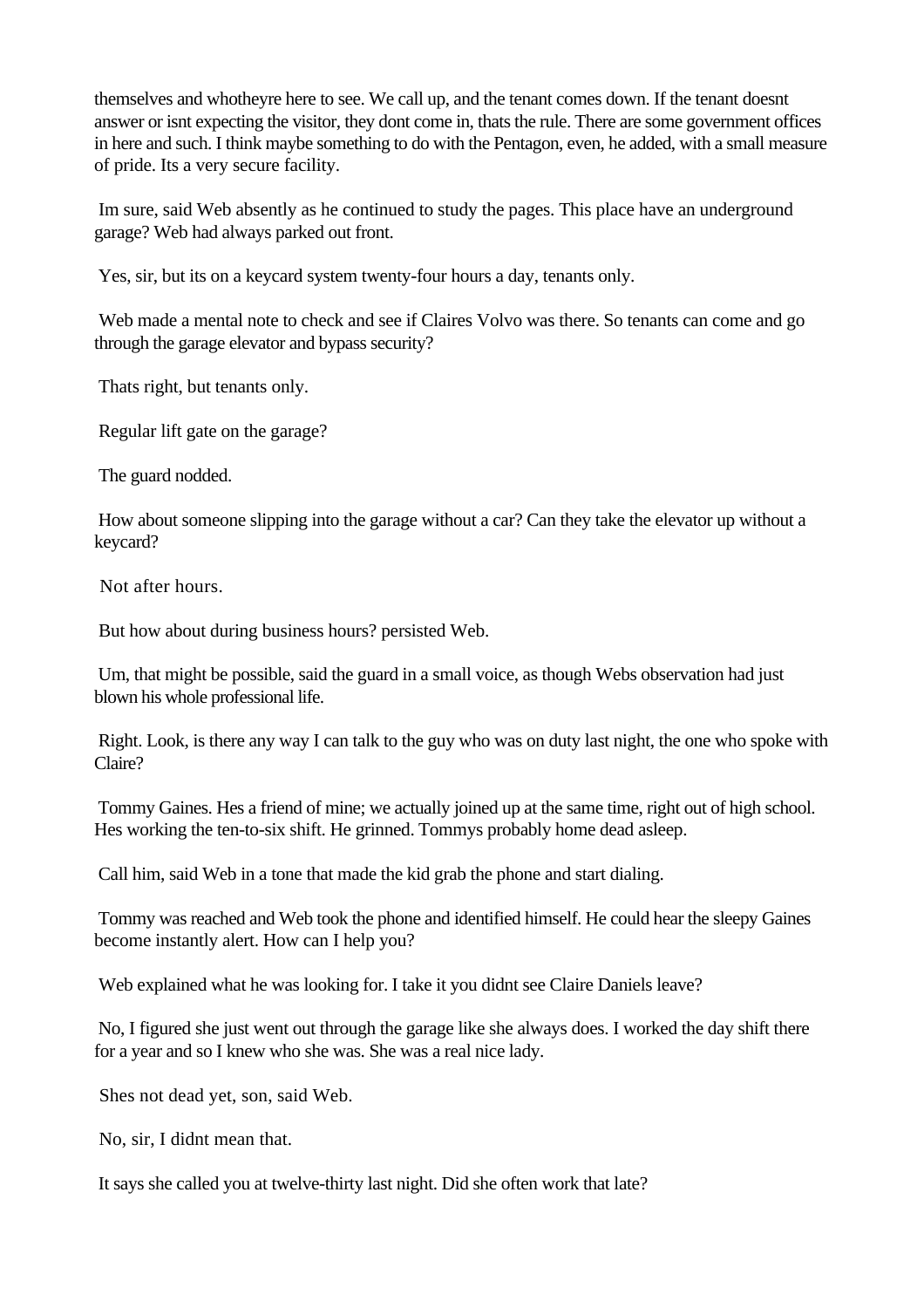themselves and whotheyre here to see. We call up, and the tenant comes down. If the tenant doesnt answer or isnt expecting the visitor, they dont come in, thats the rule. There are some government offices in here and such. I think maybe something to do with the Pentagon, even, he added, with a small measure of pride. Its a very secure facility.

Im sure, said Web absently as he continued to study the pages. This place have an underground garage? Web had always parked out front.

Yes, sir, but its on a keycard system twenty-four hours a day, tenants only.

Web made a mental note to check and see if Claires Volvo was there. So tenants can come and go through the garage elevator and bypass security?

Thats right, but tenants only.

Regular lift gate on the garage?

The guard nodded.

How about someone slipping into the garage without a car? Can they take the elevator up without a keycard?

Not after hours.

But how about during business hours? persisted Web.

Um, that might be possible, said the guard in a small voice, as though Webs observation had just blown his whole professional life.

Right. Look, is there any way I can talk to the guy who was on duty last night, the one who spoke with Claire?

Tommy Gaines. Hes a friend of mine; we actually joined up at the same time, right out of high school. Hes working the ten-to-six shift. He grinned. Tommys probably home dead asleep.

Call him, said Web in a tone that made the kid grab the phone and start dialing.

Tommy was reached and Web took the phone and identified himself. He could hear the sleepy Gaines become instantly alert. How can I help you?

Web explained what he was looking for. I take it you didnt see Claire Daniels leave?

No, I figured she just went out through the garage like she always does. I worked the day shift there for a year and so I knew who she was. She was a real nice lady.

Shes not dead yet, son, said Web.

No, sir, I didnt mean that.

It says she called you at twelve-thirty last night. Did she often work that late?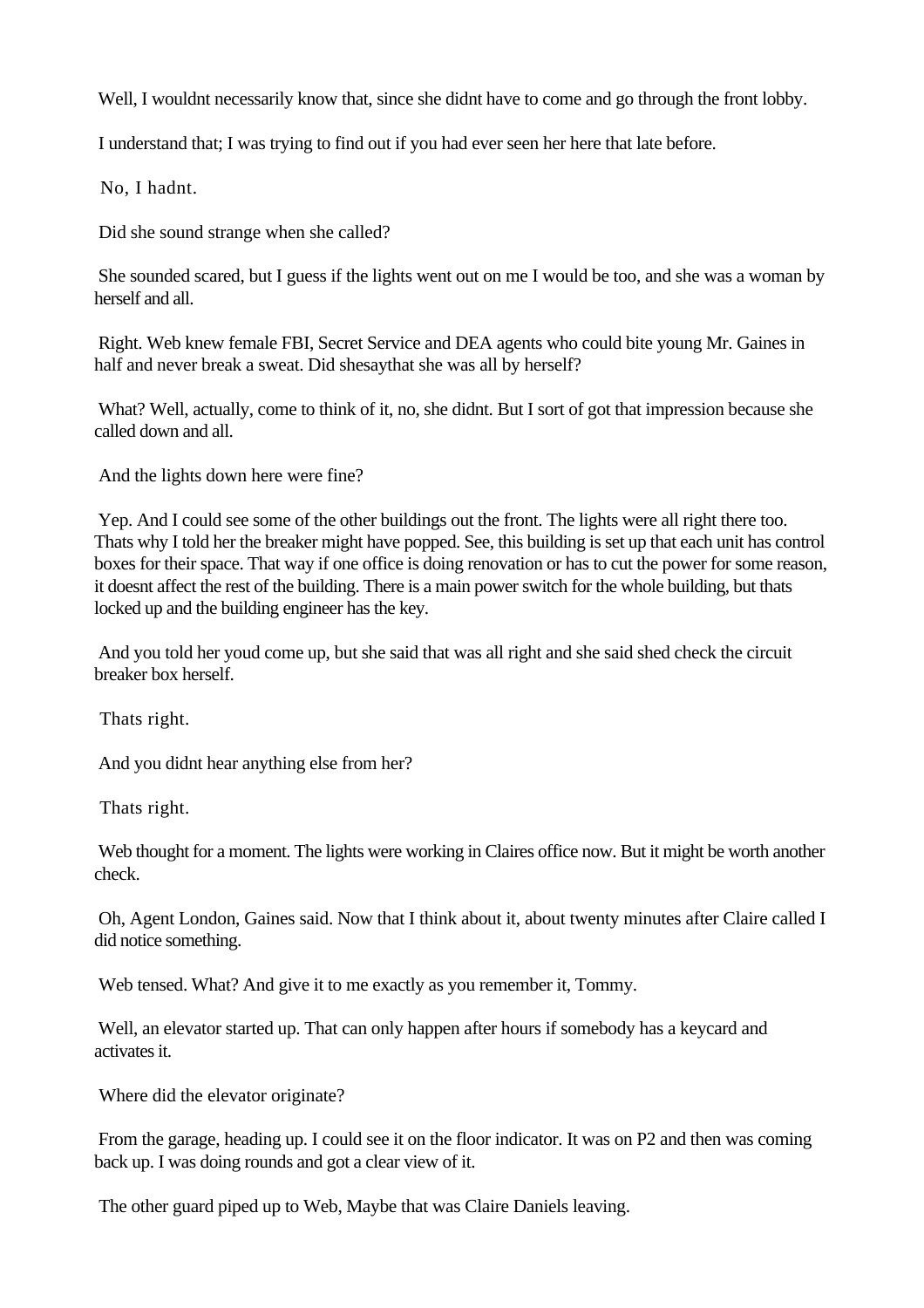Well, I wouldnt necessarily know that, since she didnt have to come and go through the front lobby.

I understand that; I was trying to find out if you had ever seen her here that late before.

No, I hadnt.

Did she sound strange when she called?

She sounded scared, but I guess if the lights went out on me I would be too, and she was a woman by herself and all.

Right. Web knew female FBI, Secret Service and DEA agents who could bite young Mr. Gaines in half and never break a sweat. Did shesaythat she was all by herself?

What? Well, actually, come to think of it, no, she didnt. But I sort of got that impression because she called down and all.

And the lights down here were fine?

Yep. And I could see some of the other buildings out the front. The lights were all right there too. Thats why I told her the breaker might have popped. See, this building is set up that each unit has control boxes for their space. That way if one office is doing renovation or has to cut the power for some reason, it doesnt affect the rest of the building. There is a main power switch for the whole building, but thats locked up and the building engineer has the key.

And you told her youd come up, but she said that was all right and she said shed check the circuit breaker box herself.

Thats right.

And you didnt hear anything else from her?

Thats right.

Web thought for a moment. The lights were working in Claires office now. But it might be worth another check.

Oh, Agent London, Gaines said. Now that I think about it, about twenty minutes after Claire called I did notice something.

Web tensed. What? And give it to me exactly as you remember it, Tommy.

Well, an elevator started up. That can only happen after hours if somebody has a keycard and activates it.

Where did the elevator originate?

From the garage, heading up. I could see it on the floor indicator. It was on P2 and then was coming back up. I was doing rounds and got a clear view of it.

The other guard piped up to Web, Maybe that was Claire Daniels leaving.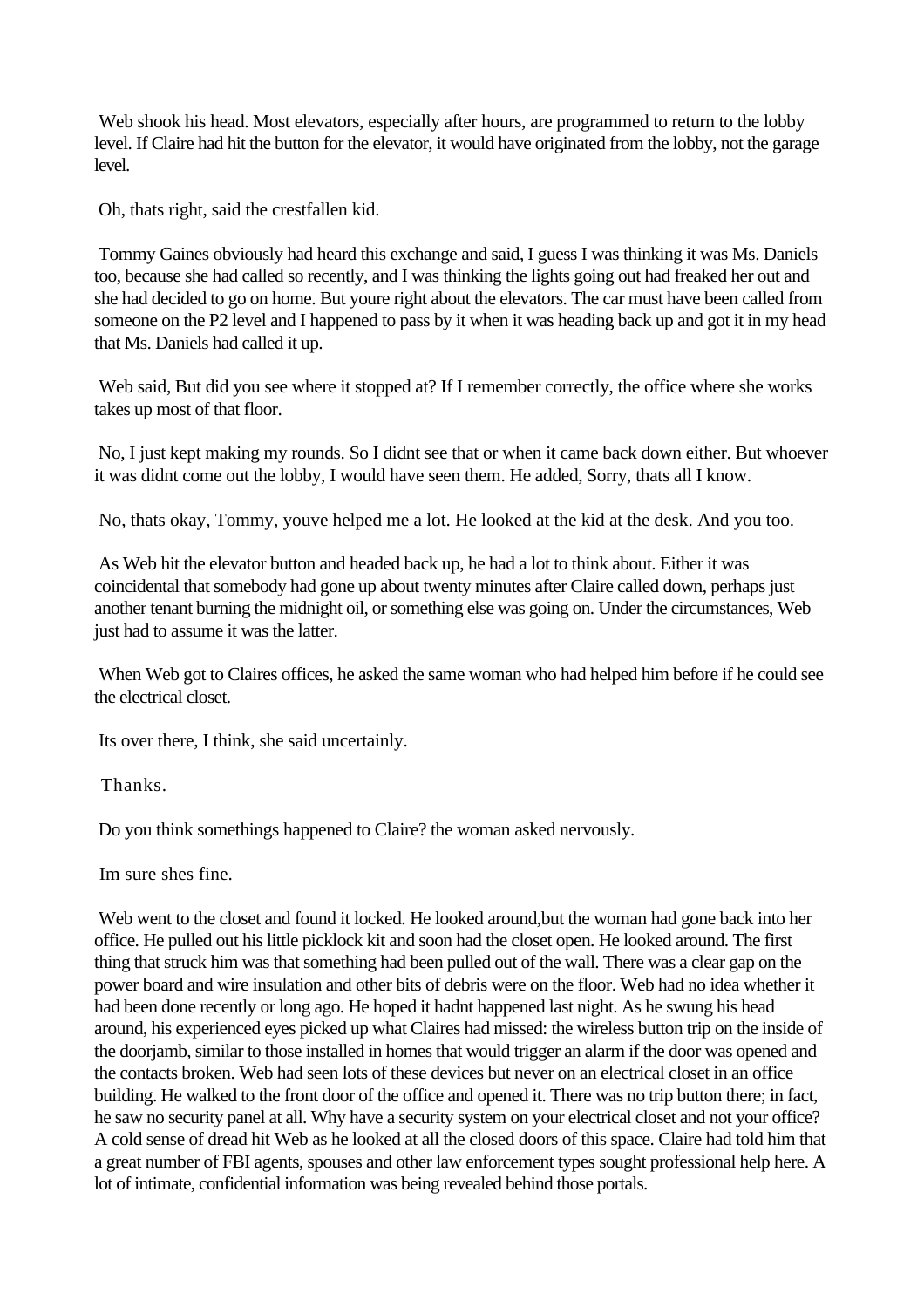Web shook his head. Most elevators, especially after hours, are programmed to return to the lobby level. If Claire had hit the button for the elevator, it would have originated from the lobby, not the garage level.

Oh, thats right, said the crestfallen kid.

Tommy Gaines obviously had heard this exchange and said, I guess I was thinking it was Ms. Daniels too, because she had called so recently, and I was thinking the lights going out had freaked her out and she had decided to go on home. But youre right about the elevators. The car must have been called from someone on the P2 level and I happened to pass by it when it was heading back up and got it in my head that Ms. Daniels had called it up.

Web said, But did you see where it stopped at? If I remember correctly, the office where she works takes up most of that floor.

No, I just kept making my rounds. So I didnt see that or when it came back down either. But whoever it was didnt come out the lobby, I would have seen them. He added, Sorry, thats all I know.

No, thats okay, Tommy, youve helped me a lot. He looked at the kid at the desk. And you too.

As Web hit the elevator button and headed back up, he had a lot to think about. Either it was coincidental that somebody had gone up about twenty minutes after Claire called down, perhaps just another tenant burning the midnight oil, or something else was going on. Under the circumstances, Web just had to assume it was the latter.

When Web got to Claires offices, he asked the same woman who had helped him before if he could see the electrical closet.

Its over there, I think, she said uncertainly.

Thanks.

Do you think somethings happened to Claire? the woman asked nervously.

Im sure shes fine.

Web went to the closet and found it locked. He looked around,but the woman had gone back into her office. He pulled out his little picklock kit and soon had the closet open. He looked around. The first thing that struck him was that something had been pulled out of the wall. There was a clear gap on the power board and wire insulation and other bits of debris were on the floor. Web had no idea whether it had been done recently or long ago. He hoped it hadnt happened last night. As he swung his head around, his experienced eyes picked up what Claires had missed: the wireless button trip on the inside of the doorjamb, similar to those installed in homes that would trigger an alarm if the door was opened and the contacts broken. Web had seen lots of these devices but never on an electrical closet in an office building. He walked to the front door of the office and opened it. There was no trip button there; in fact, he saw no security panel at all. Why have a security system on your electrical closet and not your office? A cold sense of dread hit Web as he looked at all the closed doors of this space. Claire had told him that a great number of FBI agents, spouses and other law enforcement types sought professional help here. A lot of intimate, confidential information was being revealed behind those portals.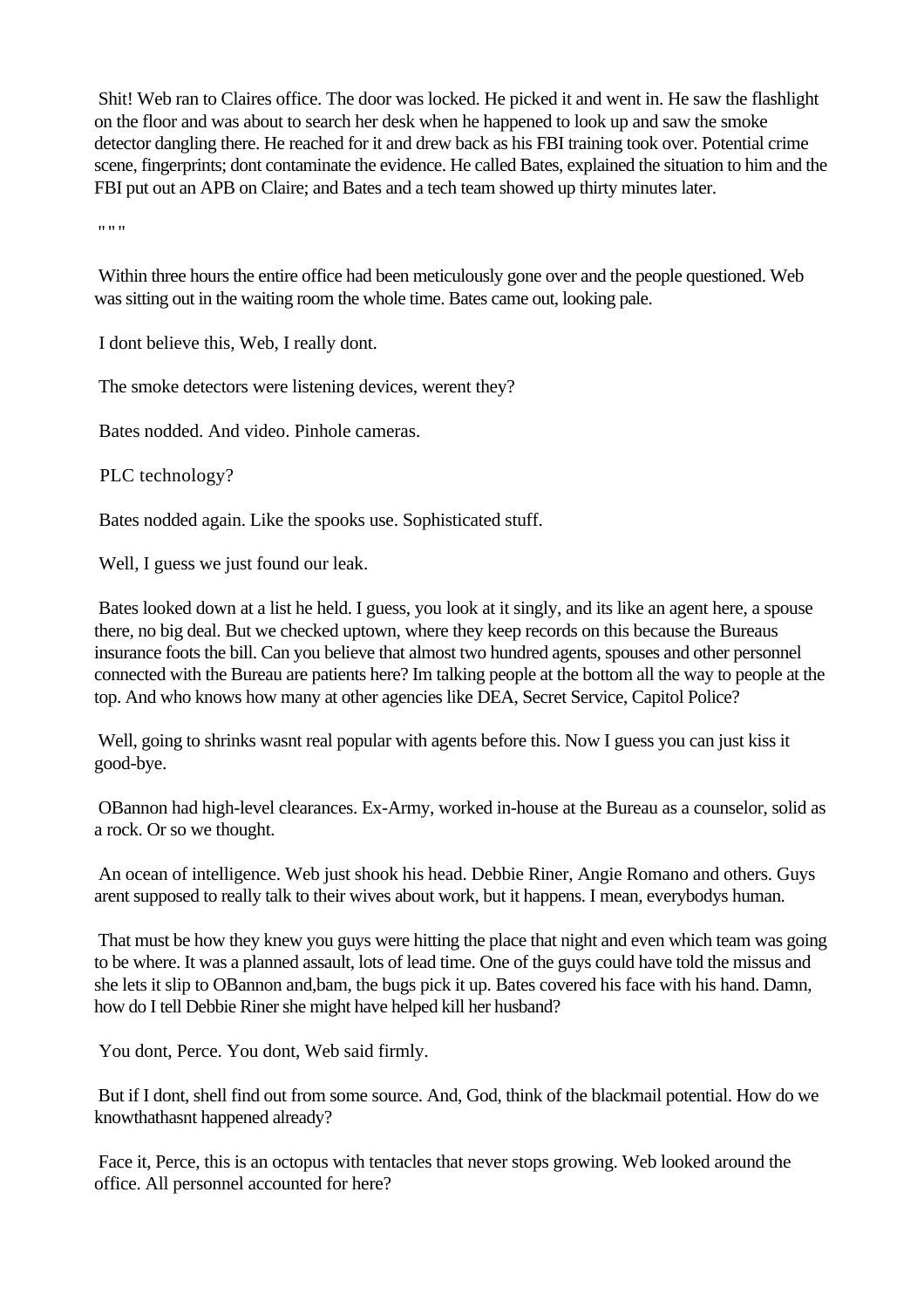Shit! Web ran to Claires office. The door was locked. He picked it and went in. He saw the flashlight on the floor and was about to search her desk when he happened to look up and saw the smoke detector dangling there. He reached for it and drew back as his FBI training took over. Potential crime scene, fingerprints; dont contaminate the evidence. He called Bates, explained the situation to him and the FBI put out an APB on Claire; and Bates and a tech team showed up thirty minutes later.

" " "

Within three hours the entire office had been meticulously gone over and the people questioned. Web was sitting out in the waiting room the whole time. Bates came out, looking pale.

I dont believe this, Web, I really dont.

The smoke detectors were listening devices, werent they?

Bates nodded. And video. Pinhole cameras.

PLC technology?

Bates nodded again. Like the spooks use. Sophisticated stuff.

Well, I guess we just found our leak.

Bates looked down at a list he held. I guess, you look at it singly, and its like an agent here, a spouse there, no big deal. But we checked uptown, where they keep records on this because the Bureaus insurance foots the bill. Can you believe that almost two hundred agents, spouses and other personnel connected with the Bureau are patients here? Im talking people at the bottom all the way to people at the top. And who knows how many at other agencies like DEA, Secret Service, Capitol Police?

Well, going to shrinks wasnt real popular with agents before this. Now I guess you can just kiss it good-bye.

OBannon had high-level clearances. Ex-Army, worked in-house at the Bureau as a counselor, solid as a rock. Or so we thought.

An ocean of intelligence. Web just shook his head. Debbie Riner, Angie Romano and others. Guys arent supposed to really talk to their wives about work, but it happens. I mean, everybodys human.

That must be how they knew you guys were hitting the place that night and even which team was going to be where. It was a planned assault, lots of lead time. One of the guys could have told the missus and she lets it slip to OBannon and,bam, the bugs pick it up. Bates covered his face with his hand. Damn, how do I tell Debbie Riner she might have helped kill her husband?

You dont, Perce. You dont, Web said firmly.

But if I dont, shell find out from some source. And, God, think of the blackmail potential. How do we knowthathasnt happened already?

Face it, Perce, this is an octopus with tentacles that never stops growing. Web looked around the office. All personnel accounted for here?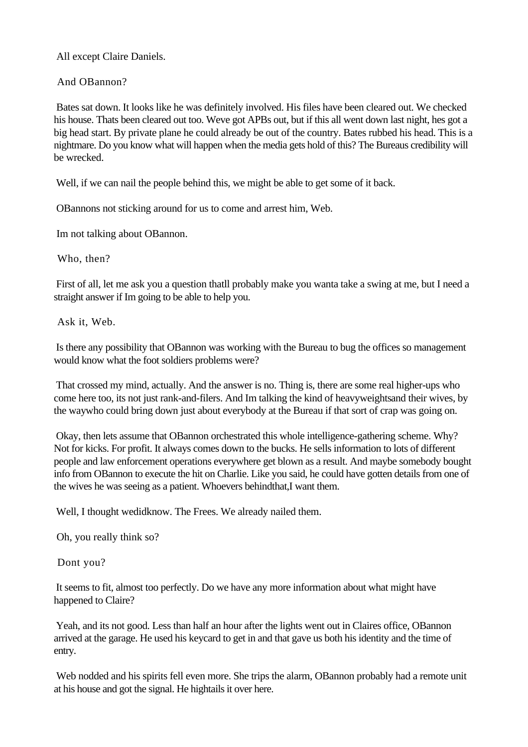All except Claire Daniels.

And OBannon?

Bates sat down. It looks like he was definitely involved. His files have been cleared out. We checked his house. Thats been cleared out too. Weve got APBs out, but if this all went down last night, hes got a big head start. By private plane he could already be out of the country. Bates rubbed his head. This is a nightmare. Do you know what will happen when the media gets hold of this? The Bureaus credibility will be wrecked.

Well, if we can nail the people behind this, we might be able to get some of it back.

OBannons not sticking around for us to come and arrest him, Web.

Im not talking about OBannon.

Who, then?

First of all, let me ask you a question thatll probably make you wanta take a swing at me, but I need a straight answer if Im going to be able to help you.

Ask it, Web.

Is there any possibility that OBannon was working with the Bureau to bug the offices so management would know what the foot soldiers problems were?

That crossed my mind, actually. And the answer is no. Thing is, there are some real higher-ups who come here too, its not just rank-and-filers. And Im talking the kind of heavyweightsand their wives, by the waywho could bring down just about everybody at the Bureau if that sort of crap was going on.

Okay, then lets assume that OBannon orchestrated this whole intelligence-gathering scheme. Why? Not for kicks. For profit. It always comes down to the bucks. He sells information to lots of different people and law enforcement operations everywhere get blown as a result. And maybe somebody bought info from OBannon to execute the hit on Charlie. Like you said, he could have gotten details from one of the wives he was seeing as a patient. Whoevers behindthat,I want them.

Well, I thought wedidknow. The Frees. We already nailed them.

Oh, you really think so?

Dont you?

It seems to fit, almost too perfectly. Do we have any more information about what might have happened to Claire?

Yeah, and its not good. Less than half an hour after the lights went out in Claires office, OBannon arrived at the garage. He used his keycard to get in and that gave us both his identity and the time of entry.

Web nodded and his spirits fell even more. She trips the alarm, OBannon probably had a remote unit at his house and got the signal. He hightails it over here.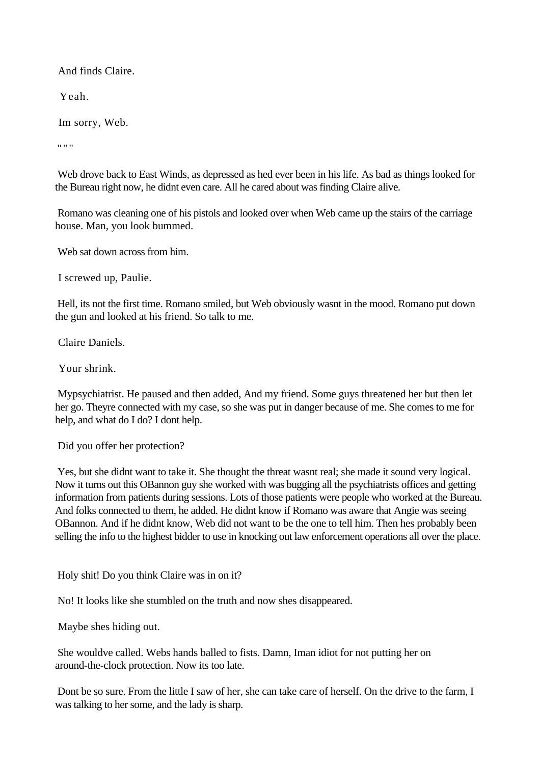And finds Claire.

Yeah.

Im sorry, Web.

"""

Web drove back to East Winds, as depressed as hed ever been in his life. As bad as things looked for the Bureau right now, he didnt even care. All he cared about was finding Claire alive.

Romano was cleaning one of his pistols and looked over when Web came up the stairs of the carriage house. Man, you look bummed.

Web sat down across from him.

I screwed up, Paulie.

Hell, its not the first time. Romano smiled, but Web obviously wasnt in the mood. Romano put down the gun and looked at his friend. So talk to me.

Claire Daniels.

Your shrink.

Mypsychiatrist. He paused and then added, And my friend. Some guys threatened her but then let her go. Theyre connected with my case, so she was put in danger because of me. She comes to me for help, and what do I do? I dont help.

Did you offer her protection?

Yes, but she didnt want to take it. She thought the threat wasnt real; she made it sound very logical. Now it turns out this OBannon guy she worked with was bugging all the psychiatrists offices and getting information from patients during sessions. Lots of those patients were people who worked at the Bureau. And folks connected to them, he added. He didnt know if Romano was aware that Angie was seeing OBannon. And if he didnt know, Web did not want to be the one to tell him. Then hes probably been selling the info to the highest bidder to use in knocking out law enforcement operations all over the place.

Holy shit! Do you think Claire was in on it?

No! It looks like she stumbled on the truth and now shes disappeared.

Maybe shes hiding out.

She wouldve called. Webs hands balled to fists. Damn, Iman idiot for not putting her on around-the-clock protection. Now its too late.

Dont be so sure. From the little I saw of her, she can take care of herself. On the drive to the farm, I was talking to her some, and the lady is sharp.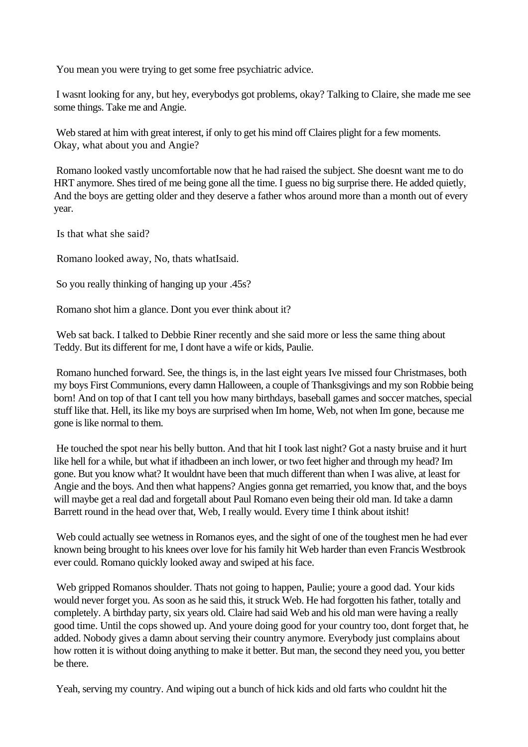You mean you were trying to get some free psychiatric advice.

I wasnt looking for any, but hey, everybodys got problems, okay? Talking to Claire, she made me see some things. Take me and Angie.

Web stared at him with great interest, if only to get his mind off Claires plight for a few moments. Okay, what about you and Angie?

Romano looked vastly uncomfortable now that he had raised the subject. She doesnt want me to do HRT anymore. Shes tired of me being gone all the time. I guess no big surprise there. He added quietly, And the boys are getting older and they deserve a father whos around more than a month out of every year.

Is that what she said?

Romano looked away, No, thats whatIsaid.

So you really thinking of hanging up your .45s?

Romano shot him a glance. Dont you ever think about it?

Web sat back. I talked to Debbie Riner recently and she said more or less the same thing about Teddy. But its different for me, I dont have a wife or kids, Paulie.

Romano hunched forward. See, the things is, in the last eight years Ive missed four Christmases, both my boys First Communions, every damn Halloween, a couple of Thanksgivings and my son Robbie being born! And on top of that I cant tell you how many birthdays, baseball games and soccer matches, special stuff like that. Hell, its like my boys are surprised when Im home, Web, not when Im gone, because me gone is like normal to them.

He touched the spot near his belly button. And that hit I took last night? Got a nasty bruise and it hurt like hell for a while, but what if ithadbeen an inch lower, or two feet higher and through my head? Im gone. But you know what? It wouldnt have been that much different than when I was alive, at least for Angie and the boys. And then what happens? Angies gonna get remarried, you know that, and the boys will maybe get a real dad and forgetall about Paul Romano even being their old man. Id take a damn Barrett round in the head over that, Web, I really would. Every time I think about itshit!

Web could actually see wetness in Romanos eyes, and the sight of one of the toughest men he had ever known being brought to his knees over love for his family hit Web harder than even Francis Westbrook ever could. Romano quickly looked away and swiped at his face.

Web gripped Romanos shoulder. Thats not going to happen, Paulie; youre a good dad. Your kids would never forget you. As soon as he said this, it struck Web. He had forgotten his father, totally and completely. A birthday party, six years old. Claire had said Web and his old man were having a really good time. Until the cops showed up. And youre doing good for your country too, dont forget that, he added. Nobody gives a damn about serving their country anymore. Everybody just complains about how rotten it is without doing anything to make it better. But man, the second they need you, you better be there.

Yeah, serving my country. And wiping out a bunch of hick kids and old farts who couldnt hit the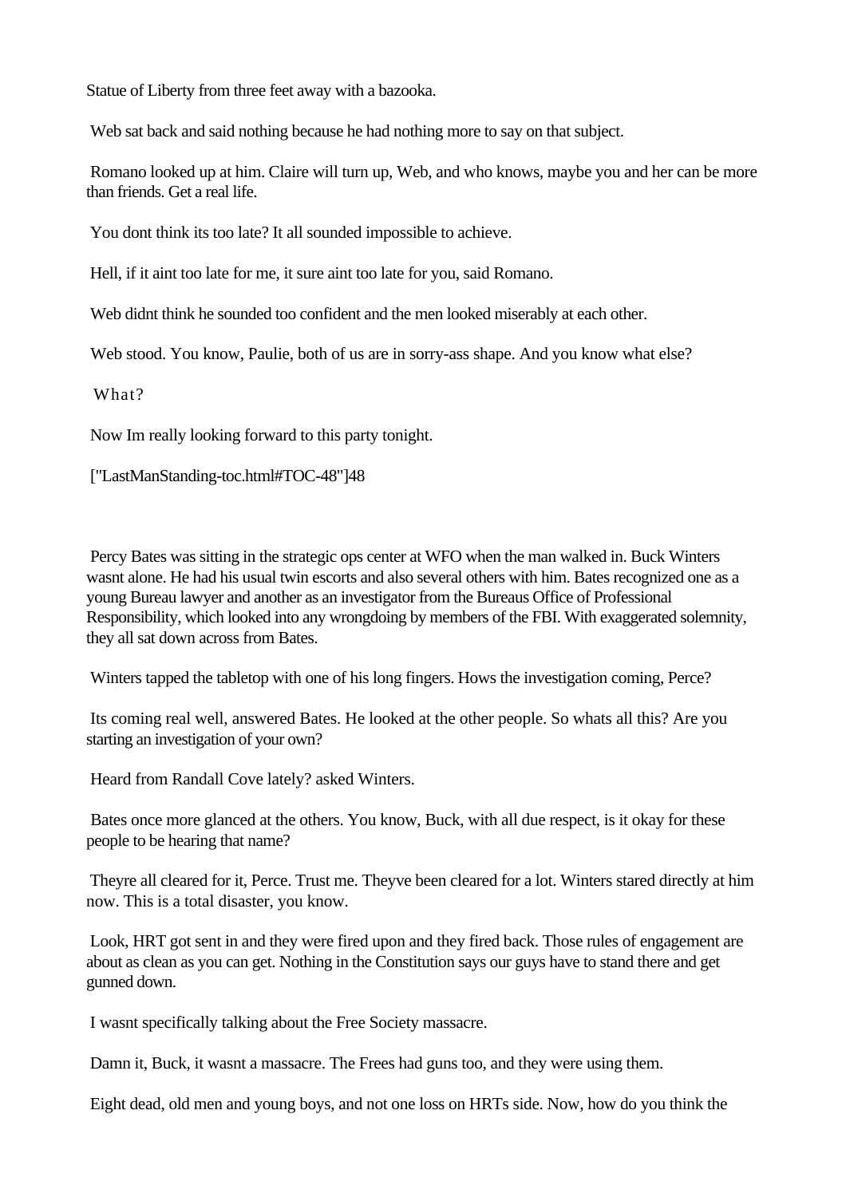Statue of Liberty from three feet away with a bazooka.

Web sat back and said nothing because he had nothing more to say on that subject.

Romano looked up at him. Claire will turn up, Web, and who knows, maybe you and her can be more than friends. Get a real life.

You dont think its too late? It all sounded impossible to achieve.

Hell, if it aint too late for me, it sure aint too late for you, said Romano.

Web didnt think he sounded too confident and the men looked miserably at each other.

Web stood. You know, Paulie, both of us are in sorry-ass shape. And you know what else?

What?

Now Im really looking forward to this party tonight.

["LastManStanding-toc.html#TOC-48"]48

Percy Bates was sitting in the strategic ops center at WFO when the man walked in. Buck Winters wasnt alone. He had his usual twin escorts and also several others with him. Bates recognized one as a young Bureau lawyer and another as an investigator from the Bureaus Office of Professional Responsibility, which looked into any wrongdoing by members of the FBI. With exaggerated solemnity, they all sat down across from Bates.

Winters tapped the tabletop with one of his long fingers. Hows the investigation coming, Perce?

Its coming real well, answered Bates. He looked at the other people. So whats all this? Are you starting an investigation of your own?

Heard from Randall Cove lately? asked Winters.

Bates once more glanced at the others. You know, Buck, with all due respect, is it okay for these people to be hearing that name?

Theyre all cleared for it, Perce. Trust me. Theyve been cleared for a lot. Winters stared directly at him now. This is a total disaster, you know.

Look, HRT got sent in and they were fired upon and they fired back. Those rules of engagement are about as clean as you can get. Nothing in the Constitution says our guys have to stand there and get gunned down.

I wasnt specifically talking about the Free Society massacre.

Damn it, Buck, it wasnt a massacre. The Frees had guns too, and they were using them.

Eight dead, old men and young boys, and not one loss on HRTs side. Now, how do you think the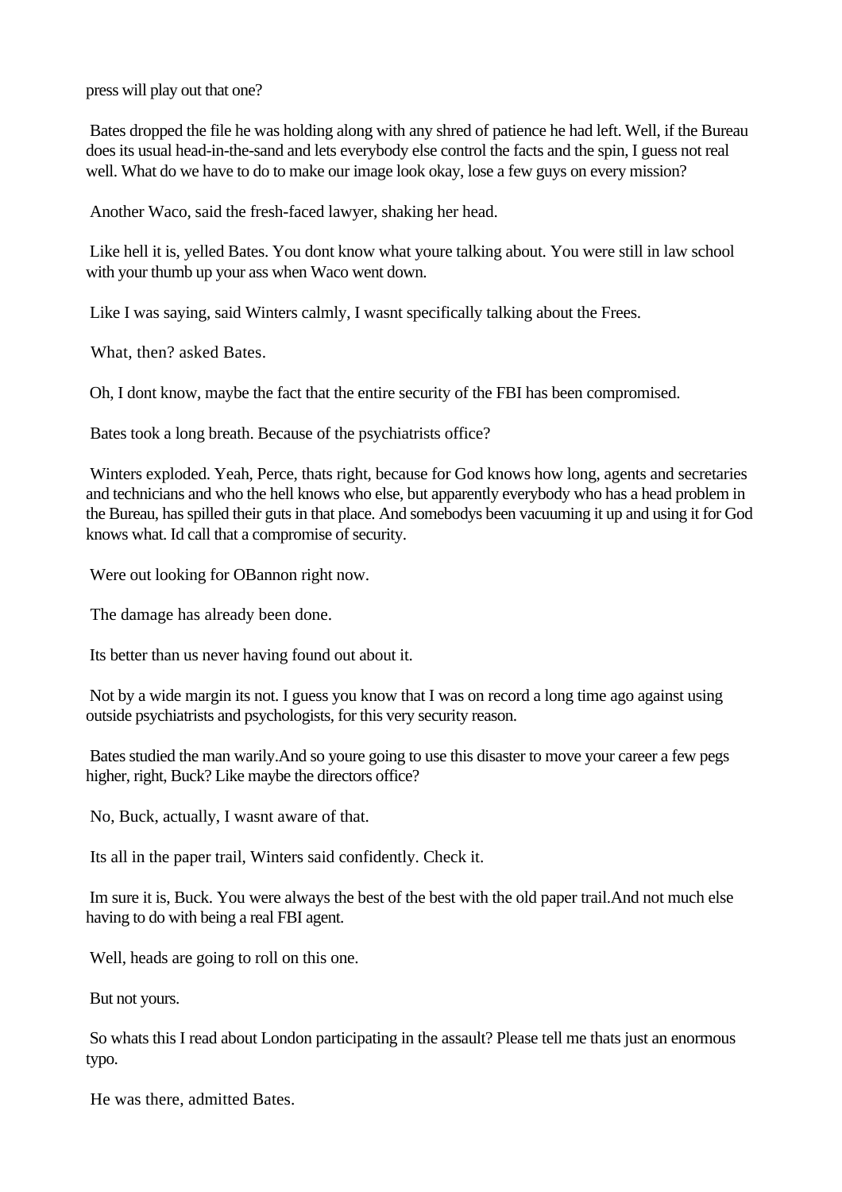press will play out that one?

Bates dropped the file he was holding along with any shred of patience he had left. Well, if the Bureau does its usual head-in-the-sand and lets everybody else control the facts and the spin, I guess not real well. What do we have to do to make our image look okay, lose a few guys on every mission?

Another Waco, said the fresh-faced lawyer, shaking her head.

Like hell it is, yelled Bates. You dont know what youre talking about. You were still in law school with your thumb up your ass when Waco went down.

Like I was saying, said Winters calmly, I wasnt specifically talking about the Frees.

What, then? asked Bates.

Oh, I dont know, maybe the fact that the entire security of the FBI has been compromised.

Bates took a long breath. Because of the psychiatrists office?

Winters exploded. Yeah, Perce, thats right, because for God knows how long, agents and secretaries and technicians and who the hell knows who else, but apparently everybody who has a head problem in the Bureau, has spilled their guts in that place. And somebodys been vacuuming it up and using it for God knows what. Id call that a compromise of security.

Were out looking for OBannon right now.

The damage has already been done.

Its better than us never having found out about it.

Not by a wide margin its not. I guess you know that I was on record a long time ago against using outside psychiatrists and psychologists, for this very security reason.

Bates studied the man warily.And so youre going to use this disaster to move your career a few pegs higher, right, Buck? Like maybe the directors office?

No, Buck, actually, I wasnt aware of that.

Its all in the paper trail, Winters said confidently. Check it.

Im sure it is, Buck. You were always the best of the best with the old paper trail.And not much else having to do with being a real FBI agent.

Well, heads are going to roll on this one.

But not yours.

So whats this I read about London participating in the assault? Please tell me thats just an enormous typo.

He was there, admitted Bates.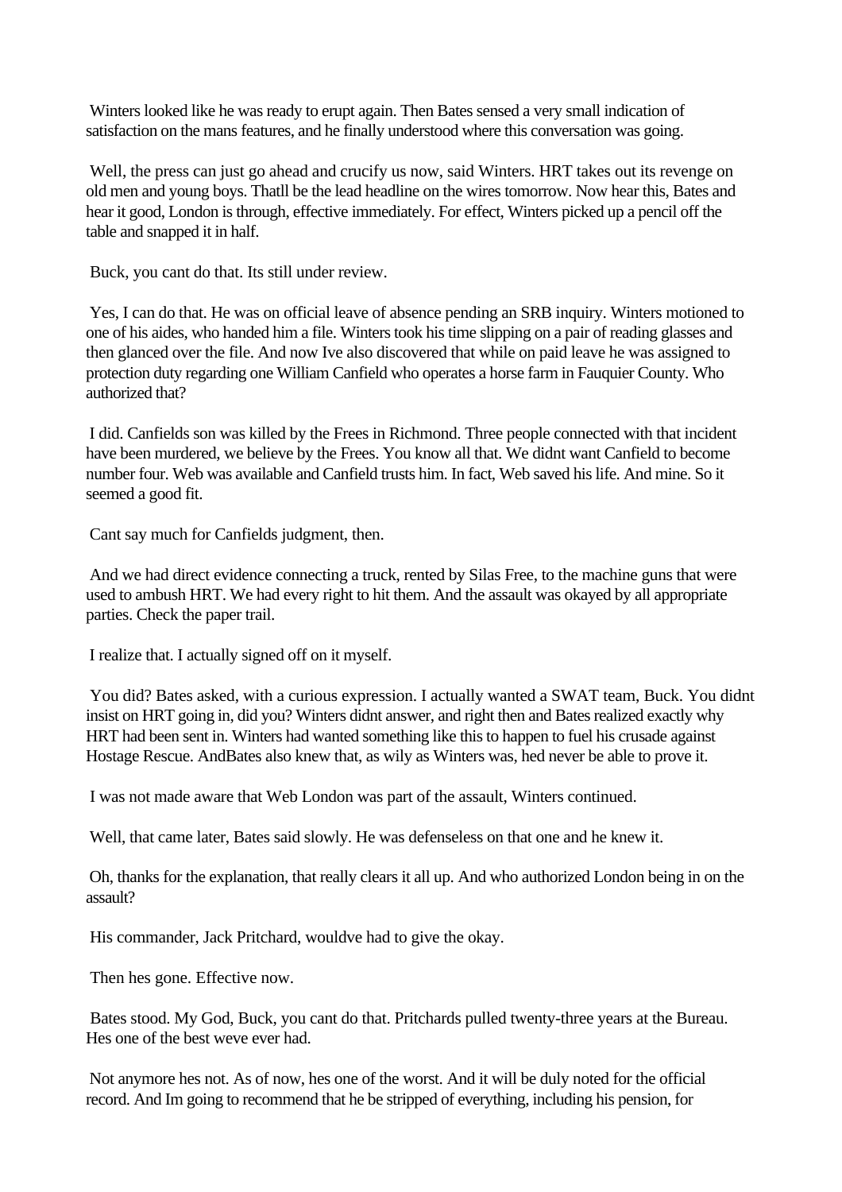Winters looked like he was ready to erupt again. Then Bates sensed a very small indication of satisfaction on the mans features, and he finally understood where this conversation was going.

Well, the press can just go ahead and crucify us now, said Winters. HRT takes out its revenge on old men and young boys. Thatll be the lead headline on the wires tomorrow. Now hear this, Bates and hear it good, London is through, effective immediately. For effect, Winters picked up a pencil off the table and snapped it in half.

Buck, you cant do that. Its still under review.

Yes, I can do that. He was on official leave of absence pending an SRB inquiry. Winters motioned to one of his aides, who handed him a file. Winters took his time slipping on a pair of reading glasses and then glanced over the file. And now Ive also discovered that while on paid leave he was assigned to protection duty regarding one William Canfield who operates a horse farm in Fauquier County. Who authorized that?

I did. Canfields son was killed by the Frees in Richmond. Three people connected with that incident have been murdered, we believe by the Frees. You know all that. We didnt want Canfield to become number four. Web was available and Canfield trusts him. In fact, Web saved his life. And mine. So it seemed a good fit.

Cant say much for Canfields judgment, then.

And we had direct evidence connecting a truck, rented by Silas Free, to the machine guns that were used to ambush HRT. We had every right to hit them. And the assault was okayed by all appropriate parties. Check the paper trail.

I realize that. I actually signed off on it myself.

You did? Bates asked, with a curious expression. I actually wanted a SWAT team, Buck. You didnt insist on HRT going in, did you? Winters didnt answer, and right then and Bates realized exactly why HRT had been sent in. Winters had wanted something like this to happen to fuel his crusade against Hostage Rescue. AndBates also knew that, as wily as Winters was, hed never be able to prove it.

I was not made aware that Web London was part of the assault, Winters continued.

Well, that came later, Bates said slowly. He was defenseless on that one and he knew it.

Oh, thanks for the explanation, that really clears it all up. And who authorized London being in on the assault?

His commander, Jack Pritchard, wouldve had to give the okay.

Then hes gone. Effective now.

Bates stood. My God, Buck, you cant do that. Pritchards pulled twenty-three years at the Bureau. Hes one of the best weve ever had.

Not anymore hes not. As of now, hes one of the worst. And it will be duly noted for the official record. And Im going to recommend that he be stripped of everything, including his pension, for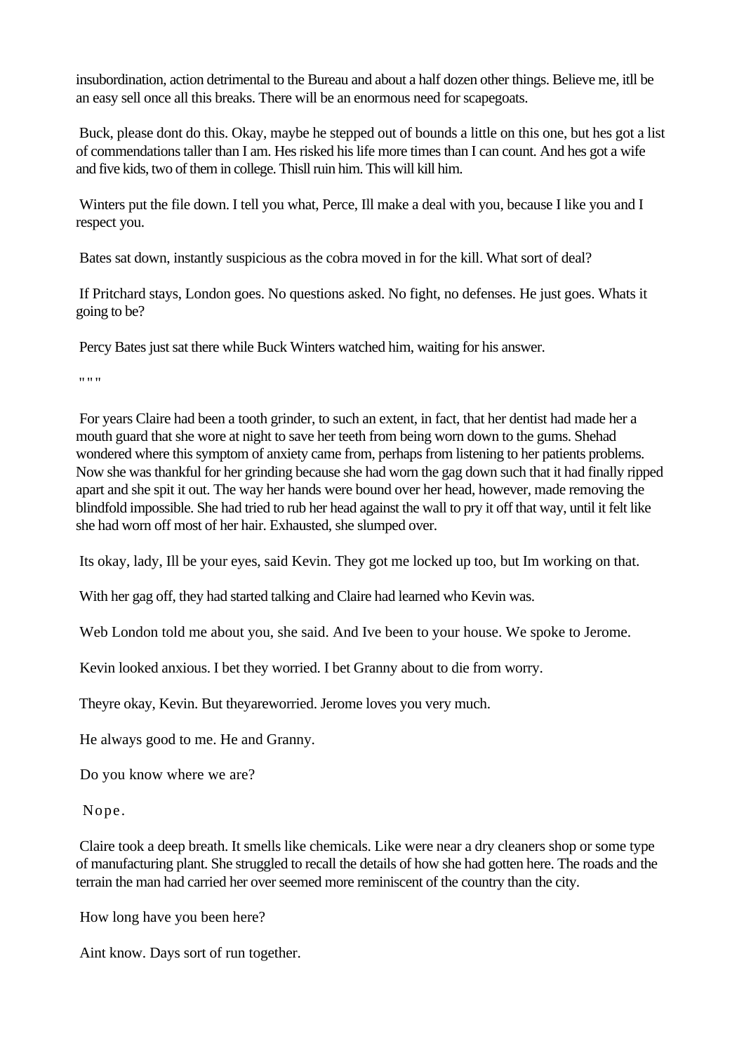insubordination, action detrimental to the Bureau and about a half dozen other things. Believe me, itll be an easy sell once all this breaks. There will be an enormous need for scapegoats.

Buck, please dont do this. Okay, maybe he stepped out of bounds a little on this one, but hes got a list of commendations taller than I am. Hes risked his life more times than I can count. And hes got a wife and five kids, two of them in college. Thisll ruin him. This will kill him.

Winters put the file down. I tell you what, Perce, Ill make a deal with you, because I like you and I respect you.

Bates sat down, instantly suspicious as the cobra moved in for the kill. What sort of deal?

If Pritchard stays, London goes. No questions asked. No fight, no defenses. He just goes. Whats it going to be?

Percy Bates just sat there while Buck Winters watched him, waiting for his answer.

" " "

For years Claire had been a tooth grinder, to such an extent, in fact, that her dentist had made her a mouth guard that she wore at night to save her teeth from being worn down to the gums. Shehad wondered where this symptom of anxiety came from, perhaps from listening to her patients problems. Now she was thankful for her grinding because she had worn the gag down such that it had finally ripped apart and she spit it out. The way her hands were bound over her head, however, made removing the blindfold impossible. She had tried to rub her head against the wall to pry it off that way, until it felt like she had worn off most of her hair. Exhausted, she slumped over.

Its okay, lady, Ill be your eyes, said Kevin. They got me locked up too, but Im working on that.

With her gag off, they had started talking and Claire had learned who Kevin was.

Web London told me about you, she said. And Ive been to your house. We spoke to Jerome.

Kevin looked anxious. I bet they worried. I bet Granny about to die from worry.

Theyre okay, Kevin. But theyareworried. Jerome loves you very much.

He always good to me. He and Granny.

Do you know where we are?

Nope.

Claire took a deep breath. It smells like chemicals. Like were near a dry cleaners shop or some type of manufacturing plant. She struggled to recall the details of how she had gotten here. The roads and the terrain the man had carried her over seemed more reminiscent of the country than the city.

How long have you been here?

Aint know. Days sort of run together.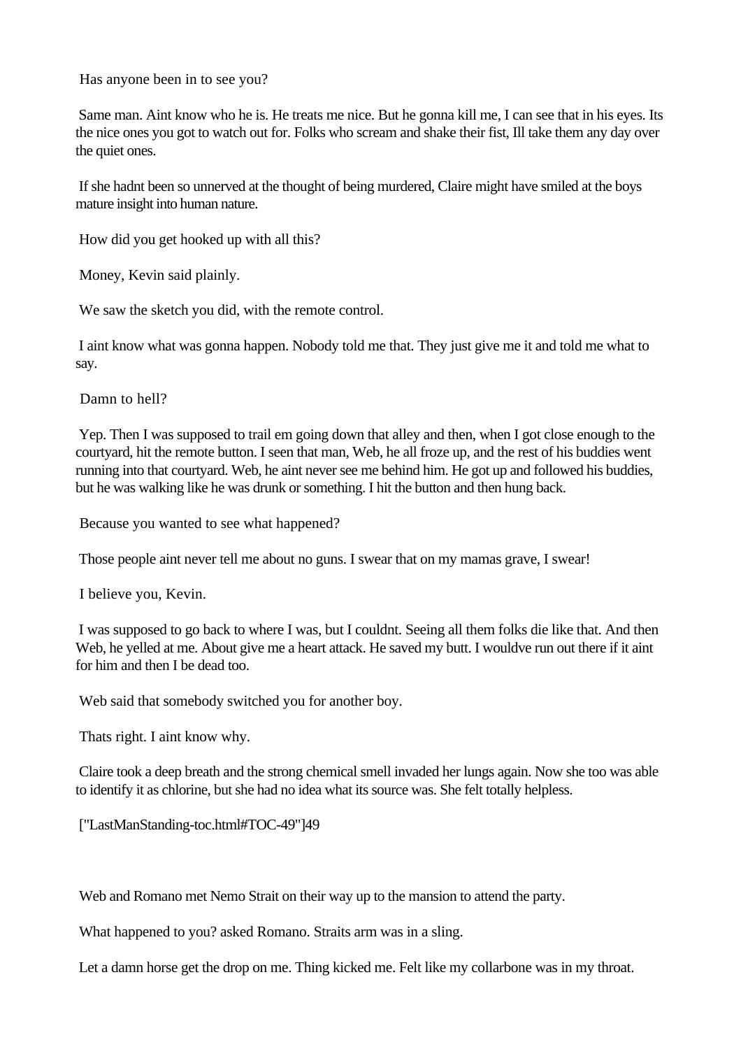Has anyone been in to see you?

Same man. Aint know who he is. He treats me nice. But he gonna kill me, I can see that in his eyes. Its the nice ones you got to watch out for. Folks who scream and shake their fist, Ill take them any day over the quiet ones.

If she hadnt been so unnerved at the thought of being murdered, Claire might have smiled at the boys mature insight into human nature.

How did you get hooked up with all this?

Money, Kevin said plainly.

We saw the sketch you did, with the remote control.

I aint know what was gonna happen. Nobody told me that. They just give me it and told me what to say.

Damn to hell?

Yep. Then I was supposed to trail em going down that alley and then, when I got close enough to the courtyard, hit the remote button. I seen that man, Web, he all froze up, and the rest of his buddies went running into that courtyard. Web, he aint never see me behind him. He got up and followed his buddies, but he was walking like he was drunk or something. I hit the button and then hung back.

Because you wanted to see what happened?

Those people aint never tell me about no guns. I swear that on my mamas grave, I swear!

I believe you, Kevin.

I was supposed to go back to where I was, but I couldnt. Seeing all them folks die like that. And then Web, he yelled at me. About give me a heart attack. He saved my butt. I wouldve run out there if it aint for him and then I be dead too.

Web said that somebody switched you for another boy.

Thats right. I aint know why.

Claire took a deep breath and the strong chemical smell invaded her lungs again. Now she too was able to identify it as chlorine, but she had no idea what its source was. She felt totally helpless.

["LastManStanding-toc.html#TOC-49"]49

Web and Romano met Nemo Strait on their way up to the mansion to attend the party.

What happened to you? asked Romano. Straits arm was in a sling.

Let a damn horse get the drop on me. Thing kicked me. Felt like my collarbone was in my throat.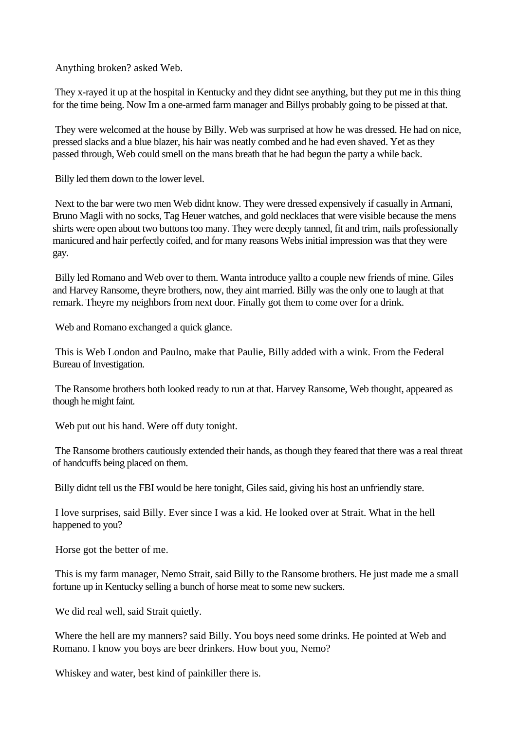Anything broken? asked Web.

They x-rayed it up at the hospital in Kentucky and they didnt see anything, but they put me in this thing for the time being. Now Im a one-armed farm manager and Billys probably going to be pissed at that.

They were welcomed at the house by Billy. Web was surprised at how he was dressed. He had on nice, pressed slacks and a blue blazer, his hair was neatly combed and he had even shaved. Yet as they passed through, Web could smell on the mans breath that he had begun the party a while back.

Billy led them down to the lower level.

Next to the bar were two men Web didnt know. They were dressed expensively if casually in Armani, Bruno Magli with no socks, Tag Heuer watches, and gold necklaces that were visible because the mens shirts were open about two buttons too many. They were deeply tanned, fit and trim, nails professionally manicured and hair perfectly coifed, and for many reasons Webs initial impression was that they were gay.

Billy led Romano and Web over to them. Wanta introduce yallto a couple new friends of mine. Giles and Harvey Ransome, theyre brothers, now, they aint married. Billy was the only one to laugh at that remark. Theyre my neighbors from next door. Finally got them to come over for a drink.

Web and Romano exchanged a quick glance.

This is Web London and Paulno, make that Paulie, Billy added with a wink. From the Federal Bureau of Investigation.

The Ransome brothers both looked ready to run at that. Harvey Ransome, Web thought, appeared as though he might faint.

Web put out his hand. Were off duty tonight.

The Ransome brothers cautiously extended their hands, as though they feared that there was a real threat of handcuffs being placed on them.

Billy didnt tell us the FBI would be here tonight, Giles said, giving his host an unfriendly stare.

I love surprises, said Billy. Ever since I was a kid. He looked over at Strait. What in the hell happened to you?

Horse got the better of me.

This is my farm manager, Nemo Strait, said Billy to the Ransome brothers. He just made me a small fortune up in Kentucky selling a bunch of horse meat to some new suckers.

We did real well, said Strait quietly.

Where the hell are my manners? said Billy. You boys need some drinks. He pointed at Web and Romano. I know you boys are beer drinkers. How bout you, Nemo?

Whiskey and water, best kind of painkiller there is.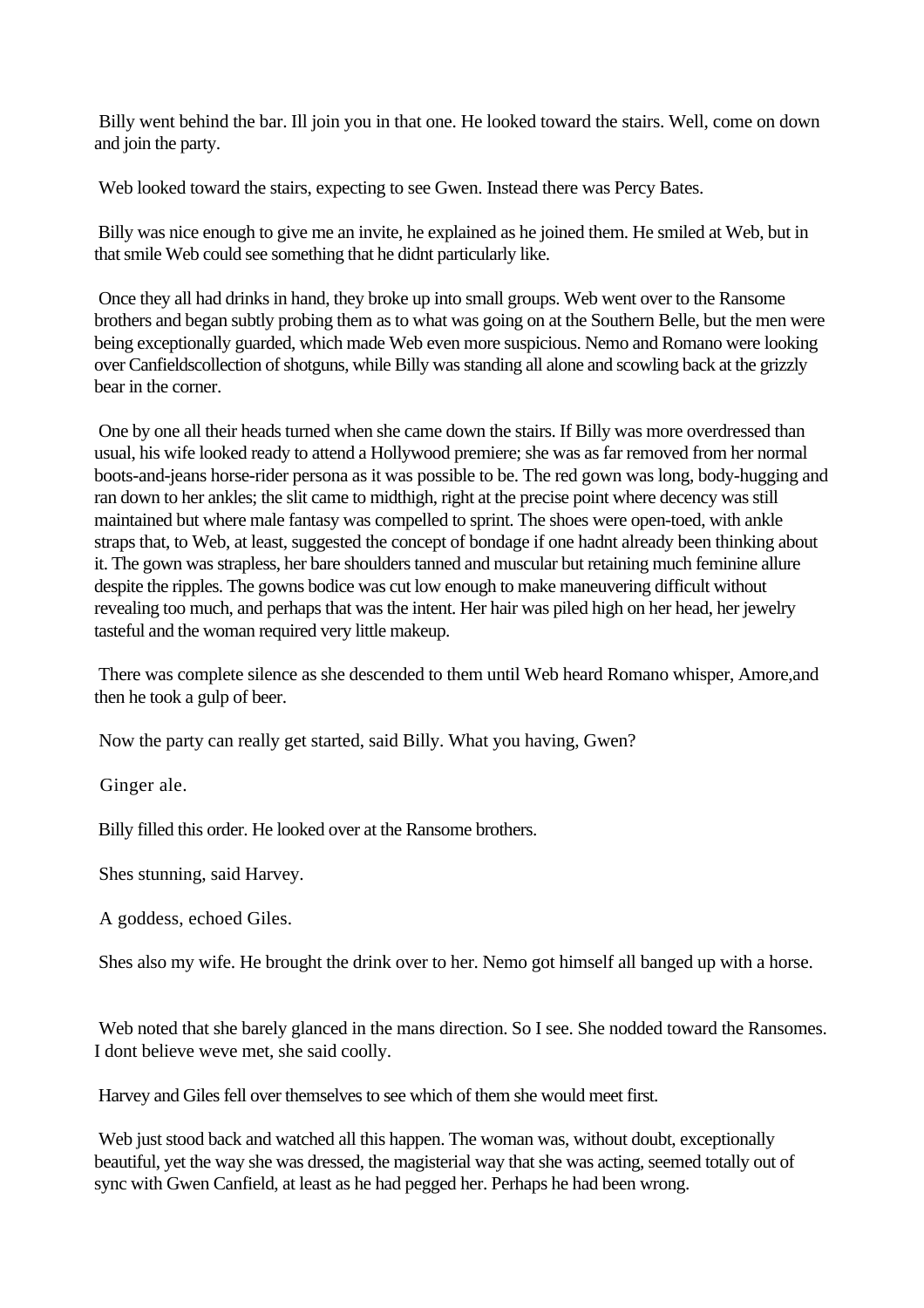Billy went behind the bar. Ill join you in that one. He looked toward the stairs. Well, come on down and join the party.

Web looked toward the stairs, expecting to see Gwen. Instead there was Percy Bates.

Billy was nice enough to give me an invite, he explained as he joined them. He smiled at Web, but in that smile Web could see something that he didnt particularly like.

Once they all had drinks in hand, they broke up into small groups. Web went over to the Ransome brothers and began subtly probing them as to what was going on at the Southern Belle, but the men were being exceptionally guarded, which made Web even more suspicious. Nemo and Romano were looking over Canfieldscollection of shotguns, while Billy was standing all alone and scowling back at the grizzly bear in the corner.

One by one all their heads turned when she came down the stairs. If Billy was more overdressed than usual, his wife looked ready to attend a Hollywood premiere; she was as far removed from her normal boots-and-jeans horse-rider persona as it was possible to be. The red gown was long, body-hugging and ran down to her ankles; the slit came to midthigh, right at the precise point where decency was still maintained but where male fantasy was compelled to sprint. The shoes were open-toed, with ankle straps that, to Web, at least, suggested the concept of bondage if one hadnt already been thinking about it. The gown was strapless, her bare shoulders tanned and muscular but retaining much feminine allure despite the ripples. The gowns bodice was cut low enough to make maneuvering difficult without revealing too much, and perhaps that was the intent. Her hair was piled high on her head, her jewelry tasteful and the woman required very little makeup.

There was complete silence as she descended to them until Web heard Romano whisper, Amore,and then he took a gulp of beer.

Now the party can really get started, said Billy. What you having, Gwen?

Ginger ale.

Billy filled this order. He looked over at the Ransome brothers.

Shes stunning, said Harvey.

A goddess, echoed Giles.

Shes also my wife. He brought the drink over to her. Nemo got himself all banged up with a horse.

Web noted that she barely glanced in the mans direction. So I see. She nodded toward the Ransomes. I dont believe weve met, she said coolly.

Harvey and Giles fell over themselves to see which of them she would meet first.

Web just stood back and watched all this happen. The woman was, without doubt, exceptionally beautiful, yet the way she was dressed, the magisterial way that she was acting, seemed totally out of sync with Gwen Canfield, at least as he had pegged her. Perhaps he had been wrong.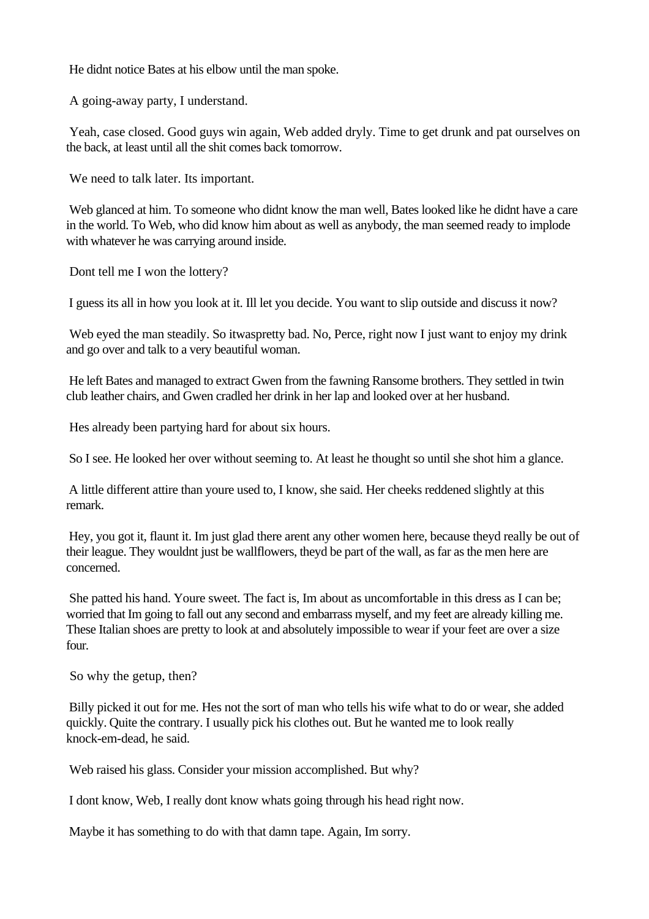He didnt notice Bates at his elbow until the man spoke.

A going-away party, I understand.

Yeah, case closed. Good guys win again, Web added dryly. Time to get drunk and pat ourselves on the back, at least until all the shit comes back tomorrow.

We need to talk later. Its important.

Web glanced at him. To someone who didnt know the man well, Bates looked like he didnt have a care in the world. To Web, who did know him about as well as anybody, the man seemed ready to implode with whatever he was carrying around inside.

Dont tell me I won the lottery?

I guess its all in how you look at it. Ill let you decide. You want to slip outside and discuss it now?

Web eyed the man steadily. So itwaspretty bad. No, Perce, right now I just want to enjoy my drink and go over and talk to a very beautiful woman.

He left Bates and managed to extract Gwen from the fawning Ransome brothers. They settled in twin club leather chairs, and Gwen cradled her drink in her lap and looked over at her husband.

Hes already been partying hard for about six hours.

So I see. He looked her over without seeming to. At least he thought so until she shot him a glance.

A little different attire than youre used to, I know, she said. Her cheeks reddened slightly at this remark.

Hey, you got it, flaunt it. Im just glad there arent any other women here, because theyd really be out of their league. They wouldnt just be wallflowers, theyd be part of the wall, as far as the men here are concerned.

She patted his hand. Youre sweet. The fact is, Im about as uncomfortable in this dress as I can be; worried that Im going to fall out any second and embarrass myself, and my feet are already killing me. These Italian shoes are pretty to look at and absolutely impossible to wear if your feet are over a size four.

So why the getup, then?

Billy picked it out for me. Hes not the sort of man who tells his wife what to do or wear, she added quickly. Quite the contrary. I usually pick his clothes out. But he wanted me to look really knock-em-dead, he said.

Web raised his glass. Consider your mission accomplished. But why?

I dont know, Web, I really dont know whats going through his head right now.

Maybe it has something to do with that damn tape. Again, Im sorry.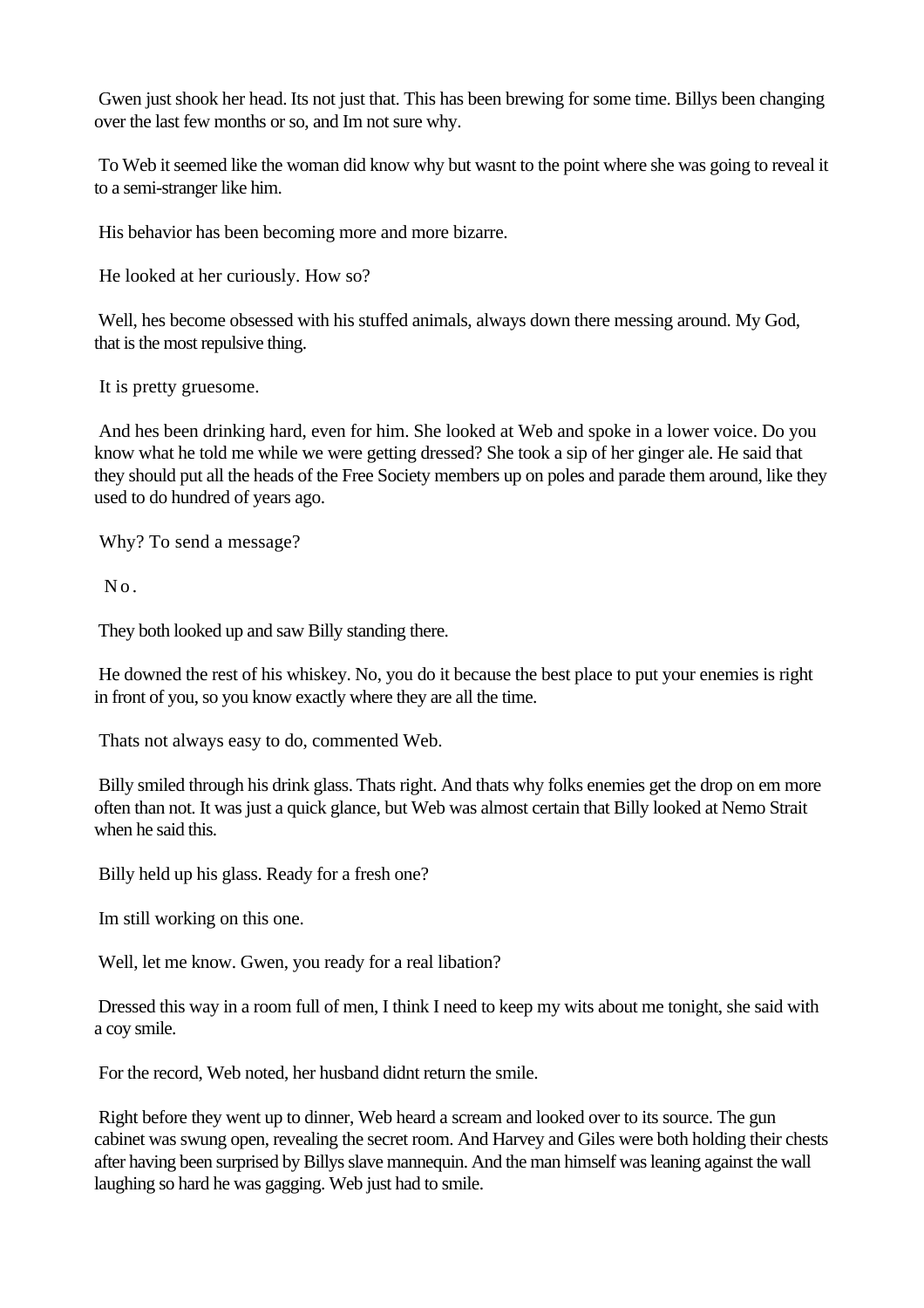Gwen just shook her head. Its not just that. This has been brewing for some time. Billys been changing over the last few months or so, and Im not sure why.

To Web it seemed like the woman did know why but wasnt to the point where she was going to reveal it to a semi-stranger like him.

His behavior has been becoming more and more bizarre.

He looked at her curiously. How so?

Well, hes become obsessed with his stuffed animals, always down there messing around. My God, that is the most repulsive thing.

It is pretty gruesome.

And hes been drinking hard, even for him. She looked at Web and spoke in a lower voice. Do you know what he told me while we were getting dressed? She took a sip of her ginger ale. He said that they should put all the heads of the Free Society members up on poles and parade them around, like they used to do hundred of years ago.

Why? To send a message?

No.

They both looked up and saw Billy standing there.

He downed the rest of his whiskey. No, you do it because the best place to put your enemies is right in front of you, so you know exactly where they are all the time.

Thats not always easy to do, commented Web.

Billy smiled through his drink glass. Thats right. And thats why folks enemies get the drop on em more often than not. It was just a quick glance, but Web was almost certain that Billy looked at Nemo Strait when he said this.

Billy held up his glass. Ready for a fresh one?

Im still working on this one.

Well, let me know. Gwen, you ready for a real libation?

Dressed this way in a room full of men, I think I need to keep my wits about me tonight, she said with a coy smile.

For the record, Web noted, her husband didnt return the smile.

Right before they went up to dinner, Web heard a scream and looked over to its source. The gun cabinet was swung open, revealing the secret room. And Harvey and Giles were both holding their chests after having been surprised by Billys slave mannequin. And the man himself was leaning against the wall laughing so hard he was gagging. Web just had to smile.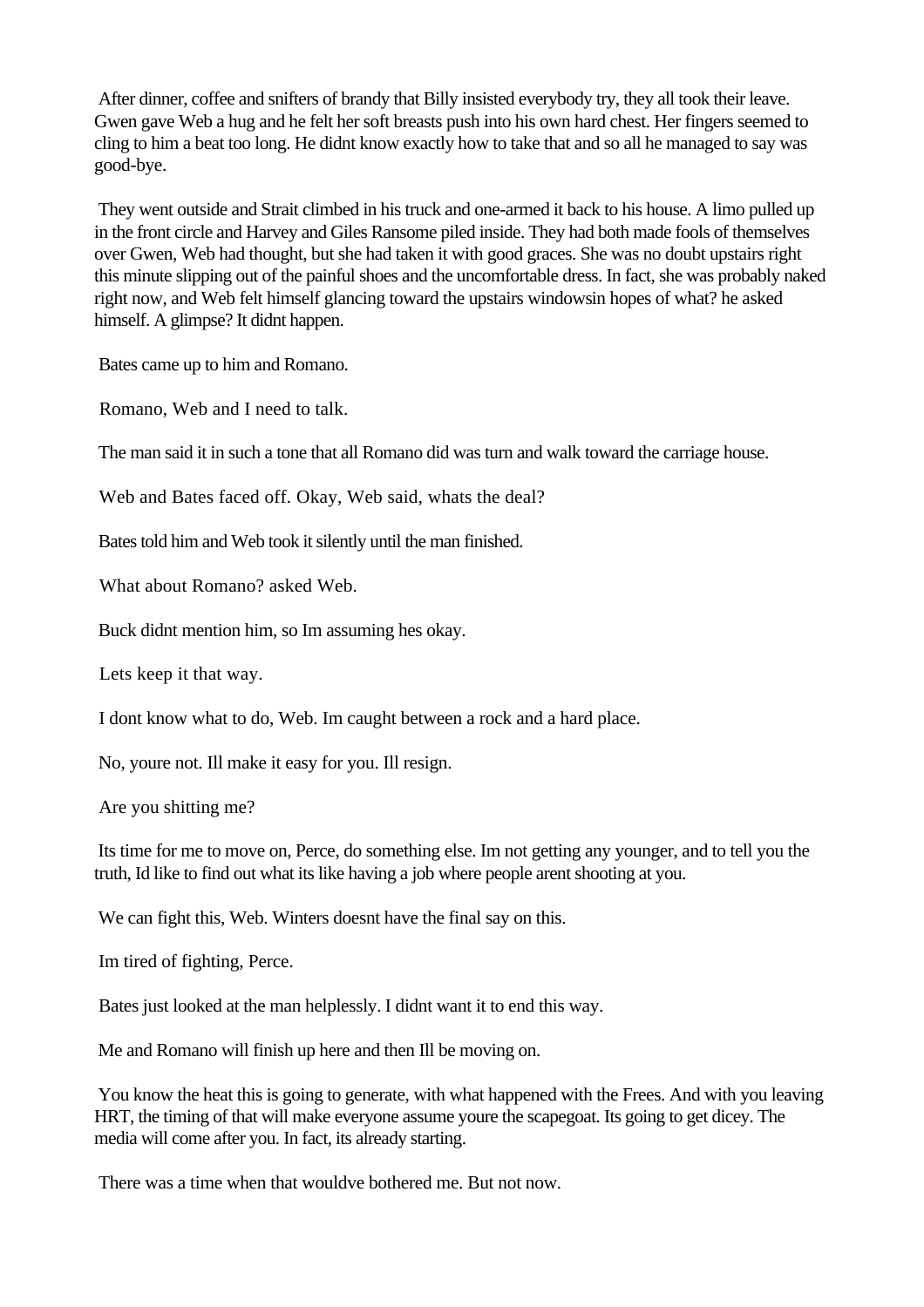After dinner, coffee and snifters of brandy that Billy insisted everybody try, they all took their leave. Gwen gave Web a hug and he felt her soft breasts push into his own hard chest. Her fingers seemed to cling to him a beat too long. He didnt know exactly how to take that and so all he managed to say was good-bye.

They went outside and Strait climbed in his truck and one-armed it back to his house. A limo pulled up in the front circle and Harvey and Giles Ransome piled inside. They had both made fools of themselves over Gwen, Web had thought, but she had taken it with good graces. She was no doubt upstairs right this minute slipping out of the painful shoes and the uncomfortable dress. In fact, she was probably naked right now, and Web felt himself glancing toward the upstairs windowsin hopes of what? he asked himself. A glimpse? It didnt happen.

Bates came up to him and Romano.

Romano, Web and I need to talk.

The man said it in such a tone that all Romano did was turn and walk toward the carriage house.

Web and Bates faced off. Okay, Web said, whats the deal?

Bates told him and Web took it silently until the man finished.

What about Romano? asked Web.

Buck didnt mention him, so Im assuming hes okay.

Lets keep it that way.

I dont know what to do, Web. Im caught between a rock and a hard place.

No, youre not. Ill make it easy for you. Ill resign.

Are you shitting me?

Its time for me to move on, Perce, do something else. Im not getting any younger, and to tell you the truth, Id like to find out what its like having a job where people arent shooting at you.

We can fight this, Web. Winters doesnt have the final say on this.

Im tired of fighting, Perce.

Bates just looked at the man helplessly. I didnt want it to end this way.

Me and Romano will finish up here and then Ill be moving on.

You know the heat this is going to generate, with what happened with the Frees. And with you leaving HRT, the timing of that will make everyone assume youre the scapegoat. Its going to get dicey. The media will come after you. In fact, its already starting.

There was a time when that wouldve bothered me. But not now.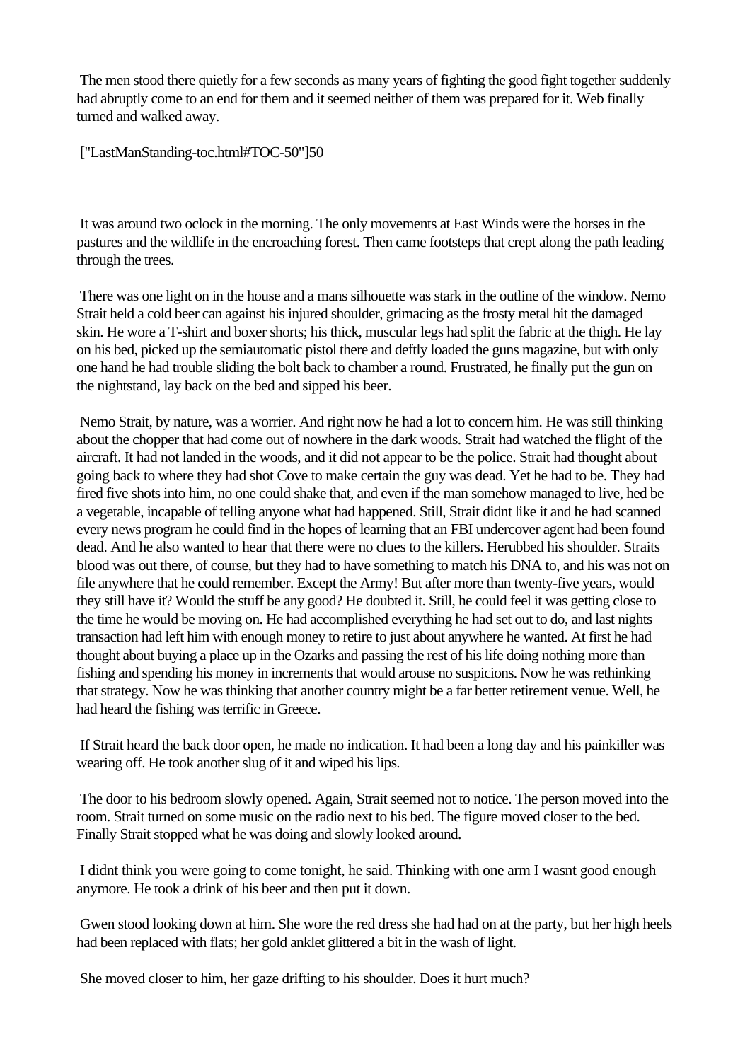The men stood there quietly for a few seconds as many years of fighting the good fight together suddenly had abruptly come to an end for them and it seemed neither of them was prepared for it. Web finally turned and walked away.

["LastManStanding-toc.html#TOC-50"]50

It was around two oclock in the morning. The only movements at East Winds were the horses in the pastures and the wildlife in the encroaching forest. Then came footsteps that crept along the path leading through the trees.

There was one light on in the house and a mans silhouette was stark in the outline of the window. Nemo Strait held a cold beer can against his injured shoulder, grimacing as the frosty metal hit the damaged skin. He wore a T-shirt and boxer shorts; his thick, muscular legs had split the fabric at the thigh. He lay on his bed, picked up the semiautomatic pistol there and deftly loaded the guns magazine, but with only one hand he had trouble sliding the bolt back to chamber a round. Frustrated, he finally put the gun on the nightstand, lay back on the bed and sipped his beer.

Nemo Strait, by nature, was a worrier. And right now he had a lot to concern him. He was still thinking about the chopper that had come out of nowhere in the dark woods. Strait had watched the flight of the aircraft. It had not landed in the woods, and it did not appear to be the police. Strait had thought about going back to where they had shot Cove to make certain the guy was dead. Yet he had to be. They had fired five shots into him, no one could shake that, and even if the man somehow managed to live, hed be a vegetable, incapable of telling anyone what had happened. Still, Strait didnt like it and he had scanned every news program he could find in the hopes of learning that an FBI undercover agent had been found dead. And he also wanted to hear that there were no clues to the killers. Herubbed his shoulder. Straits blood was out there, of course, but they had to have something to match his DNA to, and his was not on file anywhere that he could remember. Except the Army! But after more than twenty-five years, would they still have it? Would the stuff be any good? He doubted it. Still, he could feel it was getting close to the time he would be moving on. He had accomplished everything he had set out to do, and last nights transaction had left him with enough money to retire to just about anywhere he wanted. At first he had thought about buying a place up in the Ozarks and passing the rest of his life doing nothing more than fishing and spending his money in increments that would arouse no suspicions. Now he was rethinking that strategy. Now he was thinking that another country might be a far better retirement venue. Well, he had heard the fishing was terrific in Greece.

If Strait heard the back door open, he made no indication. It had been a long day and his painkiller was wearing off. He took another slug of it and wiped his lips.

The door to his bedroom slowly opened. Again, Strait seemed not to notice. The person moved into the room. Strait turned on some music on the radio next to his bed. The figure moved closer to the bed. Finally Strait stopped what he was doing and slowly looked around.

I didnt think you were going to come tonight, he said. Thinking with one arm I wasnt good enough anymore. He took a drink of his beer and then put it down.

Gwen stood looking down at him. She wore the red dress she had had on at the party, but her high heels had been replaced with flats; her gold anklet glittered a bit in the wash of light.

She moved closer to him, her gaze drifting to his shoulder. Does it hurt much?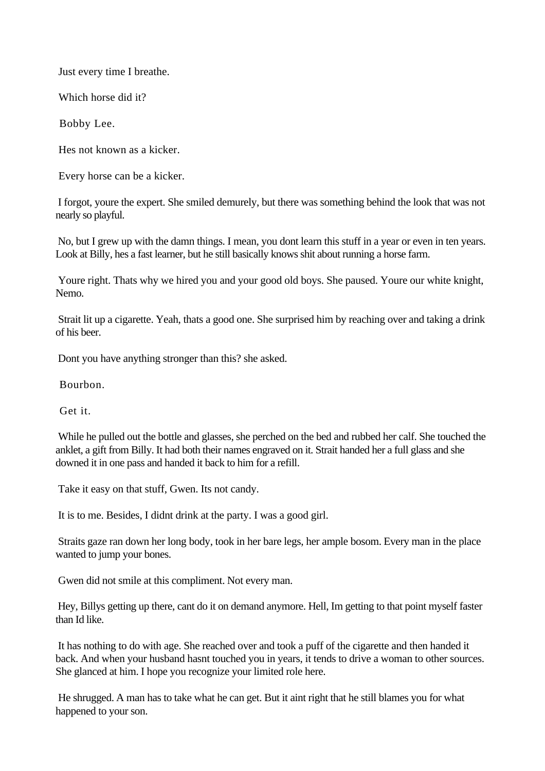Just every time I breathe.

Which horse did it?

Bobby Lee.

Hes not known as a kicker.

Every horse can be a kicker.

I forgot, youre the expert. She smiled demurely, but there was something behind the look that was not nearly so playful.

No, but I grew up with the damn things. I mean, you dont learn this stuff in a year or even in ten years. Look at Billy, hes a fast learner, but he still basically knows shit about running a horse farm.

Youre right. Thats why we hired you and your good old boys. She paused. Youre our white knight, Nemo.

Strait lit up a cigarette. Yeah, thats a good one. She surprised him by reaching over and taking a drink of his beer.

Dont you have anything stronger than this? she asked.

Bourbon.

Get it.

While he pulled out the bottle and glasses, she perched on the bed and rubbed her calf. She touched the anklet, a gift from Billy. It had both their names engraved on it. Strait handed her a full glass and she downed it in one pass and handed it back to him for a refill.

Take it easy on that stuff, Gwen. Its not candy.

It is to me. Besides, I didnt drink at the party. I was a good girl.

Straits gaze ran down her long body, took in her bare legs, her ample bosom. Every man in the place wanted to jump your bones.

Gwen did not smile at this compliment. Not every man.

Hey, Billys getting up there, cant do it on demand anymore. Hell, Im getting to that point myself faster than Id like.

It has nothing to do with age. She reached over and took a puff of the cigarette and then handed it back. And when your husband hasnt touched you in years, it tends to drive a woman to other sources. She glanced at him. I hope you recognize your limited role here.

He shrugged. A man has to take what he can get. But it aint right that he still blames you for what happened to your son.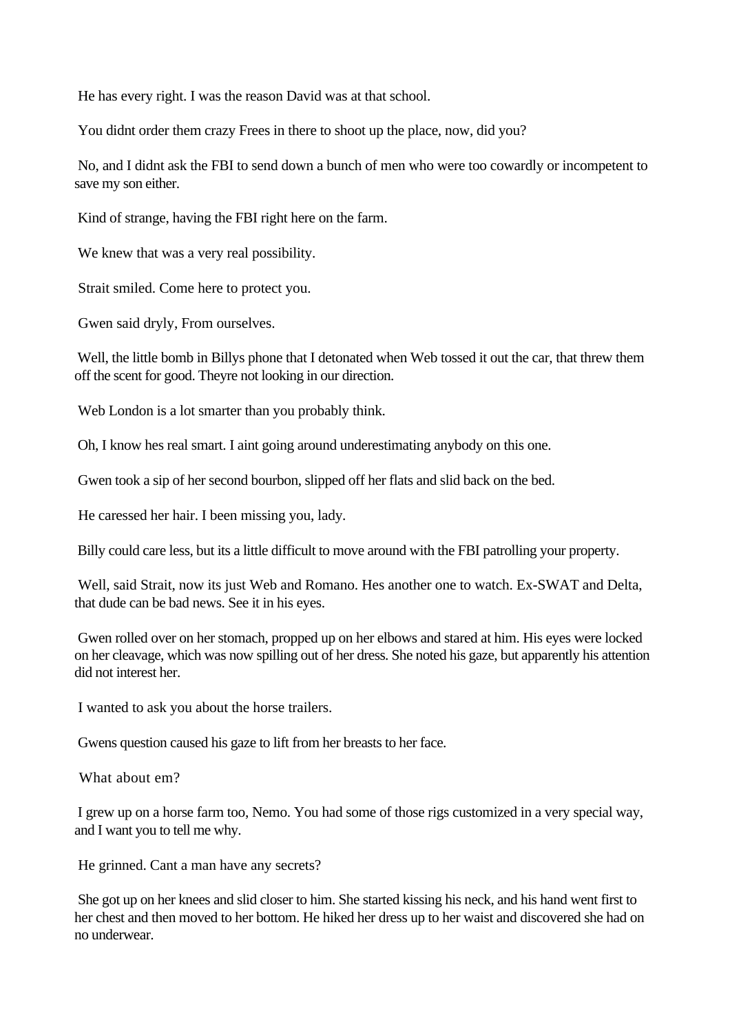He has every right. I was the reason David was at that school.

You didnt order them crazy Frees in there to shoot up the place, now, did you?

No, and I didnt ask the FBI to send down a bunch of men who were too cowardly or incompetent to save my son either.

Kind of strange, having the FBI right here on the farm.

We knew that was a very real possibility.

Strait smiled. Come here to protect you.

Gwen said dryly, From ourselves.

Well, the little bomb in Billys phone that I detonated when Web tossed it out the car, that threw them off the scent for good. Theyre not looking in our direction.

Web London is a lot smarter than you probably think.

Oh, I know hes real smart. I aint going around underestimating anybody on this one.

Gwen took a sip of her second bourbon, slipped off her flats and slid back on the bed.

He caressed her hair. I been missing you, lady.

Billy could care less, but its a little difficult to move around with the FBI patrolling your property.

Well, said Strait, now its just Web and Romano. Hes another one to watch. Ex-SWAT and Delta, that dude can be bad news. See it in his eyes.

Gwen rolled over on her stomach, propped up on her elbows and stared at him. His eyes were locked on her cleavage, which was now spilling out of her dress. She noted his gaze, but apparently his attention did not interest her.

I wanted to ask you about the horse trailers.

Gwens question caused his gaze to lift from her breasts to her face.

What about em?

I grew up on a horse farm too, Nemo. You had some of those rigs customized in a very special way, and I want you to tell me why.

He grinned. Cant a man have any secrets?

She got up on her knees and slid closer to him. She started kissing his neck, and his hand went first to her chest and then moved to her bottom. He hiked her dress up to her waist and discovered she had on no underwear.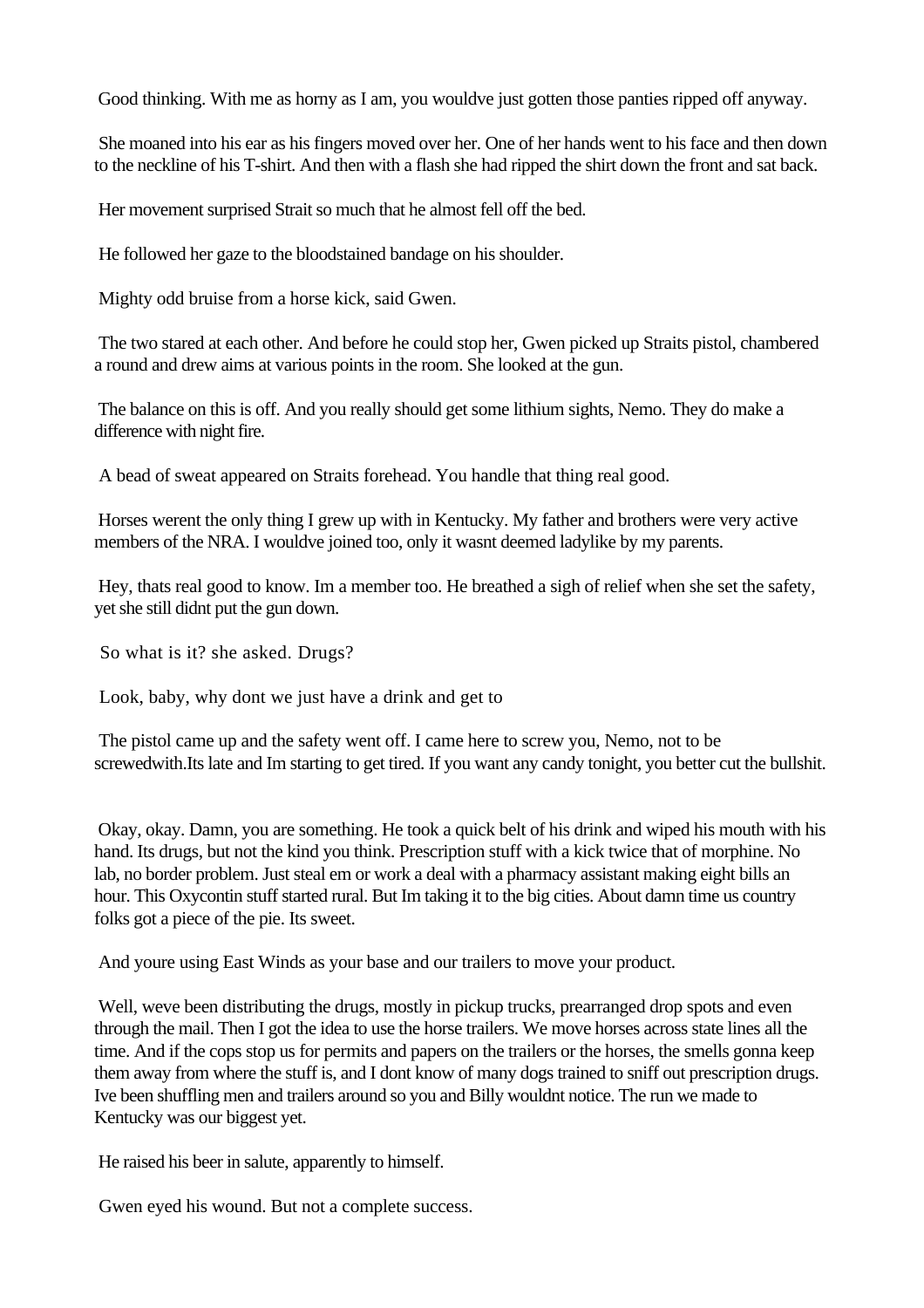Good thinking. With me as horny as I am, you wouldve just gotten those panties ripped off anyway.

She moaned into his ear as his fingers moved over her. One of her hands went to his face and then down to the neckline of his T-shirt. And then with a flash she had ripped the shirt down the front and sat back.

Her movement surprised Strait so much that he almost fell off the bed.

He followed her gaze to the bloodstained bandage on his shoulder.

Mighty odd bruise from a horse kick, said Gwen.

The two stared at each other. And before he could stop her, Gwen picked up Straits pistol, chambered a round and drew aims at various points in the room. She looked at the gun.

The balance on this is off. And you really should get some lithium sights, Nemo. They do make a difference with night fire.

A bead of sweat appeared on Straits forehead. You handle that thing real good.

Horses werent the only thing I grew up with in Kentucky. My father and brothers were very active members of the NRA. I wouldve joined too, only it wasnt deemed ladylike by my parents.

Hey, thats real good to know. Im a member too. He breathed a sigh of relief when she set the safety, yet she still didnt put the gun down.

So what is it? she asked. Drugs?

Look, baby, why dont we just have a drink and get to

The pistol came up and the safety went off. I came here to screw you, Nemo, not to be screwedwith.Its late and Im starting to get tired. If you want any candy tonight, you better cut the bullshit.

Okay, okay. Damn, you are something. He took a quick belt of his drink and wiped his mouth with his hand. Its drugs, but not the kind you think. Prescription stuff with a kick twice that of morphine. No lab, no border problem. Just steal em or work a deal with a pharmacy assistant making eight bills an hour. This Oxycontin stuff started rural. But Im taking it to the big cities. About damn time us country folks got a piece of the pie. Its sweet.

And youre using East Winds as your base and our trailers to move your product.

Well, weve been distributing the drugs, mostly in pickup trucks, prearranged drop spots and even through the mail. Then I got the idea to use the horse trailers. We move horses across state lines all the time. And if the cops stop us for permits and papers on the trailers or the horses, the smells gonna keep them away from where the stuff is, and I dont know of many dogs trained to sniff out prescription drugs. Ive been shuffling men and trailers around so you and Billy wouldnt notice. The run we made to Kentucky was our biggest yet.

He raised his beer in salute, apparently to himself.

Gwen eyed his wound. But not a complete success.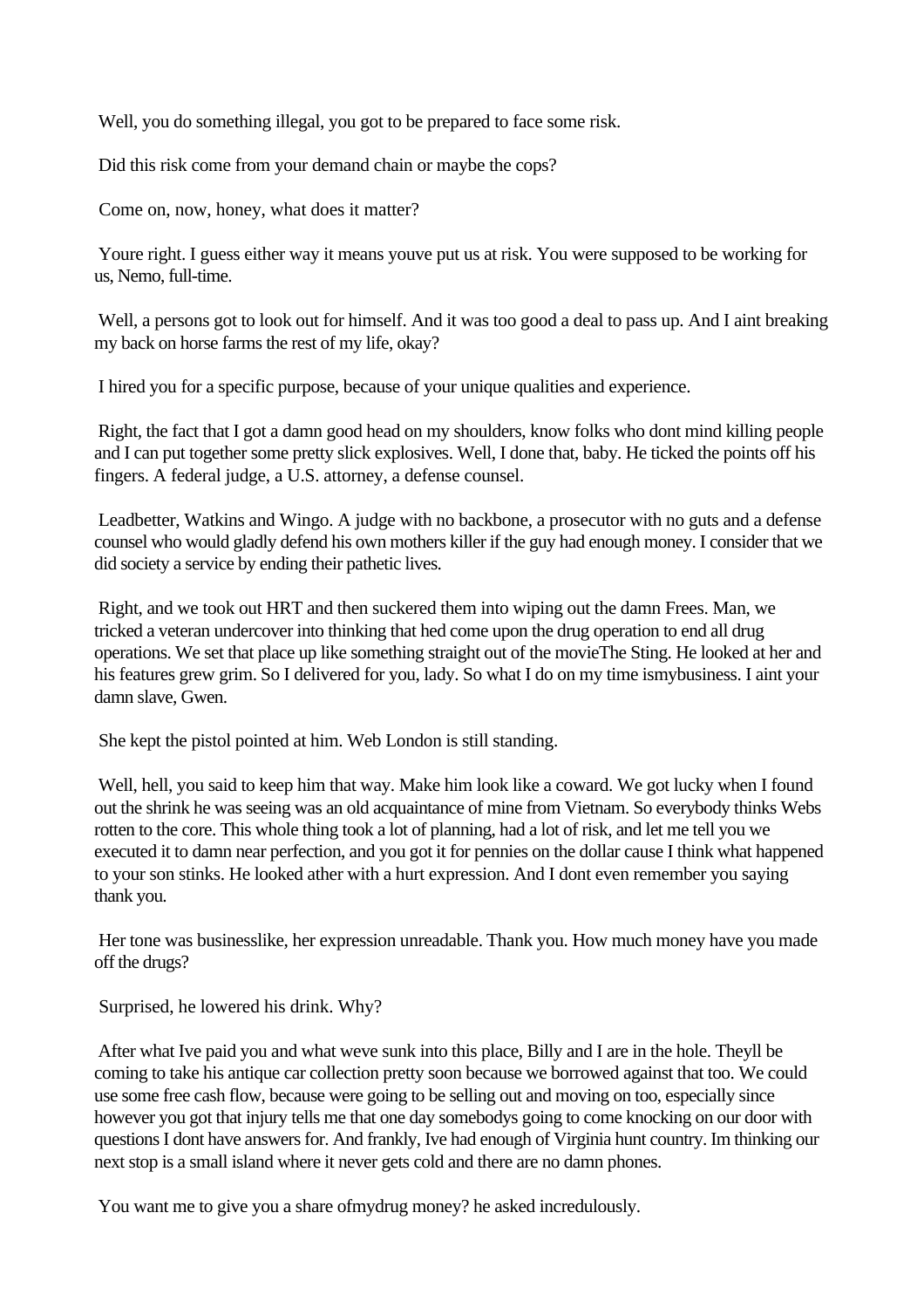Well, you do something illegal, you got to be prepared to face some risk.

Did this risk come from your demand chain or maybe the cops?

Come on, now, honey, what does it matter?

Youre right. I guess either way it means youve put us at risk. You were supposed to be working for us, Nemo, full-time.

Well, a persons got to look out for himself. And it was too good a deal to pass up. And I aint breaking my back on horse farms the rest of my life, okay?

I hired you for a specific purpose, because of your unique qualities and experience.

Right, the fact that I got a damn good head on my shoulders, know folks who dont mind killing people and I can put together some pretty slick explosives. Well, I done that, baby. He ticked the points off his fingers. A federal judge, a U.S. attorney, a defense counsel.

Leadbetter, Watkins and Wingo. A judge with no backbone, a prosecutor with no guts and a defense counsel who would gladly defend his own mothers killer if the guy had enough money. I consider that we did society a service by ending their pathetic lives.

Right, and we took out HRT and then suckered them into wiping out the damn Frees. Man, we tricked a veteran undercover into thinking that hed come upon the drug operation to end all drug operations. We set that place up like something straight out of the movieThe Sting. He looked at her and his features grew grim. So I delivered for you, lady. So what I do on my time ismybusiness. I aint your damn slave, Gwen.

She kept the pistol pointed at him. Web London is still standing.

Well, hell, you said to keep him that way. Make him look like a coward. We got lucky when I found out the shrink he was seeing was an old acquaintance of mine from Vietnam. So everybody thinks Webs rotten to the core. This whole thing took a lot of planning, had a lot of risk, and let me tell you we executed it to damn near perfection, and you got it for pennies on the dollar cause I think what happened to your son stinks. He looked ather with a hurt expression. And I dont even remember you saying thank you.

Her tone was businesslike, her expression unreadable. Thank you. How much money have you made off the drugs?

Surprised, he lowered his drink. Why?

After what Ive paid you and what weve sunk into this place, Billy and I are in the hole. Theyll be coming to take his antique car collection pretty soon because we borrowed against that too. We could use some free cash flow, because were going to be selling out and moving on too, especially since however you got that injury tells me that one day somebodys going to come knocking on our door with questions I dont have answers for. And frankly, Ive had enough of Virginia hunt country. Im thinking our next stop is a small island where it never gets cold and there are no damn phones.

You want me to give you a share ofmydrug money? he asked incredulously.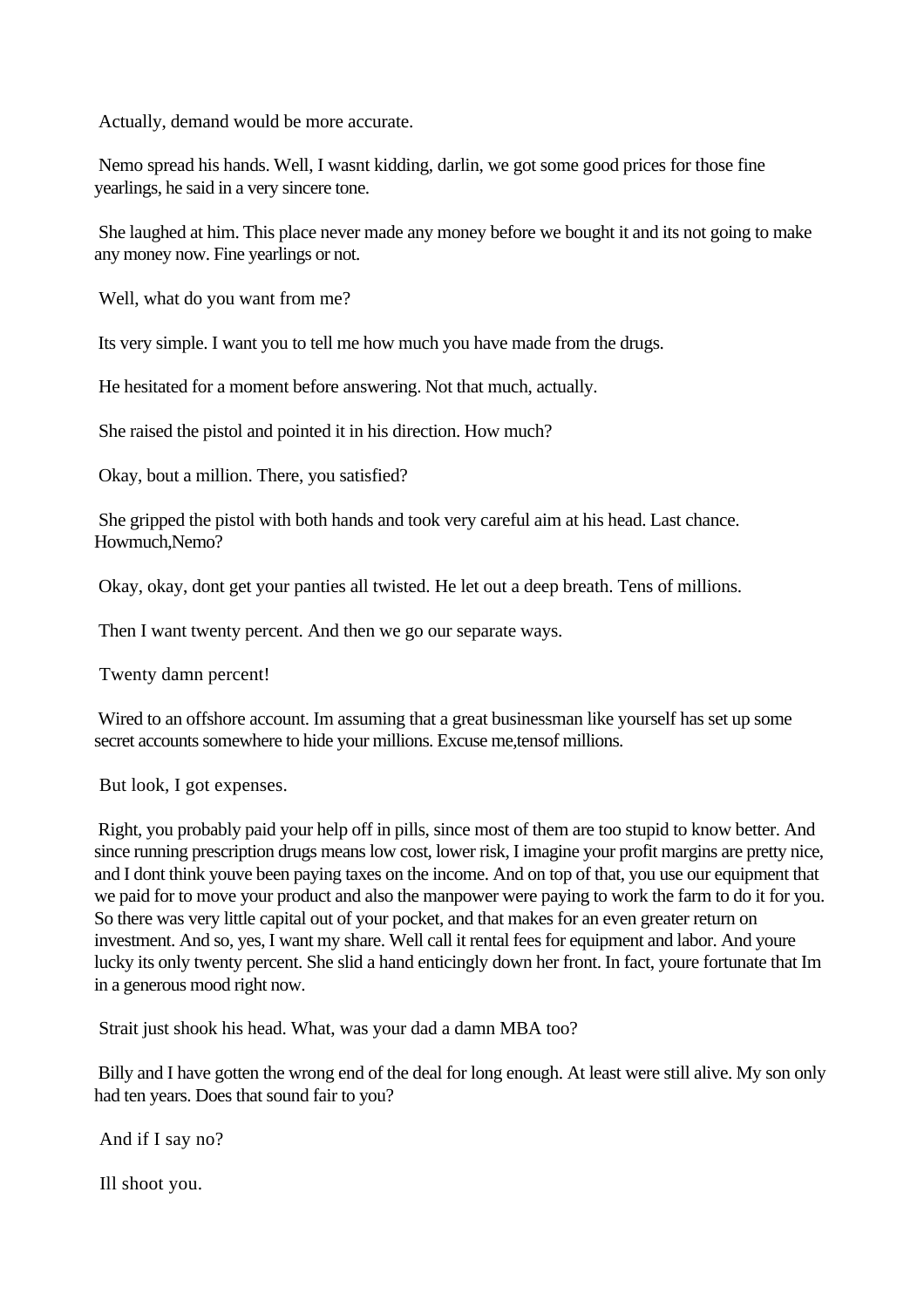Actually, demand would be more accurate.

Nemo spread his hands. Well, I wasnt kidding, darlin, we got some good prices for those fine yearlings, he said in a very sincere tone.

She laughed at him. This place never made any money before we bought it and its not going to make any money now. Fine yearlings or not.

Well, what do you want from me?

Its very simple. I want you to tell me how much you have made from the drugs.

He hesitated for a moment before answering. Not that much, actually.

She raised the pistol and pointed it in his direction. How much?

Okay, bout a million. There, you satisfied?

She gripped the pistol with both hands and took very careful aim at his head. Last chance. *Howmuch,Nemo?*

Okay, okay, dont get your panties all twisted. He let out a deep breath. Tens of millions.

Then I want twenty percent. And then we go our separate ways.

Twenty damn percent!

Wired to an offshore account. Im assuming that a great businessman like yourself has set up some secret accounts somewhere to hide your millions. Excuse me,*tens*of millions.

But look, I got expenses.

Right, you probably paid your help off in pills, since most of them are too stupid to know better. And since running prescription drugs means low cost, lower risk, I imagine your profit margins are pretty nice, and I dont think youve been paying taxes on the income. And on top of that, you use our equipment that we paid for to move your product and also the manpower were paying to work the farm to do it for you. So there was very little capital out of your pocket, and that makes for an even greater return on investment. And so, yes, I want my share. Well call it rental fees for equipment and labor. And youre lucky its only twenty percent. She slid a hand enticingly down her front. In fact, youre fortunate that Im in a generous mood right now.

Strait just shook his head. What, was your dad a damn MBA too?

Billy and I have gotten the wrong end of the deal for long enough. At least were still alive. My son only had ten years. Does that sound fair to you?

And if I say no?

Ill shoot you.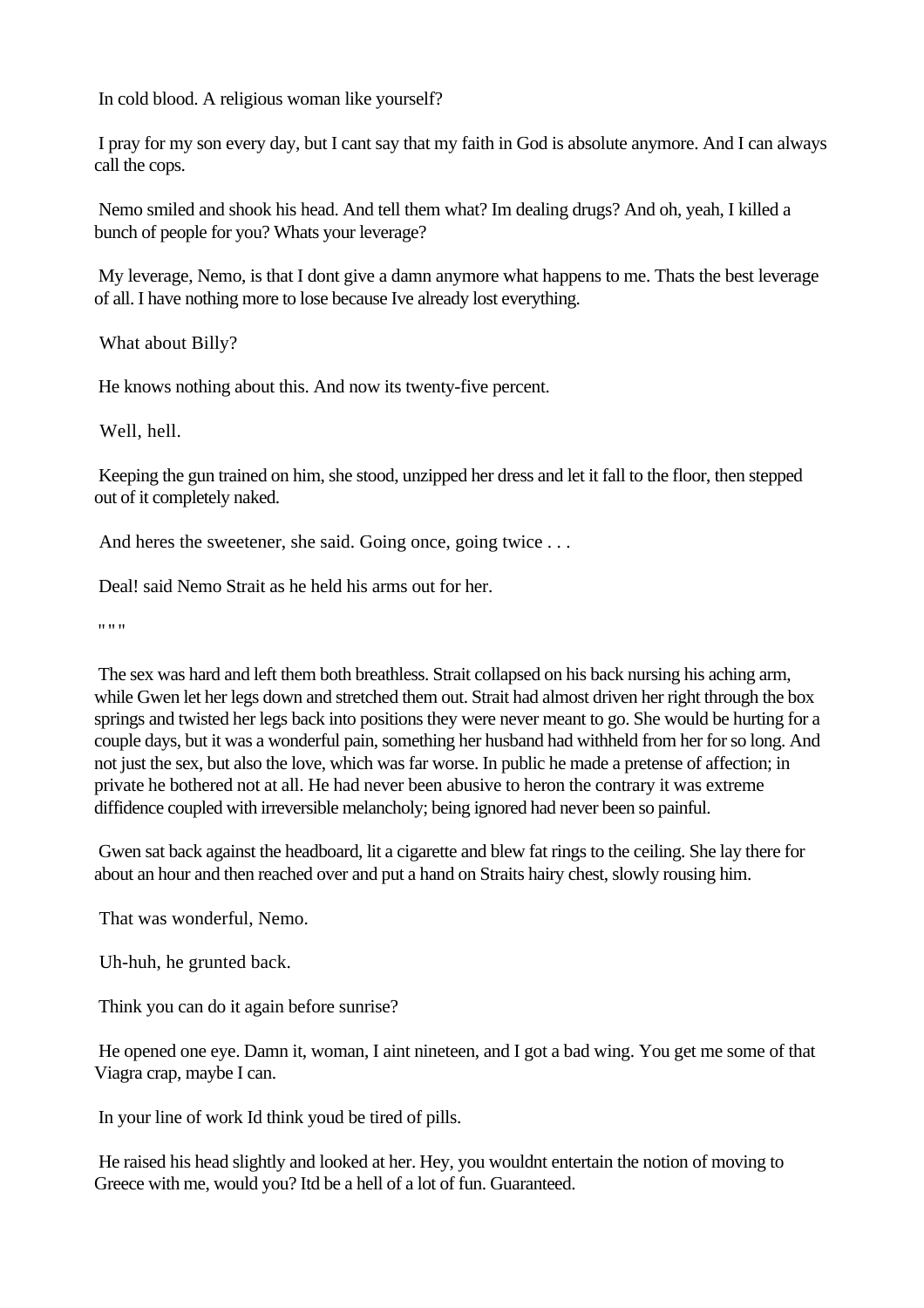In cold blood. A religious woman like yourself?

I pray for my son every day, but I cant say that my faith in God is absolute anymore. And I can always call the cops.

Nemo smiled and shook his head. And tell them what? Im dealing drugs? And oh, yeah, I killed a bunch of people for you? Whats your leverage?

My leverage, Nemo, is that I dont give a damn anymore what happens to me. Thats the best leverage of all. I have nothing more to lose because Ive already lost everything.

What about Billy?

He knows nothing about this. And now its twenty-five percent.

Well, hell.

Keeping the gun trained on him, she stood, unzipped her dress and let it fall to the floor, then stepped out of it completely naked.

And heres the sweetener, she said. Going once, going twice . . .

Deal! said Nemo Strait as he held his arms out for her.

" " "

The sex was hard and left them both breathless. Strait collapsed on his back nursing his aching arm, while Gwen let her legs down and stretched them out. Strait had almost driven her right through the box springs and twisted her legs back into positions they were never meant to go. She would be hurting for a couple days, but it was a wonderful pain, something her husband had withheld from her for so long. And not just the sex, but also the love, which was far worse. In public he made a pretense of affection; in private he bothered not at all. He had never been abusive to heron the contrary it was extreme diffidence coupled with irreversible melancholy; being ignored had never been so painful.

Gwen sat back against the headboard, lit a cigarette and blew fat rings to the ceiling. She lay there for about an hour and then reached over and put a hand on Straits hairy chest, slowly rousing him.

That was wonderful, Nemo.

Uh-huh, he grunted back.

Think you can do it again before sunrise?

He opened one eye. Damn it, woman, I aint nineteen, and I got a bad wing. You get me some of that Viagra crap, maybe I can.

In your line of work Id think youd be tired of pills.

He raised his head slightly and looked at her. Hey, you wouldnt entertain the notion of moving to Greece with me, would you? Itd be a hell of a lot of fun. Guaranteed.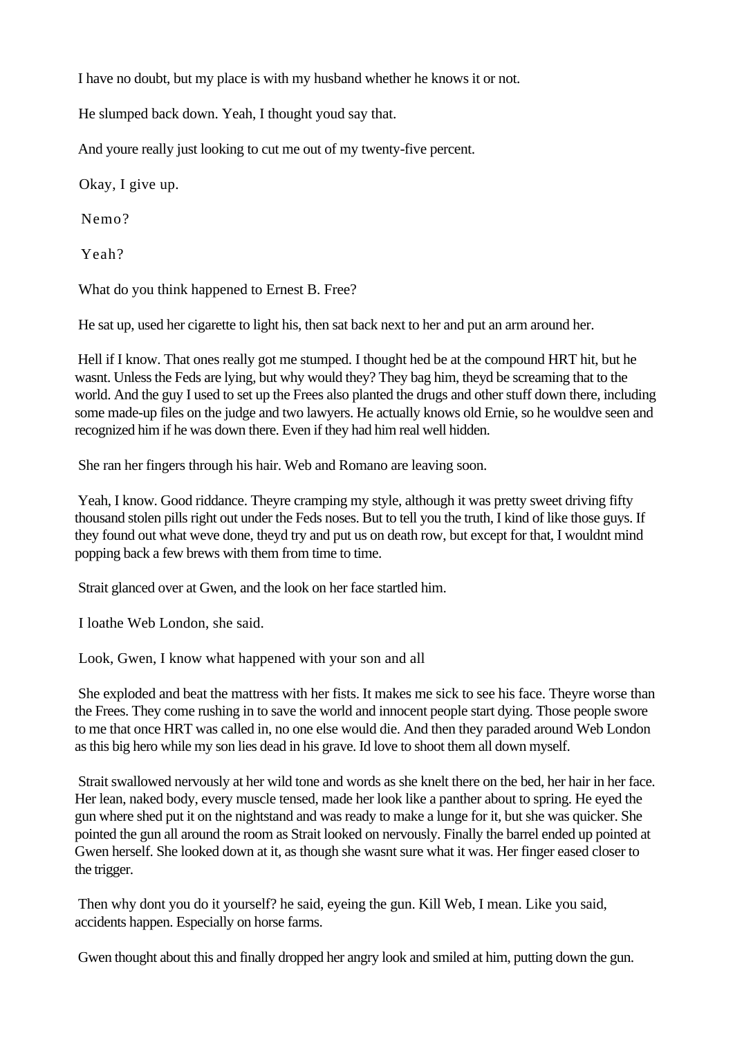I have no doubt, but my place is with my husband whether he knows it or not.

He slumped back down. Yeah, I thought youd say that.

And youre really just looking to cut me out of my twenty-five percent.

Okay, I give up.

Nemo?

Yeah?

What do you think happened to Ernest B. Free?

He sat up, used her cigarette to light his, then sat back next to her and put an arm around her.

Hell if I know. That ones really got me stumped. I thought hed be at the compound HRT hit, but he wasnt. Unless the Feds are lying, but why would they? They bag him, theyd be screaming that to the world. And the guy I used to set up the Frees also planted the drugs and other stuff down there, including some made-up files on the judge and two lawyers. He actually knows old Ernie, so he wouldve seen and recognized him if he was down there. Even if they had him real well hidden.

She ran her fingers through his hair. Web and Romano are leaving soon.

Yeah, I know. Good riddance. Theyre cramping my style, although it was pretty sweet driving fifty thousand stolen pills right out under the Feds noses. But to tell you the truth, I kind of like those guys. If they found out what weve done, theyd try and put us on death row, but except for that, I wouldnt mind popping back a few brews with them from time to time.

Strait glanced over at Gwen, and the look on her face startled him.

I loathe Web London, she said.

Look, Gwen, I know what happened with your son and all

She exploded and beat the mattress with her fists. It makes me sick to see his face. Theyre worse than the Frees. They come rushing in to save the world and innocent people start dying. Those people swore to me that once HRT was called in, no one else would die. And then they paraded around Web London as this big hero while my son lies dead in his grave. Id love to shoot them all down myself.

Strait swallowed nervously at her wild tone and words as she knelt there on the bed, her hair in her face. Her lean, naked body, every muscle tensed, made her look like a panther about to spring. He eyed the gun where shed put it on the nightstand and was ready to make a lunge for it, but she was quicker. She pointed the gun all around the room as Strait looked on nervously. Finally the barrel ended up pointed at Gwen herself. She looked down at it, as though she wasnt sure what it was. Her finger eased closer to the trigger.

Then why dont you do it yourself? he said, eyeing the gun. Kill Web, I mean. Like you said, accidents happen. Especially on horse farms.

Gwen thought about this and finally dropped her angry look and smiled at him, putting down the gun.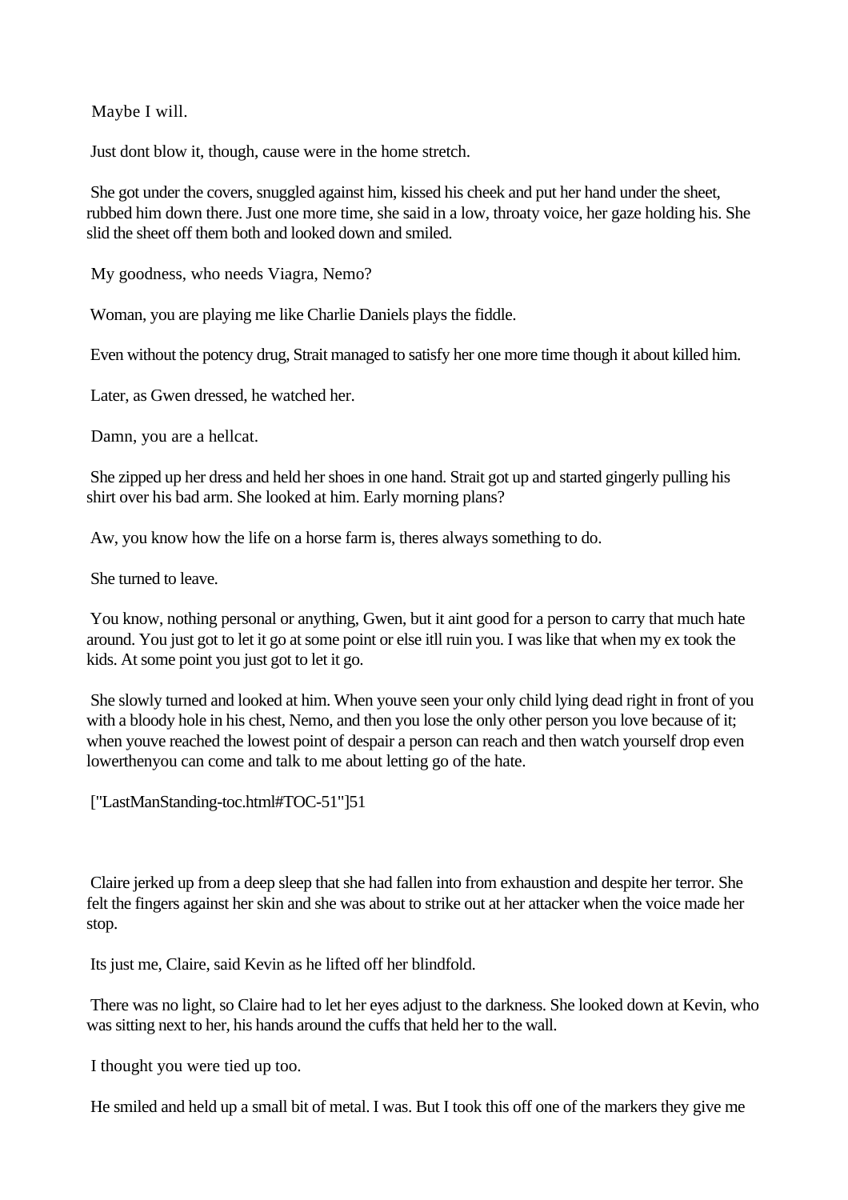Maybe I will.

Just dont blow it, though, cause were in the home stretch.

She got under the covers, snuggled against him, kissed his cheek and put her hand under the sheet, rubbed him down there. Just one more time, she said in a low, throaty voice, her gaze holding his. She slid the sheet off them both and looked down and smiled.

My goodness, who needs Viagra, Nemo?

Woman, you are playing me like Charlie Daniels plays the fiddle.

Even without the potency drug, Strait managed to satisfy her one more time though it about killed him.

Later, as Gwen dressed, he watched her.

Damn, you are a hellcat.

She zipped up her dress and held her shoes in one hand. Strait got up and started gingerly pulling his shirt over his bad arm. She looked at him. Early morning plans?

Aw, you know how the life on a horse farm is, theres always something to do.

She turned to leave.

You know, nothing personal or anything, Gwen, but it aint good for a person to carry that much hate around. You just got to let it go at some point or else itll ruin you. I was like that when my ex took the kids. At some point you just got to let it go.

She slowly turned and looked at him. When youve seen your only child lying dead right in front of you with a bloody hole in his chest, Nemo, and then you lose the only other person you love because of it; when youve reached the lowest point of despair a person can reach and then watch yourself drop even lowerthenyou can come and talk to me about letting go of the hate.

["LastManStanding-toc.html#TOC-51"]51

Claire jerked up from a deep sleep that she had fallen into from exhaustion and despite her terror. She felt the fingers against her skin and she was about to strike out at her attacker when the voice made her stop.

Its just me, Claire, said Kevin as he lifted off her blindfold.

There was no light, so Claire had to let her eyes adjust to the darkness. She looked down at Kevin, who was sitting next to her, his hands around the cuffs that held her to the wall.

I thought you were tied up too.

He smiled and held up a small bit of metal. I was. But I took this off one of the markers they give me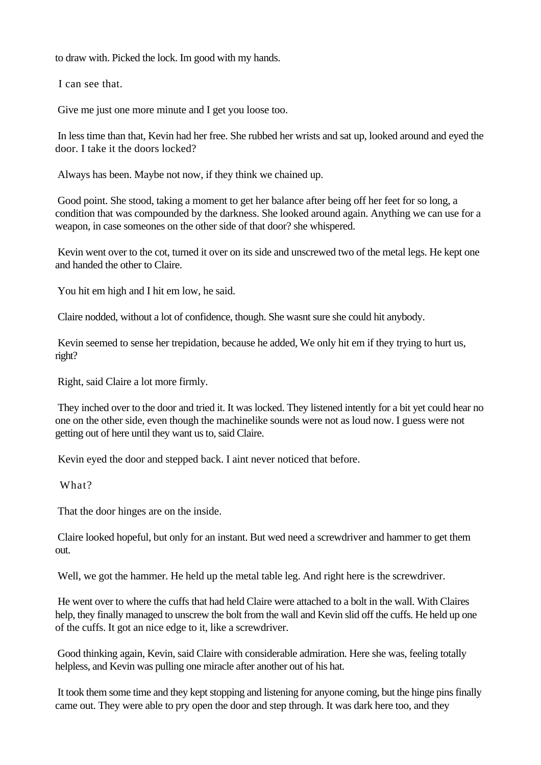to draw with. Picked the lock. Im good with my hands.

I can see that.

Give me just one more minute and I get you loose too.

In less time than that, Kevin had her free. She rubbed her wrists and sat up, looked around and eyed the door. I take it the doors locked?

Always has been. Maybe not now, if they think we chained up.

Good point. She stood, taking a moment to get her balance after being off her feet for so long, a condition that was compounded by the darkness. She looked around again. Anything we can use for a weapon, in case someones on the other side of that door? she whispered.

Kevin went over to the cot, turned it over on its side and unscrewed two of the metal legs. He kept one and handed the other to Claire.

You hit em high and I hit em low, he said.

Claire nodded, without a lot of confidence, though. She wasnt sure she could hit anybody.

Kevin seemed to sense her trepidation, because he added, We only hit em if they trying to hurt us, right?

Right, said Claire a lot more firmly.

They inched over to the door and tried it. It was locked. They listened intently for a bit yet could hear no one on the other side, even though the machinelike sounds were not as loud now. I guess were not getting out of here until they want us to, said Claire.

Kevin eyed the door and stepped back. I aint never noticed that before.

What?

That the door hinges are on the inside.

Claire looked hopeful, but only for an instant. But wed need a screwdriver and hammer to get them out.

Well, we got the hammer. He held up the metal table leg. And right here is the screwdriver.

He went over to where the cuffs that had held Claire were attached to a bolt in the wall. With Claires help, they finally managed to unscrew the bolt from the wall and Kevin slid off the cuffs. He held up one of the cuffs. It got an nice edge to it, like a screwdriver.

Good thinking again, Kevin, said Claire with considerable admiration. Here she was, feeling totally helpless, and Kevin was pulling one miracle after another out of his hat.

It took them some time and they kept stopping and listening for anyone coming, but the hinge pins finally came out. They were able to pry open the door and step through. It was dark here too, and they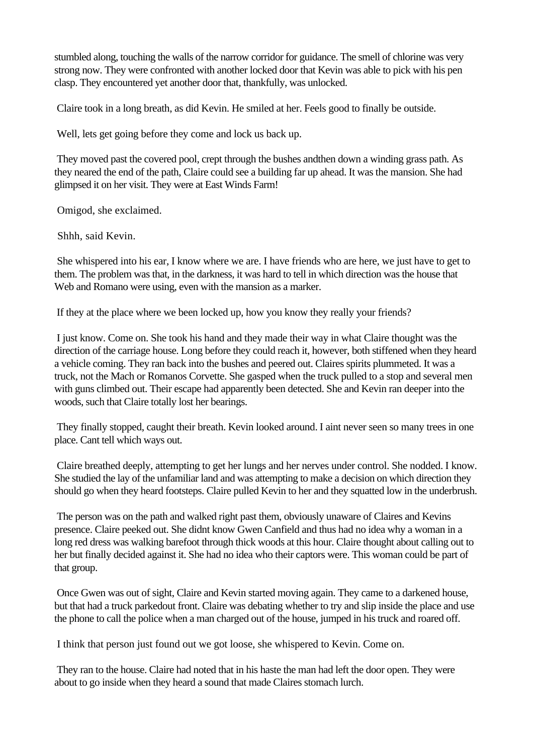stumbled along, touching the walls of the narrow corridor for guidance. The smell of chlorine was very strong now. They were confronted with another locked door that Kevin was able to pick with his pen clasp. They encountered yet another door that, thankfully, was unlocked.

Claire took in a long breath, as did Kevin. He smiled at her. Feels good to finally be outside.

Well, lets get going before they come and lock us back up.

They moved past the covered pool, crept through the bushes andthen down a winding grass path. As they neared the end of the path, Claire could see a building far up ahead. It was the mansion. She had glimpsed it on her visit. They were at East Winds Farm!

Omigod, she exclaimed.

Shhh, said Kevin.

She whispered into his ear, I know where we are. I have friends who are here, we just have to get to them. The problem was that, in the darkness, it was hard to tell in which direction was the house that Web and Romano were using, even with the mansion as a marker.

If they at the place where we been locked up, how you know they really your friends?

I just know. Come on. She took his hand and they made their way in what Claire thought was the direction of the carriage house. Long before they could reach it, however, both stiffened when they heard a vehicle coming. They ran back into the bushes and peered out. Claires spirits plummeted. It was a truck, not the Mach or Romanos Corvette. She gasped when the truck pulled to a stop and several men with guns climbed out. Their escape had apparently been detected. She and Kevin ran deeper into the woods, such that Claire totally lost her bearings.

They finally stopped, caught their breath. Kevin looked around. I aint never seen so many trees in one place. Cant tell which ways out.

Claire breathed deeply, attempting to get her lungs and her nerves under control. She nodded. I know. She studied the lay of the unfamiliar land and was attempting to make a decision on which direction they should go when they heard footsteps. Claire pulled Kevin to her and they squatted low in the underbrush.

The person was on the path and walked right past them, obviously unaware of Claires and Kevins presence. Claire peeked out. She didnt know Gwen Canfield and thus had no idea why a woman in a long red dress was walking barefoot through thick woods at this hour. Claire thought about calling out to her but finally decided against it. She had no idea who their captors were. This woman could be part of that group.

Once Gwen was out of sight, Claire and Kevin started moving again. They came to a darkened house, but that had a truck parkedout front. Claire was debating whether to try and slip inside the place and use the phone to call the police when a man charged out of the house, jumped in his truck and roared off.

I think that person just found out we got loose, she whispered to Kevin. Come on.

They ran to the house. Claire had noted that in his haste the man had left the door open. They were about to go inside when they heard a sound that made Claires stomach lurch.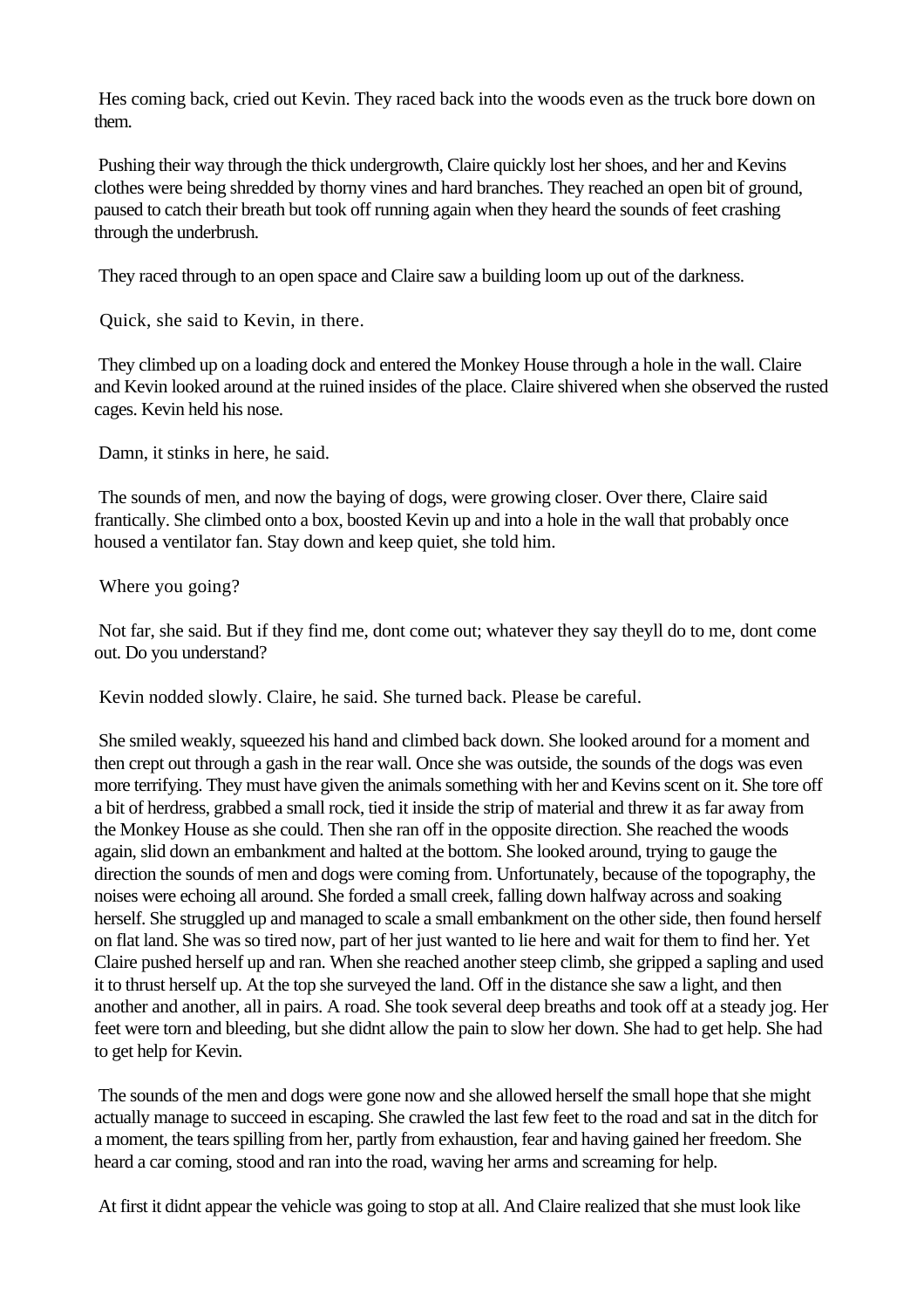Hes coming back, cried out Kevin. They raced back into the woods even as the truck bore down on them.

Pushing their way through the thick undergrowth, Claire quickly lost her shoes, and her and Kevins clothes were being shredded by thorny vines and hard branches. They reached an open bit of ground, paused to catch their breath but took off running again when they heard the sounds of feet crashing through the underbrush.

They raced through to an open space and Claire saw a building loom up out of the darkness.

Quick, she said to Kevin, in there.

They climbed up on a loading dock and entered the Monkey House through a hole in the wall. Claire and Kevin looked around at the ruined insides of the place. Claire shivered when she observed the rusted cages. Kevin held his nose.

Damn, it stinks in here, he said.

The sounds of men, and now the baying of dogs, were growing closer. Over there, Claire said frantically. She climbed onto a box, boosted Kevin up and into a hole in the wall that probably once housed a ventilator fan. Stay down and keep quiet, she told him.

Where you going?

Not far, she said. But if they find me, dont come out; whatever they say theyll do to me, dont come out. Do you understand?

Kevin nodded slowly. Claire, he said. She turned back. Please be careful.

She smiled weakly, squeezed his hand and climbed back down. She looked around for a moment and then crept out through a gash in the rear wall. Once she was outside, the sounds of the dogs was even more terrifying. They must have given the animals something with her and Kevins scent on it. She tore off a bit of herdress, grabbed a small rock, tied it inside the strip of material and threw it as far away from the Monkey House as she could. Then she ran off in the opposite direction. She reached the woods again, slid down an embankment and halted at the bottom. She looked around, trying to gauge the direction the sounds of men and dogs were coming from. Unfortunately, because of the topography, the noises were echoing all around. She forded a small creek, falling down halfway across and soaking herself. She struggled up and managed to scale a small embankment on the other side, then found herself on flat land. She was so tired now, part of her just wanted to lie here and wait for them to find her. Yet Claire pushed herself up and ran. When she reached another steep climb, she gripped a sapling and used it to thrust herself up. At the top she surveyed the land. Off in the distance she saw a light, and then another and another, all in pairs. A road. She took several deep breaths and took off at a steady jog. Her feet were torn and bleeding, but she didnt allow the pain to slow her down. She had to get help. She had to get help for Kevin.

The sounds of the men and dogs were gone now and she allowed herself the small hope that she might actually manage to succeed in escaping. She crawled the last few feet to the road and sat in the ditch for a moment, the tears spilling from her, partly from exhaustion, fear and having gained her freedom. She heard a car coming, stood and ran into the road, waving her arms and screaming for help.

At first it didnt appear the vehicle was going to stop at all. And Claire realized that she must look like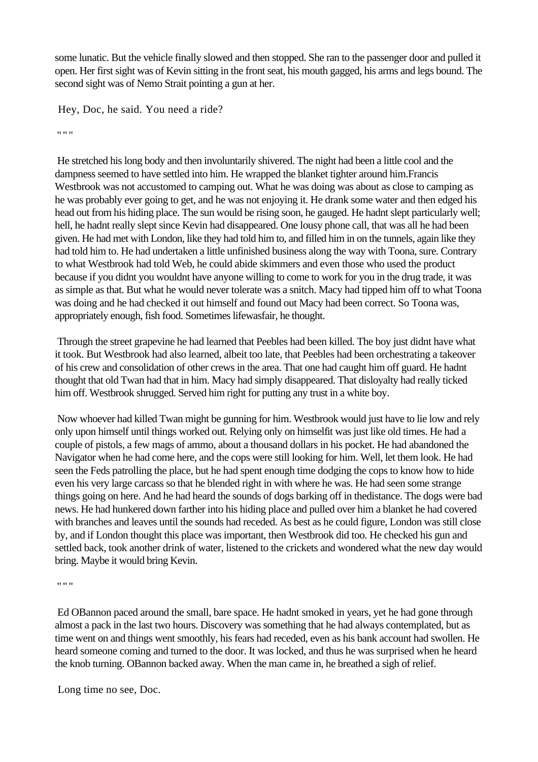some lunatic. But the vehicle finally slowed and then stopped. She ran to the passenger door and pulled it open. Her first sight was of Kevin sitting in the front seat, his mouth gagged, his arms and legs bound. The second sight was of Nemo Strait pointing a gun at her.

Hey, Doc, he said. You need a ride?

" " "

He stretched his long body and then involuntarily shivered. The night had been a little cool and the dampness seemed to have settled into him. He wrapped the blanket tighter around him.Francis Westbrook was not accustomed to camping out. What he was doing was about as close to camping as he was probably ever going to get, and he was not enjoying it. He drank some water and then edged his head out from his hiding place. The sun would be rising soon, he gauged. He hadnt slept particularly well; hell, he hadnt really slept since Kevin had disappeared. One lousy phone call, that was all he had been given. He had met with London, like they had told him to, and filled him in on the tunnels, again like they had told him to. He had undertaken a little unfinished business along the way with Toona, sure. Contrary to what Westbrook had told Web, he could abide skimmers and even those who used the product because if you didnt you wouldnt have anyone willing to come to work for you in the drug trade, it was as simple as that. But what he would never tolerate was a snitch. Macy had tipped him off to what Toona was doing and he had checked it out himself and found out Macy had been correct. So Toona was, appropriately enough, fish food. Sometimes lifewasfair, he thought.

Through the street grapevine he had learned that Peebles had been killed. The boy just didnt have what it took. But Westbrook had also learned, albeit too late, that Peebles had been orchestrating a takeover of his crew and consolidation of other crews in the area. That one had caught him off guard. He hadnt thought that old Twan had that in him. Macy had simply disappeared. That disloyalty had really ticked him off. Westbrook shrugged. Served him right for putting any trust in a white boy.

Now whoever had killed Twan might be gunning for him. Westbrook would just have to lie low and rely only upon himself until things worked out. Relying only on himselfit was just like old times. He had a couple of pistols, a few mags of ammo, about a thousand dollars in his pocket. He had abandoned the Navigator when he had come here, and the cops were still looking for him. Well, let them look. He had seen the Feds patrolling the place, but he had spent enough time dodging the cops to know how to hide even his very large carcass so that he blended right in with where he was. He had seen some strange things going on here. And he had heard the sounds of dogs barking off in thedistance. The dogs were bad news. He had hunkered down farther into his hiding place and pulled over him a blanket he had covered with branches and leaves until the sounds had receded. As best as he could figure, London was still close by, and if London thought this place was important, then Westbrook did too. He checked his gun and settled back, took another drink of water, listened to the crickets and wondered what the new day would bring. Maybe it would bring Kevin.

" " "

Ed OBannon paced around the small, bare space. He hadnt smoked in years, yet he had gone through almost a pack in the last two hours. Discovery was something that he had always contemplated, but as time went on and things went smoothly, his fears had receded, even as his bank account had swollen. He heard someone coming and turned to the door. It was locked, and thus he was surprised when he heard the knob turning. OBannon backed away. When the man came in, he breathed a sigh of relief.

Long time no see, Doc.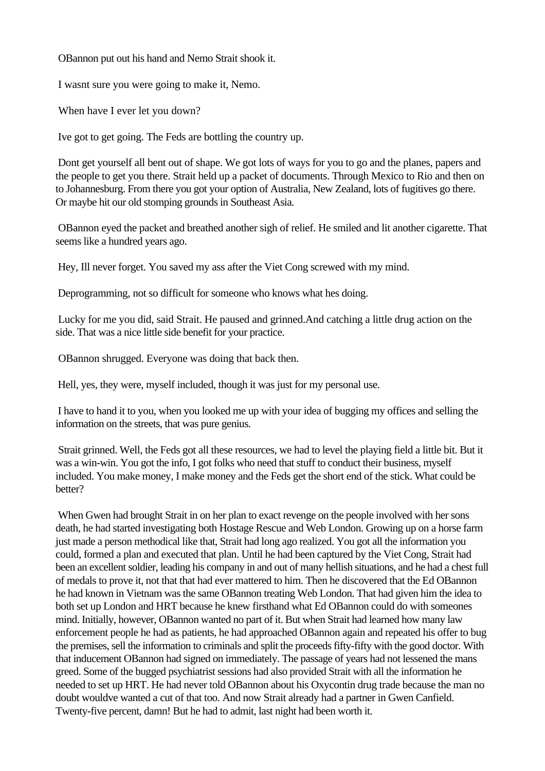OBannon put out his hand and Nemo Strait shook it.

I wasnt sure you were going to make it, Nemo.

When have I ever let you down?

Ive got to get going. The Feds are bottling the country up.

Dont get yourself all bent out of shape. We got lots of ways for you to go and the planes, papers and the people to get you there. Strait held up a packet of documents. Through Mexico to Rio and then on to Johannesburg. From there you got your option of Australia, New Zealand, lots of fugitives go there. Or maybe hit our old stomping grounds in Southeast Asia.

OBannon eyed the packet and breathed another sigh of relief. He smiled and lit another cigarette. That seems like a hundred years ago.

Hey, Ill never forget. You saved my ass after the Viet Cong screwed with my mind.

Deprogramming, not so difficult for someone who knows what hes doing.

Lucky for me you did, said Strait. He paused and grinned.And catching a little drug action on the side. That was a nice little side benefit for your practice.

OBannon shrugged. Everyone was doing that back then.

Hell, yes, they were, myself included, though it was just for my personal use.

I have to hand it to you, when you looked me up with your idea of bugging my offices and selling the information on the streets, that was pure genius.

Strait grinned. Well, the Feds got all these resources, we had to level the playing field a little bit. But it was a win-win. You got the info, I got folks who need that stuff to conduct their business, myself included. You make money, I make money and the Feds get the short end of the stick. What could be better?

When Gwen had brought Strait in on her plan to exact revenge on the people involved with her sons death, he had started investigating both Hostage Rescue and Web London. Growing up on a horse farm just made a person methodical like that, Strait had long ago realized. You got all the information you could, formed a plan and executed that plan. Until he had been captured by the Viet Cong, Strait had been an excellent soldier, leading his company in and out of many hellish situations, and he had a chest full of medals to prove it, not that that had ever mattered to him. Then he discovered that the Ed OBannon he had known in Vietnam was the same OBannon treating Web London. That had given him the idea to both set up London and HRT because he knew firsthand what Ed OBannon could do with someones mind. Initially, however, OBannon wanted no part of it. But when Strait had learned how many law enforcement people he had as patients, he had approached OBannon again and repeated his offer to bug the premises, sell the information to criminals and split the proceeds fifty-fifty with the good doctor. With that inducement OBannon had signed on immediately. The passage of years had not lessened the mans greed. Some of the bugged psychiatrist sessions had also provided Strait with all the information he needed to set up HRT. He had never told OBannon about his Oxycontin drug trade because the man no doubt wouldve wanted a cut of that too. And now Strait already had a partner in Gwen Canfield. Twenty-five percent, damn! But he had to admit, last night had been worth it.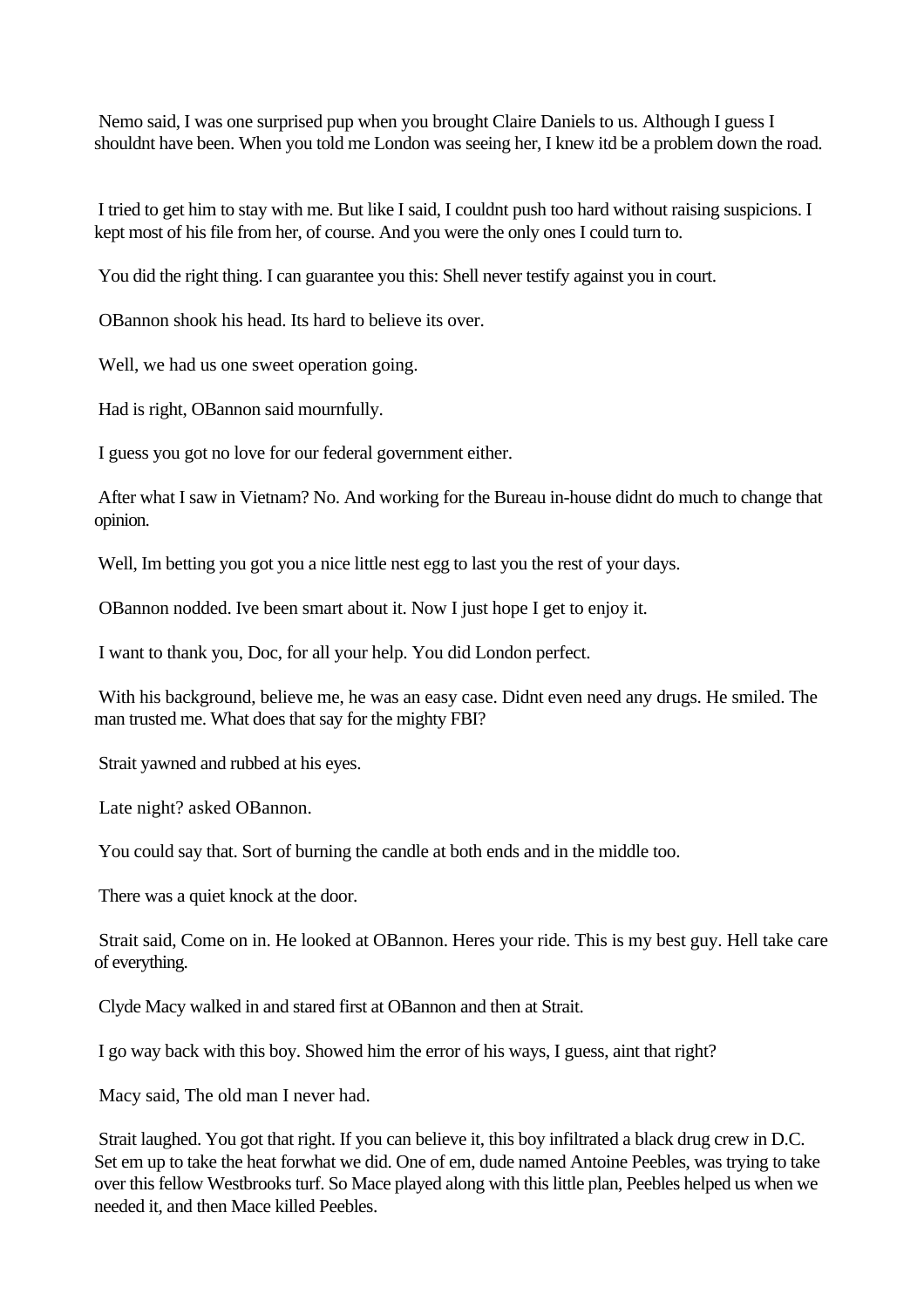Nemo said, I was one surprised pup when you brought Claire Daniels to us. Although I guess I shouldnt have been. When you told me London was seeing her, I knew itd be a problem down the road.

I tried to get him to stay with me. But like I said, I couldnt push too hard without raising suspicions. I kept most of his file from her, of course. And you were the only ones I could turn to.

You did the right thing. I can guarantee you this: Shell never testify against you in court.

OBannon shook his head. Its hard to believe its over.

Well, we had us one sweet operation going.

Had is right, OBannon said mournfully.

I guess you got no love for our federal government either.

After what I saw in Vietnam? No. And working for the Bureau in-house didnt do much to change that opinion.

Well, Im betting you got you a nice little nest egg to last you the rest of your days.

OBannon nodded. Ive been smart about it. Now I just hope I get to enjoy it.

I want to thank you, Doc, for all your help. You did London perfect.

With his background, believe me, he was an easy case. Didnt even need any drugs. He smiled. The man trusted me. What does that say for the mighty FBI?

Strait yawned and rubbed at his eyes.

Late night? asked OBannon.

You could say that. Sort of burning the candle at both ends and in the middle too.

There was a quiet knock at the door.

Strait said, Come on in. He looked at OBannon. Heres your ride. This is my best guy. Hell take care of everything.

Clyde Macy walked in and stared first at OBannon and then at Strait.

I go way back with this boy. Showed him the error of his ways, I guess, aint that right?

Macy said, The old man I never had.

Strait laughed. You got that right. If you can believe it, this boy infiltrated a black drug crew in D.C. Set em up to take the heat forwhat we did. One of em, dude named Antoine Peebles, was trying to take over this fellow Westbrooks turf. So Mace played along with this little plan, Peebles helped us when we needed it, and then Mace killed Peebles.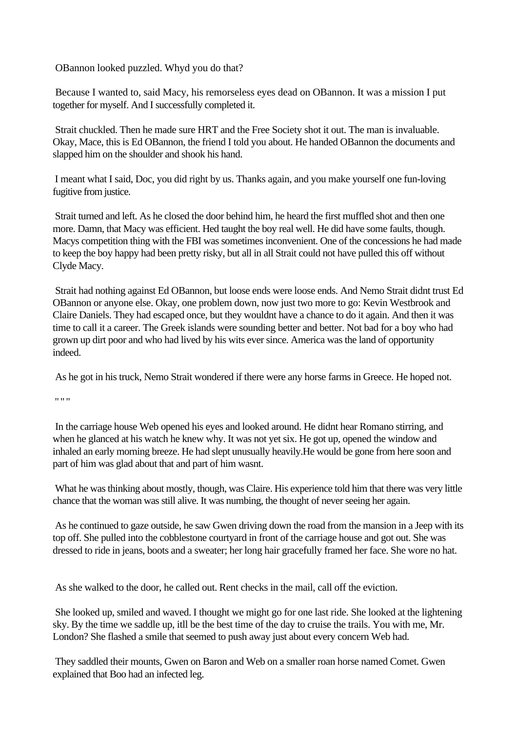OBannon looked puzzled. Whyd you do that?

Because I wanted to, said Macy, his remorseless eyes dead on OBannon. It was a mission I put together for myself. And I successfully completed it.

Strait chuckled. Then he made sure HRT and the Free Society shot it out. The man is invaluable. Okay, Mace, this is Ed OBannon, the friend I told you about. He handed OBannon the documents and slapped him on the shoulder and shook his hand.

I meant what I said, Doc, you did right by us. Thanks again, and you make yourself one fun-loving fugitive from justice.

Strait turned and left. As he closed the door behind him, he heard the first muffled shot and then one more. Damn, that Macy was efficient. Hed taught the boy real well. He did have some faults, though. Macys competition thing with the FBI was sometimes inconvenient. One of the concessions he had made to keep the boy happy had been pretty risky, but all in all Strait could not have pulled this off without Clyde Macy.

Strait had nothing against Ed OBannon, but loose ends were loose ends. And Nemo Strait didnt trust Ed OBannon or anyone else. Okay, one problem down, now just two more to go: Kevin Westbrook and Claire Daniels. They had escaped once, but they wouldnt have a chance to do it again. And then it was time to call it a career. The Greek islands were sounding better and better. Not bad for a boy who had grown up dirt poor and who had lived by his wits ever since. America was the land of opportunity indeed.

As he got in his truck, Nemo Strait wondered if there were any horse farms in Greece. He hoped not.

" " "

In the carriage house Web opened his eyes and looked around. He didnt hear Romano stirring, and when he glanced at his watch he knew why. It was not yet six. He got up, opened the window and inhaled an early morning breeze. He had slept unusually heavily.He would be gone from here soon and part of him was glad about that and part of him wasnt.

What he was thinking about mostly, though, was Claire. His experience told him that there was very little chance that the woman was still alive. It was numbing, the thought of never seeing her again.

As he continued to gaze outside, he saw Gwen driving down the road from the mansion in a Jeep with its top off. She pulled into the cobblestone courtyard in front of the carriage house and got out. She was dressed to ride in jeans, boots and a sweater; her long hair gracefully framed her face. She wore no hat.

As she walked to the door, he called out. Rent checks in the mail, call off the eviction.

She looked up, smiled and waved. I thought we might go for one last ride. She looked at the lightening sky. By the time we saddle up, itll be the best time of the day to cruise the trails. You with me, Mr. London? She flashed a smile that seemed to push away just about every concern Web had.

They saddled their mounts, Gwen on Baron and Web on a smaller roan horse named Comet. Gwen explained that Boo had an infected leg.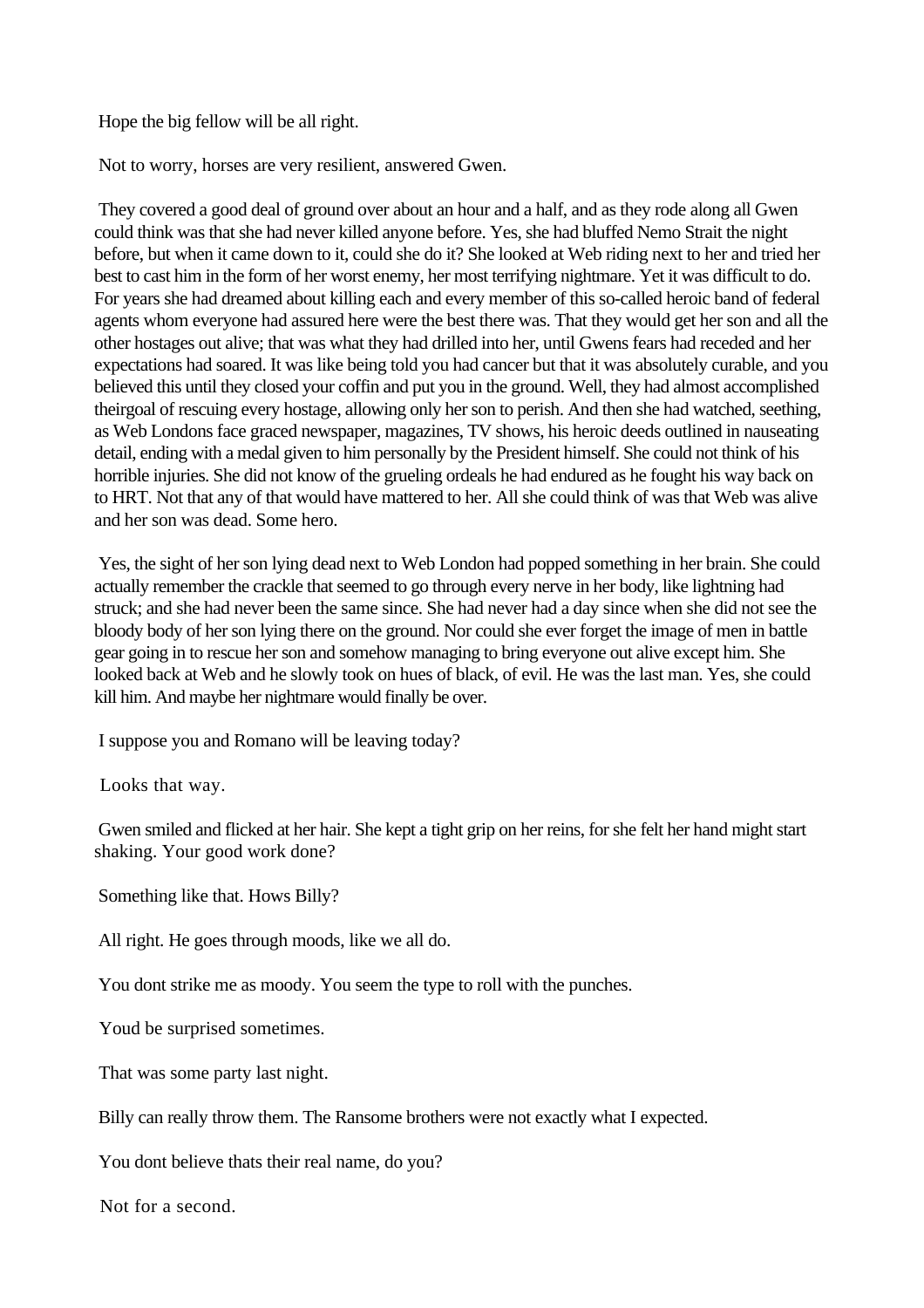Hope the big fellow will be all right.

Not to worry, horses are very resilient, answered Gwen.

They covered a good deal of ground over about an hour and a half, and as they rode along all Gwen could think was that she had never killed anyone before. Yes, she had bluffed Nemo Strait the night before, but when it came down to it, could she do it? She looked at Web riding next to her and tried her best to cast him in the form of her worst enemy, her most terrifying nightmare. Yet it was difficult to do. For years she had dreamed about killing each and every member of this so-called heroic band of federal agents whom everyone had assured here were the best there was. That they would get her son and all the other hostages out alive; that was what they had drilled into her, until Gwens fears had receded and her expectations had soared. It was like being told you had cancer but that it was absolutely curable, and you believed this until they closed your coffin and put you in the ground. Well, they had almost accomplished theirgoal of rescuing every hostage, allowing only her son to perish. And then she had watched, seething, as Web Londons face graced newspaper, magazines, TV shows, his heroic deeds outlined in nauseating detail, ending with a medal given to him personally by the President himself. She could not think of his horrible injuries. She did not know of the grueling ordeals he had endured as he fought his way back on to HRT. Not that any of that would have mattered to her. All she could think of was that Web was alive and her son was dead. Some hero.

Yes, the sight of her son lying dead next to Web London had popped something in her brain. She could actually remember the crackle that seemed to go through every nerve in her body, like lightning had struck; and she had never been the same since. She had never had a day since when she did not see the bloody body of her son lying there on the ground. Nor could she ever forget the image of men in battle gear going in to rescue her son and somehow managing to bring everyone out alive except him. She looked back at Web and he slowly took on hues of black, of evil. He was the last man. Yes, she could kill him. And maybe her nightmare would finally be over.

I suppose you and Romano will be leaving today?

Looks that way.

Gwen smiled and flicked at her hair. She kept a tight grip on her reins, for she felt her hand might start shaking. Your good work done?

Something like that. Hows Billy?

All right. He goes through moods, like we all do.

You dont strike me as moody. You seem the type to roll with the punches.

Youd be surprised sometimes.

That was some party last night.

Billy can really throw them. The Ransome brothers were not exactly what I expected.

You dont believe thats their real name, do you?

Not for a second.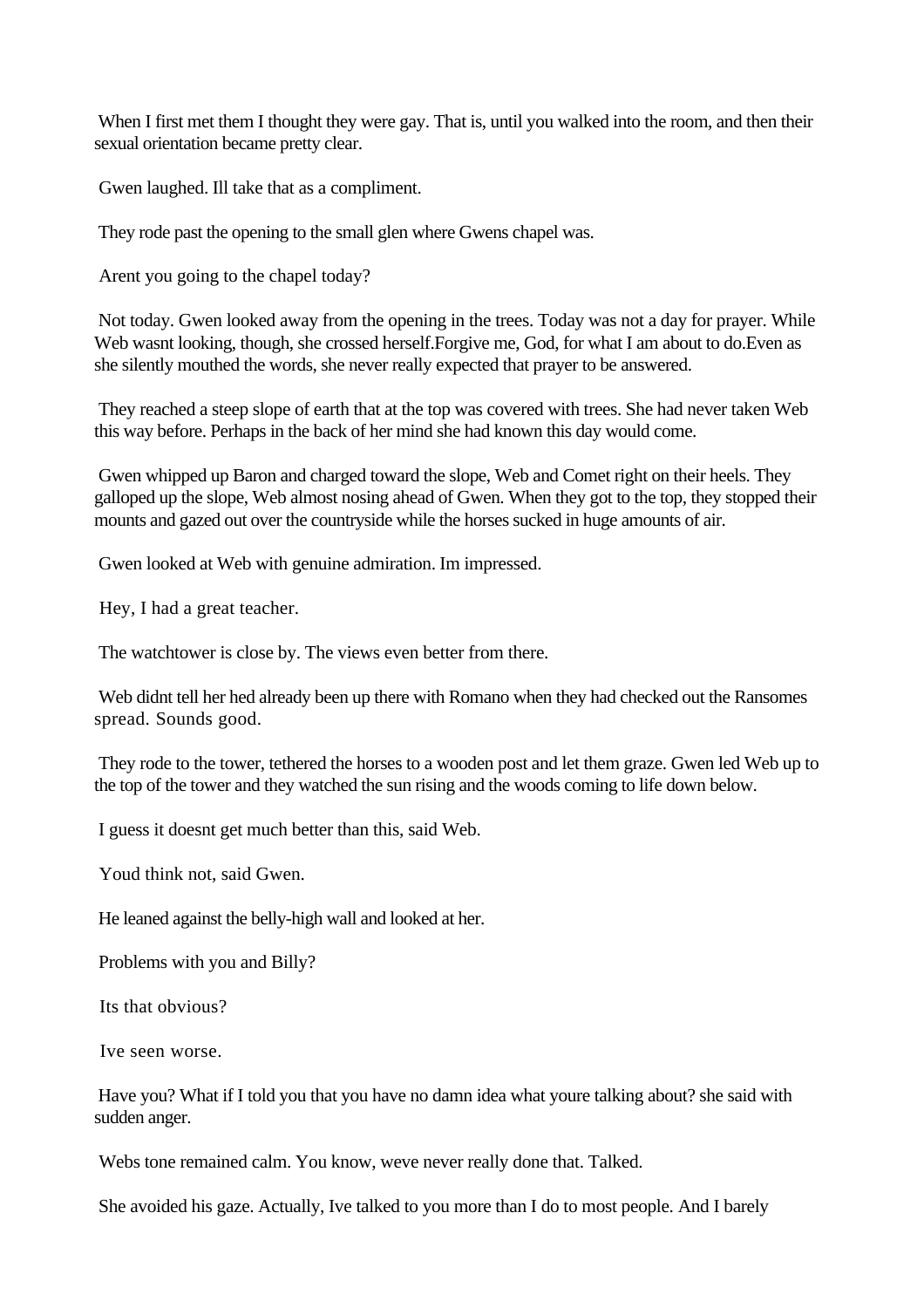When I first met them I thought they were gay. That is, until you walked into the room, and then their sexual orientation became pretty clear.

Gwen laughed. Ill take that as a compliment.

They rode past the opening to the small glen where Gwens chapel was.

Arent you going to the chapel today?

Not today. Gwen looked away from the opening in the trees. Today was not a day for prayer. While Web wasnt looking, though, she crossed herself.Forgive me, God, for what I am about to do.Even as she silently mouthed the words, she never really expected that prayer to be answered.

They reached a steep slope of earth that at the top was covered with trees. She had never taken Web this way before. Perhaps in the back of her mind she had known this day would come.

Gwen whipped up Baron and charged toward the slope, Web and Comet right on their heels. They galloped up the slope, Web almost nosing ahead of Gwen. When they got to the top, they stopped their mounts and gazed out over the countryside while the horses sucked in huge amounts of air.

Gwen looked at Web with genuine admiration. Im impressed.

Hey, I had a great teacher.

The watchtower is close by. The views even better from there.

Web didnt tell her hed already been up there with Romano when they had checked out the Ransomes spread. Sounds good.

They rode to the tower, tethered the horses to a wooden post and let them graze. Gwen led Web up to the top of the tower and they watched the sun rising and the woods coming to life down below.

I guess it doesnt get much better than this, said Web.

Youd think not, said Gwen.

He leaned against the belly-high wall and looked at her.

Problems with you and Billy?

Its that obvious?

Ive seen worse.

Have you? What if I told you that you have no damn idea what youre talking about? she said with sudden anger.

Webs tone remained calm. You know, weve never really done that. Talked.

She avoided his gaze. Actually, Ive talked to you more than I do to most people. And I barely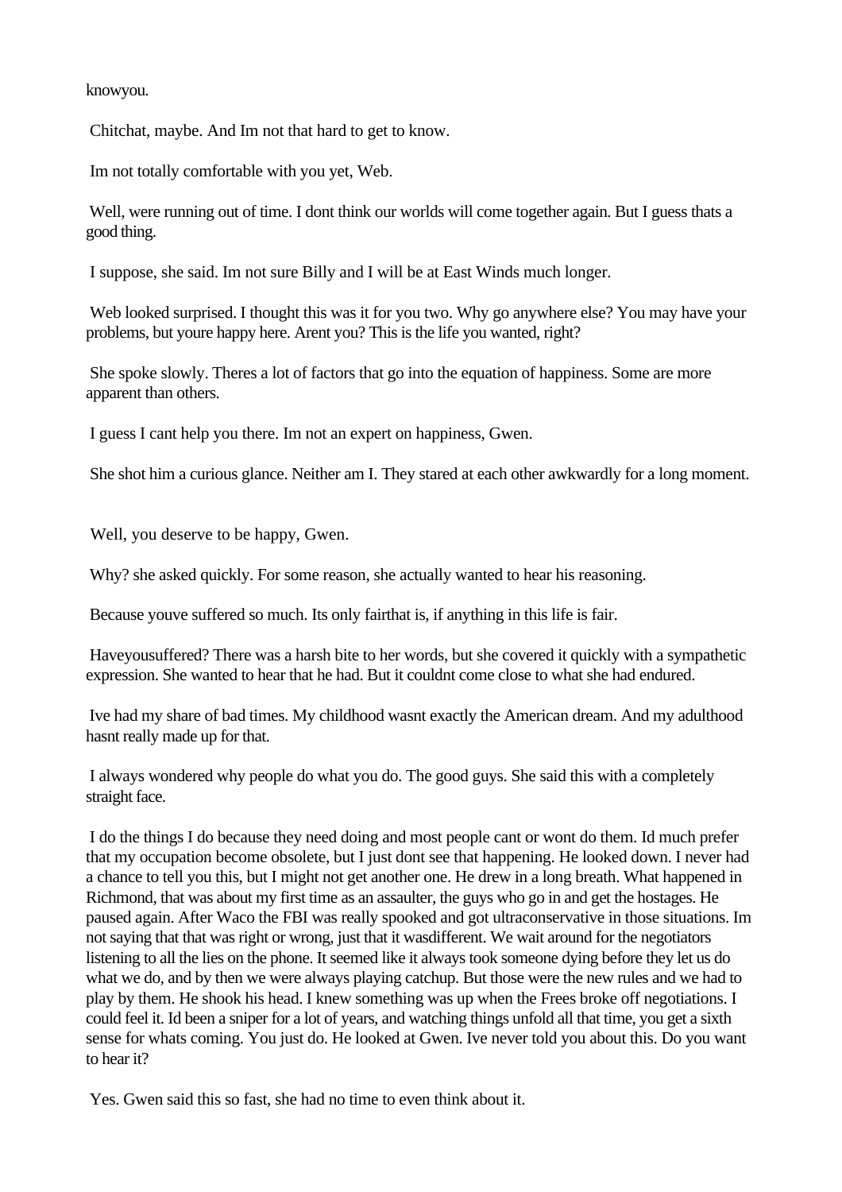knowyou.

Chitchat, maybe. And Im not that hard to get to know.

Im not totally comfortable with you yet, Web.

Well, were running out of time. I dont think our worlds will come together again. But I guess thats a good thing.

I suppose, she said. Im not sure Billy and I will be at East Winds much longer.

Web looked surprised. I thought this was it for you two. Why go anywhere else? You may have your problems, but youre happy here. Arent you? This is the life you wanted, right?

She spoke slowly. Theres a lot of factors that go into the equation of happiness. Some are more apparent than others.

I guess I cant help you there. Im not an expert on happiness, Gwen.

She shot him a curious glance. Neither am I. They stared at each other awkwardly for a long moment.

Well, you deserve to be happy, Gwen.

Why? she asked quickly. For some reason, she actually wanted to hear his reasoning.

Because youve suffered so much. Its only fairthat is, if anything in this life is fair.

Haveyousuffered? There was a harsh bite to her words, but she covered it quickly with a sympathetic expression. She wanted to hear that he had. But it couldnt come close to what she had endured.

Ive had my share of bad times. My childhood wasnt exactly the American dream. And my adulthood hasnt really made up for that.

I always wondered why people do what you do. The good guys. She said this with a completely straight face.

I do the things I do because they need doing and most people cant or wont do them. Id much prefer that my occupation become obsolete, but I just dont see that happening. He looked down. I never had a chance to tell you this, but I might not get another one. He drew in a long breath. What happened in Richmond, that was about my first time as an assaulter, the guys who go in and get the hostages. He paused again. After Waco the FBI was really spooked and got ultraconservative in those situations. Im not saying that that was right or wrong, just that it wasdifferent. We wait around for the negotiators listening to all the lies on the phone. It seemed like it always took someone dying before they let us do what we do, and by then we were always playing catchup. But those were the new rules and we had to play by them. He shook his head. I knew something was up when the Frees broke off negotiations. I could feel it. Id been a sniper for a lot of years, and watching things unfold all that time, you get a sixth sense for whats coming. You just do. He looked at Gwen. Ive never told you about this. Do you want to hear it?

Yes. Gwen said this so fast, she had no time to even think about it.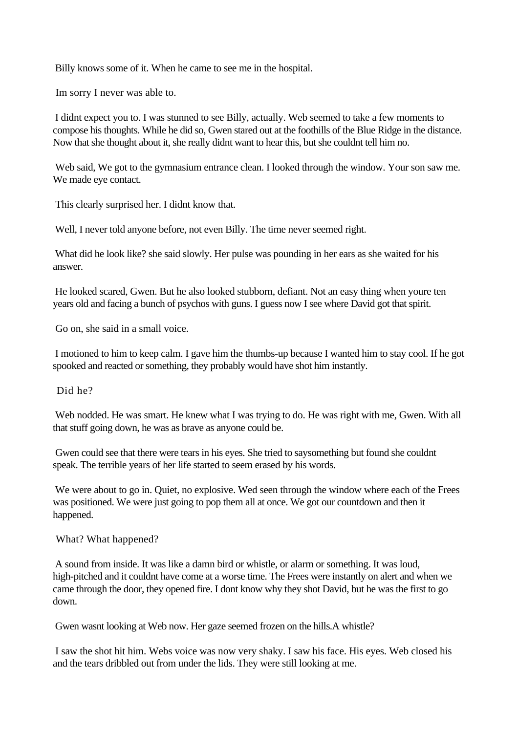Billy knows some of it. When he came to see me in the hospital.

Im sorry I never was able to.

I didnt expect you to. I was stunned to see Billy, actually. Web seemed to take a few moments to compose his thoughts. While he did so, Gwen stared out at the foothills of the Blue Ridge in the distance. Now that she thought about it, she really didnt want to hear this, but she couldnt tell him no.

Web said, We got to the gymnasium entrance clean. I looked through the window. Your son saw me. We made eye contact.

This clearly surprised her. I didnt know that.

Well, I never told anyone before, not even Billy. The time never seemed right.

What did he look like? she said slowly. Her pulse was pounding in her ears as she waited for his answer.

He looked scared, Gwen. But he also looked stubborn, defiant. Not an easy thing when youre ten years old and facing a bunch of psychos with guns. I guess now I see where David got that spirit.

Go on, she said in a small voice.

I motioned to him to keep calm. I gave him the thumbs-up because I wanted him to stay cool. If he got spooked and reacted or something, they probably would have shot him instantly.

Did he?

Web nodded. He was smart. He knew what I was trying to do. He was right with me, Gwen. With all that stuff going down, he was as brave as anyone could be.

Gwen could see that there were tears in his eyes. She tried to saysomething but found she couldnt speak. The terrible years of her life started to seem erased by his words.

We were about to go in. Quiet, no explosive. Wed seen through the window where each of the Frees was positioned. We were just going to pop them all at once. We got our countdown and then it happened.

What? What happened?

A sound from inside. It was like a damn bird or whistle, or alarm or something. It was loud, high-pitched and it couldnt have come at a worse time. The Frees were instantly on alert and when we came through the door, they opened fire. I dont know why they shot David, but he was the first to go down.

Gwen wasnt looking at Web now. Her gaze seemed frozen on the hills.A whistle?

I saw the shot hit him. Webs voice was now very shaky. I saw his face. His eyes. Web closed his and the tears dribbled out from under the lids. They were still looking at me.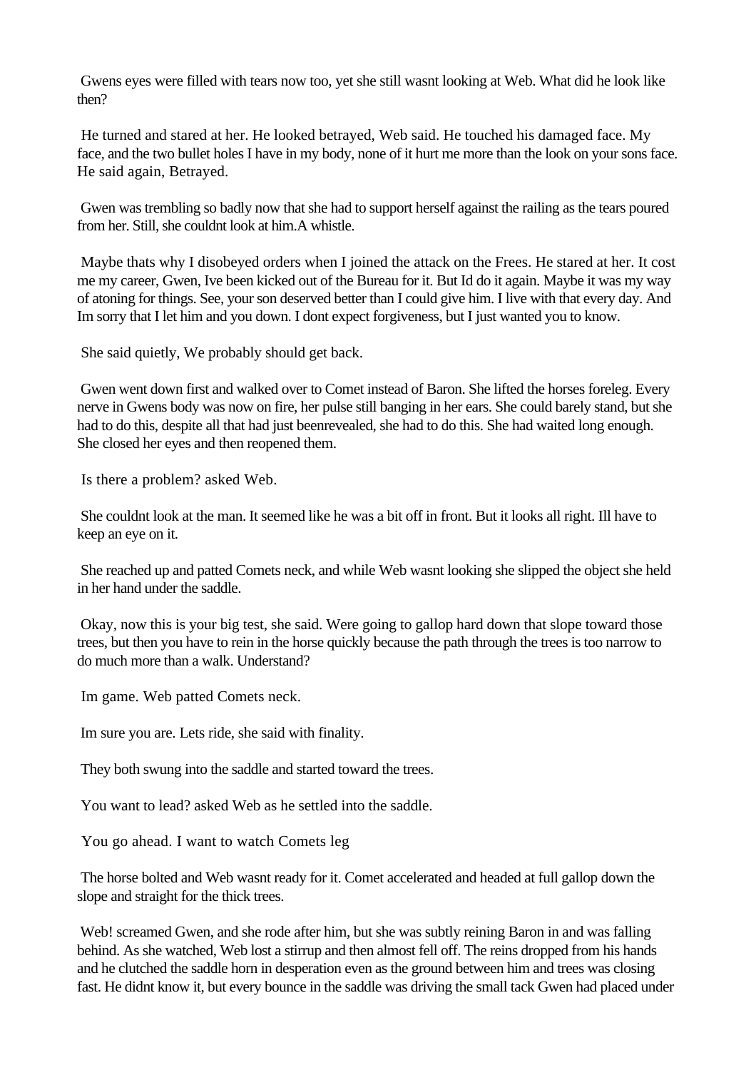Gwens eyes were filled with tears now too, yet she still wasnt looking at Web. What did he look like then?

He turned and stared at her. He looked betrayed, Web said. He touched his damaged face. My face, and the two bullet holes I have in my body, none of it hurt me more than the look on your sons face. He said again, Betrayed.

Gwen was trembling so badly now that she had to support herself against the railing as the tears poured from her. Still, she couldnt look at him.A whistle.

Maybe thats why I disobeyed orders when I joined the attack on the Frees. He stared at her. It cost me my career, Gwen, Ive been kicked out of the Bureau for it. But Id do it again. Maybe it was my way of atoning for things. See, your son deserved better than I could give him. I live with that every day. And Im sorry that I let him and you down. I dont expect forgiveness, but I just wanted you to know.

She said quietly, We probably should get back.

Gwen went down first and walked over to Comet instead of Baron. She lifted the horses foreleg. Every nerve in Gwens body was now on fire, her pulse still banging in her ears. She could barely stand, but she had to do this, despite all that had just beenrevealed, she had to do this. She had waited long enough. She closed her eyes and then reopened them.

Is there a problem? asked Web.

She couldnt look at the man. It seemed like he was a bit off in front. But it looks all right. Ill have to keep an eye on it.

She reached up and patted Comets neck, and while Web wasnt looking she slipped the object she held in her hand under the saddle.

Okay, now this is your big test, she said. Were going to gallop hard down that slope toward those trees, but then you have to rein in the horse quickly because the path through the trees is too narrow to do much more than a walk. Understand?

Im game. Web patted Comets neck.

Im sure you are. Lets ride, she said with finality.

They both swung into the saddle and started toward the trees.

You want to lead? asked Web as he settled into the saddle.

You go ahead. I want to watch Comets leg

The horse bolted and Web wasnt ready for it. Comet accelerated and headed at full gallop down the slope and straight for the thick trees.

Web! screamed Gwen, and she rode after him, but she was subtly reining Baron in and was falling behind. As she watched, Web lost a stirrup and then almost fell off. The reins dropped from his hands and he clutched the saddle horn in desperation even as the ground between him and trees was closing fast. He didnt know it, but every bounce in the saddle was driving the small tack Gwen had placed under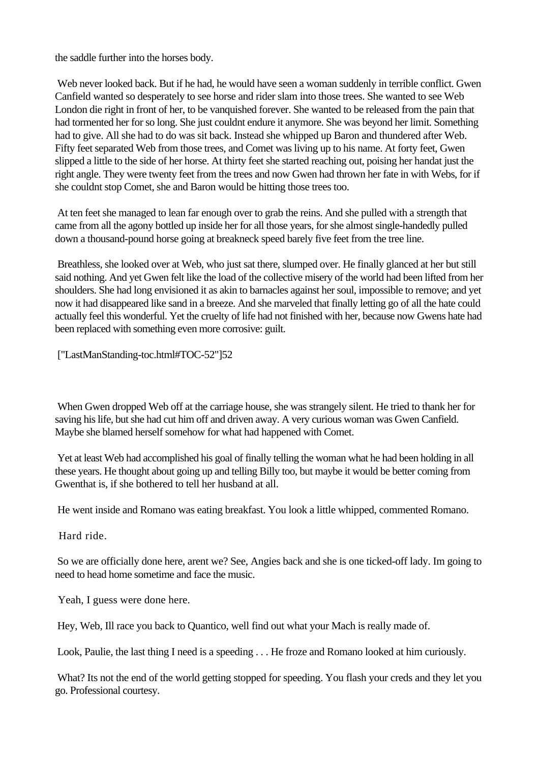the saddle further into the horses body.

Web never looked back. But if he had, he would have seen a woman suddenly in terrible conflict. Gwen Canfield wanted so desperately to see horse and rider slam into those trees. She wanted to see Web London die right in front of her, to be vanquished forever. She wanted to be released from the pain that had tormented her for so long. She just couldnt endure it anymore. She was beyond her limit. Something had to give. All she had to do was sit back. Instead she whipped up Baron and thundered after Web. Fifty feet separated Web from those trees, and Comet was living up to his name. At forty feet, Gwen slipped a little to the side of her horse. At thirty feet she started reaching out, poising her handat just the right angle. They were twenty feet from the trees and now Gwen had thrown her fate in with Webs, for if she couldnt stop Comet, she and Baron would be hitting those trees too.

At ten feet she managed to lean far enough over to grab the reins. And she pulled with a strength that came from all the agony bottled up inside her for all those years, for she almost single-handedly pulled down a thousand-pound horse going at breakneck speed barely five feet from the tree line.

Breathless, she looked over at Web, who just sat there, slumped over. He finally glanced at her but still said nothing. And yet Gwen felt like the load of the collective misery of the world had been lifted from her shoulders. She had long envisioned it as akin to barnacles against her soul, impossible to remove; and yet now it had disappeared like sand in a breeze. And she marveled that finally letting go of all the hate could actually feel this wonderful. Yet the cruelty of life had not finished with her, because now Gwens hate had been replaced with something even more corrosive: guilt.

["LastManStanding-toc.html#TOC-52"]52

When Gwen dropped Web off at the carriage house, she was strangely silent. He tried to thank her for saving his life, but she had cut him off and driven away. A very curious woman was Gwen Canfield. Maybe she blamed herself somehow for what had happened with Comet.

Yet at least Web had accomplished his goal of finally telling the woman what he had been holding in all these years. He thought about going up and telling Billy too, but maybe it would be better coming from Gwenthat is, if she bothered to tell her husband at all.

He went inside and Romano was eating breakfast. You look a little whipped, commented Romano.

Hard ride.

So we are officially done here, arent we? See, Angies back and she is one ticked-off lady. Im going to need to head home sometime and face the music.

Yeah, I guess were done here.

Hey, Web, Ill race you back to Quantico, well find out what your Mach is really made of.

Look, Paulie, the last thing I need is a speeding . . . He froze and Romano looked at him curiously.

What? Its not the end of the world getting stopped for speeding. You flash your creds and they let you go. Professional courtesy.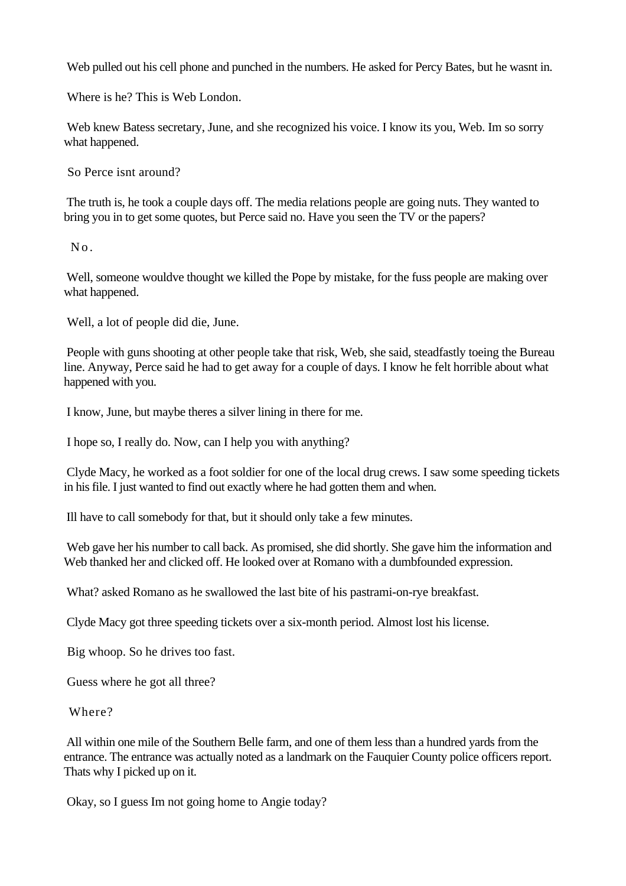Web pulled out his cell phone and punched in the numbers. He asked for Percy Bates, but he wasnt in.

Where is he? This is Web London.

Web knew Batess secretary, June, and she recognized his voice. I know its you, Web. Im so sorry what happened.

So Perce isnt around?

The truth is, he took a couple days off. The media relations people are going nuts. They wanted to bring you in to get some quotes, but Perce said no. Have you seen the TV or the papers?

No.

Well, someone wouldve thought we killed the Pope by mistake, for the fuss people are making over what happened.

Well, a lot of people did die, June.

People with guns shooting at other people take that risk, Web, she said, steadfastly toeing the Bureau line. Anyway, Perce said he had to get away for a couple of days. I know he felt horrible about what happened with you.

I know, June, but maybe theres a silver lining in there for me.

I hope so, I really do. Now, can I help you with anything?

Clyde Macy, he worked as a foot soldier for one of the local drug crews. I saw some speeding tickets in his file. I just wanted to find out exactly where he had gotten them and when.

Ill have to call somebody for that, but it should only take a few minutes.

Web gave her his number to call back. As promised, she did shortly. She gave him the information and Web thanked her and clicked off. He looked over at Romano with a dumbfounded expression.

What? asked Romano as he swallowed the last bite of his pastrami-on-rye breakfast.

Clyde Macy got three speeding tickets over a six-month period. Almost lost his license.

Big whoop. So he drives too fast.

Guess where he got all three?

Where?

All within one mile of the Southern Belle farm, and one of them less than a hundred yards from the entrance. The entrance was actually noted as a landmark on the Fauquier County police officers report. Thats why I picked up on it.

Okay, so I guess Im not going home to Angie today?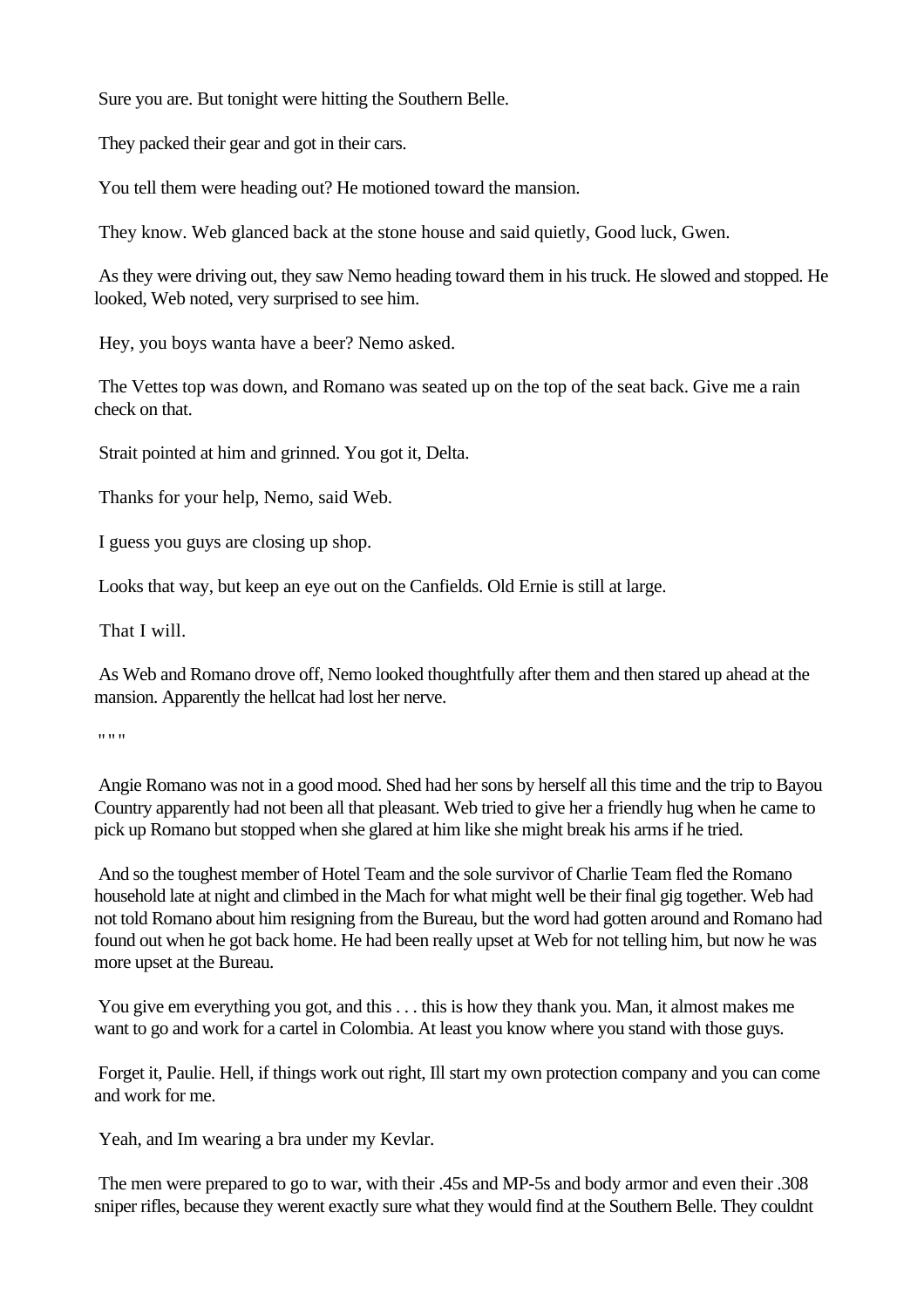Sure you are. But tonight were hitting the Southern Belle.

They packed their gear and got in their cars.

You tell them were heading out? He motioned toward the mansion.

They know. Web glanced back at the stone house and said quietly, Good luck, Gwen.

As they were driving out, they saw Nemo heading toward them in his truck. He slowed and stopped. He looked, Web noted, very surprised to see him.

Hey, you boys wanta have a beer? Nemo asked.

The Vettes top was down, and Romano was seated up on the top of the seat back. Give me a rain check on that.

Strait pointed at him and grinned. You got it, Delta.

Thanks for your help, Nemo, said Web.

I guess you guys are closing up shop.

Looks that way, but keep an eye out on the Canfields. Old Ernie is still at large.

That I will.

As Web and Romano drove off, Nemo looked thoughtfully after them and then stared up ahead at the mansion. Apparently the hellcat had lost her nerve.

" " "

Angie Romano was not in a good mood. Shed had her sons by herself all this time and the trip to Bayou Country apparently had not been all that pleasant. Web tried to give her a friendly hug when he came to pick up Romano but stopped when she glared at him like she might break his arms if he tried.

And so the toughest member of Hotel Team and the sole survivor of Charlie Team fled the Romano household late at night and climbed in the Mach for what might well be their final gig together. Web had not told Romano about him resigning from the Bureau, but the word had gotten around and Romano had found out when he got back home. He had been really upset at Web for not telling him, but now he was more upset at the Bureau.

You give em everything you got, and this . . . this is how they thank you. Man, it almost makes me want to go and work for a cartel in Colombia. At least you know where you stand with those guys.

Forget it, Paulie. Hell, if things work out right, Ill start my own protection company and you can come and work for me.

Yeah, and Im wearing a bra under my Kevlar.

The men were prepared to go to war, with their .45s and MP-5s and body armor and even their .308 sniper rifles, because they werent exactly sure what they would find at the Southern Belle. They couldnt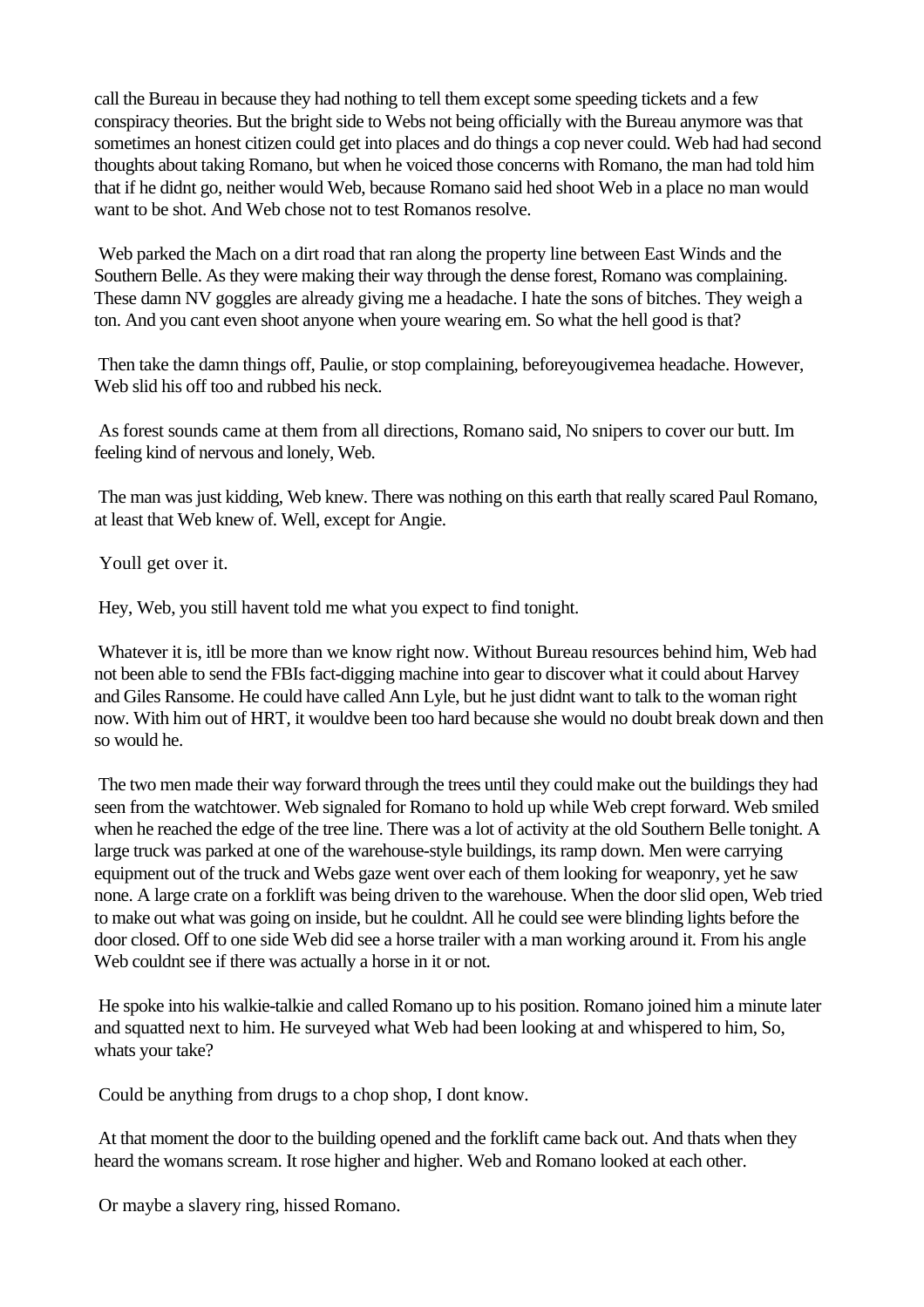call the Bureau in because they had nothing to tell them except some speeding tickets and a few conspiracy theories. But the bright side to Webs not being officially with the Bureau anymore was that sometimes an honest citizen could get into places and do things a cop never could. Web had had second thoughts about taking Romano, but when he voiced those concerns with Romano, the man had told him that if he didnt go, neither would Web, because Romano said hed shoot Web in a place no man would want to be shot. And Web chose not to test Romanos resolve.

Web parked the Mach on a dirt road that ran along the property line between East Winds and the Southern Belle. As they were making their way through the dense forest, Romano was complaining. These damn NV goggles are already giving me a headache. I hate the sons of bitches. They weigh a ton. And you cant even shoot anyone when youre wearing em. So what the hell good is that?

Then take the damn things off, Paulie, or stop complaining, beforeyougivemea headache. However, Web slid his off too and rubbed his neck.

As forest sounds came at them from all directions, Romano said, No snipers to cover our butt. Im feeling kind of nervous and lonely, Web.

The man was just kidding, Web knew. There was nothing on this earth that really scared Paul Romano, at least that Web knew of. Well, except for Angie.

Youll get over it.

Hey, Web, you still havent told me what you expect to find tonight.

Whatever it is, itll be more than we know right now. Without Bureau resources behind him, Web had not been able to send the FBIs fact-digging machine into gear to discover what it could about Harvey and Giles Ransome. He could have called Ann Lyle, but he just didnt want to talk to the woman right now. With him out of HRT, it wouldve been too hard because she would no doubt break down and then so would he.

The two men made their way forward through the trees until they could make out the buildings they had seen from the watchtower. Web signaled for Romano to hold up while Web crept forward. Web smiled when he reached the edge of the tree line. There was a lot of activity at the old Southern Belle tonight. A large truck was parked at one of the warehouse-style buildings, its ramp down. Men were carrying equipment out of the truck and Webs gaze went over each of them looking for weaponry, yet he saw none. A large crate on a forklift was being driven to the warehouse. When the door slid open, Web tried to make out what was going on inside, but he couldnt. All he could see were blinding lights before the door closed. Off to one side Web did see a horse trailer with a man working around it. From his angle Web couldnt see if there was actually a horse in it or not.

He spoke into his walkie-talkie and called Romano up to his position. Romano joined him a minute later and squatted next to him. He surveyed what Web had been looking at and whispered to him, So, whats your take?

Could be anything from drugs to a chop shop, I dont know.

At that moment the door to the building opened and the forklift came back out. And thats when they heard the womans scream. It rose higher and higher. Web and Romano looked at each other.

Or maybe a slavery ring, hissed Romano.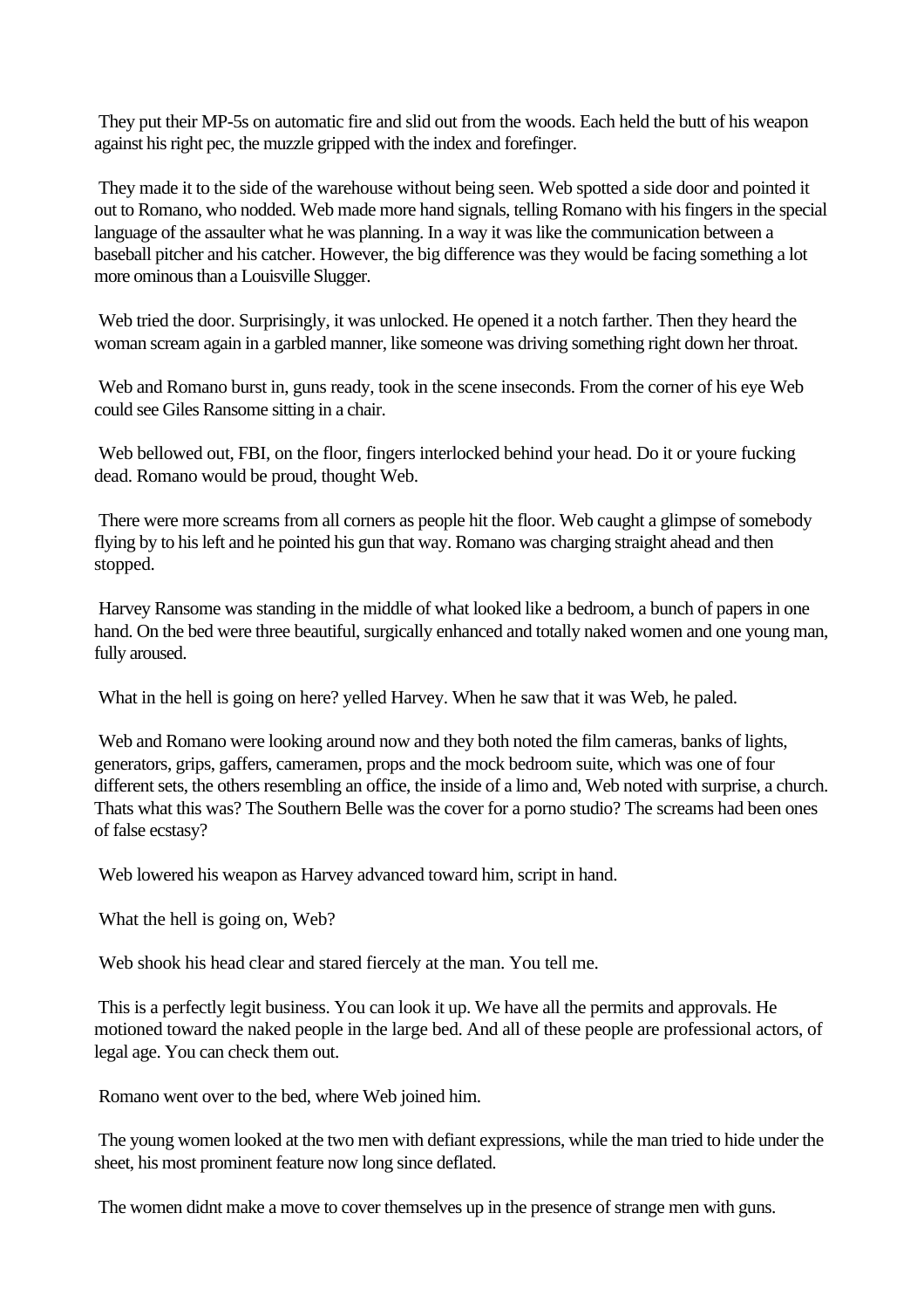They put their MP-5s on automatic fire and slid out from the woods. Each held the butt of his weapon against his right pec, the muzzle gripped with the index and forefinger.

They made it to the side of the warehouse without being seen. Web spotted a side door and pointed it out to Romano, who nodded. Web made more hand signals, telling Romano with his fingers in the special language of the assaulter what he was planning. In a way it was like the communication between a baseball pitcher and his catcher. However, the big difference was they would be facing something a lot more ominous than a Louisville Slugger.

Web tried the door. Surprisingly, it was unlocked. He opened it a notch farther. Then they heard the woman scream again in a garbled manner, like someone was driving something right down her throat.

Web and Romano burst in, guns ready, took in the scene inseconds. From the corner of his eye Web could see Giles Ransome sitting in a chair.

Web bellowed out, FBI, on the floor, fingers interlocked behind your head. Do it or youre fucking dead. Romano would be proud, thought Web.

There were more screams from all corners as people hit the floor. Web caught a glimpse of somebody flying by to his left and he pointed his gun that way. Romano was charging straight ahead and then stopped.

Harvey Ransome was standing in the middle of what looked like a bedroom, a bunch of papers in one hand. On the bed were three beautiful, surgically enhanced and totally naked women and one young man, fully aroused.

What in the hell is going on here? yelled Harvey. When he saw that it was Web, he paled.

Web and Romano were looking around now and they both noted the film cameras, banks of lights, generators, grips, gaffers, cameramen, props and the mock bedroom suite, which was one of four different sets, the others resembling an office, the inside of a limo and, Web noted with surprise, a church. Thats what this was? The Southern Belle was the cover for a porno studio? The screams had been ones of false ecstasy?

Web lowered his weapon as Harvey advanced toward him, script in hand.

What the hell is going on, Web?

Web shook his head clear and stared fiercely at the man. You tell me.

This is a perfectly legit business. You can look it up. We have all the permits and approvals. He motioned toward the naked people in the large bed. And all of these people are professional actors, of legal age. You can check them out.

Romano went over to the bed, where Web joined him.

The young women looked at the two men with defiant expressions, while the man tried to hide under the sheet, his most prominent feature now long since deflated.

The women didnt make a move to cover themselves up in the presence of strange men with guns.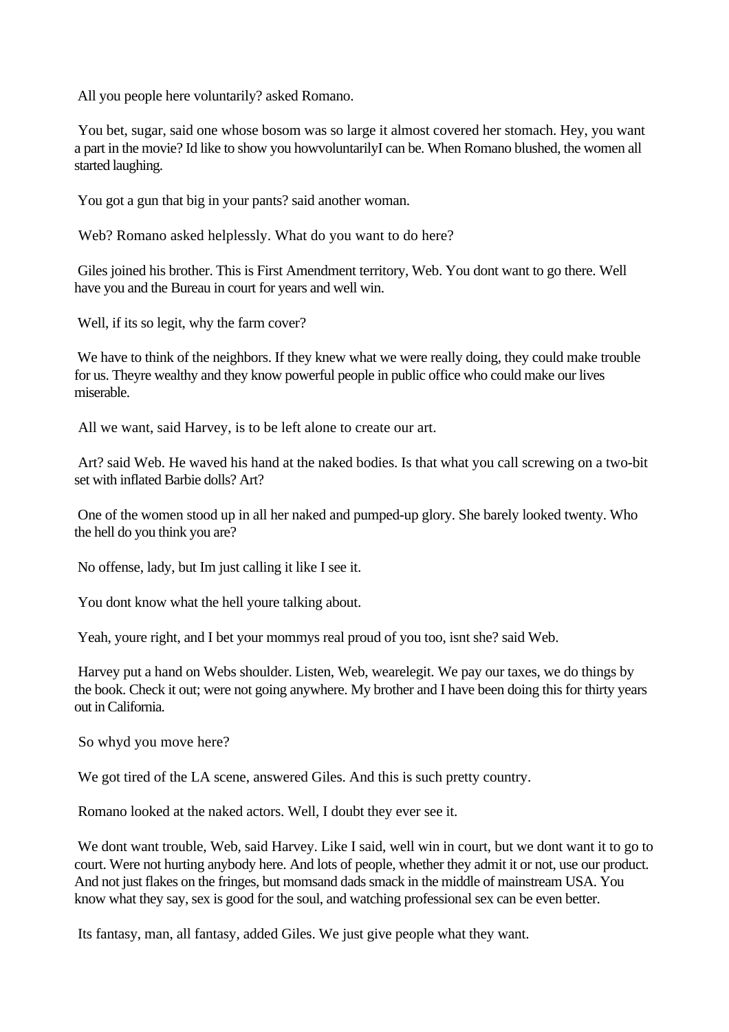All you people here voluntarily? asked Romano.

You bet, sugar, said one whose bosom was so large it almost covered her stomach. Hey, you want a part in the movie? Id like to show you howvoluntarilyI can be. When Romano blushed, the women all started laughing.

You got a gun that big in your pants? said another woman.

Web? Romano asked helplessly. What do you want to do here?

Giles joined his brother. This is First Amendment territory, Web. You dont want to go there. Well have you and the Bureau in court for years and well win.

Well, if its so legit, why the farm cover?

We have to think of the neighbors. If they knew what we were really doing, they could make trouble for us. Theyre wealthy and they know powerful people in public office who could make our lives miserable.

All we want, said Harvey, is to be left alone to create our art.

Art? said Web. He waved his hand at the naked bodies. Is that what you call screwing on a two-bit set with inflated Barbie dolls? Art?

One of the women stood up in all her naked and pumped-up glory. She barely looked twenty. Who the hell do you think you are?

No offense, lady, but Im just calling it like I see it.

You dont know what the hell youre talking about.

Yeah, youre right, and I bet your mommys real proud of you too, isnt she? said Web.

Harvey put a hand on Webs shoulder. Listen, Web, wearelegit. We pay our taxes, we do things by the book. Check it out; were not going anywhere. My brother and I have been doing this for thirty years out in California.

So whyd you move here?

We got tired of the LA scene, answered Giles. And this is such pretty country.

Romano looked at the naked actors. Well, I doubt they ever see it.

We dont want trouble, Web, said Harvey. Like I said, well win in court, but we dont want it to go to court. Were not hurting anybody here. And lots of people, whether they admit it or not, use our product. And not just flakes on the fringes, but momsand dads smack in the middle of mainstream USA. You know what they say, sex is good for the soul, and watching professional sex can be even better.

Its fantasy, man, all fantasy, added Giles. We just give people what they want.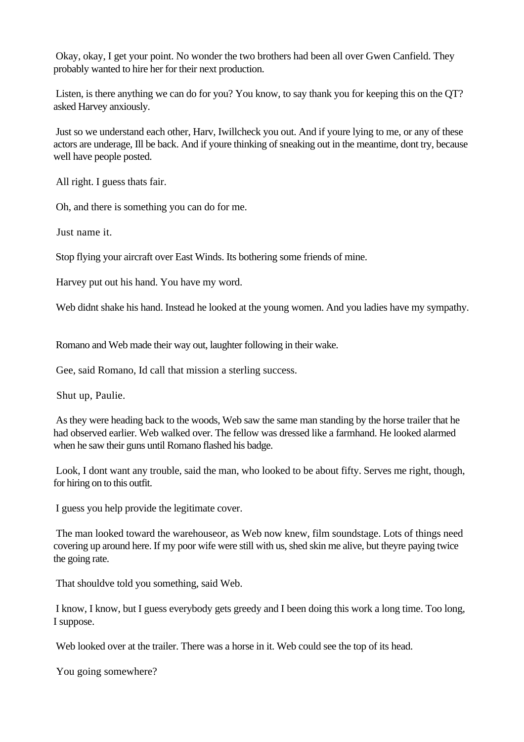Okay, okay, I get your point. No wonder the two brothers had been all over Gwen Canfield. They probably wanted to hire her for their next production.

Listen, is there anything we can do for you? You know, to say thank you for keeping this on the QT? asked Harvey anxiously.

Just so we understand each other, Harv, Iwillcheck you out. And if youre lying to me, or any of these actors are underage, Ill be back. And if youre thinking of sneaking out in the meantime, dont try, because well have people posted.

All right. I guess thats fair.

Oh, and there is something you can do for me.

Just name it.

Stop flying your aircraft over East Winds. Its bothering some friends of mine.

Harvey put out his hand. You have my word.

Web didnt shake his hand. Instead he looked at the young women. And you ladies have my sympathy.

Romano and Web made their way out, laughter following in their wake.

Gee, said Romano, Id call that mission a sterling success.

Shut up, Paulie.

As they were heading back to the woods, Web saw the same man standing by the horse trailer that he had observed earlier. Web walked over. The fellow was dressed like a farmhand. He looked alarmed when he saw their guns until Romano flashed his badge.

Look, I dont want any trouble, said the man, who looked to be about fifty. Serves me right, though, for hiring on to this outfit.

I guess you help provide the legitimate cover.

The man looked toward the warehouseor, as Web now knew, film soundstage. Lots of things need covering up around here. If my poor wife were still with us, shed skin me alive, but theyre paying twice the going rate.

That shouldve told you something, said Web.

I know, I know, but I guess everybody gets greedy and I been doing this work a long time. Too long, I suppose.

Web looked over at the trailer. There was a horse in it. Web could see the top of its head.

You going somewhere?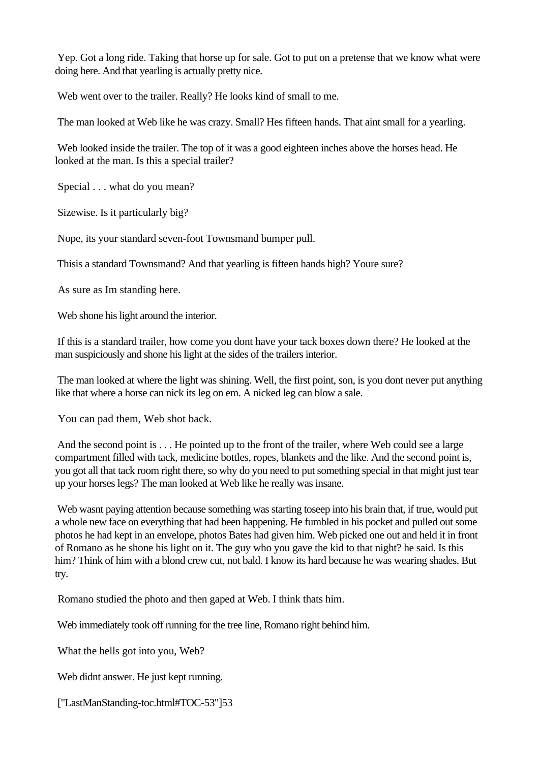Yep. Got a long ride. Taking that horse up for sale. Got to put on a pretense that we know what were doing here. And that yearling is actually pretty nice.

Web went over to the trailer. Really? He looks kind of small to me.

The man looked at Web like he was crazy. Small? Hes fifteen hands. That aint small for a yearling.

Web looked inside the trailer. The top of it was a good eighteen inches above the horses head. He looked at the man. Is this a special trailer?

Special . . . what do you mean?

Sizewise. Is it particularly big?

Nope, its your standard seven-foot Townsmand bumper pull.

Thisis a standard Townsmand? And that yearling is fifteen hands high? Youre sure?

As sure as Im standing here.

Web shone his light around the interior.

If this is a standard trailer, how come you dont have your tack boxes down there? He looked at the man suspiciously and shone his light at the sides of the trailers interior.

The man looked at where the light was shining. Well, the first point, son, is you dont never put anything like that where a horse can nick its leg on em. A nicked leg can blow a sale.

You can pad them, Web shot back.

And the second point is . . . He pointed up to the front of the trailer, where Web could see a large compartment filled with tack, medicine bottles, ropes, blankets and the like. And the second point is, you got all that tack room right there, so why do you need to put something special in that might just tear up your horses legs? The man looked at Web like he really was insane.

Web wasnt paying attention because something was starting toseep into his brain that, if true, would put a whole new face on everything that had been happening. He fumbled in his pocket and pulled out some photos he had kept in an envelope, photos Bates had given him. Web picked one out and held it in front of Romano as he shone his light on it. The guy who you gave the kid to that night? he said. Is this him? Think of him with a blond crew cut, not bald. I know its hard because he was wearing shades. But try.

Romano studied the photo and then gaped at Web. I think thats him.

Web immediately took off running for the tree line, Romano right behind him.

What the hells got into you, Web?

Web didnt answer. He just kept running.

["LastManStanding-toc.html#TOC-53"]53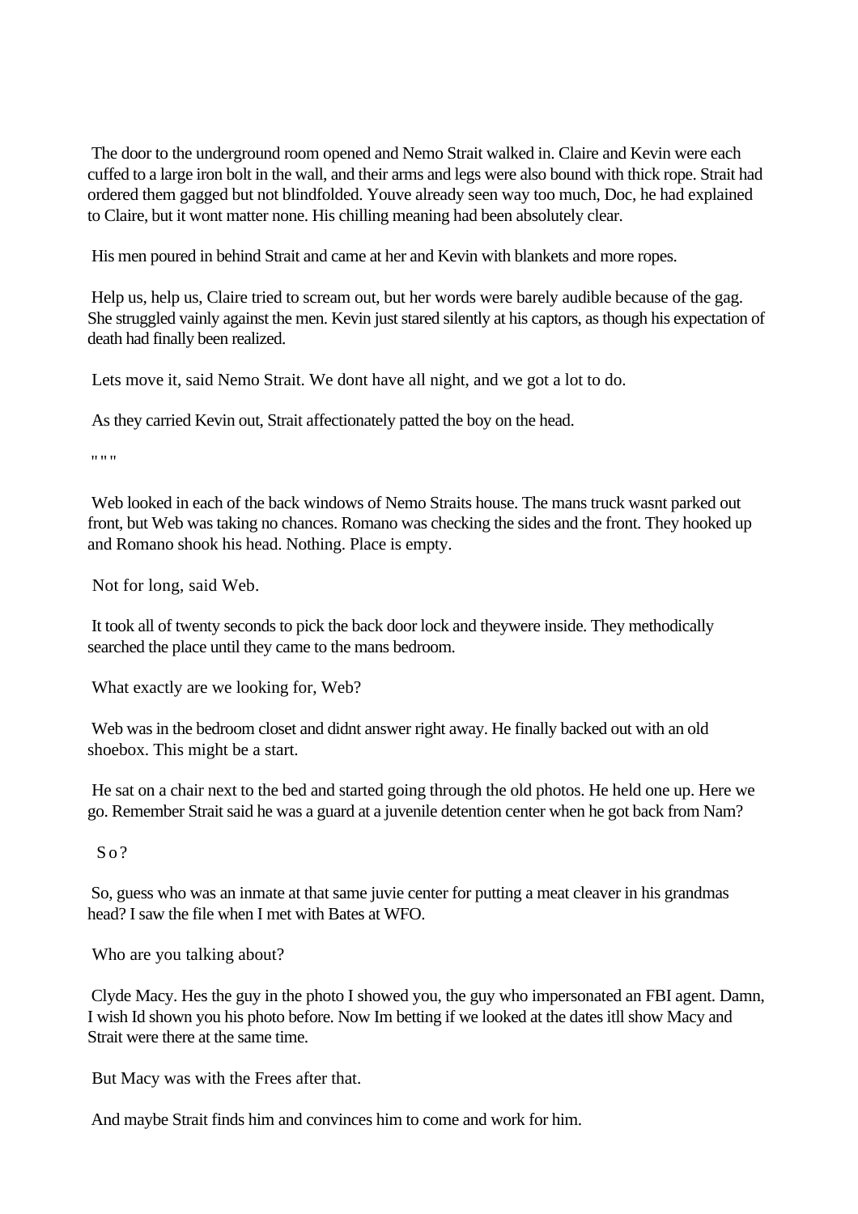The door to the underground room opened and Nemo Strait walked in. Claire and Kevin were each cuffed to a large iron bolt in the wall, and their arms and legs were also bound with thick rope. Strait had ordered them gagged but not blindfolded. Youve already seen way too much, Doc, he had explained to Claire, but it wont matter none. His chilling meaning had been absolutely clear.

His men poured in behind Strait and came at her and Kevin with blankets and more ropes.

Help us, help us, Claire tried to scream out, but her words were barely audible because of the gag. She struggled vainly against the men. Kevin just stared silently at his captors, as though his expectation of death had finally been realized.

Lets move it, said Nemo Strait. We dont have all night, and we got a lot to do.

As they carried Kevin out, Strait affectionately patted the boy on the head.

" " "

Web looked in each of the back windows of Nemo Straits house. The mans truck wasnt parked out front, but Web was taking no chances. Romano was checking the sides and the front. They hooked up and Romano shook his head. Nothing. Place is empty.

Not for long, said Web.

It took all of twenty seconds to pick the back door lock and theywere inside. They methodically searched the place until they came to the mans bedroom.

What exactly are we looking for, Web?

Web was in the bedroom closet and didnt answer right away. He finally backed out with an old shoebox. This might be a start.

He sat on a chair next to the bed and started going through the old photos. He held one up. Here we go. Remember Strait said he was a guard at a juvenile detention center when he got back from Nam?

So?

So, guess who was an inmate at that same juvie center for putting a meat cleaver in his grandmas head? I saw the file when I met with Bates at WFO.

Who are you talking about?

Clyde Macy. Hes the guy in the photo I showed you, the guy who impersonated an FBI agent. Damn, I wish Id shown you his photo before. Now Im betting if we looked at the dates itll show Macy and Strait were there at the same time.

But Macy was with the Frees after that.

And maybe Strait finds him and convinces him to come and work for him.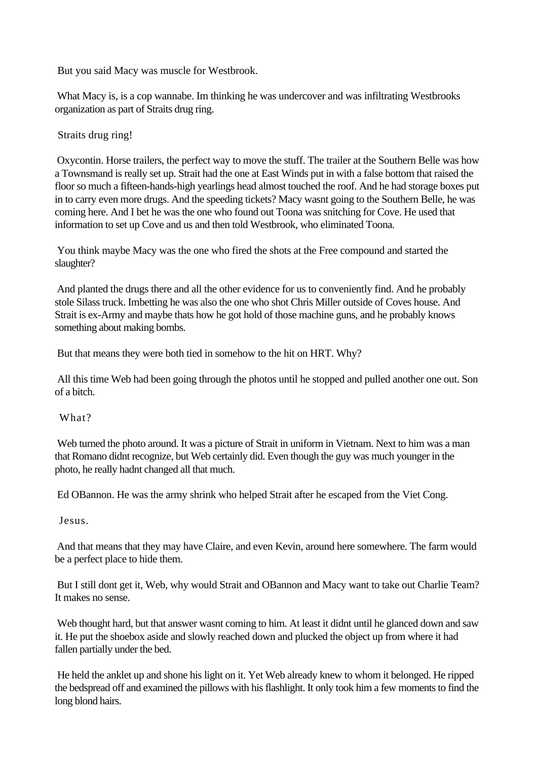But you said Macy was muscle for Westbrook.

What Macy is, is a cop wannabe. Im thinking he was undercover and was infiltrating Westbrooks organization as part of Straits drug ring.

Straits drug ring!

Oxycontin. Horse trailers, the perfect way to move the stuff. The trailer at the Southern Belle was how a Townsmand is really set up. Strait had the one at East Winds put in with a false bottom that raised the floor so much a fifteen-hands-high yearlings head almost touched the roof. And he had storage boxes put in to carry even more drugs. And the speeding tickets? Macy wasnt going to the Southern Belle, he was coming here. And I bet he was the one who found out Toona was snitching for Cove. He used that information to set up Cove and us and then told Westbrook, who eliminated Toona.

You think maybe Macy was the one who fired the shots at the Free compound and started the slaughter?

And planted the drugs there and all the other evidence for us to conveniently find. And he probably stole Silass truck. Imbetting he was also the one who shot Chris Miller outside of Coves house. And Strait is ex-Army and maybe thats how he got hold of those machine guns, and he probably knows something about making bombs.

But that means they were both tied in somehow to the hit on HRT. Why?

All this time Web had been going through the photos until he stopped and pulled another one out. Son of a bitch.

What?

Web turned the photo around. It was a picture of Strait in uniform in Vietnam. Next to him was a man that Romano didnt recognize, but Web certainly did. Even though the guy was much younger in the photo, he really hadnt changed all that much.

Ed OBannon. He was the army shrink who helped Strait after he escaped from the Viet Cong.

Jesus.

And that means that they may have Claire, and even Kevin, around here somewhere. The farm would be a perfect place to hide them.

But I still dont get it, Web, why would Strait and OBannon and Macy want to take out Charlie Team? It makes no sense.

Web thought hard, but that answer wasnt coming to him. At least it didnt until he glanced down and saw it. He put the shoebox aside and slowly reached down and plucked the object up from where it had fallen partially under the bed.

He held the anklet up and shone his light on it. Yet Web already knew to whom it belonged. He ripped the bedspread off and examined the pillows with his flashlight. It only took him a few moments to find the long blond hairs.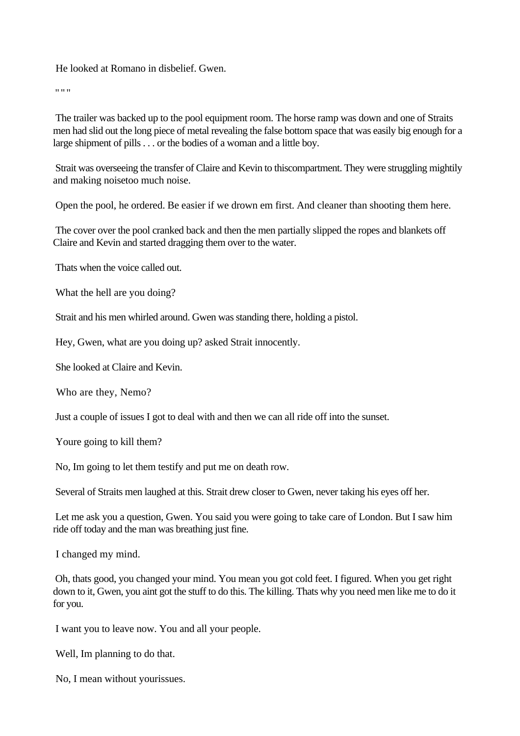He looked at Romano in disbelief. Gwen.

" " "

The trailer was backed up to the pool equipment room. The horse ramp was down and one of Straits men had slid out the long piece of metal revealing the false bottom space that was easily big enough for a large shipment of pills . . . or the bodies of a woman and a little boy.

Strait was overseeing the transfer of Claire and Kevin to thiscompartment. They were struggling mightily and making noisetoo much noise.

Open the pool, he ordered. Be easier if we drown em first. And cleaner than shooting them here.

The cover over the pool cranked back and then the men partially slipped the ropes and blankets off Claire and Kevin and started dragging them over to the water.

Thats when the voice called out.

What the hell are you doing?

Strait and his men whirled around. Gwen was standing there, holding a pistol.

Hey, Gwen, what are you doing up? asked Strait innocently.

She looked at Claire and Kevin.

Who are they, Nemo?

Just a couple of issues I got to deal with and then we can all ride off into the sunset.

Youre going to kill them?

No, Im going to let them testify and put me on death row.

Several of Straits men laughed at this. Strait drew closer to Gwen, never taking his eyes off her.

Let me ask you a question, Gwen. You said you were going to take care of London. But I saw him ride off today and the man was breathing just fine.

I changed my mind.

Oh, thats good, you changed your mind. You mean you got cold feet. I figured. When you get right down to it, Gwen, you aint got the stuff to do this. The killing. Thats why you need men like me to do it for you.

I want you to leave now. You and all your people.

Well, Im planning to do that.

No, I mean without yourissues.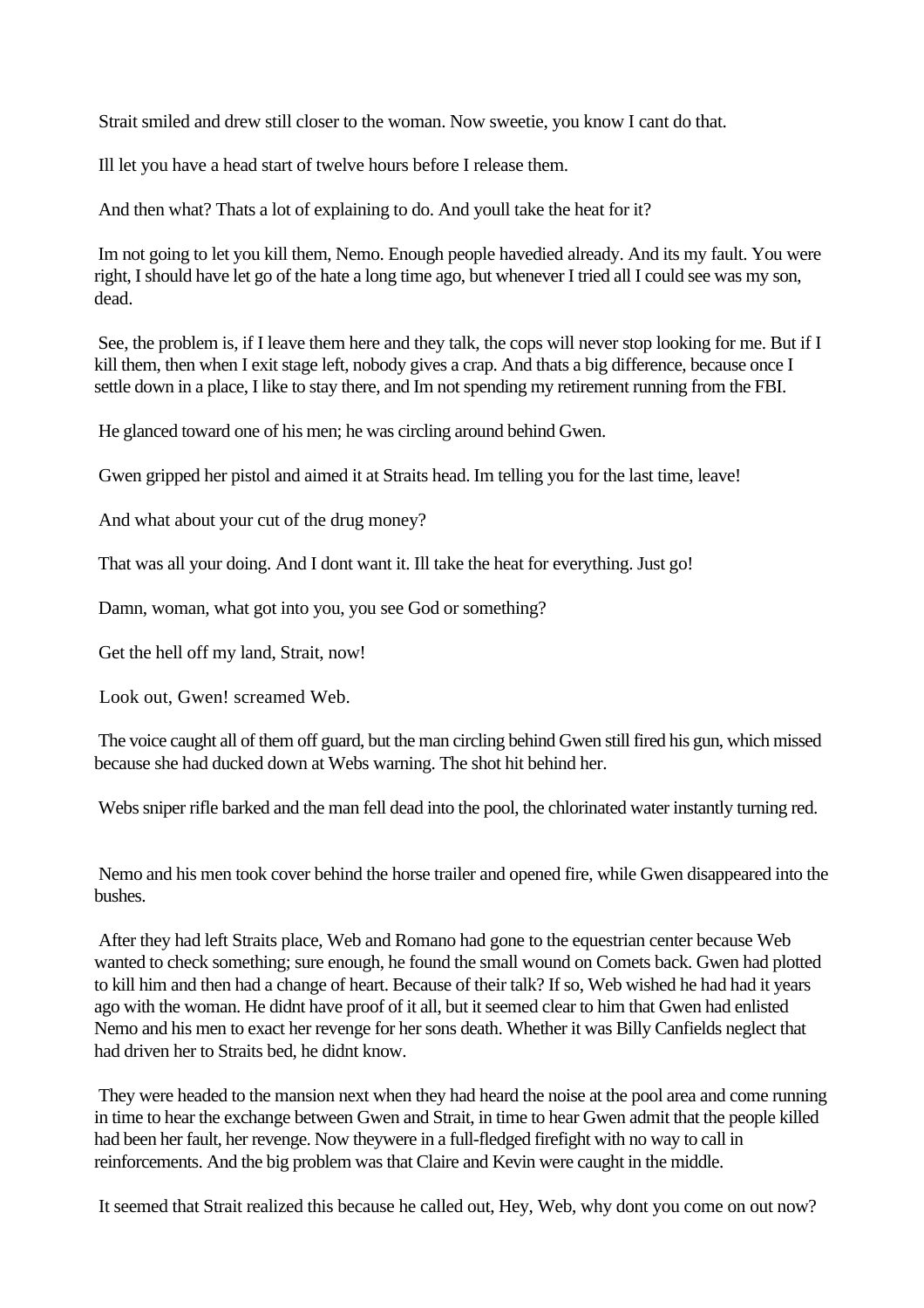Strait smiled and drew still closer to the woman. Now sweetie, you know I cant do that.

Ill let you have a head start of twelve hours before I release them.

And then what? Thats a lot of explaining to do. And youll take the heat for it?

Im not going to let you kill them, Nemo. Enough people havedied already. And its my fault. You were right, I should have let go of the hate a long time ago, but whenever I tried all I could see was my son, dead.

See, the problem is, if I leave them here and they talk, the cops will never stop looking for me. But if I kill them, then when I exit stage left, nobody gives a crap. And thats a big difference, because once I settle down in a place, I like to stay there, and Im not spending my retirement running from the FBI.

He glanced toward one of his men; he was circling around behind Gwen.

Gwen gripped her pistol and aimed it at Straits head. Im telling you for the last time, leave!

And what about your cut of the drug money?

That was all your doing. And I dont want it. Ill take the heat for everything. Just go!

Damn, woman, what got into you, you see God or something?

Get the hell off my land, Strait, now!

Look out, Gwen! screamed Web.

The voice caught all of them off guard, but the man circling behind Gwen still fired his gun, which missed because she had ducked down at Webs warning. The shot hit behind her.

Webs sniper rifle barked and the man fell dead into the pool, the chlorinated water instantly turning red.

Nemo and his men took cover behind the horse trailer and opened fire, while Gwen disappeared into the bushes.

After they had left Straits place, Web and Romano had gone to the equestrian center because Web wanted to check something; sure enough, he found the small wound on Comets back. Gwen had plotted to kill him and then had a change of heart. Because of their talk? If so, Web wished he had had it years ago with the woman. He didnt have proof of it all, but it seemed clear to him that Gwen had enlisted Nemo and his men to exact her revenge for her sons death. Whether it was Billy Canfields neglect that had driven her to Straits bed, he didnt know.

They were headed to the mansion next when they had heard the noise at the pool area and come running in time to hear the exchange between Gwen and Strait, in time to hear Gwen admit that the people killed had been her fault, her revenge. Now theywere in a full-fledged firefight with no way to call in reinforcements. And the big problem was that Claire and Kevin were caught in the middle.

It seemed that Strait realized this because he called out, Hey, Web, why dont you come on out now?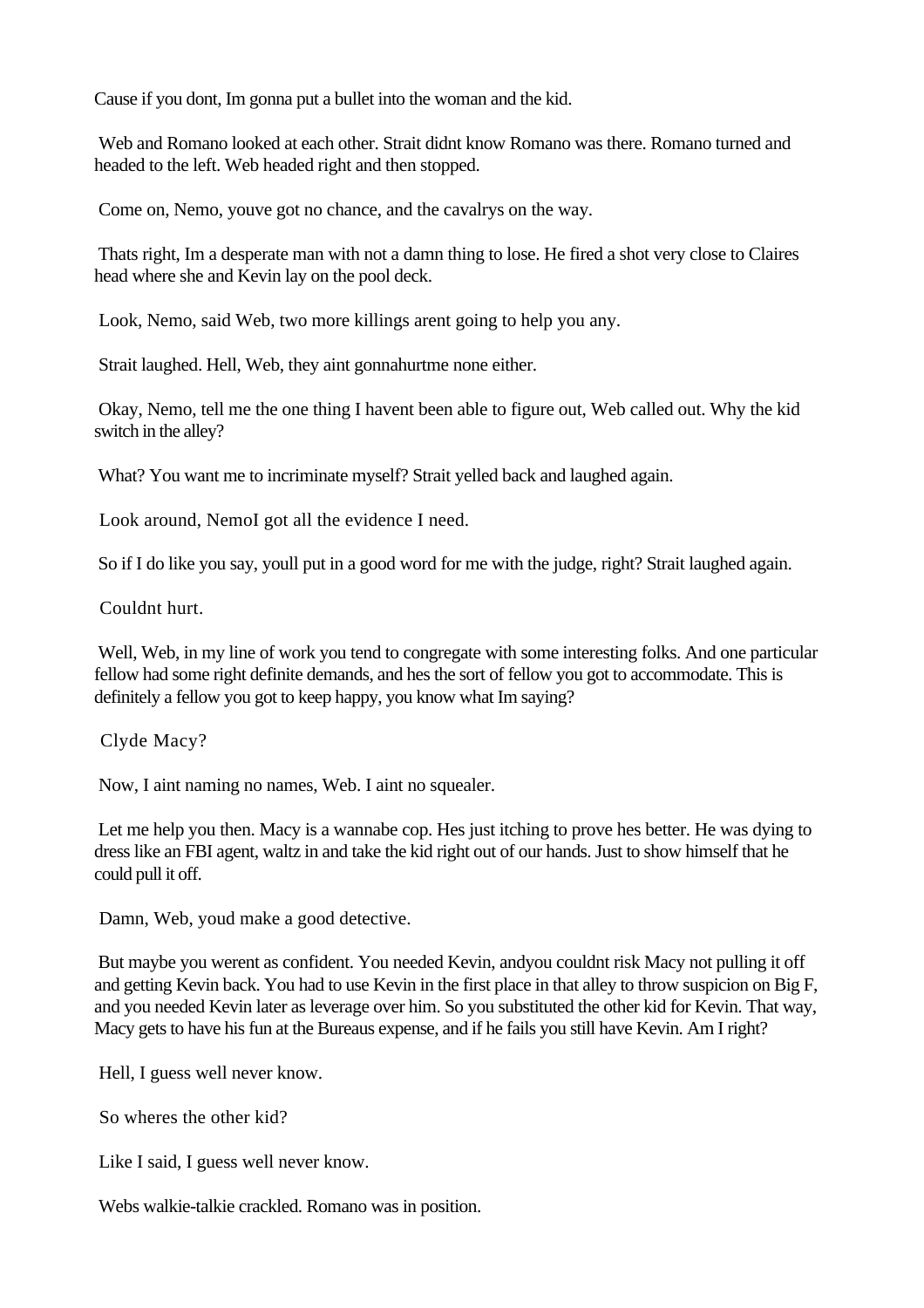Cause if you dont, Im gonna put a bullet into the woman and the kid.

Web and Romano looked at each other. Strait didnt know Romano was there. Romano turned and headed to the left. Web headed right and then stopped.

Come on, Nemo, youve got no chance, and the cavalrys on the way.

Thats right, Im a desperate man with not a damn thing to lose. He fired a shot very close to Claires head where she and Kevin lay on the pool deck.

Look, Nemo, said Web, two more killings arent going to help you any.

Strait laughed. Hell, Web, they aint gonnahurtme none either.

Okay, Nemo, tell me the one thing I havent been able to figure out, Web called out. Why the kid switch in the alley?

What? You want me to incriminate myself? Strait yelled back and laughed again.

Look around, NemoI got all the evidence I need.

So if I do like you say, youll put in a good word for me with the judge, right? Strait laughed again.

Couldnt hurt.

Well, Web, in my line of work you tend to congregate with some interesting folks. And one particular fellow had some right definite demands, and hes the sort of fellow you got to accommodate. This is definitely a fellow you got to keep happy, you know what Im saying?

Clyde Macy?

Now, I aint naming no names, Web. I aint no squealer.

Let me help you then. Macy is a wannabe cop. Hes just itching to prove hes better. He was dying to dress like an FBI agent, waltz in and take the kid right out of our hands. Just to show himself that he could pull it off.

Damn, Web, youd make a good detective.

But maybe you werent as confident. You needed Kevin, andyou couldnt risk Macy not pulling it off and getting Kevin back. You had to use Kevin in the first place in that alley to throw suspicion on Big F, and you needed Kevin later as leverage over him. So you substituted the other kid for Kevin. That way, Macy gets to have his fun at the Bureaus expense, and if he fails you still have Kevin. Am I right?

Hell, I guess well never know.

So wheres the other kid?

Like I said, I guess well never know.

Webs walkie-talkie crackled. Romano was in position.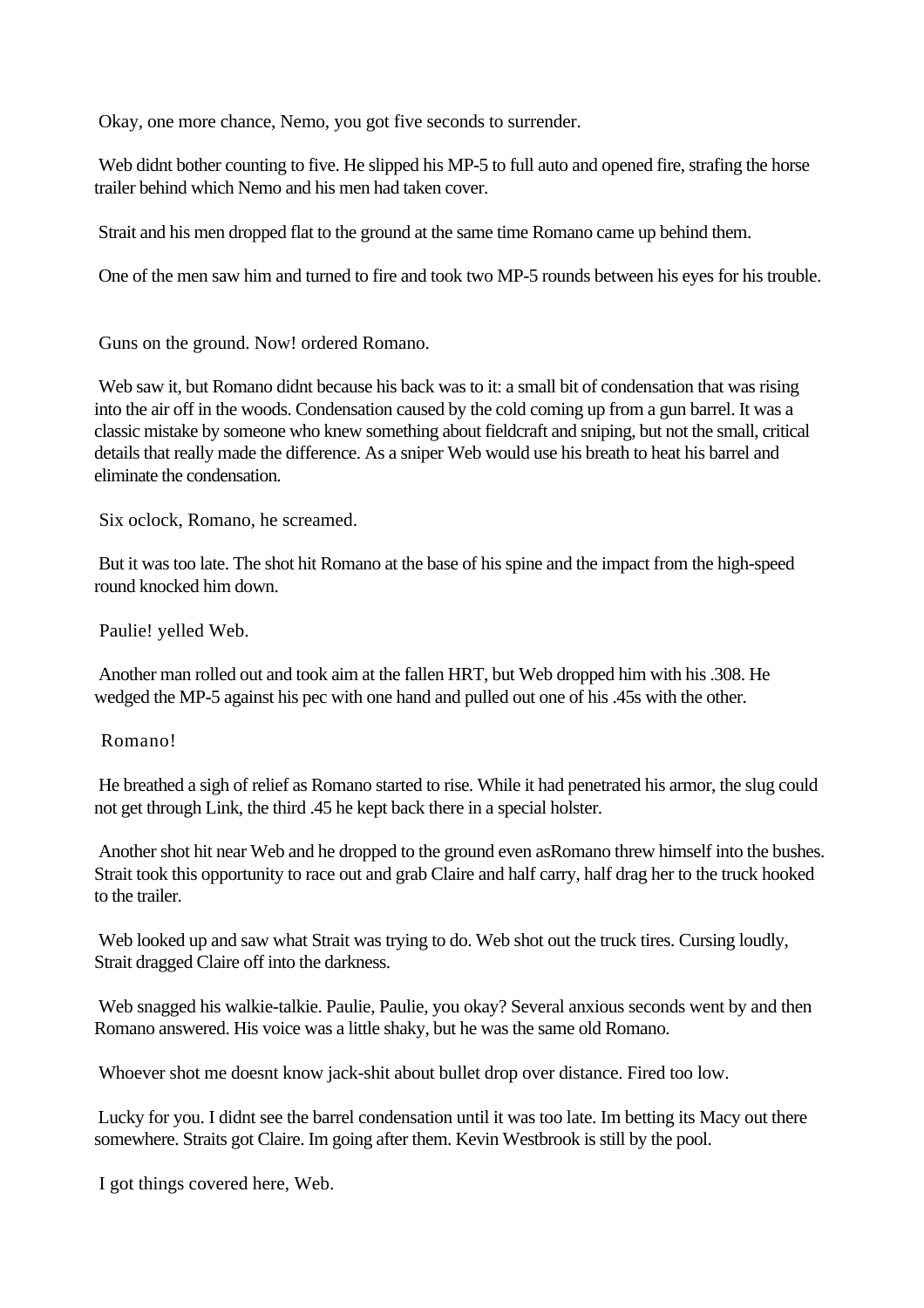Okay, one more chance, Nemo, you got five seconds to surrender.

Web didnt bother counting to five. He slipped his MP-5 to full auto and opened fire, strafing the horse trailer behind which Nemo and his men had taken cover.

Strait and his men dropped flat to the ground at the same time Romano came up behind them.

One of the men saw him and turned to fire and took two MP-5 rounds between his eyes for his trouble.

Guns on the ground. Now! ordered Romano.

Web saw it, but Romano didnt because his back was to it: a small bit of condensation that was rising into the air off in the woods. Condensation caused by the cold coming up from a gun barrel. It was a classic mistake by someone who knew something about fieldcraft and sniping, but not the small, critical details that really made the difference. As a sniper Web would use his breath to heat his barrel and eliminate the condensation.

Six oclock, Romano, he screamed.

But it was too late. The shot hit Romano at the base of his spine and the impact from the high-speed round knocked him down.

Paulie! yelled Web.

Another man rolled out and took aim at the fallen HRT, but Web dropped him with his .308. He wedged the MP-5 against his pec with one hand and pulled out one of his .45s with the other.

Romano!

He breathed a sigh of relief as Romano started to rise. While it had penetrated his armor, the slug could not get through Link, the third .45 he kept back there in a special holster.

Another shot hit near Web and he dropped to the ground even asRomano threw himself into the bushes. Strait took this opportunity to race out and grab Claire and half carry, half drag her to the truck hooked to the trailer.

Web looked up and saw what Strait was trying to do. Web shot out the truck tires. Cursing loudly, Strait dragged Claire off into the darkness.

Web snagged his walkie-talkie. Paulie, Paulie, you okay? Several anxious seconds went by and then Romano answered. His voice was a little shaky, but he was the same old Romano.

Whoever shot me doesnt know jack-shit about bullet drop over distance. Fired too low.

Lucky for you. I didnt see the barrel condensation until it was too late. Im betting its Macy out there somewhere. Straits got Claire. Im going after them. Kevin Westbrook is still by the pool.

I got things covered here, Web.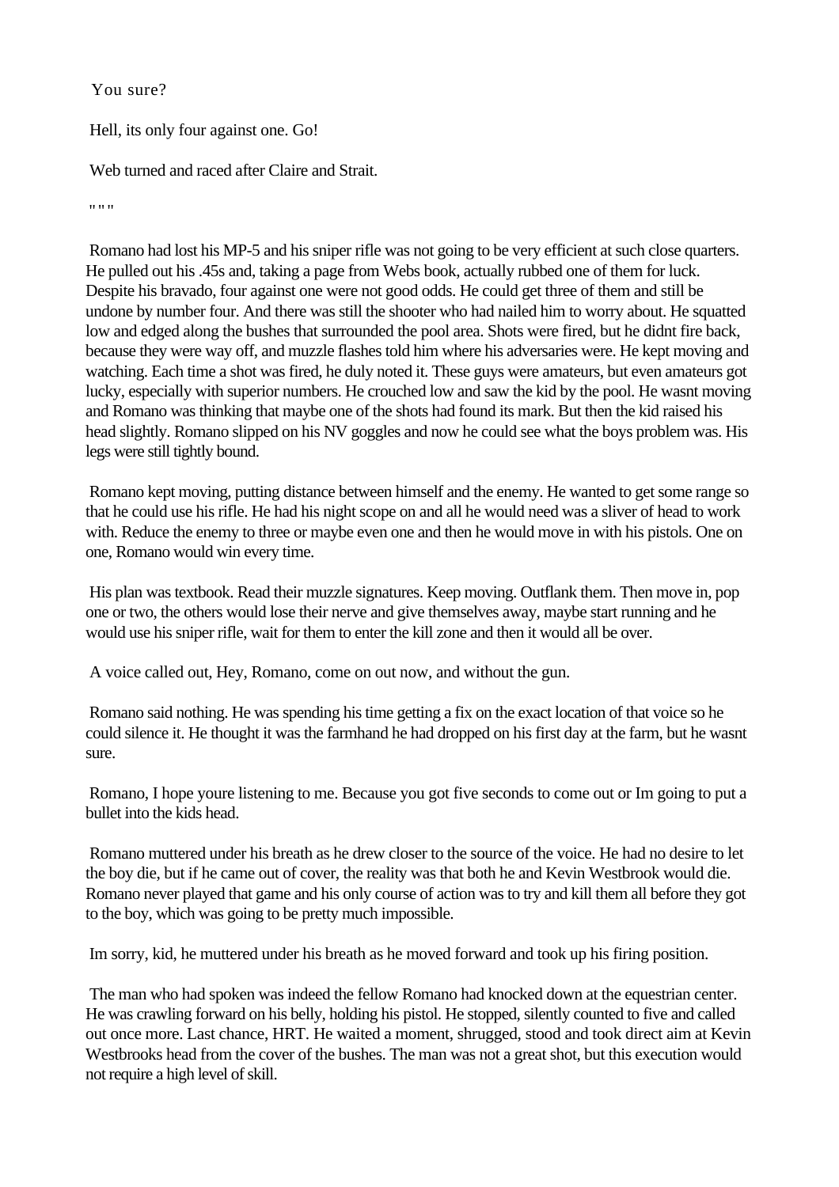You sure?

Hell, its only four against one. Go!

Web turned and raced after Claire and Strait.

" " "

Romano had lost his MP-5 and his sniper rifle was not going to be very efficient at such close quarters. He pulled out his .45s and, taking a page from Webs book, actually rubbed one of them for luck. Despite his bravado, four against one were not good odds. He could get three of them and still be undone by number four. And there was still the shooter who had nailed him to worry about. He squatted low and edged along the bushes that surrounded the pool area. Shots were fired, but he didnt fire back, because they were way off, and muzzle flashes told him where his adversaries were. He kept moving and watching. Each time a shot was fired, he duly noted it. These guys were amateurs, but even amateurs got lucky, especially with superior numbers. He crouched low and saw the kid by the pool. He wasnt moving and Romano was thinking that maybe one of the shots had found its mark. But then the kid raised his head slightly. Romano slipped on his NV goggles and now he could see what the boys problem was. His legs were still tightly bound.

Romano kept moving, putting distance between himself and the enemy. He wanted to get some range so that he could use his rifle. He had his night scope on and all he would need was a sliver of head to work with. Reduce the enemy to three or maybe even one and then he would move in with his pistols. One on one, Romano would win every time.

His plan was textbook. Read their muzzle signatures. Keep moving. Outflank them. Then move in, pop one or two, the others would lose their nerve and give themselves away, maybe start running and he would use his sniper rifle, wait for them to enter the kill zone and then it would all be over.

A voice called out, Hey, Romano, come on out now, and without the gun.

Romano said nothing. He was spending his time getting a fix on the exact location of that voice so he could silence it. He thought it was the farmhand he had dropped on his first day at the farm, but he wasnt sure.

Romano, I hope youre listening to me. Because you got five seconds to come out or Im going to put a bullet into the kids head.

Romano muttered under his breath as he drew closer to the source of the voice. He had no desire to let the boy die, but if he came out of cover, the reality was that both he and Kevin Westbrook would die. Romano never played that game and his only course of action was to try and kill them all before they got to the boy, which was going to be pretty much impossible.

Im sorry, kid, he muttered under his breath as he moved forward and took up his firing position.

The man who had spoken was indeed the fellow Romano had knocked down at the equestrian center. He was crawling forward on his belly, holding his pistol. He stopped, silently counted to five and called out once more. Last chance, HRT. He waited a moment, shrugged, stood and took direct aim at Kevin Westbrooks head from the cover of the bushes. The man was not a great shot, but this execution would not require a high level of skill.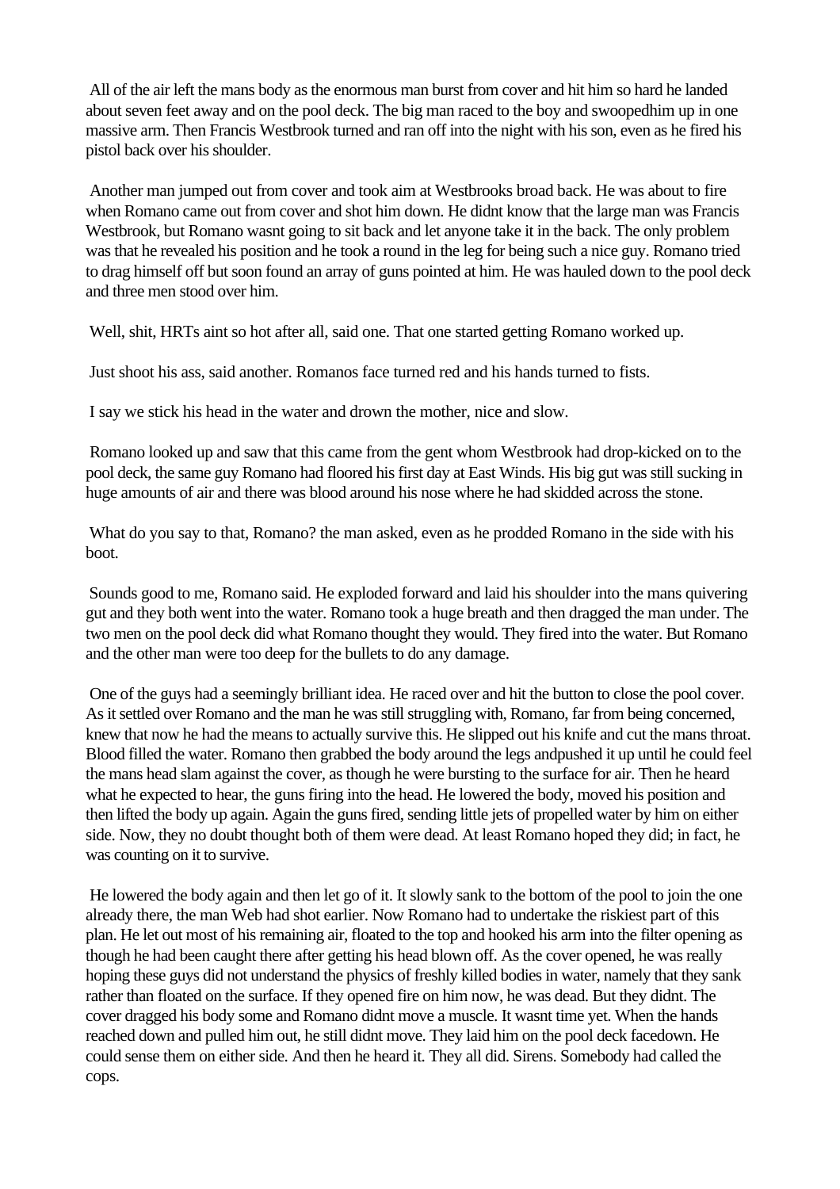All of the air left the mans body as the enormous man burst from cover and hit him so hard he landed about seven feet away and on the pool deck. The big man raced to the boy and swoopedhim up in one massive arm. Then Francis Westbrook turned and ran off into the night with his son, even as he fired his pistol back over his shoulder.

Another man jumped out from cover and took aim at Westbrooks broad back. He was about to fire when Romano came out from cover and shot him down. He didnt know that the large man was Francis Westbrook, but Romano wasnt going to sit back and let anyone take it in the back. The only problem was that he revealed his position and he took a round in the leg for being such a nice guy. Romano tried to drag himself off but soon found an array of guns pointed at him. He was hauled down to the pool deck and three men stood over him.

Well, shit, HRTs aint so hot after all, said one. That one started getting Romano worked up.

Just shoot his ass, said another. Romanos face turned red and his hands turned to fists.

I say we stick his head in the water and drown the mother, nice and slow.

Romano looked up and saw that this came from the gent whom Westbrook had drop-kicked on to the pool deck, the same guy Romano had floored his first day at East Winds. His big gut was still sucking in huge amounts of air and there was blood around his nose where he had skidded across the stone.

What do you say to that, Romano? the man asked, even as he prodded Romano in the side with his boot.

Sounds good to me, Romano said. He exploded forward and laid his shoulder into the mans quivering gut and they both went into the water. Romano took a huge breath and then dragged the man under. The two men on the pool deck did what Romano thought they would. They fired into the water. But Romano and the other man were too deep for the bullets to do any damage.

One of the guys had a seemingly brilliant idea. He raced over and hit the button to close the pool cover. As it settled over Romano and the man he was still struggling with, Romano, far from being concerned, knew that now he had the means to actually survive this. He slipped out his knife and cut the mans throat. Blood filled the water. Romano then grabbed the body around the legs andpushed it up until he could feel the mans head slam against the cover, as though he were bursting to the surface for air. Then he heard what he expected to hear, the guns firing into the head. He lowered the body, moved his position and then lifted the body up again. Again the guns fired, sending little jets of propelled water by him on either side. Now, they no doubt thought both of them were dead. At least Romano hoped they did; in fact, he was counting on it to survive.

He lowered the body again and then let go of it. It slowly sank to the bottom of the pool to join the one already there, the man Web had shot earlier. Now Romano had to undertake the riskiest part of this plan. He let out most of his remaining air, floated to the top and hooked his arm into the filter opening as though he had been caught there after getting his head blown off. As the cover opened, he was really hoping these guys did not understand the physics of freshly killed bodies in water, namely that they sank rather than floated on the surface. If they opened fire on him now, he was dead. But they didnt. The cover dragged his body some and Romano didnt move a muscle. It wasnt time yet. When the hands reached down and pulled him out, he still didnt move. They laid him on the pool deck facedown. He could sense them on either side. And then he heard it. They all did. Sirens. Somebody had called the cops.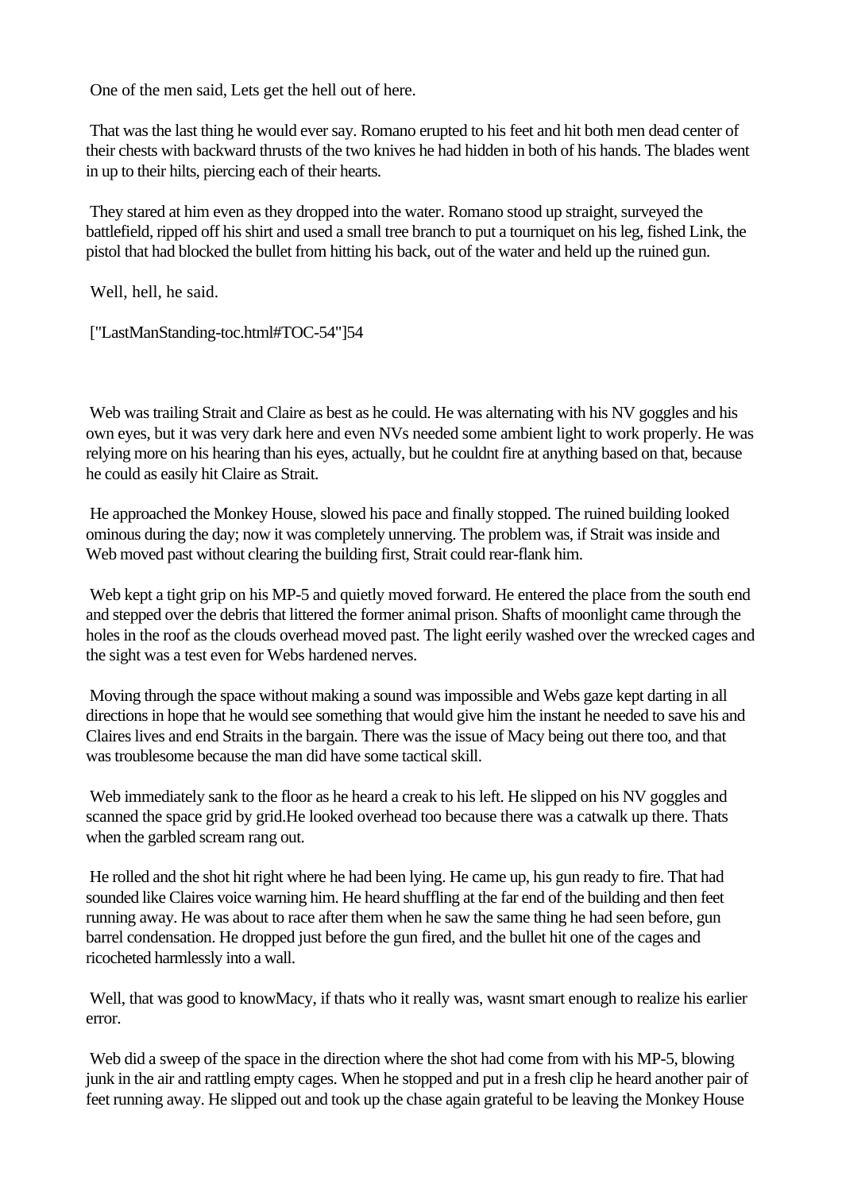One of the men said, Lets get the hell out of here.

That was the last thing he would ever say. Romano erupted to his feet and hit both men dead center of their chests with backward thrusts of the two knives he had hidden in both of his hands. The blades went in up to their hilts, piercing each of their hearts.

They stared at him even as they dropped into the water. Romano stood up straight, surveyed the battlefield, ripped off his shirt and used a small tree branch to put a tourniquet on his leg, fished Link, the pistol that had blocked the bullet from hitting his back, out of the water and held up the ruined gun.

Well, hell, he said.

["LastManStanding-toc.html#TOC-54"]54

Web was trailing Strait and Claire as best as he could. He was alternating with his NV goggles and his own eyes, but it was very dark here and even NVs needed some ambient light to work properly. He was relying more on his hearing than his eyes, actually, but he couldnt fire at anything based on that, because he could as easily hit Claire as Strait.

He approached the Monkey House, slowed his pace and finally stopped. The ruined building looked ominous during the day; now it was completely unnerving. The problem was, if Strait was inside and Web moved past without clearing the building first, Strait could rear-flank him.

Web kept a tight grip on his MP-5 and quietly moved forward. He entered the place from the south end and stepped over the debris that littered the former animal prison. Shafts of moonlight came through the holes in the roof as the clouds overhead moved past. The light eerily washed over the wrecked cages and the sight was a test even for Webs hardened nerves.

Moving through the space without making a sound was impossible and Webs gaze kept darting in all directions in hope that he would see something that would give him the instant he needed to save his and Claires lives and end Straits in the bargain. There was the issue of Macy being out there too, and that was troublesome because the man did have some tactical skill.

Web immediately sank to the floor as he heard a creak to his left. He slipped on his NV goggles and scanned the space grid by grid.He looked overhead too because there was a catwalk up there. Thats when the garbled scream rang out.

He rolled and the shot hit right where he had been lying. He came up, his gun ready to fire. That had sounded like Claires voice warning him. He heard shuffling at the far end of the building and then feet running away. He was about to race after them when he saw the same thing he had seen before, gun barrel condensation. He dropped just before the gun fired, and the bullet hit one of the cages and ricocheted harmlessly into a wall.

Well, that was good to knowMacy, if thats who it really was, wasnt smart enough to realize his earlier error.

Web did a sweep of the space in the direction where the shot had come from with his MP-5, blowing junk in the air and rattling empty cages. When he stopped and put in a fresh clip he heard another pair of feet running away. He slipped out and took up the chase again grateful to be leaving the Monkey House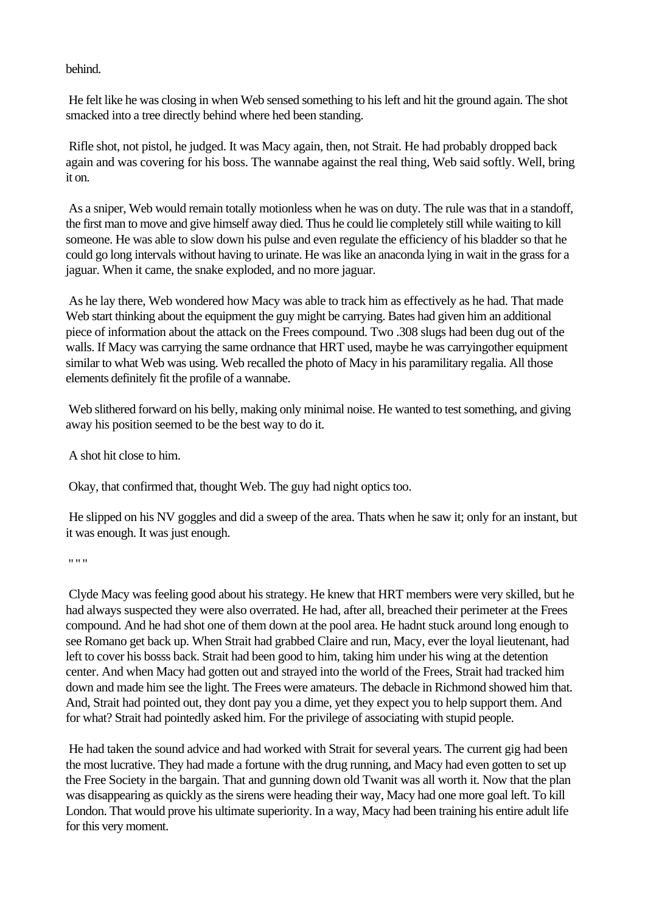behind.

He felt like he was closing in when Web sensed something to his left and hit the ground again. The shot smacked into a tree directly behind where hed been standing.

Rifle shot, not pistol, he judged. It was Macy again, then, not Strait. He had probably dropped back again and was covering for his boss. The wannabe against the real thing, Web said softly. Well, bring it on.

As a sniper, Web would remain totally motionless when he was on duty. The rule was that in a standoff, the first man to move and give himself away died. Thus he could lie completely still while waiting to kill someone. He was able to slow down his pulse and even regulate the efficiency of his bladder so that he could go long intervals without having to urinate. He was like an anaconda lying in wait in the grass for a jaguar. When it came, the snake exploded, and no more jaguar.

As he lay there, Web wondered how Macy was able to track him as effectively as he had. That made Web start thinking about the equipment the guy might be carrying. Bates had given him an additional piece of information about the attack on the Frees compound. Two .308 slugs had been dug out of the walls. If Macy was carrying the same ordnance that HRT used, maybe he was carryingother equipment similar to what Web was using. Web recalled the photo of Macy in his paramilitary regalia. All those elements definitely fit the profile of a wannabe.

Web slithered forward on his belly, making only minimal noise. He wanted to test something, and giving away his position seemed to be the best way to do it.

A shot hit close to him.

Okay, that confirmed that, thought Web. The guy had night optics too.

He slipped on his NV goggles and did a sweep of the area. Thats when he saw it; only for an instant, but it was enough. It was just enough.

" " "

Clyde Macy was feeling good about his strategy. He knew that HRT members were very skilled, but he had always suspected they were also overrated. He had, after all, breached their perimeter at the Frees compound. And he had shot one of them down at the pool area. He hadnt stuck around long enough to see Romano get back up. When Strait had grabbed Claire and run, Macy, ever the loyal lieutenant, had left to cover his bosss back. Strait had been good to him, taking him under his wing at the detention center. And when Macy had gotten out and strayed into the world of the Frees, Strait had tracked him down and made him see the light. The Frees were amateurs. The debacle in Richmond showed him that. And, Strait had pointed out, they dont pay you a dime, yet they expect you to help support them. And for what? Strait had pointedly asked him. For the privilege of associating with stupid people.

He had taken the sound advice and had worked with Strait for several years. The current gig had been the most lucrative. They had made a fortune with the drug running, and Macy had even gotten to set up the Free Society in the bargain. That and gunning down old Twanit was all worth it. Now that the plan was disappearing as quickly as the sirens were heading their way, Macy had one more goal left. To kill London. That would prove his ultimate superiority. In a way, Macy had been training his entire adult life for this very moment.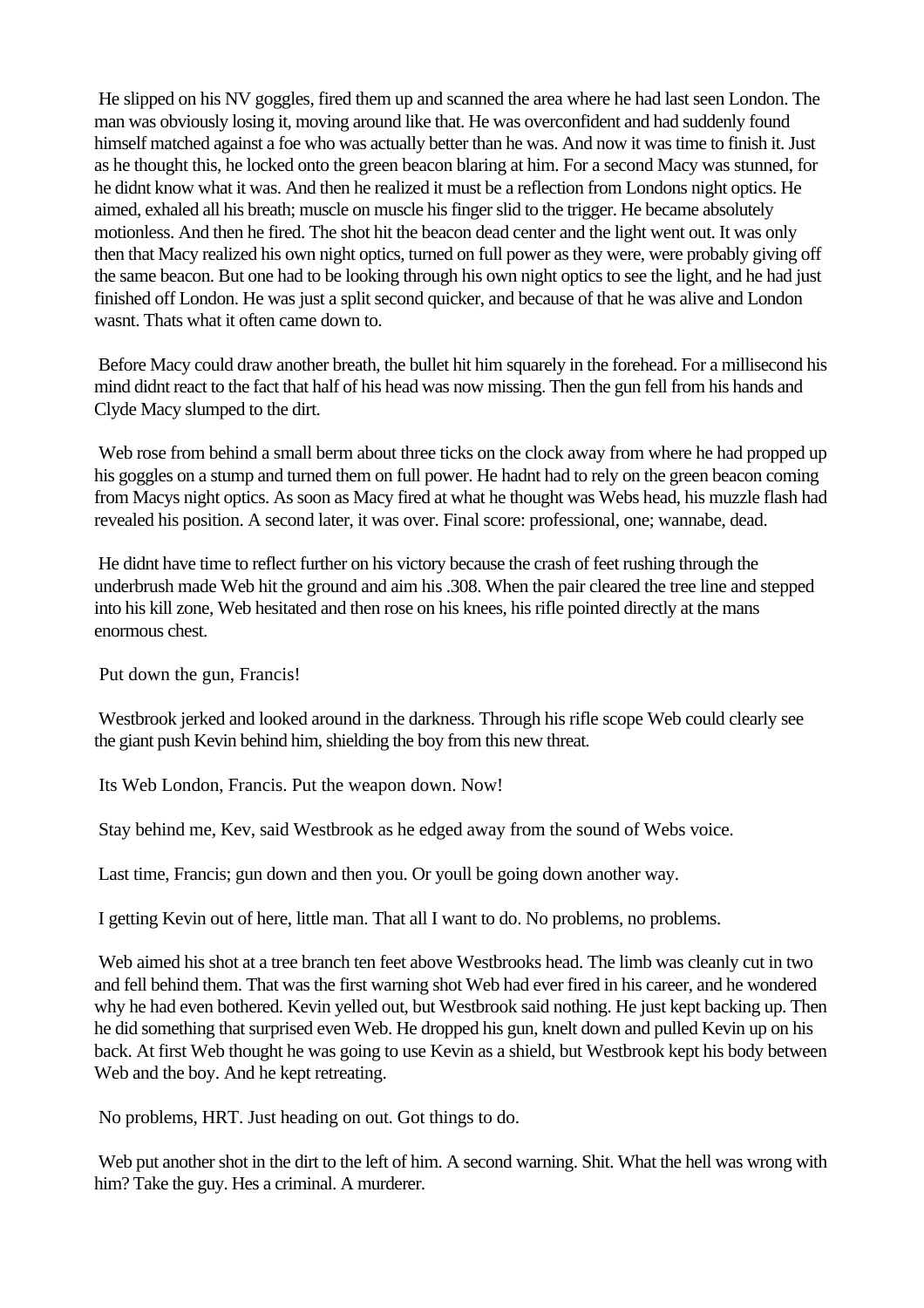He slipped on his NV goggles, fired them up and scanned the area where he had last seen London. The man was obviously losing it, moving around like that. He was overconfident and had suddenly found himself matched against a foe who was actually better than he was. And now it was time to finish it. Just as he thought this, he locked onto the green beacon blaring at him. For a second Macy was stunned, for he didnt know what it was. And then he realized it must be a reflection from Londons night optics. He aimed, exhaled all his breath; muscle on muscle his finger slid to the trigger. He became absolutely motionless. And then he fired. The shot hit the beacon dead center and the light went out. It was only then that Macy realized his own night optics, turned on full power as they were, were probably giving off the same beacon. But one had to be looking through his own night optics to see the light, and he had just finished off London. He was just a split second quicker, and because of that he was alive and London wasnt. Thats what it often came down to.

Before Macy could draw another breath, the bullet hit him squarely in the forehead. For a millisecond his mind didnt react to the fact that half of his head was now missing. Then the gun fell from his hands and Clyde Macy slumped to the dirt.

Web rose from behind a small berm about three ticks on the clock away from where he had propped up his goggles on a stump and turned them on full power. He hadnt had to rely on the green beacon coming from Macys night optics. As soon as Macy fired at what he thought was Webs head, his muzzle flash had revealed his position. A second later, it was over. Final score: professional, one; wannabe, dead.

He didnt have time to reflect further on his victory because the crash of feet rushing through the underbrush made Web hit the ground and aim his .308. When the pair cleared the tree line and stepped into his kill zone, Web hesitated and then rose on his knees, his rifle pointed directly at the mans enormous chest.

Put down the gun, Francis!

Westbrook jerked and looked around in the darkness. Through his rifle scope Web could clearly see the giant push Kevin behind him, shielding the boy from this new threat.

Its Web London, Francis. Put the weapon down. Now!

Stay behind me, Kev, said Westbrook as he edged away from the sound of Webs voice.

Last time, Francis; gun down and then you. Or youll be going down another way.

I getting Kevin out of here, little man. That all I want to do. No problems, no problems.

Web aimed his shot at a tree branch ten feet above Westbrooks head. The limb was cleanly cut in two and fell behind them. That was the first warning shot Web had ever fired in his career, and he wondered why he had even bothered. Kevin yelled out, but Westbrook said nothing. He just kept backing up. Then he did something that surprised even Web. He dropped his gun, knelt down and pulled Kevin up on his back. At first Web thought he was going to use Kevin as a shield, but Westbrook kept his body between Web and the boy. And he kept retreating.

No problems, HRT. Just heading on out. Got things to do.

Web put another shot in the dirt to the left of him. A second warning. Shit. What the hell was wrong with him? Take the guy. Hes a criminal. A murderer.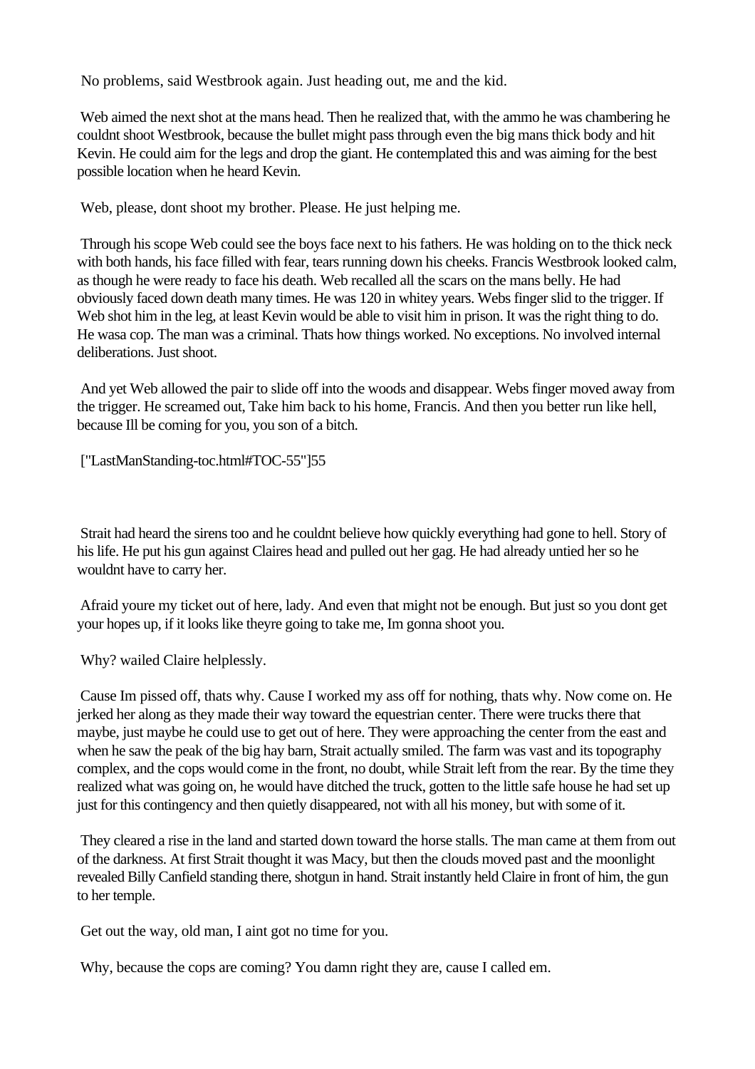No problems, said Westbrook again. Just heading out, me and the kid.

Web aimed the next shot at the mans head. Then he realized that, with the ammo he was chambering he couldnt shoot Westbrook, because the bullet might pass through even the big mans thick body and hit Kevin. He could aim for the legs and drop the giant. He contemplated this and was aiming for the best possible location when he heard Kevin.

Web, please, dont shoot my brother. Please. He just helping me.

Through his scope Web could see the boys face next to his fathers. He was holding on to the thick neck with both hands, his face filled with fear, tears running down his cheeks. Francis Westbrook looked calm, as though he were ready to face his death. Web recalled all the scars on the mans belly. He had obviously faced down death many times. He was 120 in whitey years. Webs finger slid to the trigger. If Web shot him in the leg, at least Kevin would be able to visit him in prison. It was the right thing to do. He wasa cop. The man was a criminal. Thats how things worked. No exceptions. No involved internal deliberations. Just shoot.

And yet Web allowed the pair to slide off into the woods and disappear. Webs finger moved away from the trigger. He screamed out, Take him back to his home, Francis. And then you better run like hell, because Ill be coming for you, you son of a bitch.

["LastManStanding-toc.html#TOC-55"]55

Strait had heard the sirens too and he couldnt believe how quickly everything had gone to hell. Story of his life. He put his gun against Claires head and pulled out her gag. He had already untied her so he wouldnt have to carry her.

Afraid youre my ticket out of here, lady. And even that might not be enough. But just so you dont get your hopes up, if it looks like theyre going to take me, Im gonna shoot you.

Why? wailed Claire helplessly.

Cause Im pissed off, thats why. Cause I worked my ass off for nothing, thats why. Now come on. He jerked her along as they made their way toward the equestrian center. There were trucks there that maybe, just maybe he could use to get out of here. They were approaching the center from the east and when he saw the peak of the big hay barn, Strait actually smiled. The farm was vast and its topography complex, and the cops would come in the front, no doubt, while Strait left from the rear. By the time they realized what was going on, he would have ditched the truck, gotten to the little safe house he had set up just for this contingency and then quietly disappeared, not with all his money, but with some of it.

They cleared a rise in the land and started down toward the horse stalls. The man came at them from out of the darkness. At first Strait thought it was Macy, but then the clouds moved past and the moonlight revealed Billy Canfield standing there, shotgun in hand. Strait instantly held Claire in front of him, the gun to her temple.

Get out the way, old man, I aint got no time for you.

Why, because the cops are coming? You damn right they are, cause I called em.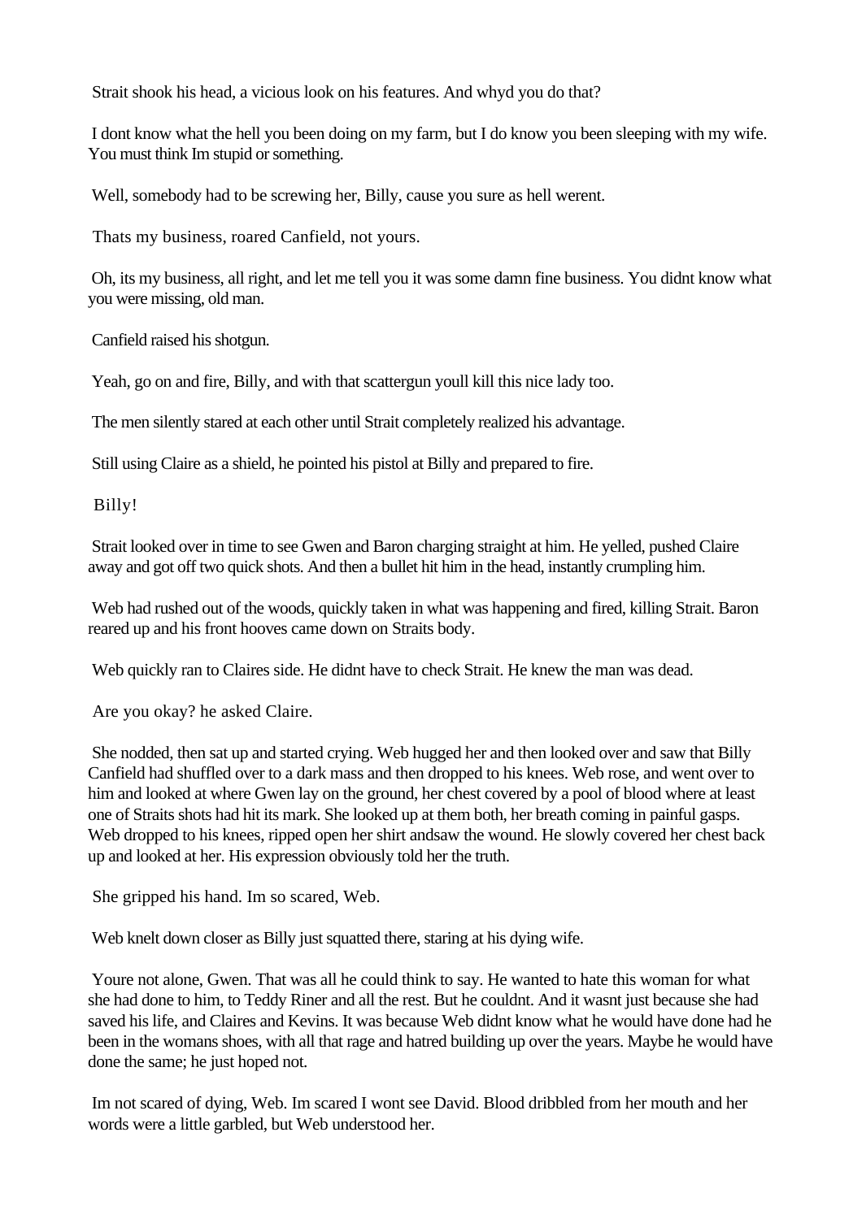Strait shook his head, a vicious look on his features. And whyd you do that?

I dont know what the hell you been doing on my farm, but I do know you been sleeping with my wife. You must think Im stupid or something.

Well, somebody had to be screwing her, Billy, cause you sure as hell werent.

Thats my business, roared Canfield, not yours.

Oh, its my business, all right, and let me tell you it was some damn fine business. You didnt know what you were missing, old man.

Canfield raised his shotgun.

Yeah, go on and fire, Billy, and with that scattergun youll kill this nice lady too.

The men silently stared at each other until Strait completely realized his advantage.

Still using Claire as a shield, he pointed his pistol at Billy and prepared to fire.

Billy!

Strait looked over in time to see Gwen and Baron charging straight at him. He yelled, pushed Claire away and got off two quick shots. And then a bullet hit him in the head, instantly crumpling him.

Web had rushed out of the woods, quickly taken in what was happening and fired, killing Strait. Baron reared up and his front hooves came down on Straits body.

Web quickly ran to Claires side. He didnt have to check Strait. He knew the man was dead.

Are you okay? he asked Claire.

She nodded, then sat up and started crying. Web hugged her and then looked over and saw that Billy Canfield had shuffled over to a dark mass and then dropped to his knees. Web rose, and went over to him and looked at where Gwen lay on the ground, her chest covered by a pool of blood where at least one of Straits shots had hit its mark. She looked up at them both, her breath coming in painful gasps. Web dropped to his knees, ripped open her shirt andsaw the wound. He slowly covered her chest back up and looked at her. His expression obviously told her the truth.

She gripped his hand. Im so scared, Web.

Web knelt down closer as Billy just squatted there, staring at his dying wife.

Youre not alone, Gwen. That was all he could think to say. He wanted to hate this woman for what she had done to him, to Teddy Riner and all the rest. But he couldnt. And it wasnt just because she had saved his life, and Claires and Kevins. It was because Web didnt know what he would have done had he been in the womans shoes, with all that rage and hatred building up over the years. Maybe he would have done the same; he just hoped not.

Im not scared of dying, Web. Im scared I wont see David. Blood dribbled from her mouth and her words were a little garbled, but Web understood her.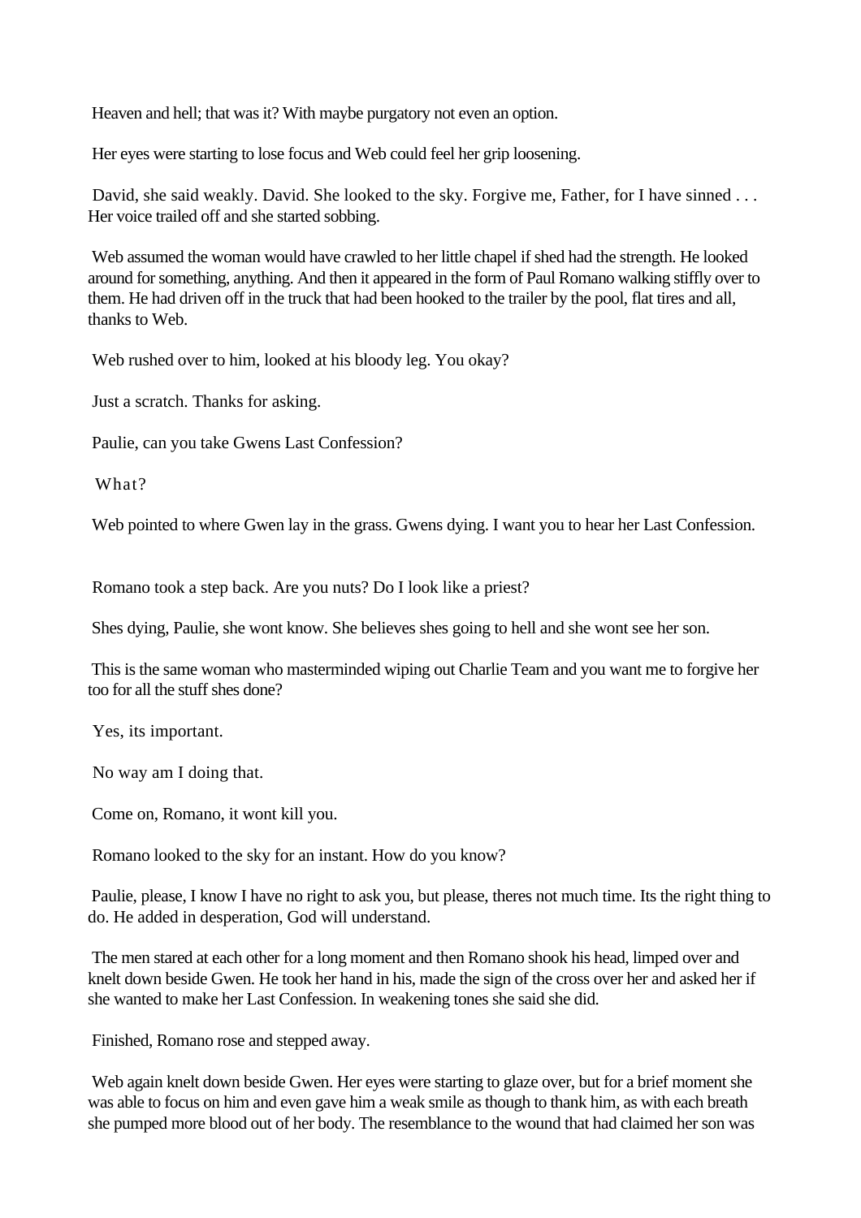Heaven and hell; that was it? With maybe purgatory not even an option.

Her eyes were starting to lose focus and Web could feel her grip loosening.

David, she said weakly. David. She looked to the sky. Forgive me, Father, for I have sinned . . . Her voice trailed off and she started sobbing.

Web assumed the woman would have crawled to her little chapel if shed had the strength. He looked around for something, anything. And then it appeared in the form of Paul Romano walking stiffly over to them. He had driven off in the truck that had been hooked to the trailer by the pool, flat tires and all, thanks to Web.

Web rushed over to him, looked at his bloody leg. You okay?

Just a scratch. Thanks for asking.

Paulie, can you take Gwens Last Confession?

What?

Web pointed to where Gwen lay in the grass. Gwens dying. I want you to hear her Last Confession.

Romano took a step back. Are you nuts? Do I look like a priest?

Shes dying, Paulie, she wont know. She believes shes going to hell and she wont see her son.

This is the same woman who masterminded wiping out Charlie Team and you want me to forgive her too for all the stuff shes done?

Yes, its important.

No way am I doing that.

Come on, Romano, it wont kill you.

Romano looked to the sky for an instant. How do you know?

Paulie, please, I know I have no right to ask you, but please, theres not much time. Its the right thing to do. He added in desperation, God will understand.

The men stared at each other for a long moment and then Romano shook his head, limped over and knelt down beside Gwen. He took her hand in his, made the sign of the cross over her and asked her if she wanted to make her Last Confession. In weakening tones she said she did.

Finished, Romano rose and stepped away.

Web again knelt down beside Gwen. Her eyes were starting to glaze over, but for a brief moment she was able to focus on him and even gave him a weak smile as though to thank him, as with each breath she pumped more blood out of her body. The resemblance to the wound that had claimed her son was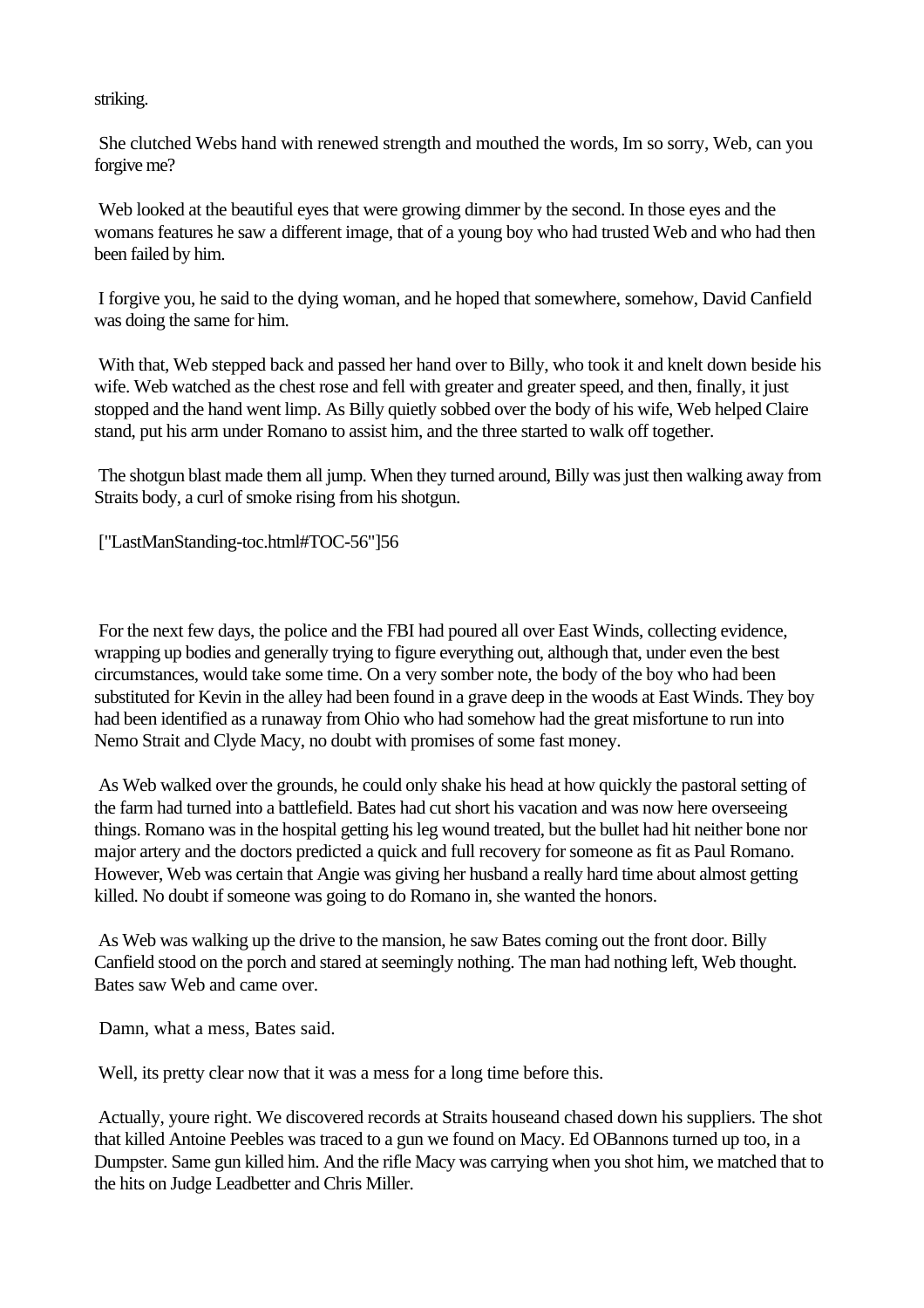striking.

She clutched Webs hand with renewed strength and mouthed the words, Im so sorry, Web, can you forgive me?

Web looked at the beautiful eyes that were growing dimmer by the second. In those eyes and the womans features he saw a different image, that of a young boy who had trusted Web and who had then been failed by him.

I forgive you, he said to the dying woman, and he hoped that somewhere, somehow, David Canfield was doing the same for him.

With that, Web stepped back and passed her hand over to Billy, who took it and knelt down beside his wife. Web watched as the chest rose and fell with greater and greater speed, and then, finally, it just stopped and the hand went limp. As Billy quietly sobbed over the body of his wife, Web helped Claire stand, put his arm under Romano to assist him, and the three started to walk off together.

The shotgun blast made them all jump. When they turned around, Billy was just then walking away from Straits body, a curl of smoke rising from his shotgun.

["LastManStanding-toc.html#TOC-56"]56

For the next few days, the police and the FBI had poured all over East Winds, collecting evidence, wrapping up bodies and generally trying to figure everything out, although that, under even the best circumstances, would take some time. On a very somber note, the body of the boy who had been substituted for Kevin in the alley had been found in a grave deep in the woods at East Winds. They boy had been identified as a runaway from Ohio who had somehow had the great misfortune to run into Nemo Strait and Clyde Macy, no doubt with promises of some fast money.

As Web walked over the grounds, he could only shake his head at how quickly the pastoral setting of the farm had turned into a battlefield. Bates had cut short his vacation and was now here overseeing things. Romano was in the hospital getting his leg wound treated, but the bullet had hit neither bone nor major artery and the doctors predicted a quick and full recovery for someone as fit as Paul Romano. However, Web was certain that Angie was giving her husband a really hard time about almost getting killed. No doubt if someone was going to do Romano in, she wanted the honors.

As Web was walking up the drive to the mansion, he saw Bates coming out the front door. Billy Canfield stood on the porch and stared at seemingly nothing. The man had nothing left, Web thought. Bates saw Web and came over.

Damn, what a mess, Bates said.

Well, its pretty clear now that it was a mess for a long time before this.

Actually, youre right. We discovered records at Straits houseand chased down his suppliers. The shot that killed Antoine Peebles was traced to a gun we found on Macy. Ed OBannons turned up too, in a Dumpster. Same gun killed him. And the rifle Macy was carrying when you shot him, we matched that to the hits on Judge Leadbetter and Chris Miller.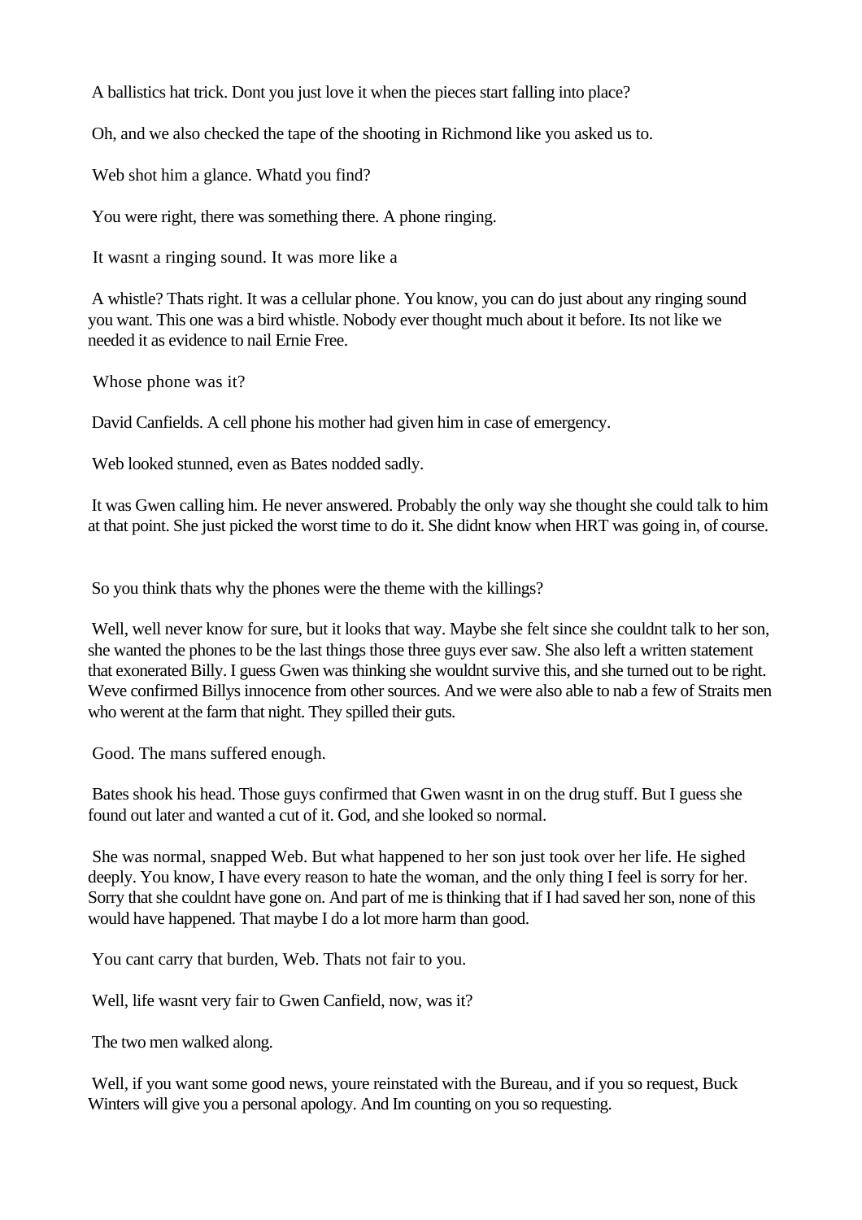A ballistics hat trick. Dont you just love it when the pieces start falling into place?

Oh, and we also checked the tape of the shooting in Richmond like you asked us to.

Web shot him a glance. Whatd you find?

You were right, there was something there. A phone ringing.

It wasnt a ringing sound. It was more like a

A whistle? Thats right. It was a cellular phone. You know, you can do just about any ringing sound you want. This one was a bird whistle. Nobody ever thought much about it before. Its not like we needed it as evidence to nail Ernie Free.

Whose phone was it?

David Canfields. A cell phone his mother had given him in case of emergency.

Web looked stunned, even as Bates nodded sadly.

It was Gwen calling him. He never answered. Probably the only way she thought she could talk to him at that point. She just picked the worst time to do it. She didnt know when HRT was going in, of course.

So you think thats why the phones were the theme with the killings?

Well, well never know for sure, but it looks that way. Maybe she felt since she couldnt talk to her son, she wanted the phones to be the last things those three guys ever saw. She also left a written statement that exonerated Billy. I guess Gwen was thinking she wouldnt survive this, and she turned out to be right. Weve confirmed Billys innocence from other sources. And we were also able to nab a few of Straits men who werent at the farm that night. They spilled their guts.

Good. The mans suffered enough.

Bates shook his head. Those guys confirmed that Gwen wasnt in on the drug stuff. But I guess she found out later and wanted a cut of it. God, and she looked so normal.

She was normal, snapped Web. But what happened to her son just took over her life. He sighed deeply. You know, I have every reason to hate the woman, and the only thing I feel is sorry for her. Sorry that she couldnt have gone on. And part of me is thinking that if I had saved her son, none of this would have happened. That maybe I do a lot more harm than good.

You cant carry that burden, Web. Thats not fair to you.

Well, life wasnt very fair to Gwen Canfield, now, was it?

The two men walked along.

Well, if you want some good news, youre reinstated with the Bureau, and if you so request, Buck Winters will give you a personal apology. And Im counting on you so requesting.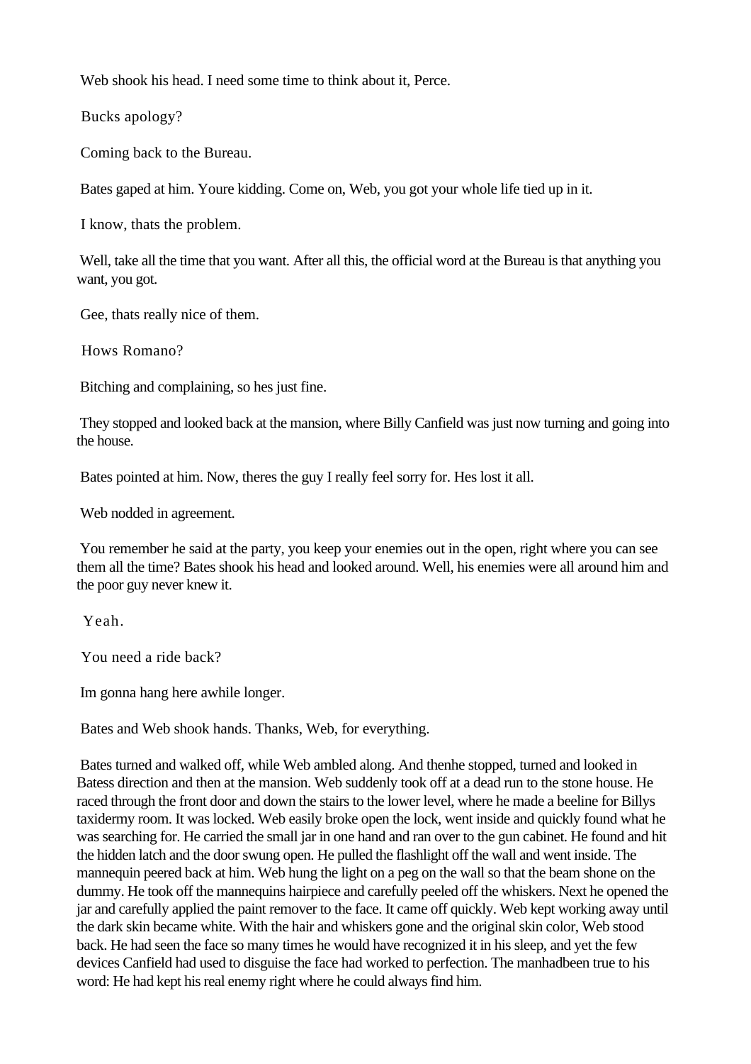Web shook his head. I need some time to think about it, Perce.

Bucks apology?

Coming back to the Bureau.

Bates gaped at him. Youre kidding. Come on, Web, you got your whole life tied up in it.

I know, thats the problem.

Well, take all the time that you want. After all this, the official word at the Bureau is that anything you want, you got.

Gee, thats really nice of them.

Hows Romano?

Bitching and complaining, so hes just fine.

They stopped and looked back at the mansion, where Billy Canfield was just now turning and going into the house.

Bates pointed at him. Now, theres the guy I really feel sorry for. Hes lost it all.

Web nodded in agreement.

You remember he said at the party, you keep your enemies out in the open, right where you can see them all the time? Bates shook his head and looked around. Well, his enemies were all around him and the poor guy never knew it.

Yeah.

You need a ride back?

Im gonna hang here awhile longer.

Bates and Web shook hands. Thanks, Web, for everything.

Bates turned and walked off, while Web ambled along. And thenhe stopped, turned and looked in Batess direction and then at the mansion. Web suddenly took off at a dead run to the stone house. He raced through the front door and down the stairs to the lower level, where he made a beeline for Billys taxidermy room. It was locked. Web easily broke open the lock, went inside and quickly found what he was searching for. He carried the small jar in one hand and ran over to the gun cabinet. He found and hit the hidden latch and the door swung open. He pulled the flashlight off the wall and went inside. The mannequin peered back at him. Web hung the light on a peg on the wall so that the beam shone on the dummy. He took off the mannequins hairpiece and carefully peeled off the whiskers. Next he opened the jar and carefully applied the paint remover to the face. It came off quickly. Web kept working away until the dark skin became white. With the hair and whiskers gone and the original skin color, Web stood back. He had seen the face so many times he would have recognized it in his sleep, and yet the few devices Canfield had used to disguise the face had worked to perfection. The manhadbeen true to his word: He had kept his real enemy right where he could always find him.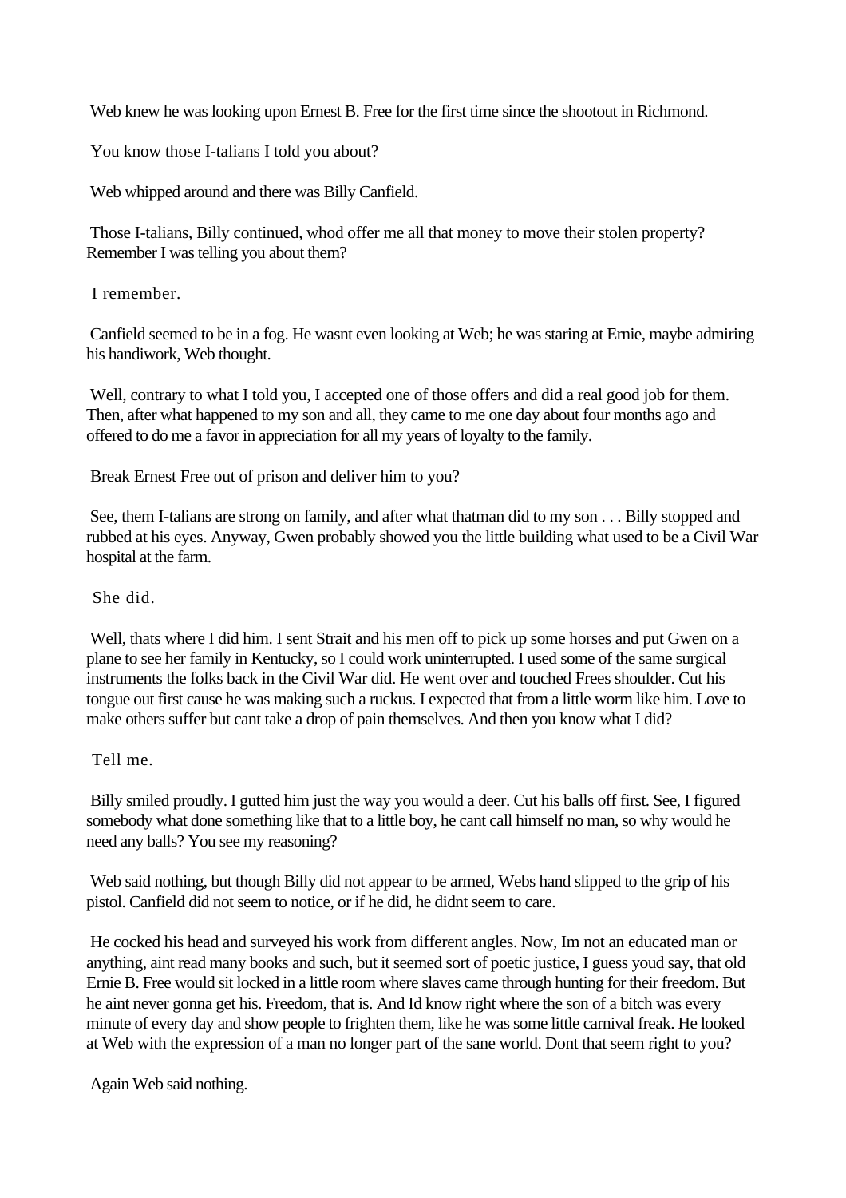Web knew he was looking upon Ernest B. Free for the first time since the shootout in Richmond.

You know those I-talians I told you about?

Web whipped around and there was Billy Canfield.

Those I-talians, Billy continued, whod offer me all that money to move their stolen property? Remember I was telling you about them?

I remember.

Canfield seemed to be in a fog. He wasnt even looking at Web; he was staring at Ernie, maybe admiring his handiwork, Web thought.

Well, contrary to what I told you, I accepted one of those offers and did a real good job for them. Then, after what happened to my son and all, they came to me one day about four months ago and offered to do me a favor in appreciation for all my years of loyalty to the family.

Break Ernest Free out of prison and deliver him to you?

See, them I-talians are strong on family, and after what thatman did to my son . . . Billy stopped and rubbed at his eyes. Anyway, Gwen probably showed you the little building what used to be a Civil War hospital at the farm.

She did.

Well, thats where I did him. I sent Strait and his men off to pick up some horses and put Gwen on a plane to see her family in Kentucky, so I could work uninterrupted. I used some of the same surgical instruments the folks back in the Civil War did. He went over and touched Frees shoulder. Cut his tongue out first cause he was making such a ruckus. I expected that from a little worm like him. Love to make others suffer but cant take a drop of pain themselves. And then you know what I did?

Tell me.

Billy smiled proudly. I gutted him just the way you would a deer. Cut his balls off first. See, I figured somebody what done something like that to a little boy, he cant call himself no man, so why would he need any balls? You see my reasoning?

Web said nothing, but though Billy did not appear to be armed, Webs hand slipped to the grip of his pistol. Canfield did not seem to notice, or if he did, he didnt seem to care.

He cocked his head and surveyed his work from different angles. Now, Im not an educated man or anything, aint read many books and such, but it seemed sort of poetic justice, I guess youd say, that old Ernie B. Free would sit locked in a little room where slaves came through hunting for their freedom. But he aint never gonna get his. Freedom, that is. And Id know right where the son of a bitch was every minute of every day and show people to frighten them, like he was some little carnival freak. He looked at Web with the expression of a man no longer part of the sane world. Dont that seem right to you?

Again Web said nothing.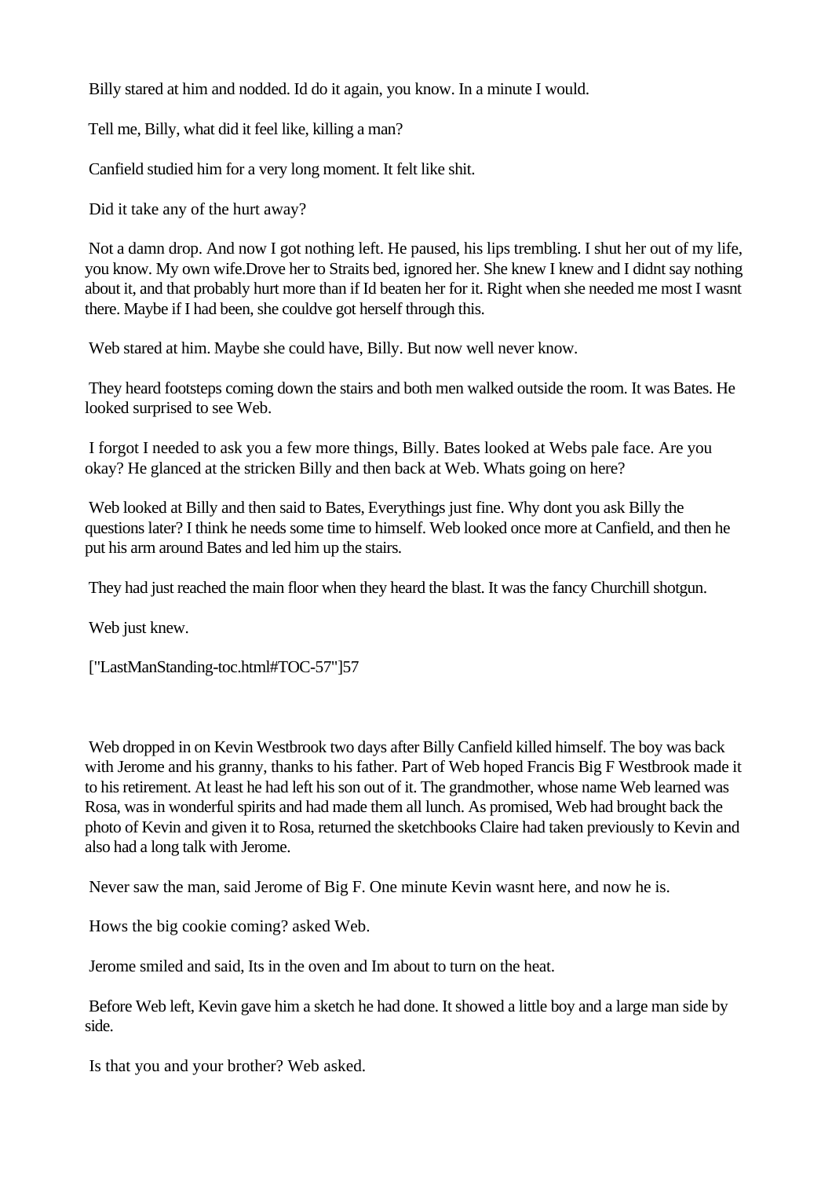Billy stared at him and nodded. Id do it again, you know. In a minute I would.

Tell me, Billy, what did it feel like, killing a man?

Canfield studied him for a very long moment. It felt like shit.

Did it take any of the hurt away?

Not a damn drop. And now I got nothing left. He paused, his lips trembling. I shut her out of my life, you know. My own wife.Drove her to Straits bed, ignored her. She knew I knew and I didnt say nothing about it, and that probably hurt more than if Id beaten her for it. Right when she needed me most I wasnt there. Maybe if I had been, she couldve got herself through this.

Web stared at him. Maybe she could have, Billy. But now well never know.

They heard footsteps coming down the stairs and both men walked outside the room. It was Bates. He looked surprised to see Web.

I forgot I needed to ask you a few more things, Billy. Bates looked at Webs pale face. Are you okay? He glanced at the stricken Billy and then back at Web. Whats going on here?

Web looked at Billy and then said to Bates, Everythings just fine. Why dont you ask Billy the questions later? I think he needs some time to himself. Web looked once more at Canfield, and then he put his arm around Bates and led him up the stairs.

They had just reached the main floor when they heard the blast. It was the fancy Churchill shotgun.

Web just knew.

["LastManStanding-toc.html#TOC-57"]57

Web dropped in on Kevin Westbrook two days after Billy Canfield killed himself. The boy was back with Jerome and his granny, thanks to his father. Part of Web hoped Francis Big F Westbrook made it to his retirement. At least he had left his son out of it. The grandmother, whose name Web learned was Rosa, was in wonderful spirits and had made them all lunch. As promised, Web had brought back the photo of Kevin and given it to Rosa, returned the sketchbooks Claire had taken previously to Kevin and also had a long talk with Jerome.

Never saw the man, said Jerome of Big F. One minute Kevin wasnt here, and now he is.

Hows the big cookie coming? asked Web.

Jerome smiled and said, Its in the oven and Im about to turn on the heat.

Before Web left, Kevin gave him a sketch he had done. It showed a little boy and a large man side by side.

Is that you and your brother? Web asked.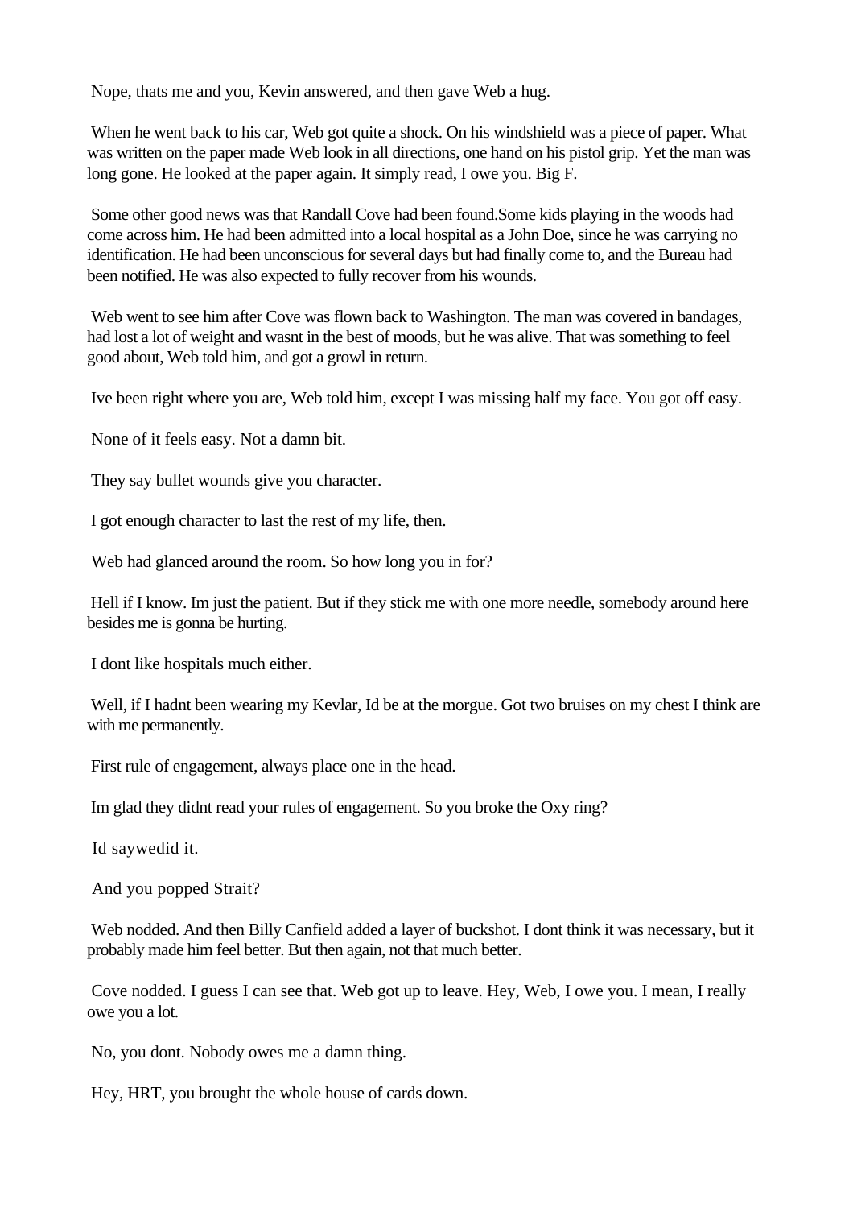Nope, thats me and you, Kevin answered, and then gave Web a hug.

When he went back to his car, Web got quite a shock. On his windshield was a piece of paper. What was written on the paper made Web look in all directions, one hand on his pistol grip. Yet the man was long gone. He looked at the paper again. It simply read, I owe you. Big F.

Some other good news was that Randall Cove had been found.Some kids playing in the woods had come across him. He had been admitted into a local hospital as a John Doe, since he was carrying no identification. He had been unconscious for several days but had finally come to, and the Bureau had been notified. He was also expected to fully recover from his wounds.

Web went to see him after Cove was flown back to Washington. The man was covered in bandages, had lost a lot of weight and wasnt in the best of moods, but he was alive. That was something to feel good about, Web told him, and got a growl in return.

Ive been right where you are, Web told him, except I was missing half my face. You got off easy.

None of it feels easy. Not a damn bit.

They say bullet wounds give you character.

I got enough character to last the rest of my life, then.

Web had glanced around the room. So how long you in for?

Hell if I know. Im just the patient. But if they stick me with one more needle, somebody around here besides me is gonna be hurting.

I dont like hospitals much either.

Well, if I hadnt been wearing my Kevlar, Id be at the morgue. Got two bruises on my chest I think are with me permanently.

First rule of engagement, always place one in the head.

Im glad they didnt read your rules of engagement. So you broke the Oxy ring?

Id saywedid it.

And you popped Strait?

Web nodded. And then Billy Canfield added a layer of buckshot. I dont think it was necessary, but it probably made him feel better. But then again, not that much better.

Cove nodded. I guess I can see that. Web got up to leave. Hey, Web, I owe you. I mean, I really owe you a lot.

No, you dont. Nobody owes me a damn thing.

Hey, HRT, you brought the whole house of cards down.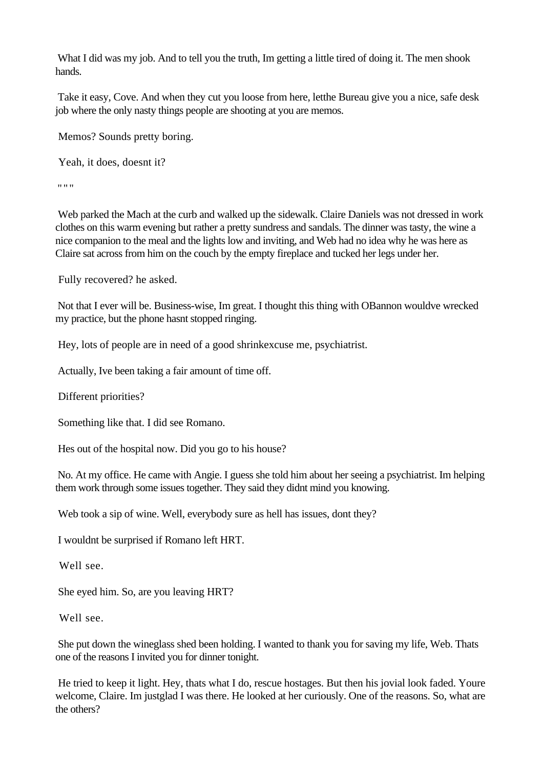What I did was my job. And to tell you the truth, Im getting a little tired of doing it. The men shook hands.

Take it easy, Cove. And when they cut you loose from here, letthe Bureau give you a nice, safe desk job where the only nasty things people are shooting at you are memos.

Memos? Sounds pretty boring.

Yeah, it does, doesnt it?

" " "

Web parked the Mach at the curb and walked up the sidewalk. Claire Daniels was not dressed in work clothes on this warm evening but rather a pretty sundress and sandals. The dinner was tasty, the wine a nice companion to the meal and the lights low and inviting, and Web had no idea why he was here as Claire sat across from him on the couch by the empty fireplace and tucked her legs under her.

Fully recovered? he asked.

Not that I ever will be. Business-wise, Im great. I thought this thing with OBannon wouldve wrecked my practice, but the phone hasnt stopped ringing.

Hey, lots of people are in need of a good shrinkexcuse me, psychiatrist.

Actually, Ive been taking a fair amount of time off.

Different priorities?

Something like that. I did see Romano.

Hes out of the hospital now. Did you go to his house?

No. At my office. He came with Angie. I guess she told him about her seeing a psychiatrist. Im helping them work through some issues together. They said they didnt mind you knowing.

Web took a sip of wine. Well, everybody sure as hell has issues, dont they?

I wouldnt be surprised if Romano left HRT.

Well see.

She eyed him. So, are you leaving HRT?

Well see.

She put down the wineglass shed been holding. I wanted to thank you for saving my life, Web. Thats one of the reasons I invited you for dinner tonight.

He tried to keep it light. Hey, thats what I do, rescue hostages. But then his jovial look faded. Youre welcome, Claire. Im justglad I was there. He looked at her curiously. One of the reasons. So, what are the others?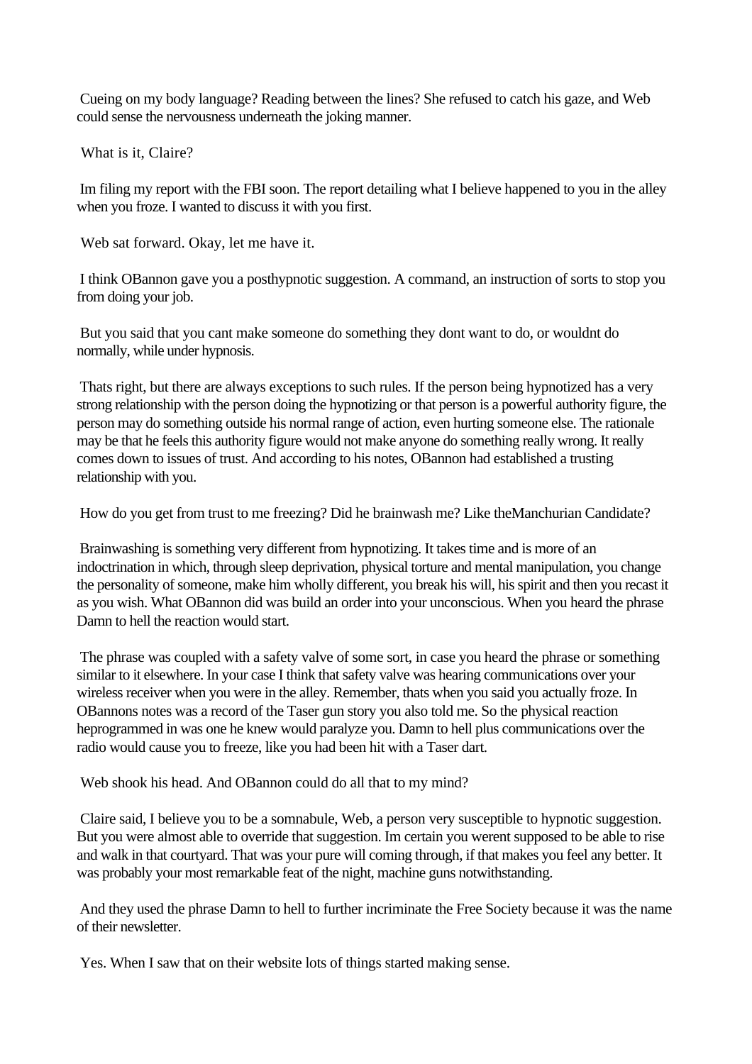Cueing on my body language? Reading between the lines? She refused to catch his gaze, and Web could sense the nervousness underneath the joking manner.

What is it, Claire?

Im filing my report with the FBI soon. The report detailing what I believe happened to you in the alley when you froze. I wanted to discuss it with you first.

Web sat forward. Okay, let me have it.

I think OBannon gave you a posthypnotic suggestion. A command, an instruction of sorts to stop you from doing your job.

But you said that you cant make someone do something they dont want to do, or wouldnt do normally, while under hypnosis.

Thats right, but there are always exceptions to such rules. If the person being hypnotized has a very strong relationship with the person doing the hypnotizing or that person is a powerful authority figure, the person may do something outside his normal range of action, even hurting someone else. The rationale may be that he feels this authority figure would not make anyone do something really wrong. It really comes down to issues of trust. And according to his notes, OBannon had established a trusting relationship with you.

How do you get from trust to me freezing? Did he brainwash me? Like theManchurian Candidate?

Brainwashing is something very different from hypnotizing. It takes time and is more of an indoctrination in which, through sleep deprivation, physical torture and mental manipulation, you change the personality of someone, make him wholly different, you break his will, his spirit and then you recast it as you wish. What OBannon did was build an order into your unconscious. When you heard the phrase Damn to hell the reaction would start.

The phrase was coupled with a safety valve of some sort, in case you heard the phrase or something similar to it elsewhere. In your case I think that safety valve was hearing communications over your wireless receiver when you were in the alley. Remember, thats when you said you actually froze. In OBannons notes was a record of the Taser gun story you also told me. So the physical reaction heprogrammed in was one he knew would paralyze you. Damn to hell plus communications over the radio would cause you to freeze, like you had been hit with a Taser dart.

Web shook his head. And OBannon could do all that to my mind?

Claire said, I believe you to be a somnabule, Web, a person very susceptible to hypnotic suggestion. But you were almost able to override that suggestion. Im certain you werent supposed to be able to rise and walk in that courtyard. That was your pure will coming through, if that makes you feel any better. It was probably your most remarkable feat of the night, machine guns notwithstanding.

And they used the phrase Damn to hell to further incriminate the Free Society because it was the name of their newsletter.

Yes. When I saw that on their website lots of things started making sense.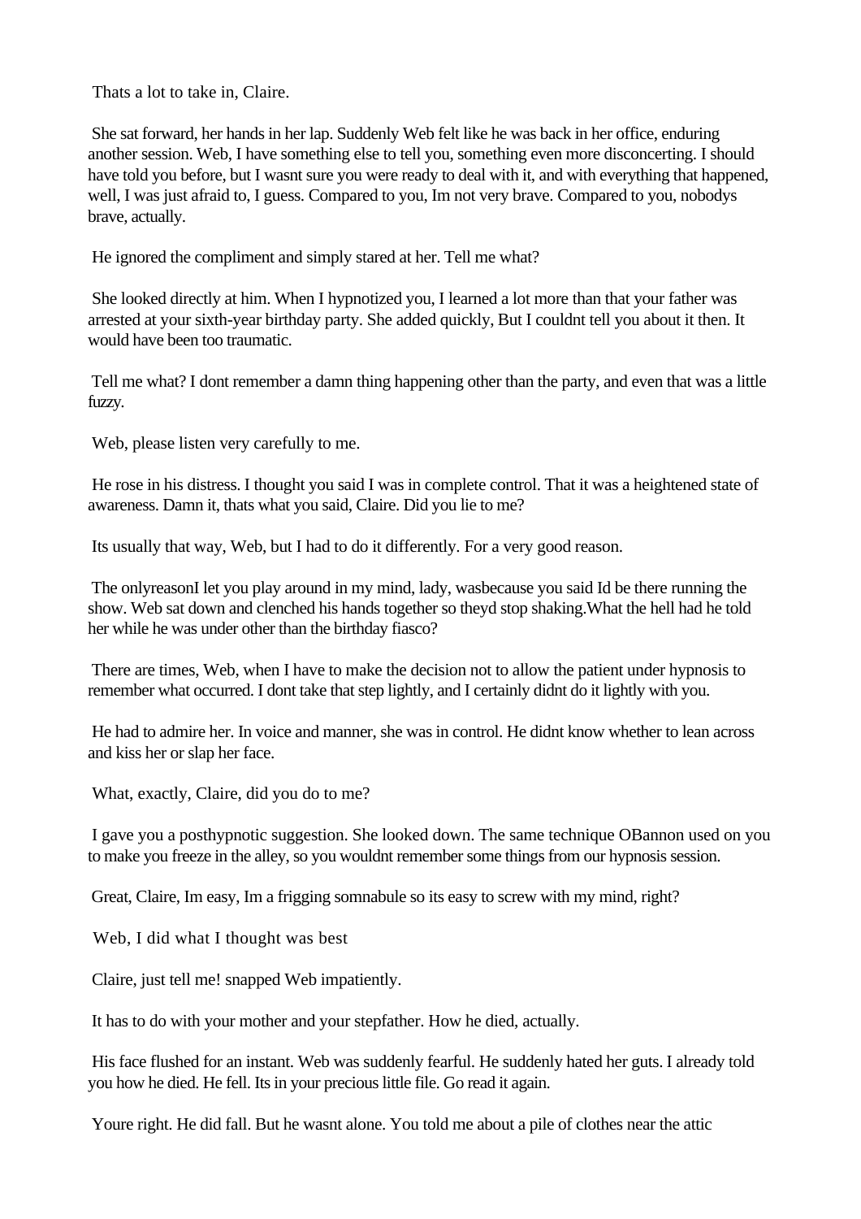Thats a lot to take in, Claire.

She sat forward, her hands in her lap. Suddenly Web felt like he was back in her office, enduring another session. Web, I have something else to tell you, something even more disconcerting. I should have told you before, but I wasnt sure you were ready to deal with it, and with everything that happened, well, I was just afraid to, I guess. Compared to you, Im not very brave. Compared to you, nobodys brave, actually.

He ignored the compliment and simply stared at her. Tell me what?

She looked directly at him. When I hypnotized you, I learned a lot more than that your father was arrested at your sixth-year birthday party. She added quickly, But I couldnt tell you about it then. It would have been too traumatic.

Tell me what? I dont remember a damn thing happening other than the party, and even that was a little fuzzy.

Web, please listen very carefully to me.

He rose in his distress. I thought you said I was in complete control. That it was a heightened state of awareness. Damn it, thats what you said, Claire. Did you lie to me?

Its usually that way, Web, but I had to do it differently. For a very good reason.

The onlyreasonI let you play around in my mind, lady, wasbecause you said Id be there running the show. Web sat down and clenched his hands together so theyd stop shaking.What the hell had he told her while he was under other than the birthday fiasco?

There are times, Web, when I have to make the decision not to allow the patient under hypnosis to remember what occurred. I dont take that step lightly, and I certainly didnt do it lightly with you.

He had to admire her. In voice and manner, she was in control. He didnt know whether to lean across and kiss her or slap her face.

What, exactly, Claire, did you do to me?

I gave you a posthypnotic suggestion. She looked down. The same technique OBannon used on you to make you freeze in the alley, so you wouldnt remember some things from our hypnosis session.

Great, Claire, Im easy, Im a frigging somnabule so its easy to screw with my mind, right?

Web, I did what I thought was best

Claire, just tell me! snapped Web impatiently.

It has to do with your mother and your stepfather. How he died, actually.

His face flushed for an instant. Web was suddenly fearful. He suddenly hated her guts. I already told you how he died. He fell. Its in your precious little file. Go read it again.

Youre right. He did fall. But he wasnt alone. You told me about a pile of clothes near the attic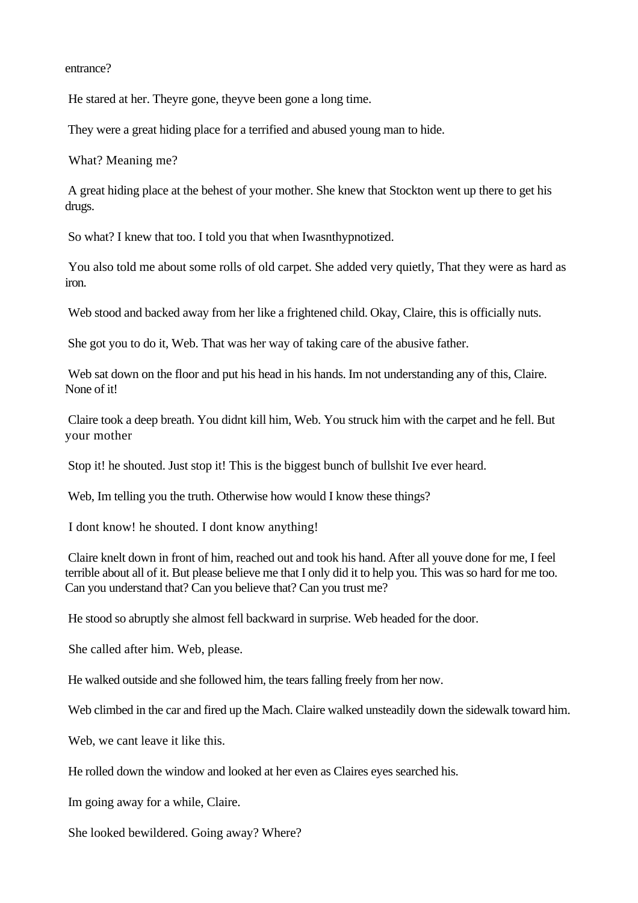entrance?

He stared at her. Theyre gone, theyve been gone a long time.

They were a great hiding place for a terrified and abused young man to hide.

What? Meaning me?

A great hiding place at the behest of your mother. She knew that Stockton went up there to get his drugs.

So what? I knew that too. I told you that when Iwasnthypnotized.

You also told me about some rolls of old carpet. She added very quietly, That they were as hard as iron.

Web stood and backed away from her like a frightened child. Okay, Claire, this is officially nuts.

She got you to do it, Web. That was her way of taking care of the abusive father.

Web sat down on the floor and put his head in his hands. Im not understanding any of this, Claire. None of it!

Claire took a deep breath. You didnt kill him, Web. You struck him with the carpet and he fell. But your mother

Stop it! he shouted. Just stop it! This is the biggest bunch of bullshit Ive ever heard.

Web, Im telling you the truth. Otherwise how would I know these things?

I dont know! he shouted. I dont know anything!

Claire knelt down in front of him, reached out and took his hand. After all youve done for me, I feel terrible about all of it. But please believe me that I only did it to help you. This was so hard for me too. Can you understand that? Can you believe that? Can you trust me?

He stood so abruptly she almost fell backward in surprise. Web headed for the door.

She called after him. Web, please.

He walked outside and she followed him, the tears falling freely from her now.

Web climbed in the car and fired up the Mach. Claire walked unsteadily down the sidewalk toward him.

Web, we cant leave it like this.

He rolled down the window and looked at her even as Claires eyes searched his.

Im going away for a while, Claire.

She looked bewildered. Going away? Where?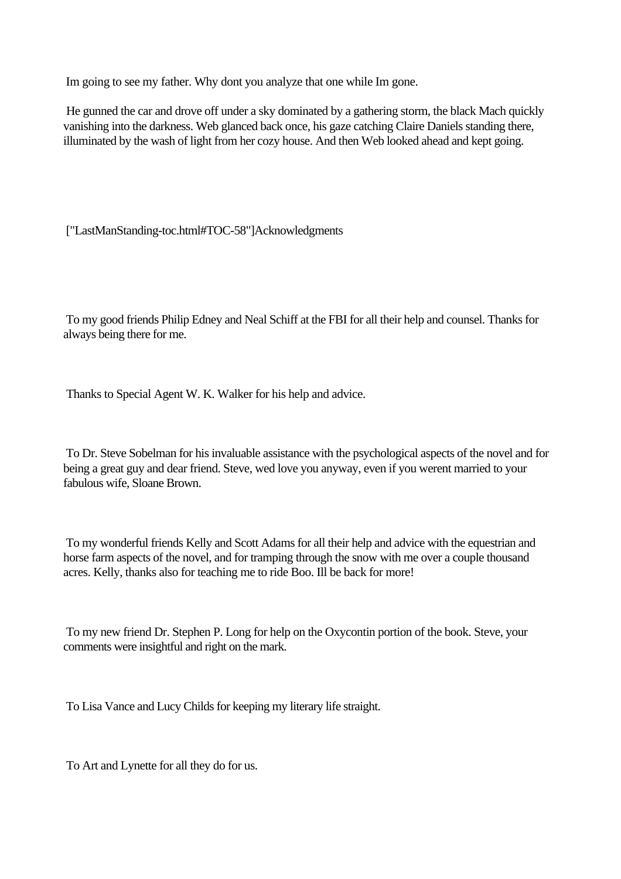Im going to see my father. Why dont you analyze that one while Im gone.

He gunned the car and drove off under a sky dominated by a gathering storm, the black Mach quickly vanishing into the darkness. Web glanced back once, his gaze catching Claire Daniels standing there, illuminated by the wash of light from her cozy house. And then Web looked ahead and kept going.

["LastManStanding-toc.html#TOC-58"]Acknowledgments

To my good friends Philip Edney and Neal Schiff at the FBI for all their help and counsel. Thanks for always being there for me.

Thanks to Special Agent W. K. Walker for his help and advice.

To Dr. Steve Sobelman for his invaluable assistance with the psychological aspects of the novel and for being a great guy and dear friend. Steve, wed love you anyway, even if you werent married to your fabulous wife, Sloane Brown.

To my wonderful friends Kelly and Scott Adams for all their help and advice with the equestrian and horse farm aspects of the novel, and for tramping through the snow with me over a couple thousand acres. Kelly, thanks also for teaching me to ride Boo. Ill be back for more!

To my new friend Dr. Stephen P. Long for help on the Oxycontin portion of the book. Steve, your comments were insightful and right on the mark.

To Lisa Vance and Lucy Childs for keeping my literary life straight.

To Art and Lynette for all they do for us.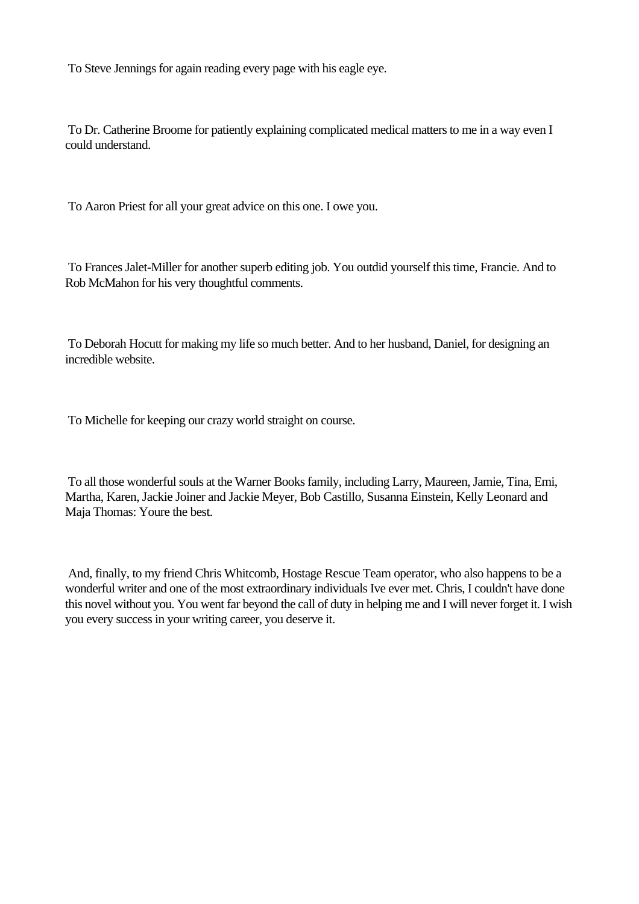To Steve Jennings for again reading every page with his eagle eye.

To Dr. Catherine Broome for patiently explaining complicated medical matters to me in a way even I could understand.

To Aaron Priest for all your great advice on this one. I owe you.

To Frances Jalet-Miller for another superb editing job. You outdid yourself this time, Francie. And to Rob McMahon for his very thoughtful comments.

To Deborah Hocutt for making my life so much better. And to her husband, Daniel, for designing an incredible website.

To Michelle for keeping our crazy world straight on course.

To all those wonderful souls at the Warner Books family, including Larry, Maureen, Jamie, Tina, Emi, Martha, Karen, Jackie Joiner and Jackie Meyer, Bob Castillo, Susanna Einstein, Kelly Leonard and Maja Thomas: Youre the best.

And, finally, to my friend Chris Whitcomb, Hostage Rescue Team operator, who also happens to be a wonderful writer and one of the most extraordinary individuals Ive ever met. Chris, I couldn't have done this novel without you. You went far beyond the call of duty in helping me and I will never forget it. I wish you every success in your writing career, you deserve it.